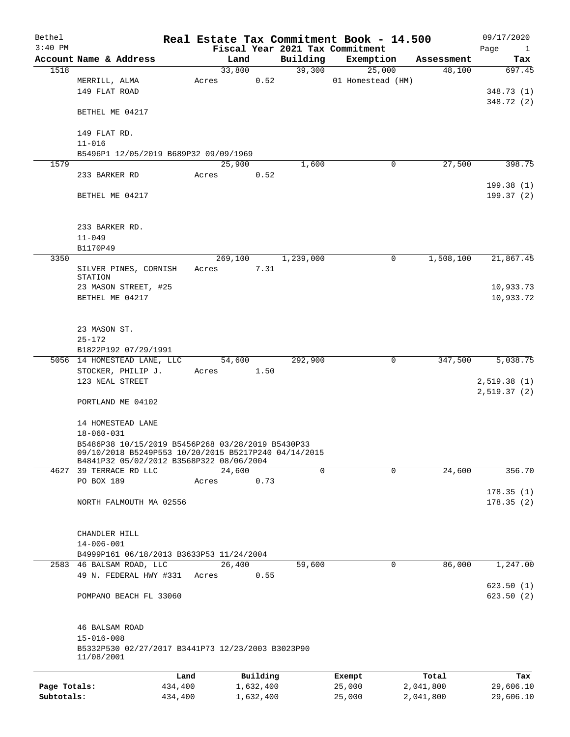Bethel 3:40 PM

# Real Estate Tax Commitment Book - 14.500

## Fiscal Year 2021 Tax Commitment

09/17/2020

| Account | Name & Address | Land | Building | Exemption | Assessment | Tax |
|---|---|---|---|---|---|---|
| 1518 | MERRILL, ALMA<br>149 FLAT ROAD<br>BETHEL ME 04217<br>149 FLAT RD.<br>11-016<br>B5496P1 12/05/2019 B689P32 09/09/1969 | 33,800<br>Acres 0.52 | 39,300 | 25,000<br>01 Homestead (HM) | 48,100 | 697.45<br>348.73 (1)<br>348.72 (2) |
| 1579 | 233 BARKER RD<br>BETHEL ME 04217<br>233 BARKER RD.<br>11-049<br>B1170P49 | 25,900<br>Acres 0.52 | 1,600 | 0 | 27,500 | 398.75<br>199.38 (1)<br>199.37 (2) |
| 3350 | SILVER PINES, CORNISH STATION<br>23 MASON STREET, #25<br>BETHEL ME 04217<br>23 MASON ST.<br>25-172<br>B1822P192 07/29/1991 | 269,100<br>Acres 7.31 | 1,239,000 | 0 | 1,508,100 | 21,867.45<br>10,933.73<br>10,933.72 |
| 5056 | 14 HOMESTEAD LANE, LLC<br>STOCKER, PHILIP J.<br>123 NEAL STREET<br>PORTLAND ME 04102<br>14 HOMESTEAD LANE<br>18-060-031<br>B5486P38 10/15/2019 B5456P268 03/28/2019 B5430P33 09/10/2018 B5249P553 10/20/2015 B5217P240 04/14/2015 B4841P32 05/02/2012 B3568P322 08/06/2004 | 54,600<br>Acres 1.50 | 292,900 | 0 | 347,500 | 5,038.75<br>2,519.38 (1)<br>2,519.37 (2) |
| 4627 | 39 TERRACE RD LLC<br>PO BOX 189<br>NORTH FALMOUTH MA 02556<br>CHANDLER HILL<br>14-006-001<br>B4999P161 06/18/2013 B3633P53 11/24/2004 | 24,600<br>Acres 0.73 | 0 | 0 | 24,600 | 356.70<br>178.35 (1)<br>178.35 (2) |
| 2583 | 46 BALSAM ROAD, LLC<br>49 N. FEDERAL HWY #331<br>POMPANO BEACH FL 33060<br>46 BALSAM ROAD<br>15-016-008<br>B5332P530 02/27/2017 B3441P73 12/23/2003 B3023P90 11/08/2001 | 26,400<br>Acres 0.55 | 59,600 | 0 | 86,000 | 1,247.00<br>623.50 (1)<br>623.50 (2) |

| | Land | Building | Exempt | Total | Tax |
|---|---|---|---|---|---|
| Page Totals: | 434,400 | 1,632,400 | 25,000 | 2,041,800 | 29,606.10 |
| Subtotals: | 434,400 | 1,632,400 | 25,000 | 2,041,800 | 29,606.10 |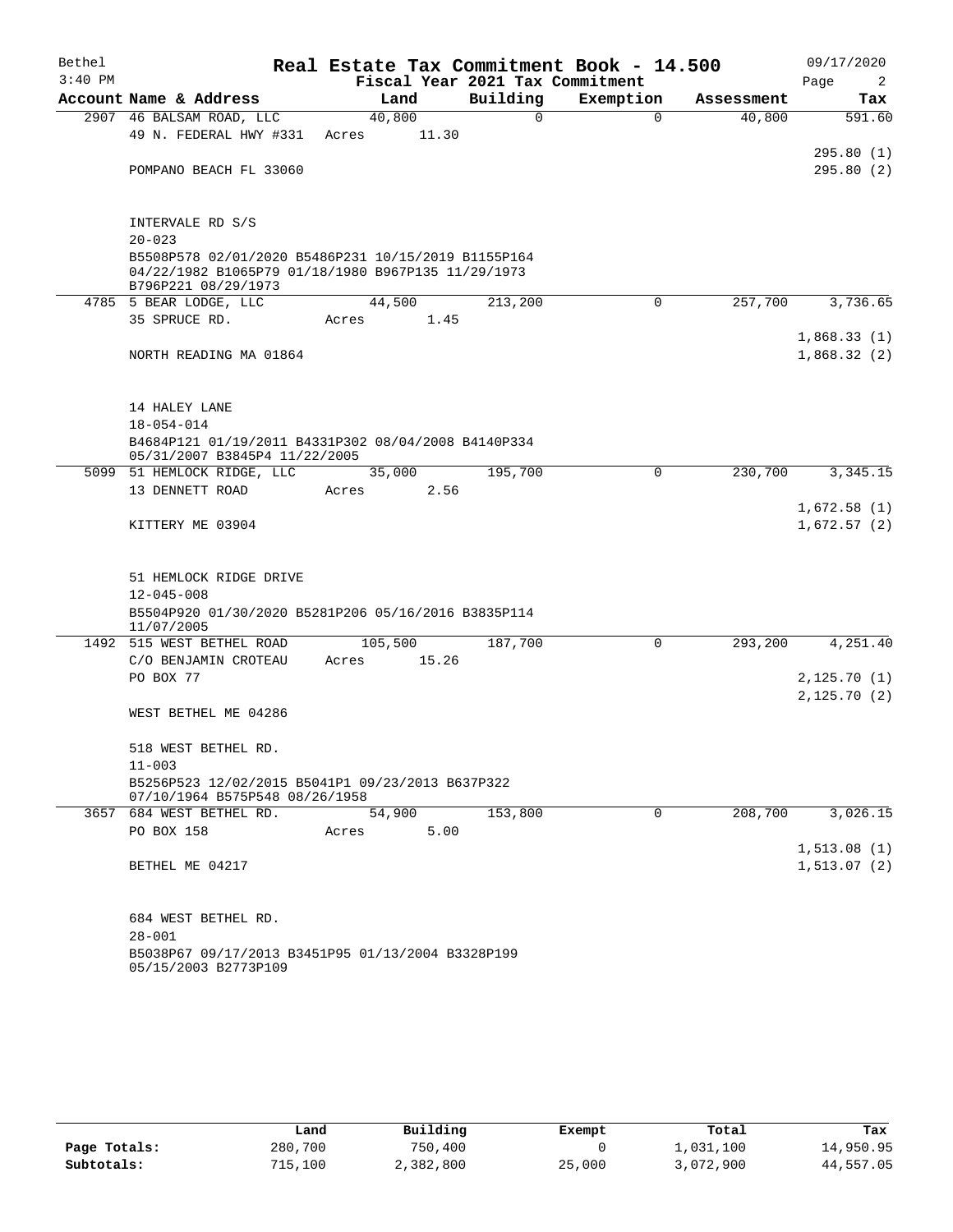# Real Estate Tax Commitment Book - 14.500

Bethel, 3:40 PM — Fiscal Year 2021 Tax Commitment — 09/17/2020

| Account | Name & Address | Land | Building | Exemption | Assessment | Tax |
|---|---|---|---|---|---|---|
| 2907 | 46 BALSAM ROAD, LLC | 40,800 | 0 | 0 | 40,800 | 591.60 |
| | 49 N. FEDERAL HWY #331 | Acres 11.30 | | | | |
| | | | | | | 295.80 (1) |
| | POMPANO BEACH FL 33060 | | | | | 295.80 (2) |
| | INTERVALE RD S/S | | | | | |
| | 20-023 | | | | | |
| | B5508P578 02/01/2020 B5486P231 10/15/2019 B1155P164 04/22/1982 B1065P79 01/18/1980 B967P135 11/29/1973 B796P221 08/29/1973 | | | | | |
| 4785 | 5 BEAR LODGE, LLC | 44,500 | 213,200 | 0 | 257,700 | 3,736.65 |
| | 35 SPRUCE RD. | Acres 1.45 | | | | |
| | | | | | | 1,868.33 (1) |
| | NORTH READING MA 01864 | | | | | 1,868.32 (2) |
| | 14 HALEY LANE | | | | | |
| | 18-054-014 | | | | | |
| | B4684P121 01/19/2011 B4331P302 08/04/2008 B4140P334 05/31/2007 B3845P4 11/22/2005 | | | | | |
| 5099 | 51 HEMLOCK RIDGE, LLC | 35,000 | 195,700 | 0 | 230,700 | 3,345.15 |
| | 13 DENNETT ROAD | Acres 2.56 | | | | |
| | | | | | | 1,672.58 (1) |
| | KITTERY ME 03904 | | | | | 1,672.57 (2) |
| | 51 HEMLOCK RIDGE DRIVE | | | | | |
| | 12-045-008 | | | | | |
| | B5504P920 01/30/2020 B5281P206 05/16/2016 B3835P114 11/07/2005 | | | | | |
| 1492 | 515 WEST BETHEL ROAD | 105,500 | 187,700 | 0 | 293,200 | 4,251.40 |
| | C/O BENJAMIN CROTEAU | Acres 15.26 | | | | |
| | PO BOX 77 | | | | | 2,125.70 (1) |
| | | | | | | 2,125.70 (2) |
| | WEST BETHEL ME 04286 | | | | | |
| | 518 WEST BETHEL RD. | | | | | |
| | 11-003 | | | | | |
| | B5256P523 12/02/2015 B5041P1 09/23/2013 B637P322 07/10/1964 B575P548 08/26/1958 | | | | | |
| 3657 | 684 WEST BETHEL RD. | 54,900 | 153,800 | 0 | 208,700 | 3,026.15 |
| | PO BOX 158 | Acres 5.00 | | | | |
| | | | | | | 1,513.08 (1) |
| | BETHEL ME 04217 | | | | | 1,513.07 (2) |
| | 684 WEST BETHEL RD. | | | | | |
| | 28-001 | | | | | |
| | B5038P67 09/17/2013 B3451P95 01/13/2004 B3328P199 05/15/2003 B2773P109 | | | | | |

| | Land | Building | Exempt | Total | Tax |
|---|---|---|---|---|---|
| Page Totals: | 280,700 | 750,400 | 0 | 1,031,100 | 14,950.95 |
| Subtotals: | 715,100 | 2,382,800 | 25,000 | 3,072,900 | 44,557.05 |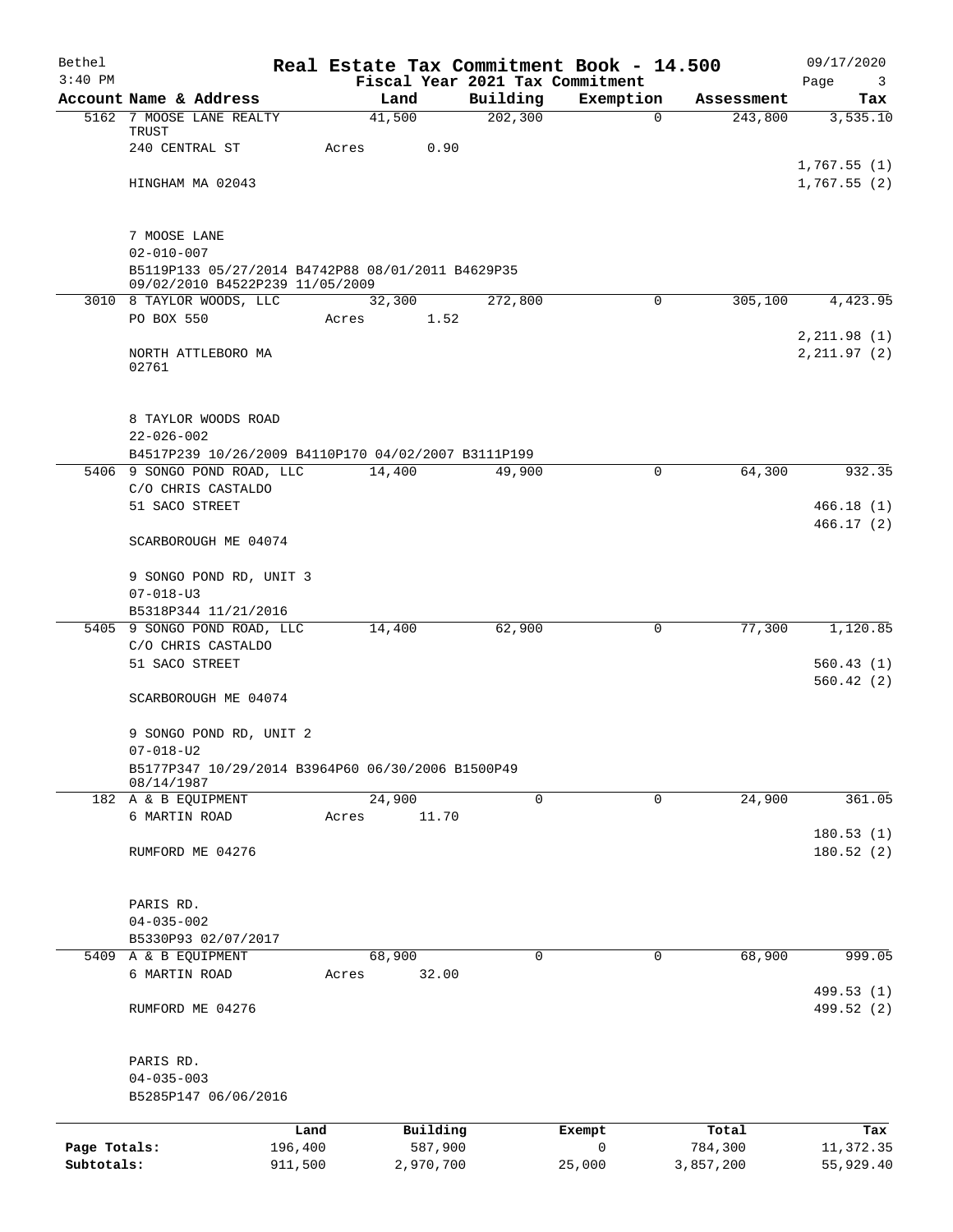# Real Estate Tax Commitment Book - 14.500

Bethel 09/17/2020
3:40 PM
Fiscal Year 2021 Tax Commitment

| Account | Name & Address | Land | Building | Exemption | Assessment | Tax |
|---|---|---|---|---|---|---|
| 5162 | 7 MOOSE LANE REALTY TRUST | 41,500 | 202,300 | 0 | 243,800 | 3,535.10 |
| | 240 CENTRAL ST | Acres 0.90 | | | | |
| | | | | | | 1,767.55 (1) |
| | HINGHAM MA 02043 | | | | | 1,767.55 (2) |
| | 7 MOOSE LANE | | | | | |
| | 02-010-007 | | | | | |
| | B5119P133 05/27/2014 B4742P88 08/01/2011 B4629P35 09/02/2010 B4522P239 11/05/2009 | | | | | |
| 3010 | 8 TAYLOR WOODS, LLC | 32,300 | 272,800 | 0 | 305,100 | 4,423.95 |
| | PO BOX 550 | Acres 1.52 | | | | |
| | | | | | | 2,211.98 (1) |
| | NORTH ATTLEBORO MA 02761 | | | | | 2,211.97 (2) |
| | 8 TAYLOR WOODS ROAD | | | | | |
| | 22-026-002 | | | | | |
| | B4517P239 10/26/2009 B4110P170 04/02/2007 B3111P199 | | | | | |
| 5406 | 9 SONGO POND ROAD, LLC | 14,400 | 49,900 | 0 | 64,300 | 932.35 |
| | C/O CHRIS CASTALDO | | | | | |
| | 51 SACO STREET | | | | | 466.18 (1) |
| | | | | | | 466.17 (2) |
| | SCARBOROUGH ME 04074 | | | | | |
| | 9 SONGO POND RD, UNIT 3 | | | | | |
| | 07-018-U3 | | | | | |
| | B5318P344 11/21/2016 | | | | | |
| 5405 | 9 SONGO POND ROAD, LLC | 14,400 | 62,900 | 0 | 77,300 | 1,120.85 |
| | C/O CHRIS CASTALDO | | | | | |
| | 51 SACO STREET | | | | | 560.43 (1) |
| | | | | | | 560.42 (2) |
| | SCARBOROUGH ME 04074 | | | | | |
| | 9 SONGO POND RD, UNIT 2 | | | | | |
| | 07-018-U2 | | | | | |
| | B5177P347 10/29/2014 B3964P60 06/30/2006 B1500P49 08/14/1987 | | | | | |
| 182 | A & B EQUIPMENT | 24,900 | 0 | 0 | 24,900 | 361.05 |
| | 6 MARTIN ROAD | Acres 11.70 | | | | |
| | | | | | | 180.53 (1) |
| | RUMFORD ME 04276 | | | | | 180.52 (2) |
| | PARIS RD. | | | | | |
| | 04-035-002 | | | | | |
| | B5330P93 02/07/2017 | | | | | |
| 5409 | A & B EQUIPMENT | 68,900 | 0 | 0 | 68,900 | 999.05 |
| | 6 MARTIN ROAD | Acres 32.00 | | | | |
| | | | | | | 499.53 (1) |
| | RUMFORD ME 04276 | | | | | 499.52 (2) |
| | PARIS RD. | | | | | |
| | 04-035-003 | | | | | |
| | B5285P147 06/06/2016 | | | | | |

| | Land | Building | Exempt | Total | Tax |
|---|---|---|---|---|---|
| Page Totals: | 196,400 | 587,900 | 0 | 784,300 | 11,372.35 |
| Subtotals: | 911,500 | 2,970,700 | 25,000 | 3,857,200 | 55,929.40 |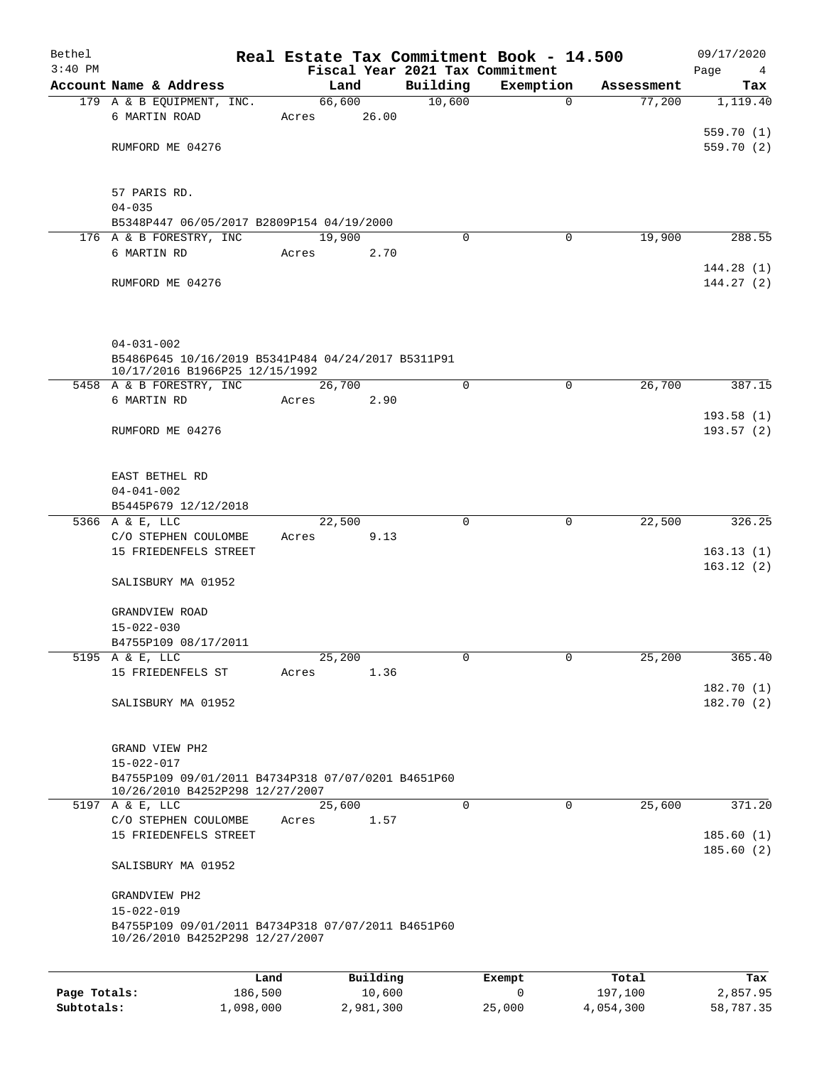# Real Estate Tax Commitment Book - 14.500

## Fiscal Year 2021 Tax Commitment

Bethel 3:40 PM — 09/17/2020

| Account Name & Address | Land | Building | Exemption | Assessment | Tax |
|---|---|---|---|---|---|
| 179 A & B EQUIPMENT, INC. | 66,600 | 10,600 | 0 | 77,200 | 1,119.40 |
| 6 MARTIN ROAD | Acres 26.00 | | | | 559.70 (1) |
| RUMFORD ME 04276 | | | | | 559.70 (2) |
| 57 PARIS RD. | | | | | |
| 04-035 | | | | | |
| B5348P447 06/05/2017 B2809P154 04/19/2000 | | | | | |
| 176 A & B FORESTRY, INC | 19,900 | 0 | 0 | 19,900 | 288.55 |
| 6 MARTIN RD | Acres 2.70 | | | | 144.28 (1) |
| RUMFORD ME 04276 | | | | | 144.27 (2) |
| 04-031-002 | | | | | |
| B5486P645 10/16/2019 B5341P484 04/24/2017 B5311P91 10/17/2016 B1966P25 12/15/1992 | | | | | |
| 5458 A & B FORESTRY, INC | 26,700 | 0 | 0 | 26,700 | 387.15 |
| 6 MARTIN RD | Acres 2.90 | | | | 193.58 (1) |
| RUMFORD ME 04276 | | | | | 193.57 (2) |
| EAST BETHEL RD | | | | | |
| 04-041-002 | | | | | |
| B5445P679 12/12/2018 | | | | | |
| 5366 A & E, LLC | 22,500 | 0 | 0 | 22,500 | 326.25 |
| C/O STEPHEN COULOMBE | Acres 9.13 | | | | |
| 15 FRIEDENFELS STREET | | | | | 163.13 (1) |
| | | | | | 163.12 (2) |
| SALISBURY MA 01952 | | | | | |
| GRANDVIEW ROAD | | | | | |
| 15-022-030 | | | | | |
| B4755P109 08/17/2011 | | | | | |
| 5195 A & E, LLC | 25,200 | 0 | 0 | 25,200 | 365.40 |
| 15 FRIEDENFELS ST | Acres 1.36 | | | | 182.70 (1) |
| SALISBURY MA 01952 | | | | | 182.70 (2) |
| GRAND VIEW PH2 | | | | | |
| 15-022-017 | | | | | |
| B4755P109 09/01/2011 B4734P318 07/07/0201 B4651P60 10/26/2010 B4252P298 12/27/2007 | | | | | |
| 5197 A & E, LLC | 25,600 | 0 | 0 | 25,600 | 371.20 |
| C/O STEPHEN COULOMBE | Acres 1.57 | | | | |
| 15 FRIEDENFELS STREET | | | | | 185.60 (1) |
| | | | | | 185.60 (2) |
| SALISBURY MA 01952 | | | | | |
| GRANDVIEW PH2 | | | | | |
| 15-022-019 | | | | | |
| B4755P109 09/01/2011 B4734P318 07/07/2011 B4651P60 10/26/2010 B4252P298 12/27/2007 | | | | | |

| | Land | Building | Exempt | Total | Tax |
|---|---|---|---|---|---|
| Page Totals: | 186,500 | 10,600 | 0 | 197,100 | 2,857.95 |
| Subtotals: | 1,098,000 | 2,981,300 | 25,000 | 4,054,300 | 58,787.35 |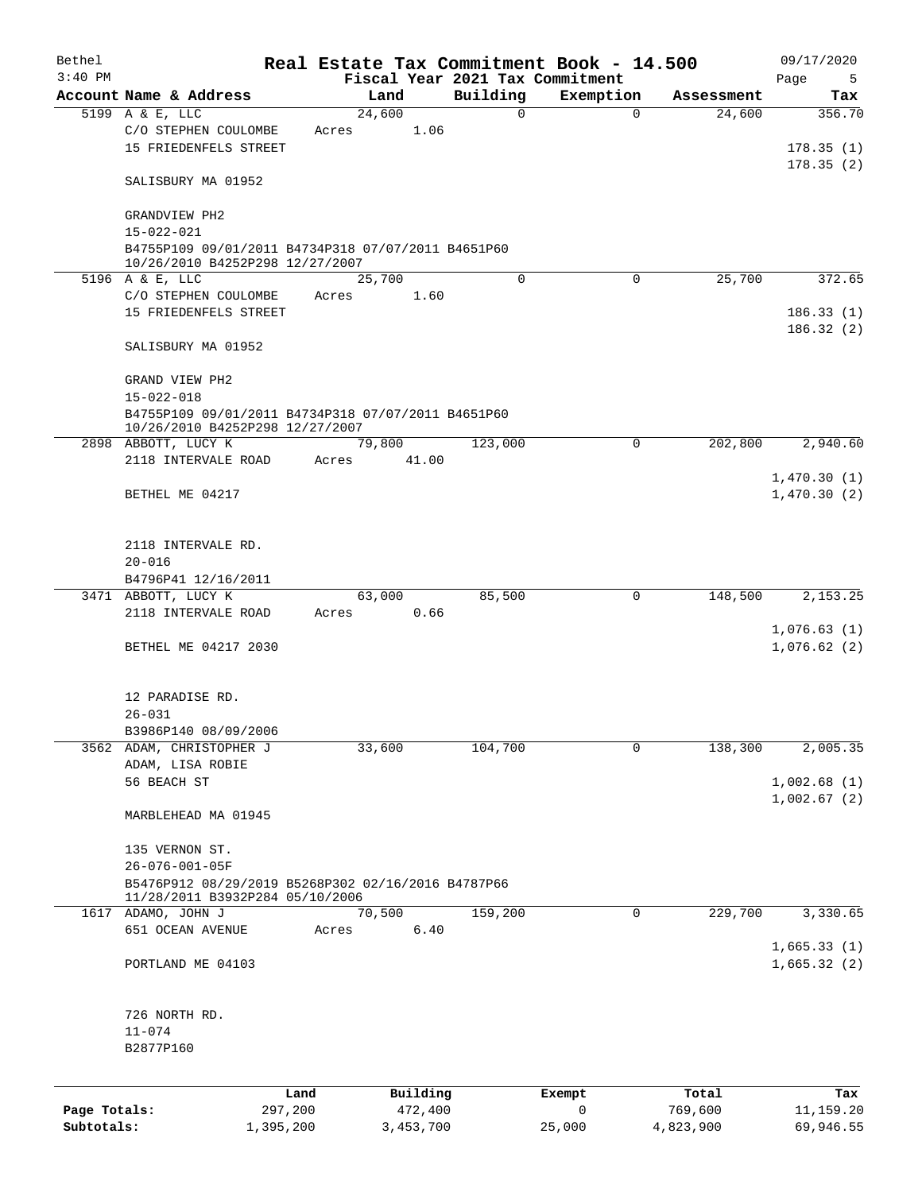Bethel 3:40 PM

# Real Estate Tax Commitment Book - 14.500

Fiscal Year 2021 Tax Commitment

09/17/2020

| Account | Name & Address | Land | Building | Exemption | Assessment | Tax |
|---|---|---|---|---|---|---|
| 5199 | A & E, LLC<br>C/O STEPHEN COULOMBE<br>15 FRIEDENFELS STREET<br><br>SALISBURY MA 01952<br><br>GRANDVIEW PH2<br>15-022-021<br>B4755P109 09/01/2011 B4734P318 07/07/2011 B4651P60 10/26/2010 B4252P298 12/27/2007 | 24,600<br>Acres 1.06 | 0 | 0 | 24,600 | 356.70<br><br>178.35 (1)<br>178.35 (2) |
| 5196 | A & E, LLC<br>C/O STEPHEN COULOMBE<br>15 FRIEDENFELS STREET<br><br>SALISBURY MA 01952<br><br>GRAND VIEW PH2<br>15-022-018<br>B4755P109 09/01/2011 B4734P318 07/07/2011 B4651P60 10/26/2010 B4252P298 12/27/2007 | 25,700<br>Acres 1.60 | 0 | 0 | 25,700 | 372.65<br><br>186.33 (1)<br>186.32 (2) |
| 2898 | ABBOTT, LUCY K<br>2118 INTERVALE ROAD<br><br>BETHEL ME 04217<br><br>2118 INTERVALE RD.<br>20-016<br>B4796P41 12/16/2011 | 79,800<br>Acres 41.00 | 123,000 | 0 | 202,800 | 2,940.60<br><br>1,470.30 (1)<br>1,470.30 (2) |
| 3471 | ABBOTT, LUCY K<br>2118 INTERVALE ROAD<br><br>BETHEL ME 04217 2030<br><br>12 PARADISE RD.<br>26-031<br>B3986P140 08/09/2006 | 63,000<br>Acres 0.66 | 85,500 | 0 | 148,500 | 2,153.25<br><br>1,076.63 (1)<br>1,076.62 (2) |
| 3562 | ADAM, CHRISTOPHER J<br>ADAM, LISA ROBIE<br>56 BEACH ST<br><br>MARBLEHEAD MA 01945<br><br>135 VERNON ST.<br>26-076-001-05F<br>B5476P912 08/29/2019 B5268P302 02/16/2016 B4787P66 11/28/2011 B3932P284 05/10/2006 | 33,600 | 104,700 | 0 | 138,300 | 2,005.35<br><br>1,002.68 (1)<br>1,002.67 (2) |
| 1617 | ADAMO, JOHN J<br>651 OCEAN AVENUE<br><br>PORTLAND ME 04103<br><br>726 NORTH RD.<br>11-074<br>B2877P160 | 70,500<br>Acres 6.40 | 159,200 | 0 | 229,700 | 3,330.65<br><br>1,665.33 (1)<br>1,665.32 (2) |

| | Land | Building | Exempt | Total | Tax |
|---|---|---|---|---|---|
| Page Totals: | 297,200 | 472,400 | 0 | 769,600 | 11,159.20 |
| Subtotals: | 1,395,200 | 3,453,700 | 25,000 | 4,823,900 | 69,946.55 |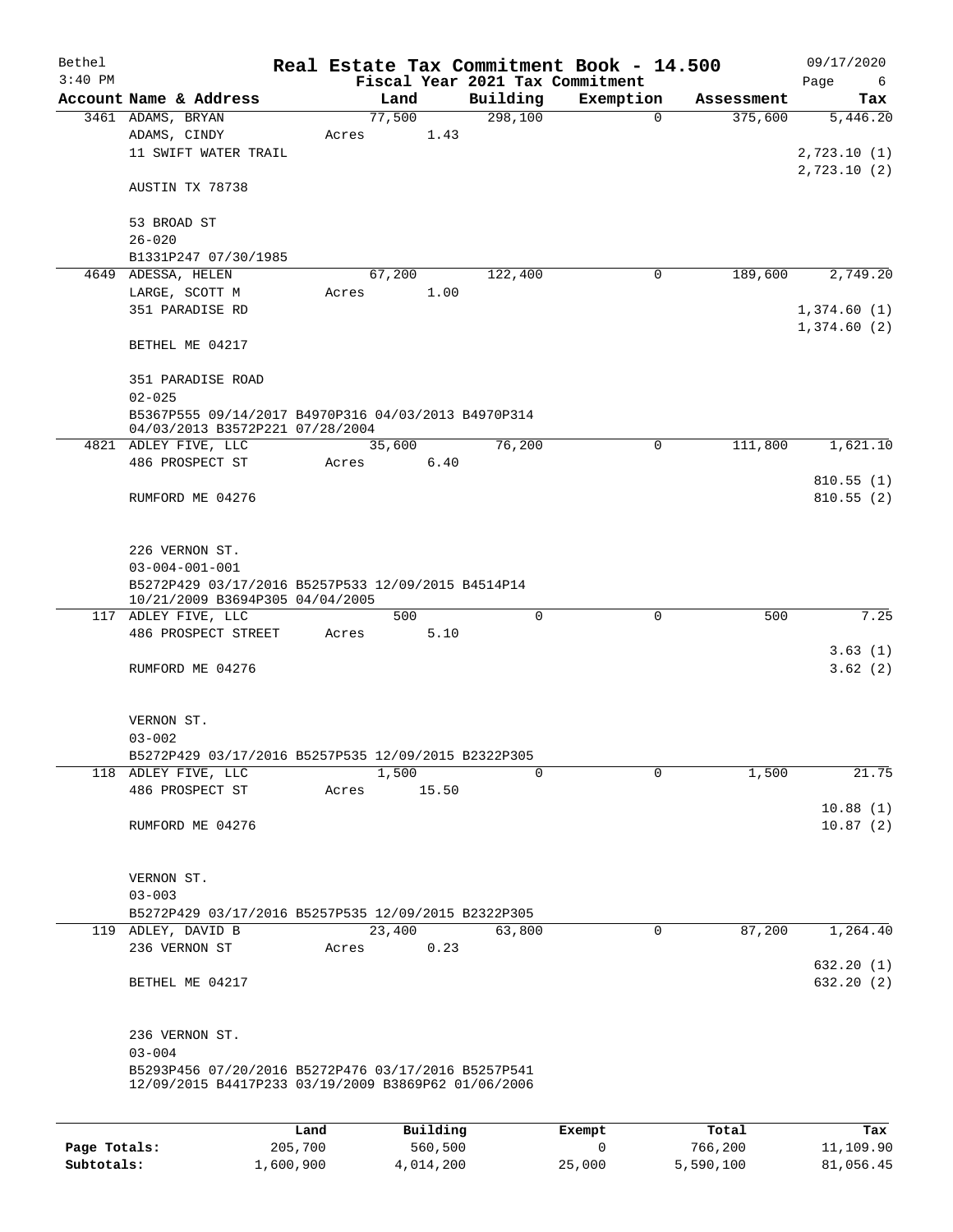# Real Estate Tax Commitment Book - 14.500

Bethel
3:40 PM

Fiscal Year 2021 Tax Commitment

09/17/2020

| Account | Name & Address | Land | Building | Exemption | Assessment | Tax |
|---|---|---|---|---|---|---|
| 3461 | ADAMS, BRYAN<br>ADAMS, CINDY<br>11 SWIFT WATER TRAIL<br><br>AUSTIN TX 78738<br><br>53 BROAD ST<br>26-020<br>B1331P247 07/30/1985 | 77,500<br>Acres 1.43 | 298,100 | 0 | 375,600 | 5,446.20<br>2,723.10 (1)<br>2,723.10 (2) |
| 4649 | ADESSA, HELEN<br>LARGE, SCOTT M<br>351 PARADISE RD<br><br>BETHEL ME 04217<br><br>351 PARADISE ROAD<br>02-025<br>B5367P555 09/14/2017 B4970P316 04/03/2013 B4970P314 04/03/2013 B3572P221 07/28/2004 | 67,200<br>Acres 1.00 | 122,400 | 0 | 189,600 | 2,749.20<br>1,374.60 (1)<br>1,374.60 (2) |
| 4821 | ADLEY FIVE, LLC<br>486 PROSPECT ST<br><br>RUMFORD ME 04276<br><br>226 VERNON ST.<br>03-004-001-001<br>B5272P429 03/17/2016 B5257P533 12/09/2015 B4514P14 10/21/2009 B3694P305 04/04/2005 | 35,600<br>Acres 6.40 | 76,200 | 0 | 111,800 | 1,621.10<br>810.55 (1)<br>810.55 (2) |
| 117 | ADLEY FIVE, LLC<br>486 PROSPECT STREET<br><br>RUMFORD ME 04276<br><br>VERNON ST.<br>03-002<br>B5272P429 03/17/2016 B5257P535 12/09/2015 B2322P305 | 500<br>Acres 5.10 | 0 | 0 | 500 | 7.25<br>3.63 (1)<br>3.62 (2) |
| 118 | ADLEY FIVE, LLC<br>486 PROSPECT ST<br><br>RUMFORD ME 04276<br><br>VERNON ST.<br>03-003<br>B5272P429 03/17/2016 B5257P535 12/09/2015 B2322P305 | 1,500<br>Acres 15.50 | 0 | 0 | 1,500 | 21.75<br>10.88 (1)<br>10.87 (2) |
| 119 | ADLEY, DAVID B<br>236 VERNON ST<br><br>BETHEL ME 04217<br><br>236 VERNON ST.<br>03-004<br>B5293P456 07/20/2016 B5272P476 03/17/2016 B5257P541 12/09/2015 B4417P233 03/19/2009 B3869P62 01/06/2006 | 23,400<br>Acres 0.23 | 63,800 | 0 | 87,200 | 1,264.40<br>632.20 (1)<br>632.20 (2) |

| | Land | Building | Exempt | Total | Tax |
|---|---|---|---|---|---|
| Page Totals: | 205,700 | 560,500 | 0 | 766,200 | 11,109.90 |
| Subtotals: | 1,600,900 | 4,014,200 | 25,000 | 5,590,100 | 81,056.45 |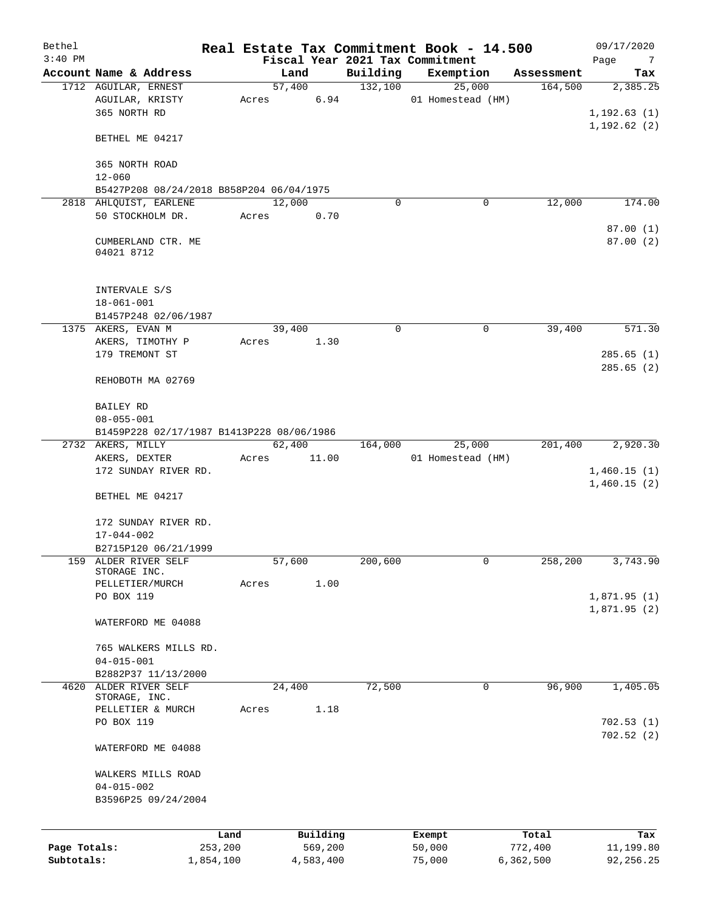Bethel 3:40 PM

# Real Estate Tax Commitment Book - 14.500

Fiscal Year 2021 Tax Commitment

09/17/2020

| Account | Name & Address | Land | Building | Exemption | Assessment | Tax |
|---|---|---|---|---|---|---|
| 1712 | AGUILAR, ERNEST<br>AGUILAR, KRISTY<br>365 NORTH RD<br><br>BETHEL ME 04217<br><br>365 NORTH ROAD<br>12-060<br>B5427P208 08/24/2018 B858P204 06/04/1975 | 57,400<br>Acres 6.94 | 132,100 | 25,000<br>01 Homestead (HM) | 164,500 | 2,385.25<br><br>1,192.63 (1)<br>1,192.62 (2) |
| 2818 | AHLQUIST, EARLENE<br>50 STOCKHOLM DR.<br><br>CUMBERLAND CTR. ME<br>04021 8712<br><br>INTERVALE S/S<br>18-061-001<br>B1457P248 02/06/1987 | 12,000<br>Acres 0.70 | 0 | 0 | 12,000 | 174.00<br><br>87.00 (1)<br>87.00 (2) |
| 1375 | AKERS, EVAN M<br>AKERS, TIMOTHY P<br>179 TREMONT ST<br><br>REHOBOTH MA 02769<br><br>BAILEY RD<br>08-055-001<br>B1459P228 02/17/1987 B1413P228 08/06/1986 | 39,400<br>Acres 1.30 | 0 | 0 | 39,400 | 571.30<br><br>285.65 (1)<br>285.65 (2) |
| 2732 | AKERS, MILLY<br>AKERS, DEXTER<br>172 SUNDAY RIVER RD.<br><br>BETHEL ME 04217<br><br>172 SUNDAY RIVER RD.<br>17-044-002<br>B2715P120 06/21/1999 | 62,400<br>Acres 11.00 | 164,000 | 25,000<br>01 Homestead (HM) | 201,400 | 2,920.30<br><br>1,460.15 (1)<br>1,460.15 (2) |
| 159 | ALDER RIVER SELF STORAGE INC.<br>PELLETIER/MURCH<br>PO BOX 119<br><br>WATERFORD ME 04088<br><br>765 WALKERS MILLS RD.<br>04-015-001<br>B2882P37 11/13/2000 | 57,600<br>Acres 1.00 | 200,600 | 0 | 258,200 | 3,743.90<br><br>1,871.95 (1)<br>1,871.95 (2) |
| 4620 | ALDER RIVER SELF STORAGE, INC.<br>PELLETIER & MURCH<br>PO BOX 119<br><br>WATERFORD ME 04088<br><br>WALKERS MILLS ROAD<br>04-015-002<br>B3596P25 09/24/2004 | 24,400<br>Acres 1.18 | 72,500 | 0 | 96,900 | 1,405.05<br><br>702.53 (1)<br>702.52 (2) |

| | Land | Building | Exempt | Total | Tax |
|---|---|---|---|---|---|
| Page Totals: | 253,200 | 569,200 | 50,000 | 772,400 | 11,199.80 |
| Subtotals: | 1,854,100 | 4,583,400 | 75,000 | 6,362,500 | 92,256.25 |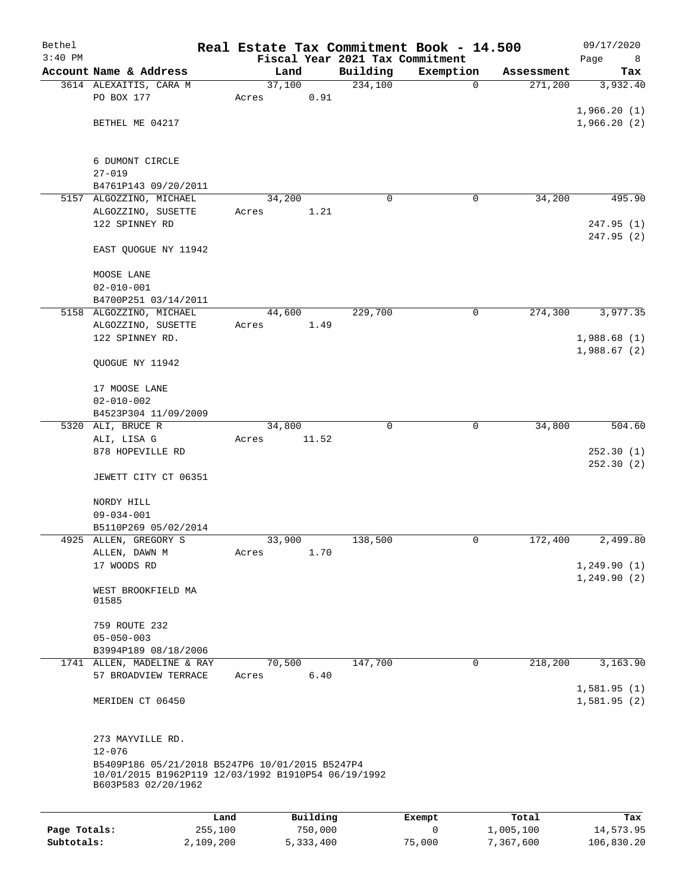# Real Estate Tax Commitment Book - 14.500

Bethel 3:40 PM — Fiscal Year 2021 Tax Commitment — 09/17/2020

| Account Name & Address | Land | Building | Exemption | Assessment | Tax |
|---|---|---|---|---|---|
| 3614 ALEXAITIS, CARA M<br>PO BOX 177<br><br>BETHEL ME 04217<br><br>6 DUMONT CIRCLE<br>27-019<br>B4761P143 09/20/2011 | 37,100<br>Acres 0.91 | 234,100 | 0 | 271,200 | 3,932.40<br><br>1,966.20 (1)<br>1,966.20 (2) |
| 5157 ALGOZZINO, MICHAEL<br>ALGOZZINO, SUSETTE<br>122 SPINNEY RD<br><br>EAST QUOGUE NY 11942<br><br>MOOSE LANE<br>02-010-001<br>B4700P251 03/14/2011 | 34,200<br>Acres 1.21 | 0 | 0 | 34,200 | 495.90<br><br>247.95 (1)<br>247.95 (2) |
| 5158 ALGOZZINO, MICHAEL<br>ALGOZZINO, SUSETTE<br>122 SPINNEY RD.<br><br>QUOGUE NY 11942<br><br>17 MOOSE LANE<br>02-010-002<br>B4523P304 11/09/2009 | 44,600<br>Acres 1.49 | 229,700 | 0 | 274,300 | 3,977.35<br><br>1,988.68 (1)<br>1,988.67 (2) |
| 5320 ALI, BRUCE R<br>ALI, LISA G<br>878 HOPEVILLE RD<br><br>JEWETT CITY CT 06351<br><br>NORDY HILL<br>09-034-001<br>B5110P269 05/02/2014 | 34,800<br>Acres 11.52 | 0 | 0 | 34,800 | 504.60<br><br>252.30 (1)<br>252.30 (2) |
| 4925 ALLEN, GREGORY S<br>ALLEN, DAWN M<br>17 WOODS RD<br><br>WEST BROOKFIELD MA 01585<br><br>759 ROUTE 232<br>05-050-003<br>B3994P189 08/18/2006 | 33,900<br>Acres 1.70 | 138,500 | 0 | 172,400 | 2,499.80<br><br>1,249.90 (1)<br>1,249.90 (2) |
| 1741 ALLEN, MADELINE & RAY<br>57 BROADVIEW TERRACE<br><br>MERIDEN CT 06450<br><br>273 MAYVILLE RD.<br>12-076<br>B5409P186 05/21/2018 B5247P6 10/01/2015 B5247P4 10/01/2015 B1962P119 12/03/1992 B1910P54 06/19/1992 B603P583 02/20/1962 | 70,500<br>Acres 6.40 | 147,700 | 0 | 218,200 | 3,163.90<br><br>1,581.95 (1)<br>1,581.95 (2) |

| | Land | Building | Exempt | Total | Tax |
|---|---|---|---|---|---|
| Page Totals: | 255,100 | 750,000 | 0 | 1,005,100 | 14,573.95 |
| Subtotals: | 2,109,200 | 5,333,400 | 75,000 | 7,367,600 | 106,830.20 |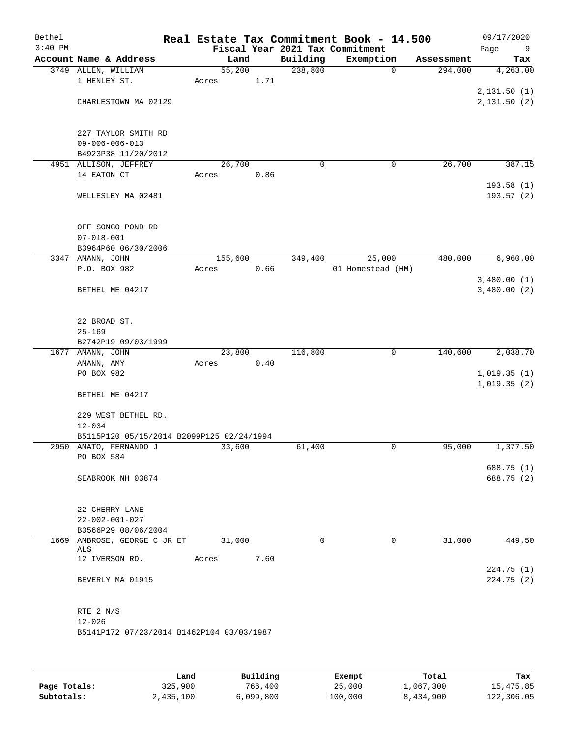Bethel 3:40 PM

# Real Estate Tax Commitment Book - 14.500

Fiscal Year 2021 Tax Commitment

09/17/2020

| Account | Name & Address | Land | Building | Exemption | Assessment | Tax |
|---|---|---|---|---|---|---|
| 3749 | ALLEN, WILLIAM<br>1 HENLEY ST.<br>CHARLESTOWN MA 02129<br>227 TAYLOR SMITH RD<br>09-006-006-013<br>B4923P38 11/20/2012 | 55,200<br>Acres 1.71 | 238,800 | 0 | 294,000 | 4,263.00<br>2,131.50 (1)<br>2,131.50 (2) |
| 4951 | ALLISON, JEFFREY<br>14 EATON CT<br>WELLESLEY MA 02481<br>OFF SONGO POND RD<br>07-018-001<br>B3964P60 06/30/2006 | 26,700<br>Acres 0.86 | 0 | 0 | 26,700 | 387.15<br>193.58 (1)<br>193.57 (2) |
| 3347 | AMANN, JOHN<br>P.O. BOX 982<br>BETHEL ME 04217<br>22 BROAD ST.<br>25-169<br>B2742P19 09/03/1999 | 155,600<br>Acres 0.66 | 349,400 | 25,000<br>01 Homestead (HM) | 480,000 | 6,960.00<br>3,480.00 (1)<br>3,480.00 (2) |
| 1677 | AMANN, JOHN<br>AMANN, AMY<br>PO BOX 982<br>BETHEL ME 04217<br>229 WEST BETHEL RD.<br>12-034<br>B5115P120 05/15/2014 B2099P125 02/24/1994 | 23,800<br>Acres 0.40 | 116,800 | 0 | 140,600 | 2,038.70<br>1,019.35 (1)<br>1,019.35 (2) |
| 2950 | AMATO, FERNANDO J<br>PO BOX 584<br>SEABROOK NH 03874<br>22 CHERRY LANE<br>22-002-001-027<br>B3566P29 08/06/2004 | 33,600 | 61,400 | 0 | 95,000 | 1,377.50<br>688.75 (1)<br>688.75 (2) |
| 1669 | AMBROSE, GEORGE C JR ET ALS<br>12 IVERSON RD.<br>BEVERLY MA 01915<br>RTE 2 N/S<br>12-026<br>B5141P172 07/23/2014 B1462P104 03/03/1987 | 31,000<br>Acres 7.60 | 0 | 0 | 31,000 | 449.50<br>224.75 (1)<br>224.75 (2) |

| | Land | Building | Exempt | Total | Tax |
|---|---|---|---|---|---|
| Page Totals: | 325,900 | 766,400 | 25,000 | 1,067,300 | 15,475.85 |
| Subtotals: | 2,435,100 | 6,099,800 | 100,000 | 8,434,900 | 122,306.05 |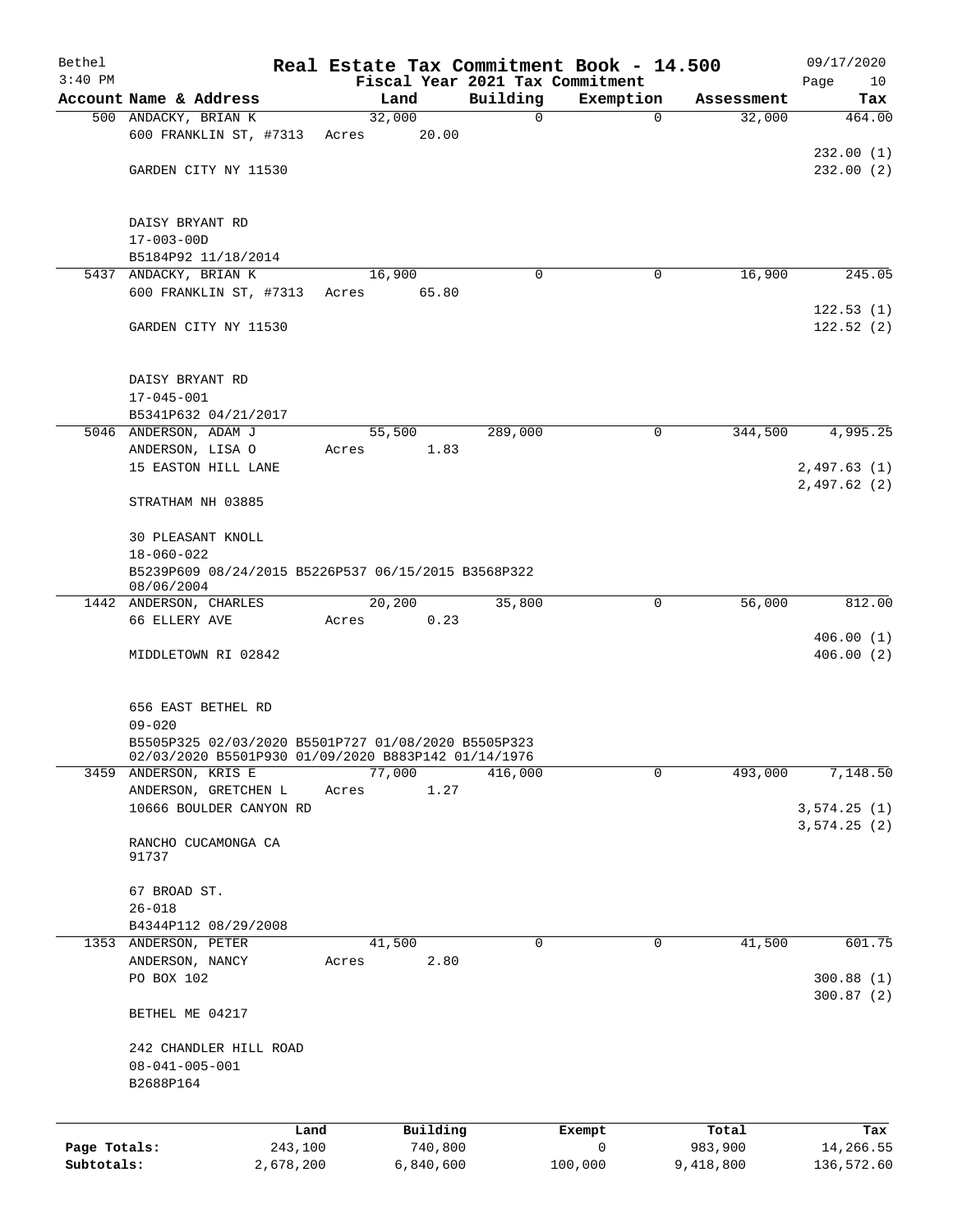Bethel 3:40 PM

# Real Estate Tax Commitment Book - 14.500

Fiscal Year 2021 Tax Commitment

09/17/2020

| Account | Name & Address | Land | Building | Exemption | Assessment | Tax |
|---|---|---|---|---|---|---|
| 500 | ANDACKY, BRIAN K<br>600 FRANKLIN ST, #7313<br>GARDEN CITY NY 11530<br><br>DAISY BRYANT RD<br>17-003-00D<br>B5184P92 11/18/2014 | 32,000<br>Acres 20.00 | 0 | 0 | 32,000 | 464.00<br>232.00 (1)<br>232.00 (2) |
| 5437 | ANDACKY, BRIAN K<br>600 FRANKLIN ST, #7313<br>GARDEN CITY NY 11530<br><br>DAISY BRYANT RD<br>17-045-001<br>B5341P632 04/21/2017 | 16,900<br>Acres 65.80 | 0 | 0 | 16,900 | 245.05<br>122.53 (1)<br>122.52 (2) |
| 5046 | ANDERSON, ADAM J<br>ANDERSON, LISA O<br>15 EASTON HILL LANE<br>STRATHAM NH 03885<br><br>30 PLEASANT KNOLL<br>18-060-022<br>B5239P609 08/24/2015 B5226P537 06/15/2015 B3568P322 08/06/2004 | 55,500<br>Acres 1.83 | 289,000 | 0 | 344,500 | 4,995.25<br>2,497.63 (1)<br>2,497.62 (2) |
| 1442 | ANDERSON, CHARLES<br>66 ELLERY AVE<br>MIDDLETOWN RI 02842<br><br>656 EAST BETHEL RD<br>09-020<br>B5505P325 02/03/2020 B5501P727 01/08/2020 B5505P323 02/03/2020 B5501P930 01/09/2020 B883P142 01/14/1976 | 20,200<br>Acres 0.23 | 35,800 | 0 | 56,000 | 812.00<br>406.00 (1)<br>406.00 (2) |
| 3459 | ANDERSON, KRIS E<br>ANDERSON, GRETCHEN L<br>10666 BOULDER CANYON RD<br>RANCHO CUCAMONGA CA 91737<br><br>67 BROAD ST.<br>26-018<br>B4344P112 08/29/2008 | 77,000<br>Acres 1.27 | 416,000 | 0 | 493,000 | 7,148.50<br>3,574.25 (1)<br>3,574.25 (2) |
| 1353 | ANDERSON, PETER<br>ANDERSON, NANCY<br>PO BOX 102<br>BETHEL ME 04217<br><br>242 CHANDLER HILL ROAD<br>08-041-005-001<br>B2688P164 | 41,500<br>Acres 2.80 | 0 | 0 | 41,500 | 601.75<br>300.88 (1)<br>300.87 (2) |

| | Land | Building | Exempt | Total | Tax |
|---|---|---|---|---|---|
| Page Totals: | 243,100 | 740,800 | 0 | 983,900 | 14,266.55 |
| Subtotals: | 2,678,200 | 6,840,600 | 100,000 | 9,418,800 | 136,572.60 |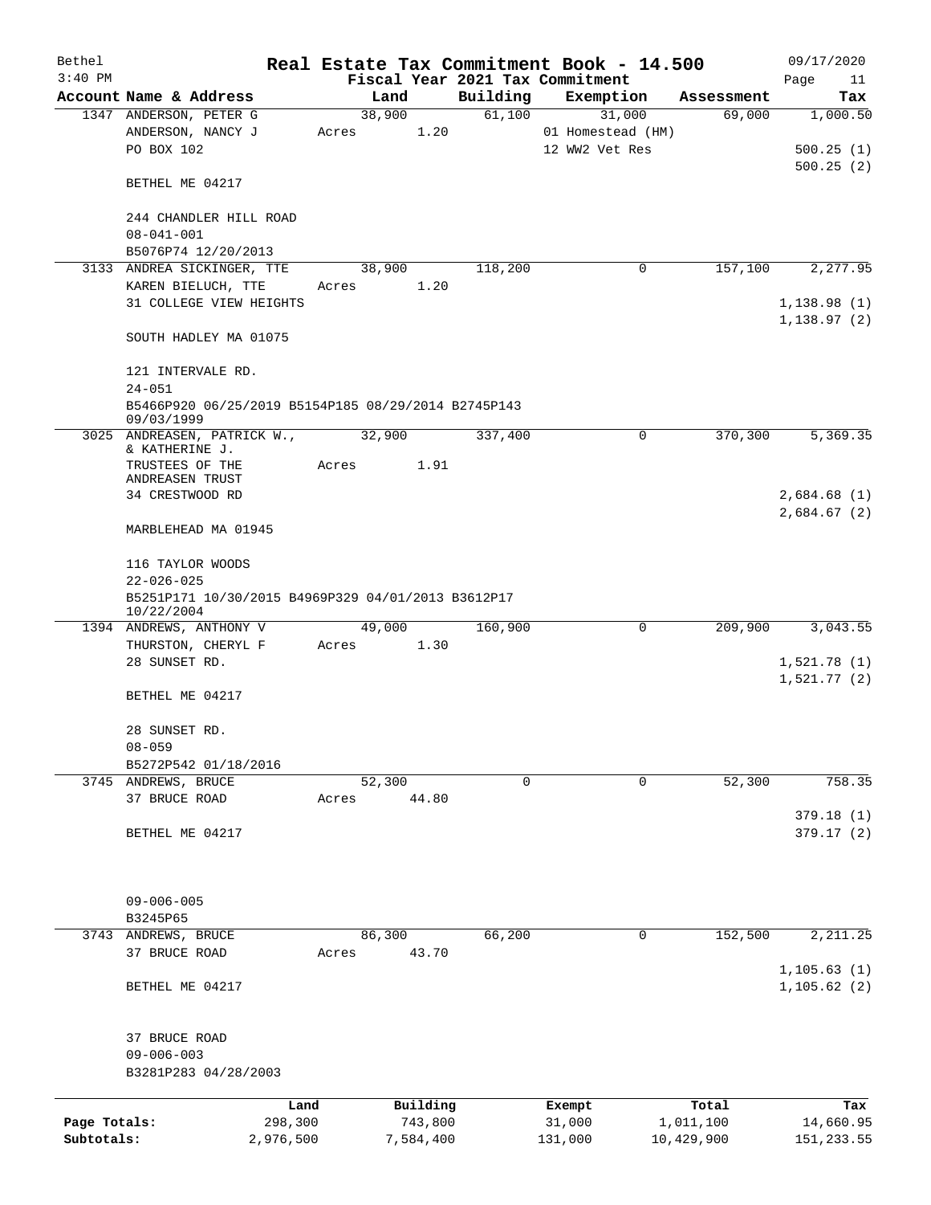Bethel — Real Estate Tax Commitment Book - 14.500 — 09/17/2020

3:40 PM — Fiscal Year 2021 Tax Commitment

| Account Name & Address | Land | Building | Exemption | Assessment | Tax |
|---|---|---|---|---|---|
| 1347 ANDERSON, PETER G | 38,900 | 61,100 | 31,000 | 69,000 | 1,000.50 |
| ANDERSON, NANCY J | Acres 1.20 | | 01 Homestead (HM) | | |
| PO BOX 102 | | | 12 WW2 Vet Res | | 500.25 (1) |
| | | | | | 500.25 (2) |
| BETHEL ME 04217 | | | | | |
| 244 CHANDLER HILL ROAD | | | | | |
| 08-041-001 | | | | | |
| B5076P74 12/20/2013 | | | | | |
| 3133 ANDREA SICKINGER, TTE | 38,900 | 118,200 | 0 | 157,100 | 2,277.95 |
| KAREN BIELUCH, TTE | Acres 1.20 | | | | |
| 31 COLLEGE VIEW HEIGHTS | | | | | 1,138.98 (1) |
| | | | | | 1,138.97 (2) |
| SOUTH HADLEY MA 01075 | | | | | |
| 121 INTERVALE RD. | | | | | |
| 24-051 | | | | | |
| B5466P920 06/25/2019 B5154P185 08/29/2014 B2745P143 09/03/1999 | | | | | |
| 3025 ANDREASEN, PATRICK W., & KATHERINE J. | 32,900 | 337,400 | 0 | 370,300 | 5,369.35 |
| TRUSTEES OF THE ANDREASEN TRUST | Acres 1.91 | | | | |
| 34 CRESTWOOD RD | | | | | 2,684.68 (1) |
| | | | | | 2,684.67 (2) |
| MARBLEHEAD MA 01945 | | | | | |
| 116 TAYLOR WOODS | | | | | |
| 22-026-025 | | | | | |
| B5251P171 10/30/2015 B4969P329 04/01/2013 B3612P17 10/22/2004 | | | | | |
| 1394 ANDREWS, ANTHONY V | 49,000 | 160,900 | 0 | 209,900 | 3,043.55 |
| THURSTON, CHERYL F | Acres 1.30 | | | | |
| 28 SUNSET RD. | | | | | 1,521.78 (1) |
| | | | | | 1,521.77 (2) |
| BETHEL ME 04217 | | | | | |
| 28 SUNSET RD. | | | | | |
| 08-059 | | | | | |
| B5272P542 01/18/2016 | | | | | |
| 3745 ANDREWS, BRUCE | 52,300 | 0 | 0 | 52,300 | 758.35 |
| 37 BRUCE ROAD | Acres 44.80 | | | | |
| | | | | | 379.18 (1) |
| BETHEL ME 04217 | | | | | 379.17 (2) |
| 09-006-005 | | | | | |
| B3245P65 | | | | | |
| 3743 ANDREWS, BRUCE | 86,300 | 66,200 | 0 | 152,500 | 2,211.25 |
| 37 BRUCE ROAD | Acres 43.70 | | | | |
| | | | | | 1,105.63 (1) |
| BETHEL ME 04217 | | | | | 1,105.62 (2) |
| 37 BRUCE ROAD | | | | | |
| 09-006-003 | | | | | |
| B3281P283 04/28/2003 | | | | | |

| | Land | Building | Exempt | Total | Tax |
|---|---|---|---|---|---|
| Page Totals: | 298,300 | 743,800 | 31,000 | 1,011,100 | 14,660.95 |
| Subtotals: | 2,976,500 | 7,584,400 | 131,000 | 10,429,900 | 151,233.55 |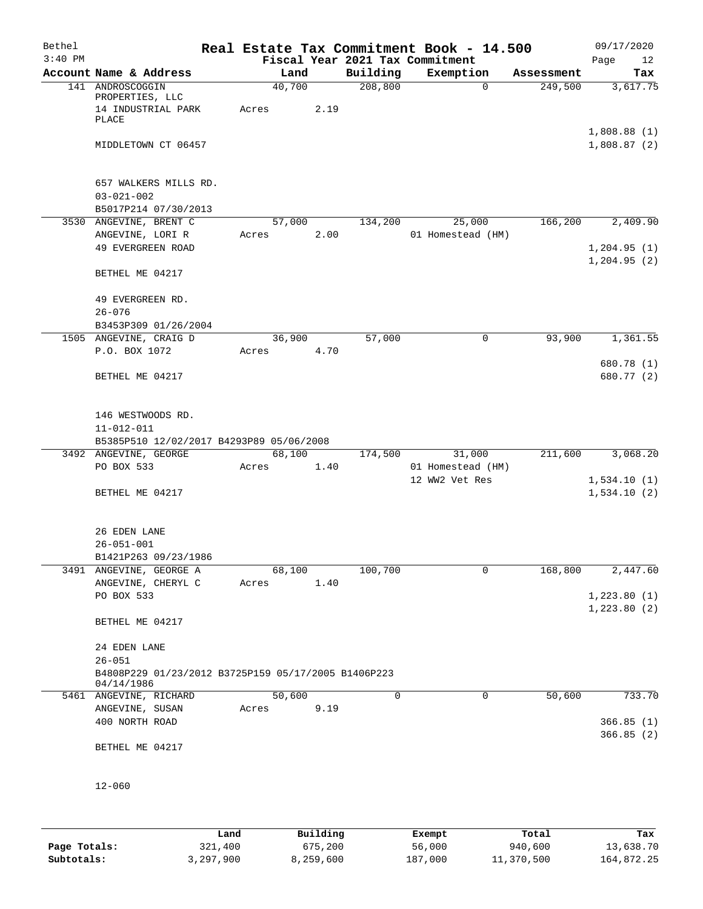# Real Estate Tax Commitment Book - 14.500

Bethel
3:40 PM

Fiscal Year 2021 Tax Commitment

09/17/2020
Page 12

| Account | Name & Address | Land | Building | Exemption | Assessment | Tax |
|---|---|---|---|---|---|---|
| 141 | ANDROSCOGGIN PROPERTIES, LLC<br>14 INDUSTRIAL PARK PLACE<br>MIDDLETOWN CT 06457<br><br>657 WALKERS MILLS RD.<br>03-021-002<br>B5017P214 07/30/2013 | 40,700<br>Acres 2.19 | 208,800 | 0 | 249,500 | 3,617.75<br>1,808.88 (1)<br>1,808.87 (2) |
| 3530 | ANGEVINE, BRENT C<br>ANGEVINE, LORI R<br>49 EVERGREEN ROAD<br>BETHEL ME 04217<br><br>49 EVERGREEN RD.<br>26-076<br>B3453P309 01/26/2004 | 57,000<br>Acres 2.00 | 134,200 | 25,000<br>01 Homestead (HM) | 166,200 | 2,409.90<br>1,204.95 (1)<br>1,204.95 (2) |
| 1505 | ANGEVINE, CRAIG D<br>P.O. BOX 1072<br>BETHEL ME 04217<br><br>146 WESTWOODS RD.<br>11-012-011<br>B5385P510 12/02/2017 B4293P89 05/06/2008 | 36,900<br>Acres 4.70 | 57,000 | 0 | 93,900 | 1,361.55<br>680.78 (1)<br>680.77 (2) |
| 3492 | ANGEVINE, GEORGE<br>PO BOX 533<br>BETHEL ME 04217<br><br>26 EDEN LANE<br>26-051-001<br>B1421P263 09/23/1986 | 68,100<br>Acres 1.40 | 174,500 | 31,000<br>01 Homestead (HM)<br>12 WW2 Vet Res | 211,600 | 3,068.20<br>1,534.10 (1)<br>1,534.10 (2) |
| 3491 | ANGEVINE, GEORGE A<br>ANGEVINE, CHERYL C<br>PO BOX 533<br>BETHEL ME 04217<br><br>24 EDEN LANE<br>26-051<br>B4808P229 01/23/2012 B3725P159 05/17/2005 B1406P223 04/14/1986 | 68,100<br>Acres 1.40 | 100,700 | 0 | 168,800 | 2,447.60<br>1,223.80 (1)<br>1,223.80 (2) |
| 5461 | ANGEVINE, RICHARD<br>ANGEVINE, SUSAN<br>400 NORTH ROAD<br>BETHEL ME 04217<br><br>12-060 | 50,600<br>Acres 9.19 | 0 | 0 | 50,600 | 733.70<br>366.85 (1)<br>366.85 (2) |

| | Land | Building | Exempt | Total | Tax |
|---|---|---|---|---|---|
| Page Totals: | 321,400 | 675,200 | 56,000 | 940,600 | 13,638.70 |
| Subtotals: | 3,297,900 | 8,259,600 | 187,000 | 11,370,500 | 164,872.25 |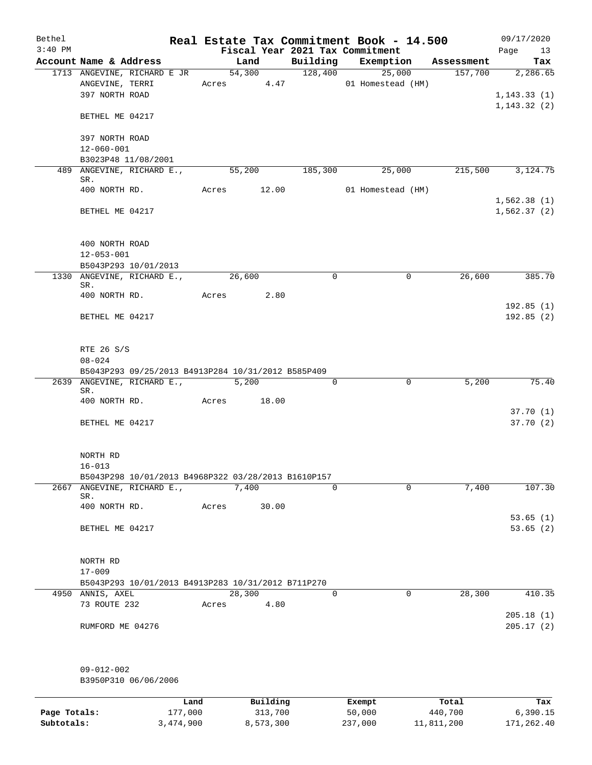# Real Estate Tax Commitment Book - 14.500

Bethel 3:40 PM — Fiscal Year 2021 Tax Commitment — 09/17/2020

| Account Name & Address | Land | Building | Exemption | Assessment | Tax |
|---|---|---|---|---|---|
| 1713 ANGEVINE, RICHARD E JR | 54,300 | 128,400 | 25,000 | 157,700 | 2,286.65 |
| ANGEVINE, TERRI | Acres 4.47 | | 01 Homestead (HM) | | |
| 397 NORTH ROAD | | | | | 1,143.33 (1) |
| | | | | | 1,143.32 (2) |
| BETHEL ME 04217 | | | | | |
| 397 NORTH ROAD | | | | | |
| 12-060-001 | | | | | |
| B3023P48 11/08/2001 | | | | | |
| 489 ANGEVINE, RICHARD E., SR. | 55,200 | 185,300 | 25,000 | 215,500 | 3,124.75 |
| 400 NORTH RD. | Acres 12.00 | | 01 Homestead (HM) | | |
| | | | | | 1,562.38 (1) |
| BETHEL ME 04217 | | | | | 1,562.37 (2) |
| 400 NORTH ROAD | | | | | |
| 12-053-001 | | | | | |
| B5043P293 10/01/2013 | | | | | |
| 1330 ANGEVINE, RICHARD E., SR. | 26,600 | 0 | 0 | 26,600 | 385.70 |
| 400 NORTH RD. | Acres 2.80 | | | | |
| | | | | | 192.85 (1) |
| BETHEL ME 04217 | | | | | 192.85 (2) |
| RTE 26 S/S | | | | | |
| 08-024 | | | | | |
| B5043P293 09/25/2013 B4913P284 10/31/2012 B585P409 | | | | | |
| 2639 ANGEVINE, RICHARD E., SR. | 5,200 | 0 | 0 | 5,200 | 75.40 |
| 400 NORTH RD. | Acres 18.00 | | | | |
| | | | | | 37.70 (1) |
| BETHEL ME 04217 | | | | | 37.70 (2) |
| NORTH RD | | | | | |
| 16-013 | | | | | |
| B5043P298 10/01/2013 B4968P322 03/28/2013 B1610P157 | | | | | |
| 2667 ANGEVINE, RICHARD E., SR. | 7,400 | 0 | 0 | 7,400 | 107.30 |
| 400 NORTH RD. | Acres 30.00 | | | | |
| | | | | | 53.65 (1) |
| BETHEL ME 04217 | | | | | 53.65 (2) |
| NORTH RD | | | | | |
| 17-009 | | | | | |
| B5043P293 10/01/2013 B4913P283 10/31/2012 B711P270 | | | | | |
| 4950 ANNIS, AXEL | 28,300 | 0 | 0 | 28,300 | 410.35 |
| 73 ROUTE 232 | Acres 4.80 | | | | |
| | | | | | 205.18 (1) |
| RUMFORD ME 04276 | | | | | 205.17 (2) |
| 09-012-002 | | | | | |
| B3950P310 06/06/2006 | | | | | |

| | Land | Building | Exempt | Total | Tax |
|---|---|---|---|---|---|
| Page Totals: | 177,000 | 313,700 | 50,000 | 440,700 | 6,390.15 |
| Subtotals: | 3,474,900 | 8,573,300 | 237,000 | 11,811,200 | 171,262.40 |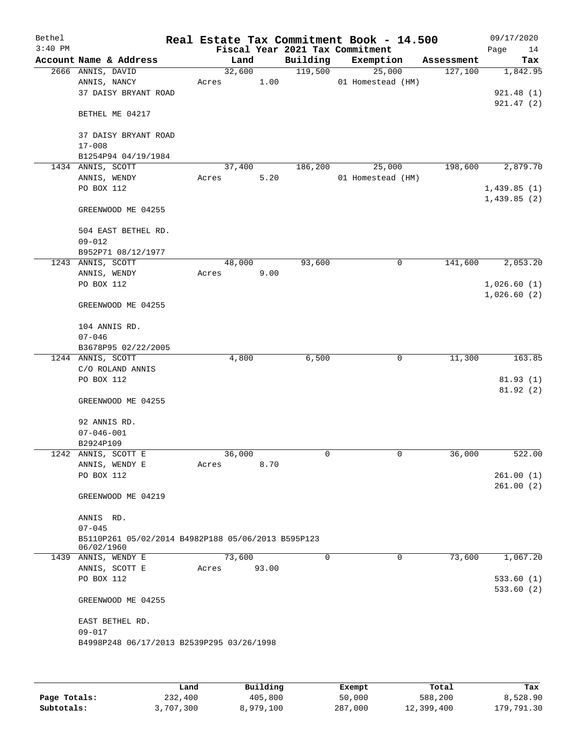Bethel 3:40 PM

**Real Estate Tax Commitment Book - 14.500**

**Fiscal Year 2021 Tax Commitment**

09/17/2020

| Account Name & Address | Land | Building | Exemption | Assessment | Tax |
|---|---|---|---|---|---|
| 2666 ANNIS, DAVID | 32,600 | 119,500 | 25,000 | 127,100 | 1,842.95 |
| ANNIS, NANCY | Acres 1.00 | | 01 Homestead (HM) | | |
| 37 DAISY BRYANT ROAD | | | | | 921.48 (1) |
| | | | | | 921.47 (2) |
| BETHEL ME 04217 | | | | | |
| 37 DAISY BRYANT ROAD | | | | | |
| 17-008 | | | | | |
| B1254P94 04/19/1984 | | | | | |
| 1434 ANNIS, SCOTT | 37,400 | 186,200 | 25,000 | 198,600 | 2,879.70 |
| ANNIS, WENDY | Acres 5.20 | | 01 Homestead (HM) | | |
| PO BOX 112 | | | | | 1,439.85 (1) |
| | | | | | 1,439.85 (2) |
| GREENWOOD ME 04255 | | | | | |
| 504 EAST BETHEL RD. | | | | | |
| 09-012 | | | | | |
| B952P71 08/12/1977 | | | | | |
| 1243 ANNIS, SCOTT | 48,000 | 93,600 | 0 | 141,600 | 2,053.20 |
| ANNIS, WENDY | Acres 9.00 | | | | |
| PO BOX 112 | | | | | 1,026.60 (1) |
| | | | | | 1,026.60 (2) |
| GREENWOOD ME 04255 | | | | | |
| 104 ANNIS RD. | | | | | |
| 07-046 | | | | | |
| B3678P95 02/22/2005 | | | | | |
| 1244 ANNIS, SCOTT | 4,800 | 6,500 | 0 | 11,300 | 163.85 |
| C/O ROLAND ANNIS | | | | | |
| PO BOX 112 | | | | | 81.93 (1) |
| | | | | | 81.92 (2) |
| GREENWOOD ME 04255 | | | | | |
| 92 ANNIS RD. | | | | | |
| 07-046-001 | | | | | |
| B2924P109 | | | | | |
| 1242 ANNIS, SCOTT E | 36,000 | 0 | 0 | 36,000 | 522.00 |
| ANNIS, WENDY E | Acres 8.70 | | | | |
| PO BOX 112 | | | | | 261.00 (1) |
| | | | | | 261.00 (2) |
| GREENWOOD ME 04219 | | | | | |
| ANNIS RD. | | | | | |
| 07-045 | | | | | |
| B5110P261 05/02/2014 B4982P188 05/06/2013 B595P123 06/02/1960 | | | | | |
| 1439 ANNIS, WENDY E | 73,600 | 0 | 0 | 73,600 | 1,067.20 |
| ANNIS, SCOTT E | Acres 93.00 | | | | |
| PO BOX 112 | | | | | 533.60 (1) |
| | | | | | 533.60 (2) |
| GREENWOOD ME 04255 | | | | | |
| EAST BETHEL RD. | | | | | |
| 09-017 | | | | | |
| B4998P248 06/17/2013 B2539P295 03/26/1998 | | | | | |

| | Land | Building | Exempt | Total | Tax |
|---|---|---|---|---|---|
| Page Totals: | 232,400 | 405,800 | 50,000 | 588,200 | 8,528.90 |
| Subtotals: | 3,707,300 | 8,979,100 | 287,000 | 12,399,400 | 179,791.30 |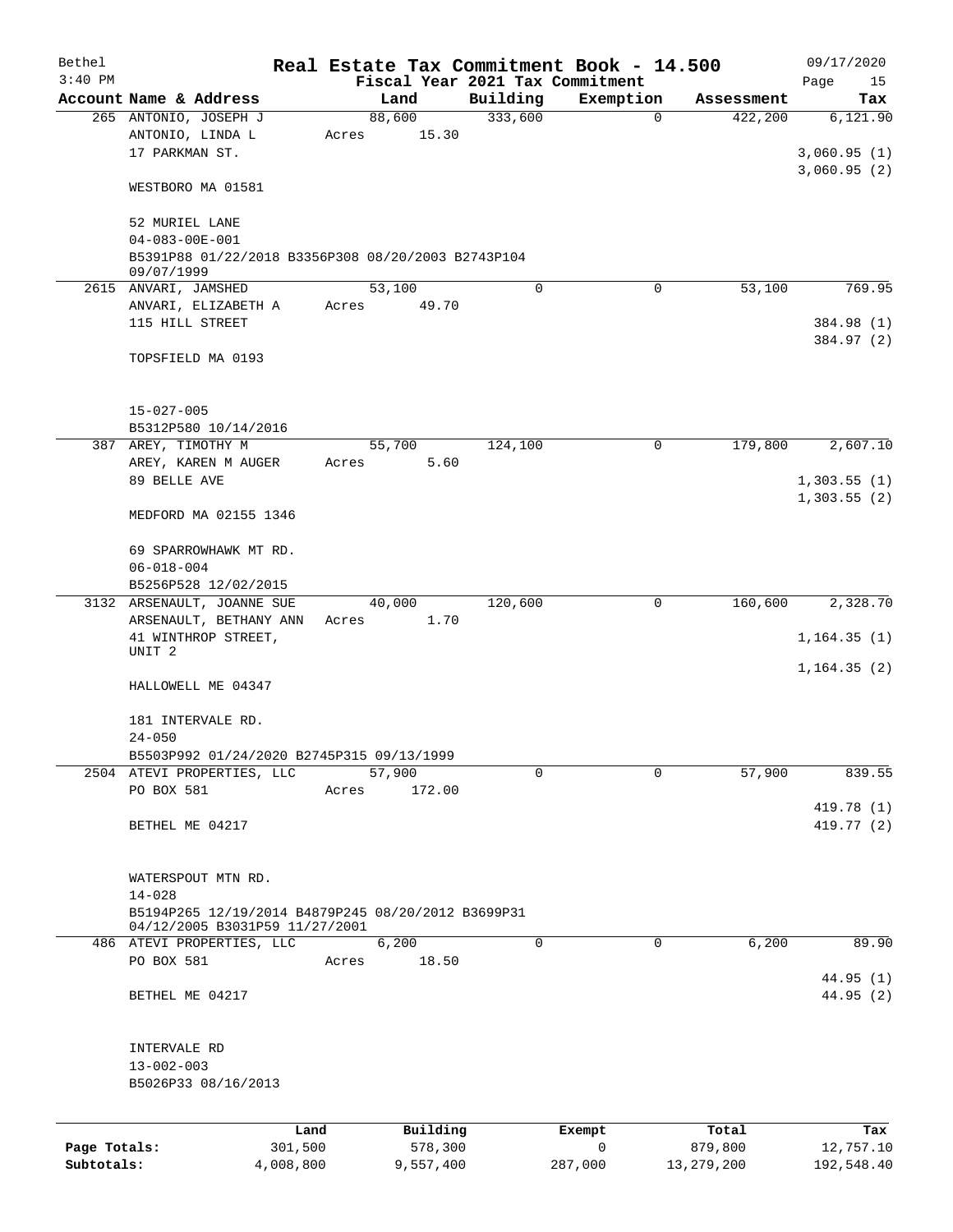# Real Estate Tax Commitment Book - 14.500

Bethel
3:40 PM

09/17/2020

## Fiscal Year 2021 Tax Commitment

| Account Name & Address | Land | Building | Exemption | Assessment | Tax |
|---|---|---|---|---|---|
| 265 ANTONIO, JOSEPH J | 88,600 | 333,600 | 0 | 422,200 | 6,121.90 |
| ANTONIO, LINDA L | Acres 15.30 | | | | |
| 17 PARKMAN ST. | | | | | 3,060.95 (1) |
| | | | | | 3,060.95 (2) |
| WESTBORO MA 01581 | | | | | |
| 52 MURIEL LANE | | | | | |
| 04-083-00E-001 | | | | | |
| B5391P88 01/22/2018 B3356P308 08/20/2003 B2743P104 09/07/1999 | | | | | |
| 2615 ANVARI, JAMSHED | 53,100 | 0 | 0 | 53,100 | 769.95 |
| ANVARI, ELIZABETH A | Acres 49.70 | | | | |
| 115 HILL STREET | | | | | 384.98 (1) |
| | | | | | 384.97 (2) |
| TOPSFIELD MA 0193 | | | | | |
| 15-027-005 | | | | | |
| B5312P580 10/14/2016 | | | | | |
| 387 AREY, TIMOTHY M | 55,700 | 124,100 | 0 | 179,800 | 2,607.10 |
| AREY, KAREN M AUGER | Acres 5.60 | | | | |
| 89 BELLE AVE | | | | | 1,303.55 (1) |
| | | | | | 1,303.55 (2) |
| MEDFORD MA 02155 1346 | | | | | |
| 69 SPARROWHAWK MT RD. | | | | | |
| 06-018-004 | | | | | |
| B5256P528 12/02/2015 | | | | | |
| 3132 ARSENAULT, JOANNE SUE | 40,000 | 120,600 | 0 | 160,600 | 2,328.70 |
| ARSENAULT, BETHANY ANN | Acres 1.70 | | | | |
| 41 WINTHROP STREET, UNIT 2 | | | | | 1,164.35 (1) |
| | | | | | 1,164.35 (2) |
| HALLOWELL ME 04347 | | | | | |
| 181 INTERVALE RD. | | | | | |
| 24-050 | | | | | |
| B5503P992 01/24/2020 B2745P315 09/13/1999 | | | | | |
| 2504 ATEVI PROPERTIES, LLC | 57,900 | 0 | 0 | 57,900 | 839.55 |
| PO BOX 581 | Acres 172.00 | | | | |
| | | | | | 419.78 (1) |
| BETHEL ME 04217 | | | | | 419.77 (2) |
| WATERSPOUT MTN RD. | | | | | |
| 14-028 | | | | | |
| B5194P265 12/19/2014 B4879P245 08/20/2012 B3699P31 04/12/2005 B3031P59 11/27/2001 | | | | | |
| 486 ATEVI PROPERTIES, LLC | 6,200 | 0 | 0 | 6,200 | 89.90 |
| PO BOX 581 | Acres 18.50 | | | | |
| | | | | | 44.95 (1) |
| BETHEL ME 04217 | | | | | 44.95 (2) |
| INTERVALE RD | | | | | |
| 13-002-003 | | | | | |
| B5026P33 08/16/2013 | | | | | |

| | Land | Building | Exempt | Total | Tax |
|---|---|---|---|---|---|
| Page Totals: | 301,500 | 578,300 | 0 | 879,800 | 12,757.10 |
| Subtotals: | 4,008,800 | 9,557,400 | 287,000 | 13,279,200 | 192,548.40 |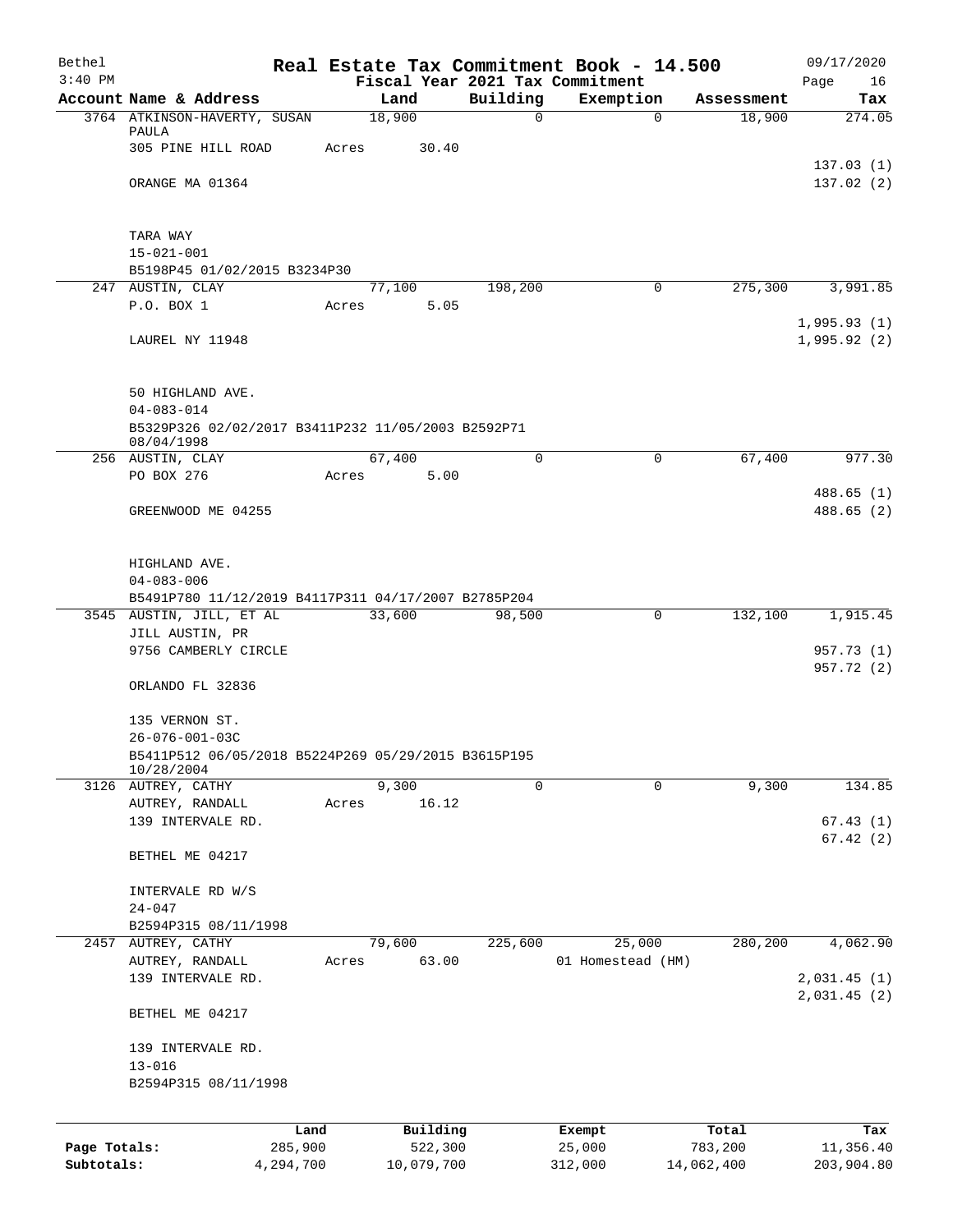# Real Estate Tax Commitment Book - 14.500

Bethel — 3:40 PM — Fiscal Year 2021 Tax Commitment — 09/17/2020

| Account | Name & Address | Land | Building | Exemption | Assessment | Tax |
|---|---|---|---|---|---|---|
| 3764 | ATKINSON-HAVERTY, SUSAN PAULA<br>305 PINE HILL ROAD<br><br>ORANGE MA 01364<br><br>TARA WAY<br>15-021-001<br>B5198P45 01/02/2015 B3234P30 | 18,900<br>Acres 30.40 | 0 | 0 | 18,900 | 274.05<br><br>137.03 (1)<br>137.02 (2) |
| 247 | AUSTIN, CLAY<br>P.O. BOX 1<br><br>LAUREL NY 11948<br><br>50 HIGHLAND AVE.<br>04-083-014<br>B5329P326 02/02/2017 B3411P232 11/05/2003 B2592P71 08/04/1998 | 77,100<br>Acres 5.05 | 198,200 | 0 | 275,300 | 3,991.85<br><br>1,995.93 (1)<br>1,995.92 (2) |
| 256 | AUSTIN, CLAY<br>PO BOX 276<br><br>GREENWOOD ME 04255<br><br>HIGHLAND AVE.<br>04-083-006<br>B5491P780 11/12/2019 B4117P311 04/17/2007 B2785P204 | 67,400<br>Acres 5.00 | 0 | 0 | 67,400 | 977.30<br><br>488.65 (1)<br>488.65 (2) |
| 3545 | AUSTIN, JILL, ET AL<br>JILL AUSTIN, PR<br>9756 CAMBERLY CIRCLE<br><br>ORLANDO FL 32836<br><br>135 VERNON ST.<br>26-076-001-03C<br>B5411P512 06/05/2018 B5224P269 05/29/2015 B3615P195 10/28/2004 | 33,600 | 98,500 | 0 | 132,100 | 1,915.45<br><br>957.73 (1)<br>957.72 (2) |
| 3126 | AUTREY, CATHY<br>AUTREY, RANDALL<br>139 INTERVALE RD.<br><br>BETHEL ME 04217<br><br>INTERVALE RD W/S<br>24-047<br>B2594P315 08/11/1998 | 9,300<br>Acres 16.12 | 0 | 0 | 9,300 | 134.85<br><br>67.43 (1)<br>67.42 (2) |
| 2457 | AUTREY, CATHY<br>AUTREY, RANDALL<br>139 INTERVALE RD.<br><br>BETHEL ME 04217<br><br>139 INTERVALE RD.<br>13-016<br>B2594P315 08/11/1998 | 79,600<br>Acres 63.00 | 225,600 | 25,000<br>01 Homestead (HM) | 280,200 | 4,062.90<br><br>2,031.45 (1)<br>2,031.45 (2) |

| | Land | Building | Exempt | Total | Tax |
|---|---|---|---|---|---|
| **Page Totals:** | 285,900 | 522,300 | 25,000 | 783,200 | 11,356.40 |
| **Subtotals:** | 4,294,700 | 10,079,700 | 312,000 | 14,062,400 | 203,904.80 |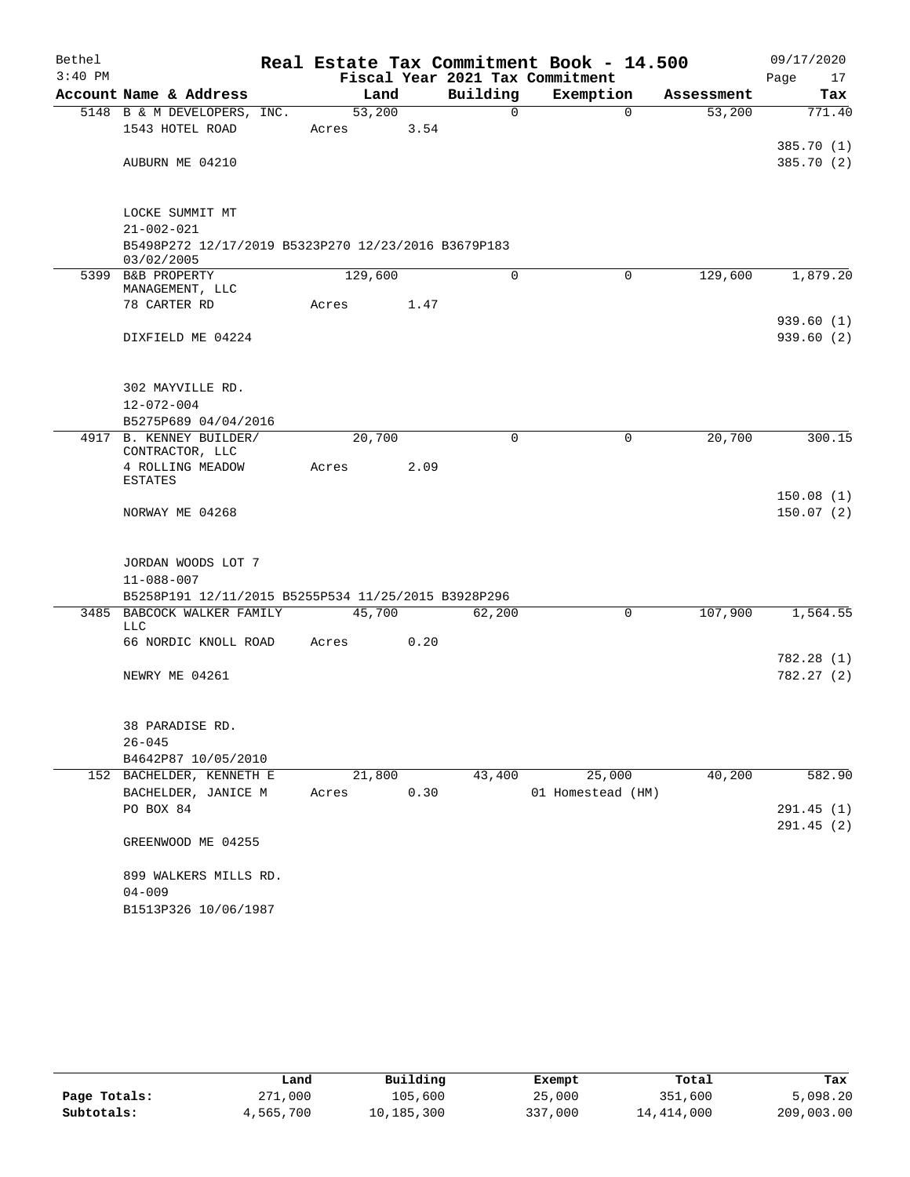# Real Estate Tax Commitment Book - 14.500

Bethel 3:40 PM — 09/17/2020

Fiscal Year 2021 Tax Commitment

| Account | Name & Address | Land | Building | Exemption | Assessment | Tax |
|---|---|---|---|---|---|---|
| 5148 | B & M DEVELOPERS, INC.<br>1543 HOTEL ROAD<br>AUBURN ME 04210<br><br>LOCKE SUMMIT MT<br>21-002-021<br>B5498P272 12/17/2019 B5323P270 12/23/2016 B3679P183 03/02/2005 | 53,200<br>Acres 3.54 | 0 | 0 | 53,200 | 771.40<br>385.70 (1)<br>385.70 (2) |
| 5399 | B&B PROPERTY MANAGEMENT, LLC<br>78 CARTER RD<br>DIXFIELD ME 04224<br><br>302 MAYVILLE RD.<br>12-072-004<br>B5275P689 04/04/2016 | 129,600<br>Acres 1.47 | 0 | 0 | 129,600 | 1,879.20<br>939.60 (1)<br>939.60 (2) |
| 4917 | B. KENNEY BUILDER/ CONTRACTOR, LLC<br>4 ROLLING MEADOW ESTATES<br>NORWAY ME 04268<br><br>JORDAN WOODS LOT 7<br>11-088-007<br>B5258P191 12/11/2015 B5255P534 11/25/2015 B3928P296 | 20,700<br>Acres 2.09 | 0 | 0 | 20,700 | 300.15<br>150.08 (1)<br>150.07 (2) |
| 3485 | BABCOCK WALKER FAMILY LLC<br>66 NORDIC KNOLL ROAD<br>NEWRY ME 04261<br><br>38 PARADISE RD.<br>26-045<br>B4642P87 10/05/2010 | 45,700<br>Acres 0.20 | 62,200 | 0 | 107,900 | 1,564.55<br>782.28 (1)<br>782.27 (2) |
| 152 | BACHELDER, KENNETH E<br>BACHELDER, JANICE M<br>PO BOX 84<br>GREENWOOD ME 04255<br><br>899 WALKERS MILLS RD.<br>04-009<br>B1513P326 10/06/1987 | 21,800<br>Acres 0.30 | 43,400 | 25,000<br>01 Homestead (HM) | 40,200 | 582.90<br>291.45 (1)<br>291.45 (2) |

| | Land | Building | Exempt | Total | Tax |
|---|---|---|---|---|---|
| Page Totals: | 271,000 | 105,600 | 25,000 | 351,600 | 5,098.20 |
| Subtotals: | 4,565,700 | 10,185,300 | 337,000 | 14,414,000 | 209,003.00 |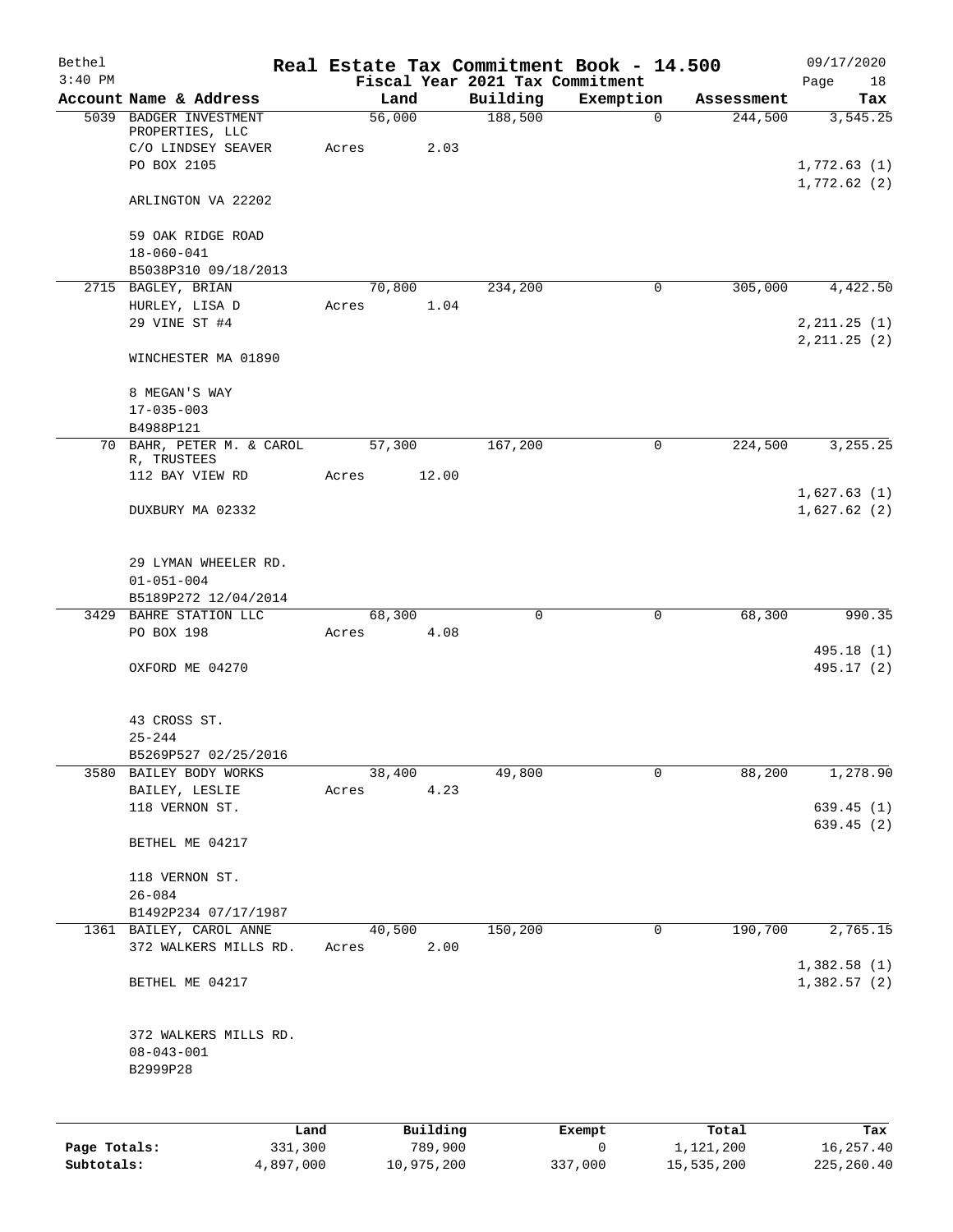# Bethel — Real Estate Tax Commitment Book - 14.500

3:40 PM — Fiscal Year 2021 Tax Commitment — 09/17/2020

| Account Name & Address | Land | Building | Exemption | Assessment | Tax |
|---|---|---|---|---|---|
| 5039 BADGER INVESTMENT PROPERTIES, LLC | 56,000 | 188,500 | 0 | 244,500 | 3,545.25 |
| C/O LINDSEY SEAVER | Acres 2.03 | | | | |
| PO BOX 2105 | | | | | 1,772.63 (1) |
| | | | | | 1,772.62 (2) |
| ARLINGTON VA 22202 | | | | | |
| 59 OAK RIDGE ROAD | | | | | |
| 18-060-041 | | | | | |
| B5038P310 09/18/2013 | | | | | |
| 2715 BAGLEY, BRIAN | 70,800 | 234,200 | 0 | 305,000 | 4,422.50 |
| HURLEY, LISA D | Acres 1.04 | | | | |
| 29 VINE ST #4 | | | | | 2,211.25 (1) |
| | | | | | 2,211.25 (2) |
| WINCHESTER MA 01890 | | | | | |
| 8 MEGAN'S WAY | | | | | |
| 17-035-003 | | | | | |
| B4988P121 | | | | | |
| 70 BAHR, PETER M. & CAROL R, TRUSTEES | 57,300 | 167,200 | 0 | 224,500 | 3,255.25 |
| 112 BAY VIEW RD | Acres 12.00 | | | | |
| | | | | | 1,627.63 (1) |
| DUXBURY MA 02332 | | | | | 1,627.62 (2) |
| 29 LYMAN WHEELER RD. | | | | | |
| 01-051-004 | | | | | |
| B5189P272 12/04/2014 | | | | | |
| 3429 BAHRE STATION LLC | 68,300 | 0 | 0 | 68,300 | 990.35 |
| PO BOX 198 | Acres 4.08 | | | | |
| | | | | | 495.18 (1) |
| OXFORD ME 04270 | | | | | 495.17 (2) |
| 43 CROSS ST. | | | | | |
| 25-244 | | | | | |
| B5269P527 02/25/2016 | | | | | |
| 3580 BAILEY BODY WORKS | 38,400 | 49,800 | 0 | 88,200 | 1,278.90 |
| BAILEY, LESLIE | Acres 4.23 | | | | |
| 118 VERNON ST. | | | | | 639.45 (1) |
| | | | | | 639.45 (2) |
| BETHEL ME 04217 | | | | | |
| 118 VERNON ST. | | | | | |
| 26-084 | | | | | |
| B1492P234 07/17/1987 | | | | | |
| 1361 BAILEY, CAROL ANNE | 40,500 | 150,200 | 0 | 190,700 | 2,765.15 |
| 372 WALKERS MILLS RD. | Acres 2.00 | | | | |
| | | | | | 1,382.58 (1) |
| BETHEL ME 04217 | | | | | 1,382.57 (2) |
| 372 WALKERS MILLS RD. | | | | | |
| 08-043-001 | | | | | |
| B2999P28 | | | | | |

| | Land | Building | Exempt | Total | Tax |
|---|---|---|---|---|---|
| Page Totals: | 331,300 | 789,900 | 0 | 1,121,200 | 16,257.40 |
| Subtotals: | 4,897,000 | 10,975,200 | 337,000 | 15,535,200 | 225,260.40 |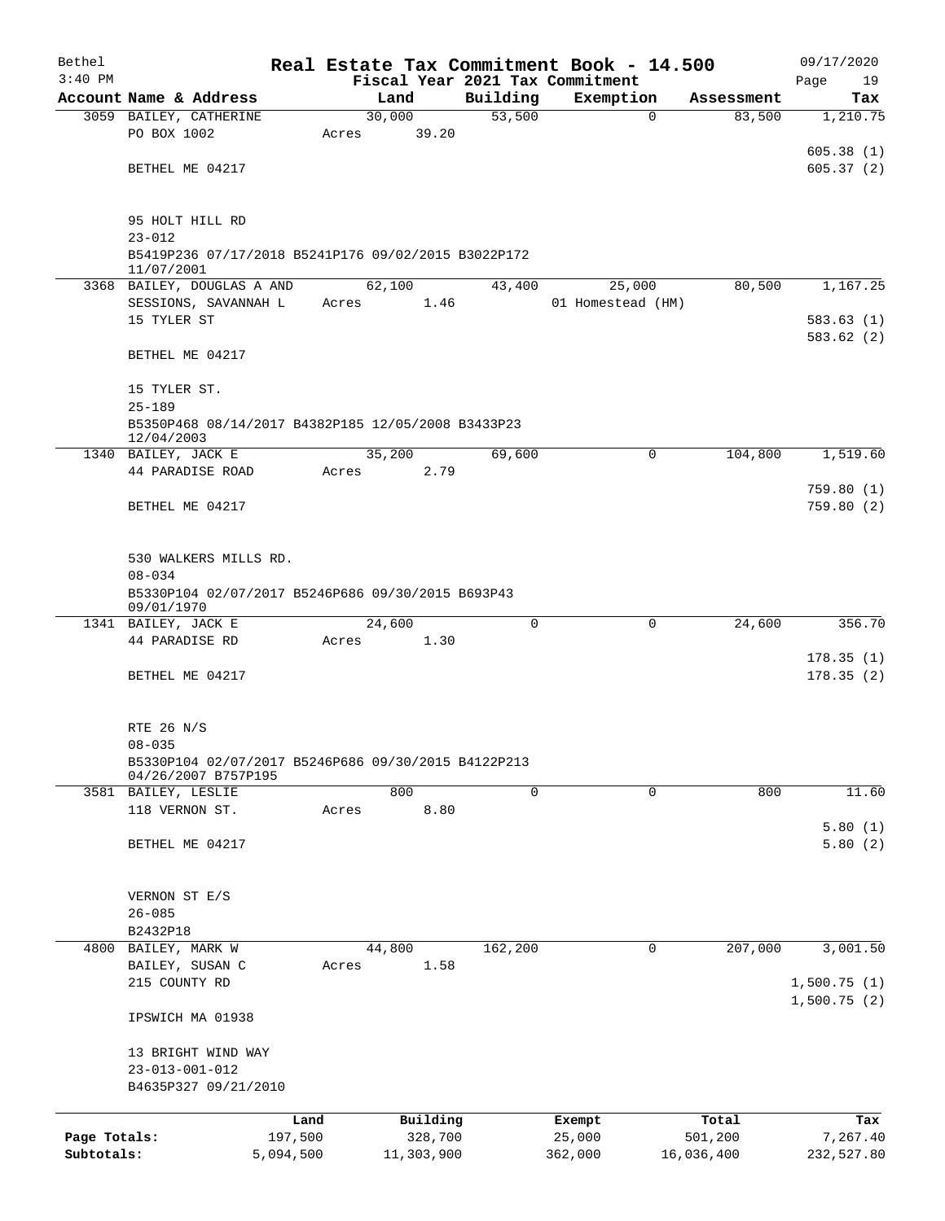# Real Estate Tax Commitment Book - 14.500

Bethel
3:40 PM

Fiscal Year 2021 Tax Commitment

09/17/2020

| Account Name & Address | Land | Building | Exemption | Assessment | Tax |
|---|---|---|---|---|---|
| 3059 BAILEY, CATHERINE | 30,000 | 53,500 | 0 | 83,500 | 1,210.75 |
| PO BOX 1002 | Acres 39.20 | | | | |
| | | | | | 605.38 (1) |
| BETHEL ME 04217 | | | | | 605.37 (2) |
| 95 HOLT HILL RD | | | | | |
| 23-012 | | | | | |
| B5419P236 07/17/2018 B5241P176 09/02/2015 B3022P172 11/07/2001 | | | | | |
| 3368 BAILEY, DOUGLAS A AND | 62,100 | 43,400 | 25,000 | 80,500 | 1,167.25 |
| SESSIONS, SAVANNAH L | Acres 1.46 | | 01 Homestead (HM) | | |
| 15 TYLER ST | | | | | 583.63 (1) |
| | | | | | 583.62 (2) |
| BETHEL ME 04217 | | | | | |
| 15 TYLER ST. | | | | | |
| 25-189 | | | | | |
| B5350P468 08/14/2017 B4382P185 12/05/2008 B3433P23 12/04/2003 | | | | | |
| 1340 BAILEY, JACK E | 35,200 | 69,600 | 0 | 104,800 | 1,519.60 |
| 44 PARADISE ROAD | Acres 2.79 | | | | |
| | | | | | 759.80 (1) |
| BETHEL ME 04217 | | | | | 759.80 (2) |
| 530 WALKERS MILLS RD. | | | | | |
| 08-034 | | | | | |
| B5330P104 02/07/2017 B5246P686 09/30/2015 B693P43 09/01/1970 | | | | | |
| 1341 BAILEY, JACK E | 24,600 | 0 | 0 | 24,600 | 356.70 |
| 44 PARADISE RD | Acres 1.30 | | | | |
| | | | | | 178.35 (1) |
| BETHEL ME 04217 | | | | | 178.35 (2) |
| RTE 26 N/S | | | | | |
| 08-035 | | | | | |
| B5330P104 02/07/2017 B5246P686 09/30/2015 B4122P213 04/26/2007 B757P195 | | | | | |
| 3581 BAILEY, LESLIE | 800 | 0 | 0 | 800 | 11.60 |
| 118 VERNON ST. | Acres 8.80 | | | | |
| | | | | | 5.80 (1) |
| BETHEL ME 04217 | | | | | 5.80 (2) |
| VERNON ST E/S | | | | | |
| 26-085 | | | | | |
| B2432P18 | | | | | |
| 4800 BAILEY, MARK W | 44,800 | 162,200 | 0 | 207,000 | 3,001.50 |
| BAILEY, SUSAN C | Acres 1.58 | | | | |
| 215 COUNTY RD | | | | | 1,500.75 (1) |
| | | | | | 1,500.75 (2) |
| IPSWICH MA 01938 | | | | | |
| 13 BRIGHT WIND WAY | | | | | |
| 23-013-001-012 | | | | | |
| B4635P327 09/21/2010 | | | | | |

| | Land | Building | Exempt | Total | Tax |
|---|---|---|---|---|---|
| Page Totals: | 197,500 | 328,700 | 25,000 | 501,200 | 7,267.40 |
| Subtotals: | 5,094,500 | 11,303,900 | 362,000 | 16,036,400 | 232,527.80 |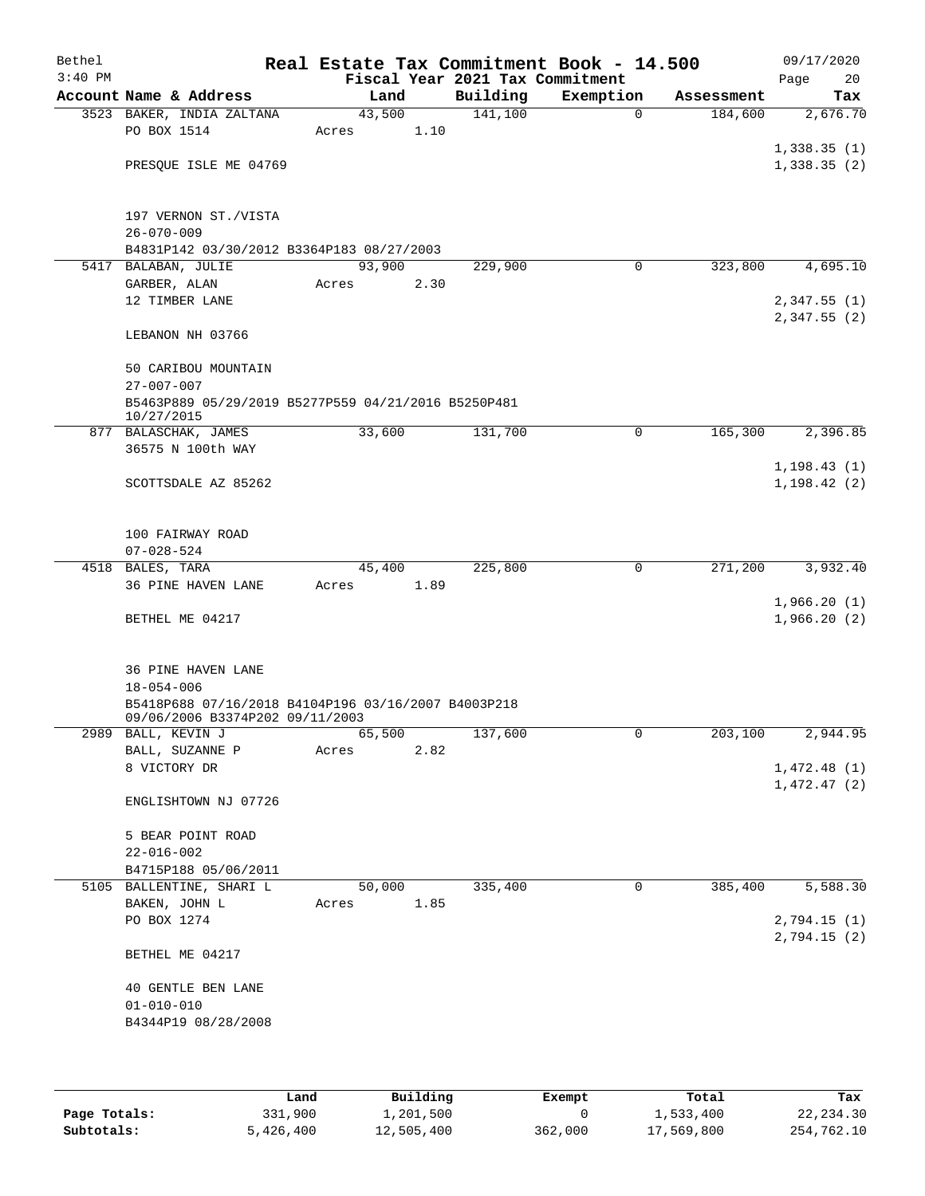# Real Estate Tax Commitment Book - 14.500

Bethel
3:40 PM

09/17/2020

Fiscal Year 2021 Tax Commitment

| Account Name & Address | Land | Building | Exemption | Assessment | Tax |
|---|---|---|---|---|---|
| 3523 BAKER, INDIA ZALTANA | 43,500 | 141,100 | 0 | 184,600 | 2,676.70 |
| PO BOX 1514 | Acres 1.10 | | | | |
| | | | | | 1,338.35 (1) |
| PRESQUE ISLE ME 04769 | | | | | 1,338.35 (2) |
| 197 VERNON ST./VISTA | | | | | |
| 26-070-009 | | | | | |
| B4831P142 03/30/2012 B3364P183 08/27/2003 | | | | | |
| 5417 BALABAN, JULIE | 93,900 | 229,900 | 0 | 323,800 | 4,695.10 |
| GARBER, ALAN | Acres 2.30 | | | | |
| 12 TIMBER LANE | | | | | 2,347.55 (1) |
| | | | | | 2,347.55 (2) |
| LEBANON NH 03766 | | | | | |
| 50 CARIBOU MOUNTAIN | | | | | |
| 27-007-007 | | | | | |
| B5463P889 05/29/2019 B5277P559 04/21/2016 B5250P481 10/27/2015 | | | | | |
| 877 BALASCHAK, JAMES | 33,600 | 131,700 | 0 | 165,300 | 2,396.85 |
| 36575 N 100th WAY | | | | | |
| | | | | | 1,198.43 (1) |
| SCOTTSDALE AZ 85262 | | | | | 1,198.42 (2) |
| 100 FAIRWAY ROAD | | | | | |
| 07-028-524 | | | | | |
| 4518 BALES, TARA | 45,400 | 225,800 | 0 | 271,200 | 3,932.40 |
| 36 PINE HAVEN LANE | Acres 1.89 | | | | |
| | | | | | 1,966.20 (1) |
| BETHEL ME 04217 | | | | | 1,966.20 (2) |
| 36 PINE HAVEN LANE | | | | | |
| 18-054-006 | | | | | |
| B5418P688 07/16/2018 B4104P196 03/16/2007 B4003P218 09/06/2006 B3374P202 09/11/2003 | | | | | |
| 2989 BALL, KEVIN J | 65,500 | 137,600 | 0 | 203,100 | 2,944.95 |
| BALL, SUZANNE P | Acres 2.82 | | | | |
| 8 VICTORY DR | | | | | 1,472.48 (1) |
| | | | | | 1,472.47 (2) |
| ENGLISHTOWN NJ 07726 | | | | | |
| 5 BEAR POINT ROAD | | | | | |
| 22-016-002 | | | | | |
| B4715P188 05/06/2011 | | | | | |
| 5105 BALLENTINE, SHARI L | 50,000 | 335,400 | 0 | 385,400 | 5,588.30 |
| BAKEN, JOHN L | Acres 1.85 | | | | |
| PO BOX 1274 | | | | | 2,794.15 (1) |
| | | | | | 2,794.15 (2) |
| BETHEL ME 04217 | | | | | |
| 40 GENTLE BEN LANE | | | | | |
| 01-010-010 | | | | | |
| B4344P19 08/28/2008 | | | | | |

| | Land | Building | Exempt | Total | Tax |
|---|---|---|---|---|---|
| Page Totals: | 331,900 | 1,201,500 | 0 | 1,533,400 | 22,234.30 |
| Subtotals: | 5,426,400 | 12,505,400 | 362,000 | 17,569,800 | 254,762.10 |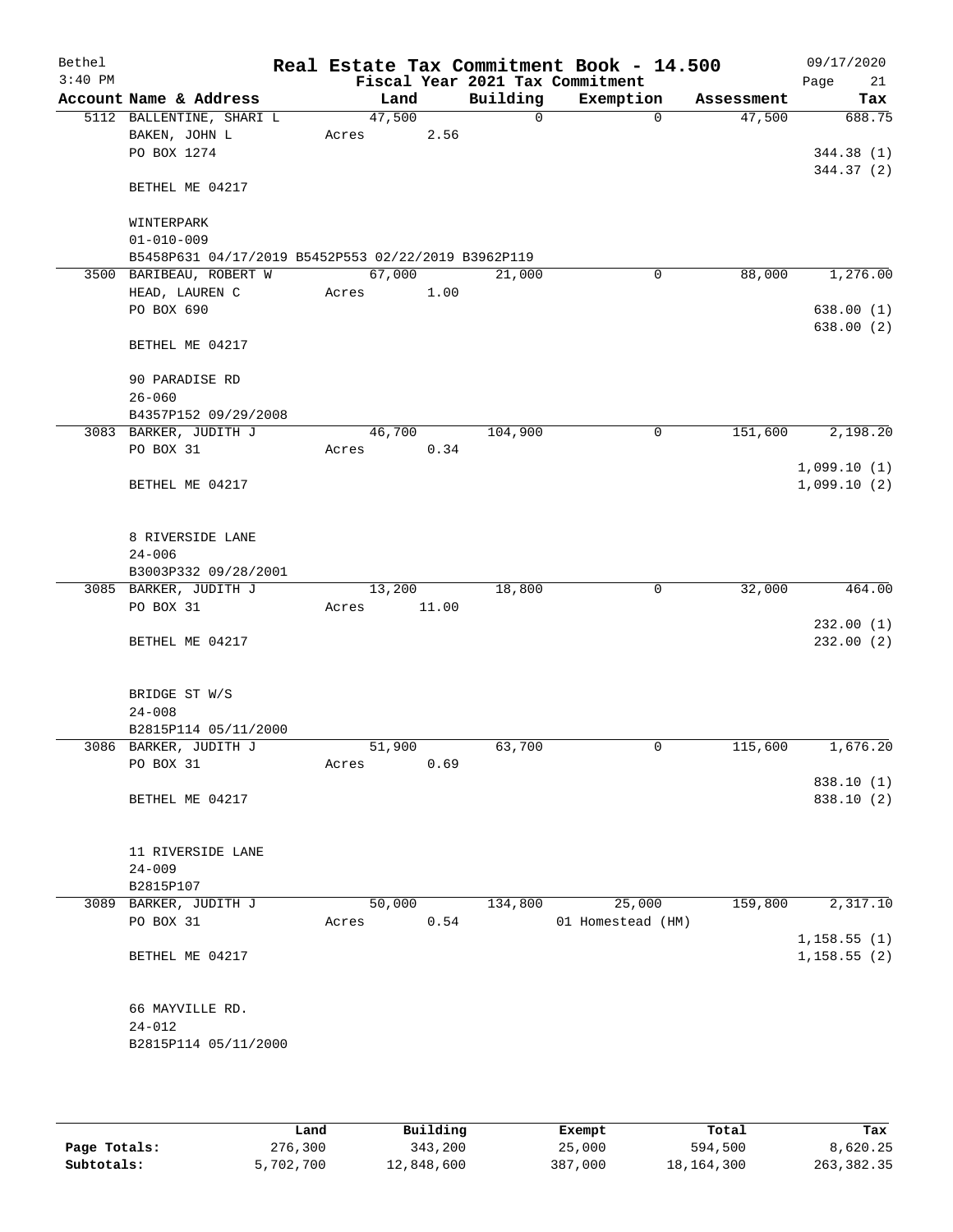Bethel 3:40 PM

# Real Estate Tax Commitment Book - 14.500

Fiscal Year 2021 Tax Commitment

09/17/2020 Page 21

| Account Name & Address | Land | Building | Exemption | Assessment | Tax |
|---|---|---|---|---|---|
| 5112 BALLENTINE, SHARI L | 47,500 | 0 | 0 | 47,500 | 688.75 |
| BAKEN, JOHN L | Acres 2.56 | | | | |
| PO BOX 1274 | | | | | 344.38 (1) |
| | | | | | 344.37 (2) |
| BETHEL ME 04217 | | | | | |
| WINTERPARK | | | | | |
| 01-010-009 | | | | | |
| B5458P631 04/17/2019 B5452P553 02/22/2019 B3962P119 | | | | | |
| 3500 BARIBEAU, ROBERT W | 67,000 | 21,000 | 0 | 88,000 | 1,276.00 |
| HEAD, LAUREN C | Acres 1.00 | | | | |
| PO BOX 690 | | | | | 638.00 (1) |
| | | | | | 638.00 (2) |
| BETHEL ME 04217 | | | | | |
| 90 PARADISE RD | | | | | |
| 26-060 | | | | | |
| B4357P152 09/29/2008 | | | | | |
| 3083 BARKER, JUDITH J | 46,700 | 104,900 | 0 | 151,600 | 2,198.20 |
| PO BOX 31 | Acres 0.34 | | | | |
| | | | | | 1,099.10 (1) |
| BETHEL ME 04217 | | | | | 1,099.10 (2) |
| 8 RIVERSIDE LANE | | | | | |
| 24-006 | | | | | |
| B3003P332 09/28/2001 | | | | | |
| 3085 BARKER, JUDITH J | 13,200 | 18,800 | 0 | 32,000 | 464.00 |
| PO BOX 31 | Acres 11.00 | | | | |
| | | | | | 232.00 (1) |
| BETHEL ME 04217 | | | | | 232.00 (2) |
| BRIDGE ST W/S | | | | | |
| 24-008 | | | | | |
| B2815P114 05/11/2000 | | | | | |
| 3086 BARKER, JUDITH J | 51,900 | 63,700 | 0 | 115,600 | 1,676.20 |
| PO BOX 31 | Acres 0.69 | | | | |
| | | | | | 838.10 (1) |
| BETHEL ME 04217 | | | | | 838.10 (2) |
| 11 RIVERSIDE LANE | | | | | |
| 24-009 | | | | | |
| B2815P107 | | | | | |
| 3089 BARKER, JUDITH J | 50,000 | 134,800 | 25,000 | 159,800 | 2,317.10 |
| PO BOX 31 | Acres 0.54 | | 01 Homestead (HM) | | |
| | | | | | 1,158.55 (1) |
| BETHEL ME 04217 | | | | | 1,158.55 (2) |
| 66 MAYVILLE RD. | | | | | |
| 24-012 | | | | | |
| B2815P114 05/11/2000 | | | | | |

| | Land | Building | Exempt | Total | Tax |
|---|---|---|---|---|---|
| Page Totals: | 276,300 | 343,200 | 25,000 | 594,500 | 8,620.25 |
| Subtotals: | 5,702,700 | 12,848,600 | 387,000 | 18,164,300 | 263,382.35 |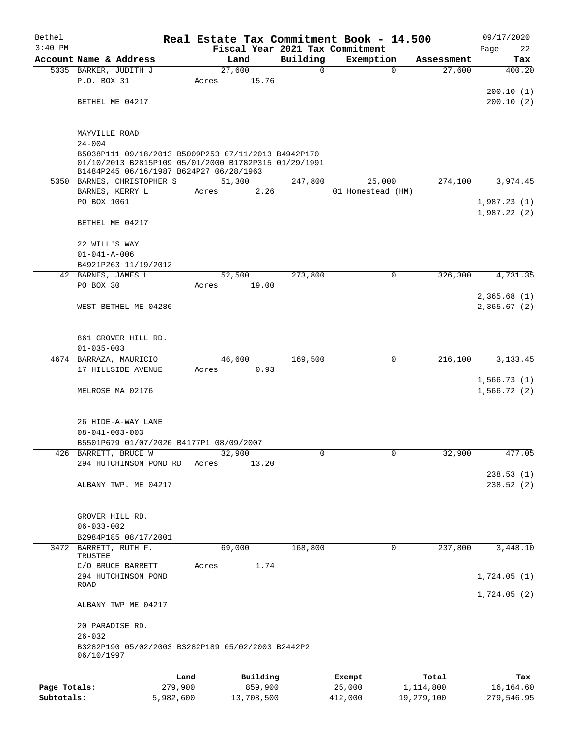Bethel 3:40 PM

# Real Estate Tax Commitment Book - 14.500

Fiscal Year 2021 Tax Commitment

09/17/2020

| Account Name & Address | Land | Building | Exemption | Assessment | Tax |
|---|---|---|---|---|---|
| 5335 BARKER, JUDITH J | 27,600 | 0 | 0 | 27,600 | 400.20 |
| P.O. BOX 31 | Acres 15.76 | | | | |
| | | | | | 200.10 (1) |
| BETHEL ME 04217 | | | | | 200.10 (2) |
| MAYVILLE ROAD | | | | | |
| 24-004 | | | | | |
| B5038P111 09/18/2013 B5009P253 07/11/2013 B4942P170 01/10/2013 B2815P109 05/01/2000 B1782P315 01/29/1991 B1484P245 06/16/1987 B624P27 06/28/1963 | | | | | |
| 5350 BARNES, CHRISTOPHER S | 51,300 | 247,800 | 25,000 | 274,100 | 3,974.45 |
| BARNES, KERRY L | Acres 2.26 | | 01 Homestead (HM) | | |
| PO BOX 1061 | | | | | 1,987.23 (1) |
| | | | | | 1,987.22 (2) |
| BETHEL ME 04217 | | | | | |
| 22 WILL'S WAY | | | | | |
| 01-041-A-006 | | | | | |
| B4921P263 11/19/2012 | | | | | |
| 42 BARNES, JAMES L | 52,500 | 273,800 | 0 | 326,300 | 4,731.35 |
| PO BOX 30 | Acres 19.00 | | | | |
| | | | | | 2,365.68 (1) |
| WEST BETHEL ME 04286 | | | | | 2,365.67 (2) |
| 861 GROVER HILL RD. | | | | | |
| 01-035-003 | | | | | |
| 4674 BARRAZA, MAURICIO | 46,600 | 169,500 | 0 | 216,100 | 3,133.45 |
| 17 HILLSIDE AVENUE | Acres 0.93 | | | | |
| | | | | | 1,566.73 (1) |
| MELROSE MA 02176 | | | | | 1,566.72 (2) |
| 26 HIDE-A-WAY LANE | | | | | |
| 08-041-003-003 | | | | | |
| B5501P679 01/07/2020 B4177P1 08/09/2007 | | | | | |
| 426 BARRETT, BRUCE W | 32,900 | 0 | 0 | 32,900 | 477.05 |
| 294 HUTCHINSON POND RD | Acres 13.20 | | | | |
| | | | | | 238.53 (1) |
| ALBANY TWP. ME 04217 | | | | | 238.52 (2) |
| GROVER HILL RD. | | | | | |
| 06-033-002 | | | | | |
| B2984P185 08/17/2001 | | | | | |
| 3472 BARRETT, RUTH F. TRUSTEE | 69,000 | 168,800 | 0 | 237,800 | 3,448.10 |
| C/O BRUCE BARRETT | Acres 1.74 | | | | |
| 294 HUTCHINSON POND ROAD | | | | | 1,724.05 (1) |
| | | | | | 1,724.05 (2) |
| ALBANY TWP ME 04217 | | | | | |
| 20 PARADISE RD. | | | | | |
| 26-032 | | | | | |
| B3282P190 05/02/2003 B3282P189 05/02/2003 B2442P2 06/10/1997 | | | | | |

| | Land | Building | Exempt | Total | Tax |
|---|---|---|---|---|---|
| Page Totals: | 279,900 | 859,900 | 25,000 | 1,114,800 | 16,164.60 |
| Subtotals: | 5,982,600 | 13,708,500 | 412,000 | 19,279,100 | 279,546.95 |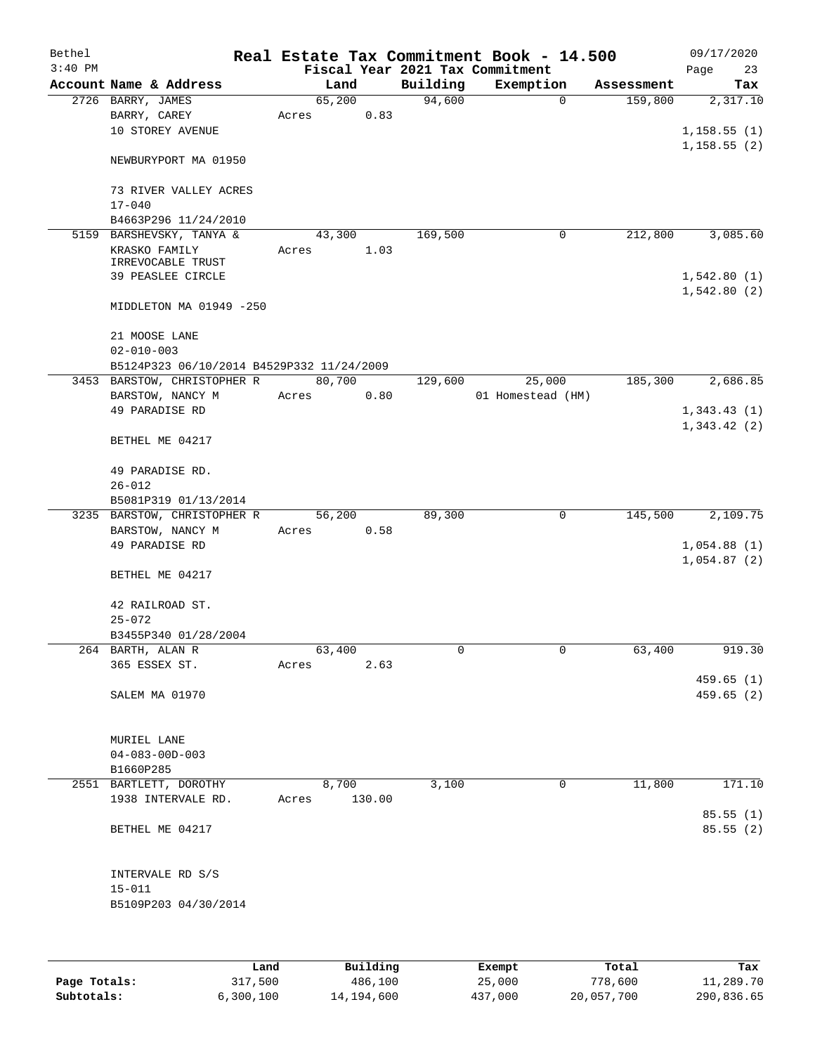Bethel 3:40 PM

# Real Estate Tax Commitment Book - 14.500

Fiscal Year 2021 Tax Commitment

09/17/2020 Page 23

| Account | Name & Address | Land | Building | Exemption | Assessment | Tax |
|---|---|---|---|---|---|---|
| 2726 | BARRY, JAMES<br>BARRY, CAREY<br>10 STOREY AVENUE<br><br>NEWBURYPORT MA 01950<br><br>73 RIVER VALLEY ACRES<br>17-040<br>B4663P296 11/24/2010 | 65,200<br>Acres 0.83 | 94,600 | 0 | 159,800 | 2,317.10<br><br>1,158.55 (1)<br>1,158.55 (2) |
| 5159 | BARSHEVSKY, TANYA &<br>KRASKO FAMILY IRREVOCABLE TRUST<br>39 PEASLEE CIRCLE<br><br>MIDDLETON MA 01949 -250<br><br>21 MOOSE LANE<br>02-010-003<br>B5124P323 06/10/2014 B4529P332 11/24/2009 | 43,300<br>Acres 1.03 | 169,500 | 0 | 212,800 | 3,085.60<br><br>1,542.80 (1)<br>1,542.80 (2) |
| 3453 | BARSTOW, CHRISTOPHER R<br>BARSTOW, NANCY M<br>49 PARADISE RD<br><br>BETHEL ME 04217<br><br>49 PARADISE RD.<br>26-012<br>B5081P319 01/13/2014 | 80,700<br>Acres 0.80 | 129,600 | 25,000<br>01 Homestead (HM) | 185,300 | 2,686.85<br><br>1,343.43 (1)<br>1,343.42 (2) |
| 3235 | BARSTOW, CHRISTOPHER R<br>BARSTOW, NANCY M<br>49 PARADISE RD<br><br>BETHEL ME 04217<br><br>42 RAILROAD ST.<br>25-072<br>B3455P340 01/28/2004 | 56,200<br>Acres 0.58 | 89,300 | 0 | 145,500 | 2,109.75<br><br>1,054.88 (1)<br>1,054.87 (2) |
| 264 | BARTH, ALAN R<br>365 ESSEX ST.<br><br>SALEM MA 01970<br><br>MURIEL LANE<br>04-083-00D-003<br>B1660P285 | 63,400<br>Acres 2.63 | 0 | 0 | 63,400 | 919.30<br><br>459.65 (1)<br>459.65 (2) |
| 2551 | BARTLETT, DOROTHY<br>1938 INTERVALE RD.<br><br>BETHEL ME 04217<br><br>INTERVALE RD S/S<br>15-011<br>B5109P203 04/30/2014 | 8,700<br>Acres 130.00 | 3,100 | 0 | 11,800 | 171.10<br><br>85.55 (1)<br>85.55 (2) |

| | Land | Building | Exempt | Total | Tax |
|---|---|---|---|---|---|
| Page Totals: | 317,500 | 486,100 | 25,000 | 778,600 | 11,289.70 |
| Subtotals: | 6,300,100 | 14,194,600 | 437,000 | 20,057,700 | 290,836.65 |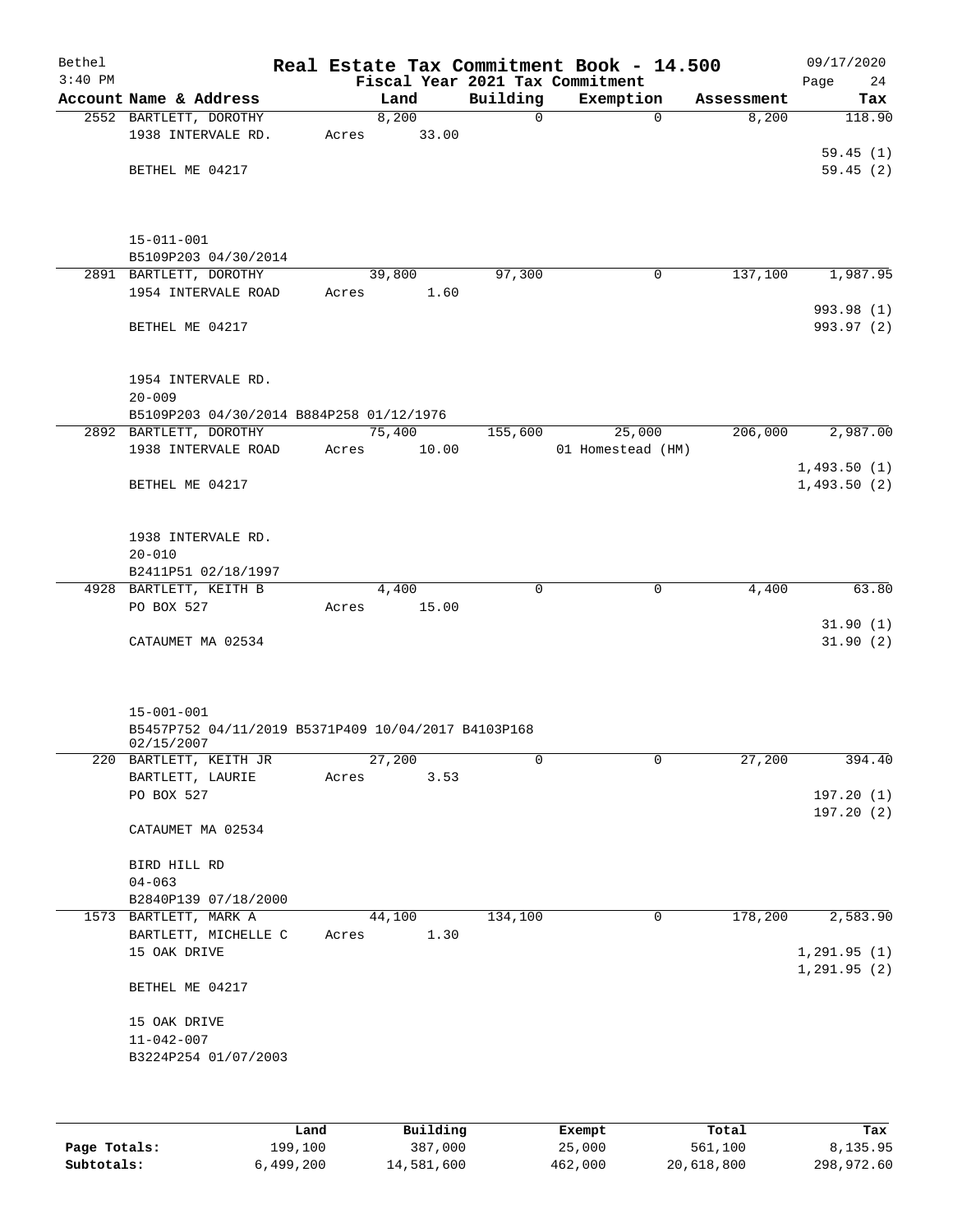Bethel 3:40 PM

# Real Estate Tax Commitment Book - 14.500

## Fiscal Year 2021 Tax Commitment

09/17/2020 Page 24

| Account Name & Address | Land | Building | Exemption | Assessment | Tax |
|---|---|---|---|---|---|
| 2552 BARTLETT, DOROTHY<br>1938 INTERVALE RD.<br><br>BETHEL ME 04217<br><br>15-011-001<br>B5109P203 04/30/2014 | 8,200<br>Acres 33.00 | 0 | 0 | 8,200 | 118.90<br><br>59.45 (1)<br>59.45 (2) |
| 2891 BARTLETT, DOROTHY<br>1954 INTERVALE ROAD<br><br>BETHEL ME 04217<br><br>1954 INTERVALE RD.<br>20-009<br>B5109P203 04/30/2014 B884P258 01/12/1976 | 39,800<br>Acres 1.60 | 97,300 | 0 | 137,100 | 1,987.95<br><br>993.98 (1)<br>993.97 (2) |
| 2892 BARTLETT, DOROTHY<br>1938 INTERVALE ROAD<br><br>BETHEL ME 04217<br><br>1938 INTERVALE RD.<br>20-010<br>B2411P51 02/18/1997 | 75,400<br>Acres 10.00 | 155,600 | 25,000<br>01 Homestead (HM) | 206,000 | 2,987.00<br><br>1,493.50 (1)<br>1,493.50 (2) |
| 4928 BARTLETT, KEITH B<br>PO BOX 527<br><br>CATAUMET MA 02534<br><br>15-001-001<br>B5457P752 04/11/2019 B5371P409 10/04/2017 B4103P168 02/15/2007 | 4,400<br>Acres 15.00 | 0 | 0 | 4,400 | 63.80<br><br>31.90 (1)<br>31.90 (2) |
| 220 BARTLETT, KEITH JR<br>BARTLETT, LAURIE<br>PO BOX 527<br><br>CATAUMET MA 02534<br><br>BIRD HILL RD<br>04-063<br>B2840P139 07/18/2000 | 27,200<br>Acres 3.53 | 0 | 0 | 27,200 | 394.40<br><br>197.20 (1)<br>197.20 (2) |
| 1573 BARTLETT, MARK A<br>BARTLETT, MICHELLE C<br>15 OAK DRIVE<br><br>BETHEL ME 04217<br><br>15 OAK DRIVE<br>11-042-007<br>B3224P254 01/07/2003 | 44,100<br>Acres 1.30 | 134,100 | 0 | 178,200 | 2,583.90<br><br>1,291.95 (1)<br>1,291.95 (2) |

| | Land | Building | Exempt | Total | Tax |
|---|---|---|---|---|---|
| Page Totals: | 199,100 | 387,000 | 25,000 | 561,100 | 8,135.95 |
| Subtotals: | 6,499,200 | 14,581,600 | 462,000 | 20,618,800 | 298,972.60 |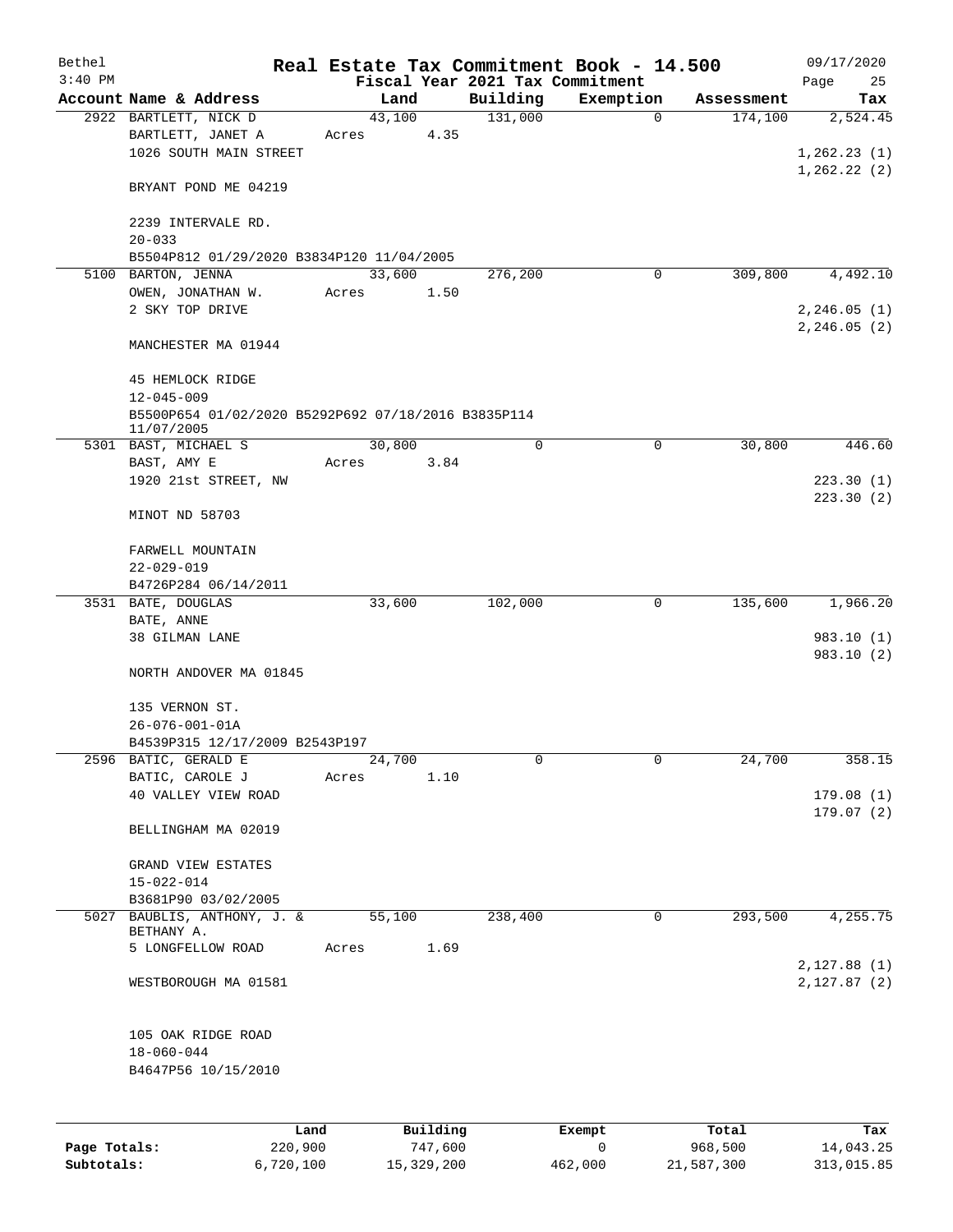# Real Estate Tax Commitment Book - 14.500

Bethel
3:40 PM

Fiscal Year 2021 Tax Commitment

09/17/2020

| Account | Name & Address | Land | Building | Exemption | Assessment | Tax |
|---|---|---|---|---|---|---|
| 2922 | BARTLETT, NICK D<br>BARTLETT, JANET A<br>1026 SOUTH MAIN STREET<br><br>BRYANT POND ME 04219<br><br>2239 INTERVALE RD.<br>20-033<br>B5504P812 01/29/2020 B3834P120 11/04/2005 | 43,100<br>Acres 4.35 | 131,000 | 0 | 174,100 | 2,524.45<br><br>1,262.23 (1)<br>1,262.22 (2) |
| 5100 | BARTON, JENNA<br>OWEN, JONATHAN W.<br>2 SKY TOP DRIVE<br><br>MANCHESTER MA 01944<br><br>45 HEMLOCK RIDGE<br>12-045-009<br>B5500P654 01/02/2020 B5292P692 07/18/2016 B3835P114 11/07/2005 | 33,600<br>Acres 1.50 | 276,200 | 0 | 309,800 | 4,492.10<br><br>2,246.05 (1)<br>2,246.05 (2) |
| 5301 | BAST, MICHAEL S<br>BAST, AMY E<br>1920 21st STREET, NW<br><br>MINOT ND 58703<br><br>FARWELL MOUNTAIN<br>22-029-019<br>B4726P284 06/14/2011 | 30,800<br>Acres 3.84 | 0 | 0 | 30,800 | 446.60<br><br>223.30 (1)<br>223.30 (2) |
| 3531 | BATE, DOUGLAS<br>BATE, ANNE<br>38 GILMAN LANE<br><br>NORTH ANDOVER MA 01845<br><br>135 VERNON ST.<br>26-076-001-01A<br>B4539P315 12/17/2009 B2543P197 | 33,600 | 102,000 | 0 | 135,600 | 1,966.20<br><br>983.10 (1)<br>983.10 (2) |
| 2596 | BATIC, GERALD E<br>BATIC, CAROLE J<br>40 VALLEY VIEW ROAD<br><br>BELLINGHAM MA 02019<br><br>GRAND VIEW ESTATES<br>15-022-014<br>B3681P90 03/02/2005 | 24,700<br>Acres 1.10 | 0 | 0 | 24,700 | 358.15<br><br>179.08 (1)<br>179.07 (2) |
| 5027 | BAUBLIS, ANTHONY, J. & BETHANY A.<br>5 LONGFELLOW ROAD<br><br>WESTBOROUGH MA 01581<br><br>105 OAK RIDGE ROAD<br>18-060-044<br>B4647P56 10/15/2010 | 55,100<br>Acres 1.69 | 238,400 | 0 | 293,500 | 4,255.75<br><br>2,127.88 (1)<br>2,127.87 (2) |

|  | Land | Building | Exempt | Total | Tax |
|---|---|---|---|---|---|
| **Page Totals:** | 220,900 | 747,600 | 0 | 968,500 | 14,043.25 |
| **Subtotals:** | 6,720,100 | 15,329,200 | 462,000 | 21,587,300 | 313,015.85 |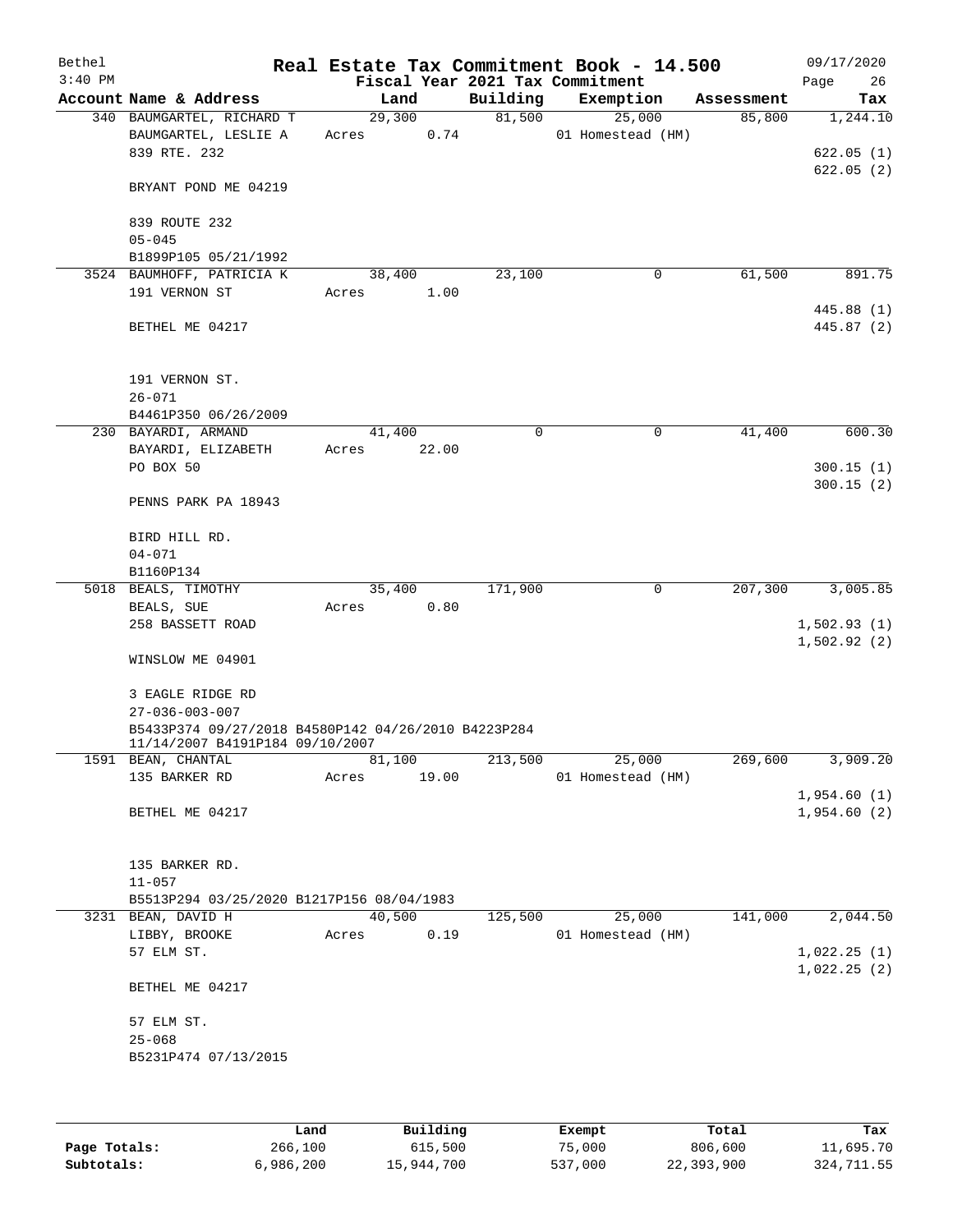# Real Estate Tax Commitment Book - 14.500

Bethel
3:40 PM

Fiscal Year 2021 Tax Commitment

09/17/2020
Page 26

| Account Name & Address | Land | Building | Exemption | Assessment | Tax |
|---|---|---|---|---|---|
| 340 BAUMGARTEL, RICHARD T | 29,300 | 81,500 | 25,000 | 85,800 | 1,244.10 |
| BAUMGARTEL, LESLIE A | Acres 0.74 | | 01 Homestead (HM) | | |
| 839 RTE. 232 | | | | | 622.05 (1) |
| | | | | | 622.05 (2) |
| BRYANT POND ME 04219 | | | | | |
| 839 ROUTE 232 | | | | | |
| 05-045 | | | | | |
| B1899P105 05/21/1992 | | | | | |
| 3524 BAUMHOFF, PATRICIA K | 38,400 | 23,100 | 0 | 61,500 | 891.75 |
| 191 VERNON ST | Acres 1.00 | | | | |
| | | | | | 445.88 (1) |
| BETHEL ME 04217 | | | | | 445.87 (2) |
| 191 VERNON ST. | | | | | |
| 26-071 | | | | | |
| B4461P350 06/26/2009 | | | | | |
| 230 BAYARDI, ARMAND | 41,400 | 0 | 0 | 41,400 | 600.30 |
| BAYARDI, ELIZABETH | Acres 22.00 | | | | |
| PO BOX 50 | | | | | 300.15 (1) |
| | | | | | 300.15 (2) |
| PENNS PARK PA 18943 | | | | | |
| BIRD HILL RD. | | | | | |
| 04-071 | | | | | |
| B1160P134 | | | | | |
| 5018 BEALS, TIMOTHY | 35,400 | 171,900 | 0 | 207,300 | 3,005.85 |
| BEALS, SUE | Acres 0.80 | | | | |
| 258 BASSETT ROAD | | | | | 1,502.93 (1) |
| | | | | | 1,502.92 (2) |
| WINSLOW ME 04901 | | | | | |
| 3 EAGLE RIDGE RD | | | | | |
| 27-036-003-007 | | | | | |
| B5433P374 09/27/2018 B4580P142 04/26/2010 B4223P284 11/14/2007 B4191P184 09/10/2007 | | | | | |
| 1591 BEAN, CHANTAL | 81,100 | 213,500 | 25,000 | 269,600 | 3,909.20 |
| 135 BARKER RD | Acres 19.00 | | 01 Homestead (HM) | | |
| | | | | | 1,954.60 (1) |
| BETHEL ME 04217 | | | | | 1,954.60 (2) |
| 135 BARKER RD. | | | | | |
| 11-057 | | | | | |
| B5513P294 03/25/2020 B1217P156 08/04/1983 | | | | | |
| 3231 BEAN, DAVID H | 40,500 | 125,500 | 25,000 | 141,000 | 2,044.50 |
| LIBBY, BROOKE | Acres 0.19 | | 01 Homestead (HM) | | |
| 57 ELM ST. | | | | | 1,022.25 (1) |
| | | | | | 1,022.25 (2) |
| BETHEL ME 04217 | | | | | |
| 57 ELM ST. | | | | | |
| 25-068 | | | | | |
| B5231P474 07/13/2015 | | | | | |

| | Land | Building | Exempt | Total | Tax |
|---|---|---|---|---|---|
| Page Totals: | 266,100 | 615,500 | 75,000 | 806,600 | 11,695.70 |
| Subtotals: | 6,986,200 | 15,944,700 | 537,000 | 22,393,900 | 324,711.55 |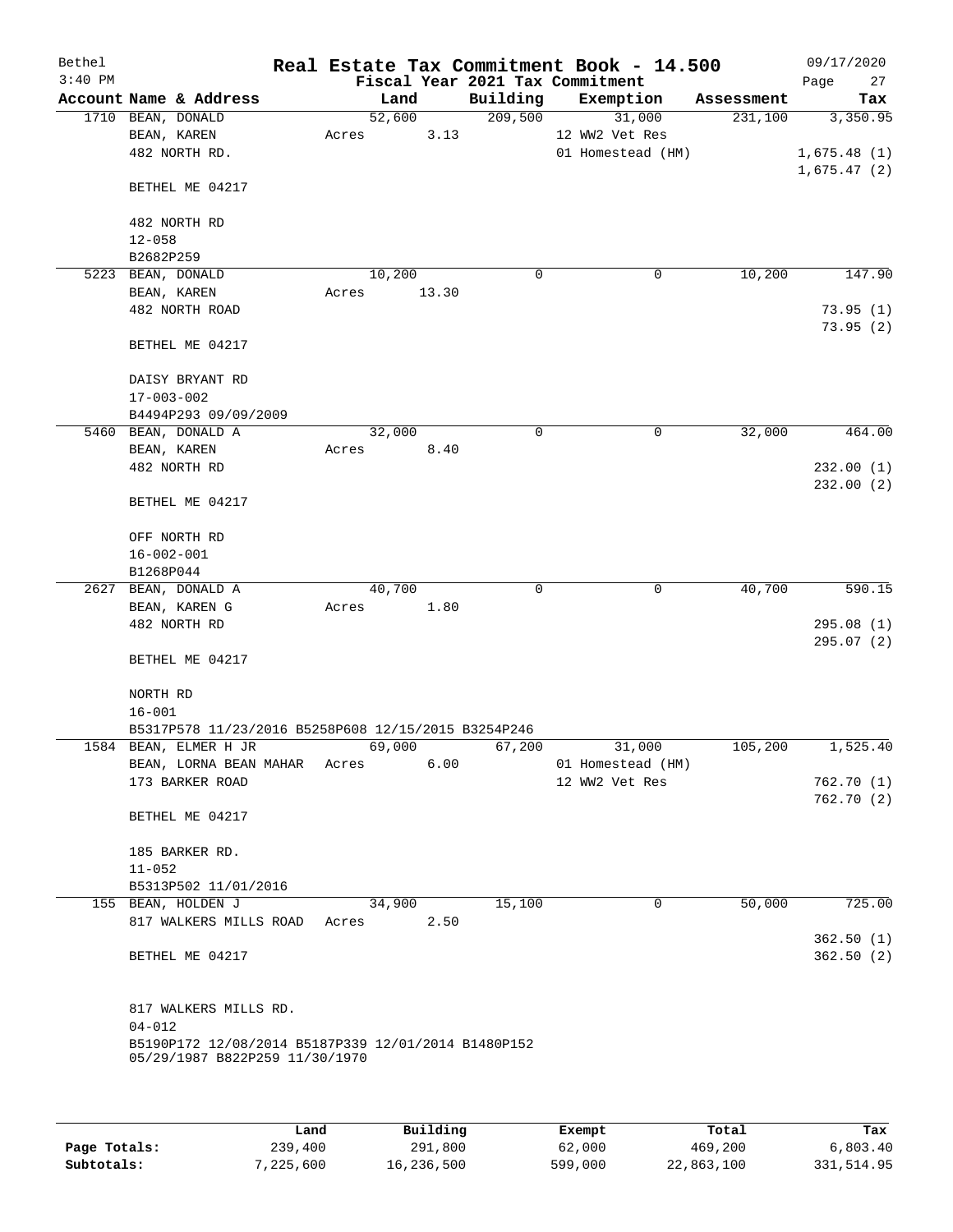# Real Estate Tax Commitment Book - 14.500

Bethel
3:40 PM

Fiscal Year 2021 Tax Commitment

09/17/2020

| Account | Name & Address | Land | Building | Exemption | Assessment | Tax |
|---|---|---|---|---|---|---|
| 1710 | BEAN, DONALD<br>BEAN, KAREN<br>482 NORTH RD.<br><br>BETHEL ME 04217<br><br>482 NORTH RD<br>12-058<br>B2682P259 | 52,600<br>Acres 3.13 | 209,500 | 31,000<br>12 WW2 Vet Res<br>01 Homestead (HM) | 231,100 | 3,350.95<br><br>1,675.48 (1)<br>1,675.47 (2) |
| 5223 | BEAN, DONALD<br>BEAN, KAREN<br>482 NORTH ROAD<br><br>BETHEL ME 04217<br><br>DAISY BRYANT RD<br>17-003-002<br>B4494P293 09/09/2009 | 10,200<br>Acres 13.30 | 0 | 0 | 10,200 | 147.90<br><br>73.95 (1)<br>73.95 (2) |
| 5460 | BEAN, DONALD A<br>BEAN, KAREN<br>482 NORTH RD<br><br>BETHEL ME 04217<br><br>OFF NORTH RD<br>16-002-001<br>B1268P044 | 32,000<br>Acres 8.40 | 0 | 0 | 32,000 | 464.00<br><br>232.00 (1)<br>232.00 (2) |
| 2627 | BEAN, DONALD A<br>BEAN, KAREN G<br>482 NORTH RD<br><br>BETHEL ME 04217<br><br>NORTH RD<br>16-001<br>B5317P578 11/23/2016 B5258P608 12/15/2015 B3254P246 | 40,700<br>Acres 1.80 | 0 | 0 | 40,700 | 590.15<br><br>295.08 (1)<br>295.07 (2) |
| 1584 | BEAN, ELMER H JR<br>BEAN, LORNA BEAN MAHAR<br>173 BARKER ROAD<br><br>BETHEL ME 04217<br><br>185 BARKER RD.<br>11-052<br>B5313P502 11/01/2016 | 69,000<br>Acres 6.00 | 67,200 | 31,000<br>01 Homestead (HM)<br>12 WW2 Vet Res | 105,200 | 1,525.40<br><br>762.70 (1)<br>762.70 (2) |
| 155 | BEAN, HOLDEN J<br>817 WALKERS MILLS ROAD<br><br>BETHEL ME 04217<br><br>817 WALKERS MILLS RD.<br>04-012<br>B5190P172 12/08/2014 B5187P339 12/01/2014 B1480P152 05/29/1987 B822P259 11/30/1970 | 34,900<br>Acres 2.50 | 15,100 | 0 | 50,000 | 725.00<br><br>362.50 (1)<br>362.50 (2) |

| | Land | Building | Exempt | Total | Tax |
|---|---|---|---|---|---|
| Page Totals: | 239,400 | 291,800 | 62,000 | 469,200 | 6,803.40 |
| Subtotals: | 7,225,600 | 16,236,500 | 599,000 | 22,863,100 | 331,514.95 |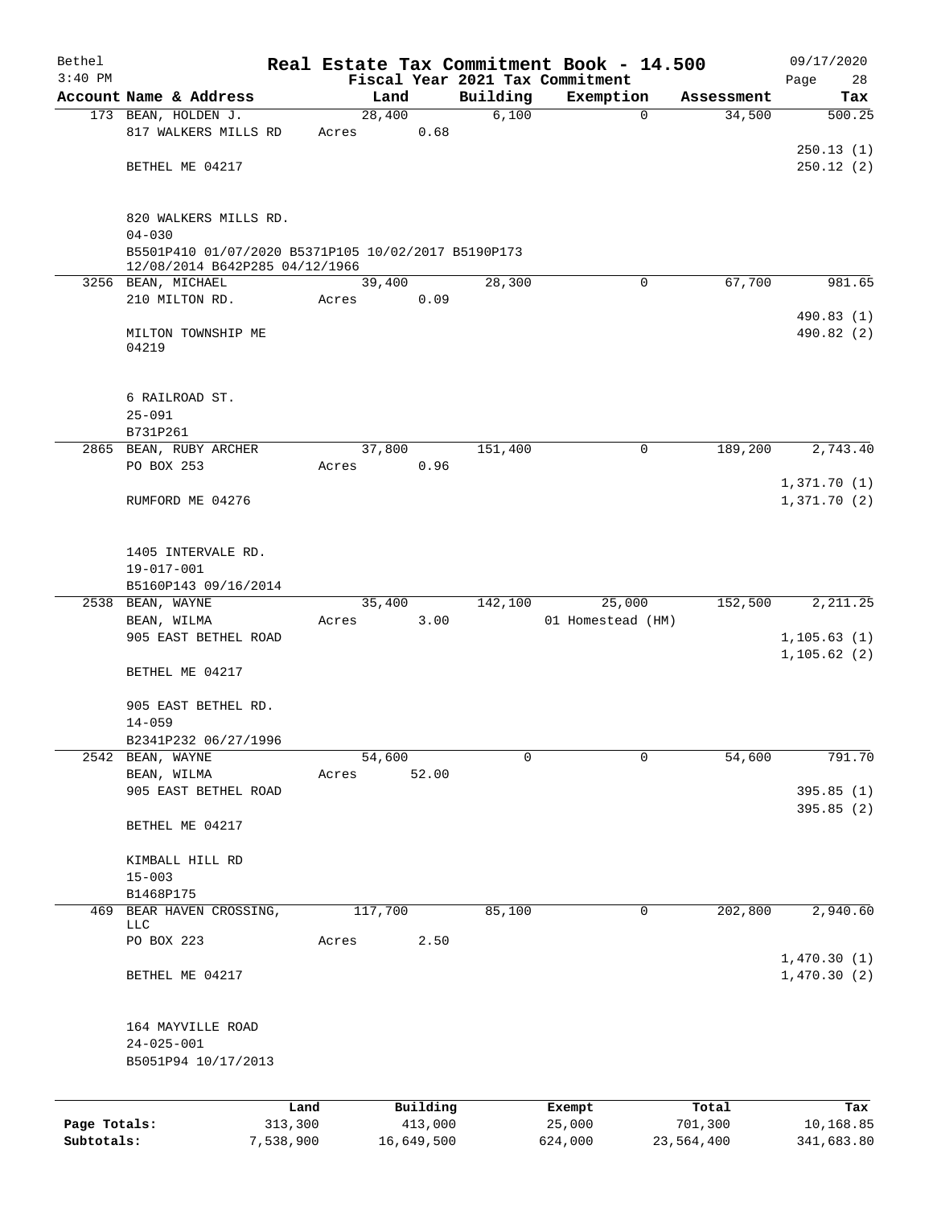# Real Estate Tax Commitment Book - 14.500

Bethel
3:40 PM

Fiscal Year 2021 Tax Commitment

09/17/2020

| Account Name & Address | Land | Building | Exemption | Assessment | Tax |
|---|---|---|---|---|---|
| 173 BEAN, HOLDEN J.<br>817 WALKERS MILLS RD<br>BETHEL ME 04217<br><br>820 WALKERS MILLS RD.<br>04-030<br>B5501P410 01/07/2020 B5371P105 10/02/2017 B5190P173 12/08/2014 B642P285 04/12/1966 | 28,400<br>Acres 0.68 | 6,100 | 0 | 34,500 | 500.25<br><br>250.13 (1)<br>250.12 (2) |
| 3256 BEAN, MICHAEL<br>210 MILTON RD.<br>MILTON TOWNSHIP ME 04219<br><br>6 RAILROAD ST.<br>25-091<br>B731P261 | 39,400<br>Acres 0.09 | 28,300 | 0 | 67,700 | 981.65<br><br>490.83 (1)<br>490.82 (2) |
| 2865 BEAN, RUBY ARCHER<br>PO BOX 253<br>RUMFORD ME 04276<br><br>1405 INTERVALE RD.<br>19-017-001<br>B5160P143 09/16/2014 | 37,800<br>Acres 0.96 | 151,400 | 0 | 189,200 | 2,743.40<br><br>1,371.70 (1)<br>1,371.70 (2) |
| 2538 BEAN, WAYNE<br>BEAN, WILMA<br>905 EAST BETHEL ROAD<br>BETHEL ME 04217<br><br>905 EAST BETHEL RD.<br>14-059<br>B2341P232 06/27/1996 | 35,400<br>Acres 3.00 | 142,100 | 25,000<br>01 Homestead (HM) | 152,500 | 2,211.25<br><br>1,105.63 (1)<br>1,105.62 (2) |
| 2542 BEAN, WAYNE<br>BEAN, WILMA<br>905 EAST BETHEL ROAD<br>BETHEL ME 04217<br><br>KIMBALL HILL RD<br>15-003<br>B1468P175 | 54,600<br>Acres 52.00 | 0 | 0 | 54,600 | 791.70<br><br>395.85 (1)<br>395.85 (2) |
| 469 BEAR HAVEN CROSSING, LLC<br>PO BOX 223<br>BETHEL ME 04217<br><br>164 MAYVILLE ROAD<br>24-025-001<br>B5051P94 10/17/2013 | 117,700<br>Acres 2.50 | 85,100 | 0 | 202,800 | 2,940.60<br><br>1,470.30 (1)<br>1,470.30 (2) |

| | Land | Building | Exempt | Total | Tax |
|---|---|---|---|---|---|
| Page Totals: | 313,300 | 413,000 | 25,000 | 701,300 | 10,168.85 |
| Subtotals: | 7,538,900 | 16,649,500 | 624,000 | 23,564,400 | 341,683.80 |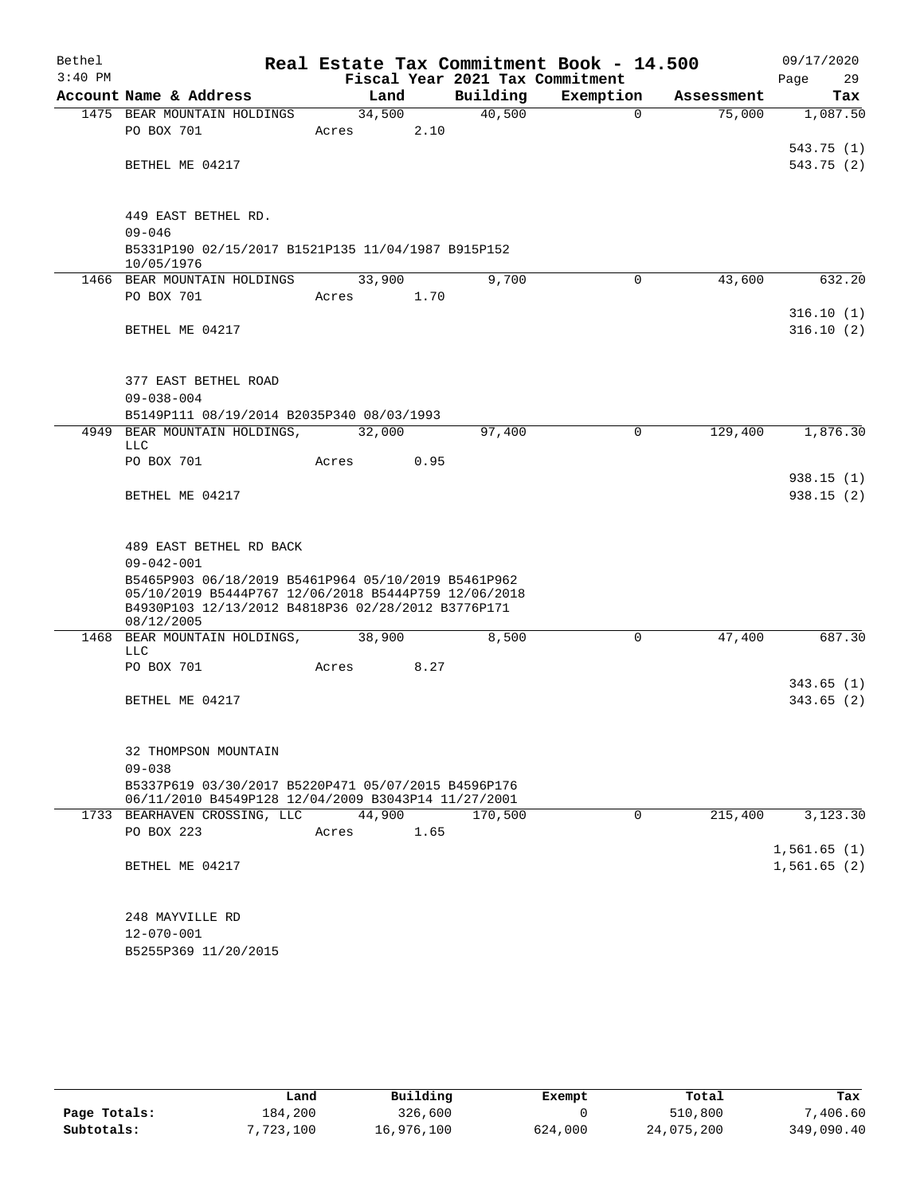# Real Estate Tax Commitment Book - 14.500

Bethel
3:40 PM

Fiscal Year 2021 Tax Commitment

09/17/2020

| Account | Name & Address | Land | Building | Exemption | Assessment | Tax |
|---|---|---|---|---|---|---|
| 1475 | BEAR MOUNTAIN HOLDINGS | 34,500 | 40,500 | 0 | 75,000 | 1,087.50 |
| | PO BOX 701 | Acres 2.10 | | | | |
| | | | | | | 543.75 (1) |
| | BETHEL ME 04217 | | | | | 543.75 (2) |
| | 449 EAST BETHEL RD. | | | | | |
| | 09-046 | | | | | |
| | B5331P190 02/15/2017 B1521P135 11/04/1987 B915P152 10/05/1976 | | | | | |
| 1466 | BEAR MOUNTAIN HOLDINGS | 33,900 | 9,700 | 0 | 43,600 | 632.20 |
| | PO BOX 701 | Acres 1.70 | | | | |
| | | | | | | 316.10 (1) |
| | BETHEL ME 04217 | | | | | 316.10 (2) |
| | 377 EAST BETHEL ROAD | | | | | |
| | 09-038-004 | | | | | |
| | B5149P111 08/19/2014 B2035P340 08/03/1993 | | | | | |
| 4949 | BEAR MOUNTAIN HOLDINGS, LLC | 32,000 | 97,400 | 0 | 129,400 | 1,876.30 |
| | PO BOX 701 | Acres 0.95 | | | | |
| | | | | | | 938.15 (1) |
| | BETHEL ME 04217 | | | | | 938.15 (2) |
| | 489 EAST BETHEL RD BACK | | | | | |
| | 09-042-001 | | | | | |
| | B5465P903 06/18/2019 B5461P964 05/10/2019 B5461P962 05/10/2019 B5444P767 12/06/2018 B5444P759 12/06/2018 B4930P103 12/13/2012 B4818P36 02/28/2012 B3776P171 08/12/2005 | | | | | |
| 1468 | BEAR MOUNTAIN HOLDINGS, LLC | 38,900 | 8,500 | 0 | 47,400 | 687.30 |
| | PO BOX 701 | Acres 8.27 | | | | |
| | | | | | | 343.65 (1) |
| | BETHEL ME 04217 | | | | | 343.65 (2) |
| | 32 THOMPSON MOUNTAIN | | | | | |
| | 09-038 | | | | | |
| | B5337P619 03/30/2017 B5220P471 05/07/2015 B4596P176 06/11/2010 B4549P128 12/04/2009 B3043P14 11/27/2001 | | | | | |
| 1733 | BEARHAVEN CROSSING, LLC | 44,900 | 170,500 | 0 | 215,400 | 3,123.30 |
| | PO BOX 223 | Acres 1.65 | | | | |
| | | | | | | 1,561.65 (1) |
| | BETHEL ME 04217 | | | | | 1,561.65 (2) |
| | 248 MAYVILLE RD | | | | | |
| | 12-070-001 | | | | | |
| | B5255P369 11/20/2015 | | | | | |

| | Land | Building | Exempt | Total | Tax |
|---|---|---|---|---|---|
| Page Totals: | 184,200 | 326,600 | 0 | 510,800 | 7,406.60 |
| Subtotals: | 7,723,100 | 16,976,100 | 624,000 | 24,075,200 | 349,090.40 |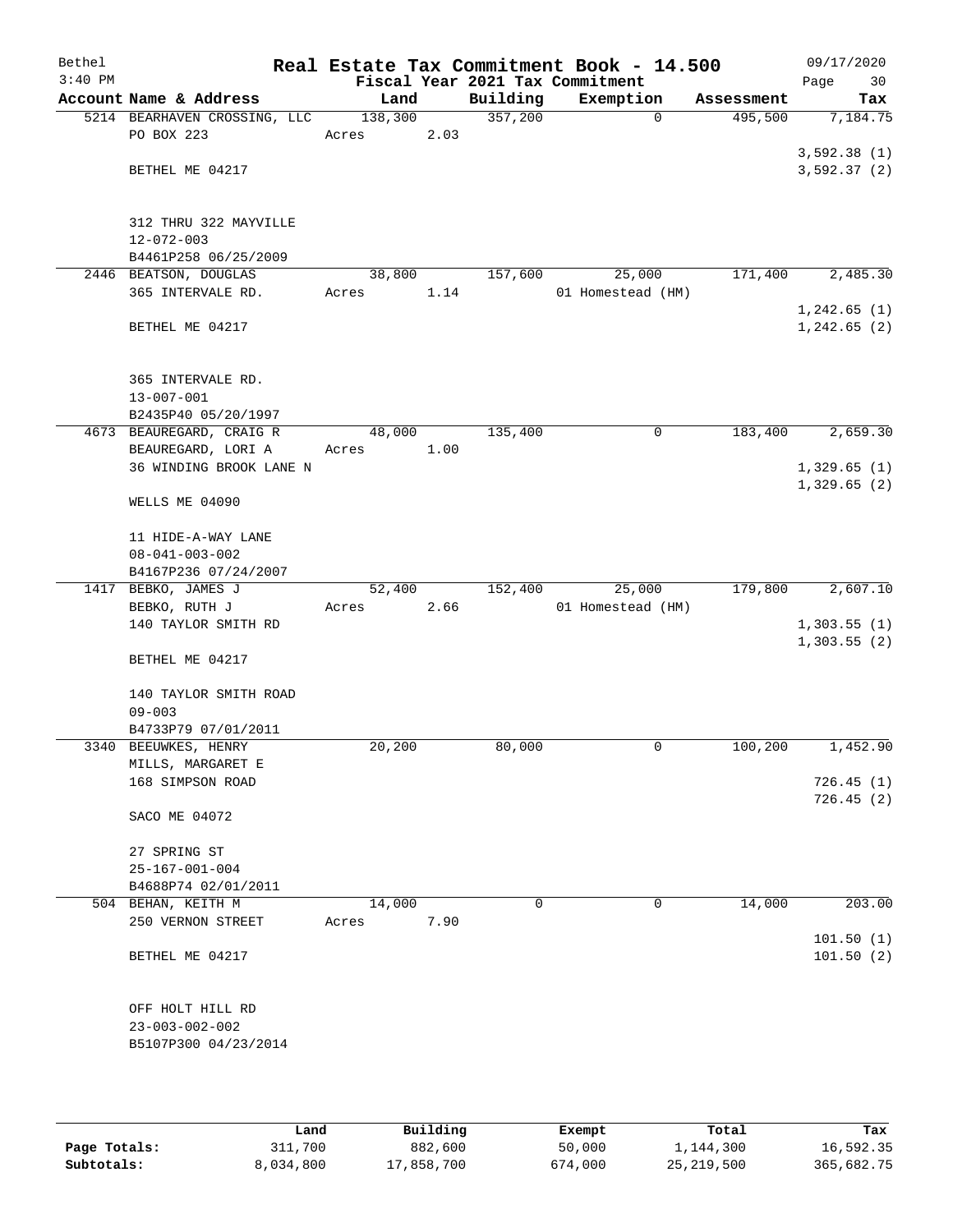Bethel 3:40 PM

# Real Estate Tax Commitment Book - 14.500

Fiscal Year 2021 Tax Commitment

09/17/2020 Page 30

| Account | Name & Address | Land | Building | Exemption | Assessment | Tax |
|---|---|---|---|---|---|---|
| 5214 | BEARHAVEN CROSSING, LLC<br>PO BOX 223<br><br>BETHEL ME 04217<br><br>312 THRU 322 MAYVILLE<br>12-072-003<br>B4461P258 06/25/2009 | 138,300<br>Acres 2.03 | 357,200 | 0 | 495,500 | 7,184.75<br><br>3,592.38 (1)<br>3,592.37 (2) |
| 2446 | BEATSON, DOUGLAS<br>365 INTERVALE RD.<br><br>BETHEL ME 04217<br><br>365 INTERVALE RD.<br>13-007-001<br>B2435P40 05/20/1997 | 38,800<br>Acres 1.14 | 157,600 | 25,000<br>01 Homestead (HM) | 171,400 | 2,485.30<br><br>1,242.65 (1)<br>1,242.65 (2) |
| 4673 | BEAUREGARD, CRAIG R<br>BEAUREGARD, LORI A<br>36 WINDING BROOK LANE N<br><br>WELLS ME 04090<br><br>11 HIDE-A-WAY LANE<br>08-041-003-002<br>B4167P236 07/24/2007 | 48,000<br>Acres 1.00 | 135,400 | 0 | 183,400 | 2,659.30<br><br>1,329.65 (1)<br>1,329.65 (2) |
| 1417 | BEBKO, JAMES J<br>BEBKO, RUTH J<br>140 TAYLOR SMITH RD<br><br>BETHEL ME 04217<br><br>140 TAYLOR SMITH ROAD<br>09-003<br>B4733P79 07/01/2011 | 52,400<br>Acres 2.66 | 152,400 | 25,000<br>01 Homestead (HM) | 179,800 | 2,607.10<br><br>1,303.55 (1)<br>1,303.55 (2) |
| 3340 | BEEUWKES, HENRY<br>MILLS, MARGARET E<br>168 SIMPSON ROAD<br><br>SACO ME 04072<br><br>27 SPRING ST<br>25-167-001-004<br>B4688P74 02/01/2011 | 20,200 | 80,000 | 0 | 100,200 | 1,452.90<br><br>726.45 (1)<br>726.45 (2) |
| 504 | BEHAN, KEITH M<br>250 VERNON STREET<br><br>BETHEL ME 04217<br><br>OFF HOLT HILL RD<br>23-003-002-002<br>B5107P300 04/23/2014 | 14,000<br>Acres 7.90 | 0 | 0 | 14,000 | 203.00<br><br>101.50 (1)<br>101.50 (2) |

| | Land | Building | Exempt | Total | Tax |
|---|---|---|---|---|---|
| Page Totals: | 311,700 | 882,600 | 50,000 | 1,144,300 | 16,592.35 |
| Subtotals: | 8,034,800 | 17,858,700 | 674,000 | 25,219,500 | 365,682.75 |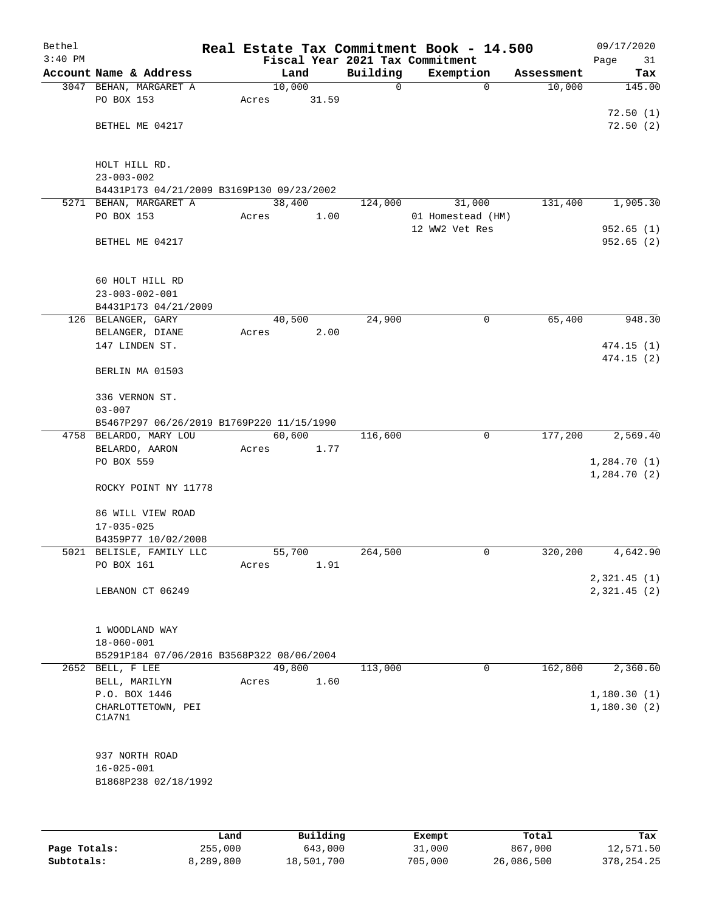Bethel 3:40 PM

# Real Estate Tax Commitment Book - 14.500

Fiscal Year 2021 Tax Commitment

09/17/2020

| Account Name & Address | Land | Building | Exemption | Assessment | Tax |
|---|---|---|---|---|---|
| 3047 BEHAN, MARGARET A<br>PO BOX 153<br><br>BETHEL ME 04217<br><br>HOLT HILL RD.<br>23-003-002<br>B4431P173 04/21/2009 B3169P130 09/23/2002 | 10,000<br>Acres 31.59 | 0 | 0 | 10,000 | 145.00<br><br>72.50 (1)<br>72.50 (2) |
| 5271 BEHAN, MARGARET A<br>PO BOX 153<br><br>BETHEL ME 04217<br><br>60 HOLT HILL RD<br>23-003-002-001<br>B4431P173 04/21/2009 | 38,400<br>Acres 1.00 | 124,000 | 31,000<br>01 Homestead (HM)<br>12 WW2 Vet Res | 131,400 | 1,905.30<br><br>952.65 (1)<br>952.65 (2) |
| 126 BELANGER, GARY<br>BELANGER, DIANE<br>147 LINDEN ST.<br><br>BERLIN MA 01503<br><br>336 VERNON ST.<br>03-007<br>B5467P297 06/26/2019 B1769P220 11/15/1990 | 40,500<br>Acres 2.00 | 24,900 | 0 | 65,400 | 948.30<br><br>474.15 (1)<br>474.15 (2) |
| 4758 BELARDO, MARY LOU<br>BELARDO, AARON<br>PO BOX 559<br><br>ROCKY POINT NY 11778<br><br>86 WILL VIEW ROAD<br>17-035-025<br>B4359P77 10/02/2008 | 60,600<br>Acres 1.77 | 116,600 | 0 | 177,200 | 2,569.40<br><br>1,284.70 (1)<br>1,284.70 (2) |
| 5021 BELISLE, FAMILY LLC<br>PO BOX 161<br><br>LEBANON CT 06249<br><br>1 WOODLAND WAY<br>18-060-001<br>B5291P184 07/06/2016 B3568P322 08/06/2004 | 55,700<br>Acres 1.91 | 264,500 | 0 | 320,200 | 4,642.90<br><br>2,321.45 (1)<br>2,321.45 (2) |
| 2652 BELL, F LEE<br>BELL, MARILYN<br>P.O. BOX 1446<br>CHARLOTTETOWN, PEI<br>C1A7N1<br><br>937 NORTH ROAD<br>16-025-001<br>B1868P238 02/18/1992 | 49,800<br>Acres 1.60 | 113,000 | 0 | 162,800 | 2,360.60<br><br>1,180.30 (1)<br>1,180.30 (2) |

| | Land | Building | Exempt | Total | Tax |
|---|---|---|---|---|---|
| Page Totals: | 255,000 | 643,000 | 31,000 | 867,000 | 12,571.50 |
| Subtotals: | 8,289,800 | 18,501,700 | 705,000 | 26,086,500 | 378,254.25 |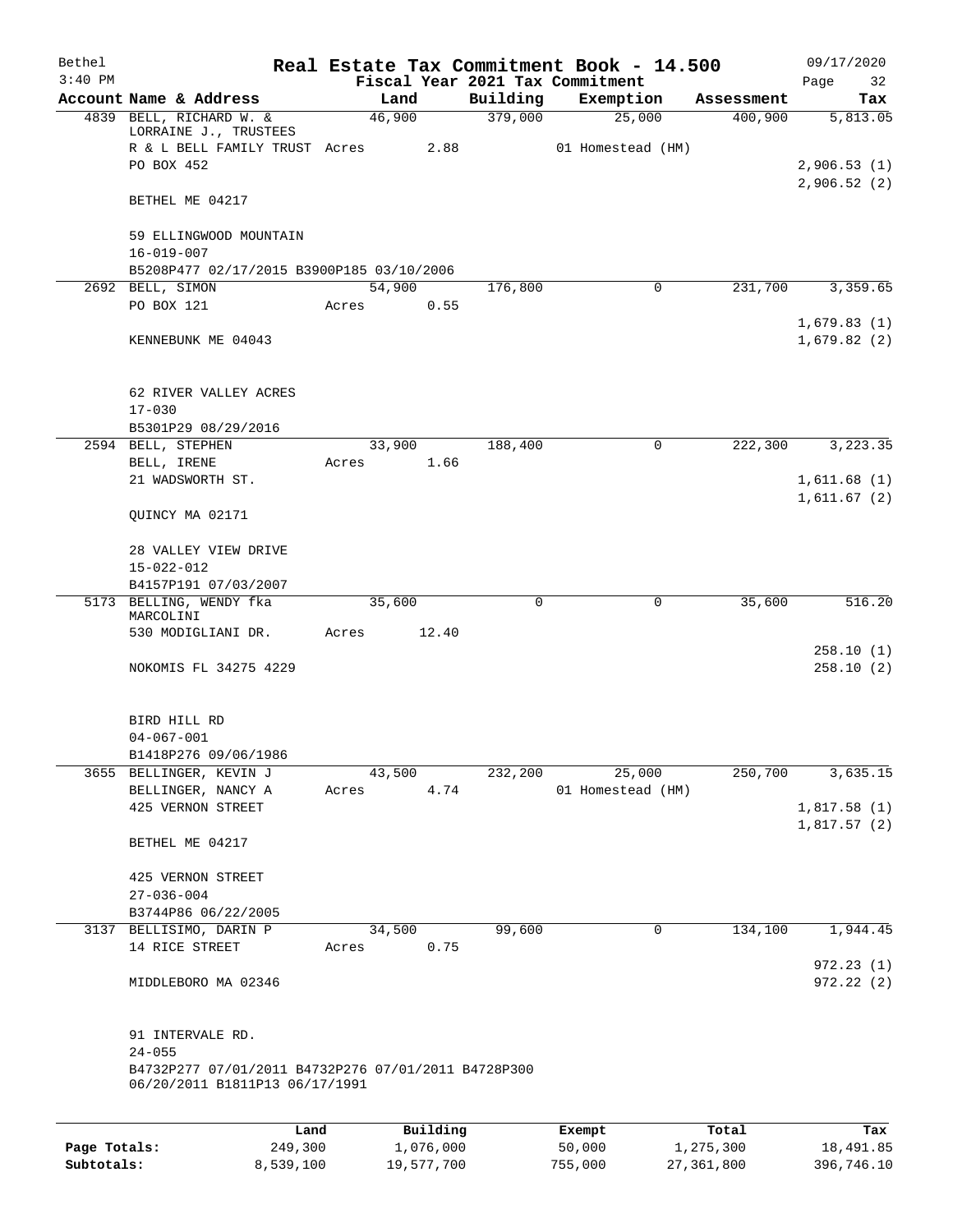# Real Estate Tax Commitment Book - 14.500

Bethel
3:40 PM

Fiscal Year 2021 Tax Commitment

09/17/2020

| Account | Name & Address | Land | Building | Exemption | Assessment | Tax |
|---|---|---|---|---|---|---|
| 4839 | BELL, RICHARD W. & LORRAINE J., TRUSTEES | 46,900 | 379,000 | 25,000 | 400,900 | 5,813.05 |
| | R & L BELL FAMILY TRUST Acres 2.88 | | | 01 Homestead (HM) | | |
| | PO BOX 452 | | | | | 2,906.53 (1) |
| | | | | | | 2,906.52 (2) |
| | BETHEL ME 04217 | | | | | |
| | 59 ELLINGWOOD MOUNTAIN | | | | | |
| | 16-019-007 | | | | | |
| | B5208P477 02/17/2015 B3900P185 03/10/2006 | | | | | |
| 2692 | BELL, SIMON | 54,900 | 176,800 | 0 | 231,700 | 3,359.65 |
| | PO BOX 121 Acres 0.55 | | | | | |
| | | | | | | 1,679.83 (1) |
| | KENNEBUNK ME 04043 | | | | | 1,679.82 (2) |
| | 62 RIVER VALLEY ACRES | | | | | |
| | 17-030 | | | | | |
| | B5301P29 08/29/2016 | | | | | |
| 2594 | BELL, STEPHEN | 33,900 | 188,400 | 0 | 222,300 | 3,223.35 |
| | BELL, IRENE Acres 1.66 | | | | | |
| | 21 WADSWORTH ST. | | | | | 1,611.68 (1) |
| | | | | | | 1,611.67 (2) |
| | QUINCY MA 02171 | | | | | |
| | 28 VALLEY VIEW DRIVE | | | | | |
| | 15-022-012 | | | | | |
| | B4157P191 07/03/2007 | | | | | |
| 5173 | BELLING, WENDY fka MARCOLINI | 35,600 | 0 | 0 | 35,600 | 516.20 |
| | 530 MODIGLIANI DR. Acres 12.40 | | | | | |
| | | | | | | 258.10 (1) |
| | NOKOMIS FL 34275 4229 | | | | | 258.10 (2) |
| | BIRD HILL RD | | | | | |
| | 04-067-001 | | | | | |
| | B1418P276 09/06/1986 | | | | | |
| 3655 | BELLINGER, KEVIN J | 43,500 | 232,200 | 25,000 | 250,700 | 3,635.15 |
| | BELLINGER, NANCY A Acres 4.74 | | | 01 Homestead (HM) | | |
| | 425 VERNON STREET | | | | | 1,817.58 (1) |
| | | | | | | 1,817.57 (2) |
| | BETHEL ME 04217 | | | | | |
| | 425 VERNON STREET | | | | | |
| | 27-036-004 | | | | | |
| | B3744P86 06/22/2005 | | | | | |
| 3137 | BELLISIMO, DARIN P | 34,500 | 99,600 | 0 | 134,100 | 1,944.45 |
| | 14 RICE STREET Acres 0.75 | | | | | |
| | | | | | | 972.23 (1) |
| | MIDDLEBORO MA 02346 | | | | | 972.22 (2) |
| | 91 INTERVALE RD. | | | | | |
| | 24-055 | | | | | |
| | B4732P277 07/01/2011 B4732P276 07/01/2011 B4728P300 06/20/2011 B1811P13 06/17/1991 | | | | | |

| | Land | Building | Exempt | Total | Tax |
|---|---|---|---|---|---|
| Page Totals: | 249,300 | 1,076,000 | 50,000 | 1,275,300 | 18,491.85 |
| Subtotals: | 8,539,100 | 19,577,700 | 755,000 | 27,361,800 | 396,746.10 |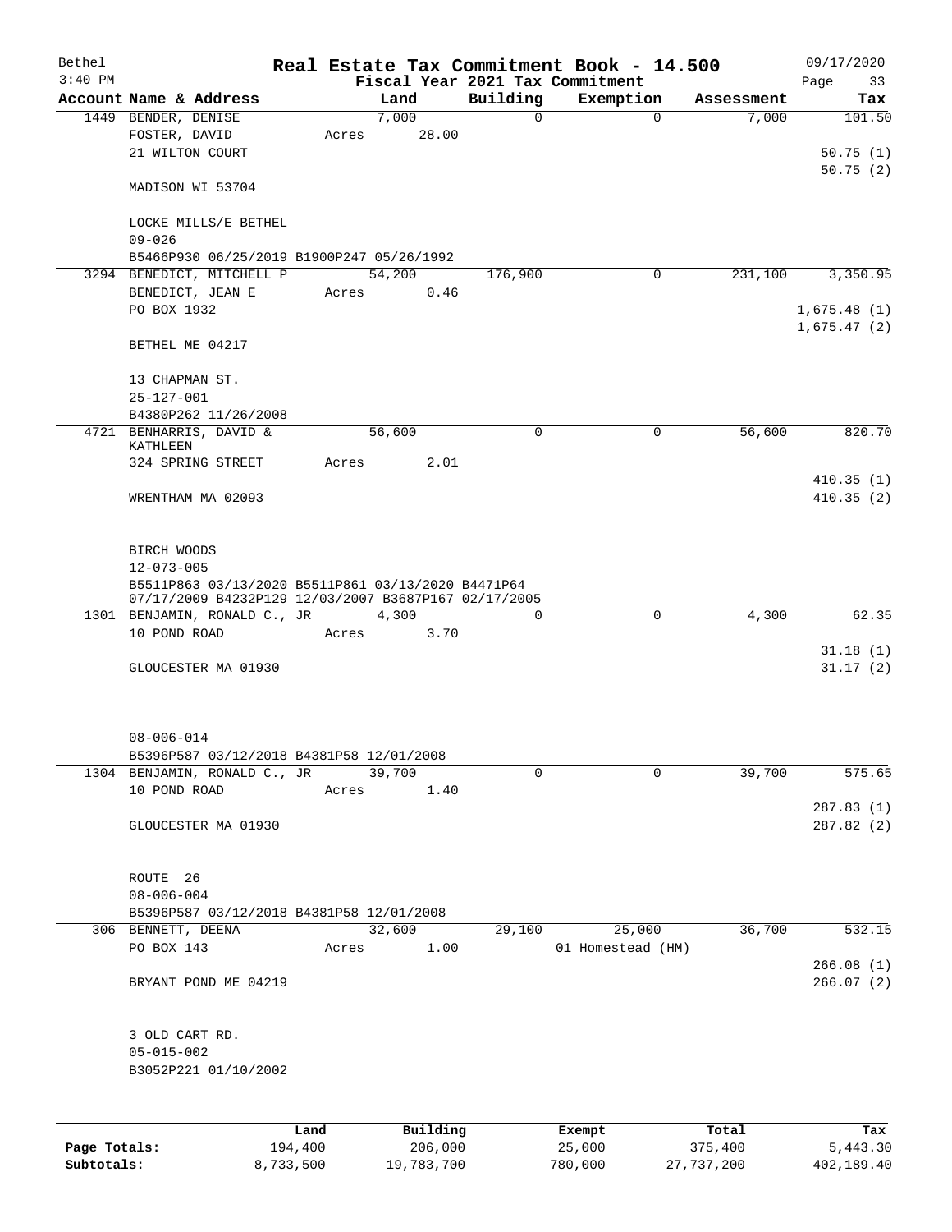# Real Estate Tax Commitment Book - 14.500

Bethel
3:40 PM

Fiscal Year 2021 Tax Commitment

09/17/2020

| Account | Name & Address | Land | Building | Exemption | Assessment | Tax |
|---|---|---|---|---|---|---|
| 1449 | BENDER, DENISE<br>FOSTER, DAVID<br>21 WILTON COURT<br><br>MADISON WI 53704<br><br>LOCKE MILLS/E BETHEL<br>09-026<br>B5466P930 06/25/2019 B1900P247 05/26/1992 | 7,000<br>Acres 28.00 | 0 | 0 | 7,000 | 101.50<br><br>50.75 (1)<br>50.75 (2) |
| 3294 | BENEDICT, MITCHELL P<br>BENEDICT, JEAN E<br>PO BOX 1932<br><br>BETHEL ME 04217<br><br>13 CHAPMAN ST.<br>25-127-001<br>B4380P262 11/26/2008 | 54,200<br>Acres 0.46 | 176,900 | 0 | 231,100 | 3,350.95<br><br>1,675.48 (1)<br>1,675.47 (2) |
| 4721 | BENHARRIS, DAVID & KATHLEEN<br>324 SPRING STREET<br><br>WRENTHAM MA 02093<br><br>BIRCH WOODS<br>12-073-005<br>B5511P863 03/13/2020 B5511P861 03/13/2020 B4471P64 07/17/2009 B4232P129 12/03/2007 B3687P167 02/17/2005 | 56,600<br>Acres 2.01 | 0 | 0 | 56,600 | 820.70<br><br>410.35 (1)<br>410.35 (2) |
| 1301 | BENJAMIN, RONALD C., JR<br>10 POND ROAD<br><br>GLOUCESTER MA 01930<br><br>08-006-014<br>B5396P587 03/12/2018 B4381P58 12/01/2008 | 4,300<br>Acres 3.70 | 0 | 0 | 4,300 | 62.35<br><br>31.18 (1)<br>31.17 (2) |
| 1304 | BENJAMIN, RONALD C., JR<br>10 POND ROAD<br><br>GLOUCESTER MA 01930<br><br>ROUTE 26<br>08-006-004<br>B5396P587 03/12/2018 B4381P58 12/01/2008 | 39,700<br>Acres 1.40 | 0 | 0 | 39,700 | 575.65<br><br>287.83 (1)<br>287.82 (2) |
| 306 | BENNETT, DEENA<br>PO BOX 143<br><br>BRYANT POND ME 04219<br><br>3 OLD CART RD.<br>05-015-002<br>B3052P221 01/10/2002 | 32,600<br>Acres 1.00 | 29,100 | 25,000<br>01 Homestead (HM) | 36,700 | 532.15<br><br>266.08 (1)<br>266.07 (2) |

| | Land | Building | Exempt | Total | Tax |
|---|---|---|---|---|---|
| Page Totals: | 194,400 | 206,000 | 25,000 | 375,400 | 5,443.30 |
| Subtotals: | 8,733,500 | 19,783,700 | 780,000 | 27,737,200 | 402,189.40 |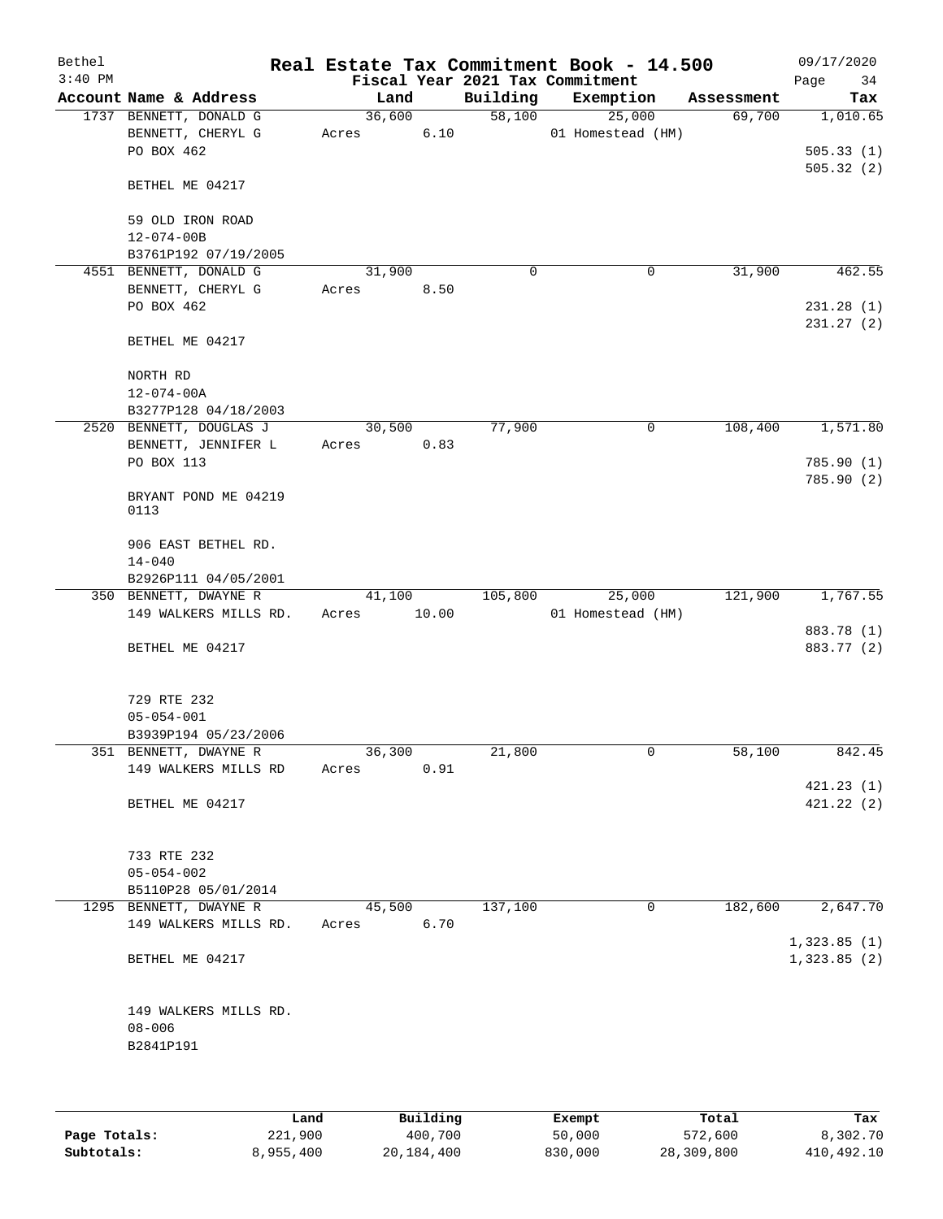Bethel 3:40 PM

# Real Estate Tax Commitment Book - 14.500

Fiscal Year 2021 Tax Commitment

09/17/2020

| Account | Name & Address | Land | Building | Exemption | Assessment | Tax |
|---|---|---|---|---|---|---|
| 1737 | BENNETT, DONALD G<br>BENNETT, CHERYL G<br>PO BOX 462<br><br>BETHEL ME 04217<br><br>59 OLD IRON ROAD<br>12-074-00B<br>B3761P192 07/19/2005 | 36,600<br>Acres 6.10 | 58,100 | 25,000<br>01 Homestead (HM) | 69,700 | 1,010.65<br><br>505.33 (1)<br>505.32 (2) |
| 4551 | BENNETT, DONALD G<br>BENNETT, CHERYL G<br>PO BOX 462<br><br>BETHEL ME 04217<br><br>NORTH RD<br>12-074-00A<br>B3277P128 04/18/2003 | 31,900<br>Acres 8.50 | 0 | 0 | 31,900 | 462.55<br><br>231.28 (1)<br>231.27 (2) |
| 2520 | BENNETT, DOUGLAS J<br>BENNETT, JENNIFER L<br>PO BOX 113<br><br>BRYANT POND ME 04219 0113<br><br>906 EAST BETHEL RD.<br>14-040<br>B2926P111 04/05/2001 | 30,500<br>Acres 0.83 | 77,900 | 0 | 108,400 | 1,571.80<br><br>785.90 (1)<br>785.90 (2) |
| 350 | BENNETT, DWAYNE R<br>149 WALKERS MILLS RD.<br><br>BETHEL ME 04217<br><br>729 RTE 232<br>05-054-001<br>B3939P194 05/23/2006 | 41,100<br>Acres 10.00 | 105,800 | 25,000<br>01 Homestead (HM) | 121,900 | 1,767.55<br><br>883.78 (1)<br>883.77 (2) |
| 351 | BENNETT, DWAYNE R<br>149 WALKERS MILLS RD<br><br>BETHEL ME 04217<br><br>733 RTE 232<br>05-054-002<br>B5110P28 05/01/2014 | 36,300<br>Acres 0.91 | 21,800 | 0 | 58,100 | 842.45<br><br>421.23 (1)<br>421.22 (2) |
| 1295 | BENNETT, DWAYNE R<br>149 WALKERS MILLS RD.<br><br>BETHEL ME 04217<br><br>149 WALKERS MILLS RD.<br>08-006<br>B2841P191 | 45,500<br>Acres 6.70 | 137,100 | 0 | 182,600 | 2,647.70<br><br>1,323.85 (1)<br>1,323.85 (2) |

| | Land | Building | Exempt | Total | Tax |
|---|---|---|---|---|---|
| Page Totals: | 221,900 | 400,700 | 50,000 | 572,600 | 8,302.70 |
| Subtotals: | 8,955,400 | 20,184,400 | 830,000 | 28,309,800 | 410,492.10 |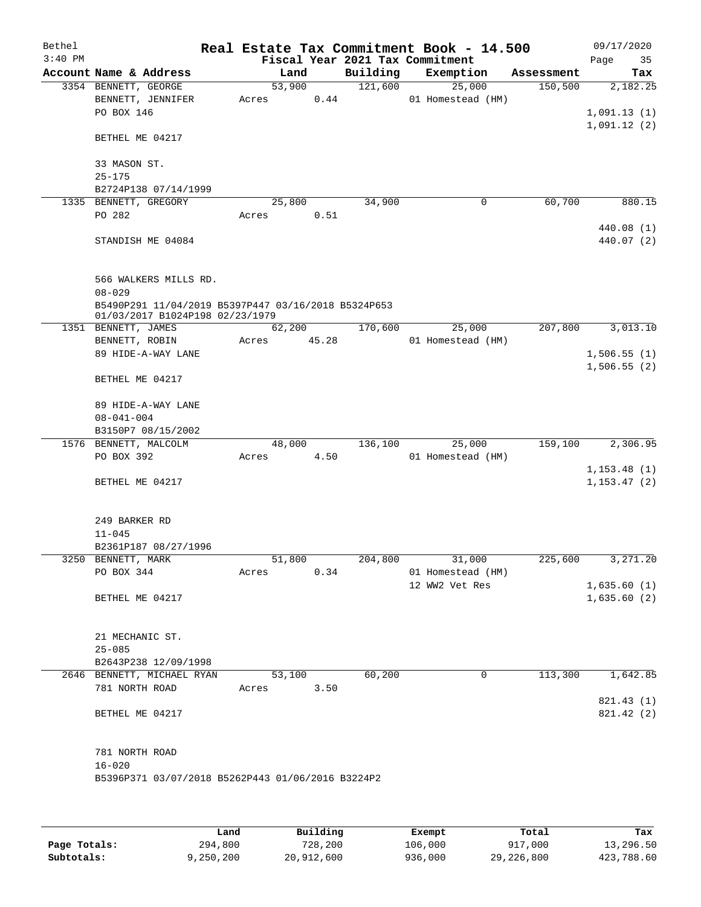# Real Estate Tax Commitment Book - 14.500

Bethel
3:40 PM

Fiscal Year 2021 Tax Commitment

09/17/2020

| Account | Name & Address | Land | Building | Exemption | Assessment | Tax |
|---|---|---|---|---|---|---|
| 3354 | BENNETT, GEORGE | 53,900 | 121,600 | 25,000 | 150,500 | 2,182.25 |
| | BENNETT, JENNIFER | Acres 0.44 | | 01 Homestead (HM) | | |
| | PO BOX 146 | | | | | 1,091.13 (1) |
| | | | | | | 1,091.12 (2) |
| | BETHEL ME 04217 | | | | | |
| | 33 MASON ST. | | | | | |
| | 25-175 | | | | | |
| | B2724P138 07/14/1999 | | | | | |
| 1335 | BENNETT, GREGORY | 25,800 | 34,900 | 0 | 60,700 | 880.15 |
| | PO 282 | Acres 0.51 | | | | |
| | | | | | | 440.08 (1) |
| | STANDISH ME 04084 | | | | | 440.07 (2) |
| | 566 WALKERS MILLS RD. | | | | | |
| | 08-029 | | | | | |
| | B5490P291 11/04/2019 B5397P447 03/16/2018 B5324P653 01/03/2017 B1024P198 02/23/1979 | | | | | |
| 1351 | BENNETT, JAMES | 62,200 | 170,600 | 25,000 | 207,800 | 3,013.10 |
| | BENNETT, ROBIN | Acres 45.28 | | 01 Homestead (HM) | | |
| | 89 HIDE-A-WAY LANE | | | | | 1,506.55 (1) |
| | | | | | | 1,506.55 (2) |
| | BETHEL ME 04217 | | | | | |
| | 89 HIDE-A-WAY LANE | | | | | |
| | 08-041-004 | | | | | |
| | B3150P7 08/15/2002 | | | | | |
| 1576 | BENNETT, MALCOLM | 48,000 | 136,100 | 25,000 | 159,100 | 2,306.95 |
| | PO BOX 392 | Acres 4.50 | | 01 Homestead (HM) | | |
| | | | | | | 1,153.48 (1) |
| | BETHEL ME 04217 | | | | | 1,153.47 (2) |
| | 249 BARKER RD | | | | | |
| | 11-045 | | | | | |
| | B2361P187 08/27/1996 | | | | | |
| 3250 | BENNETT, MARK | 51,800 | 204,800 | 31,000 | 225,600 | 3,271.20 |
| | PO BOX 344 | Acres 0.34 | | 01 Homestead (HM) | | |
| | | | | 12 WW2 Vet Res | | 1,635.60 (1) |
| | BETHEL ME 04217 | | | | | 1,635.60 (2) |
| | 21 MECHANIC ST. | | | | | |
| | 25-085 | | | | | |
| | B2643P238 12/09/1998 | | | | | |
| 2646 | BENNETT, MICHAEL RYAN | 53,100 | 60,200 | 0 | 113,300 | 1,642.85 |
| | 781 NORTH ROAD | Acres 3.50 | | | | |
| | | | | | | 821.43 (1) |
| | BETHEL ME 04217 | | | | | 821.42 (2) |
| | 781 NORTH ROAD | | | | | |
| | 16-020 | | | | | |
| | B5396P371 03/07/2018 B5262P443 01/06/2016 B3224P2 | | | | | |

| | Land | Building | Exempt | Total | Tax |
|---|---|---|---|---|---|
| Page Totals: | 294,800 | 728,200 | 106,000 | 917,000 | 13,296.50 |
| Subtotals: | 9,250,200 | 20,912,600 | 936,000 | 29,226,800 | 423,788.60 |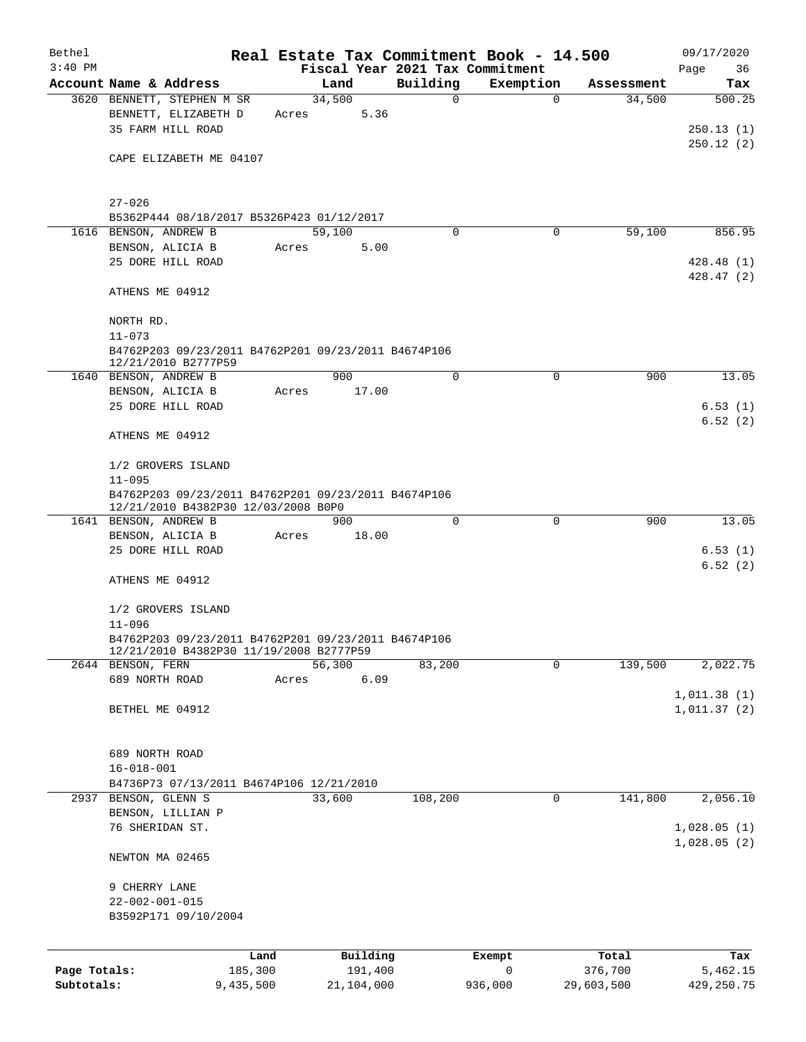Bethel 3:40 PM

# Real Estate Tax Commitment Book - 14.500

Fiscal Year 2021 Tax Commitment

09/17/2020 Page 36

| Account | Name & Address | Land | Building | Exemption | Assessment | Tax |
|---|---|---|---|---|---|---|
| 3620 | BENNETT, STEPHEN M SR<br>BENNETT, ELIZABETH D<br>35 FARM HILL ROAD<br><br>CAPE ELIZABETH ME 04107<br><br>27-026<br>B5362P444 08/18/2017 B5326P423 01/12/2017 | 34,500<br>Acres 5.36 | 0 | 0 | 34,500 | 500.25<br>250.13 (1)<br>250.12 (2) |
| 1616 | BENSON, ANDREW B<br>BENSON, ALICIA B<br>25 DORE HILL ROAD<br><br>ATHENS ME 04912<br><br>NORTH RD.<br>11-073<br>B4762P203 09/23/2011 B4762P201 09/23/2011 B4674P106 12/21/2010 B2777P59 | 59,100<br>Acres 5.00 | 0 | 0 | 59,100 | 856.95<br>428.48 (1)<br>428.47 (2) |
| 1640 | BENSON, ANDREW B<br>BENSON, ALICIA B<br>25 DORE HILL ROAD<br><br>ATHENS ME 04912<br><br>1/2 GROVERS ISLAND<br>11-095<br>B4762P203 09/23/2011 B4762P201 09/23/2011 B4674P106 12/21/2010 B4382P30 12/03/2008 B0P0 | 900<br>Acres 17.00 | 0 | 0 | 900 | 13.05<br>6.53 (1)<br>6.52 (2) |
| 1641 | BENSON, ANDREW B<br>BENSON, ALICIA B<br>25 DORE HILL ROAD<br><br>ATHENS ME 04912<br><br>1/2 GROVERS ISLAND<br>11-096<br>B4762P203 09/23/2011 B4762P201 09/23/2011 B4674P106 12/21/2010 B4382P30 11/19/2008 B2777P59 | 900<br>Acres 18.00 | 0 | 0 | 900 | 13.05<br>6.53 (1)<br>6.52 (2) |
| 2644 | BENSON, FERN<br>689 NORTH ROAD<br><br>BETHEL ME 04912<br><br>689 NORTH ROAD<br>16-018-001<br>B4736P73 07/13/2011 B4674P106 12/21/2010 | 56,300<br>Acres 6.09 | 83,200 | 0 | 139,500 | 2,022.75<br>1,011.38 (1)<br>1,011.37 (2) |
| 2937 | BENSON, GLENN S<br>BENSON, LILLIAN P<br>76 SHERIDAN ST.<br><br>NEWTON MA 02465<br><br>9 CHERRY LANE<br>22-002-001-015<br>B3592P171 09/10/2004 | 33,600 | 108,200 | 0 | 141,800 | 2,056.10<br>1,028.05 (1)<br>1,028.05 (2) |

| | Land | Building | Exempt | Total | Tax |
|---|---|---|---|---|---|
| Page Totals: | 185,300 | 191,400 | 0 | 376,700 | 5,462.15 |
| Subtotals: | 9,435,500 | 21,104,000 | 936,000 | 29,603,500 | 429,250.75 |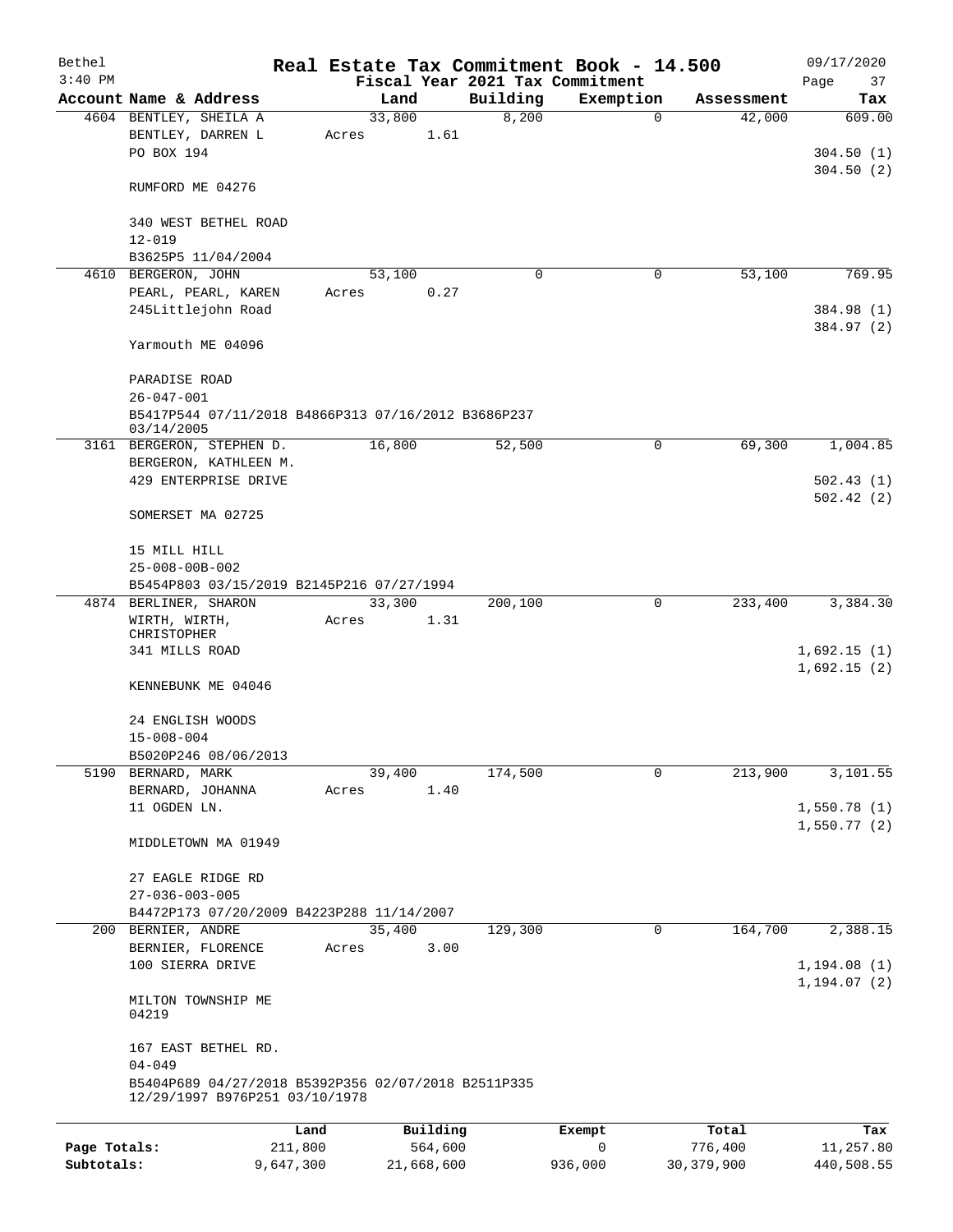Bethel 3:40 PM

# Real Estate Tax Commitment Book - 14.500

## Fiscal Year 2021 Tax Commitment

09/17/2020

| Account | Name & Address | Land | Building | Exemption | Assessment | Tax |
|---|---|---|---|---|---|---|
| 4604 | BENTLEY, SHEILA A<br>BENTLEY, DARREN L<br>PO BOX 194<br><br>RUMFORD ME 04276<br><br>340 WEST BETHEL ROAD<br>12-019<br>B3625P5 11/04/2004 | 33,800<br>Acres 1.61 | 8,200 | 0 | 42,000 | 609.00<br><br>304.50 (1)<br>304.50 (2) |
| 4610 | BERGERON, JOHN<br>PEARL, PEARL, KAREN<br>245Littlejohn Road<br><br>Yarmouth ME 04096<br><br>PARADISE ROAD<br>26-047-001<br>B5417P544 07/11/2018 B4866P313 07/16/2012 B3686P237 03/14/2005 | 53,100<br>Acres 0.27 | 0 | 0 | 53,100 | 769.95<br><br>384.98 (1)<br>384.97 (2) |
| 3161 | BERGERON, STEPHEN D.<br>BERGERON, KATHLEEN M.<br>429 ENTERPRISE DRIVE<br><br>SOMERSET MA 02725<br><br>15 MILL HILL<br>25-008-00B-002<br>B5454P803 03/15/2019 B2145P216 07/27/1994 | 16,800 | 52,500 | 0 | 69,300 | 1,004.85<br><br>502.43 (1)<br>502.42 (2) |
| 4874 | BERLINER, SHARON<br>WIRTH, WIRTH, CHRISTOPHER<br>341 MILLS ROAD<br><br>KENNEBUNK ME 04046<br><br>24 ENGLISH WOODS<br>15-008-004<br>B5020P246 08/06/2013 | 33,300<br>Acres 1.31 | 200,100 | 0 | 233,400 | 3,384.30<br><br>1,692.15 (1)<br>1,692.15 (2) |
| 5190 | BERNARD, MARK<br>BERNARD, JOHANNA<br>11 OGDEN LN.<br><br>MIDDLETOWN MA 01949<br><br>27 EAGLE RIDGE RD<br>27-036-003-005<br>B4472P173 07/20/2009 B4223P288 11/14/2007 | 39,400<br>Acres 1.40 | 174,500 | 0 | 213,900 | 3,101.55<br><br>1,550.78 (1)<br>1,550.77 (2) |
| 200 | BERNIER, ANDRE<br>BERNIER, FLORENCE<br>100 SIERRA DRIVE<br><br>MILTON TOWNSHIP ME 04219<br><br>167 EAST BETHEL RD.<br>04-049<br>B5404P689 04/27/2018 B5392P356 02/07/2018 B2511P335 12/29/1997 B976P251 03/10/1978 | 35,400<br>Acres 3.00 | 129,300 | 0 | 164,700 | 2,388.15<br><br>1,194.08 (1)<br>1,194.07 (2) |

| | Land | Building | Exempt | Total | Tax |
|---|---|---|---|---|---|
| Page Totals: | 211,800 | 564,600 | 0 | 776,400 | 11,257.80 |
| Subtotals: | 9,647,300 | 21,668,600 | 936,000 | 30,379,900 | 440,508.55 |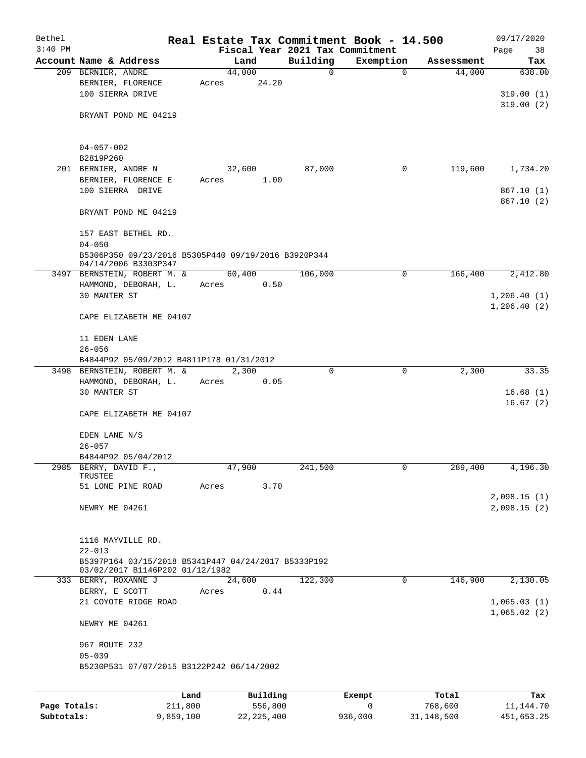Bethel 3:40 PM

# Real Estate Tax Commitment Book - 14.500

Fiscal Year 2021 Tax Commitment

09/17/2020

| Account | Name & Address | Land | Building | Exemption | Assessment | Tax |
|---|---|---|---|---|---|---|
| 209 | BERNIER, ANDRE<br>BERNIER, FLORENCE<br>100 SIERRA DRIVE<br><br>BRYANT POND ME 04219<br><br>04-057-002<br>B2819P260 | 44,000<br>Acres 24.20 | 0 | 0 | 44,000 | 638.00<br><br>319.00 (1)<br>319.00 (2) |
| 201 | BERNIER, ANDRE N<br>BERNIER, FLORENCE E<br>100 SIERRA DRIVE<br><br>BRYANT POND ME 04219<br><br>157 EAST BETHEL RD.<br>04-050<br>B5306P350 09/23/2016 B5305P440 09/19/2016 B3920P344 04/14/2006 B3303P347 | 32,600<br>Acres 1.00 | 87,000 | 0 | 119,600 | 1,734.20<br><br>867.10 (1)<br>867.10 (2) |
| 3497 | BERNSTEIN, ROBERT M. &<br>HAMMOND, DEBORAH, L.<br>30 MANTER ST<br><br>CAPE ELIZABETH ME 04107<br><br>11 EDEN LANE<br>26-056<br>B4844P92 05/09/2012 B4811P178 01/31/2012 | 60,400<br>Acres 0.50 | 106,000 | 0 | 166,400 | 2,412.80<br><br>1,206.40 (1)<br>1,206.40 (2) |
| 3498 | BERNSTEIN, ROBERT M. &<br>HAMMOND, DEBORAH, L.<br>30 MANTER ST<br><br>CAPE ELIZABETH ME 04107<br><br>EDEN LANE N/S<br>26-057<br>B4844P92 05/04/2012 | 2,300<br>Acres 0.05 | 0 | 0 | 2,300 | 33.35<br><br>16.68 (1)<br>16.67 (2) |
| 2985 | BERRY, DAVID F., TRUSTEE<br>51 LONE PINE ROAD<br><br>NEWRY ME 04261<br><br>1116 MAYVILLE RD.<br>22-013<br>B5397P164 03/15/2018 B5341P447 04/24/2017 B5333P192 03/02/2017 B1146P202 01/12/1982 | 47,900<br>Acres 3.70 | 241,500 | 0 | 289,400 | 4,196.30<br><br>2,098.15 (1)<br>2,098.15 (2) |
| 333 | BERRY, ROXANNE J<br>BERRY, E SCOTT<br>21 COYOTE RIDGE ROAD<br><br>NEWRY ME 04261<br><br>967 ROUTE 232<br>05-039<br>B5230P531 07/07/2015 B3122P242 06/14/2002 | 24,600<br>Acres 0.44 | 122,300 | 0 | 146,900 | 2,130.05<br><br>1,065.03 (1)<br>1,065.02 (2) |

| | Land | Building | Exempt | Total | Tax |
|---|---|---|---|---|---|
| Page Totals: | 211,800 | 556,800 | 0 | 768,600 | 11,144.70 |
| Subtotals: | 9,859,100 | 22,225,400 | 936,000 | 31,148,500 | 451,653.25 |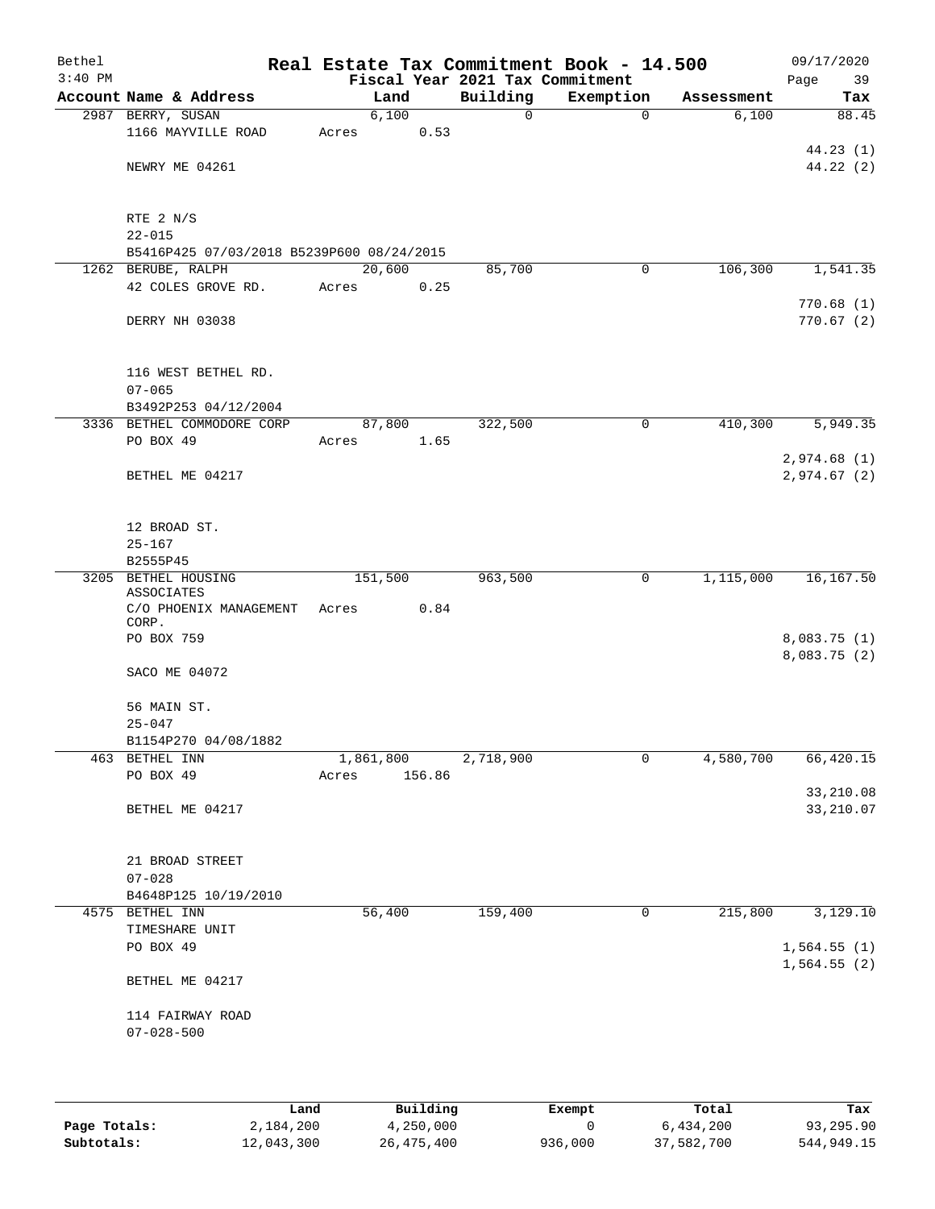Bethel 3:40 PM

# Real Estate Tax Commitment Book - 14.500

Fiscal Year 2021 Tax Commitment

09/17/2020

| Account Name & Address | Land | Building | Exemption | Assessment | Tax |
|---|---|---|---|---|---|
| 2987 BERRY, SUSAN | 6,100 | 0 | 0 | 6,100 | 88.45 |
| 1166 MAYVILLE ROAD | Acres 0.53 | | | | |
| | | | | | 44.23 (1) |
| NEWRY ME 04261 | | | | | 44.22 (2) |
| RTE 2 N/S | | | | | |
| 22-015 | | | | | |
| B5416P425 07/03/2018 B5239P600 08/24/2015 | | | | | |
| 1262 BERUBE, RALPH | 20,600 | 85,700 | 0 | 106,300 | 1,541.35 |
| 42 COLES GROVE RD. | Acres 0.25 | | | | |
| | | | | | 770.68 (1) |
| DERRY NH 03038 | | | | | 770.67 (2) |
| 116 WEST BETHEL RD. | | | | | |
| 07-065 | | | | | |
| B3492P253 04/12/2004 | | | | | |
| 3336 BETHEL COMMODORE CORP | 87,800 | 322,500 | 0 | 410,300 | 5,949.35 |
| PO BOX 49 | Acres 1.65 | | | | |
| | | | | | 2,974.68 (1) |
| BETHEL ME 04217 | | | | | 2,974.67 (2) |
| 12 BROAD ST. | | | | | |
| 25-167 | | | | | |
| B2555P45 | | | | | |
| 3205 BETHEL HOUSING ASSOCIATES | 151,500 | 963,500 | 0 | 1,115,000 | 16,167.50 |
| C/O PHOENIX MANAGEMENT CORP. | Acres 0.84 | | | | |
| PO BOX 759 | | | | | 8,083.75 (1) |
| | | | | | 8,083.75 (2) |
| SACO ME 04072 | | | | | |
| 56 MAIN ST. | | | | | |
| 25-047 | | | | | |
| B1154P270 04/08/1882 | | | | | |
| 463 BETHEL INN | 1,861,800 | 2,718,900 | 0 | 4,580,700 | 66,420.15 |
| PO BOX 49 | Acres 156.86 | | | | |
| | | | | | 33,210.08 |
| BETHEL ME 04217 | | | | | 33,210.07 |
| 21 BROAD STREET | | | | | |
| 07-028 | | | | | |
| B4648P125 10/19/2010 | | | | | |
| 4575 BETHEL INN | 56,400 | 159,400 | 0 | 215,800 | 3,129.10 |
| TIMESHARE UNIT | | | | | |
| PO BOX 49 | | | | | 1,564.55 (1) |
| | | | | | 1,564.55 (2) |
| BETHEL ME 04217 | | | | | |
| 114 FAIRWAY ROAD | | | | | |
| 07-028-500 | | | | | |

| | Land | Building | Exempt | Total | Tax |
|---|---|---|---|---|---|
| Page Totals: | 2,184,200 | 4,250,000 | 0 | 6,434,200 | 93,295.90 |
| Subtotals: | 12,043,300 | 26,475,400 | 936,000 | 37,582,700 | 544,949.15 |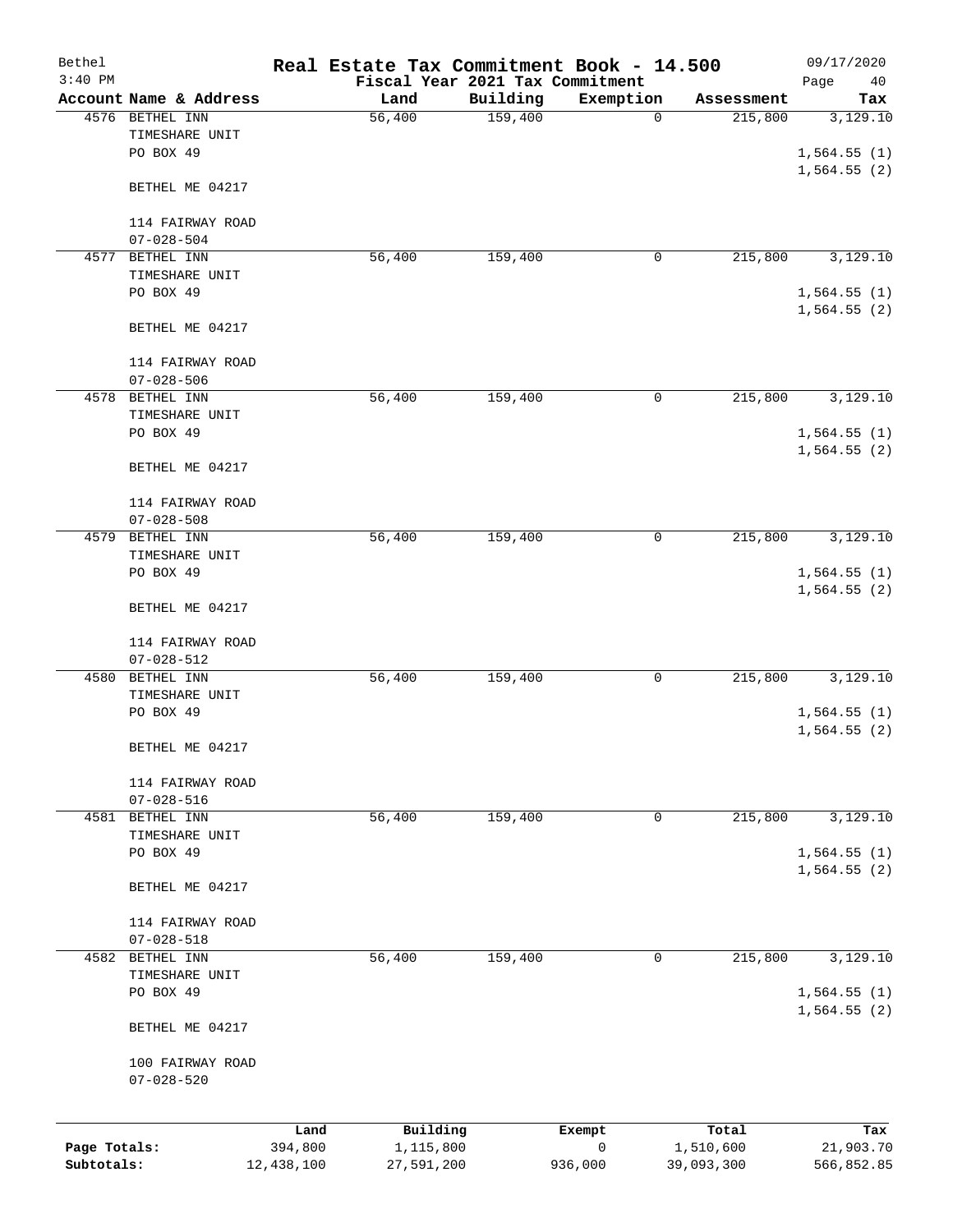# Real Estate Tax Commitment Book - 14.500

Bethel
3:40 PM

Fiscal Year 2021 Tax Commitment

09/17/2020

| Account | Name & Address | Land | Building | Exemption | Assessment | Tax |
|---|---|---|---|---|---|---|
| 4576 | BETHEL INN<br>TIMESHARE UNIT<br>PO BOX 49<br><br>BETHEL ME 04217<br><br>114 FAIRWAY ROAD<br>07-028-504 | 56,400 | 159,400 | 0 | 215,800 | 3,129.10<br><br>1,564.55 (1)<br>1,564.55 (2) |
| 4577 | BETHEL INN<br>TIMESHARE UNIT<br>PO BOX 49<br><br>BETHEL ME 04217<br><br>114 FAIRWAY ROAD<br>07-028-506 | 56,400 | 159,400 | 0 | 215,800 | 3,129.10<br><br>1,564.55 (1)<br>1,564.55 (2) |
| 4578 | BETHEL INN<br>TIMESHARE UNIT<br>PO BOX 49<br><br>BETHEL ME 04217<br><br>114 FAIRWAY ROAD<br>07-028-508 | 56,400 | 159,400 | 0 | 215,800 | 3,129.10<br><br>1,564.55 (1)<br>1,564.55 (2) |
| 4579 | BETHEL INN<br>TIMESHARE UNIT<br>PO BOX 49<br><br>BETHEL ME 04217<br><br>114 FAIRWAY ROAD<br>07-028-512 | 56,400 | 159,400 | 0 | 215,800 | 3,129.10<br><br>1,564.55 (1)<br>1,564.55 (2) |
| 4580 | BETHEL INN<br>TIMESHARE UNIT<br>PO BOX 49<br><br>BETHEL ME 04217<br><br>114 FAIRWAY ROAD<br>07-028-516 | 56,400 | 159,400 | 0 | 215,800 | 3,129.10<br><br>1,564.55 (1)<br>1,564.55 (2) |
| 4581 | BETHEL INN<br>TIMESHARE UNIT<br>PO BOX 49<br><br>BETHEL ME 04217<br><br>114 FAIRWAY ROAD<br>07-028-518 | 56,400 | 159,400 | 0 | 215,800 | 3,129.10<br><br>1,564.55 (1)<br>1,564.55 (2) |
| 4582 | BETHEL INN<br>TIMESHARE UNIT<br>PO BOX 49<br><br>BETHEL ME 04217<br><br>100 FAIRWAY ROAD<br>07-028-520 | 56,400 | 159,400 | 0 | 215,800 | 3,129.10<br><br>1,564.55 (1)<br>1,564.55 (2) |

| | Land | Building | Exempt | Total | Tax |
|---|---|---|---|---|---|
| Page Totals: | 394,800 | 1,115,800 | 0 | 1,510,600 | 21,903.70 |
| Subtotals: | 12,438,100 | 27,591,200 | 936,000 | 39,093,300 | 566,852.85 |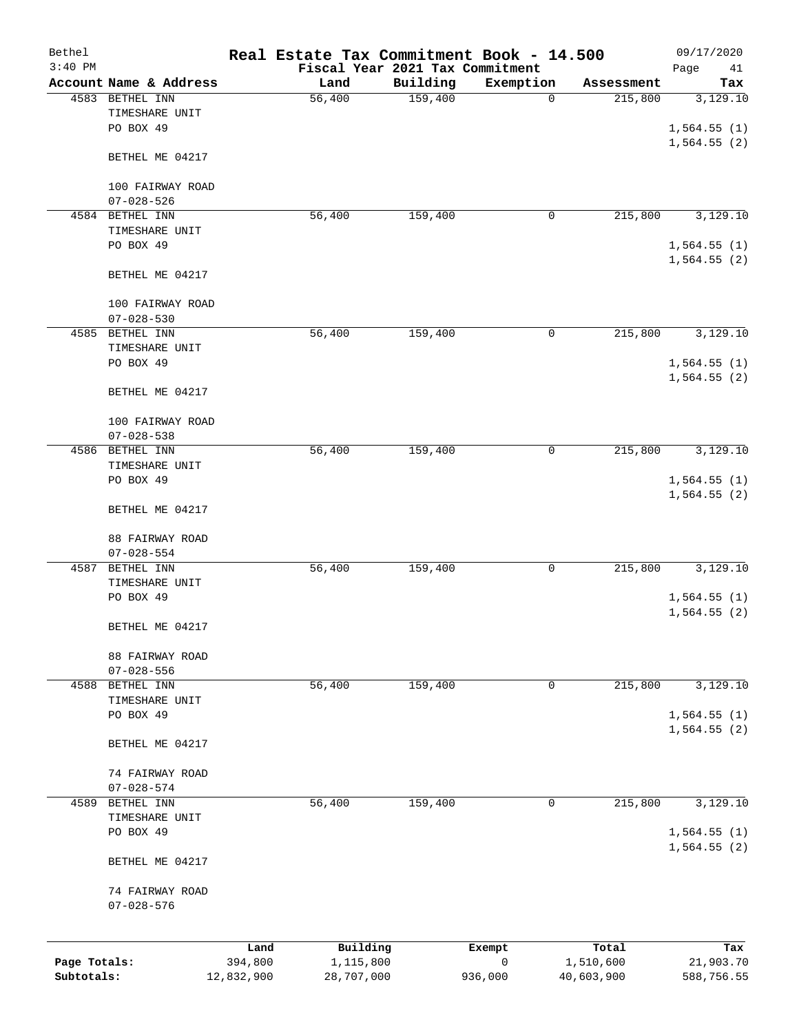# Real Estate Tax Commitment Book - 14.500

Bethel
3:40 PM

Fiscal Year 2021 Tax Commitment

09/17/2020

| Account Name & Address | Land | Building | Exemption | Assessment | Tax |
|---|---|---|---|---|---|
| 4583 BETHEL INN<br>TIMESHARE UNIT<br>PO BOX 49<br><br>BETHEL ME 04217<br><br>100 FAIRWAY ROAD<br>07-028-526 | 56,400 | 159,400 | 0 | 215,800 | 3,129.10<br><br>1,564.55 (1)<br>1,564.55 (2) |
| 4584 BETHEL INN<br>TIMESHARE UNIT<br>PO BOX 49<br><br>BETHEL ME 04217<br><br>100 FAIRWAY ROAD<br>07-028-530 | 56,400 | 159,400 | 0 | 215,800 | 3,129.10<br><br>1,564.55 (1)<br>1,564.55 (2) |
| 4585 BETHEL INN<br>TIMESHARE UNIT<br>PO BOX 49<br><br>BETHEL ME 04217<br><br>100 FAIRWAY ROAD<br>07-028-538 | 56,400 | 159,400 | 0 | 215,800 | 3,129.10<br><br>1,564.55 (1)<br>1,564.55 (2) |
| 4586 BETHEL INN<br>TIMESHARE UNIT<br>PO BOX 49<br><br>BETHEL ME 04217<br><br>88 FAIRWAY ROAD<br>07-028-554 | 56,400 | 159,400 | 0 | 215,800 | 3,129.10<br><br>1,564.55 (1)<br>1,564.55 (2) |
| 4587 BETHEL INN<br>TIMESHARE UNIT<br>PO BOX 49<br><br>BETHEL ME 04217<br><br>88 FAIRWAY ROAD<br>07-028-556 | 56,400 | 159,400 | 0 | 215,800 | 3,129.10<br><br>1,564.55 (1)<br>1,564.55 (2) |
| 4588 BETHEL INN<br>TIMESHARE UNIT<br>PO BOX 49<br><br>BETHEL ME 04217<br><br>74 FAIRWAY ROAD<br>07-028-574 | 56,400 | 159,400 | 0 | 215,800 | 3,129.10<br><br>1,564.55 (1)<br>1,564.55 (2) |
| 4589 BETHEL INN<br>TIMESHARE UNIT<br>PO BOX 49<br><br>BETHEL ME 04217<br><br>74 FAIRWAY ROAD<br>07-028-576 | 56,400 | 159,400 | 0 | 215,800 | 3,129.10<br><br>1,564.55 (1)<br>1,564.55 (2) |

| | Land | Building | Exempt | Total | Tax |
|---|---|---|---|---|---|
| Page Totals: | 394,800 | 1,115,800 | 0 | 1,510,600 | 21,903.70 |
| Subtotals: | 12,832,900 | 28,707,000 | 936,000 | 40,603,900 | 588,756.55 |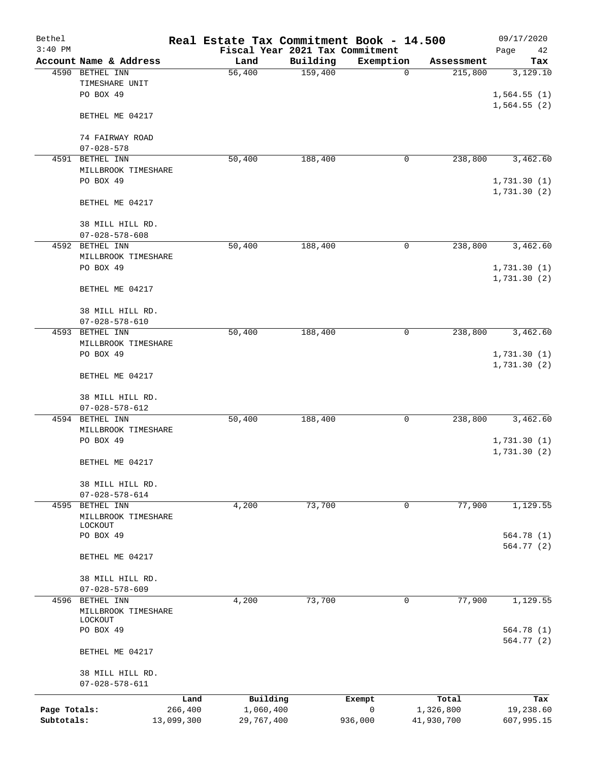# Real Estate Tax Commitment Book - 14.500

Bethel
3:40 PM

Fiscal Year 2021 Tax Commitment

09/17/2020

| Account | Name & Address | Land | Building | Exemption | Assessment | Tax |
|---|---|---|---|---|---|---|
| 4590 | BETHEL INN<br>TIMESHARE UNIT<br>PO BOX 49<br><br>BETHEL ME 04217<br><br>74 FAIRWAY ROAD<br>07-028-578 | 56,400 | 159,400 | 0 | 215,800 | 3,129.10<br><br>1,564.55 (1)<br>1,564.55 (2) |
| 4591 | BETHEL INN<br>MILLBROOK TIMESHARE<br>PO BOX 49<br><br>BETHEL ME 04217<br><br>38 MILL HILL RD.<br>07-028-578-608 | 50,400 | 188,400 | 0 | 238,800 | 3,462.60<br><br>1,731.30 (1)<br>1,731.30 (2) |
| 4592 | BETHEL INN<br>MILLBROOK TIMESHARE<br>PO BOX 49<br><br>BETHEL ME 04217<br><br>38 MILL HILL RD.<br>07-028-578-610 | 50,400 | 188,400 | 0 | 238,800 | 3,462.60<br><br>1,731.30 (1)<br>1,731.30 (2) |
| 4593 | BETHEL INN<br>MILLBROOK TIMESHARE<br>PO BOX 49<br><br>BETHEL ME 04217<br><br>38 MILL HILL RD.<br>07-028-578-612 | 50,400 | 188,400 | 0 | 238,800 | 3,462.60<br><br>1,731.30 (1)<br>1,731.30 (2) |
| 4594 | BETHEL INN<br>MILLBROOK TIMESHARE<br>PO BOX 49<br><br>BETHEL ME 04217<br><br>38 MILL HILL RD.<br>07-028-578-614 | 50,400 | 188,400 | 0 | 238,800 | 3,462.60<br><br>1,731.30 (1)<br>1,731.30 (2) |
| 4595 | BETHEL INN<br>MILLBROOK TIMESHARE<br>LOCKOUT<br>PO BOX 49<br><br>BETHEL ME 04217<br><br>38 MILL HILL RD.<br>07-028-578-609 | 4,200 | 73,700 | 0 | 77,900 | 1,129.55<br><br>564.78 (1)<br>564.77 (2) |
| 4596 | BETHEL INN<br>MILLBROOK TIMESHARE<br>LOCKOUT<br>PO BOX 49<br><br>BETHEL ME 04217<br><br>38 MILL HILL RD.<br>07-028-578-611 | 4,200 | 73,700 | 0 | 77,900 | 1,129.55<br><br>564.78 (1)<br>564.77 (2) |

| | Land | Building | Exempt | Total | Tax |
|---|---|---|---|---|---|
| Page Totals: | 266,400 | 1,060,400 | 0 | 1,326,800 | 19,238.60 |
| Subtotals: | 13,099,300 | 29,767,400 | 936,000 | 41,930,700 | 607,995.15 |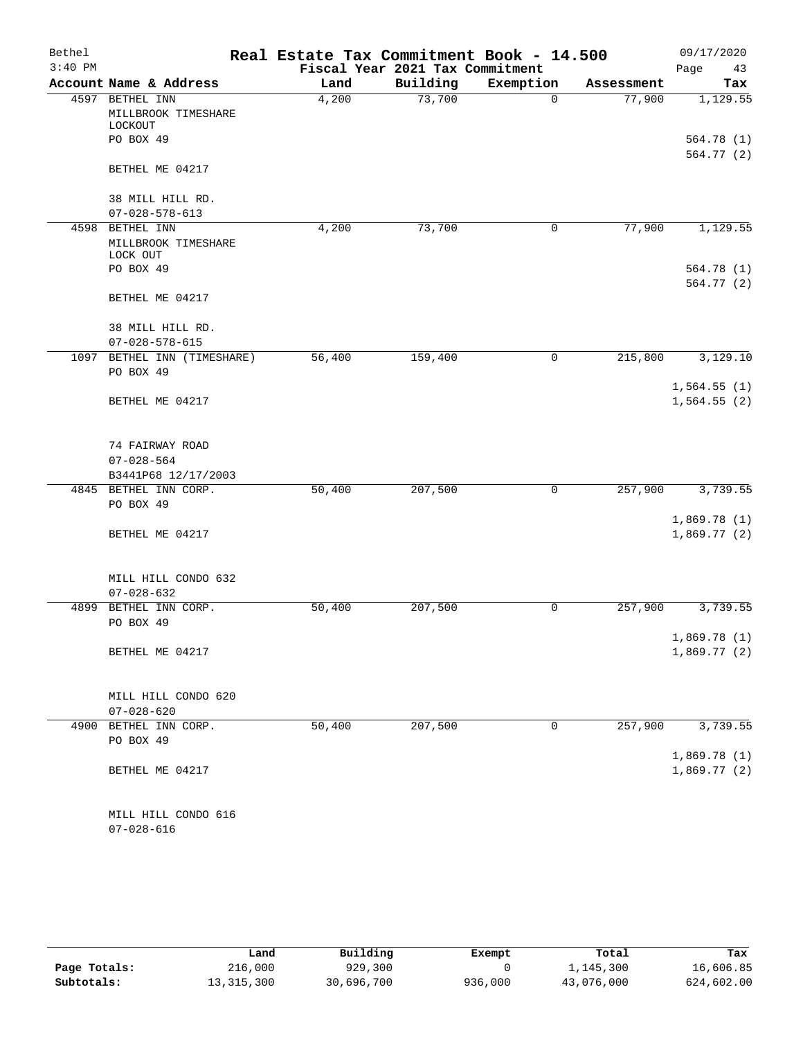# Real Estate Tax Commitment Book - 14.500

Bethel
3:40 PM

Fiscal Year 2021 Tax Commitment

09/17/2020

| Account Name & Address | Land | Building | Exemption | Assessment | Tax |
|---|---|---|---|---|---|
| 4597 BETHEL INN<br>MILLBROOK TIMESHARE LOCKOUT<br>PO BOX 49<br><br>BETHEL ME 04217<br><br>38 MILL HILL RD.<br>07-028-578-613 | 4,200 | 73,700 | 0 | 77,900 | 1,129.55<br><br>564.78 (1)<br>564.77 (2) |
| 4598 BETHEL INN<br>MILLBROOK TIMESHARE LOCK OUT<br>PO BOX 49<br><br>BETHEL ME 04217<br><br>38 MILL HILL RD.<br>07-028-578-615 | 4,200 | 73,700 | 0 | 77,900 | 1,129.55<br><br>564.78 (1)<br>564.77 (2) |
| 1097 BETHEL INN (TIMESHARE)<br>PO BOX 49<br><br>BETHEL ME 04217<br><br>74 FAIRWAY ROAD<br>07-028-564<br>B3441P68 12/17/2003 | 56,400 | 159,400 | 0 | 215,800 | 3,129.10<br><br>1,564.55 (1)<br>1,564.55 (2) |
| 4845 BETHEL INN CORP.<br>PO BOX 49<br><br>BETHEL ME 04217<br><br>MILL HILL CONDO 632<br>07-028-632 | 50,400 | 207,500 | 0 | 257,900 | 3,739.55<br><br>1,869.78 (1)<br>1,869.77 (2) |
| 4899 BETHEL INN CORP.<br>PO BOX 49<br><br>BETHEL ME 04217<br><br>MILL HILL CONDO 620<br>07-028-620 | 50,400 | 207,500 | 0 | 257,900 | 3,739.55<br><br>1,869.78 (1)<br>1,869.77 (2) |
| 4900 BETHEL INN CORP.<br>PO BOX 49<br><br>BETHEL ME 04217<br><br>MILL HILL CONDO 616<br>07-028-616 | 50,400 | 207,500 | 0 | 257,900 | 3,739.55<br><br>1,869.78 (1)<br>1,869.77 (2) |

| | Land | Building | Exempt | Total | Tax |
|---|---|---|---|---|---|
| Page Totals: | 216,000 | 929,300 | 0 | 1,145,300 | 16,606.85 |
| Subtotals: | 13,315,300 | 30,696,700 | 936,000 | 43,076,000 | 624,602.00 |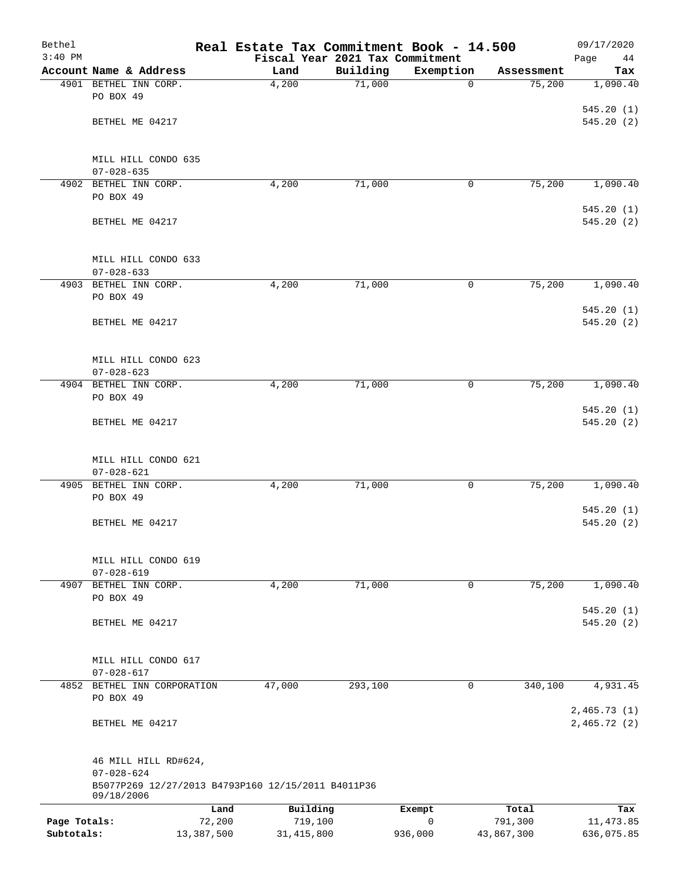# Real Estate Tax Commitment Book - 14.500

Bethel
3:40 PM

Fiscal Year 2021 Tax Commitment

09/17/2020

| Account | Name & Address | Land | Building | Exemption | Assessment | Tax |
|---|---|---|---|---|---|---|
| 4901 | BETHEL INN CORP.<br>PO BOX 49<br>BETHEL ME 04217<br><br>MILL HILL CONDO 635<br>07-028-635 | 4,200 | 71,000 | 0 | 75,200 | 1,090.40<br>545.20 (1)<br>545.20 (2) |
| 4902 | BETHEL INN CORP.<br>PO BOX 49<br>BETHEL ME 04217<br><br>MILL HILL CONDO 633<br>07-028-633 | 4,200 | 71,000 | 0 | 75,200 | 1,090.40<br>545.20 (1)<br>545.20 (2) |
| 4903 | BETHEL INN CORP.<br>PO BOX 49<br>BETHEL ME 04217<br><br>MILL HILL CONDO 623<br>07-028-623 | 4,200 | 71,000 | 0 | 75,200 | 1,090.40<br>545.20 (1)<br>545.20 (2) |
| 4904 | BETHEL INN CORP.<br>PO BOX 49<br>BETHEL ME 04217<br><br>MILL HILL CONDO 621<br>07-028-621 | 4,200 | 71,000 | 0 | 75,200 | 1,090.40<br>545.20 (1)<br>545.20 (2) |
| 4905 | BETHEL INN CORP.<br>PO BOX 49<br>BETHEL ME 04217<br><br>MILL HILL CONDO 619<br>07-028-619 | 4,200 | 71,000 | 0 | 75,200 | 1,090.40<br>545.20 (1)<br>545.20 (2) |
| 4907 | BETHEL INN CORP.<br>PO BOX 49<br>BETHEL ME 04217<br><br>MILL HILL CONDO 617<br>07-028-617 | 4,200 | 71,000 | 0 | 75,200 | 1,090.40<br>545.20 (1)<br>545.20 (2) |
| 4852 | BETHEL INN CORPORATION<br>PO BOX 49<br>BETHEL ME 04217<br><br>46 MILL HILL RD#624,<br>07-028-624<br>B5077P269 12/27/2013 B4793P160 12/15/2011 B4011P36 09/18/2006 | 47,000 | 293,100 | 0 | 340,100 | 4,931.45<br>2,465.73 (1)<br>2,465.72 (2) |

| | Land | Building | Exempt | Total | Tax |
|---|---|---|---|---|---|
| **Page Totals:** | 72,200 | 719,100 | 0 | 791,300 | 11,473.85 |
| **Subtotals:** | 13,387,500 | 31,415,800 | 936,000 | 43,867,300 | 636,075.85 |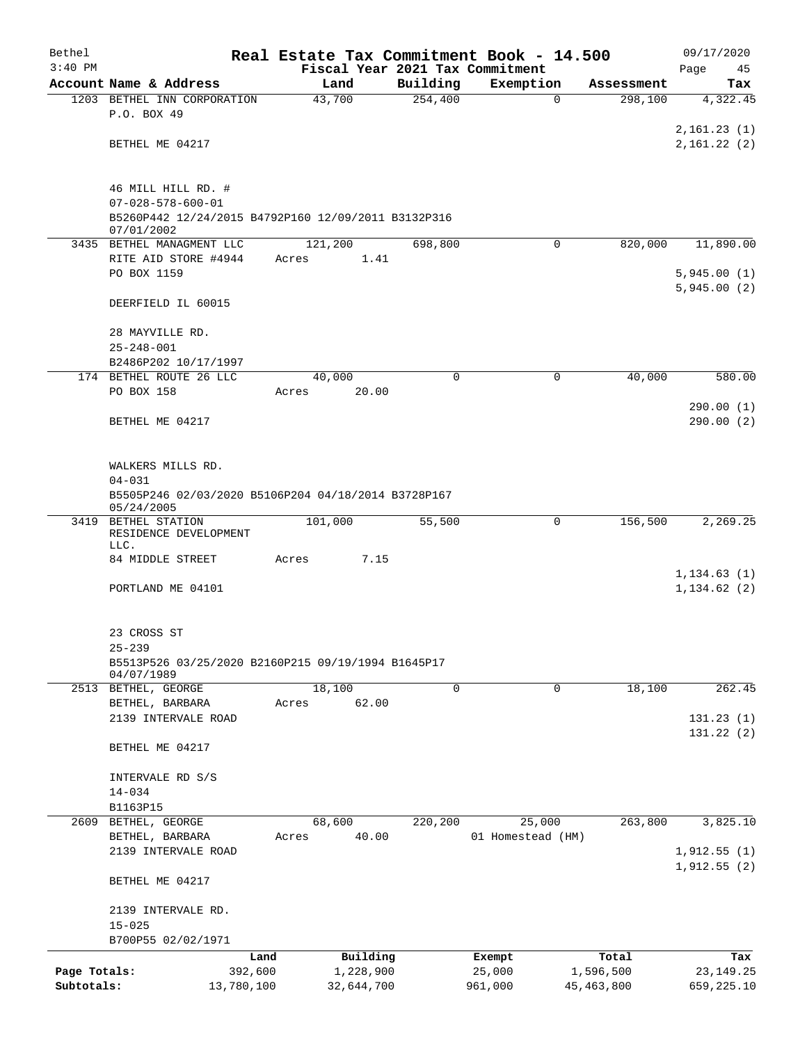# Real Estate Tax Commitment Book - 14.500

Bethel
3:40 PM

Fiscal Year 2021 Tax Commitment

09/17/2020

| Account | Name & Address | Land | Building | Exemption | Assessment | Tax |
|---|---|---|---|---|---|---|
| 1203 | BETHEL INN CORPORATION<br>P.O. BOX 49<br><br>BETHEL ME 04217<br><br>46 MILL HILL RD. #<br>07-028-578-600-01<br>B5260P442 12/24/2015 B4792P160 12/09/2011 B3132P316 07/01/2002 | 43,700 | 254,400 | 0 | 298,100 | 4,322.45<br><br>2,161.23 (1)<br>2,161.22 (2) |
| 3435 | BETHEL MANAGMENT LLC<br>RITE AID STORE #4944<br>PO BOX 1159<br><br>DEERFIELD IL 60015<br><br>28 MAYVILLE RD.<br>25-248-001<br>B2486P202 10/17/1997 | 121,200<br>Acres 1.41 | 698,800 | 0 | 820,000 | 11,890.00<br><br>5,945.00 (1)<br>5,945.00 (2) |
| 174 | BETHEL ROUTE 26 LLC<br>PO BOX 158<br><br>BETHEL ME 04217<br><br>WALKERS MILLS RD.<br>04-031<br>B5505P246 02/03/2020 B5106P204 04/18/2014 B3728P167 05/24/2005 | 40,000<br>Acres 20.00 | 0 | 0 | 40,000 | 580.00<br><br>290.00 (1)<br>290.00 (2) |
| 3419 | BETHEL STATION RESIDENCE DEVELOPMENT LLC.<br>84 MIDDLE STREET<br><br>PORTLAND ME 04101<br><br>23 CROSS ST<br>25-239<br>B5513P526 03/25/2020 B2160P215 09/19/1994 B1645P17 04/07/1989 | 101,000<br>Acres 7.15 | 55,500 | 0 | 156,500 | 2,269.25<br><br>1,134.63 (1)<br>1,134.62 (2) |
| 2513 | BETHEL, GEORGE<br>BETHEL, BARBARA<br>2139 INTERVALE ROAD<br><br>BETHEL ME 04217<br><br>INTERVALE RD S/S<br>14-034<br>B1163P15 | 18,100<br>Acres 62.00 | 0 | 0 | 18,100 | 262.45<br><br>131.23 (1)<br>131.22 (2) |
| 2609 | BETHEL, GEORGE<br>BETHEL, BARBARA<br>2139 INTERVALE ROAD<br><br>BETHEL ME 04217<br><br>2139 INTERVALE RD.<br>15-025<br>B700P55 02/02/1971 | 68,600<br>Acres 40.00 | 220,200 | 25,000<br>01 Homestead (HM) | 263,800 | 3,825.10<br><br>1,912.55 (1)<br>1,912.55 (2) |

| | Land | Building | Exempt | Total | Tax |
|---|---|---|---|---|---|
| Page Totals: | 392,600 | 1,228,900 | 25,000 | 1,596,500 | 23,149.25 |
| Subtotals: | 13,780,100 | 32,644,700 | 961,000 | 45,463,800 | 659,225.10 |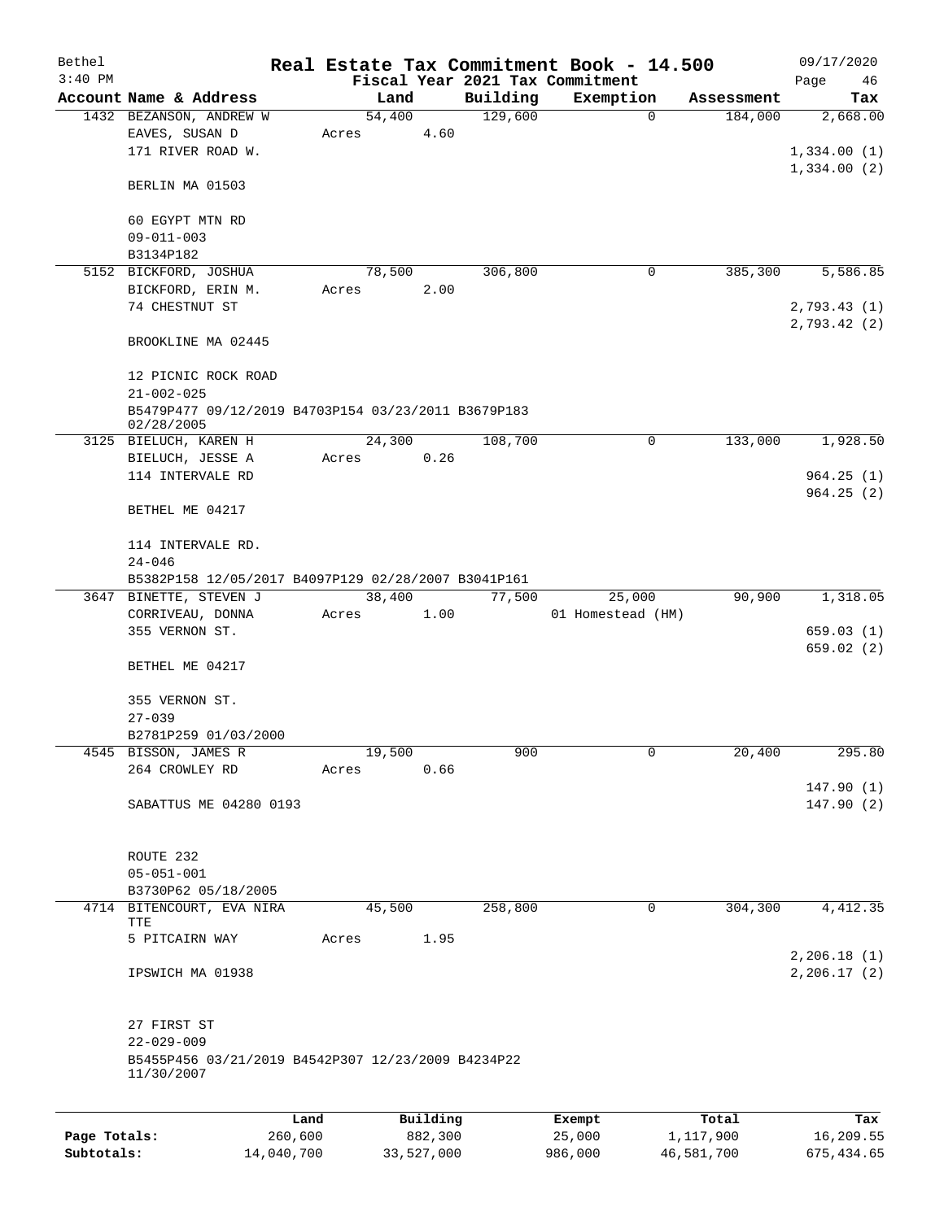Bethel 3:40 PM

# Real Estate Tax Commitment Book - 14.500

Fiscal Year 2021 Tax Commitment

09/17/2020

| Account Name & Address | Land | Building | Exemption | Assessment | Tax |
|---|---|---|---|---|---|
| 1432 BEZANSON, ANDREW W | 54,400 | 129,600 | 0 | 184,000 | 2,668.00 |
| EAVES, SUSAN D | Acres 4.60 | | | | |
| 171 RIVER ROAD W. | | | | | 1,334.00 (1) |
| | | | | | 1,334.00 (2) |
| BERLIN MA 01503 | | | | | |
| 60 EGYPT MTN RD | | | | | |
| 09-011-003 | | | | | |
| B3134P182 | | | | | |
| 5152 BICKFORD, JOSHUA | 78,500 | 306,800 | 0 | 385,300 | 5,586.85 |
| BICKFORD, ERIN M. | Acres 2.00 | | | | |
| 74 CHESTNUT ST | | | | | 2,793.43 (1) |
| | | | | | 2,793.42 (2) |
| BROOKLINE MA 02445 | | | | | |
| 12 PICNIC ROCK ROAD | | | | | |
| 21-002-025 | | | | | |
| B5479P477 09/12/2019 B4703P154 03/23/2011 B3679P183 02/28/2005 | | | | | |
| 3125 BIELUCH, KAREN H | 24,300 | 108,700 | 0 | 133,000 | 1,928.50 |
| BIELUCH, JESSE A | Acres 0.26 | | | | |
| 114 INTERVALE RD | | | | | 964.25 (1) |
| | | | | | 964.25 (2) |
| BETHEL ME 04217 | | | | | |
| 114 INTERVALE RD. | | | | | |
| 24-046 | | | | | |
| B5382P158 12/05/2017 B4097P129 02/28/2007 B3041P161 | | | | | |
| 3647 BINETTE, STEVEN J | 38,400 | 77,500 | 25,000 | 90,900 | 1,318.05 |
| CORRIVEAU, DONNA | Acres 1.00 | | 01 Homestead (HM) | | |
| 355 VERNON ST. | | | | | 659.03 (1) |
| | | | | | 659.02 (2) |
| BETHEL ME 04217 | | | | | |
| 355 VERNON ST. | | | | | |
| 27-039 | | | | | |
| B2781P259 01/03/2000 | | | | | |
| 4545 BISSON, JAMES R | 19,500 | 900 | 0 | 20,400 | 295.80 |
| 264 CROWLEY RD | Acres 0.66 | | | | |
| | | | | | 147.90 (1) |
| SABATTUS ME 04280 0193 | | | | | 147.90 (2) |
| ROUTE 232 | | | | | |
| 05-051-001 | | | | | |
| B3730P62 05/18/2005 | | | | | |
| 4714 BITENCOURT, EVA NIRA TTE | 45,500 | 258,800 | 0 | 304,300 | 4,412.35 |
| 5 PITCAIRN WAY | Acres 1.95 | | | | |
| | | | | | 2,206.18 (1) |
| IPSWICH MA 01938 | | | | | 2,206.17 (2) |
| 27 FIRST ST | | | | | |
| 22-029-009 | | | | | |
| B5455P456 03/21/2019 B4542P307 12/23/2009 B4234P22 11/30/2007 | | | | | |

| | Land | Building | Exempt | Total | Tax |
|---|---|---|---|---|---|
| Page Totals: | 260,600 | 882,300 | 25,000 | 1,117,900 | 16,209.55 |
| Subtotals: | 14,040,700 | 33,527,000 | 986,000 | 46,581,700 | 675,434.65 |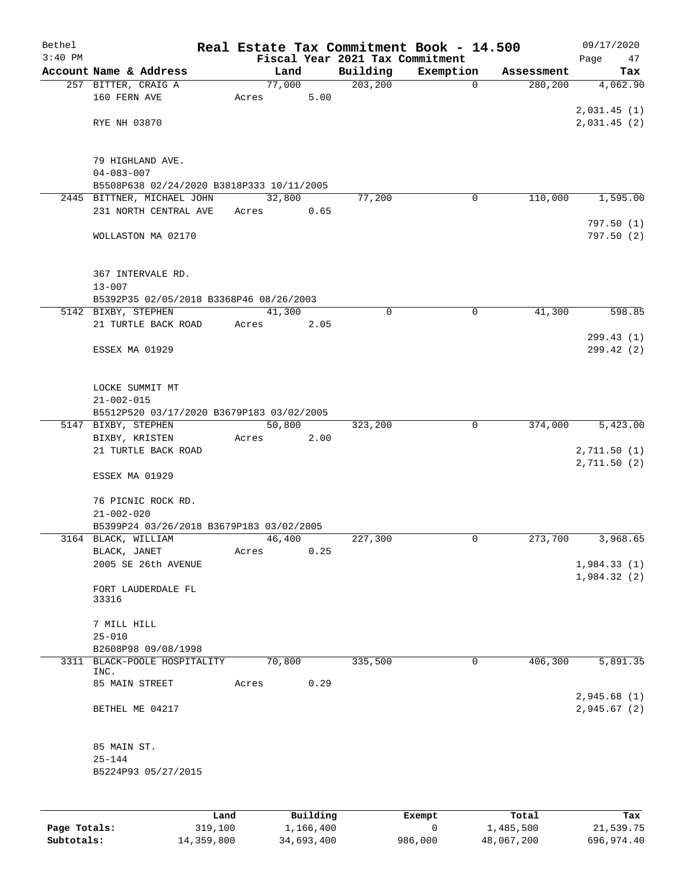Bethel — Real Estate Tax Commitment Book - 14.500 — 09/17/2020
3:40 PM — Fiscal Year 2021 Tax Commitment — Page 47

| Account Name & Address | Land | Building | Exemption | Assessment | Tax |
|---|---|---|---|---|---|
| 257 BITTER, CRAIG A | 77,000 | 203,200 | 0 | 280,200 | 4,062.90 |
| 160 FERN AVE | Acres 5.00 | | | | |
| | | | | | 2,031.45 (1) |
| RYE NH 03870 | | | | | 2,031.45 (2) |
| 79 HIGHLAND AVE. | | | | | |
| 04-083-007 | | | | | |
| B5508P638 02/24/2020 B3818P333 10/11/2005 | | | | | |
| 2445 BITTNER, MICHAEL JOHN | 32,800 | 77,200 | 0 | 110,000 | 1,595.00 |
| 231 NORTH CENTRAL AVE | Acres 0.65 | | | | |
| | | | | | 797.50 (1) |
| WOLLASTON MA 02170 | | | | | 797.50 (2) |
| 367 INTERVALE RD. | | | | | |
| 13-007 | | | | | |
| B5392P35 02/05/2018 B3368P46 08/26/2003 | | | | | |
| 5142 BIXBY, STEPHEN | 41,300 | 0 | 0 | 41,300 | 598.85 |
| 21 TURTLE BACK ROAD | Acres 2.05 | | | | |
| | | | | | 299.43 (1) |
| ESSEX MA 01929 | | | | | 299.42 (2) |
| LOCKE SUMMIT MT | | | | | |
| 21-002-015 | | | | | |
| B5512P520 03/17/2020 B3679P183 03/02/2005 | | | | | |
| 5147 BIXBY, STEPHEN | 50,800 | 323,200 | 0 | 374,000 | 5,423.00 |
| BIXBY, KRISTEN | Acres 2.00 | | | | |
| 21 TURTLE BACK ROAD | | | | | 2,711.50 (1) |
| | | | | | 2,711.50 (2) |
| ESSEX MA 01929 | | | | | |
| 76 PICNIC ROCK RD. | | | | | |
| 21-002-020 | | | | | |
| B5399P24 03/26/2018 B3679P183 03/02/2005 | | | | | |
| 3164 BLACK, WILLIAM | 46,400 | 227,300 | 0 | 273,700 | 3,968.65 |
| BLACK, JANET | Acres 0.25 | | | | |
| 2005 SE 26th AVENUE | | | | | 1,984.33 (1) |
| | | | | | 1,984.32 (2) |
| FORT LAUDERDALE FL 33316 | | | | | |
| 7 MILL HILL | | | | | |
| 25-010 | | | | | |
| B2608P98 09/08/1998 | | | | | |
| 3311 BLACK-POOLE HOSPITALITY INC. | 70,800 | 335,500 | 0 | 406,300 | 5,891.35 |
| 85 MAIN STREET | Acres 0.29 | | | | |
| | | | | | 2,945.68 (1) |
| BETHEL ME 04217 | | | | | 2,945.67 (2) |
| 85 MAIN ST. | | | | | |
| 25-144 | | | | | |
| B5224P93 05/27/2015 | | | | | |

| | Land | Building | Exempt | Total | Tax |
|---|---|---|---|---|---|
| Page Totals: | 319,100 | 1,166,400 | 0 | 1,485,500 | 21,539.75 |
| Subtotals: | 14,359,800 | 34,693,400 | 986,000 | 48,067,200 | 696,974.40 |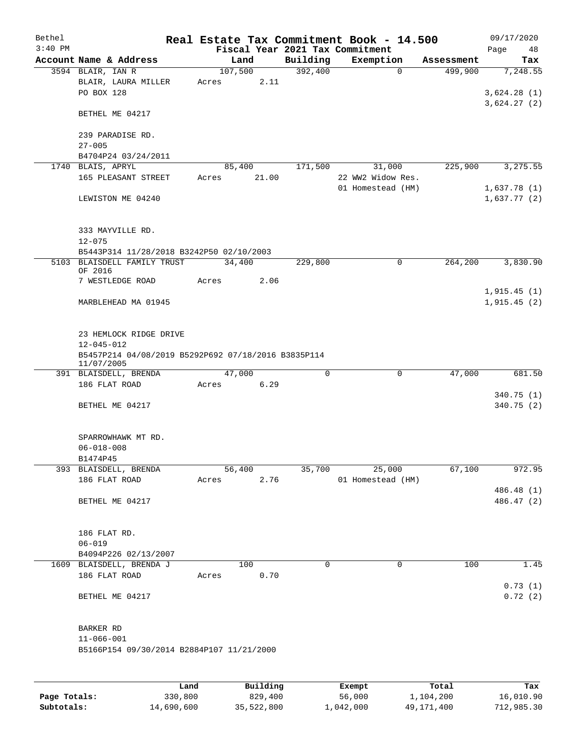# Real Estate Tax Commitment Book - 14.500

Bethel
3:40 PM

Fiscal Year 2021 Tax Commitment

09/17/2020
Page 48

| Account | Name & Address | Land | Building | Exemption | Assessment | Tax |
|---|---|---|---|---|---|---|
| 3594 | BLAIR, IAN R | 107,500 | 392,400 | 0 | 499,900 | 7,248.55 |
| | BLAIR, LAURA MILLER | Acres 2.11 | | | | |
| | PO BOX 128 | | | | | 3,624.28 (1) |
| | | | | | | 3,624.27 (2) |
| | BETHEL ME 04217 | | | | | |
| | 239 PARADISE RD. | | | | | |
| | 27-005 | | | | | |
| | B4704P24 03/24/2011 | | | | | |
| 1740 | BLAIS, APRYL | 85,400 | 171,500 | 31,000 | 225,900 | 3,275.55 |
| | 165 PLEASANT STREET | Acres 21.00 | | 22 WW2 Widow Res. | | |
| | | | | 01 Homestead (HM) | | 1,637.78 (1) |
| | LEWISTON ME 04240 | | | | | 1,637.77 (2) |
| | 333 MAYVILLE RD. | | | | | |
| | 12-075 | | | | | |
| | B5443P314 11/28/2018 B3242P50 02/10/2003 | | | | | |
| 5103 | BLAISDELL FAMILY TRUST OF 2016 | 34,400 | 229,800 | 0 | 264,200 | 3,830.90 |
| | 7 WESTLEDGE ROAD | Acres 2.06 | | | | |
| | | | | | | 1,915.45 (1) |
| | MARBLEHEAD MA 01945 | | | | | 1,915.45 (2) |
| | 23 HEMLOCK RIDGE DRIVE | | | | | |
| | 12-045-012 | | | | | |
| | B5457P214 04/08/2019 B5292P692 07/18/2016 B3835P114 11/07/2005 | | | | | |
| 391 | BLAISDELL, BRENDA | 47,000 | 0 | 0 | 47,000 | 681.50 |
| | 186 FLAT ROAD | Acres 6.29 | | | | |
| | | | | | | 340.75 (1) |
| | BETHEL ME 04217 | | | | | 340.75 (2) |
| | SPARROWHAWK MT RD. | | | | | |
| | 06-018-008 | | | | | |
| | B1474P45 | | | | | |
| 393 | BLAISDELL, BRENDA | 56,400 | 35,700 | 25,000 | 67,100 | 972.95 |
| | 186 FLAT ROAD | Acres 2.76 | | 01 Homestead (HM) | | |
| | | | | | | 486.48 (1) |
| | BETHEL ME 04217 | | | | | 486.47 (2) |
| | 186 FLAT RD. | | | | | |
| | 06-019 | | | | | |
| | B4094P226 02/13/2007 | | | | | |
| 1609 | BLAISDELL, BRENDA J | 100 | 0 | 0 | 100 | 1.45 |
| | 186 FLAT ROAD | Acres 0.70 | | | | |
| | | | | | | 0.73 (1) |
| | BETHEL ME 04217 | | | | | 0.72 (2) |
| | BARKER RD | | | | | |
| | 11-066-001 | | | | | |
| | B5166P154 09/30/2014 B2884P107 11/21/2000 | | | | | |

| | Land | Building | Exempt | Total | Tax |
|---|---|---|---|---|---|
| Page Totals: | 330,800 | 829,400 | 56,000 | 1,104,200 | 16,010.90 |
| Subtotals: | 14,690,600 | 35,522,800 | 1,042,000 | 49,171,400 | 712,985.30 |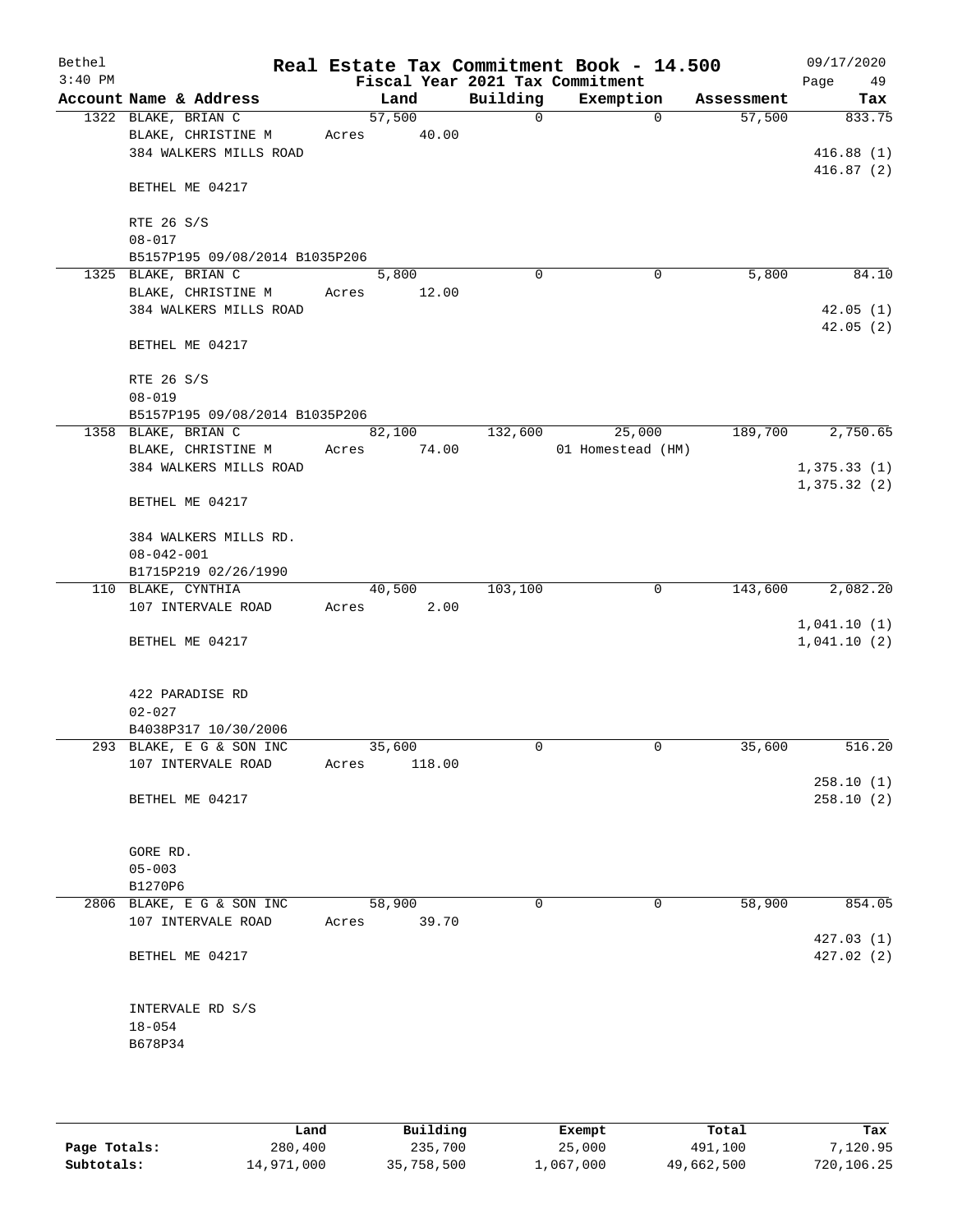Bethel 3:40 PM

# Real Estate Tax Commitment Book - 14.500

Fiscal Year 2021 Tax Commitment

09/17/2020

| Account | Name & Address | Land | Building | Exemption | Assessment | Tax |
|---|---|---|---|---|---|---|
| 1322 | BLAKE, BRIAN C<br>BLAKE, CHRISTINE M<br>384 WALKERS MILLS ROAD<br><br>BETHEL ME 04217<br><br>RTE 26 S/S<br>08-017<br>B5157P195 09/08/2014 B1035P206 | 57,500<br>Acres 40.00 | 0 | 0 | 57,500 | 833.75<br><br>416.88 (1)<br>416.87 (2) |
| 1325 | BLAKE, BRIAN C<br>BLAKE, CHRISTINE M<br>384 WALKERS MILLS ROAD<br><br>BETHEL ME 04217<br><br>RTE 26 S/S<br>08-019<br>B5157P195 09/08/2014 B1035P206 | 5,800<br>Acres 12.00 | 0 | 0 | 5,800 | 84.10<br><br>42.05 (1)<br>42.05 (2) |
| 1358 | BLAKE, BRIAN C<br>BLAKE, CHRISTINE M<br>384 WALKERS MILLS ROAD<br><br>BETHEL ME 04217<br><br>384 WALKERS MILLS RD.<br>08-042-001<br>B1715P219 02/26/1990 | 82,100<br>Acres 74.00 | 132,600 | 25,000<br>01 Homestead (HM) | 189,700 | 2,750.65<br><br>1,375.33 (1)<br>1,375.32 (2) |
| 110 | BLAKE, CYNTHIA<br>107 INTERVALE ROAD<br><br>BETHEL ME 04217<br><br>422 PARADISE RD<br>02-027<br>B4038P317 10/30/2006 | 40,500<br>Acres 2.00 | 103,100 | 0 | 143,600 | 2,082.20<br><br>1,041.10 (1)<br>1,041.10 (2) |
| 293 | BLAKE, E G & SON INC<br>107 INTERVALE ROAD<br><br>BETHEL ME 04217<br><br>GORE RD.<br>05-003<br>B1270P6 | 35,600<br>Acres 118.00 | 0 | 0 | 35,600 | 516.20<br><br>258.10 (1)<br>258.10 (2) |
| 2806 | BLAKE, E G & SON INC<br>107 INTERVALE ROAD<br><br>BETHEL ME 04217<br><br>INTERVALE RD S/S<br>18-054<br>B678P34 | 58,900<br>Acres 39.70 | 0 | 0 | 58,900 | 854.05<br><br>427.03 (1)<br>427.02 (2) |

| | Land | Building | Exempt | Total | Tax |
|---|---|---|---|---|---|
| Page Totals: | 280,400 | 235,700 | 25,000 | 491,100 | 7,120.95 |
| Subtotals: | 14,971,000 | 35,758,500 | 1,067,000 | 49,662,500 | 720,106.25 |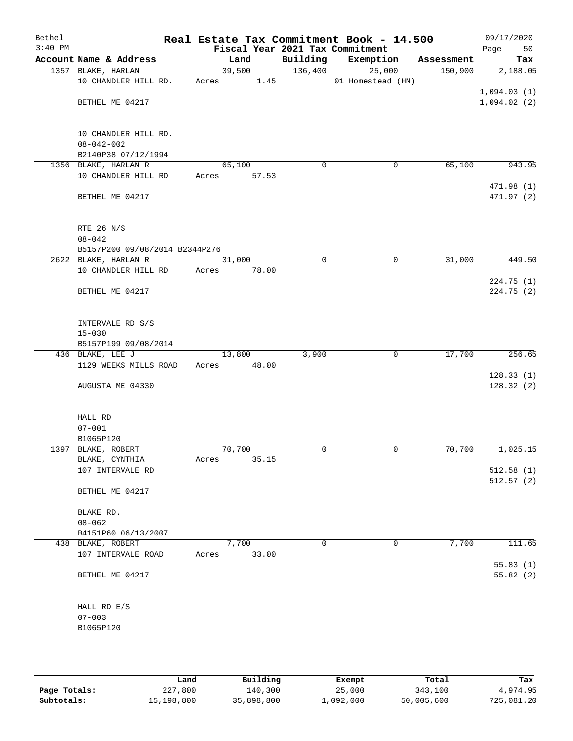Bethel 3:40 PM

# Real Estate Tax Commitment Book - 14.500

Fiscal Year 2021 Tax Commitment

09/17/2020 Page 50

| Account Name & Address | Land | Building | Exemption | Assessment | Tax |
|---|---|---|---|---|---|
| 1357 BLAKE, HARLAN | 39,500 | 136,400 | 25,000 | 150,900 | 2,188.05 |
| 10 CHANDLER HILL RD. | Acres 1.45 | | 01 Homestead (HM) | | |
| | | | | | 1,094.03 (1) |
| BETHEL ME 04217 | | | | | 1,094.02 (2) |
| 10 CHANDLER HILL RD. | | | | | |
| 08-042-002 | | | | | |
| B2140P38 07/12/1994 | | | | | |
| 1356 BLAKE, HARLAN R | 65,100 | 0 | 0 | 65,100 | 943.95 |
| 10 CHANDLER HILL RD | Acres 57.53 | | | | |
| | | | | | 471.98 (1) |
| BETHEL ME 04217 | | | | | 471.97 (2) |
| RTE 26 N/S | | | | | |
| 08-042 | | | | | |
| B5157P200 09/08/2014 B2344P276 | | | | | |
| 2622 BLAKE, HARLAN R | 31,000 | 0 | 0 | 31,000 | 449.50 |
| 10 CHANDLER HILL RD | Acres 78.00 | | | | |
| | | | | | 224.75 (1) |
| BETHEL ME 04217 | | | | | 224.75 (2) |
| INTERVALE RD S/S | | | | | |
| 15-030 | | | | | |
| B5157P199 09/08/2014 | | | | | |
| 436 BLAKE, LEE J | 13,800 | 3,900 | 0 | 17,700 | 256.65 |
| 1129 WEEKS MILLS ROAD | Acres 48.00 | | | | |
| | | | | | 128.33 (1) |
| AUGUSTA ME 04330 | | | | | 128.32 (2) |
| HALL RD | | | | | |
| 07-001 | | | | | |
| B1065P120 | | | | | |
| 1397 BLAKE, ROBERT | 70,700 | 0 | 0 | 70,700 | 1,025.15 |
| BLAKE, CYNTHIA | Acres 35.15 | | | | |
| 107 INTERVALE RD | | | | | 512.58 (1) |
| | | | | | 512.57 (2) |
| BETHEL ME 04217 | | | | | |
| BLAKE RD. | | | | | |
| 08-062 | | | | | |
| B4151P60 06/13/2007 | | | | | |
| 438 BLAKE, ROBERT | 7,700 | 0 | 0 | 7,700 | 111.65 |
| 107 INTERVALE ROAD | Acres 33.00 | | | | |
| | | | | | 55.83 (1) |
| BETHEL ME 04217 | | | | | 55.82 (2) |
| HALL RD E/S | | | | | |
| 07-003 | | | | | |
| B1065P120 | | | | | |

| | Land | Building | Exempt | Total | Tax |
|---|---|---|---|---|---|
| Page Totals: | 227,800 | 140,300 | 25,000 | 343,100 | 4,974.95 |
| Subtotals: | 15,198,800 | 35,898,800 | 1,092,000 | 50,005,600 | 725,081.20 |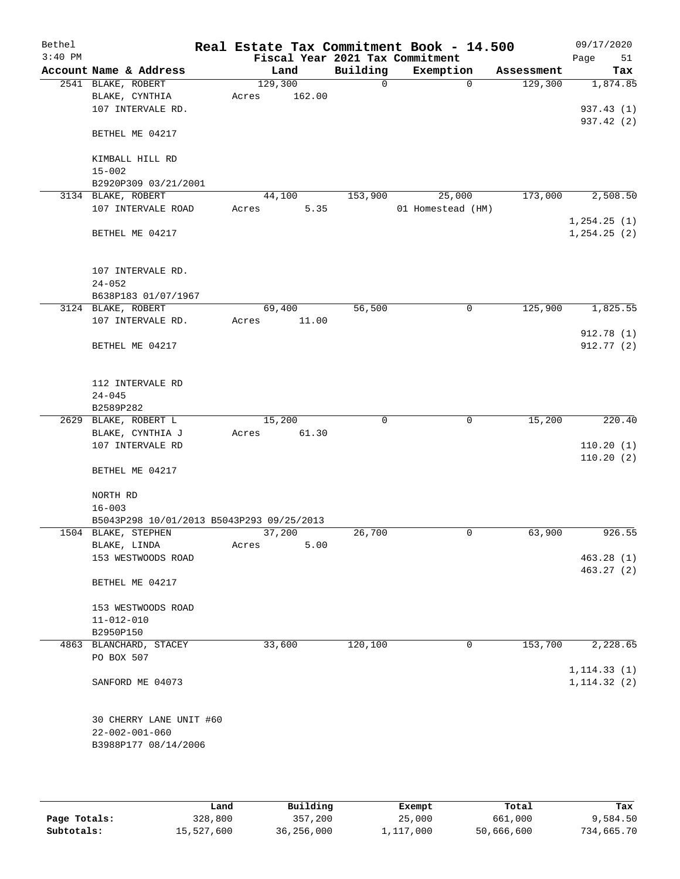Bethel 3:40 PM

# Real Estate Tax Commitment Book - 14.500

Fiscal Year 2021 Tax Commitment

09/17/2020 Page 51

| Account Name & Address | Land | Building | Exemption | Assessment | Tax |
|---|---|---|---|---|---|
| 2541 BLAKE, ROBERT | 129,300 | 0 | 0 | 129,300 | 1,874.85 |
| BLAKE, CYNTHIA | Acres 162.00 | | | | |
| 107 INTERVALE RD. | | | | | 937.43 (1) |
| | | | | | 937.42 (2) |
| BETHEL ME 04217 | | | | | |
| KIMBALL HILL RD | | | | | |
| 15-002 | | | | | |
| B2920P309 03/21/2001 | | | | | |
| 3134 BLAKE, ROBERT | 44,100 | 153,900 | 25,000 | 173,000 | 2,508.50 |
| 107 INTERVALE ROAD | Acres 5.35 | | 01 Homestead (HM) | | |
| | | | | | 1,254.25 (1) |
| BETHEL ME 04217 | | | | | 1,254.25 (2) |
| 107 INTERVALE RD. | | | | | |
| 24-052 | | | | | |
| B638P183 01/07/1967 | | | | | |
| 3124 BLAKE, ROBERT | 69,400 | 56,500 | 0 | 125,900 | 1,825.55 |
| 107 INTERVALE RD. | Acres 11.00 | | | | |
| | | | | | 912.78 (1) |
| BETHEL ME 04217 | | | | | 912.77 (2) |
| 112 INTERVALE RD | | | | | |
| 24-045 | | | | | |
| B2589P282 | | | | | |
| 2629 BLAKE, ROBERT L | 15,200 | 0 | 0 | 15,200 | 220.40 |
| BLAKE, CYNTHIA J | Acres 61.30 | | | | |
| 107 INTERVALE RD | | | | | 110.20 (1) |
| | | | | | 110.20 (2) |
| BETHEL ME 04217 | | | | | |
| NORTH RD | | | | | |
| 16-003 | | | | | |
| B5043P298 10/01/2013 B5043P293 09/25/2013 | | | | | |
| 1504 BLAKE, STEPHEN | 37,200 | 26,700 | 0 | 63,900 | 926.55 |
| BLAKE, LINDA | Acres 5.00 | | | | |
| 153 WESTWOODS ROAD | | | | | 463.28 (1) |
| | | | | | 463.27 (2) |
| BETHEL ME 04217 | | | | | |
| 153 WESTWOODS ROAD | | | | | |
| 11-012-010 | | | | | |
| B2950P150 | | | | | |
| 4863 BLANCHARD, STACEY | 33,600 | 120,100 | 0 | 153,700 | 2,228.65 |
| PO BOX 507 | | | | | |
| | | | | | 1,114.33 (1) |
| SANFORD ME 04073 | | | | | 1,114.32 (2) |
| 30 CHERRY LANE UNIT #60 | | | | | |
| 22-002-001-060 | | | | | |
| B3988P177 08/14/2006 | | | | | |

| | Land | Building | Exempt | Total | Tax |
|---|---|---|---|---|---|
| Page Totals: | 328,800 | 357,200 | 25,000 | 661,000 | 9,584.50 |
| Subtotals: | 15,527,600 | 36,256,000 | 1,117,000 | 50,666,600 | 734,665.70 |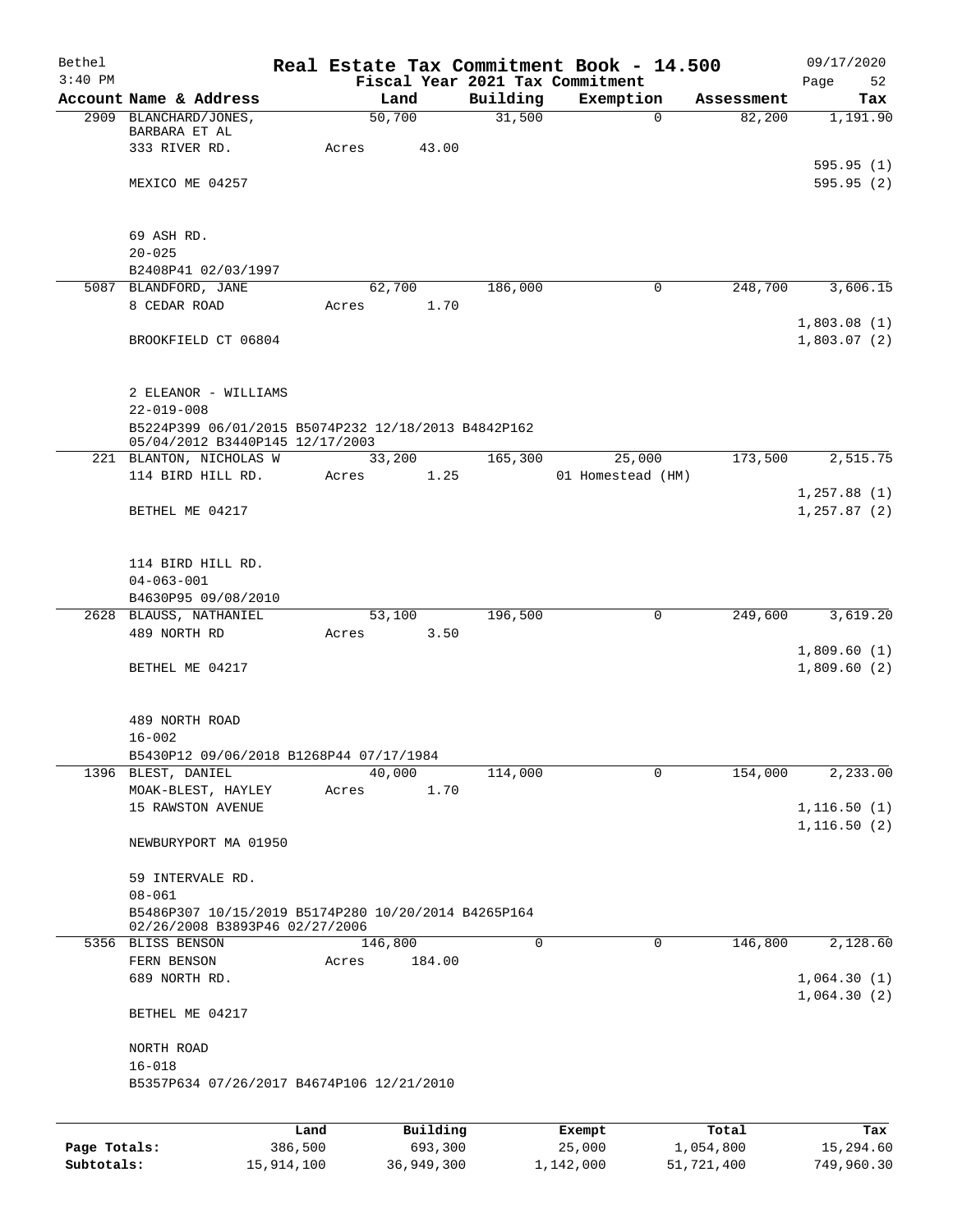Bethel 3:40 PM

# Real Estate Tax Commitment Book - 14.500

Fiscal Year 2021 Tax Commitment

09/17/2020

| Account Name & Address | Land | Building | Exemption | Assessment | Tax |
|---|---|---|---|---|---|
| 2909 BLANCHARD/JONES, BARBARA ET AL | 50,700 | 31,500 | 0 | 82,200 | 1,191.90 |
| 333 RIVER RD. | Acres 43.00 | | | | |
| | | | | | 595.95 (1) |
| MEXICO ME 04257 | | | | | 595.95 (2) |
| 69 ASH RD. | | | | | |
| 20-025 | | | | | |
| B2408P41 02/03/1997 | | | | | |
| 5087 BLANDFORD, JANE | 62,700 | 186,000 | 0 | 248,700 | 3,606.15 |
| 8 CEDAR ROAD | Acres 1.70 | | | | |
| | | | | | 1,803.08 (1) |
| BROOKFIELD CT 06804 | | | | | 1,803.07 (2) |
| 2 ELEANOR - WILLIAMS | | | | | |
| 22-019-008 | | | | | |
| B5224P399 06/01/2015 B5074P232 12/18/2013 B4842P162 05/04/2012 B3440P145 12/17/2003 | | | | | |
| 221 BLANTON, NICHOLAS W | 33,200 | 165,300 | 25,000 | 173,500 | 2,515.75 |
| 114 BIRD HILL RD. | Acres 1.25 | | 01 Homestead (HM) | | |
| | | | | | 1,257.88 (1) |
| BETHEL ME 04217 | | | | | 1,257.87 (2) |
| 114 BIRD HILL RD. | | | | | |
| 04-063-001 | | | | | |
| B4630P95 09/08/2010 | | | | | |
| 2628 BLAUSS, NATHANIEL | 53,100 | 196,500 | 0 | 249,600 | 3,619.20 |
| 489 NORTH RD | Acres 3.50 | | | | |
| | | | | | 1,809.60 (1) |
| BETHEL ME 04217 | | | | | 1,809.60 (2) |
| 489 NORTH ROAD | | | | | |
| 16-002 | | | | | |
| B5430P12 09/06/2018 B1268P44 07/17/1984 | | | | | |
| 1396 BLEST, DANIEL | 40,000 | 114,000 | 0 | 154,000 | 2,233.00 |
| MOAK-BLEST, HAYLEY | Acres 1.70 | | | | |
| 15 RAWSTON AVENUE | | | | | 1,116.50 (1) |
| | | | | | 1,116.50 (2) |
| NEWBURYPORT MA 01950 | | | | | |
| 59 INTERVALE RD. | | | | | |
| 08-061 | | | | | |
| B5486P307 10/15/2019 B5174P280 10/20/2014 B4265P164 02/26/2008 B3893P46 02/27/2006 | | | | | |
| 5356 BLISS BENSON | 146,800 | 0 | 0 | 146,800 | 2,128.60 |
| FERN BENSON | Acres 184.00 | | | | |
| 689 NORTH RD. | | | | | 1,064.30 (1) |
| | | | | | 1,064.30 (2) |
| BETHEL ME 04217 | | | | | |
| NORTH ROAD | | | | | |
| 16-018 | | | | | |
| B5357P634 07/26/2017 B4674P106 12/21/2010 | | | | | |

| | Land | Building | Exempt | Total | Tax |
|---|---|---|---|---|---|
| Page Totals: | 386,500 | 693,300 | 25,000 | 1,054,800 | 15,294.60 |
| Subtotals: | 15,914,100 | 36,949,300 | 1,142,000 | 51,721,400 | 749,960.30 |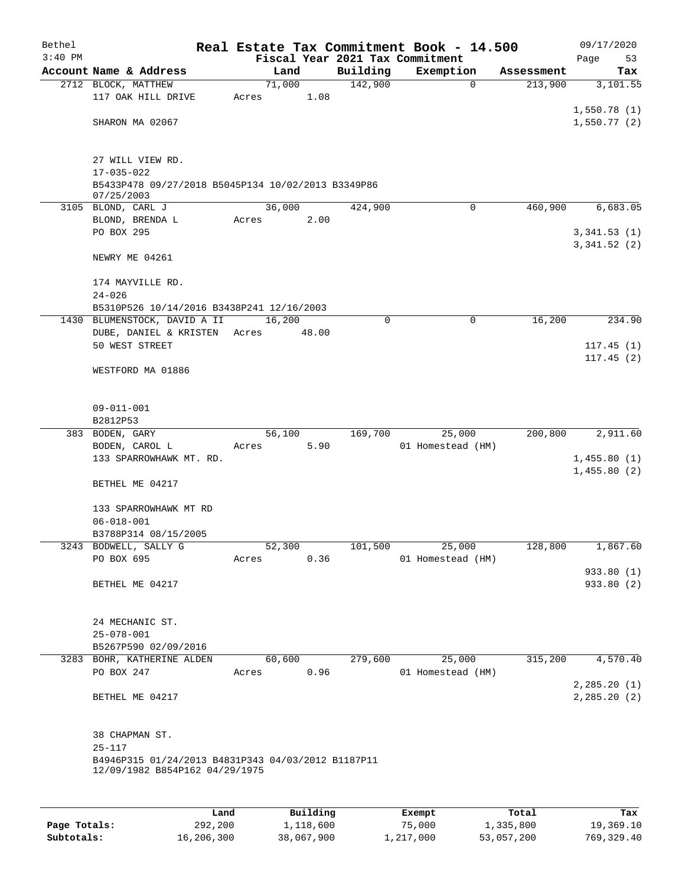Bethel 3:40 PM

# Real Estate Tax Commitment Book - 14.500

Fiscal Year 2021 Tax Commitment

09/17/2020

| Account Name & Address | Land | Building | Exemption | Assessment | Tax |
|---|---|---|---|---|---|
| 2712 BLOCK, MATTHEW<br>117 OAK HILL DRIVE<br><br>SHARON MA 02067<br><br>27 WILL VIEW RD.<br>17-035-022<br>B5433P478 09/27/2018 B5045P134 10/02/2013 B3349P86 07/25/2003 | 71,000<br>Acres 1.08 | 142,900 | 0 | 213,900 | 3,101.55<br><br>1,550.78 (1)<br>1,550.77 (2) |
| 3105 BLOND, CARL J<br>BLOND, BRENDA L<br>PO BOX 295<br><br>NEWRY ME 04261<br><br>174 MAYVILLE RD.<br>24-026<br>B5310P526 10/14/2016 B3438P241 12/16/2003 | 36,000<br>Acres 2.00 | 424,900 | 0 | 460,900 | 6,683.05<br><br>3,341.53 (1)<br>3,341.52 (2) |
| 1430 BLUMENSTOCK, DAVID A II<br>DUBE, DANIEL & KRISTEN<br>50 WEST STREET<br><br>WESTFORD MA 01886<br><br>09-011-001<br>B2812P53 | 16,200<br>Acres 48.00 | 0 | 0 | 16,200 | 234.90<br><br>117.45 (1)<br>117.45 (2) |
| 383 BODEN, GARY<br>BODEN, CAROL L<br>133 SPARROWHAWK MT. RD.<br><br>BETHEL ME 04217<br><br>133 SPARROWHAWK MT RD<br>06-018-001<br>B3788P314 08/15/2005 | 56,100<br>Acres 5.90 | 169,700 | 25,000<br>01 Homestead (HM) | 200,800 | 2,911.60<br><br>1,455.80 (1)<br>1,455.80 (2) |
| 3243 BODWELL, SALLY G<br>PO BOX 695<br><br>BETHEL ME 04217<br><br>24 MECHANIC ST.<br>25-078-001<br>B5267P590 02/09/2016 | 52,300<br>Acres 0.36 | 101,500 | 25,000<br>01 Homestead (HM) | 128,800 | 1,867.60<br><br>933.80 (1)<br>933.80 (2) |
| 3283 BOHR, KATHERINE ALDEN<br>PO BOX 247<br><br>BETHEL ME 04217<br><br>38 CHAPMAN ST.<br>25-117<br>B4946P315 01/24/2013 B4831P343 04/03/2012 B1187P11 12/09/1982 B854P162 04/29/1975 | 60,600<br>Acres 0.96 | 279,600 | 25,000<br>01 Homestead (HM) | 315,200 | 4,570.40<br><br>2,285.20 (1)<br>2,285.20 (2) |

| | Land | Building | Exempt | Total | Tax |
|---|---|---|---|---|---|
| Page Totals: | 292,200 | 1,118,600 | 75,000 | 1,335,800 | 19,369.10 |
| Subtotals: | 16,206,300 | 38,067,900 | 1,217,000 | 53,057,200 | 769,329.40 |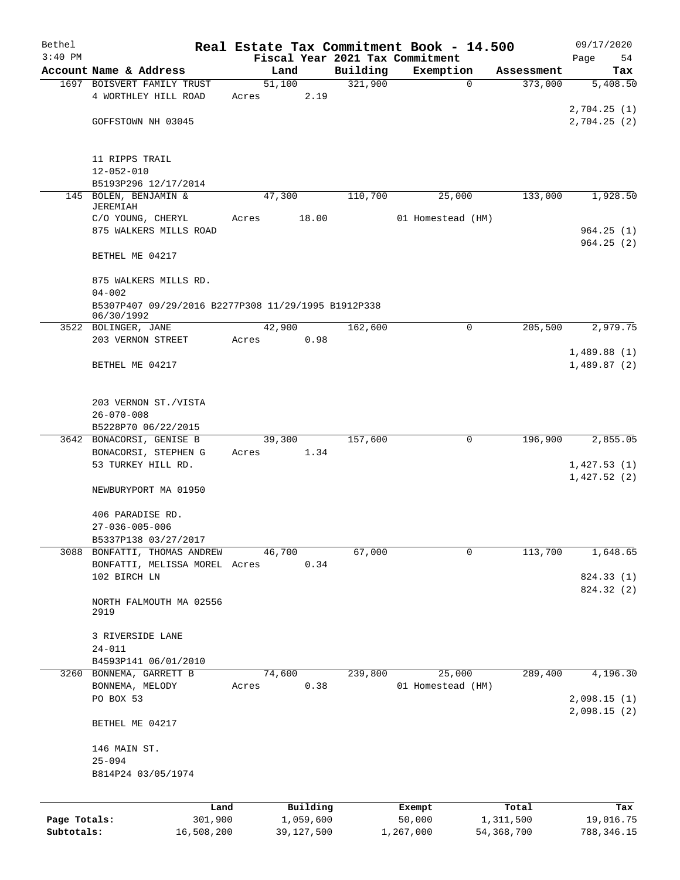Bethel 3:40 PM

# Real Estate Tax Commitment Book - 14.500

Fiscal Year 2021 Tax Commitment

09/17/2020

| Account Name & Address | Land | Building | Exemption | Assessment | Tax |
|---|---|---|---|---|---|
| 1697 BOISVERT FAMILY TRUST | 51,100 | 321,900 | 0 | 373,000 | 5,408.50 |
| 4 WORTHLEY HILL ROAD | Acres 2.19 | | | | |
| | | | | | 2,704.25 (1) |
| GOFFSTOWN NH 03045 | | | | | 2,704.25 (2) |
| 11 RIPPS TRAIL | | | | | |
| 12-052-010 | | | | | |
| B5193P296 12/17/2014 | | | | | |
| 145 BOLEN, BENJAMIN & JEREMIAH | 47,300 | 110,700 | 25,000 | 133,000 | 1,928.50 |
| C/O YOUNG, CHERYL | Acres 18.00 | | 01 Homestead (HM) | | |
| 875 WALKERS MILLS ROAD | | | | | 964.25 (1) |
| | | | | | 964.25 (2) |
| BETHEL ME 04217 | | | | | |
| 875 WALKERS MILLS RD. | | | | | |
| 04-002 | | | | | |
| B5307P407 09/29/2016 B2277P308 11/29/1995 B1912P338 06/30/1992 | | | | | |
| 3522 BOLINGER, JANE | 42,900 | 162,600 | 0 | 205,500 | 2,979.75 |
| 203 VERNON STREET | Acres 0.98 | | | | |
| | | | | | 1,489.88 (1) |
| BETHEL ME 04217 | | | | | 1,489.87 (2) |
| 203 VERNON ST./VISTA | | | | | |
| 26-070-008 | | | | | |
| B5228P70 06/22/2015 | | | | | |
| 3642 BONACORSI, GENISE B | 39,300 | 157,600 | 0 | 196,900 | 2,855.05 |
| BONACORSI, STEPHEN G | Acres 1.34 | | | | |
| 53 TURKEY HILL RD. | | | | | 1,427.53 (1) |
| | | | | | 1,427.52 (2) |
| NEWBURYPORT MA 01950 | | | | | |
| 406 PARADISE RD. | | | | | |
| 27-036-005-006 | | | | | |
| B5337P138 03/27/2017 | | | | | |
| 3088 BONFATTI, THOMAS ANDREW | 46,700 | 67,000 | 0 | 113,700 | 1,648.65 |
| BONFATTI, MELISSA MOREL | Acres 0.34 | | | | |
| 102 BIRCH LN | | | | | 824.33 (1) |
| | | | | | 824.32 (2) |
| NORTH FALMOUTH MA 02556 2919 | | | | | |
| 3 RIVERSIDE LANE | | | | | |
| 24-011 | | | | | |
| B4593P141 06/01/2010 | | | | | |
| 3260 BONNEMA, GARRETT B | 74,600 | 239,800 | 25,000 | 289,400 | 4,196.30 |
| BONNEMA, MELODY | Acres 0.38 | | 01 Homestead (HM) | | |
| PO BOX 53 | | | | | 2,098.15 (1) |
| | | | | | 2,098.15 (2) |
| BETHEL ME 04217 | | | | | |
| 146 MAIN ST. | | | | | |
| 25-094 | | | | | |
| B814P24 03/05/1974 | | | | | |

| | Land | Building | Exempt | Total | Tax |
|---|---|---|---|---|---|
| Page Totals: | 301,900 | 1,059,600 | 50,000 | 1,311,500 | 19,016.75 |
| Subtotals: | 16,508,200 | 39,127,500 | 1,267,000 | 54,368,700 | 788,346.15 |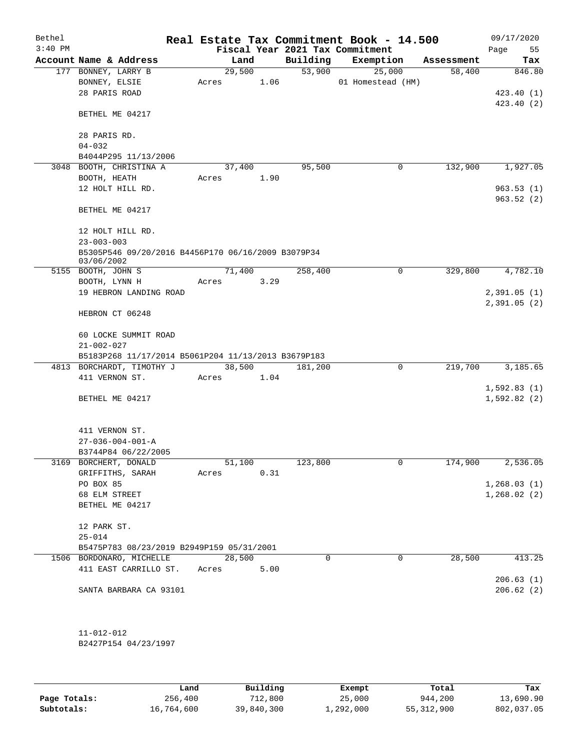# Real Estate Tax Commitment Book - 14.500

Bethel
3:40 PM

Fiscal Year 2021 Tax Commitment

09/17/2020

| Account | Name & Address | Land | Building | Exemption | Assessment | Tax |
|---|---|---|---|---|---|---|
| 177 | BONNEY, LARRY B<br>BONNEY, ELSIE<br>28 PARIS ROAD<br><br>BETHEL ME 04217<br><br>28 PARIS RD.<br>04-032<br>B4044P295 11/13/2006 | 29,500<br>Acres 1.06 | 53,900 | 25,000<br>01 Homestead (HM) | 58,400 | 846.80<br><br>423.40 (1)<br>423.40 (2) |
| 3048 | BOOTH, CHRISTINA A<br>BOOTH, HEATH<br>12 HOLT HILL RD.<br><br>BETHEL ME 04217<br><br>12 HOLT HILL RD.<br>23-003-003<br>B5305P546 09/20/2016 B4456P170 06/16/2009 B3079P34 03/06/2002 | 37,400<br>Acres 1.90 | 95,500 | 0 | 132,900 | 1,927.05<br><br>963.53 (1)<br>963.52 (2) |
| 5155 | BOOTH, JOHN S<br>BOOTH, LYNN H<br>19 HEBRON LANDING ROAD<br><br>HEBRON CT 06248<br><br>60 LOCKE SUMMIT ROAD<br>21-002-027<br>B5183P268 11/17/2014 B5061P204 11/13/2013 B3679P183 | 71,400<br>Acres 3.29 | 258,400 | 0 | 329,800 | 4,782.10<br><br>2,391.05 (1)<br>2,391.05 (2) |
| 4813 | BORCHARDT, TIMOTHY J<br>411 VERNON ST.<br><br>BETHEL ME 04217<br><br>411 VERNON ST.<br>27-036-004-001-A<br>B3744P84 06/22/2005 | 38,500<br>Acres 1.04 | 181,200 | 0 | 219,700 | 3,185.65<br><br>1,592.83 (1)<br>1,592.82 (2) |
| 3169 | BORCHERT, DONALD<br>GRIFFITHS, SARAH<br>PO BOX 85<br>68 ELM STREET<br>BETHEL ME 04217<br><br>12 PARK ST.<br>25-014<br>B5475P783 08/23/2019 B2949P159 05/31/2001 | 51,100<br>Acres 0.31 | 123,800 | 0 | 174,900 | 2,536.05<br><br>1,268.03 (1)<br>1,268.02 (2) |
| 1506 | BORDONARO, MICHELLE<br>411 EAST CARRILLO ST.<br><br>SANTA BARBARA CA 93101<br><br>11-012-012<br>B2427P154 04/23/1997 | 28,500<br>Acres 5.00 | 0 | 0 | 28,500 | 413.25<br><br>206.63 (1)<br>206.62 (2) |

| | Land | Building | Exempt | Total | Tax |
|---|---|---|---|---|---|
| Page Totals: | 256,400 | 712,800 | 25,000 | 944,200 | 13,690.90 |
| Subtotals: | 16,764,600 | 39,840,300 | 1,292,000 | 55,312,900 | 802,037.05 |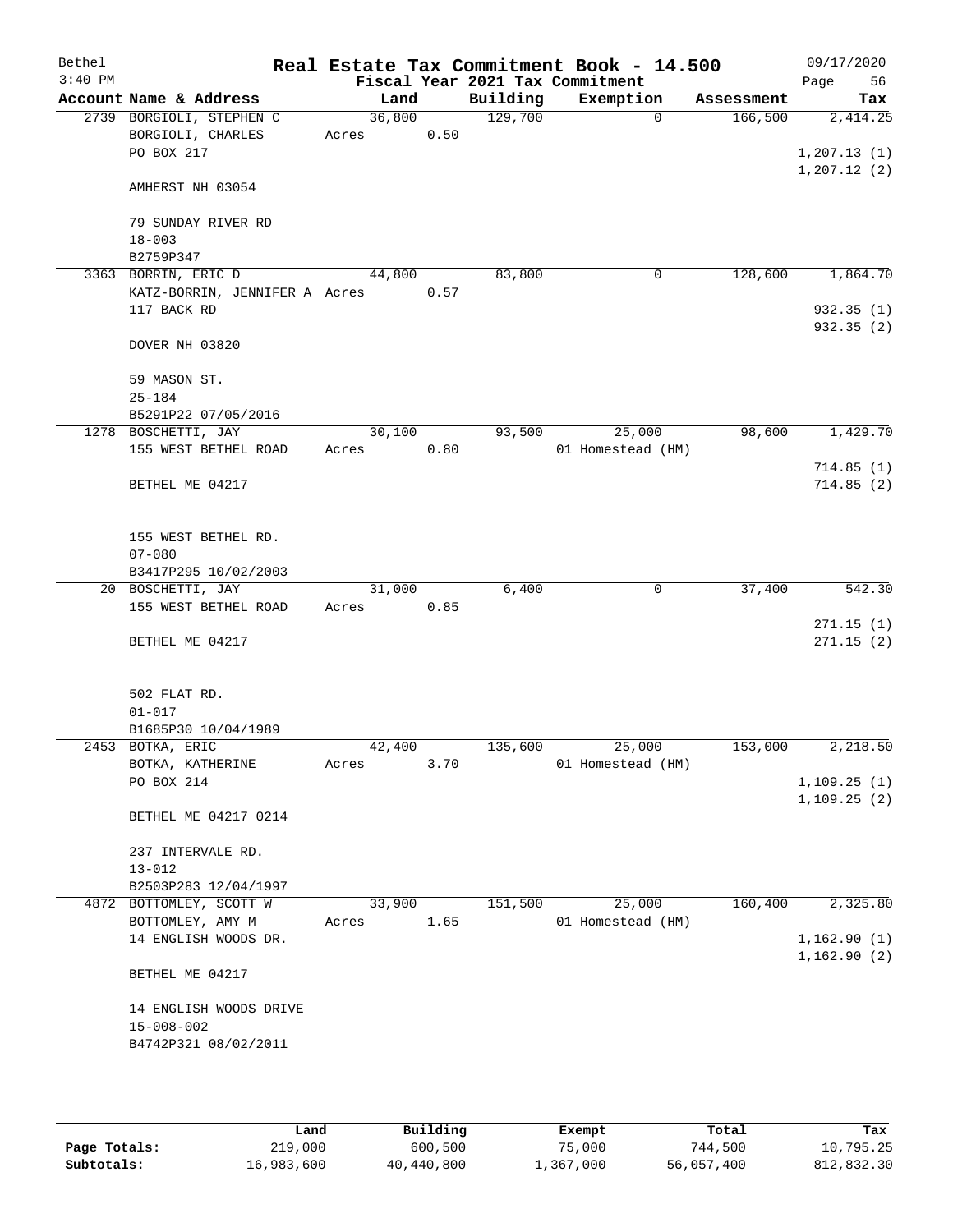# Real Estate Tax Commitment Book - 14.500

Bethel
3:40 PM

Fiscal Year 2021 Tax Commitment

09/17/2020

| Account Name & Address | Land | Building | Exemption | Assessment | Tax |
|---|---|---|---|---|---|
| 2739 BORGIOLI, STEPHEN C | 36,800 | 129,700 | 0 | 166,500 | 2,414.25 |
| BORGIOLI, CHARLES | Acres 0.50 | | | | |
| PO BOX 217 | | | | | 1,207.13 (1) |
| | | | | | 1,207.12 (2) |
| AMHERST NH 03054 | | | | | |
| 79 SUNDAY RIVER RD | | | | | |
| 18-003 | | | | | |
| B2759P347 | | | | | |
| 3363 BORRIN, ERIC D | 44,800 | 83,800 | 0 | 128,600 | 1,864.70 |
| KATZ-BORRIN, JENNIFER A | Acres 0.57 | | | | |
| 117 BACK RD | | | | | 932.35 (1) |
| | | | | | 932.35 (2) |
| DOVER NH 03820 | | | | | |
| 59 MASON ST. | | | | | |
| 25-184 | | | | | |
| B5291P22 07/05/2016 | | | | | |
| 1278 BOSCHETTI, JAY | 30,100 | 93,500 | 25,000 | 98,600 | 1,429.70 |
| 155 WEST BETHEL ROAD | Acres 0.80 | | 01 Homestead (HM) | | |
| | | | | | 714.85 (1) |
| BETHEL ME 04217 | | | | | 714.85 (2) |
| 155 WEST BETHEL RD. | | | | | |
| 07-080 | | | | | |
| B3417P295 10/02/2003 | | | | | |
| 20 BOSCHETTI, JAY | 31,000 | 6,400 | 0 | 37,400 | 542.30 |
| 155 WEST BETHEL ROAD | Acres 0.85 | | | | |
| | | | | | 271.15 (1) |
| BETHEL ME 04217 | | | | | 271.15 (2) |
| 502 FLAT RD. | | | | | |
| 01-017 | | | | | |
| B1685P30 10/04/1989 | | | | | |
| 2453 BOTKA, ERIC | 42,400 | 135,600 | 25,000 | 153,000 | 2,218.50 |
| BOTKA, KATHERINE | Acres 3.70 | | 01 Homestead (HM) | | |
| PO BOX 214 | | | | | 1,109.25 (1) |
| | | | | | 1,109.25 (2) |
| BETHEL ME 04217 0214 | | | | | |
| 237 INTERVALE RD. | | | | | |
| 13-012 | | | | | |
| B2503P283 12/04/1997 | | | | | |
| 4872 BOTTOMLEY, SCOTT W | 33,900 | 151,500 | 25,000 | 160,400 | 2,325.80 |
| BOTTOMLEY, AMY M | Acres 1.65 | | 01 Homestead (HM) | | |
| 14 ENGLISH WOODS DR. | | | | | 1,162.90 (1) |
| | | | | | 1,162.90 (2) |
| BETHEL ME 04217 | | | | | |
| 14 ENGLISH WOODS DRIVE | | | | | |
| 15-008-002 | | | | | |
| B4742P321 08/02/2011 | | | | | |

| | Land | Building | Exempt | Total | Tax |
|---|---|---|---|---|---|
| Page Totals: | 219,000 | 600,500 | 75,000 | 744,500 | 10,795.25 |
| Subtotals: | 16,983,600 | 40,440,800 | 1,367,000 | 56,057,400 | 812,832.30 |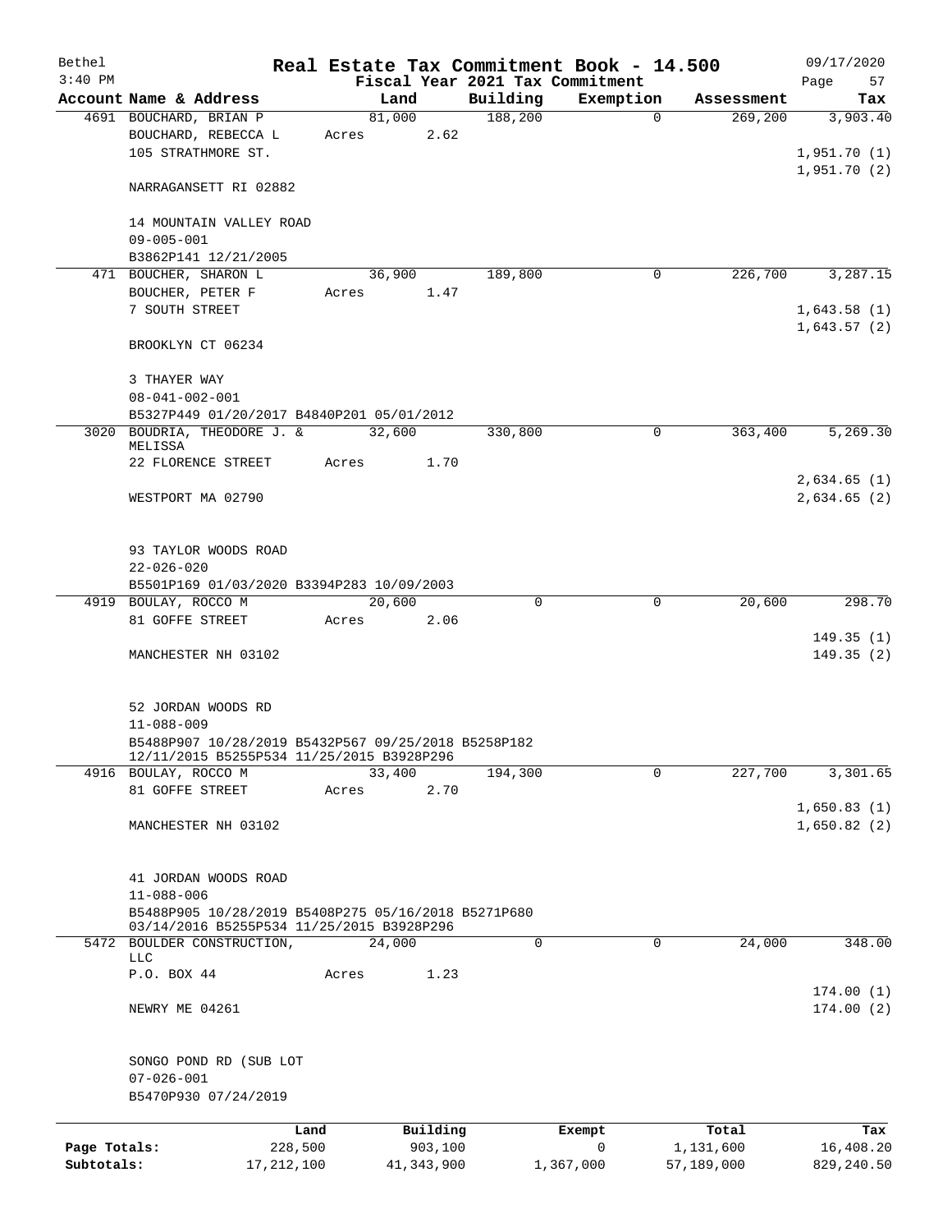# Real Estate Tax Commitment Book - 14.500

Bethel 3:40 PM — 09/17/2020

Fiscal Year 2021 Tax Commitment

| Account | Name & Address | Land | Building | Exemption | Assessment | Tax |
|---|---|---|---|---|---|---|
| 4691 | BOUCHARD, BRIAN P<br>BOUCHARD, REBECCA L<br>105 STRATHMORE ST.<br><br>NARRAGANSETT RI 02882<br><br>14 MOUNTAIN VALLEY ROAD<br>09-005-001<br>B3862P141 12/21/2005 | 81,000<br>Acres 2.62 | 188,200 | 0 | 269,200 | 3,903.40<br><br>1,951.70 (1)<br>1,951.70 (2) |
| 471 | BOUCHER, SHARON L<br>BOUCHER, PETER F<br>7 SOUTH STREET<br><br>BROOKLYN CT 06234<br><br>3 THAYER WAY<br>08-041-002-001<br>B5327P449 01/20/2017 B4840P201 05/01/2012 | 36,900<br>Acres 1.47 | 189,800 | 0 | 226,700 | 3,287.15<br><br>1,643.58 (1)<br>1,643.57 (2) |
| 3020 | BOUDRIA, THEODORE J. & MELISSA<br>22 FLORENCE STREET<br><br>WESTPORT MA 02790<br><br>93 TAYLOR WOODS ROAD<br>22-026-020<br>B5501P169 01/03/2020 B3394P283 10/09/2003 | 32,600<br>Acres 1.70 | 330,800 | 0 | 363,400 | 5,269.30<br><br>2,634.65 (1)<br>2,634.65 (2) |
| 4919 | BOULAY, ROCCO M<br>81 GOFFE STREET<br><br>MANCHESTER NH 03102<br><br>52 JORDAN WOODS RD<br>11-088-009<br>B5488P907 10/28/2019 B5432P567 09/25/2018 B5258P182 12/11/2015 B5255P534 11/25/2015 B3928P296 | 20,600<br>Acres 2.06 | 0 | 0 | 20,600 | 298.70<br><br>149.35 (1)<br>149.35 (2) |
| 4916 | BOULAY, ROCCO M<br>81 GOFFE STREET<br><br>MANCHESTER NH 03102<br><br>41 JORDAN WOODS ROAD<br>11-088-006<br>B5488P905 10/28/2019 B5408P275 05/16/2018 B5271P680 03/14/2016 B5255P534 11/25/2015 B3928P296 | 33,400<br>Acres 2.70 | 194,300 | 0 | 227,700 | 3,301.65<br><br>1,650.83 (1)<br>1,650.82 (2) |
| 5472 | BOULDER CONSTRUCTION, LLC<br>P.O. BOX 44<br><br>NEWRY ME 04261<br><br>SONGO POND RD (SUB LOT<br>07-026-001<br>B5470P930 07/24/2019 | 24,000<br>Acres 1.23 | 0 | 0 | 24,000 | 348.00<br><br>174.00 (1)<br>174.00 (2) |

| | Land | Building | Exempt | Total | Tax |
|---|---|---|---|---|---|
| Page Totals: | 228,500 | 903,100 | 0 | 1,131,600 | 16,408.20 |
| Subtotals: | 17,212,100 | 41,343,900 | 1,367,000 | 57,189,000 | 829,240.50 |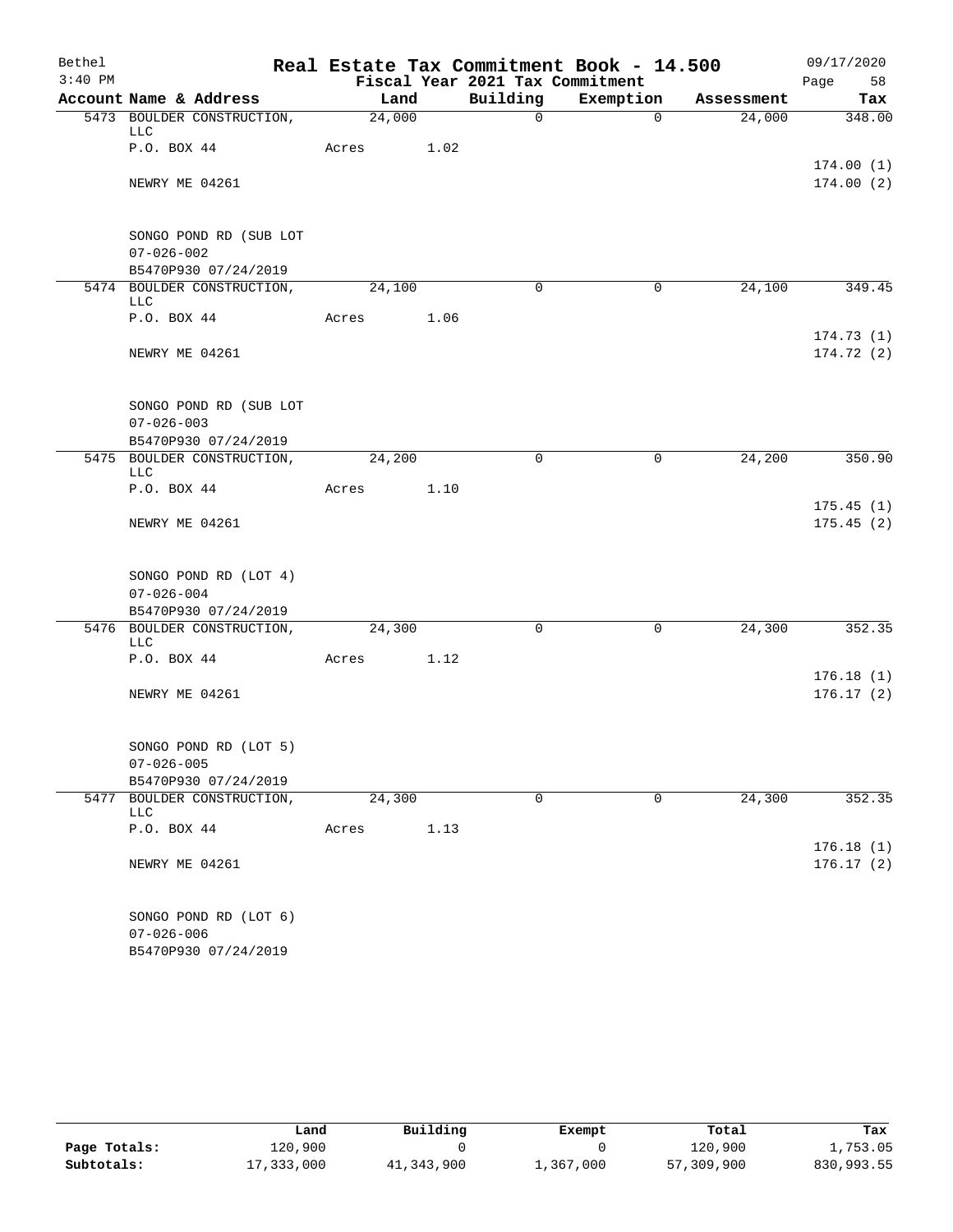# Real Estate Tax Commitment Book - 14.500

Bethel, 3:40 PM — Fiscal Year 2021 Tax Commitment — 09/17/2020

| Account Name & Address | Land | Building | Exemption | Assessment | Tax |
|---|---|---|---|---|---|
| 5473 BOULDER CONSTRUCTION, LLC | 24,000 | 0 | 0 | 24,000 | 348.00 |
| P.O. BOX 44 | Acres 1.02 | | | | |
| | | | | | 174.00 (1) |
| NEWRY ME 04261 | | | | | 174.00 (2) |
| SONGO POND RD (SUB LOT | | | | | |
| 07-026-002 | | | | | |
| B5470P930 07/24/2019 | | | | | |
| 5474 BOULDER CONSTRUCTION, LLC | 24,100 | 0 | 0 | 24,100 | 349.45 |
| P.O. BOX 44 | Acres 1.06 | | | | |
| | | | | | 174.73 (1) |
| NEWRY ME 04261 | | | | | 174.72 (2) |
| SONGO POND RD (SUB LOT | | | | | |
| 07-026-003 | | | | | |
| B5470P930 07/24/2019 | | | | | |
| 5475 BOULDER CONSTRUCTION, LLC | 24,200 | 0 | 0 | 24,200 | 350.90 |
| P.O. BOX 44 | Acres 1.10 | | | | |
| | | | | | 175.45 (1) |
| NEWRY ME 04261 | | | | | 175.45 (2) |
| SONGO POND RD (LOT 4) | | | | | |
| 07-026-004 | | | | | |
| B5470P930 07/24/2019 | | | | | |
| 5476 BOULDER CONSTRUCTION, LLC | 24,300 | 0 | 0 | 24,300 | 352.35 |
| P.O. BOX 44 | Acres 1.12 | | | | |
| | | | | | 176.18 (1) |
| NEWRY ME 04261 | | | | | 176.17 (2) |
| SONGO POND RD (LOT 5) | | | | | |
| 07-026-005 | | | | | |
| B5470P930 07/24/2019 | | | | | |
| 5477 BOULDER CONSTRUCTION, LLC | 24,300 | 0 | 0 | 24,300 | 352.35 |
| P.O. BOX 44 | Acres 1.13 | | | | |
| | | | | | 176.18 (1) |
| NEWRY ME 04261 | | | | | 176.17 (2) |
| SONGO POND RD (LOT 6) | | | | | |
| 07-026-006 | | | | | |
| B5470P930 07/24/2019 | | | | | |

| | Land | Building | Exempt | Total | Tax |
|---|---|---|---|---|---|
| Page Totals: | 120,900 | 0 | 0 | 120,900 | 1,753.05 |
| Subtotals: | 17,333,000 | 41,343,900 | 1,367,000 | 57,309,900 | 830,993.55 |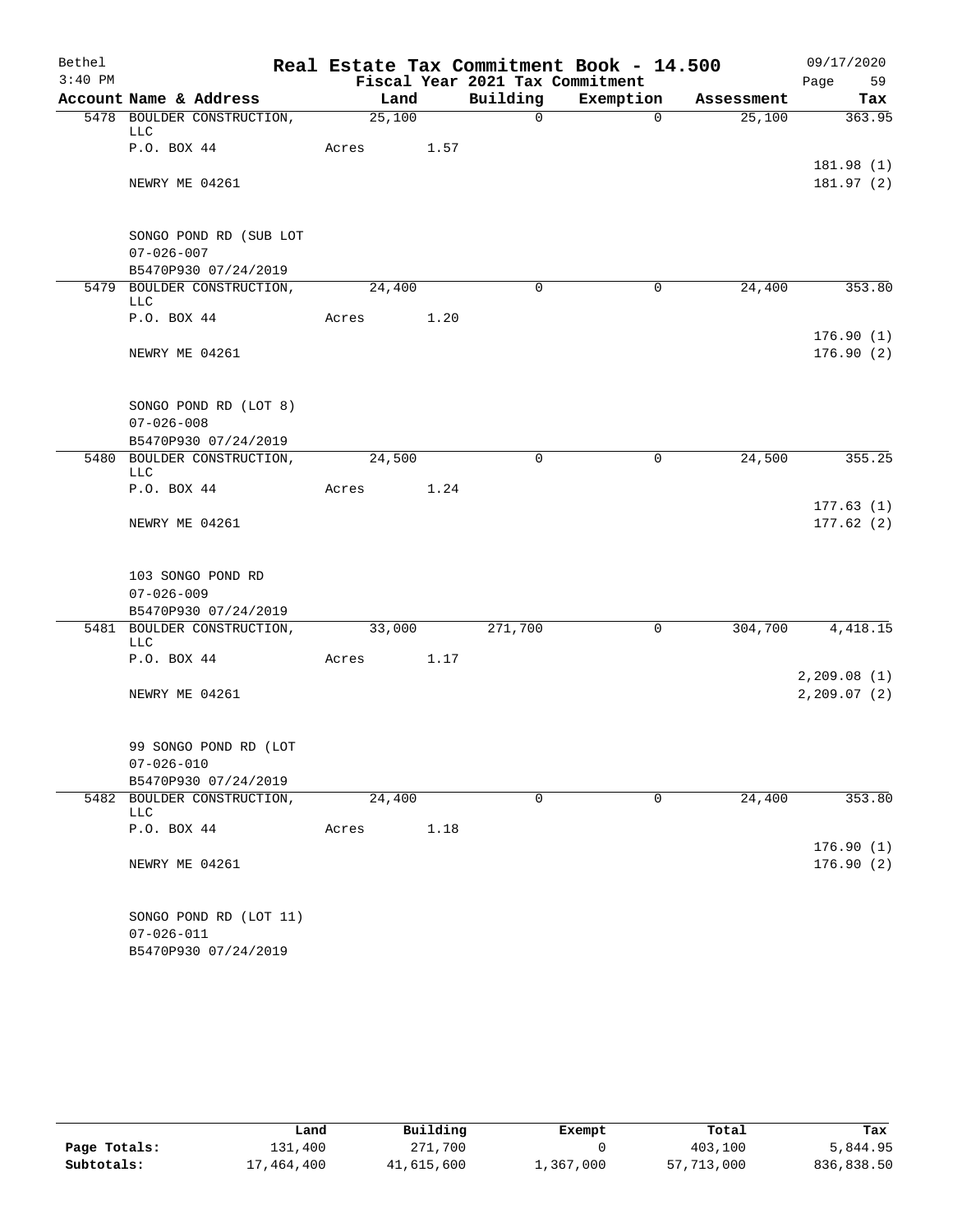Bethel
3:40 PM

# Real Estate Tax Commitment Book - 14.500

Fiscal Year 2021 Tax Commitment

09/17/2020

| Account Name & Address | Land | Building | Exemption | Assessment | Tax |
|---|---|---|---|---|---|
| 5478 BOULDER CONSTRUCTION, LLC | 25,100 | 0 | 0 | 25,100 | 363.95 |
| P.O. BOX 44 | Acres 1.57 | | | | |
| | | | | | 181.98 (1) |
| NEWRY ME 04261 | | | | | 181.97 (2) |
| SONGO POND RD (SUB LOT | | | | | |
| 07-026-007 | | | | | |
| B5470P930 07/24/2019 | | | | | |
| 5479 BOULDER CONSTRUCTION, LLC | 24,400 | 0 | 0 | 24,400 | 353.80 |
| P.O. BOX 44 | Acres 1.20 | | | | |
| | | | | | 176.90 (1) |
| NEWRY ME 04261 | | | | | 176.90 (2) |
| SONGO POND RD (LOT 8) | | | | | |
| 07-026-008 | | | | | |
| B5470P930 07/24/2019 | | | | | |
| 5480 BOULDER CONSTRUCTION, LLC | 24,500 | 0 | 0 | 24,500 | 355.25 |
| P.O. BOX 44 | Acres 1.24 | | | | |
| | | | | | 177.63 (1) |
| NEWRY ME 04261 | | | | | 177.62 (2) |
| 103 SONGO POND RD | | | | | |
| 07-026-009 | | | | | |
| B5470P930 07/24/2019 | | | | | |
| 5481 BOULDER CONSTRUCTION, LLC | 33,000 | 271,700 | 0 | 304,700 | 4,418.15 |
| P.O. BOX 44 | Acres 1.17 | | | | |
| | | | | | 2,209.08 (1) |
| NEWRY ME 04261 | | | | | 2,209.07 (2) |
| 99 SONGO POND RD (LOT | | | | | |
| 07-026-010 | | | | | |
| B5470P930 07/24/2019 | | | | | |
| 5482 BOULDER CONSTRUCTION, LLC | 24,400 | 0 | 0 | 24,400 | 353.80 |
| P.O. BOX 44 | Acres 1.18 | | | | |
| | | | | | 176.90 (1) |
| NEWRY ME 04261 | | | | | 176.90 (2) |
| SONGO POND RD (LOT 11) | | | | | |
| 07-026-011 | | | | | |
| B5470P930 07/24/2019 | | | | | |

| | Land | Building | Exempt | Total | Tax |
|---|---|---|---|---|---|
| Page Totals: | 131,400 | 271,700 | 0 | 403,100 | 5,844.95 |
| Subtotals: | 17,464,400 | 41,615,600 | 1,367,000 | 57,713,000 | 836,838.50 |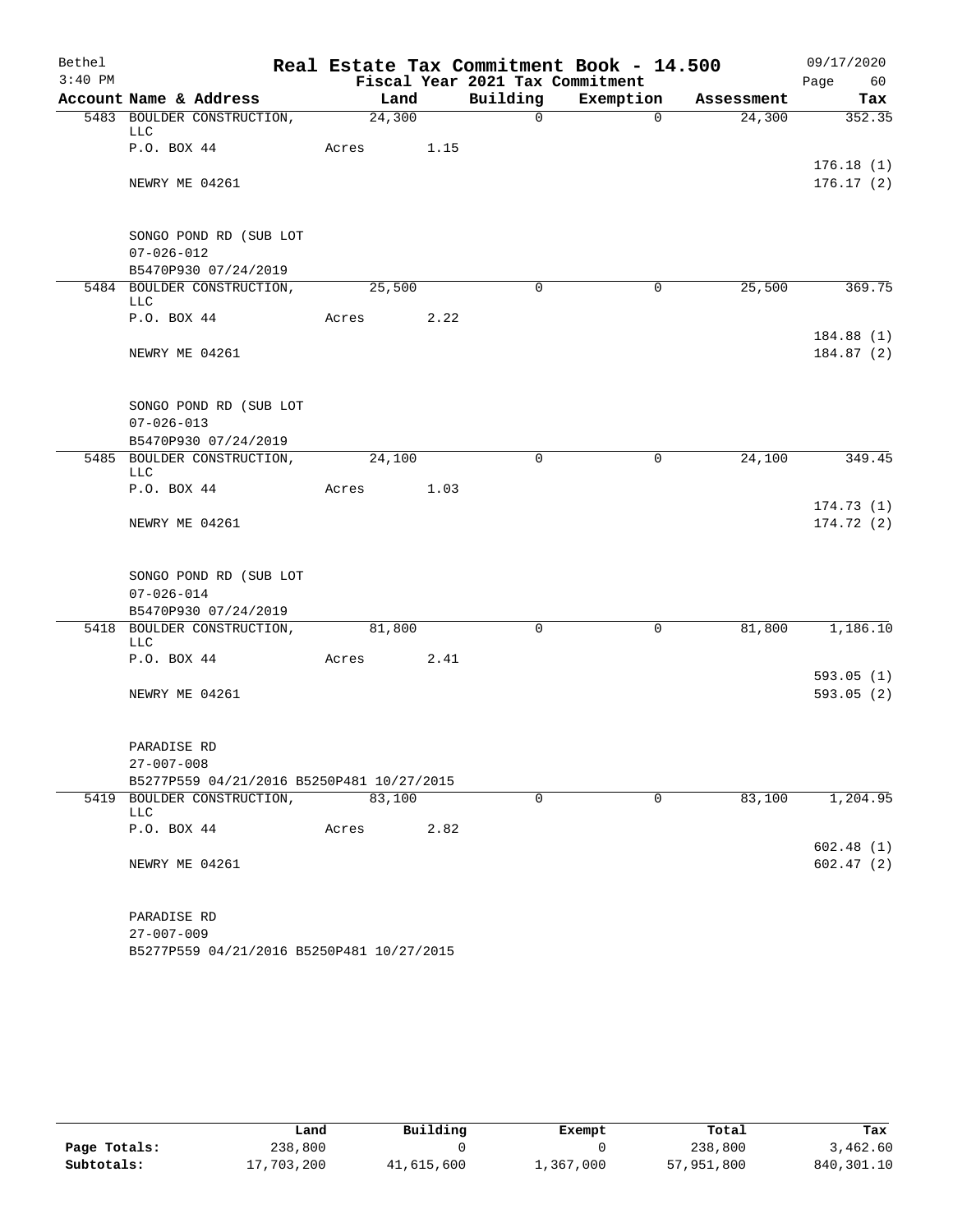Bethel 3:40 PM

# Real Estate Tax Commitment Book - 14.500

## Fiscal Year 2021 Tax Commitment

09/17/2020

| Account | Name & Address | Land | Building | Exemption | Assessment | Tax |
|---|---|---|---|---|---|---|
| 5483 | BOULDER CONSTRUCTION, LLC | 24,300 | 0 | 0 | 24,300 | 352.35 |
| | P.O. BOX 44 | Acres 1.15 | | | | |
| | | | | | | 176.18 (1) |
| | NEWRY ME 04261 | | | | | 176.17 (2) |
| | SONGO POND RD (SUB LOT | | | | | |
| | 07-026-012 | | | | | |
| | B5470P930 07/24/2019 | | | | | |
| 5484 | BOULDER CONSTRUCTION, LLC | 25,500 | 0 | 0 | 25,500 | 369.75 |
| | P.O. BOX 44 | Acres 2.22 | | | | |
| | | | | | | 184.88 (1) |
| | NEWRY ME 04261 | | | | | 184.87 (2) |
| | SONGO POND RD (SUB LOT | | | | | |
| | 07-026-013 | | | | | |
| | B5470P930 07/24/2019 | | | | | |
| 5485 | BOULDER CONSTRUCTION, LLC | 24,100 | 0 | 0 | 24,100 | 349.45 |
| | P.O. BOX 44 | Acres 1.03 | | | | |
| | | | | | | 174.73 (1) |
| | NEWRY ME 04261 | | | | | 174.72 (2) |
| | SONGO POND RD (SUB LOT | | | | | |
| | 07-026-014 | | | | | |
| | B5470P930 07/24/2019 | | | | | |
| 5418 | BOULDER CONSTRUCTION, LLC | 81,800 | 0 | 0 | 81,800 | 1,186.10 |
| | P.O. BOX 44 | Acres 2.41 | | | | |
| | | | | | | 593.05 (1) |
| | NEWRY ME 04261 | | | | | 593.05 (2) |
| | PARADISE RD | | | | | |
| | 27-007-008 | | | | | |
| | B5277P559 04/21/2016 B5250P481 10/27/2015 | | | | | |
| 5419 | BOULDER CONSTRUCTION, LLC | 83,100 | 0 | 0 | 83,100 | 1,204.95 |
| | P.O. BOX 44 | Acres 2.82 | | | | |
| | | | | | | 602.48 (1) |
| | NEWRY ME 04261 | | | | | 602.47 (2) |
| | PARADISE RD | | | | | |
| | 27-007-009 | | | | | |
| | B5277P559 04/21/2016 B5250P481 10/27/2015 | | | | | |

| | Land | Building | Exempt | Total | Tax |
|---|---|---|---|---|---|
| Page Totals: | 238,800 | 0 | 0 | 238,800 | 3,462.60 |
| Subtotals: | 17,703,200 | 41,615,600 | 1,367,000 | 57,951,800 | 840,301.10 |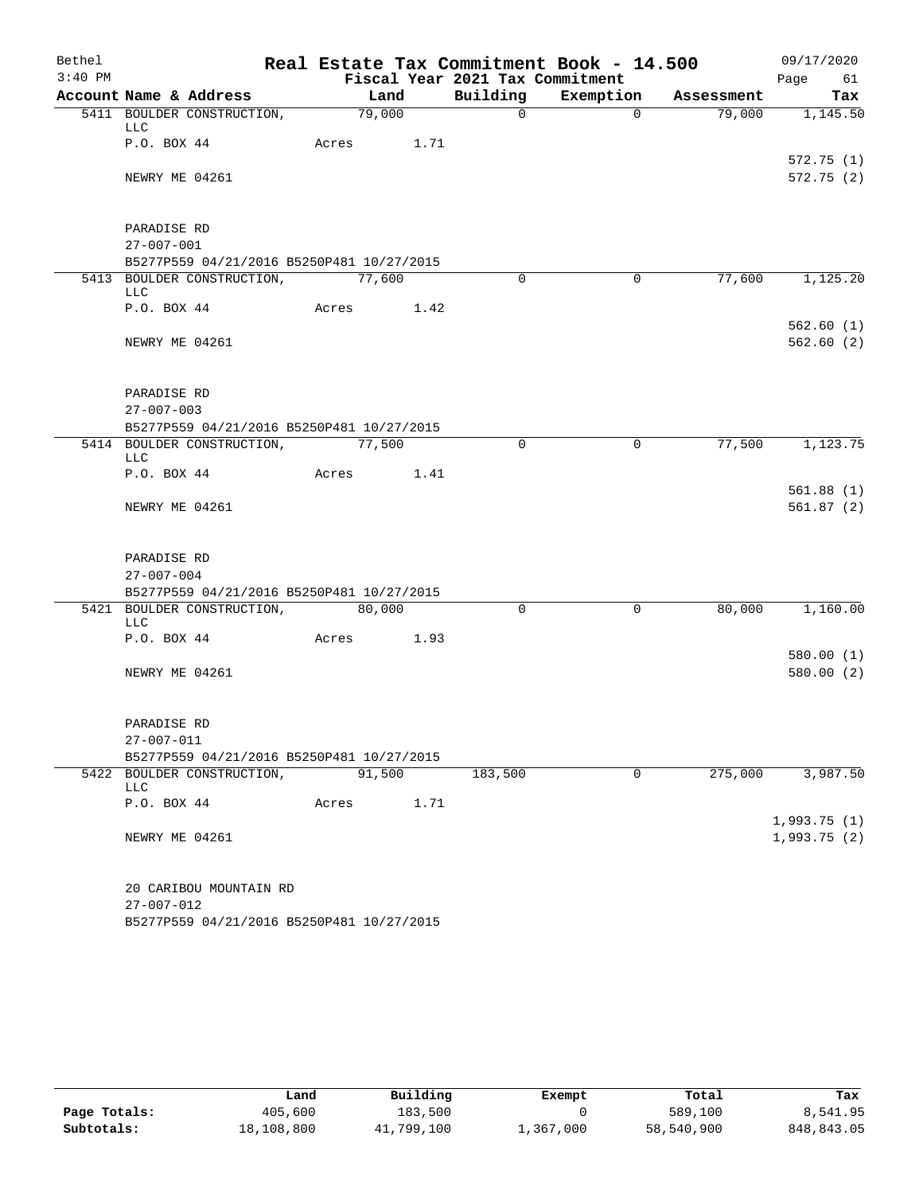# Real Estate Tax Commitment Book - 14.500

Bethel 3:40 PM — Fiscal Year 2021 Tax Commitment — 09/17/2020

| Account Name & Address | Land | Building | Exemption | Assessment | Tax |
|---|---|---|---|---|---|
| 5411 BOULDER CONSTRUCTION, LLC | 79,000 | 0 | 0 | 79,000 | 1,145.50 |
| P.O. BOX 44 | Acres 1.71 | | | | |
| | | | | | 572.75 (1) |
| NEWRY ME 04261 | | | | | 572.75 (2) |
| PARADISE RD | | | | | |
| 27-007-001 | | | | | |
| B5277P559 04/21/2016 B5250P481 10/27/2015 | | | | | |
| 5413 BOULDER CONSTRUCTION, LLC | 77,600 | 0 | 0 | 77,600 | 1,125.20 |
| P.O. BOX 44 | Acres 1.42 | | | | |
| | | | | | 562.60 (1) |
| NEWRY ME 04261 | | | | | 562.60 (2) |
| PARADISE RD | | | | | |
| 27-007-003 | | | | | |
| B5277P559 04/21/2016 B5250P481 10/27/2015 | | | | | |
| 5414 BOULDER CONSTRUCTION, LLC | 77,500 | 0 | 0 | 77,500 | 1,123.75 |
| P.O. BOX 44 | Acres 1.41 | | | | |
| | | | | | 561.88 (1) |
| NEWRY ME 04261 | | | | | 561.87 (2) |
| PARADISE RD | | | | | |
| 27-007-004 | | | | | |
| B5277P559 04/21/2016 B5250P481 10/27/2015 | | | | | |
| 5421 BOULDER CONSTRUCTION, LLC | 80,000 | 0 | 0 | 80,000 | 1,160.00 |
| P.O. BOX 44 | Acres 1.93 | | | | |
| | | | | | 580.00 (1) |
| NEWRY ME 04261 | | | | | 580.00 (2) |
| PARADISE RD | | | | | |
| 27-007-011 | | | | | |
| B5277P559 04/21/2016 B5250P481 10/27/2015 | | | | | |
| 5422 BOULDER CONSTRUCTION, LLC | 91,500 | 183,500 | 0 | 275,000 | 3,987.50 |
| P.O. BOX 44 | Acres 1.71 | | | | |
| | | | | | 1,993.75 (1) |
| NEWRY ME 04261 | | | | | 1,993.75 (2) |
| 20 CARIBOU MOUNTAIN RD | | | | | |
| 27-007-012 | | | | | |
| B5277P559 04/21/2016 B5250P481 10/27/2015 | | | | | |

| | Land | Building | Exempt | Total | Tax |
|---|---|---|---|---|---|
| Page Totals: | 405,600 | 183,500 | 0 | 589,100 | 8,541.95 |
| Subtotals: | 18,108,800 | 41,799,100 | 1,367,000 | 58,540,900 | 848,843.05 |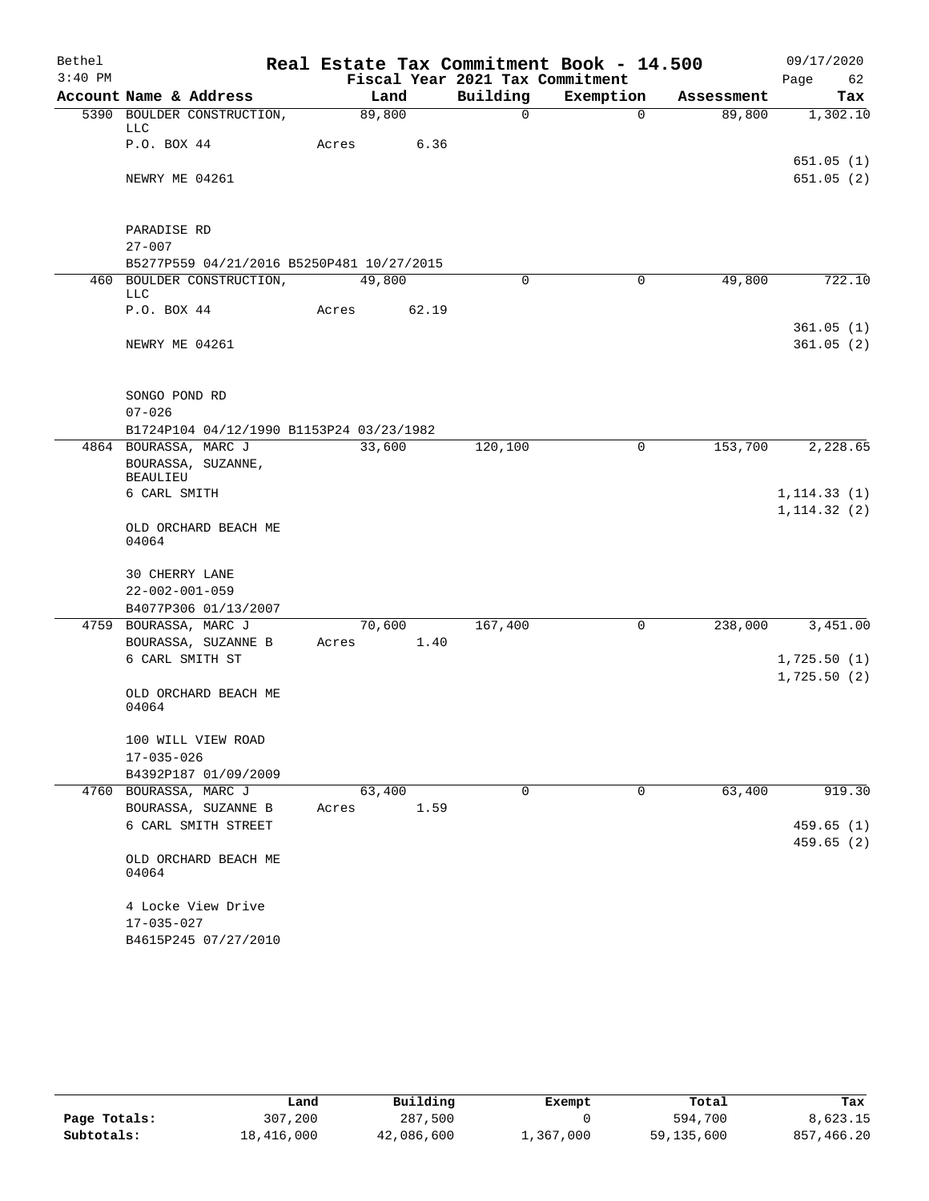# Real Estate Tax Commitment Book - 14.500

Bethel — 3:40 PM — 09/17/2020

Fiscal Year 2021 Tax Commitment — Page 62

| Account | Name & Address | Land | Building | Exemption | Assessment | Tax |
|---|---|---|---|---|---|---|
| 5390 | BOULDER CONSTRUCTION, LLC<br>P.O. BOX 44<br>NEWRY ME 04261<br><br>PARADISE RD<br>27-007<br>B5277P559 04/21/2016 B5250P481 10/27/2015 | 89,800<br>Acres 6.36 | 0 | 0 | 89,800 | 1,302.10<br><br>651.05 (1)<br>651.05 (2) |
| 460 | BOULDER CONSTRUCTION, LLC<br>P.O. BOX 44<br>NEWRY ME 04261<br><br>SONGO POND RD<br>07-026<br>B1724P104 04/12/1990 B1153P24 03/23/1982 | 49,800<br>Acres 62.19 | 0 | 0 | 49,800 | 722.10<br><br>361.05 (1)<br>361.05 (2) |
| 4864 | BOURASSA, MARC J<br>BOURASSA, SUZANNE, BEAULIEU<br>6 CARL SMITH<br>OLD ORCHARD BEACH ME 04064<br><br>30 CHERRY LANE<br>22-002-001-059<br>B4077P306 01/13/2007 | 33,600 | 120,100 | 0 | 153,700 | 2,228.65<br><br>1,114.33 (1)<br>1,114.32 (2) |
| 4759 | BOURASSA, MARC J<br>BOURASSA, SUZANNE B<br>6 CARL SMITH ST<br>OLD ORCHARD BEACH ME 04064<br><br>100 WILL VIEW ROAD<br>17-035-026<br>B4392P187 01/09/2009 | 70,600<br>Acres 1.40 | 167,400 | 0 | 238,000 | 3,451.00<br><br>1,725.50 (1)<br>1,725.50 (2) |
| 4760 | BOURASSA, MARC J<br>BOURASSA, SUZANNE B<br>6 CARL SMITH STREET<br>OLD ORCHARD BEACH ME 04064<br><br>4 Locke View Drive<br>17-035-027<br>B4615P245 07/27/2010 | 63,400<br>Acres 1.59 | 0 | 0 | 63,400 | 919.30<br><br>459.65 (1)<br>459.65 (2) |

| | Land | Building | Exempt | Total | Tax |
|---|---|---|---|---|---|
| Page Totals: | 307,200 | 287,500 | 0 | 594,700 | 8,623.15 |
| Subtotals: | 18,416,000 | 42,086,600 | 1,367,000 | 59,135,600 | 857,466.20 |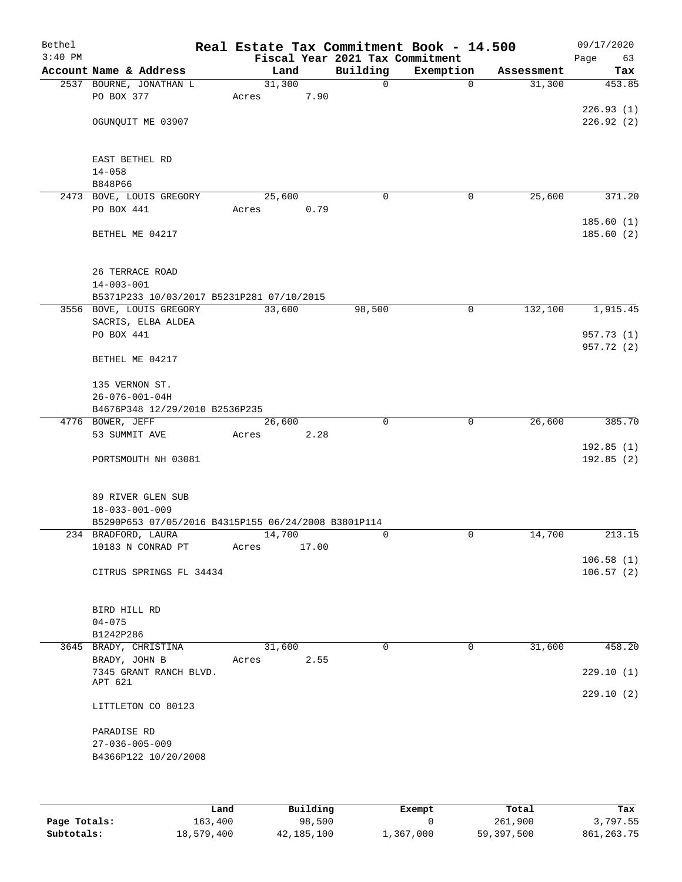# Real Estate Tax Commitment Book - 14.500

Bethel
3:40 PM

09/17/2020

Fiscal Year 2021 Tax Commitment

| Account | Name & Address | Land | Building | Exemption | Assessment | Tax |
|---|---|---|---|---|---|---|
| 2537 | BOURNE, JONATHAN L | 31,300 | 0 | 0 | 31,300 | 453.85 |
| | PO BOX 377 | Acres 7.90 | | | | |
| | | | | | | 226.93 (1) |
| | OGUNQUIT ME 03907 | | | | | 226.92 (2) |
| | EAST BETHEL RD | | | | | |
| | 14-058 | | | | | |
| | B848P66 | | | | | |
| 2473 | BOVE, LOUIS GREGORY | 25,600 | 0 | 0 | 25,600 | 371.20 |
| | PO BOX 441 | Acres 0.79 | | | | |
| | | | | | | 185.60 (1) |
| | BETHEL ME 04217 | | | | | 185.60 (2) |
| | 26 TERRACE ROAD | | | | | |
| | 14-003-001 | | | | | |
| | B5371P233 10/03/2017 B5231P281 07/10/2015 | | | | | |
| 3556 | BOVE, LOUIS GREGORY | 33,600 | 98,500 | 0 | 132,100 | 1,915.45 |
| | SACRIS, ELBA ALDEA | | | | | |
| | PO BOX 441 | | | | | 957.73 (1) |
| | | | | | | 957.72 (2) |
| | BETHEL ME 04217 | | | | | |
| | 135 VERNON ST. | | | | | |
| | 26-076-001-04H | | | | | |
| | B4676P348 12/29/2010 B2536P235 | | | | | |
| 4776 | BOWER, JEFF | 26,600 | 0 | 0 | 26,600 | 385.70 |
| | 53 SUMMIT AVE | Acres 2.28 | | | | |
| | | | | | | 192.85 (1) |
| | PORTSMOUTH NH 03081 | | | | | 192.85 (2) |
| | 89 RIVER GLEN SUB | | | | | |
| | 18-033-001-009 | | | | | |
| | B5290P653 07/05/2016 B4315P155 06/24/2008 B3801P114 | | | | | |
| 234 | BRADFORD, LAURA | 14,700 | 0 | 0 | 14,700 | 213.15 |
| | 10183 N CONRAD PT | Acres 17.00 | | | | |
| | | | | | | 106.58 (1) |
| | CITRUS SPRINGS FL 34434 | | | | | 106.57 (2) |
| | BIRD HILL RD | | | | | |
| | 04-075 | | | | | |
| | B1242P286 | | | | | |
| 3645 | BRADY, CHRISTINA | 31,600 | 0 | 0 | 31,600 | 458.20 |
| | BRADY, JOHN B | Acres 2.55 | | | | |
| | 7345 GRANT RANCH BLVD. APT 621 | | | | | 229.10 (1) |
| | | | | | | 229.10 (2) |
| | LITTLETON CO 80123 | | | | | |
| | PARADISE RD | | | | | |
| | 27-036-005-009 | | | | | |
| | B4366P122 10/20/2008 | | | | | |

| | Land | Building | Exempt | Total | Tax |
|---|---|---|---|---|---|
| Page Totals: | 163,400 | 98,500 | 0 | 261,900 | 3,797.55 |
| Subtotals: | 18,579,400 | 42,185,100 | 1,367,000 | 59,397,500 | 861,263.75 |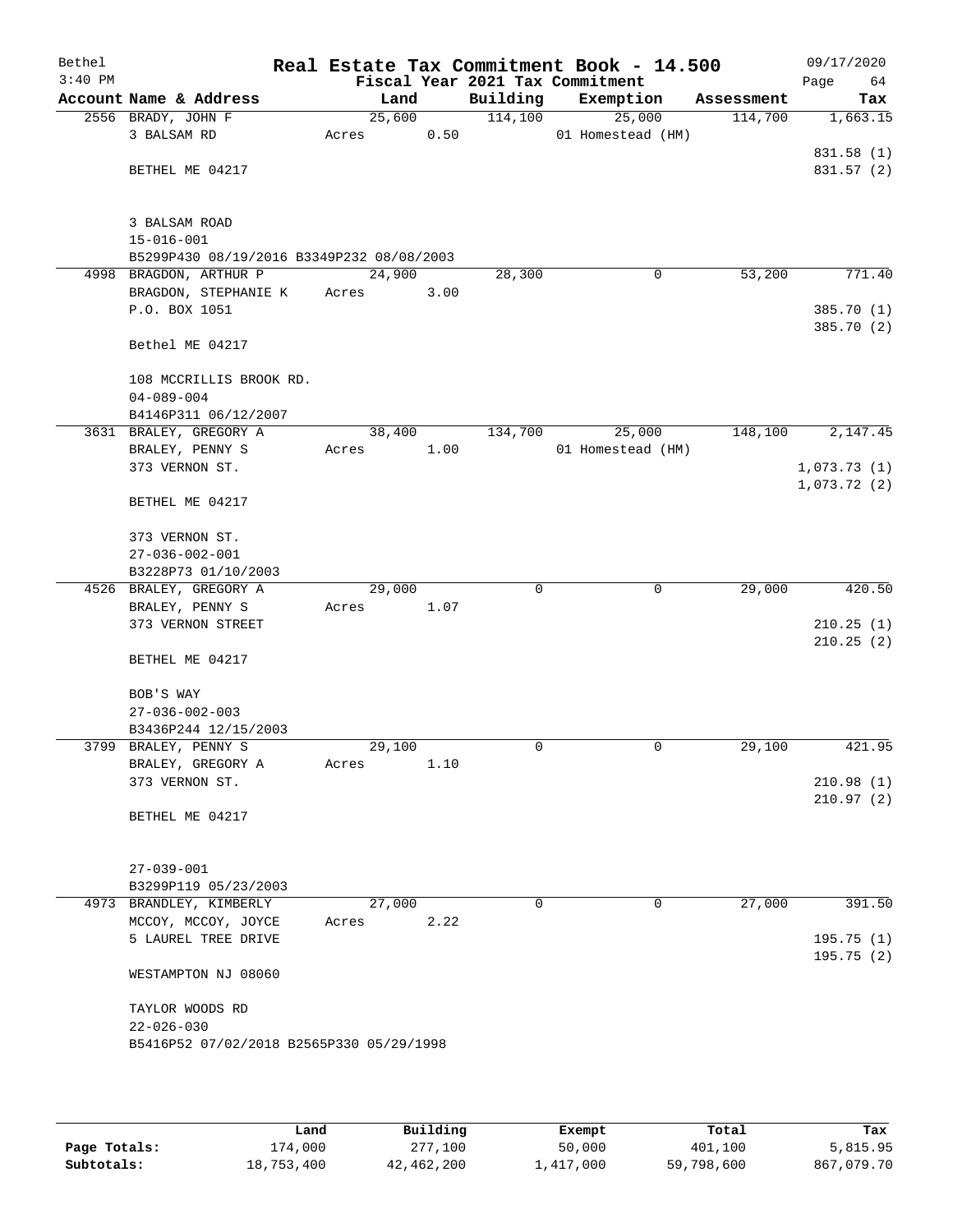# Real Estate Tax Commitment Book - 14.500

Bethel
3:40 PM

Fiscal Year 2021 Tax Commitment

09/17/2020

| Account Name & Address | Land | Building | Exemption | Assessment | Tax |
|---|---|---|---|---|---|
| 2556 BRADY, JOHN F | 25,600 | 114,100 | 25,000 | 114,700 | 1,663.15 |
| 3 BALSAM RD | Acres 0.50 | | 01 Homestead (HM) | | |
| | | | | | 831.58 (1) |
| BETHEL ME 04217 | | | | | 831.57 (2) |
| 3 BALSAM ROAD | | | | | |
| 15-016-001 | | | | | |
| B5299P430 08/19/2016 B3349P232 08/08/2003 | | | | | |
| 4998 BRAGDON, ARTHUR P | 24,900 | 28,300 | 0 | 53,200 | 771.40 |
| BRAGDON, STEPHANIE K | Acres 3.00 | | | | |
| P.O. BOX 1051 | | | | | 385.70 (1) |
| | | | | | 385.70 (2) |
| Bethel ME 04217 | | | | | |
| 108 MCCRILLIS BROOK RD. | | | | | |
| 04-089-004 | | | | | |
| B4146P311 06/12/2007 | | | | | |
| 3631 BRALEY, GREGORY A | 38,400 | 134,700 | 25,000 | 148,100 | 2,147.45 |
| BRALEY, PENNY S | Acres 1.00 | | 01 Homestead (HM) | | |
| 373 VERNON ST. | | | | | 1,073.73 (1) |
| | | | | | 1,073.72 (2) |
| BETHEL ME 04217 | | | | | |
| 373 VERNON ST. | | | | | |
| 27-036-002-001 | | | | | |
| B3228P73 01/10/2003 | | | | | |
| 4526 BRALEY, GREGORY A | 29,000 | 0 | 0 | 29,000 | 420.50 |
| BRALEY, PENNY S | Acres 1.07 | | | | |
| 373 VERNON STREET | | | | | 210.25 (1) |
| | | | | | 210.25 (2) |
| BETHEL ME 04217 | | | | | |
| BOB'S WAY | | | | | |
| 27-036-002-003 | | | | | |
| B3436P244 12/15/2003 | | | | | |
| 3799 BRALEY, PENNY S | 29,100 | 0 | 0 | 29,100 | 421.95 |
| BRALEY, GREGORY A | Acres 1.10 | | | | |
| 373 VERNON ST. | | | | | 210.98 (1) |
| | | | | | 210.97 (2) |
| BETHEL ME 04217 | | | | | |
| 27-039-001 | | | | | |
| B3299P119 05/23/2003 | | | | | |
| 4973 BRANDLEY, KIMBERLY | 27,000 | 0 | 0 | 27,000 | 391.50 |
| MCCOY, MCCOY, JOYCE | Acres 2.22 | | | | |
| 5 LAUREL TREE DRIVE | | | | | 195.75 (1) |
| | | | | | 195.75 (2) |
| WESTAMPTON NJ 08060 | | | | | |
| TAYLOR WOODS RD | | | | | |
| 22-026-030 | | | | | |
| B5416P52 07/02/2018 B2565P330 05/29/1998 | | | | | |

| | Land | Building | Exempt | Total | Tax |
|---|---|---|---|---|---|
| Page Totals: | 174,000 | 277,100 | 50,000 | 401,100 | 5,815.95 |
| Subtotals: | 18,753,400 | 42,462,200 | 1,417,000 | 59,798,600 | 867,079.70 |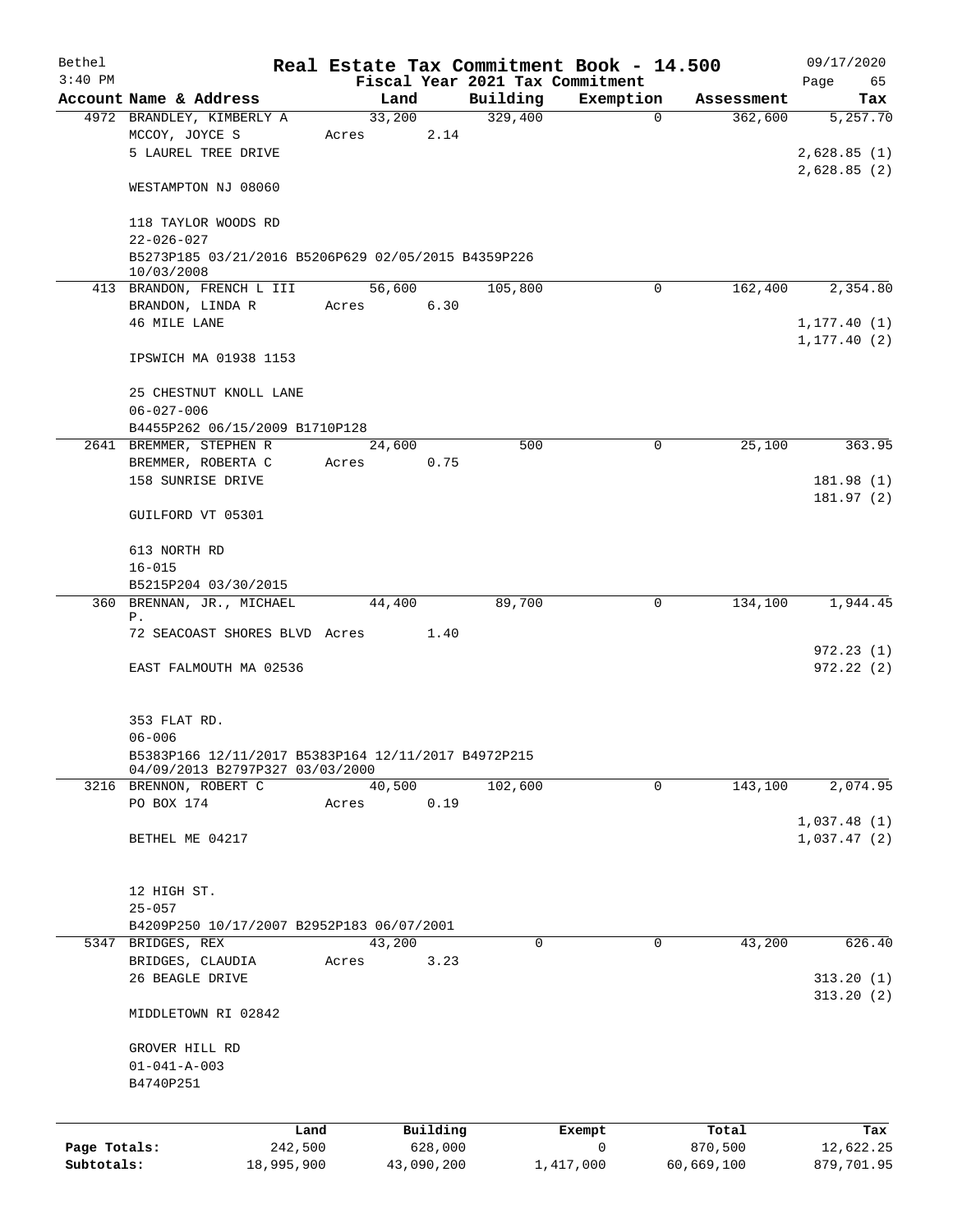# Real Estate Tax Commitment Book - 14.500

Bethel 3:40 PM — Fiscal Year 2021 Tax Commitment — 09/17/2020

| Account Name & Address | Land | Building | Exemption | Assessment | Tax |
|---|---|---|---|---|---|
| 4972 BRANDLEY, KIMBERLY A<br>MCCOY, JOYCE S<br>5 LAUREL TREE DRIVE<br><br>WESTAMPTON NJ 08060<br><br>118 TAYLOR WOODS RD<br>22-026-027<br>B5273P185 03/21/2016 B5206P629 02/05/2015 B4359P226 10/03/2008 | 33,200<br>Acres 2.14 | 329,400 | 0 | 362,600 | 5,257.70<br><br>2,628.85 (1)<br>2,628.85 (2) |
| 413 BRANDON, FRENCH L III<br>BRANDON, LINDA R<br>46 MILE LANE<br><br>IPSWICH MA 01938 1153<br><br>25 CHESTNUT KNOLL LANE<br>06-027-006<br>B4455P262 06/15/2009 B1710P128 | 56,600<br>Acres 6.30 | 105,800 | 0 | 162,400 | 2,354.80<br><br>1,177.40 (1)<br>1,177.40 (2) |
| 2641 BREMMER, STEPHEN R<br>BREMMER, ROBERTA C<br>158 SUNRISE DRIVE<br><br>GUILFORD VT 05301<br><br>613 NORTH RD<br>16-015<br>B5215P204 03/30/2015 | 24,600<br>Acres 0.75 | 500 | 0 | 25,100 | 363.95<br><br>181.98 (1)<br>181.97 (2) |
| 360 BRENNAN, JR., MICHAEL P.<br>72 SEACOAST SHORES BLVD<br><br>EAST FALMOUTH MA 02536<br><br>353 FLAT RD.<br>06-006<br>B5383P166 12/11/2017 B5383P164 12/11/2017 B4972P215 04/09/2013 B2797P327 03/03/2000 | 44,400<br>Acres 1.40 | 89,700 | 0 | 134,100 | 1,944.45<br><br>972.23 (1)<br>972.22 (2) |
| 3216 BRENNON, ROBERT C<br>PO BOX 174<br><br>BETHEL ME 04217<br><br>12 HIGH ST.<br>25-057<br>B4209P250 10/17/2007 B2952P183 06/07/2001 | 40,500<br>Acres 0.19 | 102,600 | 0 | 143,100 | 2,074.95<br><br>1,037.48 (1)<br>1,037.47 (2) |
| 5347 BRIDGES, REX<br>BRIDGES, CLAUDIA<br>26 BEAGLE DRIVE<br><br>MIDDLETOWN RI 02842<br><br>GROVER HILL RD<br>01-041-A-003<br>B4740P251 | 43,200<br>Acres 3.23 | 0 | 0 | 43,200 | 626.40<br><br>313.20 (1)<br>313.20 (2) |

| | Land | Building | Exempt | Total | Tax |
|---|---|---|---|---|---|
| Page Totals: | 242,500 | 628,000 | 0 | 870,500 | 12,622.25 |
| Subtotals: | 18,995,900 | 43,090,200 | 1,417,000 | 60,669,100 | 879,701.95 |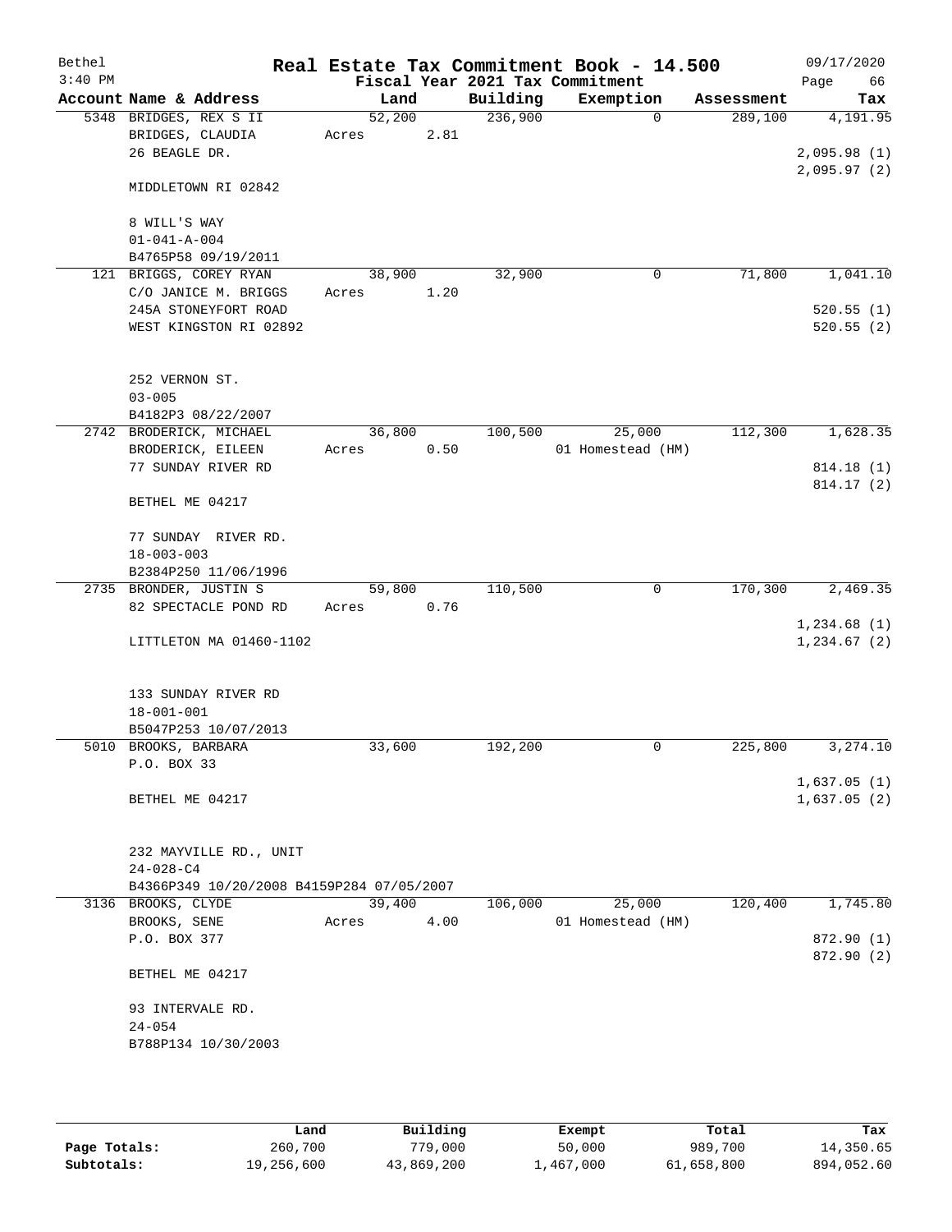# Real Estate Tax Commitment Book - 14.500

Bethel
3:40 PM

09/17/2020
Page 66

## Fiscal Year 2021 Tax Commitment

| Account Name & Address | Land | Building | Exemption | Assessment | Tax |
|---|---|---|---|---|---|
| 5348 BRIDGES, REX S II<br>BRIDGES, CLAUDIA<br>26 BEAGLE DR.<br><br>MIDDLETOWN RI 02842<br><br>8 WILL'S WAY<br>01-041-A-004<br>B4765P58 09/19/2011 | 52,200<br>Acres 2.81 | 236,900 | 0 | 289,100 | 4,191.95<br><br>2,095.98 (1)<br>2,095.97 (2) |
| 121 BRIGGS, COREY RYAN<br>C/O JANICE M. BRIGGS<br>245A STONEYFORT ROAD<br>WEST KINGSTON RI 02892<br><br>252 VERNON ST.<br>03-005<br>B4182P3 08/22/2007 | 38,900<br>Acres 1.20 | 32,900 | 0 | 71,800 | 1,041.10<br><br>520.55 (1)<br>520.55 (2) |
| 2742 BRODERICK, MICHAEL<br>BRODERICK, EILEEN<br>77 SUNDAY RIVER RD<br><br>BETHEL ME 04217<br><br>77 SUNDAY RIVER RD.<br>18-003-003<br>B2384P250 11/06/1996 | 36,800<br>Acres 0.50 | 100,500 | 25,000<br>01 Homestead (HM) | 112,300 | 1,628.35<br><br>814.18 (1)<br>814.17 (2) |
| 2735 BRONDER, JUSTIN S<br>82 SPECTACLE POND RD<br><br>LITTLETON MA 01460-1102<br><br>133 SUNDAY RIVER RD<br>18-001-001<br>B5047P253 10/07/2013 | 59,800<br>Acres 0.76 | 110,500 | 0 | 170,300 | 2,469.35<br><br>1,234.68 (1)<br>1,234.67 (2) |
| 5010 BROOKS, BARBARA<br>P.O. BOX 33<br><br>BETHEL ME 04217<br><br>232 MAYVILLE RD., UNIT<br>24-028-C4<br>B4366P349 10/20/2008 B4159P284 07/05/2007 | 33,600 | 192,200 | 0 | 225,800 | 3,274.10<br><br>1,637.05 (1)<br>1,637.05 (2) |
| 3136 BROOKS, CLYDE<br>BROOKS, SENE<br>P.O. BOX 377<br><br>BETHEL ME 04217<br><br>93 INTERVALE RD.<br>24-054<br>B788P134 10/30/2003 | 39,400<br>Acres 4.00 | 106,000 | 25,000<br>01 Homestead (HM) | 120,400 | 1,745.80<br><br>872.90 (1)<br>872.90 (2) |

| | Land | Building | Exempt | Total | Tax |
|---|---|---|---|---|---|
| Page Totals: | 260,700 | 779,000 | 50,000 | 989,700 | 14,350.65 |
| Subtotals: | 19,256,600 | 43,869,200 | 1,467,000 | 61,658,800 | 894,052.60 |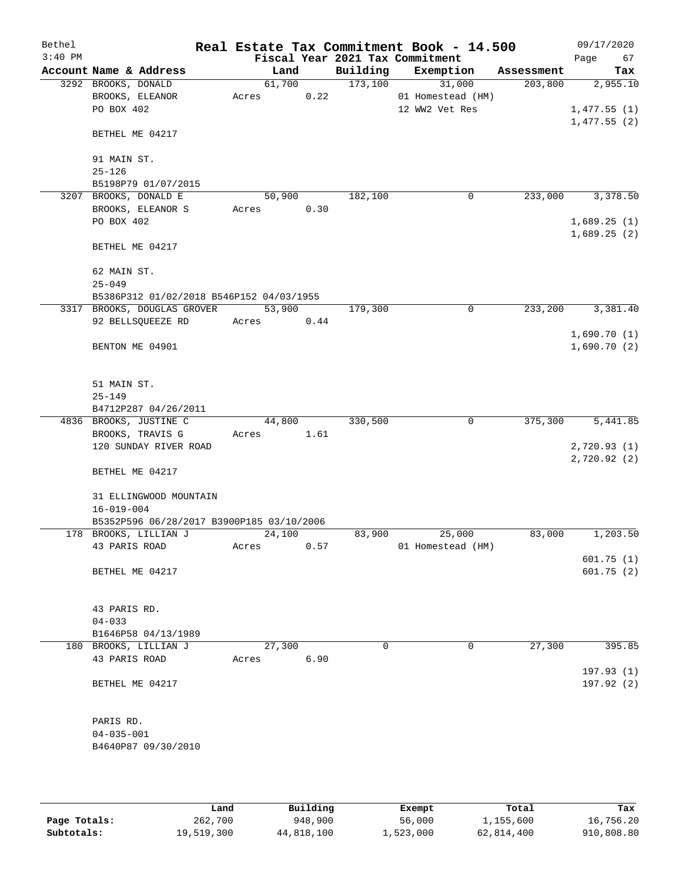# Real Estate Tax Commitment Book - 14.500

Bethel
3:40 PM

Fiscal Year 2021 Tax Commitment

09/17/2020

| Account | Name & Address | Land | Building | Exemption | Assessment | Tax |
|---|---|---|---|---|---|---|
| 3292 | BROOKS, DONALD<br>BROOKS, ELEANOR<br>PO BOX 402<br><br>BETHEL ME 04217<br><br>91 MAIN ST.<br>25-126<br>B5198P79 01/07/2015 | 61,700<br>Acres 0.22 | 173,100 | 31,000<br>01 Homestead (HM)<br>12 WW2 Vet Res | 203,800 | 2,955.10<br><br>1,477.55 (1)<br>1,477.55 (2) |
| 3207 | BROOKS, DONALD E<br>BROOKS, ELEANOR S<br>PO BOX 402<br><br>BETHEL ME 04217<br><br>62 MAIN ST.<br>25-049<br>B5386P312 01/02/2018 B546P152 04/03/1955 | 50,900<br>Acres 0.30 | 182,100 | 0 | 233,000 | 3,378.50<br><br>1,689.25 (1)<br>1,689.25 (2) |
| 3317 | BROOKS, DOUGLAS GROVER<br>92 BELLSQUEEZE RD<br><br>BENTON ME 04901<br><br>51 MAIN ST.<br>25-149<br>B4712P287 04/26/2011 | 53,900<br>Acres 0.44 | 179,300 | 0 | 233,200 | 3,381.40<br><br>1,690.70 (1)<br>1,690.70 (2) |
| 4836 | BROOKS, JUSTINE C<br>BROOKS, TRAVIS G<br>120 SUNDAY RIVER ROAD<br><br>BETHEL ME 04217<br><br>31 ELLINGWOOD MOUNTAIN<br>16-019-004<br>B5352P596 06/28/2017 B3900P185 03/10/2006 | 44,800<br>Acres 1.61 | 330,500 | 0 | 375,300 | 5,441.85<br><br>2,720.93 (1)<br>2,720.92 (2) |
| 178 | BROOKS, LILLIAN J<br>43 PARIS ROAD<br><br>BETHEL ME 04217<br><br>43 PARIS RD.<br>04-033<br>B1646P58 04/13/1989 | 24,100<br>Acres 0.57 | 83,900 | 25,000<br>01 Homestead (HM) | 83,000 | 1,203.50<br><br>601.75 (1)<br>601.75 (2) |
| 180 | BROOKS, LILLIAN J<br>43 PARIS ROAD<br><br>BETHEL ME 04217<br><br>PARIS RD.<br>04-035-001<br>B4640P87 09/30/2010 | 27,300<br>Acres 6.90 | 0 | 0 | 27,300 | 395.85<br><br>197.93 (1)<br>197.92 (2) |

| | Land | Building | Exempt | Total | Tax |
|---|---|---|---|---|---|
| Page Totals: | 262,700 | 948,900 | 56,000 | 1,155,600 | 16,756.20 |
| Subtotals: | 19,519,300 | 44,818,100 | 1,523,000 | 62,814,400 | 910,808.80 |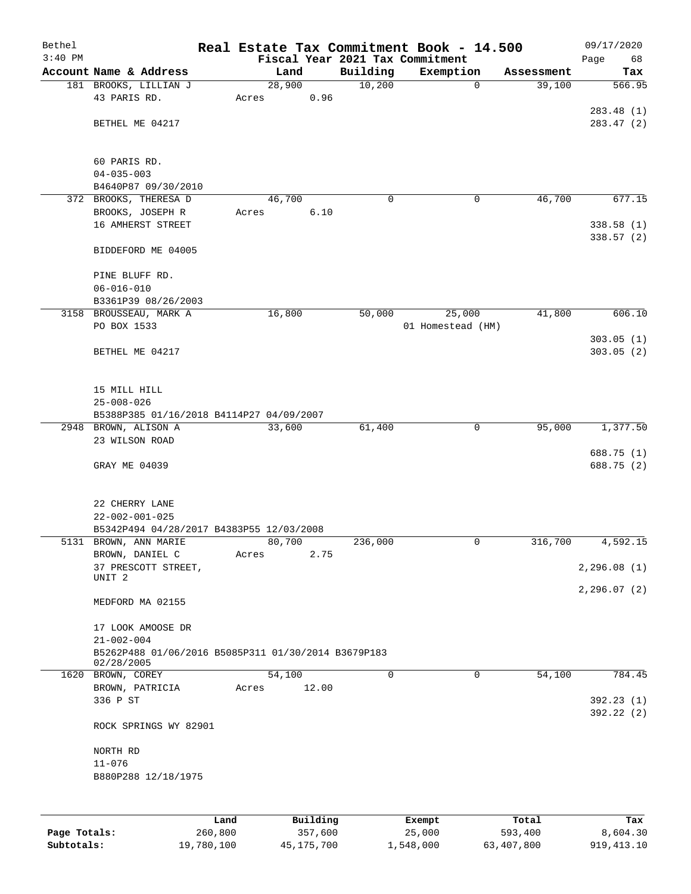# Real Estate Tax Commitment Book - 14.500

Bethel 3:40 PM — Fiscal Year 2021 Tax Commitment — 09/17/2020 Page 68

| Account Name & Address | Land | Building | Exemption | Assessment | Tax |
|---|---|---|---|---|---|
| 181 BROOKS, LILLIAN J<br>43 PARIS RD.<br>BETHEL ME 04217<br>60 PARIS RD.<br>04-035-003<br>B4640P87 09/30/2010 | 28,900<br>Acres 0.96 | 10,200 | 0 | 39,100 | 566.95<br>283.48 (1)<br>283.47 (2) |
| 372 BROOKS, THERESA D<br>BROOKS, JOSEPH R<br>16 AMHERST STREET<br>BIDDEFORD ME 04005<br>PINE BLUFF RD.<br>06-016-010<br>B3361P39 08/26/2003 | 46,700<br>Acres 6.10 | 0 | 0 | 46,700 | 677.15<br>338.58 (1)<br>338.57 (2) |
| 3158 BROUSSEAU, MARK A<br>PO BOX 1533<br>BETHEL ME 04217<br>15 MILL HILL<br>25-008-026<br>B5388P385 01/16/2018 B4114P27 04/09/2007 | 16,800 | 50,000 | 25,000<br>01 Homestead (HM) | 41,800 | 606.10<br>303.05 (1)<br>303.05 (2) |
| 2948 BROWN, ALISON A<br>23 WILSON ROAD<br>GRAY ME 04039<br>22 CHERRY LANE<br>22-002-001-025<br>B5342P494 04/28/2017 B4383P55 12/03/2008 | 33,600 | 61,400 | 0 | 95,000 | 1,377.50<br>688.75 (1)<br>688.75 (2) |
| 5131 BROWN, ANN MARIE<br>BROWN, DANIEL C<br>37 PRESCOTT STREET, UNIT 2<br>MEDFORD MA 02155<br>17 LOOK AMOOSE DR<br>21-002-004<br>B5262P488 01/06/2016 B5085P311 01/30/2014 B3679P183 02/28/2005 | 80,700<br>Acres 2.75 | 236,000 | 0 | 316,700 | 4,592.15<br>2,296.08 (1)<br>2,296.07 (2) |
| 1620 BROWN, COREY<br>BROWN, PATRICIA<br>336 P ST<br>ROCK SPRINGS WY 82901<br>NORTH RD<br>11-076<br>B880P288 12/18/1975 | 54,100<br>Acres 12.00 | 0 | 0 | 54,100 | 784.45<br>392.23 (1)<br>392.22 (2) |

| | Land | Building | Exempt | Total | Tax |
|---|---|---|---|---|---|
| Page Totals: | 260,800 | 357,600 | 25,000 | 593,400 | 8,604.30 |
| Subtotals: | 19,780,100 | 45,175,700 | 1,548,000 | 63,407,800 | 919,413.10 |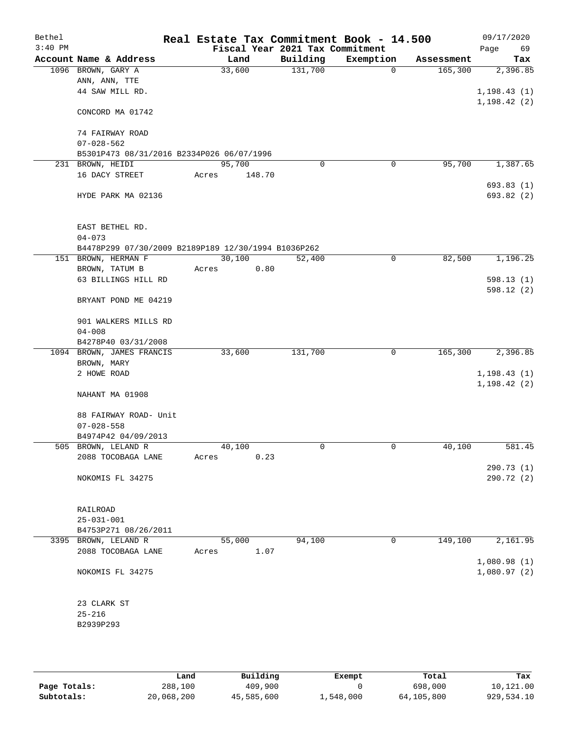Bethel 3:40 PM

# Real Estate Tax Commitment Book - 14.500

Fiscal Year 2021 Tax Commitment

09/17/2020

| Account Name & Address | Land | Building | Exemption | Assessment | Tax |
|---|---|---|---|---|---|
| 1096 BROWN, GARY A | 33,600 | 131,700 | 0 | 165,300 | 2,396.85 |
| ANN, ANN, TTE | | | | | |
| 44 SAW MILL RD. | | | | | 1,198.43 (1) |
| | | | | | 1,198.42 (2) |
| CONCORD MA 01742 | | | | | |
| 74 FAIRWAY ROAD | | | | | |
| 07-028-562 | | | | | |
| B5301P473 08/31/2016 B2334P026 06/07/1996 | | | | | |
| 231 BROWN, HEIDI | 95,700 | 0 | 0 | 95,700 | 1,387.65 |
| 16 DACY STREET | Acres 148.70 | | | | |
| | | | | | 693.83 (1) |
| HYDE PARK MA 02136 | | | | | 693.82 (2) |
| EAST BETHEL RD. | | | | | |
| 04-073 | | | | | |
| B4478P299 07/30/2009 B2189P189 12/30/1994 B1036P262 | | | | | |
| 151 BROWN, HERMAN F | 30,100 | 52,400 | 0 | 82,500 | 1,196.25 |
| BROWN, TATUM B | Acres 0.80 | | | | |
| 63 BILLINGS HILL RD | | | | | 598.13 (1) |
| | | | | | 598.12 (2) |
| BRYANT POND ME 04219 | | | | | |
| 901 WALKERS MILLS RD | | | | | |
| 04-008 | | | | | |
| B4278P40 03/31/2008 | | | | | |
| 1094 BROWN, JAMES FRANCIS | 33,600 | 131,700 | 0 | 165,300 | 2,396.85 |
| BROWN, MARY | | | | | |
| 2 HOWE ROAD | | | | | 1,198.43 (1) |
| | | | | | 1,198.42 (2) |
| NAHANT MA 01908 | | | | | |
| 88 FAIRWAY ROAD- Unit | | | | | |
| 07-028-558 | | | | | |
| B4974P42 04/09/2013 | | | | | |
| 505 BROWN, LELAND R | 40,100 | 0 | 0 | 40,100 | 581.45 |
| 2088 TOCOBAGA LANE | Acres 0.23 | | | | |
| | | | | | 290.73 (1) |
| NOKOMIS FL 34275 | | | | | 290.72 (2) |
| RAILROAD | | | | | |
| 25-031-001 | | | | | |
| B4753P271 08/26/2011 | | | | | |
| 3395 BROWN, LELAND R | 55,000 | 94,100 | 0 | 149,100 | 2,161.95 |
| 2088 TOCOBAGA LANE | Acres 1.07 | | | | |
| | | | | | 1,080.98 (1) |
| NOKOMIS FL 34275 | | | | | 1,080.97 (2) |
| 23 CLARK ST | | | | | |
| 25-216 | | | | | |
| B2939P293 | | | | | |

| | Land | Building | Exempt | Total | Tax |
|---|---|---|---|---|---|
| Page Totals: | 288,100 | 409,900 | 0 | 698,000 | 10,121.00 |
| Subtotals: | 20,068,200 | 45,585,600 | 1,548,000 | 64,105,800 | 929,534.10 |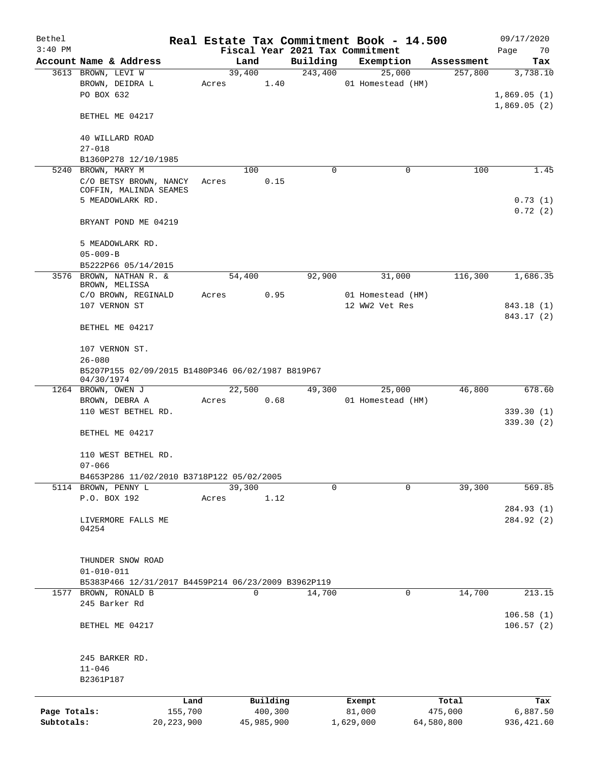Bethel 3:40 PM

# Real Estate Tax Commitment Book - 14.500

09/17/2020

Fiscal Year 2021 Tax Commitment

| Account Name & Address | Land | Building | Exemption | Assessment | Tax |
|---|---|---|---|---|---|
| 3613 BROWN, LEVI W | 39,400 | 243,400 | 25,000 | 257,800 | 3,738.10 |
| BROWN, DEIDRA L | Acres 1.40 | | 01 Homestead (HM) | | |
| PO BOX 632 | | | | | 1,869.05 (1) |
| | | | | | 1,869.05 (2) |
| BETHEL ME 04217 | | | | | |
| 40 WILLARD ROAD | | | | | |
| 27-018 | | | | | |
| B1360P278 12/10/1985 | | | | | |
| 5240 BROWN, MARY M | 100 | 0 | 0 | 100 | 1.45 |
| C/O BETSY BROWN, NANCY COFFIN, MALINDA SEAMES | Acres 0.15 | | | | |
| 5 MEADOWLARK RD. | | | | | 0.73 (1) |
| | | | | | 0.72 (2) |
| BRYANT POND ME 04219 | | | | | |
| 5 MEADOWLARK RD. | | | | | |
| 05-009-B | | | | | |
| B5222P66 05/14/2015 | | | | | |
| 3576 BROWN, NATHAN R. & BROWN, MELISSA | 54,400 | 92,900 | 31,000 | 116,300 | 1,686.35 |
| C/O BROWN, REGINALD | Acres 0.95 | | 01 Homestead (HM) | | |
| 107 VERNON ST | | | 12 WW2 Vet Res | | 843.18 (1) |
| | | | | | 843.17 (2) |
| BETHEL ME 04217 | | | | | |
| 107 VERNON ST. | | | | | |
| 26-080 | | | | | |
| B5207P155 02/09/2015 B1480P346 06/02/1987 B819P67 04/30/1974 | | | | | |
| 1264 BROWN, OWEN J | 22,500 | 49,300 | 25,000 | 46,800 | 678.60 |
| BROWN, DEBRA A | Acres 0.68 | | 01 Homestead (HM) | | |
| 110 WEST BETHEL RD. | | | | | 339.30 (1) |
| | | | | | 339.30 (2) |
| BETHEL ME 04217 | | | | | |
| 110 WEST BETHEL RD. | | | | | |
| 07-066 | | | | | |
| B4653P286 11/02/2010 B3718P122 05/02/2005 | | | | | |
| 5114 BROWN, PENNY L | 39,300 | 0 | 0 | 39,300 | 569.85 |
| P.O. BOX 192 | Acres 1.12 | | | | |
| | | | | | 284.93 (1) |
| LIVERMORE FALLS ME 04254 | | | | | 284.92 (2) |
| THUNDER SNOW ROAD | | | | | |
| 01-010-011 | | | | | |
| B5383P466 12/31/2017 B4459P214 06/23/2009 B3962P119 | | | | | |
| 1577 BROWN, RONALD B | 0 | 14,700 | 0 | 14,700 | 213.15 |
| 245 Barker Rd | | | | | |
| | | | | | 106.58 (1) |
| BETHEL ME 04217 | | | | | 106.57 (2) |
| 245 BARKER RD. | | | | | |
| 11-046 | | | | | |
| B2361P187 | | | | | |

| | Land | Building | Exempt | Total | Tax |
|---|---|---|---|---|---|
| Page Totals: | 155,700 | 400,300 | 81,000 | 475,000 | 6,887.50 |
| Subtotals: | 20,223,900 | 45,985,900 | 1,629,000 | 64,580,800 | 936,421.60 |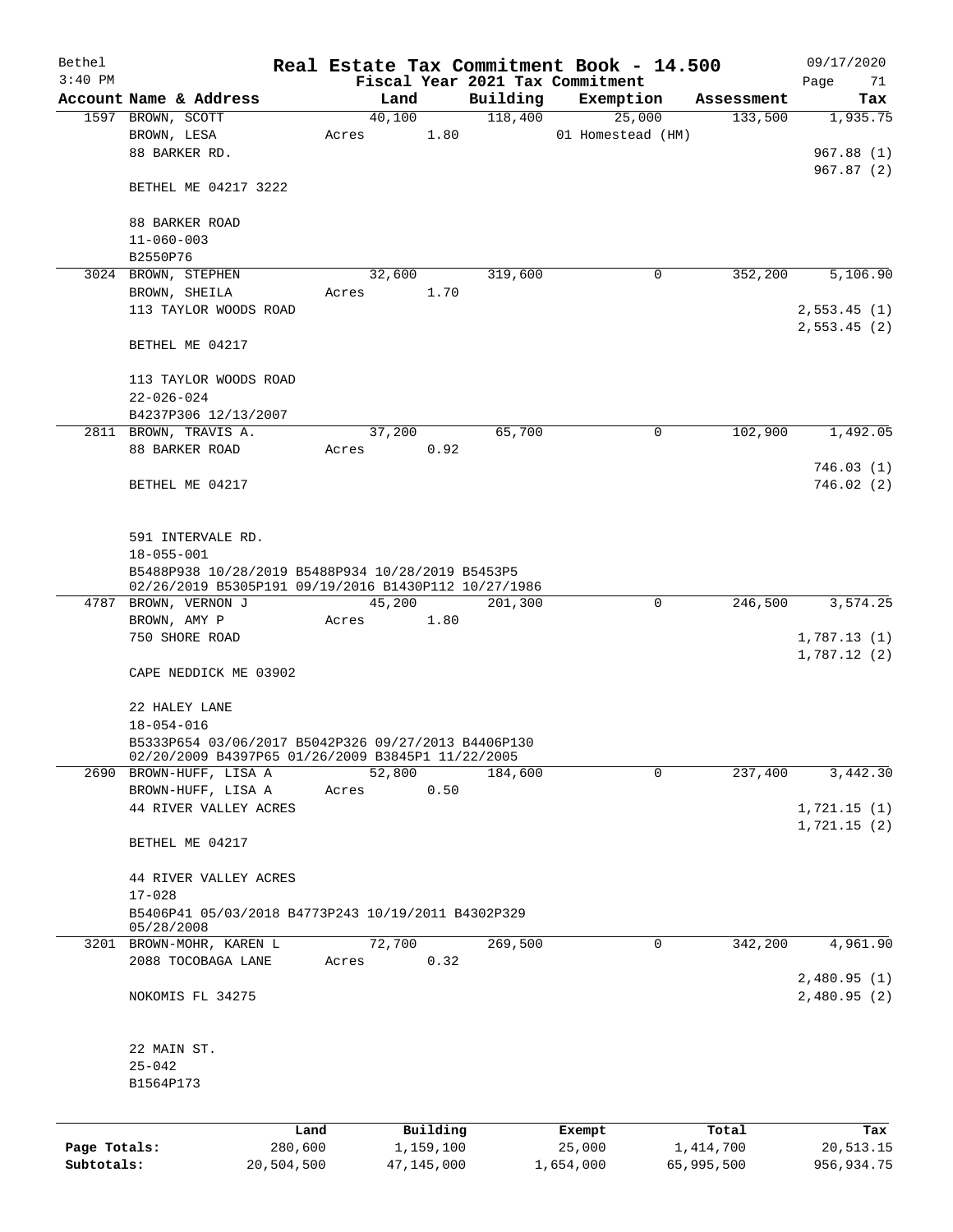Bethel 3:40 PM

# Real Estate Tax Commitment Book - 14.500

Fiscal Year 2021 Tax Commitment

09/17/2020

| Account Name & Address | Land | Building | Exemption | Assessment | Tax |
|---|---|---|---|---|---|
| 1597 BROWN, SCOTT<br>BROWN, LESA<br>88 BARKER RD.<br><br>BETHEL ME 04217 3222<br><br>88 BARKER ROAD<br>11-060-003<br>B2550P76 | 40,100<br>Acres 1.80 | 118,400 | 25,000<br>01 Homestead (HM) | 133,500 | 1,935.75<br><br>967.88 (1)<br>967.87 (2) |
| 3024 BROWN, STEPHEN<br>BROWN, SHEILA<br>113 TAYLOR WOODS ROAD<br><br>BETHEL ME 04217<br><br>113 TAYLOR WOODS ROAD<br>22-026-024<br>B4237P306 12/13/2007 | 32,600<br>Acres 1.70 | 319,600 | 0 | 352,200 | 5,106.90<br><br>2,553.45 (1)<br>2,553.45 (2) |
| 2811 BROWN, TRAVIS A.<br>88 BARKER ROAD<br><br>BETHEL ME 04217<br><br>591 INTERVALE RD.<br>18-055-001<br>B5488P938 10/28/2019 B5488P934 10/28/2019 B5453P5 02/26/2019 B5305P191 09/19/2016 B1430P112 10/27/1986 | 37,200<br>Acres 0.92 | 65,700 | 0 | 102,900 | 1,492.05<br><br>746.03 (1)<br>746.02 (2) |
| 4787 BROWN, VERNON J<br>BROWN, AMY P<br>750 SHORE ROAD<br><br>CAPE NEDDICK ME 03902<br><br>22 HALEY LANE<br>18-054-016<br>B5333P654 03/06/2017 B5042P326 09/27/2013 B4406P130 02/20/2009 B4397P65 01/26/2009 B3845P1 11/22/2005 | 45,200<br>Acres 1.80 | 201,300 | 0 | 246,500 | 3,574.25<br><br>1,787.13 (1)<br>1,787.12 (2) |
| 2690 BROWN-HUFF, LISA A<br>BROWN-HUFF, LISA A<br>44 RIVER VALLEY ACRES<br><br>BETHEL ME 04217<br><br>44 RIVER VALLEY ACRES<br>17-028<br>B5406P41 05/03/2018 B4773P243 10/19/2011 B4302P329 05/28/2008 | 52,800<br>Acres 0.50 | 184,600 | 0 | 237,400 | 3,442.30<br><br>1,721.15 (1)<br>1,721.15 (2) |
| 3201 BROWN-MOHR, KAREN L<br>2088 TOCOBAGA LANE<br><br>NOKOMIS FL 34275<br><br>22 MAIN ST.<br>25-042<br>B1564P173 | 72,700<br>Acres 0.32 | 269,500 | 0 | 342,200 | 4,961.90<br><br>2,480.95 (1)<br>2,480.95 (2) |

| | Land | Building | Exempt | Total | Tax |
|---|---|---|---|---|---|
| Page Totals: | 280,600 | 1,159,100 | 25,000 | 1,414,700 | 20,513.15 |
| Subtotals: | 20,504,500 | 47,145,000 | 1,654,000 | 65,995,500 | 956,934.75 |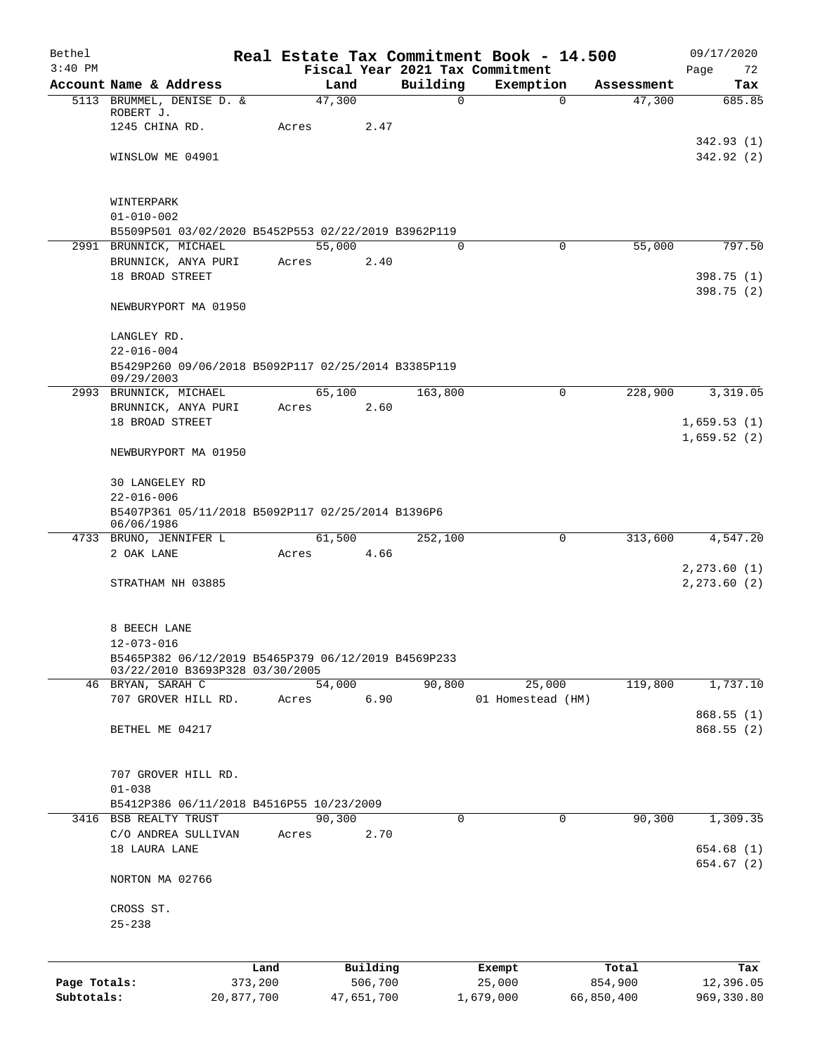Bethel
3:40 PM

# Real Estate Tax Commitment Book - 14.500

Fiscal Year 2021 Tax Commitment

09/17/2020

| Account | Name & Address | Land | Building | Exemption | Assessment | Tax |
|---|---|---|---|---|---|---|
| 5113 | BRUMMEL, DENISE D. & ROBERT J. | 47,300 | 0 | 0 | 47,300 | 685.85 |
| | 1245 CHINA RD. | Acres 2.47 | | | | |
| | | | | | | 342.93 (1) |
| | WINSLOW ME 04901 | | | | | 342.92 (2) |
| | WINTERPARK | | | | | |
| | 01-010-002 | | | | | |
| | B5509P501 03/02/2020 B5452P553 02/22/2019 B3962P119 | | | | | |
| 2991 | BRUNNICK, MICHAEL | 55,000 | 0 | 0 | 55,000 | 797.50 |
| | BRUNNICK, ANYA PURI | Acres 2.40 | | | | |
| | 18 BROAD STREET | | | | | 398.75 (1) |
| | | | | | | 398.75 (2) |
| | NEWBURYPORT MA 01950 | | | | | |
| | LANGLEY RD. | | | | | |
| | 22-016-004 | | | | | |
| | B5429P260 09/06/2018 B5092P117 02/25/2014 B3385P119 09/29/2003 | | | | | |
| 2993 | BRUNNICK, MICHAEL | 65,100 | 163,800 | 0 | 228,900 | 3,319.05 |
| | BRUNNICK, ANYA PURI | Acres 2.60 | | | | |
| | 18 BROAD STREET | | | | | 1,659.53 (1) |
| | | | | | | 1,659.52 (2) |
| | NEWBURYPORT MA 01950 | | | | | |
| | 30 LANGELEY RD | | | | | |
| | 22-016-006 | | | | | |
| | B5407P361 05/11/2018 B5092P117 02/25/2014 B1396P6 06/06/1986 | | | | | |
| 4733 | BRUNO, JENNIFER L | 61,500 | 252,100 | 0 | 313,600 | 4,547.20 |
| | 2 OAK LANE | Acres 4.66 | | | | |
| | | | | | | 2,273.60 (1) |
| | STRATHAM NH 03885 | | | | | 2,273.60 (2) |
| | 8 BEECH LANE | | | | | |
| | 12-073-016 | | | | | |
| | B5465P382 06/12/2019 B5465P379 06/12/2019 B4569P233 03/22/2010 B3693P328 03/30/2005 | | | | | |
| 46 | BRYAN, SARAH C | 54,000 | 90,800 | 25,000 | 119,800 | 1,737.10 |
| | 707 GROVER HILL RD. | Acres 6.90 | | 01 Homestead (HM) | | |
| | | | | | | 868.55 (1) |
| | BETHEL ME 04217 | | | | | 868.55 (2) |
| | 707 GROVER HILL RD. | | | | | |
| | 01-038 | | | | | |
| | B5412P386 06/11/2018 B4516P55 10/23/2009 | | | | | |
| 3416 | BSB REALTY TRUST | 90,300 | 0 | 0 | 90,300 | 1,309.35 |
| | C/O ANDREA SULLIVAN | Acres 2.70 | | | | |
| | 18 LAURA LANE | | | | | 654.68 (1) |
| | | | | | | 654.67 (2) |
| | NORTON MA 02766 | | | | | |
| | CROSS ST. | | | | | |
| | 25-238 | | | | | |

| | Land | Building | Exempt | Total | Tax |
|---|---|---|---|---|---|
| Page Totals: | 373,200 | 506,700 | 25,000 | 854,900 | 12,396.05 |
| Subtotals: | 20,877,700 | 47,651,700 | 1,679,000 | 66,850,400 | 969,330.80 |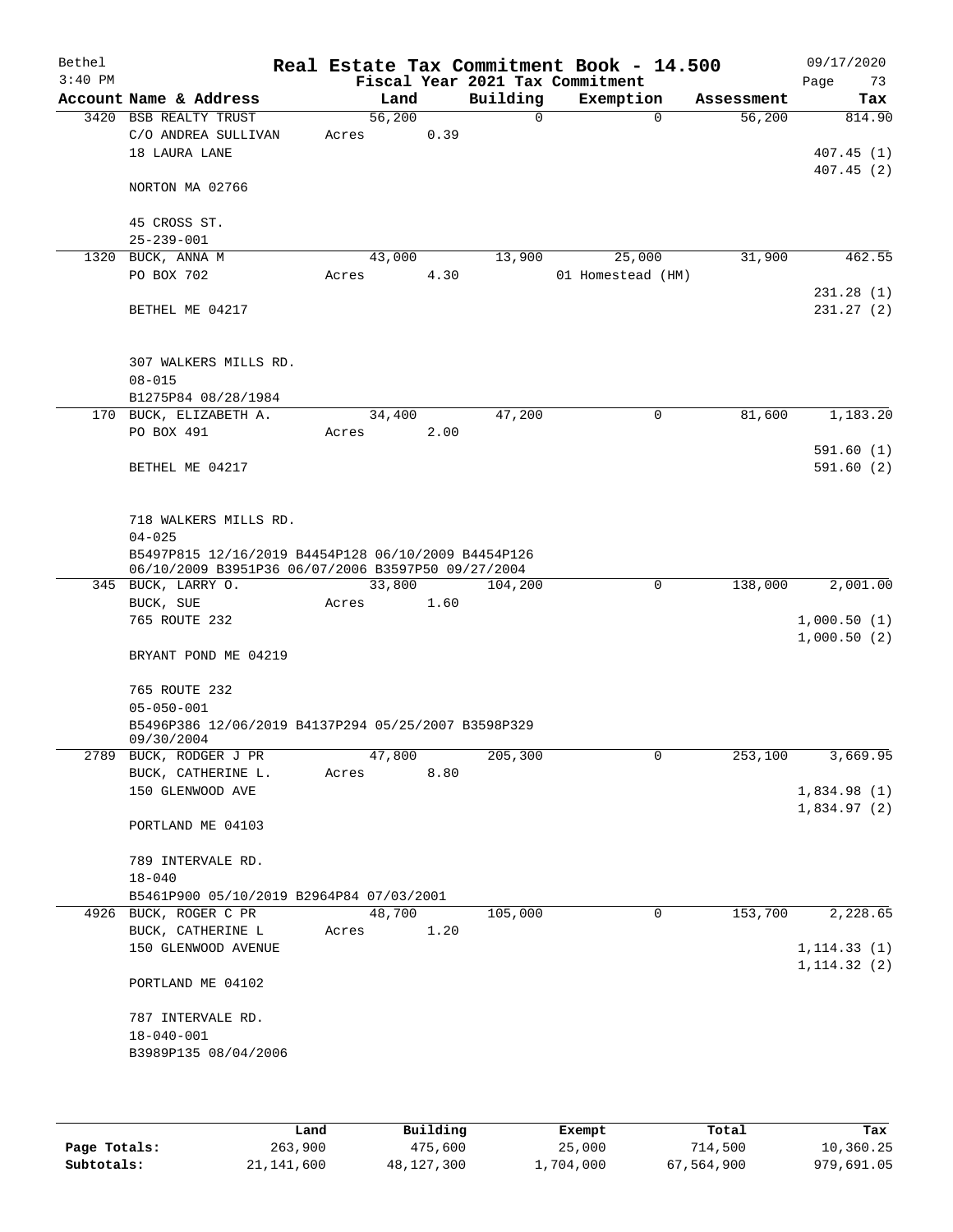# Real Estate Tax Commitment Book - 14.500

Bethel
3:40 PM

Fiscal Year 2021 Tax Commitment

09/17/2020
Page 73

| Account | Name & Address | Land | Building | Exemption | Assessment | Tax |
|---|---|---|---|---|---|---|
| 3420 | BSB REALTY TRUST<br>C/O ANDREA SULLIVAN<br>18 LAURA LANE<br><br>NORTON MA 02766<br><br>45 CROSS ST.<br>25-239-001 | 56,200<br>Acres 0.39 | 0 | 0 | 56,200 | 814.90<br><br>407.45 (1)<br>407.45 (2) |
| 1320 | BUCK, ANNA M<br>PO BOX 702<br><br>BETHEL ME 04217<br><br>307 WALKERS MILLS RD.<br>08-015<br>B1275P84 08/28/1984 | 43,000<br>Acres 4.30 | 13,900 | 25,000<br>01 Homestead (HM) | 31,900 | 462.55<br><br>231.28 (1)<br>231.27 (2) |
| 170 | BUCK, ELIZABETH A.<br>PO BOX 491<br><br>BETHEL ME 04217<br><br>718 WALKERS MILLS RD.<br>04-025<br>B5497P815 12/16/2019 B4454P128 06/10/2009 B4454P126 06/10/2009 B3951P36 06/07/2006 B3597P50 09/27/2004 | 34,400<br>Acres 2.00 | 47,200 | 0 | 81,600 | 1,183.20<br><br>591.60 (1)<br>591.60 (2) |
| 345 | BUCK, LARRY O.<br>BUCK, SUE<br>765 ROUTE 232<br><br>BRYANT POND ME 04219<br><br>765 ROUTE 232<br>05-050-001<br>B5496P386 12/06/2019 B4137P294 05/25/2007 B3598P329 09/30/2004 | 33,800<br>Acres 1.60 | 104,200 | 0 | 138,000 | 2,001.00<br><br>1,000.50 (1)<br>1,000.50 (2) |
| 2789 | BUCK, RODGER J PR<br>BUCK, CATHERINE L.<br>150 GLENWOOD AVE<br><br>PORTLAND ME 04103<br><br>789 INTERVALE RD.<br>18-040<br>B5461P900 05/10/2019 B2964P84 07/03/2001 | 47,800<br>Acres 8.80 | 205,300 | 0 | 253,100 | 3,669.95<br><br>1,834.98 (1)<br>1,834.97 (2) |
| 4926 | BUCK, ROGER C PR<br>BUCK, CATHERINE L<br>150 GLENWOOD AVENUE<br><br>PORTLAND ME 04102<br><br>787 INTERVALE RD.<br>18-040-001<br>B3989P135 08/04/2006 | 48,700<br>Acres 1.20 | 105,000 | 0 | 153,700 | 2,228.65<br><br>1,114.33 (1)<br>1,114.32 (2) |

| | Land | Building | Exempt | Total | Tax |
|---|---|---|---|---|---|
| Page Totals: | 263,900 | 475,600 | 25,000 | 714,500 | 10,360.25 |
| Subtotals: | 21,141,600 | 48,127,300 | 1,704,000 | 67,564,900 | 979,691.05 |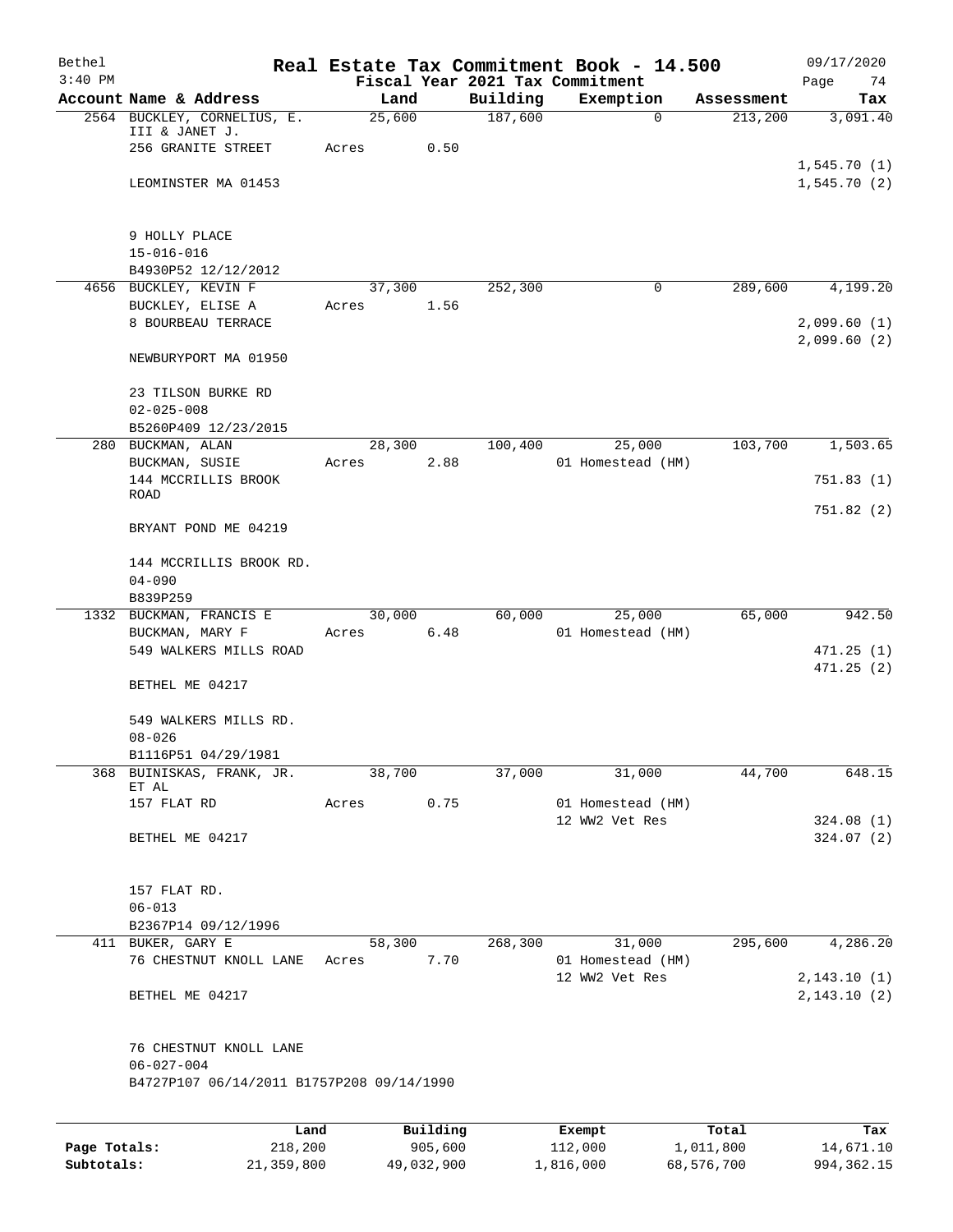# Real Estate Tax Commitment Book - 14.500

Bethel
3:40 PM

Fiscal Year 2021 Tax Commitment

09/17/2020
Page 74

| Account Name & Address | Land | Building | Exemption | Assessment | Tax |
|---|---|---|---|---|---|
| 2564 BUCKLEY, CORNELIUS, E. III & JANET J. | 25,600 | 187,600 | 0 | 213,200 | 3,091.40 |
| 256 GRANITE STREET | Acres 0.50 | | | | |
| | | | | | 1,545.70 (1) |
| LEOMINSTER MA 01453 | | | | | 1,545.70 (2) |
| 9 HOLLY PLACE | | | | | |
| 15-016-016 | | | | | |
| B4930P52 12/12/2012 | | | | | |
| 4656 BUCKLEY, KEVIN F | 37,300 | 252,300 | 0 | 289,600 | 4,199.20 |
| BUCKLEY, ELISE A | Acres 1.56 | | | | |
| 8 BOURBEAU TERRACE | | | | | 2,099.60 (1) |
| | | | | | 2,099.60 (2) |
| NEWBURYPORT MA 01950 | | | | | |
| 23 TILSON BURKE RD | | | | | |
| 02-025-008 | | | | | |
| B5260P409 12/23/2015 | | | | | |
| 280 BUCKMAN, ALAN | 28,300 | 100,400 | 25,000 | 103,700 | 1,503.65 |
| BUCKMAN, SUSIE | Acres 2.88 | | 01 Homestead (HM) | | |
| 144 MCCRILLIS BROOK ROAD | | | | | 751.83 (1) |
| | | | | | 751.82 (2) |
| BRYANT POND ME 04219 | | | | | |
| 144 MCCRILLIS BROOK RD. | | | | | |
| 04-090 | | | | | |
| B839P259 | | | | | |
| 1332 BUCKMAN, FRANCIS E | 30,000 | 60,000 | 25,000 | 65,000 | 942.50 |
| BUCKMAN, MARY F | Acres 6.48 | | 01 Homestead (HM) | | |
| 549 WALKERS MILLS ROAD | | | | | 471.25 (1) |
| | | | | | 471.25 (2) |
| BETHEL ME 04217 | | | | | |
| 549 WALKERS MILLS RD. | | | | | |
| 08-026 | | | | | |
| B1116P51 04/29/1981 | | | | | |
| 368 BUINISKAS, FRANK, JR. ET AL | 38,700 | 37,000 | 31,000 | 44,700 | 648.15 |
| 157 FLAT RD | Acres 0.75 | | 01 Homestead (HM) | | |
| | | | 12 WW2 Vet Res | | 324.08 (1) |
| BETHEL ME 04217 | | | | | 324.07 (2) |
| 157 FLAT RD. | | | | | |
| 06-013 | | | | | |
| B2367P14 09/12/1996 | | | | | |
| 411 BUKER, GARY E | 58,300 | 268,300 | 31,000 | 295,600 | 4,286.20 |
| 76 CHESTNUT KNOLL LANE | Acres 7.70 | | 01 Homestead (HM) | | |
| | | | 12 WW2 Vet Res | | 2,143.10 (1) |
| BETHEL ME 04217 | | | | | 2,143.10 (2) |
| 76 CHESTNUT KNOLL LANE | | | | | |
| 06-027-004 | | | | | |
| B4727P107 06/14/2011 B1757P208 09/14/1990 | | | | | |

| | Land | Building | Exempt | Total | Tax |
|---|---|---|---|---|---|
| Page Totals: | 218,200 | 905,600 | 112,000 | 1,011,800 | 14,671.10 |
| Subtotals: | 21,359,800 | 49,032,900 | 1,816,000 | 68,576,700 | 994,362.15 |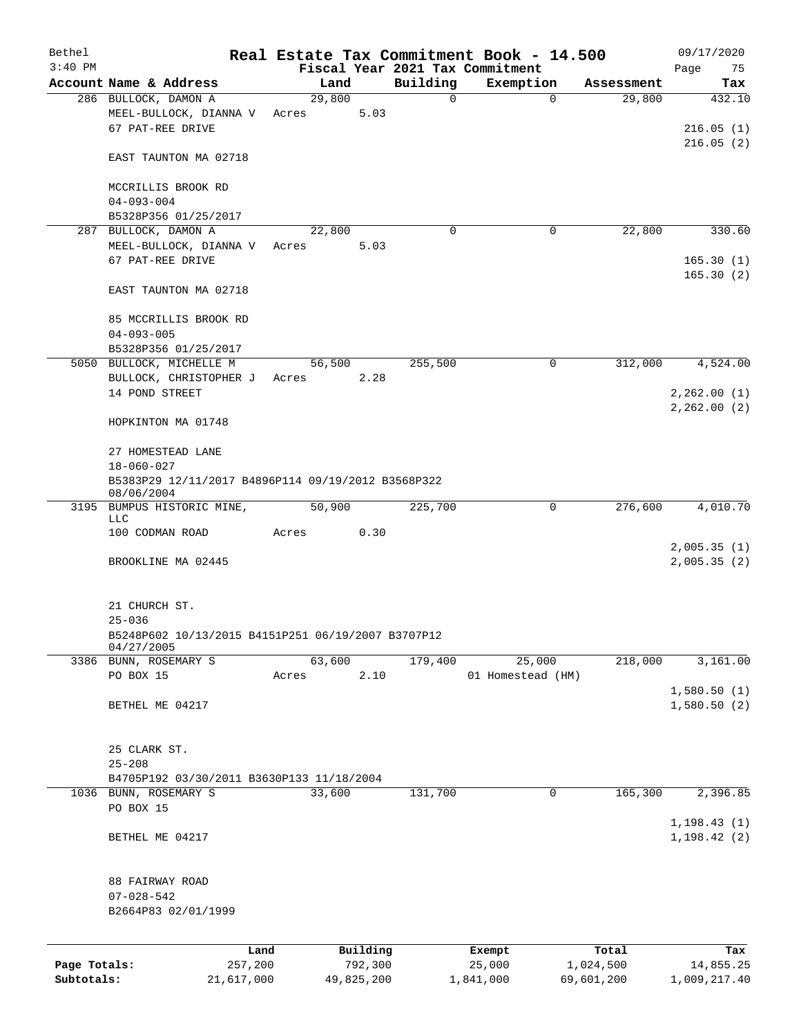# Real Estate Tax Commitment Book - 14.500

Bethel
3:40 PM

Fiscal Year 2021 Tax Commitment

09/17/2020
Page 75

| Account Name & Address | Land | Building | Exemption | Assessment | Tax |
|---|---|---|---|---|---|
| 286 BULLOCK, DAMON A | 29,800 | 0 | 0 | 29,800 | 432.10 |
| MEEL-BULLOCK, DIANNA V | Acres 5.03 | | | | |
| 67 PAT-REE DRIVE | | | | | 216.05 (1) |
| | | | | | 216.05 (2) |
| EAST TAUNTON MA 02718 | | | | | |
| MCCRILLIS BROOK RD | | | | | |
| 04-093-004 | | | | | |
| B5328P356 01/25/2017 | | | | | |
| 287 BULLOCK, DAMON A | 22,800 | 0 | 0 | 22,800 | 330.60 |
| MEEL-BULLOCK, DIANNA V | Acres 5.03 | | | | |
| 67 PAT-REE DRIVE | | | | | 165.30 (1) |
| | | | | | 165.30 (2) |
| EAST TAUNTON MA 02718 | | | | | |
| 85 MCCRILLIS BROOK RD | | | | | |
| 04-093-005 | | | | | |
| B5328P356 01/25/2017 | | | | | |
| 5050 BULLOCK, MICHELLE M | 56,500 | 255,500 | 0 | 312,000 | 4,524.00 |
| BULLOCK, CHRISTOPHER J | Acres 2.28 | | | | |
| 14 POND STREET | | | | | 2,262.00 (1) |
| | | | | | 2,262.00 (2) |
| HOPKINTON MA 01748 | | | | | |
| 27 HOMESTEAD LANE | | | | | |
| 18-060-027 | | | | | |
| B5383P29 12/11/2017 B4896P114 09/19/2012 B3568P322 08/06/2004 | | | | | |
| 3195 BUMPUS HISTORIC MINE, LLC | 50,900 | 225,700 | 0 | 276,600 | 4,010.70 |
| 100 CODMAN ROAD | Acres 0.30 | | | | |
| | | | | | 2,005.35 (1) |
| BROOKLINE MA 02445 | | | | | 2,005.35 (2) |
| 21 CHURCH ST. | | | | | |
| 25-036 | | | | | |
| B5248P602 10/13/2015 B4151P251 06/19/2007 B3707P12 04/27/2005 | | | | | |
| 3386 BUNN, ROSEMARY S | 63,600 | 179,400 | 25,000 | 218,000 | 3,161.00 |
| PO BOX 15 | Acres 2.10 | | 01 Homestead (HM) | | |
| | | | | | 1,580.50 (1) |
| BETHEL ME 04217 | | | | | 1,580.50 (2) |
| 25 CLARK ST. | | | | | |
| 25-208 | | | | | |
| B4705P192 03/30/2011 B3630P133 11/18/2004 | | | | | |
| 1036 BUNN, ROSEMARY S | 33,600 | 131,700 | 0 | 165,300 | 2,396.85 |
| PO BOX 15 | | | | | |
| | | | | | 1,198.43 (1) |
| BETHEL ME 04217 | | | | | 1,198.42 (2) |
| 88 FAIRWAY ROAD | | | | | |
| 07-028-542 | | | | | |
| B2664P83 02/01/1999 | | | | | |

| | Land | Building | Exempt | Total | Tax |
|---|---|---|---|---|---|
| Page Totals: | 257,200 | 792,300 | 25,000 | 1,024,500 | 14,855.25 |
| Subtotals: | 21,617,000 | 49,825,200 | 1,841,000 | 69,601,200 | 1,009,217.40 |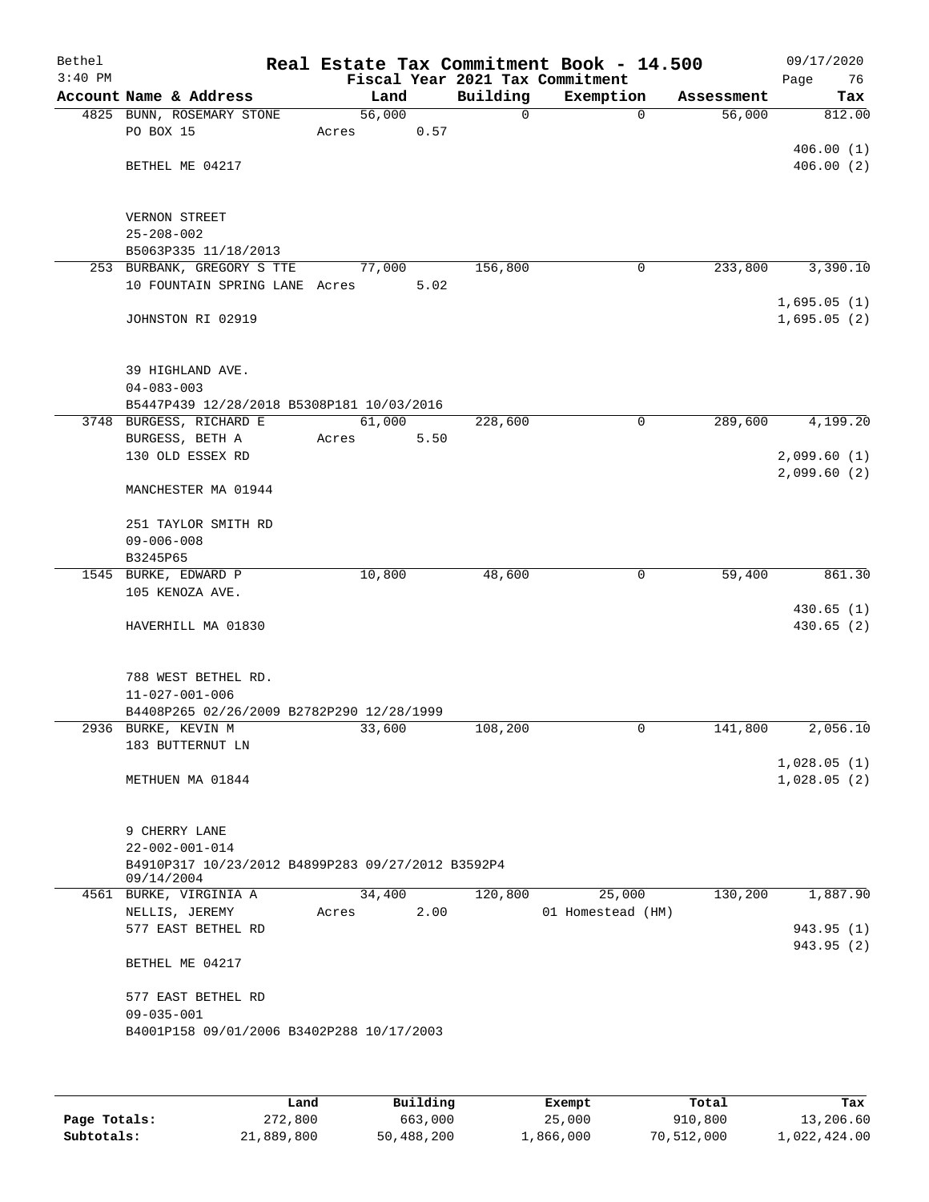Bethel 3:40 PM

# Real Estate Tax Commitment Book - 14.500

Fiscal Year 2021 Tax Commitment

09/17/2020 Page 76

| Account Name & Address | Land | Building | Exemption | Assessment | Tax |
|---|---|---|---|---|---|
| 4825 BUNN, ROSEMARY STONE<br>PO BOX 15<br><br>BETHEL ME 04217<br><br>VERNON STREET<br>25-208-002<br>B5063P335 11/18/2013 | 56,000<br>Acres 0.57 | 0 | 0 | 56,000 | 812.00<br><br>406.00 (1)<br>406.00 (2) |
| 253 BURBANK, GREGORY S TTE<br>10 FOUNTAIN SPRING LANE<br><br>JOHNSTON RI 02919<br><br>39 HIGHLAND AVE.<br>04-083-003<br>B5447P439 12/28/2018 B5308P181 10/03/2016 | 77,000<br>Acres 5.02 | 156,800 | 0 | 233,800 | 3,390.10<br><br>1,695.05 (1)<br>1,695.05 (2) |
| 3748 BURGESS, RICHARD E<br>BURGESS, BETH A<br>130 OLD ESSEX RD<br><br>MANCHESTER MA 01944<br><br>251 TAYLOR SMITH RD<br>09-006-008<br>B3245P65 | 61,000<br>Acres 5.50 | 228,600 | 0 | 289,600 | 4,199.20<br><br>2,099.60 (1)<br>2,099.60 (2) |
| 1545 BURKE, EDWARD P<br>105 KENOZA AVE.<br><br>HAVERHILL MA 01830<br><br>788 WEST BETHEL RD.<br>11-027-001-006<br>B4408P265 02/26/2009 B2782P290 12/28/1999 | 10,800 | 48,600 | 0 | 59,400 | 861.30<br><br>430.65 (1)<br>430.65 (2) |
| 2936 BURKE, KEVIN M<br>183 BUTTERNUT LN<br><br>METHUEN MA 01844<br><br>9 CHERRY LANE<br>22-002-001-014<br>B4910P317 10/23/2012 B4899P283 09/27/2012 B3592P4 09/14/2004 | 33,600 | 108,200 | 0 | 141,800 | 2,056.10<br><br>1,028.05 (1)<br>1,028.05 (2) |
| 4561 BURKE, VIRGINIA A<br>NELLIS, JEREMY<br>577 EAST BETHEL RD<br><br>BETHEL ME 04217<br><br>577 EAST BETHEL RD<br>09-035-001<br>B4001P158 09/01/2006 B3402P288 10/17/2003 | 34,400<br>Acres 2.00 | 120,800 | 25,000<br>01 Homestead (HM) | 130,200 | 1,887.90<br><br>943.95 (1)<br>943.95 (2) |

| | Land | Building | Exempt | Total | Tax |
|---|---|---|---|---|---|
| Page Totals: | 272,800 | 663,000 | 25,000 | 910,800 | 13,206.60 |
| Subtotals: | 21,889,800 | 50,488,200 | 1,866,000 | 70,512,000 | 1,022,424.00 |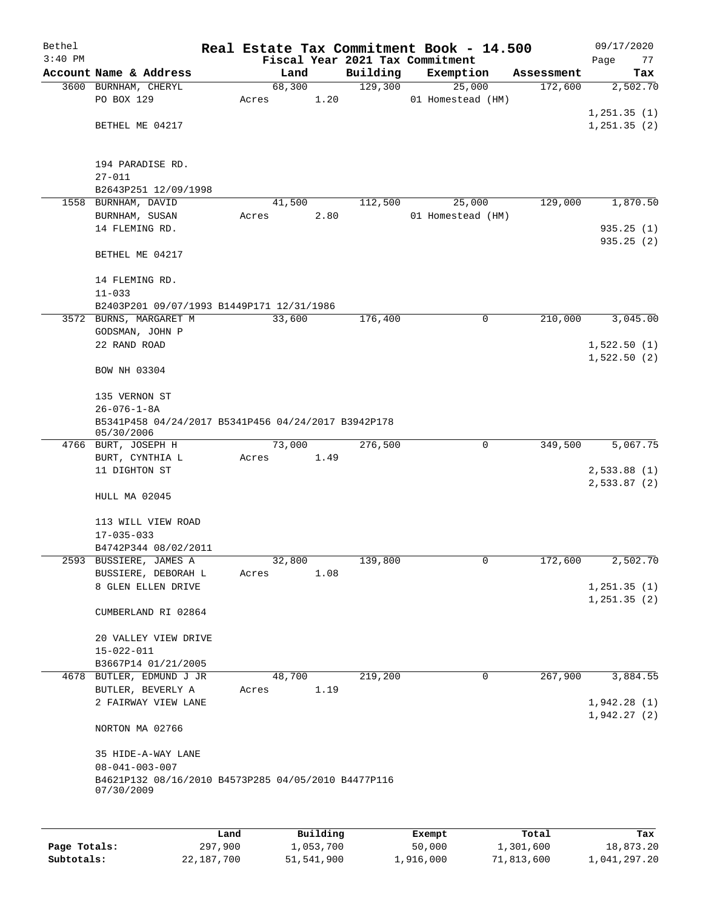# Real Estate Tax Commitment Book - 14.500

Bethel
3:40 PM

Fiscal Year 2021 Tax Commitment

09/17/2020

| Account Name & Address | Land | Building | Exemption | Assessment | Tax |
|---|---|---|---|---|---|
| 3600 BURNHAM, CHERYL | 68,300 | 129,300 | 25,000 | 172,600 | 2,502.70 |
| PO BOX 129 | Acres 1.20 | | 01 Homestead (HM) | | |
| | | | | | 1,251.35 (1) |
| BETHEL ME 04217 | | | | | 1,251.35 (2) |
| 194 PARADISE RD. | | | | | |
| 27-011 | | | | | |
| B2643P251 12/09/1998 | | | | | |
| 1558 BURNHAM, DAVID | 41,500 | 112,500 | 25,000 | 129,000 | 1,870.50 |
| BURNHAM, SUSAN | Acres 2.80 | | 01 Homestead (HM) | | |
| 14 FLEMING RD. | | | | | 935.25 (1) |
| | | | | | 935.25 (2) |
| BETHEL ME 04217 | | | | | |
| 14 FLEMING RD. | | | | | |
| 11-033 | | | | | |
| B2403P201 09/07/1993 B1449P171 12/31/1986 | | | | | |
| 3572 BURNS, MARGARET M | 33,600 | 176,400 | 0 | 210,000 | 3,045.00 |
| GODSMAN, JOHN P | | | | | |
| 22 RAND ROAD | | | | | 1,522.50 (1) |
| | | | | | 1,522.50 (2) |
| BOW NH 03304 | | | | | |
| 135 VERNON ST | | | | | |
| 26-076-1-8A | | | | | |
| B5341P458 04/24/2017 B5341P456 04/24/2017 B3942P178 05/30/2006 | | | | | |
| 4766 BURT, JOSEPH H | 73,000 | 276,500 | 0 | 349,500 | 5,067.75 |
| BURT, CYNTHIA L | Acres 1.49 | | | | |
| 11 DIGHTON ST | | | | | 2,533.88 (1) |
| | | | | | 2,533.87 (2) |
| HULL MA 02045 | | | | | |
| 113 WILL VIEW ROAD | | | | | |
| 17-035-033 | | | | | |
| B4742P344 08/02/2011 | | | | | |
| 2593 BUSSIERE, JAMES A | 32,800 | 139,800 | 0 | 172,600 | 2,502.70 |
| BUSSIERE, DEBORAH L | Acres 1.08 | | | | |
| 8 GLEN ELLEN DRIVE | | | | | 1,251.35 (1) |
| | | | | | 1,251.35 (2) |
| CUMBERLAND RI 02864 | | | | | |
| 20 VALLEY VIEW DRIVE | | | | | |
| 15-022-011 | | | | | |
| B3667P14 01/21/2005 | | | | | |
| 4678 BUTLER, EDMUND J JR | 48,700 | 219,200 | 0 | 267,900 | 3,884.55 |
| BUTLER, BEVERLY A | Acres 1.19 | | | | |
| 2 FAIRWAY VIEW LANE | | | | | 1,942.28 (1) |
| | | | | | 1,942.27 (2) |
| NORTON MA 02766 | | | | | |
| 35 HIDE-A-WAY LANE | | | | | |
| 08-041-003-007 | | | | | |
| B4621P132 08/16/2010 B4573P285 04/05/2010 B4477P116 07/30/2009 | | | | | |

| | Land | Building | Exempt | Total | Tax |
|---|---|---|---|---|---|
| Page Totals: | 297,900 | 1,053,700 | 50,000 | 1,301,600 | 18,873.20 |
| Subtotals: | 22,187,700 | 51,541,900 | 1,916,000 | 71,813,600 | 1,041,297.20 |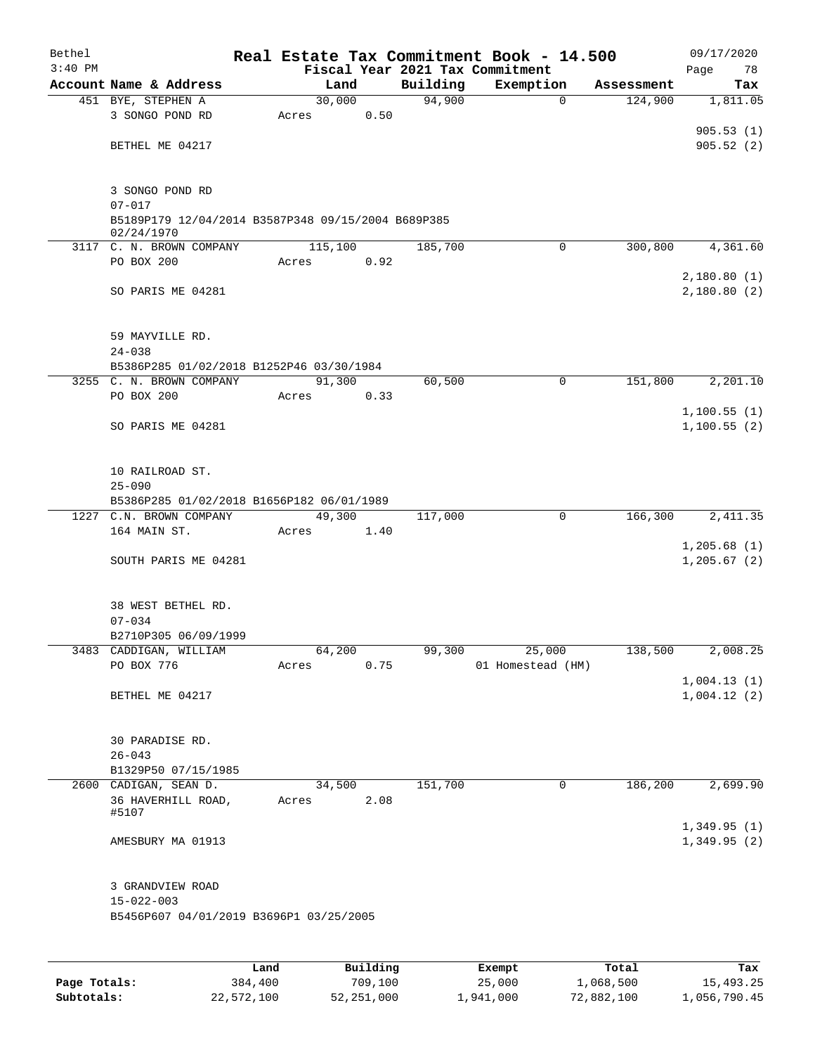# Real Estate Tax Commitment Book - 14.500

Bethel
3:40 PM

Fiscal Year 2021 Tax Commitment

09/17/2020

| Account Name & Address | Land | Building | Exemption | Assessment | Tax |
|---|---|---|---|---|---|
| 451 BYE, STEPHEN A | 30,000 | 94,900 | 0 | 124,900 | 1,811.05 |
| 3 SONGO POND RD | Acres 0.50 | | | | |
| | | | | | 905.53 (1) |
| BETHEL ME 04217 | | | | | 905.52 (2) |
| 3 SONGO POND RD | | | | | |
| 07-017 | | | | | |
| B5189P179 12/04/2014 B3587P348 09/15/2004 B689P385 02/24/1970 | | | | | |
| 3117 C. N. BROWN COMPANY | 115,100 | 185,700 | 0 | 300,800 | 4,361.60 |
| PO BOX 200 | Acres 0.92 | | | | |
| | | | | | 2,180.80 (1) |
| SO PARIS ME 04281 | | | | | 2,180.80 (2) |
| 59 MAYVILLE RD. | | | | | |
| 24-038 | | | | | |
| B5386P285 01/02/2018 B1252P46 03/30/1984 | | | | | |
| 3255 C. N. BROWN COMPANY | 91,300 | 60,500 | 0 | 151,800 | 2,201.10 |
| PO BOX 200 | Acres 0.33 | | | | |
| | | | | | 1,100.55 (1) |
| SO PARIS ME 04281 | | | | | 1,100.55 (2) |
| 10 RAILROAD ST. | | | | | |
| 25-090 | | | | | |
| B5386P285 01/02/2018 B1656P182 06/01/1989 | | | | | |
| 1227 C.N. BROWN COMPANY | 49,300 | 117,000 | 0 | 166,300 | 2,411.35 |
| 164 MAIN ST. | Acres 1.40 | | | | |
| | | | | | 1,205.68 (1) |
| SOUTH PARIS ME 04281 | | | | | 1,205.67 (2) |
| 38 WEST BETHEL RD. | | | | | |
| 07-034 | | | | | |
| B2710P305 06/09/1999 | | | | | |
| 3483 CADDIGAN, WILLIAM | 64,200 | 99,300 | 25,000 | 138,500 | 2,008.25 |
| PO BOX 776 | Acres 0.75 | | 01 Homestead (HM) | | |
| | | | | | 1,004.13 (1) |
| BETHEL ME 04217 | | | | | 1,004.12 (2) |
| 30 PARADISE RD. | | | | | |
| 26-043 | | | | | |
| B1329P50 07/15/1985 | | | | | |
| 2600 CADIGAN, SEAN D. | 34,500 | 151,700 | 0 | 186,200 | 2,699.90 |
| 36 HAVERHILL ROAD, #5107 | Acres 2.08 | | | | |
| | | | | | 1,349.95 (1) |
| AMESBURY MA 01913 | | | | | 1,349.95 (2) |
| 3 GRANDVIEW ROAD | | | | | |
| 15-022-003 | | | | | |
| B5456P607 04/01/2019 B3696P1 03/25/2005 | | | | | |

| | Land | Building | Exempt | Total | Tax |
|---|---|---|---|---|---|
| Page Totals: | 384,400 | 709,100 | 25,000 | 1,068,500 | 15,493.25 |
| Subtotals: | 22,572,100 | 52,251,000 | 1,941,000 | 72,882,100 | 1,056,790.45 |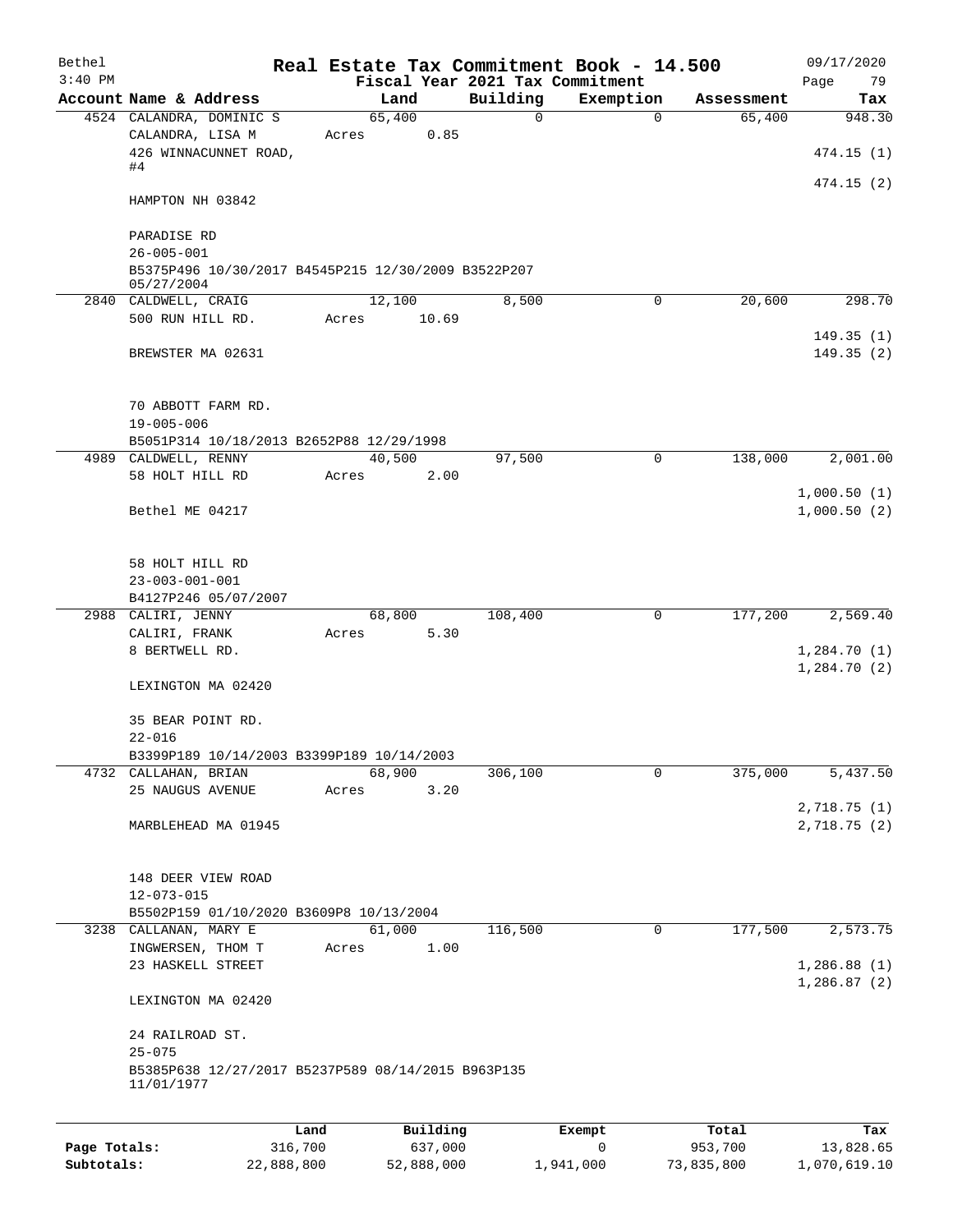Bethel 3:40 PM

# Real Estate Tax Commitment Book - 14.500

Fiscal Year 2021 Tax Commitment

09/17/2020

| Account | Name & Address | Land | Building | Exemption | Assessment | Tax |
|---|---|---|---|---|---|---|
| 4524 | CALANDRA, DOMINIC S<br>CALANDRA, LISA M<br>426 WINNACUNNET ROAD, #4<br>HAMPTON NH 03842<br><br>PARADISE RD<br>26-005-001<br>B5375P496 10/30/2017 B4545P215 12/30/2009 B3522P207 05/27/2004 | 65,400<br>Acres 0.85 | 0 | 0 | 65,400 | 948.30<br>474.15 (1)<br>474.15 (2) |
| 2840 | CALDWELL, CRAIG<br>500 RUN HILL RD.<br>BREWSTER MA 02631<br><br>70 ABBOTT FARM RD.<br>19-005-006<br>B5051P314 10/18/2013 B2652P88 12/29/1998 | 12,100<br>Acres 10.69 | 8,500 | 0 | 20,600 | 298.70<br>149.35 (1)<br>149.35 (2) |
| 4989 | CALDWELL, RENNY<br>58 HOLT HILL RD<br>Bethel ME 04217<br><br>58 HOLT HILL RD<br>23-003-001-001<br>B4127P246 05/07/2007 | 40,500<br>Acres 2.00 | 97,500 | 0 | 138,000 | 2,001.00<br>1,000.50 (1)<br>1,000.50 (2) |
| 2988 | CALIRI, JENNY<br>CALIRI, FRANK<br>8 BERTWELL RD.<br>LEXINGTON MA 02420<br><br>35 BEAR POINT RD.<br>22-016<br>B3399P189 10/14/2003 B3399P189 10/14/2003 | 68,800<br>Acres 5.30 | 108,400 | 0 | 177,200 | 2,569.40<br>1,284.70 (1)<br>1,284.70 (2) |
| 4732 | CALLAHAN, BRIAN<br>25 NAUGUS AVENUE<br>MARBLEHEAD MA 01945<br><br>148 DEER VIEW ROAD<br>12-073-015<br>B5502P159 01/10/2020 B3609P8 10/13/2004 | 68,900<br>Acres 3.20 | 306,100 | 0 | 375,000 | 5,437.50<br>2,718.75 (1)<br>2,718.75 (2) |
| 3238 | CALLANAN, MARY E<br>INGWERSEN, THOM T<br>23 HASKELL STREET<br>LEXINGTON MA 02420<br><br>24 RAILROAD ST.<br>25-075<br>B5385P638 12/27/2017 B5237P589 08/14/2015 B963P135 11/01/1977 | 61,000<br>Acres 1.00 | 116,500 | 0 | 177,500 | 2,573.75<br>1,286.88 (1)<br>1,286.87 (2) |

| | Land | Building | Exempt | Total | Tax |
|---|---|---|---|---|---|
| Page Totals: | 316,700 | 637,000 | 0 | 953,700 | 13,828.65 |
| Subtotals: | 22,888,800 | 52,888,000 | 1,941,000 | 73,835,800 | 1,070,619.10 |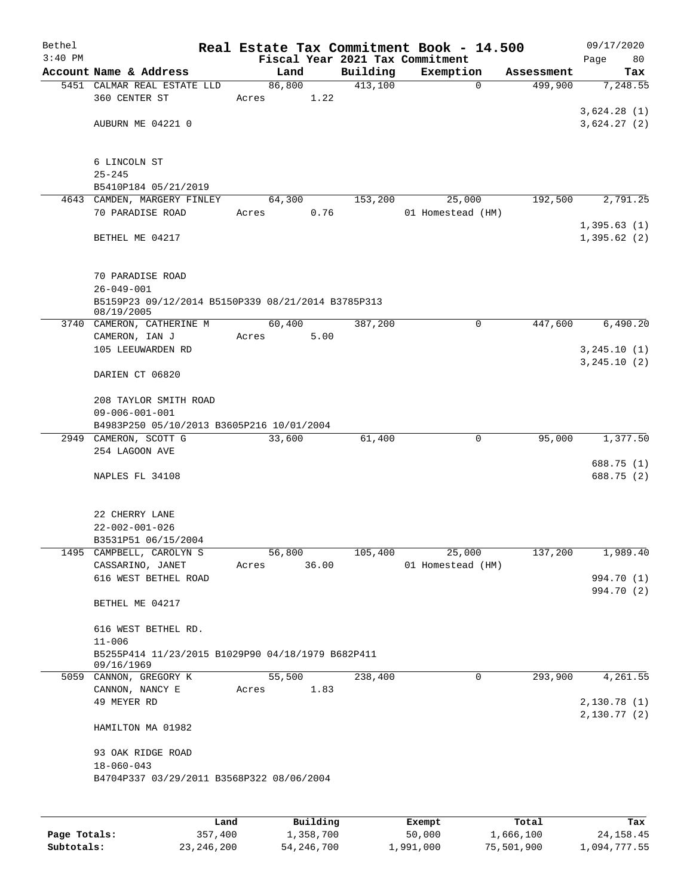# Real Estate Tax Commitment Book - 14.500

Bethel
3:40 PM

Fiscal Year 2021 Tax Commitment

09/17/2020
Page 80

| Account | Name & Address | Land | Building | Exemption | Assessment | Tax |
|---|---|---|---|---|---|---|
| 5451 | CALMAR REAL ESTATE LLD<br>360 CENTER ST<br>AUBURN ME 04221 0<br><br>6 LINCOLN ST<br>25-245<br>B5410P184 05/21/2019 | 86,800<br>Acres 1.22 | 413,100 | 0 | 499,900 | 7,248.55<br>3,624.28 (1)<br>3,624.27 (2) |
| 4643 | CAMDEN, MARGERY FINLEY<br>70 PARADISE ROAD<br>BETHEL ME 04217<br><br>70 PARADISE ROAD<br>26-049-001<br>B5159P23 09/12/2014 B5150P339 08/21/2014 B3785P313 08/19/2005 | 64,300<br>Acres 0.76 | 153,200 | 25,000<br>01 Homestead (HM) | 192,500 | 2,791.25<br>1,395.63 (1)<br>1,395.62 (2) |
| 3740 | CAMERON, CATHERINE M<br>CAMERON, IAN J<br>105 LEEUWARDEN RD<br>DARIEN CT 06820<br><br>208 TAYLOR SMITH ROAD<br>09-006-001-001<br>B4983P250 05/10/2013 B3605P216 10/01/2004 | 60,400<br>Acres 5.00 | 387,200 | 0 | 447,600 | 6,490.20<br>3,245.10 (1)<br>3,245.10 (2) |
| 2949 | CAMERON, SCOTT G<br>254 LAGOON AVE<br>NAPLES FL 34108<br><br>22 CHERRY LANE<br>22-002-001-026<br>B3531P51 06/15/2004 | 33,600 | 61,400 | 0 | 95,000 | 1,377.50<br>688.75 (1)<br>688.75 (2) |
| 1495 | CAMPBELL, CAROLYN S<br>CASSARINO, JANET<br>616 WEST BETHEL ROAD<br>BETHEL ME 04217<br><br>616 WEST BETHEL RD.<br>11-006<br>B5255P414 11/23/2015 B1029P90 04/18/1979 B682P411 09/16/1969 | 56,800<br>Acres 36.00 | 105,400 | 25,000<br>01 Homestead (HM) | 137,200 | 1,989.40<br>994.70 (1)<br>994.70 (2) |
| 5059 | CANNON, GREGORY K<br>CANNON, NANCY E<br>49 MEYER RD<br>HAMILTON MA 01982<br><br>93 OAK RIDGE ROAD<br>18-060-043<br>B4704P337 03/29/2011 B3568P322 08/06/2004 | 55,500<br>Acres 1.83 | 238,400 | 0 | 293,900 | 4,261.55<br>2,130.78 (1)<br>2,130.77 (2) |

| | Land | Building | Exempt | Total | Tax |
|---|---|---|---|---|---|
| Page Totals: | 357,400 | 1,358,700 | 50,000 | 1,666,100 | 24,158.45 |
| Subtotals: | 23,246,200 | 54,246,700 | 1,991,000 | 75,501,900 | 1,094,777.55 |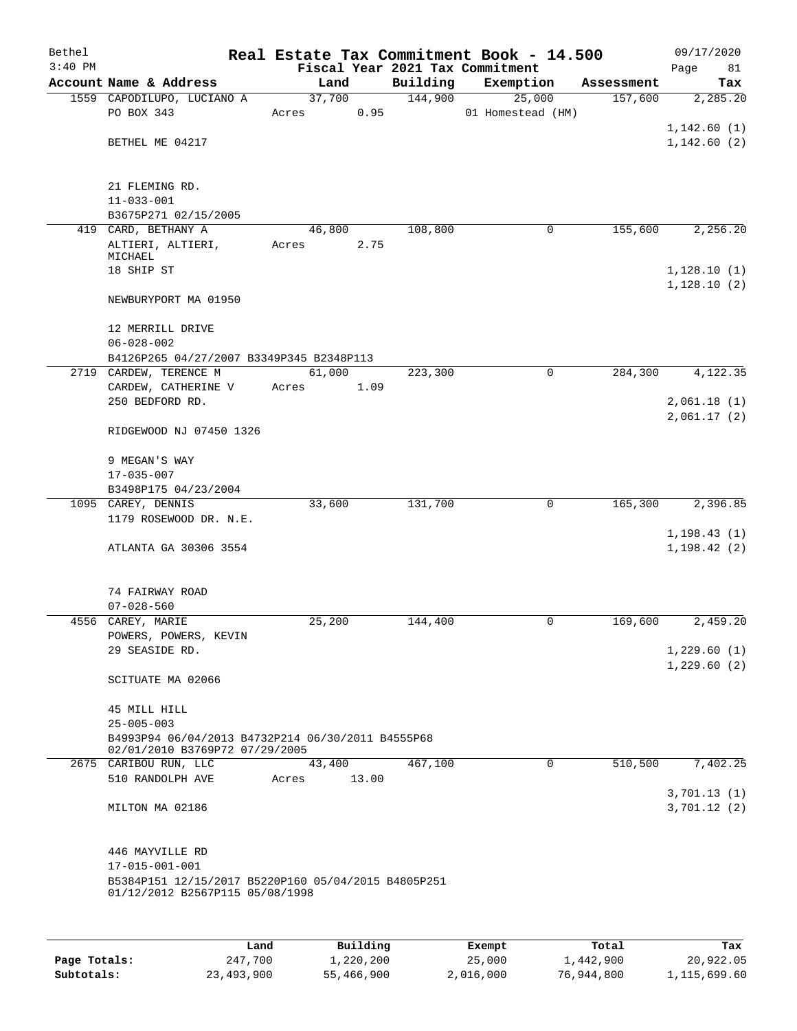# Real Estate Tax Commitment Book - 14.500

Bethel 3:40 PM — Fiscal Year 2021 Tax Commitment — 09/17/2020

| Account Name & Address | Land | Building | Exemption | Assessment | Tax |
|---|---|---|---|---|---|
| 1559 CAPODILUPO, LUCIANO A | 37,700 | 144,900 | 25,000 | 157,600 | 2,285.20 |
| PO BOX 343 | Acres 0.95 | | 01 Homestead (HM) | | |
| | | | | | 1,142.60 (1) |
| BETHEL ME 04217 | | | | | 1,142.60 (2) |
| 21 FLEMING RD. | | | | | |
| 11-033-001 | | | | | |
| B3675P271 02/15/2005 | | | | | |
| 419 CARD, BETHANY A | 46,800 | 108,800 | 0 | 155,600 | 2,256.20 |
| ALTIERI, ALTIERI, MICHAEL | Acres 2.75 | | | | |
| 18 SHIP ST | | | | | 1,128.10 (1) |
| | | | | | 1,128.10 (2) |
| NEWBURYPORT MA 01950 | | | | | |
| 12 MERRILL DRIVE | | | | | |
| 06-028-002 | | | | | |
| B4126P265 04/27/2007 B3349P345 B2348P113 | | | | | |
| 2719 CARDEW, TERENCE M | 61,000 | 223,300 | 0 | 284,300 | 4,122.35 |
| CARDEW, CATHERINE V | Acres 1.09 | | | | |
| 250 BEDFORD RD. | | | | | 2,061.18 (1) |
| | | | | | 2,061.17 (2) |
| RIDGEWOOD NJ 07450 1326 | | | | | |
| 9 MEGAN'S WAY | | | | | |
| 17-035-007 | | | | | |
| B3498P175 04/23/2004 | | | | | |
| 1095 CAREY, DENNIS | 33,600 | 131,700 | 0 | 165,300 | 2,396.85 |
| 1179 ROSEWOOD DR. N.E. | | | | | |
| | | | | | 1,198.43 (1) |
| ATLANTA GA 30306 3554 | | | | | 1,198.42 (2) |
| 74 FAIRWAY ROAD | | | | | |
| 07-028-560 | | | | | |
| 4556 CAREY, MARIE | 25,200 | 144,400 | 0 | 169,600 | 2,459.20 |
| POWERS, POWERS, KEVIN | | | | | |
| 29 SEASIDE RD. | | | | | 1,229.60 (1) |
| | | | | | 1,229.60 (2) |
| SCITUATE MA 02066 | | | | | |
| 45 MILL HILL | | | | | |
| 25-005-003 | | | | | |
| B4993P94 06/04/2013 B4732P214 06/30/2011 B4555P68 02/01/2010 B3769P72 07/29/2005 | | | | | |
| 2675 CARIBOU RUN, LLC | 43,400 | 467,100 | 0 | 510,500 | 7,402.25 |
| 510 RANDOLPH AVE | Acres 13.00 | | | | |
| | | | | | 3,701.13 (1) |
| MILTON MA 02186 | | | | | 3,701.12 (2) |
| 446 MAYVILLE RD | | | | | |
| 17-015-001-001 | | | | | |
| B5384P151 12/15/2017 B5220P160 05/04/2015 B4805P251 01/12/2012 B2567P115 05/08/1998 | | | | | |

| | Land | Building | Exempt | Total | Tax |
|---|---|---|---|---|---|
| Page Totals: | 247,700 | 1,220,200 | 25,000 | 1,442,900 | 20,922.05 |
| Subtotals: | 23,493,900 | 55,466,900 | 2,016,000 | 76,944,800 | 1,115,699.60 |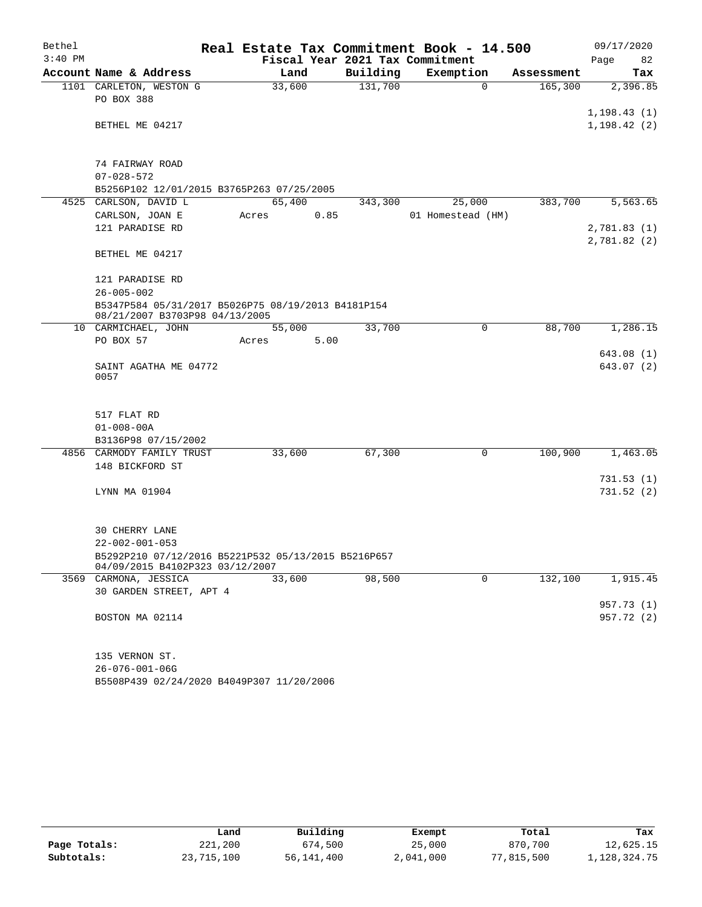Bethel 3:40 PM

# Real Estate Tax Commitment Book - 14.500

Fiscal Year 2021 Tax Commitment

09/17/2020

| Account Name & Address | Land | Building | Exemption | Assessment | Tax |
|---|---|---|---|---|---|
| 1101 CARLETON, WESTON G | 33,600 | 131,700 | 0 | 165,300 | 2,396.85 |
| PO BOX 388 | | | | | |
| | | | | | 1,198.43 (1) |
| BETHEL ME 04217 | | | | | 1,198.42 (2) |
| 74 FAIRWAY ROAD | | | | | |
| 07-028-572 | | | | | |
| B5256P102 12/01/2015 B3765P263 07/25/2005 | | | | | |
| 4525 CARLSON, DAVID L | 65,400 | 343,300 | 25,000 | 383,700 | 5,563.65 |
| CARLSON, JOAN E | Acres 0.85 | | 01 Homestead (HM) | | |
| 121 PARADISE RD | | | | | 2,781.83 (1) |
| | | | | | 2,781.82 (2) |
| BETHEL ME 04217 | | | | | |
| 121 PARADISE RD | | | | | |
| 26-005-002 | | | | | |
| B5347P584 05/31/2017 B5026P75 08/19/2013 B4181P154 08/21/2007 B3703P98 04/13/2005 | | | | | |
| 10 CARMICHAEL, JOHN | 55,000 | 33,700 | 0 | 88,700 | 1,286.15 |
| PO BOX 57 | Acres 5.00 | | | | |
| | | | | | 643.08 (1) |
| SAINT AGATHA ME 04772 0057 | | | | | 643.07 (2) |
| 517 FLAT RD | | | | | |
| 01-008-00A | | | | | |
| B3136P98 07/15/2002 | | | | | |
| 4856 CARMODY FAMILY TRUST | 33,600 | 67,300 | 0 | 100,900 | 1,463.05 |
| 148 BICKFORD ST | | | | | |
| | | | | | 731.53 (1) |
| LYNN MA 01904 | | | | | 731.52 (2) |
| 30 CHERRY LANE | | | | | |
| 22-002-001-053 | | | | | |
| B5292P210 07/12/2016 B5221P532 05/13/2015 B5216P657 04/09/2015 B4102P323 03/12/2007 | | | | | |
| 3569 CARMONA, JESSICA | 33,600 | 98,500 | 0 | 132,100 | 1,915.45 |
| 30 GARDEN STREET, APT 4 | | | | | |
| | | | | | 957.73 (1) |
| BOSTON MA 02114 | | | | | 957.72 (2) |
| 135 VERNON ST. | | | | | |
| 26-076-001-06G | | | | | |
| B5508P439 02/24/2020 B4049P307 11/20/2006 | | | | | |

| | Land | Building | Exempt | Total | Tax |
|---|---|---|---|---|---|
| Page Totals: | 221,200 | 674,500 | 25,000 | 870,700 | 12,625.15 |
| Subtotals: | 23,715,100 | 56,141,400 | 2,041,000 | 77,815,500 | 1,128,324.75 |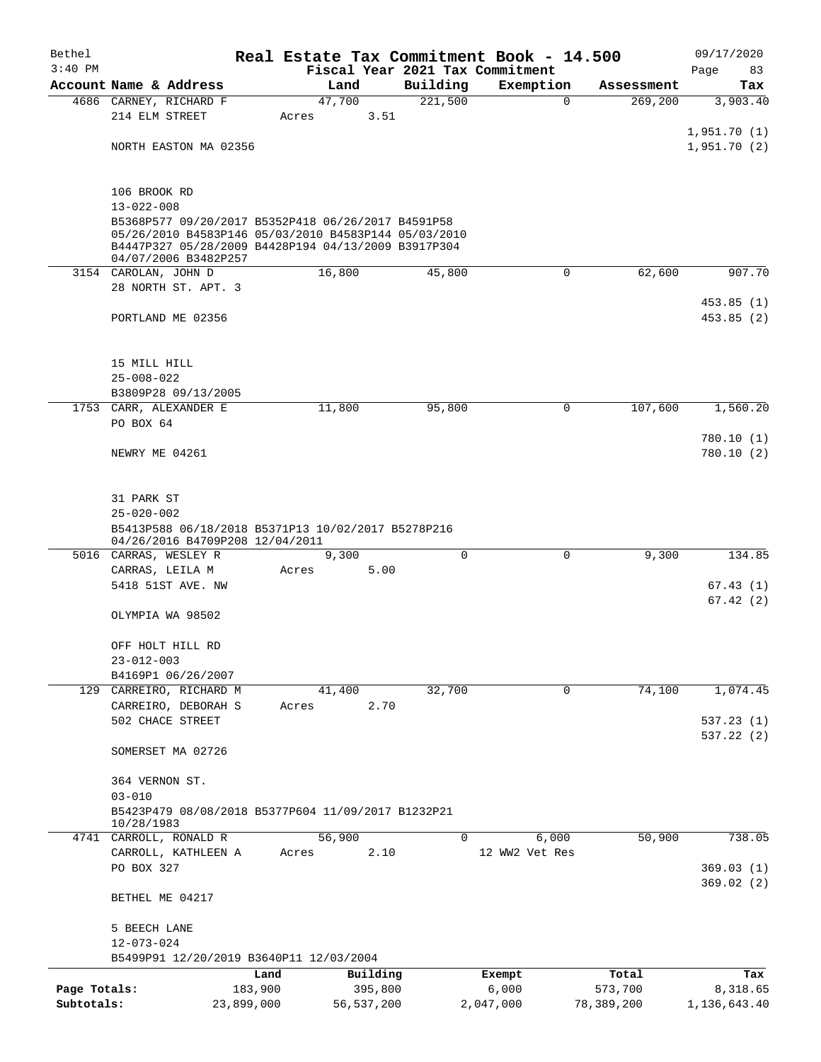Bethel 3:40 PM

# Real Estate Tax Commitment Book - 14.500

Fiscal Year 2021 Tax Commitment

09/17/2020 Page 83

| Account Name & Address | Land | Building | Exemption | Assessment | Tax |
|---|---|---|---|---|---|
| 4686 CARNEY, RICHARD F | 47,700 | 221,500 | 0 | 269,200 | 3,903.40 |
| 214 ELM STREET | Acres 3.51 | | | | |
| | | | | | 1,951.70 (1) |
| NORTH EASTON MA 02356 | | | | | 1,951.70 (2) |
| 106 BROOK RD | | | | | |
| 13-022-008 | | | | | |
| B5368P577 09/20/2017 B5352P418 06/26/2017 B4591P58 05/26/2010 B4583P146 05/03/2010 B4583P144 05/03/2010 B4447P327 05/28/2009 B4428P194 04/13/2009 B3917P304 04/07/2006 B3482P257 | | | | | |
| 3154 CAROLAN, JOHN D | 16,800 | 45,800 | 0 | 62,600 | 907.70 |
| 28 NORTH ST. APT. 3 | | | | | |
| | | | | | 453.85 (1) |
| PORTLAND ME 02356 | | | | | 453.85 (2) |
| 15 MILL HILL | | | | | |
| 25-008-022 | | | | | |
| B3809P28 09/13/2005 | | | | | |
| 1753 CARR, ALEXANDER E | 11,800 | 95,800 | 0 | 107,600 | 1,560.20 |
| PO BOX 64 | | | | | |
| | | | | | 780.10 (1) |
| NEWRY ME 04261 | | | | | 780.10 (2) |
| 31 PARK ST | | | | | |
| 25-020-002 | | | | | |
| B5413P588 06/18/2018 B5371P13 10/02/2017 B5278P216 04/26/2016 B4709P208 12/04/2011 | | | | | |
| 5016 CARRAS, WESLEY R | 9,300 | 0 | 0 | 9,300 | 134.85 |
| CARRAS, LEILA M | Acres 5.00 | | | | |
| 5418 51ST AVE. NW | | | | | 67.43 (1) |
| | | | | | 67.42 (2) |
| OLYMPIA WA 98502 | | | | | |
| OFF HOLT HILL RD | | | | | |
| 23-012-003 | | | | | |
| B4169P1 06/26/2007 | | | | | |
| 129 CARREIRO, RICHARD M | 41,400 | 32,700 | 0 | 74,100 | 1,074.45 |
| CARREIRO, DEBORAH S | Acres 2.70 | | | | |
| 502 CHACE STREET | | | | | 537.23 (1) |
| | | | | | 537.22 (2) |
| SOMERSET MA 02726 | | | | | |
| 364 VERNON ST. | | | | | |
| 03-010 | | | | | |
| B5423P479 08/08/2018 B5377P604 11/09/2017 B1232P21 10/28/1983 | | | | | |
| 4741 CARROLL, RONALD R | 56,900 | 0 | 6,000 | 50,900 | 738.05 |
| CARROLL, KATHLEEN A | Acres 2.10 | | 12 WW2 Vet Res | | |
| PO BOX 327 | | | | | 369.03 (1) |
| | | | | | 369.02 (2) |
| BETHEL ME 04217 | | | | | |
| 5 BEECH LANE | | | | | |
| 12-073-024 | | | | | |
| B5499P91 12/20/2019 B3640P11 12/03/2004 | | | | | |

| | Land | Building | Exempt | Total | Tax |
|---|---|---|---|---|---|
| Page Totals: | 183,900 | 395,800 | 6,000 | 573,700 | 8,318.65 |
| Subtotals: | 23,899,000 | 56,537,200 | 2,047,000 | 78,389,200 | 1,136,643.40 |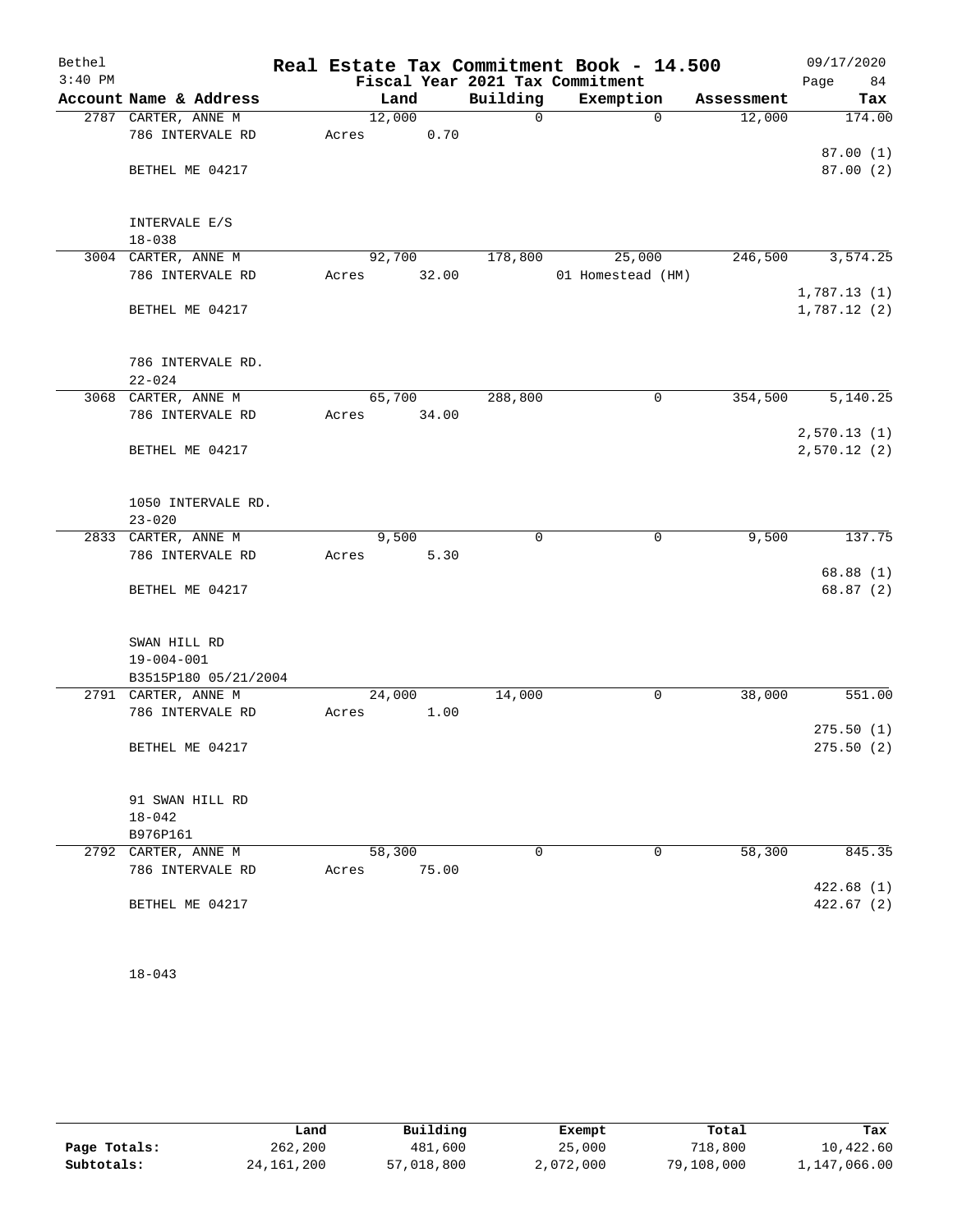# Real Estate Tax Commitment Book - 14.500

Bethel
3:40 PM

Fiscal Year 2021 Tax Commitment

09/17/2020

| Account Name & Address | Land | Building | Exemption | Assessment | Tax |
|---|---|---|---|---|---|
| 2787 CARTER, ANNE M<br>786 INTERVALE RD<br><br>BETHEL ME 04217<br><br>INTERVALE E/S<br>18-038 | 12,000<br>Acres 0.70 | 0 | 0 | 12,000 | 174.00<br><br>87.00 (1)<br>87.00 (2) |
| 3004 CARTER, ANNE M<br>786 INTERVALE RD<br><br>BETHEL ME 04217<br><br>786 INTERVALE RD.<br>22-024 | 92,700<br>Acres 32.00 | 178,800 | 25,000<br>01 Homestead (HM) | 246,500 | 3,574.25<br><br>1,787.13 (1)<br>1,787.12 (2) |
| 3068 CARTER, ANNE M<br>786 INTERVALE RD<br><br>BETHEL ME 04217<br><br>1050 INTERVALE RD.<br>23-020 | 65,700<br>Acres 34.00 | 288,800 | 0 | 354,500 | 5,140.25<br><br>2,570.13 (1)<br>2,570.12 (2) |
| 2833 CARTER, ANNE M<br>786 INTERVALE RD<br><br>BETHEL ME 04217<br><br>SWAN HILL RD<br>19-004-001<br>B3515P180 05/21/2004 | 9,500<br>Acres 5.30 | 0 | 0 | 9,500 | 137.75<br><br>68.88 (1)<br>68.87 (2) |
| 2791 CARTER, ANNE M<br>786 INTERVALE RD<br><br>BETHEL ME 04217<br><br>91 SWAN HILL RD<br>18-042<br>B976P161 | 24,000<br>Acres 1.00 | 14,000 | 0 | 38,000 | 551.00<br><br>275.50 (1)<br>275.50 (2) |
| 2792 CARTER, ANNE M<br>786 INTERVALE RD<br><br>BETHEL ME 04217<br><br>18-043 | 58,300<br>Acres 75.00 | 0 | 0 | 58,300 | 845.35<br><br>422.68 (1)<br>422.67 (2) |

| | Land | Building | Exempt | Total | Tax |
|---|---|---|---|---|---|
| Page Totals: | 262,200 | 481,600 | 25,000 | 718,800 | 10,422.60 |
| Subtotals: | 24,161,200 | 57,018,800 | 2,072,000 | 79,108,000 | 1,147,066.00 |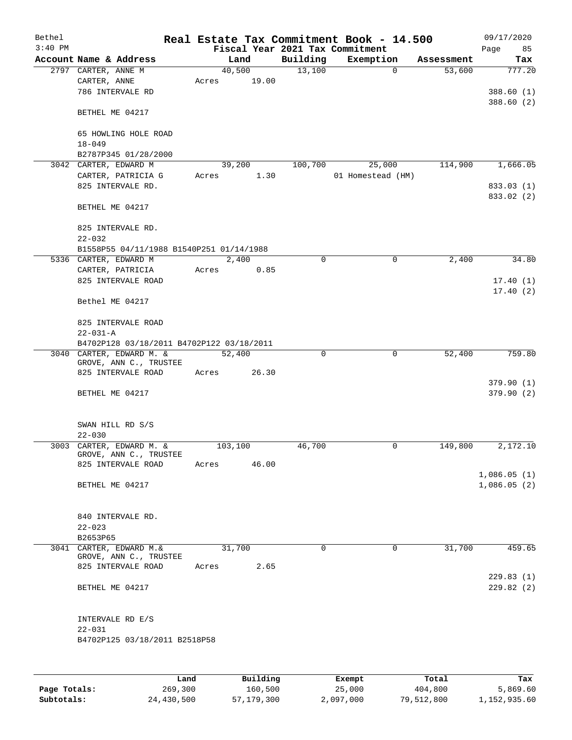Bethel 3:40 PM

# Real Estate Tax Commitment Book - 14.500

Fiscal Year 2021 Tax Commitment

09/17/2020 Page 85

| Account | Name & Address | Land | Building | Exemption | Assessment | Tax |
|---|---|---|---|---|---|---|
| 2797 | CARTER, ANNE M<br>CARTER, ANNE<br>786 INTERVALE RD<br><br>BETHEL ME 04217<br><br>65 HOWLING HOLE ROAD<br>18-049<br>B2787P345 01/28/2000 | 40,500<br>Acres 19.00 | 13,100 | 0 | 53,600 | 777.20<br><br>388.60 (1)<br>388.60 (2) |
| 3042 | CARTER, EDWARD M<br>CARTER, PATRICIA G<br>825 INTERVALE RD.<br><br>BETHEL ME 04217<br><br>825 INTERVALE RD.<br>22-032<br>B1558P55 04/11/1988 B1540P251 01/14/1988 | 39,200<br>Acres 1.30 | 100,700 | 25,000<br>01 Homestead (HM) | 114,900 | 1,666.05<br><br>833.03 (1)<br>833.02 (2) |
| 5336 | CARTER, EDWARD M<br>CARTER, PATRICIA<br>825 INTERVALE ROAD<br><br>Bethel ME 04217<br><br>825 INTERVALE ROAD<br>22-031-A<br>B4702P128 03/18/2011 B4702P122 03/18/2011 | 2,400<br>Acres 0.85 | 0 | 0 | 2,400 | 34.80<br><br>17.40 (1)<br>17.40 (2) |
| 3040 | CARTER, EDWARD M. &<br>GROVE, ANN C., TRUSTEE<br>825 INTERVALE ROAD<br><br>BETHEL ME 04217<br><br>SWAN HILL RD S/S<br>22-030 | 52,400<br>Acres 26.30 | 0 | 0 | 52,400 | 759.80<br><br>379.90 (1)<br>379.90 (2) |
| 3003 | CARTER, EDWARD M. &<br>GROVE, ANN C., TRUSTEE<br>825 INTERVALE ROAD<br><br>BETHEL ME 04217<br><br>840 INTERVALE RD.<br>22-023<br>B2653P65 | 103,100<br>Acres 46.00 | 46,700 | 0 | 149,800 | 2,172.10<br><br>1,086.05 (1)<br>1,086.05 (2) |
| 3041 | CARTER, EDWARD M.&<br>GROVE, ANN C., TRUSTEE<br>825 INTERVALE ROAD<br><br>BETHEL ME 04217<br><br>INTERVALE RD E/S<br>22-031<br>B4702P125 03/18/2011 B2518P58 | 31,700<br>Acres 2.65 | 0 | 0 | 31,700 | 459.65<br><br>229.83 (1)<br>229.82 (2) |

| | Land | Building | Exempt | Total | Tax |
|---|---|---|---|---|---|
| Page Totals: | 269,300 | 160,500 | 25,000 | 404,800 | 5,869.60 |
| Subtotals: | 24,430,500 | 57,179,300 | 2,097,000 | 79,512,800 | 1,152,935.60 |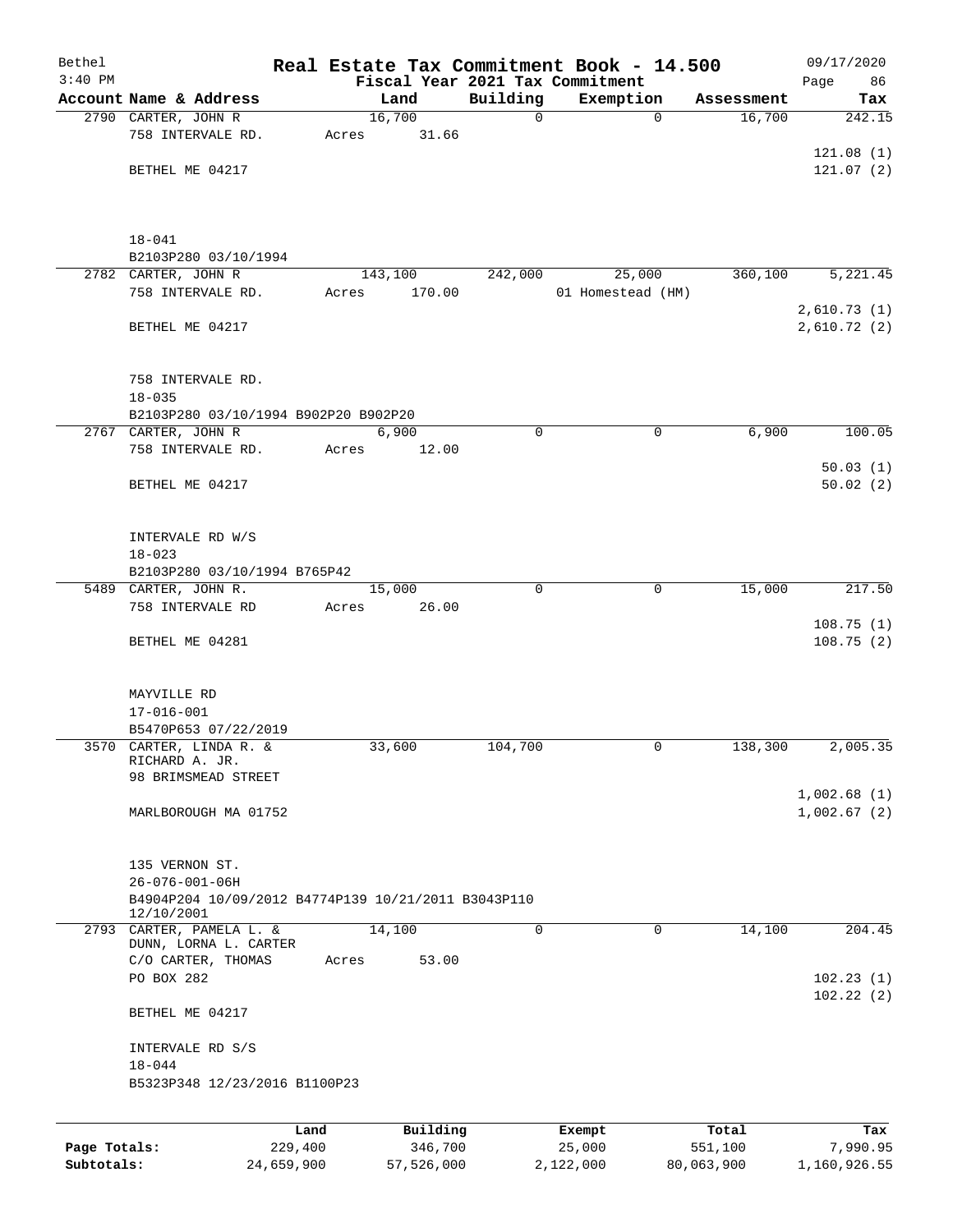Bethel
3:40 PM

# Real Estate Tax Commitment Book - 14.500

Fiscal Year 2021 Tax Commitment

09/17/2020

| Account Name & Address | Land | Building | Exemption | Assessment | Tax |
|---|---|---|---|---|---|
| 2790 CARTER, JOHN R<br>758 INTERVALE RD.<br><br>BETHEL ME 04217<br><br>18-041<br>B2103P280 03/10/1994 | 16,700<br>Acres 31.66 | 0 | 0 | 16,700 | 242.15<br><br>121.08 (1)<br>121.07 (2) |
| 2782 CARTER, JOHN R<br>758 INTERVALE RD.<br><br>BETHEL ME 04217<br><br>758 INTERVALE RD.<br>18-035<br>B2103P280 03/10/1994 B902P20 B902P20 | 143,100<br>Acres 170.00 | 242,000 | 25,000<br>01 Homestead (HM) | 360,100 | 5,221.45<br><br>2,610.73 (1)<br>2,610.72 (2) |
| 2767 CARTER, JOHN R<br>758 INTERVALE RD.<br><br>BETHEL ME 04217<br><br>INTERVALE RD W/S<br>18-023<br>B2103P280 03/10/1994 B765P42 | 6,900<br>Acres 12.00 | 0 | 0 | 6,900 | 100.05<br><br>50.03 (1)<br>50.02 (2) |
| 5489 CARTER, JOHN R.<br>758 INTERVALE RD<br><br>BETHEL ME 04281<br><br>MAYVILLE RD<br>17-016-001<br>B5470P653 07/22/2019 | 15,000<br>Acres 26.00 | 0 | 0 | 15,000 | 217.50<br><br>108.75 (1)<br>108.75 (2) |
| 3570 CARTER, LINDA R. &<br>RICHARD A. JR.<br>98 BRIMSMEAD STREET<br><br>MARLBOROUGH MA 01752<br><br>135 VERNON ST.<br>26-076-001-06H<br>B4904P204 10/09/2012 B4774P139 10/21/2011 B3043P110 12/10/2001 | 33,600 | 104,700 | 0 | 138,300 | 2,005.35<br><br>1,002.68 (1)<br>1,002.67 (2) |
| 2793 CARTER, PAMELA L. &<br>DUNN, LORNA L. CARTER<br>C/O CARTER, THOMAS<br>PO BOX 282<br><br>BETHEL ME 04217<br><br>INTERVALE RD S/S<br>18-044<br>B5323P348 12/23/2016 B1100P23 | 14,100<br>Acres 53.00 | 0 | 0 | 14,100 | 204.45<br><br>102.23 (1)<br>102.22 (2) |

| | Land | Building | Exempt | Total | Tax |
|---|---|---|---|---|---|
| Page Totals: | 229,400 | 346,700 | 25,000 | 551,100 | 7,990.95 |
| Subtotals: | 24,659,900 | 57,526,000 | 2,122,000 | 80,063,900 | 1,160,926.55 |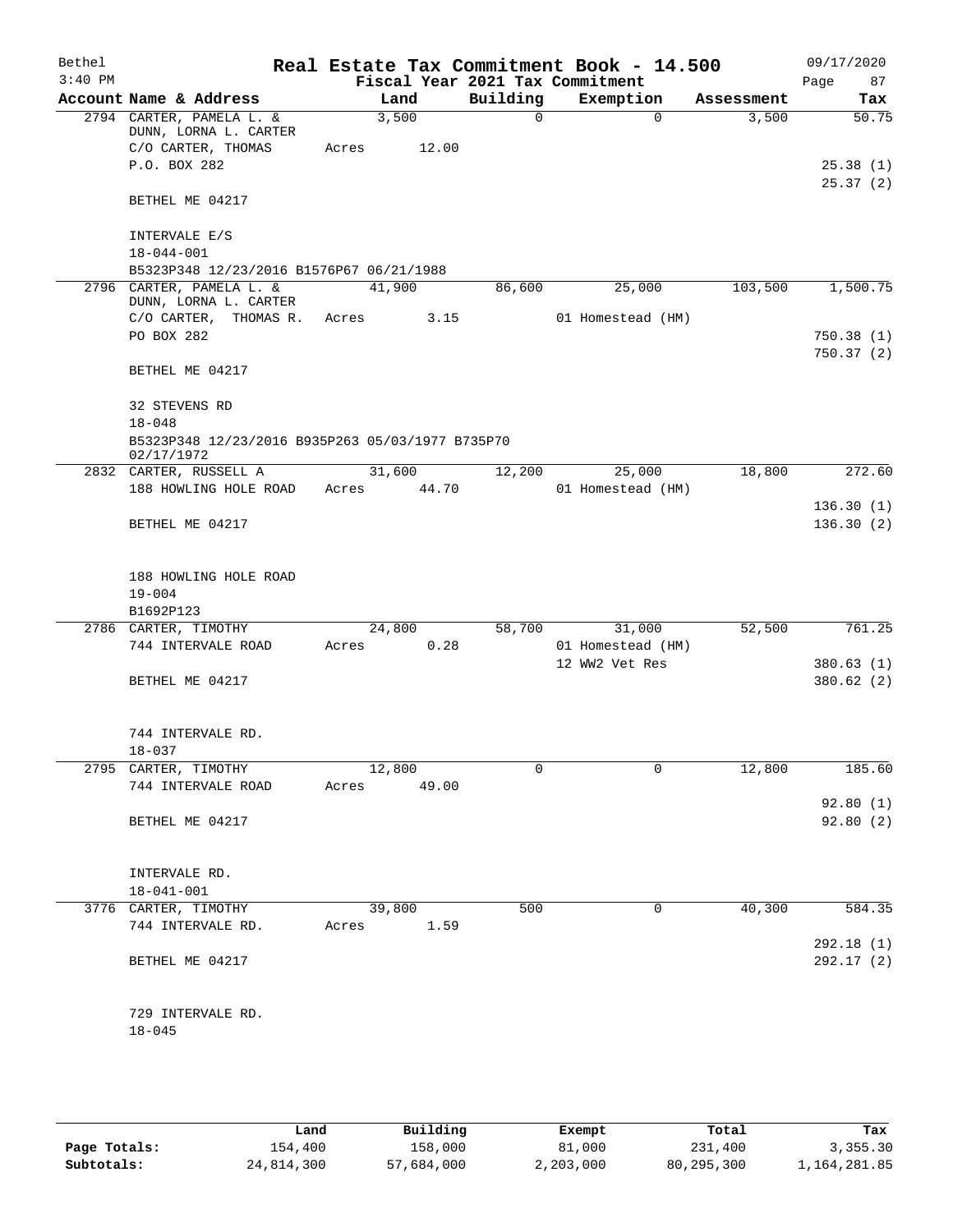Bethel 3:40 PM

# Real Estate Tax Commitment Book - 14.500

Fiscal Year 2021 Tax Commitment

09/17/2020

| Account | Name & Address | Land | Building | Exemption | Assessment | Tax |
|---|---|---|---|---|---|---|
| 2794 | CARTER, PAMELA L. & DUNN, LORNA L. CARTER | 3,500 | 0 | 0 | 3,500 | 50.75 |
| | C/O CARTER, THOMAS | Acres 12.00 | | | | |
| | P.O. BOX 282 | | | | | 25.38 (1) |
| | | | | | | 25.37 (2) |
| | BETHEL ME 04217 | | | | | |
| | INTERVALE E/S | | | | | |
| | 18-044-001 | | | | | |
| | B5323P348 12/23/2016 B1576P67 06/21/1988 | | | | | |
| 2796 | CARTER, PAMELA L. & DUNN, LORNA L. CARTER | 41,900 | 86,600 | 25,000 | 103,500 | 1,500.75 |
| | C/O CARTER, THOMAS R. | Acres 3.15 | | 01 Homestead (HM) | | |
| | PO BOX 282 | | | | | 750.38 (1) |
| | | | | | | 750.37 (2) |
| | BETHEL ME 04217 | | | | | |
| | 32 STEVENS RD | | | | | |
| | 18-048 | | | | | |
| | B5323P348 12/23/2016 B935P263 05/03/1977 B735P70 02/17/1972 | | | | | |
| 2832 | CARTER, RUSSELL A | 31,600 | 12,200 | 25,000 | 18,800 | 272.60 |
| | 188 HOWLING HOLE ROAD | Acres 44.70 | | 01 Homestead (HM) | | |
| | | | | | | 136.30 (1) |
| | BETHEL ME 04217 | | | | | 136.30 (2) |
| | 188 HOWLING HOLE ROAD | | | | | |
| | 19-004 | | | | | |
| | B1692P123 | | | | | |
| 2786 | CARTER, TIMOTHY | 24,800 | 58,700 | 31,000 | 52,500 | 761.25 |
| | 744 INTERVALE ROAD | Acres 0.28 | | 01 Homestead (HM) | | |
| | | | | 12 WW2 Vet Res | | 380.63 (1) |
| | BETHEL ME 04217 | | | | | 380.62 (2) |
| | 744 INTERVALE RD. | | | | | |
| | 18-037 | | | | | |
| 2795 | CARTER, TIMOTHY | 12,800 | 0 | 0 | 12,800 | 185.60 |
| | 744 INTERVALE ROAD | Acres 49.00 | | | | |
| | | | | | | 92.80 (1) |
| | BETHEL ME 04217 | | | | | 92.80 (2) |
| | INTERVALE RD. | | | | | |
| | 18-041-001 | | | | | |
| 3776 | CARTER, TIMOTHY | 39,800 | 500 | 0 | 40,300 | 584.35 |
| | 744 INTERVALE RD. | Acres 1.59 | | | | |
| | | | | | | 292.18 (1) |
| | BETHEL ME 04217 | | | | | 292.17 (2) |
| | 729 INTERVALE RD. | | | | | |
| | 18-045 | | | | | |

| | Land | Building | Exempt | Total | Tax |
|---|---|---|---|---|---|
| Page Totals: | 154,400 | 158,000 | 81,000 | 231,400 | 3,355.30 |
| Subtotals: | 24,814,300 | 57,684,000 | 2,203,000 | 80,295,300 | 1,164,281.85 |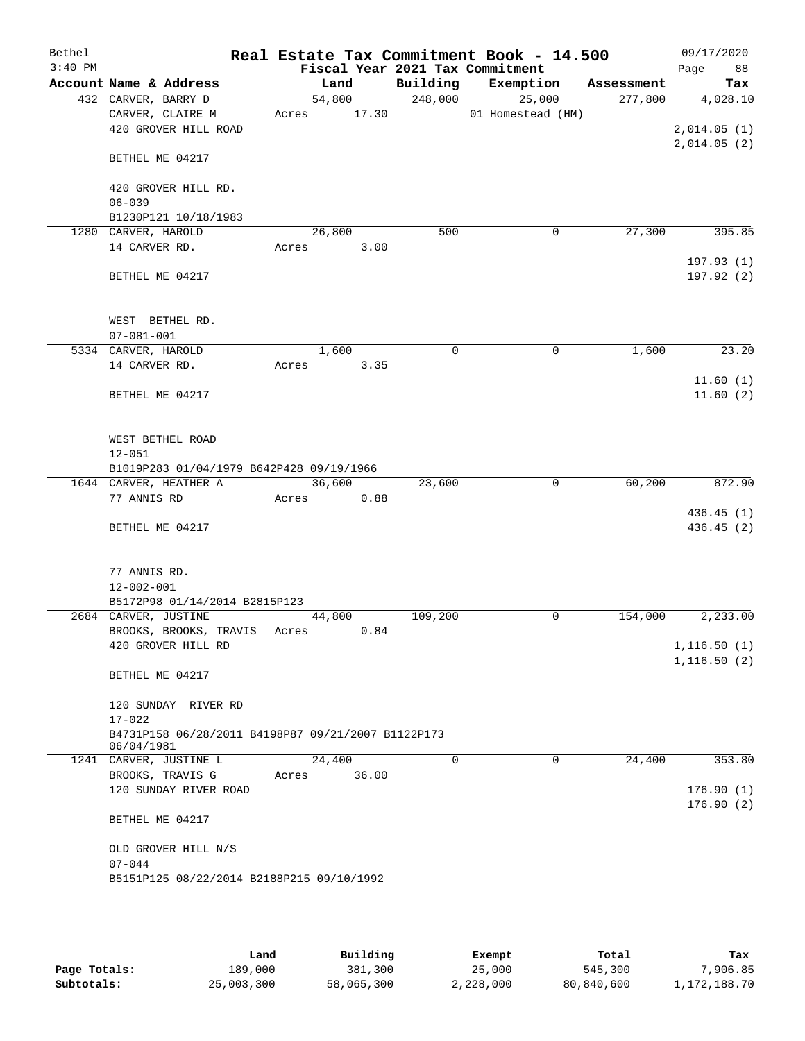Bethel 3:40 PM

# Real Estate Tax Commitment Book - 14.500

Fiscal Year 2021 Tax Commitment

09/17/2020

| Account | Name & Address | Land | Building | Exemption | Assessment | Tax |
|---|---|---|---|---|---|---|
| 432 | CARVER, BARRY D | 54,800 | 248,000 | 25,000 | 277,800 | 4,028.10 |
| | CARVER, CLAIRE M | Acres 17.30 | | 01 Homestead (HM) | | |
| | 420 GROVER HILL ROAD | | | | | 2,014.05 (1) |
| | | | | | | 2,014.05 (2) |
| | BETHEL ME 04217 | | | | | |
| | 420 GROVER HILL RD. | | | | | |
| | 06-039 | | | | | |
| | B1230P121 10/18/1983 | | | | | |
| 1280 | CARVER, HAROLD | 26,800 | 500 | 0 | 27,300 | 395.85 |
| | 14 CARVER RD. | Acres 3.00 | | | | |
| | | | | | | 197.93 (1) |
| | BETHEL ME 04217 | | | | | 197.92 (2) |
| | WEST BETHEL RD. | | | | | |
| | 07-081-001 | | | | | |
| 5334 | CARVER, HAROLD | 1,600 | 0 | 0 | 1,600 | 23.20 |
| | 14 CARVER RD. | Acres 3.35 | | | | |
| | | | | | | 11.60 (1) |
| | BETHEL ME 04217 | | | | | 11.60 (2) |
| | WEST BETHEL ROAD | | | | | |
| | 12-051 | | | | | |
| | B1019P283 01/04/1979 B642P428 09/19/1966 | | | | | |
| 1644 | CARVER, HEATHER A | 36,600 | 23,600 | 0 | 60,200 | 872.90 |
| | 77 ANNIS RD | Acres 0.88 | | | | |
| | | | | | | 436.45 (1) |
| | BETHEL ME 04217 | | | | | 436.45 (2) |
| | 77 ANNIS RD. | | | | | |
| | 12-002-001 | | | | | |
| | B5172P98 01/14/2014 B2815P123 | | | | | |
| 2684 | CARVER, JUSTINE | 44,800 | 109,200 | 0 | 154,000 | 2,233.00 |
| | BROOKS, BROOKS, TRAVIS | Acres 0.84 | | | | |
| | 420 GROVER HILL RD | | | | | 1,116.50 (1) |
| | | | | | | 1,116.50 (2) |
| | BETHEL ME 04217 | | | | | |
| | 120 SUNDAY RIVER RD | | | | | |
| | 17-022 | | | | | |
| | B4731P158 06/28/2011 B4198P87 09/21/2007 B1122P173 06/04/1981 | | | | | |
| 1241 | CARVER, JUSTINE L | 24,400 | 0 | 0 | 24,400 | 353.80 |
| | BROOKS, TRAVIS G | Acres 36.00 | | | | |
| | 120 SUNDAY RIVER ROAD | | | | | 176.90 (1) |
| | | | | | | 176.90 (2) |
| | BETHEL ME 04217 | | | | | |
| | OLD GROVER HILL N/S | | | | | |
| | 07-044 | | | | | |
| | B5151P125 08/22/2014 B2188P215 09/10/1992 | | | | | |

| | Land | Building | Exempt | Total | Tax |
|---|---|---|---|---|---|
| Page Totals: | 189,000 | 381,300 | 25,000 | 545,300 | 7,906.85 |
| Subtotals: | 25,003,300 | 58,065,300 | 2,228,000 | 80,840,600 | 1,172,188.70 |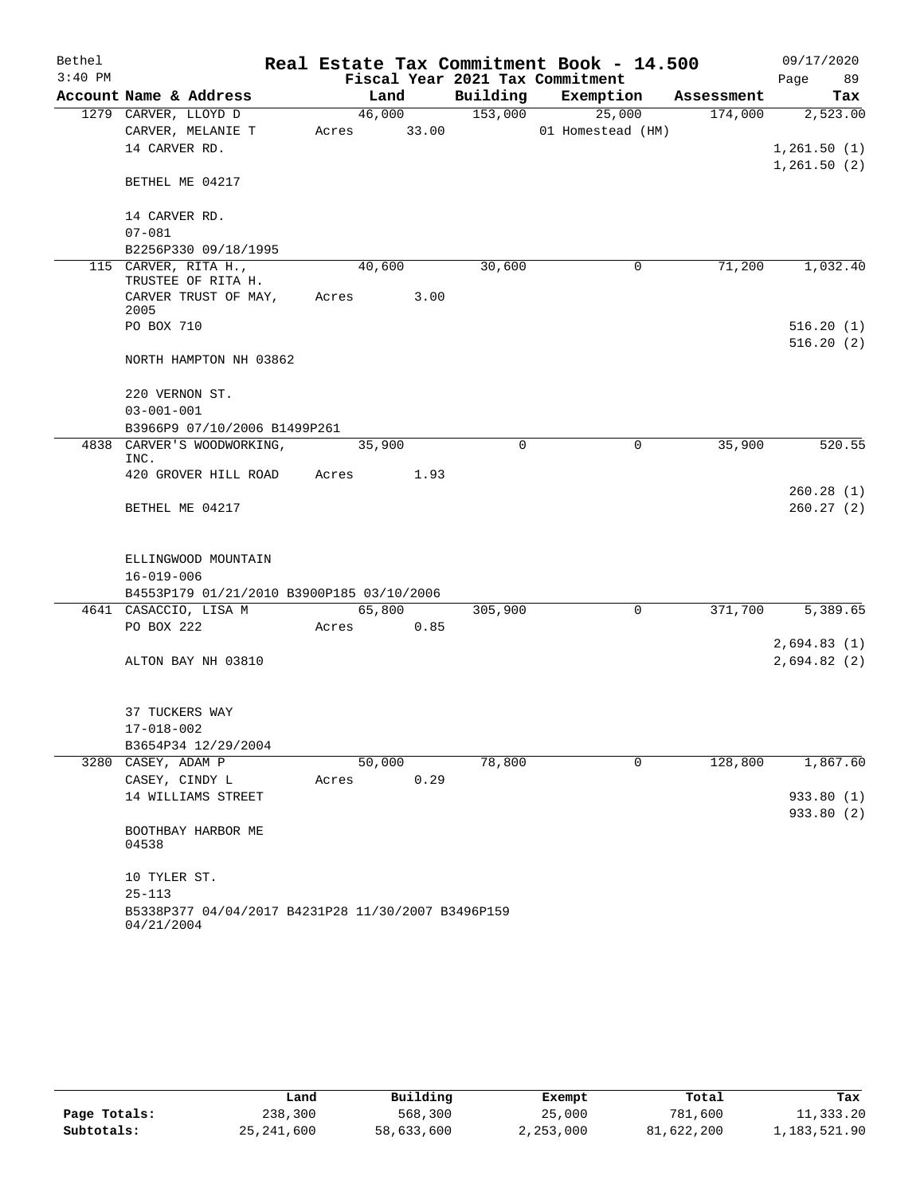Bethel 3:40 PM

# Real Estate Tax Commitment Book - 14.500

Fiscal Year 2021 Tax Commitment

09/17/2020

| Account | Name & Address | Land | Building | Exemption | Assessment | Tax |
|---|---|---|---|---|---|---|
| 1279 | CARVER, LLOYD D<br>CARVER, MELANIE T<br>14 CARVER RD.<br><br>BETHEL ME 04217<br><br>14 CARVER RD.<br>07-081<br>B2256P330 09/18/1995 | 46,000<br>Acres 33.00 | 153,000 | 25,000<br>01 Homestead (HM) | 174,000 | 2,523.00<br><br>1,261.50 (1)<br>1,261.50 (2) |
| 115 | CARVER, RITA H.,<br>TRUSTEE OF RITA H.<br>CARVER TRUST OF MAY, 2005<br>PO BOX 710<br><br>NORTH HAMPTON NH 03862<br><br>220 VERNON ST.<br>03-001-001<br>B3966P9 07/10/2006 B1499P261 | 40,600<br>Acres 3.00 | 30,600 | 0 | 71,200 | 1,032.40<br><br>516.20 (1)<br>516.20 (2) |
| 4838 | CARVER'S WOODWORKING, INC.<br>420 GROVER HILL ROAD<br><br>BETHEL ME 04217<br><br>ELLINGWOOD MOUNTAIN<br>16-019-006<br>B4553P179 01/21/2010 B3900P185 03/10/2006 | 35,900<br>Acres 1.93 | 0 | 0 | 35,900 | 520.55<br><br>260.28 (1)<br>260.27 (2) |
| 4641 | CASACCIO, LISA M<br>PO BOX 222<br><br>ALTON BAY NH 03810<br><br>37 TUCKERS WAY<br>17-018-002<br>B3654P34 12/29/2004 | 65,800<br>Acres 0.85 | 305,900 | 0 | 371,700 | 5,389.65<br><br>2,694.83 (1)<br>2,694.82 (2) |
| 3280 | CASEY, ADAM P<br>CASEY, CINDY L<br>14 WILLIAMS STREET<br><br>BOOTHBAY HARBOR ME 04538<br><br>10 TYLER ST.<br>25-113<br>B5338P377 04/04/2017 B4231P28 11/30/2007 B3496P159 04/21/2004 | 50,000<br>Acres 0.29 | 78,800 | 0 | 128,800 | 1,867.60<br><br>933.80 (1)<br>933.80 (2) |

| | Land | Building | Exempt | Total | Tax |
|---|---|---|---|---|---|
| **Page Totals:** | 238,300 | 568,300 | 25,000 | 781,600 | 11,333.20 |
| **Subtotals:** | 25,241,600 | 58,633,600 | 2,253,000 | 81,622,200 | 1,183,521.90 |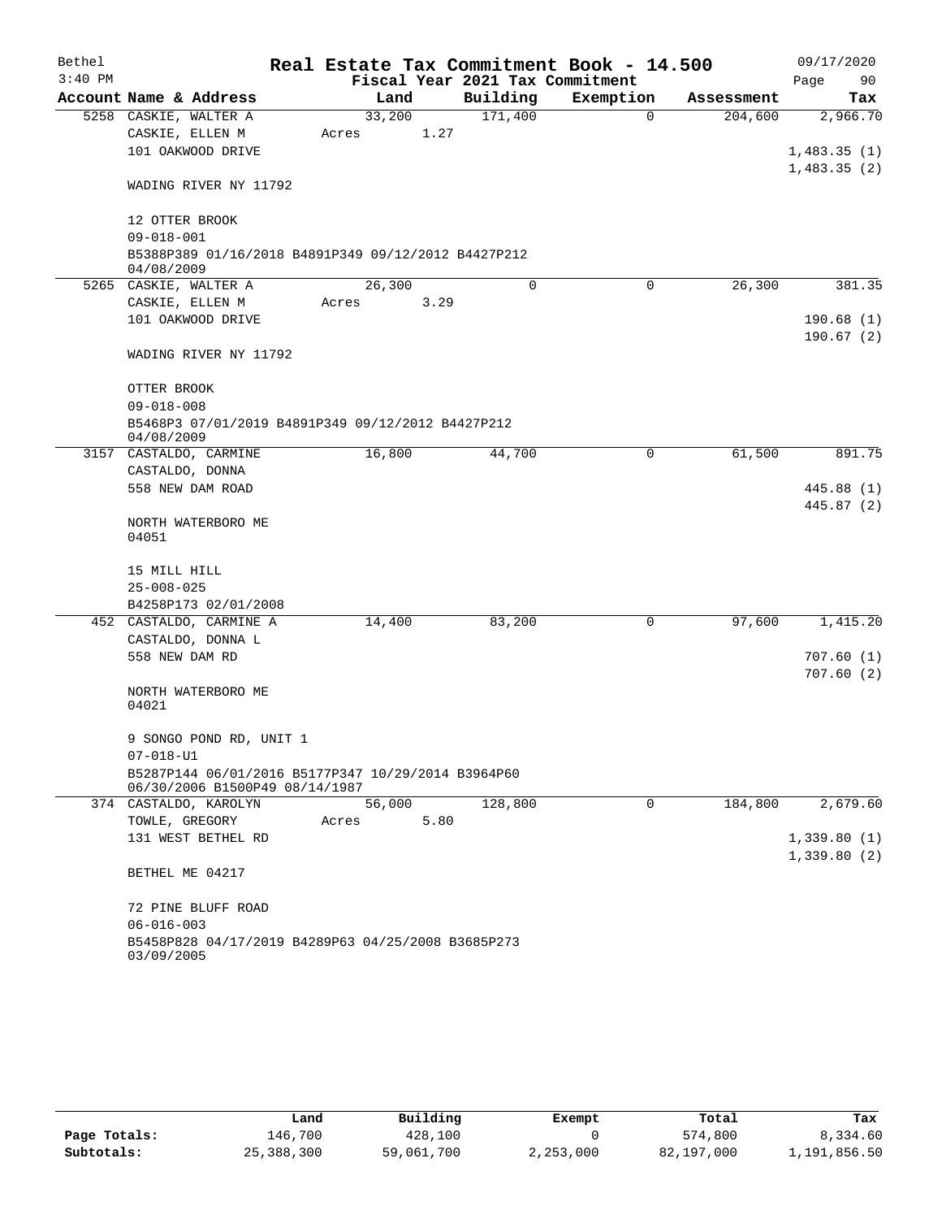# Real Estate Tax Commitment Book - 14.500

Bethel
3:40 PM

09/17/2020
Page 90

Fiscal Year 2021 Tax Commitment

| Account Name & Address | Land | Building | Exemption | Assessment | Tax |
|---|---|---|---|---|---|
| 5258 CASKIE, WALTER A | 33,200 | 171,400 | 0 | 204,600 | 2,966.70 |
| CASKIE, ELLEN M | Acres 1.27 | | | | |
| 101 OAKWOOD DRIVE | | | | | 1,483.35 (1) |
| | | | | | 1,483.35 (2) |
| WADING RIVER NY 11792 | | | | | |
| 12 OTTER BROOK | | | | | |
| 09-018-001 | | | | | |
| B5388P389 01/16/2018 B4891P349 09/12/2012 B4427P212 04/08/2009 | | | | | |
| 5265 CASKIE, WALTER A | 26,300 | 0 | 0 | 26,300 | 381.35 |
| CASKIE, ELLEN M | Acres 3.29 | | | | |
| 101 OAKWOOD DRIVE | | | | | 190.68 (1) |
| | | | | | 190.67 (2) |
| WADING RIVER NY 11792 | | | | | |
| OTTER BROOK | | | | | |
| 09-018-008 | | | | | |
| B5468P3 07/01/2019 B4891P349 09/12/2012 B4427P212 04/08/2009 | | | | | |
| 3157 CASTALDO, CARMINE | 16,800 | 44,700 | 0 | 61,500 | 891.75 |
| CASTALDO, DONNA | | | | | |
| 558 NEW DAM ROAD | | | | | 445.88 (1) |
| | | | | | 445.87 (2) |
| NORTH WATERBORO ME 04051 | | | | | |
| 15 MILL HILL | | | | | |
| 25-008-025 | | | | | |
| B4258P173 02/01/2008 | | | | | |
| 452 CASTALDO, CARMINE A | 14,400 | 83,200 | 0 | 97,600 | 1,415.20 |
| CASTALDO, DONNA L | | | | | |
| 558 NEW DAM RD | | | | | 707.60 (1) |
| | | | | | 707.60 (2) |
| NORTH WATERBORO ME 04021 | | | | | |
| 9 SONGO POND RD, UNIT 1 | | | | | |
| 07-018-U1 | | | | | |
| B5287P144 06/01/2016 B5177P347 10/29/2014 B3964P60 06/30/2006 B1500P49 08/14/1987 | | | | | |
| 374 CASTALDO, KAROLYN | 56,000 | 128,800 | 0 | 184,800 | 2,679.60 |
| TOWLE, GREGORY | Acres 5.80 | | | | |
| 131 WEST BETHEL RD | | | | | 1,339.80 (1) |
| | | | | | 1,339.80 (2) |
| BETHEL ME 04217 | | | | | |
| 72 PINE BLUFF ROAD | | | | | |
| 06-016-003 | | | | | |
| B5458P828 04/17/2019 B4289P63 04/25/2008 B3685P273 03/09/2005 | | | | | |

| | Land | Building | Exempt | Total | Tax |
|---|---|---|---|---|---|
| Page Totals: | 146,700 | 428,100 | 0 | 574,800 | 8,334.60 |
| Subtotals: | 25,388,300 | 59,061,700 | 2,253,000 | 82,197,000 | 1,191,856.50 |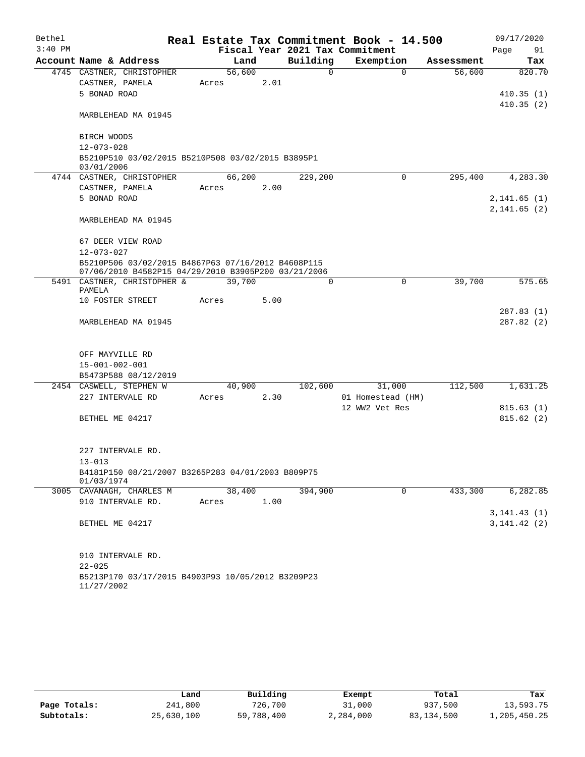Bethel 3:40 PM

**Real Estate Tax Commitment Book - 14.500**
**Fiscal Year 2021 Tax Commitment**

09/17/2020 Page 91

| Account Name & Address | Land | Building | Exemption | Assessment | Tax |
|---|---|---|---|---|---|
| 4745 CASTNER, CHRISTOPHER | 56,600 | 0 | 0 | 56,600 | 820.70 |
| CASTNER, PAMELA | Acres 2.01 | | | | |
| 5 BONAD ROAD | | | | | 410.35 (1) |
| | | | | | 410.35 (2) |
| MARBLEHEAD MA 01945 | | | | | |
| BIRCH WOODS | | | | | |
| 12-073-028 | | | | | |
| B5210P510 03/02/2015 B5210P508 03/02/2015 B3895P1 03/01/2006 | | | | | |
| 4744 CASTNER, CHRISTOPHER | 66,200 | 229,200 | 0 | 295,400 | 4,283.30 |
| CASTNER, PAMELA | Acres 2.00 | | | | |
| 5 BONAD ROAD | | | | | 2,141.65 (1) |
| | | | | | 2,141.65 (2) |
| MARBLEHEAD MA 01945 | | | | | |
| 67 DEER VIEW ROAD | | | | | |
| 12-073-027 | | | | | |
| B5210P506 03/02/2015 B4867P63 07/16/2012 B4608P115 07/06/2010 B4582P15 04/29/2010 B3905P200 03/21/2006 | | | | | |
| 5491 CASTNER, CHRISTOPHER & PAMELA | 39,700 | 0 | 0 | 39,700 | 575.65 |
| 10 FOSTER STREET | Acres 5.00 | | | | |
| | | | | | 287.83 (1) |
| MARBLEHEAD MA 01945 | | | | | 287.82 (2) |
| OFF MAYVILLE RD | | | | | |
| 15-001-002-001 | | | | | |
| B5473P588 08/12/2019 | | | | | |
| 2454 CASWELL, STEPHEN W | 40,900 | 102,600 | 31,000 | 112,500 | 1,631.25 |
| 227 INTERVALE RD | Acres 2.30 | | 01 Homestead (HM) | | |
| | | | 12 WW2 Vet Res | | 815.63 (1) |
| BETHEL ME 04217 | | | | | 815.62 (2) |
| 227 INTERVALE RD. | | | | | |
| 13-013 | | | | | |
| B4181P150 08/21/2007 B3265P283 04/01/2003 B809P75 01/03/1974 | | | | | |
| 3005 CAVANAGH, CHARLES M | 38,400 | 394,900 | 0 | 433,300 | 6,282.85 |
| 910 INTERVALE RD. | Acres 1.00 | | | | |
| | | | | | 3,141.43 (1) |
| BETHEL ME 04217 | | | | | 3,141.42 (2) |
| 910 INTERVALE RD. | | | | | |
| 22-025 | | | | | |
| B5213P170 03/17/2015 B4903P93 10/05/2012 B3209P23 11/27/2002 | | | | | |

| | Land | Building | Exempt | Total | Tax |
|---|---|---|---|---|---|
| Page Totals: | 241,800 | 726,700 | 31,000 | 937,500 | 13,593.75 |
| Subtotals: | 25,630,100 | 59,788,400 | 2,284,000 | 83,134,500 | 1,205,450.25 |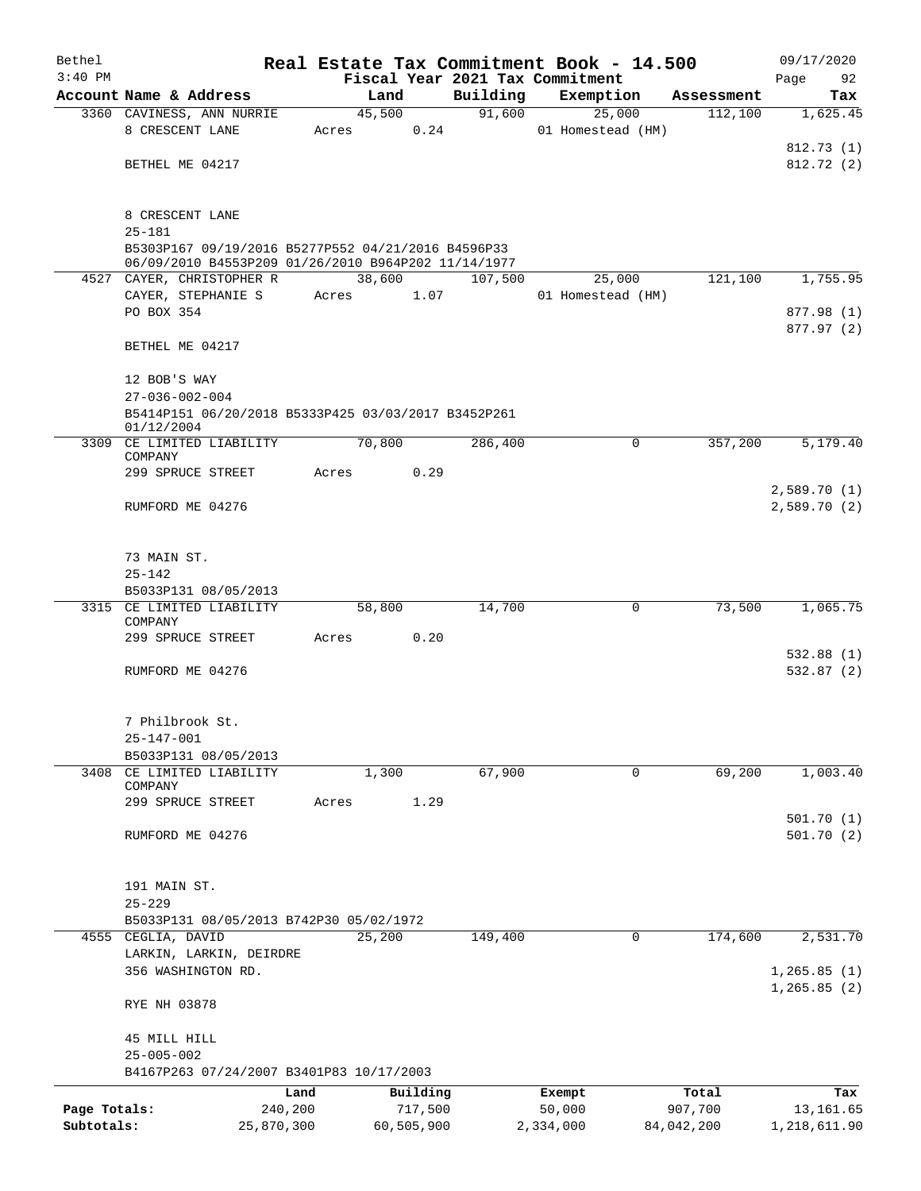Bethel 3:40 PM

# Real Estate Tax Commitment Book - 14.500

Fiscal Year 2021 Tax Commitment

09/17/2020

| Account | Name & Address | Land | Building | Exemption | Assessment | Tax |
|---|---|---|---|---|---|---|
| 3360 | CAVINESS, ANN NURRIE | 45,500 | 91,600 | 25,000 | 112,100 | 1,625.45 |
| | 8 CRESCENT LANE | Acres 0.24 | | 01 Homestead (HM) | | |
| | | | | | | 812.73 (1) |
| | BETHEL ME 04217 | | | | | 812.72 (2) |
| | 8 CRESCENT LANE | | | | | |
| | 25-181 | | | | | |
| | B5303P167 09/19/2016 B5277P552 04/21/2016 B4596P33 06/09/2010 B4553P209 01/26/2010 B964P202 11/14/1977 | | | | | |
| 4527 | CAYER, CHRISTOPHER R | 38,600 | 107,500 | 25,000 | 121,100 | 1,755.95 |
| | CAYER, STEPHANIE S | Acres 1.07 | | 01 Homestead (HM) | | |
| | PO BOX 354 | | | | | 877.98 (1) |
| | | | | | | 877.97 (2) |
| | BETHEL ME 04217 | | | | | |
| | 12 BOB'S WAY | | | | | |
| | 27-036-002-004 | | | | | |
| | B5414P151 06/20/2018 B5333P425 03/03/2017 B3452P261 01/12/2004 | | | | | |
| 3309 | CE LIMITED LIABILITY COMPANY | 70,800 | 286,400 | 0 | 357,200 | 5,179.40 |
| | 299 SPRUCE STREET | Acres 0.29 | | | | |
| | | | | | | 2,589.70 (1) |
| | RUMFORD ME 04276 | | | | | 2,589.70 (2) |
| | 73 MAIN ST. | | | | | |
| | 25-142 | | | | | |
| | B5033P131 08/05/2013 | | | | | |
| 3315 | CE LIMITED LIABILITY COMPANY | 58,800 | 14,700 | 0 | 73,500 | 1,065.75 |
| | 299 SPRUCE STREET | Acres 0.20 | | | | |
| | | | | | | 532.88 (1) |
| | RUMFORD ME 04276 | | | | | 532.87 (2) |
| | 7 Philbrook St. | | | | | |
| | 25-147-001 | | | | | |
| | B5033P131 08/05/2013 | | | | | |
| 3408 | CE LIMITED LIABILITY COMPANY | 1,300 | 67,900 | 0 | 69,200 | 1,003.40 |
| | 299 SPRUCE STREET | Acres 1.29 | | | | |
| | | | | | | 501.70 (1) |
| | RUMFORD ME 04276 | | | | | 501.70 (2) |
| | 191 MAIN ST. | | | | | |
| | 25-229 | | | | | |
| | B5033P131 08/05/2013 B742P30 05/02/1972 | | | | | |
| 4555 | CEGLIA, DAVID | 25,200 | 149,400 | 0 | 174,600 | 2,531.70 |
| | LARKIN, LARKIN, DEIRDRE | | | | | |
| | 356 WASHINGTON RD. | | | | | 1,265.85 (1) |
| | | | | | | 1,265.85 (2) |
| | RYE NH 03878 | | | | | |
| | 45 MILL HILL | | | | | |
| | 25-005-002 | | | | | |
| | B4167P263 07/24/2007 B3401P83 10/17/2003 | | | | | |

| | Land | Building | Exempt | Total | Tax |
|---|---|---|---|---|---|
| Page Totals: | 240,200 | 717,500 | 50,000 | 907,700 | 13,161.65 |
| Subtotals: | 25,870,300 | 60,505,900 | 2,334,000 | 84,042,200 | 1,218,611.90 |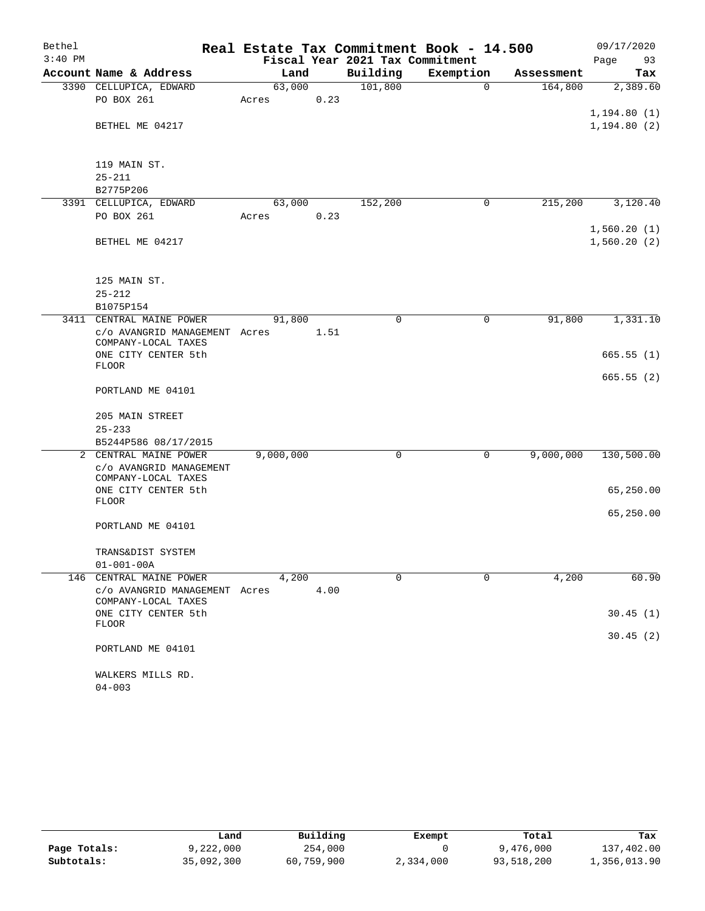Bethel 3:40 PM

# Real Estate Tax Commitment Book - 14.500

Fiscal Year 2021 Tax Commitment

09/17/2020

| Account Name & Address | Land | Building | Exemption | Assessment | Tax |
|---|---|---|---|---|---|
| 3390 CELLUPICA, EDWARD | 63,000 | 101,800 | 0 | 164,800 | 2,389.60 |
| PO BOX 261 | Acres 0.23 | | | | |
| | | | | | 1,194.80 (1) |
| BETHEL ME 04217 | | | | | 1,194.80 (2) |
| 119 MAIN ST. | | | | | |
| 25-211 | | | | | |
| B2775P206 | | | | | |
| 3391 CELLUPICA, EDWARD | 63,000 | 152,200 | 0 | 215,200 | 3,120.40 |
| PO BOX 261 | Acres 0.23 | | | | |
| | | | | | 1,560.20 (1) |
| BETHEL ME 04217 | | | | | 1,560.20 (2) |
| 125 MAIN ST. | | | | | |
| 25-212 | | | | | |
| B1075P154 | | | | | |
| 3411 CENTRAL MAINE POWER | 91,800 | 0 | 0 | 91,800 | 1,331.10 |
| c/o AVANGRID MANAGEMENT COMPANY-LOCAL TAXES | Acres 1.51 | | | | |
| ONE CITY CENTER 5th FLOOR | | | | | 665.55 (1) |
| | | | | | 665.55 (2) |
| PORTLAND ME 04101 | | | | | |
| 205 MAIN STREET | | | | | |
| 25-233 | | | | | |
| B5244P586 08/17/2015 | | | | | |
| 2 CENTRAL MAINE POWER | 9,000,000 | 0 | 0 | 9,000,000 | 130,500.00 |
| c/o AVANGRID MANAGEMENT COMPANY-LOCAL TAXES | | | | | |
| ONE CITY CENTER 5th FLOOR | | | | | 65,250.00 |
| | | | | | 65,250.00 |
| PORTLAND ME 04101 | | | | | |
| TRANS&DIST SYSTEM | | | | | |
| 01-001-00A | | | | | |
| 146 CENTRAL MAINE POWER | 4,200 | 0 | 0 | 4,200 | 60.90 |
| c/o AVANGRID MANAGEMENT COMPANY-LOCAL TAXES | Acres 4.00 | | | | |
| ONE CITY CENTER 5th FLOOR | | | | | 30.45 (1) |
| | | | | | 30.45 (2) |
| PORTLAND ME 04101 | | | | | |
| WALKERS MILLS RD. | | | | | |
| 04-003 | | | | | |

| | Land | Building | Exempt | Total | Tax |
|---|---|---|---|---|---|
| Page Totals: | 9,222,000 | 254,000 | 0 | 9,476,000 | 137,402.00 |
| Subtotals: | 35,092,300 | 60,759,900 | 2,334,000 | 93,518,200 | 1,356,013.90 |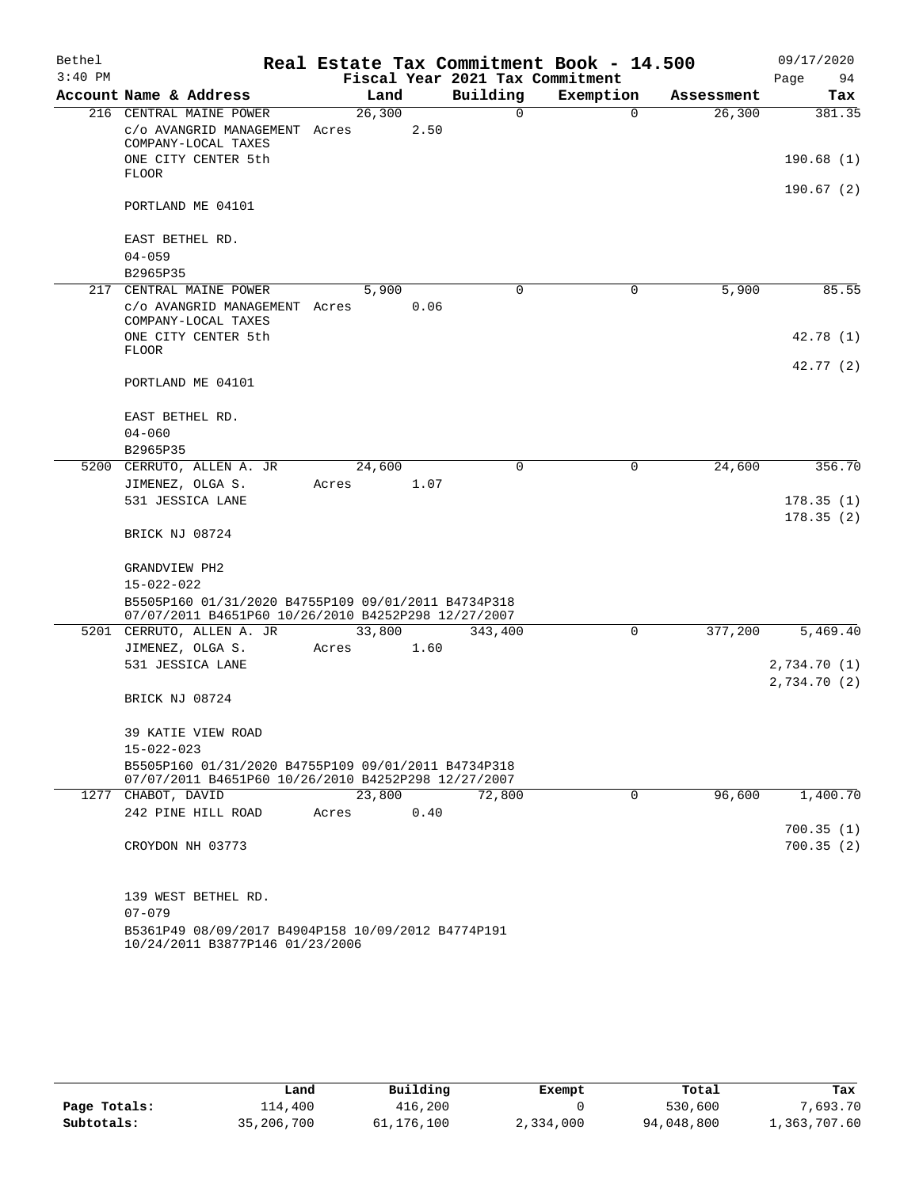Bethel  3:40 PM

# Real Estate Tax Commitment Book - 14.500

Fiscal Year 2021 Tax Commitment

09/17/2020  Page 94

| Account Name & Address | Land | Building | Exemption | Assessment | Tax |
|---|---|---|---|---|---|
| 216 CENTRAL MAINE POWER | 26,300 | 0 | 0 | 26,300 | 381.35 |
| c/o AVANGRID MANAGEMENT COMPANY-LOCAL TAXES | Acres 2.50 | | | | |
| ONE CITY CENTER 5th FLOOR | | | | | 190.68 (1) |
| | | | | | 190.67 (2) |
| PORTLAND ME 04101 | | | | | |
| EAST BETHEL RD. | | | | | |
| 04-059 | | | | | |
| B2965P35 | | | | | |
| 217 CENTRAL MAINE POWER | 5,900 | 0 | 0 | 5,900 | 85.55 |
| c/o AVANGRID MANAGEMENT COMPANY-LOCAL TAXES | Acres 0.06 | | | | |
| ONE CITY CENTER 5th FLOOR | | | | | 42.78 (1) |
| | | | | | 42.77 (2) |
| PORTLAND ME 04101 | | | | | |
| EAST BETHEL RD. | | | | | |
| 04-060 | | | | | |
| B2965P35 | | | | | |
| 5200 CERRUTO, ALLEN A. JR | 24,600 | 0 | 0 | 24,600 | 356.70 |
| JIMENEZ, OLGA S. | Acres 1.07 | | | | |
| 531 JESSICA LANE | | | | | 178.35 (1) |
| | | | | | 178.35 (2) |
| BRICK NJ 08724 | | | | | |
| GRANDVIEW PH2 | | | | | |
| 15-022-022 | | | | | |
| B5505P160 01/31/2020 B4755P109 09/01/2011 B4734P318 07/07/2011 B4651P60 10/26/2010 B4252P298 12/27/2007 | | | | | |
| 5201 CERRUTO, ALLEN A. JR | 33,800 | 343,400 | 0 | 377,200 | 5,469.40 |
| JIMENEZ, OLGA S. | Acres 1.60 | | | | |
| 531 JESSICA LANE | | | | | 2,734.70 (1) |
| | | | | | 2,734.70 (2) |
| BRICK NJ 08724 | | | | | |
| 39 KATIE VIEW ROAD | | | | | |
| 15-022-023 | | | | | |
| B5505P160 01/31/2020 B4755P109 09/01/2011 B4734P318 07/07/2011 B4651P60 10/26/2010 B4252P298 12/27/2007 | | | | | |
| 1277 CHABOT, DAVID | 23,800 | 72,800 | 0 | 96,600 | 1,400.70 |
| 242 PINE HILL ROAD | Acres 0.40 | | | | |
| | | | | | 700.35 (1) |
| CROYDON NH 03773 | | | | | 700.35 (2) |
| 139 WEST BETHEL RD. | | | | | |
| 07-079 | | | | | |
| B5361P49 08/09/2017 B4904P158 10/09/2012 B4774P191 10/24/2011 B3877P146 01/23/2006 | | | | | |

| | Land | Building | Exempt | Total | Tax |
|---|---|---|---|---|---|
| Page Totals: | 114,400 | 416,200 | 0 | 530,600 | 7,693.70 |
| Subtotals: | 35,206,700 | 61,176,100 | 2,334,000 | 94,048,800 | 1,363,707.60 |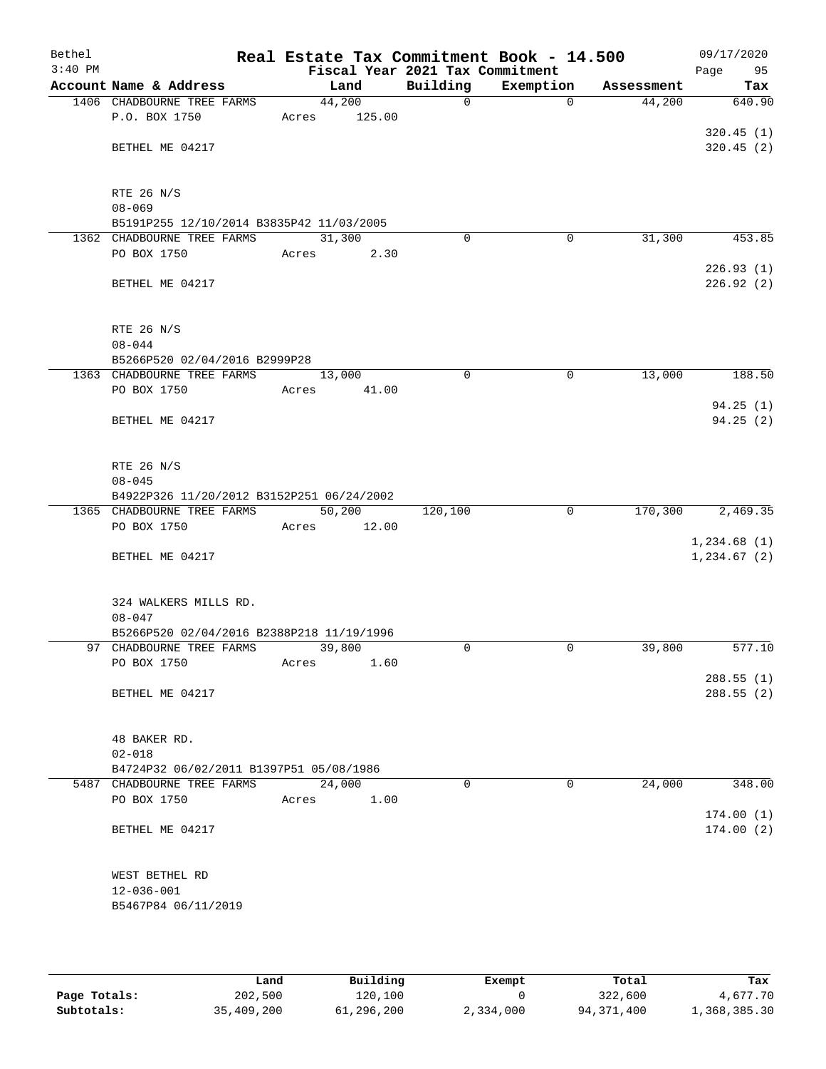# Real Estate Tax Commitment Book - 14.500

Bethel
3:40 PM

Fiscal Year 2021 Tax Commitment

09/17/2020

| Account Name & Address | Land | Building | Exemption | Assessment | Tax |
|---|---|---|---|---|---|
| 1406 CHADBOURNE TREE FARMS | 44,200 | 0 | 0 | 44,200 | 640.90 |
| P.O. BOX 1750 | Acres 125.00 | | | | |
| | | | | | 320.45 (1) |
| BETHEL ME 04217 | | | | | 320.45 (2) |
| RTE 26 N/S | | | | | |
| 08-069 | | | | | |
| B5191P255 12/10/2014 B3835P42 11/03/2005 | | | | | |
| 1362 CHADBOURNE TREE FARMS | 31,300 | 0 | 0 | 31,300 | 453.85 |
| PO BOX 1750 | Acres 2.30 | | | | |
| | | | | | 226.93 (1) |
| BETHEL ME 04217 | | | | | 226.92 (2) |
| RTE 26 N/S | | | | | |
| 08-044 | | | | | |
| B5266P520 02/04/2016 B2999P28 | | | | | |
| 1363 CHADBOURNE TREE FARMS | 13,000 | 0 | 0 | 13,000 | 188.50 |
| PO BOX 1750 | Acres 41.00 | | | | |
| | | | | | 94.25 (1) |
| BETHEL ME 04217 | | | | | 94.25 (2) |
| RTE 26 N/S | | | | | |
| 08-045 | | | | | |
| B4922P326 11/20/2012 B3152P251 06/24/2002 | | | | | |
| 1365 CHADBOURNE TREE FARMS | 50,200 | 120,100 | 0 | 170,300 | 2,469.35 |
| PO BOX 1750 | Acres 12.00 | | | | |
| | | | | | 1,234.68 (1) |
| BETHEL ME 04217 | | | | | 1,234.67 (2) |
| 324 WALKERS MILLS RD. | | | | | |
| 08-047 | | | | | |
| B5266P520 02/04/2016 B2388P218 11/19/1996 | | | | | |
| 97 CHADBOURNE TREE FARMS | 39,800 | 0 | 0 | 39,800 | 577.10 |
| PO BOX 1750 | Acres 1.60 | | | | |
| | | | | | 288.55 (1) |
| BETHEL ME 04217 | | | | | 288.55 (2) |
| 48 BAKER RD. | | | | | |
| 02-018 | | | | | |
| B4724P32 06/02/2011 B1397P51 05/08/1986 | | | | | |
| 5487 CHADBOURNE TREE FARMS | 24,000 | 0 | 0 | 24,000 | 348.00 |
| PO BOX 1750 | Acres 1.00 | | | | |
| | | | | | 174.00 (1) |
| BETHEL ME 04217 | | | | | 174.00 (2) |
| WEST BETHEL RD | | | | | |
| 12-036-001 | | | | | |
| B5467P84 06/11/2019 | | | | | |

| | Land | Building | Exempt | Total | Tax |
|---|---|---|---|---|---|
| Page Totals: | 202,500 | 120,100 | 0 | 322,600 | 4,677.70 |
| Subtotals: | 35,409,200 | 61,296,200 | 2,334,000 | 94,371,400 | 1,368,385.30 |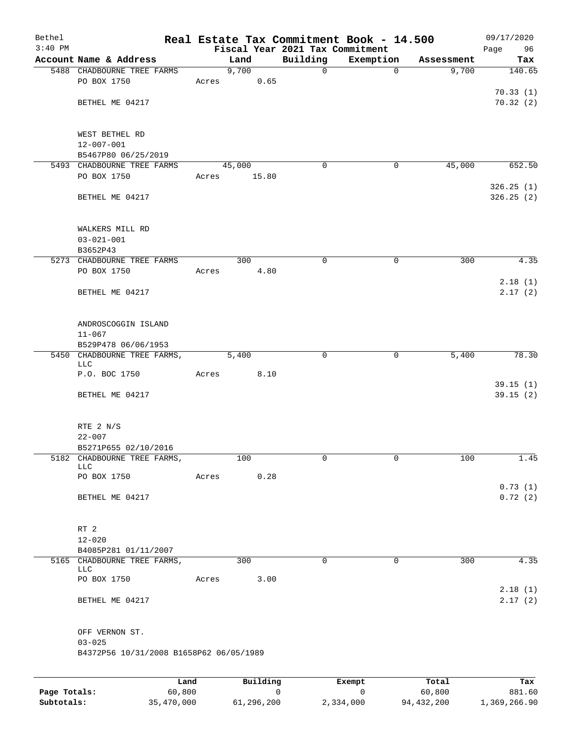Bethel 3:40 PM

# Real Estate Tax Commitment Book - 14.500

Fiscal Year 2021 Tax Commitment

09/17/2020

| Account | Name & Address | Land | Building | Exemption | Assessment | Tax |
|---|---|---|---|---|---|---|
| 5488 | CHADBOURNE TREE FARMS<br>PO BOX 1750<br>BETHEL ME 04217<br><br>WEST BETHEL RD<br>12-007-001<br>B5467P80 06/25/2019 | 9,700<br>Acres 0.65 | 0 | 0 | 9,700 | 140.65<br>70.33 (1)<br>70.32 (2) |
| 5493 | CHADBOURNE TREE FARMS<br>PO BOX 1750<br>BETHEL ME 04217<br><br>WALKERS MILL RD<br>03-021-001<br>B3652P43 | 45,000<br>Acres 15.80 | 0 | 0 | 45,000 | 652.50<br>326.25 (1)<br>326.25 (2) |
| 5273 | CHADBOURNE TREE FARMS<br>PO BOX 1750<br>BETHEL ME 04217<br><br>ANDROSCOGGIN ISLAND<br>11-067<br>B529P478 06/06/1953 | 300<br>Acres 4.80 | 0 | 0 | 300 | 4.35<br>2.18 (1)<br>2.17 (2) |
| 5450 | CHADBOURNE TREE FARMS, LLC<br>P.O. BOC 1750<br>BETHEL ME 04217<br><br>RTE 2 N/S<br>22-007<br>B5271P655 02/10/2016 | 5,400<br>Acres 8.10 | 0 | 0 | 5,400 | 78.30<br>39.15 (1)<br>39.15 (2) |
| 5182 | CHADBOURNE TREE FARMS, LLC<br>PO BOX 1750<br>BETHEL ME 04217<br><br>RT 2<br>12-020<br>B4085P281 01/11/2007 | 100<br>Acres 0.28 | 0 | 0 | 100 | 1.45<br>0.73 (1)<br>0.72 (2) |
| 5165 | CHADBOURNE TREE FARMS, LLC<br>PO BOX 1750<br>BETHEL ME 04217<br><br>OFF VERNON ST.<br>03-025<br>B4372P56 10/31/2008 B1658P62 06/05/1989 | 300<br>Acres 3.00 | 0 | 0 | 300 | 4.35<br>2.18 (1)<br>2.17 (2) |

| | Land | Building | Exempt | Total | Tax |
|---|---|---|---|---|---|
| Page Totals: | 60,800 | 0 | 0 | 60,800 | 881.60 |
| Subtotals: | 35,470,000 | 61,296,200 | 2,334,000 | 94,432,200 | 1,369,266.90 |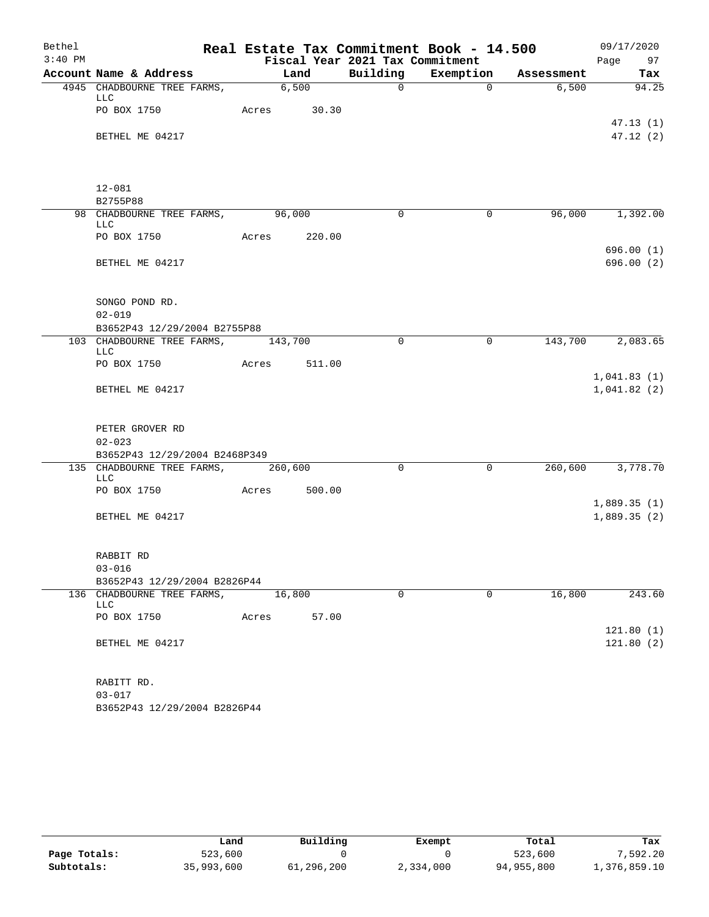# Real Estate Tax Commitment Book - 14.500

Bethel
3:40 PM

Fiscal Year 2021 Tax Commitment

09/17/2020
Page 97

| Account Name & Address | Land | Building | Exemption | Assessment | Tax |
|---|---|---|---|---|---|
| 4945 CHADBOURNE TREE FARMS, LLC | 6,500 | 0 | 0 | 6,500 | 94.25 |
| PO BOX 1750 | Acres 30.30 | | | | |
| | | | | | 47.13 (1) |
| BETHEL ME 04217 | | | | | 47.12 (2) |
| 12-081 | | | | | |
| B2755P88 | | | | | |
| 98 CHADBOURNE TREE FARMS, LLC | 96,000 | 0 | 0 | 96,000 | 1,392.00 |
| PO BOX 1750 | Acres 220.00 | | | | |
| | | | | | 696.00 (1) |
| BETHEL ME 04217 | | | | | 696.00 (2) |
| SONGO POND RD. | | | | | |
| 02-019 | | | | | |
| B3652P43 12/29/2004 B2755P88 | | | | | |
| 103 CHADBOURNE TREE FARMS, LLC | 143,700 | 0 | 0 | 143,700 | 2,083.65 |
| PO BOX 1750 | Acres 511.00 | | | | |
| | | | | | 1,041.83 (1) |
| BETHEL ME 04217 | | | | | 1,041.82 (2) |
| PETER GROVER RD | | | | | |
| 02-023 | | | | | |
| B3652P43 12/29/2004 B2468P349 | | | | | |
| 135 CHADBOURNE TREE FARMS, LLC | 260,600 | 0 | 0 | 260,600 | 3,778.70 |
| PO BOX 1750 | Acres 500.00 | | | | |
| | | | | | 1,889.35 (1) |
| BETHEL ME 04217 | | | | | 1,889.35 (2) |
| RABBIT RD | | | | | |
| 03-016 | | | | | |
| B3652P43 12/29/2004 B2826P44 | | | | | |
| 136 CHADBOURNE TREE FARMS, LLC | 16,800 | 0 | 0 | 16,800 | 243.60 |
| PO BOX 1750 | Acres 57.00 | | | | |
| | | | | | 121.80 (1) |
| BETHEL ME 04217 | | | | | 121.80 (2) |
| RABITT RD. | | | | | |
| 03-017 | | | | | |
| B3652P43 12/29/2004 B2826P44 | | | | | |

| | Land | Building | Exempt | Total | Tax |
|---|---|---|---|---|---|
| Page Totals: | 523,600 | 0 | 0 | 523,600 | 7,592.20 |
| Subtotals: | 35,993,600 | 61,296,200 | 2,334,000 | 94,955,800 | 1,376,859.10 |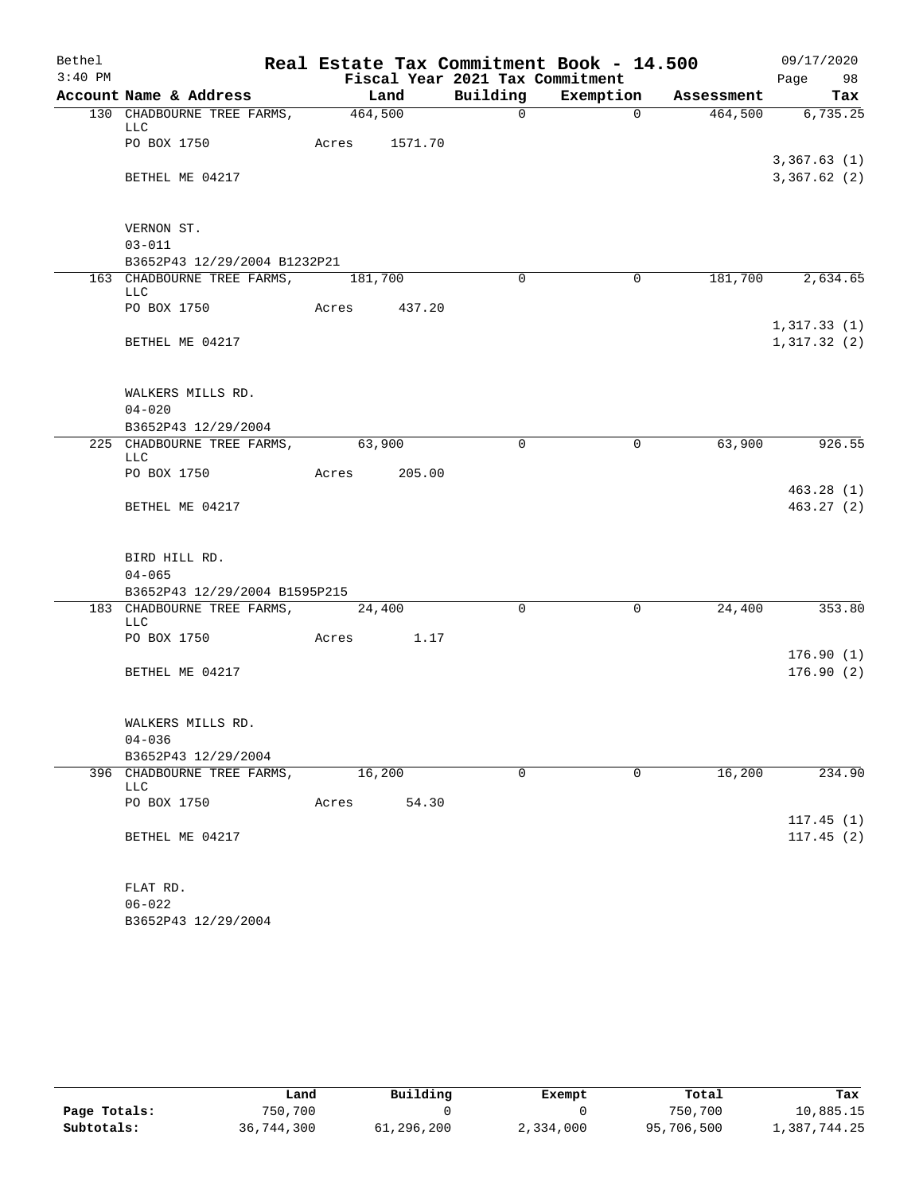Bethel 3:40 PM

# Real Estate Tax Commitment Book - 14.500

Fiscal Year 2021 Tax Commitment

09/17/2020

| Account Name & Address | Land | Building | Exemption | Assessment | Tax |
|---|---|---|---|---|---|
| 130 CHADBOURNE TREE FARMS, LLC | 464,500 | 0 | 0 | 464,500 | 6,735.25 |
| PO BOX 1750 | Acres 1571.70 | | | | |
| | | | | | 3,367.63 (1) |
| BETHEL ME 04217 | | | | | 3,367.62 (2) |
| VERNON ST. | | | | | |
| 03-011 | | | | | |
| B3652P43 12/29/2004 B1232P21 | | | | | |
| 163 CHADBOURNE TREE FARMS, LLC | 181,700 | 0 | 0 | 181,700 | 2,634.65 |
| PO BOX 1750 | Acres 437.20 | | | | |
| | | | | | 1,317.33 (1) |
| BETHEL ME 04217 | | | | | 1,317.32 (2) |
| WALKERS MILLS RD. | | | | | |
| 04-020 | | | | | |
| B3652P43 12/29/2004 | | | | | |
| 225 CHADBOURNE TREE FARMS, LLC | 63,900 | 0 | 0 | 63,900 | 926.55 |
| PO BOX 1750 | Acres 205.00 | | | | |
| | | | | | 463.28 (1) |
| BETHEL ME 04217 | | | | | 463.27 (2) |
| BIRD HILL RD. | | | | | |
| 04-065 | | | | | |
| B3652P43 12/29/2004 B1595P215 | | | | | |
| 183 CHADBOURNE TREE FARMS, LLC | 24,400 | 0 | 0 | 24,400 | 353.80 |
| PO BOX 1750 | Acres 1.17 | | | | |
| | | | | | 176.90 (1) |
| BETHEL ME 04217 | | | | | 176.90 (2) |
| WALKERS MILLS RD. | | | | | |
| 04-036 | | | | | |
| B3652P43 12/29/2004 | | | | | |
| 396 CHADBOURNE TREE FARMS, LLC | 16,200 | 0 | 0 | 16,200 | 234.90 |
| PO BOX 1750 | Acres 54.30 | | | | |
| | | | | | 117.45 (1) |
| BETHEL ME 04217 | | | | | 117.45 (2) |
| FLAT RD. | | | | | |
| 06-022 | | | | | |
| B3652P43 12/29/2004 | | | | | |

| | Land | Building | Exempt | Total | Tax |
|---|---|---|---|---|---|
| Page Totals: | 750,700 | 0 | 0 | 750,700 | 10,885.15 |
| Subtotals: | 36,744,300 | 61,296,200 | 2,334,000 | 95,706,500 | 1,387,744.25 |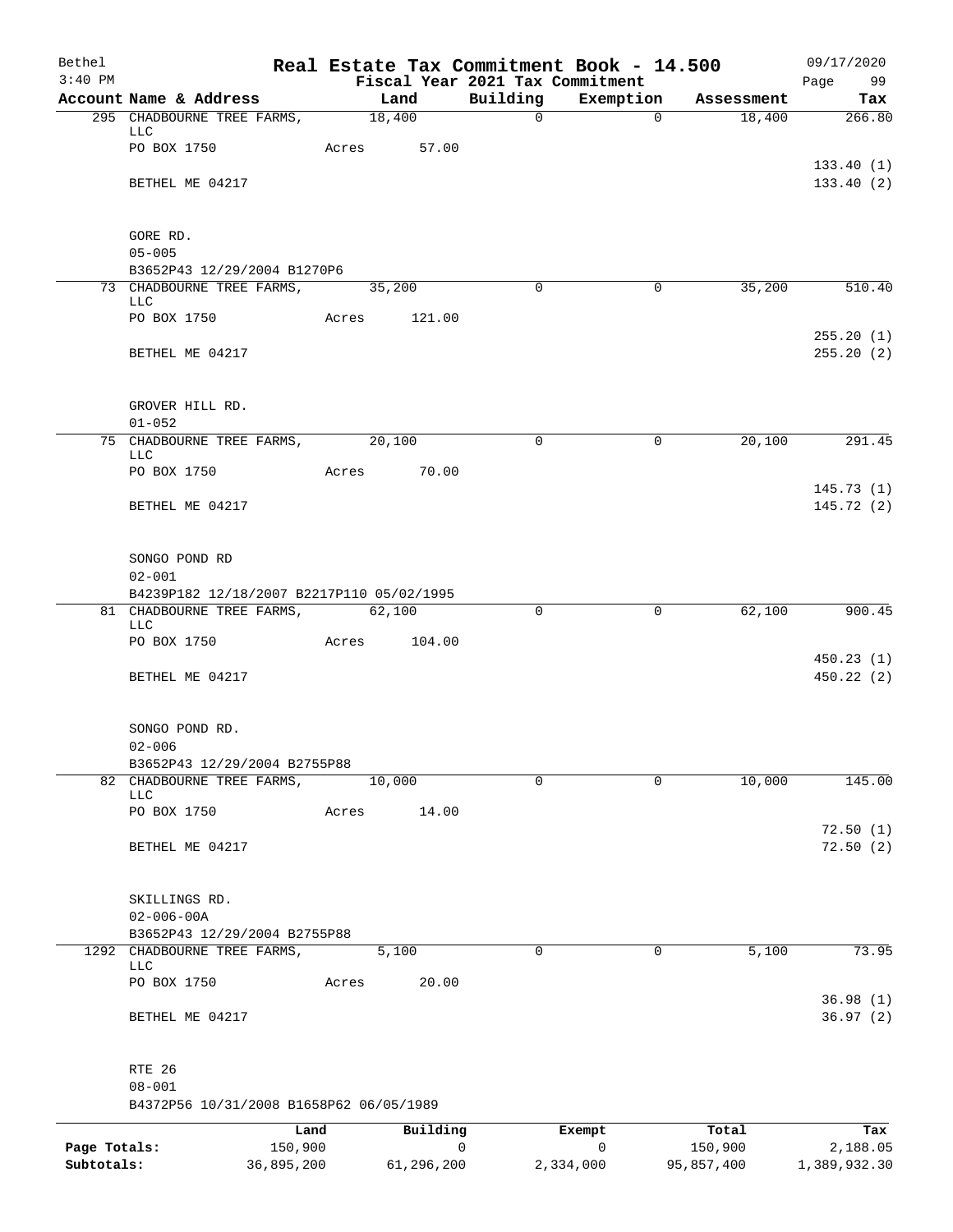Bethel 3:40 PM

# Real Estate Tax Commitment Book - 14.500

Fiscal Year 2021 Tax Commitment

09/17/2020 Page 99

| Account | Name & Address | Land | Building | Exemption | Assessment | Tax |
|---|---|---|---|---|---|---|
| 295 | CHADBOURNE TREE FARMS, LLC<br>PO BOX 1750<br>BETHEL ME 04217<br>GORE RD.<br>05-005<br>B3652P43 12/29/2004 B1270P6 | 18,400<br>Acres 57.00 | 0 | 0 | 18,400 | 266.80<br>133.40 (1)<br>133.40 (2) |
| 73 | CHADBOURNE TREE FARMS, LLC<br>PO BOX 1750<br>BETHEL ME 04217<br>GROVER HILL RD.<br>01-052 | 35,200<br>Acres 121.00 | 0 | 0 | 35,200 | 510.40<br>255.20 (1)<br>255.20 (2) |
| 75 | CHADBOURNE TREE FARMS, LLC<br>PO BOX 1750<br>BETHEL ME 04217<br>SONGO POND RD<br>02-001<br>B4239P182 12/18/2007 B2217P110 05/02/1995 | 20,100<br>Acres 70.00 | 0 | 0 | 20,100 | 291.45<br>145.73 (1)<br>145.72 (2) |
| 81 | CHADBOURNE TREE FARMS, LLC<br>PO BOX 1750<br>BETHEL ME 04217<br>SONGO POND RD.<br>02-006<br>B3652P43 12/29/2004 B2755P88 | 62,100<br>Acres 104.00 | 0 | 0 | 62,100 | 900.45<br>450.23 (1)<br>450.22 (2) |
| 82 | CHADBOURNE TREE FARMS, LLC<br>PO BOX 1750<br>BETHEL ME 04217<br>SKILLINGS RD.<br>02-006-00A<br>B3652P43 12/29/2004 B2755P88 | 10,000<br>Acres 14.00 | 0 | 0 | 10,000 | 145.00<br>72.50 (1)<br>72.50 (2) |
| 1292 | CHADBOURNE TREE FARMS, LLC<br>PO BOX 1750<br>BETHEL ME 04217<br>RTE 26<br>08-001<br>B4372P56 10/31/2008 B1658P62 06/05/1989 | 5,100<br>Acres 20.00 | 0 | 0 | 5,100 | 73.95<br>36.98 (1)<br>36.97 (2) |

| | Land | Building | Exempt | Total | Tax |
|---|---|---|---|---|---|
| Page Totals: | 150,900 | 0 | 0 | 150,900 | 2,188.05 |
| Subtotals: | 36,895,200 | 61,296,200 | 2,334,000 | 95,857,400 | 1,389,932.30 |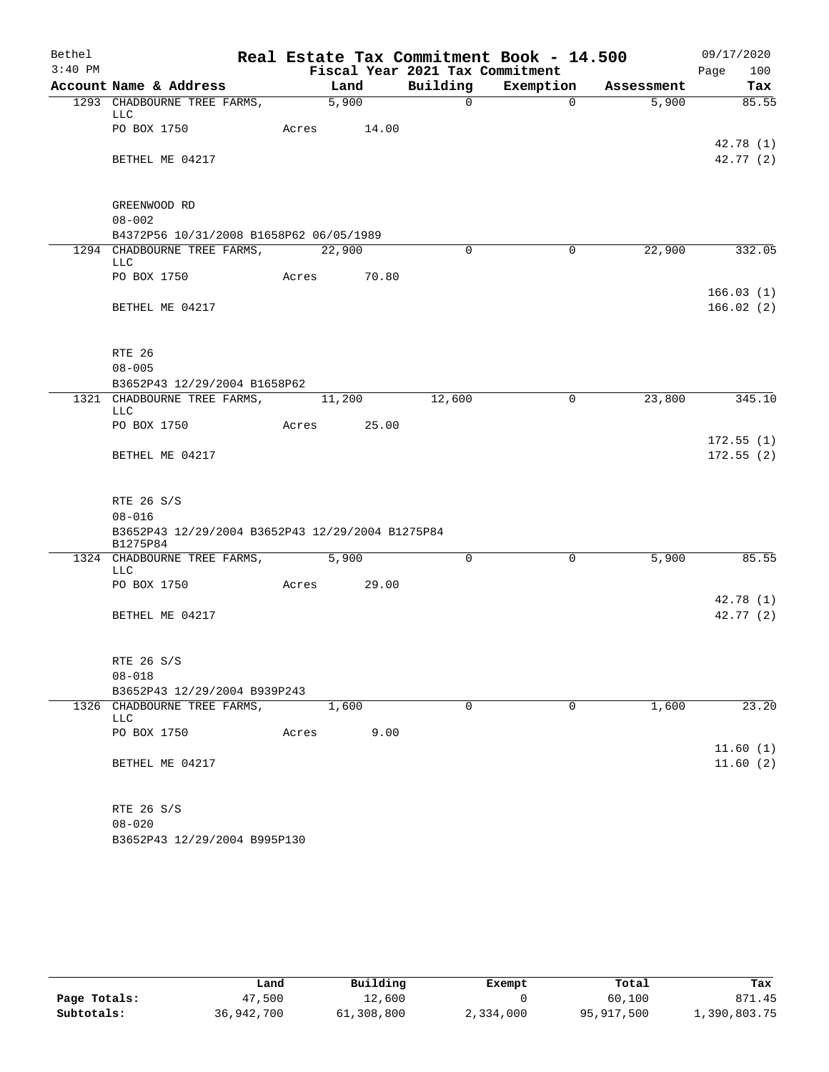# Real Estate Tax Commitment Book - 14.500

Bethel
3:40 PM

Fiscal Year 2021 Tax Commitment

09/17/2020
Page 100

| Account | Name & Address | Land | Building | Exemption | Assessment | Tax |
|---|---|---|---|---|---|---|
| 1293 | CHADBOURNE TREE FARMS, LLC | 5,900 | 0 | 0 | 5,900 | 85.55 |
| | PO BOX 1750 | Acres 14.00 | | | | |
| | | | | | | 42.78 (1) |
| | BETHEL ME 04217 | | | | | 42.77 (2) |
| | GREENWOOD RD | | | | | |
| | 08-002 | | | | | |
| | B4372P56 10/31/2008 B1658P62 06/05/1989 | | | | | |
| 1294 | CHADBOURNE TREE FARMS, LLC | 22,900 | 0 | 0 | 22,900 | 332.05 |
| | PO BOX 1750 | Acres 70.80 | | | | |
| | | | | | | 166.03 (1) |
| | BETHEL ME 04217 | | | | | 166.02 (2) |
| | RTE 26 | | | | | |
| | 08-005 | | | | | |
| | B3652P43 12/29/2004 B1658P62 | | | | | |
| 1321 | CHADBOURNE TREE FARMS, LLC | 11,200 | 12,600 | 0 | 23,800 | 345.10 |
| | PO BOX 1750 | Acres 25.00 | | | | |
| | | | | | | 172.55 (1) |
| | BETHEL ME 04217 | | | | | 172.55 (2) |
| | RTE 26 S/S | | | | | |
| | 08-016 | | | | | |
| | B3652P43 12/29/2004 B3652P43 12/29/2004 B1275P84 B1275P84 | | | | | |
| 1324 | CHADBOURNE TREE FARMS, LLC | 5,900 | 0 | 0 | 5,900 | 85.55 |
| | PO BOX 1750 | Acres 29.00 | | | | |
| | | | | | | 42.78 (1) |
| | BETHEL ME 04217 | | | | | 42.77 (2) |
| | RTE 26 S/S | | | | | |
| | 08-018 | | | | | |
| | B3652P43 12/29/2004 B939P243 | | | | | |
| 1326 | CHADBOURNE TREE FARMS, LLC | 1,600 | 0 | 0 | 1,600 | 23.20 |
| | PO BOX 1750 | Acres 9.00 | | | | |
| | | | | | | 11.60 (1) |
| | BETHEL ME 04217 | | | | | 11.60 (2) |
| | RTE 26 S/S | | | | | |
| | 08-020 | | | | | |
| | B3652P43 12/29/2004 B995P130 | | | | | |

| | Land | Building | Exempt | Total | Tax |
|---|---|---|---|---|---|
| Page Totals: | 47,500 | 12,600 | 0 | 60,100 | 871.45 |
| Subtotals: | 36,942,700 | 61,308,800 | 2,334,000 | 95,917,500 | 1,390,803.75 |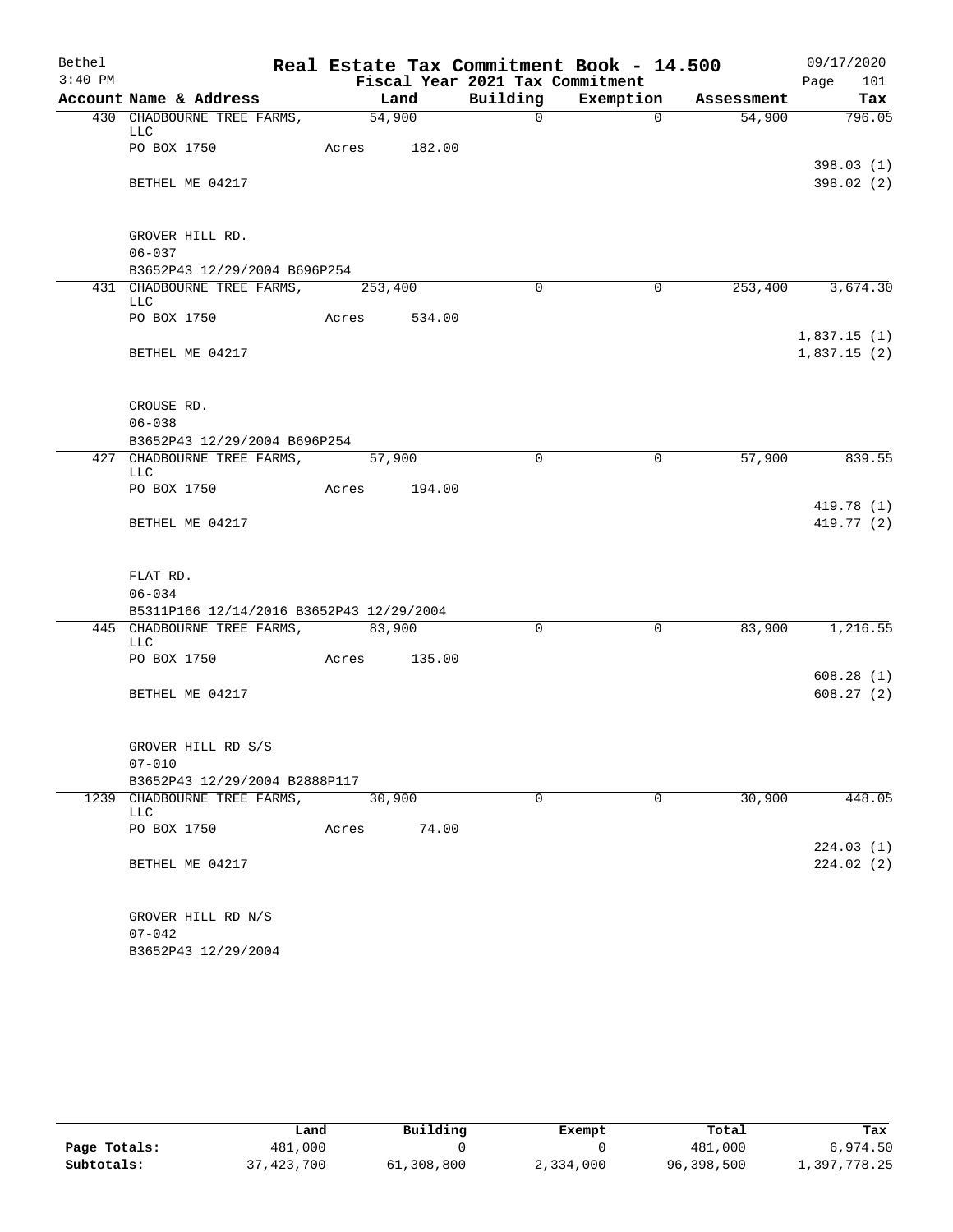# Real Estate Tax Commitment Book - 14.500

Bethel 3:40 PM — 09/17/2020

Fiscal Year 2021 Tax Commitment

| Account Name & Address | Land | Building | Exemption | Assessment | Tax |
|---|---|---|---|---|---|
| 430 CHADBOURNE TREE FARMS, LLC | 54,900 | 0 | 0 | 54,900 | 796.05 |
| PO BOX 1750 | Acres 182.00 | | | | |
| | | | | | 398.03 (1) |
| BETHEL ME 04217 | | | | | 398.02 (2) |
| GROVER HILL RD. | | | | | |
| 06-037 | | | | | |
| B3652P43 12/29/2004 B696P254 | | | | | |
| 431 CHADBOURNE TREE FARMS, LLC | 253,400 | 0 | 0 | 253,400 | 3,674.30 |
| PO BOX 1750 | Acres 534.00 | | | | |
| | | | | | 1,837.15 (1) |
| BETHEL ME 04217 | | | | | 1,837.15 (2) |
| CROUSE RD. | | | | | |
| 06-038 | | | | | |
| B3652P43 12/29/2004 B696P254 | | | | | |
| 427 CHADBOURNE TREE FARMS, LLC | 57,900 | 0 | 0 | 57,900 | 839.55 |
| PO BOX 1750 | Acres 194.00 | | | | |
| | | | | | 419.78 (1) |
| BETHEL ME 04217 | | | | | 419.77 (2) |
| FLAT RD. | | | | | |
| 06-034 | | | | | |
| B5311P166 12/14/2016 B3652P43 12/29/2004 | | | | | |
| 445 CHADBOURNE TREE FARMS, LLC | 83,900 | 0 | 0 | 83,900 | 1,216.55 |
| PO BOX 1750 | Acres 135.00 | | | | |
| | | | | | 608.28 (1) |
| BETHEL ME 04217 | | | | | 608.27 (2) |
| GROVER HILL RD S/S | | | | | |
| 07-010 | | | | | |
| B3652P43 12/29/2004 B2888P117 | | | | | |
| 1239 CHADBOURNE TREE FARMS, LLC | 30,900 | 0 | 0 | 30,900 | 448.05 |
| PO BOX 1750 | Acres 74.00 | | | | |
| | | | | | 224.03 (1) |
| BETHEL ME 04217 | | | | | 224.02 (2) |
| GROVER HILL RD N/S | | | | | |
| 07-042 | | | | | |
| B3652P43 12/29/2004 | | | | | |

| | Land | Building | Exempt | Total | Tax |
|---|---|---|---|---|---|
| Page Totals: | 481,000 | 0 | 0 | 481,000 | 6,974.50 |
| Subtotals: | 37,423,700 | 61,308,800 | 2,334,000 | 96,398,500 | 1,397,778.25 |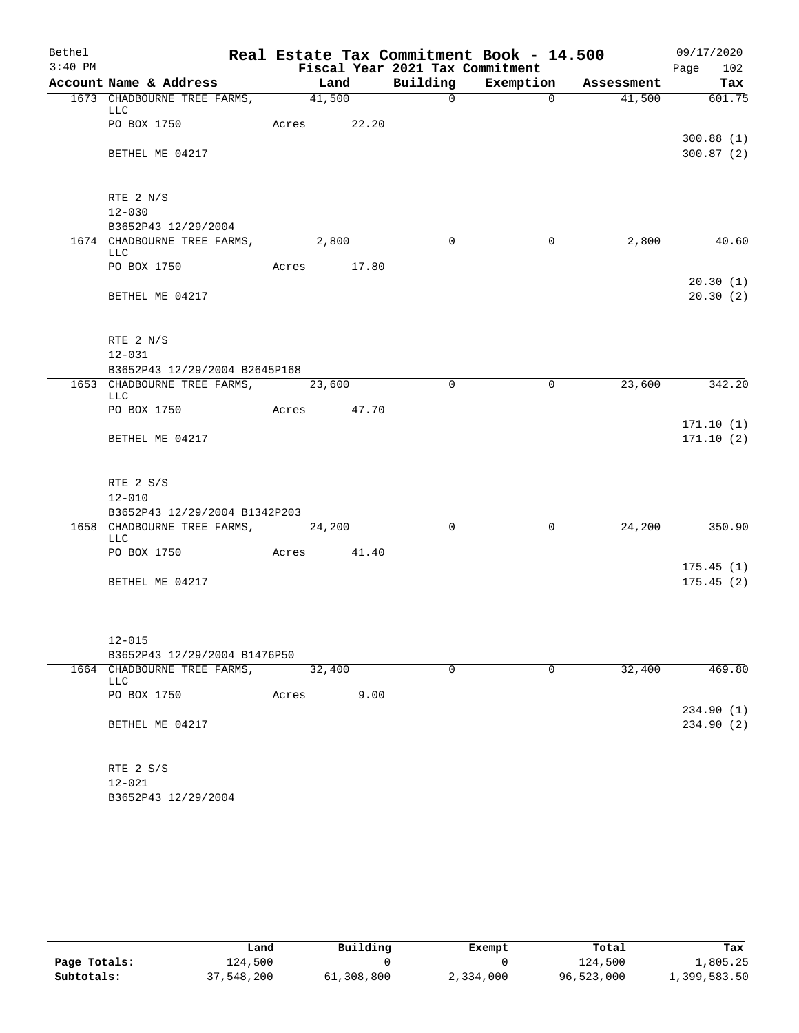# Real Estate Tax Commitment Book - 14.500

Bethel 09/17/2020
3:40 PM Fiscal Year 2021 Tax Commitment

| Account Name & Address | Land | Building | Exemption | Assessment | Tax |
|---|---|---|---|---|---|
| 1673 CHADBOURNE TREE FARMS, LLC | 41,500 | 0 | 0 | 41,500 | 601.75 |
| PO BOX 1750 | Acres 22.20 | | | | |
| | | | | | 300.88 (1) |
| BETHEL ME 04217 | | | | | 300.87 (2) |
| RTE 2 N/S | | | | | |
| 12-030 | | | | | |
| B3652P43 12/29/2004 | | | | | |
| 1674 CHADBOURNE TREE FARMS, LLC | 2,800 | 0 | 0 | 2,800 | 40.60 |
| PO BOX 1750 | Acres 17.80 | | | | |
| | | | | | 20.30 (1) |
| BETHEL ME 04217 | | | | | 20.30 (2) |
| RTE 2 N/S | | | | | |
| 12-031 | | | | | |
| B3652P43 12/29/2004 B2645P168 | | | | | |
| 1653 CHADBOURNE TREE FARMS, LLC | 23,600 | 0 | 0 | 23,600 | 342.20 |
| PO BOX 1750 | Acres 47.70 | | | | |
| | | | | | 171.10 (1) |
| BETHEL ME 04217 | | | | | 171.10 (2) |
| RTE 2 S/S | | | | | |
| 12-010 | | | | | |
| B3652P43 12/29/2004 B1342P203 | | | | | |
| 1658 CHADBOURNE TREE FARMS, LLC | 24,200 | 0 | 0 | 24,200 | 350.90 |
| PO BOX 1750 | Acres 41.40 | | | | |
| | | | | | 175.45 (1) |
| BETHEL ME 04217 | | | | | 175.45 (2) |
| 12-015 | | | | | |
| B3652P43 12/29/2004 B1476P50 | | | | | |
| 1664 CHADBOURNE TREE FARMS, LLC | 32,400 | 0 | 0 | 32,400 | 469.80 |
| PO BOX 1750 | Acres 9.00 | | | | |
| | | | | | 234.90 (1) |
| BETHEL ME 04217 | | | | | 234.90 (2) |
| RTE 2 S/S | | | | | |
| 12-021 | | | | | |
| B3652P43 12/29/2004 | | | | | |

| | Land | Building | Exempt | Total | Tax |
|---|---|---|---|---|---|
| Page Totals: | 124,500 | 0 | 0 | 124,500 | 1,805.25 |
| Subtotals: | 37,548,200 | 61,308,800 | 2,334,000 | 96,523,000 | 1,399,583.50 |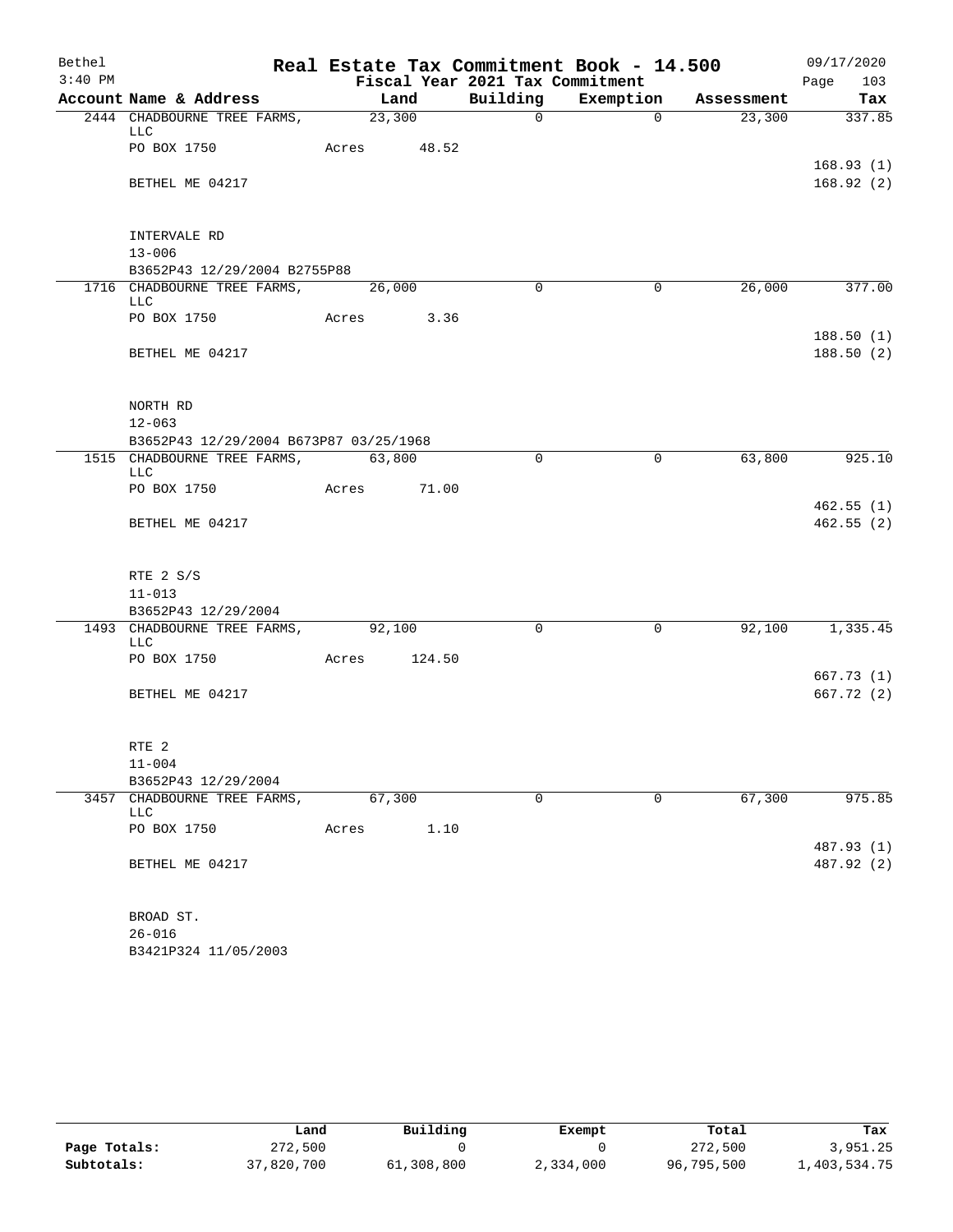# Real Estate Tax Commitment Book - 14.500

Bethel
3:40 PM

Fiscal Year 2021 Tax Commitment

09/17/2020

| Account Name & Address | Land | Building | Exemption | Assessment | Tax |
|---|---|---|---|---|---|
| 2444 CHADBOURNE TREE FARMS, LLC | 23,300 | 0 | 0 | 23,300 | 337.85 |
| PO BOX 1750 | Acres 48.52 | | | | |
| | | | | | 168.93 (1) |
| BETHEL ME 04217 | | | | | 168.92 (2) |
| INTERVALE RD | | | | | |
| 13-006 | | | | | |
| B3652P43 12/29/2004 B2755P88 | | | | | |
| 1716 CHADBOURNE TREE FARMS, LLC | 26,000 | 0 | 0 | 26,000 | 377.00 |
| PO BOX 1750 | Acres 3.36 | | | | |
| | | | | | 188.50 (1) |
| BETHEL ME 04217 | | | | | 188.50 (2) |
| NORTH RD | | | | | |
| 12-063 | | | | | |
| B3652P43 12/29/2004 B673P87 03/25/1968 | | | | | |
| 1515 CHADBOURNE TREE FARMS, LLC | 63,800 | 0 | 0 | 63,800 | 925.10 |
| PO BOX 1750 | Acres 71.00 | | | | |
| | | | | | 462.55 (1) |
| BETHEL ME 04217 | | | | | 462.55 (2) |
| RTE 2 S/S | | | | | |
| 11-013 | | | | | |
| B3652P43 12/29/2004 | | | | | |
| 1493 CHADBOURNE TREE FARMS, LLC | 92,100 | 0 | 0 | 92,100 | 1,335.45 |
| PO BOX 1750 | Acres 124.50 | | | | |
| | | | | | 667.73 (1) |
| BETHEL ME 04217 | | | | | 667.72 (2) |
| RTE 2 | | | | | |
| 11-004 | | | | | |
| B3652P43 12/29/2004 | | | | | |
| 3457 CHADBOURNE TREE FARMS, LLC | 67,300 | 0 | 0 | 67,300 | 975.85 |
| PO BOX 1750 | Acres 1.10 | | | | |
| | | | | | 487.93 (1) |
| BETHEL ME 04217 | | | | | 487.92 (2) |
| BROAD ST. | | | | | |
| 26-016 | | | | | |
| B3421P324 11/05/2003 | | | | | |

| | Land | Building | Exempt | Total | Tax |
|---|---|---|---|---|---|
| Page Totals: | 272,500 | 0 | 0 | 272,500 | 3,951.25 |
| Subtotals: | 37,820,700 | 61,308,800 | 2,334,000 | 96,795,500 | 1,403,534.75 |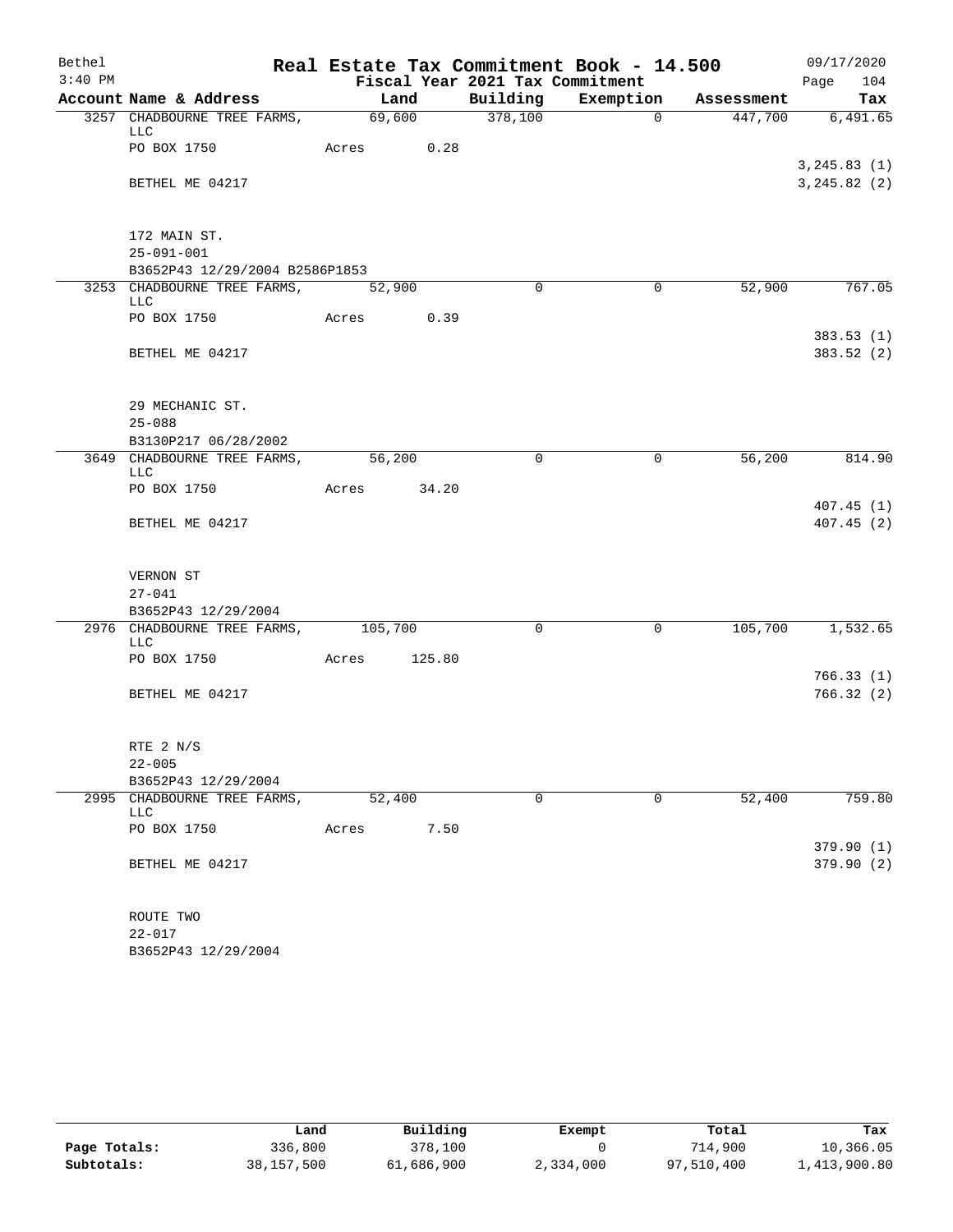Bethel 3:40 PM

# Real Estate Tax Commitment Book - 14.500

## Fiscal Year 2021 Tax Commitment

09/17/2020 Page 104

| Account | Name & Address | Land | Building | Exemption | Assessment | Tax |
|---|---|---|---|---|---|---|
| 3257 | CHADBOURNE TREE FARMS, LLC | 69,600 | 378,100 | 0 | 447,700 | 6,491.65 |
| | PO BOX 1750 | Acres 0.28 | | | | |
| | | | | | | 3,245.83 (1) |
| | BETHEL ME 04217 | | | | | 3,245.82 (2) |
| | 172 MAIN ST. | | | | | |
| | 25-091-001 | | | | | |
| | B3652P43 12/29/2004 B2586P1853 | | | | | |
| 3253 | CHADBOURNE TREE FARMS, LLC | 52,900 | 0 | 0 | 52,900 | 767.05 |
| | PO BOX 1750 | Acres 0.39 | | | | |
| | | | | | | 383.53 (1) |
| | BETHEL ME 04217 | | | | | 383.52 (2) |
| | 29 MECHANIC ST. | | | | | |
| | 25-088 | | | | | |
| | B3130P217 06/28/2002 | | | | | |
| 3649 | CHADBOURNE TREE FARMS, LLC | 56,200 | 0 | 0 | 56,200 | 814.90 |
| | PO BOX 1750 | Acres 34.20 | | | | |
| | | | | | | 407.45 (1) |
| | BETHEL ME 04217 | | | | | 407.45 (2) |
| | VERNON ST | | | | | |
| | 27-041 | | | | | |
| | B3652P43 12/29/2004 | | | | | |
| 2976 | CHADBOURNE TREE FARMS, LLC | 105,700 | 0 | 0 | 105,700 | 1,532.65 |
| | PO BOX 1750 | Acres 125.80 | | | | |
| | | | | | | 766.33 (1) |
| | BETHEL ME 04217 | | | | | 766.32 (2) |
| | RTE 2 N/S | | | | | |
| | 22-005 | | | | | |
| | B3652P43 12/29/2004 | | | | | |
| 2995 | CHADBOURNE TREE FARMS, LLC | 52,400 | 0 | 0 | 52,400 | 759.80 |
| | PO BOX 1750 | Acres 7.50 | | | | |
| | | | | | | 379.90 (1) |
| | BETHEL ME 04217 | | | | | 379.90 (2) |
| | ROUTE TWO | | | | | |
| | 22-017 | | | | | |
| | B3652P43 12/29/2004 | | | | | |

| | Land | Building | Exempt | Total | Tax |
|---|---|---|---|---|---|
| Page Totals: | 336,800 | 378,100 | 0 | 714,900 | 10,366.05 |
| Subtotals: | 38,157,500 | 61,686,900 | 2,334,000 | 97,510,400 | 1,413,900.80 |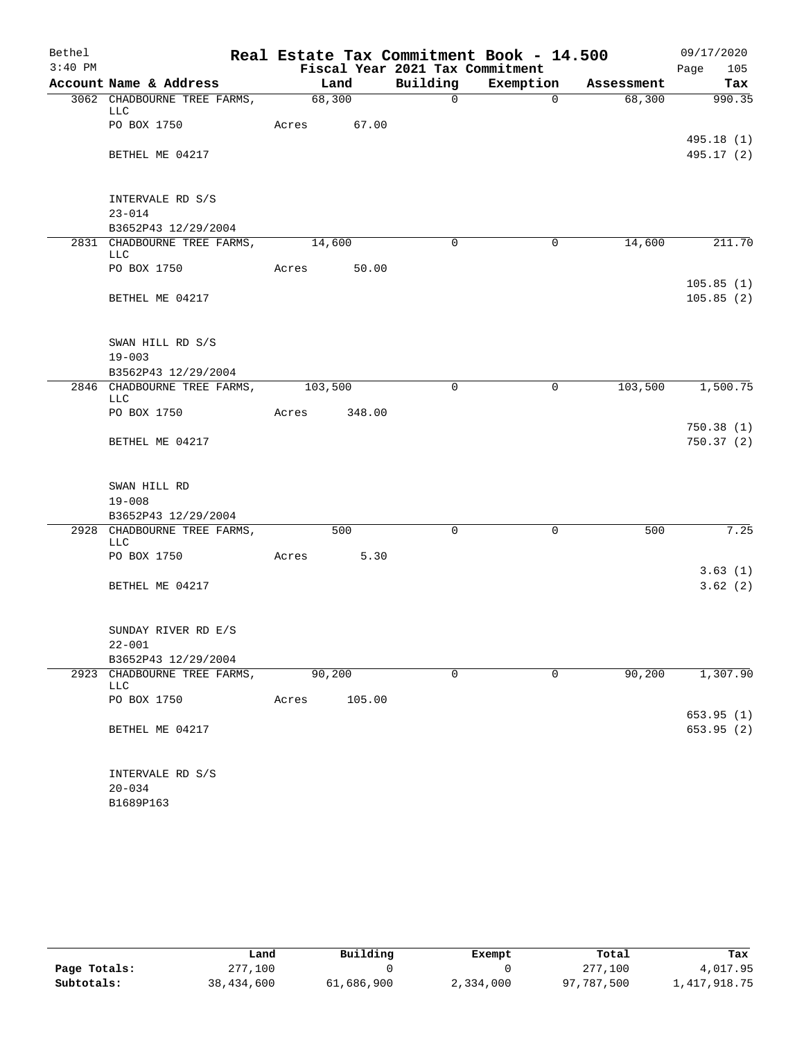Bethel 3:40 PM

# Real Estate Tax Commitment Book - 14.500

Fiscal Year 2021 Tax Commitment

09/17/2020 Page 105

| Account Name & Address | Land | Building | Exemption | Assessment | Tax |
|---|---|---|---|---|---|
| 3062 CHADBOURNE TREE FARMS, LLC | 68,300 | 0 | 0 | 68,300 | 990.35 |
| PO BOX 1750 | Acres 67.00 | | | | |
| | | | | | 495.18 (1) |
| BETHEL ME 04217 | | | | | 495.17 (2) |
| INTERVALE RD S/S | | | | | |
| 23-014 | | | | | |
| B3652P43 12/29/2004 | | | | | |
| 2831 CHADBOURNE TREE FARMS, LLC | 14,600 | 0 | 0 | 14,600 | 211.70 |
| PO BOX 1750 | Acres 50.00 | | | | |
| | | | | | 105.85 (1) |
| BETHEL ME 04217 | | | | | 105.85 (2) |
| SWAN HILL RD S/S | | | | | |
| 19-003 | | | | | |
| B3562P43 12/29/2004 | | | | | |
| 2846 CHADBOURNE TREE FARMS, LLC | 103,500 | 0 | 0 | 103,500 | 1,500.75 |
| PO BOX 1750 | Acres 348.00 | | | | |
| | | | | | 750.38 (1) |
| BETHEL ME 04217 | | | | | 750.37 (2) |
| SWAN HILL RD | | | | | |
| 19-008 | | | | | |
| B3652P43 12/29/2004 | | | | | |
| 2928 CHADBOURNE TREE FARMS, LLC | 500 | 0 | 0 | 500 | 7.25 |
| PO BOX 1750 | Acres 5.30 | | | | |
| | | | | | 3.63 (1) |
| BETHEL ME 04217 | | | | | 3.62 (2) |
| SUNDAY RIVER RD E/S | | | | | |
| 22-001 | | | | | |
| B3652P43 12/29/2004 | | | | | |
| 2923 CHADBOURNE TREE FARMS, LLC | 90,200 | 0 | 0 | 90,200 | 1,307.90 |
| PO BOX 1750 | Acres 105.00 | | | | |
| | | | | | 653.95 (1) |
| BETHEL ME 04217 | | | | | 653.95 (2) |
| INTERVALE RD S/S | | | | | |
| 20-034 | | | | | |
| B1689P163 | | | | | |

| | Land | Building | Exempt | Total | Tax |
|---|---|---|---|---|---|
| Page Totals: | 277,100 | 0 | 0 | 277,100 | 4,017.95 |
| Subtotals: | 38,434,600 | 61,686,900 | 2,334,000 | 97,787,500 | 1,417,918.75 |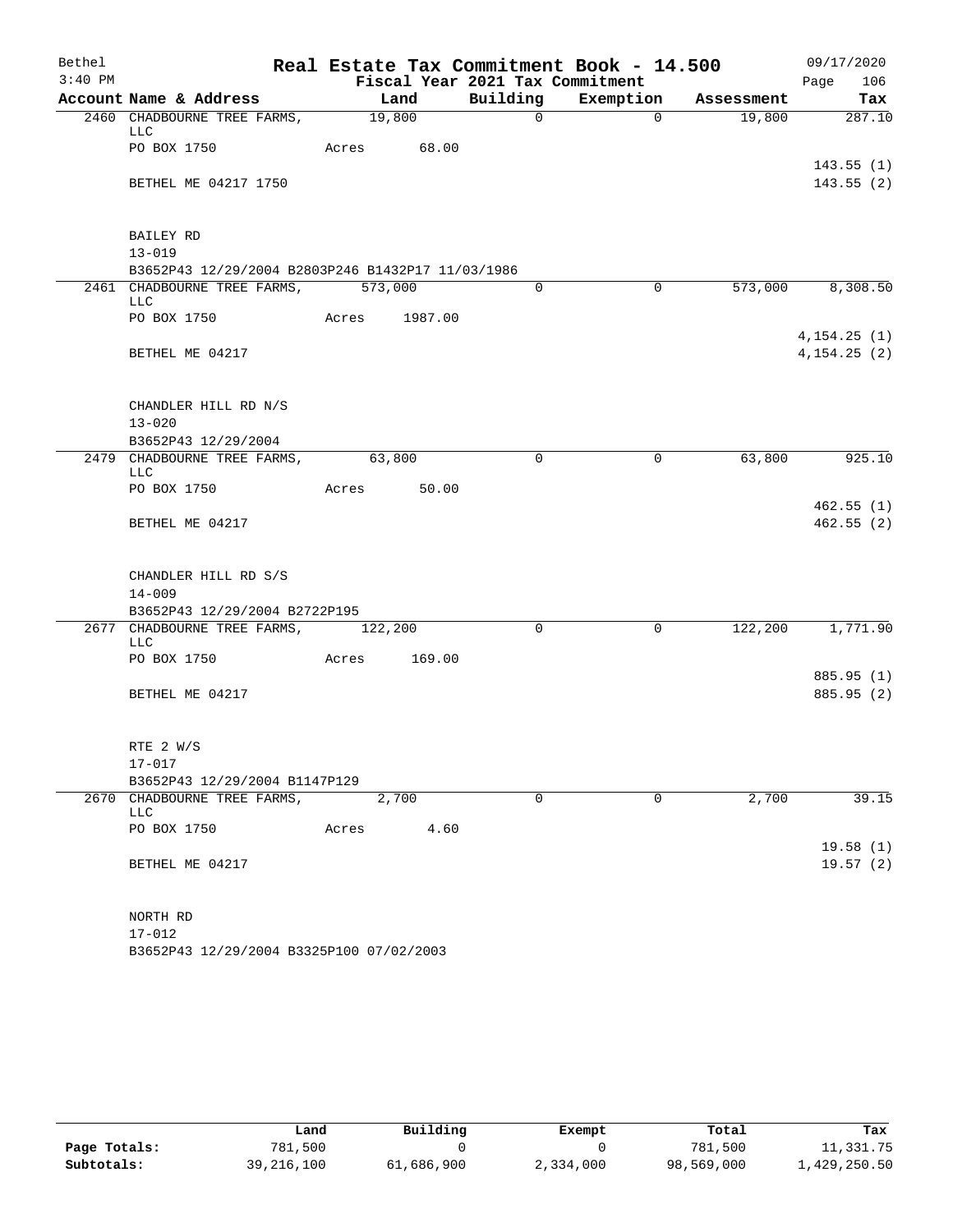# Real Estate Tax Commitment Book - 14.500

Bethel 3:40 PM — Fiscal Year 2021 Tax Commitment — 09/17/2020

| Account Name & Address | Land | Building | Exemption | Assessment | Tax |
|---|---|---|---|---|---|
| 2460 CHADBOURNE TREE FARMS, LLC | 19,800 | 0 | 0 | 19,800 | 287.10 |
| PO BOX 1750 | Acres 68.00 | | | | |
| | | | | | 143.55 (1) |
| BETHEL ME 04217 1750 | | | | | 143.55 (2) |
| BAILEY RD | | | | | |
| 13-019 | | | | | |
| B3652P43 12/29/2004 B2803P246 B1432P17 11/03/1986 | | | | | |
| 2461 CHADBOURNE TREE FARMS, LLC | 573,000 | 0 | 0 | 573,000 | 8,308.50 |
| PO BOX 1750 | Acres 1987.00 | | | | |
| | | | | | 4,154.25 (1) |
| BETHEL ME 04217 | | | | | 4,154.25 (2) |
| CHANDLER HILL RD N/S | | | | | |
| 13-020 | | | | | |
| B3652P43 12/29/2004 | | | | | |
| 2479 CHADBOURNE TREE FARMS, LLC | 63,800 | 0 | 0 | 63,800 | 925.10 |
| PO BOX 1750 | Acres 50.00 | | | | |
| | | | | | 462.55 (1) |
| BETHEL ME 04217 | | | | | 462.55 (2) |
| CHANDLER HILL RD S/S | | | | | |
| 14-009 | | | | | |
| B3652P43 12/29/2004 B2722P195 | | | | | |
| 2677 CHADBOURNE TREE FARMS, LLC | 122,200 | 0 | 0 | 122,200 | 1,771.90 |
| PO BOX 1750 | Acres 169.00 | | | | |
| | | | | | 885.95 (1) |
| BETHEL ME 04217 | | | | | 885.95 (2) |
| RTE 2 W/S | | | | | |
| 17-017 | | | | | |
| B3652P43 12/29/2004 B1147P129 | | | | | |
| 2670 CHADBOURNE TREE FARMS, LLC | 2,700 | 0 | 0 | 2,700 | 39.15 |
| PO BOX 1750 | Acres 4.60 | | | | |
| | | | | | 19.58 (1) |
| BETHEL ME 04217 | | | | | 19.57 (2) |
| NORTH RD | | | | | |
| 17-012 | | | | | |
| B3652P43 12/29/2004 B3325P100 07/02/2003 | | | | | |

| | Land | Building | Exempt | Total | Tax |
|---|---|---|---|---|---|
| Page Totals: | 781,500 | 0 | 0 | 781,500 | 11,331.75 |
| Subtotals: | 39,216,100 | 61,686,900 | 2,334,000 | 98,569,000 | 1,429,250.50 |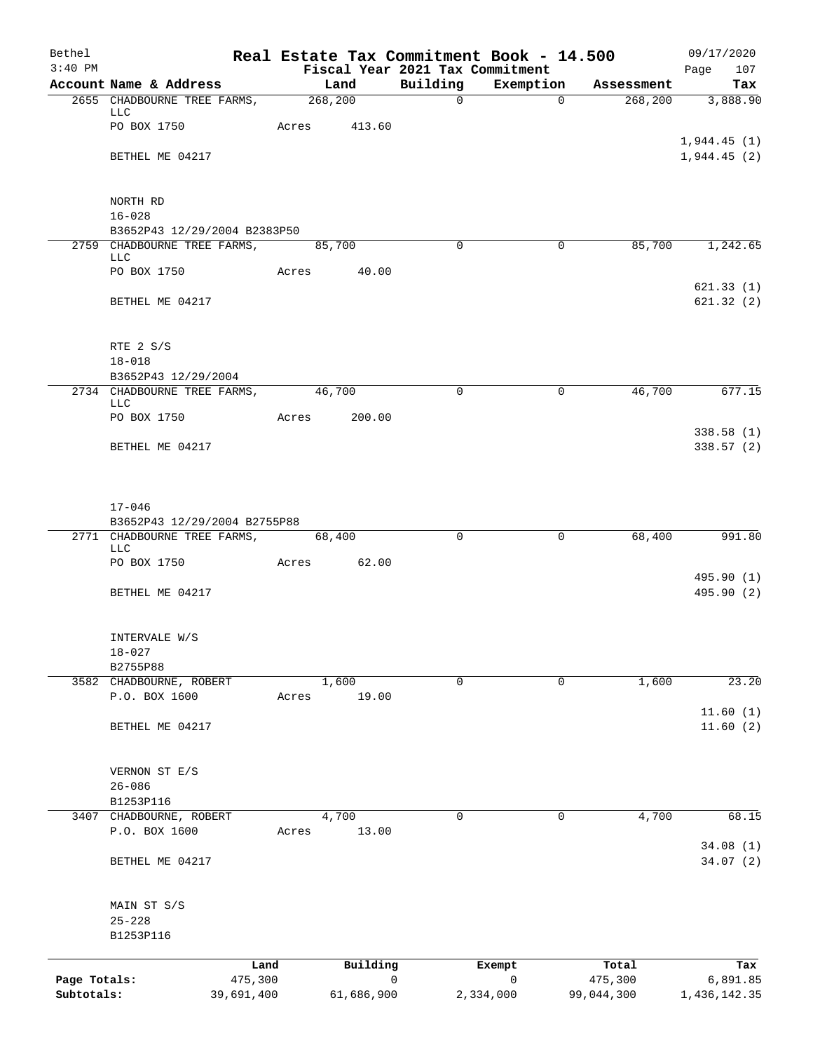# Real Estate Tax Commitment Book - 14.500

Bethel
3:40 PM

Fiscal Year 2021 Tax Commitment

09/17/2020
Page 107

| Account Name & Address | Land | Building | Exemption | Assessment | Tax |
|---|---|---|---|---|---|
| 2655 CHADBOURNE TREE FARMS, LLC | 268,200 | 0 | 0 | 268,200 | 3,888.90 |
| PO BOX 1750 | Acres 413.60 | | | | |
| | | | | | 1,944.45 (1) |
| BETHEL ME 04217 | | | | | 1,944.45 (2) |
| NORTH RD | | | | | |
| 16-028 | | | | | |
| B3652P43 12/29/2004 B2383P50 | | | | | |
| 2759 CHADBOURNE TREE FARMS, LLC | 85,700 | 0 | 0 | 85,700 | 1,242.65 |
| PO BOX 1750 | Acres 40.00 | | | | |
| | | | | | 621.33 (1) |
| BETHEL ME 04217 | | | | | 621.32 (2) |
| RTE 2 S/S | | | | | |
| 18-018 | | | | | |
| B3652P43 12/29/2004 | | | | | |
| 2734 CHADBOURNE TREE FARMS, LLC | 46,700 | 0 | 0 | 46,700 | 677.15 |
| PO BOX 1750 | Acres 200.00 | | | | |
| | | | | | 338.58 (1) |
| BETHEL ME 04217 | | | | | 338.57 (2) |
| 17-046 | | | | | |
| B3652P43 12/29/2004 B2755P88 | | | | | |
| 2771 CHADBOURNE TREE FARMS, LLC | 68,400 | 0 | 0 | 68,400 | 991.80 |
| PO BOX 1750 | Acres 62.00 | | | | |
| | | | | | 495.90 (1) |
| BETHEL ME 04217 | | | | | 495.90 (2) |
| INTERVALE W/S | | | | | |
| 18-027 | | | | | |
| B2755P88 | | | | | |
| 3582 CHADBOURNE, ROBERT | 1,600 | 0 | 0 | 1,600 | 23.20 |
| P.O. BOX 1600 | Acres 19.00 | | | | |
| | | | | | 11.60 (1) |
| BETHEL ME 04217 | | | | | 11.60 (2) |
| VERNON ST E/S | | | | | |
| 26-086 | | | | | |
| B1253P116 | | | | | |
| 3407 CHADBOURNE, ROBERT | 4,700 | 0 | 0 | 4,700 | 68.15 |
| P.O. BOX 1600 | Acres 13.00 | | | | |
| | | | | | 34.08 (1) |
| BETHEL ME 04217 | | | | | 34.07 (2) |
| MAIN ST S/S | | | | | |
| 25-228 | | | | | |
| B1253P116 | | | | | |

| | Land | Building | Exempt | Total | Tax |
|---|---|---|---|---|---|
| Page Totals: | 475,300 | 0 | 0 | 475,300 | 6,891.85 |
| Subtotals: | 39,691,400 | 61,686,900 | 2,334,000 | 99,044,300 | 1,436,142.35 |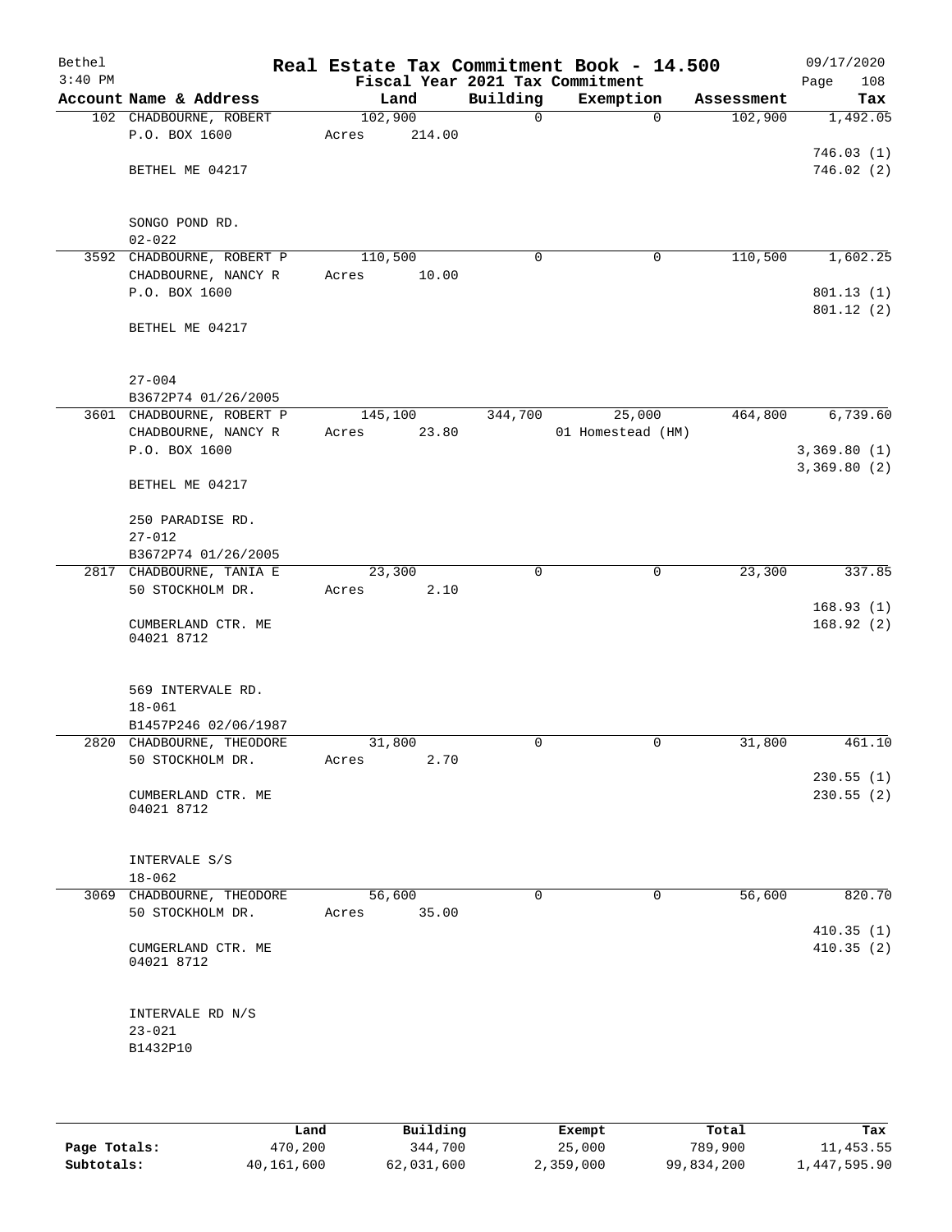# Real Estate Tax Commitment Book - 14.500

Bethel
3:40 PM

Fiscal Year 2021 Tax Commitment

09/17/2020

| Account Name & Address | Land | Building | Exemption | Assessment | Tax |
|---|---|---|---|---|---|
| 102 CHADBOURNE, ROBERT<br>P.O. BOX 1600<br><br>BETHEL ME 04217<br><br>SONGO POND RD.<br>02-022 | 102,900<br>Acres 214.00 | 0 | 0 | 102,900 | 1,492.05<br><br>746.03 (1)<br>746.02 (2) |
| 3592 CHADBOURNE, ROBERT P<br>CHADBOURNE, NANCY R<br>P.O. BOX 1600<br><br>BETHEL ME 04217<br><br>27-004<br>B3672P74 01/26/2005 | 110,500<br>Acres 10.00 | 0 | 0 | 110,500 | 1,602.25<br><br>801.13 (1)<br>801.12 (2) |
| 3601 CHADBOURNE, ROBERT P<br>CHADBOURNE, NANCY R<br>P.O. BOX 1600<br><br>BETHEL ME 04217<br><br>250 PARADISE RD.<br>27-012<br>B3672P74 01/26/2005 | 145,100<br>Acres 23.80 | 344,700 | 25,000<br>01 Homestead (HM) | 464,800 | 6,739.60<br><br>3,369.80 (1)<br>3,369.80 (2) |
| 2817 CHADBOURNE, TANIA E<br>50 STOCKHOLM DR.<br><br>CUMBERLAND CTR. ME<br>04021 8712<br><br>569 INTERVALE RD.<br>18-061<br>B1457P246 02/06/1987 | 23,300<br>Acres 2.10 | 0 | 0 | 23,300 | 337.85<br><br>168.93 (1)<br>168.92 (2) |
| 2820 CHADBOURNE, THEODORE<br>50 STOCKHOLM DR.<br><br>CUMBERLAND CTR. ME<br>04021 8712<br><br>INTERVALE S/S<br>18-062 | 31,800<br>Acres 2.70 | 0 | 0 | 31,800 | 461.10<br><br>230.55 (1)<br>230.55 (2) |
| 3069 CHADBOURNE, THEODORE<br>50 STOCKHOLM DR.<br><br>CUMGERLAND CTR. ME<br>04021 8712<br><br>INTERVALE RD N/S<br>23-021<br>B1432P10 | 56,600<br>Acres 35.00 | 0 | 0 | 56,600 | 820.70<br><br>410.35 (1)<br>410.35 (2) |

| | Land | Building | Exempt | Total | Tax |
|---|---|---|---|---|---|
| **Page Totals:** | 470,200 | 344,700 | 25,000 | 789,900 | 11,453.55 |
| **Subtotals:** | 40,161,600 | 62,031,600 | 2,359,000 | 99,834,200 | 1,447,595.90 |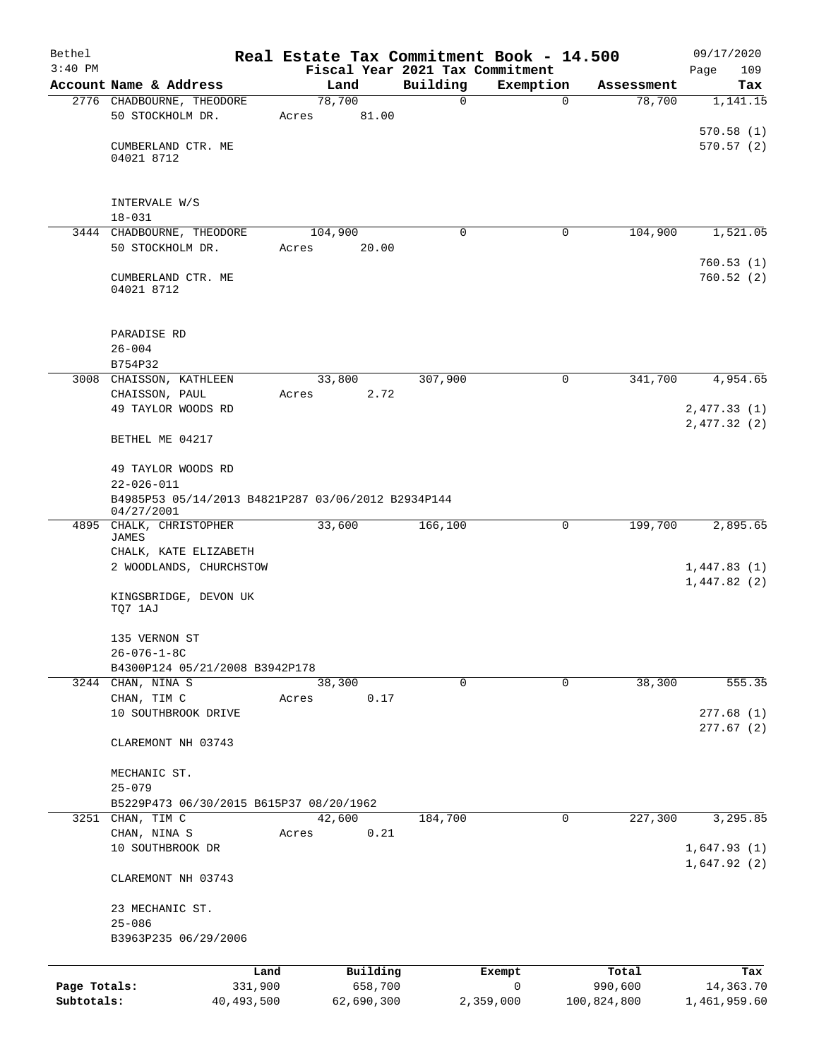Bethel 3:40 PM

**Real Estate Tax Commitment Book - 14.500**
**Fiscal Year 2021 Tax Commitment**

09/17/2020
Page 109

| Account Name & Address | Land | Building | Exemption | Assessment | Tax |
|---|---|---|---|---|---|
| 2776 CHADBOURNE, THEODORE<br>50 STOCKHOLM DR.<br><br>CUMBERLAND CTR. ME<br>04021 8712<br><br>INTERVALE W/S<br>18-031 | 78,700<br>Acres 81.00 | 0 | 0 | 78,700 | 1,141.15<br><br>570.58 (1)<br>570.57 (2) |
| 3444 CHADBOURNE, THEODORE<br>50 STOCKHOLM DR.<br><br>CUMBERLAND CTR. ME<br>04021 8712<br><br>PARADISE RD<br>26-004<br>B754P32 | 104,900<br>Acres 20.00 | 0 | 0 | 104,900 | 1,521.05<br><br>760.53 (1)<br>760.52 (2) |
| 3008 CHAISSON, KATHLEEN<br>CHAISSON, PAUL<br>49 TAYLOR WOODS RD<br><br>BETHEL ME 04217<br><br>49 TAYLOR WOODS RD<br>22-026-011<br>B4985P53 05/14/2013 B4821P287 03/06/2012 B2934P144 04/27/2001 | 33,800<br>Acres 2.72 | 307,900 | 0 | 341,700 | 4,954.65<br><br>2,477.33 (1)<br>2,477.32 (2) |
| 4895 CHALK, CHRISTOPHER JAMES<br>CHALK, KATE ELIZABETH<br>2 WOODLANDS, CHURCHSTOW<br><br>KINGSBRIDGE, DEVON UK<br>TQ7 1AJ<br><br>135 VERNON ST<br>26-076-1-8C<br>B4300P124 05/21/2008 B3942P178 | 33,600 | 166,100 | 0 | 199,700 | 2,895.65<br><br>1,447.83 (1)<br>1,447.82 (2) |
| 3244 CHAN, NINA S<br>CHAN, TIM C<br>10 SOUTHBROOK DRIVE<br><br>CLAREMONT NH 03743<br><br>MECHANIC ST.<br>25-079<br>B5229P473 06/30/2015 B615P37 08/20/1962 | 38,300<br>Acres 0.17 | 0 | 0 | 38,300 | 555.35<br><br>277.68 (1)<br>277.67 (2) |
| 3251 CHAN, TIM C<br>CHAN, NINA S<br>10 SOUTHBROOK DR<br><br>CLAREMONT NH 03743<br><br>23 MECHANIC ST.<br>25-086<br>B3963P235 06/29/2006 | 42,600<br>Acres 0.21 | 184,700 | 0 | 227,300 | 3,295.85<br><br>1,647.93 (1)<br>1,647.92 (2) |

| | Land | Building | Exempt | Total | Tax |
|---|---|---|---|---|---|
| Page Totals: | 331,900 | 658,700 | 0 | 990,600 | 14,363.70 |
| Subtotals: | 40,493,500 | 62,690,300 | 2,359,000 | 100,824,800 | 1,461,959.60 |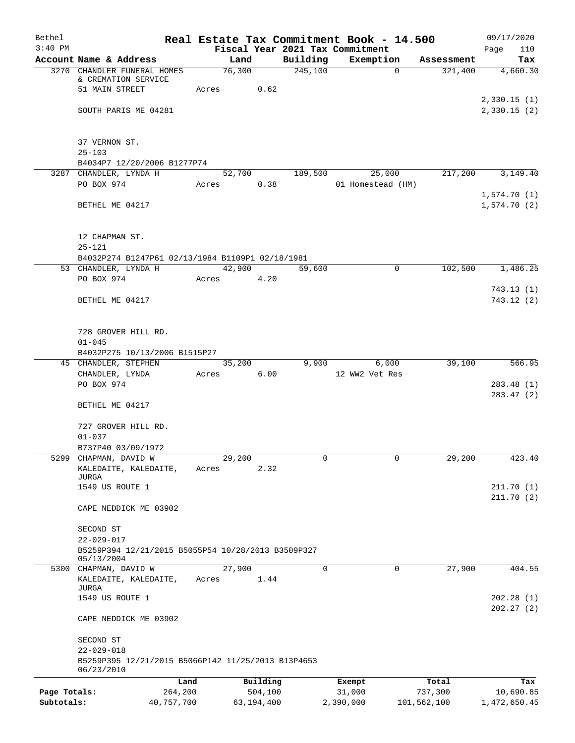# Real Estate Tax Commitment Book - 14.500

Bethel
3:40 PM

Fiscal Year 2021 Tax Commitment

09/17/2020
Page 110

| Account Name & Address | Land | Building | Exemption | Assessment | Tax |
|---|---|---|---|---|---|
| 3270 CHANDLER FUNERAL HOMES & CREMATION SERVICE | 76,300 | 245,100 | 0 | 321,400 | 4,660.30 |
| 51 MAIN STREET | Acres 0.62 | | | | |
| | | | | | 2,330.15 (1) |
| SOUTH PARIS ME 04281 | | | | | 2,330.15 (2) |
| 37 VERNON ST. | | | | | |
| 25-103 | | | | | |
| B4034P7 12/20/2006 B1277P74 | | | | | |
| 3287 CHANDLER, LYNDA H | 52,700 | 189,500 | 25,000 | 217,200 | 3,149.40 |
| PO BOX 974 | Acres 0.38 | | 01 Homestead (HM) | | |
| | | | | | 1,574.70 (1) |
| BETHEL ME 04217 | | | | | 1,574.70 (2) |
| 12 CHAPMAN ST. | | | | | |
| 25-121 | | | | | |
| B4032P274 B1247P61 02/13/1984 B1109P1 02/18/1981 | | | | | |
| 53 CHANDLER, LYNDA H | 42,900 | 59,600 | 0 | 102,500 | 1,486.25 |
| PO BOX 974 | Acres 4.20 | | | | |
| | | | | | 743.13 (1) |
| BETHEL ME 04217 | | | | | 743.12 (2) |
| 728 GROVER HILL RD. | | | | | |
| 01-045 | | | | | |
| B4032P275 10/13/2006 B1515P27 | | | | | |
| 45 CHANDLER, STEPHEN | 35,200 | 9,900 | 6,000 | 39,100 | 566.95 |
| CHANDLER, LYNDA | Acres 6.00 | | 12 WW2 Vet Res | | |
| PO BOX 974 | | | | | 283.48 (1) |
| | | | | | 283.47 (2) |
| BETHEL ME 04217 | | | | | |
| 727 GROVER HILL RD. | | | | | |
| 01-037 | | | | | |
| B737P40 03/09/1972 | | | | | |
| 5299 CHAPMAN, DAVID W | 29,200 | 0 | 0 | 29,200 | 423.40 |
| KALEDAITE, KALEDAITE, JURGA | Acres 2.32 | | | | |
| 1549 US ROUTE 1 | | | | | 211.70 (1) |
| | | | | | 211.70 (2) |
| CAPE NEDDICK ME 03902 | | | | | |
| SECOND ST | | | | | |
| 22-029-017 | | | | | |
| B5259P394 12/21/2015 B5055P54 10/28/2013 B3509P327 05/13/2004 | | | | | |
| 5300 CHAPMAN, DAVID W | 27,900 | 0 | 0 | 27,900 | 404.55 |
| KALEDAITE, KALEDAITE, JURGA | Acres 1.44 | | | | |
| 1549 US ROUTE 1 | | | | | 202.28 (1) |
| | | | | | 202.27 (2) |
| CAPE NEDDICK ME 03902 | | | | | |
| SECOND ST | | | | | |
| 22-029-018 | | | | | |
| B5259P395 12/21/2015 B5066P142 11/25/2013 B13P4653 06/23/2010 | | | | | |

| | Land | Building | Exempt | Total | Tax |
|---|---|---|---|---|---|
| Page Totals: | 264,200 | 504,100 | 31,000 | 737,300 | 10,690.85 |
| Subtotals: | 40,757,700 | 63,194,400 | 2,390,000 | 101,562,100 | 1,472,650.45 |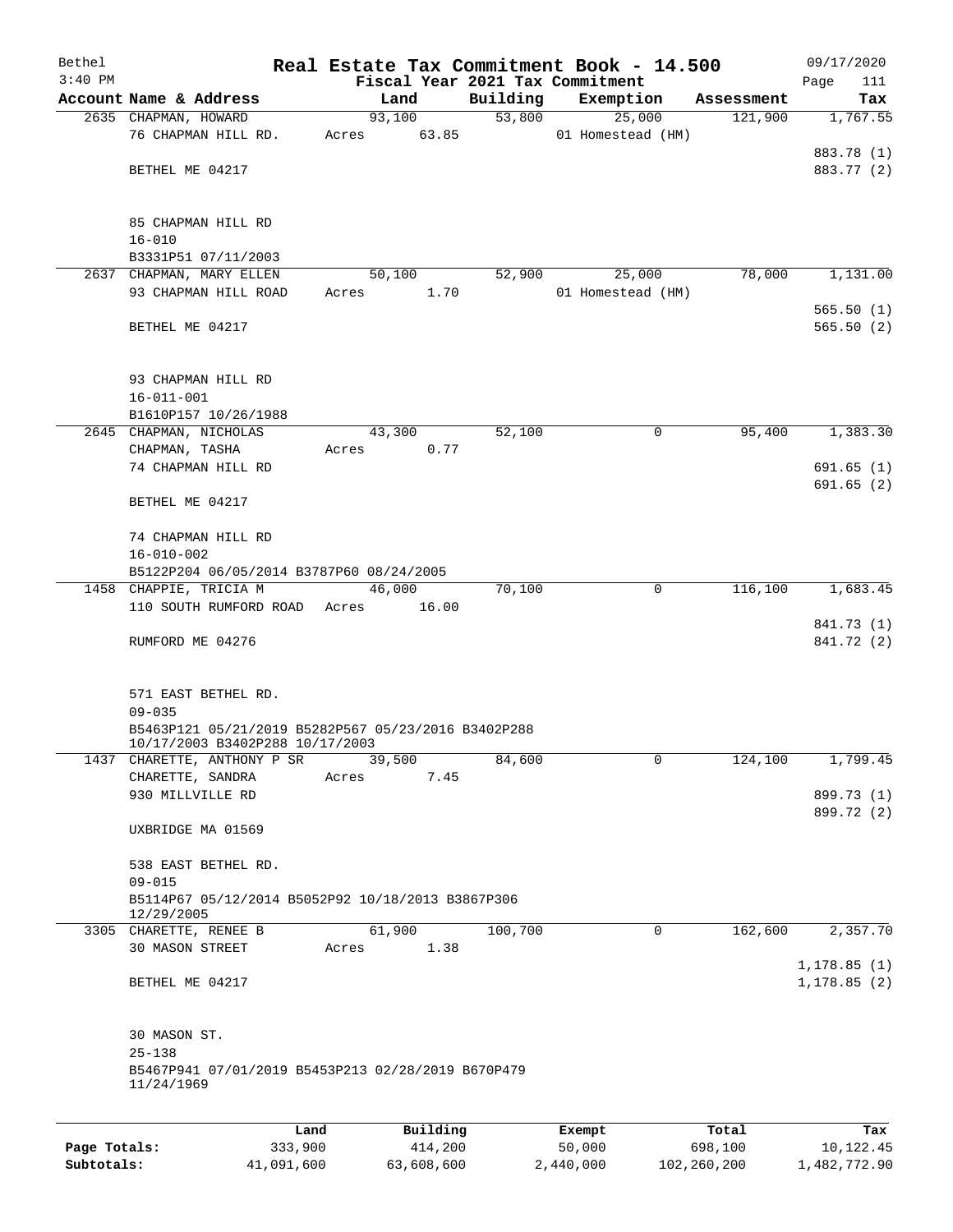Bethel 3:40 PM

# Real Estate Tax Commitment Book - 14.500

Fiscal Year 2021 Tax Commitment

09/17/2020

| Account Name & Address | Land | Building | Exemption | Assessment | Tax |
|---|---|---|---|---|---|
| 2635 CHAPMAN, HOWARD | 93,100 | 53,800 | 25,000 | 121,900 | 1,767.55 |
| 76 CHAPMAN HILL RD. | Acres 63.85 | | 01 Homestead (HM) | | |
| | | | | | 883.78 (1) |
| BETHEL ME 04217 | | | | | 883.77 (2) |
| 85 CHAPMAN HILL RD | | | | | |
| 16-010 | | | | | |
| B3331P51 07/11/2003 | | | | | |
| 2637 CHAPMAN, MARY ELLEN | 50,100 | 52,900 | 25,000 | 78,000 | 1,131.00 |
| 93 CHAPMAN HILL ROAD | Acres 1.70 | | 01 Homestead (HM) | | |
| | | | | | 565.50 (1) |
| BETHEL ME 04217 | | | | | 565.50 (2) |
| 93 CHAPMAN HILL RD | | | | | |
| 16-011-001 | | | | | |
| B1610P157 10/26/1988 | | | | | |
| 2645 CHAPMAN, NICHOLAS | 43,300 | 52,100 | 0 | 95,400 | 1,383.30 |
| CHAPMAN, TASHA | Acres 0.77 | | | | |
| 74 CHAPMAN HILL RD | | | | | 691.65 (1) |
| | | | | | 691.65 (2) |
| BETHEL ME 04217 | | | | | |
| 74 CHAPMAN HILL RD | | | | | |
| 16-010-002 | | | | | |
| B5122P204 06/05/2014 B3787P60 08/24/2005 | | | | | |
| 1458 CHAPPIE, TRICIA M | 46,000 | 70,100 | 0 | 116,100 | 1,683.45 |
| 110 SOUTH RUMFORD ROAD | Acres 16.00 | | | | |
| | | | | | 841.73 (1) |
| RUMFORD ME 04276 | | | | | 841.72 (2) |
| 571 EAST BETHEL RD. | | | | | |
| 09-035 | | | | | |
| B5463P121 05/21/2019 B5282P567 05/23/2016 B3402P288 10/17/2003 B3402P288 10/17/2003 | | | | | |
| 1437 CHARETTE, ANTHONY P SR | 39,500 | 84,600 | 0 | 124,100 | 1,799.45 |
| CHARETTE, SANDRA | Acres 7.45 | | | | |
| 930 MILLVILLE RD | | | | | 899.73 (1) |
| | | | | | 899.72 (2) |
| UXBRIDGE MA 01569 | | | | | |
| 538 EAST BETHEL RD. | | | | | |
| 09-015 | | | | | |
| B5114P67 05/12/2014 B5052P92 10/18/2013 B3867P306 12/29/2005 | | | | | |
| 3305 CHARETTE, RENEE B | 61,900 | 100,700 | 0 | 162,600 | 2,357.70 |
| 30 MASON STREET | Acres 1.38 | | | | |
| | | | | | 1,178.85 (1) |
| BETHEL ME 04217 | | | | | 1,178.85 (2) |
| 30 MASON ST. | | | | | |
| 25-138 | | | | | |
| B5467P941 07/01/2019 B5453P213 02/28/2019 B670P479 11/24/1969 | | | | | |

| | Land | Building | Exempt | Total | Tax |
|---|---|---|---|---|---|
| Page Totals: | 333,900 | 414,200 | 50,000 | 698,100 | 10,122.45 |
| Subtotals: | 41,091,600 | 63,608,600 | 2,440,000 | 102,260,200 | 1,482,772.90 |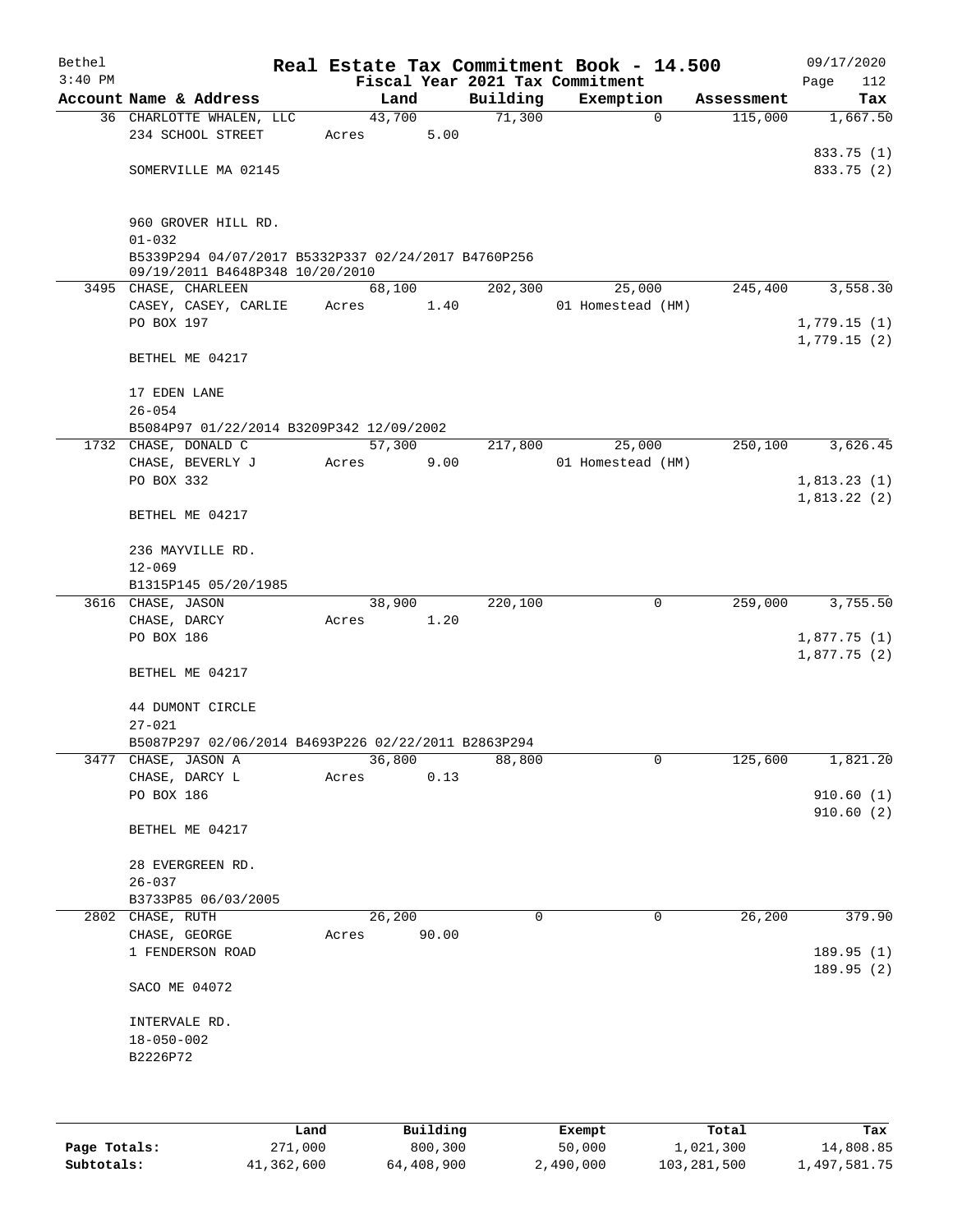Bethel
3:40 PM

# Real Estate Tax Commitment Book - 14.500

Fiscal Year 2021 Tax Commitment

09/17/2020
Page 112

| Account Name & Address | Land | Building | Exemption | Assessment | Tax |
|---|---|---|---|---|---|
| 36 CHARLOTTE WHALEN, LLC | 43,700 | 71,300 | 0 | 115,000 | 1,667.50 |
| 234 SCHOOL STREET | Acres 5.00 | | | | |
| | | | | | 833.75 (1) |
| SOMERVILLE MA 02145 | | | | | 833.75 (2) |
| 960 GROVER HILL RD. | | | | | |
| 01-032 | | | | | |
| B5339P294 04/07/2017 B5332P337 02/24/2017 B4760P256 09/19/2011 B4648P348 10/20/2010 | | | | | |
| 3495 CHASE, CHARLEEN | 68,100 | 202,300 | 25,000 | 245,400 | 3,558.30 |
| CASEY, CASEY, CARLIE | Acres 1.40 | | 01 Homestead (HM) | | |
| PO BOX 197 | | | | | 1,779.15 (1) |
| | | | | | 1,779.15 (2) |
| BETHEL ME 04217 | | | | | |
| 17 EDEN LANE | | | | | |
| 26-054 | | | | | |
| B5084P97 01/22/2014 B3209P342 12/09/2002 | | | | | |
| 1732 CHASE, DONALD C | 57,300 | 217,800 | 25,000 | 250,100 | 3,626.45 |
| CHASE, BEVERLY J | Acres 9.00 | | 01 Homestead (HM) | | |
| PO BOX 332 | | | | | 1,813.23 (1) |
| | | | | | 1,813.22 (2) |
| BETHEL ME 04217 | | | | | |
| 236 MAYVILLE RD. | | | | | |
| 12-069 | | | | | |
| B1315P145 05/20/1985 | | | | | |
| 3616 CHASE, JASON | 38,900 | 220,100 | 0 | 259,000 | 3,755.50 |
| CHASE, DARCY | Acres 1.20 | | | | |
| PO BOX 186 | | | | | 1,877.75 (1) |
| | | | | | 1,877.75 (2) |
| BETHEL ME 04217 | | | | | |
| 44 DUMONT CIRCLE | | | | | |
| 27-021 | | | | | |
| B5087P297 02/06/2014 B4693P226 02/22/2011 B2863P294 | | | | | |
| 3477 CHASE, JASON A | 36,800 | 88,800 | 0 | 125,600 | 1,821.20 |
| CHASE, DARCY L | Acres 0.13 | | | | |
| PO BOX 186 | | | | | 910.60 (1) |
| | | | | | 910.60 (2) |
| BETHEL ME 04217 | | | | | |
| 28 EVERGREEN RD. | | | | | |
| 26-037 | | | | | |
| B3733P85 06/03/2005 | | | | | |
| 2802 CHASE, RUTH | 26,200 | 0 | 0 | 26,200 | 379.90 |
| CHASE, GEORGE | Acres 90.00 | | | | |
| 1 FENDERSON ROAD | | | | | 189.95 (1) |
| | | | | | 189.95 (2) |
| SACO ME 04072 | | | | | |
| INTERVALE RD. | | | | | |
| 18-050-002 | | | | | |
| B2226P72 | | | | | |

| | Land | Building | Exempt | Total | Tax |
|---|---|---|---|---|---|
| Page Totals: | 271,000 | 800,300 | 50,000 | 1,021,300 | 14,808.85 |
| Subtotals: | 41,362,600 | 64,408,900 | 2,490,000 | 103,281,500 | 1,497,581.75 |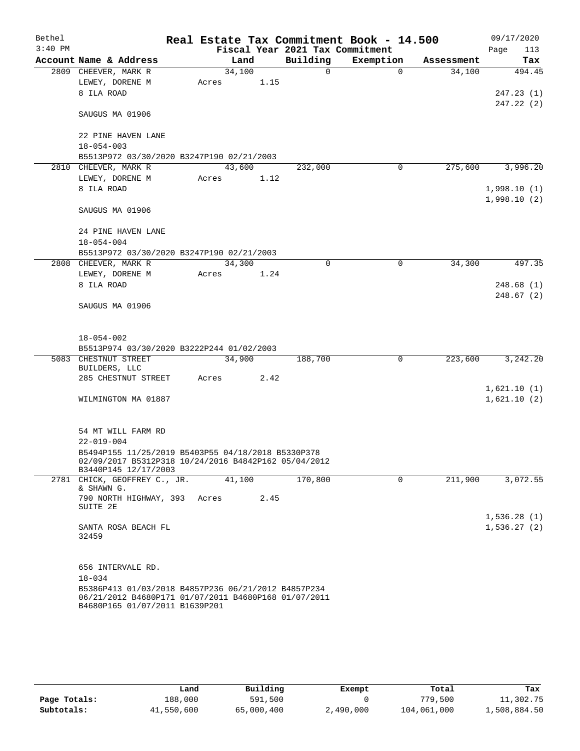# Real Estate Tax Commitment Book - 14.500

Bethel
3:40 PM

Fiscal Year 2021 Tax Commitment

09/17/2020
Page 113

| Account Name & Address | Land | Building | Exemption | Assessment | Tax |
|---|---|---|---|---|---|
| 2809 CHEEVER, MARK R<br>LEWEY, DORENE M<br>8 ILA ROAD<br><br>SAUGUS MA 01906<br><br>22 PINE HAVEN LANE<br>18-054-003<br>B5513P972 03/30/2020 B3247P190 02/21/2003 | 34,100<br>Acres 1.15 | 0 | 0 | 34,100 | 494.45<br><br>247.23 (1)<br>247.22 (2) |
| 2810 CHEEVER, MARK R<br>LEWEY, DORENE M<br>8 ILA ROAD<br><br>SAUGUS MA 01906<br><br>24 PINE HAVEN LANE<br>18-054-004<br>B5513P972 03/30/2020 B3247P190 02/21/2003 | 43,600<br>Acres 1.12 | 232,000 | 0 | 275,600 | 3,996.20<br><br>1,998.10 (1)<br>1,998.10 (2) |
| 2808 CHEEVER, MARK R<br>LEWEY, DORENE M<br>8 ILA ROAD<br><br>SAUGUS MA 01906<br><br>18-054-002<br>B5513P974 03/30/2020 B3222P244 01/02/2003 | 34,300<br>Acres 1.24 | 0 | 0 | 34,300 | 497.35<br><br>248.68 (1)<br>248.67 (2) |
| 5083 CHESTNUT STREET BUILDERS, LLC<br>285 CHESTNUT STREET<br><br>WILMINGTON MA 01887<br><br>54 MT WILL FARM RD<br>22-019-004<br>B5494P155 11/25/2019 B5403P55 04/18/2018 B5330P378 02/09/2017 B5312P318 10/24/2016 B4842P162 05/04/2012 B3440P145 12/17/2003 | 34,900<br>Acres 2.42 | 188,700 | 0 | 223,600 | 3,242.20<br><br>1,621.10 (1)<br>1,621.10 (2) |
| 2781 CHICK, GEOFFREY C., JR. & SHAWN G.<br>790 NORTH HIGHWAY, 393 SUITE 2E<br><br>SANTA ROSA BEACH FL 32459<br><br>656 INTERVALE RD.<br>18-034<br>B5386P413 01/03/2018 B4857P236 06/21/2012 B4857P234 06/21/2012 B4680P171 01/07/2011 B4680P168 01/07/2011 B4680P165 01/07/2011 B1639P201 | 41,100<br>Acres 2.45 | 170,800 | 0 | 211,900 | 3,072.55<br><br>1,536.28 (1)<br>1,536.27 (2) |

| | Land | Building | Exempt | Total | Tax |
|---|---|---|---|---|---|
| Page Totals: | 188,000 | 591,500 | 0 | 779,500 | 11,302.75 |
| Subtotals: | 41,550,600 | 65,000,400 | 2,490,000 | 104,061,000 | 1,508,884.50 |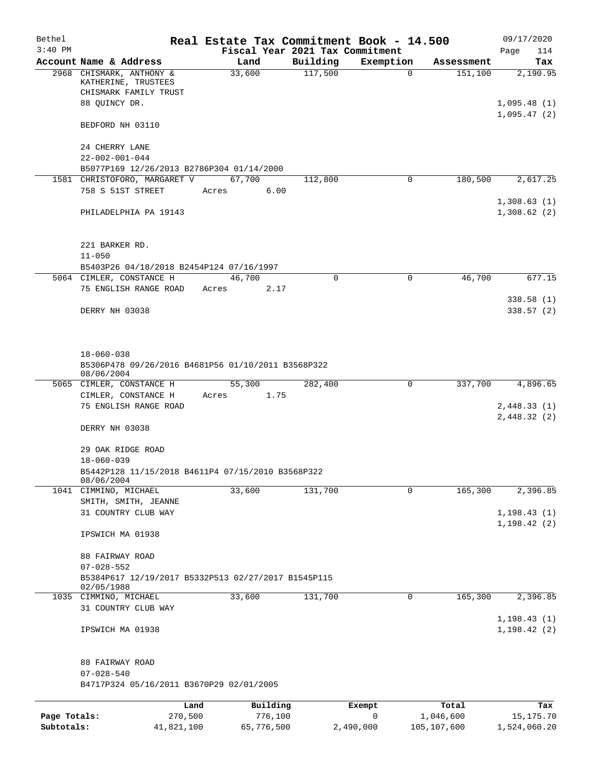# Real Estate Tax Commitment Book - 14.500

Bethel 09/17/2020
3:40 PM

Fiscal Year 2021 Tax Commitment

| Account Name & Address | Land | Building | Exemption | Assessment | Tax |
|---|---|---|---|---|---|
| 2968 CHISMARK, ANTHONY & KATHERINE, TRUSTEES CHISMARK FAMILY TRUST 88 QUINCY DR. BEDFORD NH 03110 | 33,600 | 117,500 | 0 | 151,100 | 2,190.95 |
| | | | | | 1,095.48 (1) |
| | | | | | 1,095.47 (2) |
| 24 CHERRY LANE 22-002-001-044 B5077P169 12/26/2013 B2786P304 01/14/2000 | | | | | |
| 1581 CHRISTOFORO, MARGARET V 758 S 51ST STREET PHILADELPHIA PA 19143 | 67,700 Acres 6.00 | 112,800 | 0 | 180,500 | 2,617.25 |
| | | | | | 1,308.63 (1) |
| | | | | | 1,308.62 (2) |
| 221 BARKER RD. 11-050 B5403P26 04/18/2018 B2454P124 07/16/1997 | | | | | |
| 5064 CIMLER, CONSTANCE H 75 ENGLISH RANGE ROAD DERRY NH 03038 | 46,700 Acres 2.17 | 0 | 0 | 46,700 | 677.15 |
| | | | | | 338.58 (1) |
| | | | | | 338.57 (2) |
| 18-060-038 B5306P478 09/26/2016 B4681P56 01/10/2011 B3568P322 08/06/2004 | | | | | |
| 5065 CIMLER, CONSTANCE H CIMLER, CONSTANCE H 75 ENGLISH RANGE ROAD DERRY NH 03038 | 55,300 Acres 1.75 | 282,400 | 0 | 337,700 | 4,896.65 |
| | | | | | 2,448.33 (1) |
| | | | | | 2,448.32 (2) |
| 29 OAK RIDGE ROAD 18-060-039 B5442P128 11/15/2018 B4611P4 07/15/2010 B3568P322 08/06/2004 | | | | | |
| 1041 CIMMINO, MICHAEL SMITH, SMITH, JEANNE 31 COUNTRY CLUB WAY IPSWICH MA 01938 | 33,600 | 131,700 | 0 | 165,300 | 2,396.85 |
| | | | | | 1,198.43 (1) |
| | | | | | 1,198.42 (2) |
| 88 FAIRWAY ROAD 07-028-552 B5384P617 12/19/2017 B5332P513 02/27/2017 B1545P115 02/05/1988 | | | | | |
| 1035 CIMMINO, MICHAEL 31 COUNTRY CLUB WAY IPSWICH MA 01938 | 33,600 | 131,700 | 0 | 165,300 | 2,396.85 |
| | | | | | 1,198.43 (1) |
| | | | | | 1,198.42 (2) |
| 88 FAIRWAY ROAD 07-028-540 B4717P324 05/16/2011 B3670P29 02/01/2005 | | | | | |

| | Land | Building | Exempt | Total | Tax |
|---|---|---|---|---|---|
| Page Totals: | 270,500 | 776,100 | 0 | 1,046,600 | 15,175.70 |
| Subtotals: | 41,821,100 | 65,776,500 | 2,490,000 | 105,107,600 | 1,524,060.20 |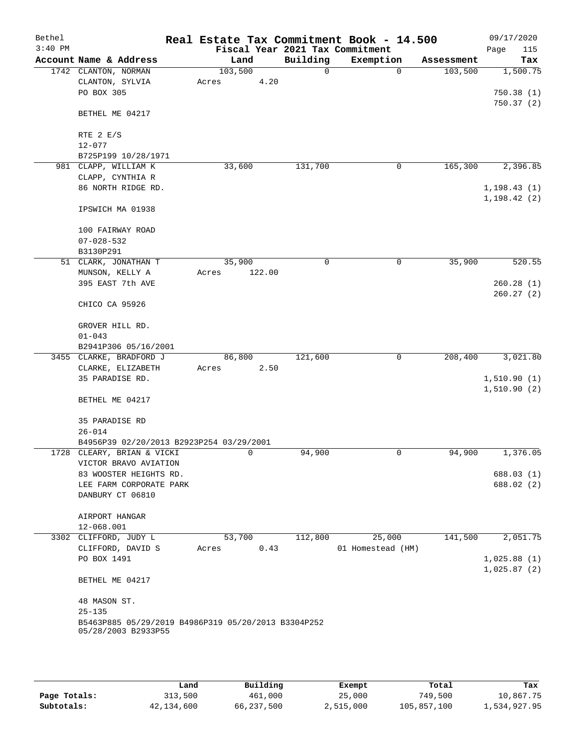# Real Estate Tax Commitment Book - 14.500

Bethel
3:40 PM

Fiscal Year 2021 Tax Commitment

09/17/2020
Page 115

| Account Name & Address | Land | Building | Exemption | Assessment | Tax |
|---|---|---|---|---|---|
| 1742 CLANTON, NORMAN | 103,500 | 0 | 0 | 103,500 | 1,500.75 |
| CLANTON, SYLVIA | Acres 4.20 | | | | |
| PO BOX 305 | | | | | 750.38 (1) |
| | | | | | 750.37 (2) |
| BETHEL ME 04217 | | | | | |
| RTE 2 E/S | | | | | |
| 12-077 | | | | | |
| B725P199 10/28/1971 | | | | | |
| 981 CLAPP, WILLIAM K | 33,600 | 131,700 | 0 | 165,300 | 2,396.85 |
| CLAPP, CYNTHIA R | | | | | |
| 86 NORTH RIDGE RD. | | | | | 1,198.43 (1) |
| | | | | | 1,198.42 (2) |
| IPSWICH MA 01938 | | | | | |
| 100 FAIRWAY ROAD | | | | | |
| 07-028-532 | | | | | |
| B3130P291 | | | | | |
| 51 CLARK, JONATHAN T | 35,900 | 0 | 0 | 35,900 | 520.55 |
| MUNSON, KELLY A | Acres 122.00 | | | | |
| 395 EAST 7th AVE | | | | | 260.28 (1) |
| | | | | | 260.27 (2) |
| CHICO CA 95926 | | | | | |
| GROVER HILL RD. | | | | | |
| 01-043 | | | | | |
| B2941P306 05/16/2001 | | | | | |
| 3455 CLARKE, BRADFORD J | 86,800 | 121,600 | 0 | 208,400 | 3,021.80 |
| CLARKE, ELIZABETH | Acres 2.50 | | | | |
| 35 PARADISE RD. | | | | | 1,510.90 (1) |
| | | | | | 1,510.90 (2) |
| BETHEL ME 04217 | | | | | |
| 35 PARADISE RD | | | | | |
| 26-014 | | | | | |
| B4956P39 02/20/2013 B2923P254 03/29/2001 | | | | | |
| 1728 CLEARY, BRIAN & VICKI | 0 | 94,900 | 0 | 94,900 | 1,376.05 |
| VICTOR BRAVO AVIATION | | | | | |
| 83 WOOSTER HEIGHTS RD. | | | | | 688.03 (1) |
| LEE FARM CORPORATE PARK | | | | | 688.02 (2) |
| DANBURY CT 06810 | | | | | |
| AIRPORT HANGAR | | | | | |
| 12-068.001 | | | | | |
| 3302 CLIFFORD, JUDY L | 53,700 | 112,800 | 25,000 | 141,500 | 2,051.75 |
| CLIFFORD, DAVID S | Acres 0.43 | | 01 Homestead (HM) | | |
| PO BOX 1491 | | | | | 1,025.88 (1) |
| | | | | | 1,025.87 (2) |
| BETHEL ME 04217 | | | | | |
| 48 MASON ST. | | | | | |
| 25-135 | | | | | |
| B5463P885 05/29/2019 B4986P319 05/20/2013 B3304P252 05/28/2003 B2933P55 | | | | | |

| | Land | Building | Exempt | Total | Tax |
|---|---|---|---|---|---|
| Page Totals: | 313,500 | 461,000 | 25,000 | 749,500 | 10,867.75 |
| Subtotals: | 42,134,600 | 66,237,500 | 2,515,000 | 105,857,100 | 1,534,927.95 |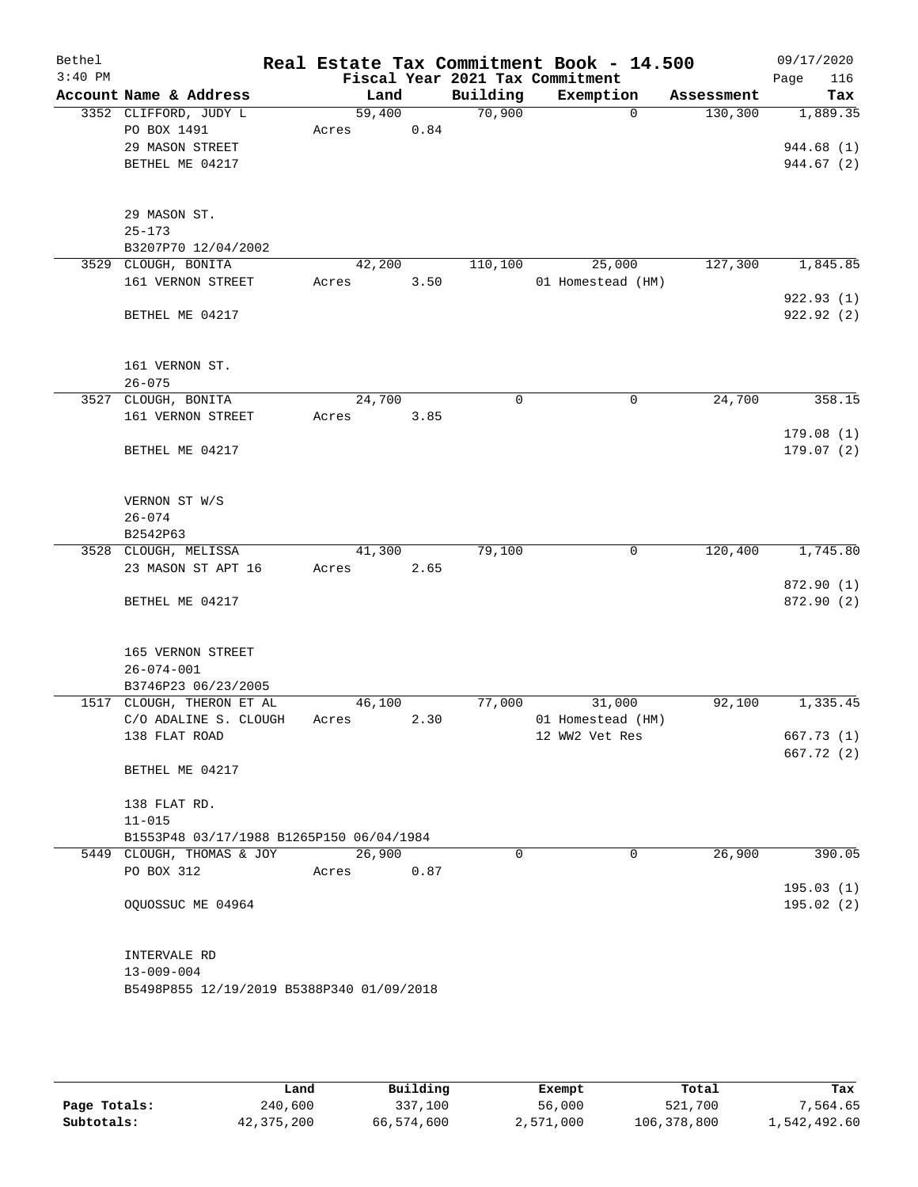# Real Estate Tax Commitment Book - 14.500

Bethel 3:40 PM — Fiscal Year 2021 Tax Commitment — 09/17/2020

| Account Name & Address | Land | Building | Exemption | Assessment | Tax |
|---|---|---|---|---|---|
| 3352 CLIFFORD, JUDY L | 59,400 | 70,900 | 0 | 130,300 | 1,889.35 |
| PO BOX 1491 | Acres 0.84 | | | | |
| 29 MASON STREET | | | | | 944.68 (1) |
| BETHEL ME 04217 | | | | | 944.67 (2) |
| 29 MASON ST. | | | | | |
| 25-173 | | | | | |
| B3207P70 12/04/2002 | | | | | |
| 3529 CLOUGH, BONITA | 42,200 | 110,100 | 25,000 | 127,300 | 1,845.85 |
| 161 VERNON STREET | Acres 3.50 | | 01 Homestead (HM) | | |
| | | | | | 922.93 (1) |
| BETHEL ME 04217 | | | | | 922.92 (2) |
| 161 VERNON ST. | | | | | |
| 26-075 | | | | | |
| 3527 CLOUGH, BONITA | 24,700 | 0 | 0 | 24,700 | 358.15 |
| 161 VERNON STREET | Acres 3.85 | | | | |
| | | | | | 179.08 (1) |
| BETHEL ME 04217 | | | | | 179.07 (2) |
| VERNON ST W/S | | | | | |
| 26-074 | | | | | |
| B2542P63 | | | | | |
| 3528 CLOUGH, MELISSA | 41,300 | 79,100 | 0 | 120,400 | 1,745.80 |
| 23 MASON ST APT 16 | Acres 2.65 | | | | |
| | | | | | 872.90 (1) |
| BETHEL ME 04217 | | | | | 872.90 (2) |
| 165 VERNON STREET | | | | | |
| 26-074-001 | | | | | |
| B3746P23 06/23/2005 | | | | | |
| 1517 CLOUGH, THERON ET AL | 46,100 | 77,000 | 31,000 | 92,100 | 1,335.45 |
| C/O ADALINE S. CLOUGH | Acres 2.30 | | 01 Homestead (HM) | | |
| 138 FLAT ROAD | | | 12 WW2 Vet Res | | 667.73 (1) |
| | | | | | 667.72 (2) |
| BETHEL ME 04217 | | | | | |
| 138 FLAT RD. | | | | | |
| 11-015 | | | | | |
| B1553P48 03/17/1988 B1265P150 06/04/1984 | | | | | |
| 5449 CLOUGH, THOMAS & JOY | 26,900 | 0 | 0 | 26,900 | 390.05 |
| PO BOX 312 | Acres 0.87 | | | | |
| | | | | | 195.03 (1) |
| OQUOSSUC ME 04964 | | | | | 195.02 (2) |
| INTERVALE RD | | | | | |
| 13-009-004 | | | | | |
| B5498P855 12/19/2019 B5388P340 01/09/2018 | | | | | |

| | Land | Building | Exempt | Total | Tax |
|---|---|---|---|---|---|
| Page Totals: | 240,600 | 337,100 | 56,000 | 521,700 | 7,564.65 |
| Subtotals: | 42,375,200 | 66,574,600 | 2,571,000 | 106,378,800 | 1,542,492.60 |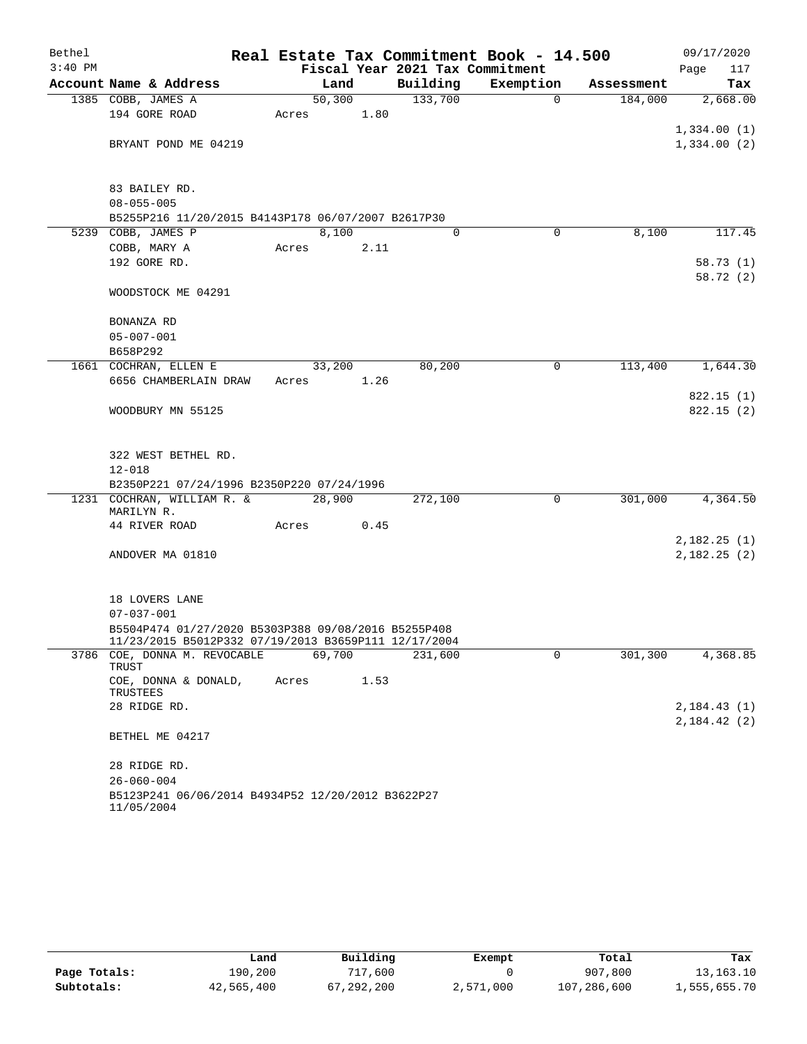# Real Estate Tax Commitment Book - 14.500

Bethel, 3:40 PM — 09/17/2020

Fiscal Year 2021 Tax Commitment

| Account Name & Address | Land | Building | Exemption | Assessment | Tax |
|---|---|---|---|---|---|
| 1385 COBB, JAMES A<br>194 GORE ROAD<br>BRYANT POND ME 04219<br><br>83 BAILEY RD.<br>08-055-005<br>B5255P216 11/20/2015 B4143P178 06/07/2007 B2617P30 | 50,300<br>Acres 1.80 | 133,700 | 0 | 184,000 | 2,668.00<br>1,334.00 (1)<br>1,334.00 (2) |
| 5239 COBB, JAMES P<br>COBB, MARY A<br>192 GORE RD.<br>WOODSTOCK ME 04291<br><br>BONANZA RD<br>05-007-001<br>B658P292 | 8,100<br>Acres 2.11 | 0 | 0 | 8,100 | 117.45<br>58.73 (1)<br>58.72 (2) |
| 1661 COCHRAN, ELLEN E<br>6656 CHAMBERLAIN DRAW<br>WOODBURY MN 55125<br><br>322 WEST BETHEL RD.<br>12-018<br>B2350P221 07/24/1996 B2350P220 07/24/1996 | 33,200<br>Acres 1.26 | 80,200 | 0 | 113,400 | 1,644.30<br>822.15 (1)<br>822.15 (2) |
| 1231 COCHRAN, WILLIAM R. & MARILYN R.<br>44 RIVER ROAD<br>ANDOVER MA 01810<br><br>18 LOVERS LANE<br>07-037-001<br>B5504P474 01/27/2020 B5303P388 09/08/2016 B5255P408 11/23/2015 B5012P332 07/19/2013 B3659P111 12/17/2004 | 28,900<br>Acres 0.45 | 272,100 | 0 | 301,000 | 4,364.50<br>2,182.25 (1)<br>2,182.25 (2) |
| 3786 COE, DONNA M. REVOCABLE TRUST<br>COE, DONNA & DONALD, TRUSTEES<br>28 RIDGE RD.<br>BETHEL ME 04217<br><br>28 RIDGE RD.<br>26-060-004<br>B5123P241 06/06/2014 B4934P52 12/20/2012 B3622P27 11/05/2004 | 69,700<br>Acres 1.53 | 231,600 | 0 | 301,300 | 4,368.85<br>2,184.43 (1)<br>2,184.42 (2) |

| | Land | Building | Exempt | Total | Tax |
|---|---|---|---|---|---|
| Page Totals: | 190,200 | 717,600 | 0 | 907,800 | 13,163.10 |
| Subtotals: | 42,565,400 | 67,292,200 | 2,571,000 | 107,286,600 | 1,555,655.70 |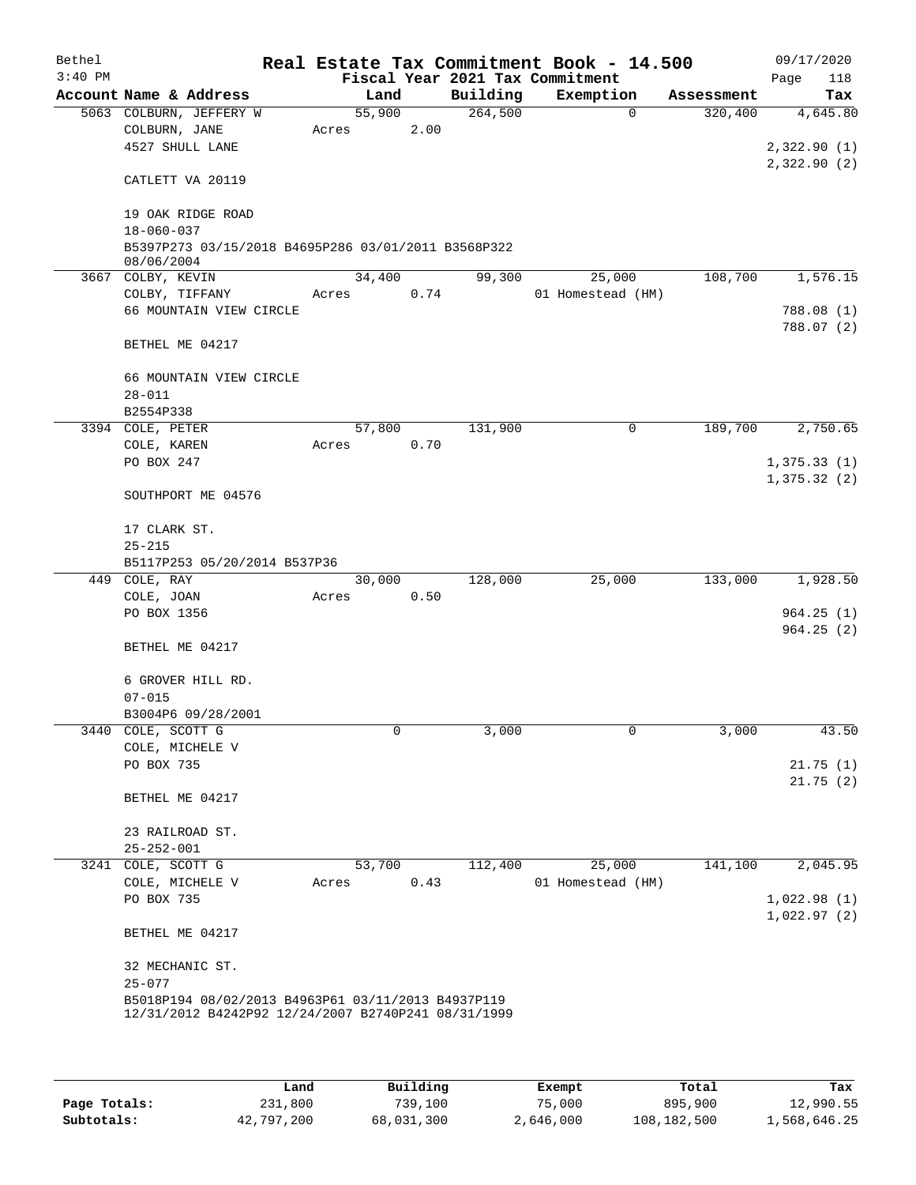# Real Estate Tax Commitment Book - 14.500

Bethel 3:40 PM — 09/17/2020

Fiscal Year 2021 Tax Commitment

| Account | Name & Address | Land | Building | Exemption | Assessment | Tax |
|---|---|---|---|---|---|---|
| 5063 | COLBURN, JEFFERY W<br>COLBURN, JANE<br>4527 SHULL LANE<br><br>CATLETT VA 20119<br><br>19 OAK RIDGE ROAD<br>18-060-037<br>B5397P273 03/15/2018 B4695P286 03/01/2011 B3568P322 08/06/2004 | 55,900<br>Acres 2.00 | 264,500 | 0 | 320,400 | 4,645.80<br><br>2,322.90 (1)<br>2,322.90 (2) |
| 3667 | COLBY, KEVIN<br>COLBY, TIFFANY<br>66 MOUNTAIN VIEW CIRCLE<br><br>BETHEL ME 04217<br><br>66 MOUNTAIN VIEW CIRCLE<br>28-011<br>B2554P338 | 34,400<br>Acres 0.74 | 99,300 | 25,000<br>01 Homestead (HM) | 108,700 | 1,576.15<br><br>788.08 (1)<br>788.07 (2) |
| 3394 | COLE, PETER<br>COLE, KAREN<br>PO BOX 247<br><br>SOUTHPORT ME 04576<br><br>17 CLARK ST.<br>25-215<br>B5117P253 05/20/2014 B537P36 | 57,800<br>Acres 0.70 | 131,900 | 0 | 189,700 | 2,750.65<br><br>1,375.33 (1)<br>1,375.32 (2) |
| 449 | COLE, RAY<br>COLE, JOAN<br>PO BOX 1356<br><br>BETHEL ME 04217<br><br>6 GROVER HILL RD.<br>07-015<br>B3004P6 09/28/2001 | 30,000<br>Acres 0.50 | 128,000 | 25,000 | 133,000 | 1,928.50<br><br>964.25 (1)<br>964.25 (2) |
| 3440 | COLE, SCOTT G<br>COLE, MICHELE V<br>PO BOX 735<br><br>BETHEL ME 04217<br><br>23 RAILROAD ST.<br>25-252-001 | 0 | 3,000 | 0 | 3,000 | 43.50<br><br>21.75 (1)<br>21.75 (2) |
| 3241 | COLE, SCOTT G<br>COLE, MICHELE V<br>PO BOX 735<br><br>BETHEL ME 04217<br><br>32 MECHANIC ST.<br>25-077<br>B5018P194 08/02/2013 B4963P61 03/11/2013 B4937P119 12/31/2012 B4242P92 12/24/2007 B2740P241 08/31/1999 | 53,700<br>Acres 0.43 | 112,400 | 25,000<br>01 Homestead (HM) | 141,100 | 2,045.95<br><br>1,022.98 (1)<br>1,022.97 (2) |

| | Land | Building | Exempt | Total | Tax |
|---|---|---|---|---|---|
| Page Totals: | 231,800 | 739,100 | 75,000 | 895,900 | 12,990.55 |
| Subtotals: | 42,797,200 | 68,031,300 | 2,646,000 | 108,182,500 | 1,568,646.25 |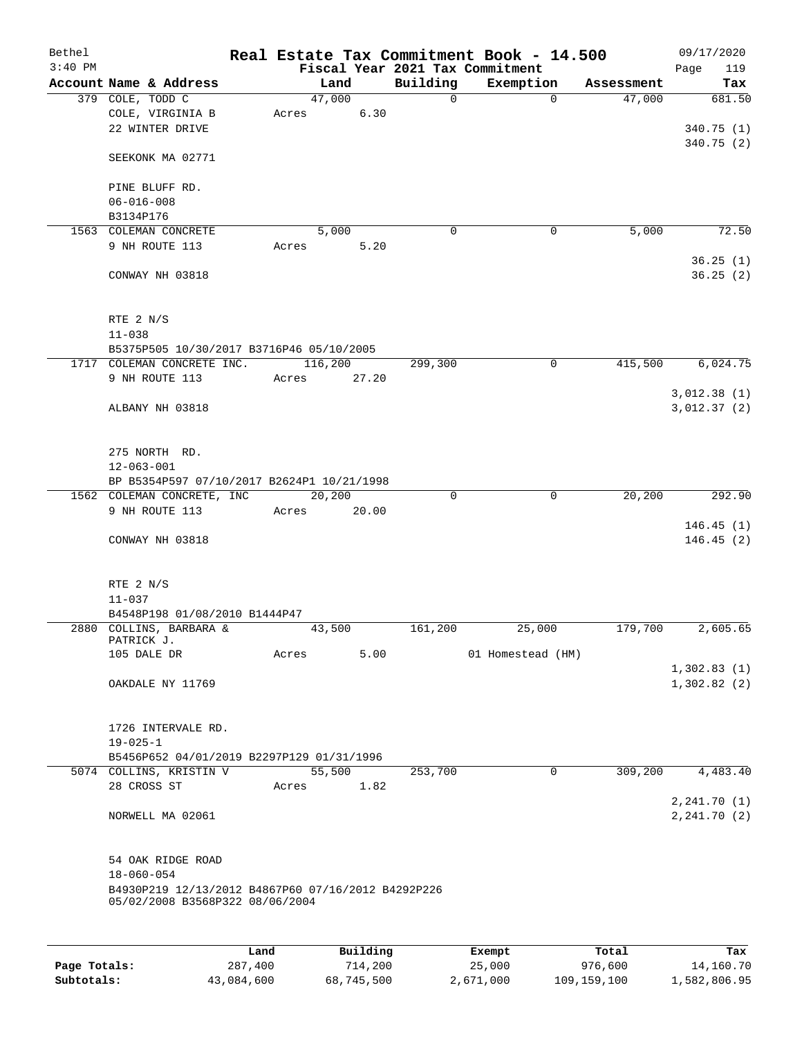Bethel 3:40 PM

# Real Estate Tax Commitment Book - 14.500

Fiscal Year 2021 Tax Commitment

09/17/2020 Page 119

| Account | Name & Address | Land | Building | Exemption | Assessment | Tax |
|---|---|---|---|---|---|---|
| 379 | COLE, TODD C<br>COLE, VIRGINIA B<br>22 WINTER DRIVE<br><br>SEEKONK MA 02771<br><br>PINE BLUFF RD.<br>06-016-008<br>B3134P176 | 47,000<br>Acres 6.30 | 0 | 0 | 47,000 | 681.50<br><br>340.75 (1)<br>340.75 (2) |
| 1563 | COLEMAN CONCRETE<br>9 NH ROUTE 113<br><br>CONWAY NH 03818<br><br>RTE 2 N/S<br>11-038<br>B5375P505 10/30/2017 B3716P46 05/10/2005 | 5,000<br>Acres 5.20 | 0 | 0 | 5,000 | 72.50<br><br>36.25 (1)<br>36.25 (2) |
| 1717 | COLEMAN CONCRETE INC.<br>9 NH ROUTE 113<br><br>ALBANY NH 03818<br><br>275 NORTH RD.<br>12-063-001<br>BP B5354P597 07/10/2017 B2624P1 10/21/1998 | 116,200<br>Acres 27.20 | 299,300 | 0 | 415,500 | 6,024.75<br><br>3,012.38 (1)<br>3,012.37 (2) |
| 1562 | COLEMAN CONCRETE, INC<br>9 NH ROUTE 113<br><br>CONWAY NH 03818<br><br>RTE 2 N/S<br>11-037<br>B4548P198 01/08/2010 B1444P47 | 20,200<br>Acres 20.00 | 0 | 0 | 20,200 | 292.90<br><br>146.45 (1)<br>146.45 (2) |
| 2880 | COLLINS, BARBARA & PATRICK J.<br>105 DALE DR<br><br>OAKDALE NY 11769<br><br>1726 INTERVALE RD.<br>19-025-1<br>B5456P652 04/01/2019 B2297P129 01/31/1996 | 43,500<br>Acres 5.00 | 161,200 | 25,000<br>01 Homestead (HM) | 179,700 | 2,605.65<br><br>1,302.83 (1)<br>1,302.82 (2) |
| 5074 | COLLINS, KRISTIN V<br>28 CROSS ST<br><br>NORWELL MA 02061<br><br>54 OAK RIDGE ROAD<br>18-060-054<br>B4930P219 12/13/2012 B4867P60 07/16/2012 B4292P226 05/02/2008 B3568P322 08/06/2004 | 55,500<br>Acres 1.82 | 253,700 | 0 | 309,200 | 4,483.40<br><br>2,241.70 (1)<br>2,241.70 (2) |

| | Land | Building | Exempt | Total | Tax |
|---|---|---|---|---|---|
| Page Totals: | 287,400 | 714,200 | 25,000 | 976,600 | 14,160.70 |
| Subtotals: | 43,084,600 | 68,745,500 | 2,671,000 | 109,159,100 | 1,582,806.95 |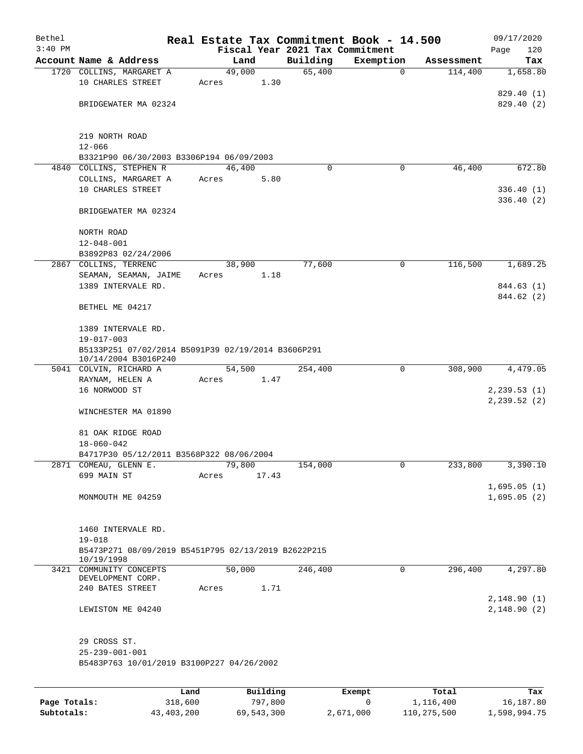Bethel
3:40 PM

# Real Estate Tax Commitment Book - 14.500

Fiscal Year 2021 Tax Commitment

09/17/2020
Page 120

| Account Name & Address | Land | Building | Exemption | Assessment | Tax |
|---|---|---|---|---|---|
| 1720 COLLINS, MARGARET A | 49,000 | 65,400 | 0 | 114,400 | 1,658.80 |
| 10 CHARLES STREET | Acres 1.30 | | | | |
| | | | | | 829.40 (1) |
| BRIDGEWATER MA 02324 | | | | | 829.40 (2) |
| 219 NORTH ROAD | | | | | |
| 12-066 | | | | | |
| B3321P90 06/30/2003 B3306P194 06/09/2003 | | | | | |
| 4840 COLLINS, STEPHEN R | 46,400 | 0 | 0 | 46,400 | 672.80 |
| COLLINS, MARGARET A | Acres 5.80 | | | | |
| 10 CHARLES STREET | | | | | 336.40 (1) |
| | | | | | 336.40 (2) |
| BRIDGEWATER MA 02324 | | | | | |
| NORTH ROAD | | | | | |
| 12-048-001 | | | | | |
| B3892P83 02/24/2006 | | | | | |
| 2867 COLLINS, TERRENC | 38,900 | 77,600 | 0 | 116,500 | 1,689.25 |
| SEAMAN, SEAMAN, JAIME | Acres 1.18 | | | | |
| 1389 INTERVALE RD. | | | | | 844.63 (1) |
| | | | | | 844.62 (2) |
| BETHEL ME 04217 | | | | | |
| 1389 INTERVALE RD. | | | | | |
| 19-017-003 | | | | | |
| B5133P251 07/02/2014 B5091P39 02/19/2014 B3606P291 10/14/2004 B3016P240 | | | | | |
| 5041 COLVIN, RICHARD A | 54,500 | 254,400 | 0 | 308,900 | 4,479.05 |
| RAYNAM, HELEN A | Acres 1.47 | | | | |
| 16 NORWOOD ST | | | | | 2,239.53 (1) |
| | | | | | 2,239.52 (2) |
| WINCHESTER MA 01890 | | | | | |
| 81 OAK RIDGE ROAD | | | | | |
| 18-060-042 | | | | | |
| B4717P30 05/12/2011 B3568P322 08/06/2004 | | | | | |
| 2871 COMEAU, GLENN E. | 79,800 | 154,000 | 0 | 233,800 | 3,390.10 |
| 699 MAIN ST | Acres 17.43 | | | | |
| | | | | | 1,695.05 (1) |
| MONMOUTH ME 04259 | | | | | 1,695.05 (2) |
| 1460 INTERVALE RD. | | | | | |
| 19-018 | | | | | |
| B5473P271 08/09/2019 B5451P795 02/13/2019 B2622P215 10/19/1998 | | | | | |
| 3421 COMMUNITY CONCEPTS DEVELOPMENT CORP. | 50,000 | 246,400 | 0 | 296,400 | 4,297.80 |
| 240 BATES STREET | Acres 1.71 | | | | |
| | | | | | 2,148.90 (1) |
| LEWISTON ME 04240 | | | | | 2,148.90 (2) |
| 29 CROSS ST. | | | | | |
| 25-239-001-001 | | | | | |
| B5483P763 10/01/2019 B3100P227 04/26/2002 | | | | | |

| | Land | Building | Exempt | Total | Tax |
|---|---|---|---|---|---|
| Page Totals: | 318,600 | 797,800 | 0 | 1,116,400 | 16,187.80 |
| Subtotals: | 43,403,200 | 69,543,300 | 2,671,000 | 110,275,500 | 1,598,994.75 |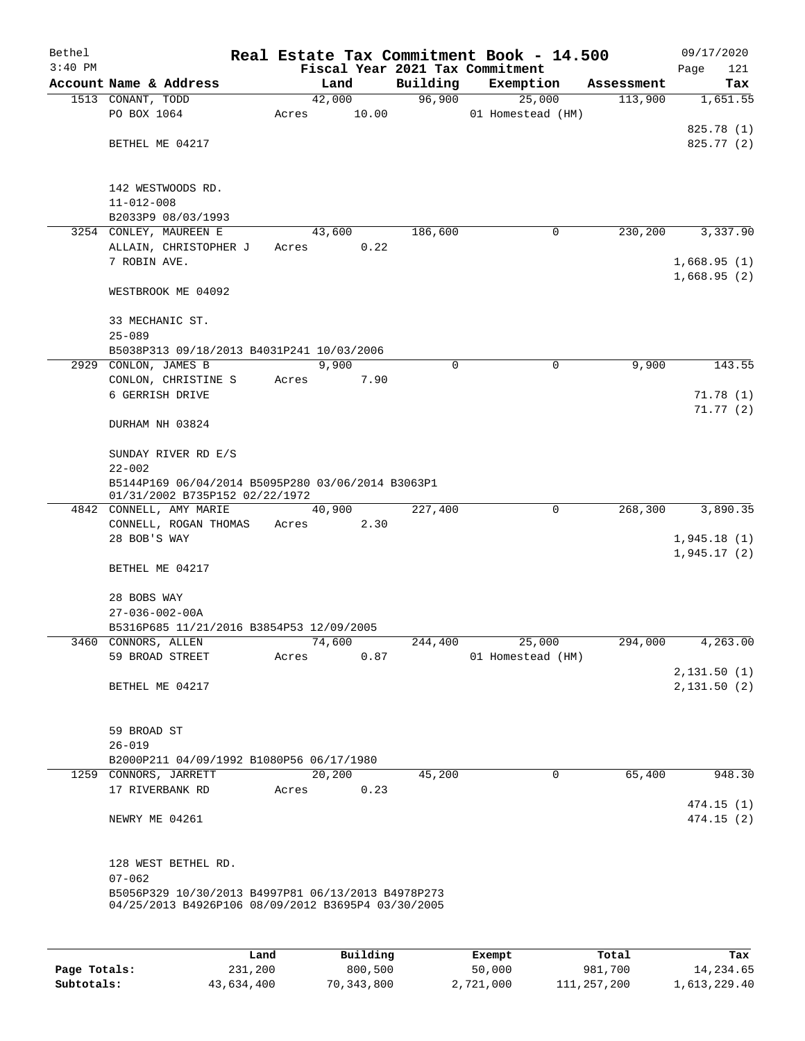# Real Estate Tax Commitment Book - 14.500

Bethel
3:40 PM

09/17/2020
Page 121

Fiscal Year 2021 Tax Commitment

| Account | Name & Address | Land | Building | Exemption | Assessment | Tax |
|---|---|---|---|---|---|---|
| 1513 | CONANT, TODD<br>PO BOX 1064<br><br>BETHEL ME 04217<br><br>142 WESTWOODS RD.<br>11-012-008<br>B2033P9 08/03/1993 | 42,000<br>Acres 10.00 | 96,900 | 25,000<br>01 Homestead (HM) | 113,900 | 1,651.55<br><br>825.78 (1)<br>825.77 (2) |
| 3254 | CONLEY, MAUREEN E<br>ALLAIN, CHRISTOPHER J<br>7 ROBIN AVE.<br><br>WESTBROOK ME 04092<br><br>33 MECHANIC ST.<br>25-089<br>B5038P313 09/18/2013 B4031P241 10/03/2006 | 43,600<br>Acres 0.22 | 186,600 | 0 | 230,200 | 3,337.90<br><br>1,668.95 (1)<br>1,668.95 (2) |
| 2929 | CONLON, JAMES B<br>CONLON, CHRISTINE S<br>6 GERRISH DRIVE<br><br>DURHAM NH 03824<br><br>SUNDAY RIVER RD E/S<br>22-002<br>B5144P169 06/04/2014 B5095P280 03/06/2014 B3063P1 01/31/2002 B735P152 02/22/1972 | 9,900<br>Acres 7.90 | 0 | 0 | 9,900 | 143.55<br><br>71.78 (1)<br>71.77 (2) |
| 4842 | CONNELL, AMY MARIE<br>CONNELL, ROGAN THOMAS<br>28 BOB'S WAY<br><br>BETHEL ME 04217<br><br>28 BOBS WAY<br>27-036-002-00A<br>B5316P685 11/21/2016 B3854P53 12/09/2005 | 40,900<br>Acres 2.30 | 227,400 | 0 | 268,300 | 3,890.35<br><br>1,945.18 (1)<br>1,945.17 (2) |
| 3460 | CONNORS, ALLEN<br>59 BROAD STREET<br><br>BETHEL ME 04217<br><br>59 BROAD ST<br>26-019<br>B2000P211 04/09/1992 B1080P56 06/17/1980 | 74,600<br>Acres 0.87 | 244,400 | 25,000<br>01 Homestead (HM) | 294,000 | 4,263.00<br><br>2,131.50 (1)<br>2,131.50 (2) |
| 1259 | CONNORS, JARRETT<br>17 RIVERBANK RD<br><br>NEWRY ME 04261<br><br>128 WEST BETHEL RD.<br>07-062<br>B5056P329 10/30/2013 B4997P81 06/13/2013 B4978P273 04/25/2013 B4926P106 08/09/2012 B3695P4 03/30/2005 | 20,200<br>Acres 0.23 | 45,200 | 0 | 65,400 | 948.30<br><br>474.15 (1)<br>474.15 (2) |

| | Land | Building | Exempt | Total | Tax |
|---|---|---|---|---|---|
| Page Totals: | 231,200 | 800,500 | 50,000 | 981,700 | 14,234.65 |
| Subtotals: | 43,634,400 | 70,343,800 | 2,721,000 | 111,257,200 | 1,613,229.40 |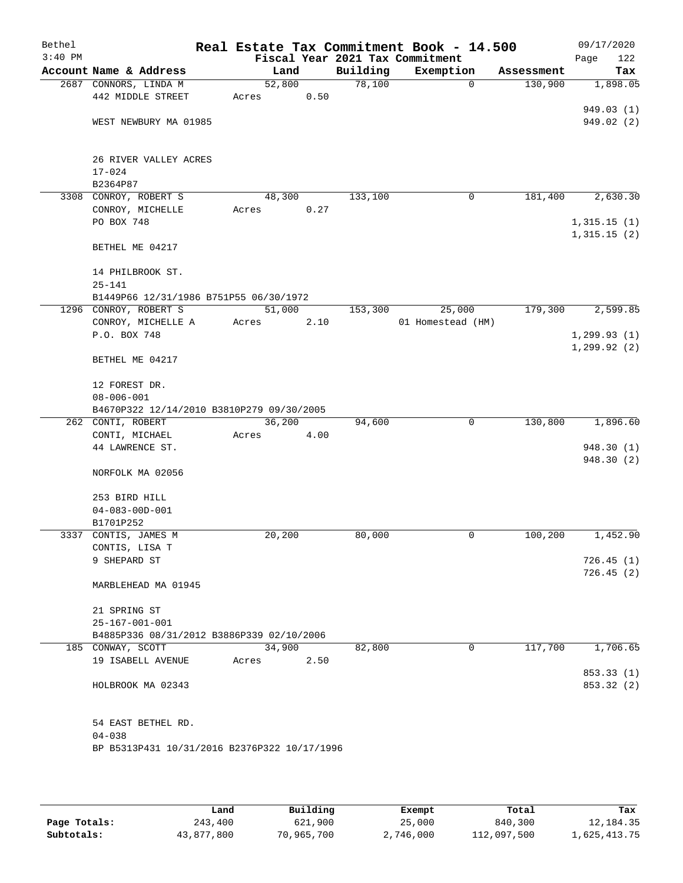Bethel 3:40 PM

# Real Estate Tax Commitment Book - 14.500

Fiscal Year 2021 Tax Commitment

09/17/2020

| Account Name & Address | Land | Building | Exemption | Assessment | Tax |
|---|---|---|---|---|---|
| 2687 CONNORS, LINDA M<br>442 MIDDLE STREET<br><br>WEST NEWBURY MA 01985<br><br>26 RIVER VALLEY ACRES<br>17-024<br>B2364P87 | 52,800<br>Acres 0.50 | 78,100 | 0 | 130,900 | 1,898.05<br><br>949.03 (1)<br>949.02 (2) |
| 3308 CONROY, ROBERT S<br>CONROY, MICHELLE<br>PO BOX 748<br><br>BETHEL ME 04217<br><br>14 PHILBROOK ST.<br>25-141<br>B1449P66 12/31/1986 B751P55 06/30/1972 | 48,300<br>Acres 0.27 | 133,100 | 0 | 181,400 | 2,630.30<br><br>1,315.15 (1)<br>1,315.15 (2) |
| 1296 CONROY, ROBERT S<br>CONROY, MICHELLE A<br>P.O. BOX 748<br><br>BETHEL ME 04217<br><br>12 FOREST DR.<br>08-006-001<br>B4670P322 12/14/2010 B3810P279 09/30/2005 | 51,000<br>Acres 2.10 | 153,300 | 25,000<br>01 Homestead (HM) | 179,300 | 2,599.85<br><br>1,299.93 (1)<br>1,299.92 (2) |
| 262 CONTI, ROBERT<br>CONTI, MICHAEL<br>44 LAWRENCE ST.<br><br>NORFOLK MA 02056<br><br>253 BIRD HILL<br>04-083-00D-001<br>B1701P252 | 36,200<br>Acres 4.00 | 94,600 | 0 | 130,800 | 1,896.60<br><br>948.30 (1)<br>948.30 (2) |
| 3337 CONTIS, JAMES M<br>CONTIS, LISA T<br>9 SHEPARD ST<br><br>MARBLEHEAD MA 01945<br><br>21 SPRING ST<br>25-167-001-001<br>B4885P336 08/31/2012 B3886P339 02/10/2006 | 20,200 | 80,000 | 0 | 100,200 | 1,452.90<br><br>726.45 (1)<br>726.45 (2) |
| 185 CONWAY, SCOTT<br>19 ISABELL AVENUE<br><br>HOLBROOK MA 02343<br><br>54 EAST BETHEL RD.<br>04-038<br>BP B5313P431 10/31/2016 B2376P322 10/17/1996 | 34,900<br>Acres 2.50 | 82,800 | 0 | 117,700 | 1,706.65<br><br>853.33 (1)<br>853.32 (2) |

| | Land | Building | Exempt | Total | Tax |
|---|---|---|---|---|---|
| Page Totals: | 243,400 | 621,900 | 25,000 | 840,300 | 12,184.35 |
| Subtotals: | 43,877,800 | 70,965,700 | 2,746,000 | 112,097,500 | 1,625,413.75 |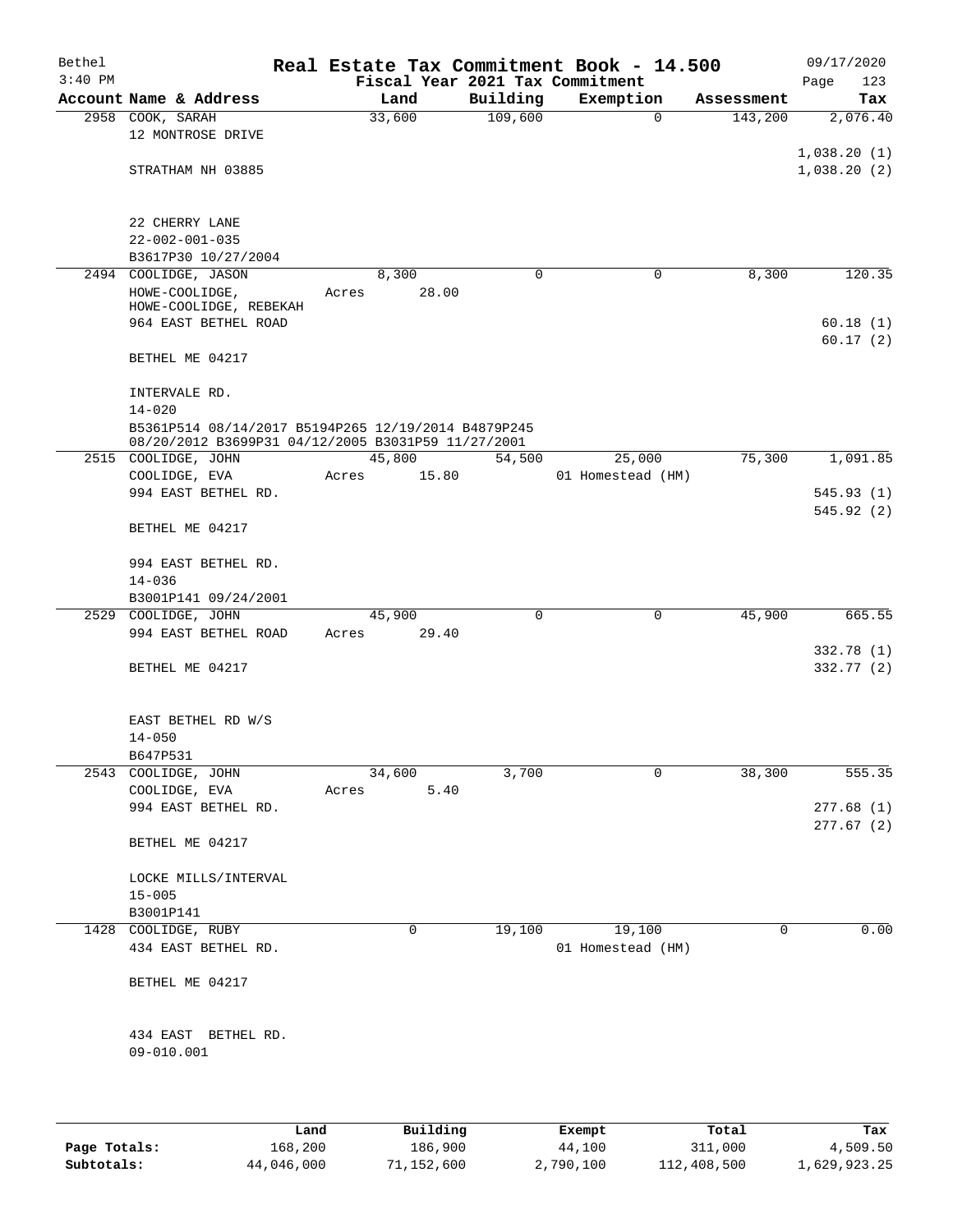# Real Estate Tax Commitment Book - 14.500

Bethel
3:40 PM

Fiscal Year 2021 Tax Commitment

09/17/2020

| Account | Name & Address | Land | Building | Exemption | Assessment | Tax |
|---|---|---|---|---|---|---|
| 2958 | COOK, SARAH<br>12 MONTROSE DRIVE<br><br>STRATHAM NH 03885<br><br>22 CHERRY LANE<br>22-002-001-035<br>B3617P30 10/27/2004 | 33,600 | 109,600 | 0 | 143,200 | 2,076.40<br><br>1,038.20 (1)<br>1,038.20 (2) |
| 2494 | COOLIDGE, JASON<br>HOWE-COOLIDGE,<br>HOWE-COOLIDGE, REBEKAH<br>964 EAST BETHEL ROAD<br><br>BETHEL ME 04217<br><br>INTERVALE RD.<br>14-020<br>B5361P514 08/14/2017 B5194P265 12/19/2014 B4879P245 08/20/2012 B3699P31 04/12/2005 B3031P59 11/27/2001 | 8,300<br>Acres 28.00 | 0 | 0 | 8,300 | 120.35<br><br>60.18 (1)<br>60.17 (2) |
| 2515 | COOLIDGE, JOHN<br>COOLIDGE, EVA<br>994 EAST BETHEL RD.<br><br>BETHEL ME 04217<br><br>994 EAST BETHEL RD.<br>14-036<br>B3001P141 09/24/2001 | 45,800<br>Acres 15.80 | 54,500 | 25,000<br>01 Homestead (HM) | 75,300 | 1,091.85<br><br>545.93 (1)<br>545.92 (2) |
| 2529 | COOLIDGE, JOHN<br>994 EAST BETHEL ROAD<br><br>BETHEL ME 04217<br><br>EAST BETHEL RD W/S<br>14-050<br>B647P531 | 45,900<br>Acres 29.40 | 0 | 0 | 45,900 | 665.55<br><br>332.78 (1)<br>332.77 (2) |
| 2543 | COOLIDGE, JOHN<br>COOLIDGE, EVA<br>994 EAST BETHEL RD.<br><br>BETHEL ME 04217<br><br>LOCKE MILLS/INTERVAL<br>15-005<br>B3001P141 | 34,600<br>Acres 5.40 | 3,700 | 0 | 38,300 | 555.35<br><br>277.68 (1)<br>277.67 (2) |
| 1428 | COOLIDGE, RUBY<br>434 EAST BETHEL RD.<br><br>BETHEL ME 04217<br><br>434 EAST BETHEL RD.<br>09-010.001 | 0 | 19,100 | 19,100<br>01 Homestead (HM) | 0 | 0.00 |

| | Land | Building | Exempt | Total | Tax |
|---|---|---|---|---|---|
| Page Totals: | 168,200 | 186,900 | 44,100 | 311,000 | 4,509.50 |
| Subtotals: | 44,046,000 | 71,152,600 | 2,790,100 | 112,408,500 | 1,629,923.25 |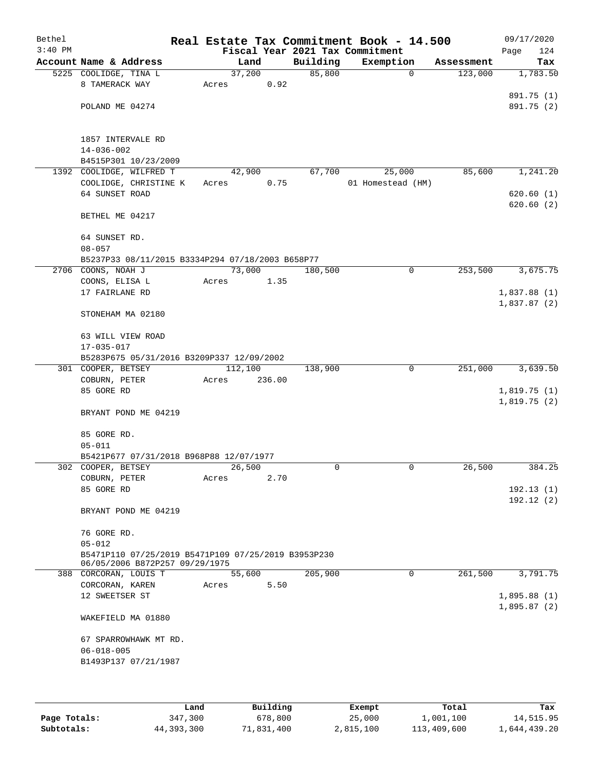Bethel 3:40 PM

# Real Estate Tax Commitment Book - 14.500

09/17/2020

## Fiscal Year 2021 Tax Commitment

| Account Name & Address | Land | Building | Exemption | Assessment | Tax |
|---|---|---|---|---|---|
| 5225 COOLIDGE, TINA L | 37,200 | 85,800 | 0 | 123,000 | 1,783.50 |
| 8 TAMERACK WAY | Acres 0.92 | | | | |
| | | | | | 891.75 (1) |
| POLAND ME 04274 | | | | | 891.75 (2) |
| 1857 INTERVALE RD | | | | | |
| 14-036-002 | | | | | |
| B4515P301 10/23/2009 | | | | | |
| 1392 COOLIDGE, WILFRED T | 42,900 | 67,700 | 25,000 | 85,600 | 1,241.20 |
| COOLIDGE, CHRISTINE K | Acres 0.75 | | 01 Homestead (HM) | | |
| 64 SUNSET ROAD | | | | | 620.60 (1) |
| | | | | | 620.60 (2) |
| BETHEL ME 04217 | | | | | |
| 64 SUNSET RD. | | | | | |
| 08-057 | | | | | |
| B5237P33 08/11/2015 B3334P294 07/18/2003 B658P77 | | | | | |
| 2706 COONS, NOAH J | 73,000 | 180,500 | 0 | 253,500 | 3,675.75 |
| COONS, ELISA L | Acres 1.35 | | | | |
| 17 FAIRLANE RD | | | | | 1,837.88 (1) |
| | | | | | 1,837.87 (2) |
| STONEHAM MA 02180 | | | | | |
| 63 WILL VIEW ROAD | | | | | |
| 17-035-017 | | | | | |
| B5283P675 05/31/2016 B3209P337 12/09/2002 | | | | | |
| 301 COOPER, BETSEY | 112,100 | 138,900 | 0 | 251,000 | 3,639.50 |
| COBURN, PETER | Acres 236.00 | | | | |
| 85 GORE RD | | | | | 1,819.75 (1) |
| | | | | | 1,819.75 (2) |
| BRYANT POND ME 04219 | | | | | |
| 85 GORE RD. | | | | | |
| 05-011 | | | | | |
| B5421P677 07/31/2018 B968P88 12/07/1977 | | | | | |
| 302 COOPER, BETSEY | 26,500 | 0 | 0 | 26,500 | 384.25 |
| COBURN, PETER | Acres 2.70 | | | | |
| 85 GORE RD | | | | | 192.13 (1) |
| | | | | | 192.12 (2) |
| BRYANT POND ME 04219 | | | | | |
| 76 GORE RD. | | | | | |
| 05-012 | | | | | |
| B5471P110 07/25/2019 B5471P109 07/25/2019 B3953P230 06/05/2006 B872P257 09/29/1975 | | | | | |
| 388 CORCORAN, LOUIS T | 55,600 | 205,900 | 0 | 261,500 | 3,791.75 |
| CORCORAN, KAREN | Acres 5.50 | | | | |
| 12 SWEETSER ST | | | | | 1,895.88 (1) |
| | | | | | 1,895.87 (2) |
| WAKEFIELD MA 01880 | | | | | |
| 67 SPARROWHAWK MT RD. | | | | | |
| 06-018-005 | | | | | |
| B1493P137 07/21/1987 | | | | | |

| | Land | Building | Exempt | Total | Tax |
|---|---|---|---|---|---|
| Page Totals: | 347,300 | 678,800 | 25,000 | 1,001,100 | 14,515.95 |
| Subtotals: | 44,393,300 | 71,831,400 | 2,815,100 | 113,409,600 | 1,644,439.20 |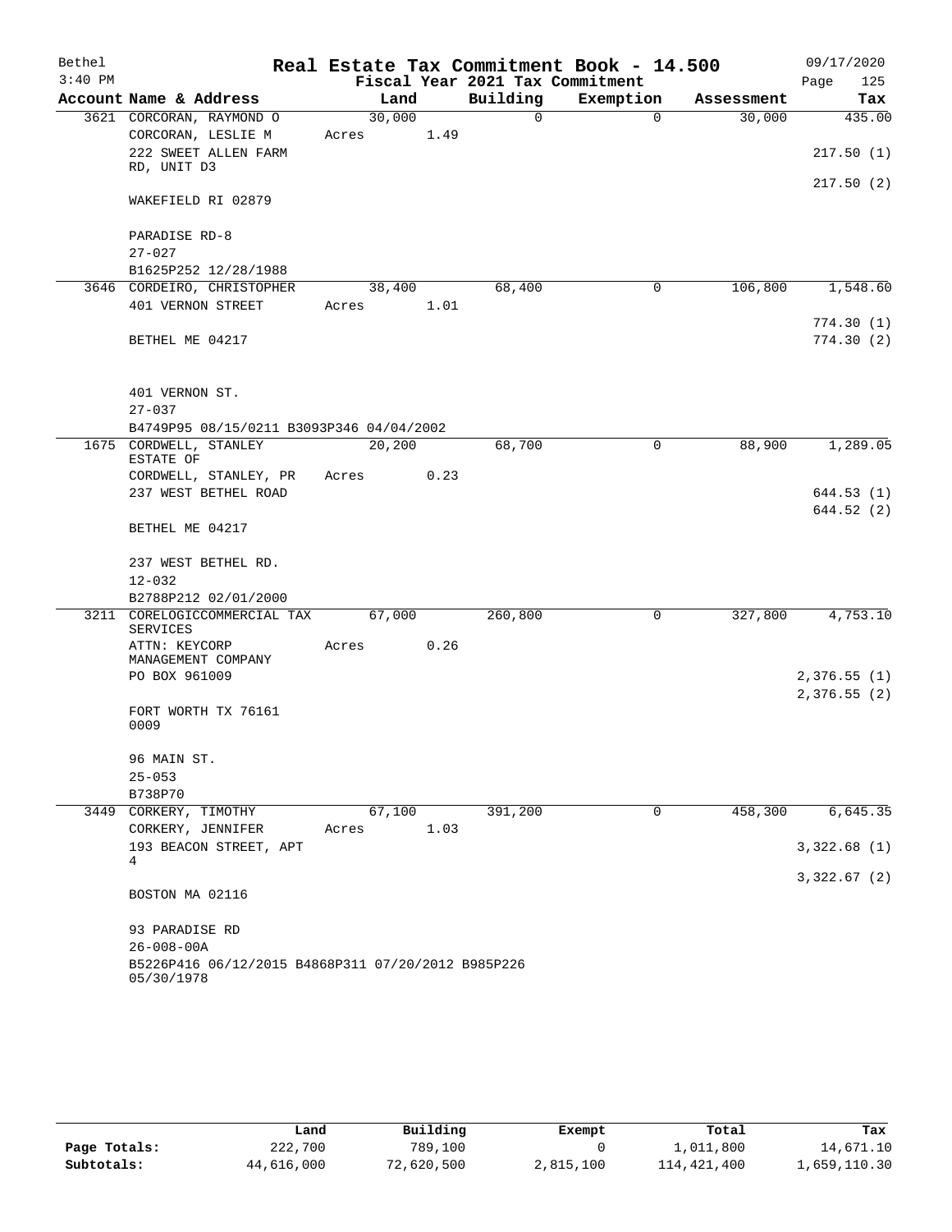# Real Estate Tax Commitment Book - 14.500

Bethel 3:40 PM — 09/17/2020

Fiscal Year 2021 Tax Commitment — Page 125

| Account Name & Address | Land | Building | Exemption | Assessment | Tax |
|---|---|---|---|---|---|
| 3621 CORCORAN, RAYMOND O<br>CORCORAN, LESLIE M<br>222 SWEET ALLEN FARM RD, UNIT D3<br>WAKEFIELD RI 02879<br><br>PARADISE RD-8<br>27-027<br>B1625P252 12/28/1988 | 30,000<br>Acres 1.49 | 0 | 0 | 30,000 | 435.00<br><br>217.50 (1)<br>217.50 (2) |
| 3646 CORDEIRO, CHRISTOPHER<br>401 VERNON STREET<br>BETHEL ME 04217<br><br>401 VERNON ST.<br>27-037<br>B4749P95 08/15/0211 B3093P346 04/04/2002 | 38,400<br>Acres 1.01 | 68,400 | 0 | 106,800 | 1,548.60<br><br>774.30 (1)<br>774.30 (2) |
| 1675 CORDWELL, STANLEY ESTATE OF<br>CORDWELL, STANLEY, PR<br>237 WEST BETHEL ROAD<br>BETHEL ME 04217<br><br>237 WEST BETHEL RD.<br>12-032<br>B2788P212 02/01/2000 | 20,200<br>Acres 0.23 | 68,700 | 0 | 88,900 | 1,289.05<br><br>644.53 (1)<br>644.52 (2) |
| 3211 CORELOGICCOMMERCIAL TAX SERVICES<br>ATTN: KEYCORP MANAGEMENT COMPANY<br>PO BOX 961009<br>FORT WORTH TX 76161 0009<br><br>96 MAIN ST.<br>25-053<br>B738P70 | 67,000<br>Acres 0.26 | 260,800 | 0 | 327,800 | 4,753.10<br><br>2,376.55 (1)<br>2,376.55 (2) |
| 3449 CORKERY, TIMOTHY<br>CORKERY, JENNIFER<br>193 BEACON STREET, APT 4<br>BOSTON MA 02116<br><br>93 PARADISE RD<br>26-008-00A<br>B5226P416 06/12/2015 B4868P311 07/20/2012 B985P226 05/30/1978 | 67,100<br>Acres 1.03 | 391,200 | 0 | 458,300 | 6,645.35<br><br>3,322.68 (1)<br>3,322.67 (2) |

| | Land | Building | Exempt | Total | Tax |
|---|---|---|---|---|---|
| Page Totals: | 222,700 | 789,100 | 0 | 1,011,800 | 14,671.10 |
| Subtotals: | 44,616,000 | 72,620,500 | 2,815,100 | 114,421,400 | 1,659,110.30 |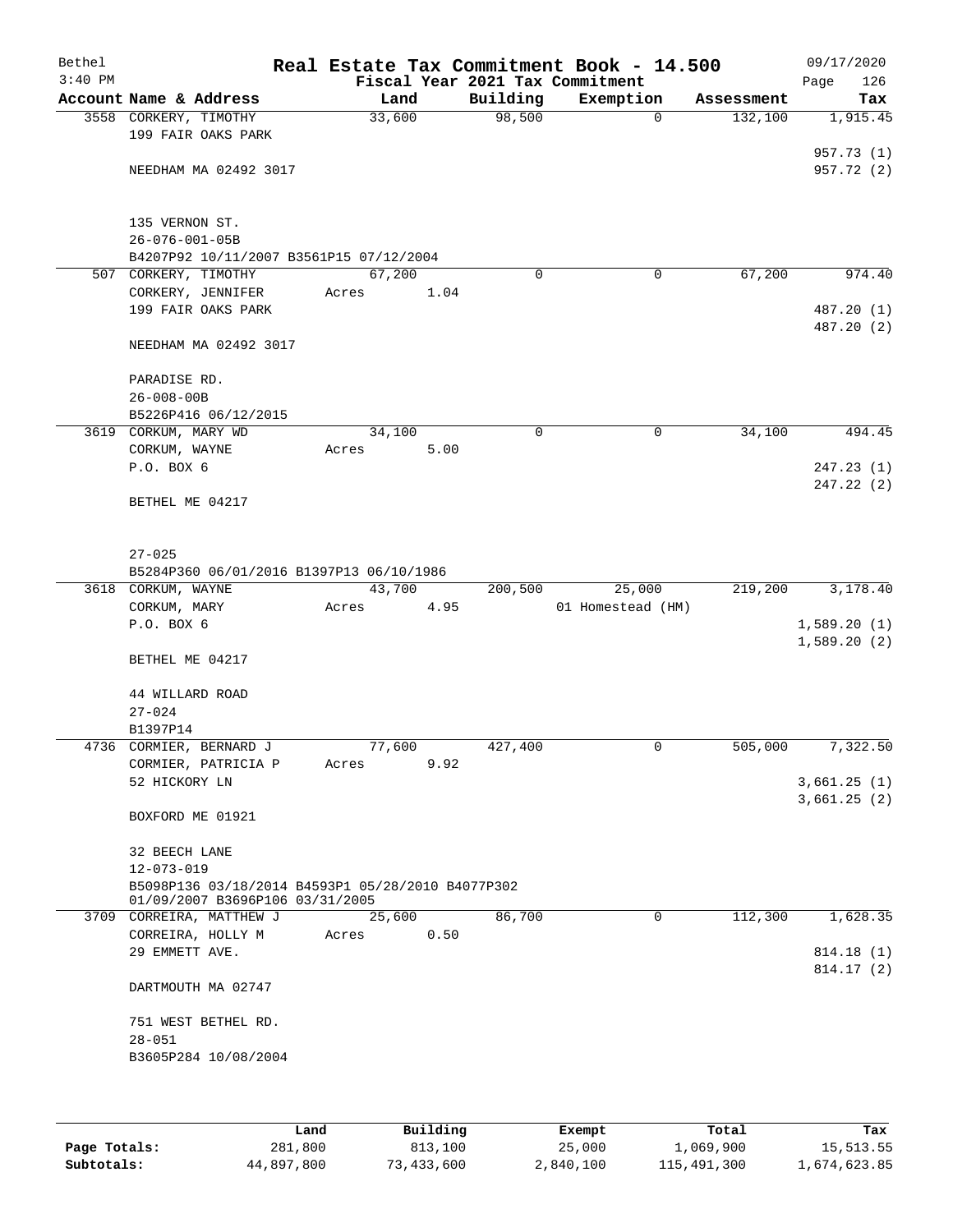# Real Estate Tax Commitment Book - 14.500

Bethel
3:40 PM

Fiscal Year 2021 Tax Commitment

09/17/2020
Page 126

| Account Name & Address | Land | Building | Exemption | Assessment | Tax |
|---|---|---|---|---|---|
| 3558 CORKERY, TIMOTHY<br>199 FAIR OAKS PARK<br><br>NEEDHAM MA 02492 3017<br><br>135 VERNON ST.<br>26-076-001-05B<br>B4207P92 10/11/2007 B3561P15 07/12/2004 | 33,600 | 98,500 | 0 | 132,100 | 1,915.45<br><br>957.73 (1)<br>957.72 (2) |
| 507 CORKERY, TIMOTHY<br>CORKERY, JENNIFER<br>199 FAIR OAKS PARK<br><br>NEEDHAM MA 02492 3017<br><br>PARADISE RD.<br>26-008-00B<br>B5226P416 06/12/2015 | 67,200<br>Acres 1.04 | 0 | 0 | 67,200 | 974.40<br><br>487.20 (1)<br>487.20 (2) |
| 3619 CORKUM, MARY WD<br>CORKUM, WAYNE<br>P.O. BOX 6<br><br>BETHEL ME 04217<br><br>27-025<br>B5284P360 06/01/2016 B1397P13 06/10/1986 | 34,100<br>Acres 5.00 | 0 | 0 | 34,100 | 494.45<br><br>247.23 (1)<br>247.22 (2) |
| 3618 CORKUM, WAYNE<br>CORKUM, MARY<br>P.O. BOX 6<br><br>BETHEL ME 04217<br><br>44 WILLARD ROAD<br>27-024<br>B1397P14 | 43,700<br>Acres 4.95 | 200,500 | 25,000<br>01 Homestead (HM) | 219,200 | 3,178.40<br><br>1,589.20 (1)<br>1,589.20 (2) |
| 4736 CORMIER, BERNARD J<br>CORMIER, PATRICIA P<br>52 HICKORY LN<br><br>BOXFORD ME 01921<br><br>32 BEECH LANE<br>12-073-019<br>B5098P136 03/18/2014 B4593P1 05/28/2010 B4077P302 01/09/2007 B3696P106 03/31/2005 | 77,600<br>Acres 9.92 | 427,400 | 0 | 505,000 | 7,322.50<br><br>3,661.25 (1)<br>3,661.25 (2) |
| 3709 CORREIRA, MATTHEW J<br>CORREIRA, HOLLY M<br>29 EMMETT AVE.<br><br>DARTMOUTH MA 02747<br><br>751 WEST BETHEL RD.<br>28-051<br>B3605P284 10/08/2004 | 25,600<br>Acres 0.50 | 86,700 | 0 | 112,300 | 1,628.35<br><br>814.18 (1)<br>814.17 (2) |

| | Land | Building | Exempt | Total | Tax |
|---|---|---|---|---|---|
| Page Totals: | 281,800 | 813,100 | 25,000 | 1,069,900 | 15,513.55 |
| Subtotals: | 44,897,800 | 73,433,600 | 2,840,100 | 115,491,300 | 1,674,623.85 |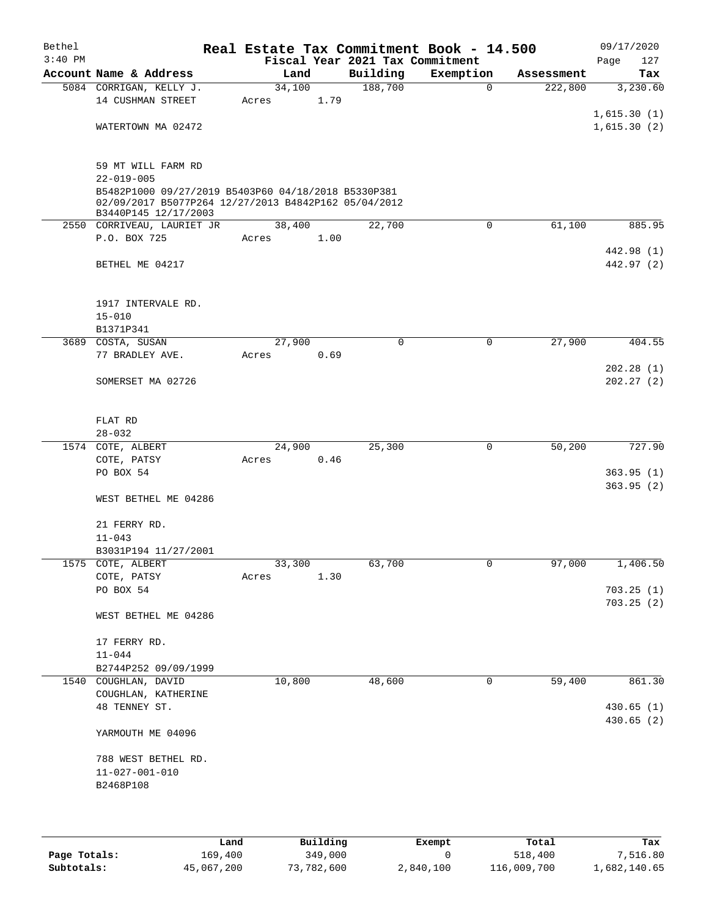# Real Estate Tax Commitment Book - 14.500

Bethel 3:40 PM — Fiscal Year 2021 Tax Commitment — 09/17/2020

| Account Name & Address | Land | Building | Exemption | Assessment | Tax |
|---|---|---|---|---|---|
| 5084 CORRIGAN, KELLY J. | 34,100 | 188,700 | 0 | 222,800 | 3,230.60 |
| 14 CUSHMAN STREET | Acres 1.79 | | | | |
| | | | | | 1,615.30 (1) |
| WATERTOWN MA 02472 | | | | | 1,615.30 (2) |
| 59 MT WILL FARM RD | | | | | |
| 22-019-005 | | | | | |
| B5482P1000 09/27/2019 B5403P60 04/18/2018 B5330P381 02/09/2017 B5077P264 12/27/2013 B4842P162 05/04/2012 B3440P145 12/17/2003 | | | | | |
| 2550 CORRIVEAU, LAURIET JR | 38,400 | 22,700 | 0 | 61,100 | 885.95 |
| P.O. BOX 725 | Acres 1.00 | | | | |
| | | | | | 442.98 (1) |
| BETHEL ME 04217 | | | | | 442.97 (2) |
| 1917 INTERVALE RD. | | | | | |
| 15-010 | | | | | |
| B1371P341 | | | | | |
| 3689 COSTA, SUSAN | 27,900 | 0 | 0 | 27,900 | 404.55 |
| 77 BRADLEY AVE. | Acres 0.69 | | | | |
| | | | | | 202.28 (1) |
| SOMERSET MA 02726 | | | | | 202.27 (2) |
| FLAT RD | | | | | |
| 28-032 | | | | | |
| 1574 COTE, ALBERT | 24,900 | 25,300 | 0 | 50,200 | 727.90 |
| COTE, PATSY | Acres 0.46 | | | | |
| PO BOX 54 | | | | | 363.95 (1) |
| | | | | | 363.95 (2) |
| WEST BETHEL ME 04286 | | | | | |
| 21 FERRY RD. | | | | | |
| 11-043 | | | | | |
| B3031P194 11/27/2001 | | | | | |
| 1575 COTE, ALBERT | 33,300 | 63,700 | 0 | 97,000 | 1,406.50 |
| COTE, PATSY | Acres 1.30 | | | | |
| PO BOX 54 | | | | | 703.25 (1) |
| | | | | | 703.25 (2) |
| WEST BETHEL ME 04286 | | | | | |
| 17 FERRY RD. | | | | | |
| 11-044 | | | | | |
| B2744P252 09/09/1999 | | | | | |
| 1540 COUGHLAN, DAVID | 10,800 | 48,600 | 0 | 59,400 | 861.30 |
| COUGHLAN, KATHERINE | | | | | |
| 48 TENNEY ST. | | | | | 430.65 (1) |
| | | | | | 430.65 (2) |
| YARMOUTH ME 04096 | | | | | |
| 788 WEST BETHEL RD. | | | | | |
| 11-027-001-010 | | | | | |
| B2468P108 | | | | | |

| | Land | Building | Exempt | Total | Tax |
|---|---|---|---|---|---|
| Page Totals: | 169,400 | 349,000 | 0 | 518,400 | 7,516.80 |
| Subtotals: | 45,067,200 | 73,782,600 | 2,840,100 | 116,009,700 | 1,682,140.65 |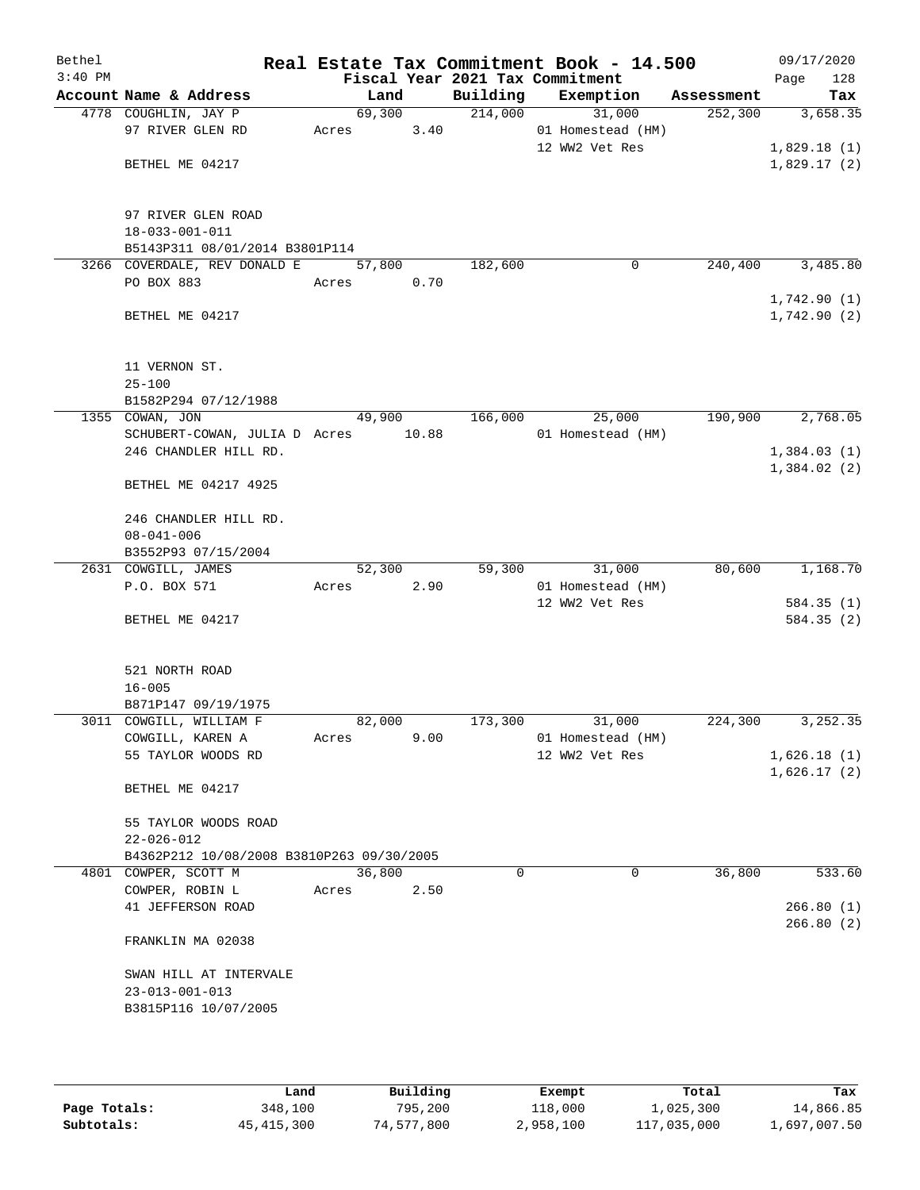# Real Estate Tax Commitment Book - 14.500

Bethel 3:40 PM — 09/17/2020

Fiscal Year 2021 Tax Commitment

| Account Name & Address | Land | Building | Exemption | Assessment | Tax |
|---|---|---|---|---|---|
| 4778 COUGHLIN, JAY P<br>97 RIVER GLEN RD<br><br>BETHEL ME 04217<br><br>97 RIVER GLEN ROAD<br>18-033-001-011<br>B5143P311 08/01/2014 B3801P114 | 69,300<br>Acres 3.40 | 214,000 | 31,000<br>01 Homestead (HM)<br>12 WW2 Vet Res | 252,300 | 3,658.35<br><br>1,829.18 (1)<br>1,829.17 (2) |
| 3266 COVERDALE, REV DONALD E<br>PO BOX 883<br><br>BETHEL ME 04217<br><br>11 VERNON ST.<br>25-100<br>B1582P294 07/12/1988 | 57,800<br>Acres 0.70 | 182,600 | 0 | 240,400 | 3,485.80<br><br>1,742.90 (1)<br>1,742.90 (2) |
| 1355 COWAN, JON<br>SCHUBERT-COWAN, JULIA D<br>246 CHANDLER HILL RD.<br><br>BETHEL ME 04217 4925<br><br>246 CHANDLER HILL RD.<br>08-041-006<br>B3552P93 07/15/2004 | 49,900<br>Acres 10.88 | 166,000 | 25,000<br>01 Homestead (HM) | 190,900 | 2,768.05<br><br>1,384.03 (1)<br>1,384.02 (2) |
| 2631 COWGILL, JAMES<br>P.O. BOX 571<br><br>BETHEL ME 04217<br><br>521 NORTH ROAD<br>16-005<br>B871P147 09/19/1975 | 52,300<br>Acres 2.90 | 59,300 | 31,000<br>01 Homestead (HM)<br>12 WW2 Vet Res | 80,600 | 1,168.70<br><br>584.35 (1)<br>584.35 (2) |
| 3011 COWGILL, WILLIAM F<br>COWGILL, KAREN A<br>55 TAYLOR WOODS RD<br><br>BETHEL ME 04217<br><br>55 TAYLOR WOODS ROAD<br>22-026-012<br>B4362P212 10/08/2008 B3810P263 09/30/2005 | 82,000<br>Acres 9.00 | 173,300 | 31,000<br>01 Homestead (HM)<br>12 WW2 Vet Res | 224,300 | 3,252.35<br><br>1,626.18 (1)<br>1,626.17 (2) |
| 4801 COWPER, SCOTT M<br>COWPER, ROBIN L<br>41 JEFFERSON ROAD<br><br>FRANKLIN MA 02038<br><br>SWAN HILL AT INTERVALE<br>23-013-001-013<br>B3815P116 10/07/2005 | 36,800<br>Acres 2.50 | 0 | 0 | 36,800 | 533.60<br><br>266.80 (1)<br>266.80 (2) |

| | Land | Building | Exempt | Total | Tax |
|---|---|---|---|---|---|
| Page Totals: | 348,100 | 795,200 | 118,000 | 1,025,300 | 14,866.85 |
| Subtotals: | 45,415,300 | 74,577,800 | 2,958,100 | 117,035,000 | 1,697,007.50 |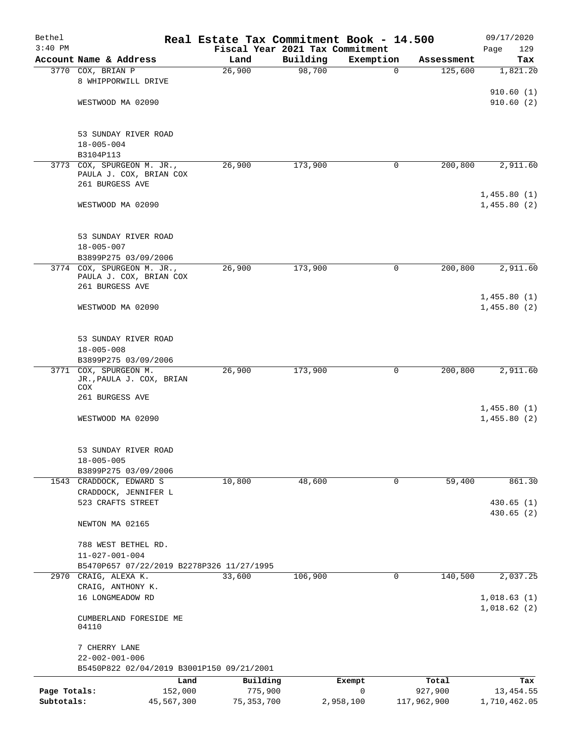# Real Estate Tax Commitment Book - 14.500

Bethel 3:40 PM — Fiscal Year 2021 Tax Commitment — 09/17/2020

| Account Name & Address | Land | Building | Exemption | Assessment | Tax |
|---|---|---|---|---|---|
| 3770 COX, BRIAN P<br>8 WHIPPORWILL DRIVE<br><br>WESTWOOD MA 02090<br><br>53 SUNDAY RIVER ROAD<br>18-005-004<br>B3104P113 | 26,900 | 98,700 | 0 | 125,600 | 1,821.20<br><br>910.60 (1)<br>910.60 (2) |
| 3773 COX, SPURGEON M. JR.,<br>PAULA J. COX, BRIAN COX<br>261 BURGESS AVE<br><br>WESTWOOD MA 02090<br><br>53 SUNDAY RIVER ROAD<br>18-005-007<br>B3899P275 03/09/2006 | 26,900 | 173,900 | 0 | 200,800 | 2,911.60<br><br>1,455.80 (1)<br>1,455.80 (2) |
| 3774 COX, SPURGEON M. JR.,<br>PAULA J. COX, BRIAN COX<br>261 BURGESS AVE<br><br>WESTWOOD MA 02090<br><br>53 SUNDAY RIVER ROAD<br>18-005-008<br>B3899P275 03/09/2006 | 26,900 | 173,900 | 0 | 200,800 | 2,911.60<br><br>1,455.80 (1)<br>1,455.80 (2) |
| 3771 COX, SPURGEON M.<br>JR.,PAULA J. COX, BRIAN<br>COX<br>261 BURGESS AVE<br><br>WESTWOOD MA 02090<br><br>53 SUNDAY RIVER ROAD<br>18-005-005<br>B3899P275 03/09/2006 | 26,900 | 173,900 | 0 | 200,800 | 2,911.60<br><br>1,455.80 (1)<br>1,455.80 (2) |
| 1543 CRADDOCK, EDWARD S<br>CRADDOCK, JENNIFER L<br>523 CRAFTS STREET<br><br>NEWTON MA 02165<br><br>788 WEST BETHEL RD.<br>11-027-001-004<br>B5470P657 07/22/2019 B2278P326 11/27/1995 | 10,800 | 48,600 | 0 | 59,400 | 861.30<br><br>430.65 (1)<br>430.65 (2) |
| 2970 CRAIG, ALEXA K.<br>CRAIG, ANTHONY K.<br>16 LONGMEADOW RD<br><br>CUMBERLAND FORESIDE ME<br>04110<br><br>7 CHERRY LANE<br>22-002-001-006<br>B5450P822 02/04/2019 B3001P150 09/21/2001 | 33,600 | 106,900 | 0 | 140,500 | 2,037.25<br><br>1,018.63 (1)<br>1,018.62 (2) |

| | Land | Building | Exempt | Total | Tax |
|---|---|---|---|---|---|
| Page Totals: | 152,000 | 775,900 | 0 | 927,900 | 13,454.55 |
| Subtotals: | 45,567,300 | 75,353,700 | 2,958,100 | 117,962,900 | 1,710,462.05 |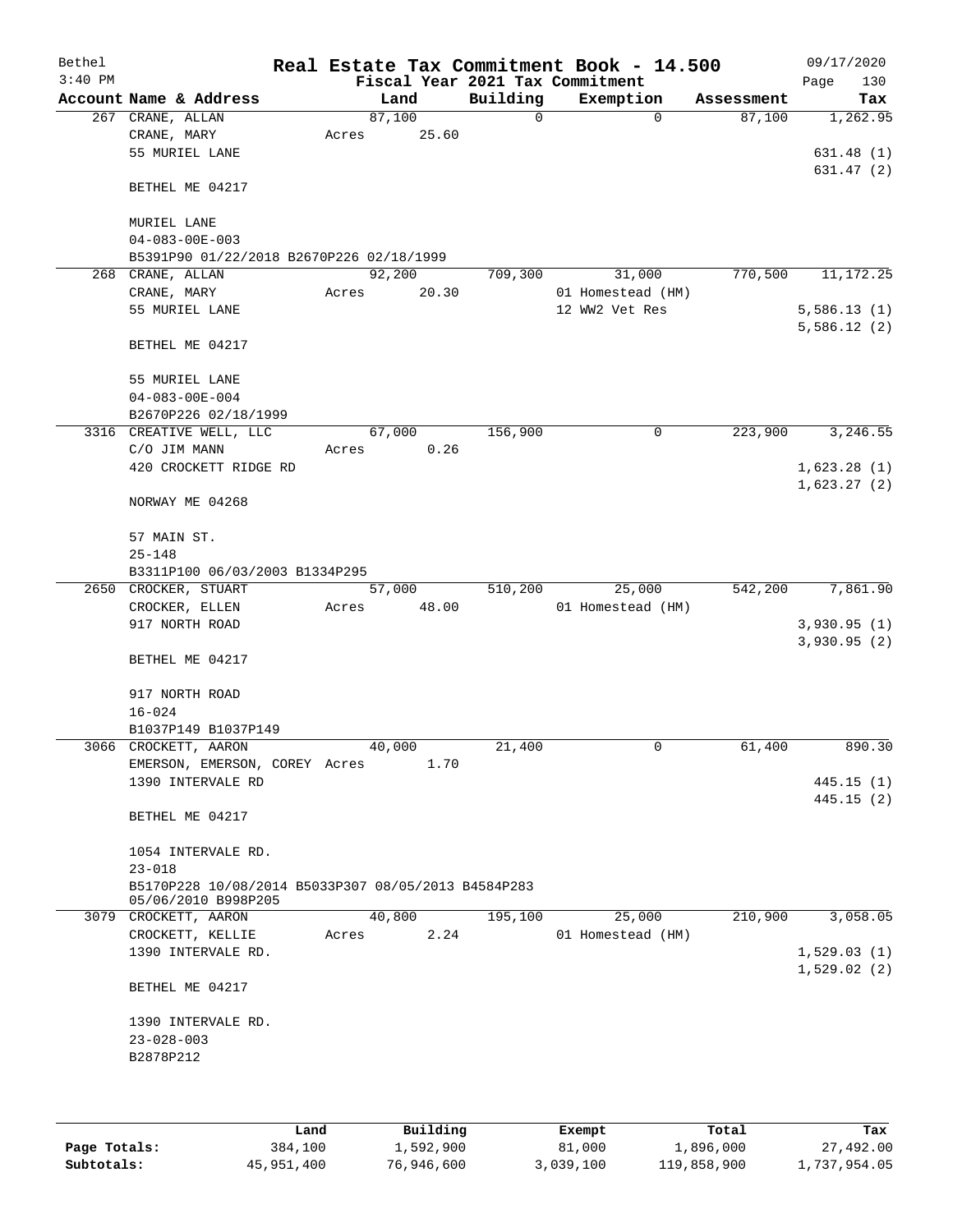# Real Estate Tax Commitment Book - 14.500

Bethel
3:40 PM

Fiscal Year 2021 Tax Commitment

09/17/2020

| Account Name & Address | Land | Building | Exemption | Assessment | Tax |
|---|---|---|---|---|---|
| 267 CRANE, ALLAN | 87,100 | 0 | 0 | 87,100 | 1,262.95 |
| CRANE, MARY | Acres 25.60 | | | | |
| 55 MURIEL LANE | | | | | 631.48 (1) |
| | | | | | 631.47 (2) |
| BETHEL ME 04217 | | | | | |
| MURIEL LANE | | | | | |
| 04-083-00E-003 | | | | | |
| B5391P90 01/22/2018 B2670P226 02/18/1999 | | | | | |
| 268 CRANE, ALLAN | 92,200 | 709,300 | 31,000 | 770,500 | 11,172.25 |
| CRANE, MARY | Acres 20.30 | | 01 Homestead (HM) | | |
| 55 MURIEL LANE | | | 12 WW2 Vet Res | | 5,586.13 (1) |
| | | | | | 5,586.12 (2) |
| BETHEL ME 04217 | | | | | |
| 55 MURIEL LANE | | | | | |
| 04-083-00E-004 | | | | | |
| B2670P226 02/18/1999 | | | | | |
| 3316 CREATIVE WELL, LLC | 67,000 | 156,900 | 0 | 223,900 | 3,246.55 |
| C/O JIM MANN | Acres 0.26 | | | | |
| 420 CROCKETT RIDGE RD | | | | | 1,623.28 (1) |
| | | | | | 1,623.27 (2) |
| NORWAY ME 04268 | | | | | |
| 57 MAIN ST. | | | | | |
| 25-148 | | | | | |
| B3311P100 06/03/2003 B1334P295 | | | | | |
| 2650 CROCKER, STUART | 57,000 | 510,200 | 25,000 | 542,200 | 7,861.90 |
| CROCKER, ELLEN | Acres 48.00 | | 01 Homestead (HM) | | |
| 917 NORTH ROAD | | | | | 3,930.95 (1) |
| | | | | | 3,930.95 (2) |
| BETHEL ME 04217 | | | | | |
| 917 NORTH ROAD | | | | | |
| 16-024 | | | | | |
| B1037P149 B1037P149 | | | | | |
| 3066 CROCKETT, AARON | 40,000 | 21,400 | 0 | 61,400 | 890.30 |
| EMERSON, EMERSON, COREY | Acres 1.70 | | | | |
| 1390 INTERVALE RD | | | | | 445.15 (1) |
| | | | | | 445.15 (2) |
| BETHEL ME 04217 | | | | | |
| 1054 INTERVALE RD. | | | | | |
| 23-018 | | | | | |
| B5170P228 10/08/2014 B5033P307 08/05/2013 B4584P283 05/06/2010 B998P205 | | | | | |
| 3079 CROCKETT, AARON | 40,800 | 195,100 | 25,000 | 210,900 | 3,058.05 |
| CROCKETT, KELLIE | Acres 2.24 | | 01 Homestead (HM) | | |
| 1390 INTERVALE RD. | | | | | 1,529.03 (1) |
| | | | | | 1,529.02 (2) |
| BETHEL ME 04217 | | | | | |
| 1390 INTERVALE RD. | | | | | |
| 23-028-003 | | | | | |
| B2878P212 | | | | | |

| | Land | Building | Exempt | Total | Tax |
|---|---|---|---|---|---|
| Page Totals: | 384,100 | 1,592,900 | 81,000 | 1,896,000 | 27,492.00 |
| Subtotals: | 45,951,400 | 76,946,600 | 3,039,100 | 119,858,900 | 1,737,954.05 |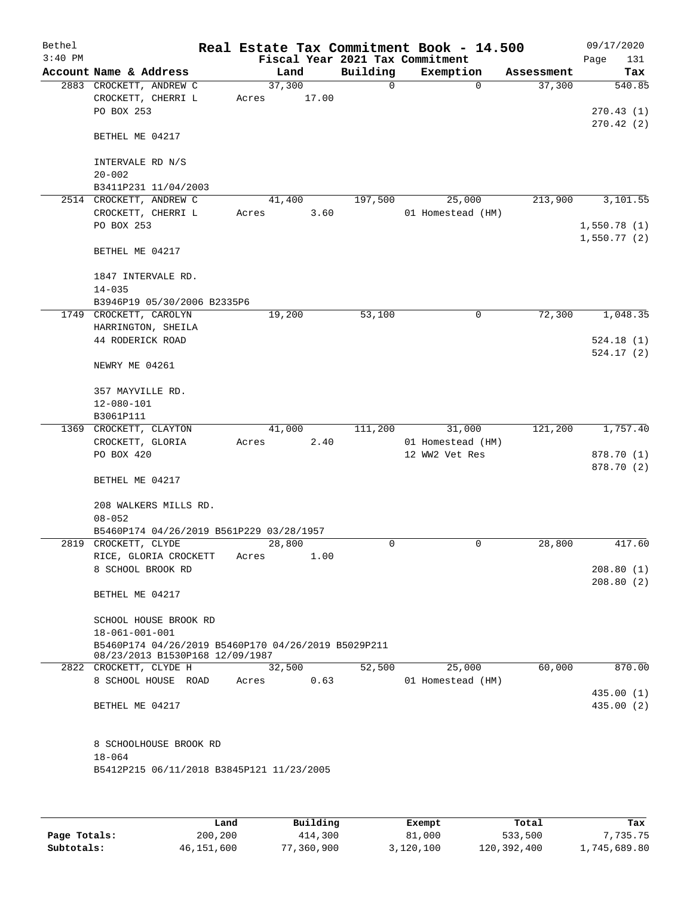# Real Estate Tax Commitment Book - 14.500

Bethel
3:40 PM

09/17/2020

Fiscal Year 2021 Tax Commitment

| Account Name & Address | Land | Building | Exemption | Assessment | Tax |
|---|---|---|---|---|---|
| 2883 CROCKETT, ANDREW C | 37,300 | 0 | 0 | 37,300 | 540.85 |
| CROCKETT, CHERRI L | Acres 17.00 | | | | |
| PO BOX 253 | | | | | 270.43 (1) |
| | | | | | 270.42 (2) |
| BETHEL ME 04217 | | | | | |
| INTERVALE RD N/S | | | | | |
| 20-002 | | | | | |
| B3411P231 11/04/2003 | | | | | |
| 2514 CROCKETT, ANDREW C | 41,400 | 197,500 | 25,000 | 213,900 | 3,101.55 |
| CROCKETT, CHERRI L | Acres 3.60 | | 01 Homestead (HM) | | |
| PO BOX 253 | | | | | 1,550.78 (1) |
| | | | | | 1,550.77 (2) |
| BETHEL ME 04217 | | | | | |
| 1847 INTERVALE RD. | | | | | |
| 14-035 | | | | | |
| B3946P19 05/30/2006 B2335P6 | | | | | |
| 1749 CROCKETT, CAROLYN | 19,200 | 53,100 | 0 | 72,300 | 1,048.35 |
| HARRINGTON, SHEILA | | | | | |
| 44 RODERICK ROAD | | | | | 524.18 (1) |
| | | | | | 524.17 (2) |
| NEWRY ME 04261 | | | | | |
| 357 MAYVILLE RD. | | | | | |
| 12-080-101 | | | | | |
| B3061P111 | | | | | |
| 1369 CROCKETT, CLAYTON | 41,000 | 111,200 | 31,000 | 121,200 | 1,757.40 |
| CROCKETT, GLORIA | Acres 2.40 | | 01 Homestead (HM) | | |
| PO BOX 420 | | | 12 WW2 Vet Res | | 878.70 (1) |
| | | | | | 878.70 (2) |
| BETHEL ME 04217 | | | | | |
| 208 WALKERS MILLS RD. | | | | | |
| 08-052 | | | | | |
| B5460P174 04/26/2019 B561P229 03/28/1957 | | | | | |
| 2819 CROCKETT, CLYDE | 28,800 | 0 | 0 | 28,800 | 417.60 |
| RICE, GLORIA CROCKETT | Acres 1.00 | | | | |
| 8 SCHOOL BROOK RD | | | | | 208.80 (1) |
| | | | | | 208.80 (2) |
| BETHEL ME 04217 | | | | | |
| SCHOOL HOUSE BROOK RD | | | | | |
| 18-061-001-001 | | | | | |
| B5460P174 04/26/2019 B5460P170 04/26/2019 B5029P211 08/23/2013 B1530P168 12/09/1987 | | | | | |
| 2822 CROCKETT, CLYDE H | 32,500 | 52,500 | 25,000 | 60,000 | 870.00 |
| 8 SCHOOL HOUSE ROAD | Acres 0.63 | | 01 Homestead (HM) | | |
| | | | | | 435.00 (1) |
| BETHEL ME 04217 | | | | | 435.00 (2) |
| 8 SCHOOLHOUSE BROOK RD | | | | | |
| 18-064 | | | | | |
| B5412P215 06/11/2018 B3845P121 11/23/2005 | | | | | |

| | Land | Building | Exempt | Total | Tax |
|---|---|---|---|---|---|
| Page Totals: | 200,200 | 414,300 | 81,000 | 533,500 | 7,735.75 |
| Subtotals: | 46,151,600 | 77,360,900 | 3,120,100 | 120,392,400 | 1,745,689.80 |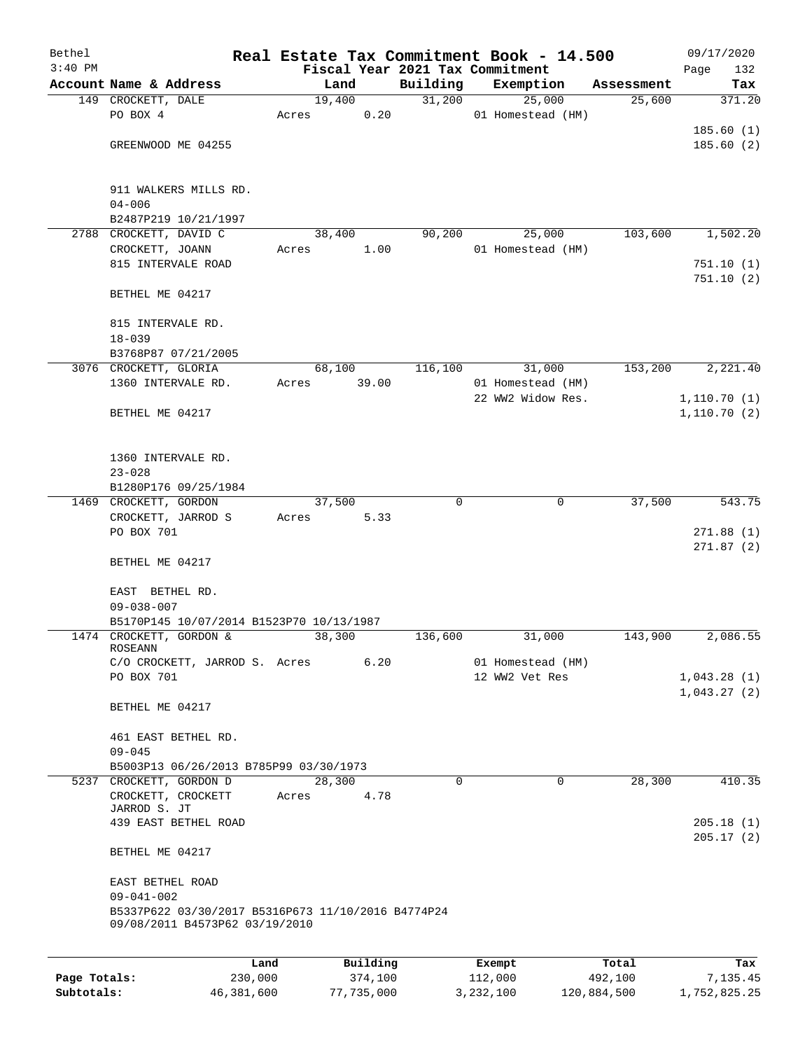# Bethel — Real Estate Tax Commitment Book - 14.500

Fiscal Year 2021 Tax Commitment

09/17/2020 3:40 PM

| Account Name & Address | Land | Building | Exemption | Assessment | Tax |
|---|---|---|---|---|---|
| 149 CROCKETT, DALE | 19,400 | 31,200 | 25,000 | 25,600 | 371.20 |
| PO BOX 4 | Acres 0.20 | | 01 Homestead (HM) | | |
| | | | | | 185.60 (1) |
| GREENWOOD ME 04255 | | | | | 185.60 (2) |
| 911 WALKERS MILLS RD. | | | | | |
| 04-006 | | | | | |
| B2487P219 10/21/1997 | | | | | |
| 2788 CROCKETT, DAVID C | 38,400 | 90,200 | 25,000 | 103,600 | 1,502.20 |
| CROCKETT, JOANN | Acres 1.00 | | 01 Homestead (HM) | | |
| 815 INTERVALE ROAD | | | | | 751.10 (1) |
| | | | | | 751.10 (2) |
| BETHEL ME 04217 | | | | | |
| 815 INTERVALE RD. | | | | | |
| 18-039 | | | | | |
| B3768P87 07/21/2005 | | | | | |
| 3076 CROCKETT, GLORIA | 68,100 | 116,100 | 31,000 | 153,200 | 2,221.40 |
| 1360 INTERVALE RD. | Acres 39.00 | | 01 Homestead (HM) | | |
| | | | 22 WW2 Widow Res. | | 1,110.70 (1) |
| BETHEL ME 04217 | | | | | 1,110.70 (2) |
| 1360 INTERVALE RD. | | | | | |
| 23-028 | | | | | |
| B1280P176 09/25/1984 | | | | | |
| 1469 CROCKETT, GORDON | 37,500 | 0 | 0 | 37,500 | 543.75 |
| CROCKETT, JARROD S | Acres 5.33 | | | | |
| PO BOX 701 | | | | | 271.88 (1) |
| | | | | | 271.87 (2) |
| BETHEL ME 04217 | | | | | |
| EAST BETHEL RD. | | | | | |
| 09-038-007 | | | | | |
| B5170P145 10/07/2014 B1523P70 10/13/1987 | | | | | |
| 1474 CROCKETT, GORDON & ROSEANN | 38,300 | 136,600 | 31,000 | 143,900 | 2,086.55 |
| C/O CROCKETT, JARROD S. | Acres 6.20 | | 01 Homestead (HM) | | |
| PO BOX 701 | | | 12 WW2 Vet Res | | 1,043.28 (1) |
| | | | | | 1,043.27 (2) |
| BETHEL ME 04217 | | | | | |
| 461 EAST BETHEL RD. | | | | | |
| 09-045 | | | | | |
| B5003P13 06/26/2013 B785P99 03/30/1973 | | | | | |
| 5237 CROCKETT, GORDON D | 28,300 | 0 | 0 | 28,300 | 410.35 |
| CROCKETT, CROCKETT JARROD S. JT | Acres 4.78 | | | | |
| 439 EAST BETHEL ROAD | | | | | 205.18 (1) |
| | | | | | 205.17 (2) |
| BETHEL ME 04217 | | | | | |
| EAST BETHEL ROAD | | | | | |
| 09-041-002 | | | | | |
| B5337P622 03/30/2017 B5316P673 11/10/2016 B4774P24 09/08/2011 B4573P62 03/19/2010 | | | | | |

| | Land | Building | Exempt | Total | Tax |
|---|---|---|---|---|---|
| Page Totals: | 230,000 | 374,100 | 112,000 | 492,100 | 7,135.45 |
| Subtotals: | 46,381,600 | 77,735,000 | 3,232,100 | 120,884,500 | 1,752,825.25 |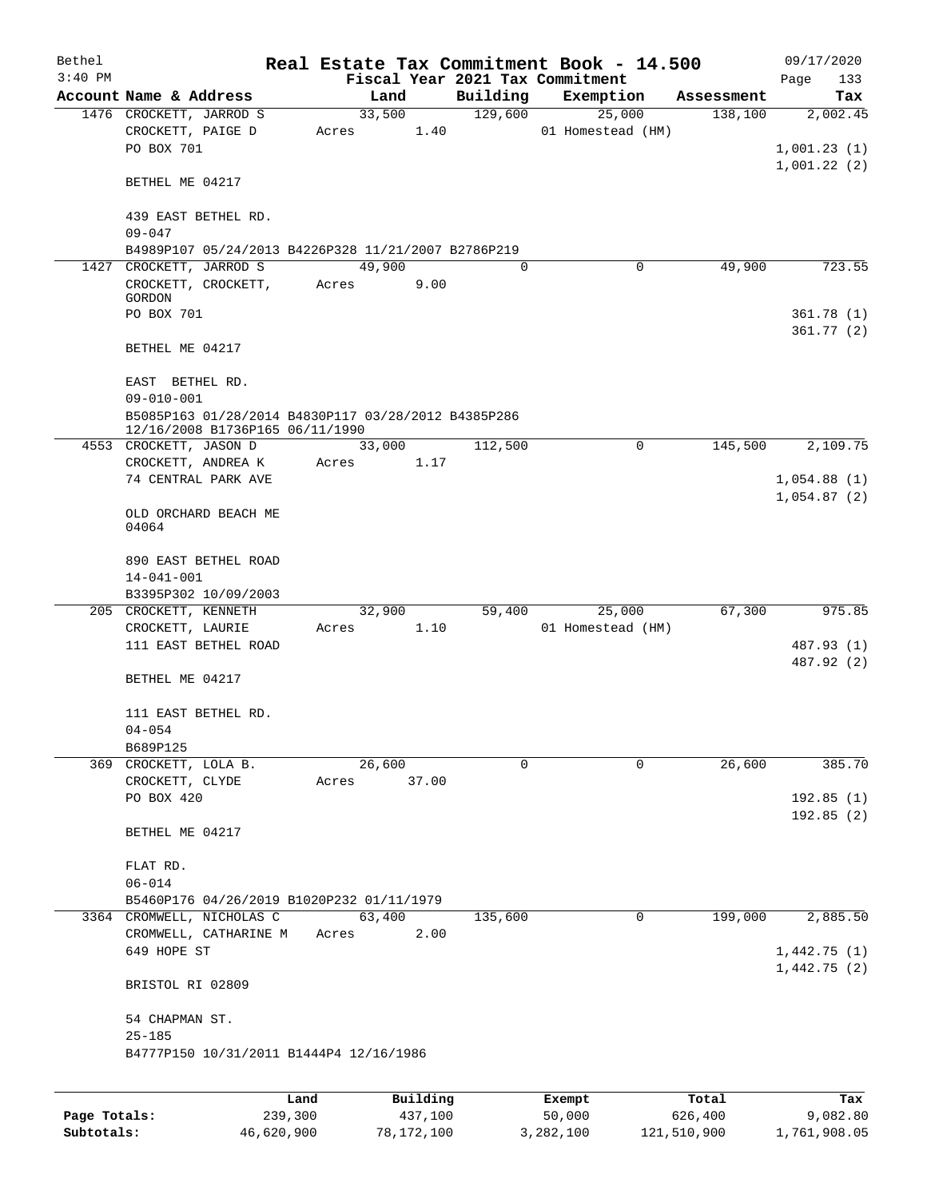Bethel 3:40 PM

# Real Estate Tax Commitment Book - 14.500

## Fiscal Year 2021 Tax Commitment

09/17/2020 Page 133

| Account Name & Address | Land | Building | Exemption | Assessment | Tax |
|---|---|---|---|---|---|
| 1476 CROCKETT, JARROD S | 33,500 | 129,600 | 25,000 | 138,100 | 2,002.45 |
| CROCKETT, PAIGE D | Acres 1.40 | | 01 Homestead (HM) | | |
| PO BOX 701 | | | | | 1,001.23 (1) |
| | | | | | 1,001.22 (2) |
| BETHEL ME 04217 | | | | | |
| 439 EAST BETHEL RD. | | | | | |
| 09-047 | | | | | |
| B4989P107 05/24/2013 B4226P328 11/21/2007 B2786P219 | | | | | |
| 1427 CROCKETT, JARROD S | 49,900 | 0 | 0 | 49,900 | 723.55 |
| CROCKETT, CROCKETT, GORDON | Acres 9.00 | | | | |
| PO BOX 701 | | | | | 361.78 (1) |
| | | | | | 361.77 (2) |
| BETHEL ME 04217 | | | | | |
| EAST BETHEL RD. | | | | | |
| 09-010-001 | | | | | |
| B5085P163 01/28/2014 B4830P117 03/28/2012 B4385P286 12/16/2008 B1736P165 06/11/1990 | | | | | |
| 4553 CROCKETT, JASON D | 33,000 | 112,500 | 0 | 145,500 | 2,109.75 |
| CROCKETT, ANDREA K | Acres 1.17 | | | | |
| 74 CENTRAL PARK AVE | | | | | 1,054.88 (1) |
| | | | | | 1,054.87 (2) |
| OLD ORCHARD BEACH ME 04064 | | | | | |
| 890 EAST BETHEL ROAD | | | | | |
| 14-041-001 | | | | | |
| B3395P302 10/09/2003 | | | | | |
| 205 CROCKETT, KENNETH | 32,900 | 59,400 | 25,000 | 67,300 | 975.85 |
| CROCKETT, LAURIE | Acres 1.10 | | 01 Homestead (HM) | | |
| 111 EAST BETHEL ROAD | | | | | 487.93 (1) |
| | | | | | 487.92 (2) |
| BETHEL ME 04217 | | | | | |
| 111 EAST BETHEL RD. | | | | | |
| 04-054 | | | | | |
| B689P125 | | | | | |
| 369 CROCKETT, LOLA B. | 26,600 | 0 | 0 | 26,600 | 385.70 |
| CROCKETT, CLYDE | Acres 37.00 | | | | |
| PO BOX 420 | | | | | 192.85 (1) |
| | | | | | 192.85 (2) |
| BETHEL ME 04217 | | | | | |
| FLAT RD. | | | | | |
| 06-014 | | | | | |
| B5460P176 04/26/2019 B1020P232 01/11/1979 | | | | | |
| 3364 CROMWELL, NICHOLAS C | 63,400 | 135,600 | 0 | 199,000 | 2,885.50 |
| CROMWELL, CATHARINE M | Acres 2.00 | | | | |
| 649 HOPE ST | | | | | 1,442.75 (1) |
| | | | | | 1,442.75 (2) |
| BRISTOL RI 02809 | | | | | |
| 54 CHAPMAN ST. | | | | | |
| 25-185 | | | | | |
| B4777P150 10/31/2011 B1444P4 12/16/1986 | | | | | |

| | Land | Building | Exempt | Total | Tax |
|---|---|---|---|---|---|
| Page Totals: | 239,300 | 437,100 | 50,000 | 626,400 | 9,082.80 |
| Subtotals: | 46,620,900 | 78,172,100 | 3,282,100 | 121,510,900 | 1,761,908.05 |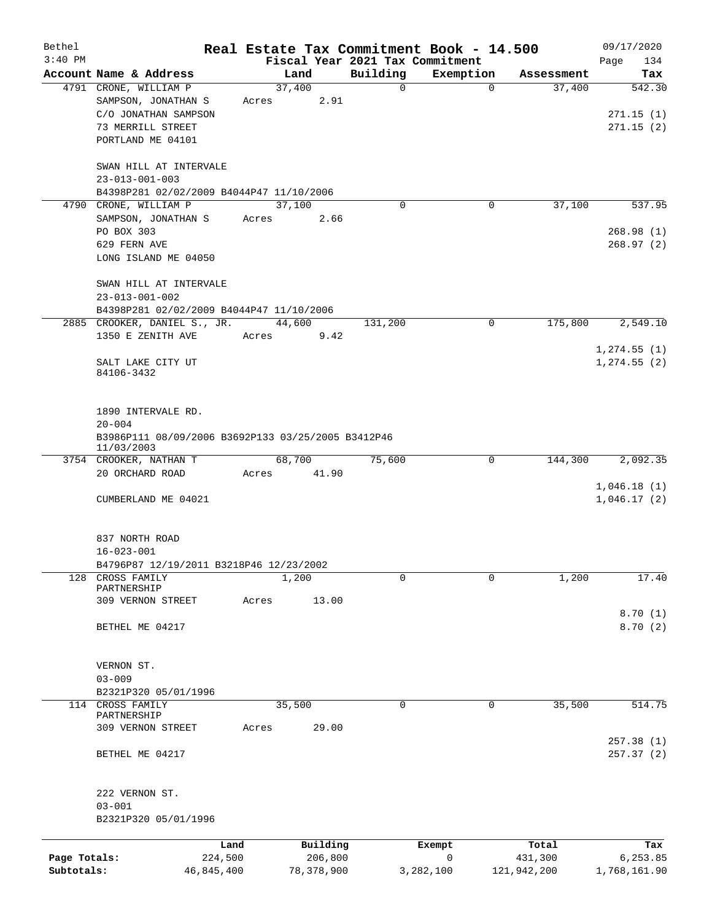# Real Estate Tax Commitment Book - 14.500

Bethel
3:40 PM

09/17/2020

Fiscal Year 2021 Tax Commitment

| Account Name & Address | Land | Building | Exemption | Assessment | Tax |
|---|---|---|---|---|---|
| 4791 CRONE, WILLIAM P<br>SAMPSON, JONATHAN S<br>C/O JONATHAN SAMPSON<br>73 MERRILL STREET<br>PORTLAND ME 04101<br><br>SWAN HILL AT INTERVALE<br>23-013-001-003<br>B4398P281 02/02/2009 B4044P47 11/10/2006 | 37,400<br>Acres 2.91 | 0 | 0 | 37,400 | 542.30<br><br>271.15 (1)<br>271.15 (2) |
| 4790 CRONE, WILLIAM P<br>SAMPSON, JONATHAN S<br>PO BOX 303<br>629 FERN AVE<br>LONG ISLAND ME 04050<br><br>SWAN HILL AT INTERVALE<br>23-013-001-002<br>B4398P281 02/02/2009 B4044P47 11/10/2006 | 37,100<br>Acres 2.66 | 0 | 0 | 37,100 | 537.95<br><br>268.98 (1)<br>268.97 (2) |
| 2885 CROOKER, DANIEL S., JR.<br>1350 E ZENITH AVE<br><br>SALT LAKE CITY UT<br>84106-3432<br><br>1890 INTERVALE RD.<br>20-004<br>B3986P111 08/09/2006 B3692P133 03/25/2005 B3412P46 11/03/2003 | 44,600<br>Acres 9.42 | 131,200 | 0 | 175,800 | 2,549.10<br><br>1,274.55 (1)<br>1,274.55 (2) |
| 3754 CROOKER, NATHAN T<br>20 ORCHARD ROAD<br><br>CUMBERLAND ME 04021<br><br>837 NORTH ROAD<br>16-023-001<br>B4796P87 12/19/2011 B3218P46 12/23/2002 | 68,700<br>Acres 41.90 | 75,600 | 0 | 144,300 | 2,092.35<br><br>1,046.18 (1)<br>1,046.17 (2) |
| 128 CROSS FAMILY PARTNERSHIP<br>309 VERNON STREET<br><br>BETHEL ME 04217<br><br>VERNON ST.<br>03-009<br>B2321P320 05/01/1996 | 1,200<br>Acres 13.00 | 0 | 0 | 1,200 | 17.40<br><br>8.70 (1)<br>8.70 (2) |
| 114 CROSS FAMILY PARTNERSHIP<br>309 VERNON STREET<br><br>BETHEL ME 04217<br><br>222 VERNON ST.<br>03-001<br>B2321P320 05/01/1996 | 35,500<br>Acres 29.00 | 0 | 0 | 35,500 | 514.75<br><br>257.38 (1)<br>257.37 (2) |

| | Land | Building | Exempt | Total | Tax |
|---|---|---|---|---|---|
| Page Totals: | 224,500 | 206,800 | 0 | 431,300 | 6,253.85 |
| Subtotals: | 46,845,400 | 78,378,900 | 3,282,100 | 121,942,200 | 1,768,161.90 |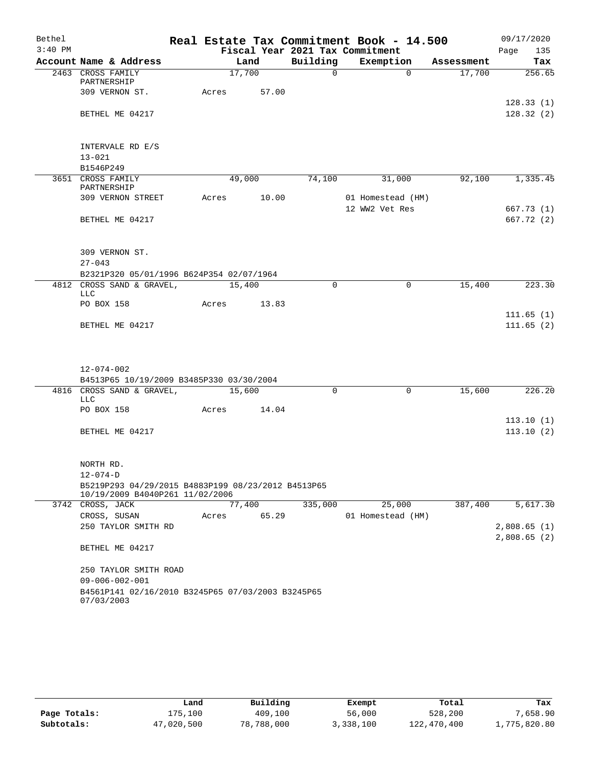Bethel 3:40 PM

# Real Estate Tax Commitment Book - 14.500

Fiscal Year 2021 Tax Commitment

09/17/2020 Page 135

| Account Name & Address | Land | Building | Exemption | Assessment | Tax |
|---|---|---|---|---|---|
| 2463 CROSS FAMILY PARTNERSHIP | 17,700 | 0 | 0 | 17,700 | 256.65 |
| 309 VERNON ST. | Acres 57.00 | | | | |
| | | | | | 128.33 (1) |
| BETHEL ME 04217 | | | | | 128.32 (2) |
| INTERVALE RD E/S | | | | | |
| 13-021 | | | | | |
| B1546P249 | | | | | |
| 3651 CROSS FAMILY PARTNERSHIP | 49,000 | 74,100 | 31,000 | 92,100 | 1,335.45 |
| 309 VERNON STREET | Acres 10.00 | | 01 Homestead (HM) | | |
| | | | 12 WW2 Vet Res | | 667.73 (1) |
| BETHEL ME 04217 | | | | | 667.72 (2) |
| 309 VERNON ST. | | | | | |
| 27-043 | | | | | |
| B2321P320 05/01/1996 B624P354 02/07/1964 | | | | | |
| 4812 CROSS SAND & GRAVEL, LLC | 15,400 | 0 | 0 | 15,400 | 223.30 |
| PO BOX 158 | Acres 13.83 | | | | |
| | | | | | 111.65 (1) |
| BETHEL ME 04217 | | | | | 111.65 (2) |
| 12-074-002 | | | | | |
| B4513P65 10/19/2009 B3485P330 03/30/2004 | | | | | |
| 4816 CROSS SAND & GRAVEL, LLC | 15,600 | 0 | 0 | 15,600 | 226.20 |
| PO BOX 158 | Acres 14.04 | | | | |
| | | | | | 113.10 (1) |
| BETHEL ME 04217 | | | | | 113.10 (2) |
| NORTH RD. | | | | | |
| 12-074-D | | | | | |
| B5219P293 04/29/2015 B4883P199 08/23/2012 B4513P65 10/19/2009 B4040P261 11/02/2006 | | | | | |
| 3742 CROSS, JACK | 77,400 | 335,000 | 25,000 | 387,400 | 5,617.30 |
| CROSS, SUSAN | Acres 65.29 | | 01 Homestead (HM) | | |
| 250 TAYLOR SMITH RD | | | | | 2,808.65 (1) |
| | | | | | 2,808.65 (2) |
| BETHEL ME 04217 | | | | | |
| 250 TAYLOR SMITH ROAD | | | | | |
| 09-006-002-001 | | | | | |
| B4561P141 02/16/2010 B3245P65 07/03/2003 B3245P65 07/03/2003 | | | | | |

| | Land | Building | Exempt | Total | Tax |
|---|---|---|---|---|---|
| Page Totals: | 175,100 | 409,100 | 56,000 | 528,200 | 7,658.90 |
| Subtotals: | 47,020,500 | 78,788,000 | 3,338,100 | 122,470,400 | 1,775,820.80 |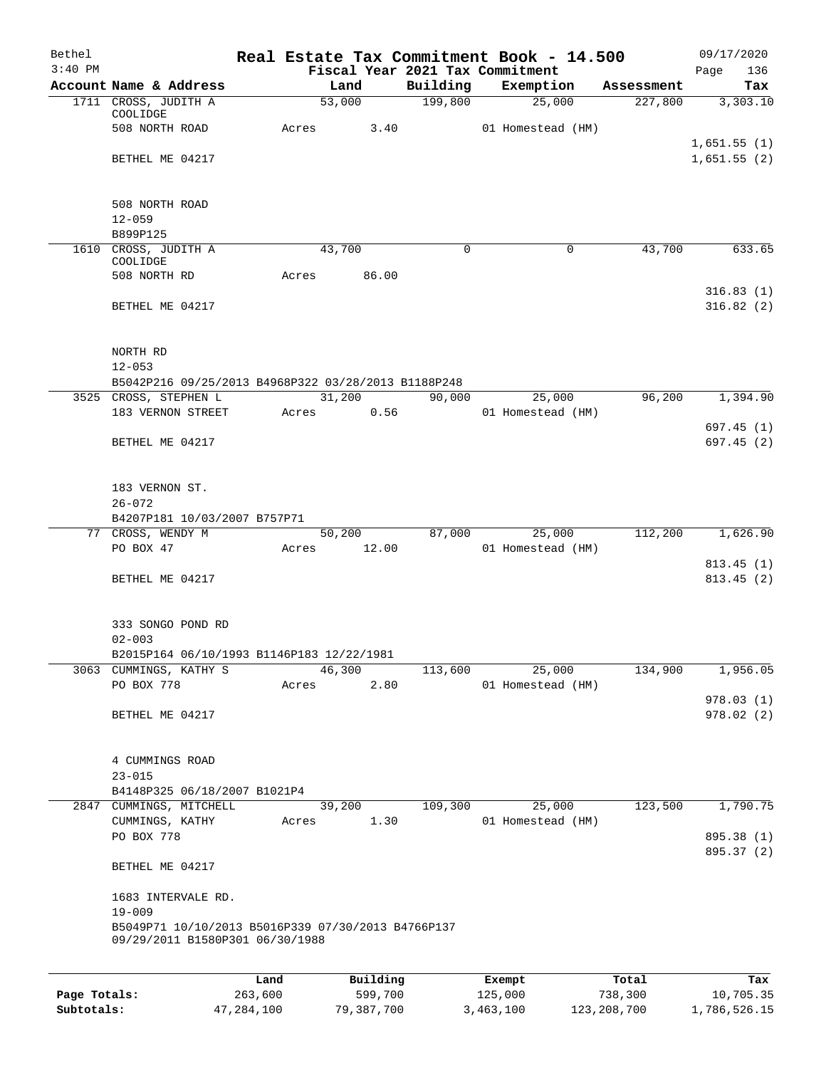Bethel 3:40 PM

# Real Estate Tax Commitment Book - 14.500

## Fiscal Year 2021 Tax Commitment

09/17/2020 Page 136

| Account | Name & Address | Land | Building | Exemption | Assessment | Tax |
|---|---|---|---|---|---|---|
| 1711 | CROSS, JUDITH A COOLIDGE | 53,000 | 199,800 | 25,000 | 227,800 | 3,303.10 |
| | 508 NORTH ROAD | Acres 3.40 | | 01 Homestead (HM) | | |
| | | | | | | 1,651.55 (1) |
| | BETHEL ME 04217 | | | | | 1,651.55 (2) |
| | 508 NORTH ROAD | | | | | |
| | 12-059 | | | | | |
| | B899P125 | | | | | |
| 1610 | CROSS, JUDITH A COOLIDGE | 43,700 | 0 | 0 | 43,700 | 633.65 |
| | 508 NORTH RD | Acres 86.00 | | | | |
| | | | | | | 316.83 (1) |
| | BETHEL ME 04217 | | | | | 316.82 (2) |
| | NORTH RD | | | | | |
| | 12-053 | | | | | |
| | B5042P216 09/25/2013 B4968P322 03/28/2013 B1188P248 | | | | | |
| 3525 | CROSS, STEPHEN L | 31,200 | 90,000 | 25,000 | 96,200 | 1,394.90 |
| | 183 VERNON STREET | Acres 0.56 | | 01 Homestead (HM) | | |
| | | | | | | 697.45 (1) |
| | BETHEL ME 04217 | | | | | 697.45 (2) |
| | 183 VERNON ST. | | | | | |
| | 26-072 | | | | | |
| | B4207P181 10/03/2007 B757P71 | | | | | |
| 77 | CROSS, WENDY M | 50,200 | 87,000 | 25,000 | 112,200 | 1,626.90 |
| | PO BOX 47 | Acres 12.00 | | 01 Homestead (HM) | | |
| | | | | | | 813.45 (1) |
| | BETHEL ME 04217 | | | | | 813.45 (2) |
| | 333 SONGO POND RD | | | | | |
| | 02-003 | | | | | |
| | B2015P164 06/10/1993 B1146P183 12/22/1981 | | | | | |
| 3063 | CUMMINGS, KATHY S | 46,300 | 113,600 | 25,000 | 134,900 | 1,956.05 |
| | PO BOX 778 | Acres 2.80 | | 01 Homestead (HM) | | |
| | | | | | | 978.03 (1) |
| | BETHEL ME 04217 | | | | | 978.02 (2) |
| | 4 CUMMINGS ROAD | | | | | |
| | 23-015 | | | | | |
| | B4148P325 06/18/2007 B1021P4 | | | | | |
| 2847 | CUMMINGS, MITCHELL | 39,200 | 109,300 | 25,000 | 123,500 | 1,790.75 |
| | CUMMINGS, KATHY | Acres 1.30 | | 01 Homestead (HM) | | |
| | PO BOX 778 | | | | | 895.38 (1) |
| | | | | | | 895.37 (2) |
| | BETHEL ME 04217 | | | | | |
| | 1683 INTERVALE RD. | | | | | |
| | 19-009 | | | | | |
| | B5049P71 10/10/2013 B5016P339 07/30/2013 B4766P137 09/29/2011 B1580P301 06/30/1988 | | | | | |

| | Land | Building | Exempt | Total | Tax |
|---|---|---|---|---|---|
| Page Totals: | 263,600 | 599,700 | 125,000 | 738,300 | 10,705.35 |
| Subtotals: | 47,284,100 | 79,387,700 | 3,463,100 | 123,208,700 | 1,786,526.15 |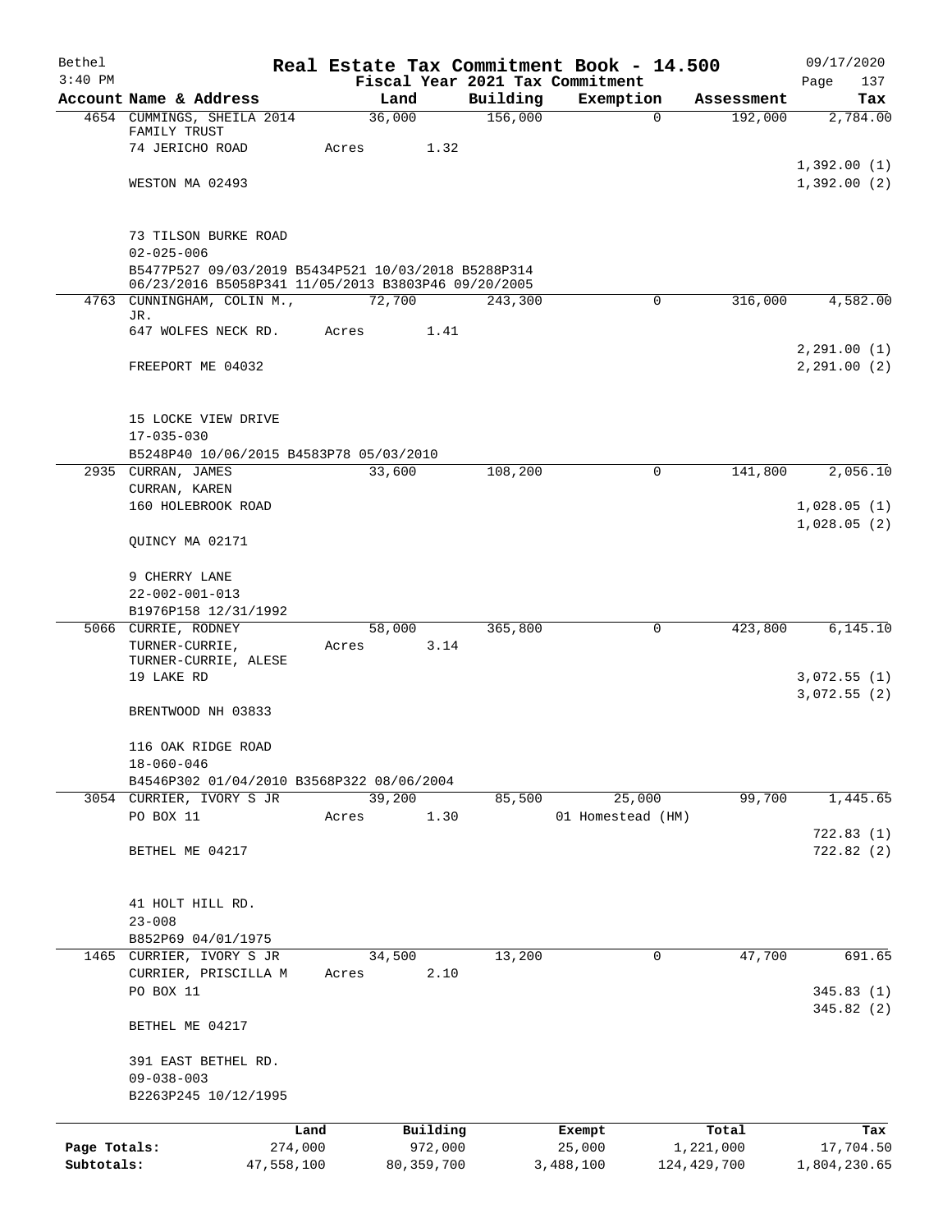Bethel 3:40 PM

# Real Estate Tax Commitment Book - 14.500

Fiscal Year 2021 Tax Commitment

09/17/2020 Page 137

| Account Name & Address | Land | Building | Exemption | Assessment | Tax |
|---|---|---|---|---|---|
| 4654 CUMMINGS, SHEILA 2014 FAMILY TRUST | 36,000 | 156,000 | 0 | 192,000 | 2,784.00 |
| 74 JERICHO ROAD | Acres 1.32 | | | | |
| | | | | | 1,392.00 (1) |
| WESTON MA 02493 | | | | | 1,392.00 (2) |
| 73 TILSON BURKE ROAD | | | | | |
| 02-025-006 | | | | | |
| B5477P527 09/03/2019 B5434P521 10/03/2018 B5288P314 06/23/2016 B5058P341 11/05/2013 B3803P46 09/20/2005 | | | | | |
| 4763 CUNNINGHAM, COLIN M., JR. | 72,700 | 243,300 | 0 | 316,000 | 4,582.00 |
| 647 WOLFES NECK RD. | Acres 1.41 | | | | |
| | | | | | 2,291.00 (1) |
| FREEPORT ME 04032 | | | | | 2,291.00 (2) |
| 15 LOCKE VIEW DRIVE | | | | | |
| 17-035-030 | | | | | |
| B5248P40 10/06/2015 B4583P78 05/03/2010 | | | | | |
| 2935 CURRAN, JAMES | 33,600 | 108,200 | 0 | 141,800 | 2,056.10 |
| CURRAN, KAREN | | | | | |
| 160 HOLEBROOK ROAD | | | | | 1,028.05 (1) |
| | | | | | 1,028.05 (2) |
| QUINCY MA 02171 | | | | | |
| 9 CHERRY LANE | | | | | |
| 22-002-001-013 | | | | | |
| B1976P158 12/31/1992 | | | | | |
| 5066 CURRIE, RODNEY | 58,000 | 365,800 | 0 | 423,800 | 6,145.10 |
| TURNER-CURRIE, | Acres 3.14 | | | | |
| TURNER-CURRIE, ALESE | | | | | |
| 19 LAKE RD | | | | | 3,072.55 (1) |
| | | | | | 3,072.55 (2) |
| BRENTWOOD NH 03833 | | | | | |
| 116 OAK RIDGE ROAD | | | | | |
| 18-060-046 | | | | | |
| B4546P302 01/04/2010 B3568P322 08/06/2004 | | | | | |
| 3054 CURRIER, IVORY S JR | 39,200 | 85,500 | 25,000 | 99,700 | 1,445.65 |
| PO BOX 11 | Acres 1.30 | | 01 Homestead (HM) | | |
| | | | | | 722.83 (1) |
| BETHEL ME 04217 | | | | | 722.82 (2) |
| 41 HOLT HILL RD. | | | | | |
| 23-008 | | | | | |
| B852P69 04/01/1975 | | | | | |
| 1465 CURRIER, IVORY S JR | 34,500 | 13,200 | 0 | 47,700 | 691.65 |
| CURRIER, PRISCILLA M | Acres 2.10 | | | | |
| PO BOX 11 | | | | | 345.83 (1) |
| | | | | | 345.82 (2) |
| BETHEL ME 04217 | | | | | |
| 391 EAST BETHEL RD. | | | | | |
| 09-038-003 | | | | | |
| B2263P245 10/12/1995 | | | | | |

| | Land | Building | Exempt | Total | Tax |
|---|---|---|---|---|---|
| Page Totals: | 274,000 | 972,000 | 25,000 | 1,221,000 | 17,704.50 |
| Subtotals: | 47,558,100 | 80,359,700 | 3,488,100 | 124,429,700 | 1,804,230.65 |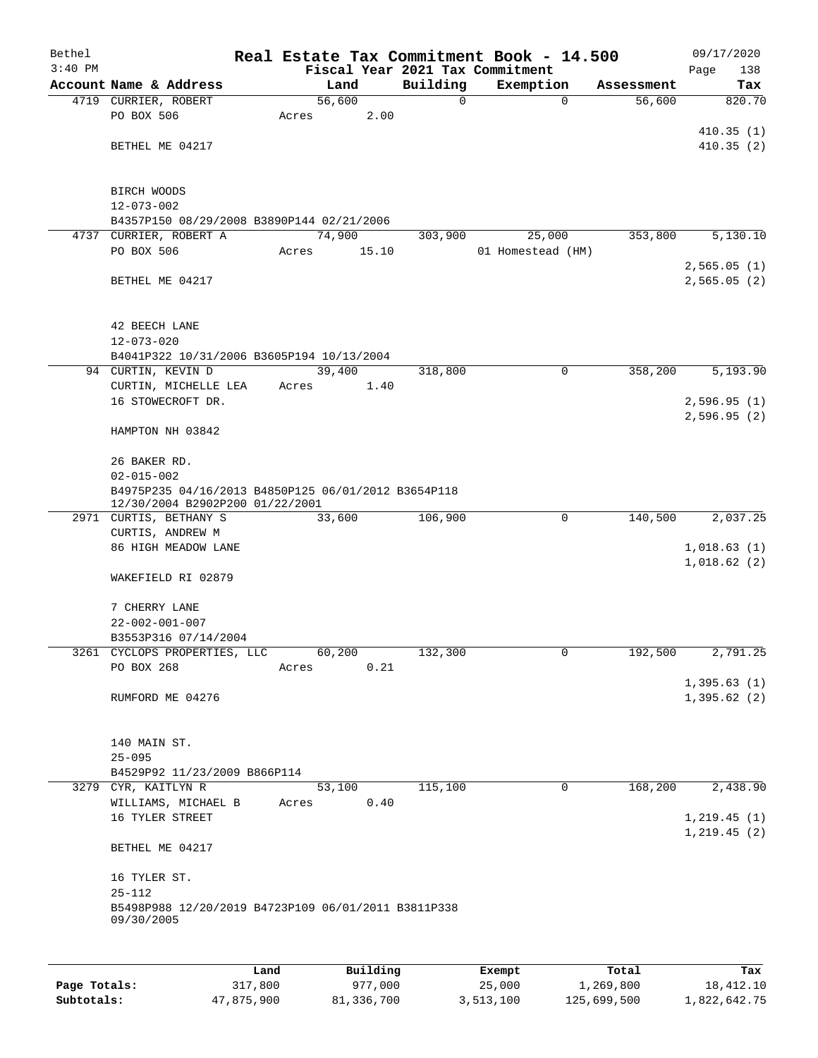# Real Estate Tax Commitment Book - 14.500

Bethel
3:40 PM
Fiscal Year 2021 Tax Commitment
09/17/2020

| Account Name & Address | Land | Building | Exemption | Assessment | Tax |
|---|---|---|---|---|---|
| 4719 CURRIER, ROBERT | 56,600 | 0 | 0 | 56,600 | 820.70 |
| PO BOX 506 | Acres 2.00 | | | | |
| | | | | | 410.35 (1) |
| BETHEL ME 04217 | | | | | 410.35 (2) |
| BIRCH WOODS | | | | | |
| 12-073-002 | | | | | |
| B4357P150 08/29/2008 B3890P144 02/21/2006 | | | | | |
| 4737 CURRIER, ROBERT A | 74,900 | 303,900 | 25,000 | 353,800 | 5,130.10 |
| PO BOX 506 | Acres 15.10 | | 01 Homestead (HM) | | |
| | | | | | 2,565.05 (1) |
| BETHEL ME 04217 | | | | | 2,565.05 (2) |
| 42 BEECH LANE | | | | | |
| 12-073-020 | | | | | |
| B4041P322 10/31/2006 B3605P194 10/13/2004 | | | | | |
| 94 CURTIN, KEVIN D | 39,400 | 318,800 | 0 | 358,200 | 5,193.90 |
| CURTIN, MICHELLE LEA | Acres 1.40 | | | | |
| 16 STOWECROFT DR. | | | | | 2,596.95 (1) |
| | | | | | 2,596.95 (2) |
| HAMPTON NH 03842 | | | | | |
| 26 BAKER RD. | | | | | |
| 02-015-002 | | | | | |
| B4975P235 04/16/2013 B4850P125 06/01/2012 B3654P118 12/30/2004 B2902P200 01/22/2001 | | | | | |
| 2971 CURTIS, BETHANY S | 33,600 | 106,900 | 0 | 140,500 | 2,037.25 |
| CURTIS, ANDREW M | | | | | |
| 86 HIGH MEADOW LANE | | | | | 1,018.63 (1) |
| | | | | | 1,018.62 (2) |
| WAKEFIELD RI 02879 | | | | | |
| 7 CHERRY LANE | | | | | |
| 22-002-001-007 | | | | | |
| B3553P316 07/14/2004 | | | | | |
| 3261 CYCLOPS PROPERTIES, LLC | 60,200 | 132,300 | 0 | 192,500 | 2,791.25 |
| PO BOX 268 | Acres 0.21 | | | | |
| | | | | | 1,395.63 (1) |
| RUMFORD ME 04276 | | | | | 1,395.62 (2) |
| 140 MAIN ST. | | | | | |
| 25-095 | | | | | |
| B4529P92 11/23/2009 B866P114 | | | | | |
| 3279 CYR, KAITLYN R | 53,100 | 115,100 | 0 | 168,200 | 2,438.90 |
| WILLIAMS, MICHAEL B | Acres 0.40 | | | | |
| 16 TYLER STREET | | | | | 1,219.45 (1) |
| | | | | | 1,219.45 (2) |
| BETHEL ME 04217 | | | | | |
| 16 TYLER ST. | | | | | |
| 25-112 | | | | | |
| B5498P988 12/20/2019 B4723P109 06/01/2011 B3811P338 09/30/2005 | | | | | |

| | Land | Building | Exempt | Total | Tax |
|---|---|---|---|---|---|
| Page Totals: | 317,800 | 977,000 | 25,000 | 1,269,800 | 18,412.10 |
| Subtotals: | 47,875,900 | 81,336,700 | 3,513,100 | 125,699,500 | 1,822,642.75 |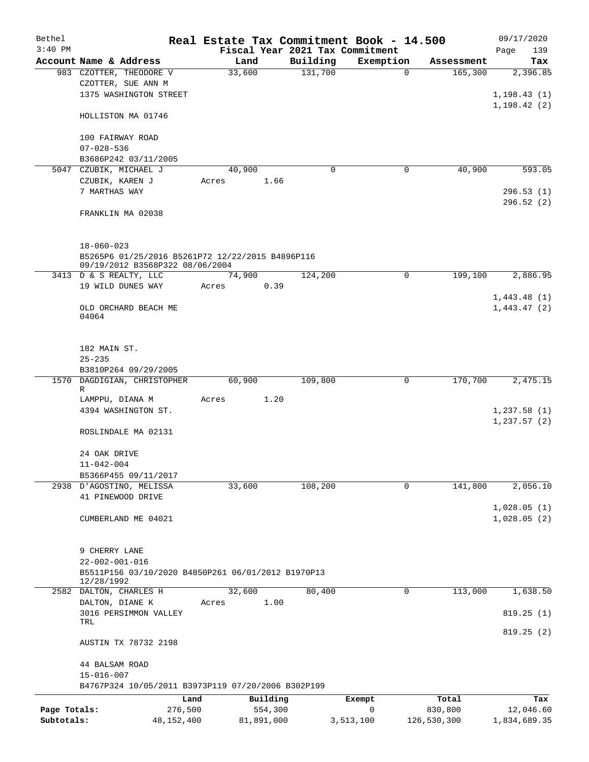Bethel 3:40 PM

# Real Estate Tax Commitment Book - 14.500

Fiscal Year 2021 Tax Commitment

09/17/2020

| Account | Name & Address | Land | Building | Exemption | Assessment | Tax |
|---|---|---|---|---|---|---|
| 983 | CZOTTER, THEODORE V<br>CZOTTER, SUE ANN M<br>1375 WASHINGTON STREET<br><br>HOLLISTON MA 01746<br><br>100 FAIRWAY ROAD<br>07-028-536<br>B3686P242 03/11/2005 | 33,600 | 131,700 | 0 | 165,300 | 2,396.85<br><br>1,198.43 (1)<br>1,198.42 (2) |
| 5047 | CZUBIK, MICHAEL J<br>CZUBIK, KAREN J<br>7 MARTHAS WAY<br><br>FRANKLIN MA 02038<br><br>18-060-023<br>B5265P6 01/25/2016 B5261P72 12/22/2015 B4896P116 09/19/2012 B3568P322 08/06/2004 | 40,900<br>Acres 1.66 | 0 | 0 | 40,900 | 593.05<br><br>296.53 (1)<br>296.52 (2) |
| 3413 | D & S REALTY, LLC<br>19 WILD DUNES WAY<br><br>OLD ORCHARD BEACH ME 04064<br><br>182 MAIN ST.<br>25-235<br>B3810P264 09/29/2005 | 74,900<br>Acres 0.39 | 124,200 | 0 | 199,100 | 2,886.95<br><br>1,443.48 (1)<br>1,443.47 (2) |
| 1570 | DAGDIGIAN, CHRISTOPHER R<br>LAMPPU, DIANA M<br>4394 WASHINGTON ST.<br><br>ROSLINDALE MA 02131<br><br>24 OAK DRIVE<br>11-042-004<br>B5366P455 09/11/2017 | 60,900<br>Acres 1.20 | 109,800 | 0 | 170,700 | 2,475.15<br><br>1,237.58 (1)<br>1,237.57 (2) |
| 2938 | D'AGOSTINO, MELISSA<br>41 PINEWOOD DRIVE<br><br>CUMBERLAND ME 04021<br><br>9 CHERRY LANE<br>22-002-001-016<br>B5511P156 03/10/2020 B4850P261 06/01/2012 B1970P13 12/28/1992 | 33,600 | 108,200 | 0 | 141,800 | 2,056.10<br><br>1,028.05 (1)<br>1,028.05 (2) |
| 2582 | DALTON, CHARLES H<br>DALTON, DIANE K<br>3016 PERSIMMON VALLEY TRL<br><br>AUSTIN TX 78732 2198<br><br>44 BALSAM ROAD<br>15-016-007<br>B4767P324 10/05/2011 B3973P119 07/20/2006 B302P199 | 32,600<br>Acres 1.00 | 80,400 | 0 | 113,000 | 1,638.50<br><br>819.25 (1)<br>819.25 (2) |

| | Land | Building | Exempt | Total | Tax |
|---|---|---|---|---|---|
| Page Totals: | 276,500 | 554,300 | 0 | 830,800 | 12,046.60 |
| Subtotals: | 48,152,400 | 81,891,000 | 3,513,100 | 126,530,300 | 1,834,689.35 |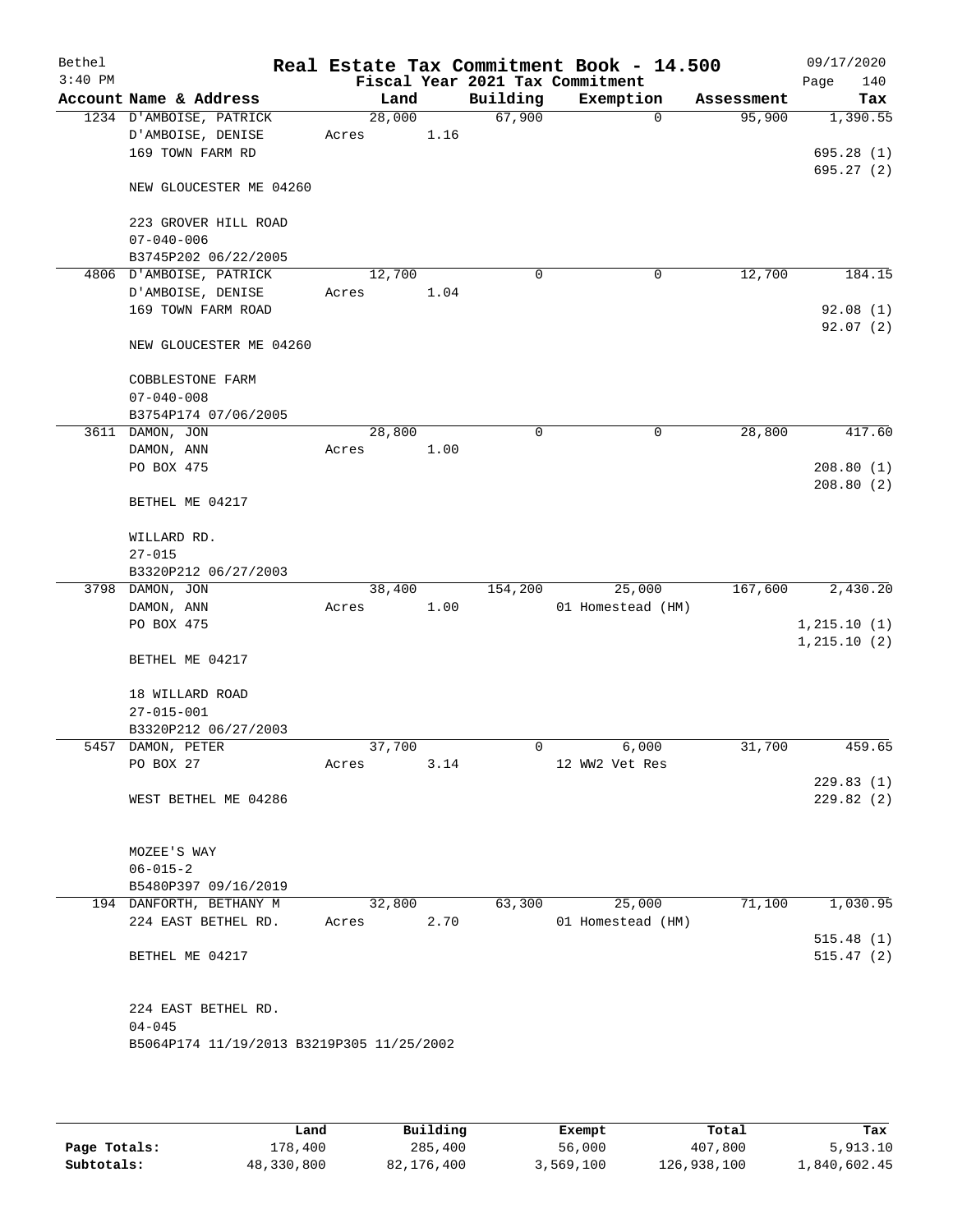# Real Estate Tax Commitment Book - 14.500

Bethel 3:40 PM — 09/17/2020

Fiscal Year 2021 Tax Commitment

| Account | Name & Address | Land | Building | Exemption | Assessment | Tax |
|---|---|---|---|---|---|---|
| 1234 | D'AMBOISE, PATRICK<br>D'AMBOISE, DENISE<br>169 TOWN FARM RD<br><br>NEW GLOUCESTER ME 04260<br><br>223 GROVER HILL ROAD<br>07-040-006<br>B3745P202 06/22/2005 | 28,000<br>Acres 1.16 | 67,900 | 0 | 95,900 | 1,390.55<br><br>695.28 (1)<br>695.27 (2) |
| 4806 | D'AMBOISE, PATRICK<br>D'AMBOISE, DENISE<br>169 TOWN FARM ROAD<br><br>NEW GLOUCESTER ME 04260<br><br>COBBLESTONE FARM<br>07-040-008<br>B3754P174 07/06/2005 | 12,700<br>Acres 1.04 | 0 | 0 | 12,700 | 184.15<br><br>92.08 (1)<br>92.07 (2) |
| 3611 | DAMON, JON<br>DAMON, ANN<br>PO BOX 475<br><br>BETHEL ME 04217<br><br>WILLARD RD.<br>27-015<br>B3320P212 06/27/2003 | 28,800<br>Acres 1.00 | 0 | 0 | 28,800 | 417.60<br><br>208.80 (1)<br>208.80 (2) |
| 3798 | DAMON, JON<br>DAMON, ANN<br>PO BOX 475<br><br>BETHEL ME 04217<br><br>18 WILLARD ROAD<br>27-015-001<br>B3320P212 06/27/2003 | 38,400<br>Acres 1.00 | 154,200 | 25,000<br>01 Homestead (HM) | 167,600 | 2,430.20<br><br>1,215.10 (1)<br>1,215.10 (2) |
| 5457 | DAMON, PETER<br>PO BOX 27<br><br>WEST BETHEL ME 04286<br><br>MOZEE'S WAY<br>06-015-2<br>B5480P397 09/16/2019 | 37,700<br>Acres 3.14 | 0 | 6,000<br>12 WW2 Vet Res | 31,700 | 459.65<br><br>229.83 (1)<br>229.82 (2) |
| 194 | DANFORTH, BETHANY M<br>224 EAST BETHEL RD.<br><br>BETHEL ME 04217<br><br>224 EAST BETHEL RD.<br>04-045<br>B5064P174 11/19/2013 B3219P305 11/25/2002 | 32,800<br>Acres 2.70 | 63,300 | 25,000<br>01 Homestead (HM) | 71,100 | 1,030.95<br><br>515.48 (1)<br>515.47 (2) |

| | Land | Building | Exempt | Total | Tax |
|---|---|---|---|---|---|
| Page Totals: | 178,400 | 285,400 | 56,000 | 407,800 | 5,913.10 |
| Subtotals: | 48,330,800 | 82,176,400 | 3,569,100 | 126,938,100 | 1,840,602.45 |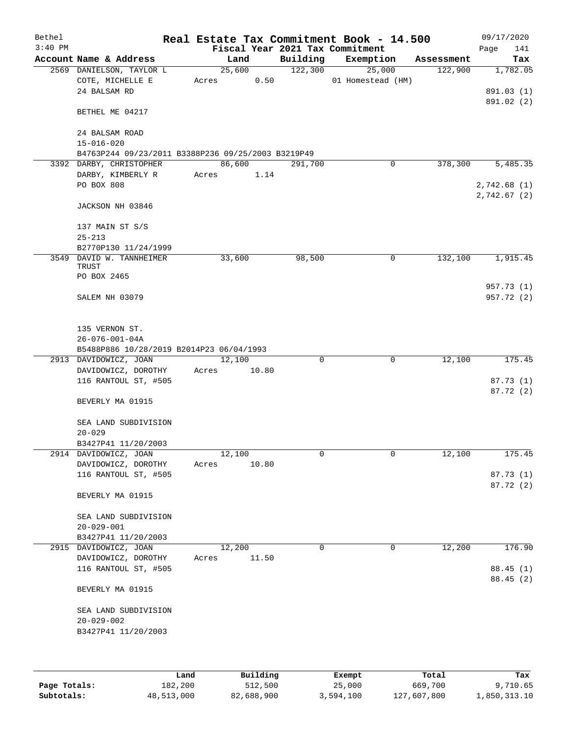# Real Estate Tax Commitment Book - 14.500

Bethel
3:40 PM

Fiscal Year 2021 Tax Commitment

09/17/2020
Page 141

| Account Name & Address | Land | Building | Exemption | Assessment | Tax |
|---|---|---|---|---|---|
| 2569 DANIELSON, TAYLOR L | 25,600 | 122,300 | 25,000 | 122,900 | 1,782.05 |
| COTE, MICHELLE E | Acres 0.50 | | 01 Homestead (HM) | | |
| 24 BALSAM RD | | | | | 891.03 (1) |
| | | | | | 891.02 (2) |
| BETHEL ME 04217 | | | | | |
| 24 BALSAM ROAD | | | | | |
| 15-016-020 | | | | | |
| B4763P244 09/23/2011 B3388P236 09/25/2003 B3219P49 | | | | | |
| 3392 DARBY, CHRISTOPHER | 86,600 | 291,700 | 0 | 378,300 | 5,485.35 |
| DARBY, KIMBERLY R | Acres 1.14 | | | | |
| PO BOX 808 | | | | | 2,742.68 (1) |
| | | | | | 2,742.67 (2) |
| JACKSON NH 03846 | | | | | |
| 137 MAIN ST S/S | | | | | |
| 25-213 | | | | | |
| B2770P130 11/24/1999 | | | | | |
| 3549 DAVID W. TANNHEIMER TRUST | 33,600 | 98,500 | 0 | 132,100 | 1,915.45 |
| PO BOX 2465 | | | | | |
| | | | | | 957.73 (1) |
| SALEM NH 03079 | | | | | 957.72 (2) |
| 135 VERNON ST. | | | | | |
| 26-076-001-04A | | | | | |
| B5488P886 10/28/2019 B2014P23 06/04/1993 | | | | | |
| 2913 DAVIDOWICZ, JOAN | 12,100 | 0 | 0 | 12,100 | 175.45 |
| DAVIDOWICZ, DOROTHY | Acres 10.80 | | | | |
| 116 RANTOUL ST, #505 | | | | | 87.73 (1) |
| | | | | | 87.72 (2) |
| BEVERLY MA 01915 | | | | | |
| SEA LAND SUBDIVISION | | | | | |
| 20-029 | | | | | |
| B3427P41 11/20/2003 | | | | | |
| 2914 DAVIDOWICZ, JOAN | 12,100 | 0 | 0 | 12,100 | 175.45 |
| DAVIDOWICZ, DOROTHY | Acres 10.80 | | | | |
| 116 RANTOUL ST, #505 | | | | | 87.73 (1) |
| | | | | | 87.72 (2) |
| BEVERLY MA 01915 | | | | | |
| SEA LAND SUBDIVISION | | | | | |
| 20-029-001 | | | | | |
| B3427P41 11/20/2003 | | | | | |
| 2915 DAVIDOWICZ, JOAN | 12,200 | 0 | 0 | 12,200 | 176.90 |
| DAVIDOWICZ, DOROTHY | Acres 11.50 | | | | |
| 116 RANTOUL ST, #505 | | | | | 88.45 (1) |
| | | | | | 88.45 (2) |
| BEVERLY MA 01915 | | | | | |
| SEA LAND SUBDIVISION | | | | | |
| 20-029-002 | | | | | |
| B3427P41 11/20/2003 | | | | | |

| | Land | Building | Exempt | Total | Tax |
|---|---|---|---|---|---|
| Page Totals: | 182,200 | 512,500 | 25,000 | 669,700 | 9,710.65 |
| Subtotals: | 48,513,000 | 82,688,900 | 3,594,100 | 127,607,800 | 1,850,313.10 |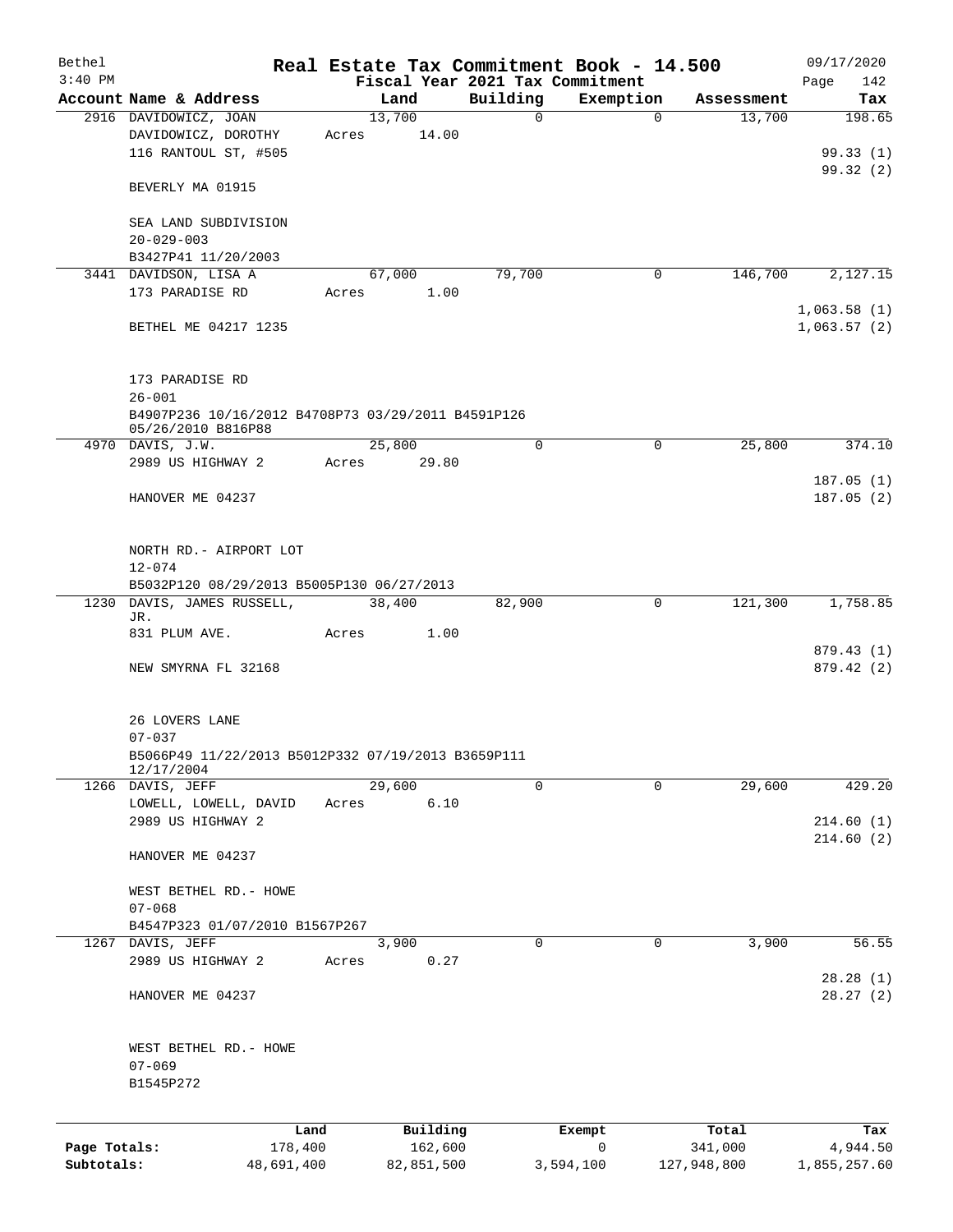Bethel
3:40 PM

**Real Estate Tax Commitment Book - 14.500**
**Fiscal Year 2021 Tax Commitment**

09/17/2020

| Account | Name & Address | Land | Building | Exemption | Assessment | Tax |
|---|---|---|---|---|---|---|
| 2916 | DAVIDOWICZ, JOAN<br>DAVIDOWICZ, DOROTHY<br>116 RANTOUL ST, #505<br><br>BEVERLY MA 01915<br><br>SEA LAND SUBDIVISION<br>20-029-003<br>B3427P41 11/20/2003 | 13,700<br>Acres 14.00 | 0 | 0 | 13,700 | 198.65<br><br>99.33 (1)<br>99.32 (2) |
| 3441 | DAVIDSON, LISA A<br>173 PARADISE RD<br><br>BETHEL ME 04217 1235<br><br>173 PARADISE RD<br>26-001<br>B4907P236 10/16/2012 B4708P73 03/29/2011 B4591P126 05/26/2010 B816P88 | 67,000<br>Acres 1.00 | 79,700 | 0 | 146,700 | 2,127.15<br><br>1,063.58 (1)<br>1,063.57 (2) |
| 4970 | DAVIS, J.W.<br>2989 US HIGHWAY 2<br><br>HANOVER ME 04237<br><br>NORTH RD.- AIRPORT LOT<br>12-074<br>B5032P120 08/29/2013 B5005P130 06/27/2013 | 25,800<br>Acres 29.80 | 0 | 0 | 25,800 | 374.10<br><br>187.05 (1)<br>187.05 (2) |
| 1230 | DAVIS, JAMES RUSSELL, JR.<br>831 PLUM AVE.<br><br>NEW SMYRNA FL 32168<br><br>26 LOVERS LANE<br>07-037<br>B5066P49 11/22/2013 B5012P332 07/19/2013 B3659P111 12/17/2004 | 38,400<br>Acres 1.00 | 82,900 | 0 | 121,300 | 1,758.85<br><br>879.43 (1)<br>879.42 (2) |
| 1266 | DAVIS, JEFF<br>LOWELL, LOWELL, DAVID<br>2989 US HIGHWAY 2<br><br>HANOVER ME 04237<br><br>WEST BETHEL RD.- HOWE<br>07-068<br>B4547P323 01/07/2010 B1567P267 | 29,600<br>Acres 6.10 | 0 | 0 | 29,600 | 429.20<br><br>214.60 (1)<br>214.60 (2) |
| 1267 | DAVIS, JEFF<br>2989 US HIGHWAY 2<br><br>HANOVER ME 04237<br><br>WEST BETHEL RD.- HOWE<br>07-069<br>B1545P272 | 3,900<br>Acres 0.27 | 0 | 0 | 3,900 | 56.55<br><br>28.28 (1)<br>28.27 (2) |

| | Land | Building | Exempt | Total | Tax |
|---|---|---|---|---|---|
| **Page Totals:** | 178,400 | 162,600 | 0 | 341,000 | 4,944.50 |
| **Subtotals:** | 48,691,400 | 82,851,500 | 3,594,100 | 127,948,800 | 1,855,257.60 |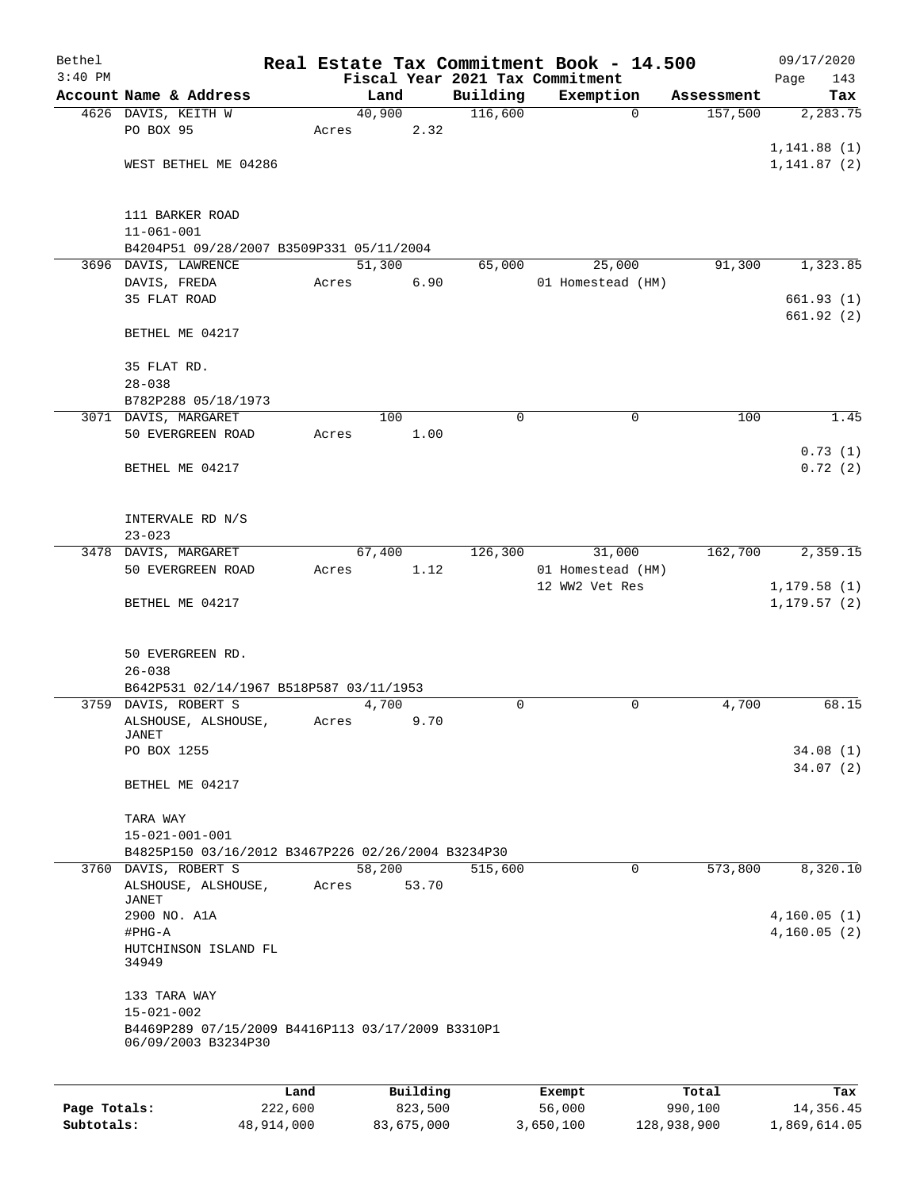Bethel 3:40 PM

# Real Estate Tax Commitment Book - 14.500

## Fiscal Year 2021 Tax Commitment

09/17/2020 Page 143

| Account | Name & Address | Land | Building | Exemption | Assessment | Tax |
|---|---|---|---|---|---|---|
| 4626 | DAVIS, KEITH W<br>PO BOX 95<br><br>WEST BETHEL ME 04286<br><br>111 BARKER ROAD<br>11-061-001<br>B4204P51 09/28/2007 B3509P331 05/11/2004 | 40,900<br>Acres 2.32 | 116,600 | 0 | 157,500 | 2,283.75<br><br>1,141.88 (1)<br>1,141.87 (2) |
| 3696 | DAVIS, LAWRENCE<br>DAVIS, FREDA<br>35 FLAT ROAD<br><br>BETHEL ME 04217<br><br>35 FLAT RD.<br>28-038<br>B782P288 05/18/1973 | 51,300<br>Acres 6.90 | 65,000 | 25,000<br>01 Homestead (HM) | 91,300 | 1,323.85<br><br>661.93 (1)<br>661.92 (2) |
| 3071 | DAVIS, MARGARET<br>50 EVERGREEN ROAD<br><br>BETHEL ME 04217<br><br>INTERVALE RD N/S<br>23-023 | 100<br>Acres 1.00 | 0 | 0 | 100 | 1.45<br><br>0.73 (1)<br>0.72 (2) |
| 3478 | DAVIS, MARGARET<br>50 EVERGREEN ROAD<br><br>BETHEL ME 04217<br><br>50 EVERGREEN RD.<br>26-038<br>B642P531 02/14/1967 B518P587 03/11/1953 | 67,400<br>Acres 1.12 | 126,300 | 31,000<br>01 Homestead (HM)<br>12 WW2 Vet Res | 162,700 | 2,359.15<br><br>1,179.58 (1)<br>1,179.57 (2) |
| 3759 | DAVIS, ROBERT S<br>ALSHOUSE, ALSHOUSE, JANET<br>PO BOX 1255<br><br>BETHEL ME 04217<br><br>TARA WAY<br>15-021-001-001<br>B4825P150 03/16/2012 B3467P226 02/26/2004 B3234P30 | 4,700<br>Acres 9.70 | 0 | 0 | 4,700 | 68.15<br><br>34.08 (1)<br>34.07 (2) |
| 3760 | DAVIS, ROBERT S<br>ALSHOUSE, ALSHOUSE, JANET<br>2900 NO. A1A<br>#PHG-A<br>HUTCHINSON ISLAND FL 34949<br><br>133 TARA WAY<br>15-021-002<br>B4469P289 07/15/2009 B4416P113 03/17/2009 B3310P1 06/09/2003 B3234P30 | 58,200<br>Acres 53.70 | 515,600 | 0 | 573,800 | 8,320.10<br><br>4,160.05 (1)<br>4,160.05 (2) |

| | Land | Building | Exempt | Total | Tax |
|---|---|---|---|---|---|
| Page Totals: | 222,600 | 823,500 | 56,000 | 990,100 | 14,356.45 |
| Subtotals: | 48,914,000 | 83,675,000 | 3,650,100 | 128,938,900 | 1,869,614.05 |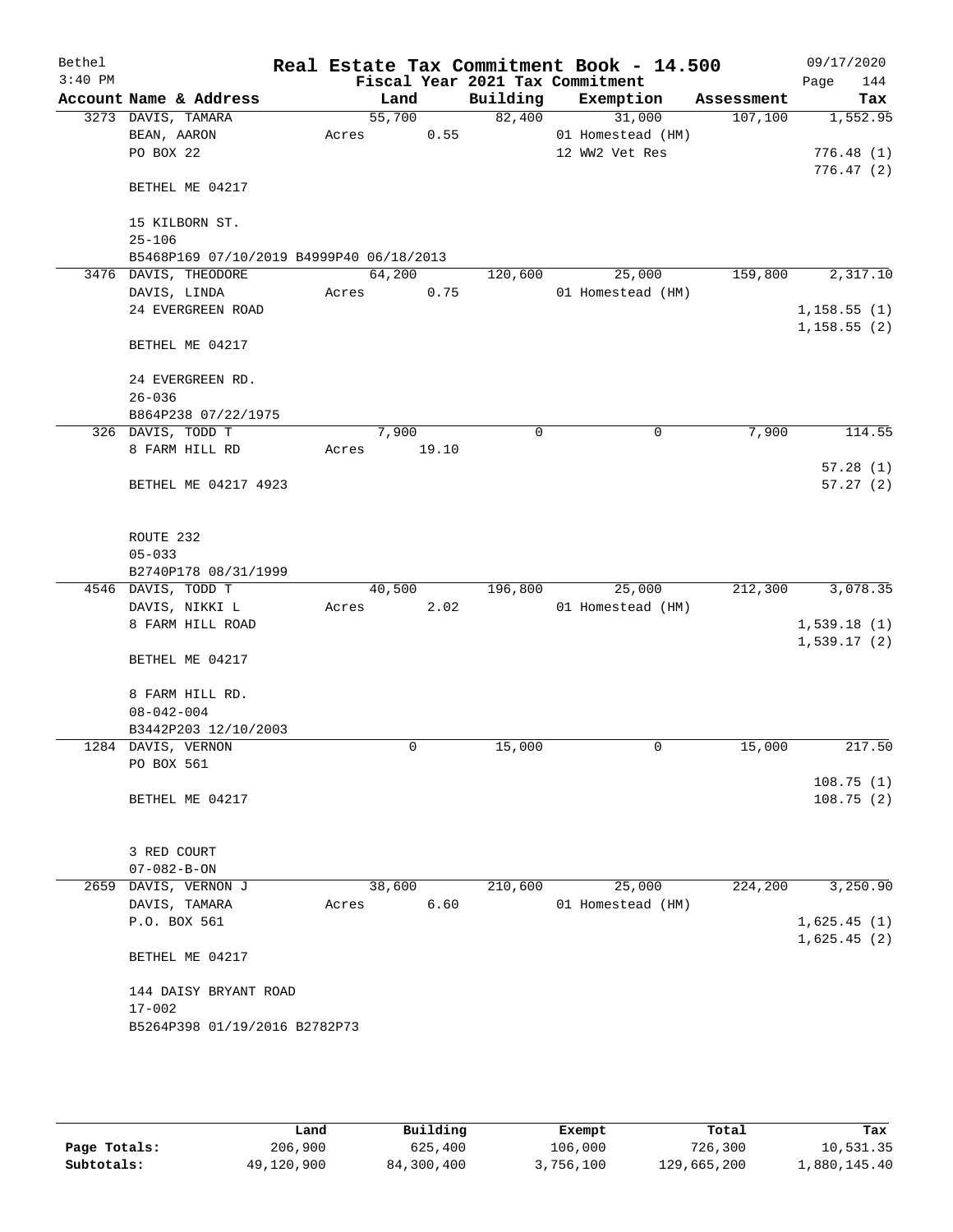Bethel
3:40 PM

# Real Estate Tax Commitment Book - 14.500

Fiscal Year 2021 Tax Commitment

09/17/2020
Page 144

| Account Name & Address | Land | Building | Exemption | Assessment | Tax |
|---|---|---|---|---|---|
| 3273 DAVIS, TAMARA | 55,700 | 82,400 | 31,000 | 107,100 | 1,552.95 |
| BEAN, AARON | Acres 0.55 | | 01 Homestead (HM) | | |
| PO BOX 22 | | | 12 WW2 Vet Res | | 776.48 (1) |
| | | | | | 776.47 (2) |
| BETHEL ME 04217 | | | | | |
| 15 KILBORN ST. | | | | | |
| 25-106 | | | | | |
| B5468P169 07/10/2019 B4999P40 06/18/2013 | | | | | |
| 3476 DAVIS, THEODORE | 64,200 | 120,600 | 25,000 | 159,800 | 2,317.10 |
| DAVIS, LINDA | Acres 0.75 | | 01 Homestead (HM) | | |
| 24 EVERGREEN ROAD | | | | | 1,158.55 (1) |
| | | | | | 1,158.55 (2) |
| BETHEL ME 04217 | | | | | |
| 24 EVERGREEN RD. | | | | | |
| 26-036 | | | | | |
| B864P238 07/22/1975 | | | | | |
| 326 DAVIS, TODD T | 7,900 | 0 | 0 | 7,900 | 114.55 |
| 8 FARM HILL RD | Acres 19.10 | | | | |
| | | | | | 57.28 (1) |
| BETHEL ME 04217 4923 | | | | | 57.27 (2) |
| ROUTE 232 | | | | | |
| 05-033 | | | | | |
| B2740P178 08/31/1999 | | | | | |
| 4546 DAVIS, TODD T | 40,500 | 196,800 | 25,000 | 212,300 | 3,078.35 |
| DAVIS, NIKKI L | Acres 2.02 | | 01 Homestead (HM) | | |
| 8 FARM HILL ROAD | | | | | 1,539.18 (1) |
| | | | | | 1,539.17 (2) |
| BETHEL ME 04217 | | | | | |
| 8 FARM HILL RD. | | | | | |
| 08-042-004 | | | | | |
| B3442P203 12/10/2003 | | | | | |
| 1284 DAVIS, VERNON | 0 | 15,000 | 0 | 15,000 | 217.50 |
| PO BOX 561 | | | | | |
| | | | | | 108.75 (1) |
| BETHEL ME 04217 | | | | | 108.75 (2) |
| 3 RED COURT | | | | | |
| 07-082-B-ON | | | | | |
| 2659 DAVIS, VERNON J | 38,600 | 210,600 | 25,000 | 224,200 | 3,250.90 |
| DAVIS, TAMARA | Acres 6.60 | | 01 Homestead (HM) | | |
| P.O. BOX 561 | | | | | 1,625.45 (1) |
| | | | | | 1,625.45 (2) |
| BETHEL ME 04217 | | | | | |
| 144 DAISY BRYANT ROAD | | | | | |
| 17-002 | | | | | |
| B5264P398 01/19/2016 B2782P73 | | | | | |

| | Land | Building | Exempt | Total | Tax |
|---|---|---|---|---|---|
| Page Totals: | 206,900 | 625,400 | 106,000 | 726,300 | 10,531.35 |
| Subtotals: | 49,120,900 | 84,300,400 | 3,756,100 | 129,665,200 | 1,880,145.40 |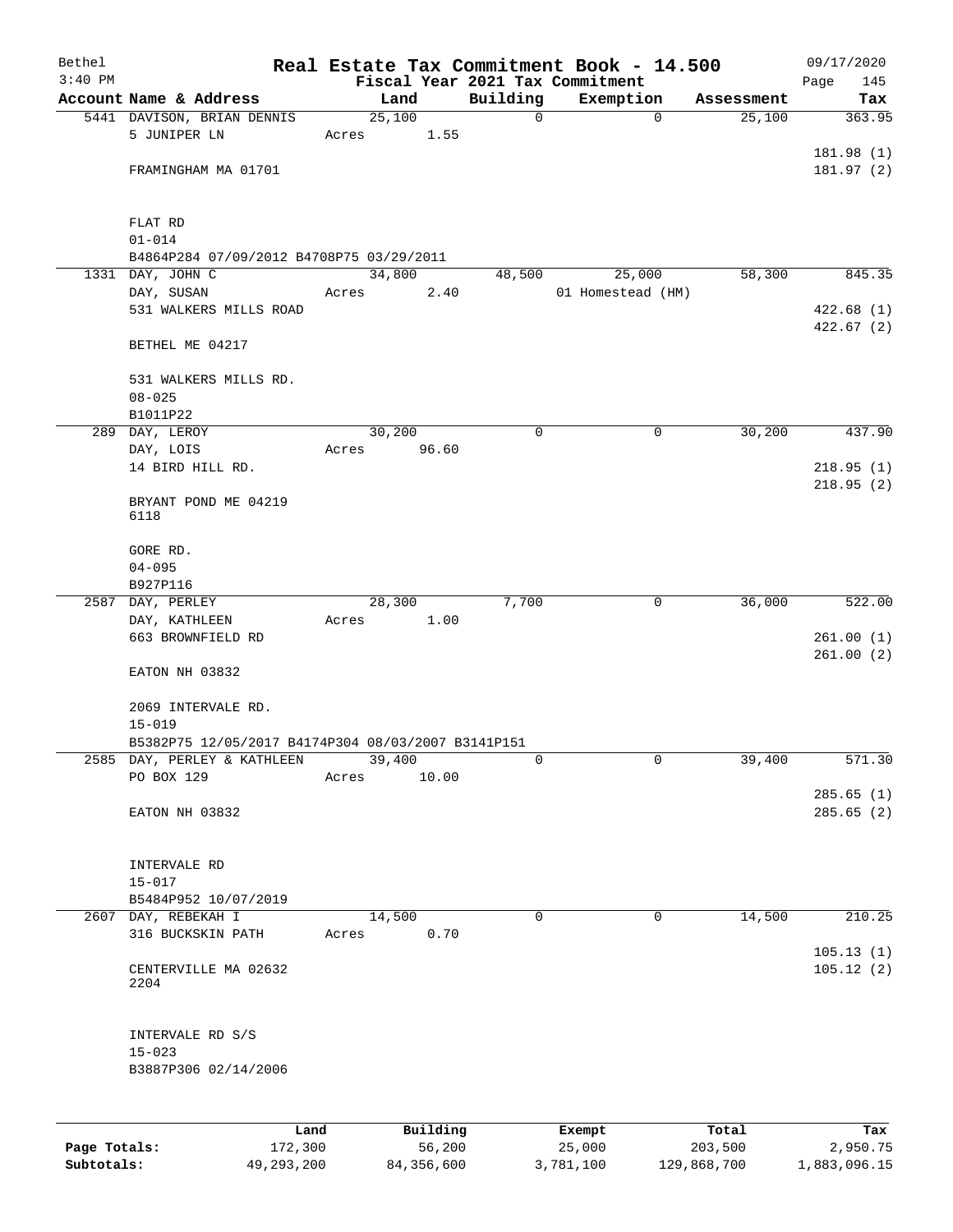Bethel 3:40 PM

# Real Estate Tax Commitment Book - 14.500

## Fiscal Year 2021 Tax Commitment

09/17/2020 Page 145

| Account Name & Address | Land | Building | Exemption | Assessment | Tax |
|---|---|---|---|---|---|
| 5441 DAVISON, BRIAN DENNIS<br>5 JUNIPER LN<br><br>FRAMINGHAM MA 01701<br><br>FLAT RD<br>01-014<br>B4864P284 07/09/2012 B4708P75 03/29/2011 | 25,100<br>Acres 1.55 | 0 | 0 | 25,100 | 363.95<br><br>181.98 (1)<br>181.97 (2) |
| 1331 DAY, JOHN C<br>DAY, SUSAN<br>531 WALKERS MILLS ROAD<br><br>BETHEL ME 04217<br><br>531 WALKERS MILLS RD.<br>08-025<br>B1011P22 | 34,800<br>Acres 2.40 | 48,500 | 25,000<br>01 Homestead (HM) | 58,300 | 845.35<br><br>422.68 (1)<br>422.67 (2) |
| 289 DAY, LEROY<br>DAY, LOIS<br>14 BIRD HILL RD.<br><br>BRYANT POND ME 04219<br>6118<br><br>GORE RD.<br>04-095<br>B927P116 | 30,200<br>Acres 96.60 | 0 | 0 | 30,200 | 437.90<br><br>218.95 (1)<br>218.95 (2) |
| 2587 DAY, PERLEY<br>DAY, KATHLEEN<br>663 BROWNFIELD RD<br><br>EATON NH 03832<br><br>2069 INTERVALE RD.<br>15-019<br>B5382P75 12/05/2017 B4174P304 08/03/2007 B3141P151 | 28,300<br>Acres 1.00 | 7,700 | 0 | 36,000 | 522.00<br><br>261.00 (1)<br>261.00 (2) |
| 2585 DAY, PERLEY & KATHLEEN<br>PO BOX 129<br><br>EATON NH 03832<br><br>INTERVALE RD<br>15-017<br>B5484P952 10/07/2019 | 39,400<br>Acres 10.00 | 0 | 0 | 39,400 | 571.30<br><br>285.65 (1)<br>285.65 (2) |
| 2607 DAY, REBEKAH I<br>316 BUCKSKIN PATH<br><br>CENTERVILLE MA 02632<br>2204<br><br>INTERVALE RD S/S<br>15-023<br>B3887P306 02/14/2006 | 14,500<br>Acres 0.70 | 0 | 0 | 14,500 | 210.25<br><br>105.13 (1)<br>105.12 (2) |

|  | Land | Building | Exempt | Total | Tax |
|---|---|---|---|---|---|
| Page Totals: | 172,300 | 56,200 | 25,000 | 203,500 | 2,950.75 |
| Subtotals: | 49,293,200 | 84,356,600 | 3,781,100 | 129,868,700 | 1,883,096.15 |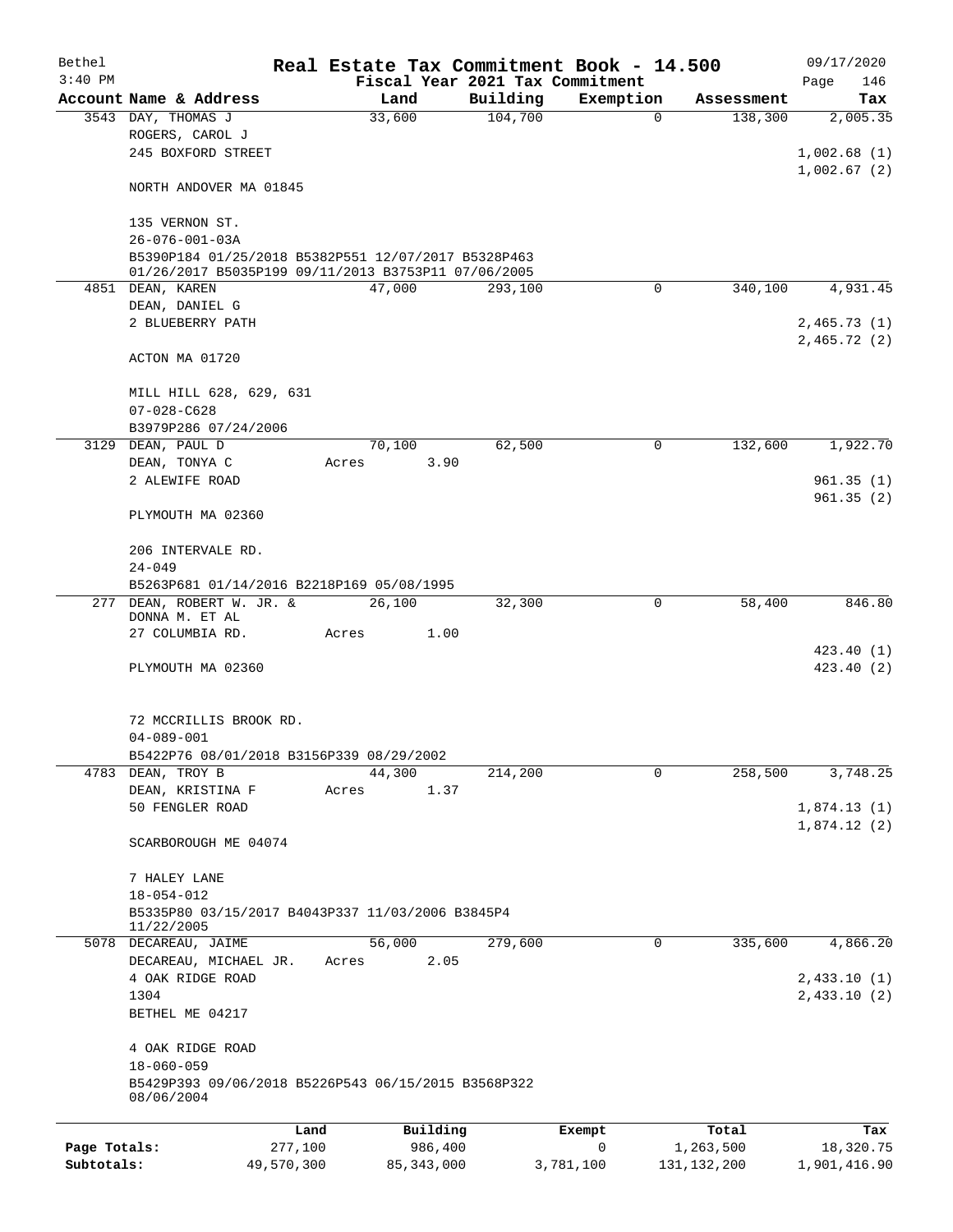Bethel 3:40 PM

**Real Estate Tax Commitment Book - 14.500**
Fiscal Year 2021 Tax Commitment

09/17/2020 Page 146

| Account Name & Address | Land | Building | Exemption | Assessment | Tax |
|---|---|---|---|---|---|
| 3543 DAY, THOMAS J<br>ROGERS, CAROL J<br>245 BOXFORD STREET<br><br>NORTH ANDOVER MA 01845<br><br>135 VERNON ST.<br>26-076-001-03A<br>B5390P184 01/25/2018 B5382P551 12/07/2017 B5328P463 01/26/2017 B5035P199 09/11/2013 B3753P11 07/06/2005 | 33,600 | 104,700 | 0 | 138,300 | 2,005.35<br><br>1,002.68 (1)<br>1,002.67 (2) |
| 4851 DEAN, KAREN<br>DEAN, DANIEL G<br>2 BLUEBERRY PATH<br><br>ACTON MA 01720<br><br>MILL HILL 628, 629, 631<br>07-028-C628<br>B3979P286 07/24/2006 | 47,000 | 293,100 | 0 | 340,100 | 4,931.45<br><br>2,465.73 (1)<br>2,465.72 (2) |
| 3129 DEAN, PAUL D<br>DEAN, TONYA C<br>2 ALEWIFE ROAD<br><br>PLYMOUTH MA 02360<br><br>206 INTERVALE RD.<br>24-049<br>B5263P681 01/14/2016 B2218P169 05/08/1995 | 70,100<br>Acres 3.90 | 62,500 | 0 | 132,600 | 1,922.70<br><br>961.35 (1)<br>961.35 (2) |
| 277 DEAN, ROBERT W. JR. & DONNA M. ET AL<br>27 COLUMBIA RD.<br><br>PLYMOUTH MA 02360<br><br>72 MCCRILLIS BROOK RD.<br>04-089-001<br>B5422P76 08/01/2018 B3156P339 08/29/2002 | 26,100<br>Acres 1.00 | 32,300 | 0 | 58,400 | 846.80<br><br>423.40 (1)<br>423.40 (2) |
| 4783 DEAN, TROY B<br>DEAN, KRISTINA F<br>50 FENGLER ROAD<br><br>SCARBOROUGH ME 04074<br><br>7 HALEY LANE<br>18-054-012<br>B5335P80 03/15/2017 B4043P337 11/03/2006 B3845P4 11/22/2005 | 44,300<br>Acres 1.37 | 214,200 | 0 | 258,500 | 3,748.25<br><br>1,874.13 (1)<br>1,874.12 (2) |
| 5078 DECAREAU, JAIME<br>DECAREAU, MICHAEL JR.<br>4 OAK RIDGE ROAD<br>1304<br>BETHEL ME 04217<br><br>4 OAK RIDGE ROAD<br>18-060-059<br>B5429P393 09/06/2018 B5226P543 06/15/2015 B3568P322 08/06/2004 | 56,000<br>Acres 2.05 | 279,600 | 0 | 335,600 | 4,866.20<br><br>2,433.10 (1)<br>2,433.10 (2) |

| | Land | Building | Exempt | Total | Tax |
|---|---|---|---|---|---|
| Page Totals: | 277,100 | 986,400 | 0 | 1,263,500 | 18,320.75 |
| Subtotals: | 49,570,300 | 85,343,000 | 3,781,100 | 131,132,200 | 1,901,416.90 |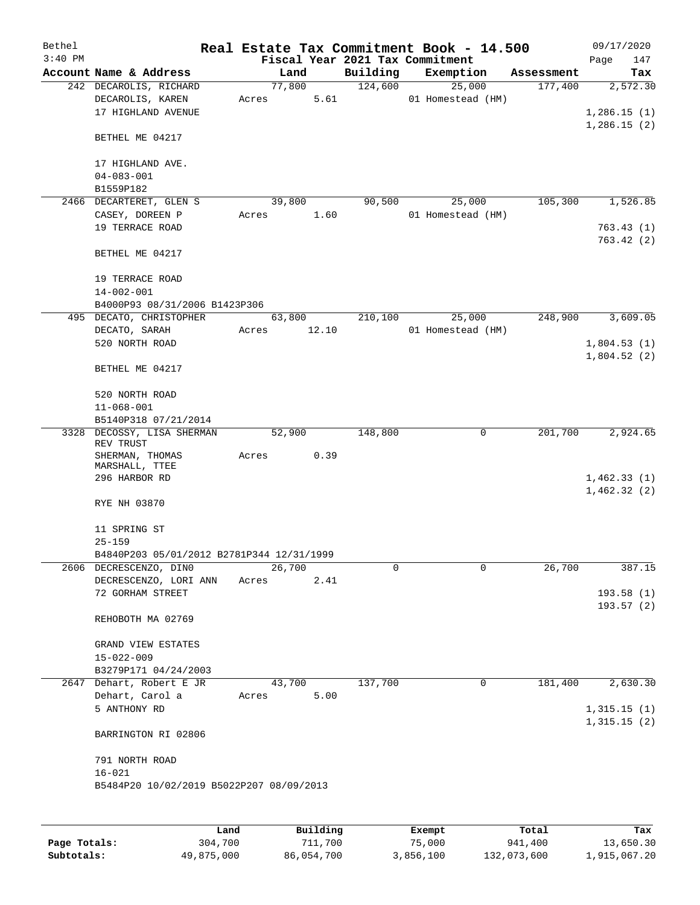# Real Estate Tax Commitment Book - 14.500

Bethel
3:40 PM

Fiscal Year 2021 Tax Commitment

09/17/2020
Page 147

| Account Name & Address | Land | Building | Exemption | Assessment | Tax |
|---|---|---|---|---|---|
| 242 DECAROLIS, RICHARD<br>DECAROLIS, KAREN<br>17 HIGHLAND AVENUE<br><br>BETHEL ME 04217<br><br>17 HIGHLAND AVE.<br>04-083-001<br>B1559P182 | 77,800<br>Acres 5.61 | 124,600 | 25,000<br>01 Homestead (HM) | 177,400 | 2,572.30<br><br>1,286.15 (1)<br>1,286.15 (2) |
| 2466 DECARTERET, GLEN S<br>CASEY, DOREEN P<br>19 TERRACE ROAD<br><br>BETHEL ME 04217<br><br>19 TERRACE ROAD<br>14-002-001<br>B4000P93 08/31/2006 B1423P306 | 39,800<br>Acres 1.60 | 90,500 | 25,000<br>01 Homestead (HM) | 105,300 | 1,526.85<br><br>763.43 (1)<br>763.42 (2) |
| 495 DECATO, CHRISTOPHER<br>DECATO, SARAH<br>520 NORTH ROAD<br><br>BETHEL ME 04217<br><br>520 NORTH ROAD<br>11-068-001<br>B5140P318 07/21/2014 | 63,800<br>Acres 12.10 | 210,100 | 25,000<br>01 Homestead (HM) | 248,900 | 3,609.05<br><br>1,804.53 (1)<br>1,804.52 (2) |
| 3328 DECOSSY, LISA SHERMAN REV TRUST<br>SHERMAN, THOMAS MARSHALL, TTEE<br>296 HARBOR RD<br><br>RYE NH 03870<br><br>11 SPRING ST<br>25-159<br>B4840P203 05/01/2012 B2781P344 12/31/1999 | 52,900<br>Acres 0.39 | 148,800 | 0 | 201,700 | 2,924.65<br><br>1,462.33 (1)<br>1,462.32 (2) |
| 2606 DECRESCENZO, DINO<br>DECRESCENZO, LORI ANN<br>72 GORHAM STREET<br><br>REHOBOTH MA 02769<br><br>GRAND VIEW ESTATES<br>15-022-009<br>B3279P171 04/24/2003 | 26,700<br>Acres 2.41 | 0 | 0 | 26,700 | 387.15<br><br>193.58 (1)<br>193.57 (2) |
| 2647 Dehart, Robert E JR<br>Dehart, Carol a<br>5 ANTHONY RD<br><br>BARRINGTON RI 02806<br><br>791 NORTH ROAD<br>16-021<br>B5484P20 10/02/2019 B5022P207 08/09/2013 | 43,700<br>Acres 5.00 | 137,700 | 0 | 181,400 | 2,630.30<br><br>1,315.15 (1)<br>1,315.15 (2) |

| | Land | Building | Exempt | Total | Tax |
|---|---|---|---|---|---|
| Page Totals: | 304,700 | 711,700 | 75,000 | 941,400 | 13,650.30 |
| Subtotals: | 49,875,000 | 86,054,700 | 3,856,100 | 132,073,600 | 1,915,067.20 |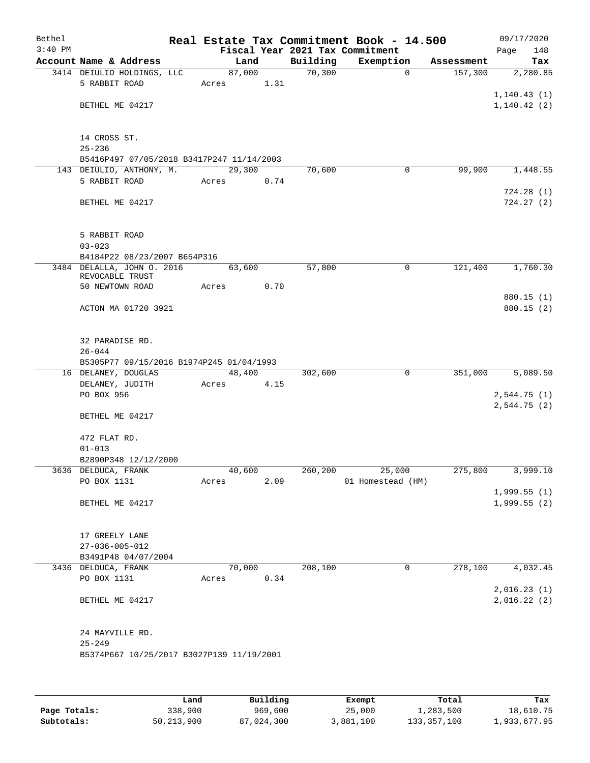# Real Estate Tax Commitment Book - 14.500

Bethel
3:40 PM

Fiscal Year 2021 Tax Commitment

09/17/2020

| Account Name & Address | Land | Building | Exemption | Assessment | Tax |
|---|---|---|---|---|---|
| 3414 DEIULIO HOLDINGS, LLC | 87,000 | 70,300 | 0 | 157,300 | 2,280.85 |
| 5 RABBIT ROAD | Acres 1.31 | | | | |
| | | | | | 1,140.43 (1) |
| BETHEL ME 04217 | | | | | 1,140.42 (2) |
| 14 CROSS ST. | | | | | |
| 25-236 | | | | | |
| B5416P497 07/05/2018 B3417P247 11/14/2003 | | | | | |
| 143 DEIULIO, ANTHONY, M. | 29,300 | 70,600 | 0 | 99,900 | 1,448.55 |
| 5 RABBIT ROAD | Acres 0.74 | | | | |
| | | | | | 724.28 (1) |
| BETHEL ME 04217 | | | | | 724.27 (2) |
| 5 RABBIT ROAD | | | | | |
| 03-023 | | | | | |
| B4184P22 08/23/2007 B654P316 | | | | | |
| 3484 DELALLA, JOHN O. 2016 REVOCABLE TRUST | 63,600 | 57,800 | 0 | 121,400 | 1,760.30 |
| 50 NEWTOWN ROAD | Acres 0.70 | | | | |
| | | | | | 880.15 (1) |
| ACTON MA 01720 3921 | | | | | 880.15 (2) |
| 32 PARADISE RD. | | | | | |
| 26-044 | | | | | |
| B5305P77 09/15/2016 B1974P245 01/04/1993 | | | | | |
| 16 DELANEY, DOUGLAS | 48,400 | 302,600 | 0 | 351,000 | 5,089.50 |
| DELANEY, JUDITH | Acres 4.15 | | | | |
| PO BOX 956 | | | | | 2,544.75 (1) |
| | | | | | 2,544.75 (2) |
| BETHEL ME 04217 | | | | | |
| 472 FLAT RD. | | | | | |
| 01-013 | | | | | |
| B2890P348 12/12/2000 | | | | | |
| 3636 DELDUCA, FRANK | 40,600 | 260,200 | 25,000 | 275,800 | 3,999.10 |
| PO BOX 1131 | Acres 2.09 | | 01 Homestead (HM) | | |
| | | | | | 1,999.55 (1) |
| BETHEL ME 04217 | | | | | 1,999.55 (2) |
| 17 GREELY LANE | | | | | |
| 27-036-005-012 | | | | | |
| B3491P48 04/07/2004 | | | | | |
| 3436 DELDUCA, FRANK | 70,000 | 208,100 | 0 | 278,100 | 4,032.45 |
| PO BOX 1131 | Acres 0.34 | | | | |
| | | | | | 2,016.23 (1) |
| BETHEL ME 04217 | | | | | 2,016.22 (2) |
| 24 MAYVILLE RD. | | | | | |
| 25-249 | | | | | |
| B5374P667 10/25/2017 B3027P139 11/19/2001 | | | | | |

| | Land | Building | Exempt | Total | Tax |
|---|---|---|---|---|---|
| Page Totals: | 338,900 | 969,600 | 25,000 | 1,283,500 | 18,610.75 |
| Subtotals: | 50,213,900 | 87,024,300 | 3,881,100 | 133,357,100 | 1,933,677.95 |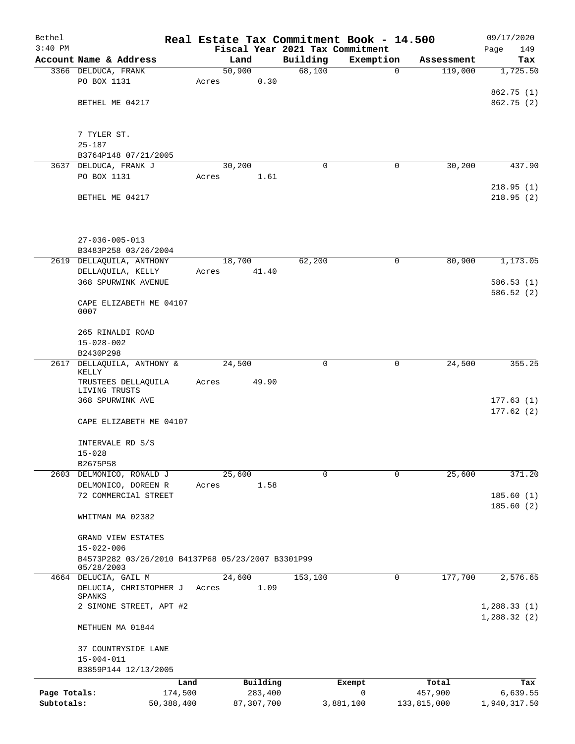Bethel — Real Estate Tax Commitment Book - 14.500 — 09/17/2020
3:40 PM — Fiscal Year 2021 Tax Commitment

| Account Name & Address | Land | Building | Exemption | Assessment | Tax |
|---|---|---|---|---|---|
| 3366 DELDUCA, FRANK<br>PO BOX 1131<br><br>BETHEL ME 04217<br><br>7 TYLER ST.<br>25-187<br>B3764P148 07/21/2005 | 50,900<br>Acres 0.30 | 68,100 | 0 | 119,000 | 1,725.50<br><br>862.75 (1)<br>862.75 (2) |
| 3637 DELDUCA, FRANK J<br>PO BOX 1131<br><br>BETHEL ME 04217<br><br>27-036-005-013<br>B3483P258 03/26/2004 | 30,200<br>Acres 1.61 | 0 | 0 | 30,200 | 437.90<br><br>218.95 (1)<br>218.95 (2) |
| 2619 DELLAQUILA, ANTHONY<br>DELLAQUILA, KELLY<br>368 SPURWINK AVENUE<br><br>CAPE ELIZABETH ME 04107 0007<br><br>265 RINALDI ROAD<br>15-028-002<br>B2430P298 | 18,700<br>Acres 41.40 | 62,200 | 0 | 80,900 | 1,173.05<br><br>586.53 (1)<br>586.52 (2) |
| 2617 DELLAQUILA, ANTHONY & KELLY<br>TRUSTEES DELLAQUILA LIVING TRUSTS<br>368 SPURWINK AVE<br><br>CAPE ELIZABETH ME 04107<br><br>INTERVALE RD S/S<br>15-028<br>B2675P58 | 24,500<br>Acres 49.90 | 0 | 0 | 24,500 | 355.25<br><br>177.63 (1)<br>177.62 (2) |
| 2603 DELMONICO, RONALD J<br>DELMONICO, DOREEN R<br>72 COMMERCIAl STREET<br><br>WHITMAN MA 02382<br><br>GRAND VIEW ESTATES<br>15-022-006<br>B4573P282 03/26/2010 B4137P68 05/23/2007 B3301P99 05/28/2003 | 25,600<br>Acres 1.58 | 0 | 0 | 25,600 | 371.20<br><br>185.60 (1)<br>185.60 (2) |
| 4664 DELUCIA, GAIL M<br>DELUCIA, CHRISTOPHER J SPANKS<br>2 SIMONE STREET, APT #2<br><br>METHUEN MA 01844<br><br>37 COUNTRYSIDE LANE<br>15-004-011<br>B3859P144 12/13/2005 | 24,600<br>Acres 1.09 | 153,100 | 0 | 177,700 | 2,576.65<br><br>1,288.33 (1)<br>1,288.32 (2) |

| | Land | Building | Exempt | Total | Tax |
|---|---|---|---|---|---|
| Page Totals: | 174,500 | 283,400 | 0 | 457,900 | 6,639.55 |
| Subtotals: | 50,388,400 | 87,307,700 | 3,881,100 | 133,815,000 | 1,940,317.50 |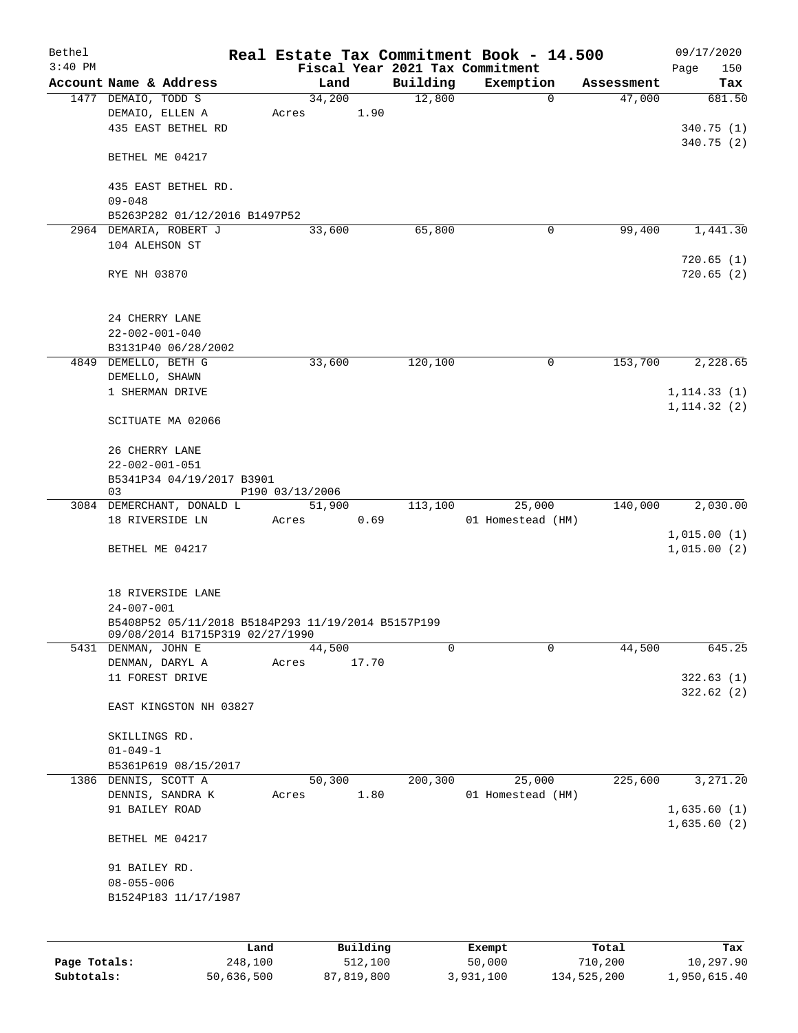# Real Estate Tax Commitment Book - 14.500

Bethel
3:40 PM

Fiscal Year 2021 Tax Commitment

09/17/2020
Page 150

| Account | Name & Address | Land | Building | Exemption | Assessment | Tax |
|---|---|---|---|---|---|---|
| 1477 | DEMAIO, TODD S<br>DEMAIO, ELLEN A<br>435 EAST BETHEL RD<br><br>BETHEL ME 04217<br><br>435 EAST BETHEL RD.<br>09-048<br>B5263P282 01/12/2016 B1497P52 | 34,200<br>Acres 1.90 | 12,800 | 0 | 47,000 | 681.50<br><br>340.75 (1)<br>340.75 (2) |
| 2964 | DEMARIA, ROBERT J<br>104 ALEHSON ST<br><br>RYE NH 03870<br><br>24 CHERRY LANE<br>22-002-001-040<br>B3131P40 06/28/2002 | 33,600 | 65,800 | 0 | 99,400 | 1,441.30<br><br>720.65 (1)<br>720.65 (2) |
| 4849 | DEMELLO, BETH G<br>DEMELLO, SHAWN<br>1 SHERMAN DRIVE<br><br>SCITUATE MA 02066<br><br>26 CHERRY LANE<br>22-002-001-051<br>B5341P34 04/19/2017 B3901<br>03 P190 03/13/2006 | 33,600 | 120,100 | 0 | 153,700 | 2,228.65<br><br>1,114.33 (1)<br>1,114.32 (2) |
| 3084 | DEMERCHANT, DONALD L<br>18 RIVERSIDE LN<br><br>BETHEL ME 04217<br><br>18 RIVERSIDE LANE<br>24-007-001<br>B5408P52 05/11/2018 B5184P293 11/19/2014 B5157P199<br>09/08/2014 B1715P319 02/27/1990 | 51,900<br>Acres 0.69 | 113,100 | 25,000<br>01 Homestead (HM) | 140,000 | 2,030.00<br><br>1,015.00 (1)<br>1,015.00 (2) |
| 5431 | DENMAN, JOHN E<br>DENMAN, DARYL A<br>11 FOREST DRIVE<br><br>EAST KINGSTON NH 03827<br><br>SKILLINGS RD.<br>01-049-1<br>B5361P619 08/15/2017 | 44,500<br>Acres 17.70 | 0 | 0 | 44,500 | 645.25<br><br>322.63 (1)<br>322.62 (2) |
| 1386 | DENNIS, SCOTT A<br>DENNIS, SANDRA K<br>91 BAILEY ROAD<br><br>BETHEL ME 04217<br><br>91 BAILEY RD.<br>08-055-006<br>B1524P183 11/17/1987 | 50,300<br>Acres 1.80 | 200,300 | 25,000<br>01 Homestead (HM) | 225,600 | 3,271.20<br><br>1,635.60 (1)<br>1,635.60 (2) |

| | Land | Building | Exempt | Total | Tax |
|---|---|---|---|---|---|
| Page Totals: | 248,100 | 512,100 | 50,000 | 710,200 | 10,297.90 |
| Subtotals: | 50,636,500 | 87,819,800 | 3,931,100 | 134,525,200 | 1,950,615.40 |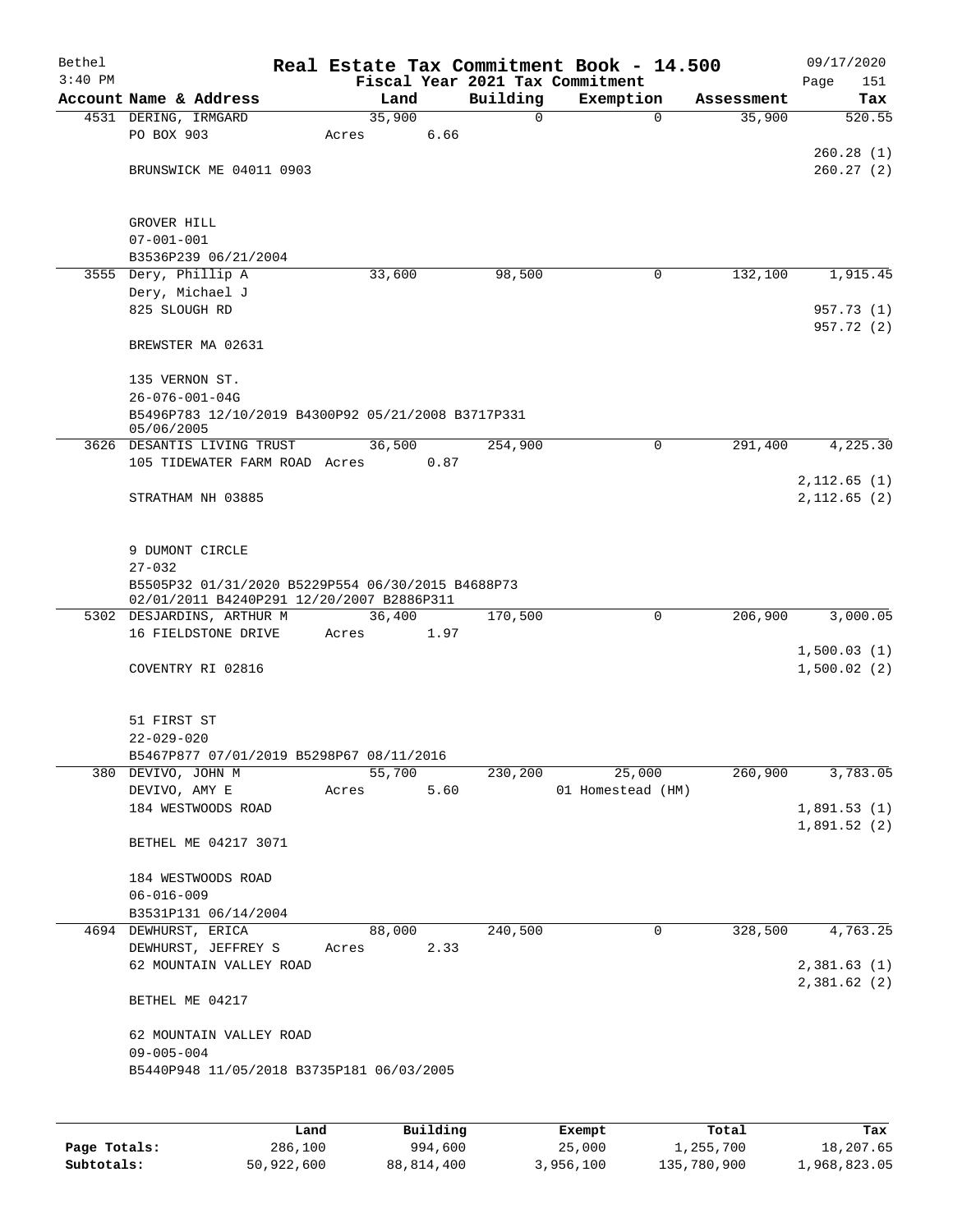# Real Estate Tax Commitment Book - 14.500

Bethel
3:40 PM

Fiscal Year 2021 Tax Commitment

09/17/2020
Page 151

| Account Name & Address | Land | Building | Exemption | Assessment | Tax |
|---|---|---|---|---|---|
| 4531 DERING, IRMGARD | 35,900 | 0 | 0 | 35,900 | 520.55 |
| PO BOX 903 | Acres 6.66 | | | | |
| | | | | | 260.28 (1) |
| BRUNSWICK ME 04011 0903 | | | | | 260.27 (2) |
| GROVER HILL | | | | | |
| 07-001-001 | | | | | |
| B3536P239 06/21/2004 | | | | | |
| 3555 Dery, Phillip A | 33,600 | 98,500 | 0 | 132,100 | 1,915.45 |
| Dery, Michael J | | | | | |
| 825 SLOUGH RD | | | | | 957.73 (1) |
| | | | | | 957.72 (2) |
| BREWSTER MA 02631 | | | | | |
| 135 VERNON ST. | | | | | |
| 26-076-001-04G | | | | | |
| B5496P783 12/10/2019 B4300P92 05/21/2008 B3717P331 05/06/2005 | | | | | |
| 3626 DESANTIS LIVING TRUST | 36,500 | 254,900 | 0 | 291,400 | 4,225.30 |
| 105 TIDEWATER FARM ROAD | Acres 0.87 | | | | |
| | | | | | 2,112.65 (1) |
| STRATHAM NH 03885 | | | | | 2,112.65 (2) |
| 9 DUMONT CIRCLE | | | | | |
| 27-032 | | | | | |
| B5505P32 01/31/2020 B5229P554 06/30/2015 B4688P73 02/01/2011 B4240P291 12/20/2007 B2886P311 | | | | | |
| 5302 DESJARDINS, ARTHUR M | 36,400 | 170,500 | 0 | 206,900 | 3,000.05 |
| 16 FIELDSTONE DRIVE | Acres 1.97 | | | | |
| | | | | | 1,500.03 (1) |
| COVENTRY RI 02816 | | | | | 1,500.02 (2) |
| 51 FIRST ST | | | | | |
| 22-029-020 | | | | | |
| B5467P877 07/01/2019 B5298P67 08/11/2016 | | | | | |
| 380 DEVIVO, JOHN M | 55,700 | 230,200 | 25,000 | 260,900 | 3,783.05 |
| DEVIVO, AMY E | Acres 5.60 | | 01 Homestead (HM) | | |
| 184 WESTWOODS ROAD | | | | | 1,891.53 (1) |
| | | | | | 1,891.52 (2) |
| BETHEL ME 04217 3071 | | | | | |
| 184 WESTWOODS ROAD | | | | | |
| 06-016-009 | | | | | |
| B3531P131 06/14/2004 | | | | | |
| 4694 DEWHURST, ERICA | 88,000 | 240,500 | 0 | 328,500 | 4,763.25 |
| DEWHURST, JEFFREY S | Acres 2.33 | | | | |
| 62 MOUNTAIN VALLEY ROAD | | | | | 2,381.63 (1) |
| | | | | | 2,381.62 (2) |
| BETHEL ME 04217 | | | | | |
| 62 MOUNTAIN VALLEY ROAD | | | | | |
| 09-005-004 | | | | | |
| B5440P948 11/05/2018 B3735P181 06/03/2005 | | | | | |

| | Land | Building | Exempt | Total | Tax |
|---|---|---|---|---|---|
| Page Totals: | 286,100 | 994,600 | 25,000 | 1,255,700 | 18,207.65 |
| Subtotals: | 50,922,600 | 88,814,400 | 3,956,100 | 135,780,900 | 1,968,823.05 |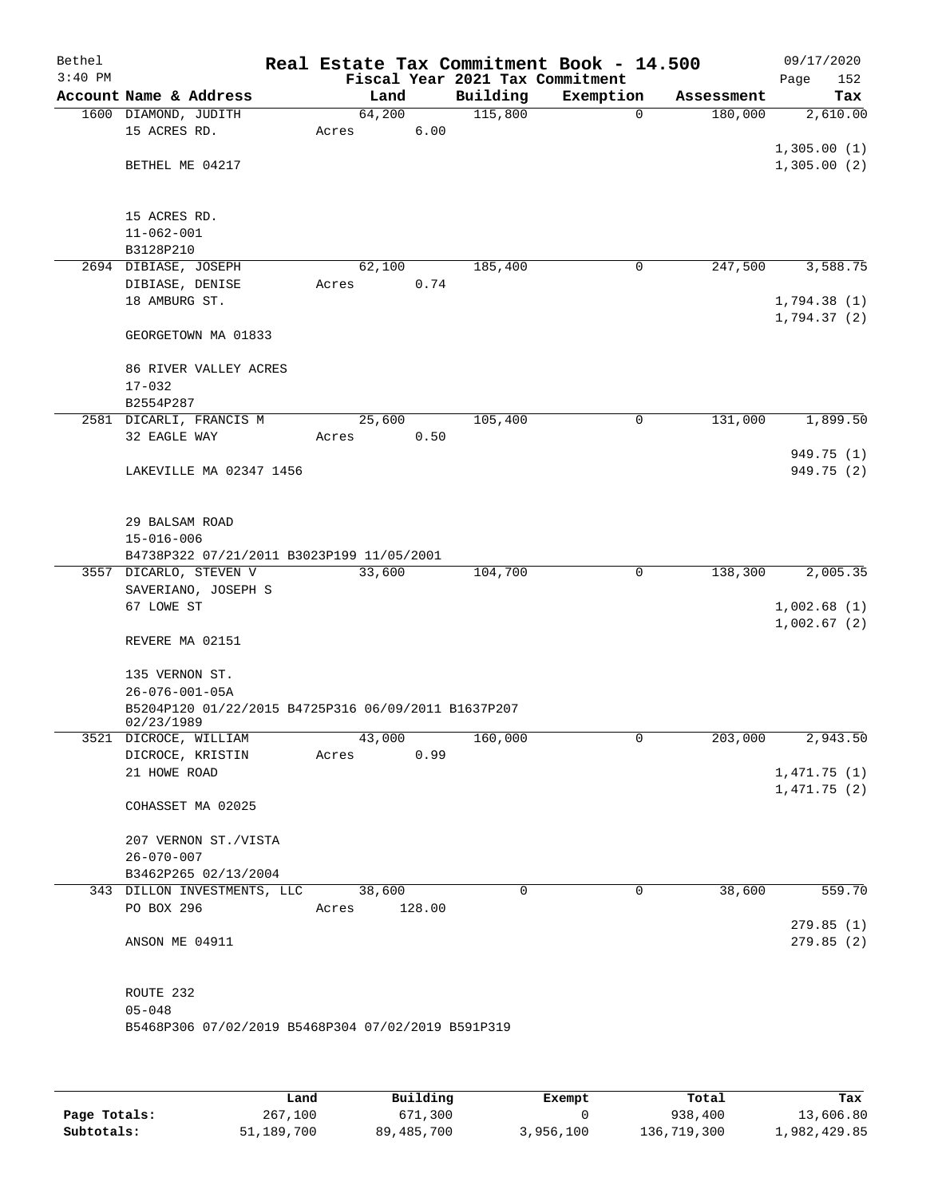Bethel 3:40 PM

# Real Estate Tax Commitment Book - 14.500

Fiscal Year 2021 Tax Commitment

09/17/2020

| Account Name & Address | Land | Building | Exemption | Assessment | Tax |
|---|---|---|---|---|---|
| 1600 DIAMOND, JUDITH<br>15 ACRES RD.<br><br>BETHEL ME 04217<br><br>15 ACRES RD.<br>11-062-001<br>B3128P210 | 64,200<br>Acres 6.00 | 115,800 | 0 | 180,000 | 2,610.00<br><br>1,305.00 (1)<br>1,305.00 (2) |
| 2694 DIBIASE, JOSEPH<br>DIBIASE, DENISE<br>18 AMBURG ST.<br><br>GEORGETOWN MA 01833<br><br>86 RIVER VALLEY ACRES<br>17-032<br>B2554P287 | 62,100<br>Acres 0.74 | 185,400 | 0 | 247,500 | 3,588.75<br><br>1,794.38 (1)<br>1,794.37 (2) |
| 2581 DICARLI, FRANCIS M<br>32 EAGLE WAY<br><br>LAKEVILLE MA 02347 1456<br><br>29 BALSAM ROAD<br>15-016-006<br>B4738P322 07/21/2011 B3023P199 11/05/2001 | 25,600<br>Acres 0.50 | 105,400 | 0 | 131,000 | 1,899.50<br><br>949.75 (1)<br>949.75 (2) |
| 3557 DICARLO, STEVEN V<br>SAVERIANO, JOSEPH S<br>67 LOWE ST<br><br>REVERE MA 02151<br><br>135 VERNON ST.<br>26-076-001-05A<br>B5204P120 01/22/2015 B4725P316 06/09/2011 B1637P207 02/23/1989 | 33,600 | 104,700 | 0 | 138,300 | 2,005.35<br><br>1,002.68 (1)<br>1,002.67 (2) |
| 3521 DICROCE, WILLIAM<br>DICROCE, KRISTIN<br>21 HOWE ROAD<br><br>COHASSET MA 02025<br><br>207 VERNON ST./VISTA<br>26-070-007<br>B3462P265 02/13/2004 | 43,000<br>Acres 0.99 | 160,000 | 0 | 203,000 | 2,943.50<br><br>1,471.75 (1)<br>1,471.75 (2) |
| 343 DILLON INVESTMENTS, LLC<br>PO BOX 296<br><br>ANSON ME 04911<br><br>ROUTE 232<br>05-048<br>B5468P306 07/02/2019 B5468P304 07/02/2019 B591P319 | 38,600<br>Acres 128.00 | 0 | 0 | 38,600 | 559.70<br><br>279.85 (1)<br>279.85 (2) |

| | Land | Building | Exempt | Total | Tax |
|---|---|---|---|---|---|
| Page Totals: | 267,100 | 671,300 | 0 | 938,400 | 13,606.80 |
| Subtotals: | 51,189,700 | 89,485,700 | 3,956,100 | 136,719,300 | 1,982,429.85 |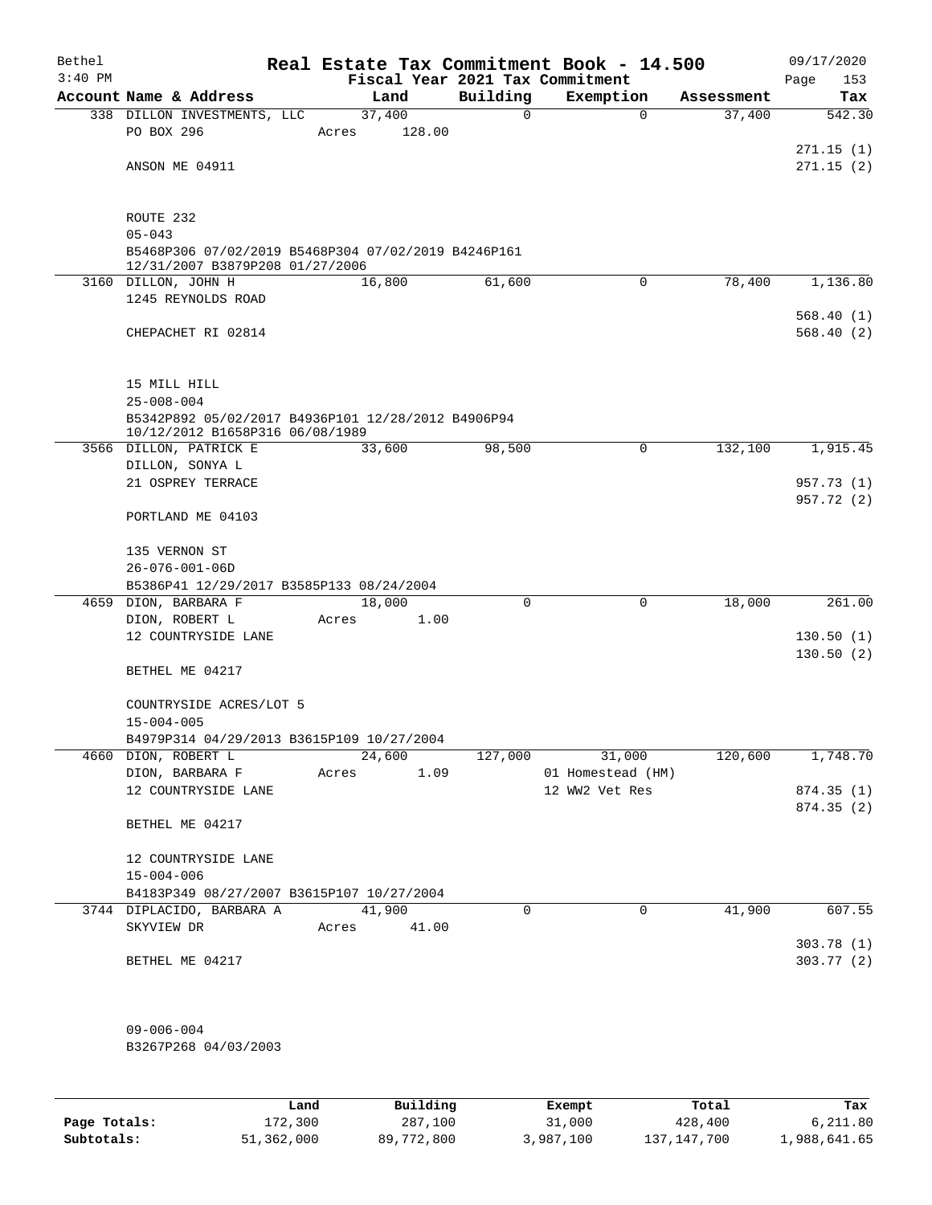Bethel 3:40 PM

# Real Estate Tax Commitment Book - 14.500

Fiscal Year 2021 Tax Commitment

09/17/2020

| Account Name & Address | Land | Building | Exemption | Assessment | Tax |
|---|---|---|---|---|---|
| 338 DILLON INVESTMENTS, LLC | 37,400 | 0 | 0 | 37,400 | 542.30 |
| PO BOX 296 | Acres 128.00 | | | | |
| | | | | | 271.15 (1) |
| ANSON ME 04911 | | | | | 271.15 (2) |
| ROUTE 232 | | | | | |
| 05-043 | | | | | |
| B5468P306 07/02/2019 B5468P304 07/02/2019 B4246P161 12/31/2007 B3879P208 01/27/2006 | | | | | |
| 3160 DILLON, JOHN H | 16,800 | 61,600 | 0 | 78,400 | 1,136.80 |
| 1245 REYNOLDS ROAD | | | | | |
| | | | | | 568.40 (1) |
| CHEPACHET RI 02814 | | | | | 568.40 (2) |
| 15 MILL HILL | | | | | |
| 25-008-004 | | | | | |
| B5342P892 05/02/2017 B4936P101 12/28/2012 B4906P94 10/12/2012 B1658P316 06/08/1989 | | | | | |
| 3566 DILLON, PATRICK E | 33,600 | 98,500 | 0 | 132,100 | 1,915.45 |
| DILLON, SONYA L | | | | | |
| 21 OSPREY TERRACE | | | | | 957.73 (1) |
| | | | | | 957.72 (2) |
| PORTLAND ME 04103 | | | | | |
| 135 VERNON ST | | | | | |
| 26-076-001-06D | | | | | |
| B5386P41 12/29/2017 B3585P133 08/24/2004 | | | | | |
| 4659 DION, BARBARA F | 18,000 | 0 | 0 | 18,000 | 261.00 |
| DION, ROBERT L | Acres 1.00 | | | | |
| 12 COUNTRYSIDE LANE | | | | | 130.50 (1) |
| | | | | | 130.50 (2) |
| BETHEL ME 04217 | | | | | |
| COUNTRYSIDE ACRES/LOT 5 | | | | | |
| 15-004-005 | | | | | |
| B4979P314 04/29/2013 B3615P109 10/27/2004 | | | | | |
| 4660 DION, ROBERT L | 24,600 | 127,000 | 31,000 | 120,600 | 1,748.70 |
| DION, BARBARA F | Acres 1.09 | | 01 Homestead (HM) | | |
| 12 COUNTRYSIDE LANE | | | 12 WW2 Vet Res | | 874.35 (1) |
| | | | | | 874.35 (2) |
| BETHEL ME 04217 | | | | | |
| 12 COUNTRYSIDE LANE | | | | | |
| 15-004-006 | | | | | |
| B4183P349 08/27/2007 B3615P107 10/27/2004 | | | | | |
| 3744 DIPLACIDO, BARBARA A | 41,900 | 0 | 0 | 41,900 | 607.55 |
| SKYVIEW DR | Acres 41.00 | | | | |
| | | | | | 303.78 (1) |
| BETHEL ME 04217 | | | | | 303.77 (2) |
| 09-006-004 | | | | | |
| B3267P268 04/03/2003 | | | | | |

| | Land | Building | Exempt | Total | Tax |
|---|---|---|---|---|---|
| Page Totals: | 172,300 | 287,100 | 31,000 | 428,400 | 6,211.80 |
| Subtotals: | 51,362,000 | 89,772,800 | 3,987,100 | 137,147,700 | 1,988,641.65 |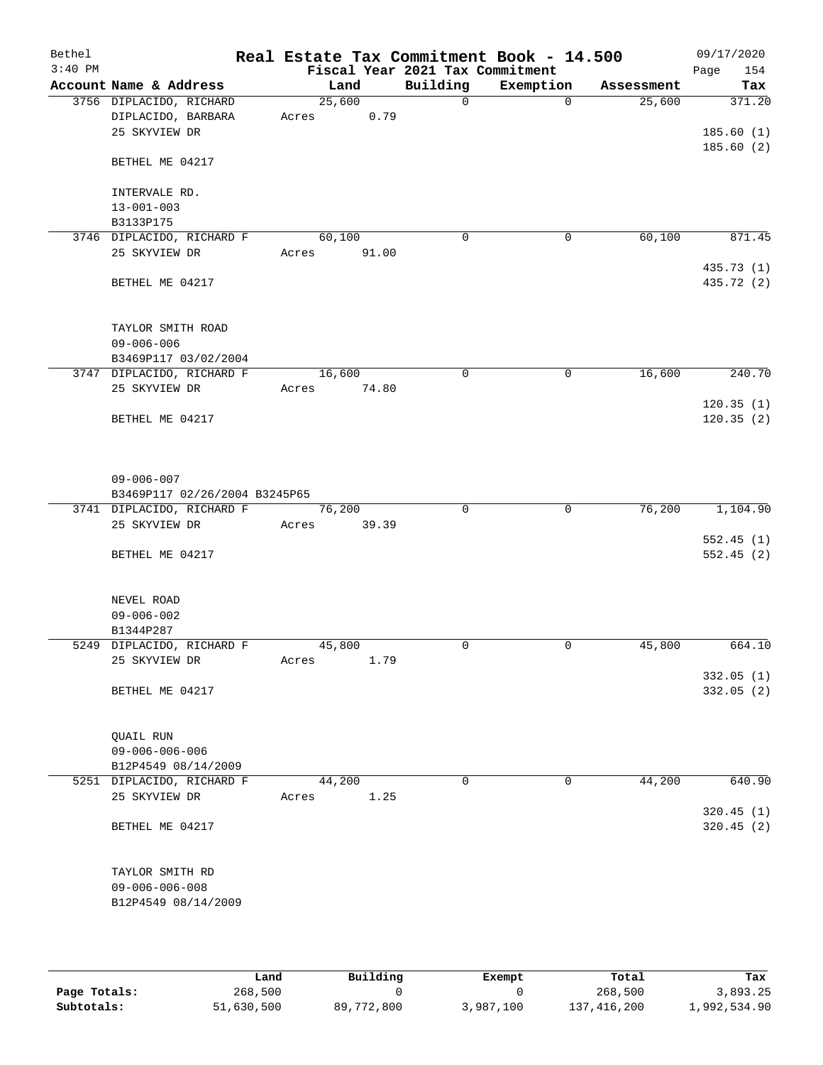Bethel 3:40 PM

# Real Estate Tax Commitment Book - 14.500

Fiscal Year 2021 Tax Commitment

09/17/2020

| Account | Name & Address | Land | Building | Exemption | Assessment | Tax |
|---|---|---|---|---|---|---|
| 3756 | DIPLACIDO, RICHARD<br>DIPLACIDO, BARBARA<br>25 SKYVIEW DR<br><br>BETHEL ME 04217<br><br>INTERVALE RD.<br>13-001-003<br>B3133P175 | 25,600<br>Acres 0.79 | 0 | 0 | 25,600 | 371.20<br><br>185.60 (1)<br>185.60 (2) |
| 3746 | DIPLACIDO, RICHARD F<br>25 SKYVIEW DR<br><br>BETHEL ME 04217<br><br>TAYLOR SMITH ROAD<br>09-006-006<br>B3469P117 03/02/2004 | 60,100<br>Acres 91.00 | 0 | 0 | 60,100 | 871.45<br><br>435.73 (1)<br>435.72 (2) |
| 3747 | DIPLACIDO, RICHARD F<br>25 SKYVIEW DR<br><br>BETHEL ME 04217<br><br>09-006-007<br>B3469P117 02/26/2004 B3245P65 | 16,600<br>Acres 74.80 | 0 | 0 | 16,600 | 240.70<br><br>120.35 (1)<br>120.35 (2) |
| 3741 | DIPLACIDO, RICHARD F<br>25 SKYVIEW DR<br><br>BETHEL ME 04217<br><br>NEVEL ROAD<br>09-006-002<br>B1344P287 | 76,200<br>Acres 39.39 | 0 | 0 | 76,200 | 1,104.90<br><br>552.45 (1)<br>552.45 (2) |
| 5249 | DIPLACIDO, RICHARD F<br>25 SKYVIEW DR<br><br>BETHEL ME 04217<br><br>QUAIL RUN<br>09-006-006-006<br>B12P4549 08/14/2009 | 45,800<br>Acres 1.79 | 0 | 0 | 45,800 | 664.10<br><br>332.05 (1)<br>332.05 (2) |
| 5251 | DIPLACIDO, RICHARD F<br>25 SKYVIEW DR<br><br>BETHEL ME 04217<br><br>TAYLOR SMITH RD<br>09-006-006-008<br>B12P4549 08/14/2009 | 44,200<br>Acres 1.25 | 0 | 0 | 44,200 | 640.90<br><br>320.45 (1)<br>320.45 (2) |

| | Land | Building | Exempt | Total | Tax |
|---|---|---|---|---|---|
| Page Totals: | 268,500 | 0 | 0 | 268,500 | 3,893.25 |
| Subtotals: | 51,630,500 | 89,772,800 | 3,987,100 | 137,416,200 | 1,992,534.90 |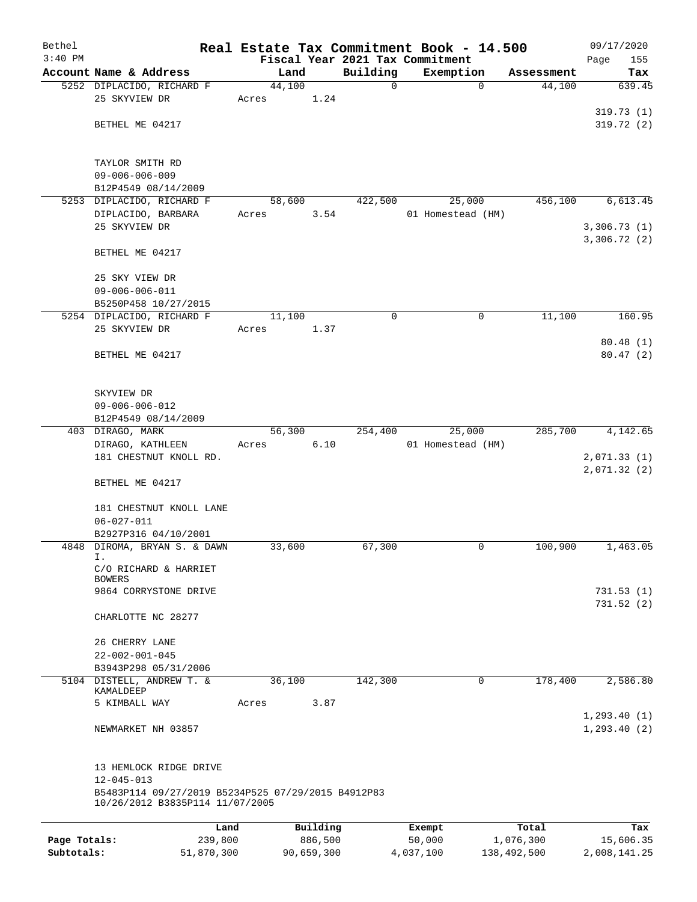# Real Estate Tax Commitment Book - 14.500

Bethel
3:40 PM

Fiscal Year 2021 Tax Commitment

09/17/2020
Page 155

| Account Name & Address | Land | Building | Exemption | Assessment | Tax |
|---|---|---|---|---|---|
| 5252 DIPLACIDO, RICHARD F<br>25 SKYVIEW DR<br><br>BETHEL ME 04217<br><br>TAYLOR SMITH RD<br>09-006-006-009<br>B12P4549 08/14/2009 | 44,100<br>Acres 1.24 | 0 | 0 | 44,100 | 639.45<br><br>319.73 (1)<br>319.72 (2) |
| 5253 DIPLACIDO, RICHARD F<br>DIPLACIDO, BARBARA<br>25 SKYVIEW DR<br><br>BETHEL ME 04217<br><br>25 SKY VIEW DR<br>09-006-006-011<br>B5250P458 10/27/2015 | 58,600<br>Acres 3.54 | 422,500 | 25,000<br>01 Homestead (HM) | 456,100 | 6,613.45<br><br>3,306.73 (1)<br>3,306.72 (2) |
| 5254 DIPLACIDO, RICHARD F<br>25 SKYVIEW DR<br><br>BETHEL ME 04217<br><br>SKYVIEW DR<br>09-006-006-012<br>B12P4549 08/14/2009 | 11,100<br>Acres 1.37 | 0 | 0 | 11,100 | 160.95<br><br>80.48 (1)<br>80.47 (2) |
| 403 DIRAGO, MARK<br>DIRAGO, KATHLEEN<br>181 CHESTNUT KNOLL RD.<br><br>BETHEL ME 04217<br><br>181 CHESTNUT KNOLL LANE<br>06-027-011<br>B2927P316 04/10/2001 | 56,300<br>Acres 6.10 | 254,400 | 25,000<br>01 Homestead (HM) | 285,700 | 4,142.65<br><br>2,071.33 (1)<br>2,071.32 (2) |
| 4848 DIROMA, BRYAN S. & DAWN I.<br>C/O RICHARD & HARRIET BOWERS<br>9864 CORRYSTONE DRIVE<br><br>CHARLOTTE NC 28277<br><br>26 CHERRY LANE<br>22-002-001-045<br>B3943P298 05/31/2006 | 33,600 | 67,300 | 0 | 100,900 | 1,463.05<br><br>731.53 (1)<br>731.52 (2) |
| 5104 DISTELL, ANDREW T. & KAMALDEEP<br>5 KIMBALL WAY<br><br>NEWMARKET NH 03857<br><br>13 HEMLOCK RIDGE DRIVE<br>12-045-013<br>B5483P114 09/27/2019 B5234P525 07/29/2015 B4912P83 10/26/2012 B3835P114 11/07/2005 | 36,100<br>Acres 3.87 | 142,300 | 0 | 178,400 | 2,586.80<br><br>1,293.40 (1)<br>1,293.40 (2) |

| | Land | Building | Exempt | Total | Tax |
|---|---|---|---|---|---|
| Page Totals: | 239,800 | 886,500 | 50,000 | 1,076,300 | 15,606.35 |
| Subtotals: | 51,870,300 | 90,659,300 | 4,037,100 | 138,492,500 | 2,008,141.25 |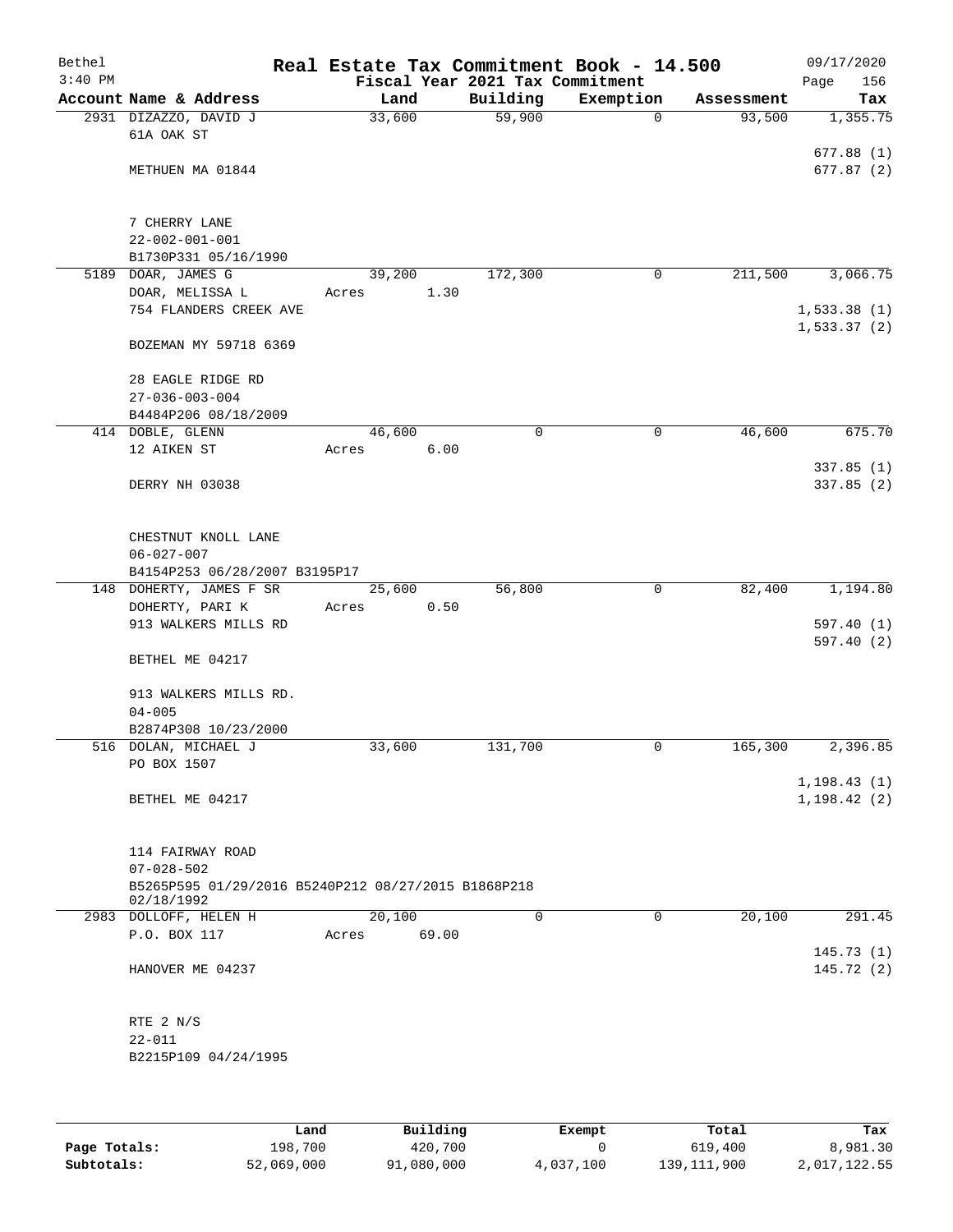# Real Estate Tax Commitment Book - 14.500

Bethel
3:40 PM

Fiscal Year 2021 Tax Commitment

09/17/2020
Page 156

| Account | Name & Address | Land | Building | Exemption | Assessment | Tax |
|---|---|---|---|---|---|---|
| 2931 | DIZAZZO, DAVID J<br>61A OAK ST<br><br>METHUEN MA 01844<br><br>7 CHERRY LANE<br>22-002-001-001<br>B1730P331 05/16/1990 | 33,600 | 59,900 | 0 | 93,500 | 1,355.75<br><br>677.88 (1)<br>677.87 (2) |
| 5189 | DOAR, JAMES G<br>DOAR, MELISSA L<br>754 FLANDERS CREEK AVE<br><br>BOZEMAN MY 59718 6369<br><br>28 EAGLE RIDGE RD<br>27-036-003-004<br>B4484P206 08/18/2009 | 39,200<br>Acres 1.30 | 172,300 | 0 | 211,500 | 3,066.75<br><br>1,533.38 (1)<br>1,533.37 (2) |
| 414 | DOBLE, GLENN<br>12 AIKEN ST<br><br>DERRY NH 03038<br><br>CHESTNUT KNOLL LANE<br>06-027-007<br>B4154P253 06/28/2007 B3195P17 | 46,600<br>Acres 6.00 | 0 | 0 | 46,600 | 675.70<br><br>337.85 (1)<br>337.85 (2) |
| 148 | DOHERTY, JAMES F SR<br>DOHERTY, PARI K<br>913 WALKERS MILLS RD<br><br>BETHEL ME 04217<br><br>913 WALKERS MILLS RD.<br>04-005<br>B2874P308 10/23/2000 | 25,600<br>Acres 0.50 | 56,800 | 0 | 82,400 | 1,194.80<br><br>597.40 (1)<br>597.40 (2) |
| 516 | DOLAN, MICHAEL J<br>PO BOX 1507<br><br>BETHEL ME 04217<br><br>114 FAIRWAY ROAD<br>07-028-502<br>B5265P595 01/29/2016 B5240P212 08/27/2015 B1868P218 02/18/1992 | 33,600 | 131,700 | 0 | 165,300 | 2,396.85<br><br>1,198.43 (1)<br>1,198.42 (2) |
| 2983 | DOLLOFF, HELEN H<br>P.O. BOX 117<br><br>HANOVER ME 04237<br><br>RTE 2 N/S<br>22-011<br>B2215P109 04/24/1995 | 20,100<br>Acres 69.00 | 0 | 0 | 20,100 | 291.45<br><br>145.73 (1)<br>145.72 (2) |

| | Land | Building | Exempt | Total | Tax |
|---|---|---|---|---|---|
| Page Totals: | 198,700 | 420,700 | 0 | 619,400 | 8,981.30 |
| Subtotals: | 52,069,000 | 91,080,000 | 4,037,100 | 139,111,900 | 2,017,122.55 |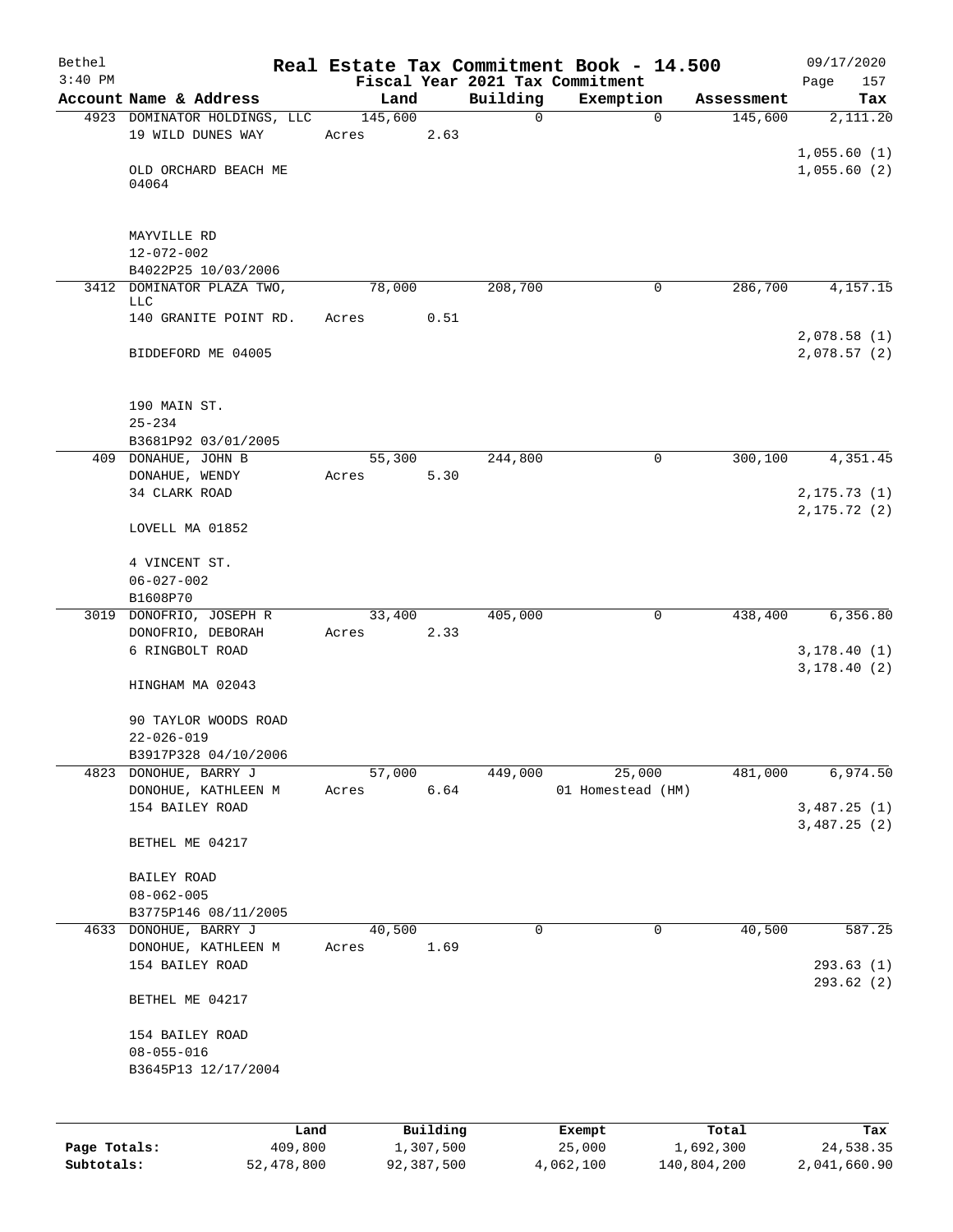Bethel 3:40 PM

# Real Estate Tax Commitment Book - 14.500

Fiscal Year 2021 Tax Commitment

09/17/2020

| Account | Name & Address | Land | Building | Exemption | Assessment | Tax |
|---|---|---|---|---|---|---|
| 4923 | DOMINATOR HOLDINGS, LLC<br>19 WILD DUNES WAY<br><br>OLD ORCHARD BEACH ME 04064<br><br>MAYVILLE RD<br>12-072-002<br>B4022P25 10/03/2006 | 145,600<br>Acres 2.63 | 0 | 0 | 145,600 | 2,111.20<br><br>1,055.60 (1)<br>1,055.60 (2) |
| 3412 | DOMINATOR PLAZA TWO, LLC<br>140 GRANITE POINT RD.<br><br>BIDDEFORD ME 04005<br><br>190 MAIN ST.<br>25-234<br>B3681P92 03/01/2005 | 78,000<br>Acres 0.51 | 208,700 | 0 | 286,700 | 4,157.15<br><br>2,078.58 (1)<br>2,078.57 (2) |
| 409 | DONAHUE, JOHN B<br>DONAHUE, WENDY<br>34 CLARK ROAD<br><br>LOVELL MA 01852<br><br>4 VINCENT ST.<br>06-027-002<br>B1608P70 | 55,300<br>Acres 5.30 | 244,800 | 0 | 300,100 | 4,351.45<br><br>2,175.73 (1)<br>2,175.72 (2) |
| 3019 | DONOFRIO, JOSEPH R<br>DONOFRIO, DEBORAH<br>6 RINGBOLT ROAD<br><br>HINGHAM MA 02043<br><br>90 TAYLOR WOODS ROAD<br>22-026-019<br>B3917P328 04/10/2006 | 33,400<br>Acres 2.33 | 405,000 | 0 | 438,400 | 6,356.80<br><br>3,178.40 (1)<br>3,178.40 (2) |
| 4823 | DONOHUE, BARRY J<br>DONOHUE, KATHLEEN M<br>154 BAILEY ROAD<br><br>BETHEL ME 04217<br><br>BAILEY ROAD<br>08-062-005<br>B3775P146 08/11/2005 | 57,000<br>Acres 6.64 | 449,000 | 25,000<br>01 Homestead (HM) | 481,000 | 6,974.50<br><br>3,487.25 (1)<br>3,487.25 (2) |
| 4633 | DONOHUE, BARRY J<br>DONOHUE, KATHLEEN M<br>154 BAILEY ROAD<br><br>BETHEL ME 04217<br><br>154 BAILEY ROAD<br>08-055-016<br>B3645P13 12/17/2004 | 40,500<br>Acres 1.69 | 0 | 0 | 40,500 | 587.25<br><br>293.63 (1)<br>293.62 (2) |

| | Land | Building | Exempt | Total | Tax |
|---|---|---|---|---|---|
| Page Totals: | 409,800 | 1,307,500 | 25,000 | 1,692,300 | 24,538.35 |
| Subtotals: | 52,478,800 | 92,387,500 | 4,062,100 | 140,804,200 | 2,041,660.90 |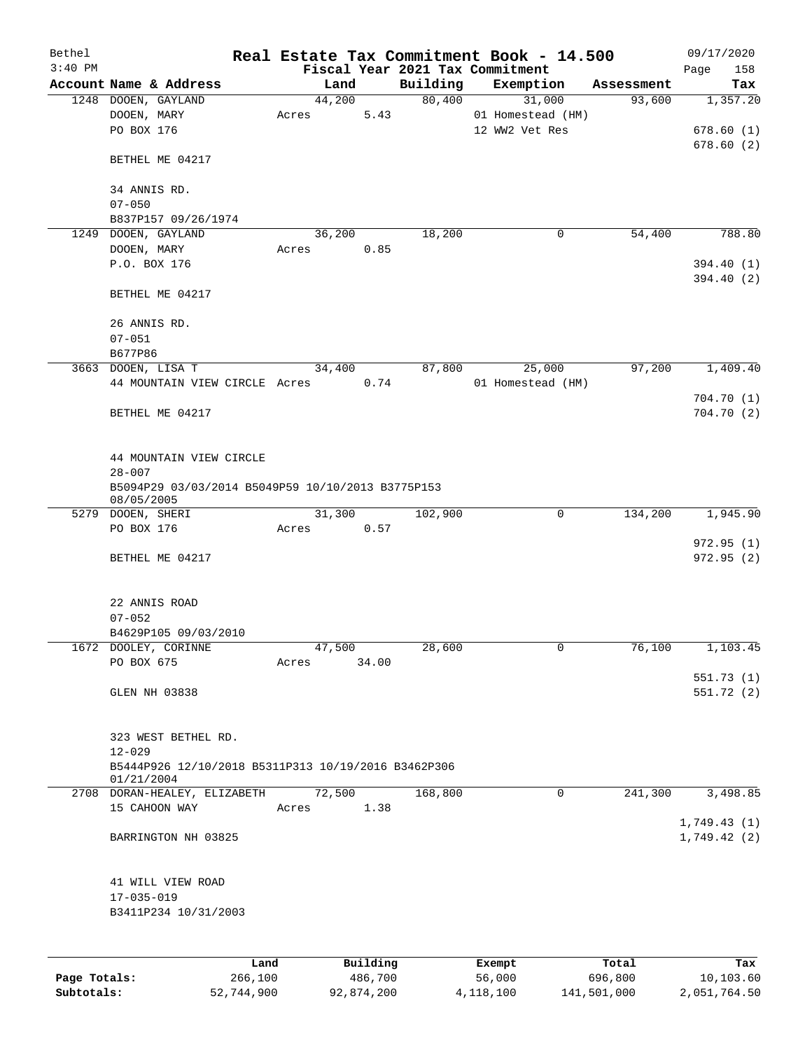# Real Estate Tax Commitment Book - 14.500

Bethel 3:40 PM — Fiscal Year 2021 Tax Commitment — 09/17/2020

| Account Name & Address | Land | Building | Exemption | Assessment | Tax |
|---|---|---|---|---|---|
| 1248 DOOEN, GAYLAND | 44,200 | 80,400 | 31,000 | 93,600 | 1,357.20 |
| DOOEN, MARY | Acres 5.43 | | 01 Homestead (HM) | | |
| PO BOX 176 | | | 12 WW2 Vet Res | | 678.60 (1) |
| | | | | | 678.60 (2) |
| BETHEL ME 04217 | | | | | |
| 34 ANNIS RD. | | | | | |
| 07-050 | | | | | |
| B837P157 09/26/1974 | | | | | |
| 1249 DOOEN, GAYLAND | 36,200 | 18,200 | 0 | 54,400 | 788.80 |
| DOOEN, MARY | Acres 0.85 | | | | |
| P.O. BOX 176 | | | | | 394.40 (1) |
| | | | | | 394.40 (2) |
| BETHEL ME 04217 | | | | | |
| 26 ANNIS RD. | | | | | |
| 07-051 | | | | | |
| B677P86 | | | | | |
| 3663 DOOEN, LISA T | 34,400 | 87,800 | 25,000 | 97,200 | 1,409.40 |
| 44 MOUNTAIN VIEW CIRCLE | Acres 0.74 | | 01 Homestead (HM) | | |
| | | | | | 704.70 (1) |
| BETHEL ME 04217 | | | | | 704.70 (2) |
| 44 MOUNTAIN VIEW CIRCLE | | | | | |
| 28-007 | | | | | |
| B5094P29 03/03/2014 B5049P59 10/10/2013 B3775P153 08/05/2005 | | | | | |
| 5279 DOOEN, SHERI | 31,300 | 102,900 | 0 | 134,200 | 1,945.90 |
| PO BOX 176 | Acres 0.57 | | | | |
| | | | | | 972.95 (1) |
| BETHEL ME 04217 | | | | | 972.95 (2) |
| 22 ANNIS ROAD | | | | | |
| 07-052 | | | | | |
| B4629P105 09/03/2010 | | | | | |
| 1672 DOOLEY, CORINNE | 47,500 | 28,600 | 0 | 76,100 | 1,103.45 |
| PO BOX 675 | Acres 34.00 | | | | |
| | | | | | 551.73 (1) |
| GLEN NH 03838 | | | | | 551.72 (2) |
| 323 WEST BETHEL RD. | | | | | |
| 12-029 | | | | | |
| B5444P926 12/10/2018 B5311P313 10/19/2016 B3462P306 01/21/2004 | | | | | |
| 2708 DORAN-HEALEY, ELIZABETH | 72,500 | 168,800 | 0 | 241,300 | 3,498.85 |
| 15 CAHOON WAY | Acres 1.38 | | | | |
| | | | | | 1,749.43 (1) |
| BARRINGTON NH 03825 | | | | | 1,749.42 (2) |
| 41 WILL VIEW ROAD | | | | | |
| 17-035-019 | | | | | |
| B3411P234 10/31/2003 | | | | | |

| | Land | Building | Exempt | Total | Tax |
|---|---|---|---|---|---|
| Page Totals: | 266,100 | 486,700 | 56,000 | 696,800 | 10,103.60 |
| Subtotals: | 52,744,900 | 92,874,200 | 4,118,100 | 141,501,000 | 2,051,764.50 |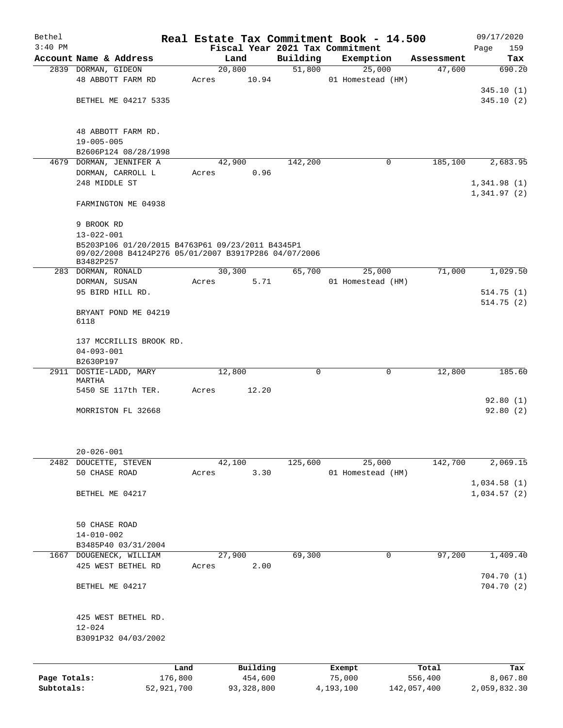# Real Estate Tax Commitment Book - 14.500

Bethel
3:40 PM

Fiscal Year 2021 Tax Commitment

09/17/2020

| Account | Name & Address | Land | Building | Exemption | Assessment | Tax |
|---|---|---|---|---|---|---|
| 2839 | DORMAN, GIDEON<br>48 ABBOTT FARM RD<br><br>BETHEL ME 04217 5335<br><br>48 ABBOTT FARM RD.<br>19-005-005<br>B2606P124 08/28/1998 | 20,800<br>Acres 10.94 | 51,800 | 25,000<br>01 Homestead (HM) | 47,600 | 690.20<br><br>345.10 (1)<br>345.10 (2) |
| 4679 | DORMAN, JENNIFER A<br>DORMAN, CARROLL L<br>248 MIDDLE ST<br><br>FARMINGTON ME 04938<br><br>9 BROOK RD<br>13-022-001<br>B5203P106 01/20/2015 B4763P61 09/23/2011 B4345P1 09/02/2008 B4124P276 05/01/2007 B3917P286 04/07/2006 B3482P257 | 42,900<br>Acres 0.96 | 142,200 | 0 | 185,100 | 2,683.95<br><br>1,341.98 (1)<br>1,341.97 (2) |
| 283 | DORMAN, RONALD<br>DORMAN, SUSAN<br>95 BIRD HILL RD.<br><br>BRYANT POND ME 04219 6118<br><br>137 MCCRILLIS BROOK RD.<br>04-093-001<br>B2630P197 | 30,300<br>Acres 5.71 | 65,700 | 25,000<br>01 Homestead (HM) | 71,000 | 1,029.50<br><br>514.75 (1)<br>514.75 (2) |
| 2911 | DOSTIE-LADD, MARY MARTHA<br>5450 SE 117th TER.<br><br>MORRISTON FL 32668<br><br>20-026-001 | 12,800<br>Acres 12.20 | 0 | 0 | 12,800 | 185.60<br><br>92.80 (1)<br>92.80 (2) |
| 2482 | DOUCETTE, STEVEN<br>50 CHASE ROAD<br><br>BETHEL ME 04217<br><br>50 CHASE ROAD<br>14-010-002<br>B3485P40 03/31/2004 | 42,100<br>Acres 3.30 | 125,600 | 25,000<br>01 Homestead (HM) | 142,700 | 2,069.15<br><br>1,034.58 (1)<br>1,034.57 (2) |
| 1667 | DOUGENECK, WILLIAM<br>425 WEST BETHEL RD<br><br>BETHEL ME 04217<br><br>425 WEST BETHEL RD.<br>12-024<br>B3091P32 04/03/2002 | 27,900<br>Acres 2.00 | 69,300 | 0 | 97,200 | 1,409.40<br><br>704.70 (1)<br>704.70 (2) |

| | Land | Building | Exempt | Total | Tax |
|---|---|---|---|---|---|
| Page Totals: | 176,800 | 454,600 | 75,000 | 556,400 | 8,067.80 |
| Subtotals: | 52,921,700 | 93,328,800 | 4,193,100 | 142,057,400 | 2,059,832.30 |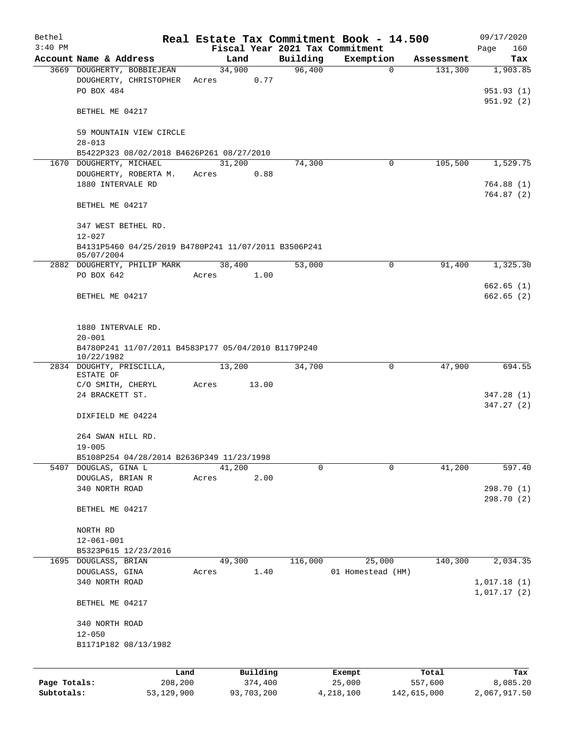# Real Estate Tax Commitment Book - 14.500

Bethel 3:40 PM — Fiscal Year 2021 Tax Commitment — 09/17/2020

| Account Name & Address | Land | Building | Exemption | Assessment | Tax |
|---|---|---|---|---|---|
| 3669 DOUGHERTY, BOBBIEJEAN<br>DOUGHERTY, CHRISTOPHER<br>PO BOX 484<br><br>BETHEL ME 04217<br><br>59 MOUNTAIN VIEW CIRCLE<br>28-013<br>B5422P323 08/02/2018 B4626P261 08/27/2010 | 34,900<br>Acres 0.77 | 96,400 | 0 | 131,300 | 1,903.85<br><br>951.93 (1)<br>951.92 (2) |
| 1670 DOUGHERTY, MICHAEL<br>DOUGHERTY, ROBERTA M.<br>1880 INTERVALE RD<br><br>BETHEL ME 04217<br><br>347 WEST BETHEL RD.<br>12-027<br>B4131P5460 04/25/2019 B4780P241 11/07/2011 B3506P241 05/07/2004 | 31,200<br>Acres 0.88 | 74,300 | 0 | 105,500 | 1,529.75<br><br>764.88 (1)<br>764.87 (2) |
| 2882 DOUGHERTY, PHILIP MARK<br>PO BOX 642<br><br>BETHEL ME 04217<br><br>1880 INTERVALE RD.<br>20-001<br>B4780P241 11/07/2011 B4583P177 05/04/2010 B1179P240 10/22/1982 | 38,400<br>Acres 1.00 | 53,000 | 0 | 91,400 | 1,325.30<br><br>662.65 (1)<br>662.65 (2) |
| 2834 DOUGHTY, PRISCILLA, ESTATE OF<br>C/O SMITH, CHERYL<br>24 BRACKETT ST.<br><br>DIXFIELD ME 04224<br><br>264 SWAN HILL RD.<br>19-005<br>B5108P254 04/28/2014 B2636P349 11/23/1998 | 13,200<br>Acres 13.00 | 34,700 | 0 | 47,900 | 694.55<br><br>347.28 (1)<br>347.27 (2) |
| 5407 DOUGLAS, GINA L<br>DOUGLAS, BRIAN R<br>340 NORTH ROAD<br><br>BETHEL ME 04217<br><br>NORTH RD<br>12-061-001<br>B5323P615 12/23/2016 | 41,200<br>Acres 2.00 | 0 | 0 | 41,200 | 597.40<br><br>298.70 (1)<br>298.70 (2) |
| 1695 DOUGLASS, BRIAN<br>DOUGLASS, GINA<br>340 NORTH ROAD<br><br>BETHEL ME 04217<br><br>340 NORTH ROAD<br>12-050<br>B1171P182 08/13/1982 | 49,300<br>Acres 1.40 | 116,000 | 25,000<br>01 Homestead (HM) | 140,300 | 2,034.35<br><br>1,017.18 (1)<br>1,017.17 (2) |

| | Land | Building | Exempt | Total | Tax |
|---|---|---|---|---|---|
| Page Totals: | 208,200 | 374,400 | 25,000 | 557,600 | 8,085.20 |
| Subtotals: | 53,129,900 | 93,703,200 | 4,218,100 | 142,615,000 | 2,067,917.50 |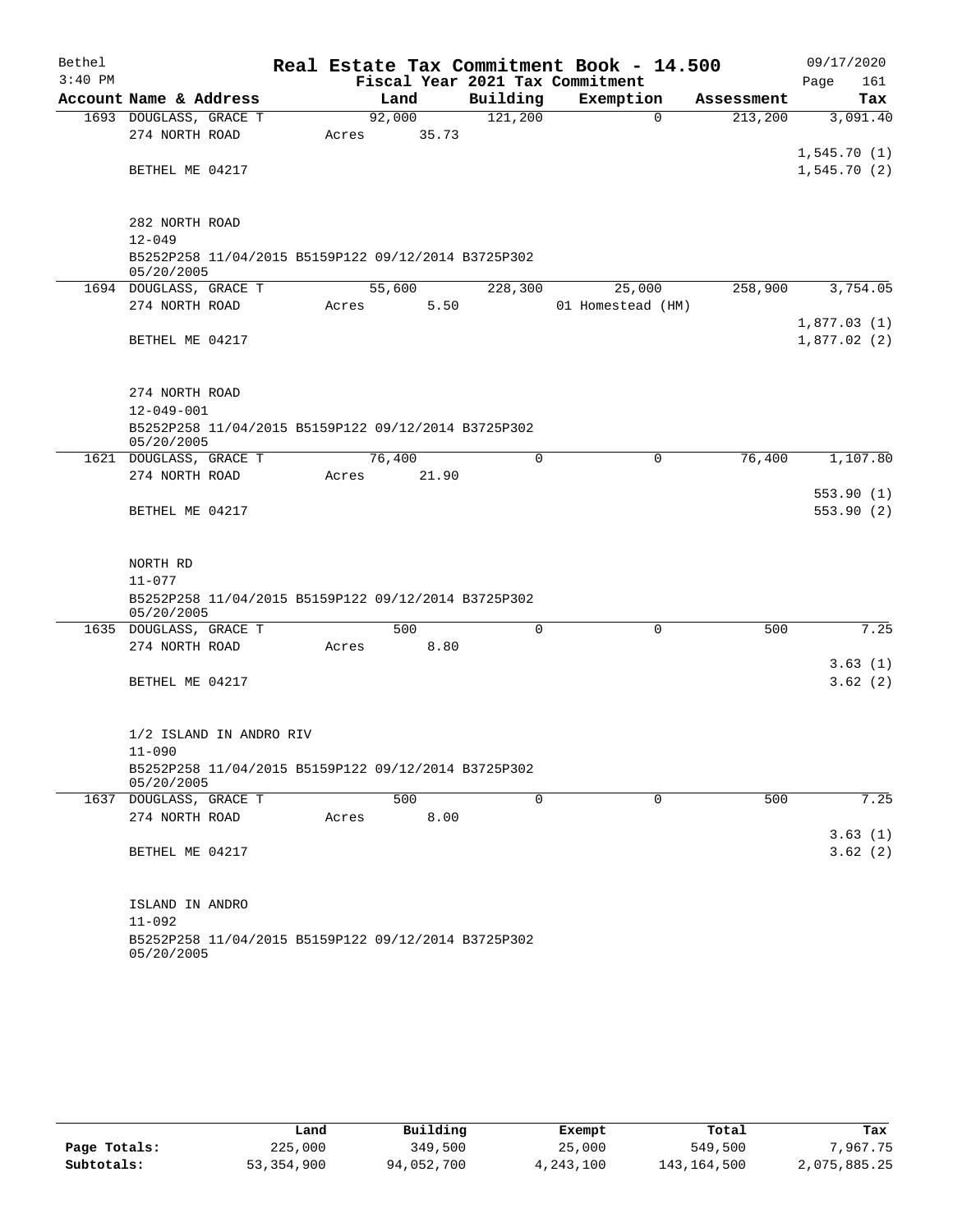# Real Estate Tax Commitment Book - 14.500

Bethel 3:40 PM — Fiscal Year 2021 Tax Commitment — 09/17/2020

| Account Name & Address | Land | Building | Exemption | Assessment | Tax |
|---|---|---|---|---|---|
| 1693 DOUGLASS, GRACE T | 92,000 | 121,200 | 0 | 213,200 | 3,091.40 |
| 274 NORTH ROAD | Acres 35.73 | | | | 1,545.70 (1) |
| BETHEL ME 04217 | | | | | 1,545.70 (2) |
| 282 NORTH ROAD | | | | | |
| 12-049 | | | | | |
| B5252P258 11/04/2015 B5159P122 09/12/2014 B3725P302 05/20/2005 | | | | | |
| 1694 DOUGLASS, GRACE T | 55,600 | 228,300 | 25,000 | 258,900 | 3,754.05 |
| 274 NORTH ROAD | Acres 5.50 | | 01 Homestead (HM) | | 1,877.03 (1) |
| BETHEL ME 04217 | | | | | 1,877.02 (2) |
| 274 NORTH ROAD | | | | | |
| 12-049-001 | | | | | |
| B5252P258 11/04/2015 B5159P122 09/12/2014 B3725P302 05/20/2005 | | | | | |
| 1621 DOUGLASS, GRACE T | 76,400 | 0 | 0 | 76,400 | 1,107.80 |
| 274 NORTH ROAD | Acres 21.90 | | | | 553.90 (1) |
| BETHEL ME 04217 | | | | | 553.90 (2) |
| NORTH RD | | | | | |
| 11-077 | | | | | |
| B5252P258 11/04/2015 B5159P122 09/12/2014 B3725P302 05/20/2005 | | | | | |
| 1635 DOUGLASS, GRACE T | 500 | 0 | 0 | 500 | 7.25 |
| 274 NORTH ROAD | Acres 8.80 | | | | 3.63 (1) |
| BETHEL ME 04217 | | | | | 3.62 (2) |
| 1/2 ISLAND IN ANDRO RIV | | | | | |
| 11-090 | | | | | |
| B5252P258 11/04/2015 B5159P122 09/12/2014 B3725P302 05/20/2005 | | | | | |
| 1637 DOUGLASS, GRACE T | 500 | 0 | 0 | 500 | 7.25 |
| 274 NORTH ROAD | Acres 8.00 | | | | 3.63 (1) |
| BETHEL ME 04217 | | | | | 3.62 (2) |
| ISLAND IN ANDRO | | | | | |
| 11-092 | | | | | |
| B5252P258 11/04/2015 B5159P122 09/12/2014 B3725P302 05/20/2005 | | | | | |

| | Land | Building | Exempt | Total | Tax |
|---|---|---|---|---|---|
| Page Totals: | 225,000 | 349,500 | 25,000 | 549,500 | 7,967.75 |
| Subtotals: | 53,354,900 | 94,052,700 | 4,243,100 | 143,164,500 | 2,075,885.25 |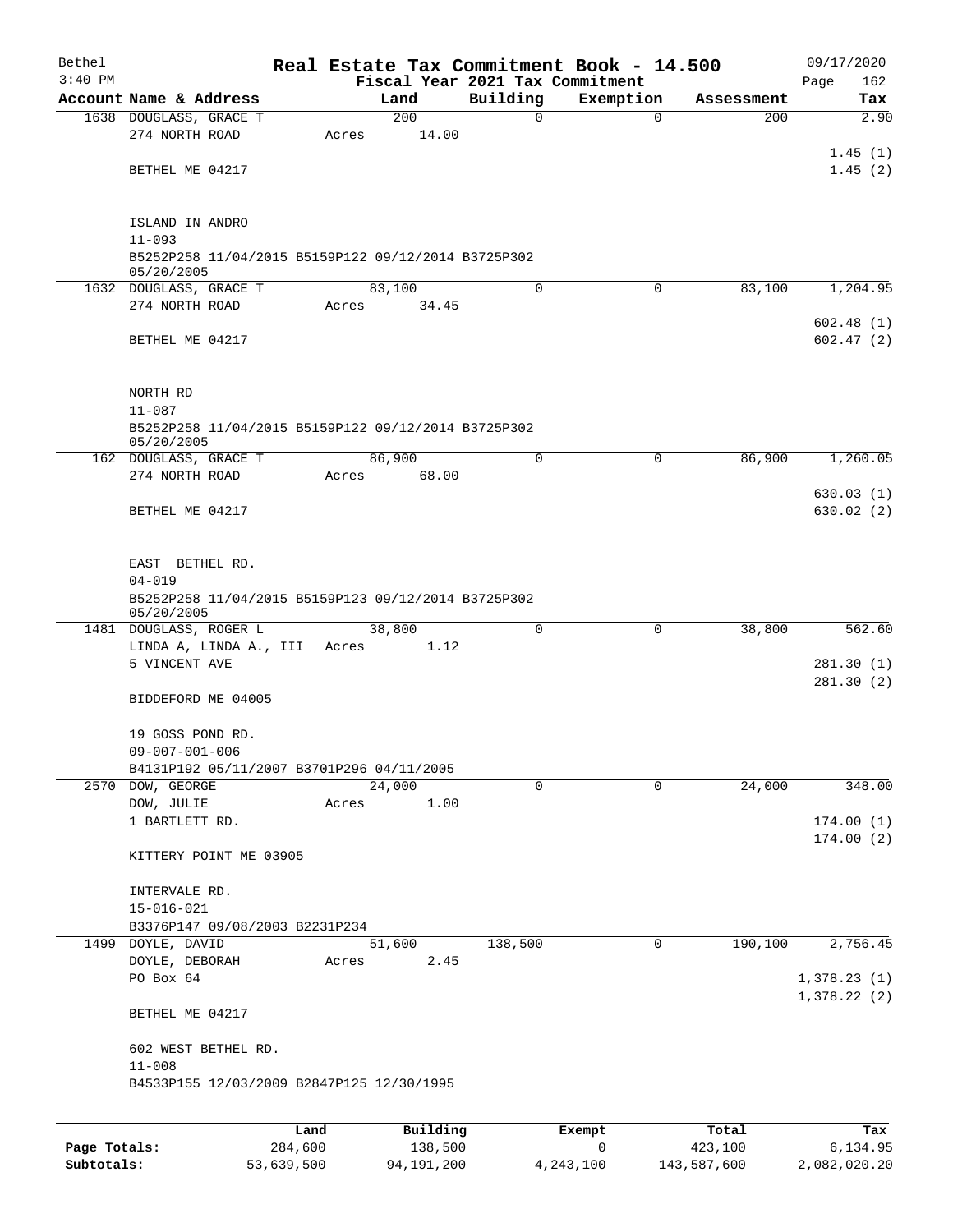Bethel 3:40 PM

# Real Estate Tax Commitment Book - 14.500

Fiscal Year 2021 Tax Commitment

09/17/2020 Page 162

| Account Name & Address | Land | Building | Exemption | Assessment | Tax |
|---|---|---|---|---|---|
| 1638 DOUGLASS, GRACE T<br>274 NORTH ROAD<br><br>BETHEL ME 04217<br><br>ISLAND IN ANDRO<br>11-093<br>B5252P258 11/04/2015 B5159P122 09/12/2014 B3725P302 05/20/2005 | 200<br>Acres 14.00 | 0 | 0 | 200 | 2.90<br><br>1.45 (1)<br>1.45 (2) |
| 1632 DOUGLASS, GRACE T<br>274 NORTH ROAD<br><br>BETHEL ME 04217<br><br>NORTH RD<br>11-087<br>B5252P258 11/04/2015 B5159P122 09/12/2014 B3725P302 05/20/2005 | 83,100<br>Acres 34.45 | 0 | 0 | 83,100 | 1,204.95<br><br>602.48 (1)<br>602.47 (2) |
| 162 DOUGLASS, GRACE T<br>274 NORTH ROAD<br><br>BETHEL ME 04217<br><br>EAST BETHEL RD.<br>04-019<br>B5252P258 11/04/2015 B5159P123 09/12/2014 B3725P302 05/20/2005 | 86,900<br>Acres 68.00 | 0 | 0 | 86,900 | 1,260.05<br><br>630.03 (1)<br>630.02 (2) |
| 1481 DOUGLASS, ROGER L<br>LINDA A, LINDA A., III<br>5 VINCENT AVE<br><br>BIDDEFORD ME 04005<br><br>19 GOSS POND RD.<br>09-007-001-006<br>B4131P192 05/11/2007 B3701P296 04/11/2005 | 38,800<br>Acres 1.12 | 0 | 0 | 38,800 | 562.60<br><br>281.30 (1)<br>281.30 (2) |
| 2570 DOW, GEORGE<br>DOW, JULIE<br>1 BARTLETT RD.<br><br>KITTERY POINT ME 03905<br><br>INTERVALE RD.<br>15-016-021<br>B3376P147 09/08/2003 B2231P234 | 24,000<br>Acres 1.00 | 0 | 0 | 24,000 | 348.00<br><br>174.00 (1)<br>174.00 (2) |
| 1499 DOYLE, DAVID<br>DOYLE, DEBORAH<br>PO Box 64<br><br>BETHEL ME 04217<br><br>602 WEST BETHEL RD.<br>11-008<br>B4533P155 12/03/2009 B2847P125 12/30/1995 | 51,600<br>Acres 2.45 | 138,500 | 0 | 190,100 | 2,756.45<br><br>1,378.23 (1)<br>1,378.22 (2) |

| | Land | Building | Exempt | Total | Tax |
|---|---|---|---|---|---|
| **Page Totals:** | 284,600 | 138,500 | 0 | 423,100 | 6,134.95 |
| **Subtotals:** | 53,639,500 | 94,191,200 | 4,243,100 | 143,587,600 | 2,082,020.20 |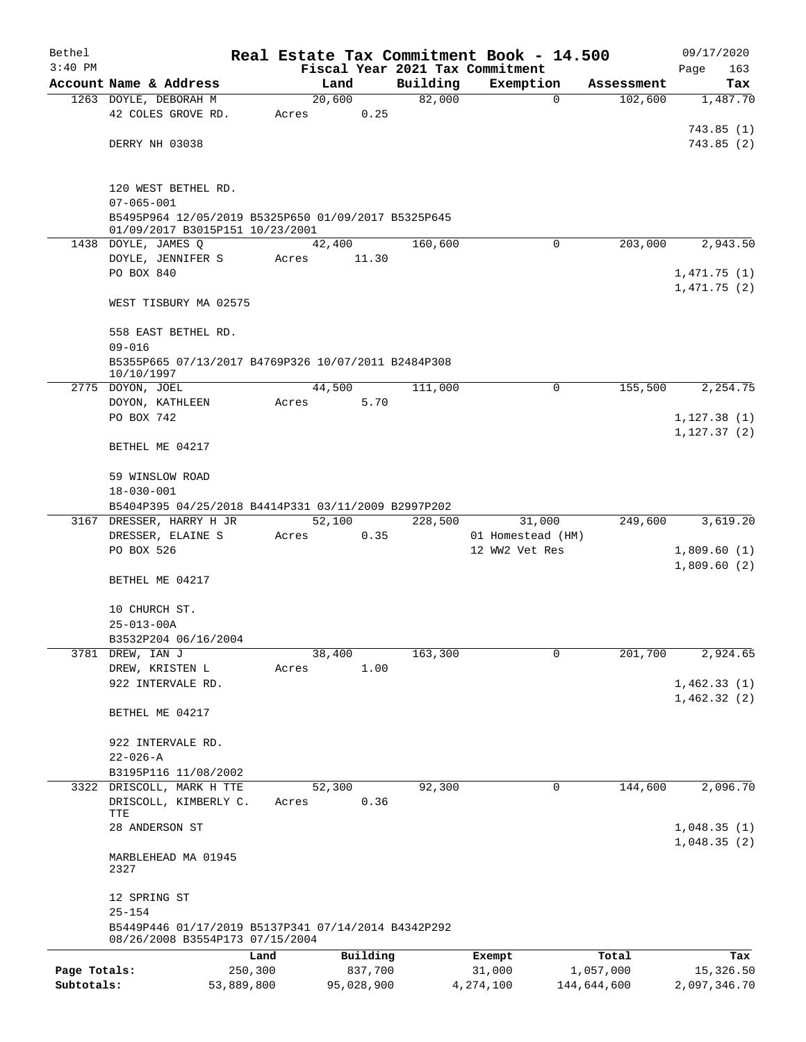Bethel 3:40 PM

# Real Estate Tax Commitment Book - 14.500

## Fiscal Year 2021 Tax Commitment

09/17/2020 Page 163

| Account | Name & Address | Land | Building | Exemption | Assessment | Tax |
|---|---|---|---|---|---|---|
| 1263 | DOYLE, DEBORAH M<br>42 COLES GROVE RD.<br>DERRY NH 03038<br><br>120 WEST BETHEL RD.<br>07-065-001<br>B5495P964 12/05/2019 B5325P650 01/09/2017 B5325P645 01/09/2017 B3015P151 10/23/2001 | 20,600<br>Acres 0.25 | 82,000 | 0 | 102,600 | 1,487.70<br><br>743.85 (1)<br>743.85 (2) |
| 1438 | DOYLE, JAMES Q<br>DOYLE, JENNIFER S<br>PO BOX 840<br>WEST TISBURY MA 02575<br><br>558 EAST BETHEL RD.<br>09-016<br>B5355P665 07/13/2017 B4769P326 10/07/2011 B2484P308 10/10/1997 | 42,400<br>Acres 11.30 | 160,600 | 0 | 203,000 | 2,943.50<br><br>1,471.75 (1)<br>1,471.75 (2) |
| 2775 | DOYON, JOEL<br>DOYON, KATHLEEN<br>PO BOX 742<br>BETHEL ME 04217<br><br>59 WINSLOW ROAD<br>18-030-001<br>B5404P395 04/25/2018 B4414P331 03/11/2009 B2997P202 | 44,500<br>Acres 5.70 | 111,000 | 0 | 155,500 | 2,254.75<br><br>1,127.38 (1)<br>1,127.37 (2) |
| 3167 | DRESSER, HARRY H JR<br>DRESSER, ELAINE S<br>PO BOX 526<br>BETHEL ME 04217<br><br>10 CHURCH ST.<br>25-013-00A<br>B3532P204 06/16/2004 | 52,100<br>Acres 0.35 | 228,500 | 31,000<br>01 Homestead (HM)<br>12 WW2 Vet Res | 249,600 | 3,619.20<br><br>1,809.60 (1)<br>1,809.60 (2) |
| 3781 | DREW, IAN J<br>DREW, KRISTEN L<br>922 INTERVALE RD.<br>BETHEL ME 04217<br><br>922 INTERVALE RD.<br>22-026-A<br>B3195P116 11/08/2002 | 38,400<br>Acres 1.00 | 163,300 | 0 | 201,700 | 2,924.65<br><br>1,462.33 (1)<br>1,462.32 (2) |
| 3322 | DRISCOLL, MARK H TTE<br>DRISCOLL, KIMBERLY C. TTE<br>28 ANDERSON ST<br>MARBLEHEAD MA 01945 2327<br><br>12 SPRING ST<br>25-154<br>B5449P446 01/17/2019 B5137P341 07/14/2014 B4342P292 08/26/2008 B3554P173 07/15/2004 | 52,300<br>Acres 0.36 | 92,300 | 0 | 144,600 | 2,096.70<br><br>1,048.35 (1)<br>1,048.35 (2) |

| | Land | Building | Exempt | Total | Tax |
|---|---|---|---|---|---|
| Page Totals: | 250,300 | 837,700 | 31,000 | 1,057,000 | 15,326.50 |
| Subtotals: | 53,889,800 | 95,028,900 | 4,274,100 | 144,644,600 | 2,097,346.70 |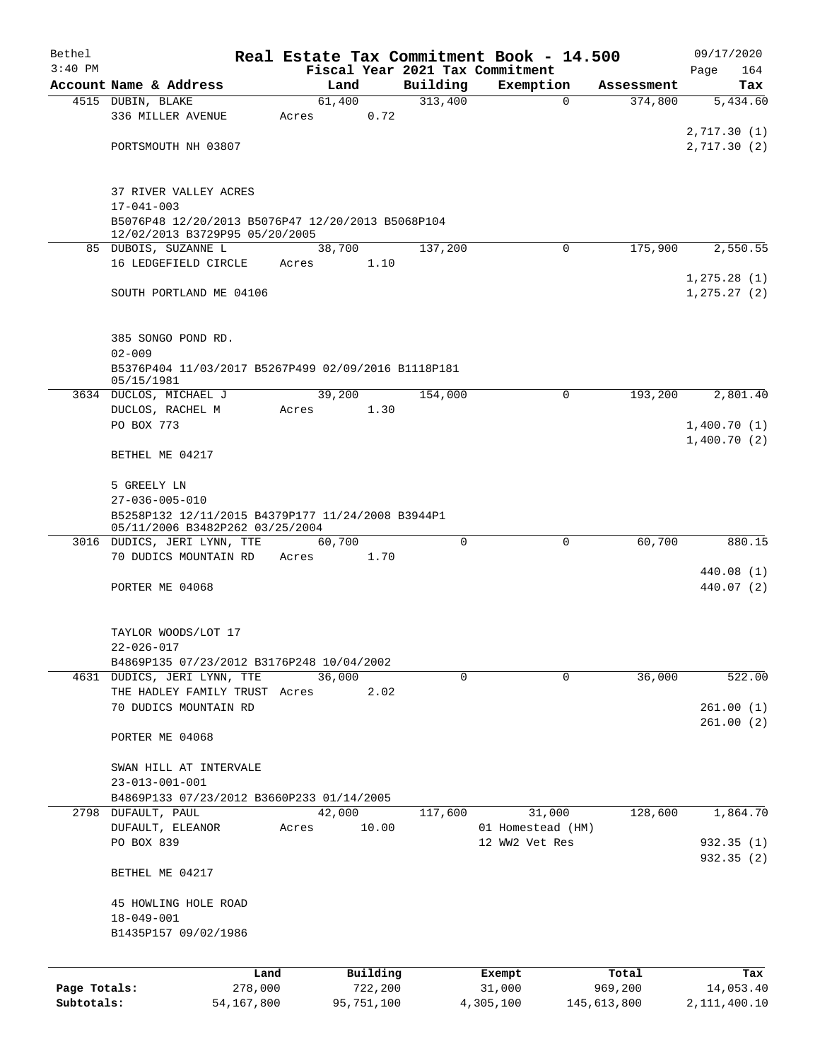# Real Estate Tax Commitment Book - 14.500

Bethel
3:40 PM

Fiscal Year 2021 Tax Commitment

09/17/2020
Page 164

| Account Name & Address | Land | Building | Exemption | Assessment | Tax |
|---|---|---|---|---|---|
| 4515 DUBIN, BLAKE | 61,400 | 313,400 | 0 | 374,800 | 5,434.60 |
| 336 MILLER AVENUE | Acres 0.72 | | | | |
| | | | | | 2,717.30 (1) |
| PORTSMOUTH NH 03807 | | | | | 2,717.30 (2) |
| 37 RIVER VALLEY ACRES | | | | | |
| 17-041-003 | | | | | |
| B5076P48 12/20/2013 B5076P47 12/20/2013 B5068P104 12/02/2013 B3729P95 05/20/2005 | | | | | |
| 85 DUBOIS, SUZANNE L | 38,700 | 137,200 | 0 | 175,900 | 2,550.55 |
| 16 LEDGEFIELD CIRCLE | Acres 1.10 | | | | |
| | | | | | 1,275.28 (1) |
| SOUTH PORTLAND ME 04106 | | | | | 1,275.27 (2) |
| 385 SONGO POND RD. | | | | | |
| 02-009 | | | | | |
| B5376P404 11/03/2017 B5267P499 02/09/2016 B1118P181 05/15/1981 | | | | | |
| 3634 DUCLOS, MICHAEL J | 39,200 | 154,000 | 0 | 193,200 | 2,801.40 |
| DUCLOS, RACHEL M | Acres 1.30 | | | | |
| PO BOX 773 | | | | | 1,400.70 (1) |
| | | | | | 1,400.70 (2) |
| BETHEL ME 04217 | | | | | |
| 5 GREELY LN | | | | | |
| 27-036-005-010 | | | | | |
| B5258P132 12/11/2015 B4379P177 11/24/2008 B3944P1 05/11/2006 B3482P262 03/25/2004 | | | | | |
| 3016 DUDICS, JERI LYNN, TTE | 60,700 | 0 | 0 | 60,700 | 880.15 |
| 70 DUDICS MOUNTAIN RD | Acres 1.70 | | | | |
| | | | | | 440.08 (1) |
| PORTER ME 04068 | | | | | 440.07 (2) |
| TAYLOR WOODS/LOT 17 | | | | | |
| 22-026-017 | | | | | |
| B4869P135 07/23/2012 B3176P248 10/04/2002 | | | | | |
| 4631 DUDICS, JERI LYNN, TTE | 36,000 | 0 | 0 | 36,000 | 522.00 |
| THE HADLEY FAMILY TRUST | Acres 2.02 | | | | |
| 70 DUDICS MOUNTAIN RD | | | | | 261.00 (1) |
| | | | | | 261.00 (2) |
| PORTER ME 04068 | | | | | |
| SWAN HILL AT INTERVALE | | | | | |
| 23-013-001-001 | | | | | |
| B4869P133 07/23/2012 B3660P233 01/14/2005 | | | | | |
| 2798 DUFAULT, PAUL | 42,000 | 117,600 | 31,000 | 128,600 | 1,864.70 |
| DUFAULT, ELEANOR | Acres 10.00 | | 01 Homestead (HM) | | |
| PO BOX 839 | | | 12 WW2 Vet Res | | 932.35 (1) |
| | | | | | 932.35 (2) |
| BETHEL ME 04217 | | | | | |
| 45 HOWLING HOLE ROAD | | | | | |
| 18-049-001 | | | | | |
| B1435P157 09/02/1986 | | | | | |

| | Land | Building | Exempt | Total | Tax |
|---|---|---|---|---|---|
| Page Totals: | 278,000 | 722,200 | 31,000 | 969,200 | 14,053.40 |
| Subtotals: | 54,167,800 | 95,751,100 | 4,305,100 | 145,613,800 | 2,111,400.10 |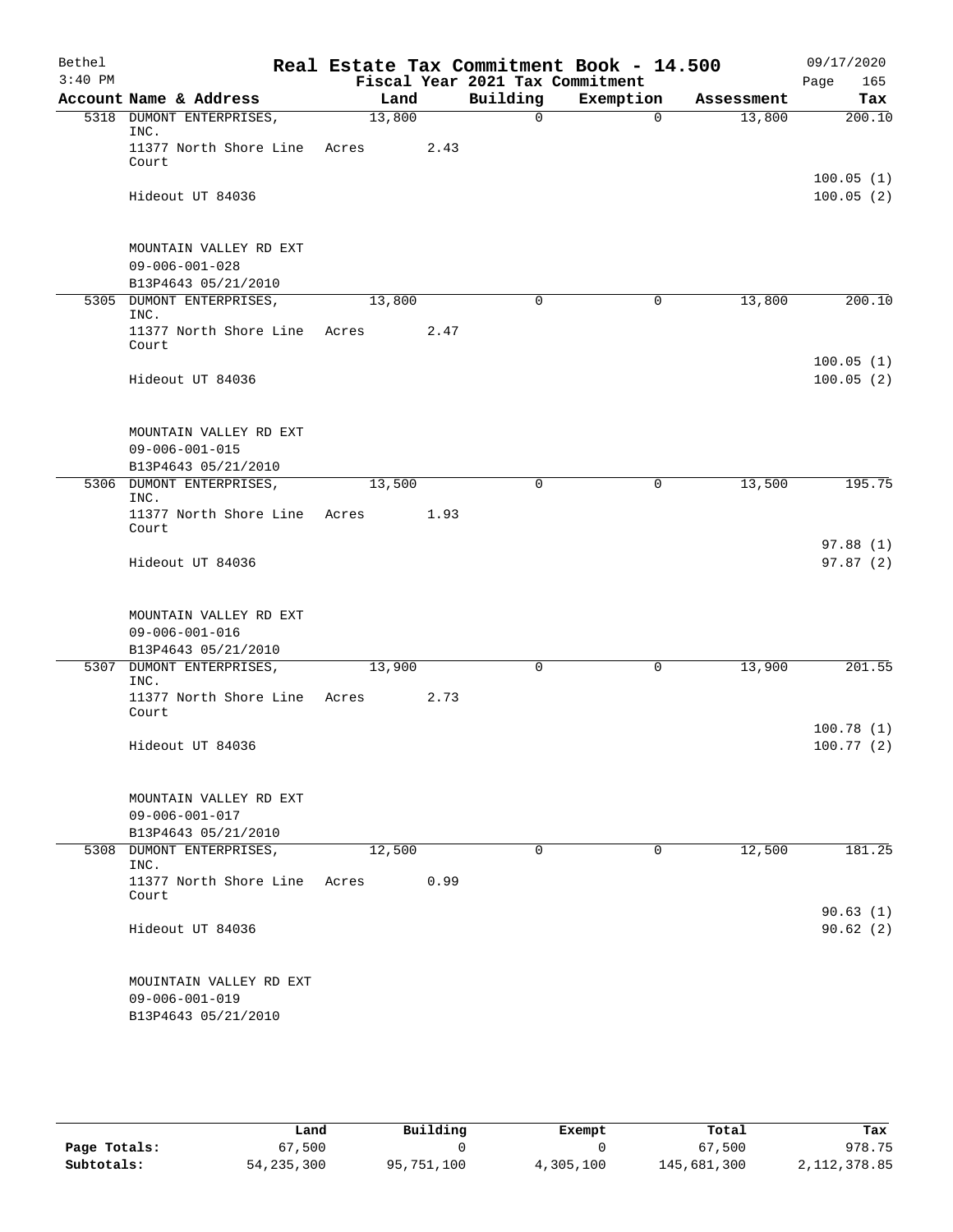# Real Estate Tax Commitment Book - 14.500

Bethel 3:40 PM — Fiscal Year 2021 Tax Commitment — 09/17/2020

| Account | Name & Address | Land | Building | Exemption | Assessment | Tax |
|---|---|---|---|---|---|---|
| 5318 | DUMONT ENTERPRISES, INC.<br>11377 North Shore Line Court<br>Hideout UT 84036<br><br>MOUNTAIN VALLEY RD EXT<br>09-006-001-028<br>B13P4643 05/21/2010 | 13,800<br>Acres 2.43 | 0 | 0 | 13,800 | 200.10<br><br>100.05 (1)<br>100.05 (2) |
| 5305 | DUMONT ENTERPRISES, INC.<br>11377 North Shore Line Court<br>Hideout UT 84036<br><br>MOUNTAIN VALLEY RD EXT<br>09-006-001-015<br>B13P4643 05/21/2010 | 13,800<br>Acres 2.47 | 0 | 0 | 13,800 | 200.10<br><br>100.05 (1)<br>100.05 (2) |
| 5306 | DUMONT ENTERPRISES, INC.<br>11377 North Shore Line Court<br>Hideout UT 84036<br><br>MOUNTAIN VALLEY RD EXT<br>09-006-001-016<br>B13P4643 05/21/2010 | 13,500<br>Acres 1.93 | 0 | 0 | 13,500 | 195.75<br><br>97.88 (1)<br>97.87 (2) |
| 5307 | DUMONT ENTERPRISES, INC.<br>11377 North Shore Line Court<br>Hideout UT 84036<br><br>MOUNTAIN VALLEY RD EXT<br>09-006-001-017<br>B13P4643 05/21/2010 | 13,900<br>Acres 2.73 | 0 | 0 | 13,900 | 201.55<br><br>100.78 (1)<br>100.77 (2) |
| 5308 | DUMONT ENTERPRISES, INC.<br>11377 North Shore Line Court<br>Hideout UT 84036<br><br>MOUINTAIN VALLEY RD EXT<br>09-006-001-019<br>B13P4643 05/21/2010 | 12,500<br>Acres 0.99 | 0 | 0 | 12,500 | 181.25<br><br>90.63 (1)<br>90.62 (2) |

| | Land | Building | Exempt | Total | Tax |
|---|---|---|---|---|---|
| Page Totals: | 67,500 | 0 | 0 | 67,500 | 978.75 |
| Subtotals: | 54,235,300 | 95,751,100 | 4,305,100 | 145,681,300 | 2,112,378.85 |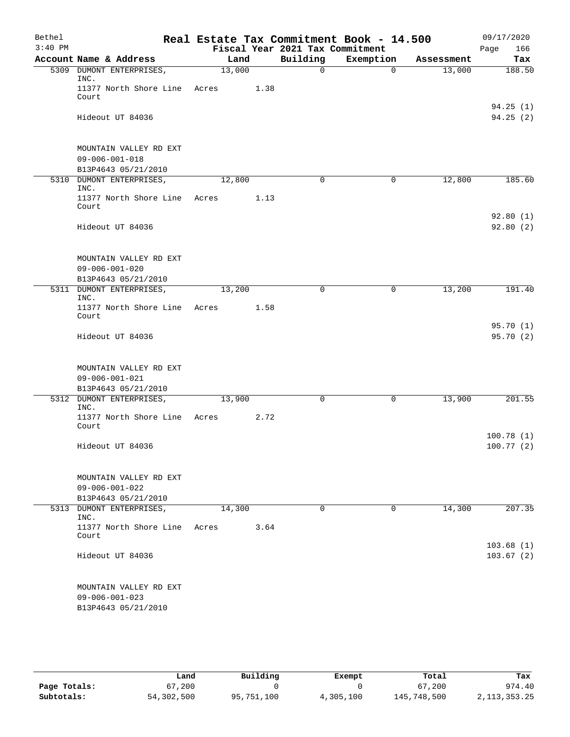Bethel — Real Estate Tax Commitment Book - 14.500 — 09/17/2020

3:40 PM — Fiscal Year 2021 Tax Commitment

| Account Name & Address | Land | Building | Exemption | Assessment | Tax |
|---|---|---|---|---|---|
| 5309 DUMONT ENTERPRISES, INC. | 13,000 | 0 | 0 | 13,000 | 188.50 |
| 11377 North Shore Line Court | Acres 1.38 | | | | |
| | | | | | 94.25 (1) |
| Hideout UT 84036 | | | | | 94.25 (2) |
| MOUNTAIN VALLEY RD EXT | | | | | |
| 09-006-001-018 | | | | | |
| B13P4643 05/21/2010 | | | | | |
| 5310 DUMONT ENTERPRISES, INC. | 12,800 | 0 | 0 | 12,800 | 185.60 |
| 11377 North Shore Line Court | Acres 1.13 | | | | |
| | | | | | 92.80 (1) |
| Hideout UT 84036 | | | | | 92.80 (2) |
| MOUNTAIN VALLEY RD EXT | | | | | |
| 09-006-001-020 | | | | | |
| B13P4643 05/21/2010 | | | | | |
| 5311 DUMONT ENTERPRISES, INC. | 13,200 | 0 | 0 | 13,200 | 191.40 |
| 11377 North Shore Line Court | Acres 1.58 | | | | |
| | | | | | 95.70 (1) |
| Hideout UT 84036 | | | | | 95.70 (2) |
| MOUNTAIN VALLEY RD EXT | | | | | |
| 09-006-001-021 | | | | | |
| B13P4643 05/21/2010 | | | | | |
| 5312 DUMONT ENTERPRISES, INC. | 13,900 | 0 | 0 | 13,900 | 201.55 |
| 11377 North Shore Line Court | Acres 2.72 | | | | |
| | | | | | 100.78 (1) |
| Hideout UT 84036 | | | | | 100.77 (2) |
| MOUNTAIN VALLEY RD EXT | | | | | |
| 09-006-001-022 | | | | | |
| B13P4643 05/21/2010 | | | | | |
| 5313 DUMONT ENTERPRISES, INC. | 14,300 | 0 | 0 | 14,300 | 207.35 |
| 11377 North Shore Line Court | Acres 3.64 | | | | |
| | | | | | 103.68 (1) |
| Hideout UT 84036 | | | | | 103.67 (2) |
| MOUNTAIN VALLEY RD EXT | | | | | |
| 09-006-001-023 | | | | | |
| B13P4643 05/21/2010 | | | | | |

| | Land | Building | Exempt | Total | Tax |
|---|---|---|---|---|---|
| Page Totals: | 67,200 | 0 | 0 | 67,200 | 974.40 |
| Subtotals: | 54,302,500 | 95,751,100 | 4,305,100 | 145,748,500 | 2,113,353.25 |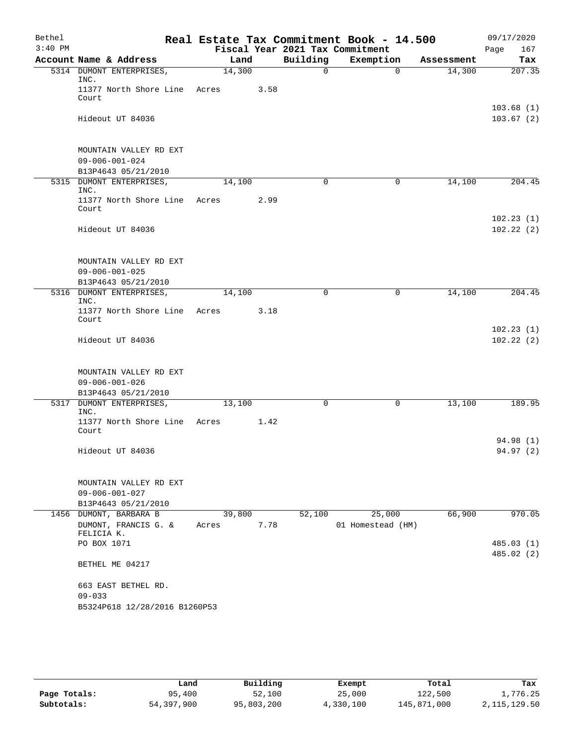# Real Estate Tax Commitment Book - 14.500

Bethel 3:40 PM — Fiscal Year 2021 Tax Commitment — 09/17/2020

| Account | Name & Address | Land | Building | Exemption | Assessment | Tax |
|---|---|---|---|---|---|---|
| 5314 | DUMONT ENTERPRISES, INC.<br>11377 North Shore Line Court<br>Hideout UT 84036<br><br>MOUNTAIN VALLEY RD EXT<br>09-006-001-024<br>B13P4643 05/21/2010 | 14,300<br>Acres 3.58 | 0 | 0 | 14,300 | 207.35<br>103.68 (1)<br>103.67 (2) |
| 5315 | DUMONT ENTERPRISES, INC.<br>11377 North Shore Line Court<br>Hideout UT 84036<br><br>MOUNTAIN VALLEY RD EXT<br>09-006-001-025<br>B13P4643 05/21/2010 | 14,100<br>Acres 2.99 | 0 | 0 | 14,100 | 204.45<br>102.23 (1)<br>102.22 (2) |
| 5316 | DUMONT ENTERPRISES, INC.<br>11377 North Shore Line Court<br>Hideout UT 84036<br><br>MOUNTAIN VALLEY RD EXT<br>09-006-001-026<br>B13P4643 05/21/2010 | 14,100<br>Acres 3.18 | 0 | 0 | 14,100 | 204.45<br>102.23 (1)<br>102.22 (2) |
| 5317 | DUMONT ENTERPRISES, INC.<br>11377 North Shore Line Court<br>Hideout UT 84036<br><br>MOUNTAIN VALLEY RD EXT<br>09-006-001-027<br>B13P4643 05/21/2010 | 13,100<br>Acres 1.42 | 0 | 0 | 13,100 | 189.95<br>94.98 (1)<br>94.97 (2) |
| 1456 | DUMONT, BARBARA B<br>DUMONT, FRANCIS G. & FELICIA K.<br>PO BOX 1071<br>BETHEL ME 04217<br><br>663 EAST BETHEL RD.<br>09-033<br>B5324P618 12/28/2016 B1260P53 | 39,800<br>Acres 7.78 | 52,100 | 25,000<br>01 Homestead (HM) | 66,900 | 970.05<br>485.03 (1)<br>485.02 (2) |

| | Land | Building | Exempt | Total | Tax |
|---|---|---|---|---|---|
| Page Totals: | 95,400 | 52,100 | 25,000 | 122,500 | 1,776.25 |
| Subtotals: | 54,397,900 | 95,803,200 | 4,330,100 | 145,871,000 | 2,115,129.50 |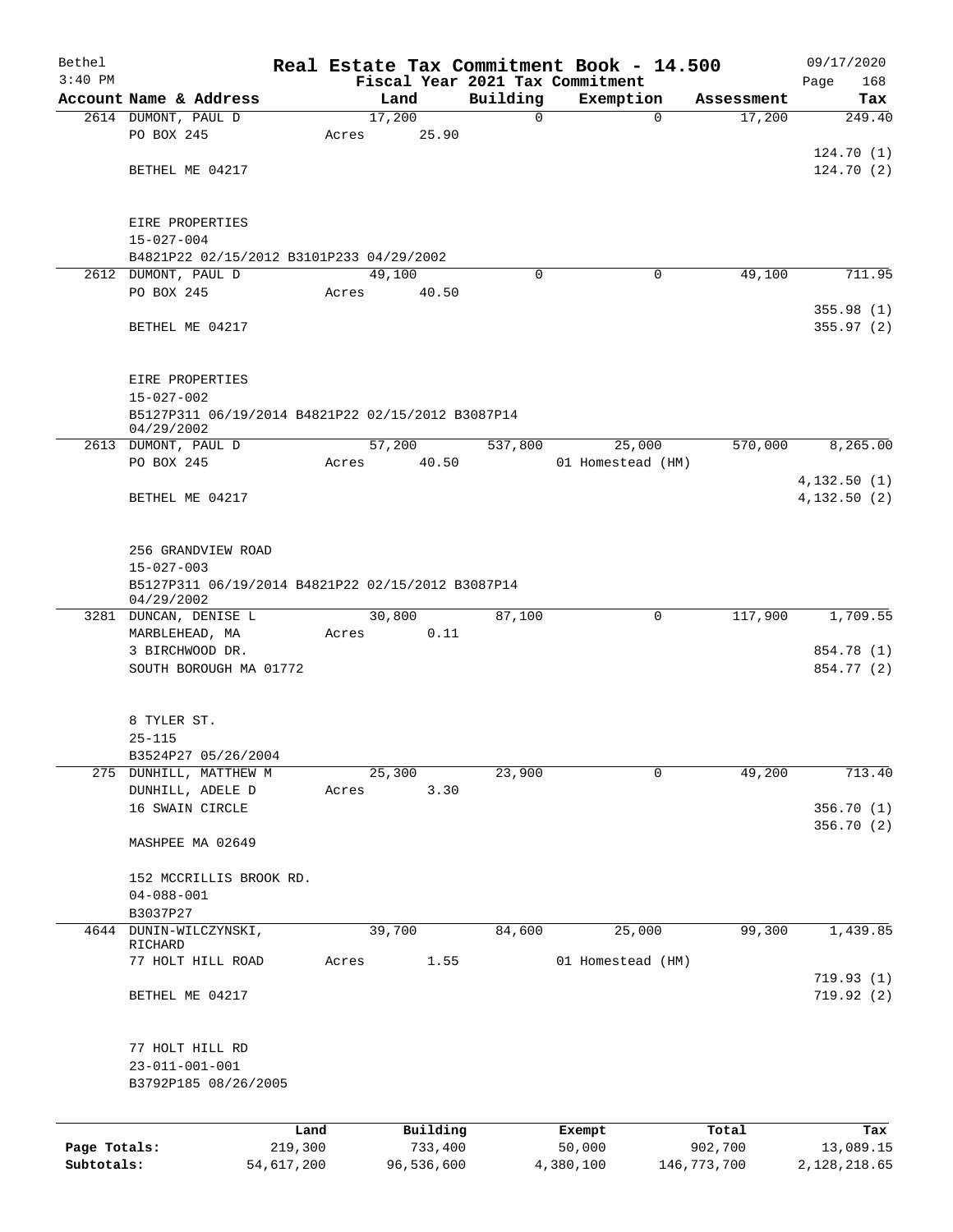Bethel 3:40 PM

# Real Estate Tax Commitment Book - 14.500

## Fiscal Year 2021 Tax Commitment

09/17/2020

| Account | Name & Address | Land | Building | Exemption | Assessment | Tax |
|---|---|---|---|---|---|---|
| 2614 | DUMONT, PAUL D<br>PO BOX 245<br><br>BETHEL ME 04217<br><br>EIRE PROPERTIES<br>15-027-004<br>B4821P22 02/15/2012 B3101P233 04/29/2002 | 17,200<br>Acres 25.90 | 0 | 0 | 17,200 | 249.40<br><br>124.70 (1)<br>124.70 (2) |
| 2612 | DUMONT, PAUL D<br>PO BOX 245<br><br>BETHEL ME 04217<br><br>EIRE PROPERTIES<br>15-027-002<br>B5127P311 06/19/2014 B4821P22 02/15/2012 B3087P14 04/29/2002 | 49,100<br>Acres 40.50 | 0 | 0 | 49,100 | 711.95<br><br>355.98 (1)<br>355.97 (2) |
| 2613 | DUMONT, PAUL D<br>PO BOX 245<br><br>BETHEL ME 04217<br><br>256 GRANDVIEW ROAD<br>15-027-003<br>B5127P311 06/19/2014 B4821P22 02/15/2012 B3087P14 04/29/2002 | 57,200<br>Acres 40.50 | 537,800 | 25,000<br>01 Homestead (HM) | 570,000 | 8,265.00<br><br>4,132.50 (1)<br>4,132.50 (2) |
| 3281 | DUNCAN, DENISE L<br>MARBLEHEAD, MA<br>3 BIRCHWOOD DR.<br>SOUTH BOROUGH MA 01772<br><br>8 TYLER ST.<br>25-115<br>B3524P27 05/26/2004 | 30,800<br>Acres 0.11 | 87,100 | 0 | 117,900 | 1,709.55<br><br>854.78 (1)<br>854.77 (2) |
| 275 | DUNHILL, MATTHEW M<br>DUNHILL, ADELE D<br>16 SWAIN CIRCLE<br><br>MASHPEE MA 02649<br><br>152 MCCRILLIS BROOK RD.<br>04-088-001<br>B3037P27 | 25,300<br>Acres 3.30 | 23,900 | 0 | 49,200 | 713.40<br><br>356.70 (1)<br>356.70 (2) |
| 4644 | DUNIN-WILCZYNSKI, RICHARD<br>77 HOLT HILL ROAD<br><br>BETHEL ME 04217<br><br>77 HOLT HILL RD<br>23-011-001-001<br>B3792P185 08/26/2005 | 39,700<br>Acres 1.55 | 84,600 | 25,000<br>01 Homestead (HM) | 99,300 | 1,439.85<br><br>719.93 (1)<br>719.92 (2) |

| | Land | Building | Exempt | Total | Tax |
|---|---|---|---|---|---|
| Page Totals: | 219,300 | 733,400 | 50,000 | 902,700 | 13,089.15 |
| Subtotals: | 54,617,200 | 96,536,600 | 4,380,100 | 146,773,700 | 2,128,218.65 |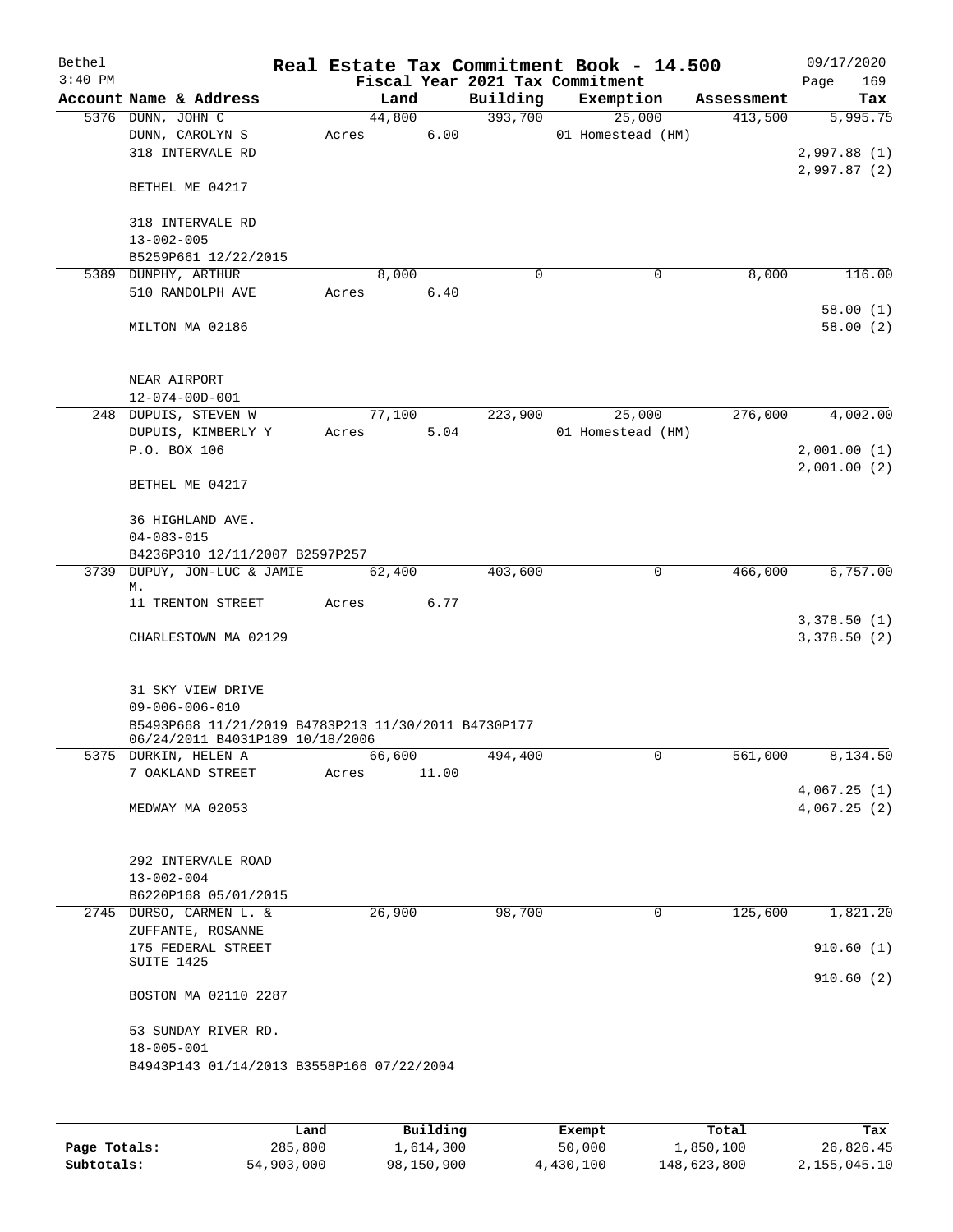Bethel 3:40 PM

# Real Estate Tax Commitment Book - 14.500

Fiscal Year 2021 Tax Commitment

09/17/2020

| Account | Name & Address | Land | Building | Exemption | Assessment | Tax |
|---|---|---|---|---|---|---|
| 5376 | DUNN, JOHN C<br>DUNN, CAROLYN S<br>318 INTERVALE RD<br><br>BETHEL ME 04217<br><br>318 INTERVALE RD<br>13-002-005<br>B5259P661 12/22/2015 | 44,800<br>Acres 6.00 | 393,700 | 25,000<br>01 Homestead (HM) | 413,500 | 5,995.75<br><br>2,997.88 (1)<br>2,997.87 (2) |
| 5389 | DUNPHY, ARTHUR<br>510 RANDOLPH AVE<br><br>MILTON MA 02186<br><br>NEAR AIRPORT<br>12-074-00D-001 | 8,000<br>Acres 6.40 | 0 | 0 | 8,000 | 116.00<br><br>58.00 (1)<br>58.00 (2) |
| 248 | DUPUIS, STEVEN W<br>DUPUIS, KIMBERLY Y<br>P.O. BOX 106<br><br>BETHEL ME 04217<br><br>36 HIGHLAND AVE.<br>04-083-015<br>B4236P310 12/11/2007 B2597P257 | 77,100<br>Acres 5.04 | 223,900 | 25,000<br>01 Homestead (HM) | 276,000 | 4,002.00<br><br>2,001.00 (1)<br>2,001.00 (2) |
| 3739 | DUPUY, JON-LUC & JAMIE M.<br>11 TRENTON STREET<br><br>CHARLESTOWN MA 02129<br><br>31 SKY VIEW DRIVE<br>09-006-006-010<br>B5493P668 11/21/2019 B4783P213 11/30/2011 B4730P177 06/24/2011 B4031P189 10/18/2006 | 62,400<br>Acres 6.77 | 403,600 | 0 | 466,000 | 6,757.00<br><br>3,378.50 (1)<br>3,378.50 (2) |
| 5375 | DURKIN, HELEN A<br>7 OAKLAND STREET<br><br>MEDWAY MA 02053<br><br>292 INTERVALE ROAD<br>13-002-004<br>B6220P168 05/01/2015 | 66,600<br>Acres 11.00 | 494,400 | 0 | 561,000 | 8,134.50<br><br>4,067.25 (1)<br>4,067.25 (2) |
| 2745 | DURSO, CARMEN L. &<br>ZUFFANTE, ROSANNE<br>175 FEDERAL STREET<br>SUITE 1425<br><br>BOSTON MA 02110 2287<br><br>53 SUNDAY RIVER RD.<br>18-005-001<br>B4943P143 01/14/2013 B3558P166 07/22/2004 | 26,900 | 98,700 | 0 | 125,600 | 1,821.20<br><br>910.60 (1)<br>910.60 (2) |

| | Land | Building | Exempt | Total | Tax |
|---|---|---|---|---|---|
| Page Totals: | 285,800 | 1,614,300 | 50,000 | 1,850,100 | 26,826.45 |
| Subtotals: | 54,903,000 | 98,150,900 | 4,430,100 | 148,623,800 | 2,155,045.10 |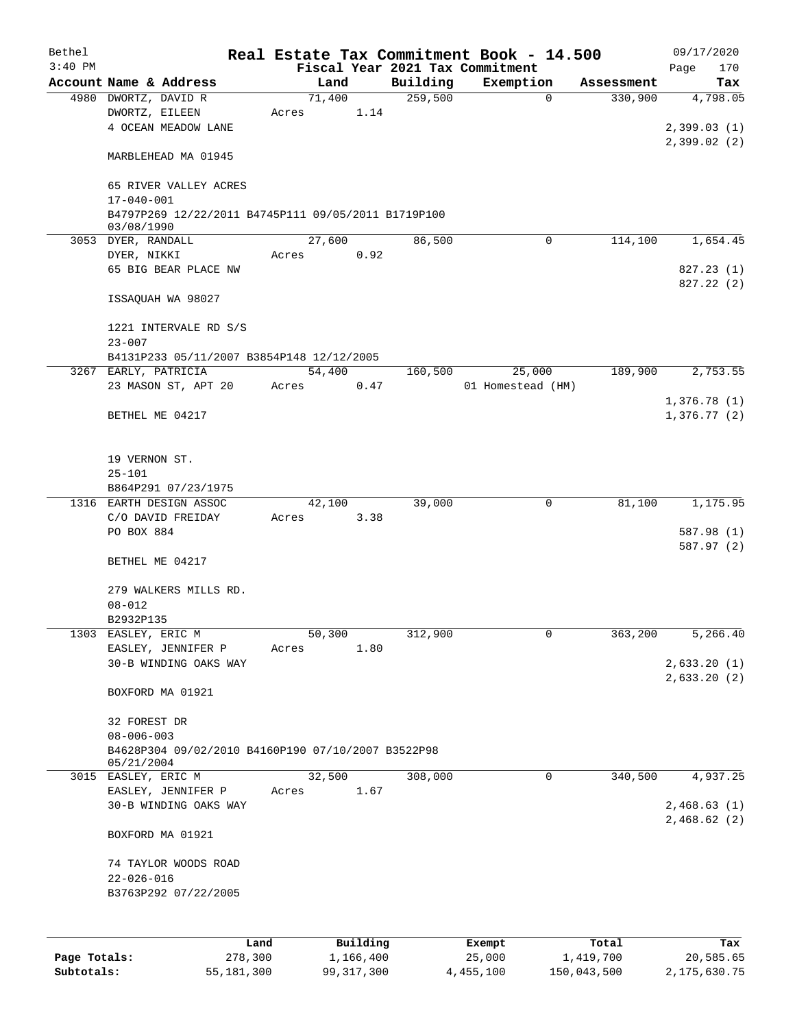Bethel 3:40 PM

# Real Estate Tax Commitment Book - 14.500

## Fiscal Year 2021 Tax Commitment

09/17/2020 Page 170

| Account Name & Address | Land | Building | Exemption | Assessment | Tax |
|---|---|---|---|---|---|
| 4980 DWORTZ, DAVID R<br>DWORTZ, EILEEN<br>4 OCEAN MEADOW LANE<br><br>MARBLEHEAD MA 01945<br><br>65 RIVER VALLEY ACRES<br>17-040-001<br>B4797P269 12/22/2011 B4745P111 09/05/2011 B1719P100 03/08/1990 | 71,400<br>Acres 1.14 | 259,500 | 0 | 330,900 | 4,798.05<br><br>2,399.03 (1)<br>2,399.02 (2) |
| 3053 DYER, RANDALL<br>DYER, NIKKI<br>65 BIG BEAR PLACE NW<br><br>ISSAQUAH WA 98027<br><br>1221 INTERVALE RD S/S<br>23-007<br>B4131P233 05/11/2007 B3854P148 12/12/2005 | 27,600<br>Acres 0.92 | 86,500 | 0 | 114,100 | 1,654.45<br><br>827.23 (1)<br>827.22 (2) |
| 3267 EARLY, PATRICIA<br>23 MASON ST, APT 20<br><br>BETHEL ME 04217<br><br>19 VERNON ST.<br>25-101<br>B864P291 07/23/1975 | 54,400<br>Acres 0.47 | 160,500 | 25,000<br>01 Homestead (HM) | 189,900 | 2,753.55<br><br>1,376.78 (1)<br>1,376.77 (2) |
| 1316 EARTH DESIGN ASSOC<br>C/O DAVID FREIDAY<br>PO BOX 884<br><br>BETHEL ME 04217<br><br>279 WALKERS MILLS RD.<br>08-012<br>B2932P135 | 42,100<br>Acres 3.38 | 39,000 | 0 | 81,100 | 1,175.95<br><br>587.98 (1)<br>587.97 (2) |
| 1303 EASLEY, ERIC M<br>EASLEY, JENNIFER P<br>30-B WINDING OAKS WAY<br><br>BOXFORD MA 01921<br><br>32 FOREST DR<br>08-006-003<br>B4628P304 09/02/2010 B4160P190 07/10/2007 B3522P98 05/21/2004 | 50,300<br>Acres 1.80 | 312,900 | 0 | 363,200 | 5,266.40<br><br>2,633.20 (1)<br>2,633.20 (2) |
| 3015 EASLEY, ERIC M<br>EASLEY, JENNIFER P<br>30-B WINDING OAKS WAY<br><br>BOXFORD MA 01921<br><br>74 TAYLOR WOODS ROAD<br>22-026-016<br>B3763P292 07/22/2005 | 32,500<br>Acres 1.67 | 308,000 | 0 | 340,500 | 4,937.25<br><br>2,468.63 (1)<br>2,468.62 (2) |

| | Land | Building | Exempt | Total | Tax |
|---|---|---|---|---|---|
| **Page Totals:** | 278,300 | 1,166,400 | 25,000 | 1,419,700 | 20,585.65 |
| **Subtotals:** | 55,181,300 | 99,317,300 | 4,455,100 | 150,043,500 | 2,175,630.75 |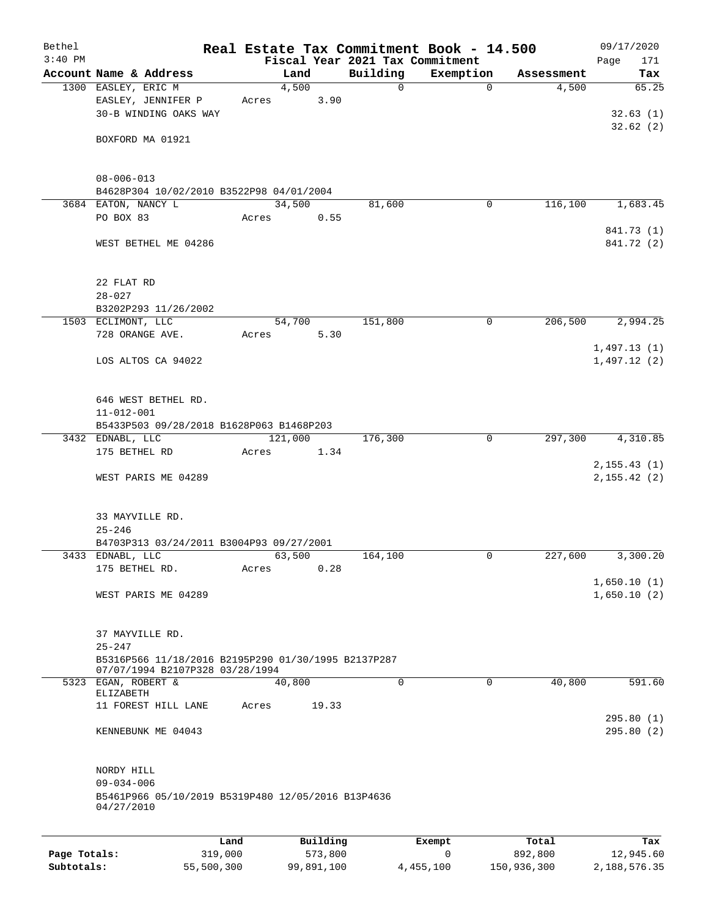# Real Estate Tax Commitment Book - 14.500

Bethel
3:40 PM

Fiscal Year 2021 Tax Commitment

09/17/2020
Page 171

| Account Name & Address | Land | Building | Exemption | Assessment | Tax |
|---|---|---|---|---|---|
| 1300 EASLEY, ERIC M<br>EASLEY, JENNIFER P<br>30-B WINDING OAKS WAY<br><br>BOXFORD MA 01921<br><br>08-006-013<br>B4628P304 10/02/2010 B3522P98 04/01/2004 | 4,500<br>Acres 3.90 | 0 | 0 | 4,500 | 65.25<br><br>32.63 (1)<br>32.62 (2) |
| 3684 EATON, NANCY L<br>PO BOX 83<br><br>WEST BETHEL ME 04286<br><br>22 FLAT RD<br>28-027<br>B3202P293 11/26/2002 | 34,500<br>Acres 0.55 | 81,600 | 0 | 116,100 | 1,683.45<br><br>841.73 (1)<br>841.72 (2) |
| 1503 ECLIMONT, LLC<br>728 ORANGE AVE.<br><br>LOS ALTOS CA 94022<br><br>646 WEST BETHEL RD.<br>11-012-001<br>B5433P503 09/28/2018 B1628P063 B1468P203 | 54,700<br>Acres 5.30 | 151,800 | 0 | 206,500 | 2,994.25<br><br>1,497.13 (1)<br>1,497.12 (2) |
| 3432 EDNABL, LLC<br>175 BETHEL RD<br><br>WEST PARIS ME 04289<br><br>33 MAYVILLE RD.<br>25-246<br>B4703P313 03/24/2011 B3004P93 09/27/2001 | 121,000<br>Acres 1.34 | 176,300 | 0 | 297,300 | 4,310.85<br><br>2,155.43 (1)<br>2,155.42 (2) |
| 3433 EDNABL, LLC<br>175 BETHEL RD.<br><br>WEST PARIS ME 04289<br><br>37 MAYVILLE RD.<br>25-247<br>B5316P566 11/18/2016 B2195P290 01/30/1995 B2137P287 07/07/1994 B2107P328 03/28/1994 | 63,500<br>Acres 0.28 | 164,100 | 0 | 227,600 | 3,300.20<br><br>1,650.10 (1)<br>1,650.10 (2) |
| 5323 EGAN, ROBERT &<br>ELIZABETH<br>11 FOREST HILL LANE<br><br>KENNEBUNK ME 04043<br><br>NORDY HILL<br>09-034-006<br>B5461P966 05/10/2019 B5319P480 12/05/2016 B13P4636 04/27/2010 | 40,800<br>Acres 19.33 | 0 | 0 | 40,800 | 591.60<br><br>295.80 (1)<br>295.80 (2) |

| | Land | Building | Exempt | Total | Tax |
|---|---|---|---|---|---|
| **Page Totals:** | 319,000 | 573,800 | 0 | 892,800 | 12,945.60 |
| **Subtotals:** | 55,500,300 | 99,891,100 | 4,455,100 | 150,936,300 | 2,188,576.35 |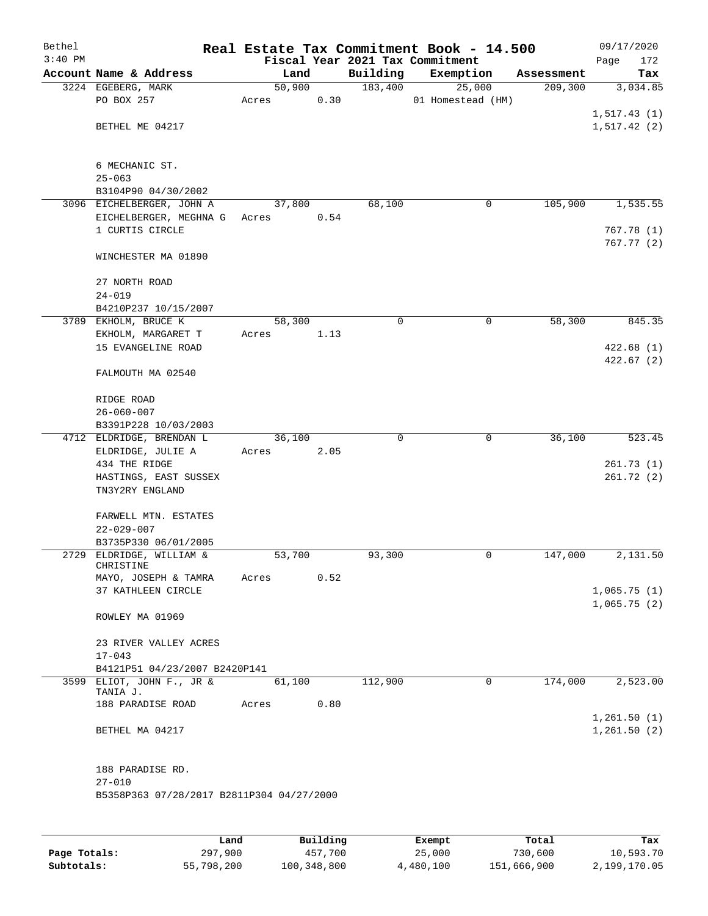# Real Estate Tax Commitment Book - 14.500

Bethel
3:40 PM

Fiscal Year 2021 Tax Commitment

09/17/2020
Page 172

| Account | Name & Address | Land | Building | Exemption | Assessment | Tax |
|---|---|---|---|---|---|---|
| 3224 | EGEBERG, MARK<br>PO BOX 257<br><br>BETHEL ME 04217<br><br>6 MECHANIC ST.<br>25-063<br>B3104P90 04/30/2002 | 50,900<br>Acres 0.30 | 183,400 | 25,000<br>01 Homestead (HM) | 209,300 | 3,034.85<br><br>1,517.43 (1)<br>1,517.42 (2) |
| 3096 | EICHELBERGER, JOHN A<br>EICHELBERGER, MEGHNA G<br>1 CURTIS CIRCLE<br><br>WINCHESTER MA 01890<br><br>27 NORTH ROAD<br>24-019<br>B4210P237 10/15/2007 | 37,800<br>Acres 0.54 | 68,100 | 0 | 105,900 | 1,535.55<br><br>767.78 (1)<br>767.77 (2) |
| 3789 | EKHOLM, BRUCE K<br>EKHOLM, MARGARET T<br>15 EVANGELINE ROAD<br><br>FALMOUTH MA 02540<br><br>RIDGE ROAD<br>26-060-007<br>B3391P228 10/03/2003 | 58,300<br>Acres 1.13 | 0 | 0 | 58,300 | 845.35<br><br>422.68 (1)<br>422.67 (2) |
| 4712 | ELDRIDGE, BRENDAN L<br>ELDRIDGE, JULIE A<br>434 THE RIDGE<br>HASTINGS, EAST SUSSEX<br>TN3Y2RY ENGLAND<br><br>FARWELL MTN. ESTATES<br>22-029-007<br>B3735P330 06/01/2005 | 36,100<br>Acres 2.05 | 0 | 0 | 36,100 | 523.45<br><br>261.73 (1)<br>261.72 (2) |
| 2729 | ELDRIDGE, WILLIAM & CHRISTINE<br>MAYO, JOSEPH & TAMRA<br>37 KATHLEEN CIRCLE<br><br>ROWLEY MA 01969<br><br>23 RIVER VALLEY ACRES<br>17-043<br>B4121P51 04/23/2007 B2420P141 | 53,700<br>Acres 0.52 | 93,300 | 0 | 147,000 | 2,131.50<br><br>1,065.75 (1)<br>1,065.75 (2) |
| 3599 | ELIOT, JOHN F., JR & TANIA J.<br>188 PARADISE ROAD<br><br>BETHEL MA 04217<br><br>188 PARADISE RD.<br>27-010<br>B5358P363 07/28/2017 B2811P304 04/27/2000 | 61,100<br>Acres 0.80 | 112,900 | 0 | 174,000 | 2,523.00<br><br>1,261.50 (1)<br>1,261.50 (2) |

| | Land | Building | Exempt | Total | Tax |
|---|---|---|---|---|---|
| Page Totals: | 297,900 | 457,700 | 25,000 | 730,600 | 10,593.70 |
| Subtotals: | 55,798,200 | 100,348,800 | 4,480,100 | 151,666,900 | 2,199,170.05 |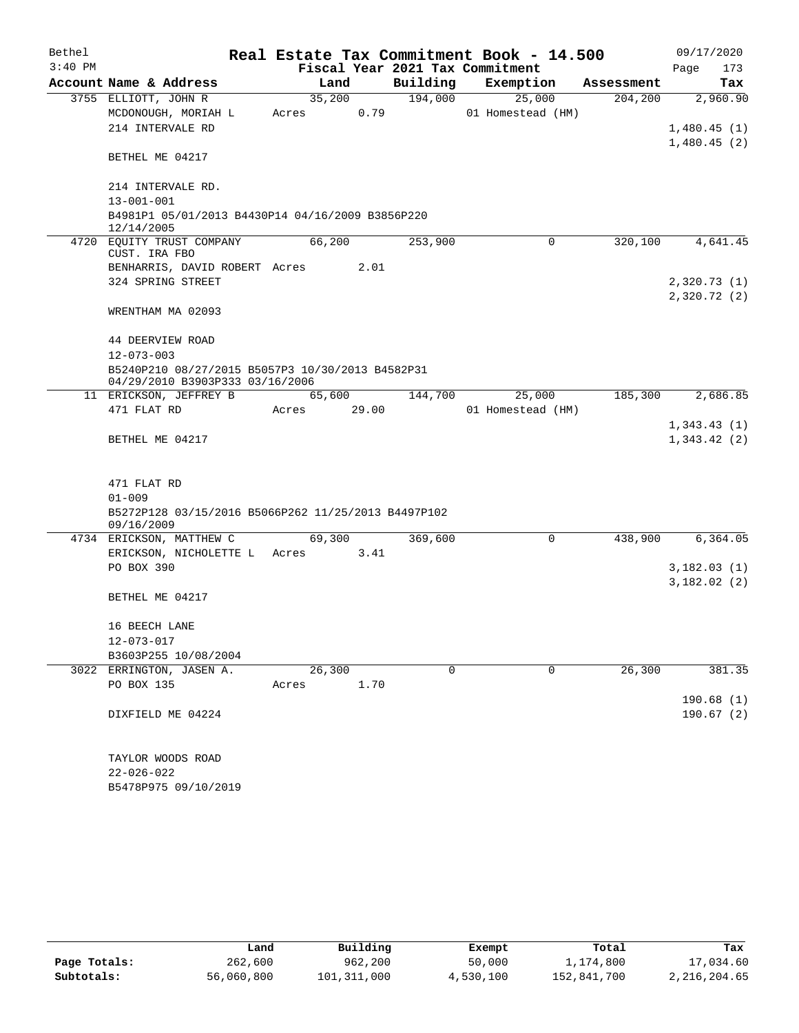# Real Estate Tax Commitment Book - 14.500

Bethel
3:40 PM

Fiscal Year 2021 Tax Commitment

09/17/2020
Page 173

| Account Name & Address | Land | Building | Exemption | Assessment | Tax |
|---|---|---|---|---|---|
| 3755 ELLIOTT, JOHN R | 35,200 | 194,000 | 25,000 | 204,200 | 2,960.90 |
| MCDONOUGH, MORIAH L | Acres 0.79 | | 01 Homestead (HM) | | |
| 214 INTERVALE RD | | | | | 1,480.45 (1) |
| | | | | | 1,480.45 (2) |
| BETHEL ME 04217 | | | | | |
| 214 INTERVALE RD. | | | | | |
| 13-001-001 | | | | | |
| B4981P1 05/01/2013 B4430P14 04/16/2009 B3856P220 12/14/2005 | | | | | |
| 4720 EQUITY TRUST COMPANY CUST. IRA FBO | 66,200 | 253,900 | 0 | 320,100 | 4,641.45 |
| BENHARRIS, DAVID ROBERT | Acres 2.01 | | | | |
| 324 SPRING STREET | | | | | 2,320.73 (1) |
| | | | | | 2,320.72 (2) |
| WRENTHAM MA 02093 | | | | | |
| 44 DEERVIEW ROAD | | | | | |
| 12-073-003 | | | | | |
| B5240P210 08/27/2015 B5057P3 10/30/2013 B4582P31 04/29/2010 B3903P333 03/16/2006 | | | | | |
| 11 ERICKSON, JEFFREY B | 65,600 | 144,700 | 25,000 | 185,300 | 2,686.85 |
| 471 FLAT RD | Acres 29.00 | | 01 Homestead (HM) | | |
| | | | | | 1,343.43 (1) |
| BETHEL ME 04217 | | | | | 1,343.42 (2) |
| 471 FLAT RD | | | | | |
| 01-009 | | | | | |
| B5272P128 03/15/2016 B5066P262 11/25/2013 B4497P102 09/16/2009 | | | | | |
| 4734 ERICKSON, MATTHEW C | 69,300 | 369,600 | 0 | 438,900 | 6,364.05 |
| ERICKSON, NICHOLETTE L | Acres 3.41 | | | | |
| PO BOX 390 | | | | | 3,182.03 (1) |
| | | | | | 3,182.02 (2) |
| BETHEL ME 04217 | | | | | |
| 16 BEECH LANE | | | | | |
| 12-073-017 | | | | | |
| B3603P255 10/08/2004 | | | | | |
| 3022 ERRINGTON, JASEN A. | 26,300 | 0 | 0 | 26,300 | 381.35 |
| PO BOX 135 | Acres 1.70 | | | | |
| | | | | | 190.68 (1) |
| DIXFIELD ME 04224 | | | | | 190.67 (2) |
| TAYLOR WOODS ROAD | | | | | |
| 22-026-022 | | | | | |
| B5478P975 09/10/2019 | | | | | |

| | Land | Building | Exempt | Total | Tax |
|---|---|---|---|---|---|
| Page Totals: | 262,600 | 962,200 | 50,000 | 1,174,800 | 17,034.60 |
| Subtotals: | 56,060,800 | 101,311,000 | 4,530,100 | 152,841,700 | 2,216,204.65 |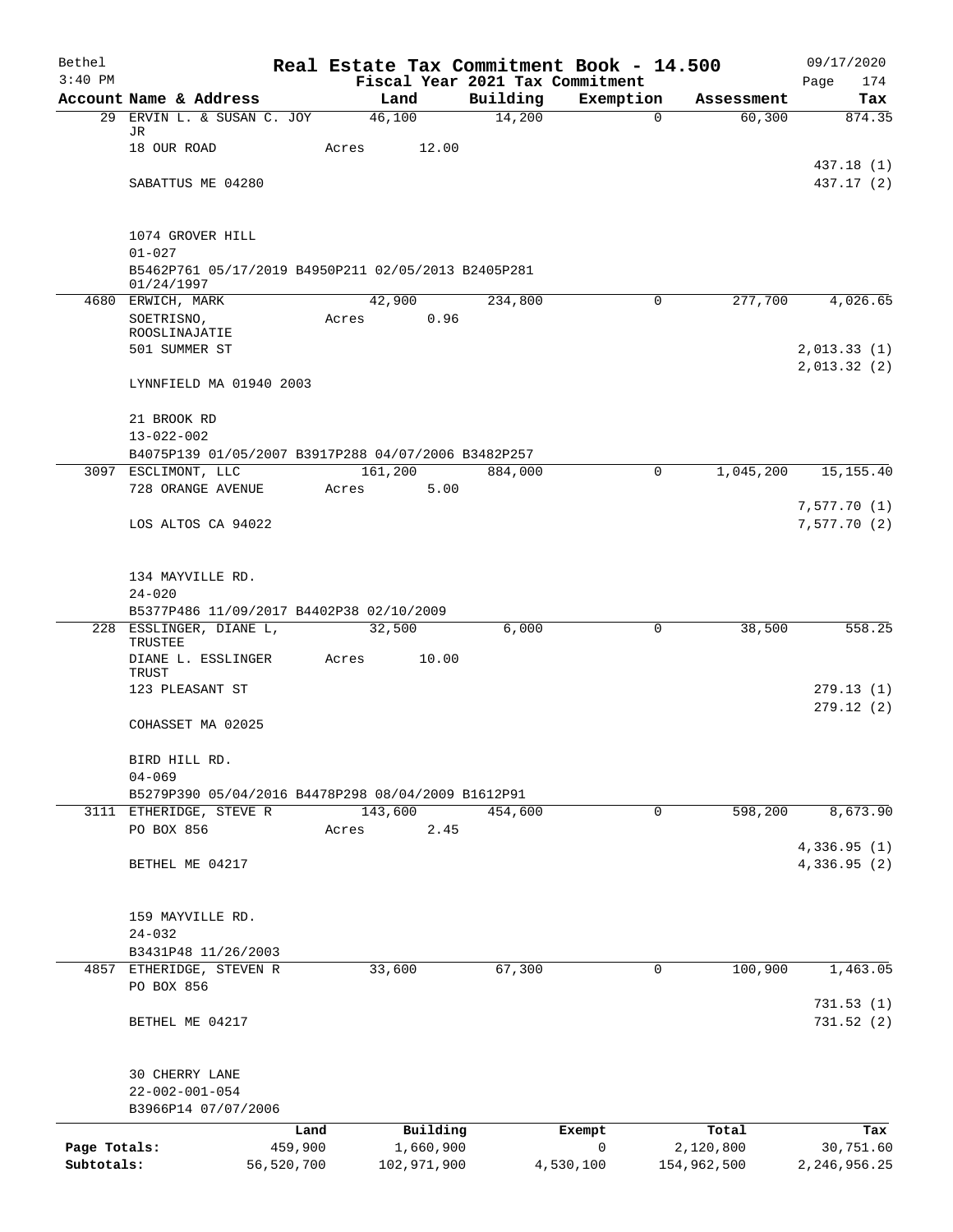Bethel 3:40 PM

# Real Estate Tax Commitment Book - 14.500

Fiscal Year 2021 Tax Commitment

09/17/2020 Page 174

| Account | Name & Address | Land | Building | Exemption | Assessment | Tax |
|---|---|---|---|---|---|---|
| 29 | ERVIN L. & SUSAN C. JOY JR | 46,100 | 14,200 | 0 | 60,300 | 874.35 |
| | 18 OUR ROAD | Acres 12.00 | | | | |
| | | | | | | 437.18 (1) |
| | SABATTUS ME 04280 | | | | | 437.17 (2) |
| | 1074 GROVER HILL | | | | | |
| | 01-027 | | | | | |
| | B5462P761 05/17/2019 B4950P211 02/05/2013 B2405P281 01/24/1997 | | | | | |
| 4680 | ERWICH, MARK | 42,900 | 234,800 | 0 | 277,700 | 4,026.65 |
| | SOETRISNO, ROOSLINAJATIE | Acres 0.96 | | | | |
| | 501 SUMMER ST | | | | | 2,013.33 (1) |
| | | | | | | 2,013.32 (2) |
| | LYNNFIELD MA 01940 2003 | | | | | |
| | 21 BROOK RD | | | | | |
| | 13-022-002 | | | | | |
| | B4075P139 01/05/2007 B3917P288 04/07/2006 B3482P257 | | | | | |
| 3097 | ESCLIMONT, LLC | 161,200 | 884,000 | 0 | 1,045,200 | 15,155.40 |
| | 728 ORANGE AVENUE | Acres 5.00 | | | | |
| | | | | | | 7,577.70 (1) |
| | LOS ALTOS CA 94022 | | | | | 7,577.70 (2) |
| | 134 MAYVILLE RD. | | | | | |
| | 24-020 | | | | | |
| | B5377P486 11/09/2017 B4402P38 02/10/2009 | | | | | |
| 228 | ESSLINGER, DIANE L, TRUSTEE | 32,500 | 6,000 | 0 | 38,500 | 558.25 |
| | DIANE L. ESSLINGER TRUST | Acres 10.00 | | | | |
| | 123 PLEASANT ST | | | | | 279.13 (1) |
| | | | | | | 279.12 (2) |
| | COHASSET MA 02025 | | | | | |
| | BIRD HILL RD. | | | | | |
| | 04-069 | | | | | |
| | B5279P390 05/04/2016 B4478P298 08/04/2009 B1612P91 | | | | | |
| 3111 | ETHERIDGE, STEVE R | 143,600 | 454,600 | 0 | 598,200 | 8,673.90 |
| | PO BOX 856 | Acres 2.45 | | | | |
| | | | | | | 4,336.95 (1) |
| | BETHEL ME 04217 | | | | | 4,336.95 (2) |
| | 159 MAYVILLE RD. | | | | | |
| | 24-032 | | | | | |
| | B3431P48 11/26/2003 | | | | | |
| 4857 | ETHERIDGE, STEVEN R | 33,600 | 67,300 | 0 | 100,900 | 1,463.05 |
| | PO BOX 856 | | | | | |
| | | | | | | 731.53 (1) |
| | BETHEL ME 04217 | | | | | 731.52 (2) |
| | 30 CHERRY LANE | | | | | |
| | 22-002-001-054 | | | | | |
| | B3966P14 07/07/2006 | | | | | |

| | Land | Building | Exempt | Total | Tax |
|---|---|---|---|---|---|
| Page Totals: | 459,900 | 1,660,900 | 0 | 2,120,800 | 30,751.60 |
| Subtotals: | 56,520,700 | 102,971,900 | 4,530,100 | 154,962,500 | 2,246,956.25 |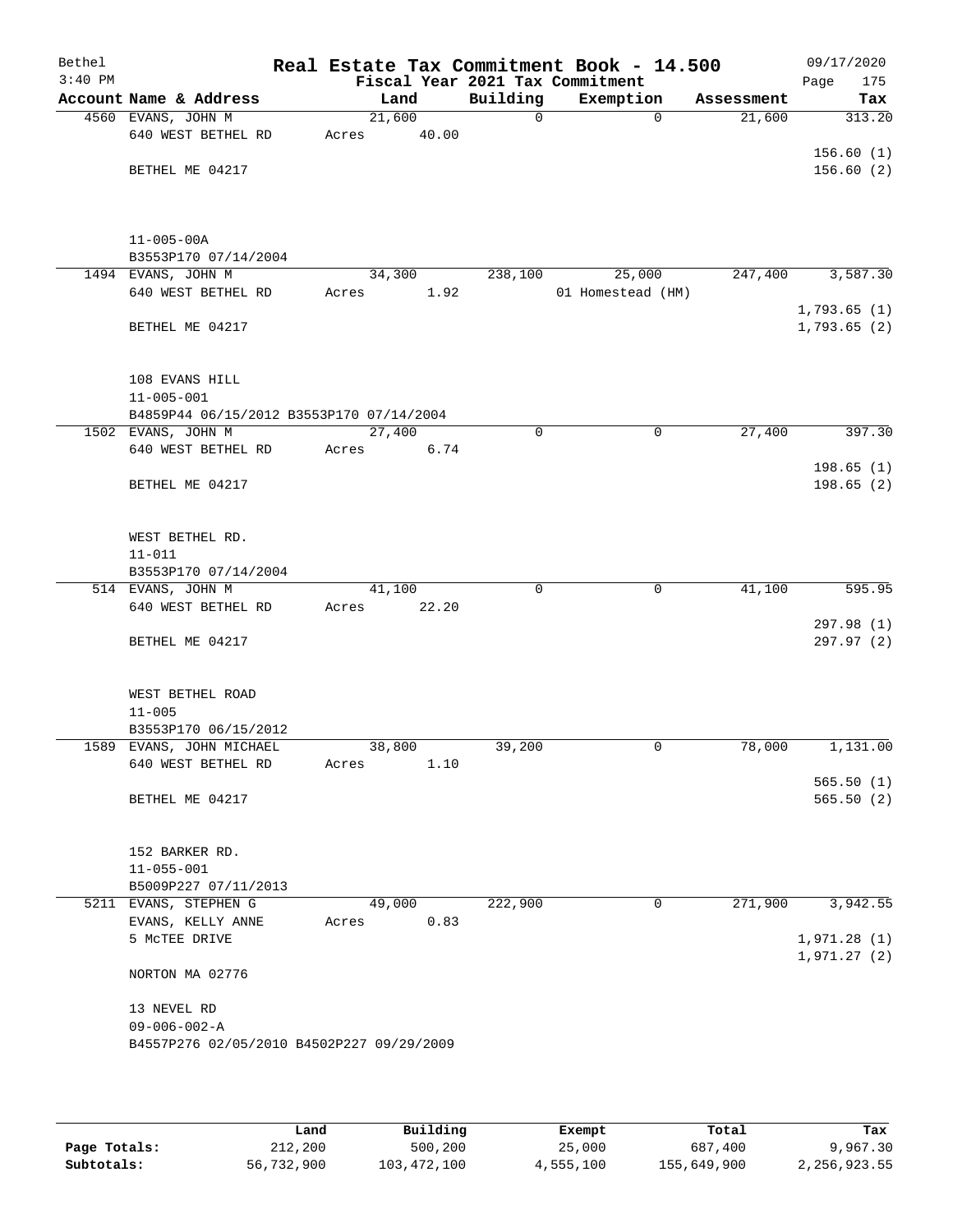# Real Estate Tax Commitment Book - 14.500

Bethel
3:40 PM

Fiscal Year 2021 Tax Commitment

09/17/2020

| Account | Name & Address | Land | Building | Exemption | Assessment | Tax |
|---|---|---|---|---|---|---|
| 4560 | EVANS, JOHN M<br>640 WEST BETHEL RD<br><br>BETHEL ME 04217<br><br>11-005-00A<br>B3553P170 07/14/2004 | 21,600<br>Acres 40.00 | 0 | 0 | 21,600 | 313.20<br>156.60 (1)<br>156.60 (2) |
| 1494 | EVANS, JOHN M<br>640 WEST BETHEL RD<br><br>BETHEL ME 04217<br><br>108 EVANS HILL<br>11-005-001<br>B4859P44 06/15/2012 B3553P170 07/14/2004 | 34,300<br>Acres 1.92 | 238,100 | 25,000<br>01 Homestead (HM) | 247,400 | 3,587.30<br>1,793.65 (1)<br>1,793.65 (2) |
| 1502 | EVANS, JOHN M<br>640 WEST BETHEL RD<br><br>BETHEL ME 04217<br><br>WEST BETHEL RD.<br>11-011<br>B3553P170 07/14/2004 | 27,400<br>Acres 6.74 | 0 | 0 | 27,400 | 397.30<br>198.65 (1)<br>198.65 (2) |
| 514 | EVANS, JOHN M<br>640 WEST BETHEL RD<br><br>BETHEL ME 04217<br><br>WEST BETHEL ROAD<br>11-005<br>B3553P170 06/15/2012 | 41,100<br>Acres 22.20 | 0 | 0 | 41,100 | 595.95<br>297.98 (1)<br>297.97 (2) |
| 1589 | EVANS, JOHN MICHAEL<br>640 WEST BETHEL RD<br><br>BETHEL ME 04217<br><br>152 BARKER RD.<br>11-055-001<br>B5009P227 07/11/2013 | 38,800<br>Acres 1.10 | 39,200 | 0 | 78,000 | 1,131.00<br>565.50 (1)<br>565.50 (2) |
| 5211 | EVANS, STEPHEN G<br>EVANS, KELLY ANNE<br>5 McTEE DRIVE<br><br>NORTON MA 02776<br><br>13 NEVEL RD<br>09-006-002-A<br>B4557P276 02/05/2010 B4502P227 09/29/2009 | 49,000<br>Acres 0.83 | 222,900 | 0 | 271,900 | 3,942.55<br>1,971.28 (1)<br>1,971.27 (2) |

| | Land | Building | Exempt | Total | Tax |
|---|---|---|---|---|---|
| Page Totals: | 212,200 | 500,200 | 25,000 | 687,400 | 9,967.30 |
| Subtotals: | 56,732,900 | 103,472,100 | 4,555,100 | 155,649,900 | 2,256,923.55 |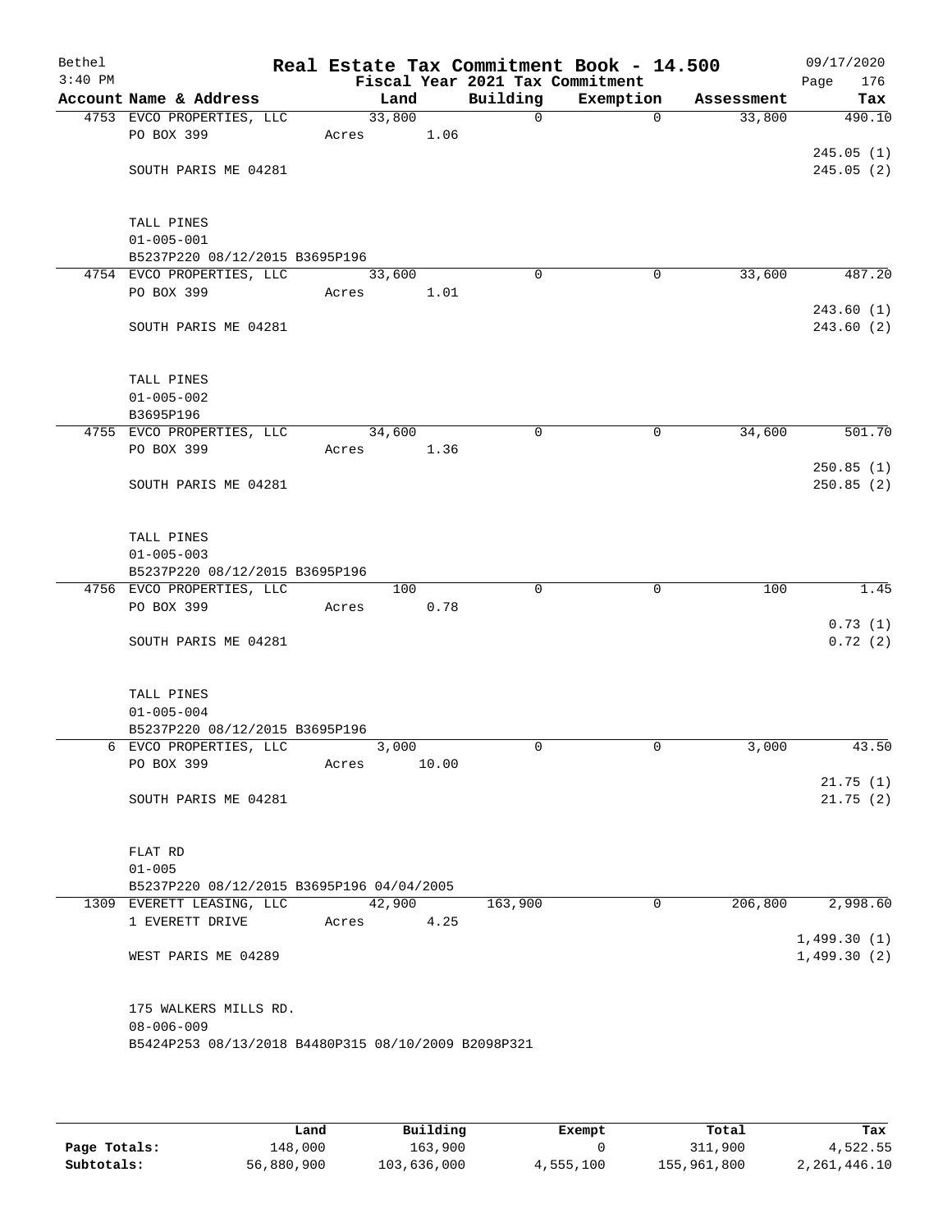# Real Estate Tax Commitment Book - 14.500

Bethel, 3:40 PM — 09/17/2020

Fiscal Year 2021 Tax Commitment

| Account | Name & Address | Land | Building | Exemption | Assessment | Tax |
|---|---|---|---|---|---|---|
| 4753 | EVCO PROPERTIES, LLC<br>PO BOX 399<br>SOUTH PARIS ME 04281<br><br>TALL PINES<br>01-005-001<br>B5237P220 08/12/2015 B3695P196 | 33,800<br>Acres 1.06 | 0 | 0 | 33,800 | 490.10<br>245.05 (1)<br>245.05 (2) |
| 4754 | EVCO PROPERTIES, LLC<br>PO BOX 399<br>SOUTH PARIS ME 04281<br><br>TALL PINES<br>01-005-002<br>B3695P196 | 33,600<br>Acres 1.01 | 0 | 0 | 33,600 | 487.20<br>243.60 (1)<br>243.60 (2) |
| 4755 | EVCO PROPERTIES, LLC<br>PO BOX 399<br>SOUTH PARIS ME 04281<br><br>TALL PINES<br>01-005-003<br>B5237P220 08/12/2015 B3695P196 | 34,600<br>Acres 1.36 | 0 | 0 | 34,600 | 501.70<br>250.85 (1)<br>250.85 (2) |
| 4756 | EVCO PROPERTIES, LLC<br>PO BOX 399<br>SOUTH PARIS ME 04281<br><br>TALL PINES<br>01-005-004<br>B5237P220 08/12/2015 B3695P196 | 100<br>Acres 0.78 | 0 | 0 | 100 | 1.45<br>0.73 (1)<br>0.72 (2) |
| 6 | EVCO PROPERTIES, LLC<br>PO BOX 399<br>SOUTH PARIS ME 04281<br><br>FLAT RD<br>01-005<br>B5237P220 08/12/2015 B3695P196 04/04/2005 | 3,000<br>Acres 10.00 | 0 | 0 | 3,000 | 43.50<br>21.75 (1)<br>21.75 (2) |
| 1309 | EVERETT LEASING, LLC<br>1 EVERETT DRIVE<br>WEST PARIS ME 04289<br><br>175 WALKERS MILLS RD.<br>08-006-009<br>B5424P253 08/13/2018 B4480P315 08/10/2009 B2098P321 | 42,900<br>Acres 4.25 | 163,900 | 0 | 206,800 | 2,998.60<br>1,499.30 (1)<br>1,499.30 (2) |

| | Land | Building | Exempt | Total | Tax |
|---|---|---|---|---|---|
| **Page Totals:** | 148,000 | 163,900 | 0 | 311,900 | 4,522.55 |
| **Subtotals:** | 56,880,900 | 103,636,000 | 4,555,100 | 155,961,800 | 2,261,446.10 |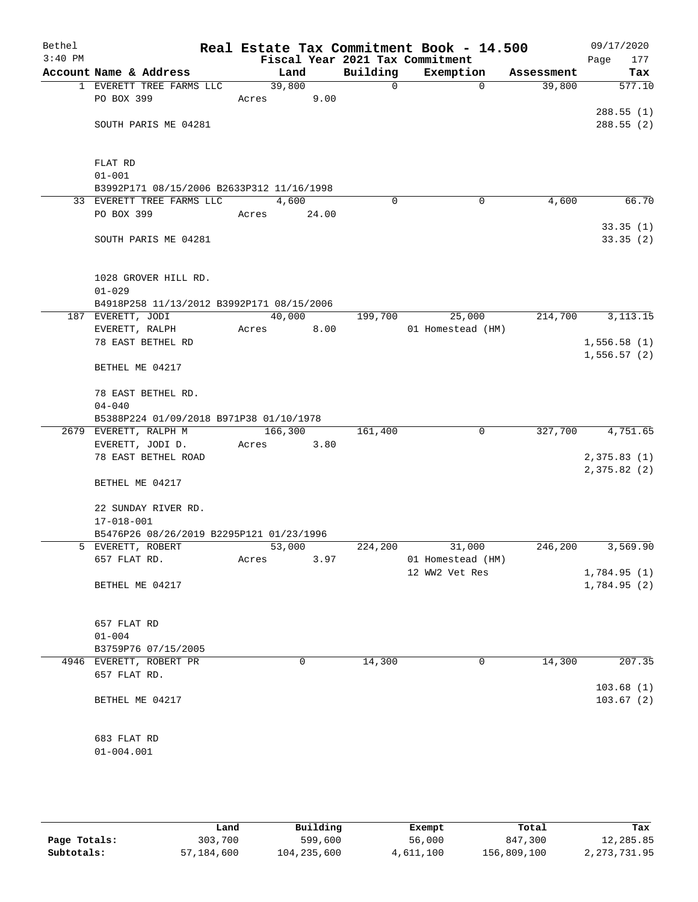Bethel 3:40 PM

# Real Estate Tax Commitment Book - 14.500

Fiscal Year 2021 Tax Commitment

09/17/2020

| Account Name & Address | Land | Building | Exemption | Assessment | Tax |
|---|---|---|---|---|---|
| 1 EVERETT TREE FARMS LLC | 39,800 | 0 | 0 | 39,800 | 577.10 |
| PO BOX 399 | Acres 9.00 | | | | |
| | | | | | 288.55 (1) |
| SOUTH PARIS ME 04281 | | | | | 288.55 (2) |
| FLAT RD | | | | | |
| 01-001 | | | | | |
| B3992P171 08/15/2006 B2633P312 11/16/1998 | | | | | |
| 33 EVERETT TREE FARMS LLC | 4,600 | 0 | 0 | 4,600 | 66.70 |
| PO BOX 399 | Acres 24.00 | | | | |
| | | | | | 33.35 (1) |
| SOUTH PARIS ME 04281 | | | | | 33.35 (2) |
| 1028 GROVER HILL RD. | | | | | |
| 01-029 | | | | | |
| B4918P258 11/13/2012 B3992P171 08/15/2006 | | | | | |
| 187 EVERETT, JODI | 40,000 | 199,700 | 25,000 | 214,700 | 3,113.15 |
| EVERETT, RALPH | Acres 8.00 | | 01 Homestead (HM) | | |
| 78 EAST BETHEL RD | | | | | 1,556.58 (1) |
| | | | | | 1,556.57 (2) |
| BETHEL ME 04217 | | | | | |
| 78 EAST BETHEL RD. | | | | | |
| 04-040 | | | | | |
| B5388P224 01/09/2018 B971P38 01/10/1978 | | | | | |
| 2679 EVERETT, RALPH M | 166,300 | 161,400 | 0 | 327,700 | 4,751.65 |
| EVERETT, JODI D. | Acres 3.80 | | | | |
| 78 EAST BETHEL ROAD | | | | | 2,375.83 (1) |
| | | | | | 2,375.82 (2) |
| BETHEL ME 04217 | | | | | |
| 22 SUNDAY RIVER RD. | | | | | |
| 17-018-001 | | | | | |
| B5476P26 08/26/2019 B2295P121 01/23/1996 | | | | | |
| 5 EVERETT, ROBERT | 53,000 | 224,200 | 31,000 | 246,200 | 3,569.90 |
| 657 FLAT RD. | Acres 3.97 | | 01 Homestead (HM) | | |
| | | | 12 WW2 Vet Res | | 1,784.95 (1) |
| BETHEL ME 04217 | | | | | 1,784.95 (2) |
| 657 FLAT RD | | | | | |
| 01-004 | | | | | |
| B3759P76 07/15/2005 | | | | | |
| 4946 EVERETT, ROBERT PR | 0 | 14,300 | 0 | 14,300 | 207.35 |
| 657 FLAT RD. | | | | | |
| | | | | | 103.68 (1) |
| BETHEL ME 04217 | | | | | 103.67 (2) |
| 683 FLAT RD | | | | | |
| 01-004.001 | | | | | |

| | Land | Building | Exempt | Total | Tax |
|---|---|---|---|---|---|
| Page Totals: | 303,700 | 599,600 | 56,000 | 847,300 | 12,285.85 |
| Subtotals: | 57,184,600 | 104,235,600 | 4,611,100 | 156,809,100 | 2,273,731.95 |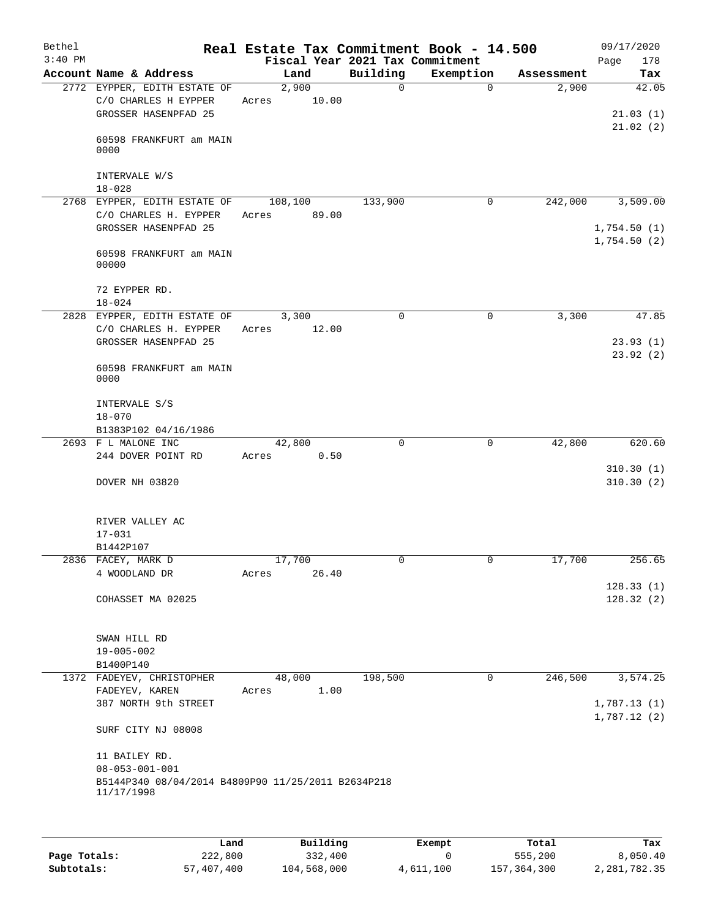Bethel 3:40 PM

# Real Estate Tax Commitment Book - 14.500

Fiscal Year 2021 Tax Commitment

09/17/2020

| Account | Name & Address | Land | Building | Exemption | Assessment | Tax |
|---|---|---|---|---|---|---|
| 2772 | EYPPER, EDITH ESTATE OF<br>C/O CHARLES H EYPPER<br>GROSSER HASENPFAD 25<br><br>60598 FRANKFURT am MAIN<br>0000<br><br>INTERVALE W/S<br>18-028 | 2,900<br>Acres 10.00 | 0 | 0 | 2,900 | 42.05<br><br>21.03 (1)<br>21.02 (2) |
| 2768 | EYPPER, EDITH ESTATE OF<br>C/O CHARLES H. EYPPER<br>GROSSER HASENPFAD 25<br><br>60598 FRANKFURT am MAIN<br>00000<br><br>72 EYPPER RD.<br>18-024 | 108,100<br>Acres 89.00 | 133,900 | 0 | 242,000 | 3,509.00<br><br>1,754.50 (1)<br>1,754.50 (2) |
| 2828 | EYPPER, EDITH ESTATE OF<br>C/O CHARLES H. EYPPER<br>GROSSER HASENPFAD 25<br><br>60598 FRANKFURT am MAIN<br>0000<br><br>INTERVALE S/S<br>18-070<br>B1383P102 04/16/1986 | 3,300<br>Acres 12.00 | 0 | 0 | 3,300 | 47.85<br><br>23.93 (1)<br>23.92 (2) |
| 2693 | F L MALONE INC<br>244 DOVER POINT RD<br><br>DOVER NH 03820<br><br>RIVER VALLEY AC<br>17-031<br>B1442P107 | 42,800<br>Acres 0.50 | 0 | 0 | 42,800 | 620.60<br><br>310.30 (1)<br>310.30 (2) |
| 2836 | FACEY, MARK D<br>4 WOODLAND DR<br><br>COHASSET MA 02025<br><br>SWAN HILL RD<br>19-005-002<br>B1400P140 | 17,700<br>Acres 26.40 | 0 | 0 | 17,700 | 256.65<br><br>128.33 (1)<br>128.32 (2) |
| 1372 | FADEYEV, CHRISTOPHER<br>FADEYEV, KAREN<br>387 NORTH 9th STREET<br><br>SURF CITY NJ 08008<br><br>11 BAILEY RD.<br>08-053-001-001<br>B5144P340 08/04/2014 B4809P90 11/25/2011 B2634P218 11/17/1998 | 48,000<br>Acres 1.00 | 198,500 | 0 | 246,500 | 3,574.25<br><br>1,787.13 (1)<br>1,787.12 (2) |

| | Land | Building | Exempt | Total | Tax |
|---|---|---|---|---|---|
| Page Totals: | 222,800 | 332,400 | 0 | 555,200 | 8,050.40 |
| Subtotals: | 57,407,400 | 104,568,000 | 4,611,100 | 157,364,300 | 2,281,782.35 |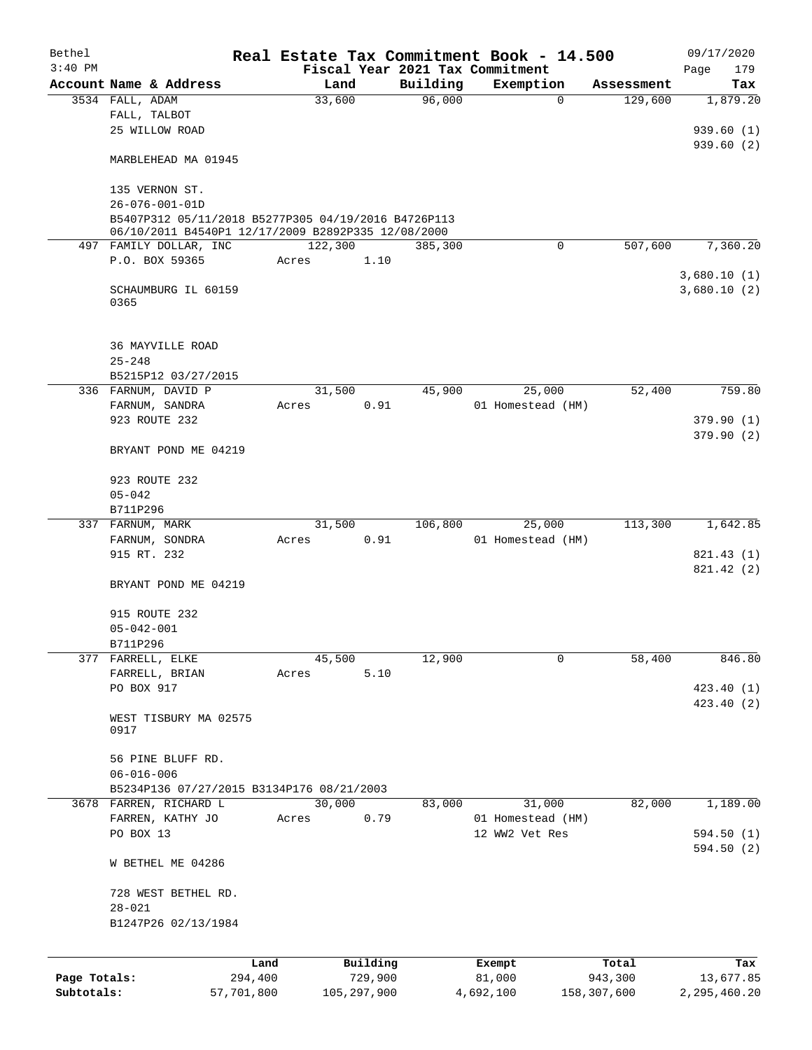Bethel 3:40 PM

# Real Estate Tax Commitment Book - 14.500

Fiscal Year 2021 Tax Commitment

09/17/2020

| Account Name & Address | Land | Building | Exemption | Assessment | Tax |
|---|---|---|---|---|---|
| 3534 FALL, ADAM<br>FALL, TALBOT<br>25 WILLOW ROAD<br><br>MARBLEHEAD MA 01945<br><br>135 VERNON ST.<br>26-076-001-01D<br>B5407P312 05/11/2018 B5277P305 04/19/2016 B4726P113 06/10/2011 B4540P1 12/17/2009 B2892P335 12/08/2000 | 33,600 | 96,000 | 0 | 129,600 | 1,879.20<br><br>939.60 (1)<br>939.60 (2) |
| 497 FAMILY DOLLAR, INC<br>P.O. BOX 59365<br><br>SCHAUMBURG IL 60159<br>0365<br><br>36 MAYVILLE ROAD<br>25-248<br>B5215P12 03/27/2015 | 122,300<br>Acres 1.10 | 385,300 | 0 | 507,600 | 7,360.20<br><br>3,680.10 (1)<br>3,680.10 (2) |
| 336 FARNUM, DAVID P<br>FARNUM, SANDRA<br>923 ROUTE 232<br><br>BRYANT POND ME 04219<br><br>923 ROUTE 232<br>05-042<br>B711P296 | 31,500<br>Acres 0.91 | 45,900 | 25,000<br>01 Homestead (HM) | 52,400 | 759.80<br><br>379.90 (1)<br>379.90 (2) |
| 337 FARNUM, MARK<br>FARNUM, SONDRA<br>915 RT. 232<br><br>BRYANT POND ME 04219<br><br>915 ROUTE 232<br>05-042-001<br>B711P296 | 31,500<br>Acres 0.91 | 106,800 | 25,000<br>01 Homestead (HM) | 113,300 | 1,642.85<br><br>821.43 (1)<br>821.42 (2) |
| 377 FARRELL, ELKE<br>FARRELL, BRIAN<br>PO BOX 917<br><br>WEST TISBURY MA 02575<br>0917<br><br>56 PINE BLUFF RD.<br>06-016-006<br>B5234P136 07/27/2015 B3134P176 08/21/2003 | 45,500<br>Acres 5.10 | 12,900 | 0 | 58,400 | 846.80<br><br>423.40 (1)<br>423.40 (2) |
| 3678 FARREN, RICHARD L<br>FARREN, KATHY JO<br>PO BOX 13<br><br>W BETHEL ME 04286<br><br>728 WEST BETHEL RD.<br>28-021<br>B1247P26 02/13/1984 | 30,000<br>Acres 0.79 | 83,000 | 31,000<br>01 Homestead (HM)<br>12 WW2 Vet Res | 82,000 | 1,189.00<br><br>594.50 (1)<br>594.50 (2) |

| | Land | Building | Exempt | Total | Tax |
|---|---|---|---|---|---|
| Page Totals: | 294,400 | 729,900 | 81,000 | 943,300 | 13,677.85 |
| Subtotals: | 57,701,800 | 105,297,900 | 4,692,100 | 158,307,600 | 2,295,460.20 |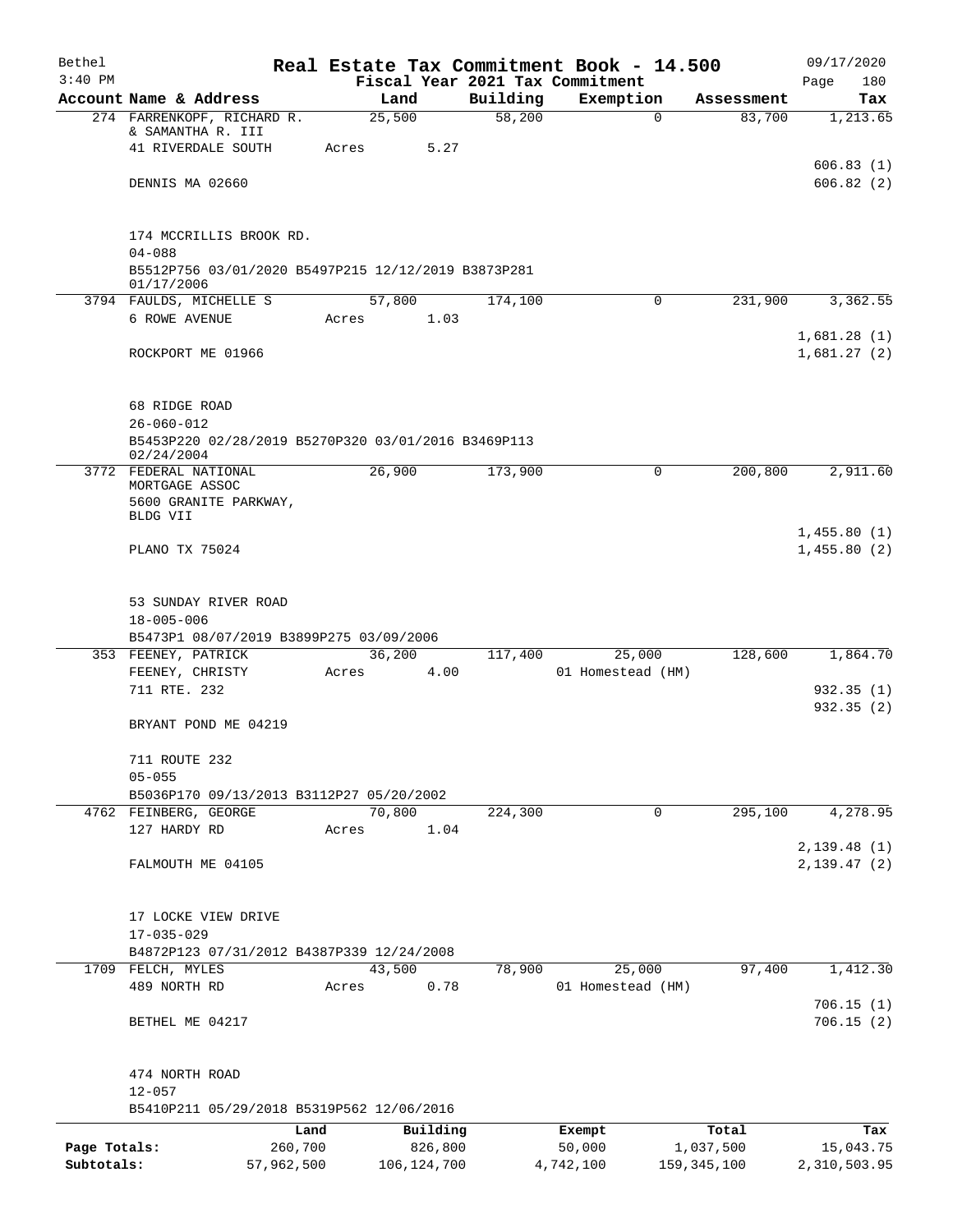Bethel 3:40 PM

# Real Estate Tax Commitment Book - 14.500

## Fiscal Year 2021 Tax Commitment

09/17/2020

| Account Name & Address | Land | Building | Exemption | Assessment | Tax |
|---|---|---|---|---|---|
| 274 FARRENKOPF, RICHARD R. & SAMANTHA R. III | 25,500 | 58,200 | 0 | 83,700 | 1,213.65 |
| 41 RIVERDALE SOUTH | Acres 5.27 | | | | |
| | | | | | 606.83 (1) |
| DENNIS MA 02660 | | | | | 606.82 (2) |
| 174 MCCRILLIS BROOK RD. | | | | | |
| 04-088 | | | | | |
| B5512P756 03/01/2020 B5497P215 12/12/2019 B3873P281 01/17/2006 | | | | | |
| 3794 FAULDS, MICHELLE S | 57,800 | 174,100 | 0 | 231,900 | 3,362.55 |
| 6 ROWE AVENUE | Acres 1.03 | | | | |
| | | | | | 1,681.28 (1) |
| ROCKPORT ME 01966 | | | | | 1,681.27 (2) |
| 68 RIDGE ROAD | | | | | |
| 26-060-012 | | | | | |
| B5453P220 02/28/2019 B5270P320 03/01/2016 B3469P113 02/24/2004 | | | | | |
| 3772 FEDERAL NATIONAL MORTGAGE ASSOC | 26,900 | 173,900 | 0 | 200,800 | 2,911.60 |
| 5600 GRANITE PARKWAY, BLDG VII | | | | | |
| | | | | | 1,455.80 (1) |
| PLANO TX 75024 | | | | | 1,455.80 (2) |
| 53 SUNDAY RIVER ROAD | | | | | |
| 18-005-006 | | | | | |
| B5473P1 08/07/2019 B3899P275 03/09/2006 | | | | | |
| 353 FEENEY, PATRICK | 36,200 | 117,400 | 25,000 | 128,600 | 1,864.70 |
| FEENEY, CHRISTY | Acres 4.00 | | 01 Homestead (HM) | | |
| 711 RTE. 232 | | | | | 932.35 (1) |
| | | | | | 932.35 (2) |
| BRYANT POND ME 04219 | | | | | |
| 711 ROUTE 232 | | | | | |
| 05-055 | | | | | |
| B5036P170 09/13/2013 B3112P27 05/20/2002 | | | | | |
| 4762 FEINBERG, GEORGE | 70,800 | 224,300 | 0 | 295,100 | 4,278.95 |
| 127 HARDY RD | Acres 1.04 | | | | |
| | | | | | 2,139.48 (1) |
| FALMOUTH ME 04105 | | | | | 2,139.47 (2) |
| 17 LOCKE VIEW DRIVE | | | | | |
| 17-035-029 | | | | | |
| B4872P123 07/31/2012 B4387P339 12/24/2008 | | | | | |
| 1709 FELCH, MYLES | 43,500 | 78,900 | 25,000 | 97,400 | 1,412.30 |
| 489 NORTH RD | Acres 0.78 | | 01 Homestead (HM) | | |
| | | | | | 706.15 (1) |
| BETHEL ME 04217 | | | | | 706.15 (2) |
| 474 NORTH ROAD | | | | | |
| 12-057 | | | | | |
| B5410P211 05/29/2018 B5319P562 12/06/2016 | | | | | |

| | Land | Building | Exempt | Total | Tax |
|---|---|---|---|---|---|
| Page Totals: | 260,700 | 826,800 | 50,000 | 1,037,500 | 15,043.75 |
| Subtotals: | 57,962,500 | 106,124,700 | 4,742,100 | 159,345,100 | 2,310,503.95 |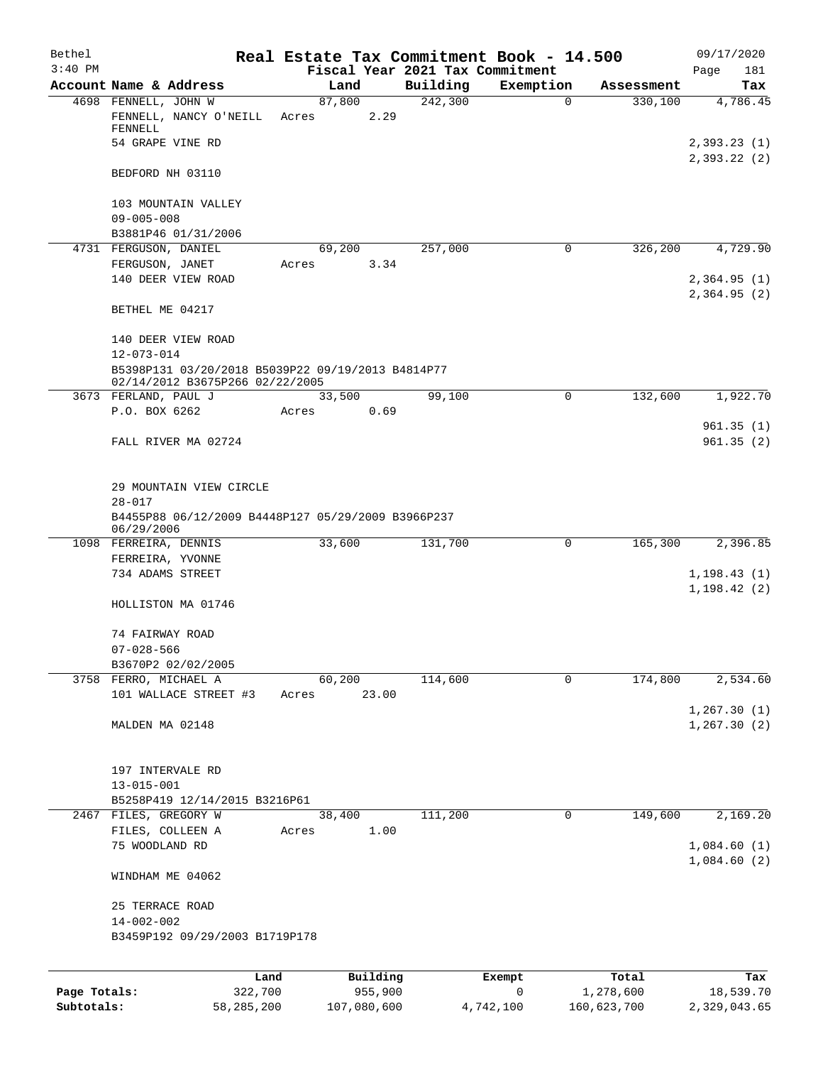Bethel 3:40 PM

# Real Estate Tax Commitment Book - 14.500

Fiscal Year 2021 Tax Commitment

09/17/2020

| Account | Name & Address | Land | Building | Exemption | Assessment | Tax |
|---|---|---|---|---|---|---|
| 4698 | FENNELL, JOHN W<br>FENNELL, NANCY O'NEILL FENNELL<br>54 GRAPE VINE RD<br>BEDFORD NH 03110<br>103 MOUNTAIN VALLEY<br>09-005-008<br>B3881P46 01/31/2006 | 87,800<br>Acres 2.29 | 242,300 | 0 | 330,100 | 4,786.45<br>2,393.23 (1)<br>2,393.22 (2) |
| 4731 | FERGUSON, DANIEL<br>FERGUSON, JANET<br>140 DEER VIEW ROAD<br>BETHEL ME 04217<br>140 DEER VIEW ROAD<br>12-073-014<br>B5398P131 03/20/2018 B5039P22 09/19/2013 B4814P77 02/14/2012 B3675P266 02/22/2005 | 69,200<br>Acres 3.34 | 257,000 | 0 | 326,200 | 4,729.90<br>2,364.95 (1)<br>2,364.95 (2) |
| 3673 | FERLAND, PAUL J<br>P.O. BOX 6262<br>FALL RIVER MA 02724<br>29 MOUNTAIN VIEW CIRCLE<br>28-017<br>B4455P88 06/12/2009 B4448P127 05/29/2009 B3966P237 06/29/2006 | 33,500<br>Acres 0.69 | 99,100 | 0 | 132,600 | 1,922.70<br>961.35 (1)<br>961.35 (2) |
| 1098 | FERREIRA, DENNIS<br>FERREIRA, YVONNE<br>734 ADAMS STREET<br>HOLLISTON MA 01746<br>74 FAIRWAY ROAD<br>07-028-566<br>B3670P2 02/02/2005 | 33,600 | 131,700 | 0 | 165,300 | 2,396.85<br>1,198.43 (1)<br>1,198.42 (2) |
| 3758 | FERRO, MICHAEL A<br>101 WALLACE STREET #3<br>MALDEN MA 02148<br>197 INTERVALE RD<br>13-015-001<br>B5258P419 12/14/2015 B3216P61 | 60,200<br>Acres 23.00 | 114,600 | 0 | 174,800 | 2,534.60<br>1,267.30 (1)<br>1,267.30 (2) |
| 2467 | FILES, GREGORY W<br>FILES, COLLEEN A<br>75 WOODLAND RD<br>WINDHAM ME 04062<br>25 TERRACE ROAD<br>14-002-002<br>B3459P192 09/29/2003 B1719P178 | 38,400<br>Acres 1.00 | 111,200 | 0 | 149,600 | 2,169.20<br>1,084.60 (1)<br>1,084.60 (2) |

| | Land | Building | Exempt | Total | Tax |
|---|---|---|---|---|---|
| Page Totals: | 322,700 | 955,900 | 0 | 1,278,600 | 18,539.70 |
| Subtotals: | 58,285,200 | 107,080,600 | 4,742,100 | 160,623,700 | 2,329,043.65 |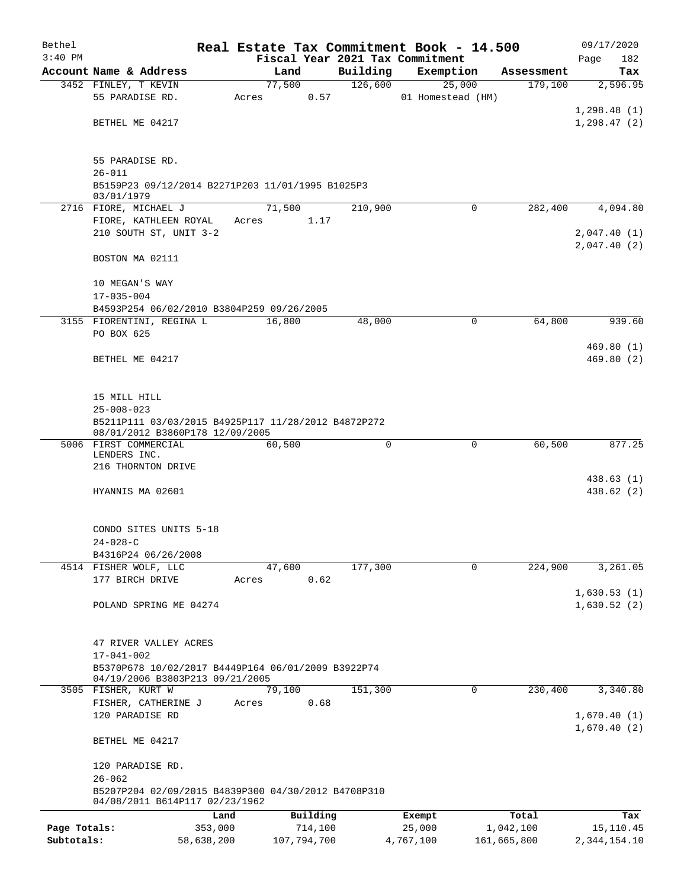Bethel 3:40 PM

# Real Estate Tax Commitment Book - 14.500

Fiscal Year 2021 Tax Commitment

09/17/2020 Page 182

| Account | Name & Address | Land | Building | Exemption | Assessment | Tax |
|---|---|---|---|---|---|---|
| 3452 | FINLEY, T KEVIN<br>55 PARADISE RD.<br><br>BETHEL ME 04217<br><br>55 PARADISE RD.<br>26-011<br>B5159P23 09/12/2014 B2271P203 11/01/1995 B1025P3 03/01/1979 | 77,500<br>Acres 0.57 | 126,600 | 25,000<br>01 Homestead (HM) | 179,100 | 2,596.95<br><br>1,298.48 (1)<br>1,298.47 (2) |
| 2716 | FIORE, MICHAEL J<br>FIORE, KATHLEEN ROYAL<br>210 SOUTH ST, UNIT 3-2<br><br>BOSTON MA 02111<br><br>10 MEGAN'S WAY<br>17-035-004<br>B4593P254 06/02/2010 B3804P259 09/26/2005 | 71,500<br>Acres 1.17 | 210,900 | 0 | 282,400 | 4,094.80<br><br>2,047.40 (1)<br>2,047.40 (2) |
| 3155 | FIORENTINI, REGINA L<br>PO BOX 625<br><br>BETHEL ME 04217<br><br>15 MILL HILL<br>25-008-023<br>B5211P111 03/03/2015 B4925P117 11/28/2012 B4872P272 08/01/2012 B3860P178 12/09/2005 | 16,800 | 48,000 | 0 | 64,800 | 939.60<br><br>469.80 (1)<br>469.80 (2) |
| 5006 | FIRST COMMERCIAL LENDERS INC.<br>216 THORNTON DRIVE<br><br>HYANNIS MA 02601<br><br>CONDO SITES UNITS 5-18<br>24-028-C<br>B4316P24 06/26/2008 | 60,500 | 0 | 0 | 60,500 | 877.25<br><br>438.63 (1)<br>438.62 (2) |
| 4514 | FISHER WOLF, LLC<br>177 BIRCH DRIVE<br><br>POLAND SPRING ME 04274<br><br>47 RIVER VALLEY ACRES<br>17-041-002<br>B5370P678 10/02/2017 B4449P164 06/01/2009 B3922P74 04/19/2006 B3803P213 09/21/2005 | 47,600<br>Acres 0.62 | 177,300 | 0 | 224,900 | 3,261.05<br><br>1,630.53 (1)<br>1,630.52 (2) |
| 3505 | FISHER, KURT W<br>FISHER, CATHERINE J<br>120 PARADISE RD<br><br>BETHEL ME 04217<br><br>120 PARADISE RD.<br>26-062<br>B5207P204 02/09/2015 B4839P300 04/30/2012 B4708P310 04/08/2011 B614P117 02/23/1962 | 79,100<br>Acres 0.68 | 151,300 | 0 | 230,400 | 3,340.80<br><br>1,670.40 (1)<br>1,670.40 (2) |

| | Land | Building | Exempt | Total | Tax |
|---|---|---|---|---|---|
| Page Totals: | 353,000 | 714,100 | 25,000 | 1,042,100 | 15,110.45 |
| Subtotals: | 58,638,200 | 107,794,700 | 4,767,100 | 161,665,800 | 2,344,154.10 |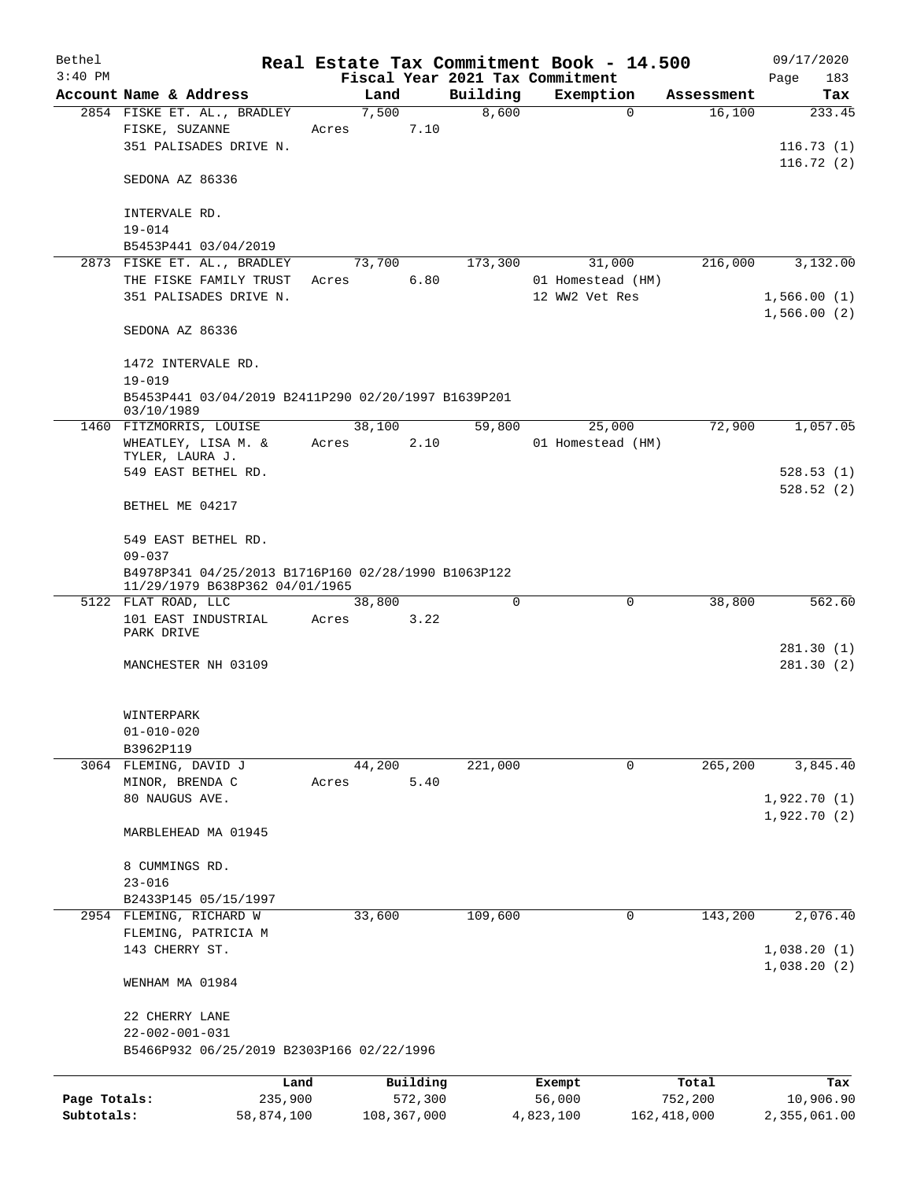Bethel 3:40 PM

# Real Estate Tax Commitment Book - 14.500

Fiscal Year 2021 Tax Commitment

09/17/2020

| Account | Name & Address | Land | Building | Exemption | Assessment | Tax |
|---|---|---|---|---|---|---|
| 2854 | FISKE ET. AL., BRADLEY<br>FISKE, SUZANNE<br>351 PALISADES DRIVE N.<br><br>SEDONA AZ 86336<br><br>INTERVALE RD.<br>19-014<br>B5453P441 03/04/2019 | 7,500<br>Acres 7.10 | 8,600 | 0 | 16,100 | 233.45<br><br>116.73 (1)<br>116.72 (2) |
| 2873 | FISKE ET. AL., BRADLEY<br>THE FISKE FAMILY TRUST<br>351 PALISADES DRIVE N.<br><br>SEDONA AZ 86336<br><br>1472 INTERVALE RD.<br>19-019<br>B5453P441 03/04/2019 B2411P290 02/20/1997 B1639P201 03/10/1989 | 73,700<br>Acres 6.80 | 173,300 | 31,000<br>01 Homestead (HM)<br>12 WW2 Vet Res | 216,000 | 3,132.00<br><br>1,566.00 (1)<br>1,566.00 (2) |
| 1460 | FITZMORRIS, LOUISE<br>WHEATLEY, LISA M. &<br>TYLER, LAURA J.<br>549 EAST BETHEL RD.<br><br>BETHEL ME 04217<br><br>549 EAST BETHEL RD.<br>09-037<br>B4978P341 04/25/2013 B1716P160 02/28/1990 B1063P122 11/29/1979 B638P362 04/01/1965 | 38,100<br>Acres 2.10 | 59,800 | 25,000<br>01 Homestead (HM) | 72,900 | 1,057.05<br><br>528.53 (1)<br>528.52 (2) |
| 5122 | FLAT ROAD, LLC<br>101 EAST INDUSTRIAL PARK DRIVE<br><br>MANCHESTER NH 03109<br><br>WINTERPARK<br>01-010-020<br>B3962P119 | 38,800<br>Acres 3.22 | 0 | 0 | 38,800 | 562.60<br><br>281.30 (1)<br>281.30 (2) |
| 3064 | FLEMING, DAVID J<br>MINOR, BRENDA C<br>80 NAUGUS AVE.<br><br>MARBLEHEAD MA 01945<br><br>8 CUMMINGS RD.<br>23-016<br>B2433P145 05/15/1997 | 44,200<br>Acres 5.40 | 221,000 | 0 | 265,200 | 3,845.40<br><br>1,922.70 (1)<br>1,922.70 (2) |
| 2954 | FLEMING, RICHARD W<br>FLEMING, PATRICIA M<br>143 CHERRY ST.<br><br>WENHAM MA 01984<br><br>22 CHERRY LANE<br>22-002-001-031<br>B5466P932 06/25/2019 B2303P166 02/22/1996 | 33,600 | 109,600 | 0 | 143,200 | 2,076.40<br><br>1,038.20 (1)<br>1,038.20 (2) |

| | Land | Building | Exempt | Total | Tax |
|---|---|---|---|---|---|
| Page Totals: | 235,900 | 572,300 | 56,000 | 752,200 | 10,906.90 |
| Subtotals: | 58,874,100 | 108,367,000 | 4,823,100 | 162,418,000 | 2,355,061.00 |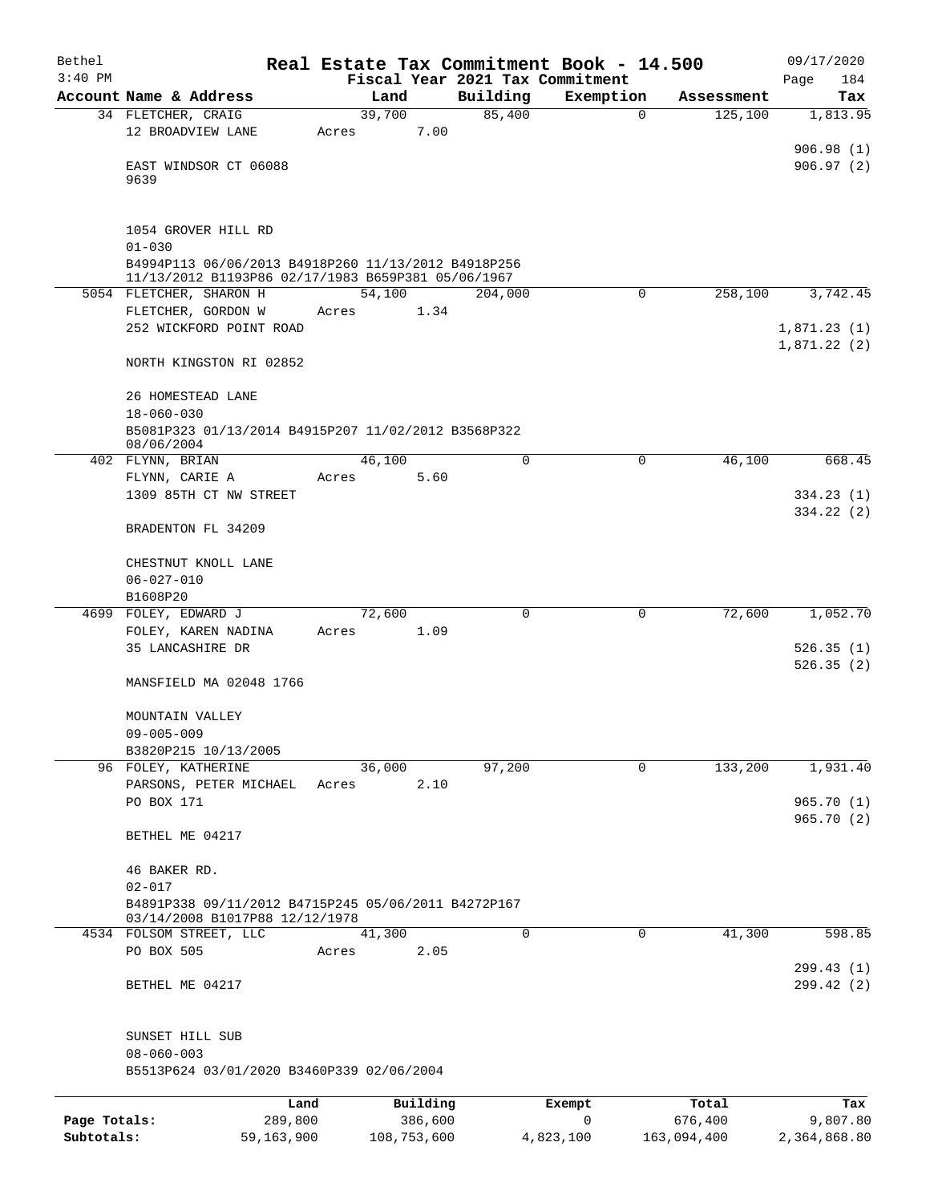# Real Estate Tax Commitment Book - 14.500

Bethel
3:40 PM

Fiscal Year 2021 Tax Commitment

09/17/2020
Page 184

| Account Name & Address | Land | Building | Exemption | Assessment | Tax |
|---|---|---|---|---|---|
| 34 FLETCHER, CRAIG<br>12 BROADVIEW LANE<br><br>EAST WINDSOR CT 06088<br>9639<br><br>1054 GROVER HILL RD<br>01-030<br>B4994P113 06/06/2013 B4918P260 11/13/2012 B4918P256 11/13/2012 B1193P86 02/17/1983 B659P381 05/06/1967 | 39,700<br>Acres 7.00 | 85,400 | 0 | 125,100 | 1,813.95<br><br>906.98 (1)<br>906.97 (2) |
| 5054 FLETCHER, SHARON H<br>FLETCHER, GORDON W<br>252 WICKFORD POINT ROAD<br><br>NORTH KINGSTON RI 02852<br><br>26 HOMESTEAD LANE<br>18-060-030<br>B5081P323 01/13/2014 B4915P207 11/02/2012 B3568P322 08/06/2004 | 54,100<br>Acres 1.34 | 204,000 | 0 | 258,100 | 3,742.45<br><br>1,871.23 (1)<br>1,871.22 (2) |
| 402 FLYNN, BRIAN<br>FLYNN, CARIE A<br>1309 85TH CT NW STREET<br><br>BRADENTON FL 34209<br><br>CHESTNUT KNOLL LANE<br>06-027-010<br>B1608P20 | 46,100<br>Acres 5.60 | 0 | 0 | 46,100 | 668.45<br><br>334.23 (1)<br>334.22 (2) |
| 4699 FOLEY, EDWARD J<br>FOLEY, KAREN NADINA<br>35 LANCASHIRE DR<br><br>MANSFIELD MA 02048 1766<br><br>MOUNTAIN VALLEY<br>09-005-009<br>B3820P215 10/13/2005 | 72,600<br>Acres 1.09 | 0 | 0 | 72,600 | 1,052.70<br><br>526.35 (1)<br>526.35 (2) |
| 96 FOLEY, KATHERINE<br>PARSONS, PETER MICHAEL<br>PO BOX 171<br><br>BETHEL ME 04217<br><br>46 BAKER RD.<br>02-017<br>B4891P338 09/11/2012 B4715P245 05/06/2011 B4272P167 03/14/2008 B1017P88 12/12/1978 | 36,000<br>Acres 2.10 | 97,200 | 0 | 133,200 | 1,931.40<br><br>965.70 (1)<br>965.70 (2) |
| 4534 FOLSOM STREET, LLC<br>PO BOX 505<br><br>BETHEL ME 04217<br><br>SUNSET HILL SUB<br>08-060-003<br>B5513P624 03/01/2020 B3460P339 02/06/2004 | 41,300<br>Acres 2.05 | 0 | 0 | 41,300 | 598.85<br><br>299.43 (1)<br>299.42 (2) |

| | Land | Building | Exempt | Total | Tax |
|---|---|---|---|---|---|
| Page Totals: | 289,800 | 386,600 | 0 | 676,400 | 9,807.80 |
| Subtotals: | 59,163,900 | 108,753,600 | 4,823,100 | 163,094,400 | 2,364,868.80 |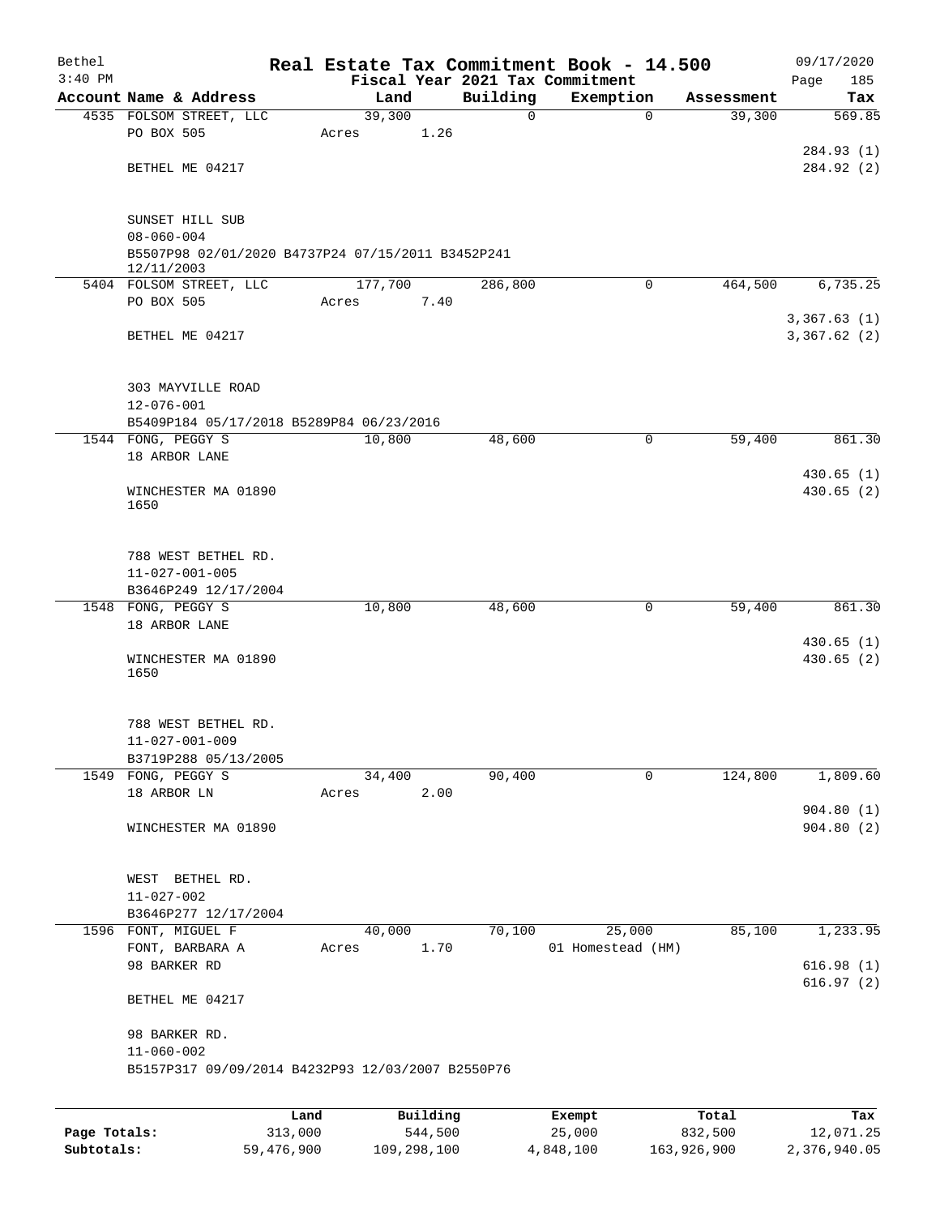Bethel
3:40 PM

**Real Estate Tax Commitment Book - 14.500**
**Fiscal Year 2021 Tax Commitment**

09/17/2020
Page 185

| Account Name & Address | Land | Building | Exemption | Assessment | Tax |
|---|---|---|---|---|---|
| 4535 FOLSOM STREET, LLC<br>PO BOX 505<br><br>BETHEL ME 04217<br><br>SUNSET HILL SUB<br>08-060-004<br>B5507P98 02/01/2020 B4737P24 07/15/2011 B3452P241 12/11/2003 | 39,300<br>Acres 1.26 | 0 | 0 | 39,300 | 569.85<br><br>284.93 (1)<br>284.92 (2) |
| 5404 FOLSOM STREET, LLC<br>PO BOX 505<br><br>BETHEL ME 04217<br><br>303 MAYVILLE ROAD<br>12-076-001<br>B5409P184 05/17/2018 B5289P84 06/23/2016 | 177,700<br>Acres 7.40 | 286,800 | 0 | 464,500 | 6,735.25<br><br>3,367.63 (1)<br>3,367.62 (2) |
| 1544 FONG, PEGGY S<br>18 ARBOR LANE<br><br>WINCHESTER MA 01890<br>1650<br><br>788 WEST BETHEL RD.<br>11-027-001-005<br>B3646P249 12/17/2004 | 10,800 | 48,600 | 0 | 59,400 | 861.30<br><br>430.65 (1)<br>430.65 (2) |
| 1548 FONG, PEGGY S<br>18 ARBOR LANE<br><br>WINCHESTER MA 01890<br>1650<br><br>788 WEST BETHEL RD.<br>11-027-001-009<br>B3719P288 05/13/2005 | 10,800 | 48,600 | 0 | 59,400 | 861.30<br><br>430.65 (1)<br>430.65 (2) |
| 1549 FONG, PEGGY S<br>18 ARBOR LN<br><br>WINCHESTER MA 01890<br><br>WEST BETHEL RD.<br>11-027-002<br>B3646P277 12/17/2004 | 34,400<br>Acres 2.00 | 90,400 | 0 | 124,800 | 1,809.60<br><br>904.80 (1)<br>904.80 (2) |
| 1596 FONT, MIGUEL F<br>FONT, BARBARA A<br>98 BARKER RD<br><br>BETHEL ME 04217<br><br>98 BARKER RD.<br>11-060-002<br>B5157P317 09/09/2014 B4232P93 12/03/2007 B2550P76 | 40,000<br>Acres 1.70 | 70,100 | 25,000<br>01 Homestead (HM) | 85,100 | 1,233.95<br><br>616.98 (1)<br>616.97 (2) |

| | Land | Building | Exempt | Total | Tax |
|---|---|---|---|---|---|
| **Page Totals:** | 313,000 | 544,500 | 25,000 | 832,500 | 12,071.25 |
| **Subtotals:** | 59,476,900 | 109,298,100 | 4,848,100 | 163,926,900 | 2,376,940.05 |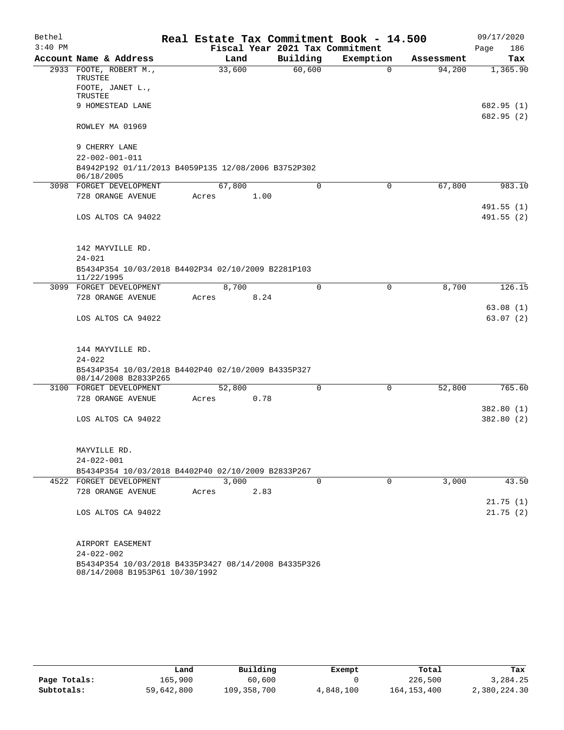# Real Estate Tax Commitment Book - 14.500

Bethel 3:40 PM — Fiscal Year 2021 Tax Commitment — 09/17/2020

| Account Name & Address | Land | Building | Exemption | Assessment | Tax |
|---|---|---|---|---|---|
| 2933 FOOTE, ROBERT M., TRUSTEE<br>FOOTE, JANET L., TRUSTEE<br>9 HOMESTEAD LANE<br><br>ROWLEY MA 01969<br><br>9 CHERRY LANE<br>22-002-001-011<br>B4942P192 01/11/2013 B4059P135 12/08/2006 B3752P302 06/18/2005 | 33,600 | 60,600 | 0 | 94,200 | 1,365.90<br><br>682.95 (1)<br>682.95 (2) |
| 3098 FORGET DEVELOPMENT<br>728 ORANGE AVENUE<br><br>LOS ALTOS CA 94022<br><br>142 MAYVILLE RD.<br>24-021<br>B5434P354 10/03/2018 B4402P34 02/10/2009 B2281P103 11/22/1995 | 67,800<br>Acres 1.00 | 0 | 0 | 67,800 | 983.10<br><br>491.55 (1)<br>491.55 (2) |
| 3099 FORGET DEVELOPMENT<br>728 ORANGE AVENUE<br><br>LOS ALTOS CA 94022<br><br>144 MAYVILLE RD.<br>24-022<br>B5434P354 10/03/2018 B4402P40 02/10/2009 B4335P327 08/14/2008 B2833P265 | 8,700<br>Acres 8.24 | 0 | 0 | 8,700 | 126.15<br><br>63.08 (1)<br>63.07 (2) |
| 3100 FORGET DEVELOPMENT<br>728 ORANGE AVENUE<br><br>LOS ALTOS CA 94022<br><br>MAYVILLE RD.<br>24-022-001<br>B5434P354 10/03/2018 B4402P40 02/10/2009 B2833P267 | 52,800<br>Acres 0.78 | 0 | 0 | 52,800 | 765.60<br><br>382.80 (1)<br>382.80 (2) |
| 4522 FORGET DEVELOPMENT<br>728 ORANGE AVENUE<br><br>LOS ALTOS CA 94022<br><br>AIRPORT EASEMENT<br>24-022-002<br>B5434P354 10/03/2018 B4335P3427 08/14/2008 B4335P326 08/14/2008 B1953P61 10/30/1992 | 3,000<br>Acres 2.83 | 0 | 0 | 3,000 | 43.50<br><br>21.75 (1)<br>21.75 (2) |

| | Land | Building | Exempt | Total | Tax |
|---|---|---|---|---|---|
| Page Totals: | 165,900 | 60,600 | 0 | 226,500 | 3,284.25 |
| Subtotals: | 59,642,800 | 109,358,700 | 4,848,100 | 164,153,400 | 2,380,224.30 |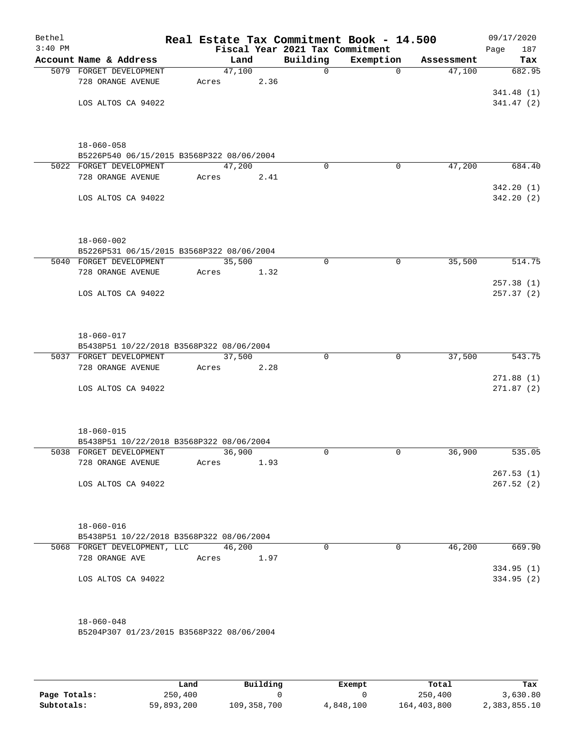Bethel
3:40 PM

# Real Estate Tax Commitment Book - 14.500

Fiscal Year 2021 Tax Commitment

09/17/2020
Page 187

| Account Name & Address | Land | Building | Exemption | Assessment | Tax |
|---|---|---|---|---|---|
| 5079 FORGET DEVELOPMENT<br>728 ORANGE AVENUE<br><br>LOS ALTOS CA 94022<br><br>18-060-058<br>B5226P540 06/15/2015 B3568P322 08/06/2004 | 47,100<br>Acres 2.36 | 0 | 0 | 47,100 | 682.95<br><br>341.48 (1)<br>341.47 (2) |
| 5022 FORGET DEVELOPMENT<br>728 ORANGE AVENUE<br><br>LOS ALTOS CA 94022<br><br>18-060-002<br>B5226P531 06/15/2015 B3568P322 08/06/2004 | 47,200<br>Acres 2.41 | 0 | 0 | 47,200 | 684.40<br><br>342.20 (1)<br>342.20 (2) |
| 5040 FORGET DEVELOPMENT<br>728 ORANGE AVENUE<br><br>LOS ALTOS CA 94022<br><br>18-060-017<br>B5438P51 10/22/2018 B3568P322 08/06/2004 | 35,500<br>Acres 1.32 | 0 | 0 | 35,500 | 514.75<br><br>257.38 (1)<br>257.37 (2) |
| 5037 FORGET DEVELOPMENT<br>728 ORANGE AVENUE<br><br>LOS ALTOS CA 94022<br><br>18-060-015<br>B5438P51 10/22/2018 B3568P322 08/06/2004 | 37,500<br>Acres 2.28 | 0 | 0 | 37,500 | 543.75<br><br>271.88 (1)<br>271.87 (2) |
| 5038 FORGET DEVELOPMENT<br>728 ORANGE AVENUE<br><br>LOS ALTOS CA 94022<br><br>18-060-016<br>B5438P51 10/22/2018 B3568P322 08/06/2004 | 36,900<br>Acres 1.93 | 0 | 0 | 36,900 | 535.05<br><br>267.53 (1)<br>267.52 (2) |
| 5068 FORGET DEVELOPMENT, LLC<br>728 ORANGE AVE<br><br>LOS ALTOS CA 94022<br><br>18-060-048<br>B5204P307 01/23/2015 B3568P322 08/06/2004 | 46,200<br>Acres 1.97 | 0 | 0 | 46,200 | 669.90<br><br>334.95 (1)<br>334.95 (2) |

| | Land | Building | Exempt | Total | Tax |
|---|---|---|---|---|---|
| **Page Totals:** | 250,400 | 0 | 0 | 250,400 | 3,630.80 |
| **Subtotals:** | 59,893,200 | 109,358,700 | 4,848,100 | 164,403,800 | 2,383,855.10 |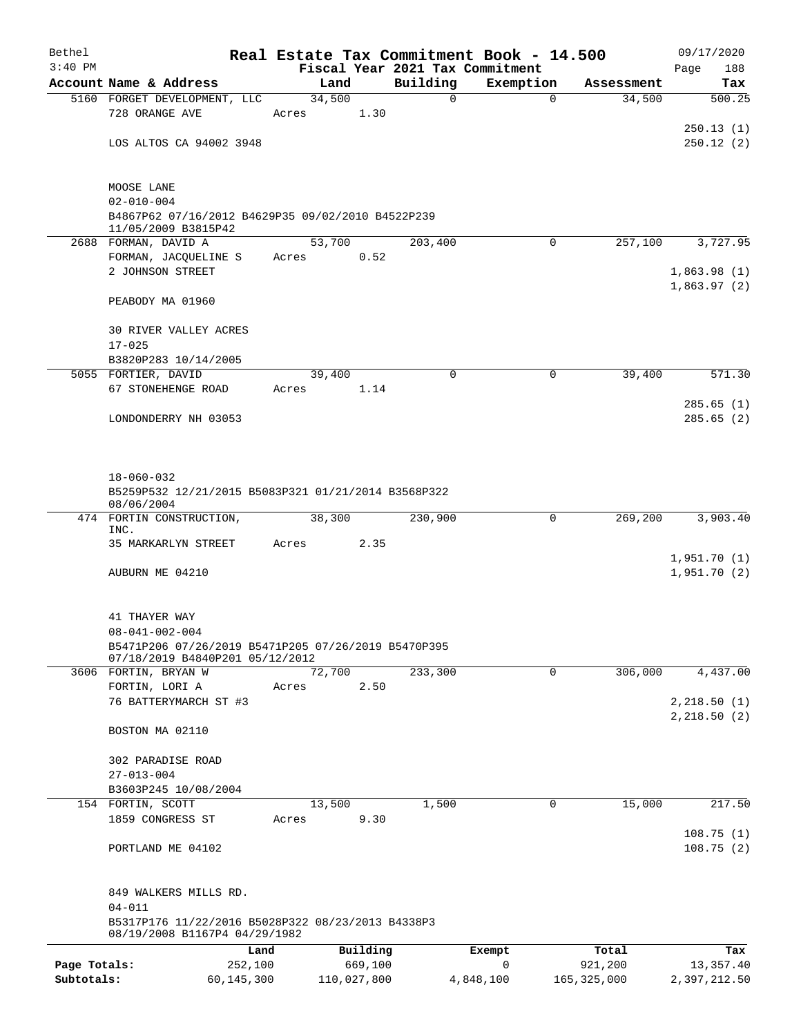# Real Estate Tax Commitment Book - 14.500

Bethel
3:40 PM

Fiscal Year 2021 Tax Commitment

09/17/2020
Page 188

| Account | Name & Address | Land | Building | Exemption | Assessment | Tax |
|---|---|---|---|---|---|---|
| 5160 | FORGET DEVELOPMENT, LLC<br>728 ORANGE AVE<br><br>LOS ALTOS CA 94002 3948<br><br>MOOSE LANE<br>02-010-004<br>B4867P62 07/16/2012 B4629P35 09/02/2010 B4522P239 11/05/2009 B3815P42 | 34,500<br>Acres 1.30 | 0 | 0 | 34,500 | 500.25<br><br>250.13 (1)<br>250.12 (2) |
| 2688 | FORMAN, DAVID A<br>FORMAN, JACQUELINE S<br>2 JOHNSON STREET<br><br>PEABODY MA 01960<br><br>30 RIVER VALLEY ACRES<br>17-025<br>B3820P283 10/14/2005 | 53,700<br>Acres 0.52 | 203,400 | 0 | 257,100 | 3,727.95<br><br>1,863.98 (1)<br>1,863.97 (2) |
| 5055 | FORTIER, DAVID<br>67 STONEHENGE ROAD<br><br>LONDONDERRY NH 03053<br><br>18-060-032<br>B5259P532 12/21/2015 B5083P321 01/21/2014 B3568P322 08/06/2004 | 39,400<br>Acres 1.14 | 0 | 0 | 39,400 | 571.30<br><br>285.65 (1)<br>285.65 (2) |
| 474 | FORTIN CONSTRUCTION, INC.<br>35 MARKARLYN STREET<br><br>AUBURN ME 04210<br><br>41 THAYER WAY<br>08-041-002-004<br>B5471P206 07/26/2019 B5471P205 07/26/2019 B5470P395 07/18/2019 B4840P201 05/12/2012 | 38,300<br>Acres 2.35 | 230,900 | 0 | 269,200 | 3,903.40<br><br>1,951.70 (1)<br>1,951.70 (2) |
| 3606 | FORTIN, BRYAN W<br>FORTIN, LORI A<br>76 BATTERYMARCH ST #3<br><br>BOSTON MA 02110<br><br>302 PARADISE ROAD<br>27-013-004<br>B3603P245 10/08/2004 | 72,700<br>Acres 2.50 | 233,300 | 0 | 306,000 | 4,437.00<br><br>2,218.50 (1)<br>2,218.50 (2) |
| 154 | FORTIN, SCOTT<br>1859 CONGRESS ST<br><br>PORTLAND ME 04102<br><br>849 WALKERS MILLS RD.<br>04-011<br>B5317P176 11/22/2016 B5028P322 08/23/2013 B4338P3 08/19/2008 B1167P4 04/29/1982 | 13,500<br>Acres 9.30 | 1,500 | 0 | 15,000 | 217.50<br><br>108.75 (1)<br>108.75 (2) |

| | Land | Building | Exempt | Total | Tax |
|---|---|---|---|---|---|
| Page Totals: | 252,100 | 669,100 | 0 | 921,200 | 13,357.40 |
| Subtotals: | 60,145,300 | 110,027,800 | 4,848,100 | 165,325,000 | 2,397,212.50 |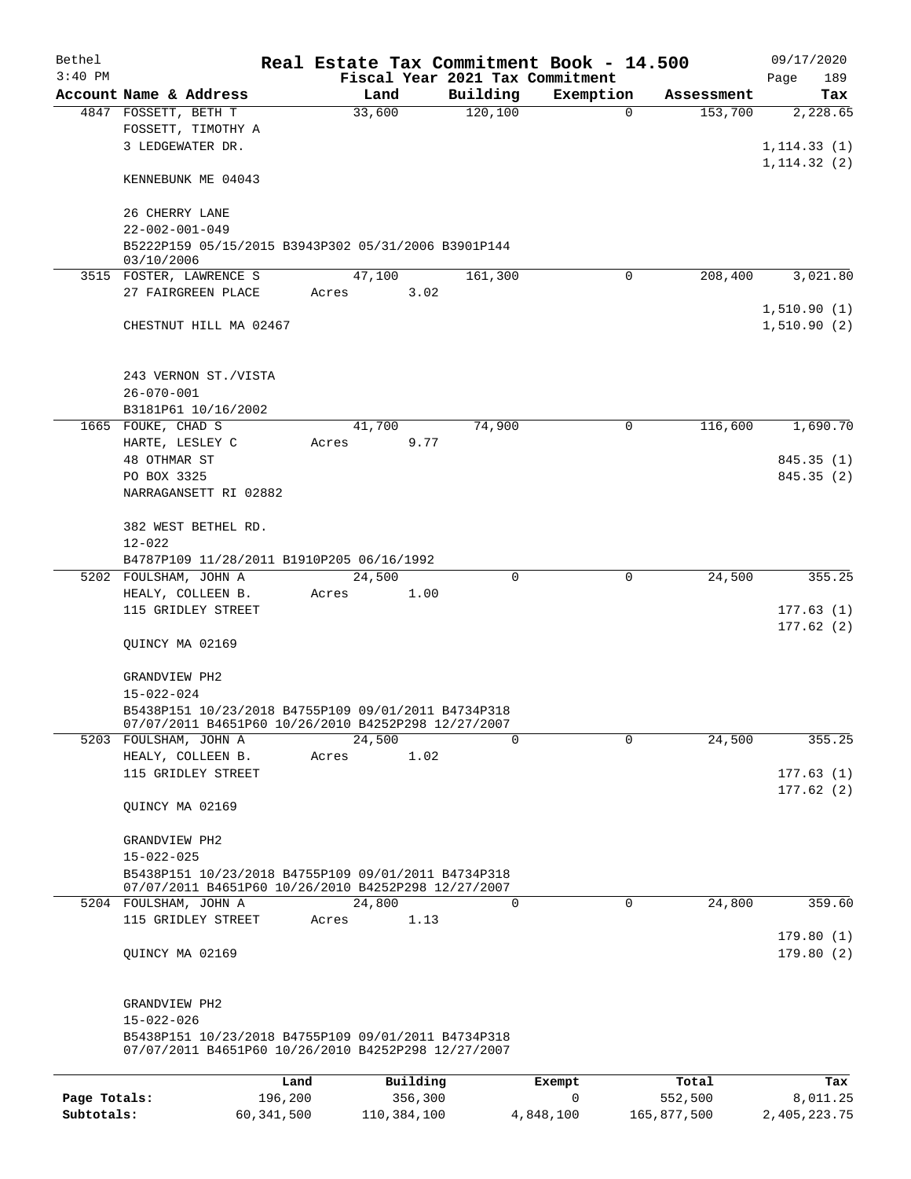# Real Estate Tax Commitment Book - 14.500

Bethel 3:40 PM — Fiscal Year 2021 Tax Commitment — 09/17/2020

| Account | Name & Address | Land | Building | Exemption | Assessment | Tax |
|---|---|---|---|---|---|---|
| 4847 | FOSSETT, BETH T<br>FOSSETT, TIMOTHY A<br>3 LEDGEWATER DR.<br><br>KENNEBUNK ME 04043<br><br>26 CHERRY LANE<br>22-002-001-049<br>B5222P159 05/15/2015 B3943P302 05/31/2006 B3901P144 03/10/2006 | 33,600 | 120,100 | 0 | 153,700 | 2,228.65<br><br>1,114.33 (1)<br>1,114.32 (2) |
| 3515 | FOSTER, LAWRENCE S<br>27 FAIRGREEN PLACE<br><br>CHESTNUT HILL MA 02467<br><br>243 VERNON ST./VISTA<br>26-070-001<br>B3181P61 10/16/2002 | 47,100<br>Acres 3.02 | 161,300 | 0 | 208,400 | 3,021.80<br><br>1,510.90 (1)<br>1,510.90 (2) |
| 1665 | FOUKE, CHAD S<br>HARTE, LESLEY C<br>48 OTHMAR ST<br>PO BOX 3325<br>NARRAGANSETT RI 02882<br><br>382 WEST BETHEL RD.<br>12-022<br>B4787P109 11/28/2011 B1910P205 06/16/1992 | 41,700<br>Acres 9.77 | 74,900 | 0 | 116,600 | 1,690.70<br><br>845.35 (1)<br>845.35 (2) |
| 5202 | FOULSHAM, JOHN A<br>HEALY, COLLEEN B.<br>115 GRIDLEY STREET<br><br>QUINCY MA 02169<br><br>GRANDVIEW PH2<br>15-022-024<br>B5438P151 10/23/2018 B4755P109 09/01/2011 B4734P318 07/07/2011 B4651P60 10/26/2010 B4252P298 12/27/2007 | 24,500<br>Acres 1.00 | 0 | 0 | 24,500 | 355.25<br><br>177.63 (1)<br>177.62 (2) |
| 5203 | FOULSHAM, JOHN A<br>HEALY, COLLEEN B.<br>115 GRIDLEY STREET<br><br>QUINCY MA 02169<br><br>GRANDVIEW PH2<br>15-022-025<br>B5438P151 10/23/2018 B4755P109 09/01/2011 B4734P318 07/07/2011 B4651P60 10/26/2010 B4252P298 12/27/2007 | 24,500<br>Acres 1.02 | 0 | 0 | 24,500 | 355.25<br><br>177.63 (1)<br>177.62 (2) |
| 5204 | FOULSHAM, JOHN A<br>115 GRIDLEY STREET<br><br>QUINCY MA 02169<br><br>GRANDVIEW PH2<br>15-022-026<br>B5438P151 10/23/2018 B4755P109 09/01/2011 B4734P318 07/07/2011 B4651P60 10/26/2010 B4252P298 12/27/2007 | 24,800<br>Acres 1.13 | 0 | 0 | 24,800 | 359.60<br><br>179.80 (1)<br>179.80 (2) |

| | Land | Building | Exempt | Total | Tax |
|---|---|---|---|---|---|
| Page Totals: | 196,200 | 356,300 | 0 | 552,500 | 8,011.25 |
| Subtotals: | 60,341,500 | 110,384,100 | 4,848,100 | 165,877,500 | 2,405,223.75 |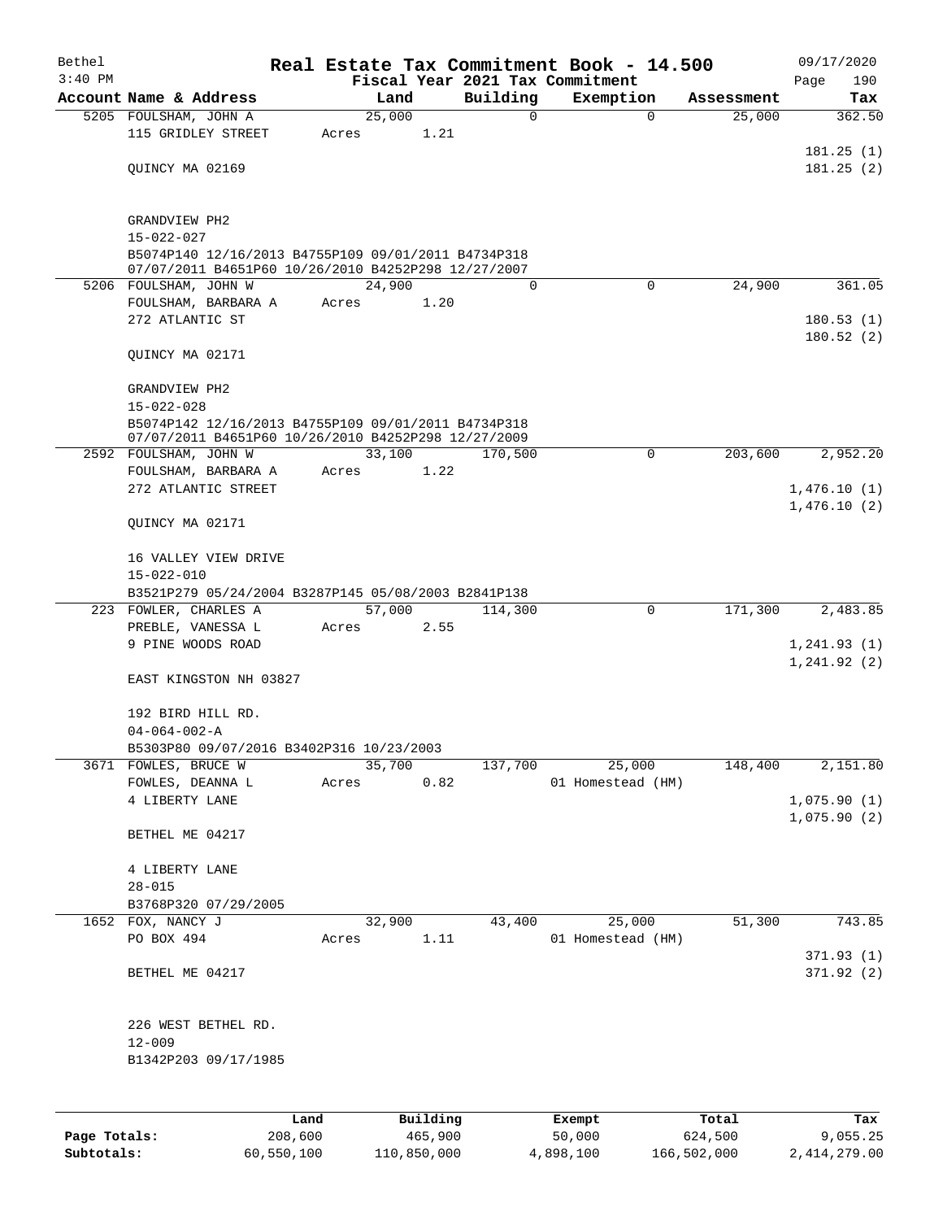# Bethel — Real Estate Tax Commitment Book - 14.500

3:40 PM — Fiscal Year 2021 Tax Commitment — 09/17/2020 — Page 190

| Account Name & Address | Land | Building | Exemption | Assessment | Tax |
|---|---|---|---|---|---|
| 5205 FOULSHAM, JOHN A<br>115 GRIDLEY STREET<br><br>QUINCY MA 02169<br><br>GRANDVIEW PH2<br>15-022-027<br>B5074P140 12/16/2013 B4755P109 09/01/2011 B4734P318 07/07/2011 B4651P60 10/26/2010 B4252P298 12/27/2007 | 25,000<br>Acres 1.21 | 0 | 0 | 25,000 | 362.50<br><br>181.25 (1)<br>181.25 (2) |
| 5206 FOULSHAM, JOHN W<br>FOULSHAM, BARBARA A<br>272 ATLANTIC ST<br><br>QUINCY MA 02171<br><br>GRANDVIEW PH2<br>15-022-028<br>B5074P142 12/16/2013 B4755P109 09/01/2011 B4734P318 07/07/2011 B4651P60 10/26/2010 B4252P298 12/27/2009 | 24,900<br>Acres 1.20 | 0 | 0 | 24,900 | 361.05<br><br>180.53 (1)<br>180.52 (2) |
| 2592 FOULSHAM, JOHN W<br>FOULSHAM, BARBARA A<br>272 ATLANTIC STREET<br><br>QUINCY MA 02171<br><br>16 VALLEY VIEW DRIVE<br>15-022-010<br>B3521P279 05/24/2004 B3287P145 05/08/2003 B2841P138 | 33,100<br>Acres 1.22 | 170,500 | 0 | 203,600 | 2,952.20<br><br>1,476.10 (1)<br>1,476.10 (2) |
| 223 FOWLER, CHARLES A<br>PREBLE, VANESSA L<br>9 PINE WOODS ROAD<br><br>EAST KINGSTON NH 03827<br><br>192 BIRD HILL RD.<br>04-064-002-A<br>B5303P80 09/07/2016 B3402P316 10/23/2003 | 57,000<br>Acres 2.55 | 114,300 | 0 | 171,300 | 2,483.85<br><br>1,241.93 (1)<br>1,241.92 (2) |
| 3671 FOWLES, BRUCE W<br>FOWLES, DEANNA L<br>4 LIBERTY LANE<br><br>BETHEL ME 04217<br><br>4 LIBERTY LANE<br>28-015<br>B3768P320 07/29/2005 | 35,700<br>Acres 0.82 | 137,700 | 25,000<br>01 Homestead (HM) | 148,400 | 2,151.80<br><br>1,075.90 (1)<br>1,075.90 (2) |
| 1652 FOX, NANCY J<br>PO BOX 494<br><br>BETHEL ME 04217<br><br>226 WEST BETHEL RD.<br>12-009<br>B1342P203 09/17/1985 | 32,900<br>Acres 1.11 | 43,400 | 25,000<br>01 Homestead (HM) | 51,300 | 743.85<br><br>371.93 (1)<br>371.92 (2) |

| | Land | Building | Exempt | Total | Tax |
|---|---|---|---|---|---|
| **Page Totals:** | 208,600 | 465,900 | 50,000 | 624,500 | 9,055.25 |
| **Subtotals:** | 60,550,100 | 110,850,000 | 4,898,100 | 166,502,000 | 2,414,279.00 |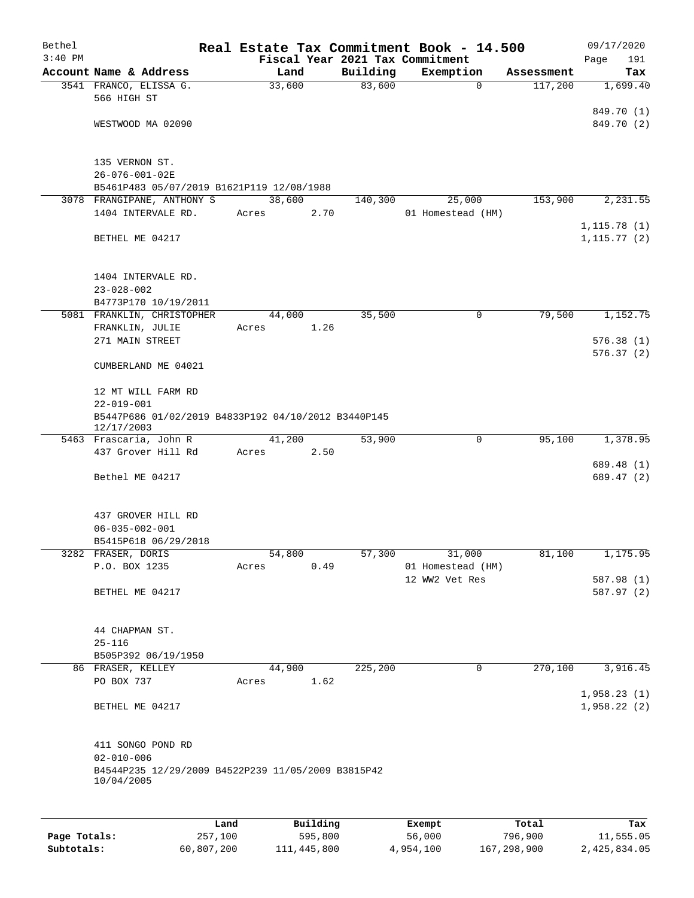Bethel 3:40 PM

# Real Estate Tax Commitment Book - 14.500

Fiscal Year 2021 Tax Commitment

09/17/2020 Page 191

| Account Name & Address | Land | Building | Exemption | Assessment | Tax |
|---|---|---|---|---|---|
| 3541 FRANCO, ELISSA G.<br>566 HIGH ST<br><br>WESTWOOD MA 02090<br><br>135 VERNON ST.<br>26-076-001-02E<br>B5461P483 05/07/2019 B1621P119 12/08/1988 | 33,600 | 83,600 | 0 | 117,200 | 1,699.40<br><br>849.70 (1)<br>849.70 (2) |
| 3078 FRANGIPANE, ANTHONY S<br>1404 INTERVALE RD.<br><br>BETHEL ME 04217<br><br>1404 INTERVALE RD.<br>23-028-002<br>B4773P170 10/19/2011 | 38,600<br>Acres 2.70 | 140,300 | 25,000<br>01 Homestead (HM) | 153,900 | 2,231.55<br><br>1,115.78 (1)<br>1,115.77 (2) |
| 5081 FRANKLIN, CHRISTOPHER<br>FRANKLIN, JULIE<br>271 MAIN STREET<br><br>CUMBERLAND ME 04021<br><br>12 MT WILL FARM RD<br>22-019-001<br>B5447P686 01/02/2019 B4833P192 04/10/2012 B3440P145 12/17/2003 | 44,000<br>Acres 1.26 | 35,500 | 0 | 79,500 | 1,152.75<br><br>576.38 (1)<br>576.37 (2) |
| 5463 Frascaria, John R<br>437 Grover Hill Rd<br><br>Bethel ME 04217<br><br>437 GROVER HILL RD<br>06-035-002-001<br>B5415P618 06/29/2018 | 41,200<br>Acres 2.50 | 53,900 | 0 | 95,100 | 1,378.95<br><br>689.48 (1)<br>689.47 (2) |
| 3282 FRASER, DORIS<br>P.O. BOX 1235<br><br>BETHEL ME 04217<br><br>44 CHAPMAN ST.<br>25-116<br>B505P392 06/19/1950 | 54,800<br>Acres 0.49 | 57,300 | 31,000<br>01 Homestead (HM)<br>12 WW2 Vet Res | 81,100 | 1,175.95<br><br>587.98 (1)<br>587.97 (2) |
| 86 FRASER, KELLEY<br>PO BOX 737<br><br>BETHEL ME 04217<br><br>411 SONGO POND RD<br>02-010-006<br>B4544P235 12/29/2009 B4522P239 11/05/2009 B3815P42 10/04/2005 | 44,900<br>Acres 1.62 | 225,200 | 0 | 270,100 | 3,916.45<br><br>1,958.23 (1)<br>1,958.22 (2) |

| | Land | Building | Exempt | Total | Tax |
|---|---|---|---|---|---|
| Page Totals: | 257,100 | 595,800 | 56,000 | 796,900 | 11,555.05 |
| Subtotals: | 60,807,200 | 111,445,800 | 4,954,100 | 167,298,900 | 2,425,834.05 |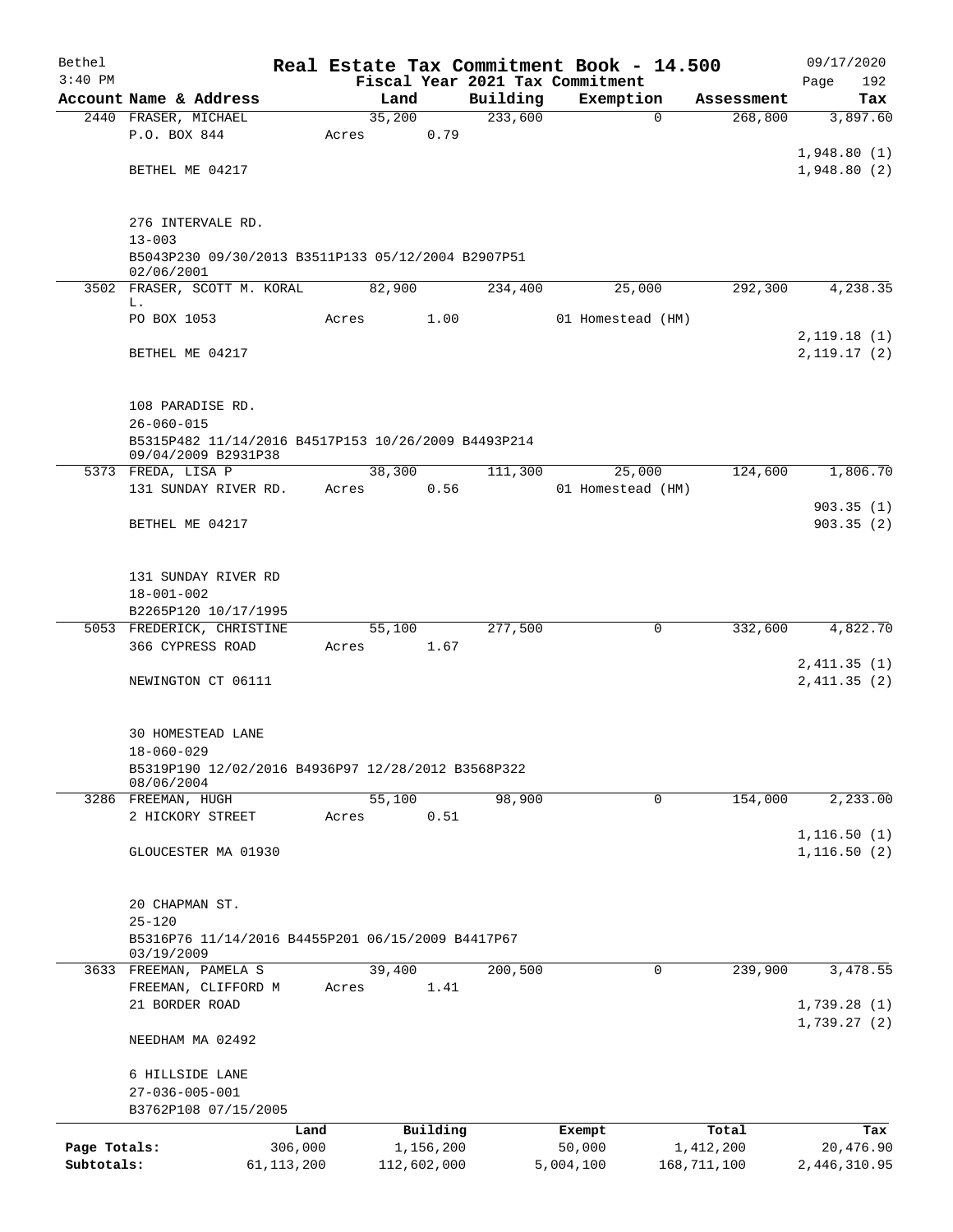Bethel 3:40 PM

# Real Estate Tax Commitment Book - 14.500

Fiscal Year 2021 Tax Commitment

09/17/2020 Page 192

| Account Name & Address | Land | Building | Exemption | Assessment | Tax |
|---|---|---|---|---|---|
| 2440 FRASER, MICHAEL | 35,200 | 233,600 | 0 | 268,800 | 3,897.60 |
| P.O. BOX 844 | Acres 0.79 | | | | |
| | | | | | 1,948.80 (1) |
| BETHEL ME 04217 | | | | | 1,948.80 (2) |
| 276 INTERVALE RD. | | | | | |
| 13-003 | | | | | |
| B5043P230 09/30/2013 B3511P133 05/12/2004 B2907P51 02/06/2001 | | | | | |
| 3502 FRASER, SCOTT M. KORAL L. | 82,900 | 234,400 | 25,000 | 292,300 | 4,238.35 |
| PO BOX 1053 | Acres 1.00 | | 01 Homestead (HM) | | |
| | | | | | 2,119.18 (1) |
| BETHEL ME 04217 | | | | | 2,119.17 (2) |
| 108 PARADISE RD. | | | | | |
| 26-060-015 | | | | | |
| B5315P482 11/14/2016 B4517P153 10/26/2009 B4493P214 09/04/2009 B2931P38 | | | | | |
| 5373 FREDA, LISA P | 38,300 | 111,300 | 25,000 | 124,600 | 1,806.70 |
| 131 SUNDAY RIVER RD. | Acres 0.56 | | 01 Homestead (HM) | | |
| | | | | | 903.35 (1) |
| BETHEL ME 04217 | | | | | 903.35 (2) |
| 131 SUNDAY RIVER RD | | | | | |
| 18-001-002 | | | | | |
| B2265P120 10/17/1995 | | | | | |
| 5053 FREDERICK, CHRISTINE | 55,100 | 277,500 | 0 | 332,600 | 4,822.70 |
| 366 CYPRESS ROAD | Acres 1.67 | | | | |
| | | | | | 2,411.35 (1) |
| NEWINGTON CT 06111 | | | | | 2,411.35 (2) |
| 30 HOMESTEAD LANE | | | | | |
| 18-060-029 | | | | | |
| B5319P190 12/02/2016 B4936P97 12/28/2012 B3568P322 08/06/2004 | | | | | |
| 3286 FREEMAN, HUGH | 55,100 | 98,900 | 0 | 154,000 | 2,233.00 |
| 2 HICKORY STREET | Acres 0.51 | | | | |
| | | | | | 1,116.50 (1) |
| GLOUCESTER MA 01930 | | | | | 1,116.50 (2) |
| 20 CHAPMAN ST. | | | | | |
| 25-120 | | | | | |
| B5316P76 11/14/2016 B4455P201 06/15/2009 B4417P67 03/19/2009 | | | | | |
| 3633 FREEMAN, PAMELA S | 39,400 | 200,500 | 0 | 239,900 | 3,478.55 |
| FREEMAN, CLIFFORD M | Acres 1.41 | | | | |
| 21 BORDER ROAD | | | | | 1,739.28 (1) |
| | | | | | 1,739.27 (2) |
| NEEDHAM MA 02492 | | | | | |
| 6 HILLSIDE LANE | | | | | |
| 27-036-005-001 | | | | | |
| B3762P108 07/15/2005 | | | | | |

| | Land | Building | Exempt | Total | Tax |
|---|---|---|---|---|---|
| Page Totals: | 306,000 | 1,156,200 | 50,000 | 1,412,200 | 20,476.90 |
| Subtotals: | 61,113,200 | 112,602,000 | 5,004,100 | 168,711,100 | 2,446,310.95 |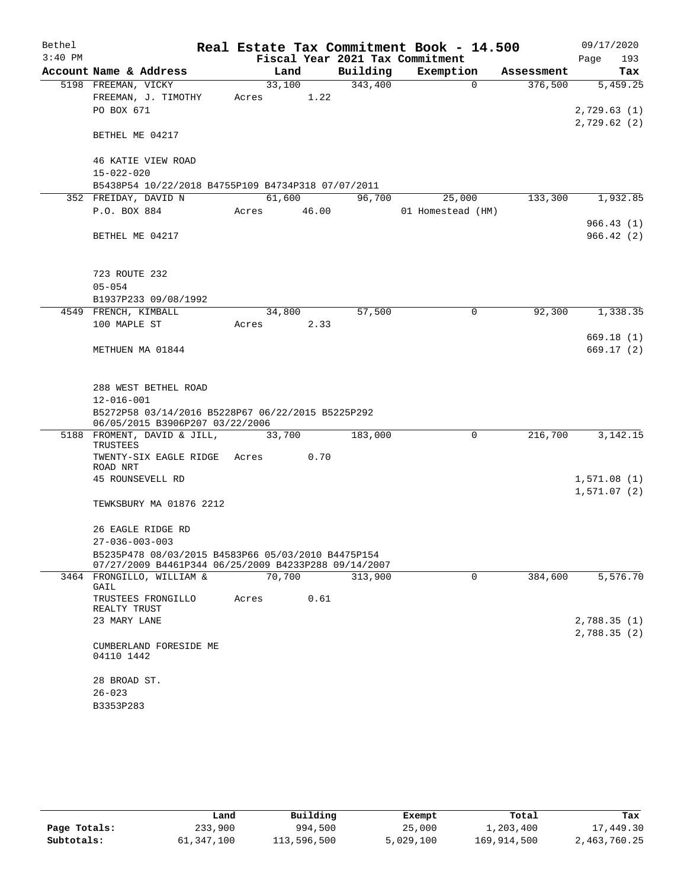# Real Estate Tax Commitment Book - 14.500

Bethel
3:40 PM

09/17/2020
Page 193

Fiscal Year 2021 Tax Commitment

| Account Name & Address | Land | Building | Exemption | Assessment | Tax |
|---|---|---|---|---|---|
| 5198 FREEMAN, VICKY | 33,100 | 343,400 | 0 | 376,500 | 5,459.25 |
| FREEMAN, J. TIMOTHY | Acres 1.22 | | | | |
| PO BOX 671 | | | | | 2,729.63 (1) |
| | | | | | 2,729.62 (2) |
| BETHEL ME 04217 | | | | | |
| 46 KATIE VIEW ROAD | | | | | |
| 15-022-020 | | | | | |
| B5438P54 10/22/2018 B4755P109 B4734P318 07/07/2011 | | | | | |
| 352 FREIDAY, DAVID N | 61,600 | 96,700 | 25,000 | 133,300 | 1,932.85 |
| P.O. BOX 884 | Acres 46.00 | | 01 Homestead (HM) | | |
| | | | | | 966.43 (1) |
| BETHEL ME 04217 | | | | | 966.42 (2) |
| 723 ROUTE 232 | | | | | |
| 05-054 | | | | | |
| B1937P233 09/08/1992 | | | | | |
| 4549 FRENCH, KIMBALL | 34,800 | 57,500 | 0 | 92,300 | 1,338.35 |
| 100 MAPLE ST | Acres 2.33 | | | | |
| | | | | | 669.18 (1) |
| METHUEN MA 01844 | | | | | 669.17 (2) |
| 288 WEST BETHEL ROAD | | | | | |
| 12-016-001 | | | | | |
| B5272P58 03/14/2016 B5228P67 06/22/2015 B5225P292 06/05/2015 B3906P207 03/22/2006 | | | | | |
| 5188 FROMENT, DAVID & JILL, TRUSTEES | 33,700 | 183,000 | 0 | 216,700 | 3,142.15 |
| TWENTY-SIX EAGLE RIDGE ROAD NRT | Acres 0.70 | | | | |
| 45 ROUNSEVELL RD | | | | | 1,571.08 (1) |
| | | | | | 1,571.07 (2) |
| TEWKSBURY MA 01876 2212 | | | | | |
| 26 EAGLE RIDGE RD | | | | | |
| 27-036-003-003 | | | | | |
| B5235P478 08/03/2015 B4583P66 05/03/2010 B4475P154 07/27/2009 B4461P344 06/25/2009 B4233P288 09/14/2007 | | | | | |
| 3464 FRONGILLO, WILLIAM & GAIL | 70,700 | 313,900 | 0 | 384,600 | 5,576.70 |
| TRUSTEES FRONGILLO REALTY TRUST | Acres 0.61 | | | | |
| 23 MARY LANE | | | | | 2,788.35 (1) |
| | | | | | 2,788.35 (2) |
| CUMBERLAND FORESIDE ME 04110 1442 | | | | | |
| 28 BROAD ST. | | | | | |
| 26-023 | | | | | |
| B3353P283 | | | | | |

| | Land | Building | Exempt | Total | Tax |
|---|---|---|---|---|---|
| Page Totals: | 233,900 | 994,500 | 25,000 | 1,203,400 | 17,449.30 |
| Subtotals: | 61,347,100 | 113,596,500 | 5,029,100 | 169,914,500 | 2,463,760.25 |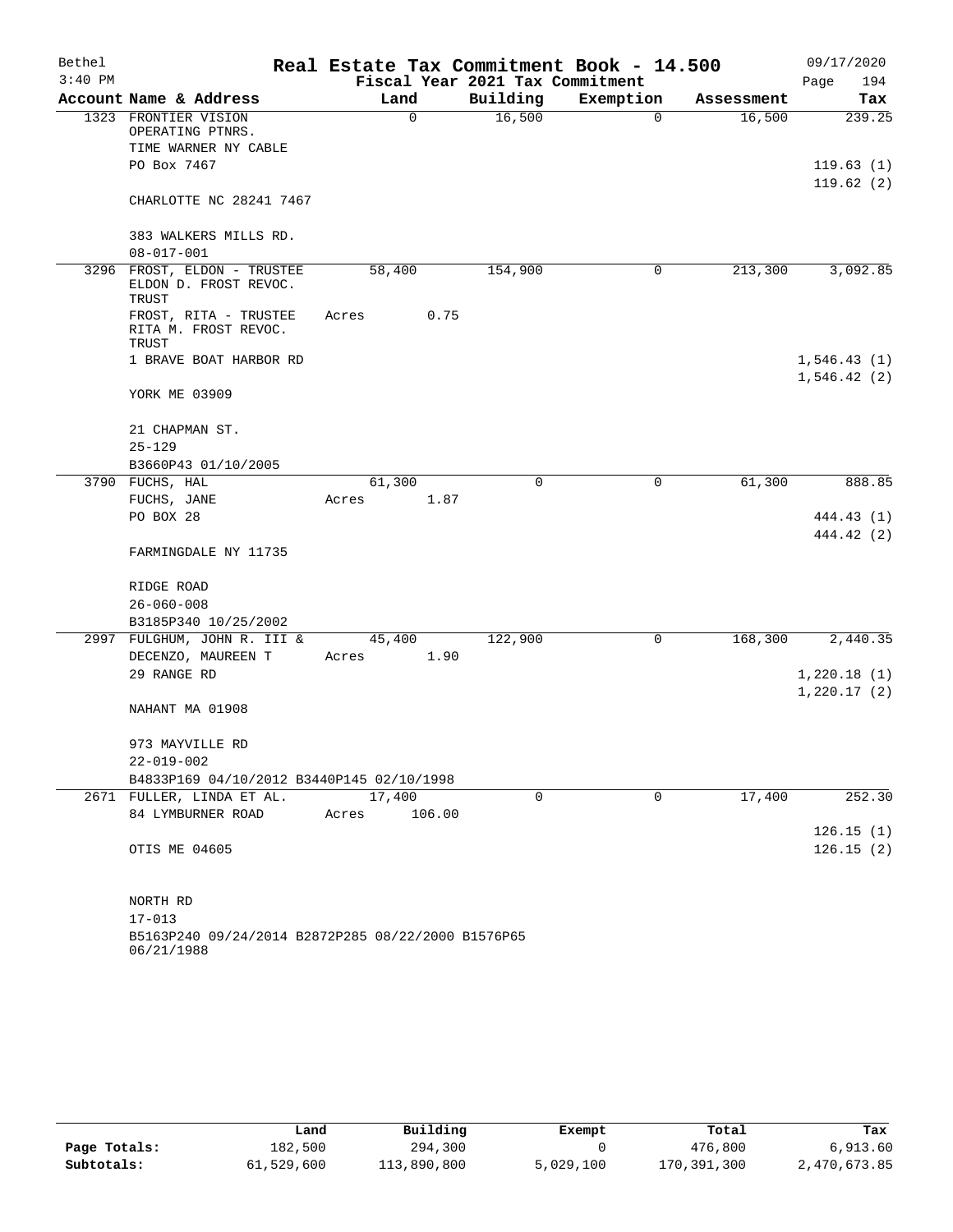Bethel 3:40 PM

# Real Estate Tax Commitment Book - 14.500

Fiscal Year 2021 Tax Commitment

09/17/2020 Page 194

| Account Name & Address | Land | Building | Exemption | Assessment | Tax |
|---|---|---|---|---|---|
| 1323 FRONTIER VISION OPERATING PTNRS. | 0 | 16,500 | 0 | 16,500 | 239.25 |
| TIME WARNER NY CABLE | | | | | |
| PO Box 7467 | | | | | 119.63 (1) |
| | | | | | 119.62 (2) |
| CHARLOTTE NC 28241 7467 | | | | | |
| 383 WALKERS MILLS RD. | | | | | |
| 08-017-001 | | | | | |
| 3296 FROST, ELDON - TRUSTEE ELDON D. FROST REVOC. TRUST | 58,400 | 154,900 | 0 | 213,300 | 3,092.85 |
| FROST, RITA - TRUSTEE RITA M. FROST REVOC. TRUST | Acres 0.75 | | | | |
| 1 BRAVE BOAT HARBOR RD | | | | | 1,546.43 (1) |
| | | | | | 1,546.42 (2) |
| YORK ME 03909 | | | | | |
| 21 CHAPMAN ST. | | | | | |
| 25-129 | | | | | |
| B3660P43 01/10/2005 | | | | | |
| 3790 FUCHS, HAL | 61,300 | 0 | 0 | 61,300 | 888.85 |
| FUCHS, JANE | Acres 1.87 | | | | |
| PO BOX 28 | | | | | 444.43 (1) |
| | | | | | 444.42 (2) |
| FARMINGDALE NY 11735 | | | | | |
| RIDGE ROAD | | | | | |
| 26-060-008 | | | | | |
| B3185P340 10/25/2002 | | | | | |
| 2997 FULGHUM, JOHN R. III & | 45,400 | 122,900 | 0 | 168,300 | 2,440.35 |
| DECENZO, MAUREEN T | Acres 1.90 | | | | |
| 29 RANGE RD | | | | | 1,220.18 (1) |
| | | | | | 1,220.17 (2) |
| NAHANT MA 01908 | | | | | |
| 973 MAYVILLE RD | | | | | |
| 22-019-002 | | | | | |
| B4833P169 04/10/2012 B3440P145 02/10/1998 | | | | | |
| 2671 FULLER, LINDA ET AL. | 17,400 | 0 | 0 | 17,400 | 252.30 |
| 84 LYMBURNER ROAD | Acres 106.00 | | | | |
| | | | | | 126.15 (1) |
| OTIS ME 04605 | | | | | 126.15 (2) |
| NORTH RD | | | | | |
| 17-013 | | | | | |
| B5163P240 09/24/2014 B2872P285 08/22/2000 B1576P65 06/21/1988 | | | | | |

| | Land | Building | Exempt | Total | Tax |
|---|---|---|---|---|---|
| Page Totals: | 182,500 | 294,300 | 0 | 476,800 | 6,913.60 |
| Subtotals: | 61,529,600 | 113,890,800 | 5,029,100 | 170,391,300 | 2,470,673.85 |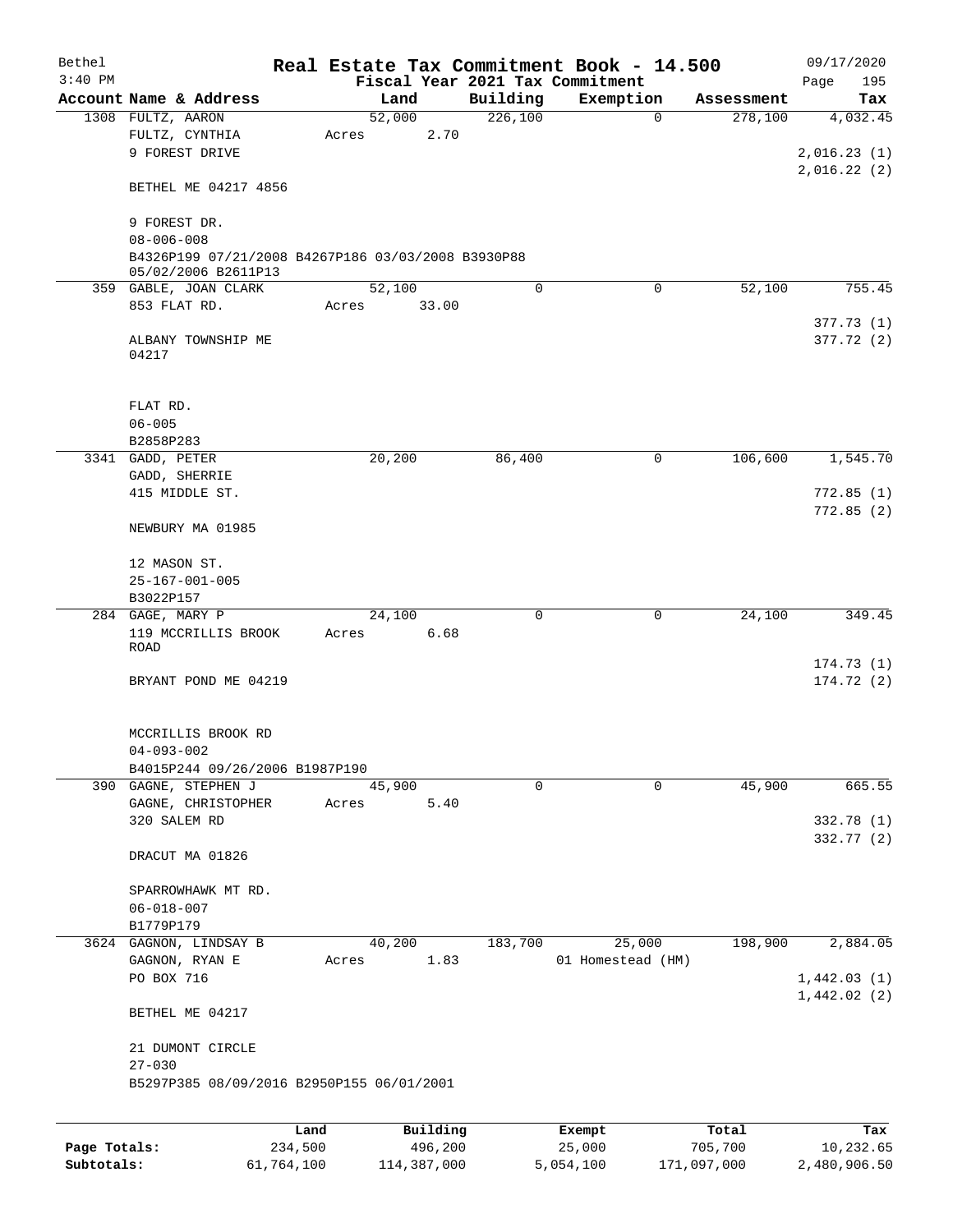# Real Estate Tax Commitment Book - 14.500

Bethel
3:40 PM

Fiscal Year 2021 Tax Commitment

09/17/2020

| Account Name & Address | Land | Building | Exemption | Assessment | Tax |
|---|---|---|---|---|---|
| 1308 FULTZ, AARON | 52,000 | 226,100 | 0 | 278,100 | 4,032.45 |
| FULTZ, CYNTHIA | Acres 2.70 | | | | |
| 9 FOREST DRIVE | | | | | 2,016.23 (1) |
| | | | | | 2,016.22 (2) |
| BETHEL ME 04217 4856 | | | | | |
| 9 FOREST DR. | | | | | |
| 08-006-008 | | | | | |
| B4326P199 07/21/2008 B4267P186 03/03/2008 B3930P88 05/02/2006 B2611P13 | | | | | |
| 359 GABLE, JOAN CLARK | 52,100 | 0 | 0 | 52,100 | 755.45 |
| 853 FLAT RD. | Acres 33.00 | | | | |
| | | | | | 377.73 (1) |
| ALBANY TOWNSHIP ME 04217 | | | | | 377.72 (2) |
| FLAT RD. | | | | | |
| 06-005 | | | | | |
| B2858P283 | | | | | |
| 3341 GADD, PETER | 20,200 | 86,400 | 0 | 106,600 | 1,545.70 |
| GADD, SHERRIE | | | | | |
| 415 MIDDLE ST. | | | | | 772.85 (1) |
| | | | | | 772.85 (2) |
| NEWBURY MA 01985 | | | | | |
| 12 MASON ST. | | | | | |
| 25-167-001-005 | | | | | |
| B3022P157 | | | | | |
| 284 GAGE, MARY P | 24,100 | 0 | 0 | 24,100 | 349.45 |
| 119 MCCRILLIS BROOK ROAD | Acres 6.68 | | | | |
| | | | | | 174.73 (1) |
| BRYANT POND ME 04219 | | | | | 174.72 (2) |
| MCCRILLIS BROOK RD | | | | | |
| 04-093-002 | | | | | |
| B4015P244 09/26/2006 B1987P190 | | | | | |
| 390 GAGNE, STEPHEN J | 45,900 | 0 | 0 | 45,900 | 665.55 |
| GAGNE, CHRISTOPHER | Acres 5.40 | | | | |
| 320 SALEM RD | | | | | 332.78 (1) |
| | | | | | 332.77 (2) |
| DRACUT MA 01826 | | | | | |
| SPARROWHAWK MT RD. | | | | | |
| 06-018-007 | | | | | |
| B1779P179 | | | | | |
| 3624 GAGNON, LINDSAY B | 40,200 | 183,700 | 25,000 | 198,900 | 2,884.05 |
| GAGNON, RYAN E | Acres 1.83 | | 01 Homestead (HM) | | |
| PO BOX 716 | | | | | 1,442.03 (1) |
| | | | | | 1,442.02 (2) |
| BETHEL ME 04217 | | | | | |
| 21 DUMONT CIRCLE | | | | | |
| 27-030 | | | | | |
| B5297P385 08/09/2016 B2950P155 06/01/2001 | | | | | |

| | Land | Building | Exempt | Total | Tax |
|---|---|---|---|---|---|
| Page Totals: | 234,500 | 496,200 | 25,000 | 705,700 | 10,232.65 |
| Subtotals: | 61,764,100 | 114,387,000 | 5,054,100 | 171,097,000 | 2,480,906.50 |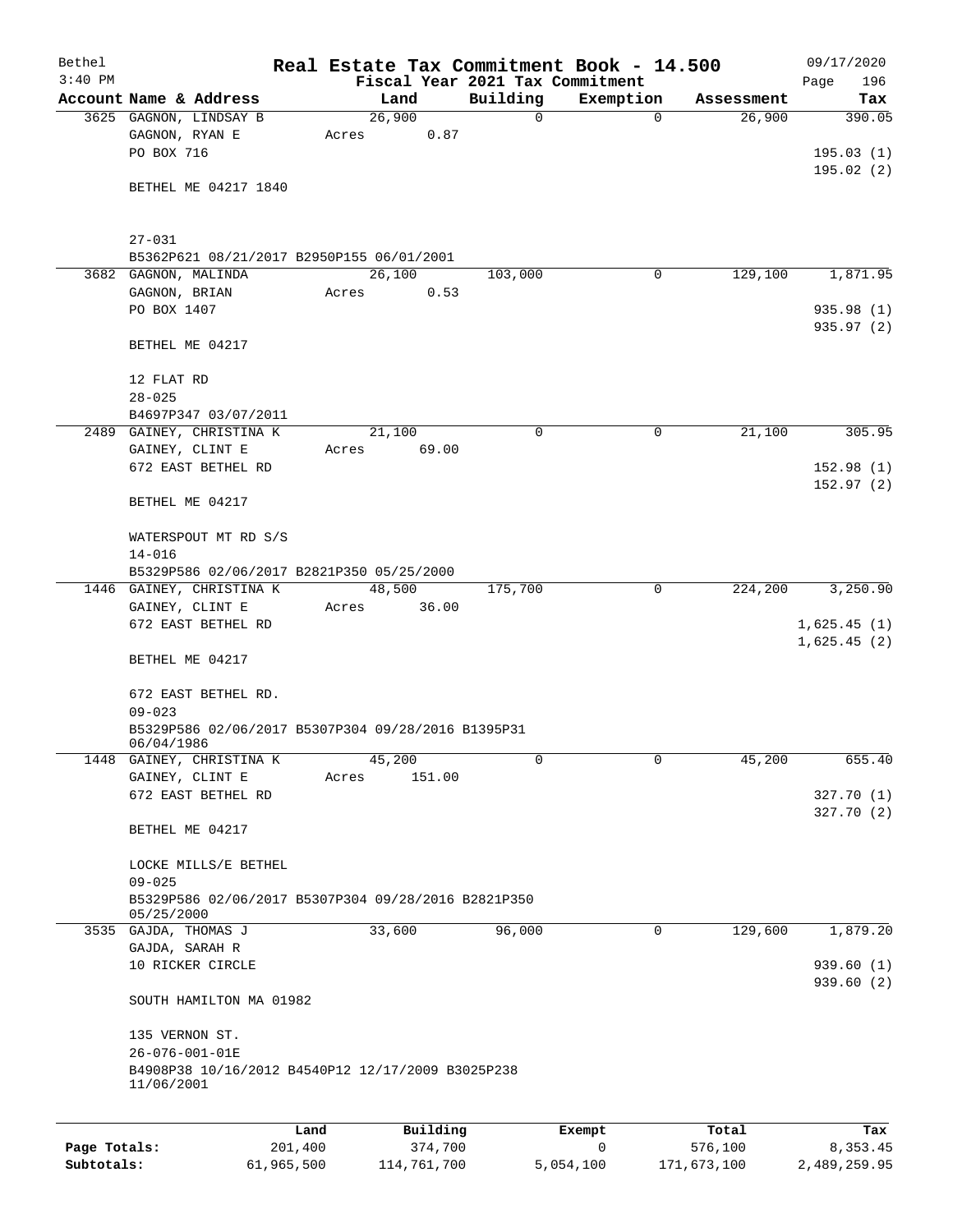Bethel 3:40 PM

# Real Estate Tax Commitment Book - 14.500

Fiscal Year 2021 Tax Commitment

09/17/2020 Page 196

| Account Name & Address | Land | Building | Exemption | Assessment | Tax |
|---|---|---|---|---|---|
| 3625 GAGNON, LINDSAY B<br>GAGNON, RYAN E<br>PO BOX 716<br><br>BETHEL ME 04217 1840<br><br>27-031<br>B5362P621 08/21/2017 B2950P155 06/01/2001 | 26,900<br>Acres 0.87 | 0 | 0 | 26,900 | 390.05<br><br>195.03 (1)<br>195.02 (2) |
| 3682 GAGNON, MALINDA<br>GAGNON, BRIAN<br>PO BOX 1407<br><br>BETHEL ME 04217<br><br>12 FLAT RD<br>28-025<br>B4697P347 03/07/2011 | 26,100<br>Acres 0.53 | 103,000 | 0 | 129,100 | 1,871.95<br><br>935.98 (1)<br>935.97 (2) |
| 2489 GAINEY, CHRISTINA K<br>GAINEY, CLINT E<br>672 EAST BETHEL RD<br><br>BETHEL ME 04217<br><br>WATERSPOUT MT RD S/S<br>14-016<br>B5329P586 02/06/2017 B2821P350 05/25/2000 | 21,100<br>Acres 69.00 | 0 | 0 | 21,100 | 305.95<br><br>152.98 (1)<br>152.97 (2) |
| 1446 GAINEY, CHRISTINA K<br>GAINEY, CLINT E<br>672 EAST BETHEL RD<br><br>BETHEL ME 04217<br><br>672 EAST BETHEL RD.<br>09-023<br>B5329P586 02/06/2017 B5307P304 09/28/2016 B1395P31 06/04/1986 | 48,500<br>Acres 36.00 | 175,700 | 0 | 224,200 | 3,250.90<br><br>1,625.45 (1)<br>1,625.45 (2) |
| 1448 GAINEY, CHRISTINA K<br>GAINEY, CLINT E<br>672 EAST BETHEL RD<br><br>BETHEL ME 04217<br><br>LOCKE MILLS/E BETHEL<br>09-025<br>B5329P586 02/06/2017 B5307P304 09/28/2016 B2821P350 05/25/2000 | 45,200<br>Acres 151.00 | 0 | 0 | 45,200 | 655.40<br><br>327.70 (1)<br>327.70 (2) |
| 3535 GAJDA, THOMAS J<br>GAJDA, SARAH R<br>10 RICKER CIRCLE<br><br>SOUTH HAMILTON MA 01982<br><br>135 VERNON ST.<br>26-076-001-01E<br>B4908P38 10/16/2012 B4540P12 12/17/2009 B3025P238 11/06/2001 | 33,600 | 96,000 | 0 | 129,600 | 1,879.20<br><br>939.60 (1)<br>939.60 (2) |

| | Land | Building | Exempt | Total | Tax |
|---|---|---|---|---|---|
| Page Totals: | 201,400 | 374,700 | 0 | 576,100 | 8,353.45 |
| Subtotals: | 61,965,500 | 114,761,700 | 5,054,100 | 171,673,100 | 2,489,259.95 |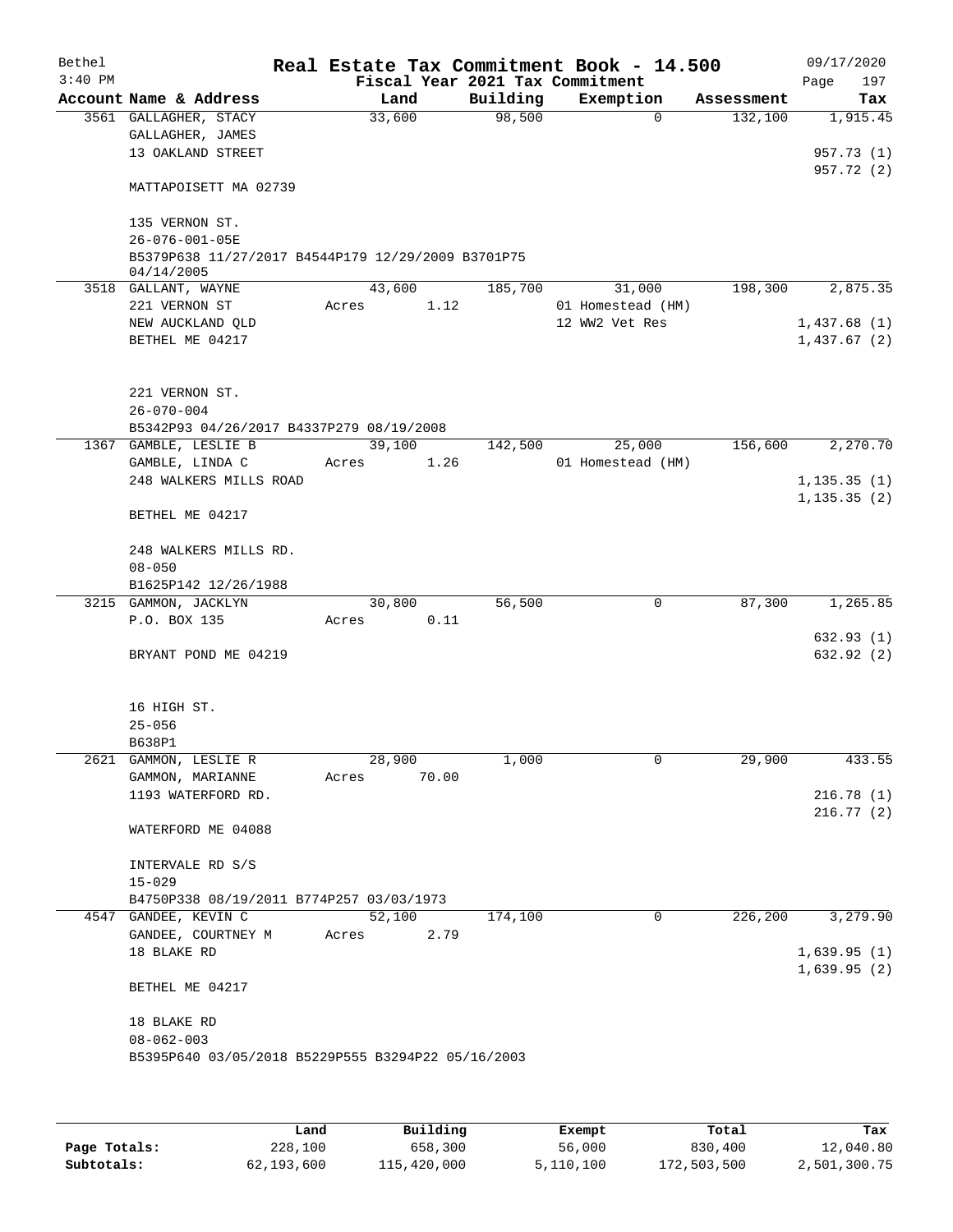Bethel 3:40 PM

# Real Estate Tax Commitment Book - 14.500

Fiscal Year 2021 Tax Commitment

09/17/2020 Page 197

| Account Name & Address | Land | Building | Exemption | Assessment | Tax |
|---|---|---|---|---|---|
| 3561 GALLAGHER, STACY | 33,600 | 98,500 | 0 | 132,100 | 1,915.45 |
| GALLAGHER, JAMES | | | | | |
| 13 OAKLAND STREET | | | | | 957.73 (1) |
| | | | | | 957.72 (2) |
| MATTAPOISETT MA 02739 | | | | | |
| 135 VERNON ST. | | | | | |
| 26-076-001-05E | | | | | |
| B5379P638 11/27/2017 B4544P179 12/29/2009 B3701P75 04/14/2005 | | | | | |
| 3518 GALLANT, WAYNE | 43,600 | 185,700 | 31,000 | 198,300 | 2,875.35 |
| 221 VERNON ST | Acres 1.12 | | 01 Homestead (HM) | | |
| NEW AUCKLAND QLD | | | 12 WW2 Vet Res | | 1,437.68 (1) |
| BETHEL ME 04217 | | | | | 1,437.67 (2) |
| 221 VERNON ST. | | | | | |
| 26-070-004 | | | | | |
| B5342P93 04/26/2017 B4337P279 08/19/2008 | | | | | |
| 1367 GAMBLE, LESLIE B | 39,100 | 142,500 | 25,000 | 156,600 | 2,270.70 |
| GAMBLE, LINDA C | Acres 1.26 | | 01 Homestead (HM) | | |
| 248 WALKERS MILLS ROAD | | | | | 1,135.35 (1) |
| | | | | | 1,135.35 (2) |
| BETHEL ME 04217 | | | | | |
| 248 WALKERS MILLS RD. | | | | | |
| 08-050 | | | | | |
| B1625P142 12/26/1988 | | | | | |
| 3215 GAMMON, JACKLYN | 30,800 | 56,500 | 0 | 87,300 | 1,265.85 |
| P.O. BOX 135 | Acres 0.11 | | | | |
| | | | | | 632.93 (1) |
| BRYANT POND ME 04219 | | | | | 632.92 (2) |
| 16 HIGH ST. | | | | | |
| 25-056 | | | | | |
| B638P1 | | | | | |
| 2621 GAMMON, LESLIE R | 28,900 | 1,000 | 0 | 29,900 | 433.55 |
| GAMMON, MARIANNE | Acres 70.00 | | | | |
| 1193 WATERFORD RD. | | | | | 216.78 (1) |
| | | | | | 216.77 (2) |
| WATERFORD ME 04088 | | | | | |
| INTERVALE RD S/S | | | | | |
| 15-029 | | | | | |
| B4750P338 08/19/2011 B774P257 03/03/1973 | | | | | |
| 4547 GANDEE, KEVIN C | 52,100 | 174,100 | 0 | 226,200 | 3,279.90 |
| GANDEE, COURTNEY M | Acres 2.79 | | | | |
| 18 BLAKE RD | | | | | 1,639.95 (1) |
| | | | | | 1,639.95 (2) |
| BETHEL ME 04217 | | | | | |
| 18 BLAKE RD | | | | | |
| 08-062-003 | | | | | |
| B5395P640 03/05/2018 B5229P555 B3294P22 05/16/2003 | | | | | |

| | Land | Building | Exempt | Total | Tax |
|---|---|---|---|---|---|
| Page Totals: | 228,100 | 658,300 | 56,000 | 830,400 | 12,040.80 |
| Subtotals: | 62,193,600 | 115,420,000 | 5,110,100 | 172,503,500 | 2,501,300.75 |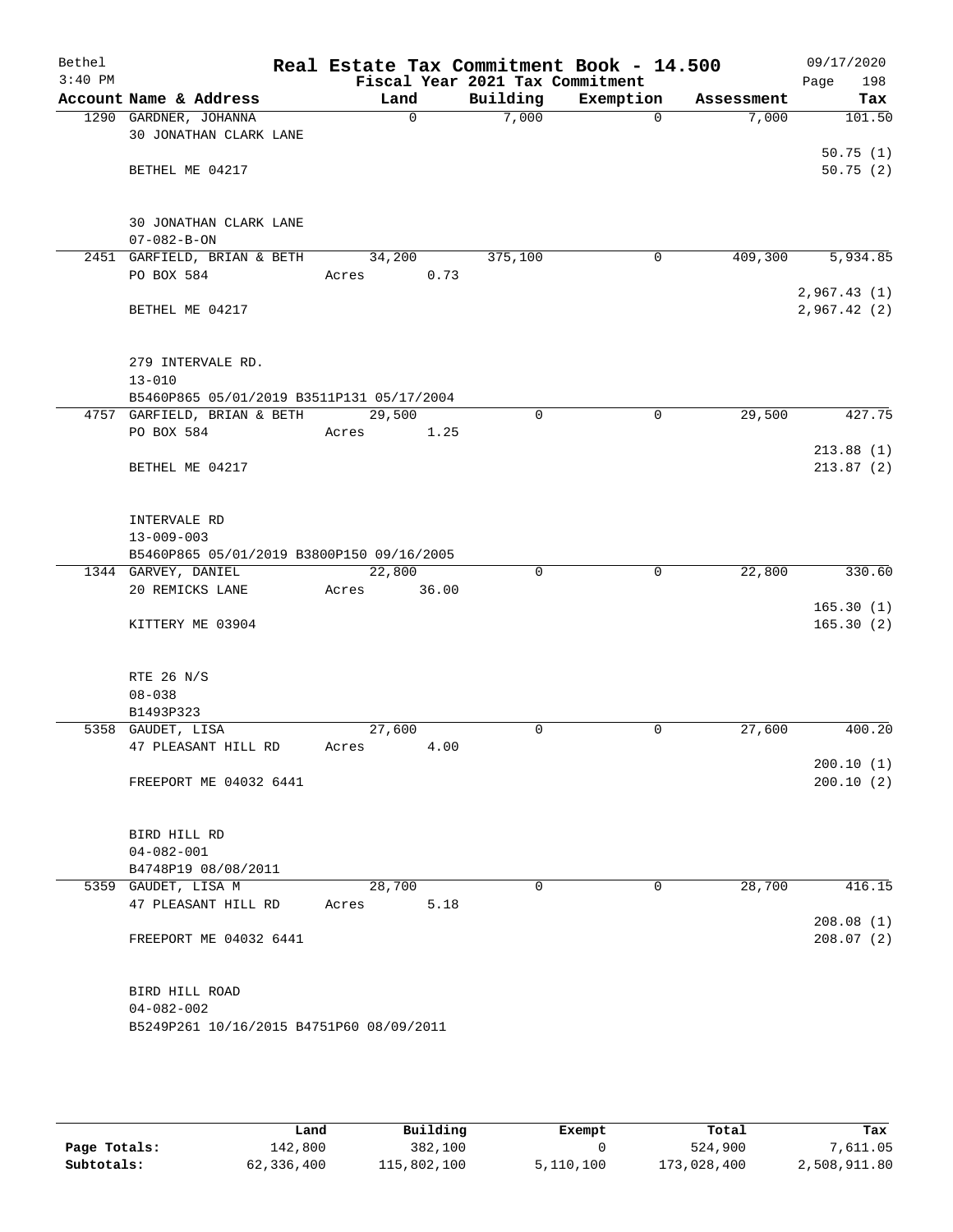# Real Estate Tax Commitment Book - 14.500

Bethel 09/17/2020
3:40 PM Fiscal Year 2021 Tax Commitment

| Account | Name & Address | Land | Building | Exemption | Assessment | Tax |
|---|---|---|---|---|---|---|
| 1290 | GARDNER, JOHANNA | 0 | 7,000 | 0 | 7,000 | 101.50 |
| | 30 JONATHAN CLARK LANE | | | | | 50.75 (1) |
| | BETHEL ME 04217 | | | | | 50.75 (2) |
| | 30 JONATHAN CLARK LANE | | | | | |
| | 07-082-B-ON | | | | | |
| 2451 | GARFIELD, BRIAN & BETH | 34,200 | 375,100 | 0 | 409,300 | 5,934.85 |
| | PO BOX 584 | Acres 0.73 | | | | 2,967.43 (1) |
| | BETHEL ME 04217 | | | | | 2,967.42 (2) |
| | 279 INTERVALE RD. | | | | | |
| | 13-010 | | | | | |
| | B5460P865 05/01/2019 B3511P131 05/17/2004 | | | | | |
| 4757 | GARFIELD, BRIAN & BETH | 29,500 | 0 | 0 | 29,500 | 427.75 |
| | PO BOX 584 | Acres 1.25 | | | | 213.88 (1) |
| | BETHEL ME 04217 | | | | | 213.87 (2) |
| | INTERVALE RD | | | | | |
| | 13-009-003 | | | | | |
| | B5460P865 05/01/2019 B3800P150 09/16/2005 | | | | | |
| 1344 | GARVEY, DANIEL | 22,800 | 0 | 0 | 22,800 | 330.60 |
| | 20 REMICKS LANE | Acres 36.00 | | | | 165.30 (1) |
| | KITTERY ME 03904 | | | | | 165.30 (2) |
| | RTE 26 N/S | | | | | |
| | 08-038 | | | | | |
| | B1493P323 | | | | | |
| 5358 | GAUDET, LISA | 27,600 | 0 | 0 | 27,600 | 400.20 |
| | 47 PLEASANT HILL RD | Acres 4.00 | | | | 200.10 (1) |
| | FREEPORT ME 04032 6441 | | | | | 200.10 (2) |
| | BIRD HILL RD | | | | | |
| | 04-082-001 | | | | | |
| | B4748P19 08/08/2011 | | | | | |
| 5359 | GAUDET, LISA M | 28,700 | 0 | 0 | 28,700 | 416.15 |
| | 47 PLEASANT HILL RD | Acres 5.18 | | | | 208.08 (1) |
| | FREEPORT ME 04032 6441 | | | | | 208.07 (2) |
| | BIRD HILL ROAD | | | | | |
| | 04-082-002 | | | | | |
| | B5249P261 10/16/2015 B4751P60 08/09/2011 | | | | | |

| | Land | Building | Exempt | Total | Tax |
|---|---|---|---|---|---|
| Page Totals: | 142,800 | 382,100 | 0 | 524,900 | 7,611.05 |
| Subtotals: | 62,336,400 | 115,802,100 | 5,110,100 | 173,028,400 | 2,508,911.80 |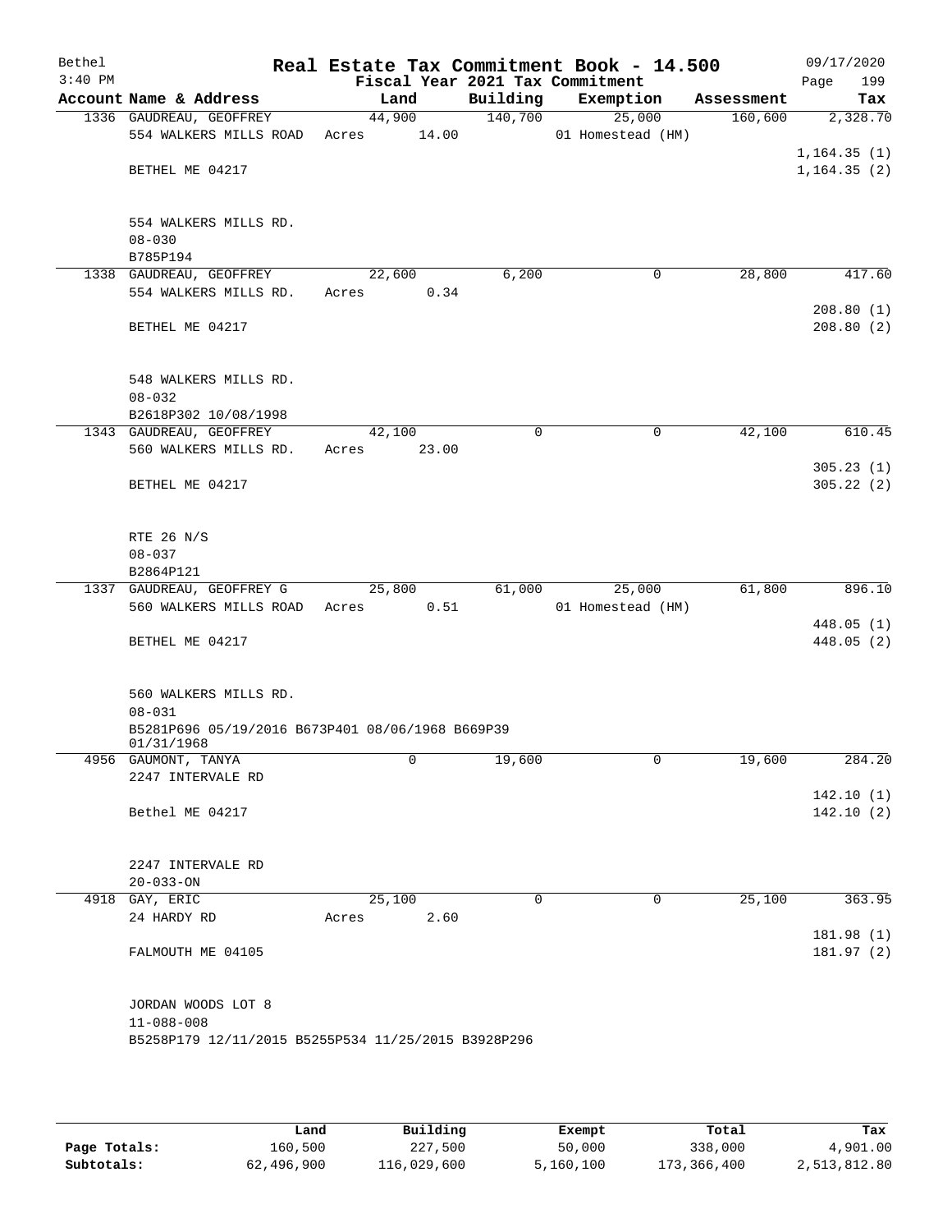# Real Estate Tax Commitment Book - 14.500

Bethel
3:40 PM

Fiscal Year 2021 Tax Commitment

09/17/2020
Page 199

| Account Name & Address | Land | Building | Exemption | Assessment | Tax |
|---|---|---|---|---|---|
| 1336 GAUDREAU, GEOFFREY | 44,900 | 140,700 | 25,000 | 160,600 | 2,328.70 |
| 554 WALKERS MILLS ROAD | Acres 14.00 | | 01 Homestead (HM) | | |
| | | | | | 1,164.35 (1) |
| BETHEL ME 04217 | | | | | 1,164.35 (2) |
| 554 WALKERS MILLS RD. | | | | | |
| 08-030 | | | | | |
| B785P194 | | | | | |
| 1338 GAUDREAU, GEOFFREY | 22,600 | 6,200 | 0 | 28,800 | 417.60 |
| 554 WALKERS MILLS RD. | Acres 0.34 | | | | |
| | | | | | 208.80 (1) |
| BETHEL ME 04217 | | | | | 208.80 (2) |
| 548 WALKERS MILLS RD. | | | | | |
| 08-032 | | | | | |
| B2618P302 10/08/1998 | | | | | |
| 1343 GAUDREAU, GEOFFREY | 42,100 | 0 | 0 | 42,100 | 610.45 |
| 560 WALKERS MILLS RD. | Acres 23.00 | | | | |
| | | | | | 305.23 (1) |
| BETHEL ME 04217 | | | | | 305.22 (2) |
| RTE 26 N/S | | | | | |
| 08-037 | | | | | |
| B2864P121 | | | | | |
| 1337 GAUDREAU, GEOFFREY G | 25,800 | 61,000 | 25,000 | 61,800 | 896.10 |
| 560 WALKERS MILLS ROAD | Acres 0.51 | | 01 Homestead (HM) | | |
| | | | | | 448.05 (1) |
| BETHEL ME 04217 | | | | | 448.05 (2) |
| 560 WALKERS MILLS RD. | | | | | |
| 08-031 | | | | | |
| B5281P696 05/19/2016 B673P401 08/06/1968 B669P39 01/31/1968 | | | | | |
| 4956 GAUMONT, TANYA | 0 | 19,600 | 0 | 19,600 | 284.20 |
| 2247 INTERVALE RD | | | | | |
| | | | | | 142.10 (1) |
| Bethel ME 04217 | | | | | 142.10 (2) |
| 2247 INTERVALE RD | | | | | |
| 20-033-ON | | | | | |
| 4918 GAY, ERIC | 25,100 | 0 | 0 | 25,100 | 363.95 |
| 24 HARDY RD | Acres 2.60 | | | | |
| | | | | | 181.98 (1) |
| FALMOUTH ME 04105 | | | | | 181.97 (2) |
| JORDAN WOODS LOT 8 | | | | | |
| 11-088-008 | | | | | |
| B5258P179 12/11/2015 B5255P534 11/25/2015 B3928P296 | | | | | |

| | Land | Building | Exempt | Total | Tax |
|---|---|---|---|---|---|
| Page Totals: | 160,500 | 227,500 | 50,000 | 338,000 | 4,901.00 |
| Subtotals: | 62,496,900 | 116,029,600 | 5,160,100 | 173,366,400 | 2,513,812.80 |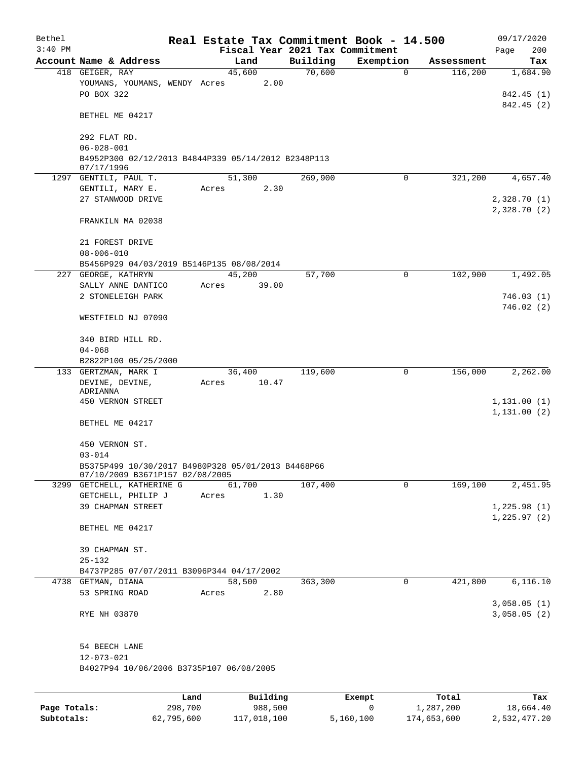Bethel 3:40 PM

# Real Estate Tax Commitment Book - 14.500

Fiscal Year 2021 Tax Commitment

09/17/2020

| Account | Name & Address | Land | Building | Exemption | Assessment | Tax |
|---|---|---|---|---|---|---|
| 418 | GEIGER, RAY<br>YOUMANS, YOUMANS, WENDY<br>PO BOX 322<br><br>BETHEL ME 04217<br><br>292 FLAT RD.<br>06-028-001<br>B4952P300 02/12/2013 B4844P339 05/14/2012 B2348P113 07/17/1996 | 45,600<br>Acres 2.00 | 70,600 | 0 | 116,200 | 1,684.90<br><br>842.45 (1)<br>842.45 (2) |
| 1297 | GENTILI, PAUL T.<br>GENTILI, MARY E.<br>27 STANWOOD DRIVE<br><br>FRANKILN MA 02038<br><br>21 FOREST DRIVE<br>08-006-010<br>B5456P929 04/03/2019 B5146P135 08/08/2014 | 51,300<br>Acres 2.30 | 269,900 | 0 | 321,200 | 4,657.40<br><br>2,328.70 (1)<br>2,328.70 (2) |
| 227 | GEORGE, KATHRYN<br>SALLY ANNE DANTICO<br>2 STONELEIGH PARK<br><br>WESTFIELD NJ 07090<br><br>340 BIRD HILL RD.<br>04-068<br>B2822P100 05/25/2000 | 45,200<br>Acres 39.00 | 57,700 | 0 | 102,900 | 1,492.05<br><br>746.03 (1)<br>746.02 (2) |
| 133 | GERTZMAN, MARK I<br>DEVINE, DEVINE, ADRIANNA<br>450 VERNON STREET<br><br>BETHEL ME 04217<br><br>450 VERNON ST.<br>03-014<br>B5375P499 10/30/2017 B4980P328 05/01/2013 B4468P66 07/10/2009 B3671P157 02/08/2005 | 36,400<br>Acres 10.47 | 119,600 | 0 | 156,000 | 2,262.00<br><br>1,131.00 (1)<br>1,131.00 (2) |
| 3299 | GETCHELL, KATHERINE G<br>GETCHELL, PHILIP J<br>39 CHAPMAN STREET<br><br>BETHEL ME 04217<br><br>39 CHAPMAN ST.<br>25-132<br>B4737P285 07/07/2011 B3096P344 04/17/2002 | 61,700<br>Acres 1.30 | 107,400 | 0 | 169,100 | 2,451.95<br><br>1,225.98 (1)<br>1,225.97 (2) |
| 4738 | GETMAN, DIANA<br>53 SPRING ROAD<br><br>RYE NH 03870<br><br>54 BEECH LANE<br>12-073-021<br>B4027P94 10/06/2006 B3735P107 06/08/2005 | 58,500<br>Acres 2.80 | 363,300 | 0 | 421,800 | 6,116.10<br><br>3,058.05 (1)<br>3,058.05 (2) |

| | Land | Building | Exempt | Total | Tax |
|---|---|---|---|---|---|
| Page Totals: | 298,700 | 988,500 | 0 | 1,287,200 | 18,664.40 |
| Subtotals: | 62,795,600 | 117,018,100 | 5,160,100 | 174,653,600 | 2,532,477.20 |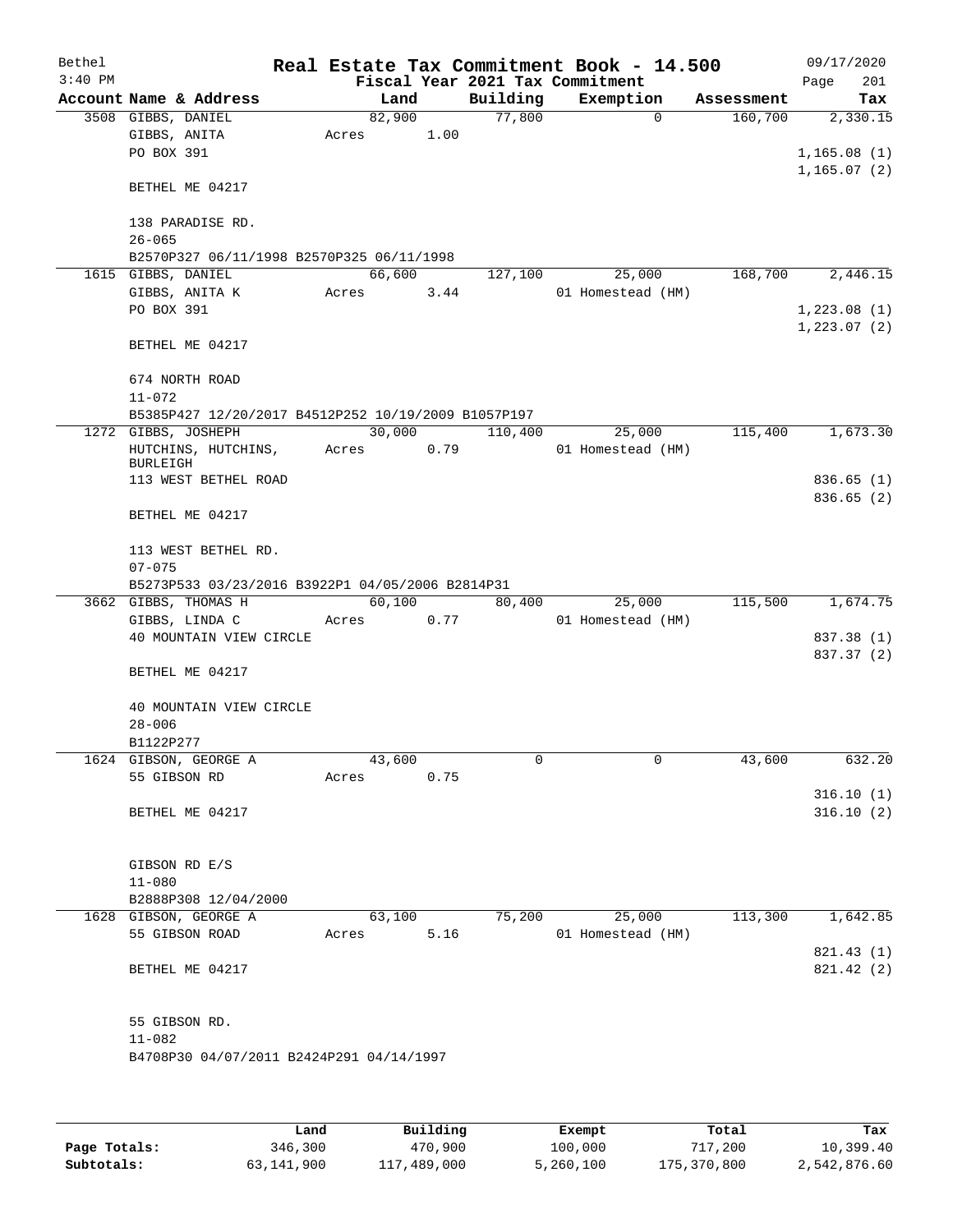Bethel 3:40 PM

# Real Estate Tax Commitment Book - 14.500

Fiscal Year 2021 Tax Commitment

09/17/2020 Page 201

| Account Name & Address | Land | Building | Exemption | Assessment | Tax |
|---|---|---|---|---|---|
| 3508 GIBBS, DANIEL<br>GIBBS, ANITA<br>PO BOX 391<br><br>BETHEL ME 04217<br><br>138 PARADISE RD.<br>26-065<br>B2570P327 06/11/1998 B2570P325 06/11/1998 | 82,900<br>Acres 1.00 | 77,800 | 0 | 160,700 | 2,330.15<br><br>1,165.08 (1)<br>1,165.07 (2) |
| 1615 GIBBS, DANIEL<br>GIBBS, ANITA K<br>PO BOX 391<br><br>BETHEL ME 04217<br><br>674 NORTH ROAD<br>11-072<br>B5385P427 12/20/2017 B4512P252 10/19/2009 B1057P197 | 66,600<br>Acres 3.44 | 127,100 | 25,000<br>01 Homestead (HM) | 168,700 | 2,446.15<br><br>1,223.08 (1)<br>1,223.07 (2) |
| 1272 GIBBS, JOSHEPH<br>HUTCHINS, HUTCHINS, BURLEIGH<br>113 WEST BETHEL ROAD<br><br>BETHEL ME 04217<br><br>113 WEST BETHEL RD.<br>07-075<br>B5273P533 03/23/2016 B3922P1 04/05/2006 B2814P31 | 30,000<br>Acres 0.79 | 110,400 | 25,000<br>01 Homestead (HM) | 115,400 | 1,673.30<br><br>836.65 (1)<br>836.65 (2) |
| 3662 GIBBS, THOMAS H<br>GIBBS, LINDA C<br>40 MOUNTAIN VIEW CIRCLE<br><br>BETHEL ME 04217<br><br>40 MOUNTAIN VIEW CIRCLE<br>28-006<br>B1122P277 | 60,100<br>Acres 0.77 | 80,400 | 25,000<br>01 Homestead (HM) | 115,500 | 1,674.75<br><br>837.38 (1)<br>837.37 (2) |
| 1624 GIBSON, GEORGE A<br>55 GIBSON RD<br><br>BETHEL ME 04217<br><br>GIBSON RD E/S<br>11-080<br>B2888P308 12/04/2000 | 43,600<br>Acres 0.75 | 0 | 0 | 43,600 | 632.20<br><br>316.10 (1)<br>316.10 (2) |
| 1628 GIBSON, GEORGE A<br>55 GIBSON ROAD<br><br>BETHEL ME 04217<br><br>55 GIBSON RD.<br>11-082<br>B4708P30 04/07/2011 B2424P291 04/14/1997 | 63,100<br>Acres 5.16 | 75,200 | 25,000<br>01 Homestead (HM) | 113,300 | 1,642.85<br><br>821.43 (1)<br>821.42 (2) |

| | Land | Building | Exempt | Total | Tax |
|---|---|---|---|---|---|
| Page Totals: | 346,300 | 470,900 | 100,000 | 717,200 | 10,399.40 |
| Subtotals: | 63,141,900 | 117,489,000 | 5,260,100 | 175,370,800 | 2,542,876.60 |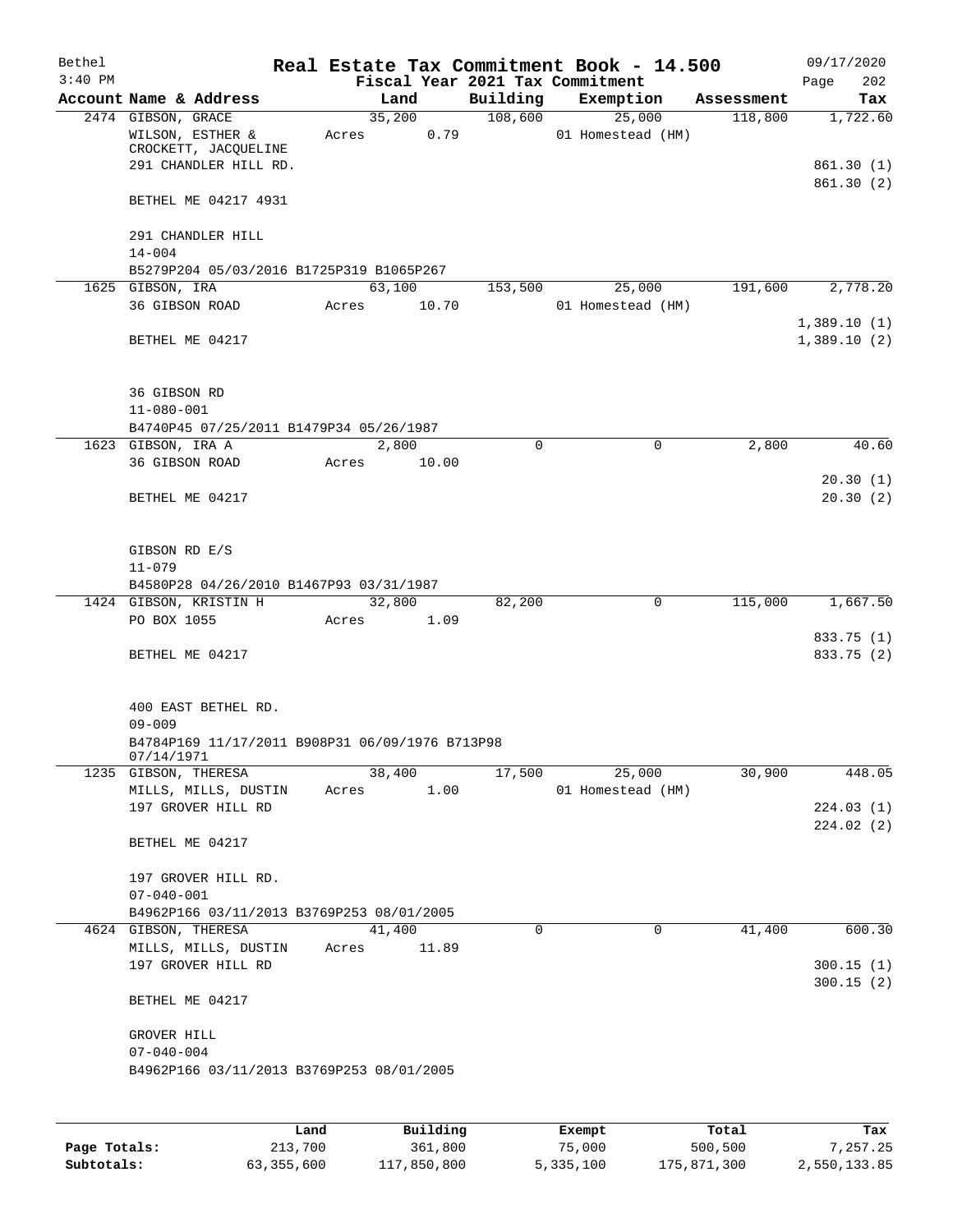# Real Estate Tax Commitment Book - 14.500

Bethel
3:40 PM

Fiscal Year 2021 Tax Commitment

09/17/2020
Page 202

| Account Name & Address | Land | Building | Exemption | Assessment | Tax |
|---|---|---|---|---|---|
| 2474 GIBSON, GRACE | 35,200 | 108,600 | 25,000 | 118,800 | 1,722.60 |
| WILSON, ESTHER & CROCKETT, JACQUELINE | Acres 0.79 | | 01 Homestead (HM) | | |
| 291 CHANDLER HILL RD. | | | | | 861.30 (1) |
| | | | | | 861.30 (2) |
| BETHEL ME 04217 4931 | | | | | |
| 291 CHANDLER HILL | | | | | |
| 14-004 | | | | | |
| B5279P204 05/03/2016 B1725P319 B1065P267 | | | | | |
| 1625 GIBSON, IRA | 63,100 | 153,500 | 25,000 | 191,600 | 2,778.20 |
| 36 GIBSON ROAD | Acres 10.70 | | 01 Homestead (HM) | | |
| | | | | | 1,389.10 (1) |
| BETHEL ME 04217 | | | | | 1,389.10 (2) |
| 36 GIBSON RD | | | | | |
| 11-080-001 | | | | | |
| B4740P45 07/25/2011 B1479P34 05/26/1987 | | | | | |
| 1623 GIBSON, IRA A | 2,800 | 0 | 0 | 2,800 | 40.60 |
| 36 GIBSON ROAD | Acres 10.00 | | | | |
| | | | | | 20.30 (1) |
| BETHEL ME 04217 | | | | | 20.30 (2) |
| GIBSON RD E/S | | | | | |
| 11-079 | | | | | |
| B4580P28 04/26/2010 B1467P93 03/31/1987 | | | | | |
| 1424 GIBSON, KRISTIN H | 32,800 | 82,200 | 0 | 115,000 | 1,667.50 |
| PO BOX 1055 | Acres 1.09 | | | | |
| | | | | | 833.75 (1) |
| BETHEL ME 04217 | | | | | 833.75 (2) |
| 400 EAST BETHEL RD. | | | | | |
| 09-009 | | | | | |
| B4784P169 11/17/2011 B908P31 06/09/1976 B713P98 07/14/1971 | | | | | |
| 1235 GIBSON, THERESA | 38,400 | 17,500 | 25,000 | 30,900 | 448.05 |
| MILLS, MILLS, DUSTIN | Acres 1.00 | | 01 Homestead (HM) | | |
| 197 GROVER HILL RD | | | | | 224.03 (1) |
| | | | | | 224.02 (2) |
| BETHEL ME 04217 | | | | | |
| 197 GROVER HILL RD. | | | | | |
| 07-040-001 | | | | | |
| B4962P166 03/11/2013 B3769P253 08/01/2005 | | | | | |
| 4624 GIBSON, THERESA | 41,400 | 0 | 0 | 41,400 | 600.30 |
| MILLS, MILLS, DUSTIN | Acres 11.89 | | | | |
| 197 GROVER HILL RD | | | | | 300.15 (1) |
| | | | | | 300.15 (2) |
| BETHEL ME 04217 | | | | | |
| GROVER HILL | | | | | |
| 07-040-004 | | | | | |
| B4962P166 03/11/2013 B3769P253 08/01/2005 | | | | | |

| | Land | Building | Exempt | Total | Tax |
|---|---|---|---|---|---|
| Page Totals: | 213,700 | 361,800 | 75,000 | 500,500 | 7,257.25 |
| Subtotals: | 63,355,600 | 117,850,800 | 5,335,100 | 175,871,300 | 2,550,133.85 |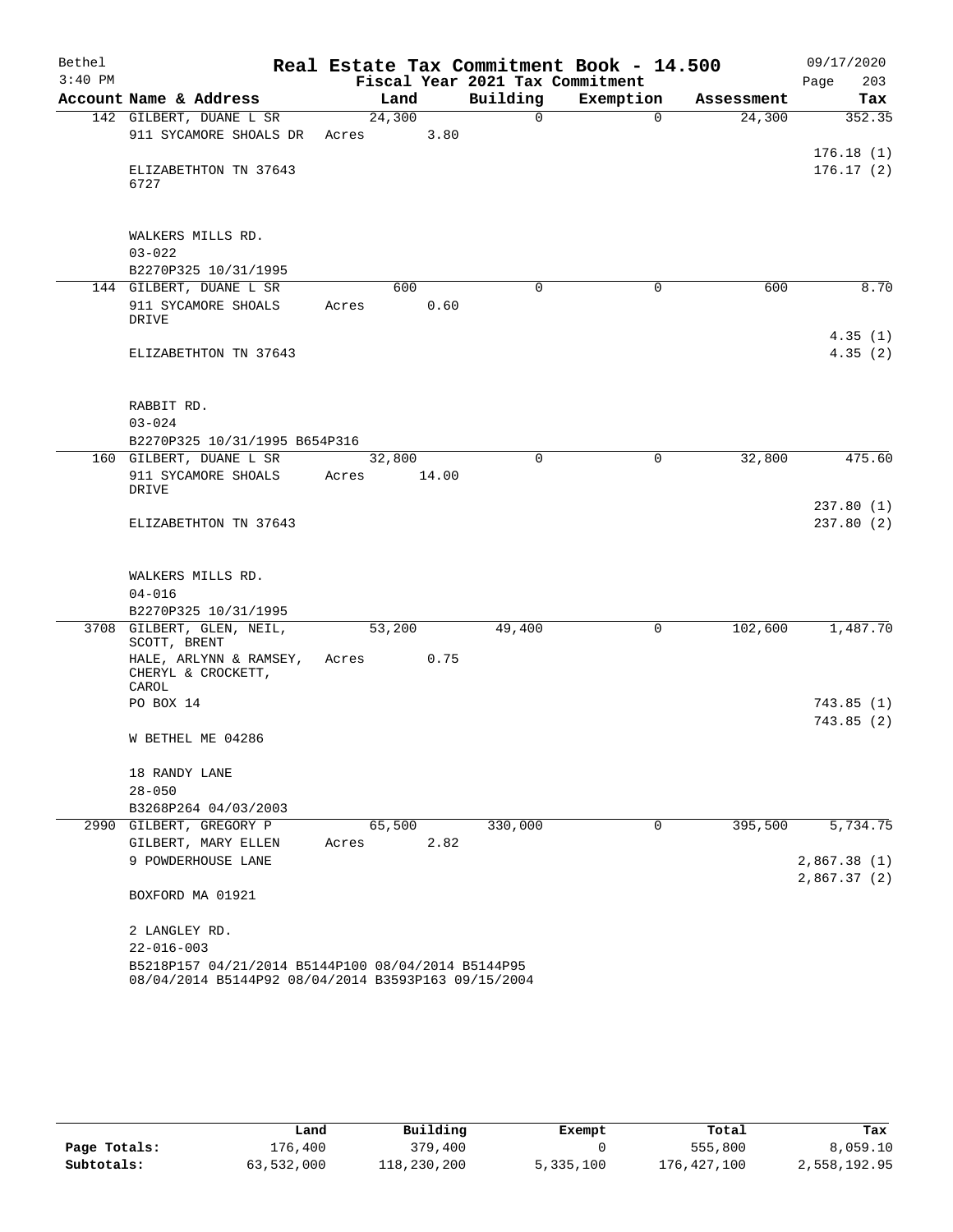# Real Estate Tax Commitment Book - 14.500

Bethel 3:40 PM — 09/17/2020

Fiscal Year 2021 Tax Commitment

| Account Name & Address | Land | Building | Exemption | Assessment | Tax |
|---|---|---|---|---|---|
| 142 GILBERT, DUANE L SR<br>911 SYCAMORE SHOALS DR<br><br>ELIZABETHTON TN 37643<br>6727<br><br>WALKERS MILLS RD.<br>03-022<br>B2270P325 10/31/1995 | 24,300<br>Acres 3.80 | 0 | 0 | 24,300 | 352.35<br><br>176.18 (1)<br>176.17 (2) |
| 144 GILBERT, DUANE L SR<br>911 SYCAMORE SHOALS DRIVE<br><br>ELIZABETHTON TN 37643<br><br>RABBIT RD.<br>03-024<br>B2270P325 10/31/1995 B654P316 | 600<br>Acres 0.60 | 0 | 0 | 600 | 8.70<br><br>4.35 (1)<br>4.35 (2) |
| 160 GILBERT, DUANE L SR<br>911 SYCAMORE SHOALS DRIVE<br><br>ELIZABETHTON TN 37643<br><br>WALKERS MILLS RD.<br>04-016<br>B2270P325 10/31/1995 | 32,800<br>Acres 14.00 | 0 | 0 | 32,800 | 475.60<br><br>237.80 (1)<br>237.80 (2) |
| 3708 GILBERT, GLEN, NEIL, SCOTT, BRENT<br>HALE, ARLYNN & RAMSEY, CHERYL & CROCKETT, CAROL<br>PO BOX 14<br><br>W BETHEL ME 04286<br><br>18 RANDY LANE<br>28-050<br>B3268P264 04/03/2003 | 53,200<br>Acres 0.75 | 49,400 | 0 | 102,600 | 1,487.70<br><br>743.85 (1)<br>743.85 (2) |
| 2990 GILBERT, GREGORY P<br>GILBERT, MARY ELLEN<br>9 POWDERHOUSE LANE<br><br>BOXFORD MA 01921<br><br>2 LANGLEY RD.<br>22-016-003<br>B5218P157 04/21/2014 B5144P100 08/04/2014 B5144P95 08/04/2014 B5144P92 08/04/2014 B3593P163 09/15/2004 | 65,500<br>Acres 2.82 | 330,000 | 0 | 395,500 | 5,734.75<br><br>2,867.38 (1)<br>2,867.37 (2) |

| | Land | Building | Exempt | Total | Tax |
|---|---|---|---|---|---|
| Page Totals: | 176,400 | 379,400 | 0 | 555,800 | 8,059.10 |
| Subtotals: | 63,532,000 | 118,230,200 | 5,335,100 | 176,427,100 | 2,558,192.95 |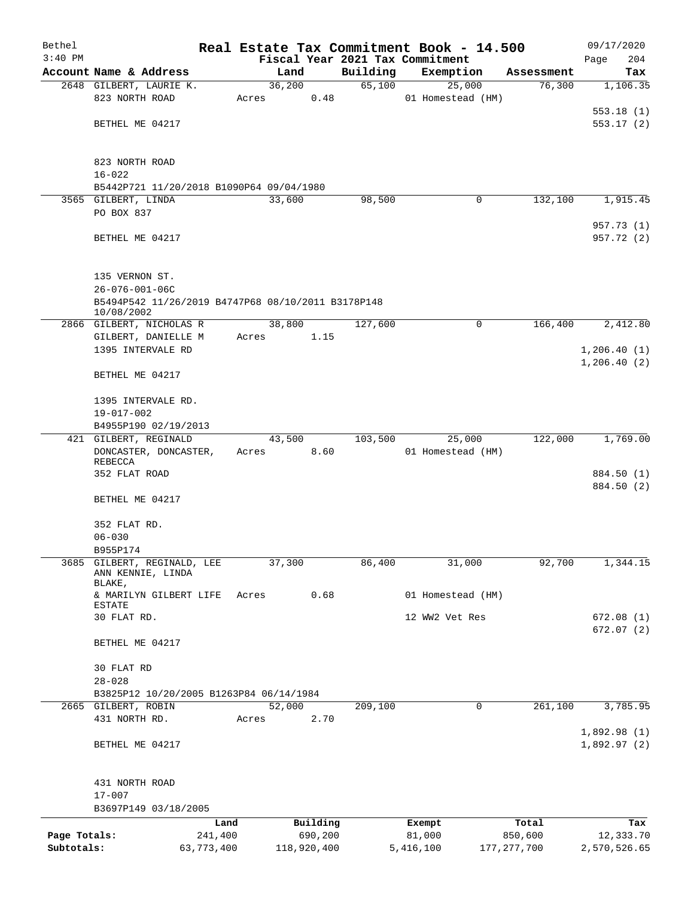Bethel 3:40 PM

# Real Estate Tax Commitment Book - 14.500

Fiscal Year 2021 Tax Commitment

09/17/2020 Page 204

| Account | Name & Address | Land | Building | Exemption | Assessment | Tax |
|---|---|---|---|---|---|---|
| 2648 | GILBERT, LAURIE K.<br>823 NORTH ROAD<br><br>BETHEL ME 04217<br><br>823 NORTH ROAD<br>16-022<br>B5442P721 11/20/2018 B1090P64 09/04/1980 | 36,200<br>Acres 0.48 | 65,100 | 25,000<br>01 Homestead (HM) | 76,300 | 1,106.35<br><br>553.18 (1)<br>553.17 (2) |
| 3565 | GILBERT, LINDA<br>PO BOX 837<br><br>BETHEL ME 04217<br><br>135 VERNON ST.<br>26-076-001-06C<br>B5494P542 11/26/2019 B4747P68 08/10/2011 B3178P148 10/08/2002 | 33,600 | 98,500 | 0 | 132,100 | 1,915.45<br><br>957.73 (1)<br>957.72 (2) |
| 2866 | GILBERT, NICHOLAS R<br>GILBERT, DANIELLE M<br>1395 INTERVALE RD<br><br>BETHEL ME 04217<br><br>1395 INTERVALE RD.<br>19-017-002<br>B4955P190 02/19/2013 | 38,800<br>Acres 1.15 | 127,600 | 0 | 166,400 | 2,412.80<br><br>1,206.40 (1)<br>1,206.40 (2) |
| 421 | GILBERT, REGINALD<br>DONCASTER, DONCASTER, REBECCA<br>352 FLAT ROAD<br><br>BETHEL ME 04217<br><br>352 FLAT RD.<br>06-030<br>B955P174 | 43,500<br>Acres 8.60 | 103,500 | 25,000<br>01 Homestead (HM) | 122,000 | 1,769.00<br><br>884.50 (1)<br>884.50 (2) |
| 3685 | GILBERT, REGINALD, LEE ANN KENNIE, LINDA BLAKE,<br>& MARILYN GILBERT LIFE ESTATE<br>30 FLAT RD.<br><br>BETHEL ME 04217<br><br>30 FLAT RD<br>28-028<br>B3825P12 10/20/2005 B1263P84 06/14/1984 | 37,300<br>Acres 0.68 | 86,400 | 31,000<br>01 Homestead (HM)<br>12 WW2 Vet Res | 92,700 | 1,344.15<br><br>672.08 (1)<br>672.07 (2) |
| 2665 | GILBERT, ROBIN<br>431 NORTH RD.<br><br>BETHEL ME 04217<br><br>431 NORTH ROAD<br>17-007<br>B3697P149 03/18/2005 | 52,000<br>Acres 2.70 | 209,100 | 0 | 261,100 | 3,785.95<br><br>1,892.98 (1)<br>1,892.97 (2) |

| | Land | Building | Exempt | Total | Tax |
|---|---|---|---|---|---|
| Page Totals: | 241,400 | 690,200 | 81,000 | 850,600 | 12,333.70 |
| Subtotals: | 63,773,400 | 118,920,400 | 5,416,100 | 177,277,700 | 2,570,526.65 |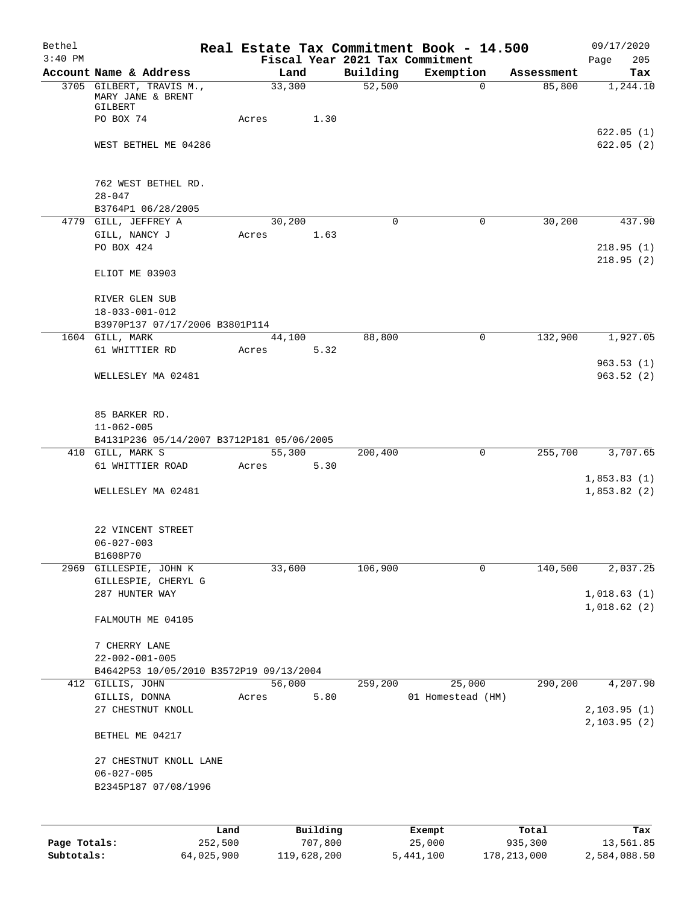Bethel 3:40 PM

# Real Estate Tax Commitment Book - 14.500

Fiscal Year 2021 Tax Commitment

09/17/2020 Page 205

| Account Name & Address | Land | Building | Exemption | Assessment | Tax |
|---|---|---|---|---|---|
| 3705 GILBERT, TRAVIS M., MARY JANE & BRENT GILBERT | 33,300 | 52,500 | 0 | 85,800 | 1,244.10 |
| PO BOX 74 | Acres 1.30 | | | | |
| | | | | | 622.05 (1) |
| WEST BETHEL ME 04286 | | | | | 622.05 (2) |
| 762 WEST BETHEL RD. | | | | | |
| 28-047 | | | | | |
| B3764P1 06/28/2005 | | | | | |
| 4779 GILL, JEFFREY A | 30,200 | 0 | 0 | 30,200 | 437.90 |
| GILL, NANCY J | Acres 1.63 | | | | |
| PO BOX 424 | | | | | 218.95 (1) |
| | | | | | 218.95 (2) |
| ELIOT ME 03903 | | | | | |
| RIVER GLEN SUB | | | | | |
| 18-033-001-012 | | | | | |
| B3970P137 07/17/2006 B3801P114 | | | | | |
| 1604 GILL, MARK | 44,100 | 88,800 | 0 | 132,900 | 1,927.05 |
| 61 WHITTIER RD | Acres 5.32 | | | | |
| | | | | | 963.53 (1) |
| WELLESLEY MA 02481 | | | | | 963.52 (2) |
| 85 BARKER RD. | | | | | |
| 11-062-005 | | | | | |
| B4131P236 05/14/2007 B3712P181 05/06/2005 | | | | | |
| 410 GILL, MARK S | 55,300 | 200,400 | 0 | 255,700 | 3,707.65 |
| 61 WHITTIER ROAD | Acres 5.30 | | | | |
| | | | | | 1,853.83 (1) |
| WELLESLEY MA 02481 | | | | | 1,853.82 (2) |
| 22 VINCENT STREET | | | | | |
| 06-027-003 | | | | | |
| B1608P70 | | | | | |
| 2969 GILLESPIE, JOHN K | 33,600 | 106,900 | 0 | 140,500 | 2,037.25 |
| GILLESPIE, CHERYL G | | | | | |
| 287 HUNTER WAY | | | | | 1,018.63 (1) |
| | | | | | 1,018.62 (2) |
| FALMOUTH ME 04105 | | | | | |
| 7 CHERRY LANE | | | | | |
| 22-002-001-005 | | | | | |
| B4642P53 10/05/2010 B3572P19 09/13/2004 | | | | | |
| 412 GILLIS, JOHN | 56,000 | 259,200 | 25,000 | 290,200 | 4,207.90 |
| GILLIS, DONNA | Acres 5.80 | | 01 Homestead (HM) | | |
| 27 CHESTNUT KNOLL | | | | | 2,103.95 (1) |
| | | | | | 2,103.95 (2) |
| BETHEL ME 04217 | | | | | |
| 27 CHESTNUT KNOLL LANE | | | | | |
| 06-027-005 | | | | | |
| B2345P187 07/08/1996 | | | | | |

| | Land | Building | Exempt | Total | Tax |
|---|---|---|---|---|---|
| Page Totals: | 252,500 | 707,800 | 25,000 | 935,300 | 13,561.85 |
| Subtotals: | 64,025,900 | 119,628,200 | 5,441,100 | 178,213,000 | 2,584,088.50 |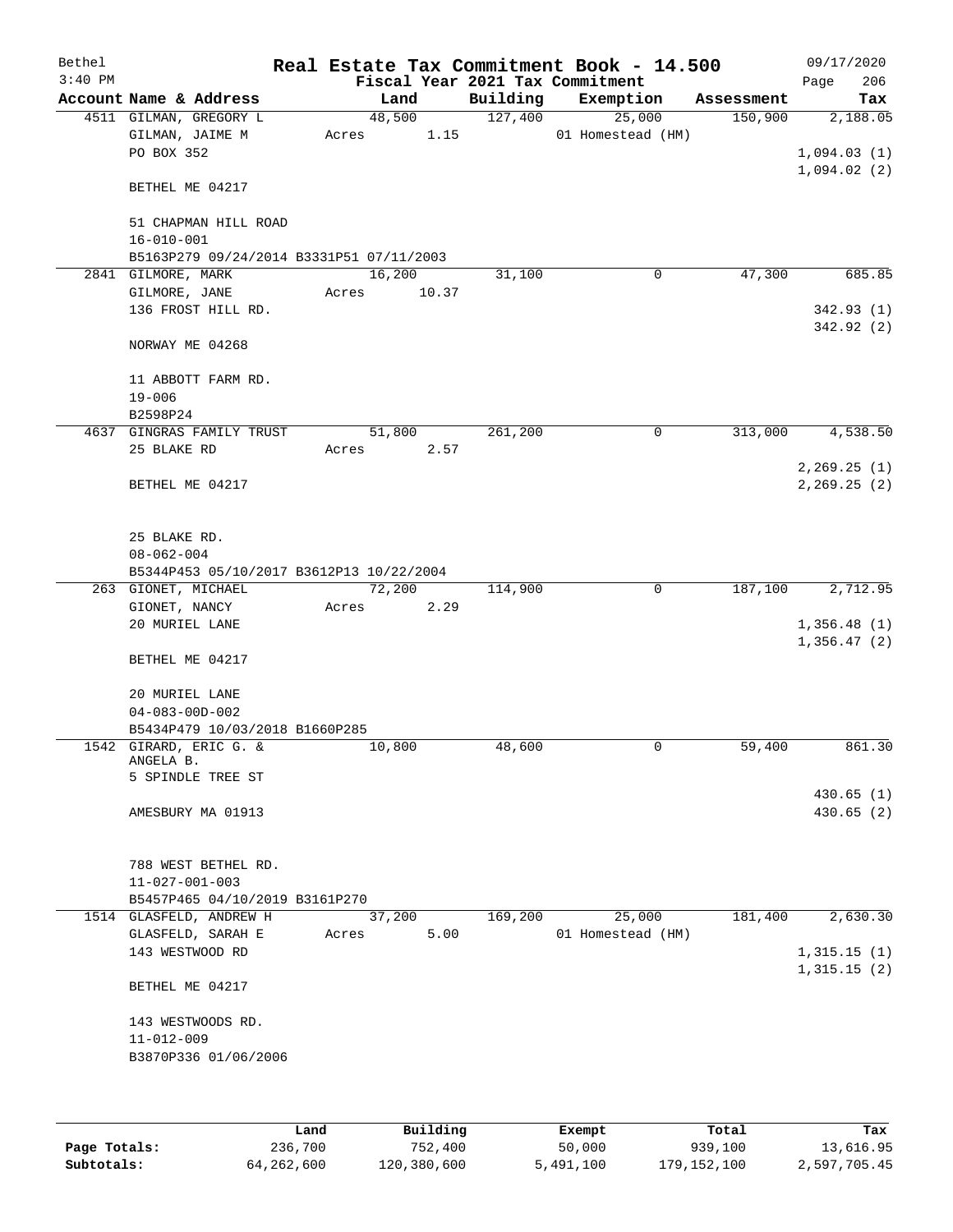Bethel 3:40 PM

# Real Estate Tax Commitment Book - 14.500

Fiscal Year 2021 Tax Commitment

09/17/2020 Page 206

| Account Name & Address | Land | Building | Exemption | Assessment | Tax |
|---|---|---|---|---|---|
| 4511 GILMAN, GREGORY L<br>GILMAN, JAIME M<br>PO BOX 352<br><br>BETHEL ME 04217<br><br>51 CHAPMAN HILL ROAD<br>16-010-001<br>B5163P279 09/24/2014 B3331P51 07/11/2003 | 48,500<br>Acres 1.15 | 127,400 | 25,000<br>01 Homestead (HM) | 150,900 | 2,188.05<br><br>1,094.03 (1)<br>1,094.02 (2) |
| 2841 GILMORE, MARK<br>GILMORE, JANE<br>136 FROST HILL RD.<br><br>NORWAY ME 04268<br><br>11 ABBOTT FARM RD.<br>19-006<br>B2598P24 | 16,200<br>Acres 10.37 | 31,100 | 0 | 47,300 | 685.85<br><br>342.93 (1)<br>342.92 (2) |
| 4637 GINGRAS FAMILY TRUST<br>25 BLAKE RD<br><br>BETHEL ME 04217<br><br>25 BLAKE RD.<br>08-062-004<br>B5344P453 05/10/2017 B3612P13 10/22/2004 | 51,800<br>Acres 2.57 | 261,200 | 0 | 313,000 | 4,538.50<br><br>2,269.25 (1)<br>2,269.25 (2) |
| 263 GIONET, MICHAEL<br>GIONET, NANCY<br>20 MURIEL LANE<br><br>BETHEL ME 04217<br><br>20 MURIEL LANE<br>04-083-00D-002<br>B5434P479 10/03/2018 B1660P285 | 72,200<br>Acres 2.29 | 114,900 | 0 | 187,100 | 2,712.95<br><br>1,356.48 (1)<br>1,356.47 (2) |
| 1542 GIRARD, ERIC G. &<br>ANGELA B.<br>5 SPINDLE TREE ST<br><br>AMESBURY MA 01913<br><br>788 WEST BETHEL RD.<br>11-027-001-003<br>B5457P465 04/10/2019 B3161P270 | 10,800 | 48,600 | 0 | 59,400 | 861.30<br><br>430.65 (1)<br>430.65 (2) |
| 1514 GLASFELD, ANDREW H<br>GLASFELD, SARAH E<br>143 WESTWOOD RD<br><br>BETHEL ME 04217<br><br>143 WESTWOODS RD.<br>11-012-009<br>B3870P336 01/06/2006 | 37,200<br>Acres 5.00 | 169,200 | 25,000<br>01 Homestead (HM) | 181,400 | 2,630.30<br><br>1,315.15 (1)<br>1,315.15 (2) |

| | Land | Building | Exempt | Total | Tax |
|---|---|---|---|---|---|
| Page Totals: | 236,700 | 752,400 | 50,000 | 939,100 | 13,616.95 |
| Subtotals: | 64,262,600 | 120,380,600 | 5,491,100 | 179,152,100 | 2,597,705.45 |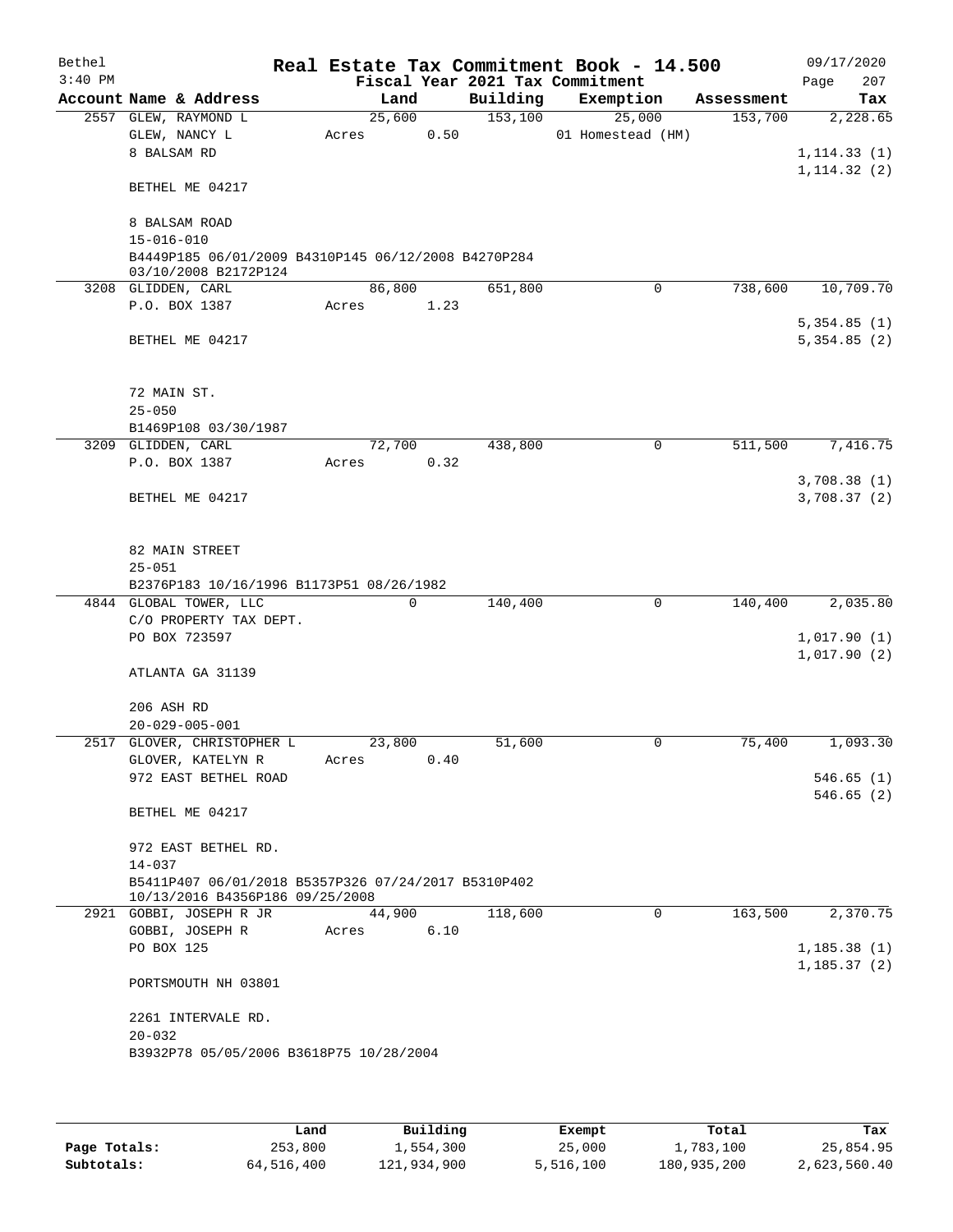# Real Estate Tax Commitment Book - 14.500

Bethel
3:40 PM

Fiscal Year 2021 Tax Commitment

09/17/2020
Page 207

| Account Name & Address | Land | Building | Exemption | Assessment | Tax |
|---|---|---|---|---|---|
| 2557 GLEW, RAYMOND L | 25,600 | 153,100 | 25,000 | 153,700 | 2,228.65 |
| GLEW, NANCY L | Acres 0.50 | | 01 Homestead (HM) | | |
| 8 BALSAM RD | | | | | 1,114.33 (1) |
| | | | | | 1,114.32 (2) |
| BETHEL ME 04217 | | | | | |
| 8 BALSAM ROAD | | | | | |
| 15-016-010 | | | | | |
| B4449P185 06/01/2009 B4310P145 06/12/2008 B4270P284 03/10/2008 B2172P124 | | | | | |
| 3208 GLIDDEN, CARL | 86,800 | 651,800 | 0 | 738,600 | 10,709.70 |
| P.O. BOX 1387 | Acres 1.23 | | | | |
| | | | | | 5,354.85 (1) |
| BETHEL ME 04217 | | | | | 5,354.85 (2) |
| 72 MAIN ST. | | | | | |
| 25-050 | | | | | |
| B1469P108 03/30/1987 | | | | | |
| 3209 GLIDDEN, CARL | 72,700 | 438,800 | 0 | 511,500 | 7,416.75 |
| P.O. BOX 1387 | Acres 0.32 | | | | |
| | | | | | 3,708.38 (1) |
| BETHEL ME 04217 | | | | | 3,708.37 (2) |
| 82 MAIN STREET | | | | | |
| 25-051 | | | | | |
| B2376P183 10/16/1996 B1173P51 08/26/1982 | | | | | |
| 4844 GLOBAL TOWER, LLC | 0 | 140,400 | 0 | 140,400 | 2,035.80 |
| C/O PROPERTY TAX DEPT. | | | | | |
| PO BOX 723597 | | | | | 1,017.90 (1) |
| | | | | | 1,017.90 (2) |
| ATLANTA GA 31139 | | | | | |
| 206 ASH RD | | | | | |
| 20-029-005-001 | | | | | |
| 2517 GLOVER, CHRISTOPHER L | 23,800 | 51,600 | 0 | 75,400 | 1,093.30 |
| GLOVER, KATELYN R | Acres 0.40 | | | | |
| 972 EAST BETHEL ROAD | | | | | 546.65 (1) |
| | | | | | 546.65 (2) |
| BETHEL ME 04217 | | | | | |
| 972 EAST BETHEL RD. | | | | | |
| 14-037 | | | | | |
| B5411P407 06/01/2018 B5357P326 07/24/2017 B5310P402 10/13/2016 B4356P186 09/25/2008 | | | | | |
| 2921 GOBBI, JOSEPH R JR | 44,900 | 118,600 | 0 | 163,500 | 2,370.75 |
| GOBBI, JOSEPH R | Acres 6.10 | | | | |
| PO BOX 125 | | | | | 1,185.38 (1) |
| | | | | | 1,185.37 (2) |
| PORTSMOUTH NH 03801 | | | | | |
| 2261 INTERVALE RD. | | | | | |
| 20-032 | | | | | |
| B3932P78 05/05/2006 B3618P75 10/28/2004 | | | | | |

| | Land | Building | Exempt | Total | Tax |
|---|---|---|---|---|---|
| Page Totals: | 253,800 | 1,554,300 | 25,000 | 1,783,100 | 25,854.95 |
| Subtotals: | 64,516,400 | 121,934,900 | 5,516,100 | 180,935,200 | 2,623,560.40 |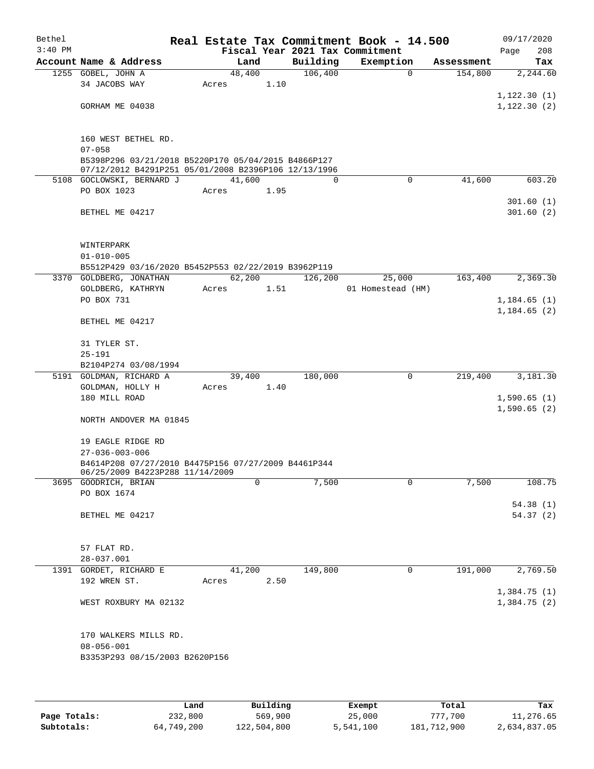# Real Estate Tax Commitment Book - 14.500

Bethel
3:40 PM

Fiscal Year 2021 Tax Commitment

09/17/2020
Page 208

| Account | Name & Address | Land | Building | Exemption | Assessment | Tax |
|---|---|---|---|---|---|---|
| 1255 | GOBEL, JOHN A<br>34 JACOBS WAY<br><br>GORHAM ME 04038<br><br>160 WEST BETHEL RD.<br>07-058<br>B5398P296 03/21/2018 B5220P170 05/04/2015 B4866P127 07/12/2012 B4291P251 05/01/2008 B2396P106 12/13/1996 | 48,400<br>Acres 1.10 | 106,400 | 0 | 154,800 | 2,244.60<br><br>1,122.30 (1)<br>1,122.30 (2) |
| 5108 | GOCLOWSKI, BERNARD J<br>PO BOX 1023<br><br>BETHEL ME 04217<br><br>WINTERPARK<br>01-010-005<br>B5512P429 03/16/2020 B5452P553 02/22/2019 B3962P119 | 41,600<br>Acres 1.95 | 0 | 0 | 41,600 | 603.20<br><br>301.60 (1)<br>301.60 (2) |
| 3370 | GOLDBERG, JONATHAN<br>GOLDBERG, KATHRYN<br>PO BOX 731<br><br>BETHEL ME 04217<br><br>31 TYLER ST.<br>25-191<br>B2104P274 03/08/1994 | 62,200<br>Acres 1.51 | 126,200 | 25,000<br>01 Homestead (HM) | 163,400 | 2,369.30<br><br>1,184.65 (1)<br>1,184.65 (2) |
| 5191 | GOLDMAN, RICHARD A<br>GOLDMAN, HOLLY H<br>180 MILL ROAD<br><br>NORTH ANDOVER MA 01845<br><br>19 EAGLE RIDGE RD<br>27-036-003-006<br>B4614P208 07/27/2010 B4475P156 07/27/2009 B4461P344 06/25/2009 B4223P288 11/14/2009 | 39,400<br>Acres 1.40 | 180,000 | 0 | 219,400 | 3,181.30<br><br>1,590.65 (1)<br>1,590.65 (2) |
| 3695 | GOODRICH, BRIAN<br>PO BOX 1674<br><br>BETHEL ME 04217<br><br>57 FLAT RD.<br>28-037.001 | 0 | 7,500 | 0 | 7,500 | 108.75<br><br>54.38 (1)<br>54.37 (2) |
| 1391 | GORDET, RICHARD E<br>192 WREN ST.<br><br>WEST ROXBURY MA 02132<br><br>170 WALKERS MILLS RD.<br>08-056-001<br>B3353P293 08/15/2003 B2620P156 | 41,200<br>Acres 2.50 | 149,800 | 0 | 191,000 | 2,769.50<br><br>1,384.75 (1)<br>1,384.75 (2) |

| | Land | Building | Exempt | Total | Tax |
|---|---|---|---|---|---|
| **Page Totals:** | 232,800 | 569,900 | 25,000 | 777,700 | 11,276.65 |
| **Subtotals:** | 64,749,200 | 122,504,800 | 5,541,100 | 181,712,900 | 2,634,837.05 |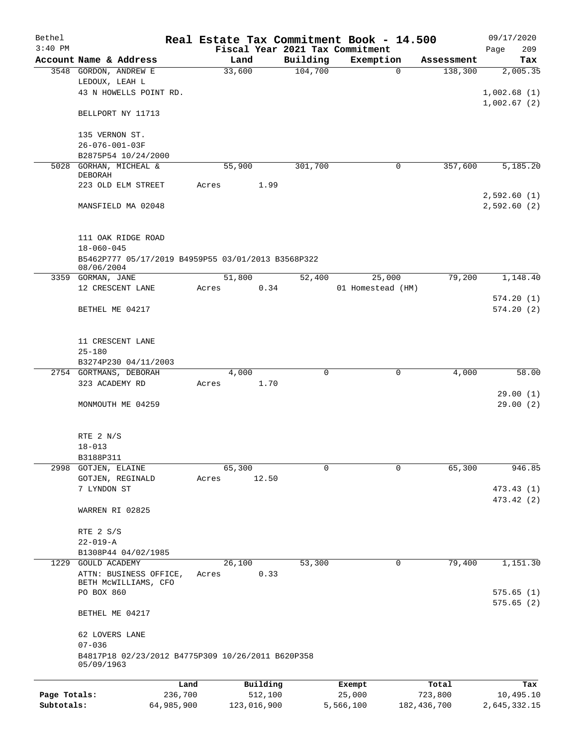Bethel 3:40 PM

# Real Estate Tax Commitment Book - 14.500

Fiscal Year 2021 Tax Commitment

09/17/2020 Page 209

| Account Name & Address | Land | Building | Exemption | Assessment | Tax |
|---|---|---|---|---|---|
| 3548 GORDON, ANDREW E | 33,600 | 104,700 | 0 | 138,300 | 2,005.35 |
| LEDOUX, LEAH L | | | | | |
| 43 N HOWELLS POINT RD. | | | | | 1,002.68 (1) |
| | | | | | 1,002.67 (2) |
| BELLPORT NY 11713 | | | | | |
| 135 VERNON ST. | | | | | |
| 26-076-001-03F | | | | | |
| B2875P54 10/24/2000 | | | | | |
| 5028 GORHAN, MICHEAL & DEBORAH | 55,900 | 301,700 | 0 | 357,600 | 5,185.20 |
| 223 OLD ELM STREET | Acres 1.99 | | | | |
| | | | | | 2,592.60 (1) |
| MANSFIELD MA 02048 | | | | | 2,592.60 (2) |
| 111 OAK RIDGE ROAD | | | | | |
| 18-060-045 | | | | | |
| B5462P777 05/17/2019 B4959P55 03/01/2013 B3568P322 08/06/2004 | | | | | |
| 3359 GORMAN, JANE | 51,800 | 52,400 | 25,000 | 79,200 | 1,148.40 |
| 12 CRESCENT LANE | Acres 0.34 | | 01 Homestead (HM) | | |
| | | | | | 574.20 (1) |
| BETHEL ME 04217 | | | | | 574.20 (2) |
| 11 CRESCENT LANE | | | | | |
| 25-180 | | | | | |
| B3274P230 04/11/2003 | | | | | |
| 2754 GORTMANS, DEBORAH | 4,000 | 0 | 0 | 4,000 | 58.00 |
| 323 ACADEMY RD | Acres 1.70 | | | | |
| | | | | | 29.00 (1) |
| MONMOUTH ME 04259 | | | | | 29.00 (2) |
| RTE 2 N/S | | | | | |
| 18-013 | | | | | |
| B3188P311 | | | | | |
| 2998 GOTJEN, ELAINE | 65,300 | 0 | 0 | 65,300 | 946.85 |
| GOTJEN, REGINALD | Acres 12.50 | | | | |
| 7 LYNDON ST | | | | | 473.43 (1) |
| | | | | | 473.42 (2) |
| WARREN RI 02825 | | | | | |
| RTE 2 S/S | | | | | |
| 22-019-A | | | | | |
| B1308P44 04/02/1985 | | | | | |
| 1229 GOULD ACADEMY | 26,100 | 53,300 | 0 | 79,400 | 1,151.30 |
| ATTN: BUSINESS OFFICE, BETH McWILLIAMS, CFO | Acres 0.33 | | | | |
| PO BOX 860 | | | | | 575.65 (1) |
| | | | | | 575.65 (2) |
| BETHEL ME 04217 | | | | | |
| 62 LOVERS LANE | | | | | |
| 07-036 | | | | | |
| B4817P18 02/23/2012 B4775P309 10/26/2011 B620P358 05/09/1963 | | | | | |

| | Land | Building | Exempt | Total | Tax |
|---|---|---|---|---|---|
| Page Totals: | 236,700 | 512,100 | 25,000 | 723,800 | 10,495.10 |
| Subtotals: | 64,985,900 | 123,016,900 | 5,566,100 | 182,436,700 | 2,645,332.15 |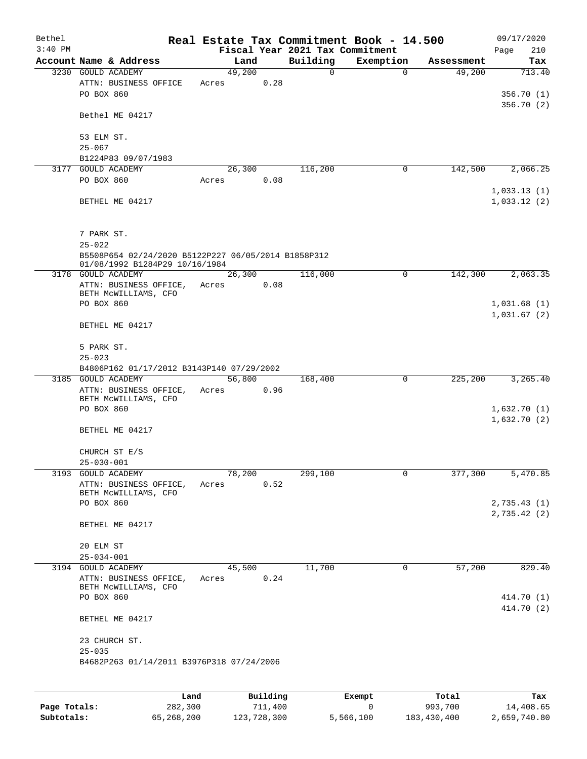Bethel
3:40 PM

# Real Estate Tax Commitment Book - 14.500

Fiscal Year 2021 Tax Commitment

09/17/2020
Page 210

| Account Name & Address | Land | Building | Exemption | Assessment | Tax |
|---|---|---|---|---|---|
| 3230 GOULD ACADEMY | 49,200 | 0 | 0 | 49,200 | 713.40 |
| ATTN: BUSINESS OFFICE | Acres 0.28 | | | | |
| PO BOX 860 | | | | | 356.70 (1) |
| | | | | | 356.70 (2) |
| Bethel ME 04217 | | | | | |
| 53 ELM ST. | | | | | |
| 25-067 | | | | | |
| B1224P83 09/07/1983 | | | | | |
| 3177 GOULD ACADEMY | 26,300 | 116,200 | 0 | 142,500 | 2,066.25 |
| PO BOX 860 | Acres 0.08 | | | | |
| | | | | | 1,033.13 (1) |
| BETHEL ME 04217 | | | | | 1,033.12 (2) |
| 7 PARK ST. | | | | | |
| 25-022 | | | | | |
| B5508P654 02/24/2020 B5122P227 06/05/2014 B1858P312 01/08/1992 B1284P29 10/16/1984 | | | | | |
| 3178 GOULD ACADEMY | 26,300 | 116,000 | 0 | 142,300 | 2,063.35 |
| ATTN: BUSINESS OFFICE, BETH McWILLIAMS, CFO | Acres 0.08 | | | | |
| PO BOX 860 | | | | | 1,031.68 (1) |
| | | | | | 1,031.67 (2) |
| BETHEL ME 04217 | | | | | |
| 5 PARK ST. | | | | | |
| 25-023 | | | | | |
| B4806P162 01/17/2012 B3143P140 07/29/2002 | | | | | |
| 3185 GOULD ACADEMY | 56,800 | 168,400 | 0 | 225,200 | 3,265.40 |
| ATTN: BUSINESS OFFICE, BETH McWILLIAMS, CFO | Acres 0.96 | | | | |
| PO BOX 860 | | | | | 1,632.70 (1) |
| | | | | | 1,632.70 (2) |
| BETHEL ME 04217 | | | | | |
| CHURCH ST E/S | | | | | |
| 25-030-001 | | | | | |
| 3193 GOULD ACADEMY | 78,200 | 299,100 | 0 | 377,300 | 5,470.85 |
| ATTN: BUSINESS OFFICE, BETH McWILLIAMS, CFO | Acres 0.52 | | | | |
| PO BOX 860 | | | | | 2,735.43 (1) |
| | | | | | 2,735.42 (2) |
| BETHEL ME 04217 | | | | | |
| 20 ELM ST | | | | | |
| 25-034-001 | | | | | |
| 3194 GOULD ACADEMY | 45,500 | 11,700 | 0 | 57,200 | 829.40 |
| ATTN: BUSINESS OFFICE, BETH McWILLIAMS, CFO | Acres 0.24 | | | | |
| PO BOX 860 | | | | | 414.70 (1) |
| | | | | | 414.70 (2) |
| BETHEL ME 04217 | | | | | |
| 23 CHURCH ST. | | | | | |
| 25-035 | | | | | |
| B4682P263 01/14/2011 B3976P318 07/24/2006 | | | | | |

| | Land | Building | Exempt | Total | Tax |
|---|---|---|---|---|---|
| Page Totals: | 282,300 | 711,400 | 0 | 993,700 | 14,408.65 |
| Subtotals: | 65,268,200 | 123,728,300 | 5,566,100 | 183,430,400 | 2,659,740.80 |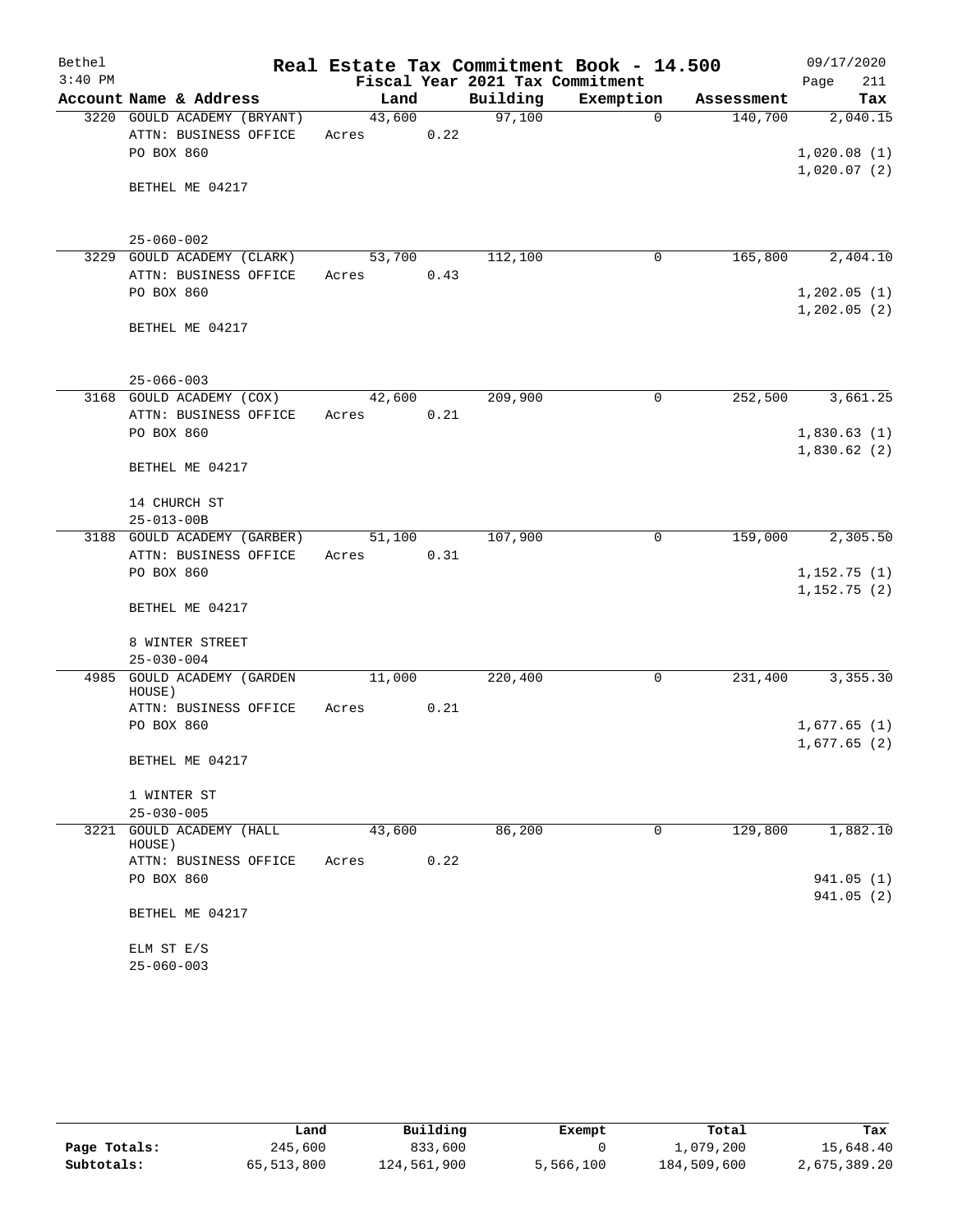# Real Estate Tax Commitment Book - 14.500

Bethel 3:40 PM — Fiscal Year 2021 Tax Commitment — 09/17/2020

| Account | Name & Address | Land | Building | Exemption | Assessment | Tax |
|---|---|---|---|---|---|---|
| 3220 | GOULD ACADEMY (BRYANT)<br>ATTN: BUSINESS OFFICE<br>PO BOX 860<br><br>BETHEL ME 04217<br><br>25-060-002 | 43,600<br>Acres 0.22 | 97,100 | 0 | 140,700 | 2,040.15<br><br>1,020.08 (1)<br>1,020.07 (2) |
| 3229 | GOULD ACADEMY (CLARK)<br>ATTN: BUSINESS OFFICE<br>PO BOX 860<br><br>BETHEL ME 04217<br><br>25-066-003 | 53,700<br>Acres 0.43 | 112,100 | 0 | 165,800 | 2,404.10<br><br>1,202.05 (1)<br>1,202.05 (2) |
| 3168 | GOULD ACADEMY (COX)<br>ATTN: BUSINESS OFFICE<br>PO BOX 860<br><br>BETHEL ME 04217<br><br>14 CHURCH ST<br>25-013-00B | 42,600<br>Acres 0.21 | 209,900 | 0 | 252,500 | 3,661.25<br><br>1,830.63 (1)<br>1,830.62 (2) |
| 3188 | GOULD ACADEMY (GARBER)<br>ATTN: BUSINESS OFFICE<br>PO BOX 860<br><br>BETHEL ME 04217<br><br>8 WINTER STREET<br>25-030-004 | 51,100<br>Acres 0.31 | 107,900 | 0 | 159,000 | 2,305.50<br><br>1,152.75 (1)<br>1,152.75 (2) |
| 4985 | GOULD ACADEMY (GARDEN HOUSE)<br>ATTN: BUSINESS OFFICE<br>PO BOX 860<br><br>BETHEL ME 04217<br><br>1 WINTER ST<br>25-030-005 | 11,000<br>Acres 0.21 | 220,400 | 0 | 231,400 | 3,355.30<br><br>1,677.65 (1)<br>1,677.65 (2) |
| 3221 | GOULD ACADEMY (HALL HOUSE)<br>ATTN: BUSINESS OFFICE<br>PO BOX 860<br><br>BETHEL ME 04217<br><br>ELM ST E/S<br>25-060-003 | 43,600<br>Acres 0.22 | 86,200 | 0 | 129,800 | 1,882.10<br><br>941.05 (1)<br>941.05 (2) |

| | Land | Building | Exempt | Total | Tax |
|---|---|---|---|---|---|
| **Page Totals:** | 245,600 | 833,600 | 0 | 1,079,200 | 15,648.40 |
| **Subtotals:** | 65,513,800 | 124,561,900 | 5,566,100 | 184,509,600 | 2,675,389.20 |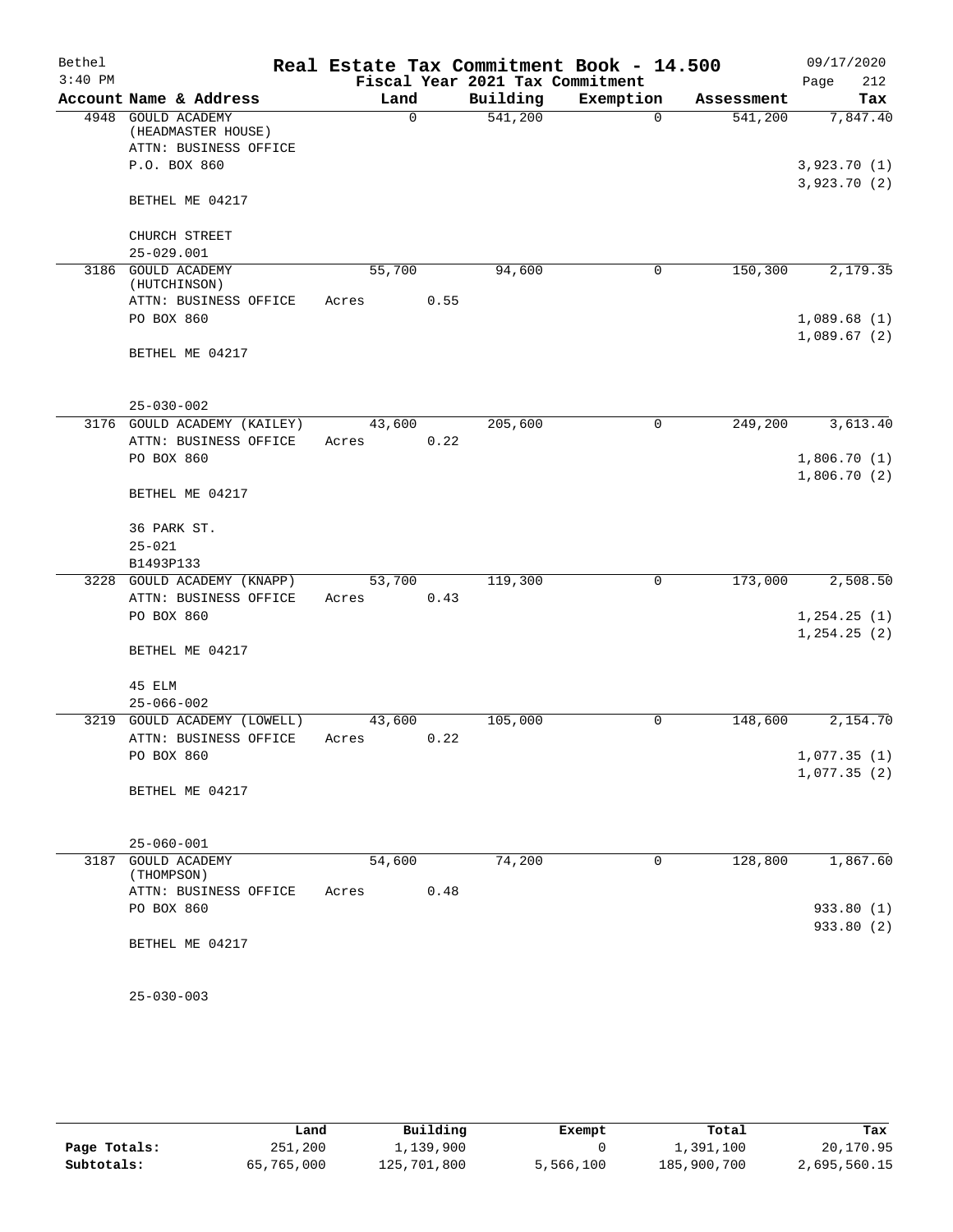Bethel 3:40 PM

# Real Estate Tax Commitment Book - 14.500

Fiscal Year 2021 Tax Commitment

09/17/2020

| Account | Name & Address | Land | Building | Exemption | Assessment | Tax |
|---|---|---|---|---|---|---|
| 4948 | GOULD ACADEMY (HEADMASTER HOUSE) ATTN: BUSINESS OFFICE P.O. BOX 860 BETHEL ME 04217 CHURCH STREET 25-029.001 | 0 | 541,200 | 0 | 541,200 | 7,847.40 3,923.70 (1) 3,923.70 (2) |
| 3186 | GOULD ACADEMY (HUTCHINSON) ATTN: BUSINESS OFFICE PO BOX 860 BETHEL ME 04217 25-030-002 | 55,700 Acres 0.55 | 94,600 | 0 | 150,300 | 2,179.35 1,089.68 (1) 1,089.67 (2) |
| 3176 | GOULD ACADEMY (KAILEY) ATTN: BUSINESS OFFICE PO BOX 860 BETHEL ME 04217 36 PARK ST. 25-021 B1493P133 | 43,600 Acres 0.22 | 205,600 | 0 | 249,200 | 3,613.40 1,806.70 (1) 1,806.70 (2) |
| 3228 | GOULD ACADEMY (KNAPP) ATTN: BUSINESS OFFICE PO BOX 860 BETHEL ME 04217 45 ELM 25-066-002 | 53,700 Acres 0.43 | 119,300 | 0 | 173,000 | 2,508.50 1,254.25 (1) 1,254.25 (2) |
| 3219 | GOULD ACADEMY (LOWELL) ATTN: BUSINESS OFFICE PO BOX 860 BETHEL ME 04217 25-060-001 | 43,600 Acres 0.22 | 105,000 | 0 | 148,600 | 2,154.70 1,077.35 (1) 1,077.35 (2) |
| 3187 | GOULD ACADEMY (THOMPSON) ATTN: BUSINESS OFFICE PO BOX 860 BETHEL ME 04217 25-030-003 | 54,600 Acres 0.48 | 74,200 | 0 | 128,800 | 1,867.60 933.80 (1) 933.80 (2) |

| | Land | Building | Exempt | Total | Tax |
|---|---|---|---|---|---|
| Page Totals: | 251,200 | 1,139,900 | 0 | 1,391,100 | 20,170.95 |
| Subtotals: | 65,765,000 | 125,701,800 | 5,566,100 | 185,900,700 | 2,695,560.15 |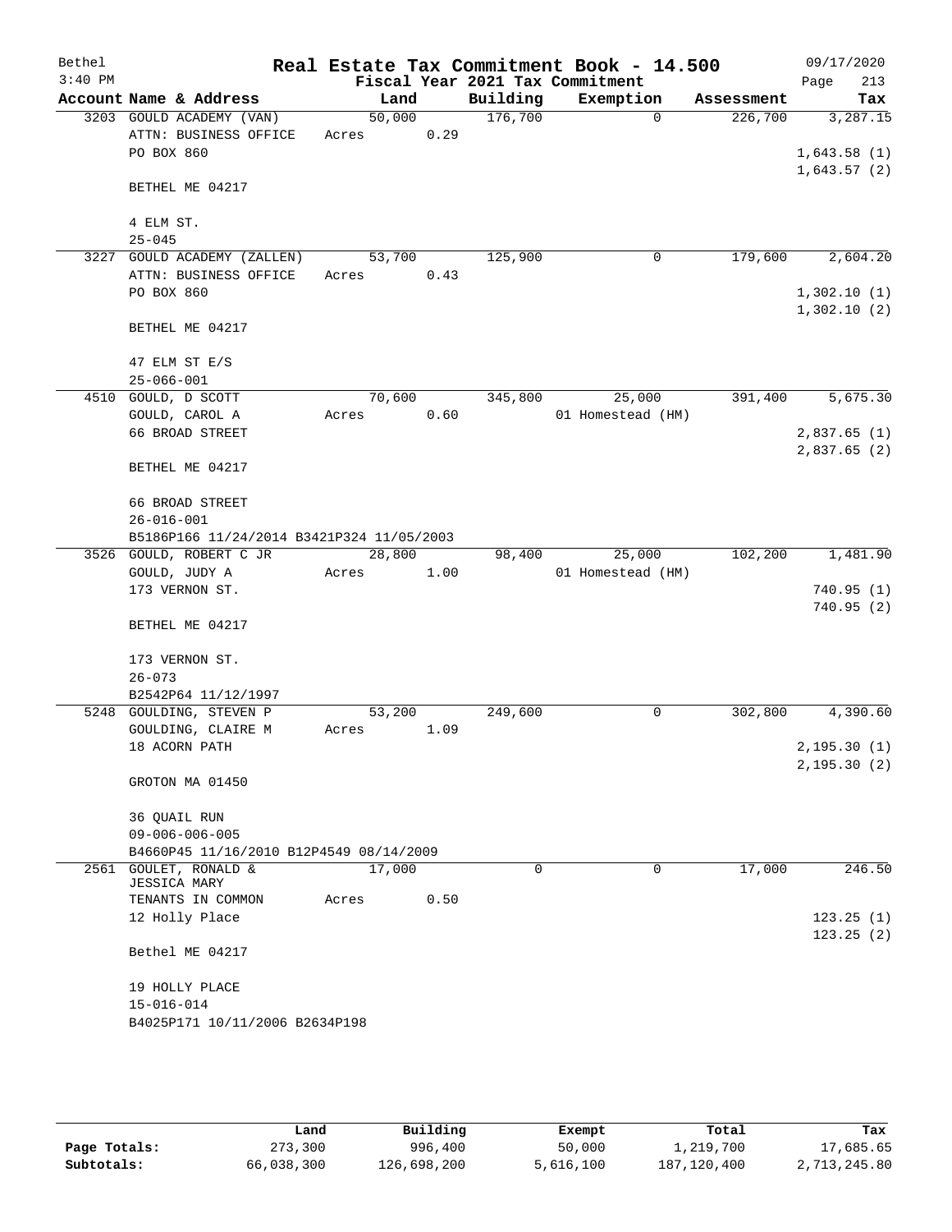# Real Estate Tax Commitment Book - 14.500

Bethel 3:40 PM — 09/17/2020

Fiscal Year 2021 Tax Commitment

| Account Name & Address | Land | Building | Exemption | Assessment | Tax |
|---|---|---|---|---|---|
| 3203 GOULD ACADEMY (VAN) | 50,000 | 176,700 | 0 | 226,700 | 3,287.15 |
| ATTN: BUSINESS OFFICE | Acres 0.29 | | | | |
| PO BOX 860 | | | | | 1,643.58 (1) |
| | | | | | 1,643.57 (2) |
| BETHEL ME 04217 | | | | | |
| 4 ELM ST. | | | | | |
| 25-045 | | | | | |
| 3227 GOULD ACADEMY (ZALLEN) | 53,700 | 125,900 | 0 | 179,600 | 2,604.20 |
| ATTN: BUSINESS OFFICE | Acres 0.43 | | | | |
| PO BOX 860 | | | | | 1,302.10 (1) |
| | | | | | 1,302.10 (2) |
| BETHEL ME 04217 | | | | | |
| 47 ELM ST E/S | | | | | |
| 25-066-001 | | | | | |
| 4510 GOULD, D SCOTT | 70,600 | 345,800 | 25,000 | 391,400 | 5,675.30 |
| GOULD, CAROL A | Acres 0.60 | | 01 Homestead (HM) | | |
| 66 BROAD STREET | | | | | 2,837.65 (1) |
| | | | | | 2,837.65 (2) |
| BETHEL ME 04217 | | | | | |
| 66 BROAD STREET | | | | | |
| 26-016-001 | | | | | |
| B5186P166 11/24/2014 B3421P324 11/05/2003 | | | | | |
| 3526 GOULD, ROBERT C JR | 28,800 | 98,400 | 25,000 | 102,200 | 1,481.90 |
| GOULD, JUDY A | Acres 1.00 | | 01 Homestead (HM) | | |
| 173 VERNON ST. | | | | | 740.95 (1) |
| | | | | | 740.95 (2) |
| BETHEL ME 04217 | | | | | |
| 173 VERNON ST. | | | | | |
| 26-073 | | | | | |
| B2542P64 11/12/1997 | | | | | |
| 5248 GOULDING, STEVEN P | 53,200 | 249,600 | 0 | 302,800 | 4,390.60 |
| GOULDING, CLAIRE M | Acres 1.09 | | | | |
| 18 ACORN PATH | | | | | 2,195.30 (1) |
| | | | | | 2,195.30 (2) |
| GROTON MA 01450 | | | | | |
| 36 QUAIL RUN | | | | | |
| 09-006-006-005 | | | | | |
| B4660P45 11/16/2010 B12P4549 08/14/2009 | | | | | |
| 2561 GOULET, RONALD & JESSICA MARY | 17,000 | 0 | 0 | 17,000 | 246.50 |
| TENANTS IN COMMON | Acres 0.50 | | | | |
| 12 Holly Place | | | | | 123.25 (1) |
| | | | | | 123.25 (2) |
| Bethel ME 04217 | | | | | |
| 19 HOLLY PLACE | | | | | |
| 15-016-014 | | | | | |
| B4025P171 10/11/2006 B2634P198 | | | | | |

| | Land | Building | Exempt | Total | Tax |
|---|---|---|---|---|---|
| Page Totals: | 273,300 | 996,400 | 50,000 | 1,219,700 | 17,685.65 |
| Subtotals: | 66,038,300 | 126,698,200 | 5,616,100 | 187,120,400 | 2,713,245.80 |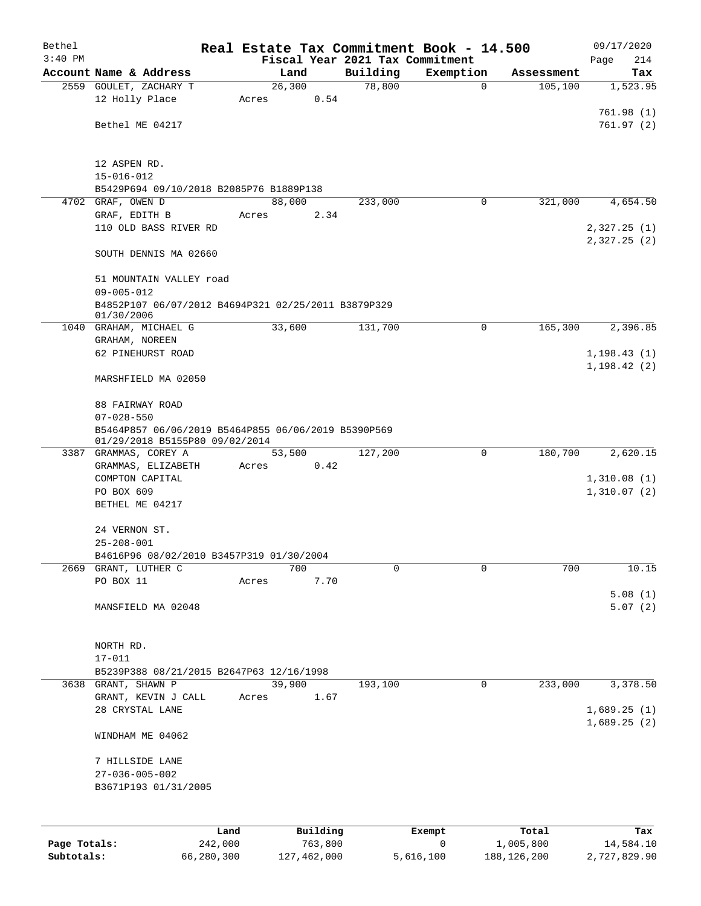# Real Estate Tax Commitment Book - 14.500

Bethel
3:40 PM

Fiscal Year 2021 Tax Commitment

09/17/2020

| Account | Name & Address | Land | Building | Exemption | Assessment | Tax |
|---|---|---|---|---|---|---|
| 2559 | GOULET, ZACHARY T<br>12 Holly Place<br><br>Bethel ME 04217<br><br>12 ASPEN RD.<br>15-016-012<br>B5429P694 09/10/2018 B2085P76 B1889P138 | 26,300<br>Acres 0.54 | 78,800 | 0 | 105,100 | 1,523.95<br><br>761.98 (1)<br>761.97 (2) |
| 4702 | GRAF, OWEN D<br>GRAF, EDITH B<br>110 OLD BASS RIVER RD<br><br>SOUTH DENNIS MA 02660<br><br>51 MOUNTAIN VALLEY road<br>09-005-012<br>B4852P107 06/07/2012 B4694P321 02/25/2011 B3879P329 01/30/2006 | 88,000<br>Acres 2.34 | 233,000 | 0 | 321,000 | 4,654.50<br><br>2,327.25 (1)<br>2,327.25 (2) |
| 1040 | GRAHAM, MICHAEL G<br>GRAHAM, NOREEN<br>62 PINEHURST ROAD<br><br>MARSHFIELD MA 02050<br><br>88 FAIRWAY ROAD<br>07-028-550<br>B5464P857 06/06/2019 B5464P855 06/06/2019 B5390P569 01/29/2018 B5155P80 09/02/2014 | 33,600 | 131,700 | 0 | 165,300 | 2,396.85<br><br>1,198.43 (1)<br>1,198.42 (2) |
| 3387 | GRAMMAS, COREY A<br>GRAMMAS, ELIZABETH<br>COMPTON CAPITAL<br>PO BOX 609<br>BETHEL ME 04217<br><br>24 VERNON ST.<br>25-208-001<br>B4616P96 08/02/2010 B3457P319 01/30/2004 | 53,500<br>Acres 0.42 | 127,200 | 0 | 180,700 | 2,620.15<br><br>1,310.08 (1)<br>1,310.07 (2) |
| 2669 | GRANT, LUTHER C<br>PO BOX 11<br><br>MANSFIELD MA 02048<br><br>NORTH RD.<br>17-011<br>B5239P388 08/21/2015 B2647P63 12/16/1998 | 700<br>Acres 7.70 | 0 | 0 | 700 | 10.15<br><br>5.08 (1)<br>5.07 (2) |
| 3638 | GRANT, SHAWN P<br>GRANT, KEVIN J CALL<br>28 CRYSTAL LANE<br><br>WINDHAM ME 04062<br><br>7 HILLSIDE LANE<br>27-036-005-002<br>B3671P193 01/31/2005 | 39,900<br>Acres 1.67 | 193,100 | 0 | 233,000 | 3,378.50<br><br>1,689.25 (1)<br>1,689.25 (2) |

| | Land | Building | Exempt | Total | Tax |
|---|---|---|---|---|---|
| Page Totals: | 242,000 | 763,800 | 0 | 1,005,800 | 14,584.10 |
| Subtotals: | 66,280,300 | 127,462,000 | 5,616,100 | 188,126,200 | 2,727,829.90 |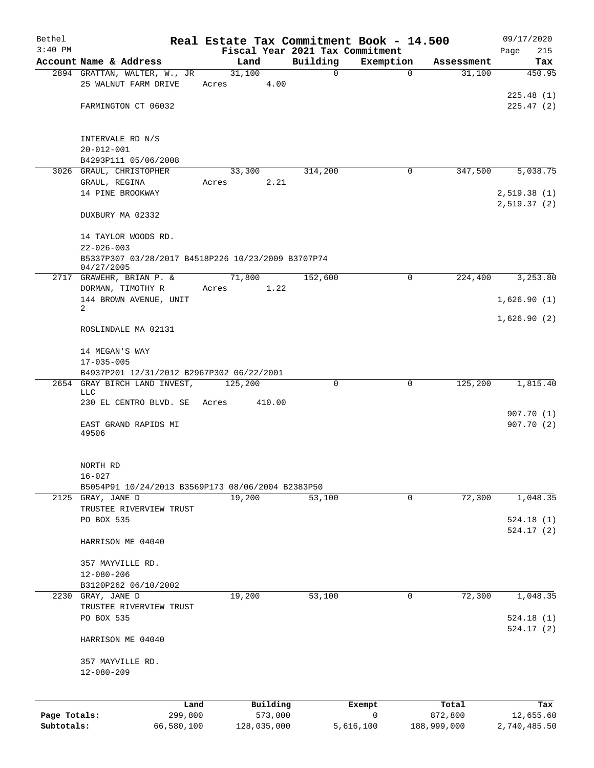# Real Estate Tax Commitment Book - 14.500

Bethel
3:40 PM

09/17/2020
Page 215

Fiscal Year 2021 Tax Commitment

| Account Name & Address | Land | Building | Exemption | Assessment | Tax |
|---|---|---|---|---|---|
| 2894 GRATTAN, WALTER, W., JR<br>25 WALNUT FARM DRIVE<br><br>FARMINGTON CT 06032<br><br>INTERVALE RD N/S<br>20-012-001<br>B4293P111 05/06/2008 | 31,100<br>Acres 4.00 | 0 | 0 | 31,100 | 450.95<br><br>225.48 (1)<br>225.47 (2) |
| 3026 GRAUL, CHRISTOPHER<br>GRAUL, REGINA<br>14 PINE BROOKWAY<br><br>DUXBURY MA 02332<br><br>14 TAYLOR WOODS RD.<br>22-026-003<br>B5337P307 03/28/2017 B4518P226 10/23/2009 B3707P74 04/27/2005 | 33,300<br>Acres 2.21 | 314,200 | 0 | 347,500 | 5,038.75<br><br>2,519.38 (1)<br>2,519.37 (2) |
| 2717 GRAWEHR, BRIAN P. &<br>DORMAN, TIMOTHY R<br>144 BROWN AVENUE, UNIT 2<br><br>ROSLINDALE MA 02131<br><br>14 MEGAN'S WAY<br>17-035-005<br>B4937P201 12/31/2012 B2967P302 06/22/2001 | 71,800<br>Acres 1.22 | 152,600 | 0 | 224,400 | 3,253.80<br><br>1,626.90 (1)<br><br>1,626.90 (2) |
| 2654 GRAY BIRCH LAND INVEST, LLC<br>230 EL CENTRO BLVD. SE<br><br>EAST GRAND RAPIDS MI 49506<br><br>NORTH RD<br>16-027<br>B5054P91 10/24/2013 B3569P173 08/06/2004 B2383P50 | 125,200<br>Acres 410.00 | 0 | 0 | 125,200 | 1,815.40<br><br>907.70 (1)<br>907.70 (2) |
| 2125 GRAY, JANE D<br>TRUSTEE RIVERVIEW TRUST<br>PO BOX 535<br><br>HARRISON ME 04040<br><br>357 MAYVILLE RD.<br>12-080-206<br>B3120P262 06/10/2002 | 19,200 | 53,100 | 0 | 72,300 | 1,048.35<br><br>524.18 (1)<br>524.17 (2) |
| 2230 GRAY, JANE D<br>TRUSTEE RIVERVIEW TRUST<br>PO BOX 535<br><br>HARRISON ME 04040<br><br>357 MAYVILLE RD.<br>12-080-209 | 19,200 | 53,100 | 0 | 72,300 | 1,048.35<br><br>524.18 (1)<br>524.17 (2) |

| | Land | Building | Exempt | Total | Tax |
|---|---|---|---|---|---|
| Page Totals: | 299,800 | 573,000 | 0 | 872,800 | 12,655.60 |
| Subtotals: | 66,580,100 | 128,035,000 | 5,616,100 | 188,999,000 | 2,740,485.50 |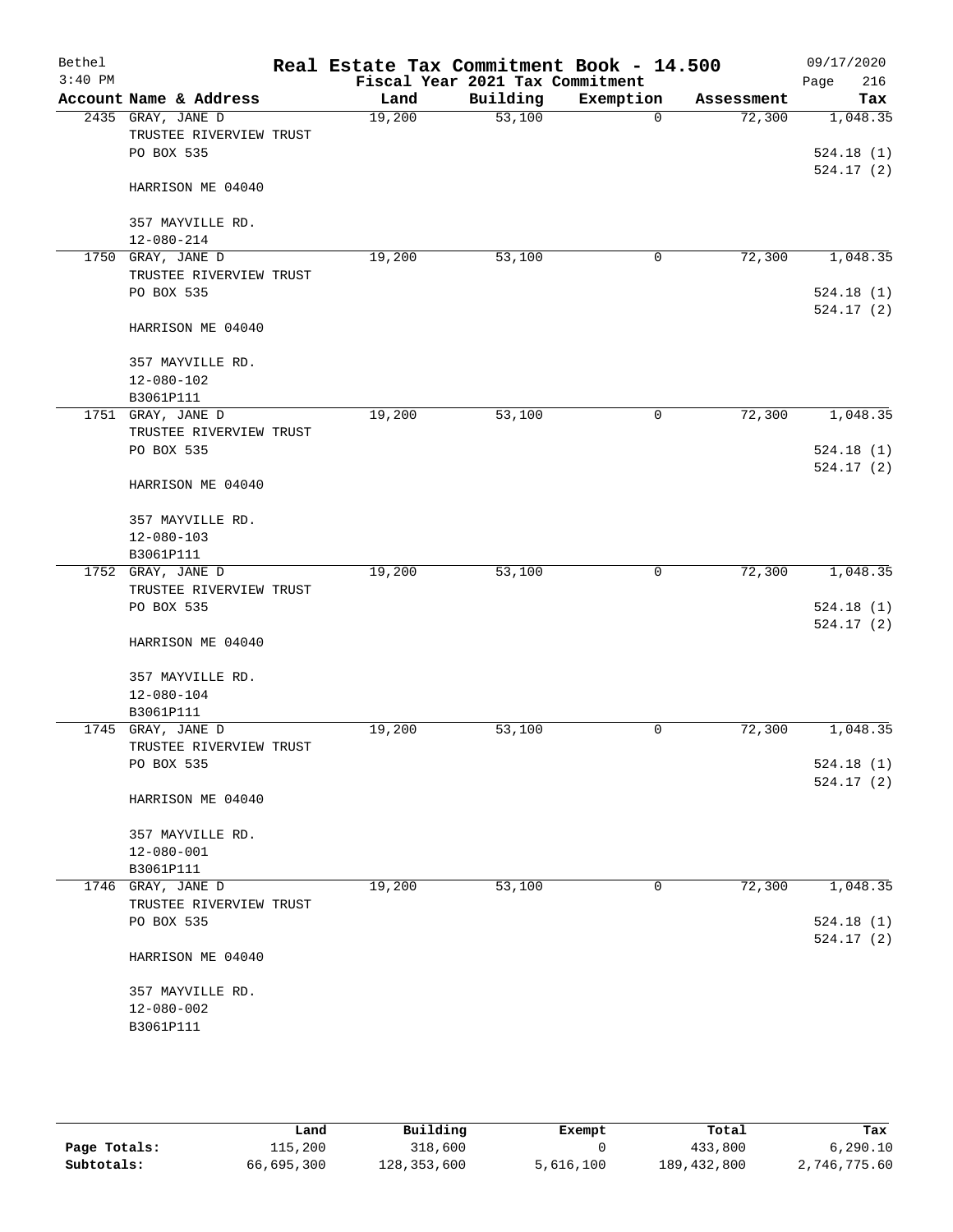Bethel 3:40 PM

# Real Estate Tax Commitment Book - 14.500

Fiscal Year 2021 Tax Commitment

09/17/2020

| Account Name & Address | Land | Building | Exemption | Assessment | Tax |
|---|---|---|---|---|---|
| 2435 GRAY, JANE D<br>TRUSTEE RIVERVIEW TRUST<br>PO BOX 535<br><br>HARRISON ME 04040<br><br>357 MAYVILLE RD.<br>12-080-214 | 19,200 | 53,100 | 0 | 72,300 | 1,048.35<br><br>524.18 (1)<br>524.17 (2) |
| 1750 GRAY, JANE D<br>TRUSTEE RIVERVIEW TRUST<br>PO BOX 535<br><br>HARRISON ME 04040<br><br>357 MAYVILLE RD.<br>12-080-102<br>B3061P111 | 19,200 | 53,100 | 0 | 72,300 | 1,048.35<br><br>524.18 (1)<br>524.17 (2) |
| 1751 GRAY, JANE D<br>TRUSTEE RIVERVIEW TRUST<br>PO BOX 535<br><br>HARRISON ME 04040<br><br>357 MAYVILLE RD.<br>12-080-103<br>B3061P111 | 19,200 | 53,100 | 0 | 72,300 | 1,048.35<br><br>524.18 (1)<br>524.17 (2) |
| 1752 GRAY, JANE D<br>TRUSTEE RIVERVIEW TRUST<br>PO BOX 535<br><br>HARRISON ME 04040<br><br>357 MAYVILLE RD.<br>12-080-104<br>B3061P111 | 19,200 | 53,100 | 0 | 72,300 | 1,048.35<br><br>524.18 (1)<br>524.17 (2) |
| 1745 GRAY, JANE D<br>TRUSTEE RIVERVIEW TRUST<br>PO BOX 535<br><br>HARRISON ME 04040<br><br>357 MAYVILLE RD.<br>12-080-001<br>B3061P111 | 19,200 | 53,100 | 0 | 72,300 | 1,048.35<br><br>524.18 (1)<br>524.17 (2) |
| 1746 GRAY, JANE D<br>TRUSTEE RIVERVIEW TRUST<br>PO BOX 535<br><br>HARRISON ME 04040<br><br>357 MAYVILLE RD.<br>12-080-002<br>B3061P111 | 19,200 | 53,100 | 0 | 72,300 | 1,048.35<br><br>524.18 (1)<br>524.17 (2) |

| | Land | Building | Exempt | Total | Tax |
|---|---|---|---|---|---|
| Page Totals: | 115,200 | 318,600 | 0 | 433,800 | 6,290.10 |
| Subtotals: | 66,695,300 | 128,353,600 | 5,616,100 | 189,432,800 | 2,746,775.60 |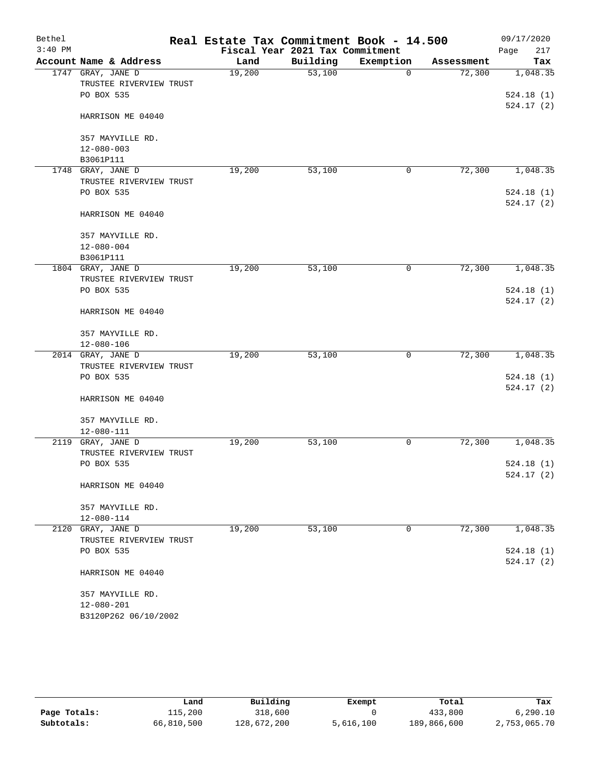Bethel
3:40 PM

# Real Estate Tax Commitment Book - 14.500

Fiscal Year 2021 Tax Commitment

09/17/2020

| Account | Name & Address | Land | Building | Exemption | Assessment | Tax |
|---|---|---|---|---|---|---|
| 1747 | GRAY, JANE D<br>TRUSTEE RIVERVIEW TRUST<br>PO BOX 535<br><br>HARRISON ME 04040<br><br>357 MAYVILLE RD.<br>12-080-003<br>B3061P111 | 19,200 | 53,100 | 0 | 72,300 | 1,048.35<br><br>524.18 (1)<br>524.17 (2) |
| 1748 | GRAY, JANE D<br>TRUSTEE RIVERVIEW TRUST<br>PO BOX 535<br><br>HARRISON ME 04040<br><br>357 MAYVILLE RD.<br>12-080-004<br>B3061P111 | 19,200 | 53,100 | 0 | 72,300 | 1,048.35<br><br>524.18 (1)<br>524.17 (2) |
| 1804 | GRAY, JANE D<br>TRUSTEE RIVERVIEW TRUST<br>PO BOX 535<br><br>HARRISON ME 04040<br><br>357 MAYVILLE RD.<br>12-080-106 | 19,200 | 53,100 | 0 | 72,300 | 1,048.35<br><br>524.18 (1)<br>524.17 (2) |
| 2014 | GRAY, JANE D<br>TRUSTEE RIVERVIEW TRUST<br>PO BOX 535<br><br>HARRISON ME 04040<br><br>357 MAYVILLE RD.<br>12-080-111 | 19,200 | 53,100 | 0 | 72,300 | 1,048.35<br><br>524.18 (1)<br>524.17 (2) |
| 2119 | GRAY, JANE D<br>TRUSTEE RIVERVIEW TRUST<br>PO BOX 535<br><br>HARRISON ME 04040<br><br>357 MAYVILLE RD.<br>12-080-114 | 19,200 | 53,100 | 0 | 72,300 | 1,048.35<br><br>524.18 (1)<br>524.17 (2) |
| 2120 | GRAY, JANE D<br>TRUSTEE RIVERVIEW TRUST<br>PO BOX 535<br><br>HARRISON ME 04040<br><br>357 MAYVILLE RD.<br>12-080-201<br>B3120P262 06/10/2002 | 19,200 | 53,100 | 0 | 72,300 | 1,048.35<br><br>524.18 (1)<br>524.17 (2) |

| | Land | Building | Exempt | Total | Tax |
|---|---|---|---|---|---|
| **Page Totals:** | 115,200 | 318,600 | 0 | 433,800 | 6,290.10 |
| **Subtotals:** | 66,810,500 | 128,672,200 | 5,616,100 | 189,866,600 | 2,753,065.70 |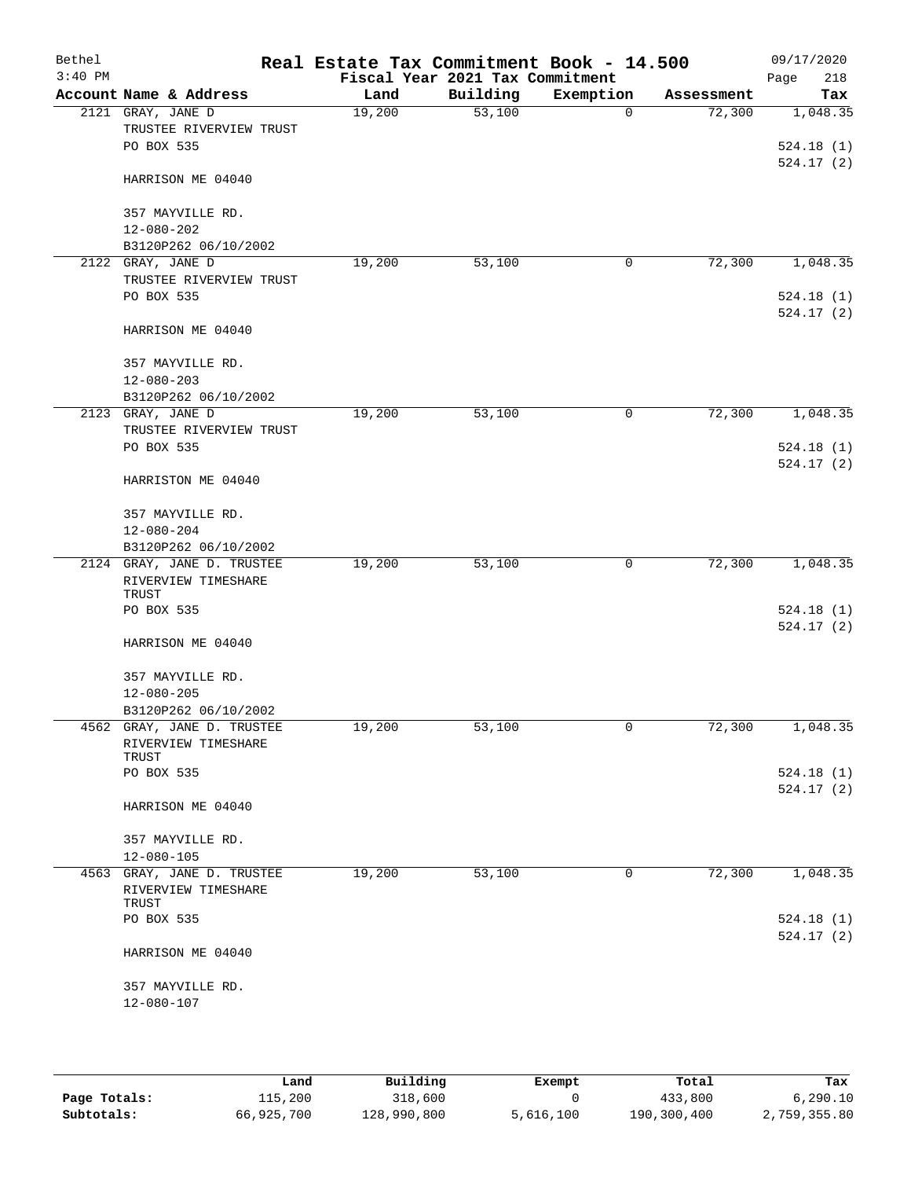# Real Estate Tax Commitment Book - 14.500

Bethel
3:40 PM

Fiscal Year 2021 Tax Commitment

09/17/2020
Page 218

| Account Name & Address | Land | Building | Exemption | Assessment | Tax |
|---|---|---|---|---|---|
| 2121 GRAY, JANE D<br>TRUSTEE RIVERVIEW TRUST<br>PO BOX 535<br><br>HARRISON ME 04040<br><br>357 MAYVILLE RD.<br>12-080-202<br>B3120P262 06/10/2002 | 19,200 | 53,100 | 0 | 72,300 | 1,048.35<br><br>524.18 (1)<br>524.17 (2) |
| 2122 GRAY, JANE D<br>TRUSTEE RIVERVIEW TRUST<br>PO BOX 535<br><br>HARRISON ME 04040<br><br>357 MAYVILLE RD.<br>12-080-203<br>B3120P262 06/10/2002 | 19,200 | 53,100 | 0 | 72,300 | 1,048.35<br><br>524.18 (1)<br>524.17 (2) |
| 2123 GRAY, JANE D<br>TRUSTEE RIVERVIEW TRUST<br>PO BOX 535<br><br>HARRISTON ME 04040<br><br>357 MAYVILLE RD.<br>12-080-204<br>B3120P262 06/10/2002 | 19,200 | 53,100 | 0 | 72,300 | 1,048.35<br><br>524.18 (1)<br>524.17 (2) |
| 2124 GRAY, JANE D. TRUSTEE<br>RIVERVIEW TIMESHARE<br>TRUST<br>PO BOX 535<br><br>HARRISON ME 04040<br><br>357 MAYVILLE RD.<br>12-080-205<br>B3120P262 06/10/2002 | 19,200 | 53,100 | 0 | 72,300 | 1,048.35<br><br>524.18 (1)<br>524.17 (2) |
| 4562 GRAY, JANE D. TRUSTEE<br>RIVERVIEW TIMESHARE<br>TRUST<br>PO BOX 535<br><br>HARRISON ME 04040<br><br>357 MAYVILLE RD.<br>12-080-105 | 19,200 | 53,100 | 0 | 72,300 | 1,048.35<br><br>524.18 (1)<br>524.17 (2) |
| 4563 GRAY, JANE D. TRUSTEE<br>RIVERVIEW TIMESHARE<br>TRUST<br>PO BOX 535<br><br>HARRISON ME 04040<br><br>357 MAYVILLE RD.<br>12-080-107 | 19,200 | 53,100 | 0 | 72,300 | 1,048.35<br><br>524.18 (1)<br>524.17 (2) |

| | Land | Building | Exempt | Total | Tax |
|---|---|---|---|---|---|
| Page Totals: | 115,200 | 318,600 | 0 | 433,800 | 6,290.10 |
| Subtotals: | 66,925,700 | 128,990,800 | 5,616,100 | 190,300,400 | 2,759,355.80 |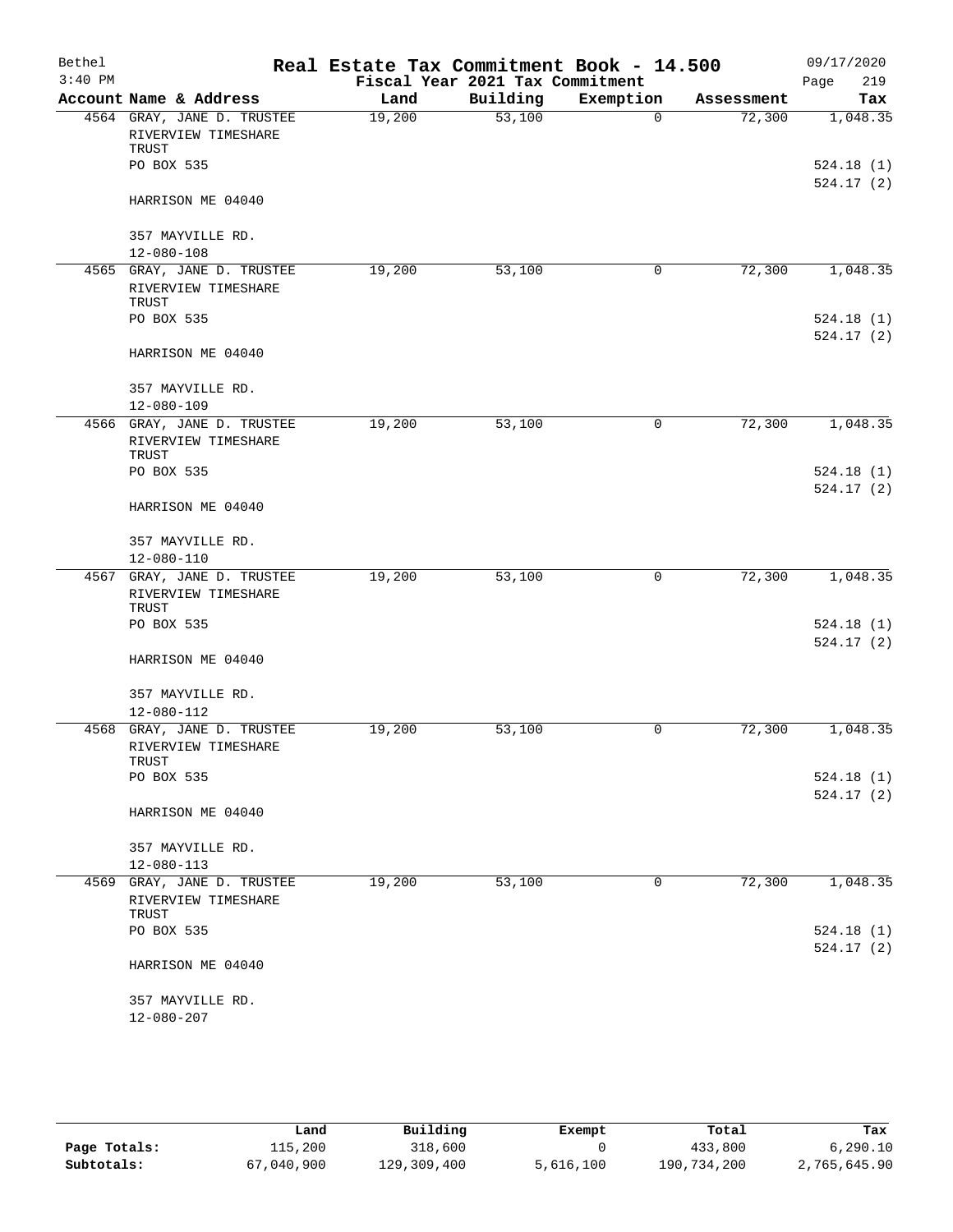Bethel 3:40 PM

# Real Estate Tax Commitment Book - 14.500

Fiscal Year 2021 Tax Commitment

09/17/2020 Page 219

| Account Name & Address | Land | Building | Exemption | Assessment | Tax |
|---|---|---|---|---|---|
| 4564 GRAY, JANE D. TRUSTEE<br>RIVERVIEW TIMESHARE TRUST<br>PO BOX 535<br>HARRISON ME 04040<br>357 MAYVILLE RD.<br>12-080-108 | 19,200 | 53,100 | 0 | 72,300 | 1,048.35<br>524.18 (1)<br>524.17 (2) |
| 4565 GRAY, JANE D. TRUSTEE<br>RIVERVIEW TIMESHARE TRUST<br>PO BOX 535<br>HARRISON ME 04040<br>357 MAYVILLE RD.<br>12-080-109 | 19,200 | 53,100 | 0 | 72,300 | 1,048.35<br>524.18 (1)<br>524.17 (2) |
| 4566 GRAY, JANE D. TRUSTEE<br>RIVERVIEW TIMESHARE TRUST<br>PO BOX 535<br>HARRISON ME 04040<br>357 MAYVILLE RD.<br>12-080-110 | 19,200 | 53,100 | 0 | 72,300 | 1,048.35<br>524.18 (1)<br>524.17 (2) |
| 4567 GRAY, JANE D. TRUSTEE<br>RIVERVIEW TIMESHARE TRUST<br>PO BOX 535<br>HARRISON ME 04040<br>357 MAYVILLE RD.<br>12-080-112 | 19,200 | 53,100 | 0 | 72,300 | 1,048.35<br>524.18 (1)<br>524.17 (2) |
| 4568 GRAY, JANE D. TRUSTEE<br>RIVERVIEW TIMESHARE TRUST<br>PO BOX 535<br>HARRISON ME 04040<br>357 MAYVILLE RD.<br>12-080-113 | 19,200 | 53,100 | 0 | 72,300 | 1,048.35<br>524.18 (1)<br>524.17 (2) |
| 4569 GRAY, JANE D. TRUSTEE<br>RIVERVIEW TIMESHARE TRUST<br>PO BOX 535<br>HARRISON ME 04040<br>357 MAYVILLE RD.<br>12-080-207 | 19,200 | 53,100 | 0 | 72,300 | 1,048.35<br>524.18 (1)<br>524.17 (2) |

| | Land | Building | Exempt | Total | Tax |
|---|---|---|---|---|---|
| Page Totals: | 115,200 | 318,600 | 0 | 433,800 | 6,290.10 |
| Subtotals: | 67,040,900 | 129,309,400 | 5,616,100 | 190,734,200 | 2,765,645.90 |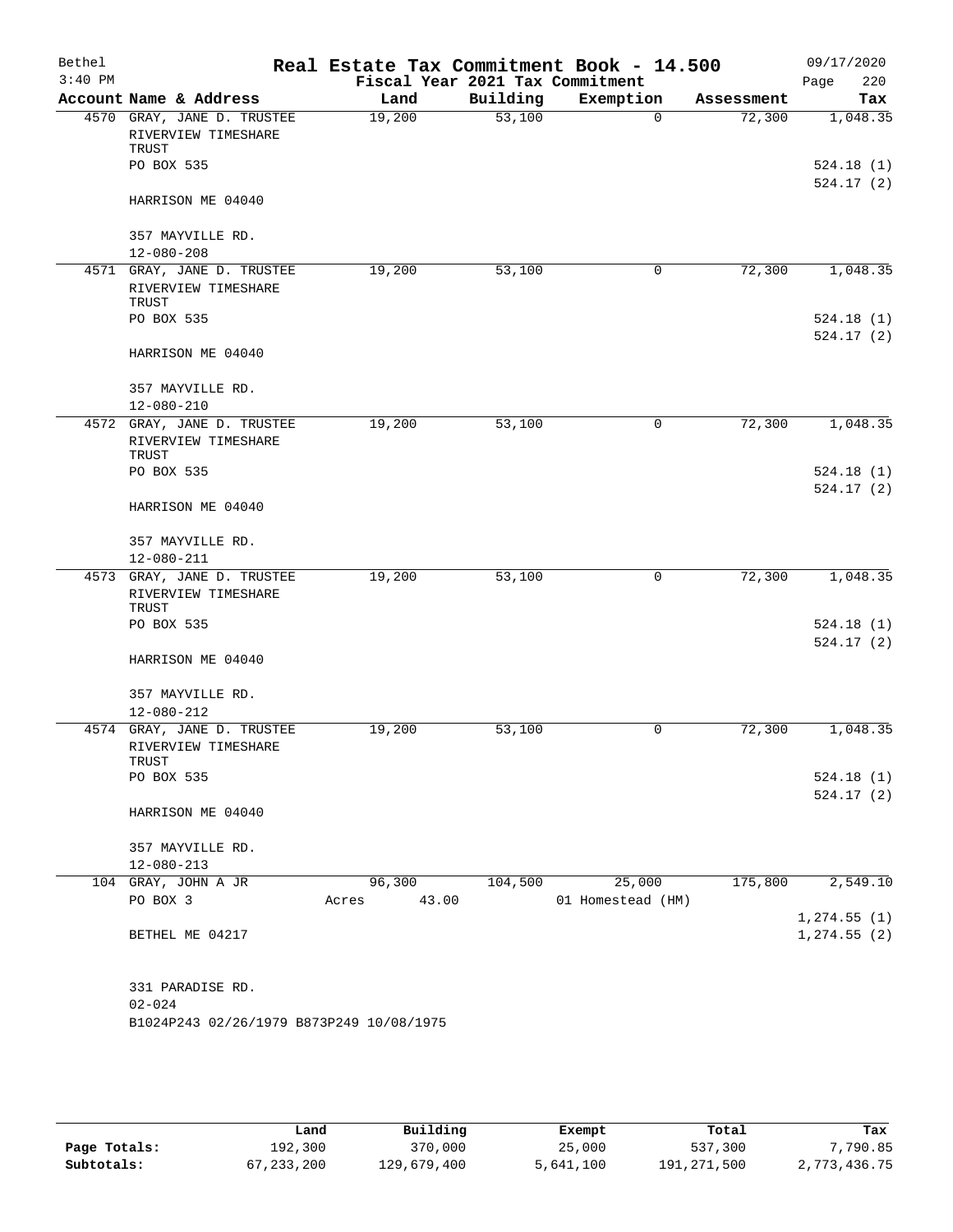Bethel 3:40 PM

# Real Estate Tax Commitment Book - 14.500

Fiscal Year 2021 Tax Commitment

09/17/2020 Page 220

| Account Name & Address | Land | Building | Exemption | Assessment | Tax |
|---|---|---|---|---|---|
| 4570 GRAY, JANE D. TRUSTEE<br>RIVERVIEW TIMESHARE TRUST<br>PO BOX 535<br><br>HARRISON ME 04040<br><br>357 MAYVILLE RD.<br>12-080-208 | 19,200 | 53,100 | 0 | 72,300 | 1,048.35<br><br>524.18 (1)<br>524.17 (2) |
| 4571 GRAY, JANE D. TRUSTEE<br>RIVERVIEW TIMESHARE TRUST<br>PO BOX 535<br><br>HARRISON ME 04040<br><br>357 MAYVILLE RD.<br>12-080-210 | 19,200 | 53,100 | 0 | 72,300 | 1,048.35<br><br>524.18 (1)<br>524.17 (2) |
| 4572 GRAY, JANE D. TRUSTEE<br>RIVERVIEW TIMESHARE TRUST<br>PO BOX 535<br><br>HARRISON ME 04040<br><br>357 MAYVILLE RD.<br>12-080-211 | 19,200 | 53,100 | 0 | 72,300 | 1,048.35<br><br>524.18 (1)<br>524.17 (2) |
| 4573 GRAY, JANE D. TRUSTEE<br>RIVERVIEW TIMESHARE TRUST<br>PO BOX 535<br><br>HARRISON ME 04040<br><br>357 MAYVILLE RD.<br>12-080-212 | 19,200 | 53,100 | 0 | 72,300 | 1,048.35<br><br>524.18 (1)<br>524.17 (2) |
| 4574 GRAY, JANE D. TRUSTEE<br>RIVERVIEW TIMESHARE TRUST<br>PO BOX 535<br><br>HARRISON ME 04040<br><br>357 MAYVILLE RD.<br>12-080-213 | 19,200 | 53,100 | 0 | 72,300 | 1,048.35<br><br>524.18 (1)<br>524.17 (2) |
| 104 GRAY, JOHN A JR<br>PO BOX 3<br><br>BETHEL ME 04217<br><br>331 PARADISE RD.<br>02-024<br>B1024P243 02/26/1979 B873P249 10/08/1975 | 96,300<br>Acres 43.00 | 104,500 | 25,000<br>01 Homestead (HM) | 175,800 | 2,549.10<br><br>1,274.55 (1)<br>1,274.55 (2) |

| | Land | Building | Exempt | Total | Tax |
|---|---|---|---|---|---|
| **Page Totals:** | 192,300 | 370,000 | 25,000 | 537,300 | 7,790.85 |
| **Subtotals:** | 67,233,200 | 129,679,400 | 5,641,100 | 191,271,500 | 2,773,436.75 |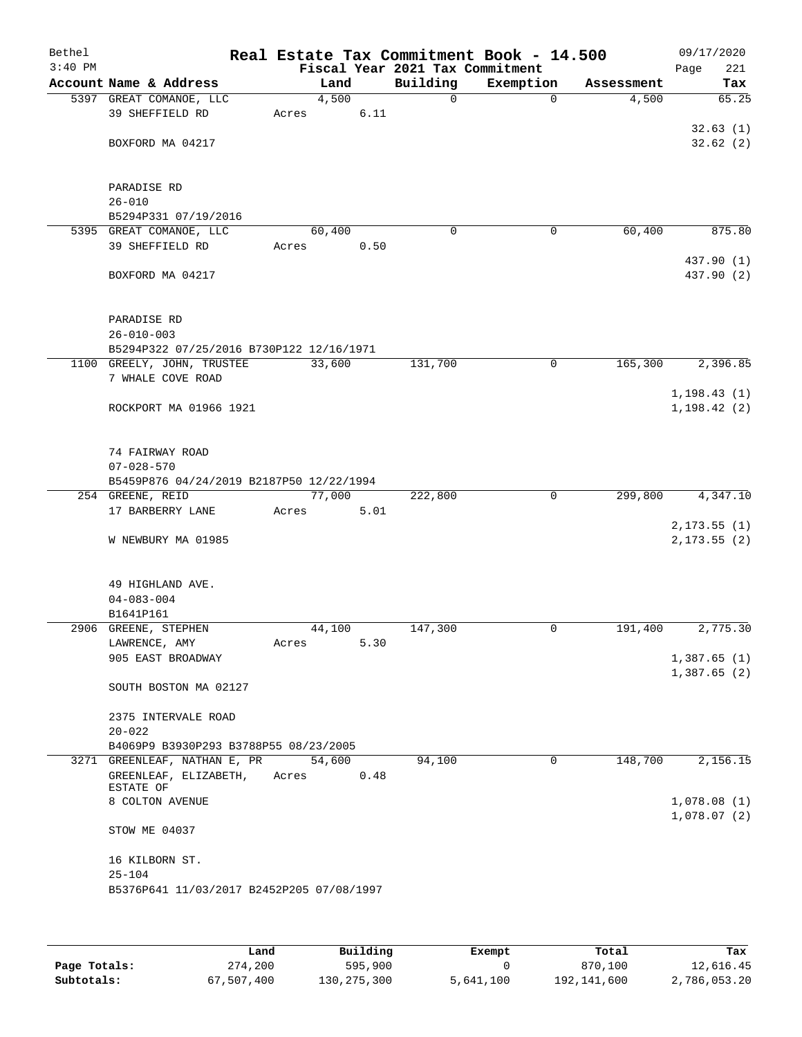Bethel 3:40 PM

# Real Estate Tax Commitment Book - 14.500

Fiscal Year 2021 Tax Commitment

09/17/2020 Page 221

| Account Name & Address | Land | Building | Exemption | Assessment | Tax |
|---|---|---|---|---|---|
| 5397 GREAT COMANOE, LLC | 4,500 | 0 | 0 | 4,500 | 65.25 |
| 39 SHEFFIELD RD | Acres 6.11 | | | | |
| | | | | | 32.63 (1) |
| BOXFORD MA 04217 | | | | | 32.62 (2) |
| PARADISE RD | | | | | |
| 26-010 | | | | | |
| B5294P331 07/19/2016 | | | | | |
| 5395 GREAT COMANOE, LLC | 60,400 | 0 | 0 | 60,400 | 875.80 |
| 39 SHEFFIELD RD | Acres 0.50 | | | | |
| | | | | | 437.90 (1) |
| BOXFORD MA 04217 | | | | | 437.90 (2) |
| PARADISE RD | | | | | |
| 26-010-003 | | | | | |
| B5294P322 07/25/2016 B730P122 12/16/1971 | | | | | |
| 1100 GREELY, JOHN, TRUSTEE | 33,600 | 131,700 | 0 | 165,300 | 2,396.85 |
| 7 WHALE COVE ROAD | | | | | |
| | | | | | 1,198.43 (1) |
| ROCKPORT MA 01966 1921 | | | | | 1,198.42 (2) |
| 74 FAIRWAY ROAD | | | | | |
| 07-028-570 | | | | | |
| B5459P876 04/24/2019 B2187P50 12/22/1994 | | | | | |
| 254 GREENE, REID | 77,000 | 222,800 | 0 | 299,800 | 4,347.10 |
| 17 BARBERRY LANE | Acres 5.01 | | | | |
| | | | | | 2,173.55 (1) |
| W NEWBURY MA 01985 | | | | | 2,173.55 (2) |
| 49 HIGHLAND AVE. | | | | | |
| 04-083-004 | | | | | |
| B1641P161 | | | | | |
| 2906 GREENE, STEPHEN | 44,100 | 147,300 | 0 | 191,400 | 2,775.30 |
| LAWRENCE, AMY | Acres 5.30 | | | | |
| 905 EAST BROADWAY | | | | | 1,387.65 (1) |
| | | | | | 1,387.65 (2) |
| SOUTH BOSTON MA 02127 | | | | | |
| 2375 INTERVALE ROAD | | | | | |
| 20-022 | | | | | |
| B4069P9 B3930P293 B3788P55 08/23/2005 | | | | | |
| 3271 GREENLEAF, NATHAN E, PR | 54,600 | 94,100 | 0 | 148,700 | 2,156.15 |
| GREENLEAF, ELIZABETH, ESTATE OF | Acres 0.48 | | | | |
| 8 COLTON AVENUE | | | | | 1,078.08 (1) |
| | | | | | 1,078.07 (2) |
| STOW ME 04037 | | | | | |
| 16 KILBORN ST. | | | | | |
| 25-104 | | | | | |
| B5376P641 11/03/2017 B2452P205 07/08/1997 | | | | | |

| | Land | Building | Exempt | Total | Tax |
|---|---|---|---|---|---|
| Page Totals: | 274,200 | 595,900 | 0 | 870,100 | 12,616.45 |
| Subtotals: | 67,507,400 | 130,275,300 | 5,641,100 | 192,141,600 | 2,786,053.20 |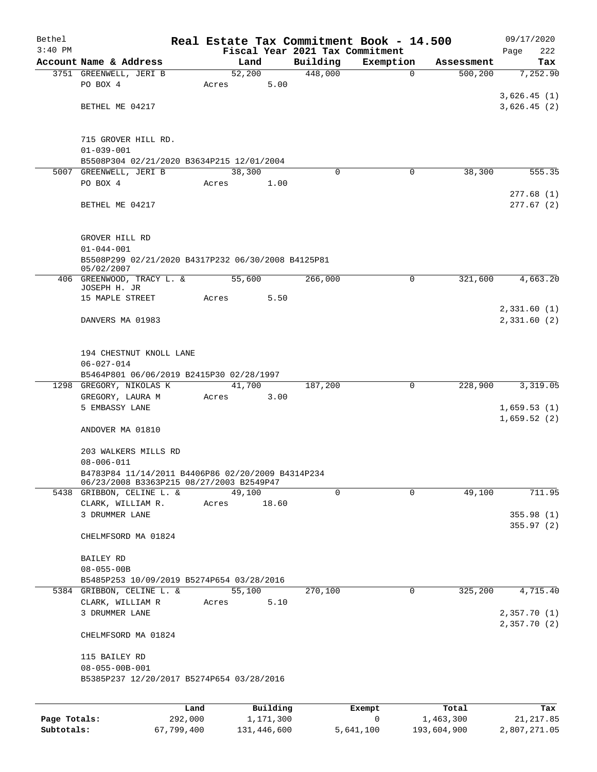# Real Estate Tax Commitment Book - 14.500

Bethel 3:40 PM — Fiscal Year 2021 Tax Commitment — 09/17/2020

| Account | Name & Address | Land | Building | Exemption | Assessment | Tax |
|---|---|---|---|---|---|---|
| 3751 | GREENWELL, JERI B<br>PO BOX 4<br>BETHEL ME 04217<br>715 GROVER HILL RD.<br>01-039-001<br>B5508P304 02/21/2020 B3634P215 12/01/2004 | 52,200<br>Acres 5.00 | 448,000 | 0 | 500,200 | 7,252.90<br>3,626.45 (1)<br>3,626.45 (2) |
| 5007 | GREENWELL, JERI B<br>PO BOX 4<br>BETHEL ME 04217<br>GROVER HILL RD<br>01-044-001<br>B5508P299 02/21/2020 B4317P232 06/30/2008 B4125P81 05/02/2007 | 38,300<br>Acres 1.00 | 0 | 0 | 38,300 | 555.35<br>277.68 (1)<br>277.67 (2) |
| 406 | GREENWOOD, TRACY L. & JOSEPH H. JR<br>15 MAPLE STREET<br>DANVERS MA 01983<br>194 CHESTNUT KNOLL LANE<br>06-027-014<br>B5464P801 06/06/2019 B2415P30 02/28/1997 | 55,600<br>Acres 5.50 | 266,000 | 0 | 321,600 | 4,663.20<br>2,331.60 (1)<br>2,331.60 (2) |
| 1298 | GREGORY, NIKOLAS K<br>GREGORY, LAURA M<br>5 EMBASSY LANE<br>ANDOVER MA 01810<br>203 WALKERS MILLS RD<br>08-006-011<br>B4783P84 11/14/2011 B4406P86 02/20/2009 B4314P234 06/23/2008 B3363P215 08/27/2003 B2549P47 | 41,700<br>Acres 3.00 | 187,200 | 0 | 228,900 | 3,319.05<br>1,659.53 (1)<br>1,659.52 (2) |
| 5438 | GRIBBON, CELINE L. &<br>CLARK, WILLIAM R.<br>3 DRUMMER LANE<br>CHELMFSORD MA 01824<br>BAILEY RD<br>08-055-00B<br>B5485P253 10/09/2019 B5274P654 03/28/2016 | 49,100<br>Acres 18.60 | 0 | 0 | 49,100 | 711.95<br>355.98 (1)<br>355.97 (2) |
| 5384 | GRIBBON, CELINE L. &<br>CLARK, WILLIAM R<br>3 DRUMMER LANE<br>CHELMFSORD MA 01824<br>115 BAILEY RD<br>08-055-00B-001<br>B5385P237 12/20/2017 B5274P654 03/28/2016 | 55,100<br>Acres 5.10 | 270,100 | 0 | 325,200 | 4,715.40<br>2,357.70 (1)<br>2,357.70 (2) |

| | Land | Building | Exempt | Total | Tax |
|---|---|---|---|---|---|
| Page Totals: | 292,000 | 1,171,300 | 0 | 1,463,300 | 21,217.85 |
| Subtotals: | 67,799,400 | 131,446,600 | 5,641,100 | 193,604,900 | 2,807,271.05 |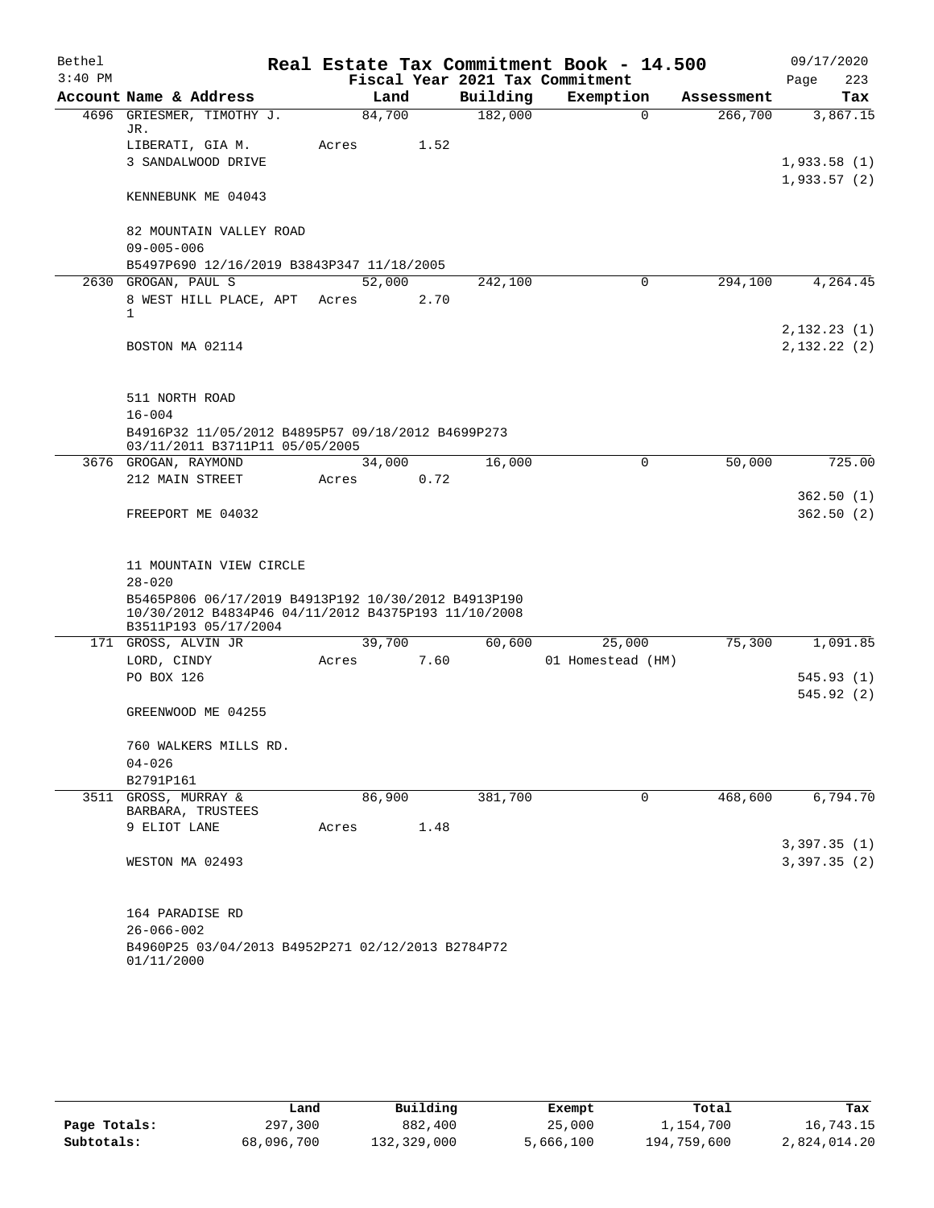# Real Estate Tax Commitment Book - 14.500

Bethel 3:40 PM — 09/17/2020

Fiscal Year 2021 Tax Commitment

| Account Name & Address | Land | Building | Exemption | Assessment | Tax |
|---|---|---|---|---|---|
| 4696 GRIESMER, TIMOTHY J. JR. | 84,700 | 182,000 | 0 | 266,700 | 3,867.15 |
| LIBERATI, GIA M. | Acres 1.52 | | | | |
| 3 SANDALWOOD DRIVE | | | | | 1,933.58 (1) |
| | | | | | 1,933.57 (2) |
| KENNEBUNK ME 04043 | | | | | |
| 82 MOUNTAIN VALLEY ROAD | | | | | |
| 09-005-006 | | | | | |
| B5497P690 12/16/2019 B3843P347 11/18/2005 | | | | | |
| 2630 GROGAN, PAUL S | 52,000 | 242,100 | 0 | 294,100 | 4,264.45 |
| 8 WEST HILL PLACE, APT 1 | Acres 2.70 | | | | |
| | | | | | 2,132.23 (1) |
| BOSTON MA 02114 | | | | | 2,132.22 (2) |
| 511 NORTH ROAD | | | | | |
| 16-004 | | | | | |
| B4916P32 11/05/2012 B4895P57 09/18/2012 B4699P273 03/11/2011 B3711P11 05/05/2005 | | | | | |
| 3676 GROGAN, RAYMOND | 34,000 | 16,000 | 0 | 50,000 | 725.00 |
| 212 MAIN STREET | Acres 0.72 | | | | |
| | | | | | 362.50 (1) |
| FREEPORT ME 04032 | | | | | 362.50 (2) |
| 11 MOUNTAIN VIEW CIRCLE | | | | | |
| 28-020 | | | | | |
| B5465P806 06/17/2019 B4913P192 10/30/2012 B4913P190 10/30/2012 B4834P46 04/11/2012 B4375P193 11/10/2008 B3511P193 05/17/2004 | | | | | |
| 171 GROSS, ALVIN JR | 39,700 | 60,600 | 25,000 | 75,300 | 1,091.85 |
| LORD, CINDY | Acres 7.60 | | 01 Homestead (HM) | | |
| PO BOX 126 | | | | | 545.93 (1) |
| | | | | | 545.92 (2) |
| GREENWOOD ME 04255 | | | | | |
| 760 WALKERS MILLS RD. | | | | | |
| 04-026 | | | | | |
| B2791P161 | | | | | |
| 3511 GROSS, MURRAY & BARBARA, TRUSTEES | 86,900 | 381,700 | 0 | 468,600 | 6,794.70 |
| 9 ELIOT LANE | Acres 1.48 | | | | |
| | | | | | 3,397.35 (1) |
| WESTON MA 02493 | | | | | 3,397.35 (2) |
| 164 PARADISE RD | | | | | |
| 26-066-002 | | | | | |
| B4960P25 03/04/2013 B4952P271 02/12/2013 B2784P72 01/11/2000 | | | | | |

| | Land | Building | Exempt | Total | Tax |
|---|---|---|---|---|---|
| Page Totals: | 297,300 | 882,400 | 25,000 | 1,154,700 | 16,743.15 |
| Subtotals: | 68,096,700 | 132,329,000 | 5,666,100 | 194,759,600 | 2,824,014.20 |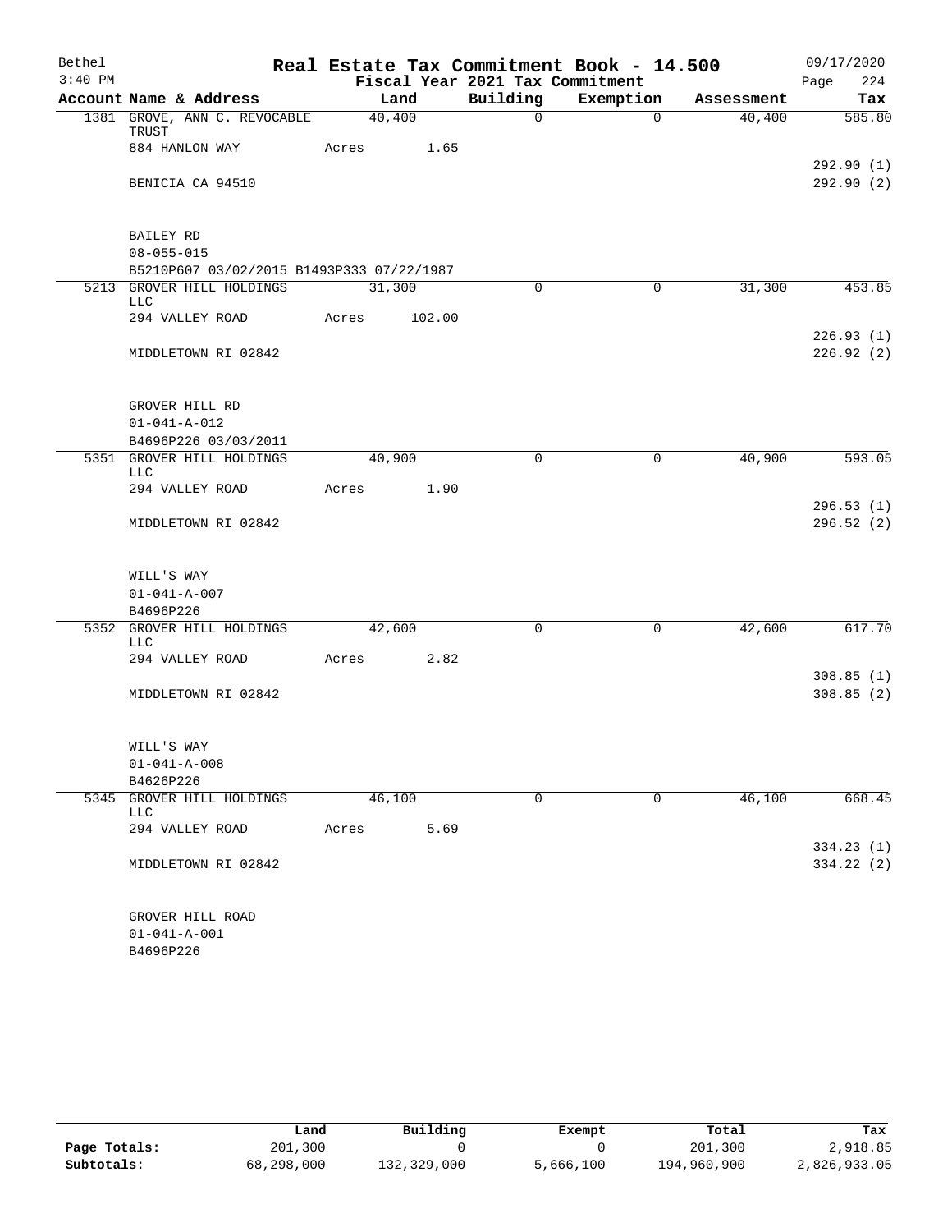Bethel 3:40 PM

# Real Estate Tax Commitment Book - 14.500

Fiscal Year 2021 Tax Commitment

09/17/2020 Page 224

| Account | Name & Address | Land | Building | Exemption | Assessment | Tax |
|---|---|---|---|---|---|---|
| 1381 | GROVE, ANN C. REVOCABLE TRUST | 40,400 | 0 | 0 | 40,400 | 585.80 |
| | 884 HANLON WAY | Acres 1.65 | | | | |
| | | | | | | 292.90 (1) |
| | BENICIA CA 94510 | | | | | 292.90 (2) |
| | BAILEY RD | | | | | |
| | 08-055-015 | | | | | |
| | B5210P607 03/02/2015 B1493P333 07/22/1987 | | | | | |
| 5213 | GROVER HILL HOLDINGS LLC | 31,300 | 0 | 0 | 31,300 | 453.85 |
| | 294 VALLEY ROAD | Acres 102.00 | | | | |
| | | | | | | 226.93 (1) |
| | MIDDLETOWN RI 02842 | | | | | 226.92 (2) |
| | GROVER HILL RD | | | | | |
| | 01-041-A-012 | | | | | |
| | B4696P226 03/03/2011 | | | | | |
| 5351 | GROVER HILL HOLDINGS LLC | 40,900 | 0 | 0 | 40,900 | 593.05 |
| | 294 VALLEY ROAD | Acres 1.90 | | | | |
| | | | | | | 296.53 (1) |
| | MIDDLETOWN RI 02842 | | | | | 296.52 (2) |
| | WILL'S WAY | | | | | |
| | 01-041-A-007 | | | | | |
| | B4696P226 | | | | | |
| 5352 | GROVER HILL HOLDINGS LLC | 42,600 | 0 | 0 | 42,600 | 617.70 |
| | 294 VALLEY ROAD | Acres 2.82 | | | | |
| | | | | | | 308.85 (1) |
| | MIDDLETOWN RI 02842 | | | | | 308.85 (2) |
| | WILL'S WAY | | | | | |
| | 01-041-A-008 | | | | | |
| | B4626P226 | | | | | |
| 5345 | GROVER HILL HOLDINGS LLC | 46,100 | 0 | 0 | 46,100 | 668.45 |
| | 294 VALLEY ROAD | Acres 5.69 | | | | |
| | | | | | | 334.23 (1) |
| | MIDDLETOWN RI 02842 | | | | | 334.22 (2) |
| | GROVER HILL ROAD | | | | | |
| | 01-041-A-001 | | | | | |
| | B4696P226 | | | | | |

| | Land | Building | Exempt | Total | Tax |
|---|---|---|---|---|---|
| Page Totals: | 201,300 | 0 | 0 | 201,300 | 2,918.85 |
| Subtotals: | 68,298,000 | 132,329,000 | 5,666,100 | 194,960,900 | 2,826,933.05 |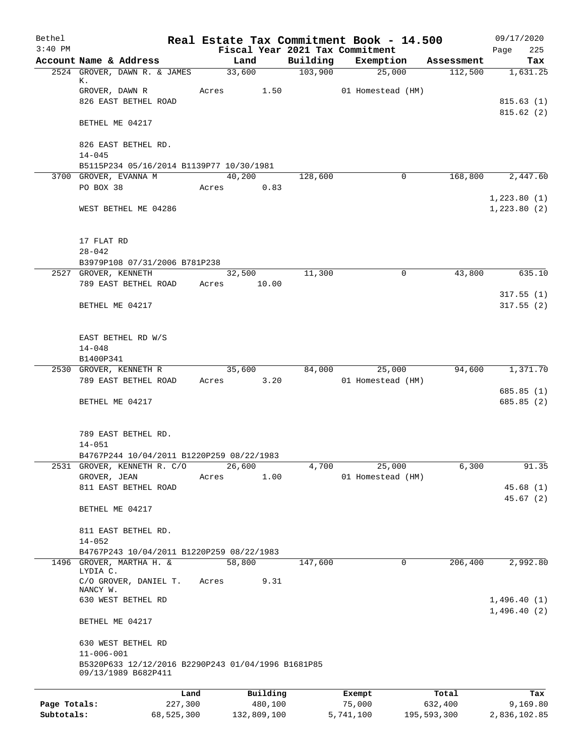Bethel — Real Estate Tax Commitment Book - 14.500 — 09/17/2020
3:40 PM — Fiscal Year 2021 Tax Commitment

| Account Name & Address | Land | Building | Exemption | Assessment | Tax |
|---|---|---|---|---|---|
| 2524 GROVER, DAWN R. & JAMES K. | 33,600 | 103,900 | 25,000 | 112,500 | 1,631.25 |
| GROVER, DAWN R | Acres 1.50 | | 01 Homestead (HM) | | |
| 826 EAST BETHEL ROAD | | | | | 815.63 (1) |
| | | | | | 815.62 (2) |
| BETHEL ME 04217 | | | | | |
| 826 EAST BETHEL RD. | | | | | |
| 14-045 | | | | | |
| B5115P234 05/16/2014 B1139P77 10/30/1981 | | | | | |
| 3700 GROVER, EVANNA M | 40,200 | 128,600 | 0 | 168,800 | 2,447.60 |
| PO BOX 38 | Acres 0.83 | | | | |
| | | | | | 1,223.80 (1) |
| WEST BETHEL ME 04286 | | | | | 1,223.80 (2) |
| 17 FLAT RD | | | | | |
| 28-042 | | | | | |
| B3979P108 07/31/2006 B781P238 | | | | | |
| 2527 GROVER, KENNETH | 32,500 | 11,300 | 0 | 43,800 | 635.10 |
| 789 EAST BETHEL ROAD | Acres 10.00 | | | | |
| | | | | | 317.55 (1) |
| BETHEL ME 04217 | | | | | 317.55 (2) |
| EAST BETHEL RD W/S | | | | | |
| 14-048 | | | | | |
| B1400P341 | | | | | |
| 2530 GROVER, KENNETH R | 35,600 | 84,000 | 25,000 | 94,600 | 1,371.70 |
| 789 EAST BETHEL ROAD | Acres 3.20 | | 01 Homestead (HM) | | |
| | | | | | 685.85 (1) |
| BETHEL ME 04217 | | | | | 685.85 (2) |
| 789 EAST BETHEL RD. | | | | | |
| 14-051 | | | | | |
| B4767P244 10/04/2011 B1220P259 08/22/1983 | | | | | |
| 2531 GROVER, KENNETH R. C/O | 26,600 | 4,700 | 25,000 | 6,300 | 91.35 |
| GROVER, JEAN | Acres 1.00 | | 01 Homestead (HM) | | |
| 811 EAST BETHEL ROAD | | | | | 45.68 (1) |
| | | | | | 45.67 (2) |
| BETHEL ME 04217 | | | | | |
| 811 EAST BETHEL RD. | | | | | |
| 14-052 | | | | | |
| B4767P243 10/04/2011 B1220P259 08/22/1983 | | | | | |
| 1496 GROVER, MARTHA H. & LYDIA C. | 58,800 | 147,600 | 0 | 206,400 | 2,992.80 |
| C/O GROVER, DANIEL T. NANCY W. | Acres 9.31 | | | | |
| 630 WEST BETHEL RD | | | | | 1,496.40 (1) |
| | | | | | 1,496.40 (2) |
| BETHEL ME 04217 | | | | | |
| 630 WEST BETHEL RD | | | | | |
| 11-006-001 | | | | | |
| B5320P633 12/12/2016 B2290P243 01/04/1996 B1681P85 09/13/1989 B682P411 | | | | | |

| | Land | Building | Exempt | Total | Tax |
|---|---|---|---|---|---|
| Page Totals: | 227,300 | 480,100 | 75,000 | 632,400 | 9,169.80 |
| Subtotals: | 68,525,300 | 132,809,100 | 5,741,100 | 195,593,300 | 2,836,102.85 |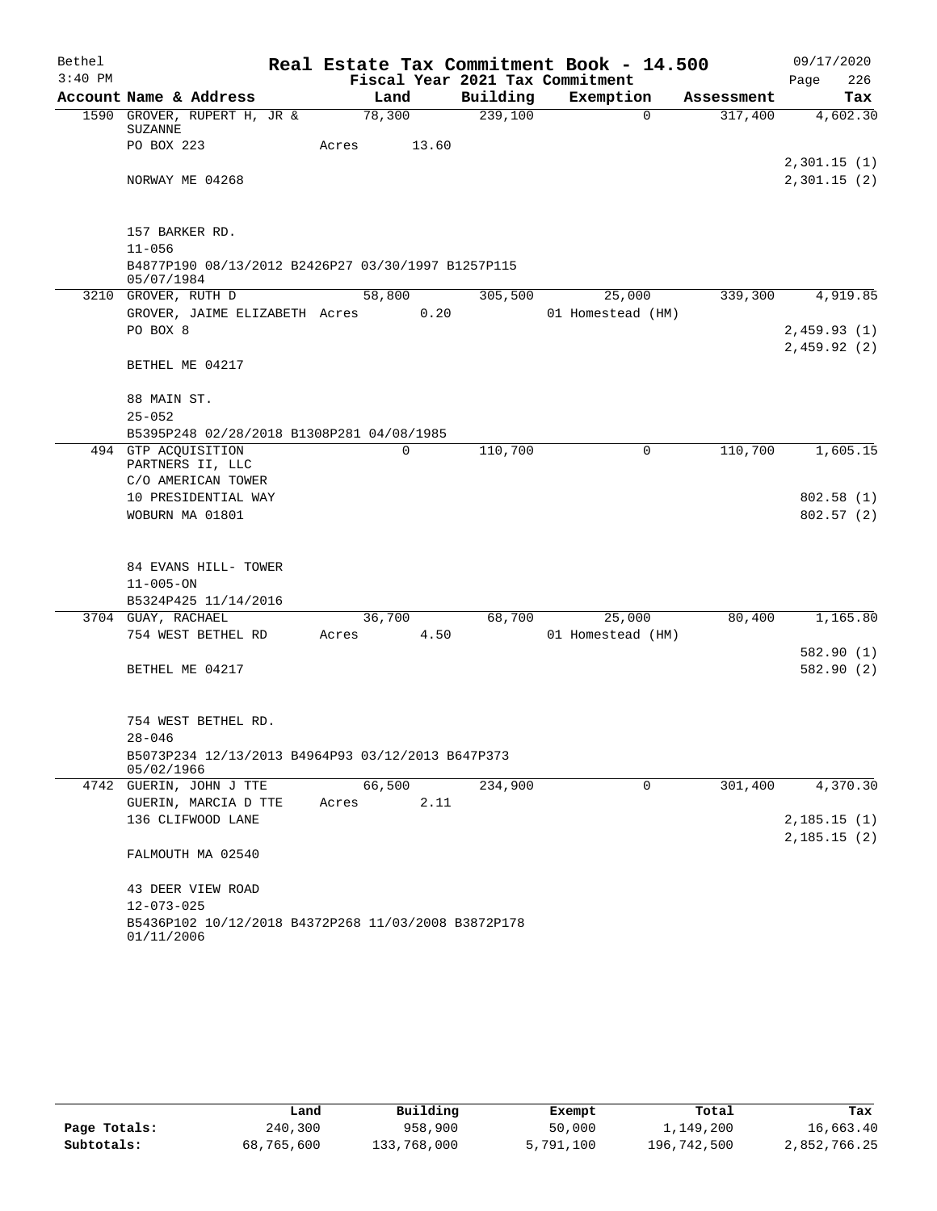Bethel 3:40 PM

**Real Estate Tax Commitment Book - 14.500**
**Fiscal Year 2021 Tax Commitment**

09/17/2020

| Account Name & Address | Land | Building | Exemption | Assessment | Tax |
|---|---|---|---|---|---|
| 1590 GROVER, RUPERT H, JR & SUZANNE | 78,300 | 239,100 | 0 | 317,400 | 4,602.30 |
| PO BOX 223 | Acres 13.60 | | | | |
| | | | | | 2,301.15 (1) |
| NORWAY ME 04268 | | | | | 2,301.15 (2) |
| 157 BARKER RD. | | | | | |
| 11-056 | | | | | |
| B4877P190 08/13/2012 B2426P27 03/30/1997 B1257P115 05/07/1984 | | | | | |
| 3210 GROVER, RUTH D | 58,800 | 305,500 | 25,000 | 339,300 | 4,919.85 |
| GROVER, JAIME ELIZABETH | Acres 0.20 | | 01 Homestead (HM) | | |
| PO BOX 8 | | | | | 2,459.93 (1) |
| | | | | | 2,459.92 (2) |
| BETHEL ME 04217 | | | | | |
| 88 MAIN ST. | | | | | |
| 25-052 | | | | | |
| B5395P248 02/28/2018 B1308P281 04/08/1985 | | | | | |
| 494 GTP ACQUISITION PARTNERS II, LLC | 0 | 110,700 | 0 | 110,700 | 1,605.15 |
| C/O AMERICAN TOWER | | | | | |
| 10 PRESIDENTIAL WAY | | | | | 802.58 (1) |
| WOBURN MA 01801 | | | | | 802.57 (2) |
| 84 EVANS HILL- TOWER | | | | | |
| 11-005-ON | | | | | |
| B5324P425 11/14/2016 | | | | | |
| 3704 GUAY, RACHAEL | 36,700 | 68,700 | 25,000 | 80,400 | 1,165.80 |
| 754 WEST BETHEL RD | Acres 4.50 | | 01 Homestead (HM) | | |
| | | | | | 582.90 (1) |
| BETHEL ME 04217 | | | | | 582.90 (2) |
| 754 WEST BETHEL RD. | | | | | |
| 28-046 | | | | | |
| B5073P234 12/13/2013 B4964P93 03/12/2013 B647P373 05/02/1966 | | | | | |
| 4742 GUERIN, JOHN J TTE | 66,500 | 234,900 | 0 | 301,400 | 4,370.30 |
| GUERIN, MARCIA D TTE | Acres 2.11 | | | | |
| 136 CLIFWOOD LANE | | | | | 2,185.15 (1) |
| | | | | | 2,185.15 (2) |
| FALMOUTH MA 02540 | | | | | |
| 43 DEER VIEW ROAD | | | | | |
| 12-073-025 | | | | | |
| B5436P102 10/12/2018 B4372P268 11/03/2008 B3872P178 01/11/2006 | | | | | |

| | Land | Building | Exempt | Total | Tax |
|---|---|---|---|---|---|
| Page Totals: | 240,300 | 958,900 | 50,000 | 1,149,200 | 16,663.40 |
| Subtotals: | 68,765,600 | 133,768,000 | 5,791,100 | 196,742,500 | 2,852,766.25 |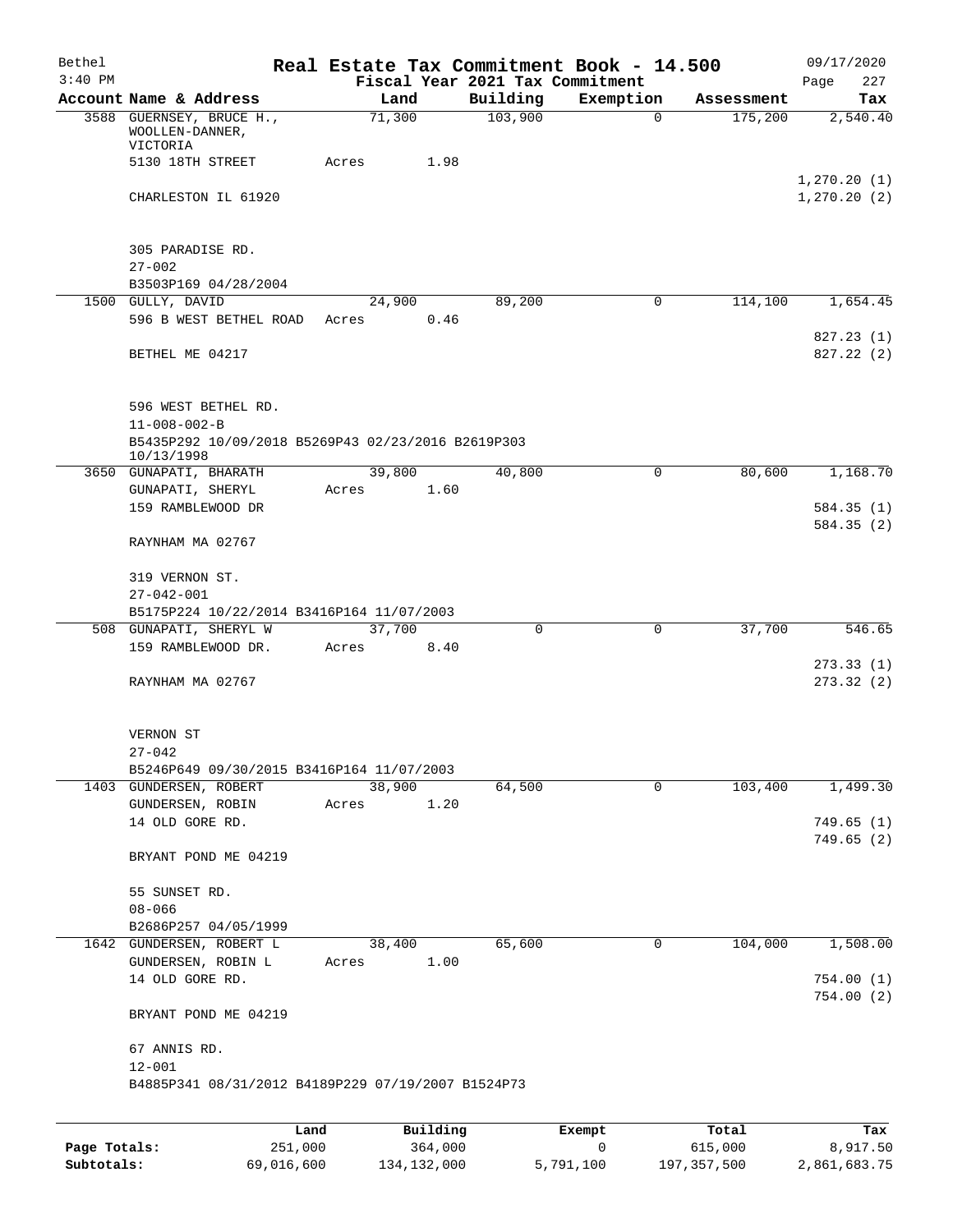Bethel — Real Estate Tax Commitment Book - 14.500 — 09/17/2020
3:40 PM — Fiscal Year 2021 Tax Commitment

| Account Name & Address | Land | Building | Exemption | Assessment | Tax |
|---|---|---|---|---|---|
| 3588 GUERNSEY, BRUCE H., WOOLLEN-DANNER, VICTORIA | 71,300 | 103,900 | 0 | 175,200 | 2,540.40 |
| 5130 18TH STREET | Acres 1.98 | | | | |
| CHARLESTON IL 61920 | | | | | 1,270.20 (1) |
| | | | | | 1,270.20 (2) |
| 305 PARADISE RD. | | | | | |
| 27-002 | | | | | |
| B3503P169 04/28/2004 | | | | | |
| 1500 GULLY, DAVID | 24,900 | 89,200 | 0 | 114,100 | 1,654.45 |
| 596 B WEST BETHEL ROAD | Acres 0.46 | | | | |
| BETHEL ME 04217 | | | | | 827.23 (1) |
| | | | | | 827.22 (2) |
| 596 WEST BETHEL RD. | | | | | |
| 11-008-002-B | | | | | |
| B5435P292 10/09/2018 B5269P43 02/23/2016 B2619P303 10/13/1998 | | | | | |
| 3650 GUNAPATI, BHARATH | 39,800 | 40,800 | 0 | 80,600 | 1,168.70 |
| GUNAPATI, SHERYL | Acres 1.60 | | | | |
| 159 RAMBLEWOOD DR | | | | | 584.35 (1) |
| | | | | | 584.35 (2) |
| RAYNHAM MA 02767 | | | | | |
| 319 VERNON ST. | | | | | |
| 27-042-001 | | | | | |
| B5175P224 10/22/2014 B3416P164 11/07/2003 | | | | | |
| 508 GUNAPATI, SHERYL W | 37,700 | 0 | 0 | 37,700 | 546.65 |
| 159 RAMBLEWOOD DR. | Acres 8.40 | | | | |
| RAYNHAM MA 02767 | | | | | 273.33 (1) |
| | | | | | 273.32 (2) |
| VERNON ST | | | | | |
| 27-042 | | | | | |
| B5246P649 09/30/2015 B3416P164 11/07/2003 | | | | | |
| 1403 GUNDERSEN, ROBERT | 38,900 | 64,500 | 0 | 103,400 | 1,499.30 |
| GUNDERSEN, ROBIN | Acres 1.20 | | | | |
| 14 OLD GORE RD. | | | | | 749.65 (1) |
| | | | | | 749.65 (2) |
| BRYANT POND ME 04219 | | | | | |
| 55 SUNSET RD. | | | | | |
| 08-066 | | | | | |
| B2686P257 04/05/1999 | | | | | |
| 1642 GUNDERSEN, ROBERT L | 38,400 | 65,600 | 0 | 104,000 | 1,508.00 |
| GUNDERSEN, ROBIN L | Acres 1.00 | | | | |
| 14 OLD GORE RD. | | | | | 754.00 (1) |
| | | | | | 754.00 (2) |
| BRYANT POND ME 04219 | | | | | |
| 67 ANNIS RD. | | | | | |
| 12-001 | | | | | |
| B4885P341 08/31/2012 B4189P229 07/19/2007 B1524P73 | | | | | |

| | Land | Building | Exempt | Total | Tax |
|---|---|---|---|---|---|
| Page Totals: | 251,000 | 364,000 | 0 | 615,000 | 8,917.50 |
| Subtotals: | 69,016,600 | 134,132,000 | 5,791,100 | 197,357,500 | 2,861,683.75 |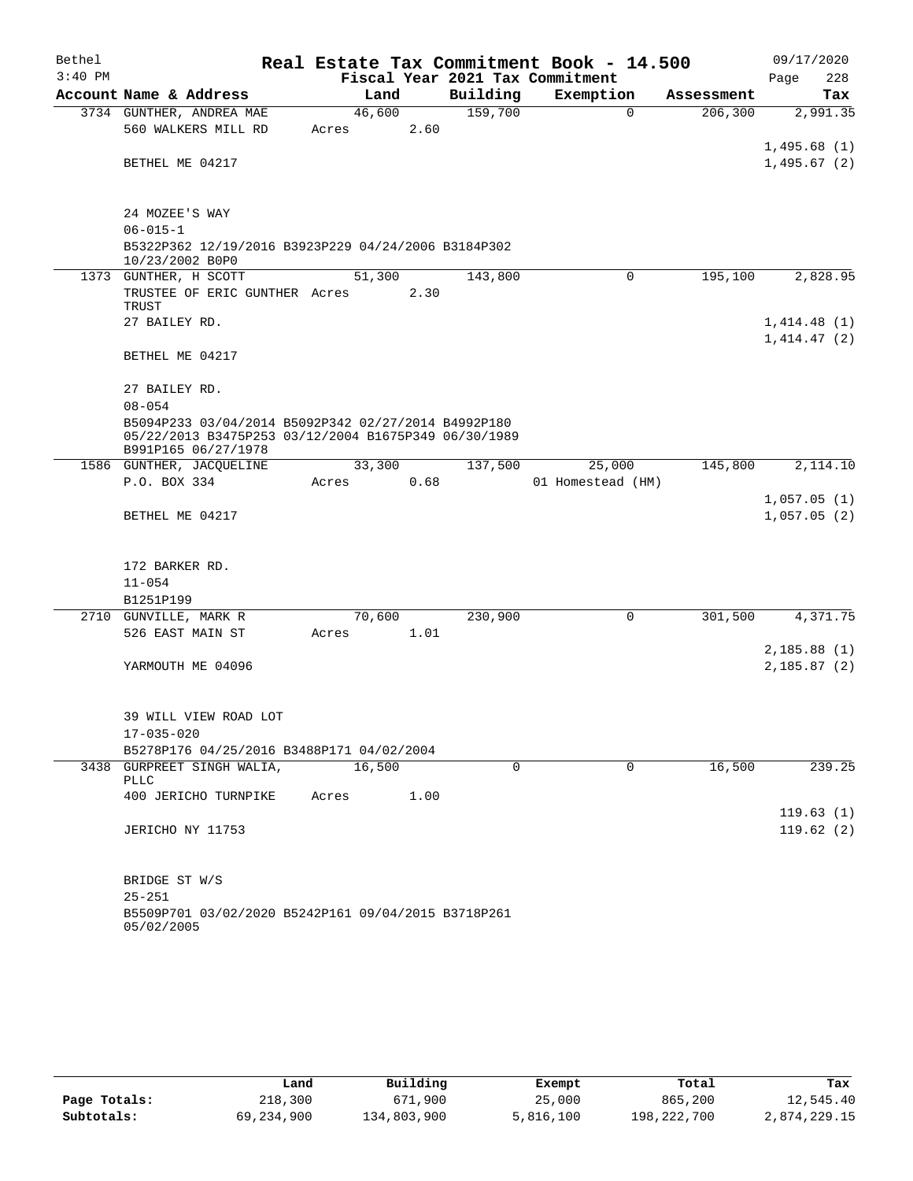Bethel 3:40 PM

# Real Estate Tax Commitment Book - 14.500

Fiscal Year 2021 Tax Commitment

09/17/2020 Page 228

| Account Name & Address | Land | Building | Exemption | Assessment | Tax |
|---|---|---|---|---|---|
| 3734 GUNTHER, ANDREA MAE | 46,600 | 159,700 | 0 | 206,300 | 2,991.35 |
| 560 WALKERS MILL RD | Acres 2.60 | | | | |
| | | | | | 1,495.68 (1) |
| BETHEL ME 04217 | | | | | 1,495.67 (2) |
| 24 MOZEE'S WAY | | | | | |
| 06-015-1 | | | | | |
| B5322P362 12/19/2016 B3923P229 04/24/2006 B3184P302 10/23/2002 B0P0 | | | | | |
| 1373 GUNTHER, H SCOTT | 51,300 | 143,800 | 0 | 195,100 | 2,828.95 |
| TRUSTEE OF ERIC GUNTHER TRUST | Acres 2.30 | | | | |
| 27 BAILEY RD. | | | | | 1,414.48 (1) |
| | | | | | 1,414.47 (2) |
| BETHEL ME 04217 | | | | | |
| 27 BAILEY RD. | | | | | |
| 08-054 | | | | | |
| B5094P233 03/04/2014 B5092P342 02/27/2014 B4992P180 05/22/2013 B3475P253 03/12/2004 B1675P349 06/30/1989 B991P165 06/27/1978 | | | | | |
| 1586 GUNTHER, JACQUELINE | 33,300 | 137,500 | 25,000 | 145,800 | 2,114.10 |
| P.O. BOX 334 | Acres 0.68 | | 01 Homestead (HM) | | |
| | | | | | 1,057.05 (1) |
| BETHEL ME 04217 | | | | | 1,057.05 (2) |
| 172 BARKER RD. | | | | | |
| 11-054 | | | | | |
| B1251P199 | | | | | |
| 2710 GUNVILLE, MARK R | 70,600 | 230,900 | 0 | 301,500 | 4,371.75 |
| 526 EAST MAIN ST | Acres 1.01 | | | | |
| | | | | | 2,185.88 (1) |
| YARMOUTH ME 04096 | | | | | 2,185.87 (2) |
| 39 WILL VIEW ROAD LOT | | | | | |
| 17-035-020 | | | | | |
| B5278P176 04/25/2016 B3488P171 04/02/2004 | | | | | |
| 3438 GURPREET SINGH WALIA, PLLC | 16,500 | 0 | 0 | 16,500 | 239.25 |
| 400 JERICHO TURNPIKE | Acres 1.00 | | | | |
| | | | | | 119.63 (1) |
| JERICHO NY 11753 | | | | | 119.62 (2) |
| BRIDGE ST W/S | | | | | |
| 25-251 | | | | | |
| B5509P701 03/02/2020 B5242P161 09/04/2015 B3718P261 05/02/2005 | | | | | |

| | Land | Building | Exempt | Total | Tax |
|---|---|---|---|---|---|
| Page Totals: | 218,300 | 671,900 | 25,000 | 865,200 | 12,545.40 |
| Subtotals: | 69,234,900 | 134,803,900 | 5,816,100 | 198,222,700 | 2,874,229.15 |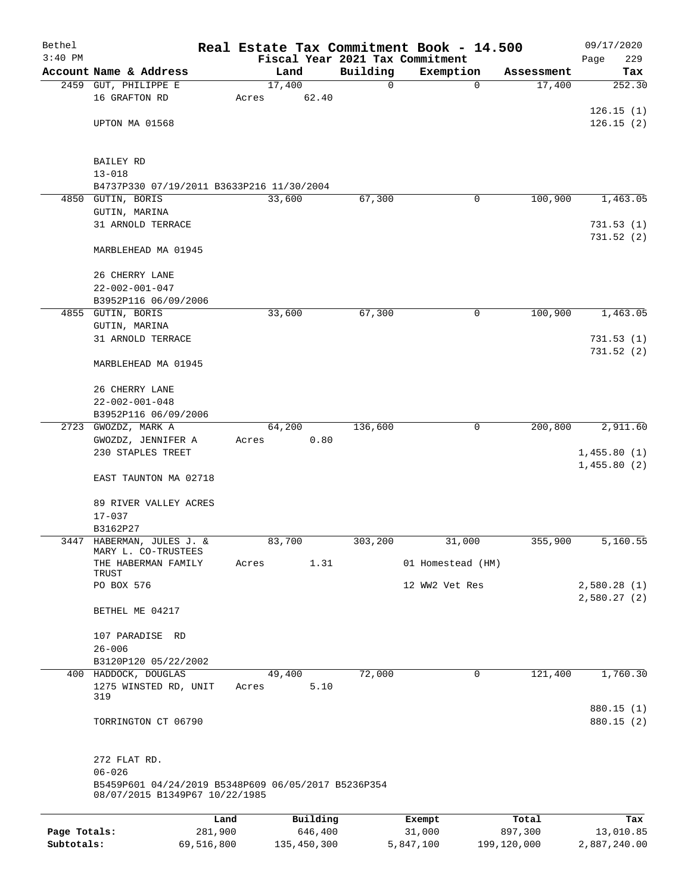Bethel 3:40 PM

# Real Estate Tax Commitment Book - 14.500

Fiscal Year 2021 Tax Commitment

09/17/2020 Page 229

| Account | Name & Address | Land | Building | Exemption | Assessment | Tax |
|---|---|---|---|---|---|---|
| 2459 | GUT, PHILIPPE E<br>16 GRAFTON RD<br><br>UPTON MA 01568<br><br>BAILEY RD<br>13-018<br>B4737P330 07/19/2011 B3633P216 11/30/2004 | 17,400<br>Acres 62.40 | 0 | 0 | 17,400 | 252.30<br><br>126.15 (1)<br>126.15 (2) |
| 4850 | GUTIN, BORIS<br>GUTIN, MARINA<br>31 ARNOLD TERRACE<br><br>MARBLEHEAD MA 01945<br><br>26 CHERRY LANE<br>22-002-001-047<br>B3952P116 06/09/2006 | 33,600 | 67,300 | 0 | 100,900 | 1,463.05<br><br>731.53 (1)<br>731.52 (2) |
| 4855 | GUTIN, BORIS<br>GUTIN, MARINA<br>31 ARNOLD TERRACE<br><br>MARBLEHEAD MA 01945<br><br>26 CHERRY LANE<br>22-002-001-048<br>B3952P116 06/09/2006 | 33,600 | 67,300 | 0 | 100,900 | 1,463.05<br><br>731.53 (1)<br>731.52 (2) |
| 2723 | GWOZDZ, MARK A<br>GWOZDZ, JENNIFER A<br>230 STAPLES TREET<br><br>EAST TAUNTON MA 02718<br><br>89 RIVER VALLEY ACRES<br>17-037<br>B3162P27 | 64,200<br>Acres 0.80 | 136,600 | 0 | 200,800 | 2,911.60<br><br>1,455.80 (1)<br>1,455.80 (2) |
| 3447 | HABERMAN, JULES J. &<br>MARY L. CO-TRUSTEES<br>THE HABERMAN FAMILY TRUST<br>PO BOX 576<br><br>BETHEL ME 04217<br><br>107 PARADISE RD<br>26-006<br>B3120P120 05/22/2002 | 83,700<br>Acres 1.31 | 303,200 | 31,000<br>01 Homestead (HM)<br>12 WW2 Vet Res | 355,900 | 5,160.55<br><br>2,580.28 (1)<br>2,580.27 (2) |
| 400 | HADDOCK, DOUGLAS<br>1275 WINSTED RD, UNIT 319<br><br>TORRINGTON CT 06790<br><br>272 FLAT RD.<br>06-026<br>B5459P601 04/24/2019 B5348P609 06/05/2017 B5236P354 08/07/2015 B1349P67 10/22/1985 | 49,400<br>Acres 5.10 | 72,000 | 0 | 121,400 | 1,760.30<br><br>880.15 (1)<br>880.15 (2) |

| | Land | Building | Exempt | Total | Tax |
|---|---|---|---|---|---|
| Page Totals: | 281,900 | 646,400 | 31,000 | 897,300 | 13,010.85 |
| Subtotals: | 69,516,800 | 135,450,300 | 5,847,100 | 199,120,000 | 2,887,240.00 |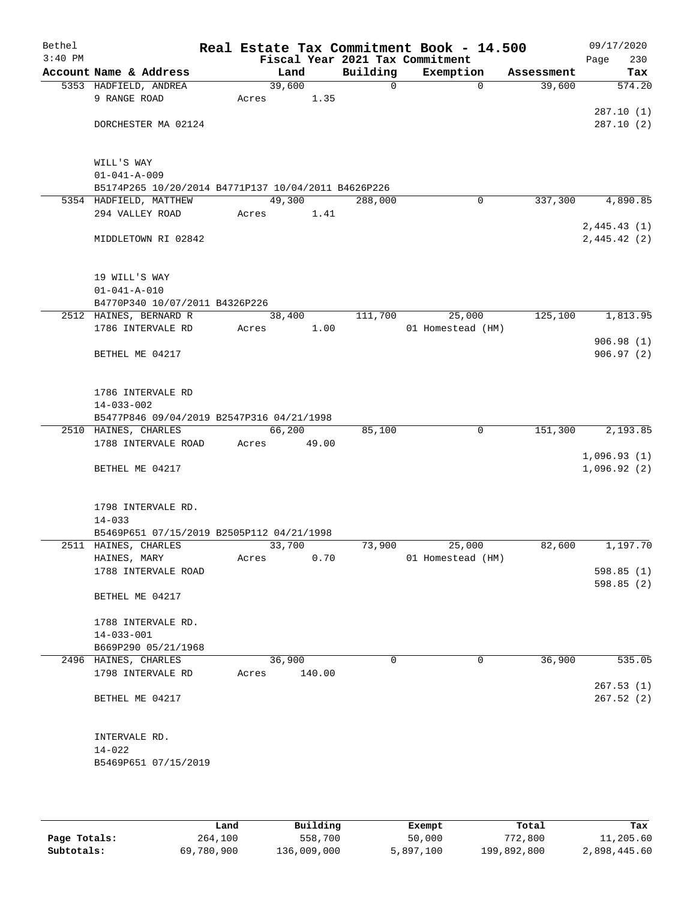# Real Estate Tax Commitment Book - 14.500

Bethel
3:40 PM

Fiscal Year 2021 Tax Commitment

09/17/2020
Page 230

| Account Name & Address | Land | Building | Exemption | Assessment | Tax |
|---|---|---|---|---|---|
| 5353 HADFIELD, ANDREA<br>9 RANGE ROAD<br><br>DORCHESTER MA 02124<br><br>WILL'S WAY<br>01-041-A-009<br>B5174P265 10/20/2014 B4771P137 10/04/2011 B4626P226 | 39,600<br>Acres 1.35 | 0 | 0 | 39,600 | 574.20<br><br>287.10 (1)<br>287.10 (2) |
| 5354 HADFIELD, MATTHEW<br>294 VALLEY ROAD<br><br>MIDDLETOWN RI 02842<br><br>19 WILL'S WAY<br>01-041-A-010<br>B4770P340 10/07/2011 B4326P226 | 49,300<br>Acres 1.41 | 288,000 | 0 | 337,300 | 4,890.85<br><br>2,445.43 (1)<br>2,445.42 (2) |
| 2512 HAINES, BERNARD R<br>1786 INTERVALE RD<br><br>BETHEL ME 04217<br><br>1786 INTERVALE RD<br>14-033-002<br>B5477P846 09/04/2019 B2547P316 04/21/1998 | 38,400<br>Acres 1.00 | 111,700 | 25,000<br>01 Homestead (HM) | 125,100 | 1,813.95<br><br>906.98 (1)<br>906.97 (2) |
| 2510 HAINES, CHARLES<br>1788 INTERVALE ROAD<br><br>BETHEL ME 04217<br><br>1798 INTERVALE RD.<br>14-033<br>B5469P651 07/15/2019 B2505P112 04/21/1998 | 66,200<br>Acres 49.00 | 85,100 | 0 | 151,300 | 2,193.85<br><br>1,096.93 (1)<br>1,096.92 (2) |
| 2511 HAINES, CHARLES<br>HAINES, MARY<br>1788 INTERVALE ROAD<br><br>BETHEL ME 04217<br><br>1788 INTERVALE RD.<br>14-033-001<br>B669P290 05/21/1968 | 33,700<br>Acres 0.70 | 73,900 | 25,000<br>01 Homestead (HM) | 82,600 | 1,197.70<br><br>598.85 (1)<br>598.85 (2) |
| 2496 HAINES, CHARLES<br>1798 INTERVALE RD<br><br>BETHEL ME 04217<br><br>INTERVALE RD.<br>14-022<br>B5469P651 07/15/2019 | 36,900<br>Acres 140.00 | 0 | 0 | 36,900 | 535.05<br><br>267.53 (1)<br>267.52 (2) |

| | Land | Building | Exempt | Total | Tax |
|---|---|---|---|---|---|
| Page Totals: | 264,100 | 558,700 | 50,000 | 772,800 | 11,205.60 |
| Subtotals: | 69,780,900 | 136,009,000 | 5,897,100 | 199,892,800 | 2,898,445.60 |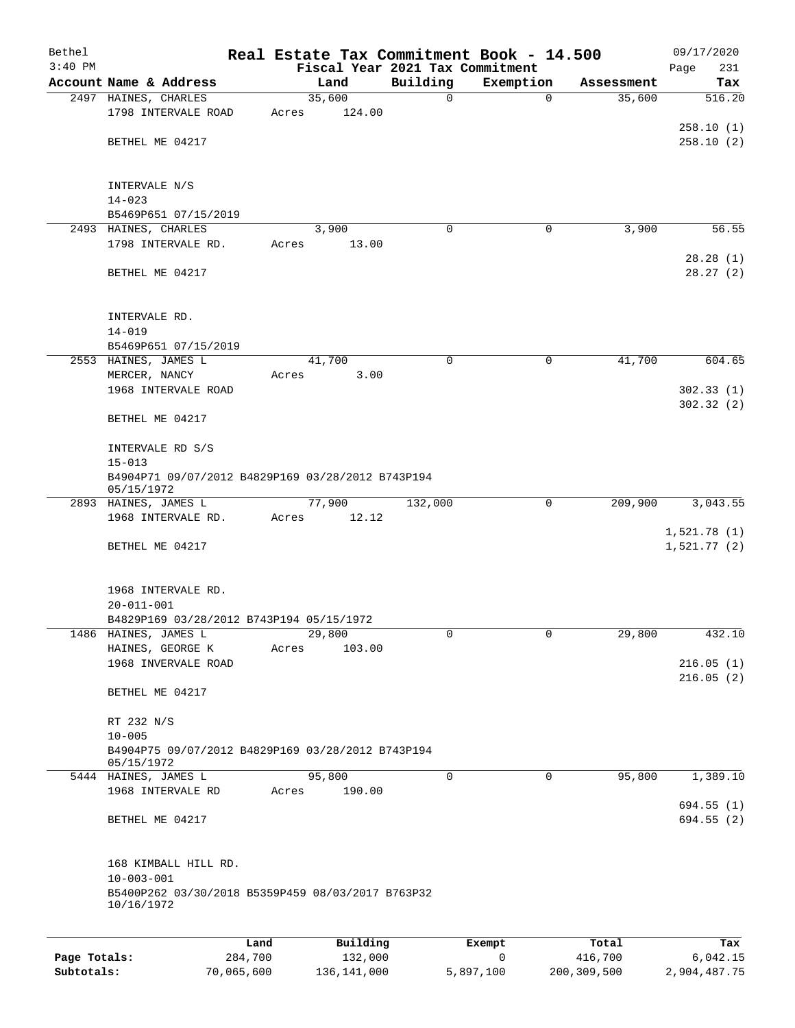# Real Estate Tax Commitment Book - 14.500

Bethel
3:40 PM

Fiscal Year 2021 Tax Commitment

09/17/2020
Page 231

| Account Name & Address | Land | Building | Exemption | Assessment | Tax |
|---|---|---|---|---|---|
| 2497 HAINES, CHARLES<br>1798 INTERVALE ROAD<br><br>BETHEL ME 04217<br><br>INTERVALE N/S<br>14-023<br>B5469P651 07/15/2019 | 35,600<br>Acres 124.00 | 0 | 0 | 35,600 | 516.20<br><br>258.10 (1)<br>258.10 (2) |
| 2493 HAINES, CHARLES<br>1798 INTERVALE RD.<br><br>BETHEL ME 04217<br><br>INTERVALE RD.<br>14-019<br>B5469P651 07/15/2019 | 3,900<br>Acres 13.00 | 0 | 0 | 3,900 | 56.55<br><br>28.28 (1)<br>28.27 (2) |
| 2553 HAINES, JAMES L<br>MERCER, NANCY<br>1968 INTERVALE ROAD<br><br>BETHEL ME 04217<br><br>INTERVALE RD S/S<br>15-013<br>B4904P71 09/07/2012 B4829P169 03/28/2012 B743P194 05/15/1972 | 41,700<br>Acres 3.00 | 0 | 0 | 41,700 | 604.65<br><br>302.33 (1)<br>302.32 (2) |
| 2893 HAINES, JAMES L<br>1968 INTERVALE RD.<br><br>BETHEL ME 04217<br><br>1968 INTERVALE RD.<br>20-011-001<br>B4829P169 03/28/2012 B743P194 05/15/1972 | 77,900<br>Acres 12.12 | 132,000 | 0 | 209,900 | 3,043.55<br><br>1,521.78 (1)<br>1,521.77 (2) |
| 1486 HAINES, JAMES L<br>HAINES, GEORGE K<br>1968 INVERVALE ROAD<br><br>BETHEL ME 04217<br><br>RT 232 N/S<br>10-005<br>B4904P75 09/07/2012 B4829P169 03/28/2012 B743P194 05/15/1972 | 29,800<br>Acres 103.00 | 0 | 0 | 29,800 | 432.10<br><br>216.05 (1)<br>216.05 (2) |
| 5444 HAINES, JAMES L<br>1968 INTERVALE RD<br><br>BETHEL ME 04217<br><br>168 KIMBALL HILL RD.<br>10-003-001<br>B5400P262 03/30/2018 B5359P459 08/03/2017 B763P32 10/16/1972 | 95,800<br>Acres 190.00 | 0 | 0 | 95,800 | 1,389.10<br><br>694.55 (1)<br>694.55 (2) |

| | Land | Building | Exempt | Total | Tax |
|---|---|---|---|---|---|
| Page Totals: | 284,700 | 132,000 | 0 | 416,700 | 6,042.15 |
| Subtotals: | 70,065,600 | 136,141,000 | 5,897,100 | 200,309,500 | 2,904,487.75 |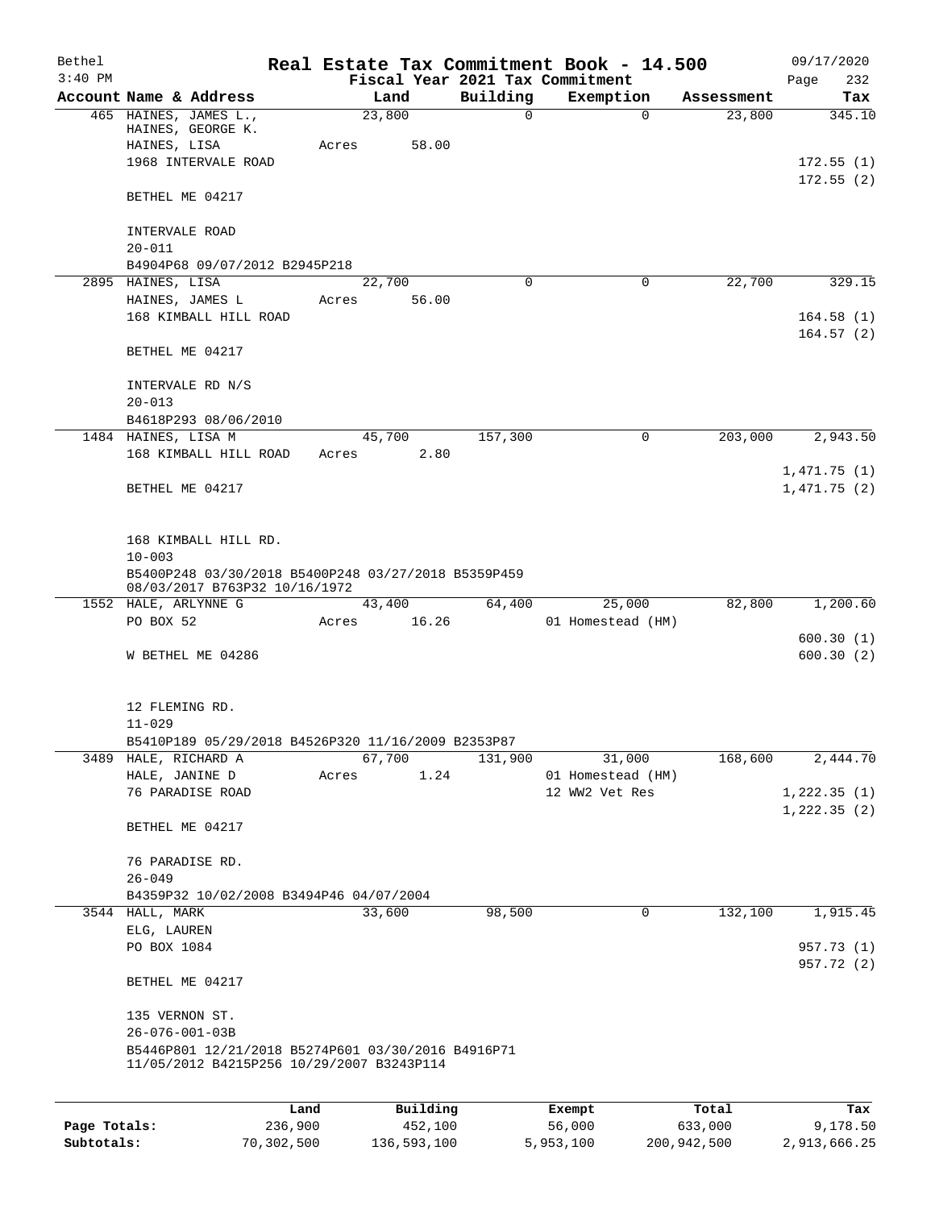Bethel 3:40 PM

# Real Estate Tax Commitment Book - 14.500

Fiscal Year 2021 Tax Commitment

09/17/2020

| Account Name & Address | Land | Building | Exemption | Assessment | Tax |
|---|---|---|---|---|---|
| 465 HAINES, JAMES L., | 23,800 | 0 | 0 | 23,800 | 345.10 |
| HAINES, GEORGE K. | | | | | |
| HAINES, LISA | Acres 58.00 | | | | |
| 1968 INTERVALE ROAD | | | | | 172.55 (1) |
| | | | | | 172.55 (2) |
| BETHEL ME 04217 | | | | | |
| INTERVALE ROAD | | | | | |
| 20-011 | | | | | |
| B4904P68 09/07/2012 B2945P218 | | | | | |
| 2895 HAINES, LISA | 22,700 | 0 | 0 | 22,700 | 329.15 |
| HAINES, JAMES L | Acres 56.00 | | | | |
| 168 KIMBALL HILL ROAD | | | | | 164.58 (1) |
| | | | | | 164.57 (2) |
| BETHEL ME 04217 | | | | | |
| INTERVALE RD N/S | | | | | |
| 20-013 | | | | | |
| B4618P293 08/06/2010 | | | | | |
| 1484 HAINES, LISA M | 45,700 | 157,300 | 0 | 203,000 | 2,943.50 |
| 168 KIMBALL HILL ROAD | Acres 2.80 | | | | |
| | | | | | 1,471.75 (1) |
| BETHEL ME 04217 | | | | | 1,471.75 (2) |
| 168 KIMBALL HILL RD. | | | | | |
| 10-003 | | | | | |
| B5400P248 03/30/2018 B5400P248 03/27/2018 B5359P459 08/03/2017 B763P32 10/16/1972 | | | | | |
| 1552 HALE, ARLYNNE G | 43,400 | 64,400 | 25,000 | 82,800 | 1,200.60 |
| PO BOX 52 | Acres 16.26 | | 01 Homestead (HM) | | |
| | | | | | 600.30 (1) |
| W BETHEL ME 04286 | | | | | 600.30 (2) |
| 12 FLEMING RD. | | | | | |
| 11-029 | | | | | |
| B5410P189 05/29/2018 B4526P320 11/16/2009 B2353P87 | | | | | |
| 3489 HALE, RICHARD A | 67,700 | 131,900 | 31,000 | 168,600 | 2,444.70 |
| HALE, JANINE D | Acres 1.24 | | 01 Homestead (HM) | | |
| 76 PARADISE ROAD | | | 12 WW2 Vet Res | | 1,222.35 (1) |
| | | | | | 1,222.35 (2) |
| BETHEL ME 04217 | | | | | |
| 76 PARADISE RD. | | | | | |
| 26-049 | | | | | |
| B4359P32 10/02/2008 B3494P46 04/07/2004 | | | | | |
| 3544 HALL, MARK | 33,600 | 98,500 | 0 | 132,100 | 1,915.45 |
| ELG, LAUREN | | | | | |
| PO BOX 1084 | | | | | 957.73 (1) |
| | | | | | 957.72 (2) |
| BETHEL ME 04217 | | | | | |
| 135 VERNON ST. | | | | | |
| 26-076-001-03B | | | | | |
| B5446P801 12/21/2018 B5274P601 03/30/2016 B4916P71 11/05/2012 B4215P256 10/29/2007 B3243P114 | | | | | |

| | Land | Building | Exempt | Total | Tax |
|---|---|---|---|---|---|
| Page Totals: | 236,900 | 452,100 | 56,000 | 633,000 | 9,178.50 |
| Subtotals: | 70,302,500 | 136,593,100 | 5,953,100 | 200,942,500 | 2,913,666.25 |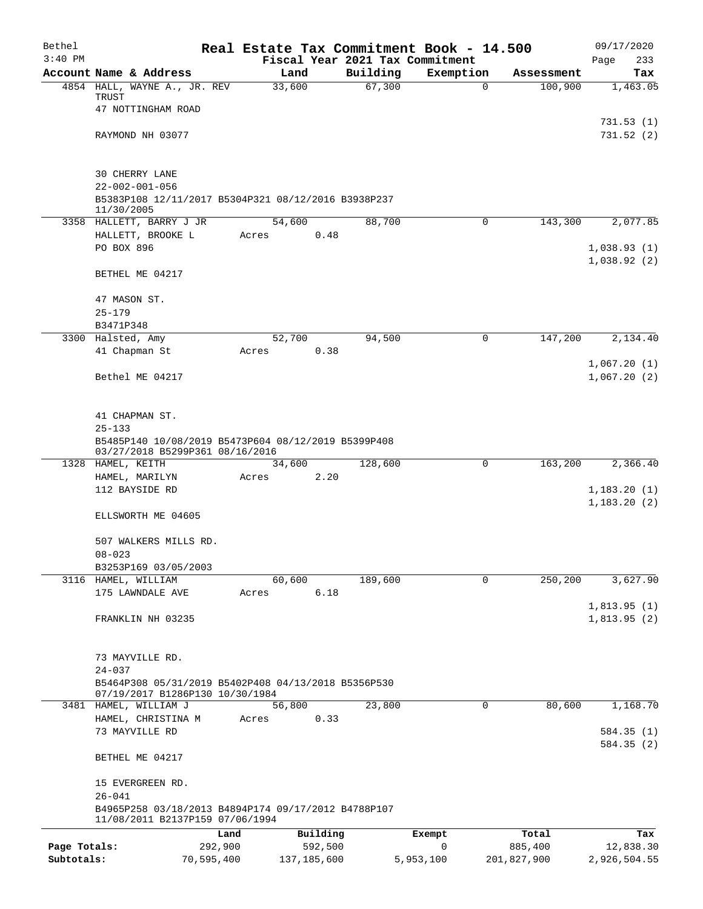Bethel 3:40 PM

# Real Estate Tax Commitment Book - 14.500

Fiscal Year 2021 Tax Commitment

09/17/2020 Page 233

| Account | Name & Address | Land | Building | Exemption | Assessment | Tax |
|---|---|---|---|---|---|---|
| 4854 | HALL, WAYNE A., JR. REV TRUST<br>47 NOTTINGHAM ROAD<br>RAYMOND NH 03077<br><br>30 CHERRY LANE<br>22-002-001-056<br>B5383P108 12/11/2017 B5304P321 08/12/2016 B3938P237 11/30/2005 | 33,600 | 67,300 | 0 | 100,900 | 1,463.05<br>731.53 (1)<br>731.52 (2) |
| 3358 | HALLETT, BARRY J JR<br>HALLETT, BROOKE L<br>PO BOX 896<br>BETHEL ME 04217<br><br>47 MASON ST.<br>25-179<br>B3471P348 | 54,600<br>Acres 0.48 | 88,700 | 0 | 143,300 | 2,077.85<br>1,038.93 (1)<br>1,038.92 (2) |
| 3300 | Halsted, Amy<br>41 Chapman St<br>Bethel ME 04217<br><br>41 CHAPMAN ST.<br>25-133<br>B5485P140 10/08/2019 B5473P604 08/12/2019 B5399P408 03/27/2018 B5299P361 08/16/2016 | 52,700<br>Acres 0.38 | 94,500 | 0 | 147,200 | 2,134.40<br>1,067.20 (1)<br>1,067.20 (2) |
| 1328 | HAMEL, KEITH<br>HAMEL, MARILYN<br>112 BAYSIDE RD<br>ELLSWORTH ME 04605<br><br>507 WALKERS MILLS RD.<br>08-023<br>B3253P169 03/05/2003 | 34,600<br>Acres 2.20 | 128,600 | 0 | 163,200 | 2,366.40<br>1,183.20 (1)<br>1,183.20 (2) |
| 3116 | HAMEL, WILLIAM<br>175 LAWNDALE AVE<br>FRANKLIN NH 03235<br><br>73 MAYVILLE RD.<br>24-037<br>B5464P308 05/31/2019 B5402P408 04/13/2018 B5356P530 07/19/2017 B1286P130 10/30/1984 | 60,600<br>Acres 6.18 | 189,600 | 0 | 250,200 | 3,627.90<br>1,813.95 (1)<br>1,813.95 (2) |
| 3481 | HAMEL, WILLIAM J<br>HAMEL, CHRISTINA M<br>73 MAYVILLE RD<br>BETHEL ME 04217<br><br>15 EVERGREEN RD.<br>26-041<br>B4965P258 03/18/2013 B4894P174 09/17/2012 B4788P107 11/08/2011 B2137P159 07/06/1994 | 56,800<br>Acres 0.33 | 23,800 | 0 | 80,600 | 1,168.70<br>584.35 (1)<br>584.35 (2) |

| | Land | Building | Exempt | Total | Tax |
|---|---|---|---|---|---|
| Page Totals: | 292,900 | 592,500 | 0 | 885,400 | 12,838.30 |
| Subtotals: | 70,595,400 | 137,185,600 | 5,953,100 | 201,827,900 | 2,926,504.55 |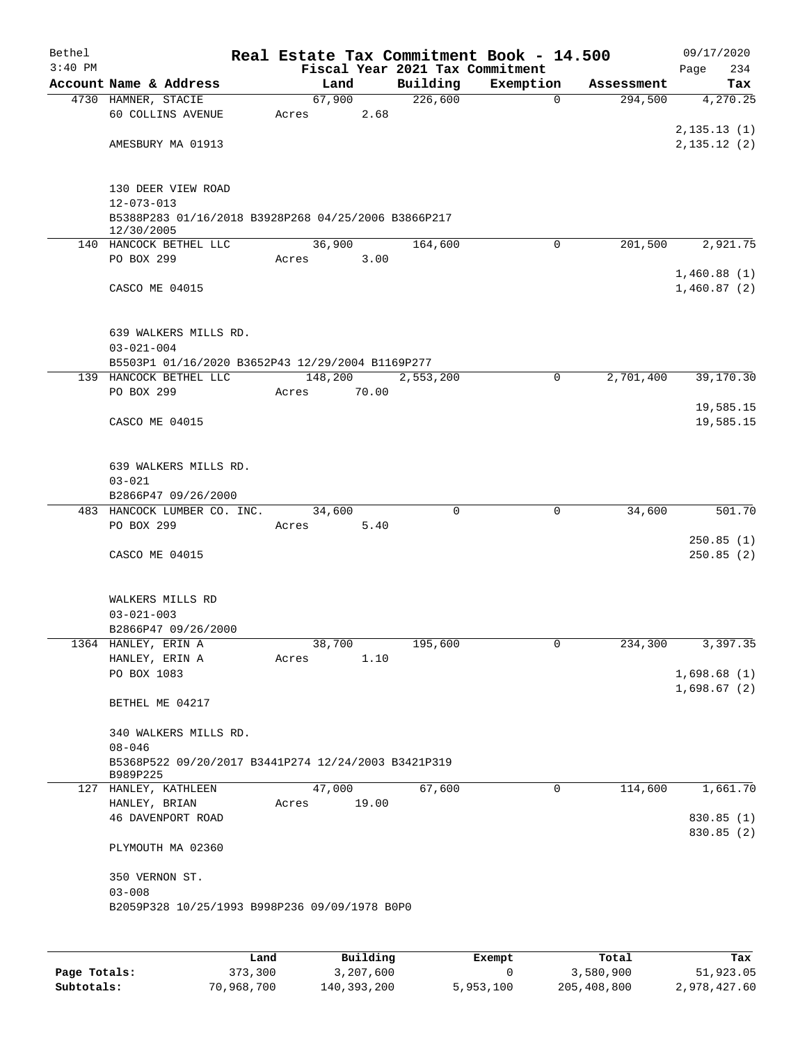# Real Estate Tax Commitment Book - 14.500

Bethel 3:40 PM — Fiscal Year 2021 Tax Commitment — 09/17/2020

| Account Name & Address | Land | Building | Exemption | Assessment | Tax |
|---|---|---|---|---|---|
| 4730 HAMNER, STACIE<br>60 COLLINS AVENUE<br>AMESBURY MA 01913<br>130 DEER VIEW ROAD<br>12-073-013<br>B5388P283 01/16/2018 B3928P268 04/25/2006 B3866P217 12/30/2005 | 67,900<br>Acres 2.68 | 226,600 | 0 | 294,500 | 4,270.25<br>2,135.13 (1)<br>2,135.12 (2) |
| 140 HANCOCK BETHEL LLC<br>PO BOX 299<br>CASCO ME 04015<br>639 WALKERS MILLS RD.<br>03-021-004<br>B5503P1 01/16/2020 B3652P43 12/29/2004 B1169P277 | 36,900<br>Acres 3.00 | 164,600 | 0 | 201,500 | 2,921.75<br>1,460.88 (1)<br>1,460.87 (2) |
| 139 HANCOCK BETHEL LLC<br>PO BOX 299<br>CASCO ME 04015<br>639 WALKERS MILLS RD.<br>03-021<br>B2866P47 09/26/2000 | 148,200<br>Acres 70.00 | 2,553,200 | 0 | 2,701,400 | 39,170.30<br>19,585.15<br>19,585.15 |
| 483 HANCOCK LUMBER CO. INC.<br>PO BOX 299<br>CASCO ME 04015<br>WALKERS MILLS RD<br>03-021-003<br>B2866P47 09/26/2000 | 34,600<br>Acres 5.40 | 0 | 0 | 34,600 | 501.70<br>250.85 (1)<br>250.85 (2) |
| 1364 HANLEY, ERIN A<br>HANLEY, ERIN A<br>PO BOX 1083<br>BETHEL ME 04217<br>340 WALKERS MILLS RD.<br>08-046<br>B5368P522 09/20/2017 B3441P274 12/24/2003 B3421P319 B989P225 | 38,700<br>Acres 1.10 | 195,600 | 0 | 234,300 | 3,397.35<br>1,698.68 (1)<br>1,698.67 (2) |
| 127 HANLEY, KATHLEEN<br>HANLEY, BRIAN<br>46 DAVENPORT ROAD<br>PLYMOUTH MA 02360<br>350 VERNON ST.<br>03-008<br>B2059P328 10/25/1993 B998P236 09/09/1978 B0P0 | 47,000<br>Acres 19.00 | 67,600 | 0 | 114,600 | 1,661.70<br>830.85 (1)<br>830.85 (2) |

| | Land | Building | Exempt | Total | Tax |
|---|---|---|---|---|---|
| Page Totals: | 373,300 | 3,207,600 | 0 | 3,580,900 | 51,923.05 |
| Subtotals: | 70,968,700 | 140,393,200 | 5,953,100 | 205,408,800 | 2,978,427.60 |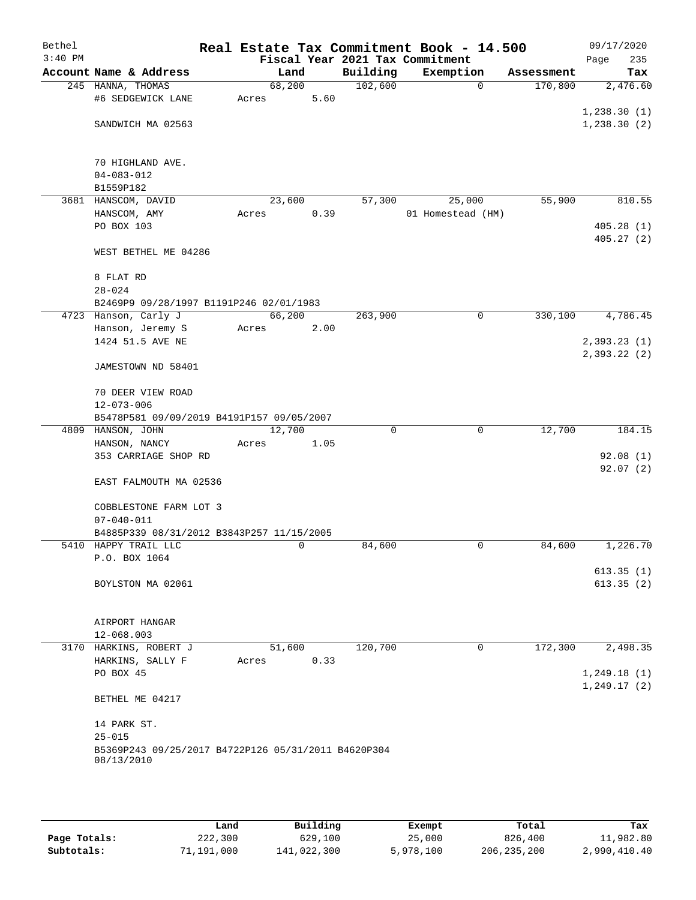Bethel 3:40 PM

# Real Estate Tax Commitment Book - 14.500

Fiscal Year 2021 Tax Commitment

09/17/2020 Page 235

| Account Name & Address | Land | Building | Exemption | Assessment | Tax |
|---|---|---|---|---|---|
| 245 HANNA, THOMAS | 68,200 | 102,600 | 0 | 170,800 | 2,476.60 |
| #6 SEDGEWICK LANE | Acres 5.60 | | | | |
| | | | | | 1,238.30 (1) |
| SANDWICH MA 02563 | | | | | 1,238.30 (2) |
| 70 HIGHLAND AVE. | | | | | |
| 04-083-012 | | | | | |
| B1559P182 | | | | | |
| 3681 HANSCOM, DAVID | 23,600 | 57,300 | 25,000 | 55,900 | 810.55 |
| HANSCOM, AMY | Acres 0.39 | | 01 Homestead (HM) | | |
| PO BOX 103 | | | | | 405.28 (1) |
| | | | | | 405.27 (2) |
| WEST BETHEL ME 04286 | | | | | |
| 8 FLAT RD | | | | | |
| 28-024 | | | | | |
| B2469P9 09/28/1997 B1191P246 02/01/1983 | | | | | |
| 4723 Hanson, Carly J | 66,200 | 263,900 | 0 | 330,100 | 4,786.45 |
| Hanson, Jeremy S | Acres 2.00 | | | | |
| 1424 51.5 AVE NE | | | | | 2,393.23 (1) |
| | | | | | 2,393.22 (2) |
| JAMESTOWN ND 58401 | | | | | |
| 70 DEER VIEW ROAD | | | | | |
| 12-073-006 | | | | | |
| B5478P581 09/09/2019 B4191P157 09/05/2007 | | | | | |
| 4809 HANSON, JOHN | 12,700 | 0 | 0 | 12,700 | 184.15 |
| HANSON, NANCY | Acres 1.05 | | | | |
| 353 CARRIAGE SHOP RD | | | | | 92.08 (1) |
| | | | | | 92.07 (2) |
| EAST FALMOUTH MA 02536 | | | | | |
| COBBLESTONE FARM LOT 3 | | | | | |
| 07-040-011 | | | | | |
| B4885P339 08/31/2012 B3843P257 11/15/2005 | | | | | |
| 5410 HAPPY TRAIL LLC | 0 | 84,600 | 0 | 84,600 | 1,226.70 |
| P.O. BOX 1064 | | | | | |
| | | | | | 613.35 (1) |
| BOYLSTON MA 02061 | | | | | 613.35 (2) |
| AIRPORT HANGAR | | | | | |
| 12-068.003 | | | | | |
| 3170 HARKINS, ROBERT J | 51,600 | 120,700 | 0 | 172,300 | 2,498.35 |
| HARKINS, SALLY F | Acres 0.33 | | | | |
| PO BOX 45 | | | | | 1,249.18 (1) |
| | | | | | 1,249.17 (2) |
| BETHEL ME 04217 | | | | | |
| 14 PARK ST. | | | | | |
| 25-015 | | | | | |
| B5369P243 09/25/2017 B4722P126 05/31/2011 B4620P304 08/13/2010 | | | | | |

| | Land | Building | Exempt | Total | Tax |
|---|---|---|---|---|---|
| Page Totals: | 222,300 | 629,100 | 25,000 | 826,400 | 11,982.80 |
| Subtotals: | 71,191,000 | 141,022,300 | 5,978,100 | 206,235,200 | 2,990,410.40 |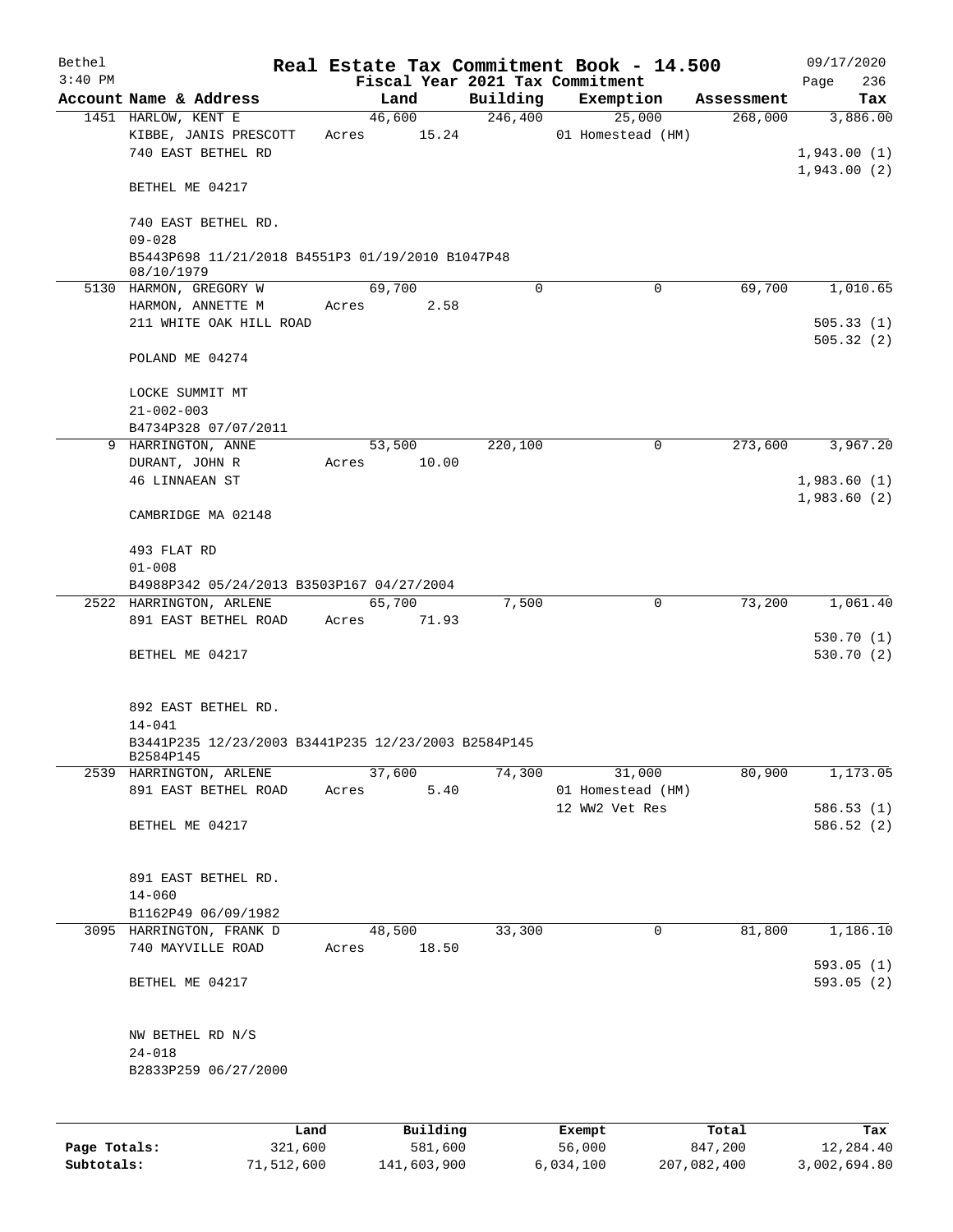# Real Estate Tax Commitment Book - 14.500

Bethel 3:40 PM — Fiscal Year 2021 Tax Commitment — 09/17/2020

| Account Name & Address | Land | Building | Exemption | Assessment | Tax |
|---|---|---|---|---|---|
| 1451 HARLOW, KENT E<br>KIBBE, JANIS PRESCOTT<br>740 EAST BETHEL RD<br><br>BETHEL ME 04217<br><br>740 EAST BETHEL RD.<br>09-028<br>B5443P698 11/21/2018 B4551P3 01/19/2010 B1047P48 08/10/1979 | 46,600<br>Acres 15.24 | 246,400 | 25,000<br>01 Homestead (HM) | 268,000 | 3,886.00<br><br>1,943.00 (1)<br>1,943.00 (2) |
| 5130 HARMON, GREGORY W<br>HARMON, ANNETTE M<br>211 WHITE OAK HILL ROAD<br><br>POLAND ME 04274<br><br>LOCKE SUMMIT MT<br>21-002-003<br>B4734P328 07/07/2011 | 69,700<br>Acres 2.58 | 0 | 0 | 69,700 | 1,010.65<br><br>505.33 (1)<br>505.32 (2) |
| 9 HARRINGTON, ANNE<br>DURANT, JOHN R<br>46 LINNAEAN ST<br><br>CAMBRIDGE MA 02148<br><br>493 FLAT RD<br>01-008<br>B4988P342 05/24/2013 B3503P167 04/27/2004 | 53,500<br>Acres 10.00 | 220,100 | 0 | 273,600 | 3,967.20<br><br>1,983.60 (1)<br>1,983.60 (2) |
| 2522 HARRINGTON, ARLENE<br>891 EAST BETHEL ROAD<br><br>BETHEL ME 04217<br><br>892 EAST BETHEL RD.<br>14-041<br>B3441P235 12/23/2003 B3441P235 12/23/2003 B2584P145 B2584P145 | 65,700<br>Acres 71.93 | 7,500 | 0 | 73,200 | 1,061.40<br><br>530.70 (1)<br>530.70 (2) |
| 2539 HARRINGTON, ARLENE<br>891 EAST BETHEL ROAD<br><br>BETHEL ME 04217<br><br>891 EAST BETHEL RD.<br>14-060<br>B1162P49 06/09/1982 | 37,600<br>Acres 5.40 | 74,300 | 31,000<br>01 Homestead (HM)<br>12 WW2 Vet Res | 80,900 | 1,173.05<br><br>586.53 (1)<br>586.52 (2) |
| 3095 HARRINGTON, FRANK D<br>740 MAYVILLE ROAD<br><br>BETHEL ME 04217<br><br>NW BETHEL RD N/S<br>24-018<br>B2833P259 06/27/2000 | 48,500<br>Acres 18.50 | 33,300 | 0 | 81,800 | 1,186.10<br><br>593.05 (1)<br>593.05 (2) |

| | Land | Building | Exempt | Total | Tax |
|---|---|---|---|---|---|
| Page Totals: | 321,600 | 581,600 | 56,000 | 847,200 | 12,284.40 |
| Subtotals: | 71,512,600 | 141,603,900 | 6,034,100 | 207,082,400 | 3,002,694.80 |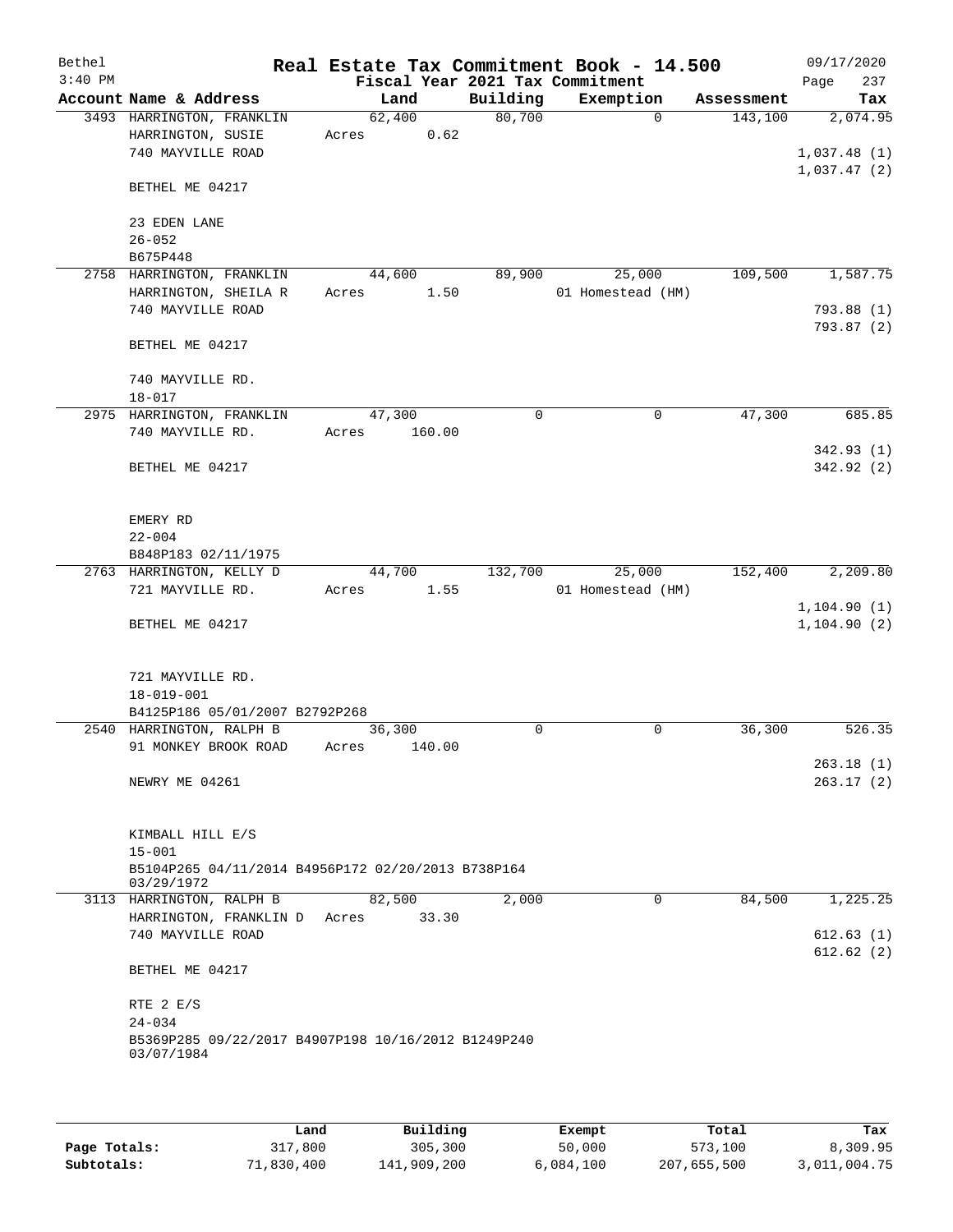# Real Estate Tax Commitment Book - 14.500

Bethel
3:40 PM

Fiscal Year 2021 Tax Commitment

09/17/2020
Page 237

| Account Name & Address | Land | Building | Exemption | Assessment | Tax |
|---|---|---|---|---|---|
| 3493 HARRINGTON, FRANKLIN<br>HARRINGTON, SUSIE<br>740 MAYVILLE ROAD<br><br>BETHEL ME 04217<br><br>23 EDEN LANE<br>26-052<br>B675P448 | 62,400<br>Acres 0.62 | 80,700 | 0 | 143,100 | 2,074.95<br><br>1,037.48 (1)<br>1,037.47 (2) |
| 2758 HARRINGTON, FRANKLIN<br>HARRINGTON, SHEILA R<br>740 MAYVILLE ROAD<br><br>BETHEL ME 04217<br><br>740 MAYVILLE RD.<br>18-017 | 44,600<br>Acres 1.50 | 89,900 | 25,000<br>01 Homestead (HM) | 109,500 | 1,587.75<br><br>793.88 (1)<br>793.87 (2) |
| 2975 HARRINGTON, FRANKLIN<br>740 MAYVILLE RD.<br><br>BETHEL ME 04217<br><br>EMERY RD<br>22-004<br>B848P183 02/11/1975 | 47,300<br>Acres 160.00 | 0 | 0 | 47,300 | 685.85<br><br>342.93 (1)<br>342.92 (2) |
| 2763 HARRINGTON, KELLY D<br>721 MAYVILLE RD.<br><br>BETHEL ME 04217<br><br>721 MAYVILLE RD.<br>18-019-001<br>B4125P186 05/01/2007 B2792P268 | 44,700<br>Acres 1.55 | 132,700 | 25,000<br>01 Homestead (HM) | 152,400 | 2,209.80<br><br>1,104.90 (1)<br>1,104.90 (2) |
| 2540 HARRINGTON, RALPH B<br>91 MONKEY BROOK ROAD<br><br>NEWRY ME 04261<br><br>KIMBALL HILL E/S<br>15-001<br>B5104P265 04/11/2014 B4956P172 02/20/2013 B738P164 03/29/1972 | 36,300<br>Acres 140.00 | 0 | 0 | 36,300 | 526.35<br><br>263.18 (1)<br>263.17 (2) |
| 3113 HARRINGTON, RALPH B<br>HARRINGTON, FRANKLIN D<br>740 MAYVILLE ROAD<br><br>BETHEL ME 04217<br><br>RTE 2 E/S<br>24-034<br>B5369P285 09/22/2017 B4907P198 10/16/2012 B1249P240 03/07/1984 | 82,500<br>Acres 33.30 | 2,000 | 0 | 84,500 | 1,225.25<br><br>612.63 (1)<br>612.62 (2) |

| | Land | Building | Exempt | Total | Tax |
|---|---|---|---|---|---|
| Page Totals: | 317,800 | 305,300 | 50,000 | 573,100 | 8,309.95 |
| Subtotals: | 71,830,400 | 141,909,200 | 6,084,100 | 207,655,500 | 3,011,004.75 |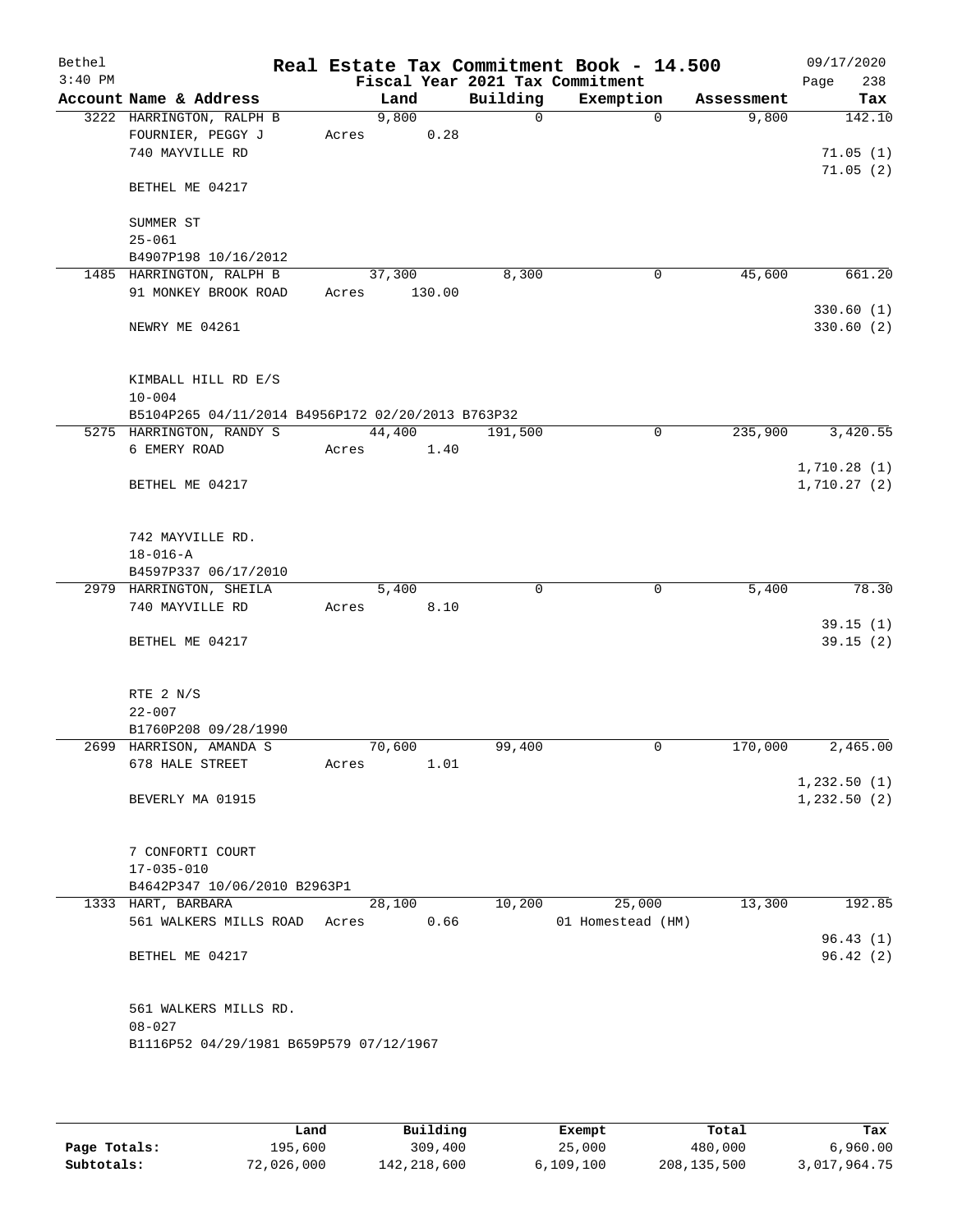Bethel
3:40 PM

# Real Estate Tax Commitment Book - 14.500

Fiscal Year 2021 Tax Commitment

09/17/2020
Page 238

| Account Name & Address | Land | Building | Exemption | Assessment | Tax |
|---|---|---|---|---|---|
| 3222 HARRINGTON, RALPH B | 9,800 | 0 | 0 | 9,800 | 142.10 |
| FOURNIER, PEGGY J | Acres 0.28 | | | | |
| 740 MAYVILLE RD | | | | | 71.05 (1) |
| | | | | | 71.05 (2) |
| BETHEL ME 04217 | | | | | |
| SUMMER ST | | | | | |
| 25-061 | | | | | |
| B4907P198 10/16/2012 | | | | | |
| 1485 HARRINGTON, RALPH B | 37,300 | 8,300 | 0 | 45,600 | 661.20 |
| 91 MONKEY BROOK ROAD | Acres 130.00 | | | | |
| | | | | | 330.60 (1) |
| NEWRY ME 04261 | | | | | 330.60 (2) |
| KIMBALL HILL RD E/S | | | | | |
| 10-004 | | | | | |
| B5104P265 04/11/2014 B4956P172 02/20/2013 B763P32 | | | | | |
| 5275 HARRINGTON, RANDY S | 44,400 | 191,500 | 0 | 235,900 | 3,420.55 |
| 6 EMERY ROAD | Acres 1.40 | | | | |
| | | | | | 1,710.28 (1) |
| BETHEL ME 04217 | | | | | 1,710.27 (2) |
| 742 MAYVILLE RD. | | | | | |
| 18-016-A | | | | | |
| B4597P337 06/17/2010 | | | | | |
| 2979 HARRINGTON, SHEILA | 5,400 | 0 | 0 | 5,400 | 78.30 |
| 740 MAYVILLE RD | Acres 8.10 | | | | |
| | | | | | 39.15 (1) |
| BETHEL ME 04217 | | | | | 39.15 (2) |
| RTE 2 N/S | | | | | |
| 22-007 | | | | | |
| B1760P208 09/28/1990 | | | | | |
| 2699 HARRISON, AMANDA S | 70,600 | 99,400 | 0 | 170,000 | 2,465.00 |
| 678 HALE STREET | Acres 1.01 | | | | |
| | | | | | 1,232.50 (1) |
| BEVERLY MA 01915 | | | | | 1,232.50 (2) |
| 7 CONFORTI COURT | | | | | |
| 17-035-010 | | | | | |
| B4642P347 10/06/2010 B2963P1 | | | | | |
| 1333 HART, BARBARA | 28,100 | 10,200 | 25,000 | 13,300 | 192.85 |
| 561 WALKERS MILLS ROAD | Acres 0.66 | | 01 Homestead (HM) | | |
| | | | | | 96.43 (1) |
| BETHEL ME 04217 | | | | | 96.42 (2) |
| 561 WALKERS MILLS RD. | | | | | |
| 08-027 | | | | | |
| B1116P52 04/29/1981 B659P579 07/12/1967 | | | | | |

| | Land | Building | Exempt | Total | Tax |
|---|---|---|---|---|---|
| Page Totals: | 195,600 | 309,400 | 25,000 | 480,000 | 6,960.00 |
| Subtotals: | 72,026,000 | 142,218,600 | 6,109,100 | 208,135,500 | 3,017,964.75 |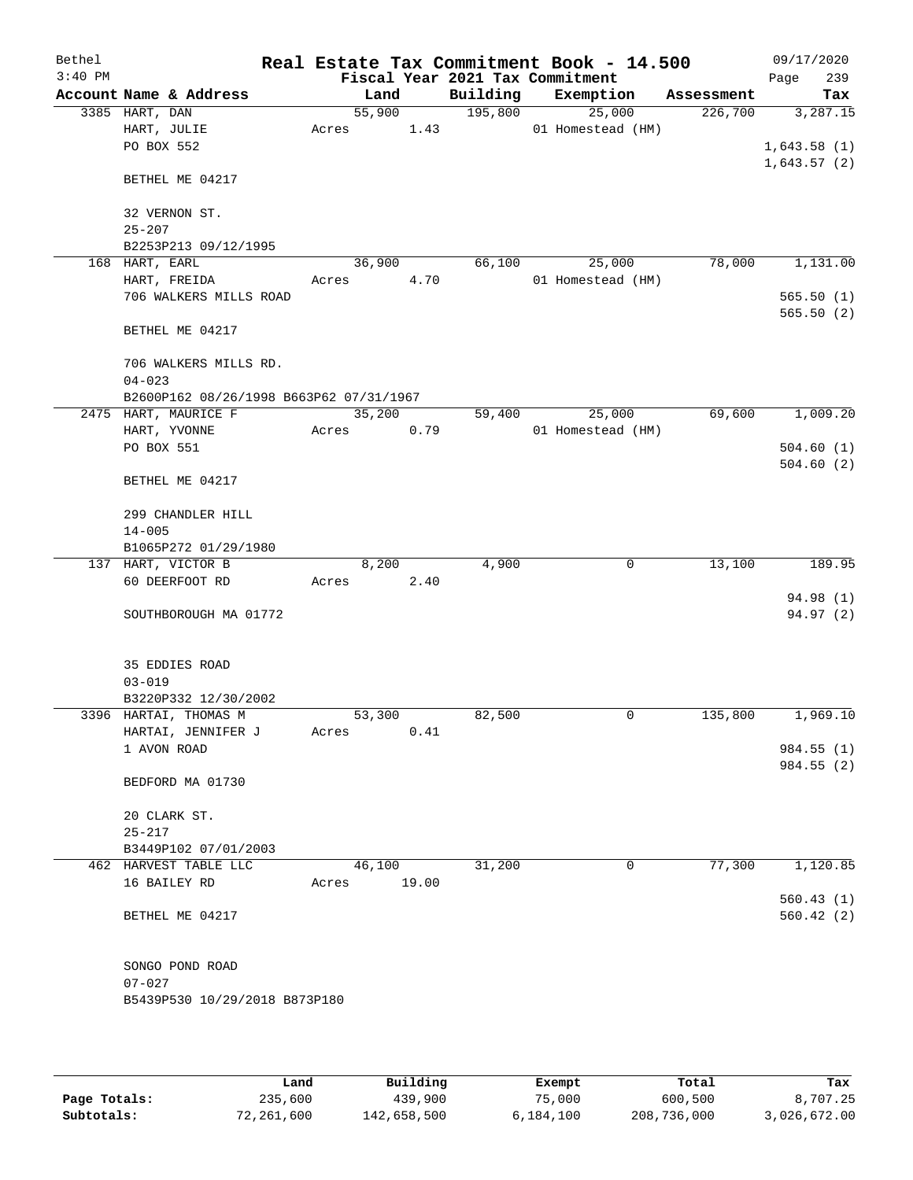Bethel 3:40 PM

# Real Estate Tax Commitment Book - 14.500

Fiscal Year 2021 Tax Commitment

09/17/2020 Page 239

| Account | Name & Address | Land | Building | Exemption | Assessment | Tax |
|---|---|---|---|---|---|---|
| 3385 | HART, DAN<br>HART, JULIE<br>PO BOX 552<br><br>BETHEL ME 04217<br><br>32 VERNON ST.<br>25-207<br>B2253P213 09/12/1995 | 55,900<br>Acres 1.43 | 195,800 | 25,000<br>01 Homestead (HM) | 226,700 | 3,287.15<br><br>1,643.58 (1)<br>1,643.57 (2) |
| 168 | HART, EARL<br>HART, FREIDA<br>706 WALKERS MILLS ROAD<br><br>BETHEL ME 04217<br><br>706 WALKERS MILLS RD.<br>04-023<br>B2600P162 08/26/1998 B663P62 07/31/1967 | 36,900<br>Acres 4.70 | 66,100 | 25,000<br>01 Homestead (HM) | 78,000 | 1,131.00<br><br>565.50 (1)<br>565.50 (2) |
| 2475 | HART, MAURICE F<br>HART, YVONNE<br>PO BOX 551<br><br>BETHEL ME 04217<br><br>299 CHANDLER HILL<br>14-005<br>B1065P272 01/29/1980 | 35,200<br>Acres 0.79 | 59,400 | 25,000<br>01 Homestead (HM) | 69,600 | 1,009.20<br><br>504.60 (1)<br>504.60 (2) |
| 137 | HART, VICTOR B<br>60 DEERFOOT RD<br><br>SOUTHBOROUGH MA 01772<br><br>35 EDDIES ROAD<br>03-019<br>B3220P332 12/30/2002 | 8,200<br>Acres 2.40 | 4,900 | 0 | 13,100 | 189.95<br><br>94.98 (1)<br>94.97 (2) |
| 3396 | HARTAI, THOMAS M<br>HARTAI, JENNIFER J<br>1 AVON ROAD<br><br>BEDFORD MA 01730<br><br>20 CLARK ST.<br>25-217<br>B3449P102 07/01/2003 | 53,300<br>Acres 0.41 | 82,500 | 0 | 135,800 | 1,969.10<br><br>984.55 (1)<br>984.55 (2) |
| 462 | HARVEST TABLE LLC<br>16 BAILEY RD<br><br>BETHEL ME 04217<br><br>SONGO POND ROAD<br>07-027<br>B5439P530 10/29/2018 B873P180 | 46,100<br>Acres 19.00 | 31,200 | 0 | 77,300 | 1,120.85<br><br>560.43 (1)<br>560.42 (2) |

| | Land | Building | Exempt | Total | Tax |
|---|---|---|---|---|---|
| Page Totals: | 235,600 | 439,900 | 75,000 | 600,500 | 8,707.25 |
| Subtotals: | 72,261,600 | 142,658,500 | 6,184,100 | 208,736,000 | 3,026,672.00 |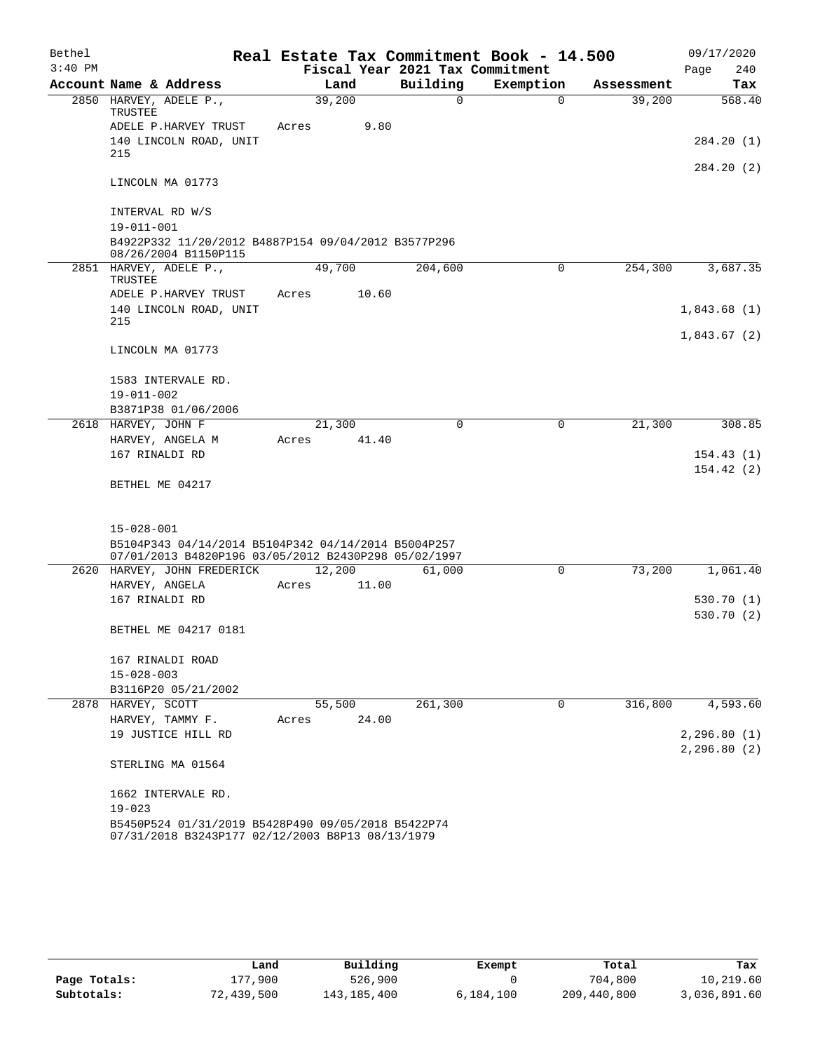Bethel
3:40 PM

# Real Estate Tax Commitment Book - 14.500

09/17/2020

Fiscal Year 2021 Tax Commitment

| Account | Name & Address | Land | Building | Exemption | Assessment | Tax |
|---|---|---|---|---|---|---|
| 2850 | HARVEY, ADELE P., TRUSTEE<br>ADELE P.HARVEY TRUST<br>140 LINCOLN ROAD, UNIT 215<br>LINCOLN MA 01773<br><br>INTERVAL RD W/S<br>19-011-001<br>B4922P332 11/20/2012 B4887P154 09/04/2012 B3577P296 08/26/2004 B1150P115 | 39,200<br>Acres 9.80 | 0 | 0 | 39,200 | 568.40<br><br>284.20 (1)<br>284.20 (2) |
| 2851 | HARVEY, ADELE P., TRUSTEE<br>ADELE P.HARVEY TRUST<br>140 LINCOLN ROAD, UNIT 215<br>LINCOLN MA 01773<br><br>1583 INTERVALE RD.<br>19-011-002<br>B3871P38 01/06/2006 | 49,700<br>Acres 10.60 | 204,600 | 0 | 254,300 | 3,687.35<br><br>1,843.68 (1)<br>1,843.67 (2) |
| 2618 | HARVEY, JOHN F<br>HARVEY, ANGELA M<br>167 RINALDI RD<br>BETHEL ME 04217<br><br>15-028-001<br>B5104P343 04/14/2014 B5104P342 04/14/2014 B5004P257 07/01/2013 B4820P196 03/05/2012 B2430P298 05/02/1997 | 21,300<br>Acres 41.40 | 0 | 0 | 21,300 | 308.85<br><br>154.43 (1)<br>154.42 (2) |
| 2620 | HARVEY, JOHN FREDERICK<br>HARVEY, ANGELA<br>167 RINALDI RD<br>BETHEL ME 04217 0181<br><br>167 RINALDI ROAD<br>15-028-003<br>B3116P20 05/21/2002 | 12,200<br>Acres 11.00 | 61,000 | 0 | 73,200 | 1,061.40<br><br>530.70 (1)<br>530.70 (2) |
| 2878 | HARVEY, SCOTT<br>HARVEY, TAMMY F.<br>19 JUSTICE HILL RD<br>STERLING MA 01564<br><br>1662 INTERVALE RD.<br>19-023<br>B5450P524 01/31/2019 B5428P490 09/05/2018 B5422P74 07/31/2018 B3243P177 02/12/2003 B8P13 08/13/1979 | 55,500<br>Acres 24.00 | 261,300 | 0 | 316,800 | 4,593.60<br><br>2,296.80 (1)<br>2,296.80 (2) |

| | Land | Building | Exempt | Total | Tax |
|---|---|---|---|---|---|
| Page Totals: | 177,900 | 526,900 | 0 | 704,800 | 10,219.60 |
| Subtotals: | 72,439,500 | 143,185,400 | 6,184,100 | 209,440,800 | 3,036,891.60 |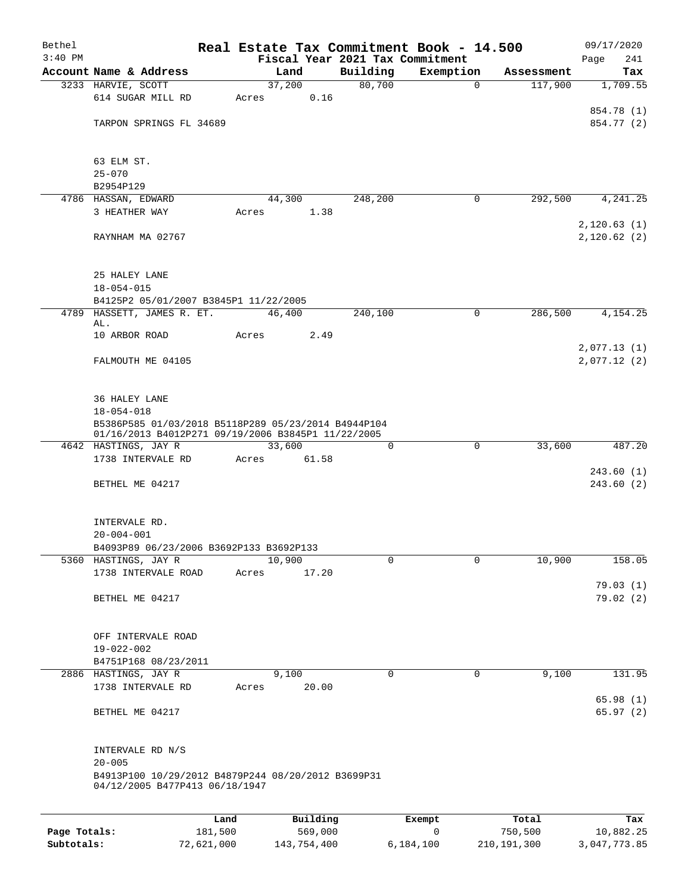Bethel 3:40 PM

# Real Estate Tax Commitment Book - 14.500

Fiscal Year 2021 Tax Commitment

09/17/2020 Page 241

| Account | Name & Address | Land | Building | Exemption | Assessment | Tax |
|---|---|---|---|---|---|---|
| 3233 | HARVIE, SCOTT<br>614 SUGAR MILL RD<br>TARPON SPRINGS FL 34689<br>63 ELM ST.<br>25-070<br>B2954P129 | 37,200<br>Acres 0.16 | 80,700 | 0 | 117,900 | 1,709.55<br>854.78 (1)<br>854.77 (2) |
| 4786 | HASSAN, EDWARD<br>3 HEATHER WAY<br>RAYNHAM MA 02767<br>25 HALEY LANE<br>18-054-015<br>B4125P2 05/01/2007 B3845P1 11/22/2005 | 44,300<br>Acres 1.38 | 248,200 | 0 | 292,500 | 4,241.25<br>2,120.63 (1)<br>2,120.62 (2) |
| 4789 | HASSETT, JAMES R. ET. AL.<br>10 ARBOR ROAD<br>FALMOUTH ME 04105<br>36 HALEY LANE<br>18-054-018<br>B5386P585 01/03/2018 B5118P289 05/23/2014 B4944P104 01/16/2013 B4012P271 09/19/2006 B3845P1 11/22/2005 | 46,400<br>Acres 2.49 | 240,100 | 0 | 286,500 | 4,154.25<br>2,077.13 (1)<br>2,077.12 (2) |
| 4642 | HASTINGS, JAY R<br>1738 INTERVALE RD<br>BETHEL ME 04217<br>INTERVALE RD.<br>20-004-001<br>B4093P89 06/23/2006 B3692P133 B3692P133 | 33,600<br>Acres 61.58 | 0 | 0 | 33,600 | 487.20<br>243.60 (1)<br>243.60 (2) |
| 5360 | HASTINGS, JAY R<br>1738 INTERVALE ROAD<br>BETHEL ME 04217<br>OFF INTERVALE ROAD<br>19-022-002<br>B4751P168 08/23/2011 | 10,900<br>Acres 17.20 | 0 | 0 | 10,900 | 158.05<br>79.03 (1)<br>79.02 (2) |
| 2886 | HASTINGS, JAY R<br>1738 INTERVALE RD<br>BETHEL ME 04217<br>INTERVALE RD N/S<br>20-005<br>B4913P100 10/29/2012 B4879P244 08/20/2012 B3699P31 04/12/2005 B477P413 06/18/1947 | 9,100<br>Acres 20.00 | 0 | 0 | 9,100 | 131.95<br>65.98 (1)<br>65.97 (2) |

| | Land | Building | Exempt | Total | Tax |
|---|---|---|---|---|---|
| Page Totals: | 181,500 | 569,000 | 0 | 750,500 | 10,882.25 |
| Subtotals: | 72,621,000 | 143,754,400 | 6,184,100 | 210,191,300 | 3,047,773.85 |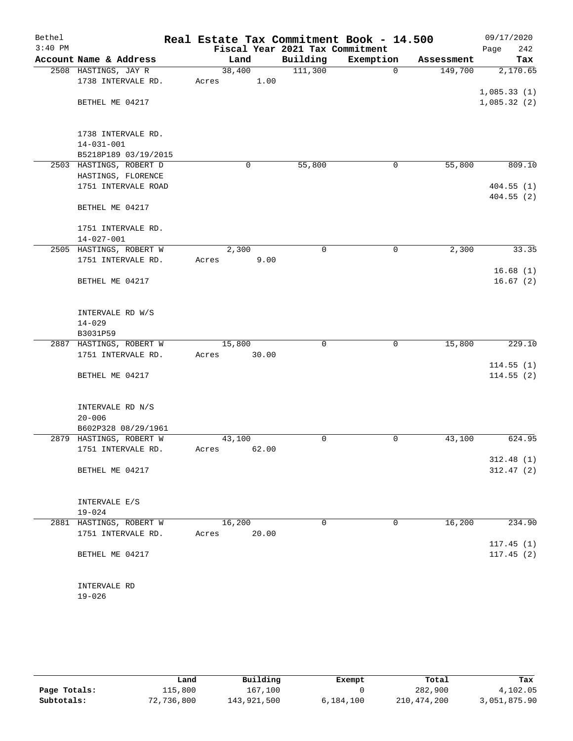Bethel | Real Estate Tax Commitment Book - 14.500 | 09/17/2020
3:40 PM | Fiscal Year 2021 Tax Commitment | Page 242

| Account Name & Address | Land | Building | Exemption | Assessment | Tax |
|---|---|---|---|---|---|
| 2508 HASTINGS, JAY R<br>1738 INTERVALE RD.<br><br>BETHEL ME 04217<br><br>1738 INTERVALE RD.<br>14-031-001<br>B5218P189 03/19/2015 | 38,400<br>Acres 1.00 | 111,300 | 0 | 149,700 | 2,170.65<br><br>1,085.33 (1)<br>1,085.32 (2) |
| 2503 HASTINGS, ROBERT D<br>HASTINGS, FLORENCE<br>1751 INTERVALE ROAD<br><br>BETHEL ME 04217<br><br>1751 INTERVALE RD.<br>14-027-001 | 0 | 55,800 | 0 | 55,800 | 809.10<br><br>404.55 (1)<br>404.55 (2) |
| 2505 HASTINGS, ROBERT W<br>1751 INTERVALE RD.<br><br>BETHEL ME 04217<br><br>INTERVALE RD W/S<br>14-029<br>B3031P59 | 2,300<br>Acres 9.00 | 0 | 0 | 2,300 | 33.35<br><br>16.68 (1)<br>16.67 (2) |
| 2887 HASTINGS, ROBERT W<br>1751 INTERVALE RD.<br><br>BETHEL ME 04217<br><br>INTERVALE RD N/S<br>20-006<br>B602P328 08/29/1961 | 15,800<br>Acres 30.00 | 0 | 0 | 15,800 | 229.10<br><br>114.55 (1)<br>114.55 (2) |
| 2879 HASTINGS, ROBERT W<br>1751 INTERVALE RD.<br><br>BETHEL ME 04217<br><br>INTERVALE E/S<br>19-024 | 43,100<br>Acres 62.00 | 0 | 0 | 43,100 | 624.95<br><br>312.48 (1)<br>312.47 (2) |
| 2881 HASTINGS, ROBERT W<br>1751 INTERVALE RD.<br><br>BETHEL ME 04217<br><br>INTERVALE RD<br>19-026 | 16,200<br>Acres 20.00 | 0 | 0 | 16,200 | 234.90<br><br>117.45 (1)<br>117.45 (2) |

| | Land | Building | Exempt | Total | Tax |
|---|---|---|---|---|---|
| Page Totals: | 115,800 | 167,100 | 0 | 282,900 | 4,102.05 |
| Subtotals: | 72,736,800 | 143,921,500 | 6,184,100 | 210,474,200 | 3,051,875.90 |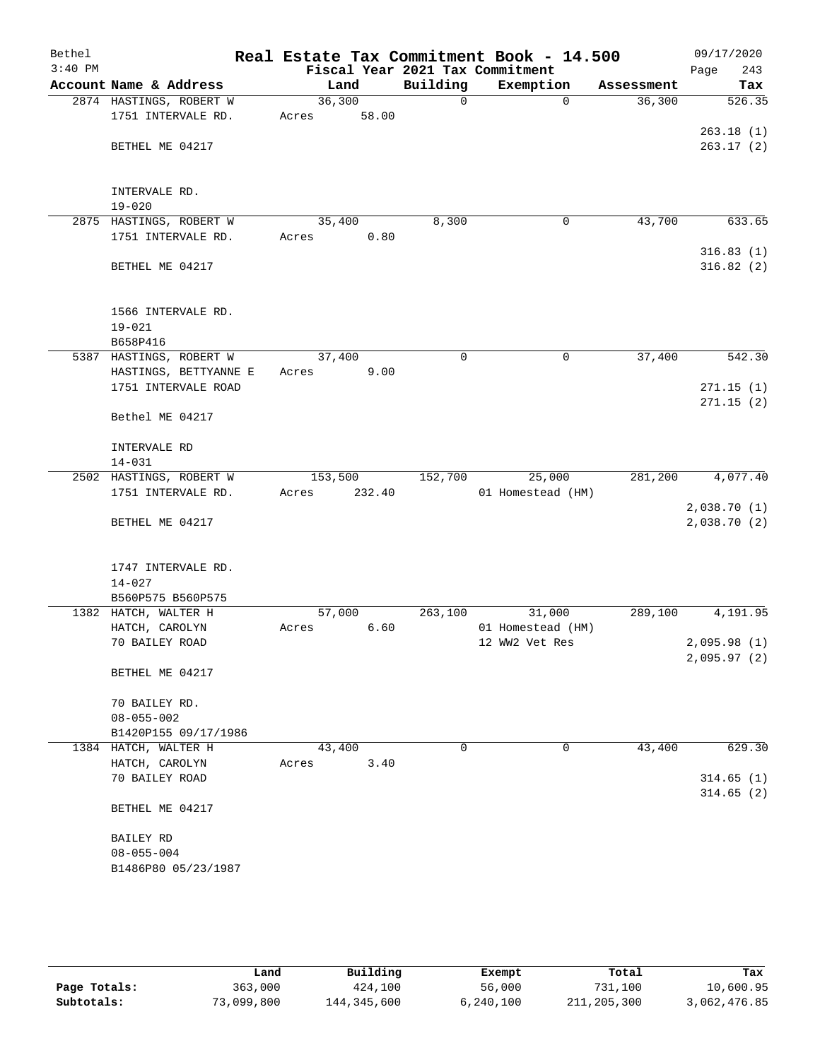Bethel 3:40 PM

# Real Estate Tax Commitment Book - 14.500

Fiscal Year 2021 Tax Commitment

09/17/2020 Page 243

| Account Name & Address | Land | Building | Exemption | Assessment | Tax |
|---|---|---|---|---|---|
| 2874 HASTINGS, ROBERT W<br>1751 INTERVALE RD.<br><br>BETHEL ME 04217<br><br>INTERVALE RD.<br>19-020 | 36,300<br>Acres 58.00 | 0 | 0 | 36,300 | 526.35<br><br>263.18 (1)<br>263.17 (2) |
| 2875 HASTINGS, ROBERT W<br>1751 INTERVALE RD.<br><br>BETHEL ME 04217<br><br>1566 INTERVALE RD.<br>19-021<br>B658P416 | 35,400<br>Acres 0.80 | 8,300 | 0 | 43,700 | 633.65<br><br>316.83 (1)<br>316.82 (2) |
| 5387 HASTINGS, ROBERT W<br>HASTINGS, BETTYANNE E<br>1751 INTERVALE ROAD<br><br>Bethel ME 04217<br><br>INTERVALE RD<br>14-031 | 37,400<br>Acres 9.00 | 0 | 0 | 37,400 | 542.30<br><br>271.15 (1)<br>271.15 (2) |
| 2502 HASTINGS, ROBERT W<br>1751 INTERVALE RD.<br><br>BETHEL ME 04217<br><br>1747 INTERVALE RD.<br>14-027<br>B560P575 B560P575 | 153,500<br>Acres 232.40 | 152,700 | 25,000<br>01 Homestead (HM) | 281,200 | 4,077.40<br><br>2,038.70 (1)<br>2,038.70 (2) |
| 1382 HATCH, WALTER H<br>HATCH, CAROLYN<br>70 BAILEY ROAD<br><br>BETHEL ME 04217<br><br>70 BAILEY RD.<br>08-055-002<br>B1420P155 09/17/1986 | 57,000<br>Acres 6.60 | 263,100 | 31,000<br>01 Homestead (HM)<br>12 WW2 Vet Res | 289,100 | 4,191.95<br><br>2,095.98 (1)<br>2,095.97 (2) |
| 1384 HATCH, WALTER H<br>HATCH, CAROLYN<br>70 BAILEY ROAD<br><br>BETHEL ME 04217<br><br>BAILEY RD<br>08-055-004<br>B1486P80 05/23/1987 | 43,400<br>Acres 3.40 | 0 | 0 | 43,400 | 629.30<br><br>314.65 (1)<br>314.65 (2) |

| | Land | Building | Exempt | Total | Tax |
|---|---|---|---|---|---|
| Page Totals: | 363,000 | 424,100 | 56,000 | 731,100 | 10,600.95 |
| Subtotals: | 73,099,800 | 144,345,600 | 6,240,100 | 211,205,300 | 3,062,476.85 |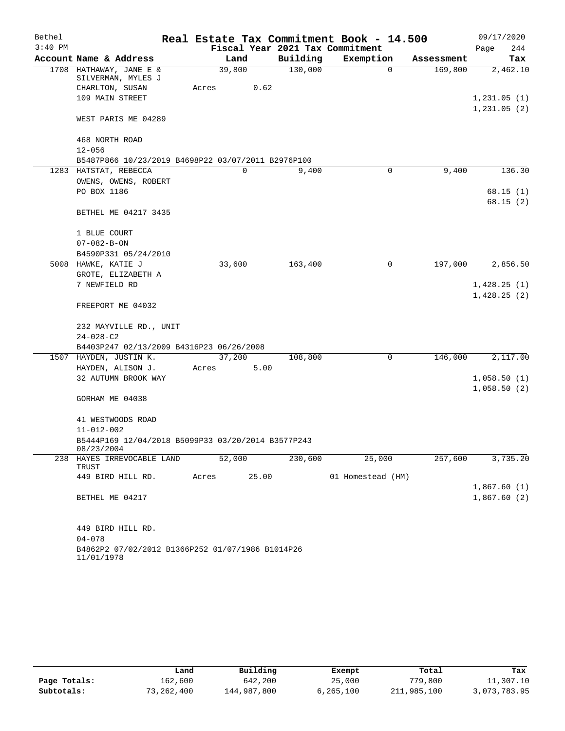Bethel 3:40 PM

# Real Estate Tax Commitment Book - 14.500

Fiscal Year 2021 Tax Commitment

09/17/2020 Page 244

| Account Name & Address | Land | Building | Exemption | Assessment | Tax |
|---|---|---|---|---|---|
| 1708 HATHAWAY, JANE E & SILVERMAN, MYLES J CHARLTON, SUSAN 109 MAIN STREET WEST PARIS ME 04289 | 39,800 Acres 0.62 | 130,000 | 0 | 169,800 | 2,462.10 1,231.05 (1) 1,231.05 (2) |
| 468 NORTH ROAD 12-056 B5487P866 10/23/2019 B4698P22 03/07/2011 B2976P100 | | | | | |
| 1283 HATSTAT, REBECCA OWENS, OWENS, ROBERT PO BOX 1186 BETHEL ME 04217 3435 | 0 | 9,400 | 0 | 9,400 | 136.30 68.15 (1) 68.15 (2) |
| 1 BLUE COURT 07-082-B-ON B4590P331 05/24/2010 | | | | | |
| 5008 HAWKE, KATIE J GROTE, ELIZABETH A 7 NEWFIELD RD FREEPORT ME 04032 | 33,600 | 163,400 | 0 | 197,000 | 2,856.50 1,428.25 (1) 1,428.25 (2) |
| 232 MAYVILLE RD., UNIT 24-028-C2 B4403P247 02/13/2009 B4316P23 06/26/2008 | | | | | |
| 1507 HAYDEN, JUSTIN K. HAYDEN, ALISON J. 32 AUTUMN BROOK WAY GORHAM ME 04038 | 37,200 Acres 5.00 | 108,800 | 0 | 146,000 | 2,117.00 1,058.50 (1) 1,058.50 (2) |
| 41 WESTWOODS ROAD 11-012-002 B5444P169 12/04/2018 B5099P33 03/20/2014 B3577P243 08/23/2004 | | | | | |
| 238 HAYES IRREVOCABLE LAND TRUST 449 BIRD HILL RD. BETHEL ME 04217 | 52,000 Acres 25.00 | 230,600 | 25,000 01 Homestead (HM) | 257,600 | 3,735.20 1,867.60 (1) 1,867.60 (2) |
| 449 BIRD HILL RD. 04-078 B4862P2 07/02/2012 B1366P252 01/07/1986 B1014P26 11/01/1978 | | | | | |

| | Land | Building | Exempt | Total | Tax |
|---|---|---|---|---|---|
| Page Totals: | 162,600 | 642,200 | 25,000 | 779,800 | 11,307.10 |
| Subtotals: | 73,262,400 | 144,987,800 | 6,265,100 | 211,985,100 | 3,073,783.95 |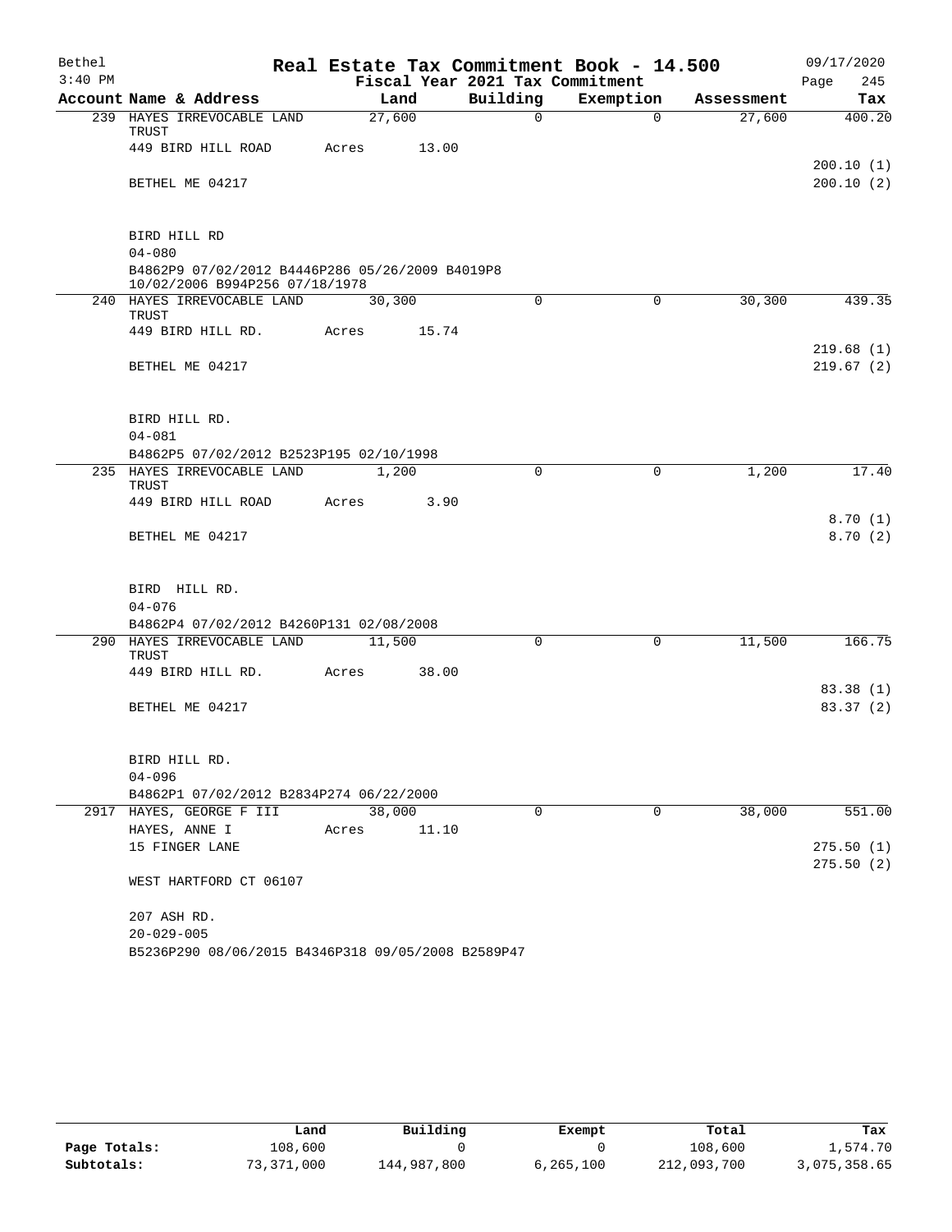# Real Estate Tax Commitment Book - 14.500

Bethel 3:40 PM — Fiscal Year 2021 Tax Commitment — 09/17/2020

| Account Name & Address | Land | Building | Exemption | Assessment | Tax |
|---|---|---|---|---|---|
| 239 HAYES IRREVOCABLE LAND TRUST | 27,600 | 0 | 0 | 27,600 | 400.20 |
| 449 BIRD HILL ROAD | Acres 13.00 | | | | |
| | | | | | 200.10 (1) |
| BETHEL ME 04217 | | | | | 200.10 (2) |
| BIRD HILL RD | | | | | |
| 04-080 | | | | | |
| B4862P9 07/02/2012 B4446P286 05/26/2009 B4019P8 10/02/2006 B994P256 07/18/1978 | | | | | |
| 240 HAYES IRREVOCABLE LAND TRUST | 30,300 | 0 | 0 | 30,300 | 439.35 |
| 449 BIRD HILL RD. | Acres 15.74 | | | | |
| | | | | | 219.68 (1) |
| BETHEL ME 04217 | | | | | 219.67 (2) |
| BIRD HILL RD. | | | | | |
| 04-081 | | | | | |
| B4862P5 07/02/2012 B2523P195 02/10/1998 | | | | | |
| 235 HAYES IRREVOCABLE LAND TRUST | 1,200 | 0 | 0 | 1,200 | 17.40 |
| 449 BIRD HILL ROAD | Acres 3.90 | | | | |
| | | | | | 8.70 (1) |
| BETHEL ME 04217 | | | | | 8.70 (2) |
| BIRD HILL RD. | | | | | |
| 04-076 | | | | | |
| B4862P4 07/02/2012 B4260P131 02/08/2008 | | | | | |
| 290 HAYES IRREVOCABLE LAND TRUST | 11,500 | 0 | 0 | 11,500 | 166.75 |
| 449 BIRD HILL RD. | Acres 38.00 | | | | |
| | | | | | 83.38 (1) |
| BETHEL ME 04217 | | | | | 83.37 (2) |
| BIRD HILL RD. | | | | | |
| 04-096 | | | | | |
| B4862P1 07/02/2012 B2834P274 06/22/2000 | | | | | |
| 2917 HAYES, GEORGE F III | 38,000 | 0 | 0 | 38,000 | 551.00 |
| HAYES, ANNE I | Acres 11.10 | | | | |
| 15 FINGER LANE | | | | | 275.50 (1) |
| | | | | | 275.50 (2) |
| WEST HARTFORD CT 06107 | | | | | |
| 207 ASH RD. | | | | | |
| 20-029-005 | | | | | |
| B5236P290 08/06/2015 B4346P318 09/05/2008 B2589P47 | | | | | |

| | Land | Building | Exempt | Total | Tax |
|---|---|---|---|---|---|
| Page Totals: | 108,600 | 0 | 0 | 108,600 | 1,574.70 |
| Subtotals: | 73,371,000 | 144,987,800 | 6,265,100 | 212,093,700 | 3,075,358.65 |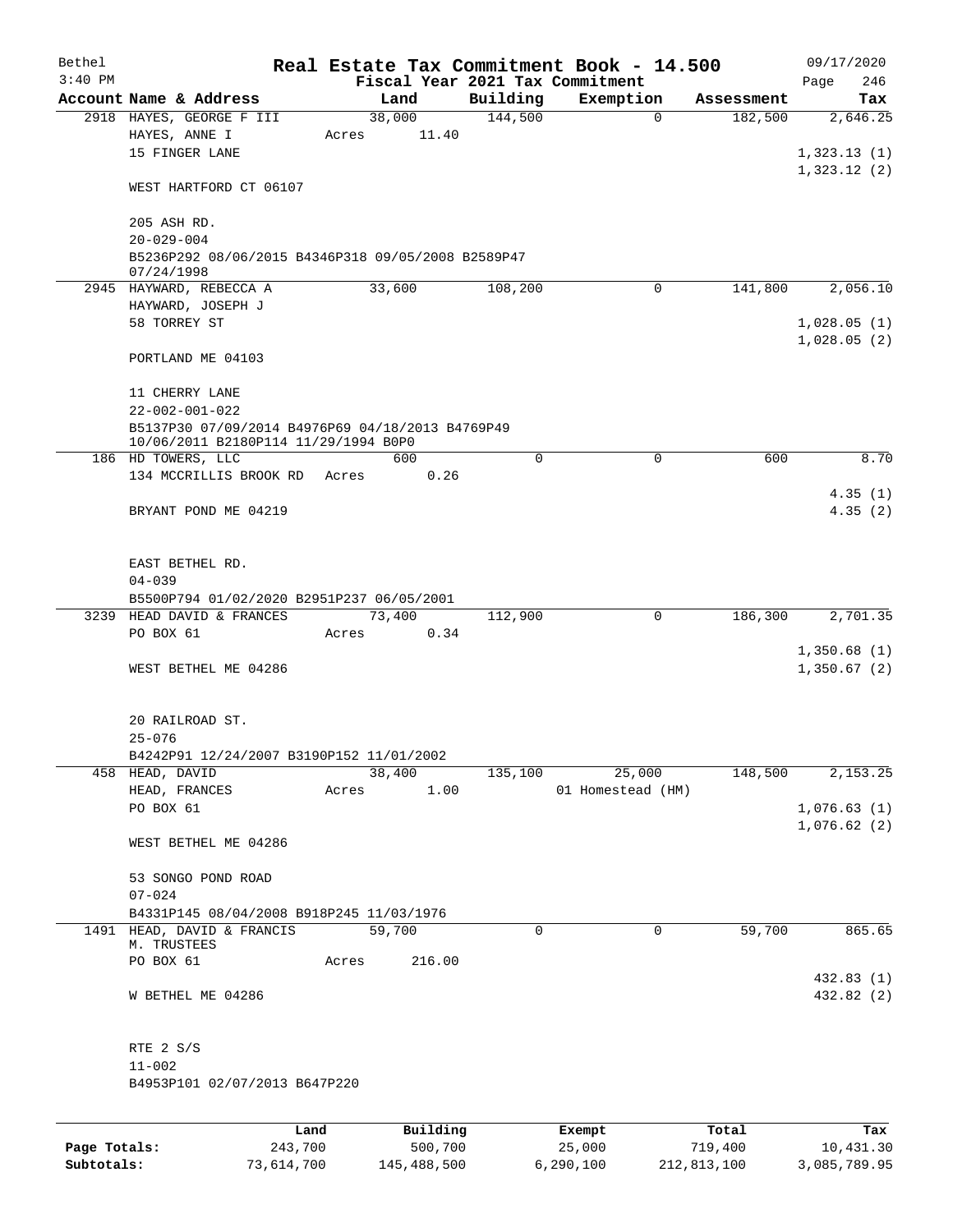# Real Estate Tax Commitment Book - 14.500

Bethel
3:40 PM

Fiscal Year 2021 Tax Commitment

09/17/2020

| Account | Name & Address | Land | Building | Exemption | Assessment | Tax |
|---|---|---|---|---|---|---|
| 2918 | HAYES, GEORGE F III<br>HAYES, ANNE I<br>15 FINGER LANE<br><br>WEST HARTFORD CT 06107<br><br>205 ASH RD.<br>20-029-004<br>B5236P292 08/06/2015 B4346P318 09/05/2008 B2589P47 07/24/1998 | 38,000<br>Acres 11.40 | 144,500 | 0 | 182,500 | 2,646.25<br><br>1,323.13 (1)<br>1,323.12 (2) |
| 2945 | HAYWARD, REBECCA A<br>HAYWARD, JOSEPH J<br>58 TORREY ST<br><br>PORTLAND ME 04103<br><br>11 CHERRY LANE<br>22-002-001-022<br>B5137P30 07/09/2014 B4976P69 04/18/2013 B4769P49 10/06/2011 B2180P114 11/29/1994 B0P0 | 33,600 | 108,200 | 0 | 141,800 | 2,056.10<br><br>1,028.05 (1)<br>1,028.05 (2) |
| 186 | HD TOWERS, LLC<br>134 MCCRILLIS BROOK RD<br><br>BRYANT POND ME 04219<br><br>EAST BETHEL RD.<br>04-039<br>B5500P794 01/02/2020 B2951P237 06/05/2001 | 600<br>Acres 0.26 | 0 | 0 | 600 | 8.70<br><br>4.35 (1)<br>4.35 (2) |
| 3239 | HEAD DAVID & FRANCES<br>PO BOX 61<br><br>WEST BETHEL ME 04286<br><br>20 RAILROAD ST.<br>25-076<br>B4242P91 12/24/2007 B3190P152 11/01/2002 | 73,400<br>Acres 0.34 | 112,900 | 0 | 186,300 | 2,701.35<br><br>1,350.68 (1)<br>1,350.67 (2) |
| 458 | HEAD, DAVID<br>HEAD, FRANCES<br>PO BOX 61<br><br>WEST BETHEL ME 04286<br><br>53 SONGO POND ROAD<br>07-024<br>B4331P145 08/04/2008 B918P245 11/03/1976 | 38,400<br>Acres 1.00 | 135,100 | 25,000<br>01 Homestead (HM) | 148,500 | 2,153.25<br><br>1,076.63 (1)<br>1,076.62 (2) |
| 1491 | HEAD, DAVID & FRANCIS M. TRUSTEES<br>PO BOX 61<br><br>W BETHEL ME 04286<br><br>RTE 2 S/S<br>11-002<br>B4953P101 02/07/2013 B647P220 | 59,700<br>Acres 216.00 | 0 | 0 | 59,700 | 865.65<br><br>432.83 (1)<br>432.82 (2) |

| | Land | Building | Exempt | Total | Tax |
|---|---|---|---|---|---|
| Page Totals: | 243,700 | 500,700 | 25,000 | 719,400 | 10,431.30 |
| Subtotals: | 73,614,700 | 145,488,500 | 6,290,100 | 212,813,100 | 3,085,789.95 |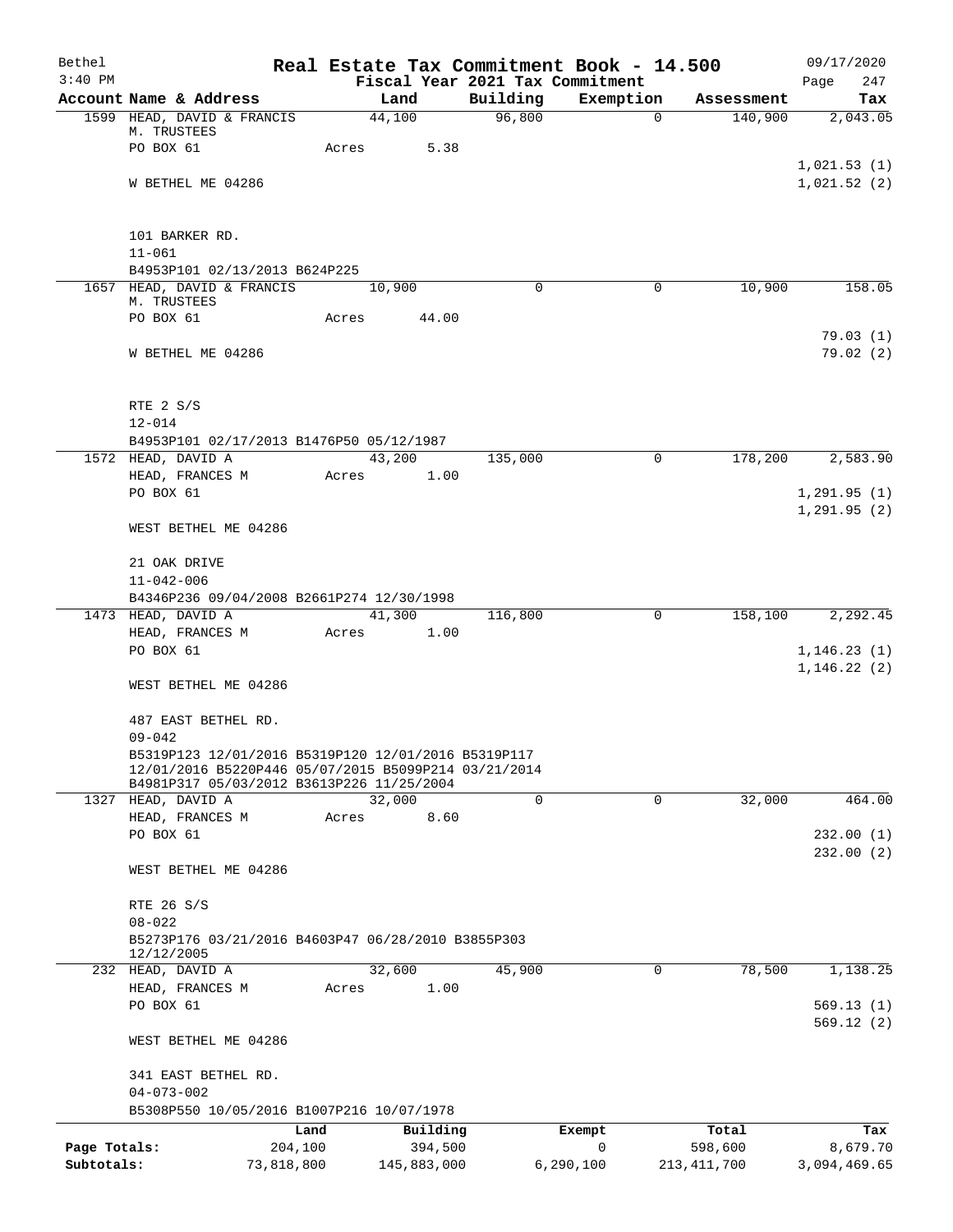# Real Estate Tax Commitment Book - 14.500

Bethel
3:40 PM

Fiscal Year 2021 Tax Commitment

09/17/2020
Page 247

| Account Name & Address | Land | Building | Exemption | Assessment | Tax |
|---|---|---|---|---|---|
| 1599 HEAD, DAVID & FRANCIS M. TRUSTEES<br>PO BOX 61<br><br>W BETHEL ME 04286<br><br>101 BARKER RD.<br>11-061<br>B4953P101 02/13/2013 B624P225 | 44,100<br>Acres 5.38 | 96,800 | 0 | 140,900 | 2,043.05<br><br>1,021.53 (1)<br>1,021.52 (2) |
| 1657 HEAD, DAVID & FRANCIS M. TRUSTEES<br>PO BOX 61<br><br>W BETHEL ME 04286<br><br>RTE 2 S/S<br>12-014<br>B4953P101 02/17/2013 B1476P50 05/12/1987 | 10,900<br>Acres 44.00 | 0 | 0 | 10,900 | 158.05<br><br>79.03 (1)<br>79.02 (2) |
| 1572 HEAD, DAVID A<br>HEAD, FRANCES M<br>PO BOX 61<br><br>WEST BETHEL ME 04286<br><br>21 OAK DRIVE<br>11-042-006<br>B4346P236 09/04/2008 B2661P274 12/30/1998 | 43,200<br>Acres 1.00 | 135,000 | 0 | 178,200 | 2,583.90<br><br>1,291.95 (1)<br>1,291.95 (2) |
| 1473 HEAD, DAVID A<br>HEAD, FRANCES M<br>PO BOX 61<br><br>WEST BETHEL ME 04286<br><br>487 EAST BETHEL RD.<br>09-042<br>B5319P123 12/01/2016 B5319P120 12/01/2016 B5319P117 12/01/2016 B5220P446 05/07/2015 B5099P214 03/21/2014 B4981P317 05/03/2012 B3613P226 11/25/2004 | 41,300<br>Acres 1.00 | 116,800 | 0 | 158,100 | 2,292.45<br><br>1,146.23 (1)<br>1,146.22 (2) |
| 1327 HEAD, DAVID A<br>HEAD, FRANCES M<br>PO BOX 61<br><br>WEST BETHEL ME 04286<br><br>RTE 26 S/S<br>08-022<br>B5273P176 03/21/2016 B4603P47 06/28/2010 B3855P303 12/12/2005 | 32,000<br>Acres 8.60 | 0 | 0 | 32,000 | 464.00<br><br>232.00 (1)<br>232.00 (2) |
| 232 HEAD, DAVID A<br>HEAD, FRANCES M<br>PO BOX 61<br><br>WEST BETHEL ME 04286<br><br>341 EAST BETHEL RD.<br>04-073-002<br>B5308P550 10/05/2016 B1007P216 10/07/1978 | 32,600<br>Acres 1.00 | 45,900 | 0 | 78,500 | 1,138.25<br><br>569.13 (1)<br>569.12 (2) |

| | Land | Building | Exempt | Total | Tax |
|---|---|---|---|---|---|
| Page Totals: | 204,100 | 394,500 | 0 | 598,600 | 8,679.70 |
| Subtotals: | 73,818,800 | 145,883,000 | 6,290,100 | 213,411,700 | 3,094,469.65 |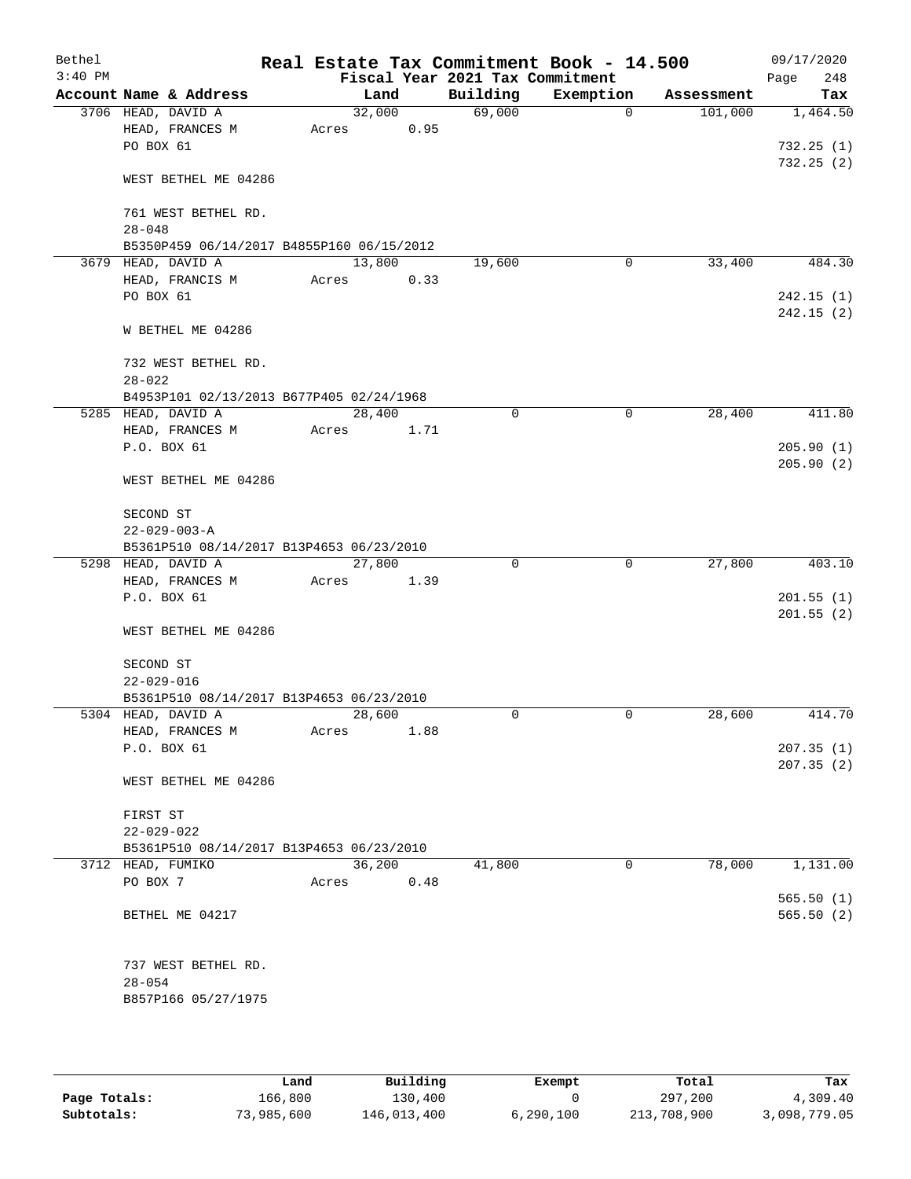Bethel 3:40 PM

# Real Estate Tax Commitment Book - 14.500

Fiscal Year 2021 Tax Commitment

09/17/2020 Page 248

| Account | Name & Address | Land | Building | Exemption | Assessment | Tax |
|---|---|---|---|---|---|---|
| 3706 | HEAD, DAVID A<br>HEAD, FRANCES M<br>PO BOX 61<br><br>WEST BETHEL ME 04286<br><br>761 WEST BETHEL RD.<br>28-048<br>B5350P459 06/14/2017 B4855P160 06/15/2012 | 32,000<br>Acres 0.95 | 69,000 | 0 | 101,000 | 1,464.50<br><br>732.25 (1)<br>732.25 (2) |
| 3679 | HEAD, DAVID A<br>HEAD, FRANCIS M<br>PO BOX 61<br><br>W BETHEL ME 04286<br><br>732 WEST BETHEL RD.<br>28-022<br>B4953P101 02/13/2013 B677P405 02/24/1968 | 13,800<br>Acres 0.33 | 19,600 | 0 | 33,400 | 484.30<br><br>242.15 (1)<br>242.15 (2) |
| 5285 | HEAD, DAVID A<br>HEAD, FRANCES M<br>P.O. BOX 61<br><br>WEST BETHEL ME 04286<br><br>SECOND ST<br>22-029-003-A<br>B5361P510 08/14/2017 B13P4653 06/23/2010 | 28,400<br>Acres 1.71 | 0 | 0 | 28,400 | 411.80<br><br>205.90 (1)<br>205.90 (2) |
| 5298 | HEAD, DAVID A<br>HEAD, FRANCES M<br>P.O. BOX 61<br><br>WEST BETHEL ME 04286<br><br>SECOND ST<br>22-029-016<br>B5361P510 08/14/2017 B13P4653 06/23/2010 | 27,800<br>Acres 1.39 | 0 | 0 | 27,800 | 403.10<br><br>201.55 (1)<br>201.55 (2) |
| 5304 | HEAD, DAVID A<br>HEAD, FRANCES M<br>P.O. BOX 61<br><br>WEST BETHEL ME 04286<br><br>FIRST ST<br>22-029-022<br>B5361P510 08/14/2017 B13P4653 06/23/2010 | 28,600<br>Acres 1.88 | 0 | 0 | 28,600 | 414.70<br><br>207.35 (1)<br>207.35 (2) |
| 3712 | HEAD, FUMIKO<br>PO BOX 7<br><br>BETHEL ME 04217<br><br>737 WEST BETHEL RD.<br>28-054<br>B857P166 05/27/1975 | 36,200<br>Acres 0.48 | 41,800 | 0 | 78,000 | 1,131.00<br><br>565.50 (1)<br>565.50 (2) |

| | Land | Building | Exempt | Total | Tax |
|---|---|---|---|---|---|
| Page Totals: | 166,800 | 130,400 | 0 | 297,200 | 4,309.40 |
| Subtotals: | 73,985,600 | 146,013,400 | 6,290,100 | 213,708,900 | 3,098,779.05 |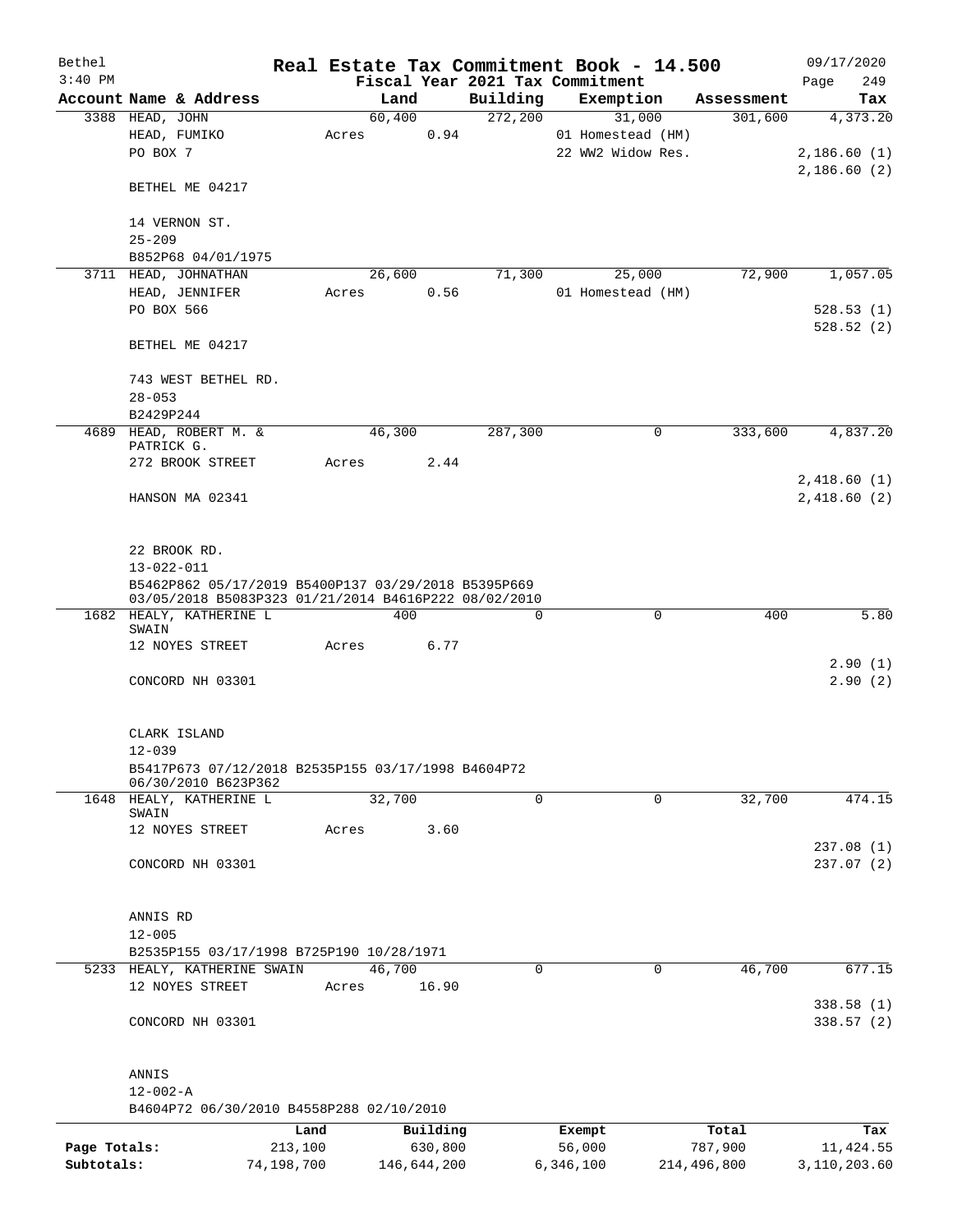# Real Estate Tax Commitment Book - 14.500

Bethel
3:40 PM

Fiscal Year 2021 Tax Commitment

09/17/2020
Page 249

| Account Name & Address | Land | Building | Exemption | Assessment | Tax |
|---|---|---|---|---|---|
| 3388 HEAD, JOHN | 60,400 | 272,200 | 31,000 | 301,600 | 4,373.20 |
| HEAD, FUMIKO | Acres 0.94 | | 01 Homestead (HM) | | |
| PO BOX 7 | | | 22 WW2 Widow Res. | | 2,186.60 (1) |
| | | | | | 2,186.60 (2) |
| BETHEL ME 04217 | | | | | |
| 14 VERNON ST. | | | | | |
| 25-209 | | | | | |
| B852P68 04/01/1975 | | | | | |
| 3711 HEAD, JOHNATHAN | 26,600 | 71,300 | 25,000 | 72,900 | 1,057.05 |
| HEAD, JENNIFER | Acres 0.56 | | 01 Homestead (HM) | | |
| PO BOX 566 | | | | | 528.53 (1) |
| | | | | | 528.52 (2) |
| BETHEL ME 04217 | | | | | |
| 743 WEST BETHEL RD. | | | | | |
| 28-053 | | | | | |
| B2429P244 | | | | | |
| 4689 HEAD, ROBERT M. & PATRICK G. | 46,300 | 287,300 | 0 | 333,600 | 4,837.20 |
| 272 BROOK STREET | Acres 2.44 | | | | |
| | | | | | 2,418.60 (1) |
| HANSON MA 02341 | | | | | 2,418.60 (2) |
| 22 BROOK RD. | | | | | |
| 13-022-011 | | | | | |
| B5462P862 05/17/2019 B5400P137 03/29/2018 B5395P669 03/05/2018 B5083P323 01/21/2014 B4616P222 08/02/2010 | | | | | |
| 1682 HEALY, KATHERINE L SWAIN | 400 | 0 | 0 | 400 | 5.80 |
| 12 NOYES STREET | Acres 6.77 | | | | |
| | | | | | 2.90 (1) |
| CONCORD NH 03301 | | | | | 2.90 (2) |
| CLARK ISLAND | | | | | |
| 12-039 | | | | | |
| B5417P673 07/12/2018 B2535P155 03/17/1998 B4604P72 06/30/2010 B623P362 | | | | | |
| 1648 HEALY, KATHERINE L SWAIN | 32,700 | 0 | 0 | 32,700 | 474.15 |
| 12 NOYES STREET | Acres 3.60 | | | | |
| | | | | | 237.08 (1) |
| CONCORD NH 03301 | | | | | 237.07 (2) |
| ANNIS RD | | | | | |
| 12-005 | | | | | |
| B2535P155 03/17/1998 B725P190 10/28/1971 | | | | | |
| 5233 HEALY, KATHERINE SWAIN | 46,700 | 0 | 0 | 46,700 | 677.15 |
| 12 NOYES STREET | Acres 16.90 | | | | |
| | | | | | 338.58 (1) |
| CONCORD NH 03301 | | | | | 338.57 (2) |
| ANNIS | | | | | |
| 12-002-A | | | | | |
| B4604P72 06/30/2010 B4558P288 02/10/2010 | | | | | |

| | Land | Building | Exempt | Total | Tax |
|---|---|---|---|---|---|
| Page Totals: | 213,100 | 630,800 | 56,000 | 787,900 | 11,424.55 |
| Subtotals: | 74,198,700 | 146,644,200 | 6,346,100 | 214,496,800 | 3,110,203.60 |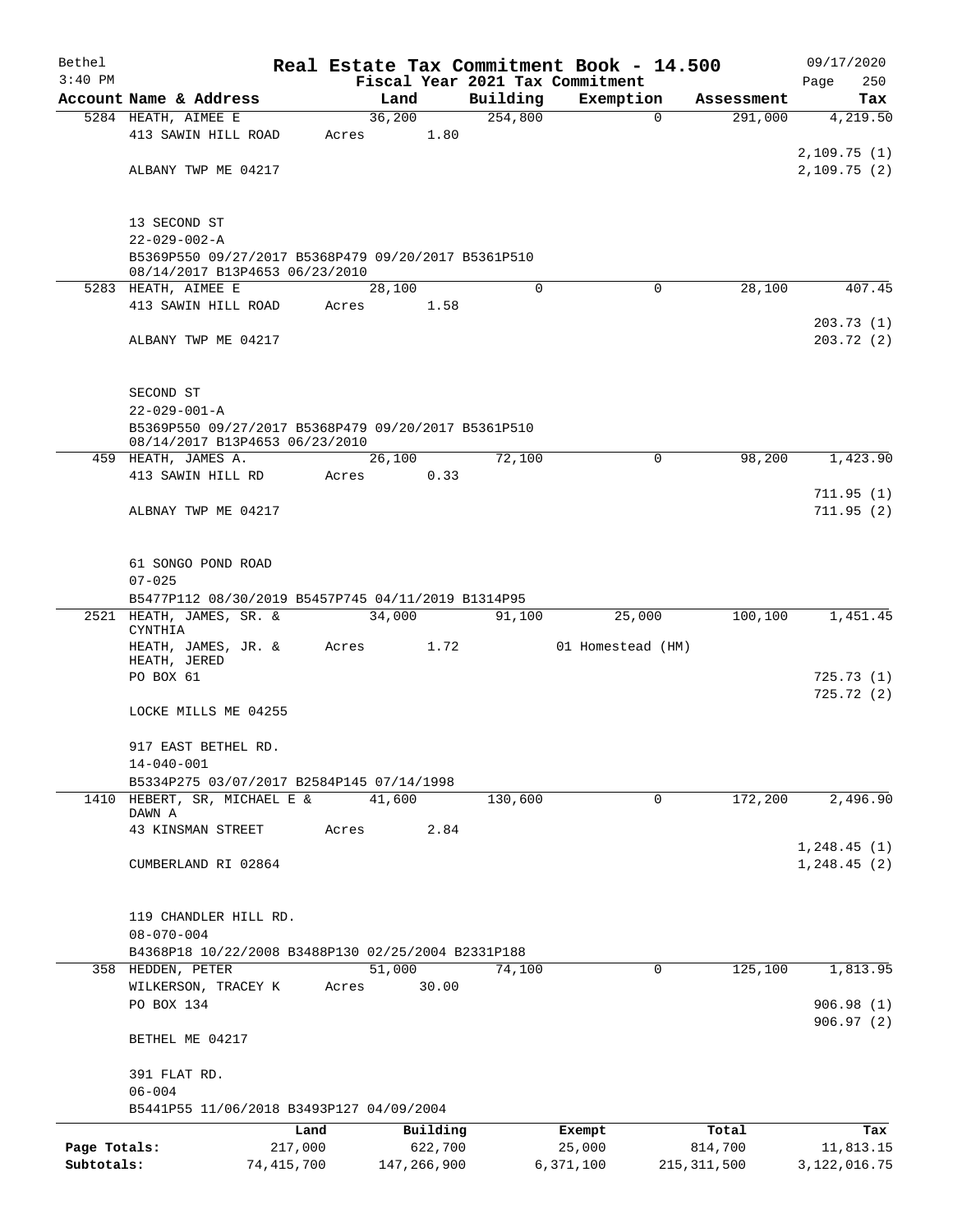Bethel 3:40 PM

# Real Estate Tax Commitment Book - 14.500

Fiscal Year 2021 Tax Commitment

09/17/2020 Page 250

| Account Name & Address | Land | Building | Exemption | Assessment | Tax |
|---|---|---|---|---|---|
| 5284 HEATH, AIMEE E | 36,200 | 254,800 | 0 | 291,000 | 4,219.50 |
| 413 SAWIN HILL ROAD | Acres 1.80 | | | | |
| | | | | | 2,109.75 (1) |
| ALBANY TWP ME 04217 | | | | | 2,109.75 (2) |
| 13 SECOND ST | | | | | |
| 22-029-002-A | | | | | |
| B5369P550 09/27/2017 B5368P479 09/20/2017 B5361P510 08/14/2017 B13P4653 06/23/2010 | | | | | |
| 5283 HEATH, AIMEE E | 28,100 | 0 | 0 | 28,100 | 407.45 |
| 413 SAWIN HILL ROAD | Acres 1.58 | | | | |
| | | | | | 203.73 (1) |
| ALBANY TWP ME 04217 | | | | | 203.72 (2) |
| SECOND ST | | | | | |
| 22-029-001-A | | | | | |
| B5369P550 09/27/2017 B5368P479 09/20/2017 B5361P510 08/14/2017 B13P4653 06/23/2010 | | | | | |
| 459 HEATH, JAMES A. | 26,100 | 72,100 | 0 | 98,200 | 1,423.90 |
| 413 SAWIN HILL RD | Acres 0.33 | | | | |
| | | | | | 711.95 (1) |
| ALBNAY TWP ME 04217 | | | | | 711.95 (2) |
| 61 SONGO POND ROAD | | | | | |
| 07-025 | | | | | |
| B5477P112 08/30/2019 B5457P745 04/11/2019 B1314P95 | | | | | |
| 2521 HEATH, JAMES, SR. & CYNTHIA | 34,000 | 91,100 | 25,000 | 100,100 | 1,451.45 |
| HEATH, JAMES, JR. & HEATH, JERED | Acres 1.72 | | 01 Homestead (HM) | | |
| PO BOX 61 | | | | | 725.73 (1) |
| | | | | | 725.72 (2) |
| LOCKE MILLS ME 04255 | | | | | |
| 917 EAST BETHEL RD. | | | | | |
| 14-040-001 | | | | | |
| B5334P275 03/07/2017 B2584P145 07/14/1998 | | | | | |
| 1410 HEBERT, SR, MICHAEL E & DAWN A | 41,600 | 130,600 | 0 | 172,200 | 2,496.90 |
| 43 KINSMAN STREET | Acres 2.84 | | | | |
| | | | | | 1,248.45 (1) |
| CUMBERLAND RI 02864 | | | | | 1,248.45 (2) |
| 119 CHANDLER HILL RD. | | | | | |
| 08-070-004 | | | | | |
| B4368P18 10/22/2008 B3488P130 02/25/2004 B2331P188 | | | | | |
| 358 HEDDEN, PETER | 51,000 | 74,100 | 0 | 125,100 | 1,813.95 |
| WILKERSON, TRACEY K | Acres 30.00 | | | | |
| PO BOX 134 | | | | | 906.98 (1) |
| | | | | | 906.97 (2) |
| BETHEL ME 04217 | | | | | |
| 391 FLAT RD. | | | | | |
| 06-004 | | | | | |
| B5441P55 11/06/2018 B3493P127 04/09/2004 | | | | | |

| | Land | Building | Exempt | Total | Tax |
|---|---|---|---|---|---|
| Page Totals: | 217,000 | 622,700 | 25,000 | 814,700 | 11,813.15 |
| Subtotals: | 74,415,700 | 147,266,900 | 6,371,100 | 215,311,500 | 3,122,016.75 |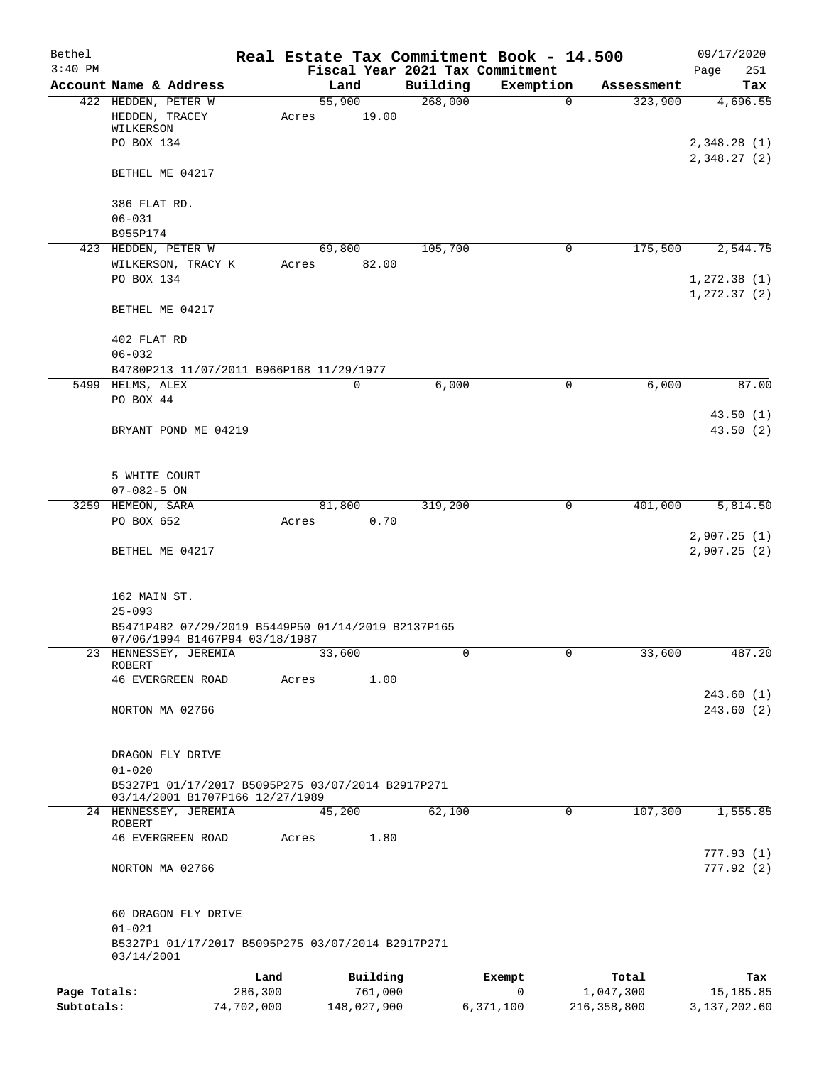Bethel 3:40 PM

**Real Estate Tax Commitment Book - 14.500**
**Fiscal Year 2021 Tax Commitment**

09/17/2020 Page 251

| Account Name & Address | Land | Building | Exemption | Assessment | Tax |
|---|---|---|---|---|---|
| 422 HEDDEN, PETER W<br>HEDDEN, TRACEY WILKERSON<br>PO BOX 134<br><br>BETHEL ME 04217<br><br>386 FLAT RD.<br>06-031<br>B955P174 | 55,900<br>Acres 19.00 | 268,000 | 0 | 323,900 | 4,696.55<br><br>2,348.28 (1)<br>2,348.27 (2) |
| 423 HEDDEN, PETER W<br>WILKERSON, TRACY K<br>PO BOX 134<br><br>BETHEL ME 04217<br><br>402 FLAT RD<br>06-032<br>B4780P213 11/07/2011 B966P168 11/29/1977 | 69,800<br>Acres 82.00 | 105,700 | 0 | 175,500 | 2,544.75<br><br>1,272.38 (1)<br>1,272.37 (2) |
| 5499 HELMS, ALEX<br>PO BOX 44<br><br>BRYANT POND ME 04219<br><br>5 WHITE COURT<br>07-082-5 ON | 0 | 6,000 | 0 | 6,000 | 87.00<br><br>43.50 (1)<br>43.50 (2) |
| 3259 HEMEON, SARA<br>PO BOX 652<br><br>BETHEL ME 04217<br><br>162 MAIN ST.<br>25-093<br>B5471P482 07/29/2019 B5449P50 01/14/2019 B2137P165 07/06/1994 B1467P94 03/18/1987 | 81,800<br>Acres 0.70 | 319,200 | 0 | 401,000 | 5,814.50<br><br>2,907.25 (1)<br>2,907.25 (2) |
| 23 HENNESSEY, JEREMIA ROBERT<br>46 EVERGREEN ROAD<br><br>NORTON MA 02766<br><br>DRAGON FLY DRIVE<br>01-020<br>B5327P1 01/17/2017 B5095P275 03/07/2014 B2917P271 03/14/2001 B1707P166 12/27/1989 | 33,600<br>Acres 1.00 | 0 | 0 | 33,600 | 487.20<br><br>243.60 (1)<br>243.60 (2) |
| 24 HENNESSEY, JEREMIA ROBERT<br>46 EVERGREEN ROAD<br><br>NORTON MA 02766<br><br>60 DRAGON FLY DRIVE<br>01-021<br>B5327P1 01/17/2017 B5095P275 03/07/2014 B2917P271 03/14/2001 | 45,200<br>Acres 1.80 | 62,100 | 0 | 107,300 | 1,555.85<br><br>777.93 (1)<br>777.92 (2) |

| | Land | Building | Exempt | Total | Tax |
|---|---|---|---|---|---|
| Page Totals: | 286,300 | 761,000 | 0 | 1,047,300 | 15,185.85 |
| Subtotals: | 74,702,000 | 148,027,900 | 6,371,100 | 216,358,800 | 3,137,202.60 |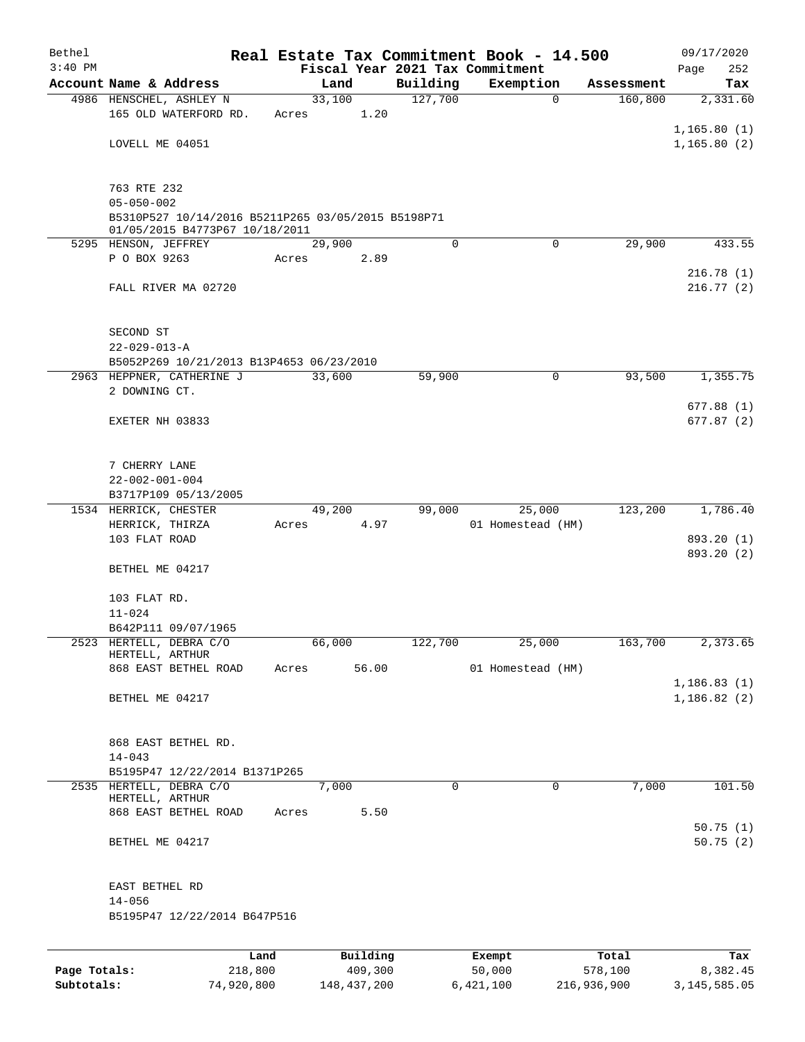Bethel 3:40 PM

# Real Estate Tax Commitment Book - 14.500

Fiscal Year 2021 Tax Commitment

09/17/2020

| Account | Name & Address | Land | Building | Exemption | Assessment | Tax |
|---|---|---|---|---|---|---|
| 4986 | HENSCHEL, ASHLEY N<br>165 OLD WATERFORD RD.<br>LOVELL ME 04051<br>763 RTE 232<br>05-050-002<br>B5310P527 10/14/2016 B5211P265 03/05/2015 B5198P71 01/05/2015 B4773P67 10/18/2011 | 33,100<br>Acres 1.20 | 127,700 | 0 | 160,800 | 2,331.60<br>1,165.80 (1)<br>1,165.80 (2) |
| 5295 | HENSON, JEFFREY<br>P O BOX 9263<br>FALL RIVER MA 02720<br>SECOND ST<br>22-029-013-A<br>B5052P269 10/21/2013 B13P4653 06/23/2010 | 29,900<br>Acres 2.89 | 0 | 0 | 29,900 | 433.55<br>216.78 (1)<br>216.77 (2) |
| 2963 | HEPPNER, CATHERINE J<br>2 DOWNING CT.<br>EXETER NH 03833<br>7 CHERRY LANE<br>22-002-001-004<br>B3717P109 05/13/2005 | 33,600 | 59,900 | 0 | 93,500 | 1,355.75<br>677.88 (1)<br>677.87 (2) |
| 1534 | HERRICK, CHESTER<br>HERRICK, THIRZA<br>103 FLAT ROAD<br>BETHEL ME 04217<br>103 FLAT RD.<br>11-024<br>B642P111 09/07/1965 | 49,200<br>Acres 4.97 | 99,000 | 25,000<br>01 Homestead (HM) | 123,200 | 1,786.40<br>893.20 (1)<br>893.20 (2) |
| 2523 | HERTELL, DEBRA C/O<br>HERTELL, ARTHUR<br>868 EAST BETHEL ROAD<br>BETHEL ME 04217<br>868 EAST BETHEL RD.<br>14-043<br>B5195P47 12/22/2014 B1371P265 | 66,000<br>Acres 56.00 | 122,700 | 25,000<br>01 Homestead (HM) | 163,700 | 2,373.65<br>1,186.83 (1)<br>1,186.82 (2) |
| 2535 | HERTELL, DEBRA C/O<br>HERTELL, ARTHUR<br>868 EAST BETHEL ROAD<br>BETHEL ME 04217<br>EAST BETHEL RD<br>14-056<br>B5195P47 12/22/2014 B647P516 | 7,000<br>Acres 5.50 | 0 | 0 | 7,000 | 101.50<br>50.75 (1)<br>50.75 (2) |

| | Land | Building | Exempt | Total | Tax |
|---|---|---|---|---|---|
| Page Totals: | 218,800 | 409,300 | 50,000 | 578,100 | 8,382.45 |
| Subtotals: | 74,920,800 | 148,437,200 | 6,421,100 | 216,936,900 | 3,145,585.05 |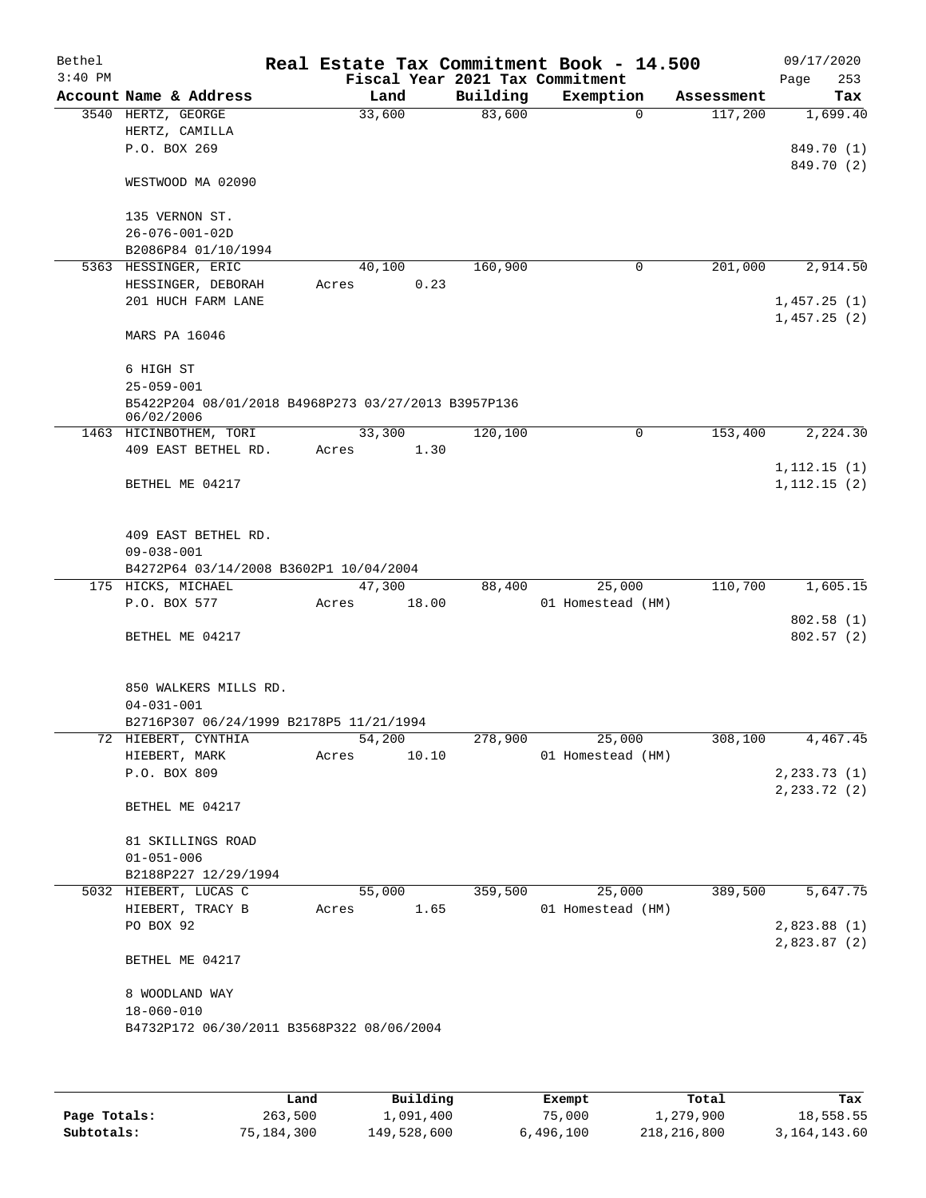# Real Estate Tax Commitment Book - 14.500

Bethel
3:40 PM

Fiscal Year 2021 Tax Commitment

09/17/2020

| Account Name & Address | Land | Building | Exemption | Assessment | Tax |
|---|---|---|---|---|---|
| 3540 HERTZ, GEORGE | 33,600 | 83,600 | 0 | 117,200 | 1,699.40 |
| HERTZ, CAMILLA | | | | | |
| P.O. BOX 269 | | | | | 849.70 (1) |
| | | | | | 849.70 (2) |
| WESTWOOD MA 02090 | | | | | |
| 135 VERNON ST. | | | | | |
| 26-076-001-02D | | | | | |
| B2086P84 01/10/1994 | | | | | |
| 5363 HESSINGER, ERIC | 40,100 | 160,900 | 0 | 201,000 | 2,914.50 |
| HESSINGER, DEBORAH | Acres 0.23 | | | | |
| 201 HUCH FARM LANE | | | | | 1,457.25 (1) |
| | | | | | 1,457.25 (2) |
| MARS PA 16046 | | | | | |
| 6 HIGH ST | | | | | |
| 25-059-001 | | | | | |
| B5422P204 08/01/2018 B4968P273 03/27/2013 B3957P136 06/02/2006 | | | | | |
| 1463 HICINBOTHEM, TORI | 33,300 | 120,100 | 0 | 153,400 | 2,224.30 |
| 409 EAST BETHEL RD. | Acres 1.30 | | | | |
| | | | | | 1,112.15 (1) |
| BETHEL ME 04217 | | | | | 1,112.15 (2) |
| 409 EAST BETHEL RD. | | | | | |
| 09-038-001 | | | | | |
| B4272P64 03/14/2008 B3602P1 10/04/2004 | | | | | |
| 175 HICKS, MICHAEL | 47,300 | 88,400 | 25,000 | 110,700 | 1,605.15 |
| P.O. BOX 577 | Acres 18.00 | | 01 Homestead (HM) | | |
| | | | | | 802.58 (1) |
| BETHEL ME 04217 | | | | | 802.57 (2) |
| 850 WALKERS MILLS RD. | | | | | |
| 04-031-001 | | | | | |
| B2716P307 06/24/1999 B2178P5 11/21/1994 | | | | | |
| 72 HIEBERT, CYNTHIA | 54,200 | 278,900 | 25,000 | 308,100 | 4,467.45 |
| HIEBERT, MARK | Acres 10.10 | | 01 Homestead (HM) | | |
| P.O. BOX 809 | | | | | 2,233.73 (1) |
| | | | | | 2,233.72 (2) |
| BETHEL ME 04217 | | | | | |
| 81 SKILLINGS ROAD | | | | | |
| 01-051-006 | | | | | |
| B2188P227 12/29/1994 | | | | | |
| 5032 HIEBERT, LUCAS C | 55,000 | 359,500 | 25,000 | 389,500 | 5,647.75 |
| HIEBERT, TRACY B | Acres 1.65 | | 01 Homestead (HM) | | |
| PO BOX 92 | | | | | 2,823.88 (1) |
| | | | | | 2,823.87 (2) |
| BETHEL ME 04217 | | | | | |
| 8 WOODLAND WAY | | | | | |
| 18-060-010 | | | | | |
| B4732P172 06/30/2011 B3568P322 08/06/2004 | | | | | |

| | Land | Building | Exempt | Total | Tax |
|---|---|---|---|---|---|
| Page Totals: | 263,500 | 1,091,400 | 75,000 | 1,279,900 | 18,558.55 |
| Subtotals: | 75,184,300 | 149,528,600 | 6,496,100 | 218,216,800 | 3,164,143.60 |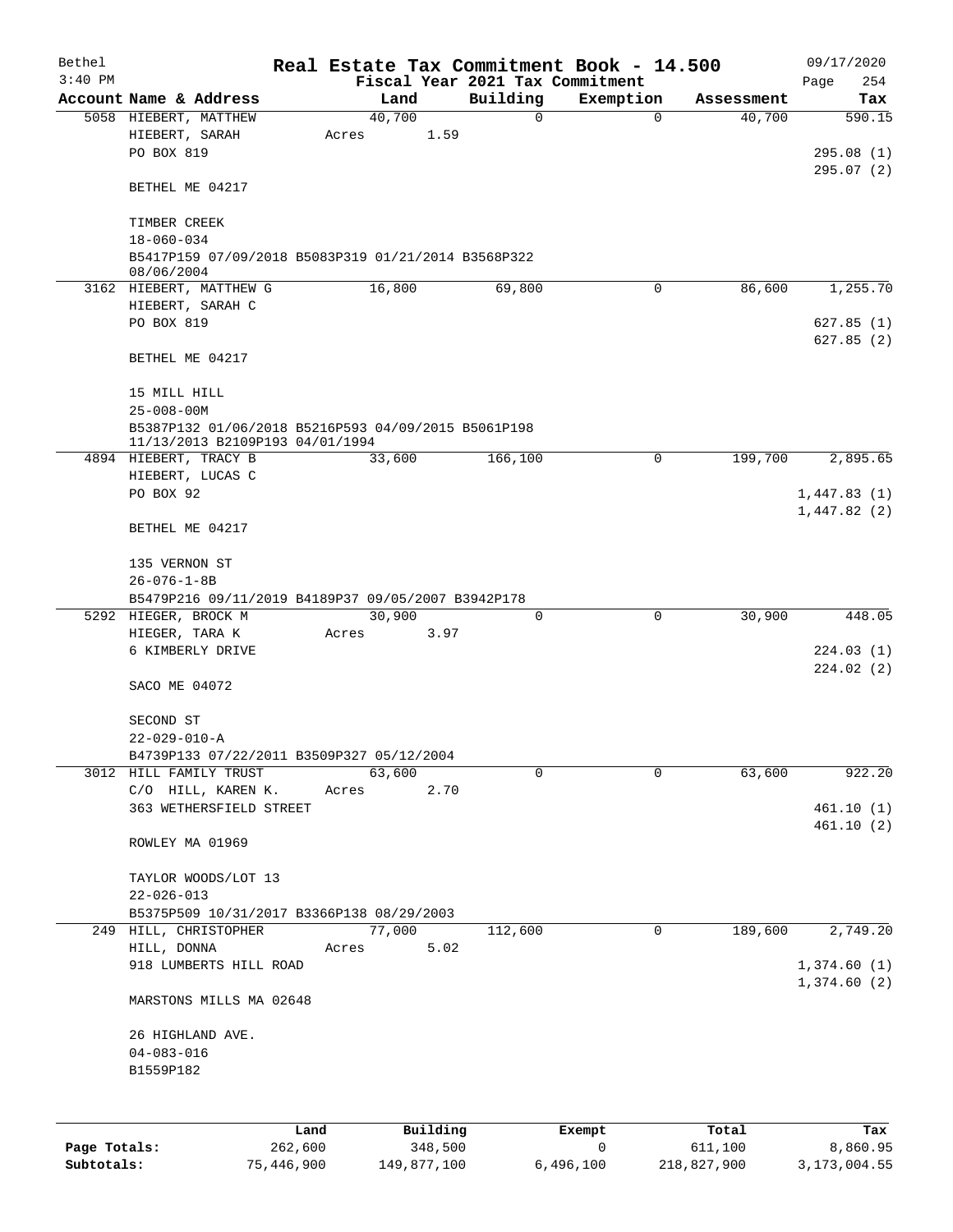# Real Estate Tax Commitment Book - 14.500

Bethel
3:40 PM

Fiscal Year 2021 Tax Commitment

09/17/2020
Page 254

| Account Name & Address | Land | Building | Exemption | Assessment | Tax |
|---|---|---|---|---|---|
| 5058 HIEBERT, MATTHEW | 40,700 | 0 | 0 | 40,700 | 590.15 |
| HIEBERT, SARAH | Acres 1.59 | | | | |
| PO BOX 819 | | | | | 295.08 (1) |
| | | | | | 295.07 (2) |
| BETHEL ME 04217 | | | | | |
| TIMBER CREEK | | | | | |
| 18-060-034 | | | | | |
| B5417P159 07/09/2018 B5083P319 01/21/2014 B3568P322 08/06/2004 | | | | | |
| 3162 HIEBERT, MATTHEW G | 16,800 | 69,800 | 0 | 86,600 | 1,255.70 |
| HIEBERT, SARAH C | | | | | |
| PO BOX 819 | | | | | 627.85 (1) |
| | | | | | 627.85 (2) |
| BETHEL ME 04217 | | | | | |
| 15 MILL HILL | | | | | |
| 25-008-00M | | | | | |
| B5387P132 01/06/2018 B5216P593 04/09/2015 B5061P198 11/13/2013 B2109P193 04/01/1994 | | | | | |
| 4894 HIEBERT, TRACY B | 33,600 | 166,100 | 0 | 199,700 | 2,895.65 |
| HIEBERT, LUCAS C | | | | | |
| PO BOX 92 | | | | | 1,447.83 (1) |
| | | | | | 1,447.82 (2) |
| BETHEL ME 04217 | | | | | |
| 135 VERNON ST | | | | | |
| 26-076-1-8B | | | | | |
| B5479P216 09/11/2019 B4189P37 09/05/2007 B3942P178 | | | | | |
| 5292 HIEGER, BROCK M | 30,900 | 0 | 0 | 30,900 | 448.05 |
| HIEGER, TARA K | Acres 3.97 | | | | |
| 6 KIMBERLY DRIVE | | | | | 224.03 (1) |
| | | | | | 224.02 (2) |
| SACO ME 04072 | | | | | |
| SECOND ST | | | | | |
| 22-029-010-A | | | | | |
| B4739P133 07/22/2011 B3509P327 05/12/2004 | | | | | |
| 3012 HILL FAMILY TRUST | 63,600 | 0 | 0 | 63,600 | 922.20 |
| C/O HILL, KAREN K. | Acres 2.70 | | | | |
| 363 WETHERSFIELD STREET | | | | | 461.10 (1) |
| | | | | | 461.10 (2) |
| ROWLEY MA 01969 | | | | | |
| TAYLOR WOODS/LOT 13 | | | | | |
| 22-026-013 | | | | | |
| B5375P509 10/31/2017 B3366P138 08/29/2003 | | | | | |
| 249 HILL, CHRISTOPHER | 77,000 | 112,600 | 0 | 189,600 | 2,749.20 |
| HILL, DONNA | Acres 5.02 | | | | |
| 918 LUMBERTS HILL ROAD | | | | | 1,374.60 (1) |
| | | | | | 1,374.60 (2) |
| MARSTONS MILLS MA 02648 | | | | | |
| 26 HIGHLAND AVE. | | | | | |
| 04-083-016 | | | | | |
| B1559P182 | | | | | |

| | Land | Building | Exempt | Total | Tax |
|---|---|---|---|---|---|
| Page Totals: | 262,600 | 348,500 | 0 | 611,100 | 8,860.95 |
| Subtotals: | 75,446,900 | 149,877,100 | 6,496,100 | 218,827,900 | 3,173,004.55 |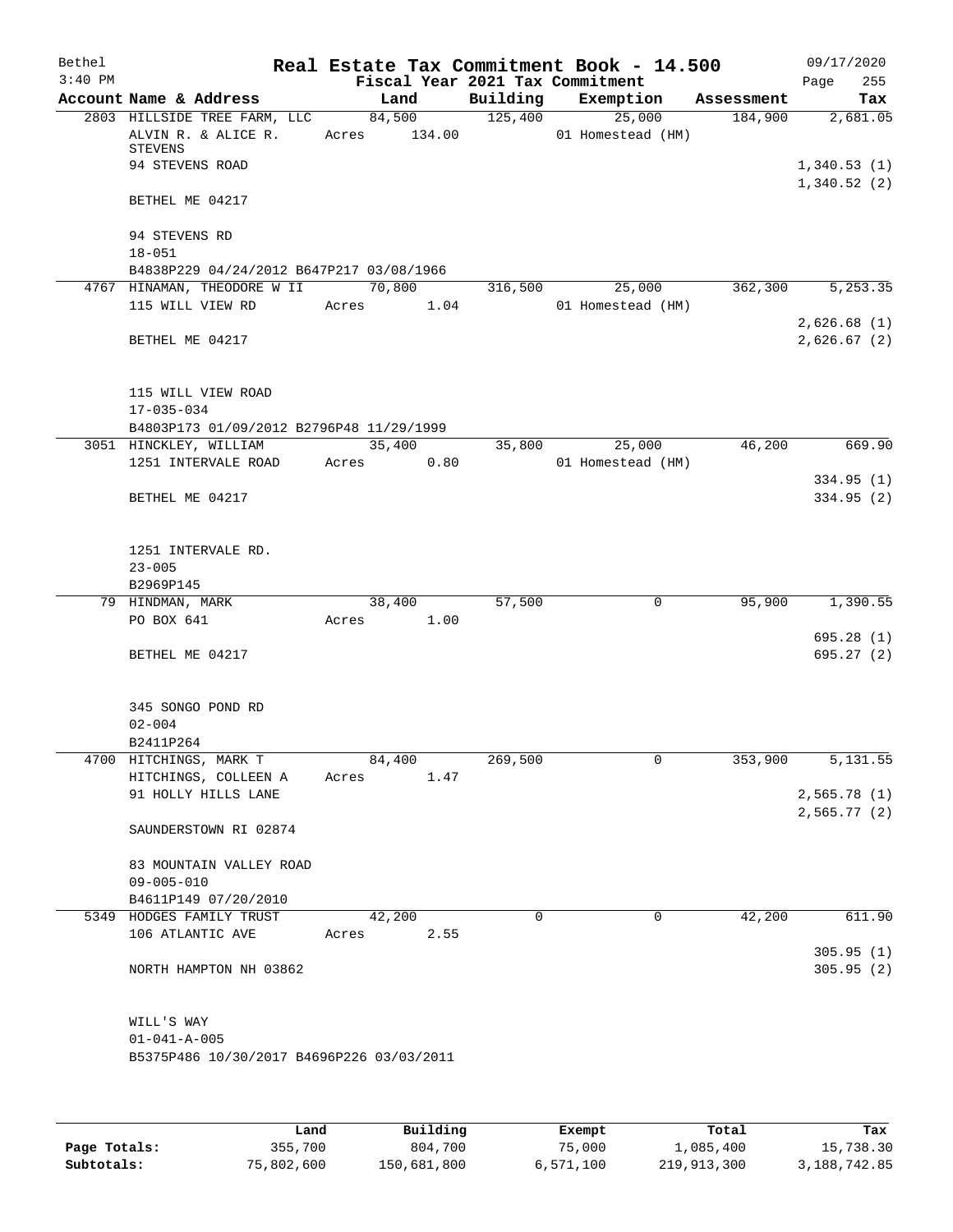Bethel 3:40 PM

# Real Estate Tax Commitment Book - 14.500

Fiscal Year 2021 Tax Commitment

09/17/2020 Page 255

| Account Name & Address | Land | Building | Exemption | Assessment | Tax |
|---|---|---|---|---|---|
| 2803 HILLSIDE TREE FARM, LLC | 84,500 | 125,400 | 25,000 | 184,900 | 2,681.05 |
| ALVIN R. & ALICE R. STEVENS | Acres 134.00 | | 01 Homestead (HM) | | |
| 94 STEVENS ROAD | | | | | 1,340.53 (1) |
| | | | | | 1,340.52 (2) |
| BETHEL ME 04217 | | | | | |
| 94 STEVENS RD | | | | | |
| 18-051 | | | | | |
| B4838P229 04/24/2012 B647P217 03/08/1966 | | | | | |
| 4767 HINAMAN, THEODORE W II | 70,800 | 316,500 | 25,000 | 362,300 | 5,253.35 |
| 115 WILL VIEW RD | Acres 1.04 | | 01 Homestead (HM) | | |
| | | | | | 2,626.68 (1) |
| BETHEL ME 04217 | | | | | 2,626.67 (2) |
| 115 WILL VIEW ROAD | | | | | |
| 17-035-034 | | | | | |
| B4803P173 01/09/2012 B2796P48 11/29/1999 | | | | | |
| 3051 HINCKLEY, WILLIAM | 35,400 | 35,800 | 25,000 | 46,200 | 669.90 |
| 1251 INTERVALE ROAD | Acres 0.80 | | 01 Homestead (HM) | | |
| | | | | | 334.95 (1) |
| BETHEL ME 04217 | | | | | 334.95 (2) |
| 1251 INTERVALE RD. | | | | | |
| 23-005 | | | | | |
| B2969P145 | | | | | |
| 79 HINDMAN, MARK | 38,400 | 57,500 | 0 | 95,900 | 1,390.55 |
| PO BOX 641 | Acres 1.00 | | | | |
| | | | | | 695.28 (1) |
| BETHEL ME 04217 | | | | | 695.27 (2) |
| 345 SONGO POND RD | | | | | |
| 02-004 | | | | | |
| B2411P264 | | | | | |
| 4700 HITCHINGS, MARK T | 84,400 | 269,500 | 0 | 353,900 | 5,131.55 |
| HITCHINGS, COLLEEN A | Acres 1.47 | | | | |
| 91 HOLLY HILLS LANE | | | | | 2,565.78 (1) |
| | | | | | 2,565.77 (2) |
| SAUNDERSTOWN RI 02874 | | | | | |
| 83 MOUNTAIN VALLEY ROAD | | | | | |
| 09-005-010 | | | | | |
| B4611P149 07/20/2010 | | | | | |
| 5349 HODGES FAMILY TRUST | 42,200 | 0 | 0 | 42,200 | 611.90 |
| 106 ATLANTIC AVE | Acres 2.55 | | | | |
| | | | | | 305.95 (1) |
| NORTH HAMPTON NH 03862 | | | | | 305.95 (2) |
| WILL'S WAY | | | | | |
| 01-041-A-005 | | | | | |
| B5375P486 10/30/2017 B4696P226 03/03/2011 | | | | | |

| | Land | Building | Exempt | Total | Tax |
|---|---|---|---|---|---|
| Page Totals: | 355,700 | 804,700 | 75,000 | 1,085,400 | 15,738.30 |
| Subtotals: | 75,802,600 | 150,681,800 | 6,571,100 | 219,913,300 | 3,188,742.85 |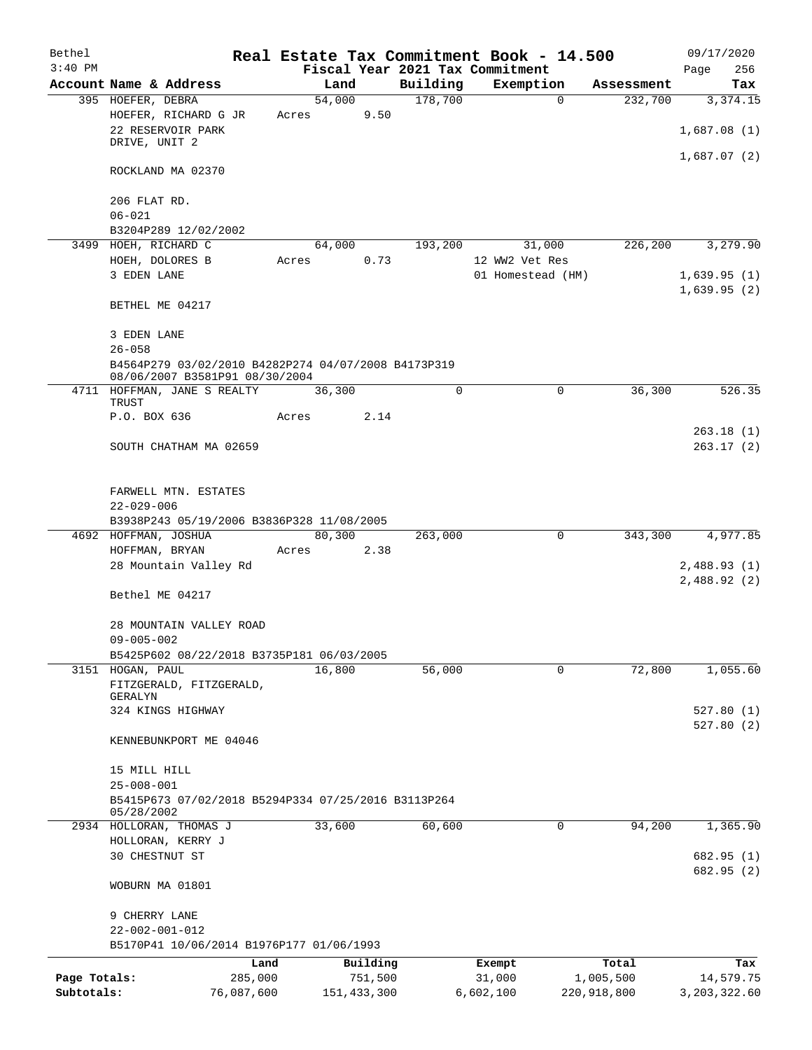Bethel 3:40 PM

# Real Estate Tax Commitment Book - 14.500
## Fiscal Year 2021 Tax Commitment

09/17/2020 Page 256

| Account Name & Address | Land | Building | Exemption | Assessment | Tax |
|---|---|---|---|---|---|
| 395 HOEFER, DEBRA | 54,000 | 178,700 | 0 | 232,700 | 3,374.15 |
| HOEFER, RICHARD G JR | Acres 9.50 | | | | |
| 22 RESERVOIR PARK DRIVE, UNIT 2 | | | | | 1,687.08 (1) |
| | | | | | 1,687.07 (2) |
| ROCKLAND MA 02370 | | | | | |
| 206 FLAT RD. | | | | | |
| 06-021 | | | | | |
| B3204P289 12/02/2002 | | | | | |
| 3499 HOEH, RICHARD C | 64,000 | 193,200 | 31,000 | 226,200 | 3,279.90 |
| HOEH, DOLORES B | Acres 0.73 | | 12 WW2 Vet Res | | |
| 3 EDEN LANE | | | 01 Homestead (HM) | | 1,639.95 (1) |
| | | | | | 1,639.95 (2) |
| BETHEL ME 04217 | | | | | |
| 3 EDEN LANE | | | | | |
| 26-058 | | | | | |
| B4564P279 03/02/2010 B4282P274 04/07/2008 B4173P319 08/06/2007 B3581P91 08/30/2004 | | | | | |
| 4711 HOFFMAN, JANE S REALTY TRUST | 36,300 | 0 | 0 | 36,300 | 526.35 |
| P.O. BOX 636 | Acres 2.14 | | | | |
| | | | | | 263.18 (1) |
| SOUTH CHATHAM MA 02659 | | | | | 263.17 (2) |
| FARWELL MTN. ESTATES | | | | | |
| 22-029-006 | | | | | |
| B3938P243 05/19/2006 B3836P328 11/08/2005 | | | | | |
| 4692 HOFFMAN, JOSHUA | 80,300 | 263,000 | 0 | 343,300 | 4,977.85 |
| HOFFMAN, BRYAN | Acres 2.38 | | | | |
| 28 Mountain Valley Rd | | | | | 2,488.93 (1) |
| | | | | | 2,488.92 (2) |
| Bethel ME 04217 | | | | | |
| 28 MOUNTAIN VALLEY ROAD | | | | | |
| 09-005-002 | | | | | |
| B5425P602 08/22/2018 B3735P181 06/03/2005 | | | | | |
| 3151 HOGAN, PAUL | 16,800 | 56,000 | 0 | 72,800 | 1,055.60 |
| FITZGERALD, FITZGERALD, GERALYN | | | | | |
| 324 KINGS HIGHWAY | | | | | 527.80 (1) |
| | | | | | 527.80 (2) |
| KENNEBUNKPORT ME 04046 | | | | | |
| 15 MILL HILL | | | | | |
| 25-008-001 | | | | | |
| B5415P673 07/02/2018 B5294P334 07/25/2016 B3113P264 05/28/2002 | | | | | |
| 2934 HOLLORAN, THOMAS J | 33,600 | 60,600 | 0 | 94,200 | 1,365.90 |
| HOLLORAN, KERRY J | | | | | |
| 30 CHESTNUT ST | | | | | 682.95 (1) |
| | | | | | 682.95 (2) |
| WOBURN MA 01801 | | | | | |
| 9 CHERRY LANE | | | | | |
| 22-002-001-012 | | | | | |
| B5170P41 10/06/2014 B1976P177 01/06/1993 | | | | | |

| | Land | Building | Exempt | Total | Tax |
|---|---|---|---|---|---|
| Page Totals: | 285,000 | 751,500 | 31,000 | 1,005,500 | 14,579.75 |
| Subtotals: | 76,087,600 | 151,433,300 | 6,602,100 | 220,918,800 | 3,203,322.60 |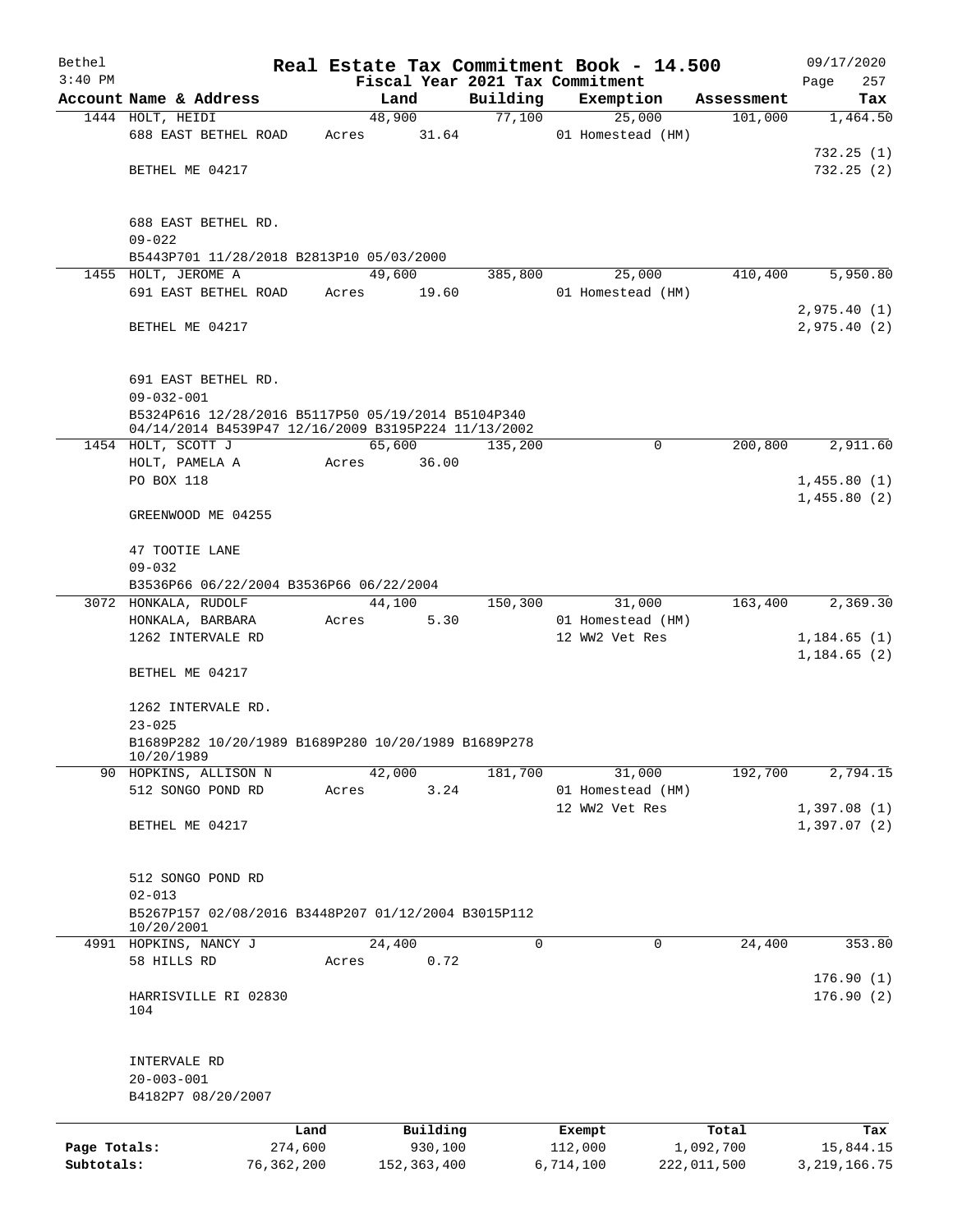# Real Estate Tax Commitment Book - 14.500

Bethel
3:40 PM

Fiscal Year 2021 Tax Commitment

09/17/2020

| Account Name & Address | Land | Building | Exemption | Assessment | Tax |
|---|---|---|---|---|---|
| 1444 HOLT, HEIDI<br>688 EAST BETHEL ROAD<br><br>BETHEL ME 04217<br><br>688 EAST BETHEL RD.<br>09-022<br>B5443P701 11/28/2018 B2813P10 05/03/2000 | 48,900<br>Acres 31.64 | 77,100 | 25,000<br>01 Homestead (HM) | 101,000 | 1,464.50<br><br>732.25 (1)<br>732.25 (2) |
| 1455 HOLT, JEROME A<br>691 EAST BETHEL ROAD<br><br>BETHEL ME 04217<br><br>691 EAST BETHEL RD.<br>09-032-001<br>B5324P616 12/28/2016 B5117P50 05/19/2014 B5104P340 04/14/2014 B4539P47 12/16/2009 B3195P224 11/13/2002 | 49,600<br>Acres 19.60 | 385,800 | 25,000<br>01 Homestead (HM) | 410,400 | 5,950.80<br><br>2,975.40 (1)<br>2,975.40 (2) |
| 1454 HOLT, SCOTT J<br>HOLT, PAMELA A<br>PO BOX 118<br><br>GREENWOOD ME 04255<br><br>47 TOOTIE LANE<br>09-032<br>B3536P66 06/22/2004 B3536P66 06/22/2004 | 65,600<br>Acres 36.00 | 135,200 | 0 | 200,800 | 2,911.60<br><br>1,455.80 (1)<br>1,455.80 (2) |
| 3072 HONKALA, RUDOLF<br>HONKALA, BARBARA<br>1262 INTERVALE RD<br><br>BETHEL ME 04217<br><br>1262 INTERVALE RD.<br>23-025<br>B1689P282 10/20/1989 B1689P280 10/20/1989 B1689P278 10/20/1989 | 44,100<br>Acres 5.30 | 150,300 | 31,000<br>01 Homestead (HM)<br>12 WW2 Vet Res | 163,400 | 2,369.30<br><br>1,184.65 (1)<br>1,184.65 (2) |
| 90 HOPKINS, ALLISON N<br>512 SONGO POND RD<br><br>BETHEL ME 04217<br><br>512 SONGO POND RD<br>02-013<br>B5267P157 02/08/2016 B3448P207 01/12/2004 B3015P112 10/20/2001 | 42,000<br>Acres 3.24 | 181,700 | 31,000<br>01 Homestead (HM)<br>12 WW2 Vet Res | 192,700 | 2,794.15<br><br>1,397.08 (1)<br>1,397.07 (2) |
| 4991 HOPKINS, NANCY J<br>58 HILLS RD<br><br>HARRISVILLE RI 02830<br>104<br><br>INTERVALE RD<br>20-003-001<br>B4182P7 08/20/2007 | 24,400<br>Acres 0.72 | 0 | 0 | 24,400 | 353.80<br><br>176.90 (1)<br>176.90 (2) |

| | Land | Building | Exempt | Total | Tax |
|---|---|---|---|---|---|
| Page Totals: | 274,600 | 930,100 | 112,000 | 1,092,700 | 15,844.15 |
| Subtotals: | 76,362,200 | 152,363,400 | 6,714,100 | 222,011,500 | 3,219,166.75 |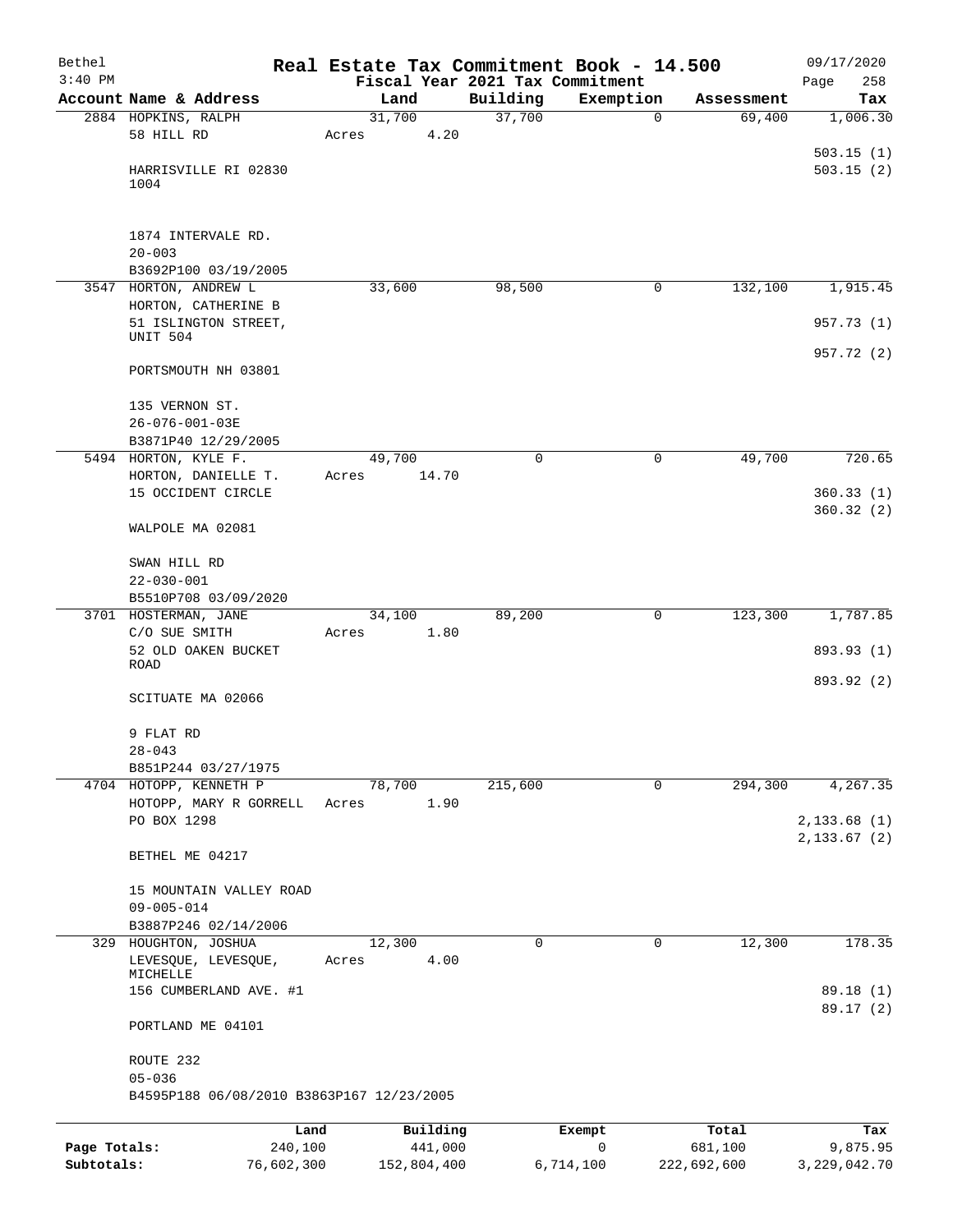# Real Estate Tax Commitment Book - 14.500

Bethel 3:40 PM — Fiscal Year 2021 Tax Commitment — 09/17/2020

| Account Name & Address | Land | Building | Exemption | Assessment | Tax |
|---|---|---|---|---|---|
| 2884 HOPKINS, RALPH<br>58 HILL RD<br><br>HARRISVILLE RI 02830<br>1004<br><br>1874 INTERVALE RD.<br>20-003<br>B3692P100 03/19/2005 | 31,700<br>Acres 4.20 | 37,700 | 0 | 69,400 | 1,006.30<br><br>503.15 (1)<br>503.15 (2) |
| 3547 HORTON, ANDREW L<br>HORTON, CATHERINE B<br>51 ISLINGTON STREET, UNIT 504<br><br>PORTSMOUTH NH 03801<br><br>135 VERNON ST.<br>26-076-001-03E<br>B3871P40 12/29/2005 | 33,600 | 98,500 | 0 | 132,100 | 1,915.45<br><br>957.73 (1)<br>957.72 (2) |
| 5494 HORTON, KYLE F.<br>HORTON, DANIELLE T.<br>15 OCCIDENT CIRCLE<br><br>WALPOLE MA 02081<br><br>SWAN HILL RD<br>22-030-001<br>B5510P708 03/09/2020 | 49,700<br>Acres 14.70 | 0 | 0 | 49,700 | 720.65<br><br>360.33 (1)<br>360.32 (2) |
| 3701 HOSTERMAN, JANE<br>C/O SUE SMITH<br>52 OLD OAKEN BUCKET ROAD<br><br>SCITUATE MA 02066<br><br>9 FLAT RD<br>28-043<br>B851P244 03/27/1975 | 34,100<br>Acres 1.80 | 89,200 | 0 | 123,300 | 1,787.85<br><br>893.93 (1)<br>893.92 (2) |
| 4704 HOTOPP, KENNETH P<br>HOTOPP, MARY R GORRELL<br>PO BOX 1298<br><br>BETHEL ME 04217<br><br>15 MOUNTAIN VALLEY ROAD<br>09-005-014<br>B3887P246 02/14/2006 | 78,700<br>Acres 1.90 | 215,600 | 0 | 294,300 | 4,267.35<br><br>2,133.68 (1)<br>2,133.67 (2) |
| 329 HOUGHTON, JOSHUA<br>LEVESQUE, LEVESQUE, MICHELLE<br>156 CUMBERLAND AVE. #1<br><br>PORTLAND ME 04101<br><br>ROUTE 232<br>05-036<br>B4595P188 06/08/2010 B3863P167 12/23/2005 | 12,300<br>Acres 4.00 | 0 | 0 | 12,300 | 178.35<br><br>89.18 (1)<br>89.17 (2) |

| | Land | Building | Exempt | Total | Tax |
|---|---|---|---|---|---|
| Page Totals: | 240,100 | 441,000 | 0 | 681,100 | 9,875.95 |
| Subtotals: | 76,602,300 | 152,804,400 | 6,714,100 | 222,692,600 | 3,229,042.70 |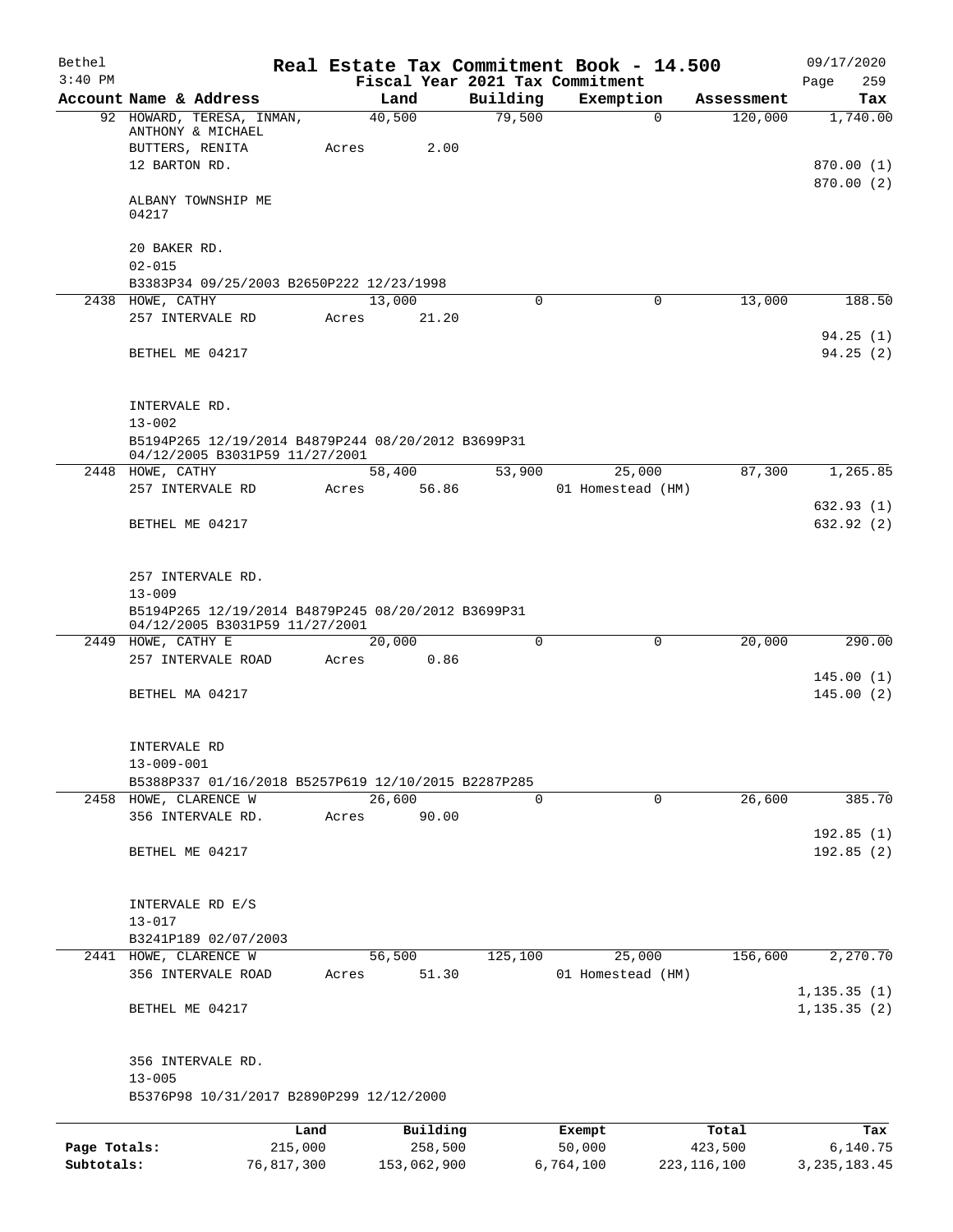Bethel 3:40 PM

# Real Estate Tax Commitment Book - 14.500

Fiscal Year 2021 Tax Commitment

09/17/2020 Page 259

| Account Name & Address | Land | Building | Exemption | Assessment | Tax |
|---|---|---|---|---|---|
| 92 HOWARD, TERESA, INMAN, ANTHONY & MICHAEL | 40,500 | 79,500 | 0 | 120,000 | 1,740.00 |
| BUTTERS, RENITA | Acres 2.00 | | | | |
| 12 BARTON RD. | | | | | 870.00 (1) |
| | | | | | 870.00 (2) |
| ALBANY TOWNSHIP ME 04217 | | | | | |
| 20 BAKER RD. | | | | | |
| 02-015 | | | | | |
| B3383P34 09/25/2003 B2650P222 12/23/1998 | | | | | |
| 2438 HOWE, CATHY | 13,000 | 0 | 0 | 13,000 | 188.50 |
| 257 INTERVALE RD | Acres 21.20 | | | | |
| | | | | | 94.25 (1) |
| BETHEL ME 04217 | | | | | 94.25 (2) |
| INTERVALE RD. | | | | | |
| 13-002 | | | | | |
| B5194P265 12/19/2014 B4879P244 08/20/2012 B3699P31 04/12/2005 B3031P59 11/27/2001 | | | | | |
| 2448 HOWE, CATHY | 58,400 | 53,900 | 25,000 | 87,300 | 1,265.85 |
| 257 INTERVALE RD | Acres 56.86 | | 01 Homestead (HM) | | |
| | | | | | 632.93 (1) |
| BETHEL ME 04217 | | | | | 632.92 (2) |
| 257 INTERVALE RD. | | | | | |
| 13-009 | | | | | |
| B5194P265 12/19/2014 B4879P245 08/20/2012 B3699P31 04/12/2005 B3031P59 11/27/2001 | | | | | |
| 2449 HOWE, CATHY E | 20,000 | 0 | 0 | 20,000 | 290.00 |
| 257 INTERVALE ROAD | Acres 0.86 | | | | |
| | | | | | 145.00 (1) |
| BETHEL MA 04217 | | | | | 145.00 (2) |
| INTERVALE RD | | | | | |
| 13-009-001 | | | | | |
| B5388P337 01/16/2018 B5257P619 12/10/2015 B2287P285 | | | | | |
| 2458 HOWE, CLARENCE W | 26,600 | 0 | 0 | 26,600 | 385.70 |
| 356 INTERVALE RD. | Acres 90.00 | | | | |
| | | | | | 192.85 (1) |
| BETHEL ME 04217 | | | | | 192.85 (2) |
| INTERVALE RD E/S | | | | | |
| 13-017 | | | | | |
| B3241P189 02/07/2003 | | | | | |
| 2441 HOWE, CLARENCE W | 56,500 | 125,100 | 25,000 | 156,600 | 2,270.70 |
| 356 INTERVALE ROAD | Acres 51.30 | | 01 Homestead (HM) | | |
| | | | | | 1,135.35 (1) |
| BETHEL ME 04217 | | | | | 1,135.35 (2) |
| 356 INTERVALE RD. | | | | | |
| 13-005 | | | | | |
| B5376P98 10/31/2017 B2890P299 12/12/2000 | | | | | |

| | Land | Building | Exempt | Total | Tax |
|---|---|---|---|---|---|
| Page Totals: | 215,000 | 258,500 | 50,000 | 423,500 | 6,140.75 |
| Subtotals: | 76,817,300 | 153,062,900 | 6,764,100 | 223,116,100 | 3,235,183.45 |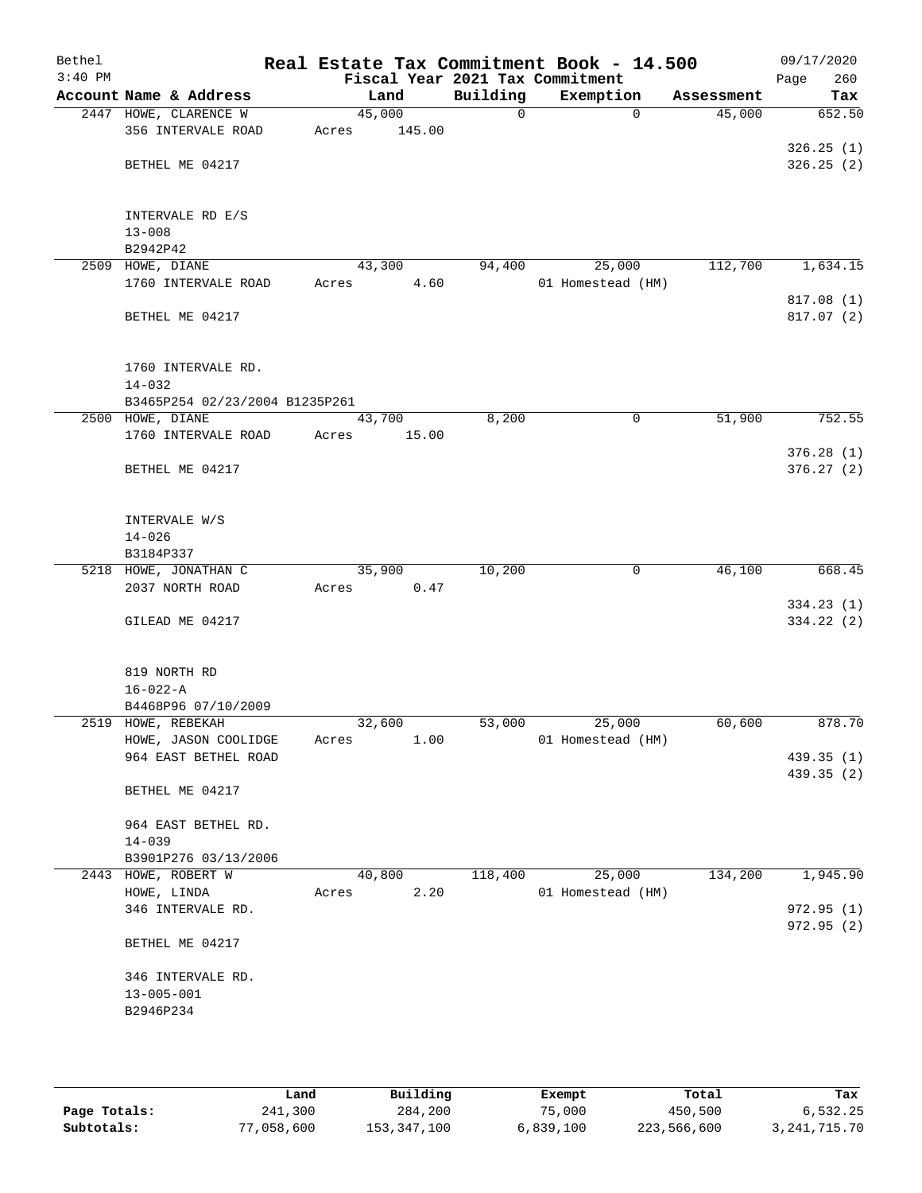Bethel 3:40 PM

# Real Estate Tax Commitment Book - 14.500

Fiscal Year 2021 Tax Commitment

09/17/2020 Page 260

| Account | Name & Address | Land | Building | Exemption | Assessment | Tax |
|---|---|---|---|---|---|---|
| 2447 | HOWE, CLARENCE W<br>356 INTERVALE ROAD<br><br>BETHEL ME 04217<br><br>INTERVALE RD E/S<br>13-008<br>B2942P42 | 45,000<br>Acres 145.00 | 0 | 0 | 45,000 | 652.50<br><br>326.25 (1)<br>326.25 (2) |
| 2509 | HOWE, DIANE<br>1760 INTERVALE ROAD<br><br>BETHEL ME 04217<br><br>1760 INTERVALE RD.<br>14-032<br>B3465P254 02/23/2004 B1235P261 | 43,300<br>Acres 4.60 | 94,400 | 25,000<br>01 Homestead (HM) | 112,700 | 1,634.15<br><br>817.08 (1)<br>817.07 (2) |
| 2500 | HOWE, DIANE<br>1760 INTERVALE ROAD<br><br>BETHEL ME 04217<br><br>INTERVALE W/S<br>14-026<br>B3184P337 | 43,700<br>Acres 15.00 | 8,200 | 0 | 51,900 | 752.55<br><br>376.28 (1)<br>376.27 (2) |
| 5218 | HOWE, JONATHAN C<br>2037 NORTH ROAD<br><br>GILEAD ME 04217<br><br>819 NORTH RD<br>16-022-A<br>B4468P96 07/10/2009 | 35,900<br>Acres 0.47 | 10,200 | 0 | 46,100 | 668.45<br><br>334.23 (1)<br>334.22 (2) |
| 2519 | HOWE, REBEKAH<br>HOWE, JASON COOLIDGE<br>964 EAST BETHEL ROAD<br><br>BETHEL ME 04217<br><br>964 EAST BETHEL RD.<br>14-039<br>B3901P276 03/13/2006 | 32,600<br>Acres 1.00 | 53,000 | 25,000<br>01 Homestead (HM) | 60,600 | 878.70<br><br>439.35 (1)<br>439.35 (2) |
| 2443 | HOWE, ROBERT W<br>HOWE, LINDA<br>346 INTERVALE RD.<br><br>BETHEL ME 04217<br><br>346 INTERVALE RD.<br>13-005-001<br>B2946P234 | 40,800<br>Acres 2.20 | 118,400 | 25,000<br>01 Homestead (HM) | 134,200 | 1,945.90<br><br>972.95 (1)<br>972.95 (2) |

| | Land | Building | Exempt | Total | Tax |
|---|---|---|---|---|---|
| Page Totals: | 241,300 | 284,200 | 75,000 | 450,500 | 6,532.25 |
| Subtotals: | 77,058,600 | 153,347,100 | 6,839,100 | 223,566,600 | 3,241,715.70 |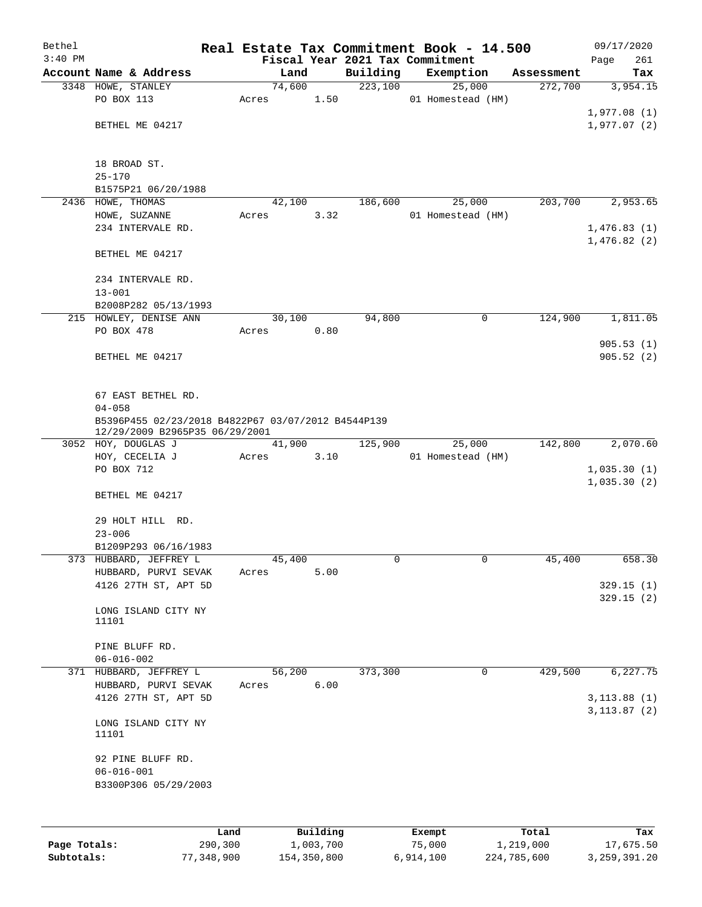# Real Estate Tax Commitment Book - 14.500

Bethel 3:40 PM — Fiscal Year 2021 Tax Commitment — 09/17/2020

| Account Name & Address | Land | Building | Exemption | Assessment | Tax |
|---|---|---|---|---|---|
| 3348 HOWE, STANLEY<br>PO BOX 113<br><br>BETHEL ME 04217<br><br>18 BROAD ST.<br>25-170<br>B1575P21 06/20/1988 | 74,600<br>Acres 1.50 | 223,100 | 25,000<br>01 Homestead (HM) | 272,700 | 3,954.15<br><br>1,977.08 (1)<br>1,977.07 (2) |
| 2436 HOWE, THOMAS<br>HOWE, SUZANNE<br>234 INTERVALE RD.<br><br>BETHEL ME 04217<br><br>234 INTERVALE RD.<br>13-001<br>B2008P282 05/13/1993 | 42,100<br>Acres 3.32 | 186,600 | 25,000<br>01 Homestead (HM) | 203,700 | 2,953.65<br><br>1,476.83 (1)<br>1,476.82 (2) |
| 215 HOWLEY, DENISE ANN<br>PO BOX 478<br><br>BETHEL ME 04217<br><br>67 EAST BETHEL RD.<br>04-058<br>B5396P455 02/23/2018 B4822P67 03/07/2012 B4544P139 12/29/2009 B2965P35 06/29/2001 | 30,100<br>Acres 0.80 | 94,800 | 0 | 124,900 | 1,811.05<br><br>905.53 (1)<br>905.52 (2) |
| 3052 HOY, DOUGLAS J<br>HOY, CECELIA J<br>PO BOX 712<br><br>BETHEL ME 04217<br><br>29 HOLT HILL RD.<br>23-006<br>B1209P293 06/16/1983 | 41,900<br>Acres 3.10 | 125,900 | 25,000<br>01 Homestead (HM) | 142,800 | 2,070.60<br><br>1,035.30 (1)<br>1,035.30 (2) |
| 373 HUBBARD, JEFFREY L<br>HUBBARD, PURVI SEVAK<br>4126 27TH ST, APT 5D<br><br>LONG ISLAND CITY NY 11101<br><br>PINE BLUFF RD.<br>06-016-002 | 45,400<br>Acres 5.00 | 0 | 0 | 45,400 | 658.30<br><br>329.15 (1)<br>329.15 (2) |
| 371 HUBBARD, JEFFREY L<br>HUBBARD, PURVI SEVAK<br>4126 27TH ST, APT 5D<br><br>LONG ISLAND CITY NY 11101<br><br>92 PINE BLUFF RD.<br>06-016-001<br>B3300P306 05/29/2003 | 56,200<br>Acres 6.00 | 373,300 | 0 | 429,500 | 6,227.75<br><br>3,113.88 (1)<br>3,113.87 (2) |

| | Land | Building | Exempt | Total | Tax |
|---|---|---|---|---|---|
| **Page Totals:** | 290,300 | 1,003,700 | 75,000 | 1,219,000 | 17,675.50 |
| **Subtotals:** | 77,348,900 | 154,350,800 | 6,914,100 | 224,785,600 | 3,259,391.20 |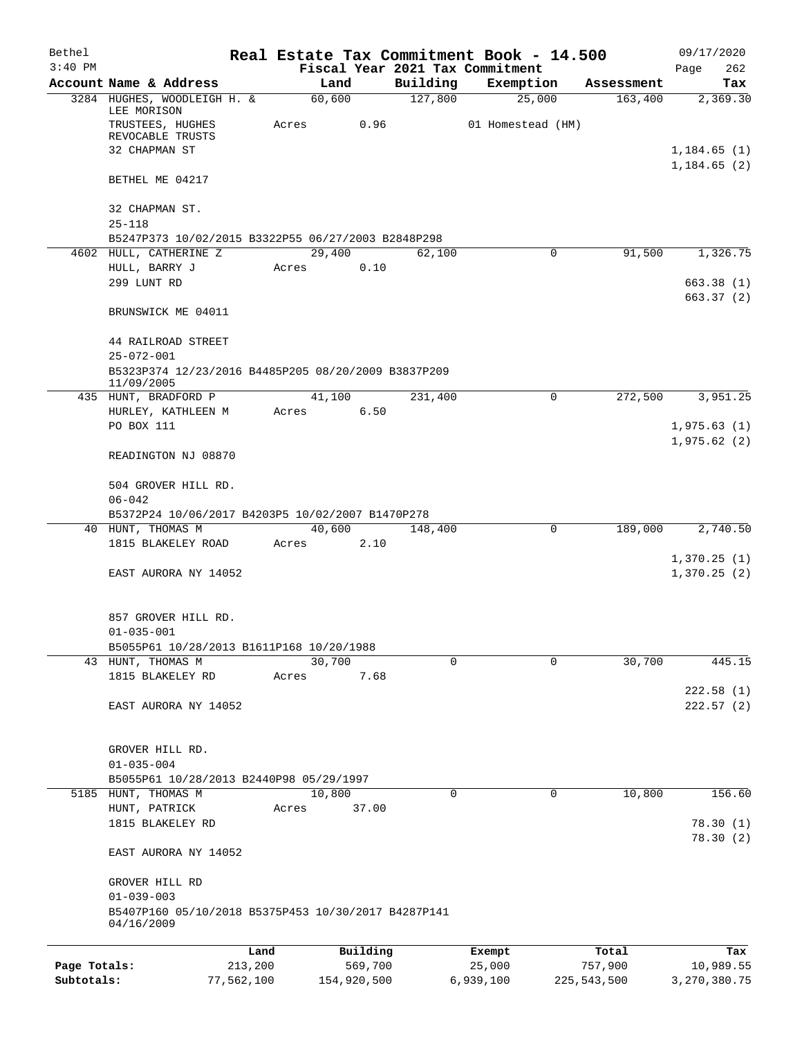Bethel 3:40 PM

# Real Estate Tax Commitment Book - 14.500

## Fiscal Year 2021 Tax Commitment

09/17/2020 Page 262

| Account Name & Address | Land | Building | Exemption | Assessment | Tax |
|---|---|---|---|---|---|
| 3284 HUGHES, WOODLEIGH H. & LEE MORISON | 60,600 | 127,800 | 25,000 | 163,400 | 2,369.30 |
| TRUSTEES, HUGHES REVOCABLE TRUSTS | Acres 0.96 | | 01 Homestead (HM) | | |
| 32 CHAPMAN ST | | | | | 1,184.65 (1) |
| | | | | | 1,184.65 (2) |
| BETHEL ME 04217 | | | | | |
| 32 CHAPMAN ST. | | | | | |
| 25-118 | | | | | |
| B5247P373 10/02/2015 B3322P55 06/27/2003 B2848P298 | | | | | |
| 4602 HULL, CATHERINE Z | 29,400 | 62,100 | 0 | 91,500 | 1,326.75 |
| HULL, BARRY J | Acres 0.10 | | | | |
| 299 LUNT RD | | | | | 663.38 (1) |
| | | | | | 663.37 (2) |
| BRUNSWICK ME 04011 | | | | | |
| 44 RAILROAD STREET | | | | | |
| 25-072-001 | | | | | |
| B5323P374 12/23/2016 B4485P205 08/20/2009 B3837P209 11/09/2005 | | | | | |
| 435 HUNT, BRADFORD P | 41,100 | 231,400 | 0 | 272,500 | 3,951.25 |
| HURLEY, KATHLEEN M | Acres 6.50 | | | | |
| PO BOX 111 | | | | | 1,975.63 (1) |
| | | | | | 1,975.62 (2) |
| READINGTON NJ 08870 | | | | | |
| 504 GROVER HILL RD. | | | | | |
| 06-042 | | | | | |
| B5372P24 10/06/2017 B4203P5 10/02/2007 B1470P278 | | | | | |
| 40 HUNT, THOMAS M | 40,600 | 148,400 | 0 | 189,000 | 2,740.50 |
| 1815 BLAKELEY ROAD | Acres 2.10 | | | | |
| | | | | | 1,370.25 (1) |
| EAST AURORA NY 14052 | | | | | 1,370.25 (2) |
| 857 GROVER HILL RD. | | | | | |
| 01-035-001 | | | | | |
| B5055P61 10/28/2013 B1611P168 10/20/1988 | | | | | |
| 43 HUNT, THOMAS M | 30,700 | 0 | 0 | 30,700 | 445.15 |
| 1815 BLAKELEY RD | Acres 7.68 | | | | |
| | | | | | 222.58 (1) |
| EAST AURORA NY 14052 | | | | | 222.57 (2) |
| GROVER HILL RD. | | | | | |
| 01-035-004 | | | | | |
| B5055P61 10/28/2013 B2440P98 05/29/1997 | | | | | |
| 5185 HUNT, THOMAS M | 10,800 | 0 | 0 | 10,800 | 156.60 |
| HUNT, PATRICK | Acres 37.00 | | | | |
| 1815 BLAKELEY RD | | | | | 78.30 (1) |
| | | | | | 78.30 (2) |
| EAST AURORA NY 14052 | | | | | |
| GROVER HILL RD | | | | | |
| 01-039-003 | | | | | |
| B5407P160 05/10/2018 B5375P453 10/30/2017 B4287P141 04/16/2009 | | | | | |

| | Land | Building | Exempt | Total | Tax |
|---|---|---|---|---|---|
| Page Totals: | 213,200 | 569,700 | 25,000 | 757,900 | 10,989.55 |
| Subtotals: | 77,562,100 | 154,920,500 | 6,939,100 | 225,543,500 | 3,270,380.75 |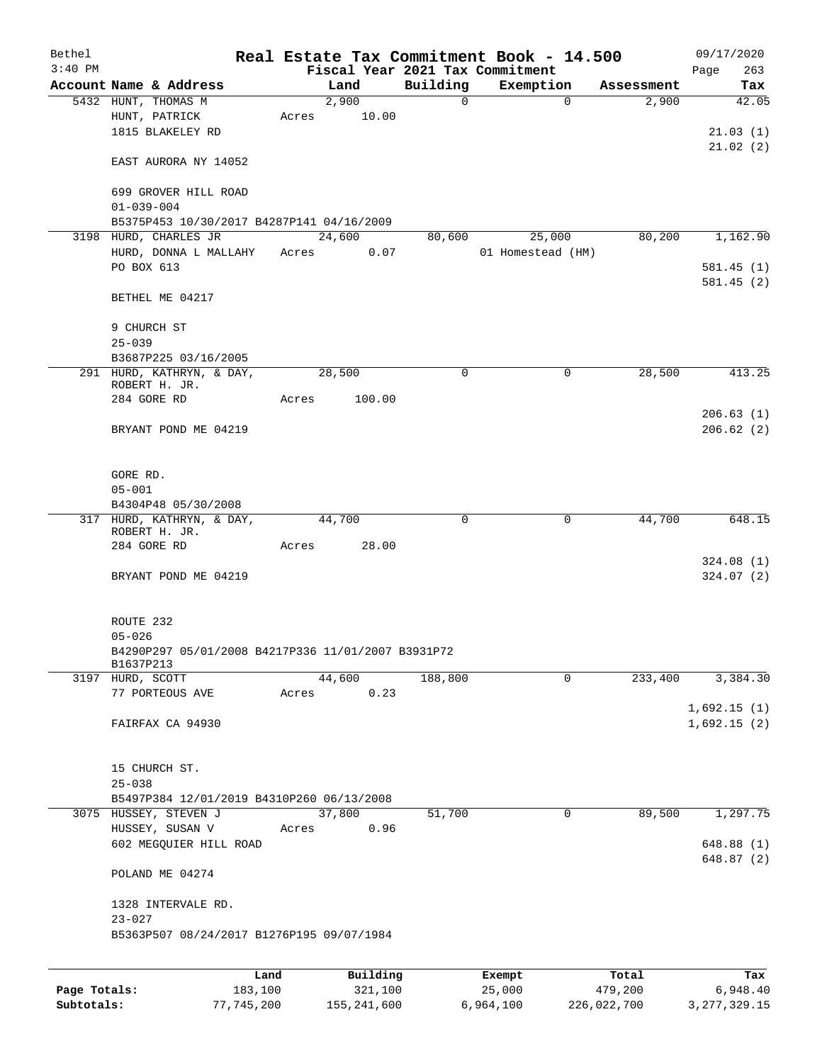# Real Estate Tax Commitment Book - 14.500

Bethel
3:40 PM

Fiscal Year 2021 Tax Commitment

09/17/2020
Page 263

| Account | Name & Address | Land | Building | Exemption | Assessment | Tax |
|---|---|---|---|---|---|---|
| 5432 | HUNT, THOMAS M<br>HUNT, PATRICK<br>1815 BLAKELEY RD<br><br>EAST AURORA NY 14052<br><br>699 GROVER HILL ROAD<br>01-039-004<br>B5375P453 10/30/2017 B4287P141 04/16/2009 | 2,900<br>Acres 10.00 | 0 | 0 | 2,900 | 42.05<br><br>21.03 (1)<br>21.02 (2) |
| 3198 | HURD, CHARLES JR<br>HURD, DONNA L MALLAHY<br>PO BOX 613<br><br>BETHEL ME 04217<br><br>9 CHURCH ST<br>25-039<br>B3687P225 03/16/2005 | 24,600<br>Acres 0.07 | 80,600 | 25,000<br>01 Homestead (HM) | 80,200 | 1,162.90<br><br>581.45 (1)<br>581.45 (2) |
| 291 | HURD, KATHRYN, & DAY, ROBERT H. JR.<br>284 GORE RD<br><br>BRYANT POND ME 04219<br><br>GORE RD.<br>05-001<br>B4304P48 05/30/2008 | 28,500<br>Acres 100.00 | 0 | 0 | 28,500 | 413.25<br><br>206.63 (1)<br>206.62 (2) |
| 317 | HURD, KATHRYN, & DAY, ROBERT H. JR.<br>284 GORE RD<br><br>BRYANT POND ME 04219<br><br>ROUTE 232<br>05-026<br>B4290P297 05/01/2008 B4217P336 11/01/2007 B3931P72 B1637P213 | 44,700<br>Acres 28.00 | 0 | 0 | 44,700 | 648.15<br><br>324.08 (1)<br>324.07 (2) |
| 3197 | HURD, SCOTT<br>77 PORTEOUS AVE<br><br>FAIRFAX CA 94930<br><br>15 CHURCH ST.<br>25-038<br>B5497P384 12/01/2019 B4310P260 06/13/2008 | 44,600<br>Acres 0.23 | 188,800 | 0 | 233,400 | 3,384.30<br><br>1,692.15 (1)<br>1,692.15 (2) |
| 3075 | HUSSEY, STEVEN J<br>HUSSEY, SUSAN V<br>602 MEGQUIER HILL ROAD<br><br>POLAND ME 04274<br><br>1328 INTERVALE RD.<br>23-027<br>B5363P507 08/24/2017 B1276P195 09/07/1984 | 37,800<br>Acres 0.96 | 51,700 | 0 | 89,500 | 1,297.75<br><br>648.88 (1)<br>648.87 (2) |

| | Land | Building | Exempt | Total | Tax |
|---|---|---|---|---|---|
| Page Totals: | 183,100 | 321,100 | 25,000 | 479,200 | 6,948.40 |
| Subtotals: | 77,745,200 | 155,241,600 | 6,964,100 | 226,022,700 | 3,277,329.15 |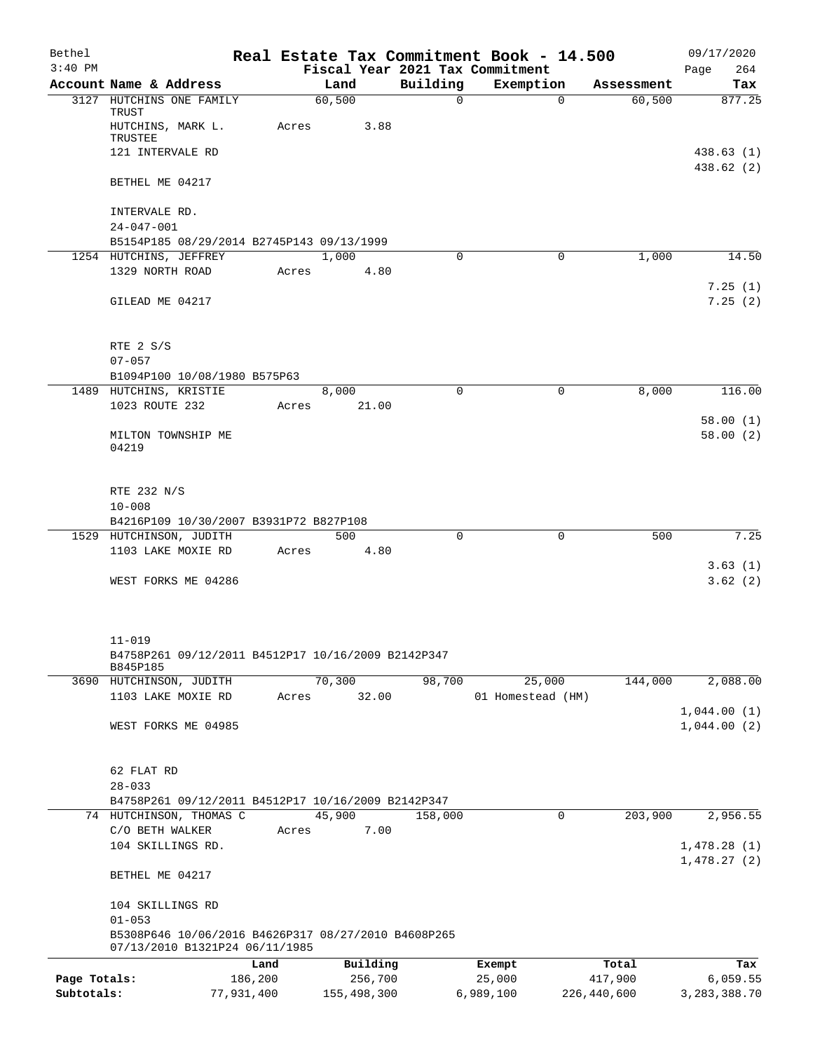# Real Estate Tax Commitment Book - 14.500

Bethel
3:40 PM

Fiscal Year 2021 Tax Commitment

09/17/2020
Page 264

| Account Name & Address | Land | Building | Exemption | Assessment | Tax |
|---|---|---|---|---|---|
| 3127 HUTCHINS ONE FAMILY TRUST | 60,500 | 0 | 0 | 60,500 | 877.25 |
| HUTCHINS, MARK L. TRUSTEE | Acres 3.88 | | | | |
| 121 INTERVALE RD | | | | | 438.63 (1) |
| | | | | | 438.62 (2) |
| BETHEL ME 04217 | | | | | |
| INTERVALE RD. | | | | | |
| 24-047-001 | | | | | |
| B5154P185 08/29/2014 B2745P143 09/13/1999 | | | | | |
| 1254 HUTCHINS, JEFFREY | 1,000 | 0 | 0 | 1,000 | 14.50 |
| 1329 NORTH ROAD | Acres 4.80 | | | | |
| | | | | | 7.25 (1) |
| GILEAD ME 04217 | | | | | 7.25 (2) |
| RTE 2 S/S | | | | | |
| 07-057 | | | | | |
| B1094P100 10/08/1980 B575P63 | | | | | |
| 1489 HUTCHINS, KRISTIE | 8,000 | 0 | 0 | 8,000 | 116.00 |
| 1023 ROUTE 232 | Acres 21.00 | | | | |
| | | | | | 58.00 (1) |
| MILTON TOWNSHIP ME 04219 | | | | | 58.00 (2) |
| RTE 232 N/S | | | | | |
| 10-008 | | | | | |
| B4216P109 10/30/2007 B3931P72 B827P108 | | | | | |
| 1529 HUTCHINSON, JUDITH | 500 | 0 | 0 | 500 | 7.25 |
| 1103 LAKE MOXIE RD | Acres 4.80 | | | | |
| | | | | | 3.63 (1) |
| WEST FORKS ME 04286 | | | | | 3.62 (2) |
| 11-019 | | | | | |
| B4758P261 09/12/2011 B4512P17 10/16/2009 B2142P347 B845P185 | | | | | |
| 3690 HUTCHINSON, JUDITH | 70,300 | 98,700 | 25,000 | 144,000 | 2,088.00 |
| 1103 LAKE MOXIE RD | Acres 32.00 | | 01 Homestead (HM) | | |
| | | | | | 1,044.00 (1) |
| WEST FORKS ME 04985 | | | | | 1,044.00 (2) |
| 62 FLAT RD | | | | | |
| 28-033 | | | | | |
| B4758P261 09/12/2011 B4512P17 10/16/2009 B2142P347 | | | | | |
| 74 HUTCHINSON, THOMAS C | 45,900 | 158,000 | 0 | 203,900 | 2,956.55 |
| C/O BETH WALKER | Acres 7.00 | | | | |
| 104 SKILLINGS RD. | | | | | 1,478.28 (1) |
| | | | | | 1,478.27 (2) |
| BETHEL ME 04217 | | | | | |
| 104 SKILLINGS RD | | | | | |
| 01-053 | | | | | |
| B5308P646 10/06/2016 B4626P317 08/27/2010 B4608P265 07/13/2010 B1321P24 06/11/1985 | | | | | |

| | Land | Building | Exempt | Total | Tax |
|---|---|---|---|---|---|
| Page Totals: | 186,200 | 256,700 | 25,000 | 417,900 | 6,059.55 |
| Subtotals: | 77,931,400 | 155,498,300 | 6,989,100 | 226,440,600 | 3,283,388.70 |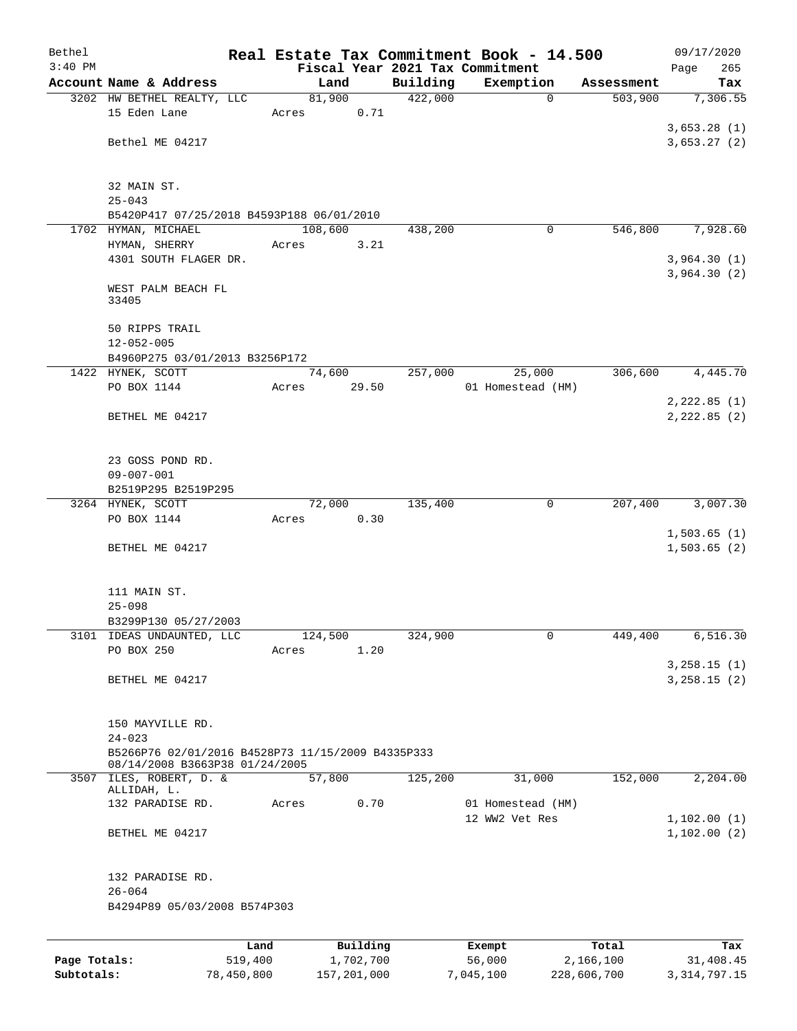Bethel 3:40 PM

# Real Estate Tax Commitment Book - 14.500

## Fiscal Year 2021 Tax Commitment

09/17/2020

| Account | Name & Address | Land | Building | Exemption | Assessment | Tax |
|---|---|---|---|---|---|---|
| 3202 | HW BETHEL REALTY, LLC<br>15 Eden Lane<br><br>Bethel ME 04217<br><br>32 MAIN ST.<br>25-043<br>B5420P417 07/25/2018 B4593P188 06/01/2010 | 81,900<br>Acres 0.71 | 422,000 | 0 | 503,900 | 7,306.55<br><br>3,653.28 (1)<br>3,653.27 (2) |
| 1702 | HYMAN, MICHAEL<br>HYMAN, SHERRY<br>4301 SOUTH FLAGER DR.<br><br>WEST PALM BEACH FL 33405<br><br>50 RIPPS TRAIL<br>12-052-005<br>B4960P275 03/01/2013 B3256P172 | 108,600<br>Acres 3.21 | 438,200 | 0 | 546,800 | 7,928.60<br><br>3,964.30 (1)<br>3,964.30 (2) |
| 1422 | HYNEK, SCOTT<br>PO BOX 1144<br><br>BETHEL ME 04217<br><br>23 GOSS POND RD.<br>09-007-001<br>B2519P295 B2519P295 | 74,600<br>Acres 29.50 | 257,000 | 25,000<br>01 Homestead (HM) | 306,600 | 4,445.70<br><br>2,222.85 (1)<br>2,222.85 (2) |
| 3264 | HYNEK, SCOTT<br>PO BOX 1144<br><br>BETHEL ME 04217<br><br>111 MAIN ST.<br>25-098<br>B3299P130 05/27/2003 | 72,000<br>Acres 0.30 | 135,400 | 0 | 207,400 | 3,007.30<br><br>1,503.65 (1)<br>1,503.65 (2) |
| 3101 | IDEAS UNDAUNTED, LLC<br>PO BOX 250<br><br>BETHEL ME 04217<br><br>150 MAYVILLE RD.<br>24-023<br>B5266P76 02/01/2016 B4528P73 11/15/2009 B4335P333 08/14/2008 B3663P38 01/24/2005 | 124,500<br>Acres 1.20 | 324,900 | 0 | 449,400 | 6,516.30<br><br>3,258.15 (1)<br>3,258.15 (2) |
| 3507 | ILES, ROBERT, D. & ALLIDAH, L.<br>132 PARADISE RD.<br><br>BETHEL ME 04217<br><br>132 PARADISE RD.<br>26-064<br>B4294P89 05/03/2008 B574P303 | 57,800<br>Acres 0.70 | 125,200 | 31,000<br>01 Homestead (HM)<br>12 WW2 Vet Res | 152,000 | 2,204.00<br><br>1,102.00 (1)<br>1,102.00 (2) |

| | Land | Building | Exempt | Total | Tax |
|---|---|---|---|---|---|
| Page Totals: | 519,400 | 1,702,700 | 56,000 | 2,166,100 | 31,408.45 |
| Subtotals: | 78,450,800 | 157,201,000 | 7,045,100 | 228,606,700 | 3,314,797.15 |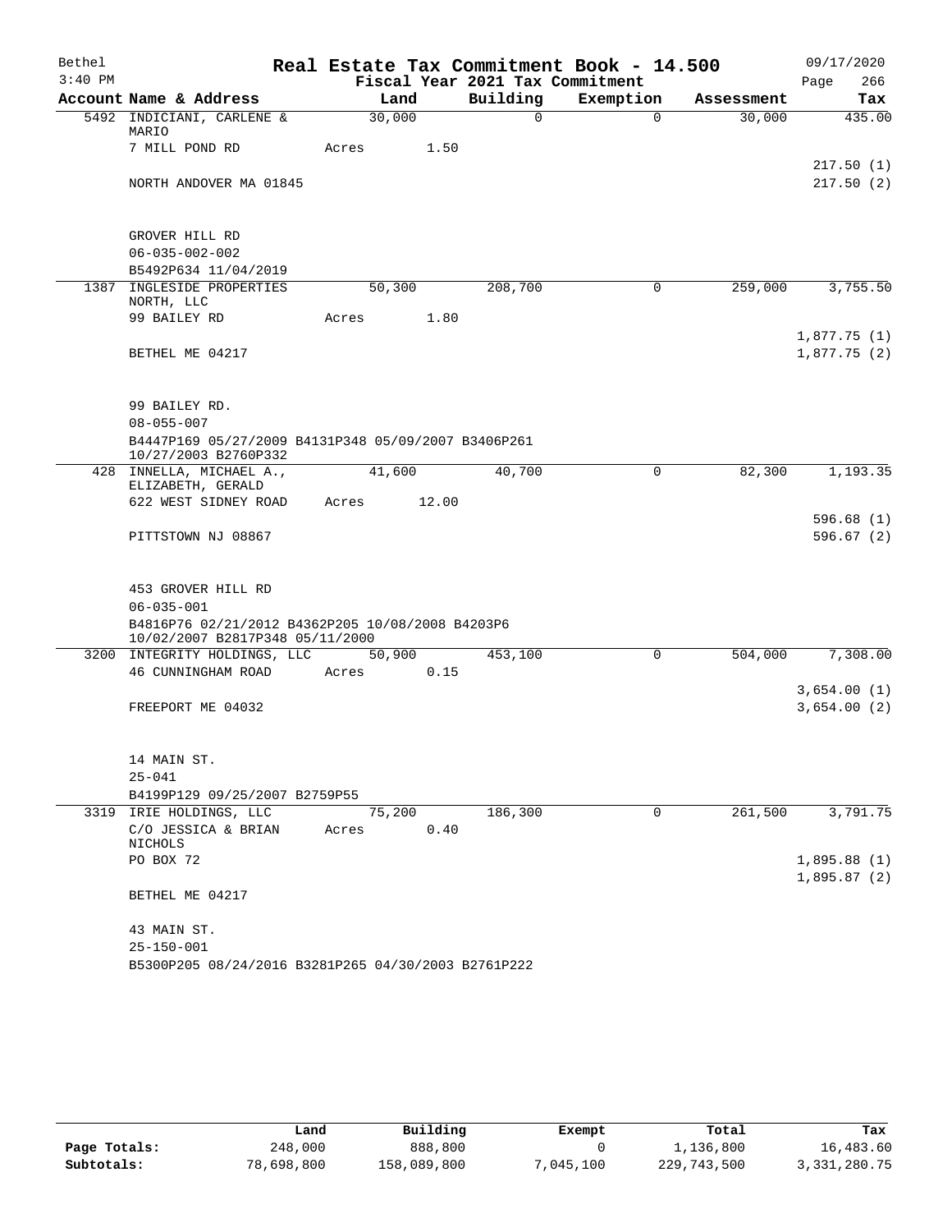Bethel 3:40 PM

# Real Estate Tax Commitment Book - 14.500

Fiscal Year 2021 Tax Commitment

09/17/2020 Page 266

| Account | Name & Address | Land | Building | Exemption | Assessment | Tax |
|---|---|---|---|---|---|---|
| 5492 | INDICIANI, CARLENE & MARIO | 30,000 | 0 | 0 | 30,000 | 435.00 |
| | 7 MILL POND RD | Acres 1.50 | | | | |
| | | | | | | 217.50 (1) |
| | NORTH ANDOVER MA 01845 | | | | | 217.50 (2) |
| | GROVER HILL RD | | | | | |
| | 06-035-002-002 | | | | | |
| | B5492P634 11/04/2019 | | | | | |
| 1387 | INGLESIDE PROPERTIES NORTH, LLC | 50,300 | 208,700 | 0 | 259,000 | 3,755.50 |
| | 99 BAILEY RD | Acres 1.80 | | | | |
| | | | | | | 1,877.75 (1) |
| | BETHEL ME 04217 | | | | | 1,877.75 (2) |
| | 99 BAILEY RD. | | | | | |
| | 08-055-007 | | | | | |
| | B4447P169 05/27/2009 B4131P348 05/09/2007 B3406P261 10/27/2003 B2760P332 | | | | | |
| 428 | INNELLA, MICHAEL A., ELIZABETH, GERALD | 41,600 | 40,700 | 0 | 82,300 | 1,193.35 |
| | 622 WEST SIDNEY ROAD | Acres 12.00 | | | | |
| | | | | | | 596.68 (1) |
| | PITTSTOWN NJ 08867 | | | | | 596.67 (2) |
| | 453 GROVER HILL RD | | | | | |
| | 06-035-001 | | | | | |
| | B4816P76 02/21/2012 B4362P205 10/08/2008 B4203P6 10/02/2007 B2817P348 05/11/2000 | | | | | |
| 3200 | INTEGRITY HOLDINGS, LLC | 50,900 | 453,100 | 0 | 504,000 | 7,308.00 |
| | 46 CUNNINGHAM ROAD | Acres 0.15 | | | | |
| | | | | | | 3,654.00 (1) |
| | FREEPORT ME 04032 | | | | | 3,654.00 (2) |
| | 14 MAIN ST. | | | | | |
| | 25-041 | | | | | |
| | B4199P129 09/25/2007 B2759P55 | | | | | |
| 3319 | IRIE HOLDINGS, LLC | 75,200 | 186,300 | 0 | 261,500 | 3,791.75 |
| | C/O JESSICA & BRIAN NICHOLS | Acres 0.40 | | | | |
| | PO BOX 72 | | | | | 1,895.88 (1) |
| | | | | | | 1,895.87 (2) |
| | BETHEL ME 04217 | | | | | |
| | 43 MAIN ST. | | | | | |
| | 25-150-001 | | | | | |
| | B5300P205 08/24/2016 B3281P265 04/30/2003 B2761P222 | | | | | |

| | Land | Building | Exempt | Total | Tax |
|---|---|---|---|---|---|
| Page Totals: | 248,000 | 888,800 | 0 | 1,136,800 | 16,483.60 |
| Subtotals: | 78,698,800 | 158,089,800 | 7,045,100 | 229,743,500 | 3,331,280.75 |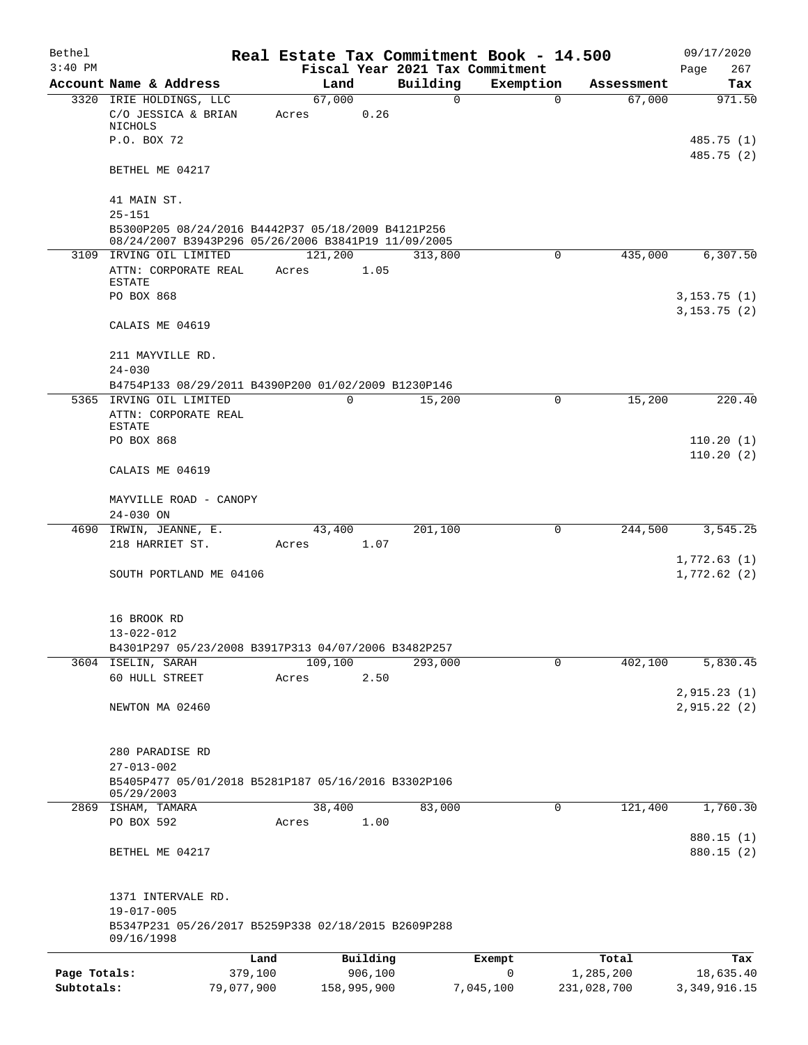# Real Estate Tax Commitment Book - 14.500

Bethel
3:40 PM

Fiscal Year 2021 Tax Commitment

09/17/2020
Page 267

| Account | Name & Address | Land | Building | Exemption | Assessment | Tax |
|---|---|---|---|---|---|---|
| 3320 | IRIE HOLDINGS, LLC<br>C/O JESSICA & BRIAN NICHOLS<br>P.O. BOX 72<br><br>BETHEL ME 04217<br><br>41 MAIN ST.<br>25-151<br>B5300P205 08/24/2016 B4442P37 05/18/2009 B4121P256 08/24/2007 B3943P296 05/26/2006 B3841P19 11/09/2005 | 67,000<br>Acres 0.26 | 0 | 0 | 67,000 | 971.50<br><br>485.75 (1)<br>485.75 (2) |
| 3109 | IRVING OIL LIMITED<br>ATTN: CORPORATE REAL ESTATE<br>PO BOX 868<br><br>CALAIS ME 04619<br><br>211 MAYVILLE RD.<br>24-030<br>B4754P133 08/29/2011 B4390P200 01/02/2009 B1230P146 | 121,200<br>Acres 1.05 | 313,800 | 0 | 435,000 | 6,307.50<br><br>3,153.75 (1)<br>3,153.75 (2) |
| 5365 | IRVING OIL LIMITED<br>ATTN: CORPORATE REAL ESTATE<br>PO BOX 868<br><br>CALAIS ME 04619<br><br>MAYVILLE ROAD - CANOPY<br>24-030 ON | 0 | 15,200 | 0 | 15,200 | 220.40<br><br>110.20 (1)<br>110.20 (2) |
| 4690 | IRWIN, JEANNE, E.<br>218 HARRIET ST.<br><br>SOUTH PORTLAND ME 04106<br><br>16 BROOK RD<br>13-022-012<br>B4301P297 05/23/2008 B3917P313 04/07/2006 B3482P257 | 43,400<br>Acres 1.07 | 201,100 | 0 | 244,500 | 3,545.25<br><br>1,772.63 (1)<br>1,772.62 (2) |
| 3604 | ISELIN, SARAH<br>60 HULL STREET<br><br>NEWTON MA 02460<br><br>280 PARADISE RD<br>27-013-002<br>B5405P477 05/01/2018 B5281P187 05/16/2016 B3302P106 05/29/2003 | 109,100<br>Acres 2.50 | 293,000 | 0 | 402,100 | 5,830.45<br><br>2,915.23 (1)<br>2,915.22 (2) |
| 2869 | ISHAM, TAMARA<br>PO BOX 592<br><br>BETHEL ME 04217<br><br>1371 INTERVALE RD.<br>19-017-005<br>B5347P231 05/26/2017 B5259P338 02/18/2015 B2609P288 09/16/1998 | 38,400<br>Acres 1.00 | 83,000 | 0 | 121,400 | 1,760.30<br><br>880.15 (1)<br>880.15 (2) |

| | Land | Building | Exempt | Total | Tax |
|---|---|---|---|---|---|
| Page Totals: | 379,100 | 906,100 | 0 | 1,285,200 | 18,635.40 |
| Subtotals: | 79,077,900 | 158,995,900 | 7,045,100 | 231,028,700 | 3,349,916.15 |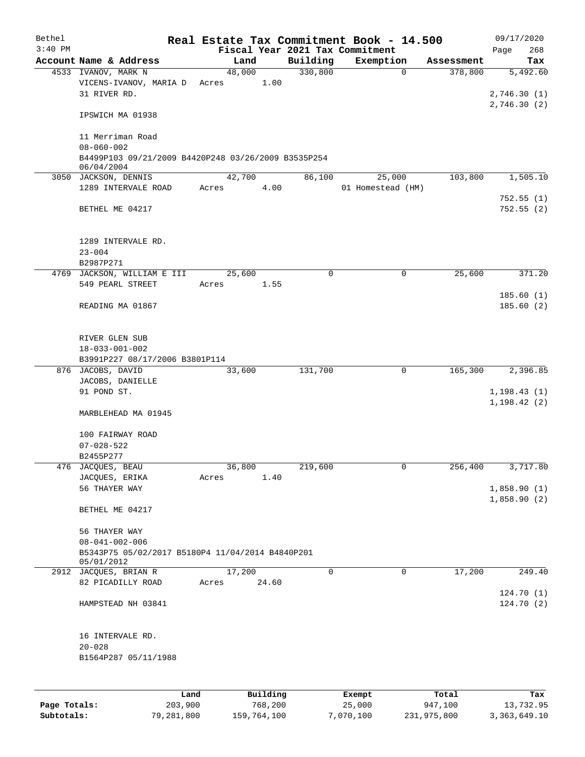# Real Estate Tax Commitment Book - 14.500

Bethel
3:40 PM

Fiscal Year 2021 Tax Commitment

09/17/2020
Page 268

| Account | Name & Address | Land | Building | Exemption | Assessment | Tax |
|---|---|---|---|---|---|---|
| 4533 | IVANOV, MARK N<br>VICENS-IVANOV, MARIA D<br>31 RIVER RD.<br><br>IPSWICH MA 01938<br><br>11 Merriman Road<br>08-060-002<br>B4499P103 09/21/2009 B4420P248 03/26/2009 B3535P254 06/04/2004 | 48,000<br>Acres 1.00 | 330,800 | 0 | 378,800 | 5,492.60<br><br>2,746.30 (1)<br>2,746.30 (2) |
| 3050 | JACKSON, DENNIS<br>1289 INTERVALE ROAD<br><br>BETHEL ME 04217<br><br>1289 INTERVALE RD.<br>23-004<br>B2987P271 | 42,700<br>Acres 4.00 | 86,100 | 25,000<br>01 Homestead (HM) | 103,800 | 1,505.10<br><br>752.55 (1)<br>752.55 (2) |
| 4769 | JACKSON, WILLIAM E III<br>549 PEARL STREET<br><br>READING MA 01867<br><br>RIVER GLEN SUB<br>18-033-001-002<br>B3991P227 08/17/2006 B3801P114 | 25,600<br>Acres 1.55 | 0 | 0 | 25,600 | 371.20<br><br>185.60 (1)<br>185.60 (2) |
| 876 | JACOBS, DAVID<br>JACOBS, DANIELLE<br>91 POND ST.<br><br>MARBLEHEAD MA 01945<br><br>100 FAIRWAY ROAD<br>07-028-522<br>B2455P277 | 33,600 | 131,700 | 0 | 165,300 | 2,396.85<br><br>1,198.43 (1)<br>1,198.42 (2) |
| 476 | JACQUES, BEAU<br>JACQUES, ERIKA<br>56 THAYER WAY<br><br>BETHEL ME 04217<br><br>56 THAYER WAY<br>08-041-002-006<br>B5343P75 05/02/2017 B5180P4 11/04/2014 B4840P201 05/01/2012 | 36,800<br>Acres 1.40 | 219,600 | 0 | 256,400 | 3,717.80<br><br>1,858.90 (1)<br>1,858.90 (2) |
| 2912 | JACQUES, BRIAN R<br>82 PICADILLY ROAD<br><br>HAMPSTEAD NH 03841<br><br>16 INTERVALE RD.<br>20-028<br>B1564P287 05/11/1988 | 17,200<br>Acres 24.60 | 0 | 0 | 17,200 | 249.40<br><br>124.70 (1)<br>124.70 (2) |

| | Land | Building | Exempt | Total | Tax |
|---|---|---|---|---|---|
| Page Totals: | 203,900 | 768,200 | 25,000 | 947,100 | 13,732.95 |
| Subtotals: | 79,281,800 | 159,764,100 | 7,070,100 | 231,975,800 | 3,363,649.10 |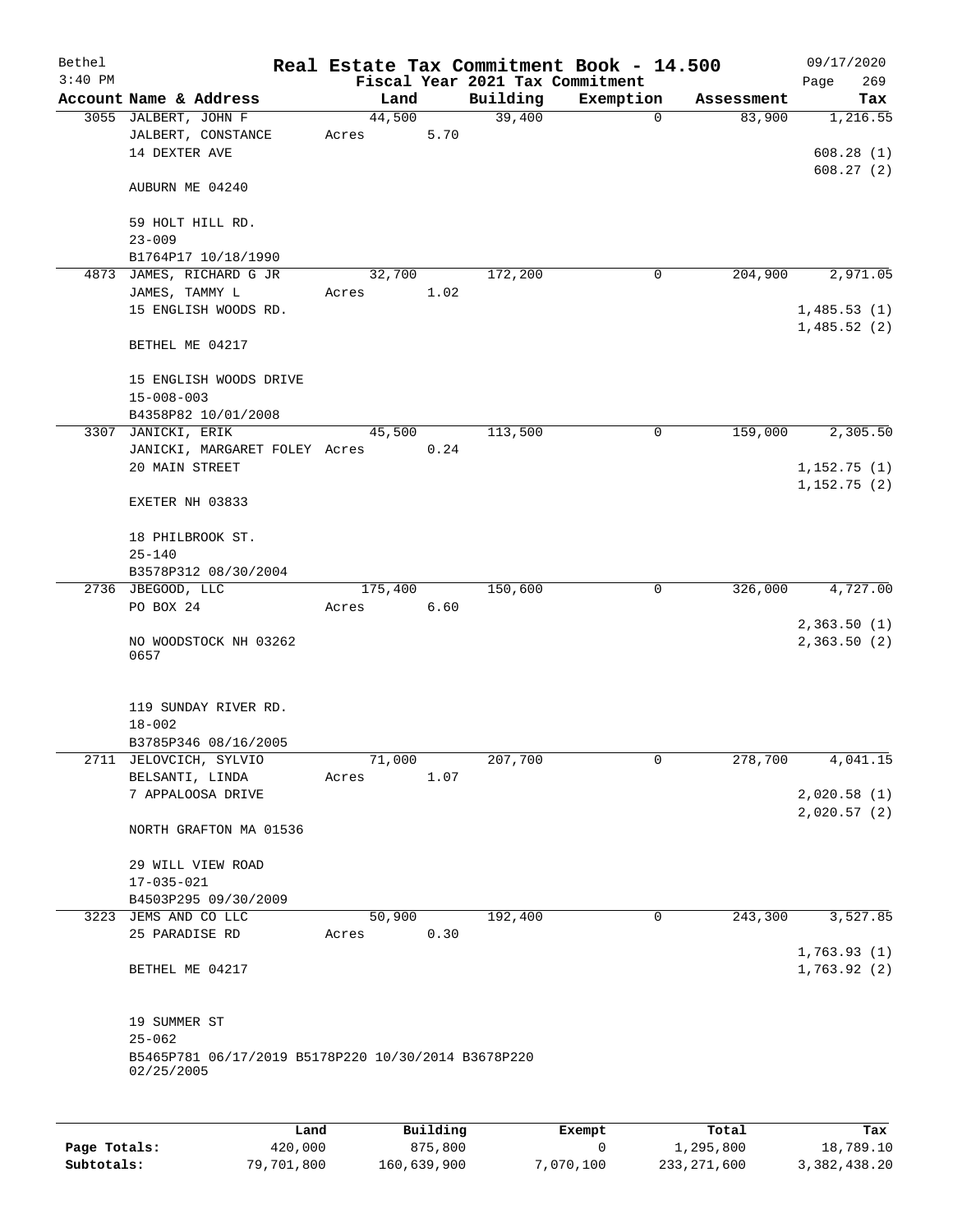Bethel 3:40 PM

**Real Estate Tax Commitment Book - 14.500**
Fiscal Year 2021 Tax Commitment

09/17/2020

| Account Name & Address | Land | Building | Exemption | Assessment | Tax |
|---|---|---|---|---|---|
| 3055 JALBERT, JOHN F<br>JALBERT, CONSTANCE<br>14 DEXTER AVE<br><br>AUBURN ME 04240<br><br>59 HOLT HILL RD.<br>23-009<br>B1764P17 10/18/1990 | 44,500<br>Acres 5.70 | 39,400 | 0 | 83,900 | 1,216.55<br><br>608.28 (1)<br>608.27 (2) |
| 4873 JAMES, RICHARD G JR<br>JAMES, TAMMY L<br>15 ENGLISH WOODS RD.<br><br>BETHEL ME 04217<br><br>15 ENGLISH WOODS DRIVE<br>15-008-003<br>B4358P82 10/01/2008 | 32,700<br>Acres 1.02 | 172,200 | 0 | 204,900 | 2,971.05<br><br>1,485.53 (1)<br>1,485.52 (2) |
| 3307 JANICKI, ERIK<br>JANICKI, MARGARET FOLEY<br>20 MAIN STREET<br><br>EXETER NH 03833<br><br>18 PHILBROOK ST.<br>25-140<br>B3578P312 08/30/2004 | 45,500<br>Acres 0.24 | 113,500 | 0 | 159,000 | 2,305.50<br><br>1,152.75 (1)<br>1,152.75 (2) |
| 2736 JBEGOOD, LLC<br>PO BOX 24<br><br>NO WOODSTOCK NH 03262<br>0657<br><br>119 SUNDAY RIVER RD.<br>18-002<br>B3785P346 08/16/2005 | 175,400<br>Acres 6.60 | 150,600 | 0 | 326,000 | 4,727.00<br><br>2,363.50 (1)<br>2,363.50 (2) |
| 2711 JELOVCICH, SYLVIO<br>BELSANTI, LINDA<br>7 APPALOOSA DRIVE<br><br>NORTH GRAFTON MA 01536<br><br>29 WILL VIEW ROAD<br>17-035-021<br>B4503P295 09/30/2009 | 71,000<br>Acres 1.07 | 207,700 | 0 | 278,700 | 4,041.15<br><br>2,020.58 (1)<br>2,020.57 (2) |
| 3223 JEMS AND CO LLC<br>25 PARADISE RD<br><br>BETHEL ME 04217<br><br>19 SUMMER ST<br>25-062<br>B5465P781 06/17/2019 B5178P220 10/30/2014 B3678P220 02/25/2005 | 50,900<br>Acres 0.30 | 192,400 | 0 | 243,300 | 3,527.85<br><br>1,763.93 (1)<br>1,763.92 (2) |

| | Land | Building | Exempt | Total | Tax |
|---|---|---|---|---|---|
| **Page Totals:** | 420,000 | 875,800 | 0 | 1,295,800 | 18,789.10 |
| **Subtotals:** | 79,701,800 | 160,639,900 | 7,070,100 | 233,271,600 | 3,382,438.20 |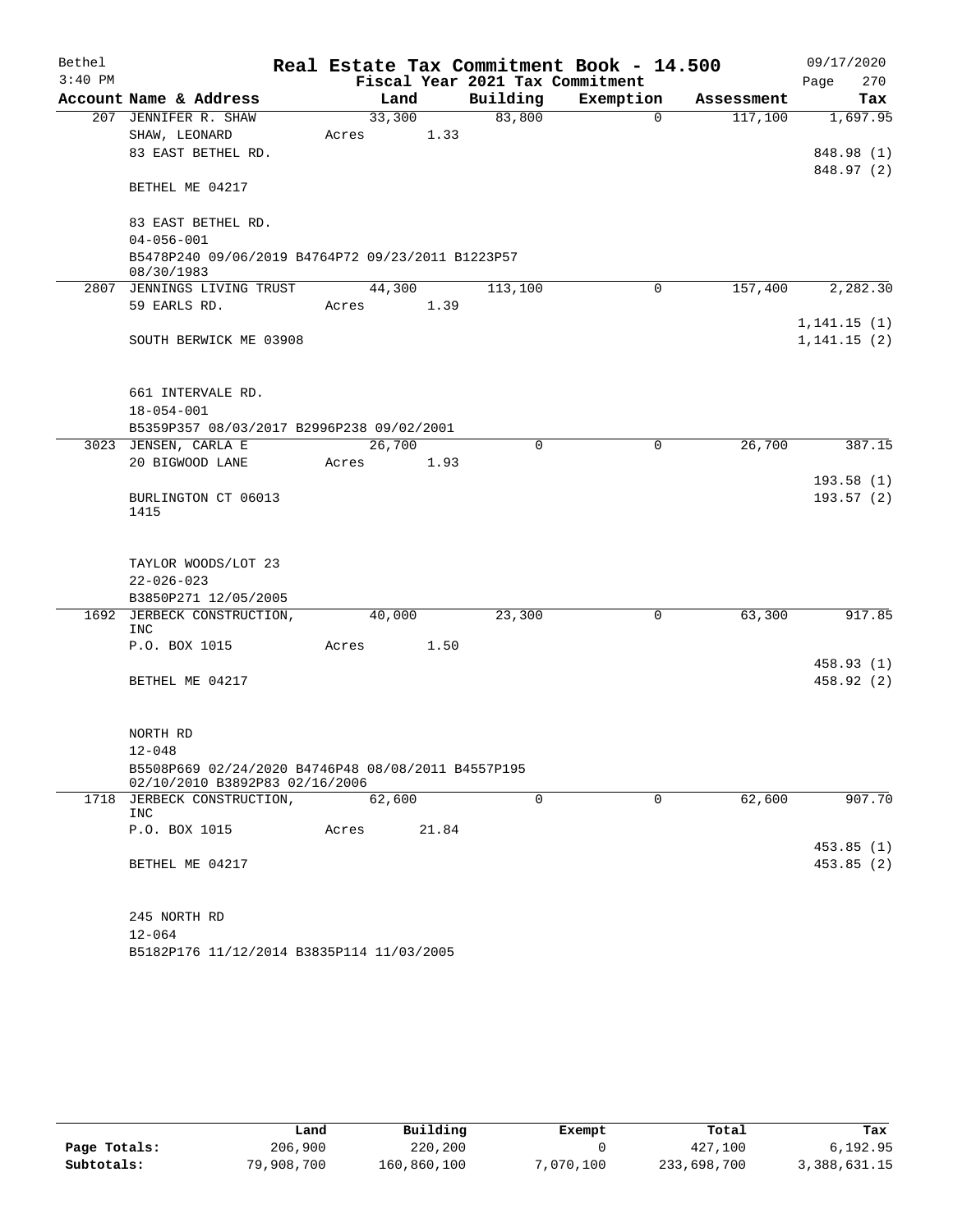# Real Estate Tax Commitment Book - 14.500

Bethel
3:40 PM

Fiscal Year 2021 Tax Commitment

09/17/2020
Page 270

| Account Name & Address | Land | Building | Exemption | Assessment | Tax |
|---|---|---|---|---|---|
| 207 JENNIFER R. SHAW | 33,300 | 83,800 | 0 | 117,100 | 1,697.95 |
| SHAW, LEONARD | Acres 1.33 | | | | |
| 83 EAST BETHEL RD. | | | | | 848.98 (1) |
| | | | | | 848.97 (2) |
| BETHEL ME 04217 | | | | | |
| 83 EAST BETHEL RD. | | | | | |
| 04-056-001 | | | | | |
| B5478P240 09/06/2019 B4764P72 09/23/2011 B1223P57 08/30/1983 | | | | | |
| 2807 JENNINGS LIVING TRUST | 44,300 | 113,100 | 0 | 157,400 | 2,282.30 |
| 59 EARLS RD. | Acres 1.39 | | | | |
| | | | | | 1,141.15 (1) |
| SOUTH BERWICK ME 03908 | | | | | 1,141.15 (2) |
| 661 INTERVALE RD. | | | | | |
| 18-054-001 | | | | | |
| B5359P357 08/03/2017 B2996P238 09/02/2001 | | | | | |
| 3023 JENSEN, CARLA E | 26,700 | 0 | 0 | 26,700 | 387.15 |
| 20 BIGWOOD LANE | Acres 1.93 | | | | |
| | | | | | 193.58 (1) |
| BURLINGTON CT 06013 1415 | | | | | 193.57 (2) |
| TAYLOR WOODS/LOT 23 | | | | | |
| 22-026-023 | | | | | |
| B3850P271 12/05/2005 | | | | | |
| 1692 JERBECK CONSTRUCTION, INC | 40,000 | 23,300 | 0 | 63,300 | 917.85 |
| P.O. BOX 1015 | Acres 1.50 | | | | |
| | | | | | 458.93 (1) |
| BETHEL ME 04217 | | | | | 458.92 (2) |
| NORTH RD | | | | | |
| 12-048 | | | | | |
| B5508P669 02/24/2020 B4746P48 08/08/2011 B4557P195 02/10/2010 B3892P83 02/16/2006 | | | | | |
| 1718 JERBECK CONSTRUCTION, INC | 62,600 | 0 | 0 | 62,600 | 907.70 |
| P.O. BOX 1015 | Acres 21.84 | | | | |
| | | | | | 453.85 (1) |
| BETHEL ME 04217 | | | | | 453.85 (2) |
| 245 NORTH RD | | | | | |
| 12-064 | | | | | |
| B5182P176 11/12/2014 B3835P114 11/03/2005 | | | | | |

| | Land | Building | Exempt | Total | Tax |
|---|---|---|---|---|---|
| Page Totals: | 206,900 | 220,200 | 0 | 427,100 | 6,192.95 |
| Subtotals: | 79,908,700 | 160,860,100 | 7,070,100 | 233,698,700 | 3,388,631.15 |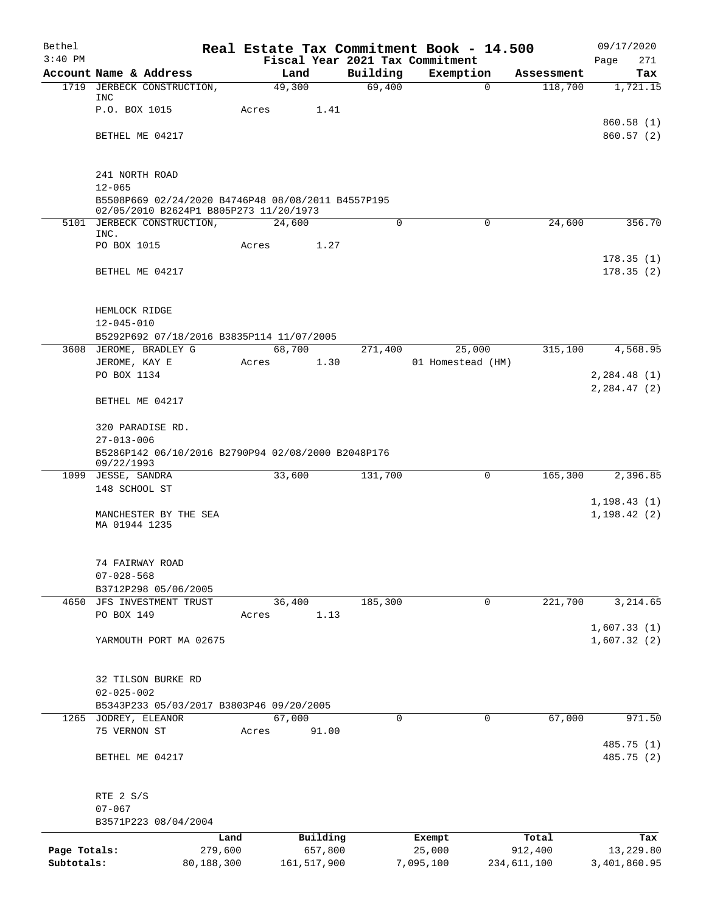Real Estate Tax Commitment Book - 14.500

Fiscal Year 2021 Tax Commitment

| Account Name & Address | Land | Building | Exemption | Assessment | Tax |
|---|---|---|---|---|---|
| 1719 JERBECK CONSTRUCTION, INC | 49,300 | 69,400 | 0 | 118,700 | 1,721.15 |
| P.O. BOX 1015 | Acres 1.41 | | | | |
| | | | | | 860.58 (1) |
| BETHEL ME 04217 | | | | | 860.57 (2) |
| 241 NORTH ROAD | | | | | |
| 12-065 | | | | | |
| B5508P669 02/24/2020 B4746P48 08/08/2011 B4557P195 02/05/2010 B2624P1 B805P273 11/20/1973 | | | | | |
| 5101 JERBECK CONSTRUCTION, INC. | 24,600 | 0 | 0 | 24,600 | 356.70 |
| PO BOX 1015 | Acres 1.27 | | | | |
| | | | | | 178.35 (1) |
| BETHEL ME 04217 | | | | | 178.35 (2) |
| HEMLOCK RIDGE | | | | | |
| 12-045-010 | | | | | |
| B5292P692 07/18/2016 B3835P114 11/07/2005 | | | | | |
| 3608 JEROME, BRADLEY G | 68,700 | 271,400 | 25,000 | 315,100 | 4,568.95 |
| JEROME, KAY E | Acres 1.30 | | 01 Homestead (HM) | | |
| PO BOX 1134 | | | | | 2,284.48 (1) |
| | | | | | 2,284.47 (2) |
| BETHEL ME 04217 | | | | | |
| 320 PARADISE RD. | | | | | |
| 27-013-006 | | | | | |
| B5286P142 06/10/2016 B2790P94 02/08/2000 B2048P176 09/22/1993 | | | | | |
| 1099 JESSE, SANDRA | 33,600 | 131,700 | 0 | 165,300 | 2,396.85 |
| 148 SCHOOL ST | | | | | |
| | | | | | 1,198.43 (1) |
| MANCHESTER BY THE SEA MA 01944 1235 | | | | | 1,198.42 (2) |
| 74 FAIRWAY ROAD | | | | | |
| 07-028-568 | | | | | |
| B3712P298 05/06/2005 | | | | | |
| 4650 JFS INVESTMENT TRUST | 36,400 | 185,300 | 0 | 221,700 | 3,214.65 |
| PO BOX 149 | Acres 1.13 | | | | |
| | | | | | 1,607.33 (1) |
| YARMOUTH PORT MA 02675 | | | | | 1,607.32 (2) |
| 32 TILSON BURKE RD | | | | | |
| 02-025-002 | | | | | |
| B5343P233 05/03/2017 B3803P46 09/20/2005 | | | | | |
| 1265 JODREY, ELEANOR | 67,000 | 0 | 0 | 67,000 | 971.50 |
| 75 VERNON ST | Acres 91.00 | | | | |
| | | | | | 485.75 (1) |
| BETHEL ME 04217 | | | | | 485.75 (2) |
| RTE 2 S/S | | | | | |
| 07-067 | | | | | |
| B3571P223 08/04/2004 | | | | | |

| | Land | Building | Exempt | Total | Tax |
|---|---|---|---|---|---|
| Page Totals: | 279,600 | 657,800 | 25,000 | 912,400 | 13,229.80 |
| Subtotals: | 80,188,300 | 161,517,900 | 7,095,100 | 234,611,100 | 3,401,860.95 |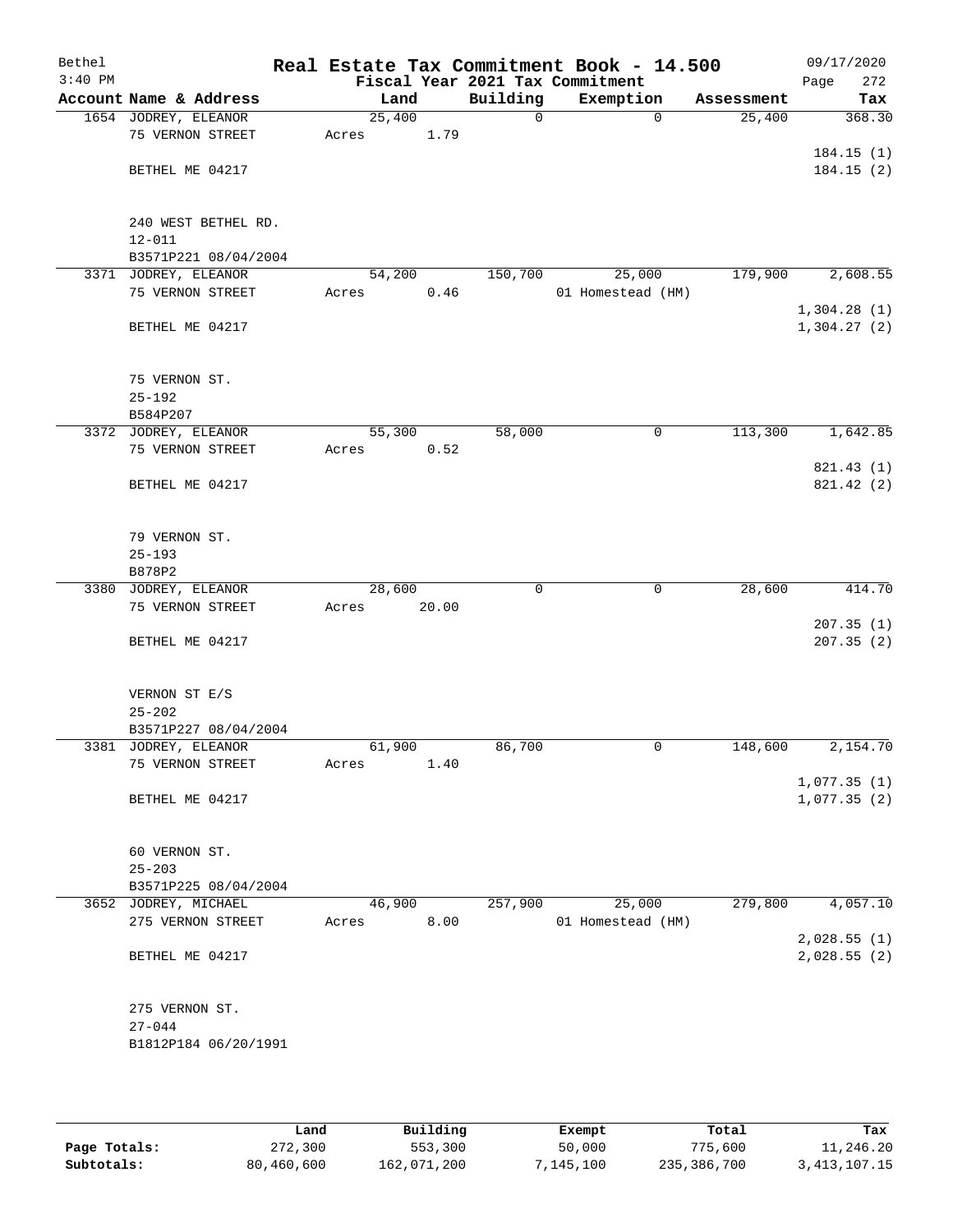# Real Estate Tax Commitment Book - 14.500

Bethel
3:40 PM

Fiscal Year 2021 Tax Commitment

09/17/2020

| Account | Name & Address | Land | Building | Exemption | Assessment | Tax |
|---|---|---|---|---|---|---|
| 1654 | JODREY, ELEANOR<br>75 VERNON STREET<br><br>BETHEL ME 04217<br><br>240 WEST BETHEL RD.<br>12-011<br>B3571P221 08/04/2004 | 25,400<br>Acres 1.79 | 0 | 0 | 25,400 | 368.30<br><br>184.15 (1)<br>184.15 (2) |
| 3371 | JODREY, ELEANOR<br>75 VERNON STREET<br><br>BETHEL ME 04217<br><br>75 VERNON ST.<br>25-192<br>B584P207 | 54,200<br>Acres 0.46 | 150,700 | 25,000<br>01 Homestead (HM) | 179,900 | 2,608.55<br><br>1,304.28 (1)<br>1,304.27 (2) |
| 3372 | JODREY, ELEANOR<br>75 VERNON STREET<br><br>BETHEL ME 04217<br><br>79 VERNON ST.<br>25-193<br>B878P2 | 55,300<br>Acres 0.52 | 58,000 | 0 | 113,300 | 1,642.85<br><br>821.43 (1)<br>821.42 (2) |
| 3380 | JODREY, ELEANOR<br>75 VERNON STREET<br><br>BETHEL ME 04217<br><br>VERNON ST E/S<br>25-202<br>B3571P227 08/04/2004 | 28,600<br>Acres 20.00 | 0 | 0 | 28,600 | 414.70<br><br>207.35 (1)<br>207.35 (2) |
| 3381 | JODREY, ELEANOR<br>75 VERNON STREET<br><br>BETHEL ME 04217<br><br>60 VERNON ST.<br>25-203<br>B3571P225 08/04/2004 | 61,900<br>Acres 1.40 | 86,700 | 0 | 148,600 | 2,154.70<br><br>1,077.35 (1)<br>1,077.35 (2) |
| 3652 | JODREY, MICHAEL<br>275 VERNON STREET<br><br>BETHEL ME 04217<br><br>275 VERNON ST.<br>27-044<br>B1812P184 06/20/1991 | 46,900<br>Acres 8.00 | 257,900 | 25,000<br>01 Homestead (HM) | 279,800 | 4,057.10<br><br>2,028.55 (1)<br>2,028.55 (2) |

| | Land | Building | Exempt | Total | Tax |
|---|---|---|---|---|---|
| **Page Totals:** | 272,300 | 553,300 | 50,000 | 775,600 | 11,246.20 |
| **Subtotals:** | 80,460,600 | 162,071,200 | 7,145,100 | 235,386,700 | 3,413,107.15 |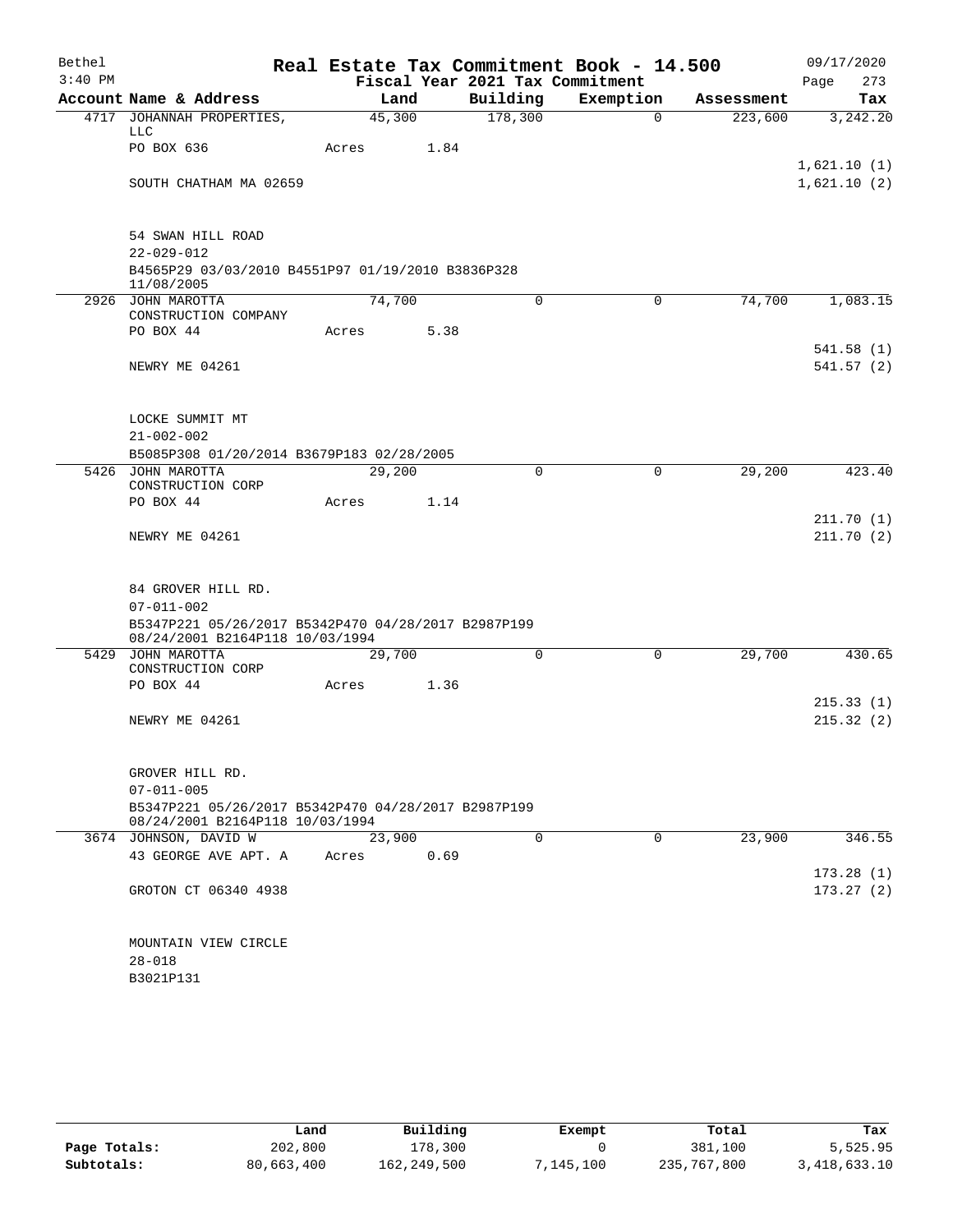# Real Estate Tax Commitment Book - 14.500

Bethel 09/17/2020
3:40 PM

Fiscal Year 2021 Tax Commitment

| Account | Name & Address | Land | Building | Exemption | Assessment | Tax |
|---|---|---|---|---|---|---|
| 4717 | JOHANNAH PROPERTIES, LLC | 45,300 | 178,300 | 0 | 223,600 | 3,242.20 |
| | PO BOX 636 | Acres 1.84 | | | | |
| | | | | | | 1,621.10 (1) |
| | SOUTH CHATHAM MA 02659 | | | | | 1,621.10 (2) |
| | 54 SWAN HILL ROAD | | | | | |
| | 22-029-012 | | | | | |
| | B4565P29 03/03/2010 B4551P97 01/19/2010 B3836P328 11/08/2005 | | | | | |
| 2926 | JOHN MAROTTA CONSTRUCTION COMPANY | 74,700 | 0 | 0 | 74,700 | 1,083.15 |
| | PO BOX 44 | Acres 5.38 | | | | |
| | | | | | | 541.58 (1) |
| | NEWRY ME 04261 | | | | | 541.57 (2) |
| | LOCKE SUMMIT MT | | | | | |
| | 21-002-002 | | | | | |
| | B5085P308 01/20/2014 B3679P183 02/28/2005 | | | | | |
| 5426 | JOHN MAROTTA CONSTRUCTION CORP | 29,200 | 0 | 0 | 29,200 | 423.40 |
| | PO BOX 44 | Acres 1.14 | | | | |
| | | | | | | 211.70 (1) |
| | NEWRY ME 04261 | | | | | 211.70 (2) |
| | 84 GROVER HILL RD. | | | | | |
| | 07-011-002 | | | | | |
| | B5347P221 05/26/2017 B5342P470 04/28/2017 B2987P199 08/24/2001 B2164P118 10/03/1994 | | | | | |
| 5429 | JOHN MAROTTA CONSTRUCTION CORP | 29,700 | 0 | 0 | 29,700 | 430.65 |
| | PO BOX 44 | Acres 1.36 | | | | |
| | | | | | | 215.33 (1) |
| | NEWRY ME 04261 | | | | | 215.32 (2) |
| | GROVER HILL RD. | | | | | |
| | 07-011-005 | | | | | |
| | B5347P221 05/26/2017 B5342P470 04/28/2017 B2987P199 08/24/2001 B2164P118 10/03/1994 | | | | | |
| 3674 | JOHNSON, DAVID W | 23,900 | 0 | 0 | 23,900 | 346.55 |
| | 43 GEORGE AVE APT. A | Acres 0.69 | | | | |
| | | | | | | 173.28 (1) |
| | GROTON CT 06340 4938 | | | | | 173.27 (2) |
| | MOUNTAIN VIEW CIRCLE | | | | | |
| | 28-018 | | | | | |
| | B3021P131 | | | | | |

| | Land | Building | Exempt | Total | Tax |
|---|---|---|---|---|---|
| Page Totals: | 202,800 | 178,300 | 0 | 381,100 | 5,525.95 |
| Subtotals: | 80,663,400 | 162,249,500 | 7,145,100 | 235,767,800 | 3,418,633.10 |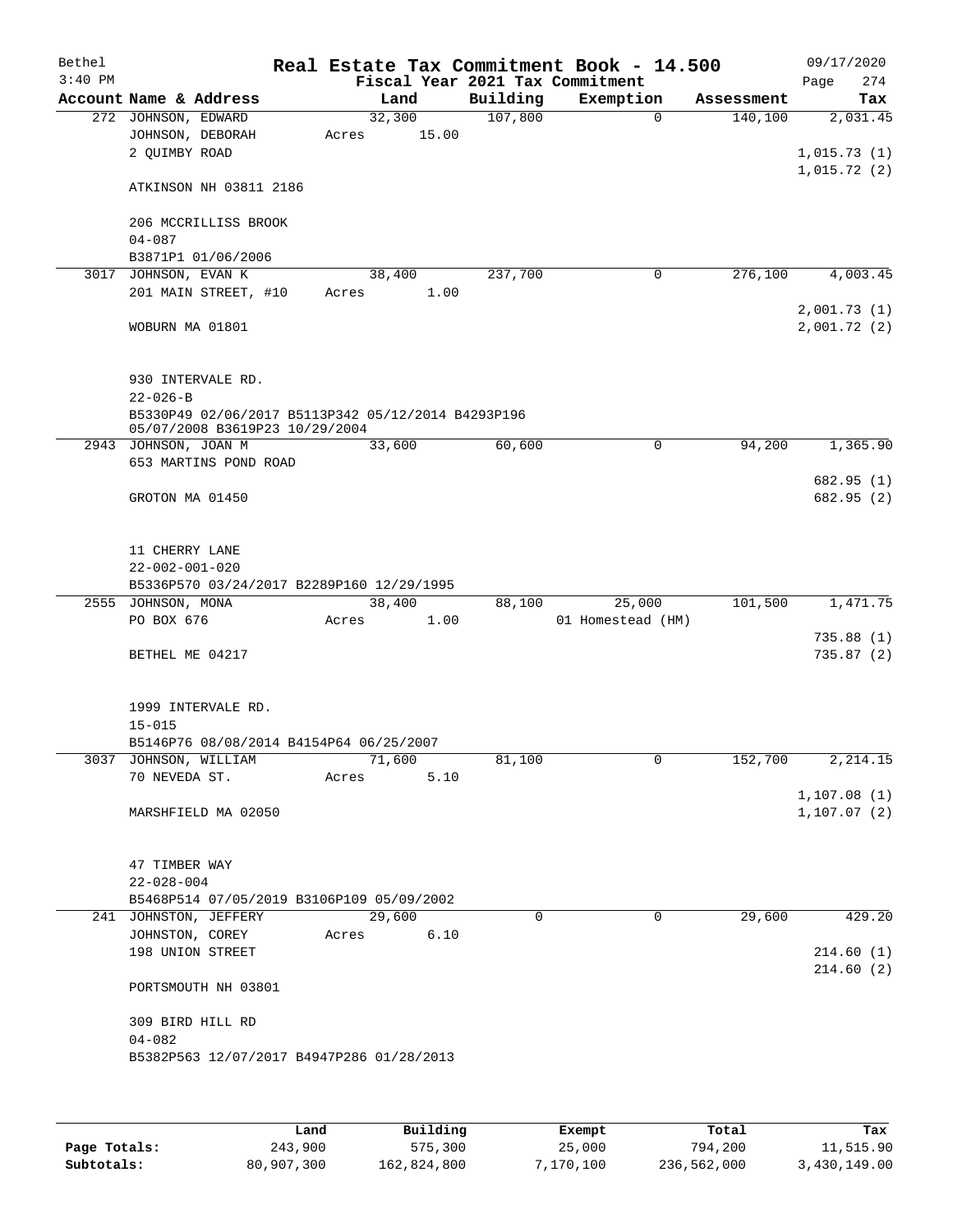# Real Estate Tax Commitment Book - 14.500

Bethel 3:40 PM — Fiscal Year 2021 Tax Commitment — 09/17/2020

| Account Name & Address | Land | Building | Exemption | Assessment | Tax |
|---|---|---|---|---|---|
| 272 JOHNSON, EDWARD<br>JOHNSON, DEBORAH<br>2 QUIMBY ROAD<br><br>ATKINSON NH 03811 2186<br><br>206 MCCRILLISS BROOK<br>04-087<br>B3871P1 01/06/2006 | 32,300<br>Acres 15.00 | 107,800 | 0 | 140,100 | 2,031.45<br><br>1,015.73 (1)<br>1,015.72 (2) |
| 3017 JOHNSON, EVAN K<br>201 MAIN STREET, #10<br><br>WOBURN MA 01801<br><br>930 INTERVALE RD.<br>22-026-B<br>B5330P49 02/06/2017 B5113P342 05/12/2014 B4293P196 05/07/2008 B3619P23 10/29/2004 | 38,400<br>Acres 1.00 | 237,700 | 0 | 276,100 | 4,003.45<br><br>2,001.73 (1)<br>2,001.72 (2) |
| 2943 JOHNSON, JOAN M<br>653 MARTINS POND ROAD<br><br>GROTON MA 01450<br><br>11 CHERRY LANE<br>22-002-001-020<br>B5336P570 03/24/2017 B2289P160 12/29/1995 | 33,600 | 60,600 | 0 | 94,200 | 1,365.90<br><br>682.95 (1)<br>682.95 (2) |
| 2555 JOHNSON, MONA<br>PO BOX 676<br><br>BETHEL ME 04217<br><br>1999 INTERVALE RD.<br>15-015<br>B5146P76 08/08/2014 B4154P64 06/25/2007 | 38,400<br>Acres 1.00 | 88,100 | 25,000<br>01 Homestead (HM) | 101,500 | 1,471.75<br><br>735.88 (1)<br>735.87 (2) |
| 3037 JOHNSON, WILLIAM<br>70 NEVEDA ST.<br><br>MARSHFIELD MA 02050<br><br>47 TIMBER WAY<br>22-028-004<br>B5468P514 07/05/2019 B3106P109 05/09/2002 | 71,600<br>Acres 5.10 | 81,100 | 0 | 152,700 | 2,214.15<br><br>1,107.08 (1)<br>1,107.07 (2) |
| 241 JOHNSTON, JEFFERY<br>JOHNSTON, COREY<br>198 UNION STREET<br><br>PORTSMOUTH NH 03801<br><br>309 BIRD HILL RD<br>04-082<br>B5382P563 12/07/2017 B4947P286 01/28/2013 | 29,600<br>Acres 6.10 | 0 | 0 | 29,600 | 429.20<br><br>214.60 (1)<br>214.60 (2) |

| | Land | Building | Exempt | Total | Tax |
|---|---|---|---|---|---|
| Page Totals: | 243,900 | 575,300 | 25,000 | 794,200 | 11,515.90 |
| Subtotals: | 80,907,300 | 162,824,800 | 7,170,100 | 236,562,000 | 3,430,149.00 |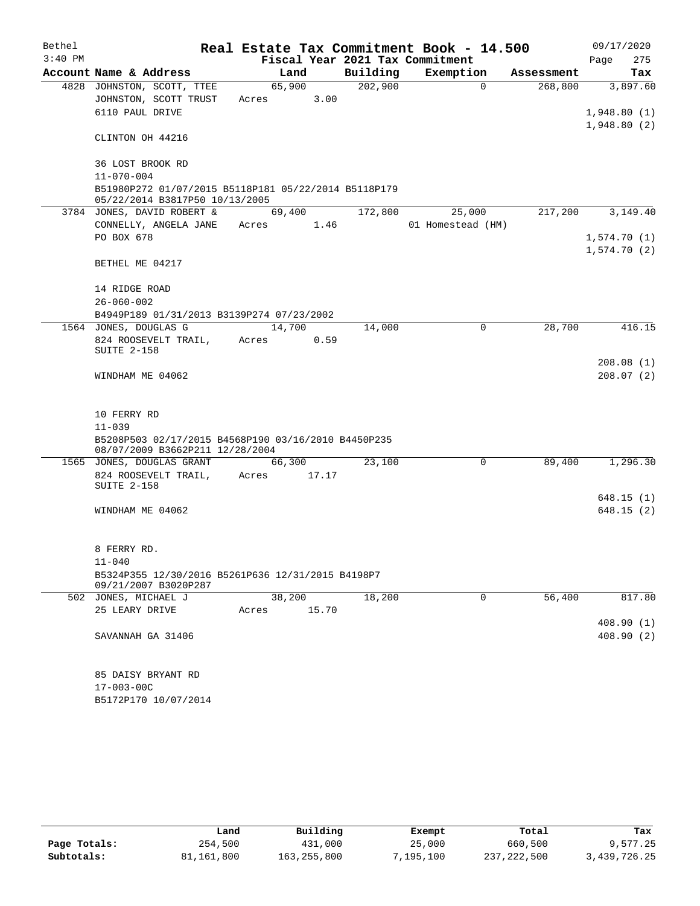# Real Estate Tax Commitment Book - 14.500

Bethel 3:40 PM — 09/17/2020

Fiscal Year 2021 Tax Commitment

| Account Name & Address | Land | Building | Exemption | Assessment | Tax |
|---|---|---|---|---|---|
| 4828 JOHNSTON, SCOTT, TTEE | 65,900 | 202,900 | 0 | 268,800 | 3,897.60 |
| JOHNSTON, SCOTT TRUST | Acres 3.00 | | | | |
| 6110 PAUL DRIVE | | | | | 1,948.80 (1) |
| | | | | | 1,948.80 (2) |
| CLINTON OH 44216 | | | | | |
| 36 LOST BROOK RD | | | | | |
| 11-070-004 | | | | | |
| B51980P272 01/07/2015 B5118P181 05/22/2014 B5118P179 05/22/2014 B3817P50 10/13/2005 | | | | | |
| 3784 JONES, DAVID ROBERT & | 69,400 | 172,800 | 25,000 | 217,200 | 3,149.40 |
| CONNELLY, ANGELA JANE | Acres 1.46 | | 01 Homestead (HM) | | |
| PO BOX 678 | | | | | 1,574.70 (1) |
| | | | | | 1,574.70 (2) |
| BETHEL ME 04217 | | | | | |
| 14 RIDGE ROAD | | | | | |
| 26-060-002 | | | | | |
| B4949P189 01/31/2013 B3139P274 07/23/2002 | | | | | |
| 1564 JONES, DOUGLAS G | 14,700 | 14,000 | 0 | 28,700 | 416.15 |
| 824 ROOSEVELT TRAIL, SUITE 2-158 | Acres 0.59 | | | | |
| | | | | | 208.08 (1) |
| WINDHAM ME 04062 | | | | | 208.07 (2) |
| 10 FERRY RD | | | | | |
| 11-039 | | | | | |
| B5208P503 02/17/2015 B4568P190 03/16/2010 B4450P235 08/07/2009 B3662P211 12/28/2004 | | | | | |
| 1565 JONES, DOUGLAS GRANT | 66,300 | 23,100 | 0 | 89,400 | 1,296.30 |
| 824 ROOSEVELT TRAIL, SUITE 2-158 | Acres 17.17 | | | | |
| | | | | | 648.15 (1) |
| WINDHAM ME 04062 | | | | | 648.15 (2) |
| 8 FERRY RD. | | | | | |
| 11-040 | | | | | |
| B5324P355 12/30/2016 B5261P636 12/31/2015 B4198P7 09/21/2007 B3020P287 | | | | | |
| 502 JONES, MICHAEL J | 38,200 | 18,200 | 0 | 56,400 | 817.80 |
| 25 LEARY DRIVE | Acres 15.70 | | | | |
| | | | | | 408.90 (1) |
| SAVANNAH GA 31406 | | | | | 408.90 (2) |
| 85 DAISY BRYANT RD | | | | | |
| 17-003-00C | | | | | |
| B5172P170 10/07/2014 | | | | | |

| | Land | Building | Exempt | Total | Tax |
|---|---|---|---|---|---|
| Page Totals: | 254,500 | 431,000 | 25,000 | 660,500 | 9,577.25 |
| Subtotals: | 81,161,800 | 163,255,800 | 7,195,100 | 237,222,500 | 3,439,726.25 |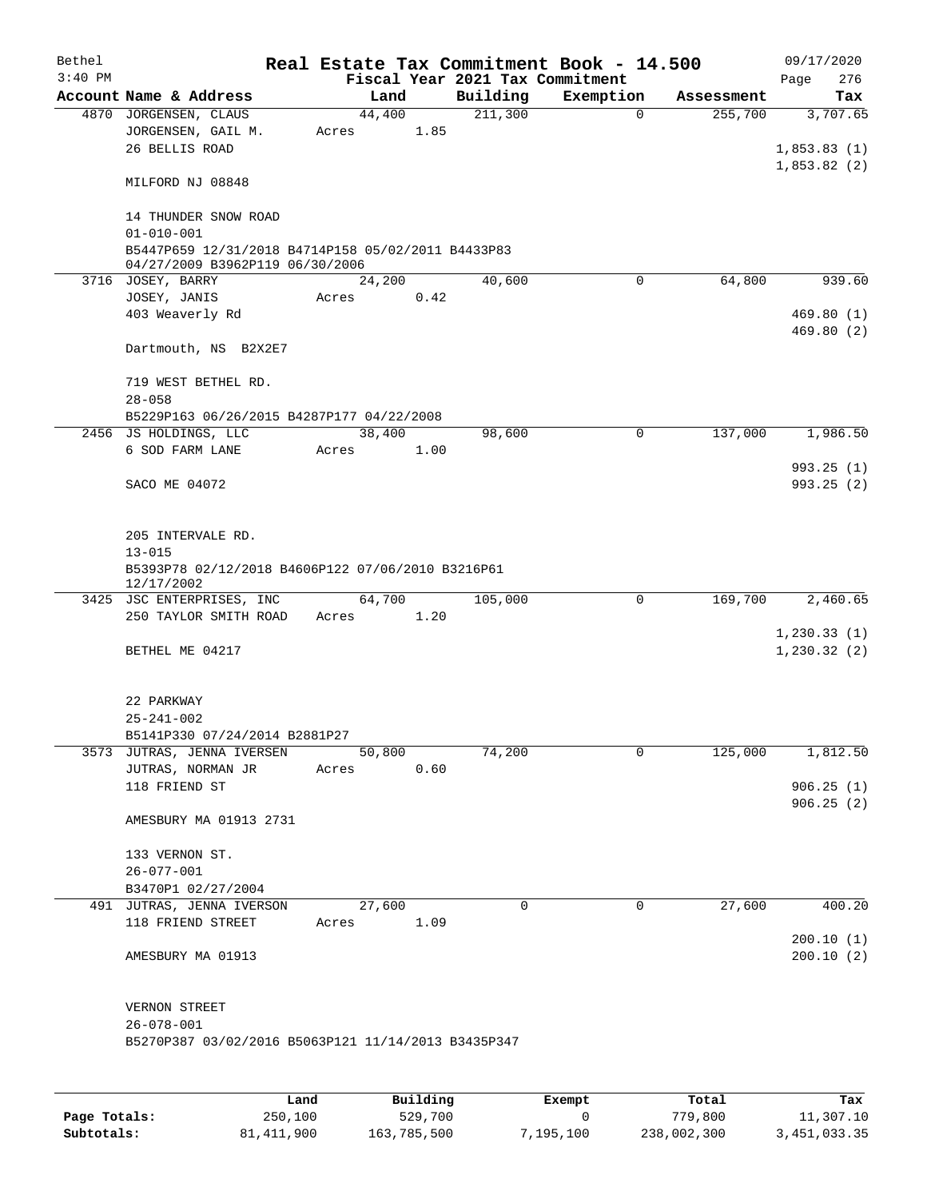# Real Estate Tax Commitment Book - 14.500

Bethel 3:40 PM — Fiscal Year 2021 Tax Commitment — 09/17/2020

| Account | Name & Address | Land | Building | Exemption | Assessment | Tax |
|---|---|---|---|---|---|---|
| 4870 | JORGENSEN, CLAUS<br>JORGENSEN, GAIL M.<br>26 BELLIS ROAD<br><br>MILFORD NJ 08848<br><br>14 THUNDER SNOW ROAD<br>01-010-001<br>B5447P659 12/31/2018 B4714P158 05/02/2011 B4433P83 04/27/2009 B3962P119 06/30/2006 | 44,400<br>Acres 1.85 | 211,300 | 0 | 255,700 | 3,707.65<br><br>1,853.83 (1)<br>1,853.82 (2) |
| 3716 | JOSEY, BARRY<br>JOSEY, JANIS<br>403 Weaverly Rd<br><br>Dartmouth, NS B2X2E7<br><br>719 WEST BETHEL RD.<br>28-058<br>B5229P163 06/26/2015 B4287P177 04/22/2008 | 24,200<br>Acres 0.42 | 40,600 | 0 | 64,800 | 939.60<br><br>469.80 (1)<br>469.80 (2) |
| 2456 | JS HOLDINGS, LLC<br>6 SOD FARM LANE<br><br>SACO ME 04072<br><br>205 INTERVALE RD.<br>13-015<br>B5393P78 02/12/2018 B4606P122 07/06/2010 B3216P61 12/17/2002 | 38,400<br>Acres 1.00 | 98,600 | 0 | 137,000 | 1,986.50<br><br>993.25 (1)<br>993.25 (2) |
| 3425 | JSC ENTERPRISES, INC<br>250 TAYLOR SMITH ROAD<br><br>BETHEL ME 04217<br><br>22 PARKWAY<br>25-241-002<br>B5141P330 07/24/2014 B2881P27 | 64,700<br>Acres 1.20 | 105,000 | 0 | 169,700 | 2,460.65<br><br>1,230.33 (1)<br>1,230.32 (2) |
| 3573 | JUTRAS, JENNA IVERSEN<br>JUTRAS, NORMAN JR<br>118 FRIEND ST<br><br>AMESBURY MA 01913 2731<br><br>133 VERNON ST.<br>26-077-001<br>B3470P1 02/27/2004 | 50,800<br>Acres 0.60 | 74,200 | 0 | 125,000 | 1,812.50<br><br>906.25 (1)<br>906.25 (2) |
| 491 | JUTRAS, JENNA IVERSON<br>118 FRIEND STREET<br><br>AMESBURY MA 01913<br><br>VERNON STREET<br>26-078-001<br>B5270P387 03/02/2016 B5063P121 11/14/2013 B3435P347 | 27,600<br>Acres 1.09 | 0 | 0 | 27,600 | 400.20<br><br>200.10 (1)<br>200.10 (2) |

| | Land | Building | Exempt | Total | Tax |
|---|---|---|---|---|---|
| Page Totals: | 250,100 | 529,700 | 0 | 779,800 | 11,307.10 |
| Subtotals: | 81,411,900 | 163,785,500 | 7,195,100 | 238,002,300 | 3,451,033.35 |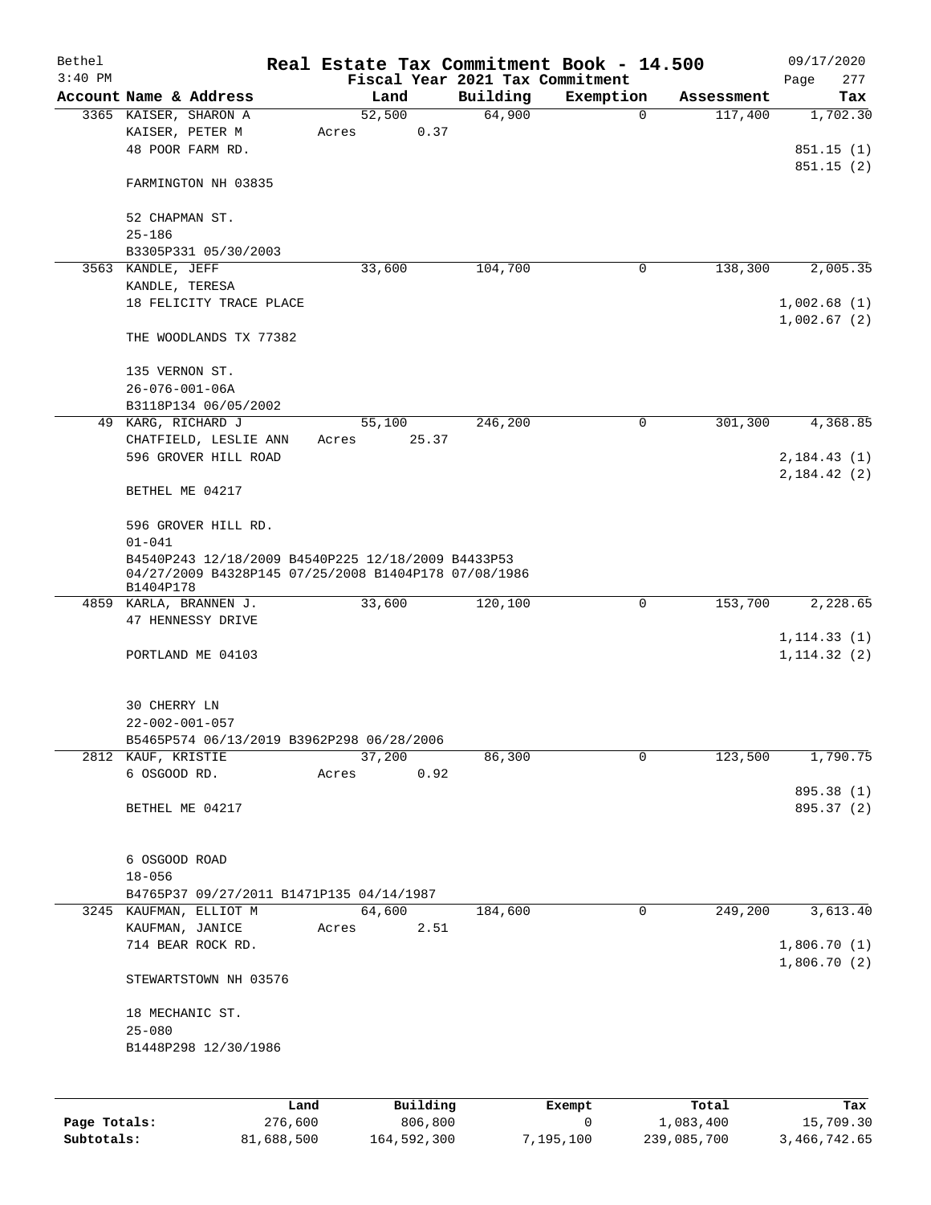Bethel 3:40 PM

# Real Estate Tax Commitment Book - 14.500

Fiscal Year 2021 Tax Commitment

09/17/2020 Page 277

| Account Name & Address | Land | Building | Exemption | Assessment | Tax |
|---|---|---|---|---|---|
| 3365 KAISER, SHARON A<br>KAISER, PETER M<br>48 POOR FARM RD.<br><br>FARMINGTON NH 03835<br><br>52 CHAPMAN ST.<br>25-186<br>B3305P331 05/30/2003 | 52,500<br>Acres 0.37 | 64,900 | 0 | 117,400 | 1,702.30<br><br>851.15 (1)<br>851.15 (2) |
| 3563 KANDLE, JEFF<br>KANDLE, TERESA<br>18 FELICITY TRACE PLACE<br><br>THE WOODLANDS TX 77382<br><br>135 VERNON ST.<br>26-076-001-06A<br>B3118P134 06/05/2002 | 33,600 | 104,700 | 0 | 138,300 | 2,005.35<br><br>1,002.68 (1)<br>1,002.67 (2) |
| 49 KARG, RICHARD J<br>CHATFIELD, LESLIE ANN<br>596 GROVER HILL ROAD<br><br>BETHEL ME 04217<br><br>596 GROVER HILL RD.<br>01-041<br>B4540P243 12/18/2009 B4540P225 12/18/2009 B4433P53 04/27/2009 B4328P145 07/25/2008 B1404P178 07/08/1986 B1404P178 | 55,100<br>Acres 25.37 | 246,200 | 0 | 301,300 | 4,368.85<br><br>2,184.43 (1)<br>2,184.42 (2) |
| 4859 KARLA, BRANNEN J.<br>47 HENNESSY DRIVE<br><br>PORTLAND ME 04103<br><br>30 CHERRY LN<br>22-002-001-057<br>B5465P574 06/13/2019 B3962P298 06/28/2006 | 33,600 | 120,100 | 0 | 153,700 | 2,228.65<br><br>1,114.33 (1)<br>1,114.32 (2) |
| 2812 KAUF, KRISTIE<br>6 OSGOOD RD.<br><br>BETHEL ME 04217<br><br>6 OSGOOD ROAD<br>18-056<br>B4765P37 09/27/2011 B1471P135 04/14/1987 | 37,200<br>Acres 0.92 | 86,300 | 0 | 123,500 | 1,790.75<br><br>895.38 (1)<br>895.37 (2) |
| 3245 KAUFMAN, ELLIOT M<br>KAUFMAN, JANICE<br>714 BEAR ROCK RD.<br><br>STEWARTSTOWN NH 03576<br><br>18 MECHANIC ST.<br>25-080<br>B1448P298 12/30/1986 | 64,600<br>Acres 2.51 | 184,600 | 0 | 249,200 | 3,613.40<br><br>1,806.70 (1)<br>1,806.70 (2) |

| | Land | Building | Exempt | Total | Tax |
|---|---|---|---|---|---|
| Page Totals: | 276,600 | 806,800 | 0 | 1,083,400 | 15,709.30 |
| Subtotals: | 81,688,500 | 164,592,300 | 7,195,100 | 239,085,700 | 3,466,742.65 |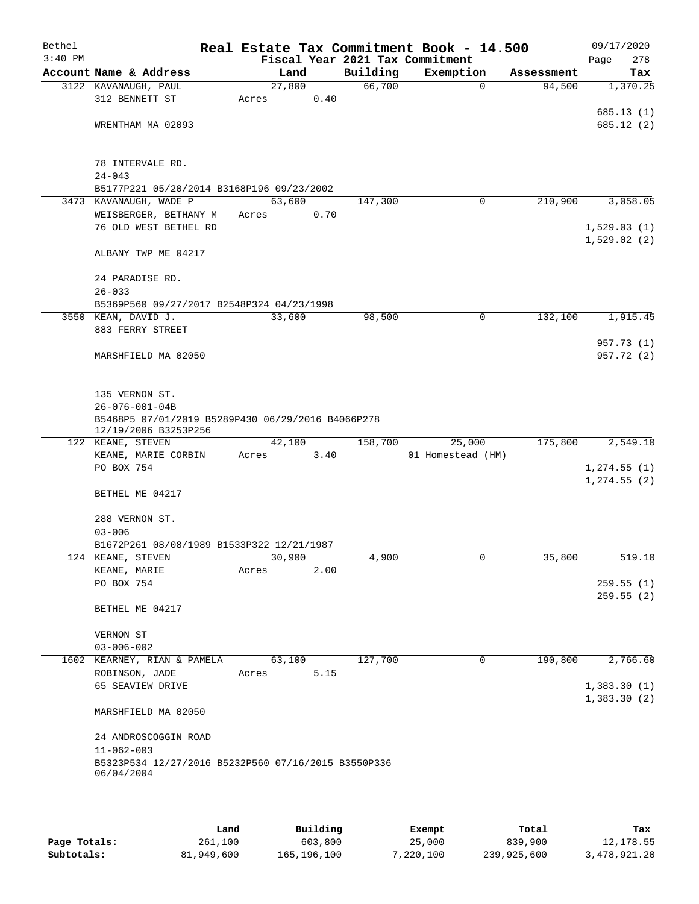# Real Estate Tax Commitment Book - 14.500

Bethel 3:40 PM — Fiscal Year 2021 Tax Commitment — 09/17/2020

| Account Name & Address | Land | Building | Exemption | Assessment | Tax |
|---|---|---|---|---|---|
| 3122 KAVANAUGH, PAUL<br>312 BENNETT ST<br><br>WRENTHAM MA 02093<br><br>78 INTERVALE RD.<br>24-043<br>B5177P221 05/20/2014 B3168P196 09/23/2002 | 27,800<br>Acres 0.40 | 66,700 | 0 | 94,500 | 1,370.25<br><br>685.13 (1)<br>685.12 (2) |
| 3473 KAVANAUGH, WADE P<br>WEISBERGER, BETHANY M<br>76 OLD WEST BETHEL RD<br><br>ALBANY TWP ME 04217<br><br>24 PARADISE RD.<br>26-033<br>B5369P560 09/27/2017 B2548P324 04/23/1998 | 63,600<br>Acres 0.70 | 147,300 | 0 | 210,900 | 3,058.05<br><br>1,529.03 (1)<br>1,529.02 (2) |
| 3550 KEAN, DAVID J.<br>883 FERRY STREET<br><br>MARSHFIELD MA 02050<br><br>135 VERNON ST.<br>26-076-001-04B<br>B5468P5 07/01/2019 B5289P430 06/29/2016 B4066P278 12/19/2006 B3253P256 | 33,600 | 98,500 | 0 | 132,100 | 1,915.45<br><br>957.73 (1)<br>957.72 (2) |
| 122 KEANE, STEVEN<br>KEANE, MARIE CORBIN<br>PO BOX 754<br><br>BETHEL ME 04217<br><br>288 VERNON ST.<br>03-006<br>B1672P261 08/08/1989 B1533P322 12/21/1987 | 42,100<br>Acres 3.40 | 158,700 | 25,000<br>01 Homestead (HM) | 175,800 | 2,549.10<br><br>1,274.55 (1)<br>1,274.55 (2) |
| 124 KEANE, STEVEN<br>KEANE, MARIE<br>PO BOX 754<br><br>BETHEL ME 04217<br><br>VERNON ST<br>03-006-002 | 30,900<br>Acres 2.00 | 4,900 | 0 | 35,800 | 519.10<br><br>259.55 (1)<br>259.55 (2) |
| 1602 KEARNEY, RIAN & PAMELA<br>ROBINSON, JADE<br>65 SEAVIEW DRIVE<br><br>MARSHFIELD MA 02050<br><br>24 ANDROSCOGGIN ROAD<br>11-062-003<br>B5323P534 12/27/2016 B5232P560 07/16/2015 B3550P336 06/04/2004 | 63,100<br>Acres 5.15 | 127,700 | 0 | 190,800 | 2,766.60<br><br>1,383.30 (1)<br>1,383.30 (2) |

| | Land | Building | Exempt | Total | Tax |
|---|---|---|---|---|---|
| Page Totals: | 261,100 | 603,800 | 25,000 | 839,900 | 12,178.55 |
| Subtotals: | 81,949,600 | 165,196,100 | 7,220,100 | 239,925,600 | 3,478,921.20 |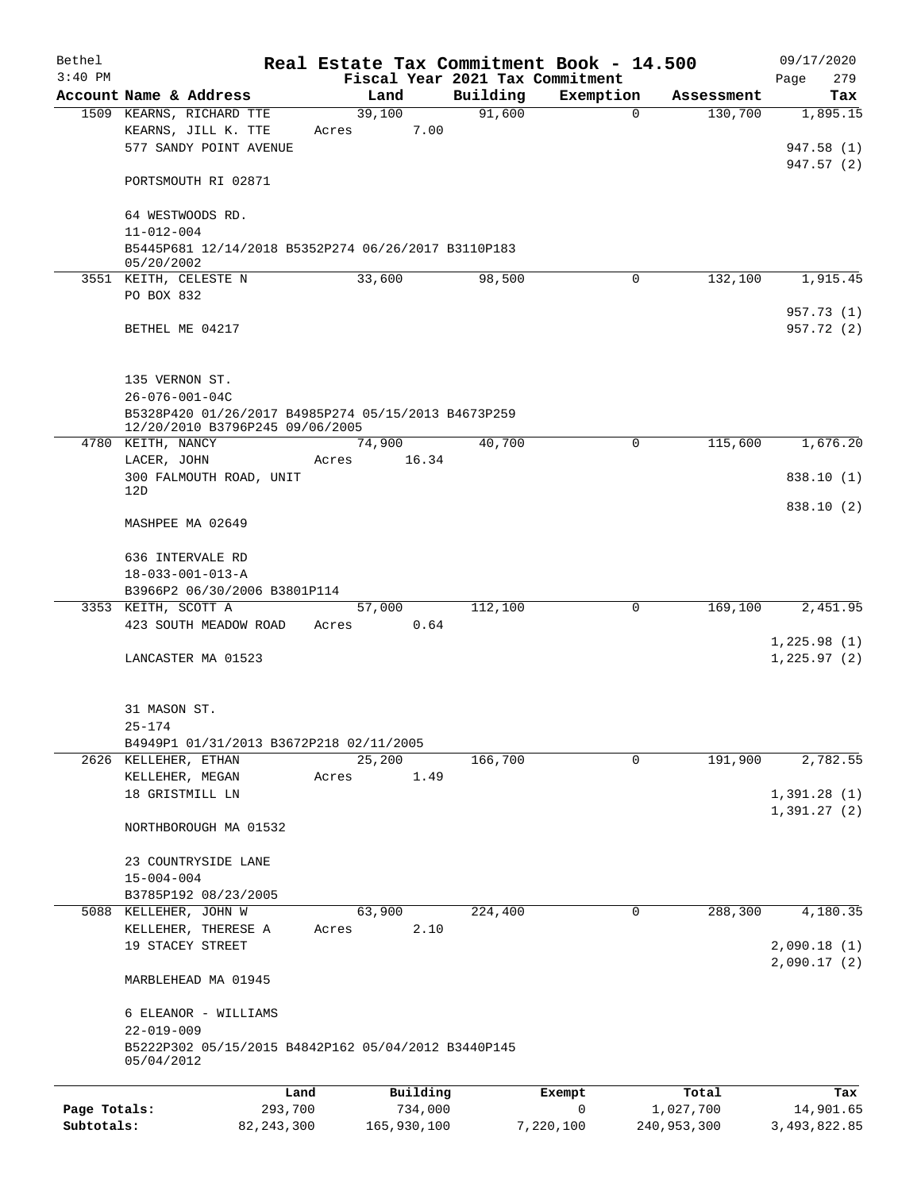Bethel 3:40 PM

# Real Estate Tax Commitment Book - 14.500

Fiscal Year 2021 Tax Commitment

09/17/2020 Page 279

| Account | Name & Address | Land | Building | Exemption | Assessment | Tax |
|---|---|---|---|---|---|---|
| 1509 | KEARNS, RICHARD TTE<br>KEARNS, JILL K. TTE<br>577 SANDY POINT AVENUE<br><br>PORTSMOUTH RI 02871<br><br>64 WESTWOODS RD.<br>11-012-004<br>B5445P681 12/14/2018 B5352P274 06/26/2017 B3110P183 05/20/2002 | 39,100<br>Acres 7.00 | 91,600 | 0 | 130,700 | 1,895.15<br><br>947.58 (1)<br>947.57 (2) |
| 3551 | KEITH, CELESTE N<br>PO BOX 832<br><br>BETHEL ME 04217<br><br>135 VERNON ST.<br>26-076-001-04C<br>B5328P420 01/26/2017 B4985P274 05/15/2013 B4673P259 12/20/2010 B3796P245 09/06/2005 | 33,600 | 98,500 | 0 | 132,100 | 1,915.45<br><br>957.73 (1)<br>957.72 (2) |
| 4780 | KEITH, NANCY<br>LACER, JOHN<br>300 FALMOUTH ROAD, UNIT 12D<br><br>MASHPEE MA 02649<br><br>636 INTERVALE RD<br>18-033-001-013-A<br>B3966P2 06/30/2006 B3801P114 | 74,900<br>Acres 16.34 | 40,700 | 0 | 115,600 | 1,676.20<br><br>838.10 (1)<br>838.10 (2) |
| 3353 | KEITH, SCOTT A<br>423 SOUTH MEADOW ROAD<br><br>LANCASTER MA 01523<br><br>31 MASON ST.<br>25-174<br>B4949P1 01/31/2013 B3672P218 02/11/2005 | 57,000<br>Acres 0.64 | 112,100 | 0 | 169,100 | 2,451.95<br><br>1,225.98 (1)<br>1,225.97 (2) |
| 2626 | KELLEHER, ETHAN<br>KELLEHER, MEGAN<br>18 GRISTMILL LN<br><br>NORTHBOROUGH MA 01532<br><br>23 COUNTRYSIDE LANE<br>15-004-004<br>B3785P192 08/23/2005 | 25,200<br>Acres 1.49 | 166,700 | 0 | 191,900 | 2,782.55<br><br>1,391.28 (1)<br>1,391.27 (2) |
| 5088 | KELLEHER, JOHN W<br>KELLEHER, THERESE A<br>19 STACEY STREET<br><br>MARBLEHEAD MA 01945<br><br>6 ELEANOR - WILLIAMS<br>22-019-009<br>B5222P302 05/15/2015 B4842P162 05/04/2012 B3440P145 05/04/2012 | 63,900<br>Acres 2.10 | 224,400 | 0 | 288,300 | 4,180.35<br><br>2,090.18 (1)<br>2,090.17 (2) |

| | Land | Building | Exempt | Total | Tax |
|---|---|---|---|---|---|
| Page Totals: | 293,700 | 734,000 | 0 | 1,027,700 | 14,901.65 |
| Subtotals: | 82,243,300 | 165,930,100 | 7,220,100 | 240,953,300 | 3,493,822.85 |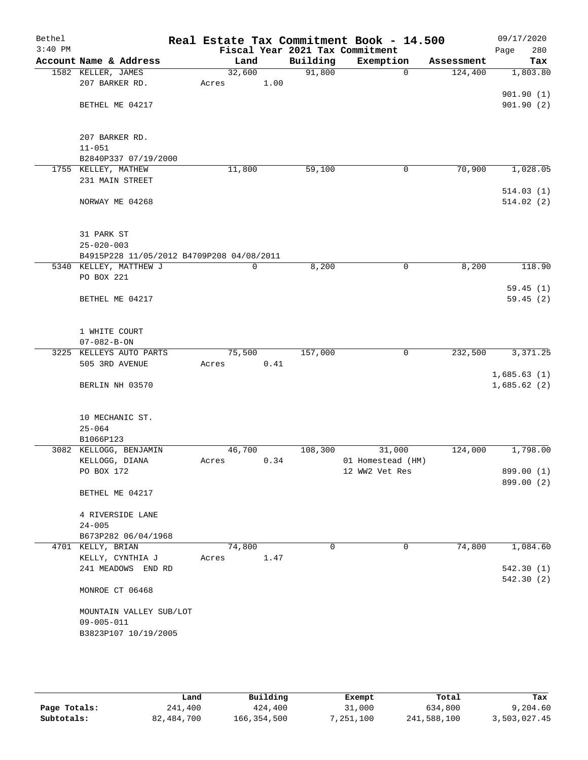Bethel 3:40 PM

# Real Estate Tax Commitment Book - 14.500

Fiscal Year 2021 Tax Commitment

09/17/2020

| Account Name & Address | Land | Building | Exemption | Assessment | Tax |
|---|---|---|---|---|---|
| 1582 KELLER, JAMES<br>207 BARKER RD.<br><br>BETHEL ME 04217<br><br>207 BARKER RD.<br>11-051<br>B2840P337 07/19/2000 | 32,600<br>Acres 1.00 | 91,800 | 0 | 124,400 | 1,803.80<br><br>901.90 (1)<br>901.90 (2) |
| 1755 KELLEY, MATHEW<br>231 MAIN STREET<br><br>NORWAY ME 04268<br><br>31 PARK ST<br>25-020-003<br>B4915P228 11/05/2012 B4709P208 04/08/2011 | 11,800 | 59,100 | 0 | 70,900 | 1,028.05<br><br>514.03 (1)<br>514.02 (2) |
| 5340 KELLEY, MATTHEW J<br>PO BOX 221<br><br>BETHEL ME 04217<br><br>1 WHITE COURT<br>07-082-B-ON | 0 | 8,200 | 0 | 8,200 | 118.90<br><br>59.45 (1)<br>59.45 (2) |
| 3225 KELLEYS AUTO PARTS<br>505 3RD AVENUE<br><br>BERLIN NH 03570<br><br>10 MECHANIC ST.<br>25-064<br>B1066P123 | 75,500<br>Acres 0.41 | 157,000 | 0 | 232,500 | 3,371.25<br><br>1,685.63 (1)<br>1,685.62 (2) |
| 3082 KELLOGG, BENJAMIN<br>KELLOGG, DIANA<br>PO BOX 172<br><br>BETHEL ME 04217<br><br>4 RIVERSIDE LANE<br>24-005<br>B673P282 06/04/1968 | 46,700<br>Acres 0.34 | 108,300 | 31,000<br>01 Homestead (HM)<br>12 WW2 Vet Res | 124,000 | 1,798.00<br><br>899.00 (1)<br>899.00 (2) |
| 4701 KELLY, BRIAN<br>KELLY, CYNTHIA J<br>241 MEADOWS END RD<br><br>MONROE CT 06468<br><br>MOUNTAIN VALLEY SUB/LOT<br>09-005-011<br>B3823P107 10/19/2005 | 74,800<br>Acres 1.47 | 0 | 0 | 74,800 | 1,084.60<br><br>542.30 (1)<br>542.30 (2) |

| | Land | Building | Exempt | Total | Tax |
|---|---|---|---|---|---|
| Page Totals: | 241,400 | 424,400 | 31,000 | 634,800 | 9,204.60 |
| Subtotals: | 82,484,700 | 166,354,500 | 7,251,100 | 241,588,100 | 3,503,027.45 |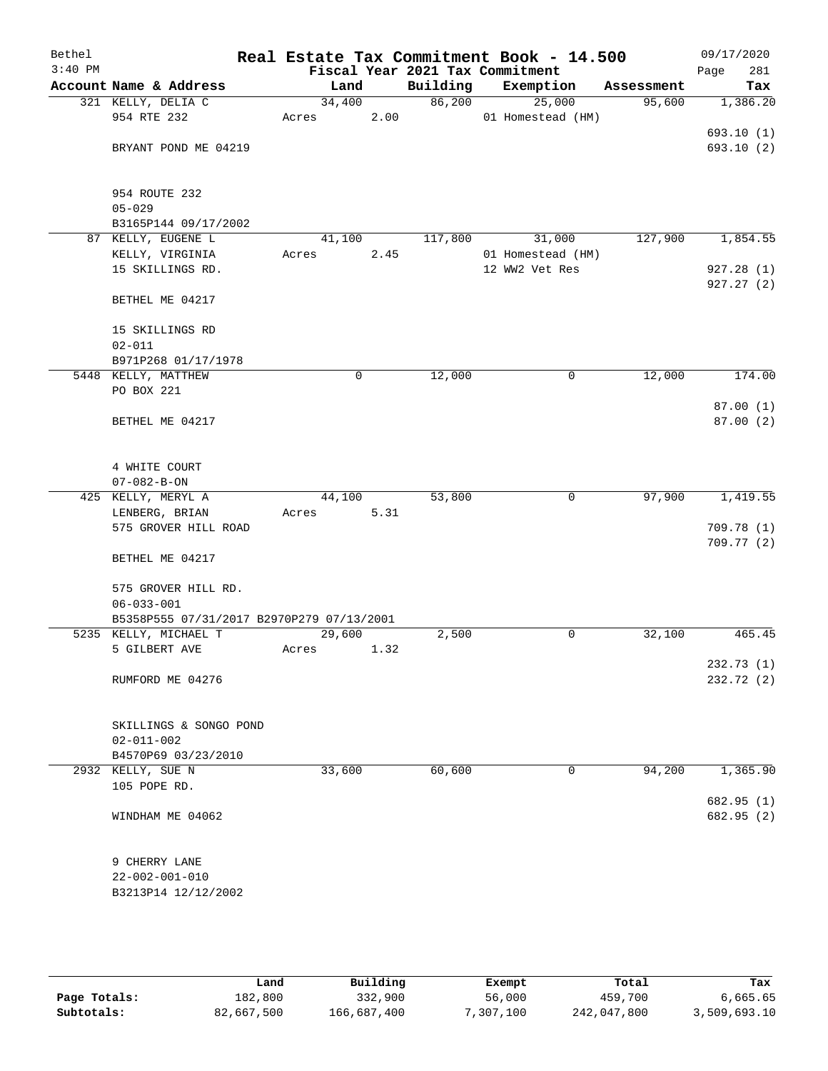Bethel 3:40 PM

# Real Estate Tax Commitment Book - 14.500

Fiscal Year 2021 Tax Commitment

09/17/2020 Page 281

| Account Name & Address | Land | Building | Exemption | Assessment | Tax |
|---|---|---|---|---|---|
| 321 KELLY, DELIA C | 34,400 | 86,200 | 25,000 | 95,600 | 1,386.20 |
| 954 RTE 232 | Acres 2.00 | | 01 Homestead (HM) | | |
| | | | | | 693.10 (1) |
| BRYANT POND ME 04219 | | | | | 693.10 (2) |
| 954 ROUTE 232 | | | | | |
| 05-029 | | | | | |
| B3165P144 09/17/2002 | | | | | |
| 87 KELLY, EUGENE L | 41,100 | 117,800 | 31,000 | 127,900 | 1,854.55 |
| KELLY, VIRGINIA | Acres 2.45 | | 01 Homestead (HM) | | |
| 15 SKILLINGS RD. | | | 12 WW2 Vet Res | | 927.28 (1) |
| | | | | | 927.27 (2) |
| BETHEL ME 04217 | | | | | |
| 15 SKILLINGS RD | | | | | |
| 02-011 | | | | | |
| B971P268 01/17/1978 | | | | | |
| 5448 KELLY, MATTHEW | 0 | 12,000 | 0 | 12,000 | 174.00 |
| PO BOX 221 | | | | | |
| | | | | | 87.00 (1) |
| BETHEL ME 04217 | | | | | 87.00 (2) |
| 4 WHITE COURT | | | | | |
| 07-082-B-ON | | | | | |
| 425 KELLY, MERYL A | 44,100 | 53,800 | 0 | 97,900 | 1,419.55 |
| LENBERG, BRIAN | Acres 5.31 | | | | |
| 575 GROVER HILL ROAD | | | | | 709.78 (1) |
| | | | | | 709.77 (2) |
| BETHEL ME 04217 | | | | | |
| 575 GROVER HILL RD. | | | | | |
| 06-033-001 | | | | | |
| B5358P555 07/31/2017 B2970P279 07/13/2001 | | | | | |
| 5235 KELLY, MICHAEL T | 29,600 | 2,500 | 0 | 32,100 | 465.45 |
| 5 GILBERT AVE | Acres 1.32 | | | | |
| | | | | | 232.73 (1) |
| RUMFORD ME 04276 | | | | | 232.72 (2) |
| SKILLINGS & SONGO POND | | | | | |
| 02-011-002 | | | | | |
| B4570P69 03/23/2010 | | | | | |
| 2932 KELLY, SUE N | 33,600 | 60,600 | 0 | 94,200 | 1,365.90 |
| 105 POPE RD. | | | | | |
| | | | | | 682.95 (1) |
| WINDHAM ME 04062 | | | | | 682.95 (2) |
| 9 CHERRY LANE | | | | | |
| 22-002-001-010 | | | | | |
| B3213P14 12/12/2002 | | | | | |

| | Land | Building | Exempt | Total | Tax |
|---|---|---|---|---|---|
| Page Totals: | 182,800 | 332,900 | 56,000 | 459,700 | 6,665.65 |
| Subtotals: | 82,667,500 | 166,687,400 | 7,307,100 | 242,047,800 | 3,509,693.10 |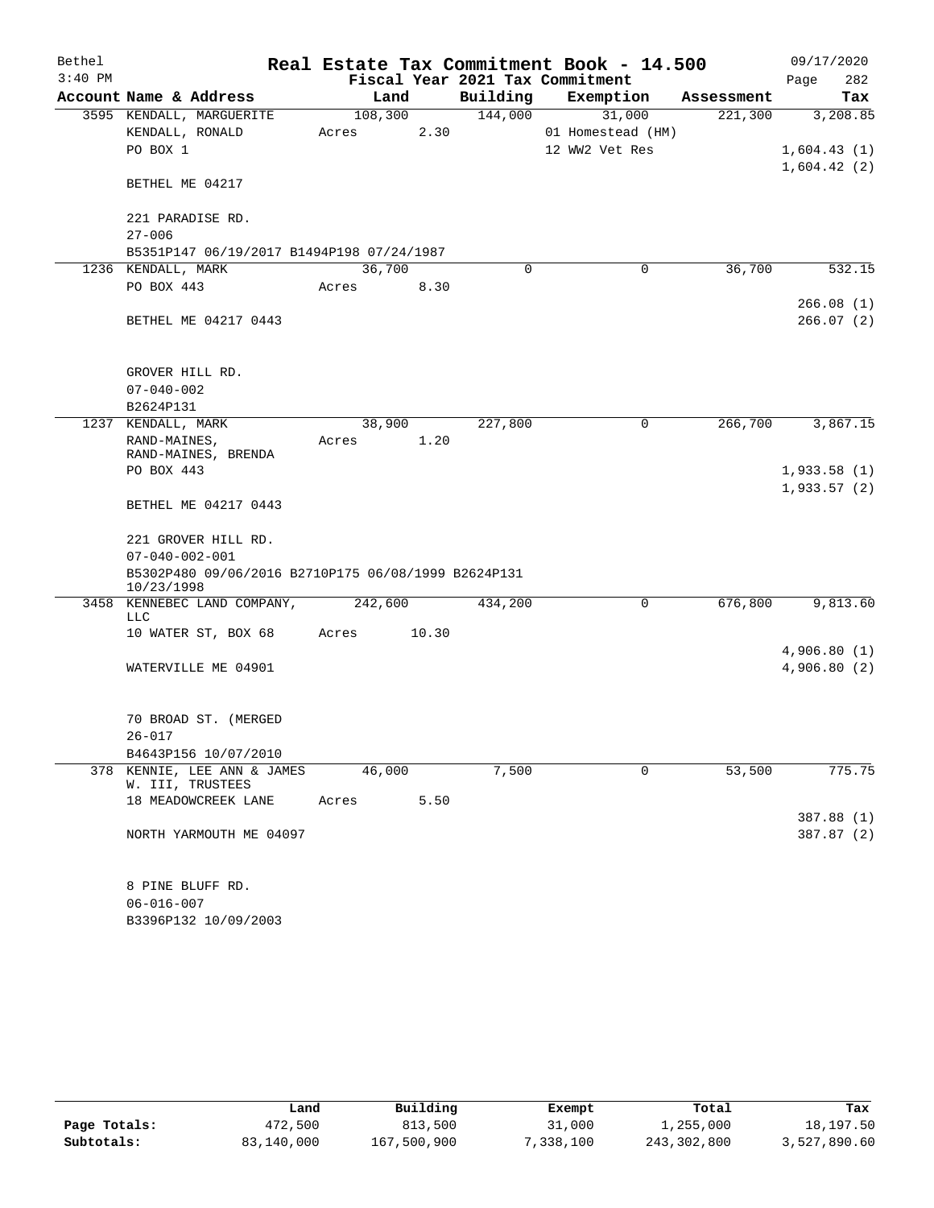# Real Estate Tax Commitment Book - 14.500

Bethel
3:40 PM

Fiscal Year 2021 Tax Commitment

09/17/2020
Page 282

| Account Name & Address | Land | Building | Exemption | Assessment | Tax |
|---|---|---|---|---|---|
| 3595 KENDALL, MARGUERITE | 108,300 | 144,000 | 31,000 | 221,300 | 3,208.85 |
| KENDALL, RONALD | Acres 2.30 | | 01 Homestead (HM) | | |
| PO BOX 1 | | | 12 WW2 Vet Res | | 1,604.43 (1) |
| | | | | | 1,604.42 (2) |
| BETHEL ME 04217 | | | | | |
| 221 PARADISE RD. | | | | | |
| 27-006 | | | | | |
| B5351P147 06/19/2017 B1494P198 07/24/1987 | | | | | |
| 1236 KENDALL, MARK | 36,700 | 0 | 0 | 36,700 | 532.15 |
| PO BOX 443 | Acres 8.30 | | | | |
| | | | | | 266.08 (1) |
| BETHEL ME 04217 0443 | | | | | 266.07 (2) |
| GROVER HILL RD. | | | | | |
| 07-040-002 | | | | | |
| B2624P131 | | | | | |
| 1237 KENDALL, MARK | 38,900 | 227,800 | 0 | 266,700 | 3,867.15 |
| RAND-MAINES, RAND-MAINES, BRENDA | Acres 1.20 | | | | |
| PO BOX 443 | | | | | 1,933.58 (1) |
| | | | | | 1,933.57 (2) |
| BETHEL ME 04217 0443 | | | | | |
| 221 GROVER HILL RD. | | | | | |
| 07-040-002-001 | | | | | |
| B5302P480 09/06/2016 B2710P175 06/08/1999 B2624P131 10/23/1998 | | | | | |
| 3458 KENNEBEC LAND COMPANY, LLC | 242,600 | 434,200 | 0 | 676,800 | 9,813.60 |
| 10 WATER ST, BOX 68 | Acres 10.30 | | | | |
| | | | | | 4,906.80 (1) |
| WATERVILLE ME 04901 | | | | | 4,906.80 (2) |
| 70 BROAD ST. (MERGED | | | | | |
| 26-017 | | | | | |
| B4643P156 10/07/2010 | | | | | |
| 378 KENNIE, LEE ANN & JAMES W. III, TRUSTEES | 46,000 | 7,500 | 0 | 53,500 | 775.75 |
| 18 MEADOWCREEK LANE | Acres 5.50 | | | | |
| | | | | | 387.88 (1) |
| NORTH YARMOUTH ME 04097 | | | | | 387.87 (2) |
| 8 PINE BLUFF RD. | | | | | |
| 06-016-007 | | | | | |
| B3396P132 10/09/2003 | | | | | |

| | Land | Building | Exempt | Total | Tax |
|---|---|---|---|---|---|
| Page Totals: | 472,500 | 813,500 | 31,000 | 1,255,000 | 18,197.50 |
| Subtotals: | 83,140,000 | 167,500,900 | 7,338,100 | 243,302,800 | 3,527,890.60 |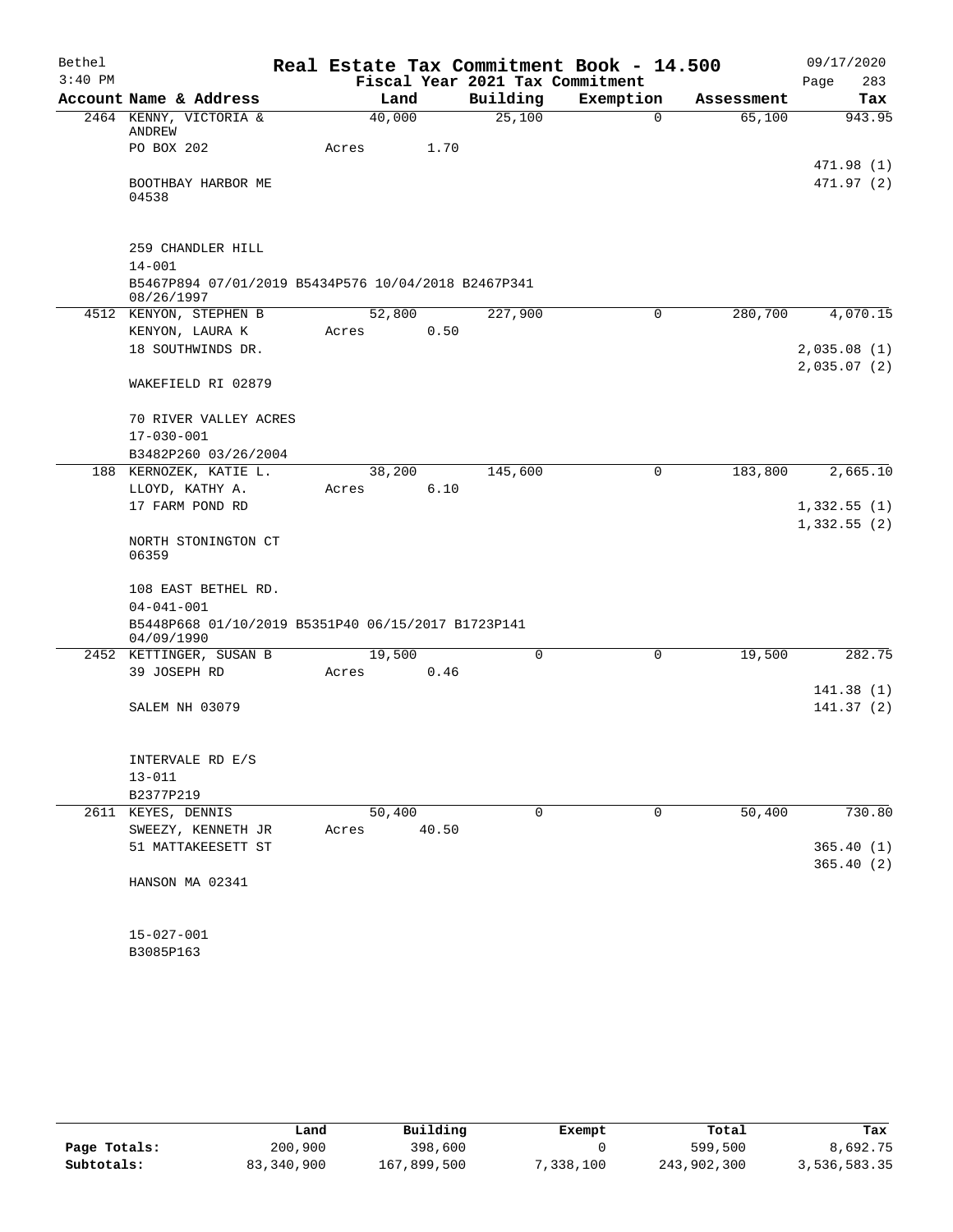# Real Estate Tax Commitment Book - 14.500

Bethel
3:40 PM

Fiscal Year 2021 Tax Commitment

09/17/2020
Page 283

| Account Name & Address | Land | Building | Exemption | Assessment | Tax |
|---|---|---|---|---|---|
| 2464 KENNY, VICTORIA & ANDREW | 40,000 | 25,100 | 0 | 65,100 | 943.95 |
| PO BOX 202 | Acres 1.70 | | | | |
| | | | | | 471.98 (1) |
| BOOTHBAY HARBOR ME 04538 | | | | | 471.97 (2) |
| 259 CHANDLER HILL | | | | | |
| 14-001 | | | | | |
| B5467P894 07/01/2019 B5434P576 10/04/2018 B2467P341 08/26/1997 | | | | | |
| 4512 KENYON, STEPHEN B | 52,800 | 227,900 | 0 | 280,700 | 4,070.15 |
| KENYON, LAURA K | Acres 0.50 | | | | |
| 18 SOUTHWINDS DR. | | | | | 2,035.08 (1) |
| | | | | | 2,035.07 (2) |
| WAKEFIELD RI 02879 | | | | | |
| 70 RIVER VALLEY ACRES | | | | | |
| 17-030-001 | | | | | |
| B3482P260 03/26/2004 | | | | | |
| 188 KERNOZEK, KATIE L. | 38,200 | 145,600 | 0 | 183,800 | 2,665.10 |
| LLOYD, KATHY A. | Acres 6.10 | | | | |
| 17 FARM POND RD | | | | | 1,332.55 (1) |
| | | | | | 1,332.55 (2) |
| NORTH STONINGTON CT 06359 | | | | | |
| 108 EAST BETHEL RD. | | | | | |
| 04-041-001 | | | | | |
| B5448P668 01/10/2019 B5351P40 06/15/2017 B1723P141 04/09/1990 | | | | | |
| 2452 KETTINGER, SUSAN B | 19,500 | 0 | 0 | 19,500 | 282.75 |
| 39 JOSEPH RD | Acres 0.46 | | | | |
| | | | | | 141.38 (1) |
| SALEM NH 03079 | | | | | 141.37 (2) |
| INTERVALE RD E/S | | | | | |
| 13-011 | | | | | |
| B2377P219 | | | | | |
| 2611 KEYES, DENNIS | 50,400 | 0 | 0 | 50,400 | 730.80 |
| SWEEZY, KENNETH JR | Acres 40.50 | | | | |
| 51 MATTAKEESETT ST | | | | | 365.40 (1) |
| | | | | | 365.40 (2) |
| HANSON MA 02341 | | | | | |
| 15-027-001 | | | | | |
| B3085P163 | | | | | |

| | Land | Building | Exempt | Total | Tax |
|---|---|---|---|---|---|
| Page Totals: | 200,900 | 398,600 | 0 | 599,500 | 8,692.75 |
| Subtotals: | 83,340,900 | 167,899,500 | 7,338,100 | 243,902,300 | 3,536,583.35 |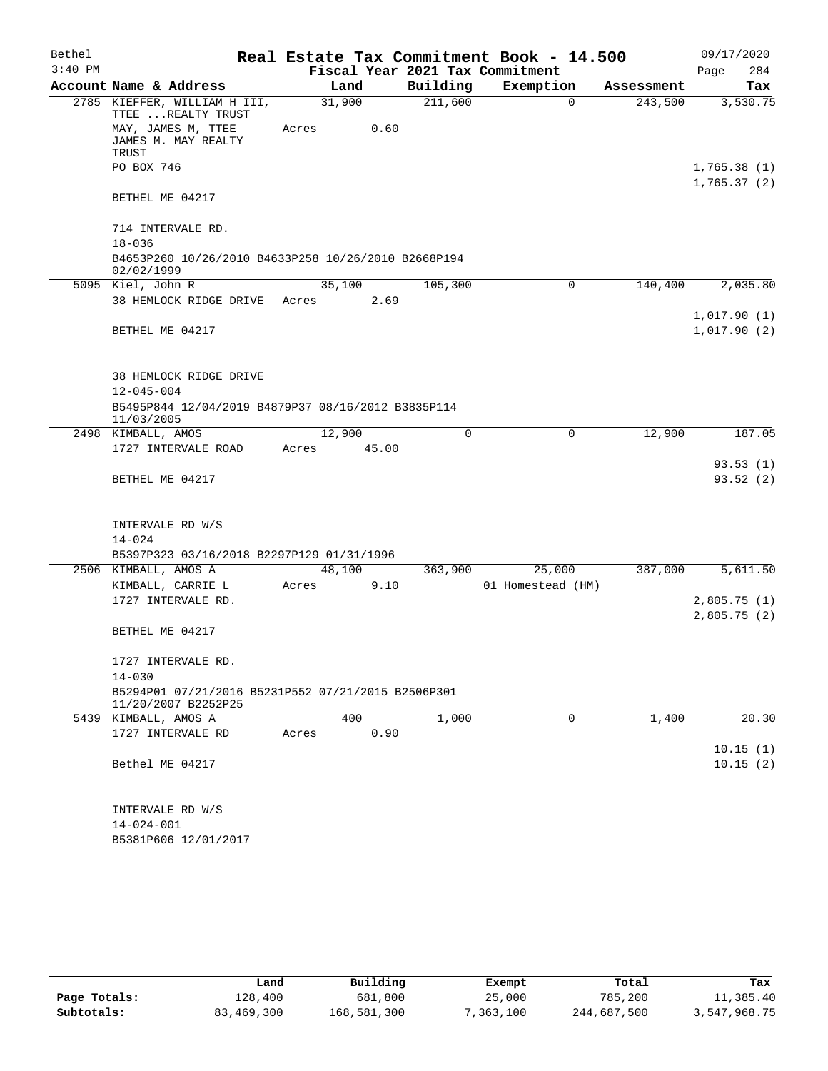# Real Estate Tax Commitment Book - 14.500

Bethel 3:40 PM — 09/17/2020

Fiscal Year 2021 Tax Commitment

| Account Name & Address | Land | Building | Exemption | Assessment | Tax |
|---|---|---|---|---|---|
| 2785 KIEFFER, WILLIAM H III, TTEE ...REALTY TRUST | 31,900 | 211,600 | 0 | 243,500 | 3,530.75 |
| MAY, JAMES M, TTEE JAMES M. MAY REALTY TRUST | Acres 0.60 | | | | |
| PO BOX 746 | | | | | 1,765.38 (1) |
| BETHEL ME 04217 | | | | | 1,765.37 (2) |
| 714 INTERVALE RD. | | | | | |
| 18-036 | | | | | |
| B4653P260 10/26/2010 B4633P258 10/26/2010 B2668P194 02/02/1999 | | | | | |
| 5095 Kiel, John R | 35,100 | 105,300 | 0 | 140,400 | 2,035.80 |
| 38 HEMLOCK RIDGE DRIVE | Acres 2.69 | | | | |
| | | | | | 1,017.90 (1) |
| BETHEL ME 04217 | | | | | 1,017.90 (2) |
| 38 HEMLOCK RIDGE DRIVE | | | | | |
| 12-045-004 | | | | | |
| B5495P844 12/04/2019 B4879P37 08/16/2012 B3835P114 11/03/2005 | | | | | |
| 2498 KIMBALL, AMOS | 12,900 | 0 | 0 | 12,900 | 187.05 |
| 1727 INTERVALE ROAD | Acres 45.00 | | | | |
| | | | | | 93.53 (1) |
| BETHEL ME 04217 | | | | | 93.52 (2) |
| INTERVALE RD W/S | | | | | |
| 14-024 | | | | | |
| B5397P323 03/16/2018 B2297P129 01/31/1996 | | | | | |
| 2506 KIMBALL, AMOS A | 48,100 | 363,900 | 25,000 | 387,000 | 5,611.50 |
| KIMBALL, CARRIE L | Acres 9.10 | | 01 Homestead (HM) | | |
| 1727 INTERVALE RD. | | | | | 2,805.75 (1) |
| | | | | | 2,805.75 (2) |
| BETHEL ME 04217 | | | | | |
| 1727 INTERVALE RD. | | | | | |
| 14-030 | | | | | |
| B5294P01 07/21/2016 B5231P552 07/21/2015 B2506P301 11/20/2007 B2252P25 | | | | | |
| 5439 KIMBALL, AMOS A | 400 | 1,000 | 0 | 1,400 | 20.30 |
| 1727 INTERVALE RD | Acres 0.90 | | | | |
| | | | | | 10.15 (1) |
| Bethel ME 04217 | | | | | 10.15 (2) |
| INTERVALE RD W/S | | | | | |
| 14-024-001 | | | | | |
| B5381P606 12/01/2017 | | | | | |

| | Land | Building | Exempt | Total | Tax |
|---|---|---|---|---|---|
| Page Totals: | 128,400 | 681,800 | 25,000 | 785,200 | 11,385.40 |
| Subtotals: | 83,469,300 | 168,581,300 | 7,363,100 | 244,687,500 | 3,547,968.75 |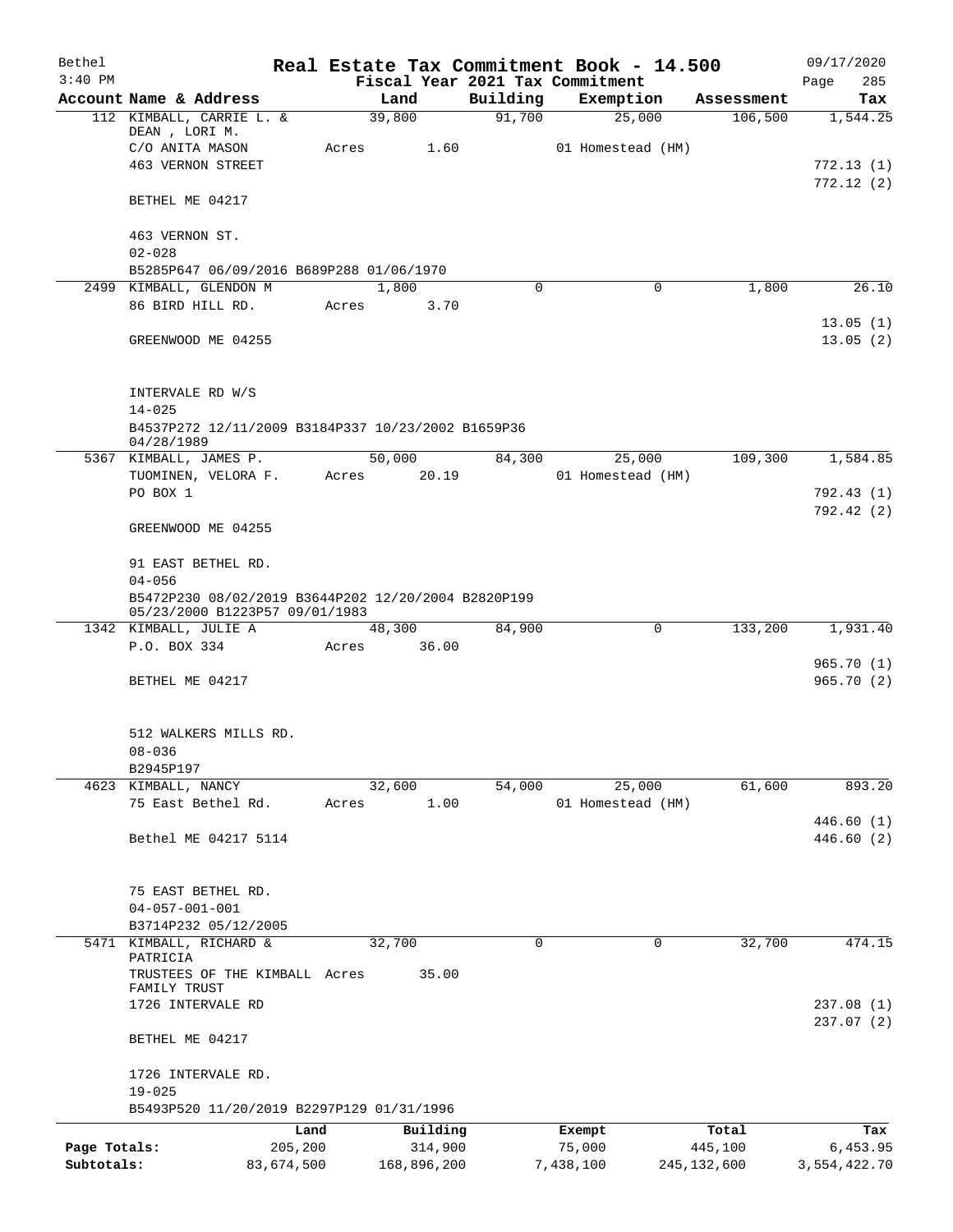# Real Estate Tax Commitment Book - 14.500

Bethel 3:40 PM — Fiscal Year 2021 Tax Commitment — 09/17/2020

| Account Name & Address | Land | Building | Exemption | Assessment | Tax |
|---|---|---|---|---|---|
| 112 KIMBALL, CARRIE L. & DEAN , LORI M. | 39,800 | 91,700 | 25,000 | 106,500 | 1,544.25 |
| C/O ANITA MASON | Acres 1.60 | | 01 Homestead (HM) | | |
| 463 VERNON STREET | | | | | 772.13 (1) |
| | | | | | 772.12 (2) |
| BETHEL ME 04217 | | | | | |
| 463 VERNON ST. | | | | | |
| 02-028 | | | | | |
| B5285P647 06/09/2016 B689P288 01/06/1970 | | | | | |
| 2499 KIMBALL, GLENDON M | 1,800 | 0 | 0 | 1,800 | 26.10 |
| 86 BIRD HILL RD. | Acres 3.70 | | | | |
| | | | | | 13.05 (1) |
| GREENWOOD ME 04255 | | | | | 13.05 (2) |
| INTERVALE RD W/S | | | | | |
| 14-025 | | | | | |
| B4537P272 12/11/2009 B3184P337 10/23/2002 B1659P36 04/28/1989 | | | | | |
| 5367 KIMBALL, JAMES P. | 50,000 | 84,300 | 25,000 | 109,300 | 1,584.85 |
| TUOMINEN, VELORA F. | Acres 20.19 | | 01 Homestead (HM) | | |
| PO BOX 1 | | | | | 792.43 (1) |
| | | | | | 792.42 (2) |
| GREENWOOD ME 04255 | | | | | |
| 91 EAST BETHEL RD. | | | | | |
| 04-056 | | | | | |
| B5472P230 08/02/2019 B3644P202 12/20/2004 B2820P199 05/23/2000 B1223P57 09/01/1983 | | | | | |
| 1342 KIMBALL, JULIE A | 48,300 | 84,900 | 0 | 133,200 | 1,931.40 |
| P.O. BOX 334 | Acres 36.00 | | | | |
| | | | | | 965.70 (1) |
| BETHEL ME 04217 | | | | | 965.70 (2) |
| 512 WALKERS MILLS RD. | | | | | |
| 08-036 | | | | | |
| B2945P197 | | | | | |
| 4623 KIMBALL, NANCY | 32,600 | 54,000 | 25,000 | 61,600 | 893.20 |
| 75 East Bethel Rd. | Acres 1.00 | | 01 Homestead (HM) | | |
| | | | | | 446.60 (1) |
| Bethel ME 04217 5114 | | | | | 446.60 (2) |
| 75 EAST BETHEL RD. | | | | | |
| 04-057-001-001 | | | | | |
| B3714P232 05/12/2005 | | | | | |
| 5471 KIMBALL, RICHARD & PATRICIA | 32,700 | 0 | 0 | 32,700 | 474.15 |
| TRUSTEES OF THE KIMBALL FAMILY TRUST | Acres 35.00 | | | | |
| 1726 INTERVALE RD | | | | | 237.08 (1) |
| | | | | | 237.07 (2) |
| BETHEL ME 04217 | | | | | |
| 1726 INTERVALE RD. | | | | | |
| 19-025 | | | | | |
| B5493P520 11/20/2019 B2297P129 01/31/1996 | | | | | |

| | Land | Building | Exempt | Total | Tax |
|---|---|---|---|---|---|
| Page Totals: | 205,200 | 314,900 | 75,000 | 445,100 | 6,453.95 |
| Subtotals: | 83,674,500 | 168,896,200 | 7,438,100 | 245,132,600 | 3,554,422.70 |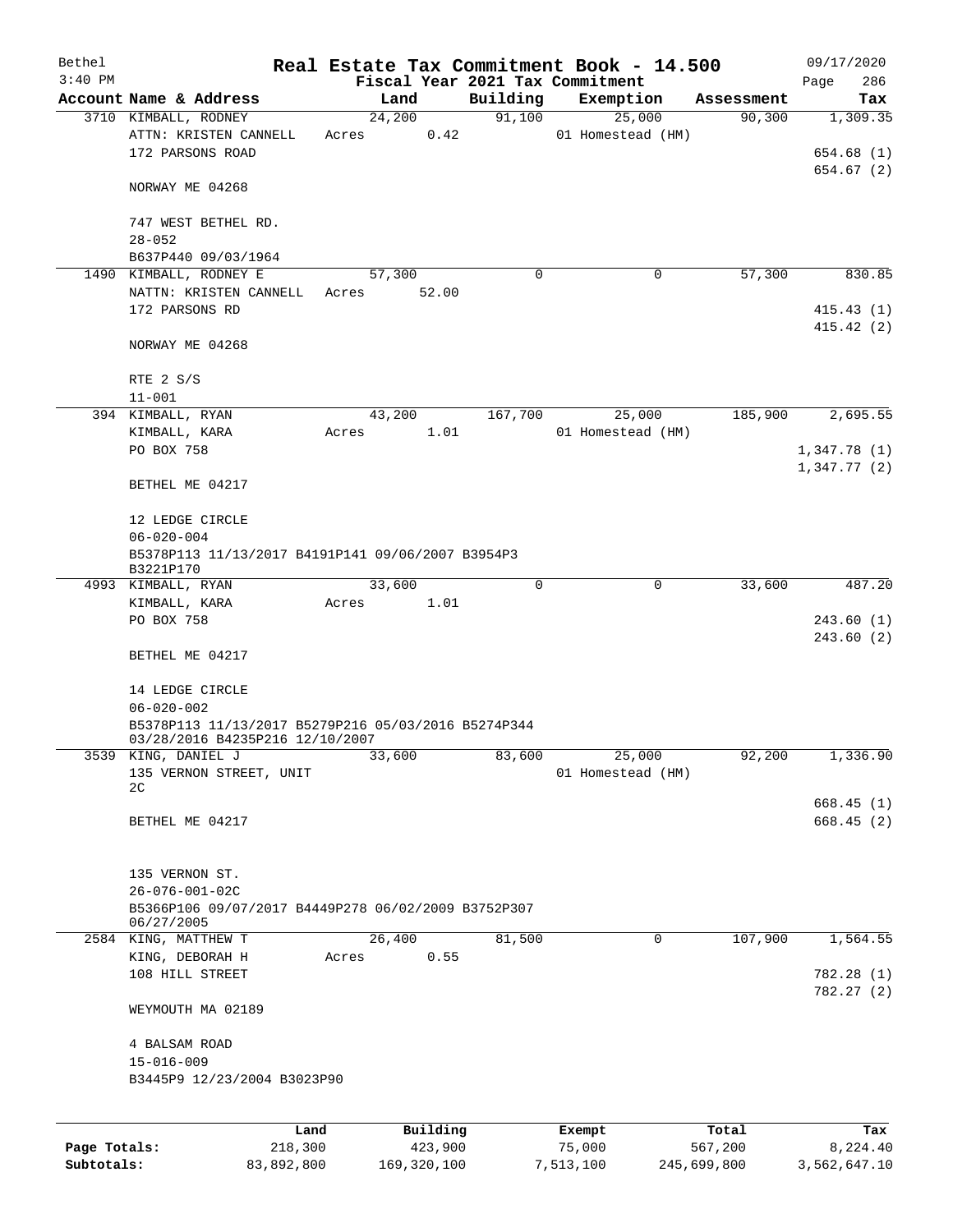Bethel 3:40 PM

# Real Estate Tax Commitment Book - 14.500

09/17/2020

Fiscal Year 2021 Tax Commitment

| Account Name & Address | Land | Building | Exemption | Assessment | Tax |
|---|---|---|---|---|---|
| 3710 KIMBALL, RODNEY<br>ATTN: KRISTEN CANNELL<br>172 PARSONS ROAD<br><br>NORWAY ME 04268<br><br>747 WEST BETHEL RD.<br>28-052<br>B637P440 09/03/1964 | 24,200<br>Acres 0.42 | 91,100 | 25,000<br>01 Homestead (HM) | 90,300 | 1,309.35<br><br>654.68 (1)<br>654.67 (2) |
| 1490 KIMBALL, RODNEY E<br>NATTN: KRISTEN CANNELL<br>172 PARSONS RD<br><br>NORWAY ME 04268<br><br>RTE 2 S/S<br>11-001 | 57,300<br>Acres 52.00 | 0 | 0 | 57,300 | 830.85<br><br>415.43 (1)<br>415.42 (2) |
| 394 KIMBALL, RYAN<br>KIMBALL, KARA<br>PO BOX 758<br><br>BETHEL ME 04217<br><br>12 LEDGE CIRCLE<br>06-020-004<br>B5378P113 11/13/2017 B4191P141 09/06/2007 B3954P3 B3221P170 | 43,200<br>Acres 1.01 | 167,700 | 25,000<br>01 Homestead (HM) | 185,900 | 2,695.55<br><br>1,347.78 (1)<br>1,347.77 (2) |
| 4993 KIMBALL, RYAN<br>KIMBALL, KARA<br>PO BOX 758<br><br>BETHEL ME 04217<br><br>14 LEDGE CIRCLE<br>06-020-002<br>B5378P113 11/13/2017 B5279P216 05/03/2016 B5274P344 03/28/2016 B4235P216 12/10/2007 | 33,600<br>Acres 1.01 | 0 | 0 | 33,600 | 487.20<br><br>243.60 (1)<br>243.60 (2) |
| 3539 KING, DANIEL J<br>135 VERNON STREET, UNIT 2C<br><br>BETHEL ME 04217<br><br>135 VERNON ST.<br>26-076-001-02C<br>B5366P106 09/07/2017 B4449P278 06/02/2009 B3752P307 06/27/2005 | 33,600 | 83,600 | 25,000<br>01 Homestead (HM) | 92,200 | 1,336.90<br><br>668.45 (1)<br>668.45 (2) |
| 2584 KING, MATTHEW T<br>KING, DEBORAH H<br>108 HILL STREET<br><br>WEYMOUTH MA 02189<br><br>4 BALSAM ROAD<br>15-016-009<br>B3445P9 12/23/2004 B3023P90 | 26,400<br>Acres 0.55 | 81,500 | 0 | 107,900 | 1,564.55<br><br>782.28 (1)<br>782.27 (2) |

| | Land | Building | Exempt | Total | Tax |
|---|---|---|---|---|---|
| **Page Totals:** | 218,300 | 423,900 | 75,000 | 567,200 | 8,224.40 |
| **Subtotals:** | 83,892,800 | 169,320,100 | 7,513,100 | 245,699,800 | 3,562,647.10 |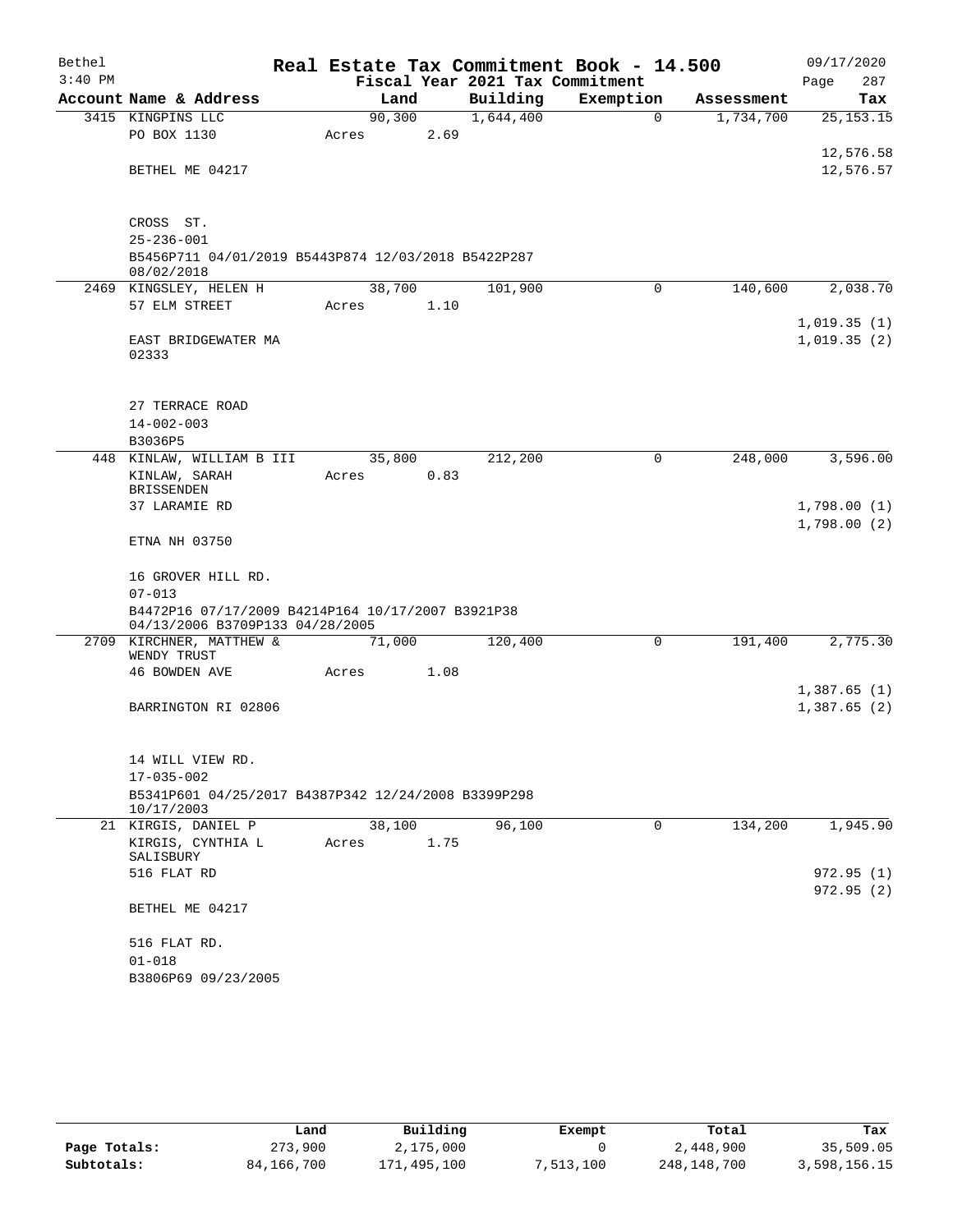Bethel 3:40 PM

# Real Estate Tax Commitment Book - 14.500

Fiscal Year 2021 Tax Commitment

09/17/2020

| Account Name & Address | Land | Building | Exemption | Assessment | Tax |
|---|---|---|---|---|---|
| 3415 KINGPINS LLC<br>PO BOX 1130<br><br>BETHEL ME 04217<br><br>CROSS ST.<br>25-236-001<br>B5456P711 04/01/2019 B5443P874 12/03/2018 B5422P287 08/02/2018 | 90,300<br>Acres 2.69 | 1,644,400 | 0 | 1,734,700 | 25,153.15<br><br>12,576.58<br>12,576.57 |
| 2469 KINGSLEY, HELEN H<br>57 ELM STREET<br><br>EAST BRIDGEWATER MA 02333<br><br>27 TERRACE ROAD<br>14-002-003<br>B3036P5 | 38,700<br>Acres 1.10 | 101,900 | 0 | 140,600 | 2,038.70<br><br>1,019.35 (1)<br>1,019.35 (2) |
| 448 KINLAW, WILLIAM B III<br>KINLAW, SARAH BRISSENDEN<br>37 LARAMIE RD<br><br>ETNA NH 03750<br><br>16 GROVER HILL RD.<br>07-013<br>B4472P16 07/17/2009 B4214P164 10/17/2007 B3921P38 04/13/2006 B3709P133 04/28/2005 | 35,800<br>Acres 0.83 | 212,200 | 0 | 248,000 | 3,596.00<br><br>1,798.00 (1)<br>1,798.00 (2) |
| 2709 KIRCHNER, MATTHEW & WENDY TRUST<br>46 BOWDEN AVE<br><br>BARRINGTON RI 02806<br><br>14 WILL VIEW RD.<br>17-035-002<br>B5341P601 04/25/2017 B4387P342 12/24/2008 B3399P298 10/17/2003 | 71,000<br>Acres 1.08 | 120,400 | 0 | 191,400 | 2,775.30<br><br>1,387.65 (1)<br>1,387.65 (2) |
| 21 KIRGIS, DANIEL P<br>KIRGIS, CYNTHIA L SALISBURY<br>516 FLAT RD<br><br>BETHEL ME 04217<br><br>516 FLAT RD.<br>01-018<br>B3806P69 09/23/2005 | 38,100<br>Acres 1.75 | 96,100 | 0 | 134,200 | 1,945.90<br><br>972.95 (1)<br>972.95 (2) |

| | Land | Building | Exempt | Total | Tax |
|---|---|---|---|---|---|
| Page Totals: | 273,900 | 2,175,000 | 0 | 2,448,900 | 35,509.05 |
| Subtotals: | 84,166,700 | 171,495,100 | 7,513,100 | 248,148,700 | 3,598,156.15 |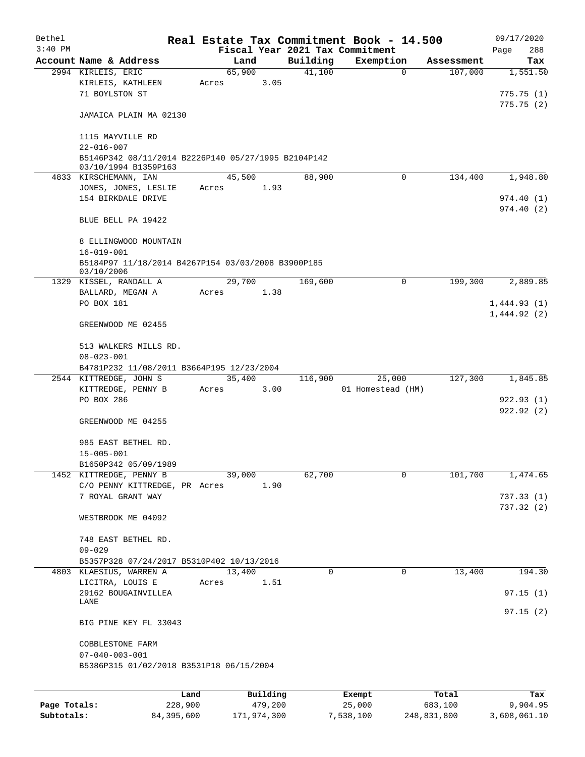# Real Estate Tax Commitment Book - 14.500

Bethel
3:40 PM

Fiscal Year 2021 Tax Commitment

09/17/2020
Page 288

| Account Name & Address | Land | Building | Exemption | Assessment | Tax |
|---|---|---|---|---|---|
| 2994 KIRLEIS, ERIC | 65,900 | 41,100 | 0 | 107,000 | 1,551.50 |
| KIRLEIS, KATHLEEN | Acres 3.05 | | | | |
| 71 BOYLSTON ST | | | | | 775.75 (1) |
| | | | | | 775.75 (2) |
| JAMAICA PLAIN MA 02130 | | | | | |
| 1115 MAYVILLE RD | | | | | |
| 22-016-007 | | | | | |
| B5146P342 08/11/2014 B2226P140 05/27/1995 B2104P142 03/10/1994 B1359P163 | | | | | |
| 4833 KIRSCHEMANN, IAN | 45,500 | 88,900 | 0 | 134,400 | 1,948.80 |
| JONES, JONES, LESLIE | Acres 1.93 | | | | |
| 154 BIRKDALE DRIVE | | | | | 974.40 (1) |
| | | | | | 974.40 (2) |
| BLUE BELL PA 19422 | | | | | |
| 8 ELLINGWOOD MOUNTAIN | | | | | |
| 16-019-001 | | | | | |
| B5184P97 11/18/2014 B4267P154 03/03/2008 B3900P185 03/10/2006 | | | | | |
| 1329 KISSEL, RANDALL A | 29,700 | 169,600 | 0 | 199,300 | 2,889.85 |
| BALLARD, MEGAN A | Acres 1.38 | | | | |
| PO BOX 181 | | | | | 1,444.93 (1) |
| | | | | | 1,444.92 (2) |
| GREENWOOD ME 02455 | | | | | |
| 513 WALKERS MILLS RD. | | | | | |
| 08-023-001 | | | | | |
| B4781P232 11/08/2011 B3664P195 12/23/2004 | | | | | |
| 2544 KITTREDGE, JOHN S | 35,400 | 116,900 | 25,000 | 127,300 | 1,845.85 |
| KITTREDGE, PENNY B | Acres 3.00 | | 01 Homestead (HM) | | |
| PO BOX 286 | | | | | 922.93 (1) |
| | | | | | 922.92 (2) |
| GREENWOOD ME 04255 | | | | | |
| 985 EAST BETHEL RD. | | | | | |
| 15-005-001 | | | | | |
| B1650P342 05/09/1989 | | | | | |
| 1452 KITTREDGE, PENNY B | 39,000 | 62,700 | 0 | 101,700 | 1,474.65 |
| C/O PENNY KITTREDGE, PR | Acres 1.90 | | | | |
| 7 ROYAL GRANT WAY | | | | | 737.33 (1) |
| | | | | | 737.32 (2) |
| WESTBROOK ME 04092 | | | | | |
| 748 EAST BETHEL RD. | | | | | |
| 09-029 | | | | | |
| B5357P328 07/24/2017 B5310P402 10/13/2016 | | | | | |
| 4803 KLAESIUS, WARREN A | 13,400 | 0 | 0 | 13,400 | 194.30 |
| LICITRA, LOUIS E | Acres 1.51 | | | | |
| 29162 BOUGAINVILLEA LANE | | | | | 97.15 (1) |
| | | | | | 97.15 (2) |
| BIG PINE KEY FL 33043 | | | | | |
| COBBLESTONE FARM | | | | | |
| 07-040-003-001 | | | | | |
| B5386P315 01/02/2018 B3531P18 06/15/2004 | | | | | |

| | Land | Building | Exempt | Total | Tax |
|---|---|---|---|---|---|
| Page Totals: | 228,900 | 479,200 | 25,000 | 683,100 | 9,904.95 |
| Subtotals: | 84,395,600 | 171,974,300 | 7,538,100 | 248,831,800 | 3,608,061.10 |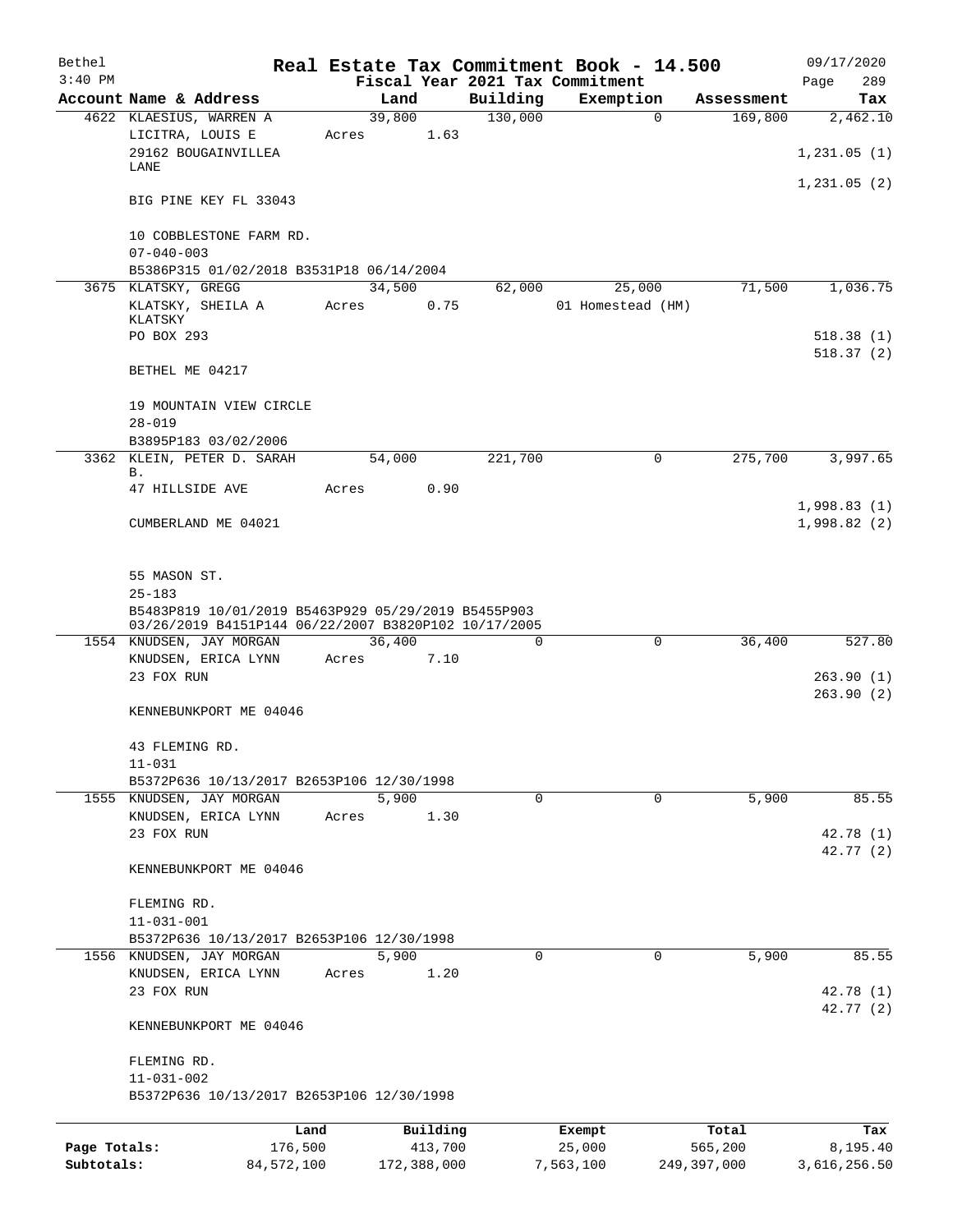Bethel — Real Estate Tax Commitment Book - 14.500 — 09/17/2020
3:40 PM — Fiscal Year 2021 Tax Commitment — Page 289

| Account Name & Address | Land | Building | Exemption | Assessment | Tax |
|---|---|---|---|---|---|
| 4622 KLAESIUS, WARREN A | 39,800 | 130,000 | 0 | 169,800 | 2,462.10 |
| LICITRA, LOUIS E | Acres 1.63 | | | | |
| 29162 BOUGAINVILLEA LANE | | | | | 1,231.05 (1) |
| | | | | | 1,231.05 (2) |
| BIG PINE KEY FL 33043 | | | | | |
| 10 COBBLESTONE FARM RD. | | | | | |
| 07-040-003 | | | | | |
| B5386P315 01/02/2018 B3531P18 06/14/2004 | | | | | |
| 3675 KLATSKY, GREGG | 34,500 | 62,000 | 25,000 | 71,500 | 1,036.75 |
| KLATSKY, SHEILA A KLATSKY | Acres 0.75 | | 01 Homestead (HM) | | |
| PO BOX 293 | | | | | 518.38 (1) |
| | | | | | 518.37 (2) |
| BETHEL ME 04217 | | | | | |
| 19 MOUNTAIN VIEW CIRCLE | | | | | |
| 28-019 | | | | | |
| B3895P183 03/02/2006 | | | | | |
| 3362 KLEIN, PETER D. SARAH B. | 54,000 | 221,700 | 0 | 275,700 | 3,997.65 |
| 47 HILLSIDE AVE | Acres 0.90 | | | | |
| | | | | | 1,998.83 (1) |
| CUMBERLAND ME 04021 | | | | | 1,998.82 (2) |
| 55 MASON ST. | | | | | |
| 25-183 | | | | | |
| B5483P819 10/01/2019 B5463P929 05/29/2019 B5455P903 03/26/2019 B4151P144 06/22/2007 B3820P102 10/17/2005 | | | | | |
| 1554 KNUDSEN, JAY MORGAN | 36,400 | 0 | 0 | 36,400 | 527.80 |
| KNUDSEN, ERICA LYNN | Acres 7.10 | | | | |
| 23 FOX RUN | | | | | 263.90 (1) |
| | | | | | 263.90 (2) |
| KENNEBUNKPORT ME 04046 | | | | | |
| 43 FLEMING RD. | | | | | |
| 11-031 | | | | | |
| B5372P636 10/13/2017 B2653P106 12/30/1998 | | | | | |
| 1555 KNUDSEN, JAY MORGAN | 5,900 | 0 | 0 | 5,900 | 85.55 |
| KNUDSEN, ERICA LYNN | Acres 1.30 | | | | |
| 23 FOX RUN | | | | | 42.78 (1) |
| | | | | | 42.77 (2) |
| KENNEBUNKPORT ME 04046 | | | | | |
| FLEMING RD. | | | | | |
| 11-031-001 | | | | | |
| B5372P636 10/13/2017 B2653P106 12/30/1998 | | | | | |
| 1556 KNUDSEN, JAY MORGAN | 5,900 | 0 | 0 | 5,900 | 85.55 |
| KNUDSEN, ERICA LYNN | Acres 1.20 | | | | |
| 23 FOX RUN | | | | | 42.78 (1) |
| | | | | | 42.77 (2) |
| KENNEBUNKPORT ME 04046 | | | | | |
| FLEMING RD. | | | | | |
| 11-031-002 | | | | | |
| B5372P636 10/13/2017 B2653P106 12/30/1998 | | | | | |

| | Land | Building | Exempt | Total | Tax |
|---|---|---|---|---|---|
| Page Totals: | 176,500 | 413,700 | 25,000 | 565,200 | 8,195.40 |
| Subtotals: | 84,572,100 | 172,388,000 | 7,563,100 | 249,397,000 | 3,616,256.50 |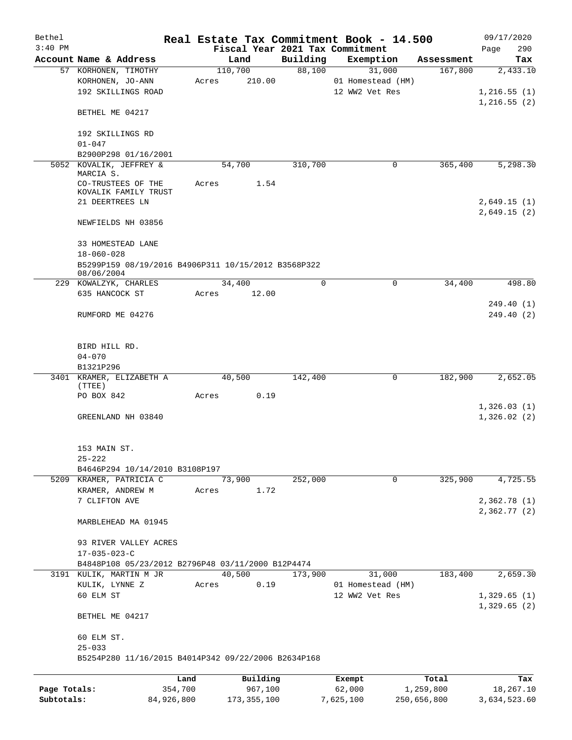Bethel 3:40 PM

# Real Estate Tax Commitment Book - 14.500

Fiscal Year 2021 Tax Commitment

09/17/2020 Page 290

| Account | Name & Address | Land | Building | Exemption | Assessment | Tax |
|---|---|---|---|---|---|---|
| 57 | KORHONEN, TIMOTHY<br>KORHONEN, JO-ANN<br>192 SKILLINGS ROAD<br><br>BETHEL ME 04217<br><br>192 SKILLINGS RD<br>01-047<br>B2900P298 01/16/2001 | 110,700<br>Acres 210.00 | 88,100 | 31,000<br>01 Homestead (HM)<br>12 WW2 Vet Res | 167,800 | 2,433.10<br><br>1,216.55 (1)<br>1,216.55 (2) |
| 5052 | KOVALIK, JEFFREY & MARCIA S.<br>CO-TRUSTEES OF THE KOVALIK FAMILY TRUST<br>21 DEERTREES LN<br><br>NEWFIELDS NH 03856<br><br>33 HOMESTEAD LANE<br>18-060-028<br>B5299P159 08/19/2016 B4906P311 10/15/2012 B3568P322 08/06/2004 | 54,700<br>Acres 1.54 | 310,700 | 0 | 365,400 | 5,298.30<br><br>2,649.15 (1)<br>2,649.15 (2) |
| 229 | KOWALZYK, CHARLES<br>635 HANCOCK ST<br><br>RUMFORD ME 04276<br><br>BIRD HILL RD.<br>04-070<br>B1321P296 | 34,400<br>Acres 12.00 | 0 | 0 | 34,400 | 498.80<br><br>249.40 (1)<br>249.40 (2) |
| 3401 | KRAMER, ELIZABETH A (TTEE)<br>PO BOX 842<br><br>GREENLAND NH 03840<br><br>153 MAIN ST.<br>25-222<br>B4646P294 10/14/2010 B3108P197 | 40,500<br>Acres 0.19 | 142,400 | 0 | 182,900 | 2,652.05<br><br>1,326.03 (1)<br>1,326.02 (2) |
| 5209 | KRAMER, PATRICIA C<br>KRAMER, ANDREW M<br>7 CLIFTON AVE<br><br>MARBLEHEAD MA 01945<br><br>93 RIVER VALLEY ACRES<br>17-035-023-C<br>B4848P108 05/23/2012 B2796P48 03/11/2000 B12P4474 | 73,900<br>Acres 1.72 | 252,000 | 0 | 325,900 | 4,725.55<br><br>2,362.78 (1)<br>2,362.77 (2) |
| 3191 | KULIK, MARTIN M JR<br>KULIK, LYNNE Z<br>60 ELM ST<br><br>BETHEL ME 04217<br><br>60 ELM ST.<br>25-033<br>B5254P280 11/16/2015 B4014P342 09/22/2006 B2634P168 | 40,500<br>Acres 0.19 | 173,900 | 31,000<br>01 Homestead (HM)<br>12 WW2 Vet Res | 183,400 | 2,659.30<br><br>1,329.65 (1)<br>1,329.65 (2) |

| | Land | Building | Exempt | Total | Tax |
|---|---|---|---|---|---|
| Page Totals: | 354,700 | 967,100 | 62,000 | 1,259,800 | 18,267.10 |
| Subtotals: | 84,926,800 | 173,355,100 | 7,625,100 | 250,656,800 | 3,634,523.60 |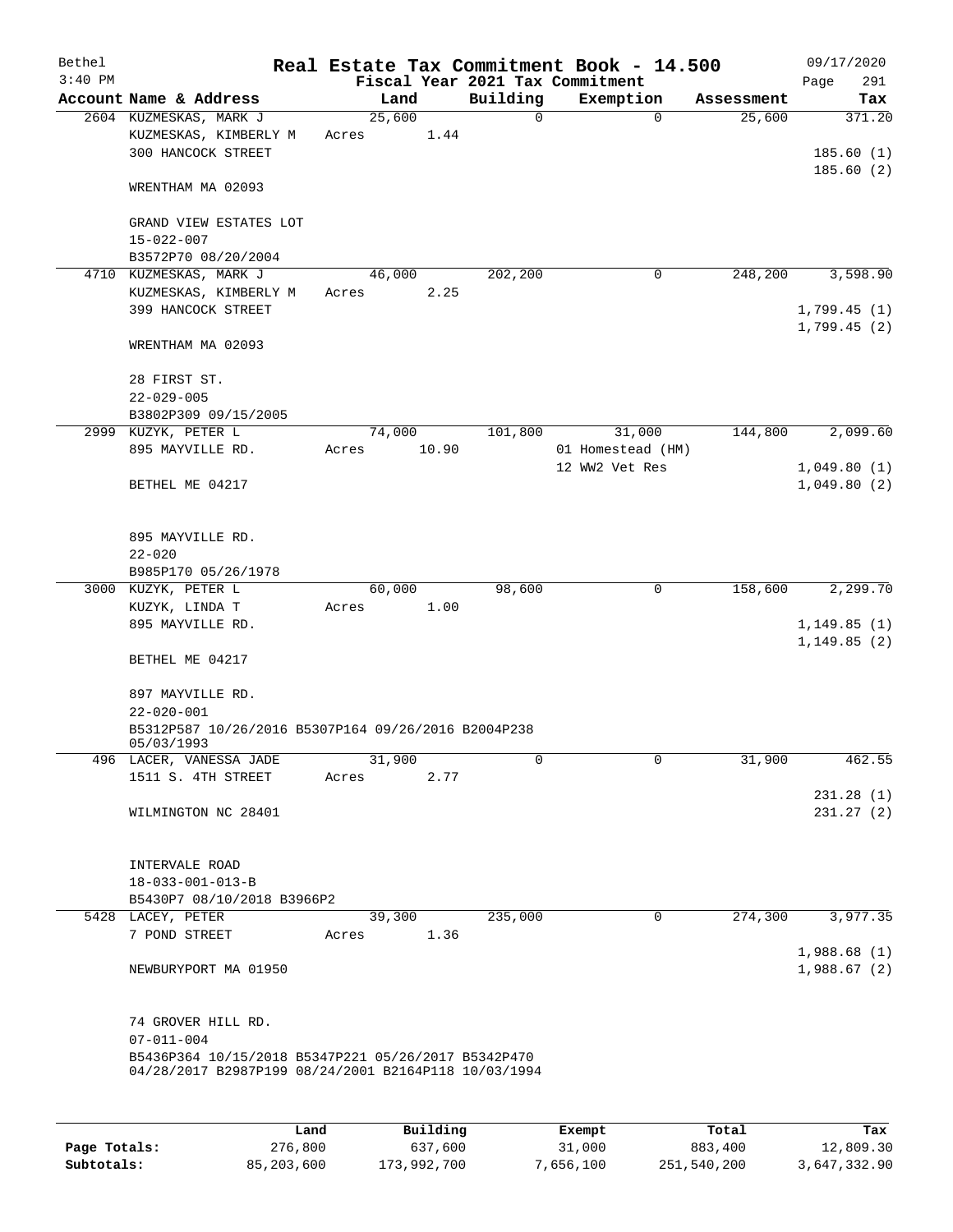# Real Estate Tax Commitment Book - 14.500

Bethel
3:40 PM

Fiscal Year 2021 Tax Commitment

09/17/2020
Page 291

| Account Name & Address | Land | Building | Exemption | Assessment | Tax |
|---|---|---|---|---|---|
| 2604 KUZMESKAS, MARK J<br>KUZMESKAS, KIMBERLY M<br>300 HANCOCK STREET<br><br>WRENTHAM MA 02093<br><br>GRAND VIEW ESTATES LOT<br>15-022-007<br>B3572P70 08/20/2004 | 25,600<br>Acres 1.44 | 0 | 0 | 25,600 | 371.20<br><br>185.60 (1)<br>185.60 (2) |
| 4710 KUZMESKAS, MARK J<br>KUZMESKAS, KIMBERLY M<br>399 HANCOCK STREET<br><br>WRENTHAM MA 02093<br><br>28 FIRST ST.<br>22-029-005<br>B3802P309 09/15/2005 | 46,000<br>Acres 2.25 | 202,200 | 0 | 248,200 | 3,598.90<br><br>1,799.45 (1)<br>1,799.45 (2) |
| 2999 KUZYK, PETER L<br>895 MAYVILLE RD.<br><br>BETHEL ME 04217<br><br>895 MAYVILLE RD.<br>22-020<br>B985P170 05/26/1978 | 74,000<br>Acres 10.90 | 101,800 | 31,000<br>01 Homestead (HM)<br>12 WW2 Vet Res | 144,800 | 2,099.60<br><br>1,049.80 (1)<br>1,049.80 (2) |
| 3000 KUZYK, PETER L<br>KUZYK, LINDA T<br>895 MAYVILLE RD.<br><br>BETHEL ME 04217<br><br>897 MAYVILLE RD.<br>22-020-001<br>B5312P587 10/26/2016 B5307P164 09/26/2016 B2004P238 05/03/1993 | 60,000<br>Acres 1.00 | 98,600 | 0 | 158,600 | 2,299.70<br><br>1,149.85 (1)<br>1,149.85 (2) |
| 496 LACER, VANESSA JADE<br>1511 S. 4TH STREET<br><br>WILMINGTON NC 28401<br><br>INTERVALE ROAD<br>18-033-001-013-B<br>B5430P7 08/10/2018 B3966P2 | 31,900<br>Acres 2.77 | 0 | 0 | 31,900 | 462.55<br><br>231.28 (1)<br>231.27 (2) |
| 5428 LACEY, PETER<br>7 POND STREET<br><br>NEWBURYPORT MA 01950<br><br>74 GROVER HILL RD.<br>07-011-004<br>B5436P364 10/15/2018 B5347P221 05/26/2017 B5342P470 04/28/2017 B2987P199 08/24/2001 B2164P118 10/03/1994 | 39,300<br>Acres 1.36 | 235,000 | 0 | 274,300 | 3,977.35<br><br>1,988.68 (1)<br>1,988.67 (2) |

|  | Land | Building | Exempt | Total | Tax |
|---|---|---|---|---|---|
| Page Totals: | 276,800 | 637,600 | 31,000 | 883,400 | 12,809.30 |
| Subtotals: | 85,203,600 | 173,992,700 | 7,656,100 | 251,540,200 | 3,647,332.90 |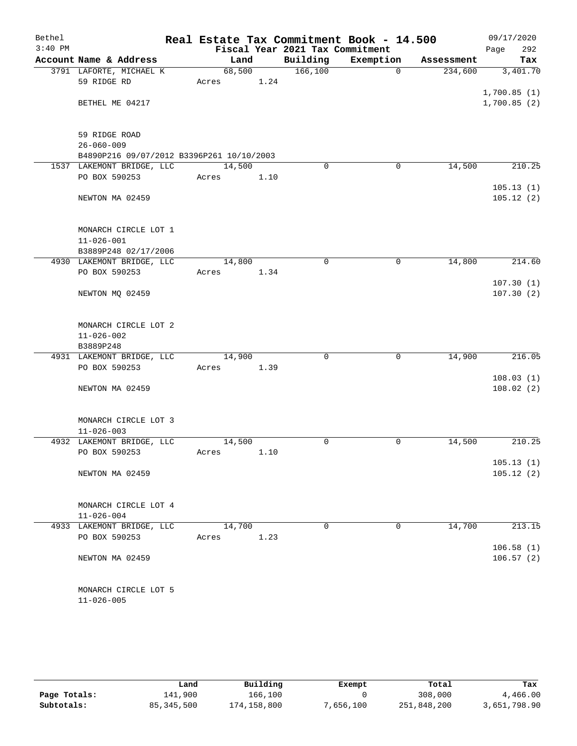# Real Estate Tax Commitment Book - 14.500

Bethel
3:40 PM

Fiscal Year 2021 Tax Commitment

09/17/2020
Page 292

| Account Name & Address | Land | Building | Exemption | Assessment | Tax |
|---|---|---|---|---|---|
| 3791 LAFORTE, MICHAEL K | 68,500 | 166,100 | 0 | 234,600 | 3,401.70 |
| 59 RIDGE RD | Acres 1.24 | | | | |
| | | | | | 1,700.85 (1) |
| BETHEL ME 04217 | | | | | 1,700.85 (2) |
| 59 RIDGE ROAD | | | | | |
| 26-060-009 | | | | | |
| B4890P216 09/07/2012 B3396P261 10/10/2003 | | | | | |
| 1537 LAKEMONT BRIDGE, LLC | 14,500 | 0 | 0 | 14,500 | 210.25 |
| PO BOX 590253 | Acres 1.10 | | | | |
| | | | | | 105.13 (1) |
| NEWTON MA 02459 | | | | | 105.12 (2) |
| MONARCH CIRCLE LOT 1 | | | | | |
| 11-026-001 | | | | | |
| B3889P248 02/17/2006 | | | | | |
| 4930 LAKEMONT BRIDGE, LLC | 14,800 | 0 | 0 | 14,800 | 214.60 |
| PO BOX 590253 | Acres 1.34 | | | | |
| | | | | | 107.30 (1) |
| NEWTON MQ 02459 | | | | | 107.30 (2) |
| MONARCH CIRCLE LOT 2 | | | | | |
| 11-026-002 | | | | | |
| B3889P248 | | | | | |
| 4931 LAKEMONT BRIDGE, LLC | 14,900 | 0 | 0 | 14,900 | 216.05 |
| PO BOX 590253 | Acres 1.39 | | | | |
| | | | | | 108.03 (1) |
| NEWTON MA 02459 | | | | | 108.02 (2) |
| MONARCH CIRCLE LOT 3 | | | | | |
| 11-026-003 | | | | | |
| 4932 LAKEMONT BRIDGE, LLC | 14,500 | 0 | 0 | 14,500 | 210.25 |
| PO BOX 590253 | Acres 1.10 | | | | |
| | | | | | 105.13 (1) |
| NEWTON MA 02459 | | | | | 105.12 (2) |
| MONARCH CIRCLE LOT 4 | | | | | |
| 11-026-004 | | | | | |
| 4933 LAKEMONT BRIDGE, LLC | 14,700 | 0 | 0 | 14,700 | 213.15 |
| PO BOX 590253 | Acres 1.23 | | | | |
| | | | | | 106.58 (1) |
| NEWTON MA 02459 | | | | | 106.57 (2) |
| MONARCH CIRCLE LOT 5 | | | | | |
| 11-026-005 | | | | | |

| | Land | Building | Exempt | Total | Tax |
|---|---|---|---|---|---|
| Page Totals: | 141,900 | 166,100 | 0 | 308,000 | 4,466.00 |
| Subtotals: | 85,345,500 | 174,158,800 | 7,656,100 | 251,848,200 | 3,651,798.90 |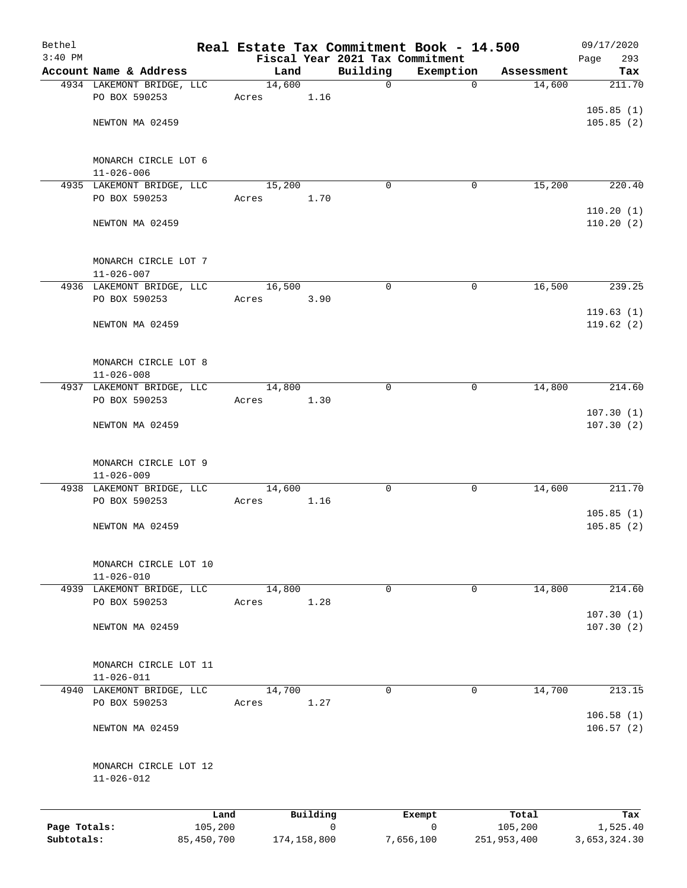Bethel
3:40 PM

# Real Estate Tax Commitment Book - 14.500

Fiscal Year 2021 Tax Commitment

09/17/2020

| Account | Name & Address | Land | Building | Exemption | Assessment | Tax |
|---|---|---|---|---|---|---|
| 4934 | LAKEMONT BRIDGE, LLC<br>PO BOX 590253<br><br>NEWTON MA 02459<br><br>MONARCH CIRCLE LOT 6<br>11-026-006 | 14,600<br>Acres 1.16 | 0 | 0 | 14,600 | 211.70<br>105.85 (1)<br>105.85 (2) |
| 4935 | LAKEMONT BRIDGE, LLC<br>PO BOX 590253<br><br>NEWTON MA 02459<br><br>MONARCH CIRCLE LOT 7<br>11-026-007 | 15,200<br>Acres 1.70 | 0 | 0 | 15,200 | 220.40<br>110.20 (1)<br>110.20 (2) |
| 4936 | LAKEMONT BRIDGE, LLC<br>PO BOX 590253<br><br>NEWTON MA 02459<br><br>MONARCH CIRCLE LOT 8<br>11-026-008 | 16,500<br>Acres 3.90 | 0 | 0 | 16,500 | 239.25<br>119.63 (1)<br>119.62 (2) |
| 4937 | LAKEMONT BRIDGE, LLC<br>PO BOX 590253<br><br>NEWTON MA 02459<br><br>MONARCH CIRCLE LOT 9<br>11-026-009 | 14,800<br>Acres 1.30 | 0 | 0 | 14,800 | 214.60<br>107.30 (1)<br>107.30 (2) |
| 4938 | LAKEMONT BRIDGE, LLC<br>PO BOX 590253<br><br>NEWTON MA 02459<br><br>MONARCH CIRCLE LOT 10<br>11-026-010 | 14,600<br>Acres 1.16 | 0 | 0 | 14,600 | 211.70<br>105.85 (1)<br>105.85 (2) |
| 4939 | LAKEMONT BRIDGE, LLC<br>PO BOX 590253<br><br>NEWTON MA 02459<br><br>MONARCH CIRCLE LOT 11<br>11-026-011 | 14,800<br>Acres 1.28 | 0 | 0 | 14,800 | 214.60<br>107.30 (1)<br>107.30 (2) |
| 4940 | LAKEMONT BRIDGE, LLC<br>PO BOX 590253<br><br>NEWTON MA 02459<br><br>MONARCH CIRCLE LOT 12<br>11-026-012 | 14,700<br>Acres 1.27 | 0 | 0 | 14,700 | 213.15<br>106.58 (1)<br>106.57 (2) |

| | Land | Building | Exempt | Total | Tax |
|---|---|---|---|---|---|
| **Page Totals:** | 105,200 | 0 | 0 | 105,200 | 1,525.40 |
| **Subtotals:** | 85,450,700 | 174,158,800 | 7,656,100 | 251,953,400 | 3,653,324.30 |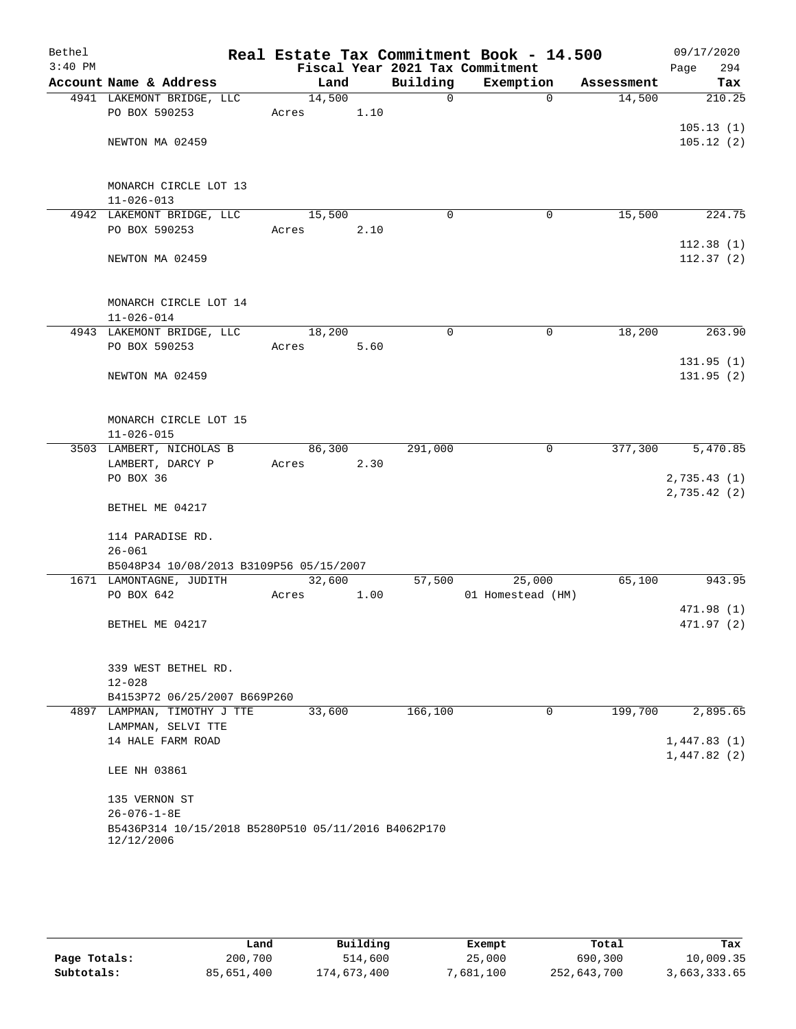Bethel 3:40 PM

# Real Estate Tax Commitment Book - 14.500

Fiscal Year 2021 Tax Commitment

09/17/2020 Page 294

| Account | Name & Address | Land | Building | Exemption | Assessment | Tax |
|---|---|---|---|---|---|---|
| 4941 | LAKEMONT BRIDGE, LLC<br>PO BOX 590253<br>NEWTON MA 02459<br>MONARCH CIRCLE LOT 13<br>11-026-013 | 14,500<br>Acres 1.10 | 0 | 0 | 14,500 | 210.25<br>105.13 (1)<br>105.12 (2) |
| 4942 | LAKEMONT BRIDGE, LLC<br>PO BOX 590253<br>NEWTON MA 02459<br>MONARCH CIRCLE LOT 14<br>11-026-014 | 15,500<br>Acres 2.10 | 0 | 0 | 15,500 | 224.75<br>112.38 (1)<br>112.37 (2) |
| 4943 | LAKEMONT BRIDGE, LLC<br>PO BOX 590253<br>NEWTON MA 02459<br>MONARCH CIRCLE LOT 15<br>11-026-015 | 18,200<br>Acres 5.60 | 0 | 0 | 18,200 | 263.90<br>131.95 (1)<br>131.95 (2) |
| 3503 | LAMBERT, NICHOLAS B<br>LAMBERT, DARCY P<br>PO BOX 36<br>BETHEL ME 04217<br>114 PARADISE RD.<br>26-061<br>B5048P34 10/08/2013 B3109P56 05/15/2007 | 86,300<br>Acres 2.30 | 291,000 | 0 | 377,300 | 5,470.85<br>2,735.43 (1)<br>2,735.42 (2) |
| 1671 | LAMONTAGNE, JUDITH<br>PO BOX 642<br>BETHEL ME 04217<br>339 WEST BETHEL RD.<br>12-028<br>B4153P72 06/25/2007 B669P260 | 32,600<br>Acres 1.00 | 57,500 | 25,000<br>01 Homestead (HM) | 65,100 | 943.95<br>471.98 (1)<br>471.97 (2) |
| 4897 | LAMPMAN, TIMOTHY J TTE<br>LAMPMAN, SELVI TTE<br>14 HALE FARM ROAD<br>LEE NH 03861<br>135 VERNON ST<br>26-076-1-8E<br>B5436P314 10/15/2018 B5280P510 05/11/2016 B4062P170 12/12/2006 | 33,600 | 166,100 | 0 | 199,700 | 2,895.65<br>1,447.83 (1)<br>1,447.82 (2) |

| | Land | Building | Exempt | Total | Tax |
|---|---|---|---|---|---|
| Page Totals: | 200,700 | 514,600 | 25,000 | 690,300 | 10,009.35 |
| Subtotals: | 85,651,400 | 174,673,400 | 7,681,100 | 252,643,700 | 3,663,333.65 |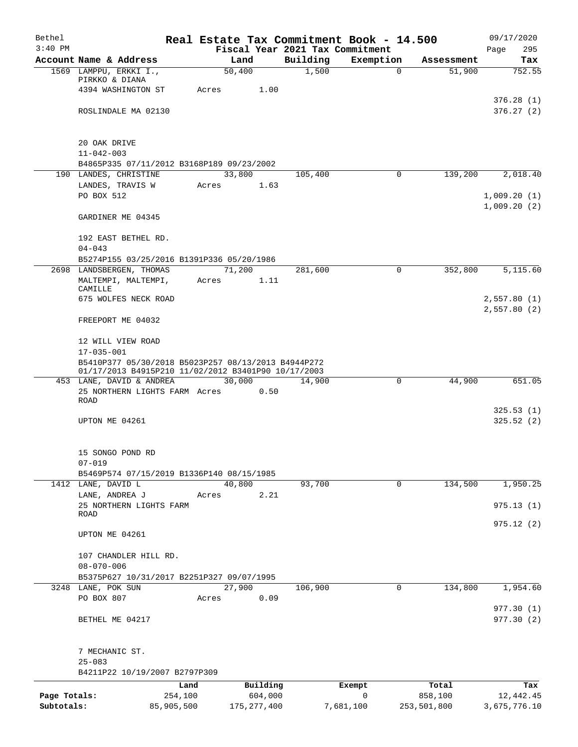Bethel 3:40 PM

# Real Estate Tax Commitment Book - 14.500

Fiscal Year 2021 Tax Commitment

09/17/2020 Page 295

| Account | Name & Address | Land | Building | Exemption | Assessment | Tax |
|---|---|---|---|---|---|---|
| 1569 | LAMPPU, ERKKI I., PIRKKO & DIANA<br>4394 WASHINGTON ST<br>ROSLINDALE MA 02130<br>20 OAK DRIVE<br>11-042-003<br>B4865P335 07/11/2012 B3168P189 09/23/2002 | 50,400<br>Acres 1.00 | 1,500 | 0 | 51,900 | 752.55<br>376.28 (1)<br>376.27 (2) |
| 190 | LANDES, CHRISTINE<br>LANDES, TRAVIS W<br>PO BOX 512<br>GARDINER ME 04345<br>192 EAST BETHEL RD.<br>04-043<br>B5274P155 03/25/2016 B1391P336 05/20/1986 | 33,800<br>Acres 1.63 | 105,400 | 0 | 139,200 | 2,018.40<br>1,009.20 (1)<br>1,009.20 (2) |
| 2698 | LANDSBERGEN, THOMAS<br>MALTEMPI, MALTEMPI, CAMILLE<br>675 WOLFES NECK ROAD<br>FREEPORT ME 04032<br>12 WILL VIEW ROAD<br>17-035-001<br>B5410P377 05/30/2018 B5023P257 08/13/2013 B4944P272 01/17/2013 B4915P210 11/02/2012 B3401P90 10/17/2003 | 71,200<br>Acres 1.11 | 281,600 | 0 | 352,800 | 5,115.60<br>2,557.80 (1)<br>2,557.80 (2) |
| 453 | LANE, DAVID & ANDREA<br>25 NORTHERN LIGHTS FARM ROAD<br>UPTON ME 04261<br>15 SONGO POND RD<br>07-019<br>B5469P574 07/15/2019 B1336P140 08/15/1985 | 30,000<br>Acres 0.50 | 14,900 | 0 | 44,900 | 651.05<br>325.53 (1)<br>325.52 (2) |
| 1412 | LANE, DAVID L<br>LANE, ANDREA J<br>25 NORTHERN LIGHTS FARM ROAD<br>UPTON ME 04261<br>107 CHANDLER HILL RD.<br>08-070-006<br>B5375P627 10/31/2017 B2251P327 09/07/1995 | 40,800<br>Acres 2.21 | 93,700 | 0 | 134,500 | 1,950.25<br>975.13 (1)<br>975.12 (2) |
| 3248 | LANE, POK SUN<br>PO BOX 807<br>BETHEL ME 04217<br>7 MECHANIC ST.<br>25-083<br>B4211P22 10/19/2007 B2797P309 | 27,900<br>Acres 0.09 | 106,900 | 0 | 134,800 | 1,954.60<br>977.30 (1)<br>977.30 (2) |

| | Land | Building | Exempt | Total | Tax |
|---|---|---|---|---|---|
| Page Totals: | 254,100 | 604,000 | 0 | 858,100 | 12,442.45 |
| Subtotals: | 85,905,500 | 175,277,400 | 7,681,100 | 253,501,800 | 3,675,776.10 |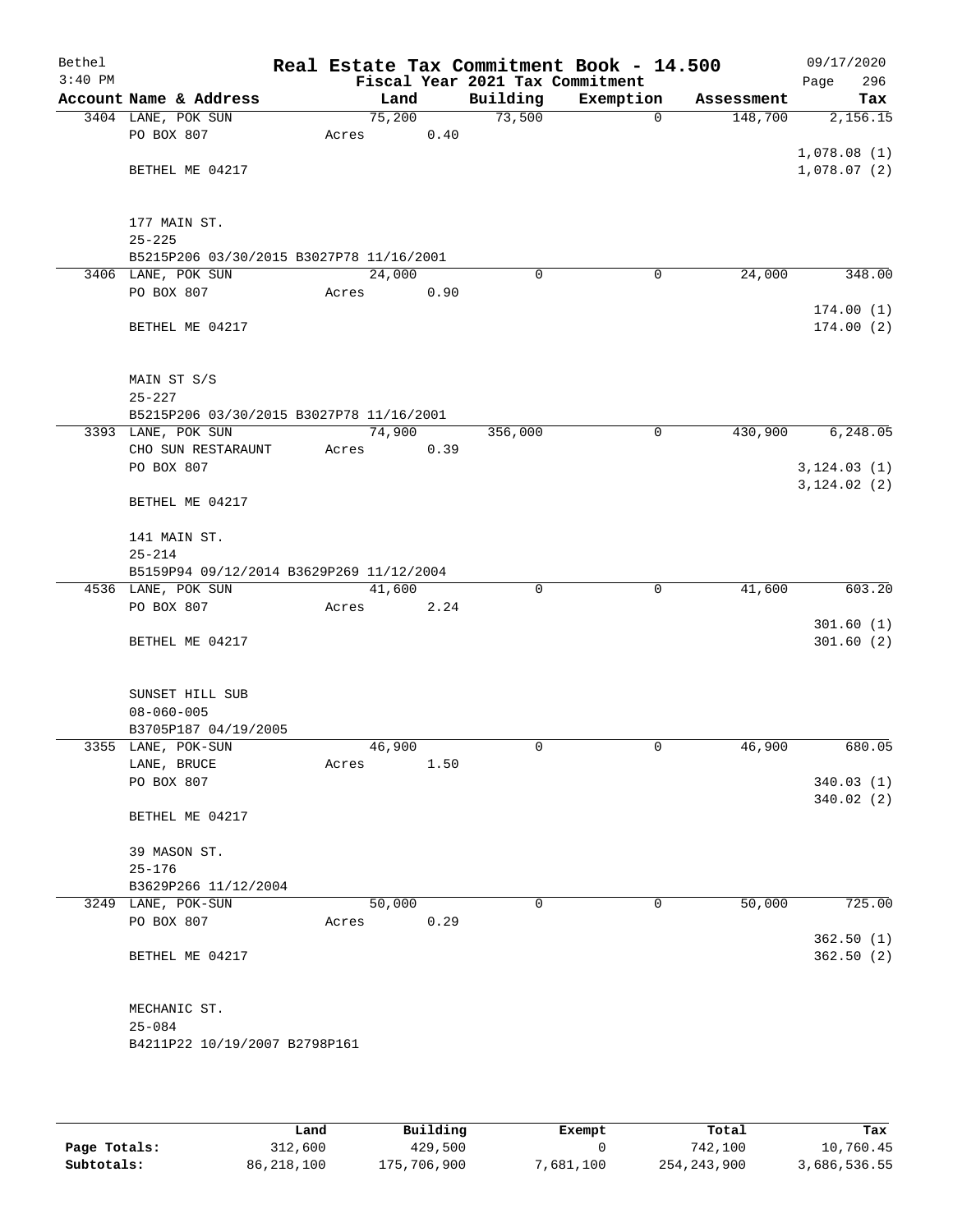# Real Estate Tax Commitment Book - 14.500

Bethel 3:40 PM — Fiscal Year 2021 Tax Commitment — 09/17/2020

| Account | Name & Address | Land | Building | Exemption | Assessment | Tax |
|---|---|---|---|---|---|---|
| 3404 | LANE, POK SUN<br>PO BOX 807<br>BETHEL ME 04217<br>177 MAIN ST.<br>25-225<br>B5215P206 03/30/2015 B3027P78 11/16/2001 | 75,200<br>Acres 0.40 | 73,500 | 0 | 148,700 | 2,156.15<br>1,078.08 (1)<br>1,078.07 (2) |
| 3406 | LANE, POK SUN<br>PO BOX 807<br>BETHEL ME 04217<br>MAIN ST S/S<br>25-227<br>B5215P206 03/30/2015 B3027P78 11/16/2001 | 24,000<br>Acres 0.90 | 0 | 0 | 24,000 | 348.00<br>174.00 (1)<br>174.00 (2) |
| 3393 | LANE, POK SUN<br>CHO SUN RESTARAUNT<br>PO BOX 807<br>BETHEL ME 04217<br>141 MAIN ST.<br>25-214<br>B5159P94 09/12/2014 B3629P269 11/12/2004 | 74,900<br>Acres 0.39 | 356,000 | 0 | 430,900 | 6,248.05<br>3,124.03 (1)<br>3,124.02 (2) |
| 4536 | LANE, POK SUN<br>PO BOX 807<br>BETHEL ME 04217<br>SUNSET HILL SUB<br>08-060-005<br>B3705P187 04/19/2005 | 41,600<br>Acres 2.24 | 0 | 0 | 41,600 | 603.20<br>301.60 (1)<br>301.60 (2) |
| 3355 | LANE, POK-SUN<br>LANE, BRUCE<br>PO BOX 807<br>BETHEL ME 04217<br>39 MASON ST.<br>25-176<br>B3629P266 11/12/2004 | 46,900<br>Acres 1.50 | 0 | 0 | 46,900 | 680.05<br>340.03 (1)<br>340.02 (2) |
| 3249 | LANE, POK-SUN<br>PO BOX 807<br>BETHEL ME 04217<br>MECHANIC ST.<br>25-084<br>B4211P22 10/19/2007 B2798P161 | 50,000<br>Acres 0.29 | 0 | 0 | 50,000 | 725.00<br>362.50 (1)<br>362.50 (2) |

| | Land | Building | Exempt | Total | Tax |
|---|---|---|---|---|---|
| Page Totals: | 312,600 | 429,500 | 0 | 742,100 | 10,760.45 |
| Subtotals: | 86,218,100 | 175,706,900 | 7,681,100 | 254,243,900 | 3,686,536.55 |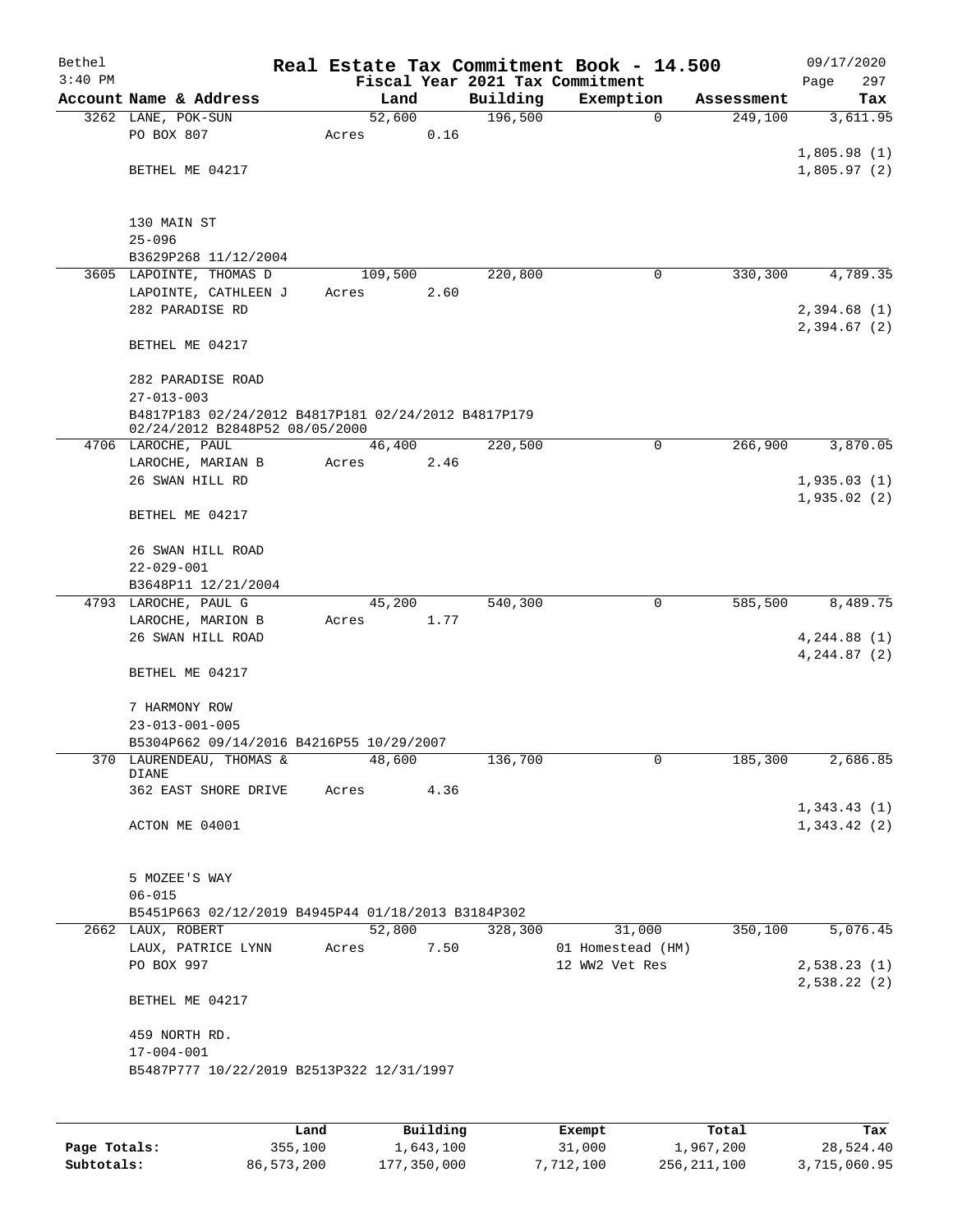Bethel 3:40 PM

# Real Estate Tax Commitment Book - 14.500

Fiscal Year 2021 Tax Commitment

09/17/2020 Page 297

| Account | Name & Address | Land | Building | Exemption | Assessment | Tax |
|---|---|---|---|---|---|---|
| 3262 | LANE, POK-SUN<br>PO BOX 807<br><br>BETHEL ME 04217<br><br>130 MAIN ST<br>25-096<br>B3629P268 11/12/2004 | 52,600<br>Acres 0.16 | 196,500 | 0 | 249,100 | 3,611.95<br>1,805.98 (1)<br>1,805.97 (2) |
| 3605 | LAPOINTE, THOMAS D<br>LAPOINTE, CATHLEEN J<br>282 PARADISE RD<br><br>BETHEL ME 04217<br><br>282 PARADISE ROAD<br>27-013-003<br>B4817P183 02/24/2012 B4817P181 02/24/2012 B4817P179 02/24/2012 B2848P52 08/05/2000 | 109,500<br>Acres 2.60 | 220,800 | 0 | 330,300 | 4,789.35<br>2,394.68 (1)<br>2,394.67 (2) |
| 4706 | LAROCHE, PAUL<br>LAROCHE, MARIAN B<br>26 SWAN HILL RD<br><br>BETHEL ME 04217<br><br>26 SWAN HILL ROAD<br>22-029-001<br>B3648P11 12/21/2004 | 46,400<br>Acres 2.46 | 220,500 | 0 | 266,900 | 3,870.05<br>1,935.03 (1)<br>1,935.02 (2) |
| 4793 | LAROCHE, PAUL G<br>LAROCHE, MARION B<br>26 SWAN HILL ROAD<br><br>BETHEL ME 04217<br><br>7 HARMONY ROW<br>23-013-001-005<br>B5304P662 09/14/2016 B4216P55 10/29/2007 | 45,200<br>Acres 1.77 | 540,300 | 0 | 585,500 | 8,489.75<br>4,244.88 (1)<br>4,244.87 (2) |
| 370 | LAURENDEAU, THOMAS & DIANE<br>362 EAST SHORE DRIVE<br><br>ACTON ME 04001<br><br>5 MOZEE'S WAY<br>06-015<br>B5451P663 02/12/2019 B4945P44 01/18/2013 B3184P302 | 48,600<br>Acres 4.36 | 136,700 | 0 | 185,300 | 2,686.85<br>1,343.43 (1)<br>1,343.42 (2) |
| 2662 | LAUX, ROBERT<br>LAUX, PATRICE LYNN<br>PO BOX 997<br><br>BETHEL ME 04217<br><br>459 NORTH RD.<br>17-004-001<br>B5487P777 10/22/2019 B2513P322 12/31/1997 | 52,800<br>Acres 7.50 | 328,300 | 31,000<br>01 Homestead (HM)<br>12 WW2 Vet Res | 350,100 | 5,076.45<br>2,538.23 (1)<br>2,538.22 (2) |

| | Land | Building | Exempt | Total | Tax |
|---|---|---|---|---|---|
| Page Totals: | 355,100 | 1,643,100 | 31,000 | 1,967,200 | 28,524.40 |
| Subtotals: | 86,573,200 | 177,350,000 | 7,712,100 | 256,211,100 | 3,715,060.95 |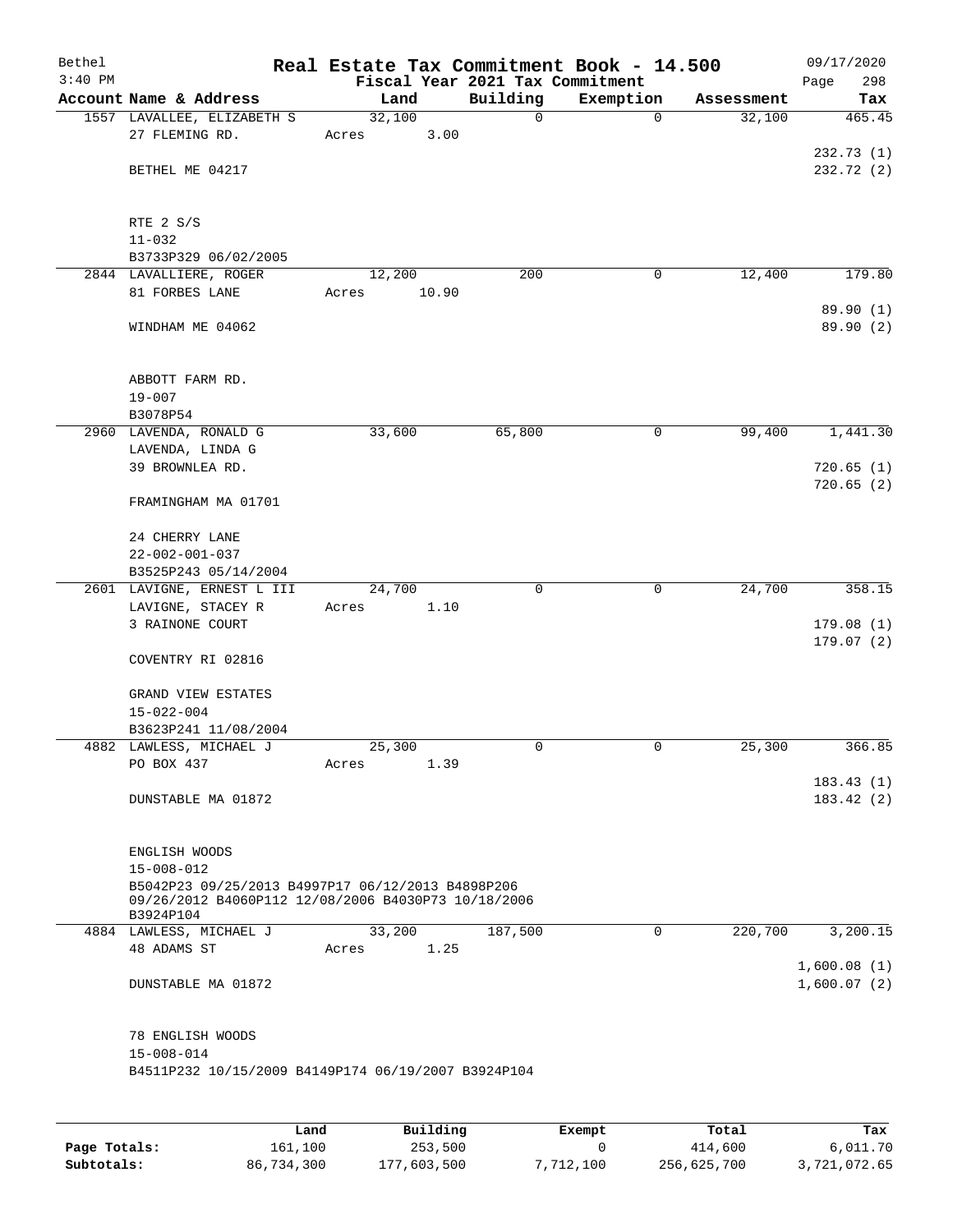Bethel
3:40 PM

# Real Estate Tax Commitment Book - 14.500

Fiscal Year 2021 Tax Commitment

09/17/2020
Page 298

| Account Name & Address | Land | Building | Exemption | Assessment | Tax |
|---|---|---|---|---|---|
| 1557 LAVALLEE, ELIZABETH S<br>27 FLEMING RD.<br><br>BETHEL ME 04217<br><br>RTE 2 S/S<br>11-032<br>B3733P329 06/02/2005 | 32,100<br>Acres 3.00 | 0 | 0 | 32,100 | 465.45<br><br>232.73 (1)<br>232.72 (2) |
| 2844 LAVALLIERE, ROGER<br>81 FORBES LANE<br><br>WINDHAM ME 04062<br><br>ABBOTT FARM RD.<br>19-007<br>B3078P54 | 12,200<br>Acres 10.90 | 200 | 0 | 12,400 | 179.80<br><br>89.90 (1)<br>89.90 (2) |
| 2960 LAVENDA, RONALD G<br>LAVENDA, LINDA G<br>39 BROWNLEA RD.<br><br>FRAMINGHAM MA 01701<br><br>24 CHERRY LANE<br>22-002-001-037<br>B3525P243 05/14/2004 | 33,600 | 65,800 | 0 | 99,400 | 1,441.30<br><br>720.65 (1)<br>720.65 (2) |
| 2601 LAVIGNE, ERNEST L III<br>LAVIGNE, STACEY R<br>3 RAINONE COURT<br><br>COVENTRY RI 02816<br><br>GRAND VIEW ESTATES<br>15-022-004<br>B3623P241 11/08/2004 | 24,700<br>Acres 1.10 | 0 | 0 | 24,700 | 358.15<br><br>179.08 (1)<br>179.07 (2) |
| 4882 LAWLESS, MICHAEL J<br>PO BOX 437<br><br>DUNSTABLE MA 01872<br><br>ENGLISH WOODS<br>15-008-012<br>B5042P23 09/25/2013 B4997P17 06/12/2013 B4898P206 09/26/2012 B4060P112 12/08/2006 B4030P73 10/18/2006 B3924P104 | 25,300<br>Acres 1.39 | 0 | 0 | 25,300 | 366.85<br><br>183.43 (1)<br>183.42 (2) |
| 4884 LAWLESS, MICHAEL J<br>48 ADAMS ST<br><br>DUNSTABLE MA 01872<br><br>78 ENGLISH WOODS<br>15-008-014<br>B4511P232 10/15/2009 B4149P174 06/19/2007 B3924P104 | 33,200<br>Acres 1.25 | 187,500 | 0 | 220,700 | 3,200.15<br><br>1,600.08 (1)<br>1,600.07 (2) |

| | Land | Building | Exempt | Total | Tax |
|---|---|---|---|---|---|
| Page Totals: | 161,100 | 253,500 | 0 | 414,600 | 6,011.70 |
| Subtotals: | 86,734,300 | 177,603,500 | 7,712,100 | 256,625,700 | 3,721,072.65 |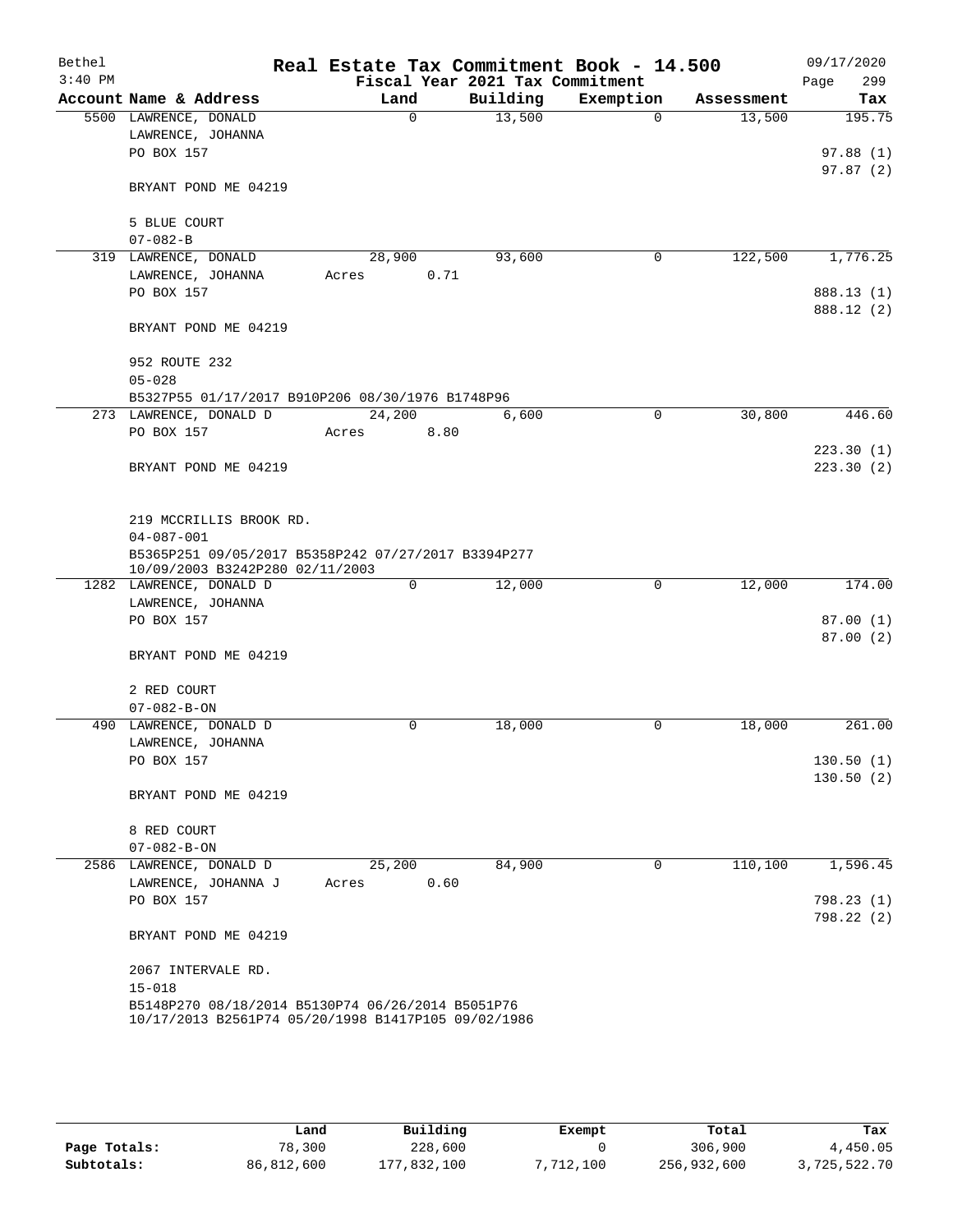Bethel 3:40 PM

# Real Estate Tax Commitment Book - 14.500

Fiscal Year 2021 Tax Commitment

09/17/2020 Page 299

| Account Name & Address | Land | Building | Exemption | Assessment | Tax |
|---|---|---|---|---|---|
| 5500 LAWRENCE, DONALD<br>LAWRENCE, JOHANNA<br>PO BOX 157<br><br>BRYANT POND ME 04219<br><br>5 BLUE COURT<br>07-082-B | 0 | 13,500 | 0 | 13,500 | 195.75<br><br>97.88 (1)<br>97.87 (2) |
| 319 LAWRENCE, DONALD<br>LAWRENCE, JOHANNA<br>PO BOX 157<br><br>BRYANT POND ME 04219<br><br>952 ROUTE 232<br>05-028<br>B5327P55 01/17/2017 B910P206 08/30/1976 B1748P96 | 28,900<br>Acres 0.71 | 93,600 | 0 | 122,500 | 1,776.25<br><br>888.13 (1)<br>888.12 (2) |
| 273 LAWRENCE, DONALD D<br>PO BOX 157<br><br>BRYANT POND ME 04219<br><br>219 MCCRILLIS BROOK RD.<br>04-087-001<br>B5365P251 09/05/2017 B5358P242 07/27/2017 B3394P277 10/09/2003 B3242P280 02/11/2003 | 24,200<br>Acres 8.80 | 6,600 | 0 | 30,800 | 446.60<br><br>223.30 (1)<br>223.30 (2) |
| 1282 LAWRENCE, DONALD D<br>LAWRENCE, JOHANNA<br>PO BOX 157<br><br>BRYANT POND ME 04219<br><br>2 RED COURT<br>07-082-B-ON | 0 | 12,000 | 0 | 12,000 | 174.00<br><br>87.00 (1)<br>87.00 (2) |
| 490 LAWRENCE, DONALD D<br>LAWRENCE, JOHANNA<br>PO BOX 157<br><br>BRYANT POND ME 04219<br><br>8 RED COURT<br>07-082-B-ON | 0 | 18,000 | 0 | 18,000 | 261.00<br><br>130.50 (1)<br>130.50 (2) |
| 2586 LAWRENCE, DONALD D<br>LAWRENCE, JOHANNA J<br>PO BOX 157<br><br>BRYANT POND ME 04219<br><br>2067 INTERVALE RD.<br>15-018<br>B5148P270 08/18/2014 B5130P74 06/26/2014 B5051P76 10/17/2013 B2561P74 05/20/1998 B1417P105 09/02/1986 | 25,200<br>Acres 0.60 | 84,900 | 0 | 110,100 | 1,596.45<br><br>798.23 (1)<br>798.22 (2) |

| | Land | Building | Exempt | Total | Tax |
|---|---|---|---|---|---|
| Page Totals: | 78,300 | 228,600 | 0 | 306,900 | 4,450.05 |
| Subtotals: | 86,812,600 | 177,832,100 | 7,712,100 | 256,932,600 | 3,725,522.70 |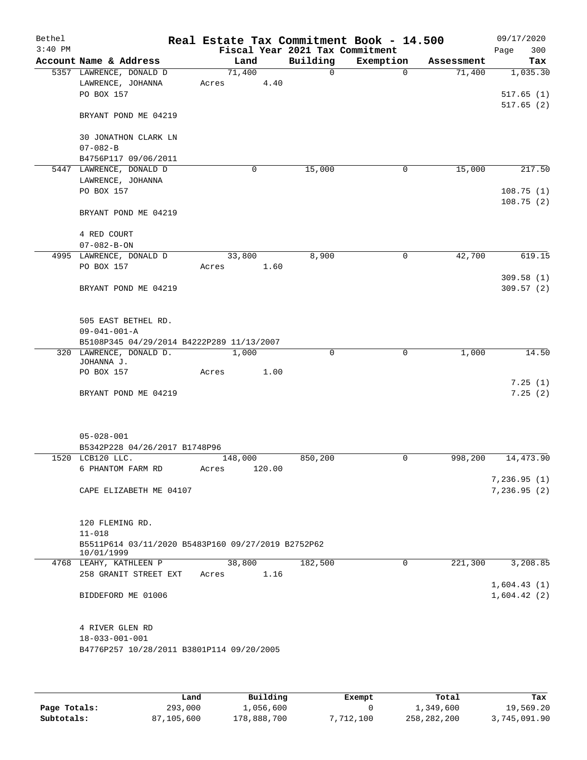# Real Estate Tax Commitment Book - 14.500

Bethel 3:40 PM — Fiscal Year 2021 Tax Commitment — 09/17/2020

| Account Name & Address | Land | Building | Exemption | Assessment | Tax |
|---|---|---|---|---|---|
| 5357 LAWRENCE, DONALD D | 71,400 | 0 | 0 | 71,400 | 1,035.30 |
| LAWRENCE, JOHANNA | Acres 4.40 | | | | |
| PO BOX 157 | | | | | 517.65 (1) |
| | | | | | 517.65 (2) |
| BRYANT POND ME 04219 | | | | | |
| 30 JONATHON CLARK LN | | | | | |
| 07-082-B | | | | | |
| B4756P117 09/06/2011 | | | | | |
| 5447 LAWRENCE, DONALD D | 0 | 15,000 | 0 | 15,000 | 217.50 |
| LAWRENCE, JOHANNA | | | | | |
| PO BOX 157 | | | | | 108.75 (1) |
| | | | | | 108.75 (2) |
| BRYANT POND ME 04219 | | | | | |
| 4 RED COURT | | | | | |
| 07-082-B-ON | | | | | |
| 4995 LAWRENCE, DONALD D | 33,800 | 8,900 | 0 | 42,700 | 619.15 |
| PO BOX 157 | Acres 1.60 | | | | |
| | | | | | 309.58 (1) |
| BRYANT POND ME 04219 | | | | | 309.57 (2) |
| 505 EAST BETHEL RD. | | | | | |
| 09-041-001-A | | | | | |
| B5108P345 04/29/2014 B4222P289 11/13/2007 | | | | | |
| 320 LAWRENCE, DONALD D. | 1,000 | 0 | 0 | 1,000 | 14.50 |
| JOHANNA J. | | | | | |
| PO BOX 157 | Acres 1.00 | | | | |
| | | | | | 7.25 (1) |
| BRYANT POND ME 04219 | | | | | 7.25 (2) |
| 05-028-001 | | | | | |
| B5342P228 04/26/2017 B1748P96 | | | | | |
| 1520 LCB120 LLC. | 148,000 | 850,200 | 0 | 998,200 | 14,473.90 |
| 6 PHANTOM FARM RD | Acres 120.00 | | | | |
| | | | | | 7,236.95 (1) |
| CAPE ELIZABETH ME 04107 | | | | | 7,236.95 (2) |
| 120 FLEMING RD. | | | | | |
| 11-018 | | | | | |
| B5511P614 03/11/2020 B5483P160 09/27/2019 B2752P62 10/01/1999 | | | | | |
| 4768 LEAHY, KATHLEEN P | 38,800 | 182,500 | 0 | 221,300 | 3,208.85 |
| 258 GRANIT STREET EXT | Acres 1.16 | | | | |
| | | | | | 1,604.43 (1) |
| BIDDEFORD ME 01006 | | | | | 1,604.42 (2) |
| 4 RIVER GLEN RD | | | | | |
| 18-033-001-001 | | | | | |
| B4776P257 10/28/2011 B3801P114 09/20/2005 | | | | | |

| | Land | Building | Exempt | Total | Tax |
|---|---|---|---|---|---|
| Page Totals: | 293,000 | 1,056,600 | 0 | 1,349,600 | 19,569.20 |
| Subtotals: | 87,105,600 | 178,888,700 | 7,712,100 | 258,282,200 | 3,745,091.90 |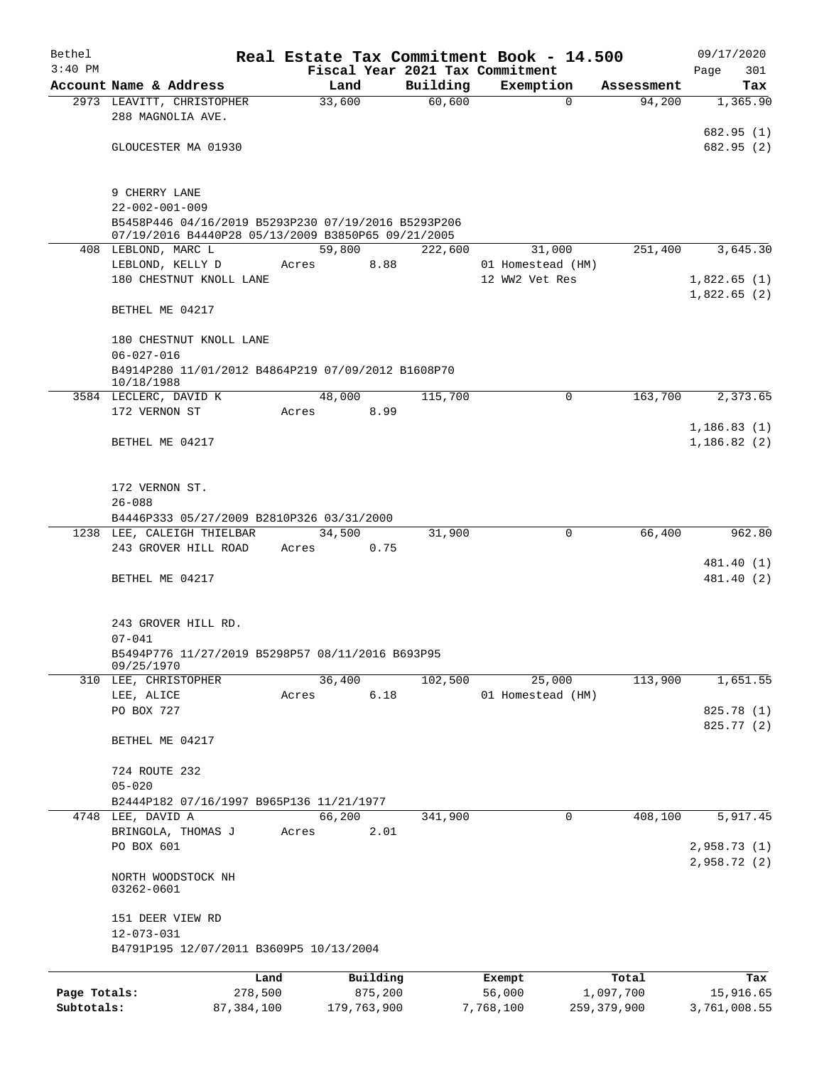Bethel 3:40 PM

# Real Estate Tax Commitment Book - 14.500

Fiscal Year 2021 Tax Commitment

09/17/2020

| Account Name & Address | Land | Building | Exemption | Assessment | Tax |
|---|---|---|---|---|---|
| 2973 LEAVITT, CHRISTOPHER<br>288 MAGNOLIA AVE.<br><br>GLOUCESTER MA 01930<br><br>9 CHERRY LANE<br>22-002-001-009<br>B5458P446 04/16/2019 B5293P230 07/19/2016 B5293P206 07/19/2016 B4440P28 05/13/2009 B3850P65 09/21/2005 | 33,600 | 60,600 | 0 | 94,200 | 1,365.90<br><br>682.95 (1)<br>682.95 (2) |
| 408 LEBLOND, MARC L<br>LEBLOND, KELLY D<br>180 CHESTNUT KNOLL LANE<br><br>BETHEL ME 04217<br><br>180 CHESTNUT KNOLL LANE<br>06-027-016<br>B4914P280 11/01/2012 B4864P219 07/09/2012 B1608P70 10/18/1988 | 59,800<br>Acres 8.88 | 222,600 | 31,000<br>01 Homestead (HM)<br>12 WW2 Vet Res | 251,400 | 3,645.30<br><br>1,822.65 (1)<br>1,822.65 (2) |
| 3584 LECLERC, DAVID K<br>172 VERNON ST<br><br>BETHEL ME 04217<br><br>172 VERNON ST.<br>26-088<br>B4446P333 05/27/2009 B2810P326 03/31/2000 | 48,000<br>Acres 8.99 | 115,700 | 0 | 163,700 | 2,373.65<br><br>1,186.83 (1)<br>1,186.82 (2) |
| 1238 LEE, CALEIGH THIELBAR<br>243 GROVER HILL ROAD<br><br>BETHEL ME 04217<br><br>243 GROVER HILL RD.<br>07-041<br>B5494P776 11/27/2019 B5298P57 08/11/2016 B693P95 09/25/1970 | 34,500<br>Acres 0.75 | 31,900 | 0 | 66,400 | 962.80<br><br>481.40 (1)<br>481.40 (2) |
| 310 LEE, CHRISTOPHER<br>LEE, ALICE<br>PO BOX 727<br><br>BETHEL ME 04217<br><br>724 ROUTE 232<br>05-020<br>B2444P182 07/16/1997 B965P136 11/21/1977 | 36,400<br>Acres 6.18 | 102,500 | 25,000<br>01 Homestead (HM) | 113,900 | 1,651.55<br><br>825.78 (1)<br>825.77 (2) |
| 4748 LEE, DAVID A<br>BRINGOLA, THOMAS J<br>PO BOX 601<br><br>NORTH WOODSTOCK NH 03262-0601<br><br>151 DEER VIEW RD<br>12-073-031<br>B4791P195 12/07/2011 B3609P5 10/13/2004 | 66,200<br>Acres 2.01 | 341,900 | 0 | 408,100 | 5,917.45<br><br>2,958.73 (1)<br>2,958.72 (2) |

| | Land | Building | Exempt | Total | Tax |
|---|---|---|---|---|---|
| Page Totals: | 278,500 | 875,200 | 56,000 | 1,097,700 | 15,916.65 |
| Subtotals: | 87,384,100 | 179,763,900 | 7,768,100 | 259,379,900 | 3,761,008.55 |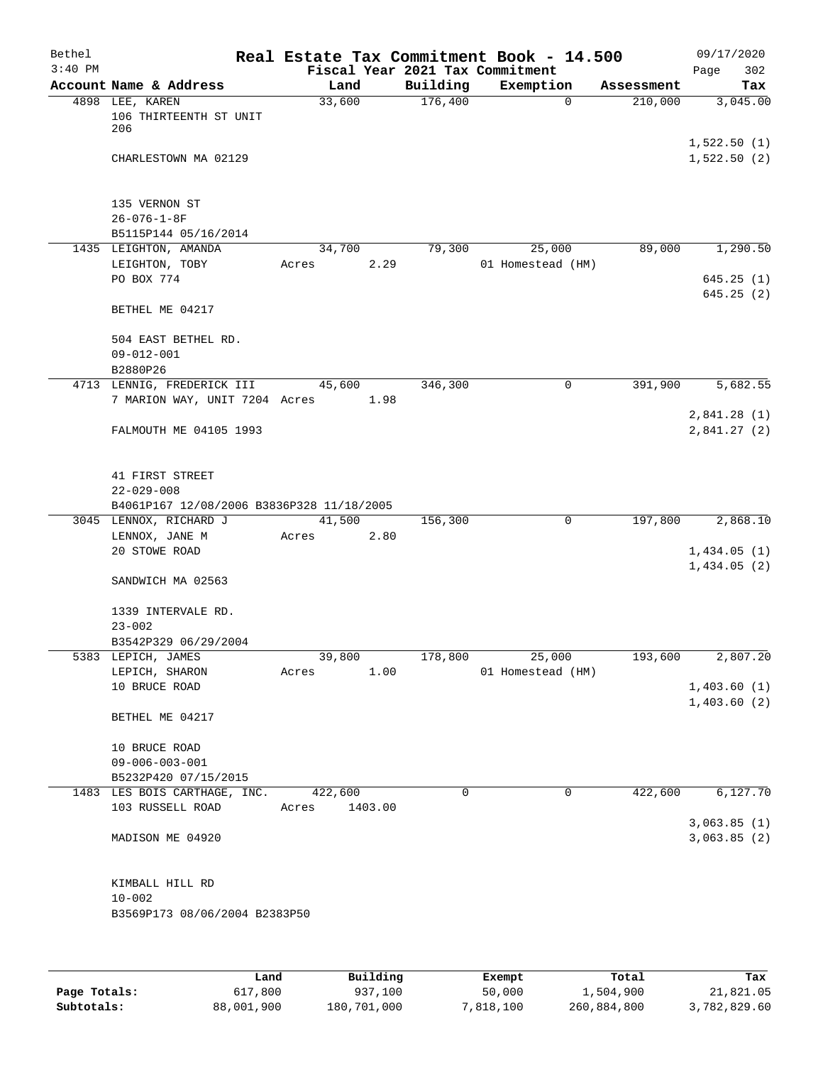Bethel
3:40 PM

# Real Estate Tax Commitment Book - 14.500

Fiscal Year 2021 Tax Commitment

09/17/2020

| Account | Name & Address | Land | Building | Exemption | Assessment | Tax |
|---|---|---|---|---|---|---|
| 4898 | LEE, KAREN<br>106 THIRTEENTH ST UNIT 206<br><br>CHARLESTOWN MA 02129<br><br>135 VERNON ST<br>26-076-1-8F<br>B5115P144 05/16/2014 | 33,600 | 176,400 | 0 | 210,000 | 3,045.00<br><br>1,522.50 (1)<br>1,522.50 (2) |
| 1435 | LEIGHTON, AMANDA<br>LEIGHTON, TOBY<br>PO BOX 774<br><br>BETHEL ME 04217<br><br>504 EAST BETHEL RD.<br>09-012-001<br>B2880P26 | 34,700<br>Acres 2.29 | 79,300 | 25,000<br>01 Homestead (HM) | 89,000 | 1,290.50<br><br>645.25 (1)<br>645.25 (2) |
| 4713 | LENNIG, FREDERICK III<br>7 MARION WAY, UNIT 7204<br><br>FALMOUTH ME 04105 1993<br><br>41 FIRST STREET<br>22-029-008<br>B4061P167 12/08/2006 B3836P328 11/18/2005 | 45,600<br>Acres 1.98 | 346,300 | 0 | 391,900 | 5,682.55<br><br>2,841.28 (1)<br>2,841.27 (2) |
| 3045 | LENNOX, RICHARD J<br>LENNOX, JANE M<br>20 STOWE ROAD<br><br>SANDWICH MA 02563<br><br>1339 INTERVALE RD.<br>23-002<br>B3542P329 06/29/2004 | 41,500<br>Acres 2.80 | 156,300 | 0 | 197,800 | 2,868.10<br><br>1,434.05 (1)<br>1,434.05 (2) |
| 5383 | LEPICH, JAMES<br>LEPICH, SHARON<br>10 BRUCE ROAD<br><br>BETHEL ME 04217<br><br>10 BRUCE ROAD<br>09-006-003-001<br>B5232P420 07/15/2015 | 39,800<br>Acres 1.00 | 178,800 | 25,000<br>01 Homestead (HM) | 193,600 | 2,807.20<br><br>1,403.60 (1)<br>1,403.60 (2) |
| 1483 | LES BOIS CARTHAGE, INC.<br>103 RUSSELL ROAD<br><br>MADISON ME 04920<br><br>KIMBALL HILL RD<br>10-002<br>B3569P173 08/06/2004 B2383P50 | 422,600<br>Acres 1403.00 | 0 | 0 | 422,600 | 6,127.70<br><br>3,063.85 (1)<br>3,063.85 (2) |

| | Land | Building | Exempt | Total | Tax |
|---|---|---|---|---|---|
| Page Totals: | 617,800 | 937,100 | 50,000 | 1,504,900 | 21,821.05 |
| Subtotals: | 88,001,900 | 180,701,000 | 7,818,100 | 260,884,800 | 3,782,829.60 |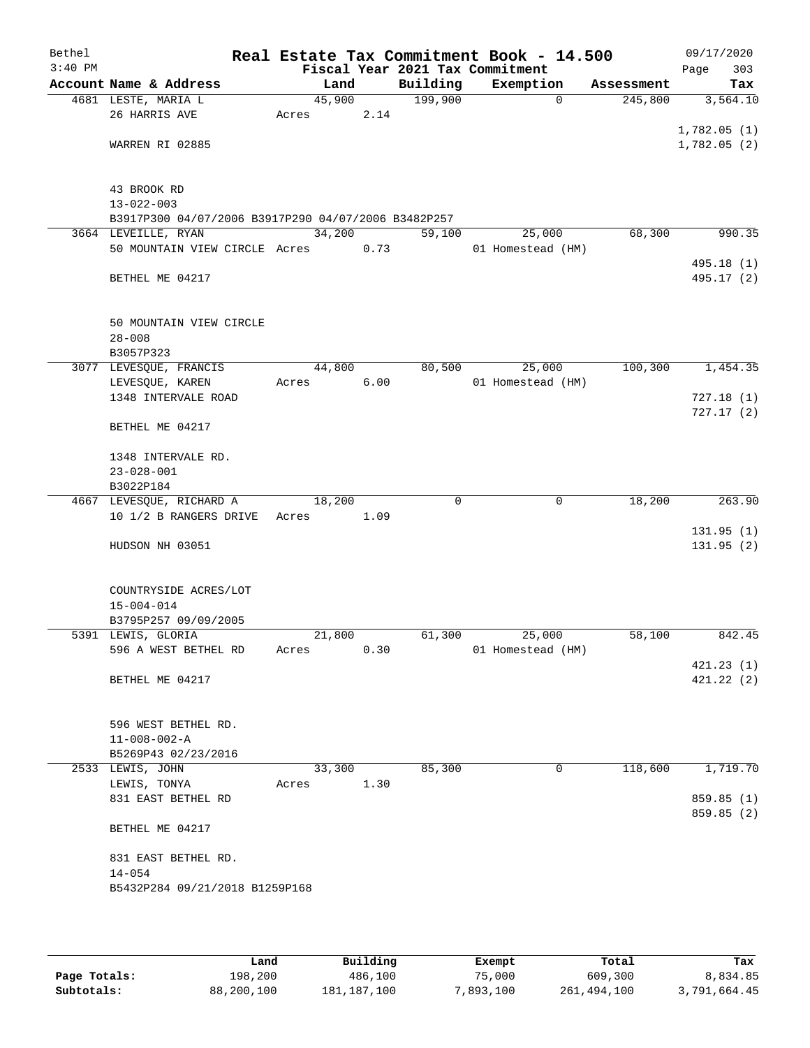Bethel 3:40 PM

# Real Estate Tax Commitment Book - 14.500

Fiscal Year 2021 Tax Commitment

09/17/2020

| Account Name & Address | Land | Building | Exemption | Assessment | Tax |
|---|---|---|---|---|---|
| 4681 LESTE, MARIA L | 45,900 | 199,900 | 0 | 245,800 | 3,564.10 |
| 26 HARRIS AVE | Acres 2.14 | | | | |
| | | | | | 1,782.05 (1) |
| WARREN RI 02885 | | | | | 1,782.05 (2) |
| 43 BROOK RD | | | | | |
| 13-022-003 | | | | | |
| B3917P300 04/07/2006 B3917P290 04/07/2006 B3482P257 | | | | | |
| 3664 LEVEILLE, RYAN | 34,200 | 59,100 | 25,000 | 68,300 | 990.35 |
| 50 MOUNTAIN VIEW CIRCLE | Acres 0.73 | | 01 Homestead (HM) | | |
| | | | | | 495.18 (1) |
| BETHEL ME 04217 | | | | | 495.17 (2) |
| 50 MOUNTAIN VIEW CIRCLE | | | | | |
| 28-008 | | | | | |
| B3057P323 | | | | | |
| 3077 LEVESQUE, FRANCIS | 44,800 | 80,500 | 25,000 | 100,300 | 1,454.35 |
| LEVESQUE, KAREN | Acres 6.00 | | 01 Homestead (HM) | | |
| 1348 INTERVALE ROAD | | | | | 727.18 (1) |
| | | | | | 727.17 (2) |
| BETHEL ME 04217 | | | | | |
| 1348 INTERVALE RD. | | | | | |
| 23-028-001 | | | | | |
| B3022P184 | | | | | |
| 4667 LEVESQUE, RICHARD A | 18,200 | 0 | 0 | 18,200 | 263.90 |
| 10 1/2 B RANGERS DRIVE | Acres 1.09 | | | | |
| | | | | | 131.95 (1) |
| HUDSON NH 03051 | | | | | 131.95 (2) |
| COUNTRYSIDE ACRES/LOT | | | | | |
| 15-004-014 | | | | | |
| B3795P257 09/09/2005 | | | | | |
| 5391 LEWIS, GLORIA | 21,800 | 61,300 | 25,000 | 58,100 | 842.45 |
| 596 A WEST BETHEL RD | Acres 0.30 | | 01 Homestead (HM) | | |
| | | | | | 421.23 (1) |
| BETHEL ME 04217 | | | | | 421.22 (2) |
| 596 WEST BETHEL RD. | | | | | |
| 11-008-002-A | | | | | |
| B5269P43 02/23/2016 | | | | | |
| 2533 LEWIS, JOHN | 33,300 | 85,300 | 0 | 118,600 | 1,719.70 |
| LEWIS, TONYA | Acres 1.30 | | | | |
| 831 EAST BETHEL RD | | | | | 859.85 (1) |
| | | | | | 859.85 (2) |
| BETHEL ME 04217 | | | | | |
| 831 EAST BETHEL RD. | | | | | |
| 14-054 | | | | | |
| B5432P284 09/21/2018 B1259P168 | | | | | |

| | Land | Building | Exempt | Total | Tax |
|---|---|---|---|---|---|
| Page Totals: | 198,200 | 486,100 | 75,000 | 609,300 | 8,834.85 |
| Subtotals: | 88,200,100 | 181,187,100 | 7,893,100 | 261,494,100 | 3,791,664.45 |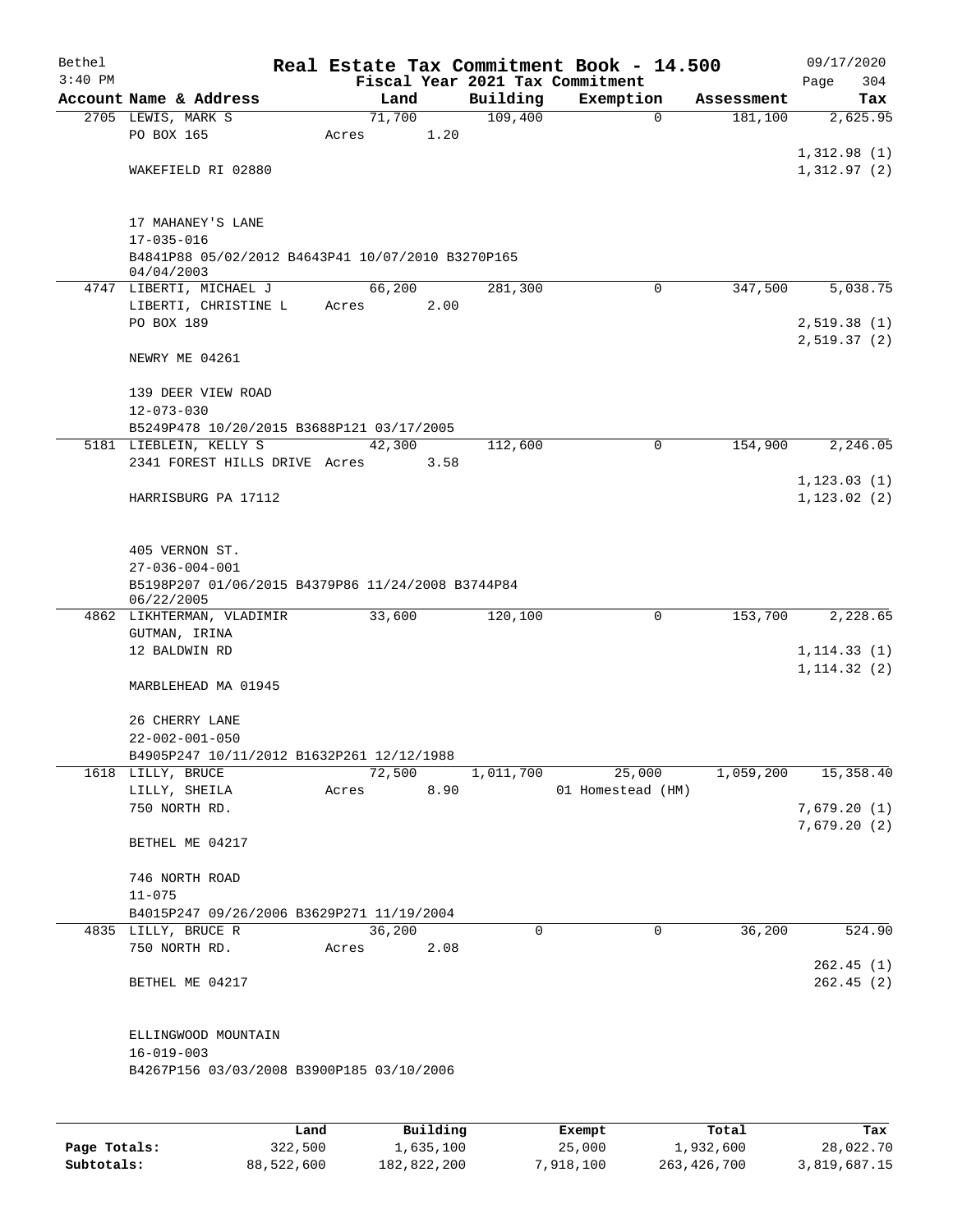# Real Estate Tax Commitment Book - 14.500

Bethel
3:40 PM

Fiscal Year 2021 Tax Commitment

09/17/2020
Page 304

| Account | Name & Address | Land | Building | Exemption | Assessment | Tax |
|---|---|---|---|---|---|---|
| 2705 | LEWIS, MARK S | 71,700 | 109,400 | 0 | 181,100 | 2,625.95 |
| | PO BOX 165 | Acres 1.20 | | | | |
| | | | | | | 1,312.98 (1) |
| | WAKEFIELD RI 02880 | | | | | 1,312.97 (2) |
| | 17 MAHANEY'S LANE | | | | | |
| | 17-035-016 | | | | | |
| | B4841P88 05/02/2012 B4643P41 10/07/2010 B3270P165 04/04/2003 | | | | | |
| 4747 | LIBERTI, MICHAEL J | 66,200 | 281,300 | 0 | 347,500 | 5,038.75 |
| | LIBERTI, CHRISTINE L | Acres 2.00 | | | | |
| | PO BOX 189 | | | | | 2,519.38 (1) |
| | | | | | | 2,519.37 (2) |
| | NEWRY ME 04261 | | | | | |
| | 139 DEER VIEW ROAD | | | | | |
| | 12-073-030 | | | | | |
| | B5249P478 10/20/2015 B3688P121 03/17/2005 | | | | | |
| 5181 | LIEBLEIN, KELLY S | 42,300 | 112,600 | 0 | 154,900 | 2,246.05 |
| | 2341 FOREST HILLS DRIVE | Acres 3.58 | | | | |
| | | | | | | 1,123.03 (1) |
| | HARRISBURG PA 17112 | | | | | 1,123.02 (2) |
| | 405 VERNON ST. | | | | | |
| | 27-036-004-001 | | | | | |
| | B5198P207 01/06/2015 B4379P86 11/24/2008 B3744P84 06/22/2005 | | | | | |
| 4862 | LIKHTERMAN, VLADIMIR | 33,600 | 120,100 | 0 | 153,700 | 2,228.65 |
| | GUTMAN, IRINA | | | | | |
| | 12 BALDWIN RD | | | | | 1,114.33 (1) |
| | | | | | | 1,114.32 (2) |
| | MARBLEHEAD MA 01945 | | | | | |
| | 26 CHERRY LANE | | | | | |
| | 22-002-001-050 | | | | | |
| | B4905P247 10/11/2012 B1632P261 12/12/1988 | | | | | |
| 1618 | LILLY, BRUCE | 72,500 | 1,011,700 | 25,000 | 1,059,200 | 15,358.40 |
| | LILLY, SHEILA | Acres 8.90 | | 01 Homestead (HM) | | |
| | 750 NORTH RD. | | | | | 7,679.20 (1) |
| | | | | | | 7,679.20 (2) |
| | BETHEL ME 04217 | | | | | |
| | 746 NORTH ROAD | | | | | |
| | 11-075 | | | | | |
| | B4015P247 09/26/2006 B3629P271 11/19/2004 | | | | | |
| 4835 | LILLY, BRUCE R | 36,200 | 0 | 0 | 36,200 | 524.90 |
| | 750 NORTH RD. | Acres 2.08 | | | | |
| | | | | | | 262.45 (1) |
| | BETHEL ME 04217 | | | | | 262.45 (2) |
| | ELLINGWOOD MOUNTAIN | | | | | |
| | 16-019-003 | | | | | |
| | B4267P156 03/03/2008 B3900P185 03/10/2006 | | | | | |

| | Land | Building | Exempt | Total | Tax |
|---|---|---|---|---|---|
| Page Totals: | 322,500 | 1,635,100 | 25,000 | 1,932,600 | 28,022.70 |
| Subtotals: | 88,522,600 | 182,822,200 | 7,918,100 | 263,426,700 | 3,819,687.15 |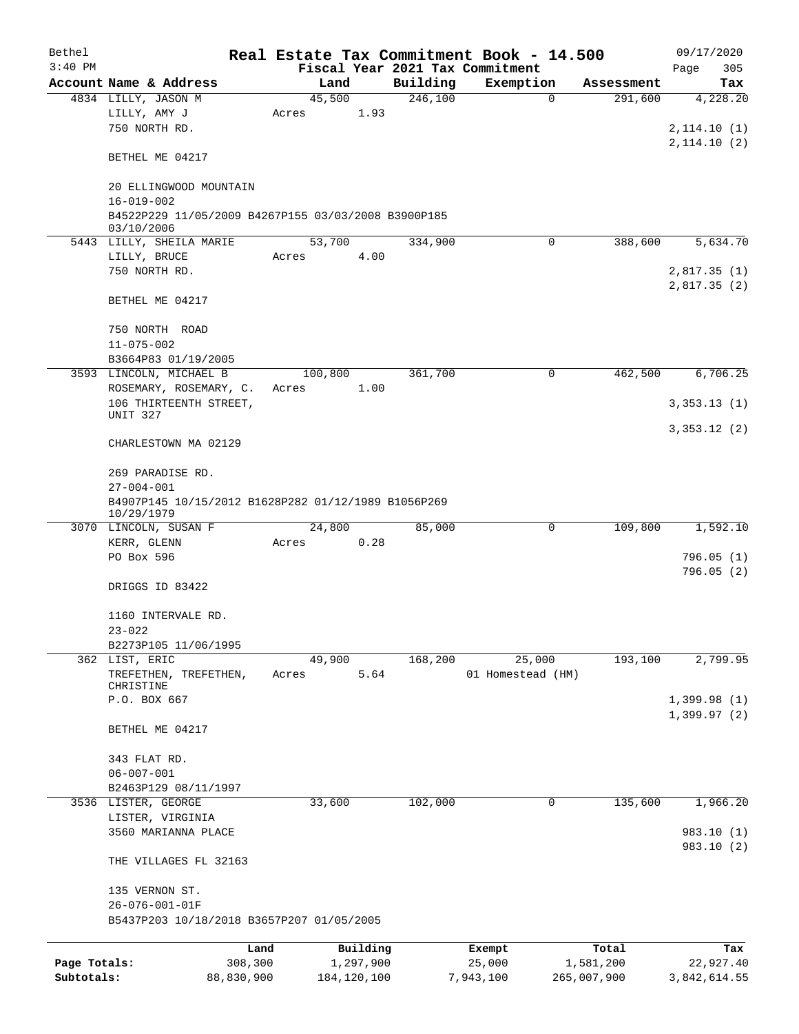Bethel 3:40 PM

# Real Estate Tax Commitment Book - 14.500

Fiscal Year 2021 Tax Commitment

09/17/2020 Page 305

| Account | Name & Address | Land | Building | Exemption | Assessment | Tax |
|---|---|---|---|---|---|---|
| 4834 | LILLY, JASON M<br>LILLY, AMY J<br>750 NORTH RD.<br><br>BETHEL ME 04217<br><br>20 ELLINGWOOD MOUNTAIN<br>16-019-002<br>B4522P229 11/05/2009 B4267P155 03/03/2008 B3900P185 03/10/2006 | 45,500<br>Acres 1.93 | 246,100 | 0 | 291,600 | 4,228.20<br><br>2,114.10 (1)<br>2,114.10 (2) |
| 5443 | LILLY, SHEILA MARIE<br>LILLY, BRUCE<br>750 NORTH RD.<br><br>BETHEL ME 04217<br><br>750 NORTH ROAD<br>11-075-002<br>B3664P83 01/19/2005 | 53,700<br>Acres 4.00 | 334,900 | 0 | 388,600 | 5,634.70<br><br>2,817.35 (1)<br>2,817.35 (2) |
| 3593 | LINCOLN, MICHAEL B<br>ROSEMARY, ROSEMARY, C.<br>106 THIRTEENTH STREET, UNIT 327<br><br>CHARLESTOWN MA 02129<br><br>269 PARADISE RD.<br>27-004-001<br>B4907P145 10/15/2012 B1628P282 01/12/1989 B1056P269 10/29/1979 | 100,800<br>Acres 1.00 | 361,700 | 0 | 462,500 | 6,706.25<br><br>3,353.13 (1)<br>3,353.12 (2) |
| 3070 | LINCOLN, SUSAN F<br>KERR, GLENN<br>PO Box 596<br><br>DRIGGS ID 83422<br><br>1160 INTERVALE RD.<br>23-022<br>B2273P105 11/06/1995 | 24,800<br>Acres 0.28 | 85,000 | 0 | 109,800 | 1,592.10<br><br>796.05 (1)<br>796.05 (2) |
| 362 | LIST, ERIC<br>TREFETHEN, TREFETHEN, CHRISTINE<br>P.O. BOX 667<br><br>BETHEL ME 04217<br><br>343 FLAT RD.<br>06-007-001<br>B2463P129 08/11/1997 | 49,900<br>Acres 5.64 | 168,200 | 25,000<br>01 Homestead (HM) | 193,100 | 2,799.95<br><br>1,399.98 (1)<br>1,399.97 (2) |
| 3536 | LISTER, GEORGE<br>LISTER, VIRGINIA<br>3560 MARIANNA PLACE<br><br>THE VILLAGES FL 32163<br><br>135 VERNON ST.<br>26-076-001-01F<br>B5437P203 10/18/2018 B3657P207 01/05/2005 | 33,600 | 102,000 | 0 | 135,600 | 1,966.20<br><br>983.10 (1)<br>983.10 (2) |

| | Land | Building | Exempt | Total | Tax |
|---|---|---|---|---|---|
| Page Totals: | 308,300 | 1,297,900 | 25,000 | 1,581,200 | 22,927.40 |
| Subtotals: | 88,830,900 | 184,120,100 | 7,943,100 | 265,007,900 | 3,842,614.55 |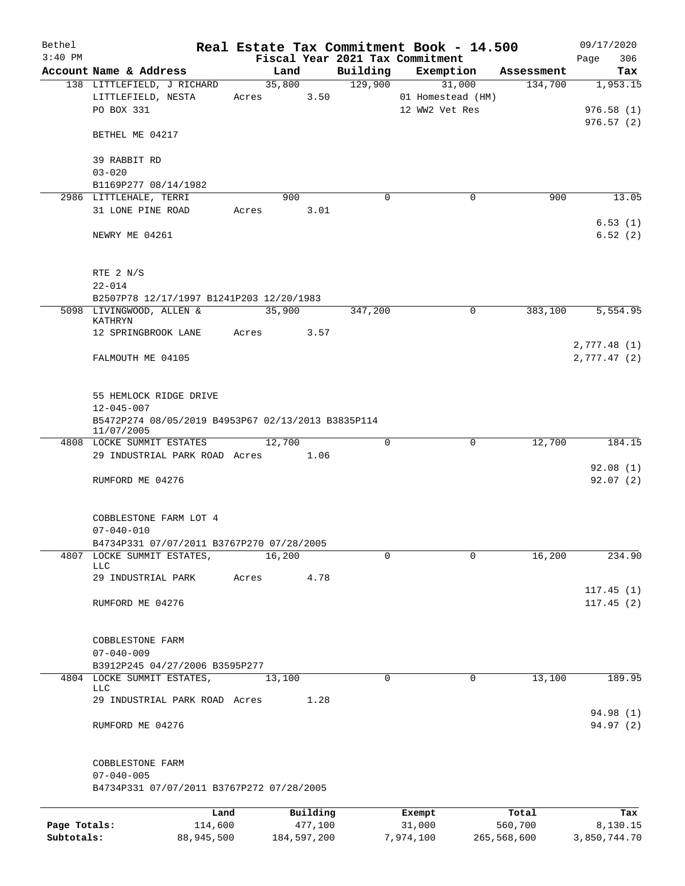Bethel 3:40 PM

# Real Estate Tax Commitment Book - 14.500

Fiscal Year 2021 Tax Commitment

09/17/2020 Page 306

| Account | Name & Address | Land | Building | Exemption | Assessment | Tax |
|---|---|---|---|---|---|---|
| 138 | LITTLEFIELD, J RICHARD<br>LITTLEFIELD, NESTA<br>PO BOX 331<br>BETHEL ME 04217<br>39 RABBIT RD<br>03-020<br>B1169P277 08/14/1982 | 35,800<br>Acres 3.50 | 129,900 | 31,000<br>01 Homestead (HM)<br>12 WW2 Vet Res | 134,700 | 1,953.15<br>976.58 (1)<br>976.57 (2) |
| 2986 | LITTLEHALE, TERRI<br>31 LONE PINE ROAD<br>NEWRY ME 04261<br>RTE 2 N/S<br>22-014<br>B2507P78 12/17/1997 B1241P203 12/20/1983 | 900<br>Acres 3.01 | 0 | 0 | 900 | 13.05<br>6.53 (1)<br>6.52 (2) |
| 5098 | LIVINGWOOD, ALLEN & KATHRYN<br>12 SPRINGBROOK LANE<br>FALMOUTH ME 04105<br>55 HEMLOCK RIDGE DRIVE<br>12-045-007<br>B5472P274 08/05/2019 B4953P67 02/13/2013 B3835P114 11/07/2005 | 35,900<br>Acres 3.57 | 347,200 | 0 | 383,100 | 5,554.95<br>2,777.48 (1)<br>2,777.47 (2) |
| 4808 | LOCKE SUMMIT ESTATES<br>29 INDUSTRIAL PARK ROAD<br>RUMFORD ME 04276<br>COBBLESTONE FARM LOT 4<br>07-040-010<br>B4734P331 07/07/2011 B3767P270 07/28/2005 | 12,700<br>Acres 1.06 | 0 | 0 | 12,700 | 184.15<br>92.08 (1)<br>92.07 (2) |
| 4807 | LOCKE SUMMIT ESTATES, LLC<br>29 INDUSTRIAL PARK<br>RUMFORD ME 04276<br>COBBLESTONE FARM<br>07-040-009<br>B3912P245 04/27/2006 B3595P277 | 16,200<br>Acres 4.78 | 0 | 0 | 16,200 | 234.90<br>117.45 (1)<br>117.45 (2) |
| 4804 | LOCKE SUMMIT ESTATES, LLC<br>29 INDUSTRIAL PARK ROAD<br>RUMFORD ME 04276<br>COBBLESTONE FARM<br>07-040-005<br>B4734P331 07/07/2011 B3767P272 07/28/2005 | 13,100<br>Acres 1.28 | 0 | 0 | 13,100 | 189.95<br>94.98 (1)<br>94.97 (2) |

| | Land | Building | Exempt | Total | Tax |
|---|---|---|---|---|---|
| Page Totals: | 114,600 | 477,100 | 31,000 | 560,700 | 8,130.15 |
| Subtotals: | 88,945,500 | 184,597,200 | 7,974,100 | 265,568,600 | 3,850,744.70 |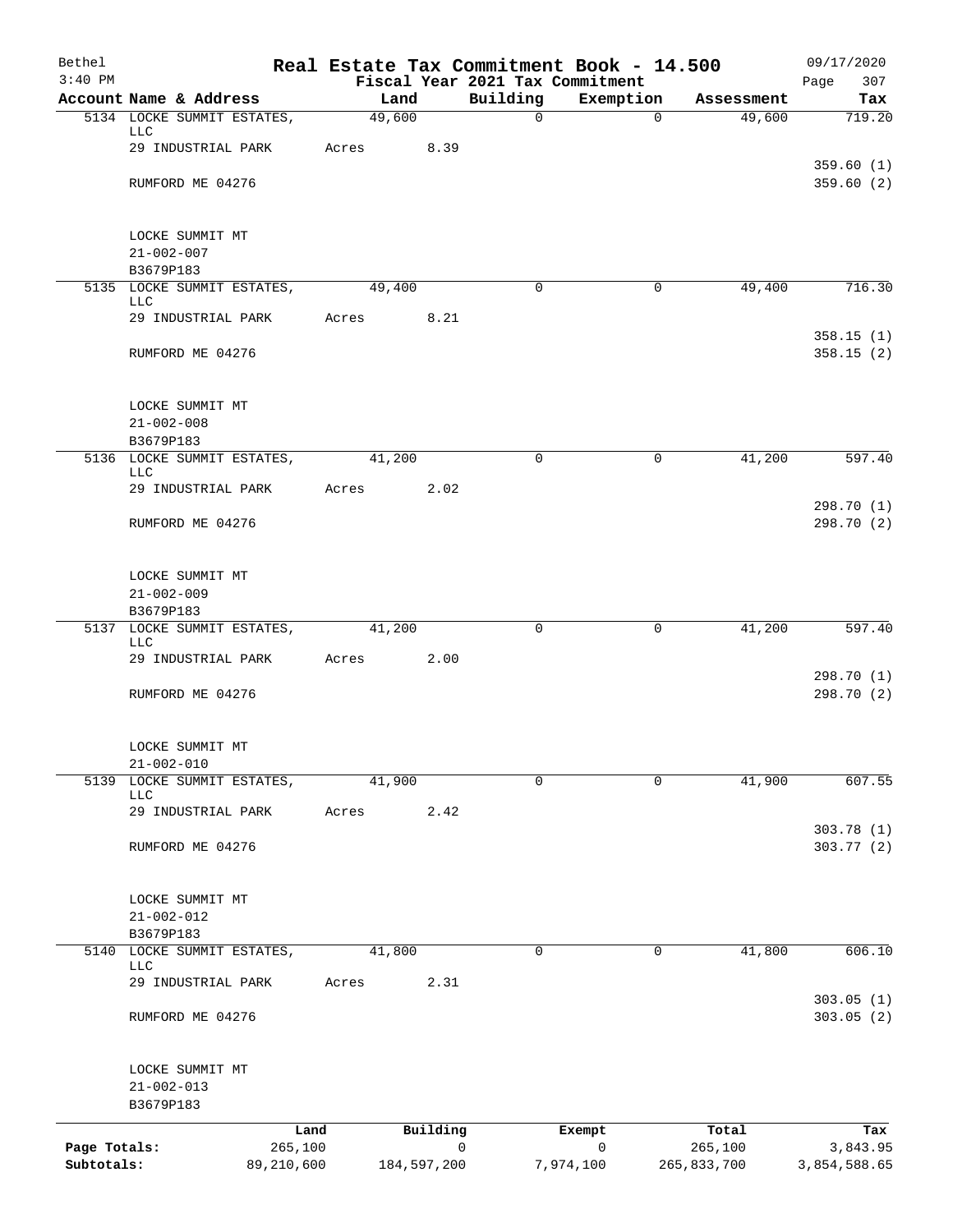Bethel

3:40 PM

# Real Estate Tax Commitment Book - 14.500

Fiscal Year 2021 Tax Commitment

09/17/2020

| Account | Name & Address | Land | Building | Exemption | Assessment | Tax |
|---|---|---|---|---|---|---|
| 5134 | LOCKE SUMMIT ESTATES, LLC | 49,600 | 0 | 0 | 49,600 | 719.20 |
| | 29 INDUSTRIAL PARK | Acres 8.39 | | | | |
| | | | | | | 359.60 (1) |
| | RUMFORD ME 04276 | | | | | 359.60 (2) |
| | LOCKE SUMMIT MT | | | | | |
| | 21-002-007 | | | | | |
| | B3679P183 | | | | | |
| 5135 | LOCKE SUMMIT ESTATES, LLC | 49,400 | 0 | 0 | 49,400 | 716.30 |
| | 29 INDUSTRIAL PARK | Acres 8.21 | | | | |
| | | | | | | 358.15 (1) |
| | RUMFORD ME 04276 | | | | | 358.15 (2) |
| | LOCKE SUMMIT MT | | | | | |
| | 21-002-008 | | | | | |
| | B3679P183 | | | | | |
| 5136 | LOCKE SUMMIT ESTATES, LLC | 41,200 | 0 | 0 | 41,200 | 597.40 |
| | 29 INDUSTRIAL PARK | Acres 2.02 | | | | |
| | | | | | | 298.70 (1) |
| | RUMFORD ME 04276 | | | | | 298.70 (2) |
| | LOCKE SUMMIT MT | | | | | |
| | 21-002-009 | | | | | |
| | B3679P183 | | | | | |
| 5137 | LOCKE SUMMIT ESTATES, LLC | 41,200 | 0 | 0 | 41,200 | 597.40 |
| | 29 INDUSTRIAL PARK | Acres 2.00 | | | | |
| | | | | | | 298.70 (1) |
| | RUMFORD ME 04276 | | | | | 298.70 (2) |
| | LOCKE SUMMIT MT | | | | | |
| | 21-002-010 | | | | | |
| 5139 | LOCKE SUMMIT ESTATES, LLC | 41,900 | 0 | 0 | 41,900 | 607.55 |
| | 29 INDUSTRIAL PARK | Acres 2.42 | | | | |
| | | | | | | 303.78 (1) |
| | RUMFORD ME 04276 | | | | | 303.77 (2) |
| | LOCKE SUMMIT MT | | | | | |
| | 21-002-012 | | | | | |
| | B3679P183 | | | | | |
| 5140 | LOCKE SUMMIT ESTATES, LLC | 41,800 | 0 | 0 | 41,800 | 606.10 |
| | 29 INDUSTRIAL PARK | Acres 2.31 | | | | |
| | | | | | | 303.05 (1) |
| | RUMFORD ME 04276 | | | | | 303.05 (2) |
| | LOCKE SUMMIT MT | | | | | |
| | 21-002-013 | | | | | |
| | B3679P183 | | | | | |

| | Land | Building | Exempt | Total | Tax |
|---|---|---|---|---|---|
| Page Totals: | 265,100 | 0 | 0 | 265,100 | 3,843.95 |
| Subtotals: | 89,210,600 | 184,597,200 | 7,974,100 | 265,833,700 | 3,854,588.65 |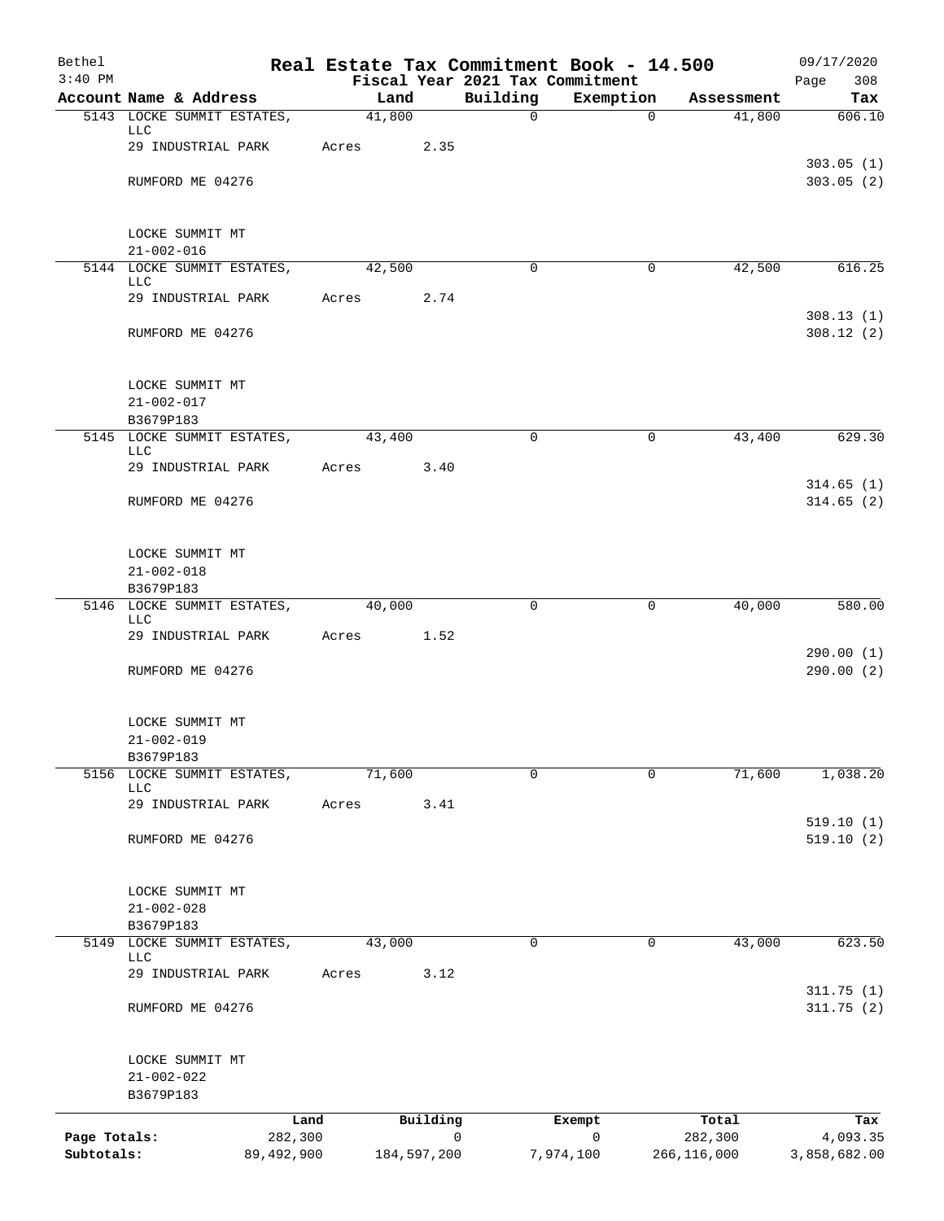Bethel 3:40 PM

# Real Estate Tax Commitment Book - 14.500

## Fiscal Year 2021 Tax Commitment

09/17/2020 Page 308

| Account | Name & Address | Land | Building | Exemption | Assessment | Tax |
|---|---|---|---|---|---|---|
| 5143 | LOCKE SUMMIT ESTATES, LLC<br>29 INDUSTRIAL PARK<br>RUMFORD ME 04276<br><br>LOCKE SUMMIT MT<br>21-002-016 | 41,800<br>Acres 2.35 | 0 | 0 | 41,800 | 606.10<br><br>303.05 (1)<br>303.05 (2) |
| 5144 | LOCKE SUMMIT ESTATES, LLC<br>29 INDUSTRIAL PARK<br>RUMFORD ME 04276<br><br>LOCKE SUMMIT MT<br>21-002-017<br>B3679P183 | 42,500<br>Acres 2.74 | 0 | 0 | 42,500 | 616.25<br><br>308.13 (1)<br>308.12 (2) |
| 5145 | LOCKE SUMMIT ESTATES, LLC<br>29 INDUSTRIAL PARK<br>RUMFORD ME 04276<br><br>LOCKE SUMMIT MT<br>21-002-018<br>B3679P183 | 43,400<br>Acres 3.40 | 0 | 0 | 43,400 | 629.30<br><br>314.65 (1)<br>314.65 (2) |
| 5146 | LOCKE SUMMIT ESTATES, LLC<br>29 INDUSTRIAL PARK<br>RUMFORD ME 04276<br><br>LOCKE SUMMIT MT<br>21-002-019<br>B3679P183 | 40,000<br>Acres 1.52 | 0 | 0 | 40,000 | 580.00<br><br>290.00 (1)<br>290.00 (2) |
| 5156 | LOCKE SUMMIT ESTATES, LLC<br>29 INDUSTRIAL PARK<br>RUMFORD ME 04276<br><br>LOCKE SUMMIT MT<br>21-002-028<br>B3679P183 | 71,600<br>Acres 3.41 | 0 | 0 | 71,600 | 1,038.20<br><br>519.10 (1)<br>519.10 (2) |
| 5149 | LOCKE SUMMIT ESTATES, LLC<br>29 INDUSTRIAL PARK<br>RUMFORD ME 04276<br><br>LOCKE SUMMIT MT<br>21-002-022<br>B3679P183 | 43,000<br>Acres 3.12 | 0 | 0 | 43,000 | 623.50<br><br>311.75 (1)<br>311.75 (2) |

| | Land | Building | Exempt | Total | Tax |
|---|---|---|---|---|---|
| Page Totals: | 282,300 | 0 | 0 | 282,300 | 4,093.35 |
| Subtotals: | 89,492,900 | 184,597,200 | 7,974,100 | 266,116,000 | 3,858,682.00 |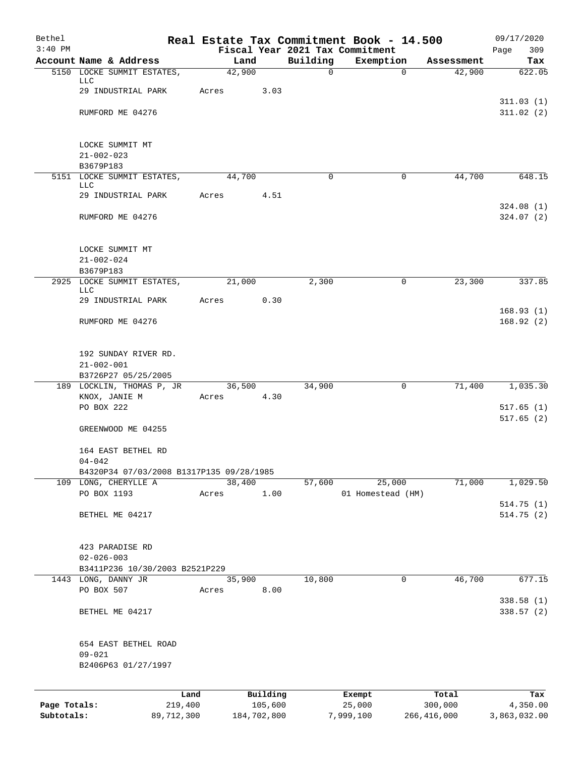Bethel 3:40 PM

# Real Estate Tax Commitment Book - 14.500

Fiscal Year 2021 Tax Commitment

09/17/2020 Page 309

| Account | Name & Address | Land | Building | Exemption | Assessment | Tax |
|---|---|---|---|---|---|---|
| 5150 | LOCKE SUMMIT ESTATES, LLC | 42,900 | 0 | 0 | 42,900 | 622.05 |
| | 29 INDUSTRIAL PARK | Acres 3.03 | | | | |
| | | | | | | 311.03 (1) |
| | RUMFORD ME 04276 | | | | | 311.02 (2) |
| | LOCKE SUMMIT MT | | | | | |
| | 21-002-023 | | | | | |
| | B3679P183 | | | | | |
| 5151 | LOCKE SUMMIT ESTATES, LLC | 44,700 | 0 | 0 | 44,700 | 648.15 |
| | 29 INDUSTRIAL PARK | Acres 4.51 | | | | |
| | | | | | | 324.08 (1) |
| | RUMFORD ME 04276 | | | | | 324.07 (2) |
| | LOCKE SUMMIT MT | | | | | |
| | 21-002-024 | | | | | |
| | B3679P183 | | | | | |
| 2925 | LOCKE SUMMIT ESTATES, LLC | 21,000 | 2,300 | 0 | 23,300 | 337.85 |
| | 29 INDUSTRIAL PARK | Acres 0.30 | | | | |
| | | | | | | 168.93 (1) |
| | RUMFORD ME 04276 | | | | | 168.92 (2) |
| | 192 SUNDAY RIVER RD. | | | | | |
| | 21-002-001 | | | | | |
| | B3726P27 05/25/2005 | | | | | |
| 189 | LOCKLIN, THOMAS P, JR | 36,500 | 34,900 | 0 | 71,400 | 1,035.30 |
| | KNOX, JANIE M | Acres 4.30 | | | | |
| | PO BOX 222 | | | | | 517.65 (1) |
| | | | | | | 517.65 (2) |
| | GREENWOOD ME 04255 | | | | | |
| | 164 EAST BETHEL RD | | | | | |
| | 04-042 | | | | | |
| | B4320P34 07/03/2008 B1317P135 09/28/1985 | | | | | |
| 109 | LONG, CHERYLLE A | 38,400 | 57,600 | 25,000 | 71,000 | 1,029.50 |
| | PO BOX 1193 | Acres 1.00 | | 01 Homestead (HM) | | |
| | | | | | | 514.75 (1) |
| | BETHEL ME 04217 | | | | | 514.75 (2) |
| | 423 PARADISE RD | | | | | |
| | 02-026-003 | | | | | |
| | B3411P236 10/30/2003 B2521P229 | | | | | |
| 1443 | LONG, DANNY JR | 35,900 | 10,800 | 0 | 46,700 | 677.15 |
| | PO BOX 507 | Acres 8.00 | | | | |
| | | | | | | 338.58 (1) |
| | BETHEL ME 04217 | | | | | 338.57 (2) |
| | 654 EAST BETHEL ROAD | | | | | |
| | 09-021 | | | | | |
| | B2406P63 01/27/1997 | | | | | |

| | Land | Building | Exempt | Total | Tax |
|---|---|---|---|---|---|
| Page Totals: | 219,400 | 105,600 | 25,000 | 300,000 | 4,350.00 |
| Subtotals: | 89,712,300 | 184,702,800 | 7,999,100 | 266,416,000 | 3,863,032.00 |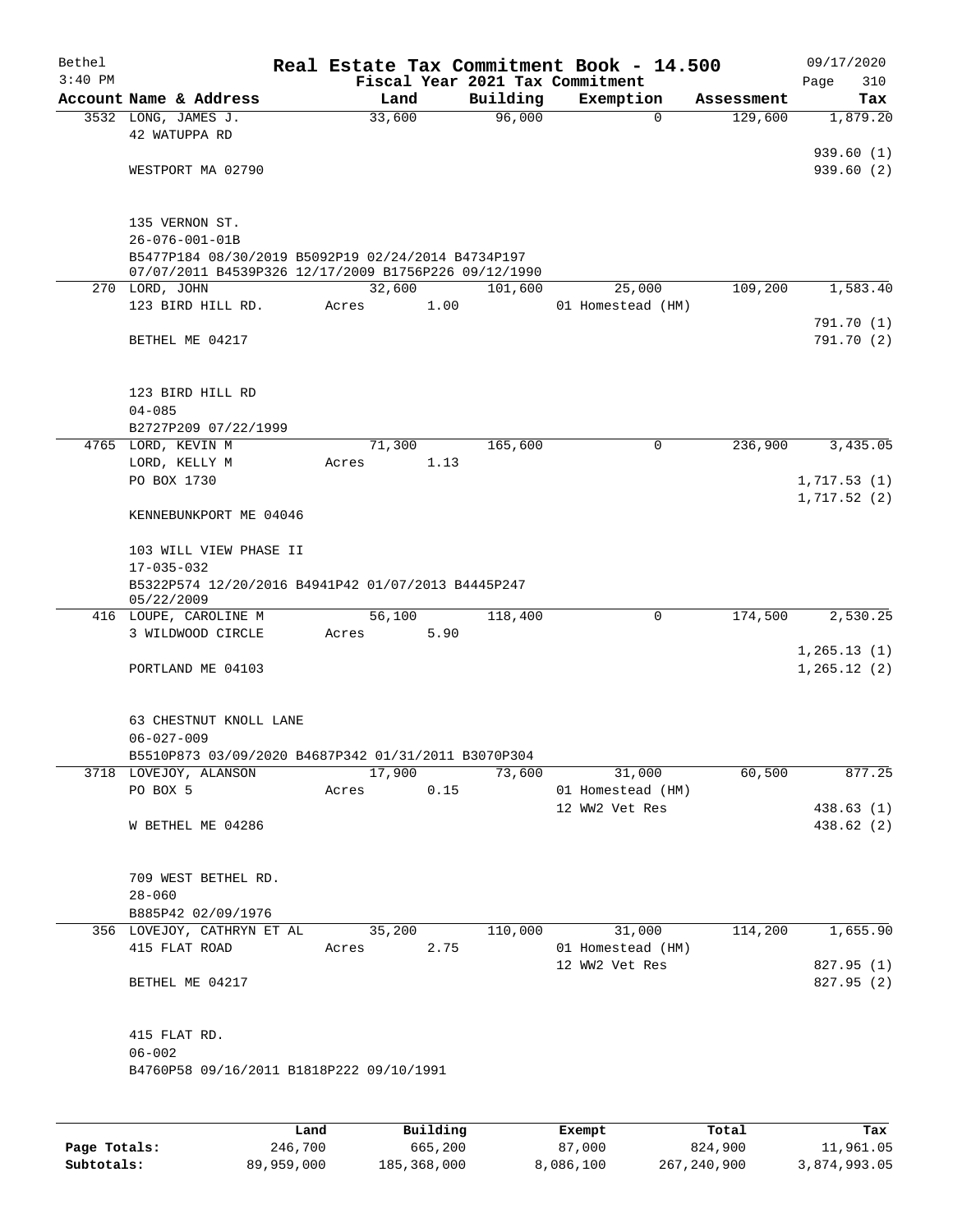Bethel
3:40 PM

# Real Estate Tax Commitment Book - 14.500

Fiscal Year 2021 Tax Commitment

09/17/2020
Page 310

| Account | Name & Address | Land | Building | Exemption | Assessment | Tax |
|---|---|---|---|---|---|---|
| 3532 | LONG, JAMES J. | 33,600 | 96,000 | 0 | 129,600 | 1,879.20 |
| | 42 WATUPPA RD | | | | | 939.60 (1) |
| | WESTPORT MA 02790 | | | | | 939.60 (2) |
| | 135 VERNON ST. | | | | | |
| | 26-076-001-01B | | | | | |
| | B5477P184 08/30/2019 B5092P19 02/24/2014 B4734P197 07/07/2011 B4539P326 12/17/2009 B1756P226 09/12/1990 | | | | | |
| 270 | LORD, JOHN | 32,600 | 101,600 | 25,000 | 109,200 | 1,583.40 |
| | 123 BIRD HILL RD. | Acres 1.00 | | 01 Homestead (HM) | | 791.70 (1) |
| | BETHEL ME 04217 | | | | | 791.70 (2) |
| | 123 BIRD HILL RD | | | | | |
| | 04-085 | | | | | |
| | B2727P209 07/22/1999 | | | | | |
| 4765 | LORD, KEVIN M | 71,300 | 165,600 | 0 | 236,900 | 3,435.05 |
| | LORD, KELLY M | Acres 1.13 | | | | |
| | PO BOX 1730 | | | | | 1,717.53 (1) |
| | | | | | | 1,717.52 (2) |
| | KENNEBUNKPORT ME 04046 | | | | | |
| | 103 WILL VIEW PHASE II | | | | | |
| | 17-035-032 | | | | | |
| | B5322P574 12/20/2016 B4941P42 01/07/2013 B4445P247 05/22/2009 | | | | | |
| 416 | LOUPE, CAROLINE M | 56,100 | 118,400 | 0 | 174,500 | 2,530.25 |
| | 3 WILDWOOD CIRCLE | Acres 5.90 | | | | 1,265.13 (1) |
| | PORTLAND ME 04103 | | | | | 1,265.12 (2) |
| | 63 CHESTNUT KNOLL LANE | | | | | |
| | 06-027-009 | | | | | |
| | B5510P873 03/09/2020 B4687P342 01/31/2011 B3070P304 | | | | | |
| 3718 | LOVEJOY, ALANSON | 17,900 | 73,600 | 31,000 | 60,500 | 877.25 |
| | PO BOX 5 | Acres 0.15 | | 01 Homestead (HM) | | |
| | | | | 12 WW2 Vet Res | | 438.63 (1) |
| | W BETHEL ME 04286 | | | | | 438.62 (2) |
| | 709 WEST BETHEL RD. | | | | | |
| | 28-060 | | | | | |
| | B885P42 02/09/1976 | | | | | |
| 356 | LOVEJOY, CATHRYN ET AL | 35,200 | 110,000 | 31,000 | 114,200 | 1,655.90 |
| | 415 FLAT ROAD | Acres 2.75 | | 01 Homestead (HM) | | |
| | | | | 12 WW2 Vet Res | | 827.95 (1) |
| | BETHEL ME 04217 | | | | | 827.95 (2) |
| | 415 FLAT RD. | | | | | |
| | 06-002 | | | | | |
| | B4760P58 09/16/2011 B1818P222 09/10/1991 | | | | | |

| | Land | Building | Exempt | Total | Tax |
|---|---|---|---|---|---|
| Page Totals: | 246,700 | 665,200 | 87,000 | 824,900 | 11,961.05 |
| Subtotals: | 89,959,000 | 185,368,000 | 8,086,100 | 267,240,900 | 3,874,993.05 |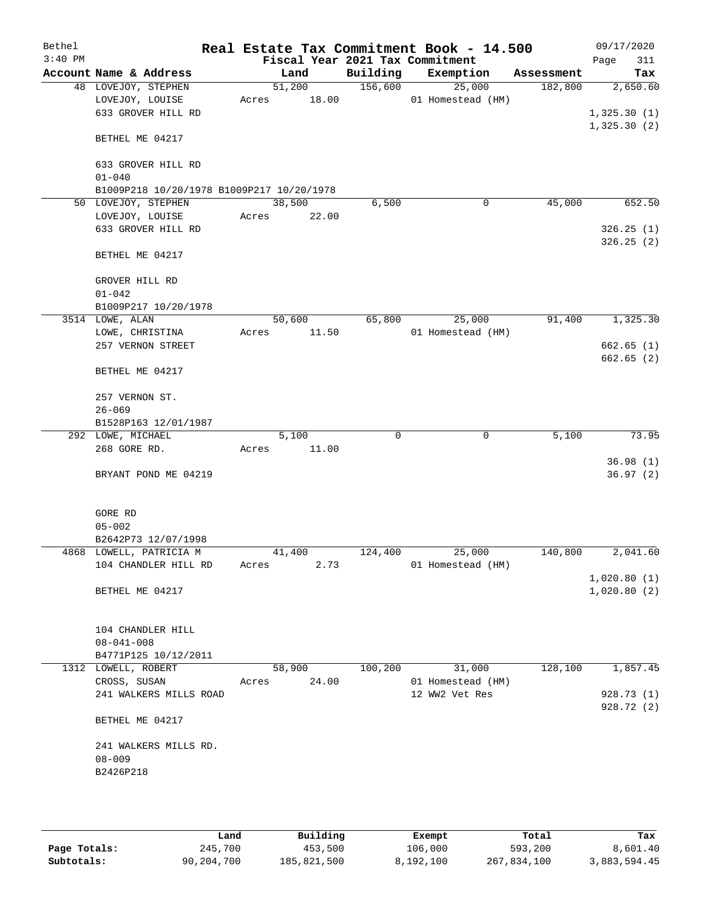# Real Estate Tax Commitment Book - 14.500

Bethel
3:40 PM

Fiscal Year 2021 Tax Commitment

09/17/2020

| Account Name & Address | Land | Building | Exemption | Assessment | Tax |
|---|---|---|---|---|---|
| 48 LOVEJOY, STEPHEN | 51,200 | 156,600 | 25,000 | 182,800 | 2,650.60 |
| LOVEJOY, LOUISE | Acres 18.00 | | 01 Homestead (HM) | | |
| 633 GROVER HILL RD | | | | | 1,325.30 (1) |
| | | | | | 1,325.30 (2) |
| BETHEL ME 04217 | | | | | |
| 633 GROVER HILL RD | | | | | |
| 01-040 | | | | | |
| B1009P218 10/20/1978 B1009P217 10/20/1978 | | | | | |
| 50 LOVEJOY, STEPHEN | 38,500 | 6,500 | 0 | 45,000 | 652.50 |
| LOVEJOY, LOUISE | Acres 22.00 | | | | |
| 633 GROVER HILL RD | | | | | 326.25 (1) |
| | | | | | 326.25 (2) |
| BETHEL ME 04217 | | | | | |
| GROVER HILL RD | | | | | |
| 01-042 | | | | | |
| B1009P217 10/20/1978 | | | | | |
| 3514 LOWE, ALAN | 50,600 | 65,800 | 25,000 | 91,400 | 1,325.30 |
| LOWE, CHRISTINA | Acres 11.50 | | 01 Homestead (HM) | | |
| 257 VERNON STREET | | | | | 662.65 (1) |
| | | | | | 662.65 (2) |
| BETHEL ME 04217 | | | | | |
| 257 VERNON ST. | | | | | |
| 26-069 | | | | | |
| B1528P163 12/01/1987 | | | | | |
| 292 LOWE, MICHAEL | 5,100 | 0 | 0 | 5,100 | 73.95 |
| 268 GORE RD. | Acres 11.00 | | | | |
| | | | | | 36.98 (1) |
| BRYANT POND ME 04219 | | | | | 36.97 (2) |
| GORE RD | | | | | |
| 05-002 | | | | | |
| B2642P73 12/07/1998 | | | | | |
| 4868 LOWELL, PATRICIA M | 41,400 | 124,400 | 25,000 | 140,800 | 2,041.60 |
| 104 CHANDLER HILL RD | Acres 2.73 | | 01 Homestead (HM) | | |
| | | | | | 1,020.80 (1) |
| BETHEL ME 04217 | | | | | 1,020.80 (2) |
| 104 CHANDLER HILL | | | | | |
| 08-041-008 | | | | | |
| B4771P125 10/12/2011 | | | | | |
| 1312 LOWELL, ROBERT | 58,900 | 100,200 | 31,000 | 128,100 | 1,857.45 |
| CROSS, SUSAN | Acres 24.00 | | 01 Homestead (HM) | | |
| 241 WALKERS MILLS ROAD | | | 12 WW2 Vet Res | | 928.73 (1) |
| | | | | | 928.72 (2) |
| BETHEL ME 04217 | | | | | |
| 241 WALKERS MILLS RD. | | | | | |
| 08-009 | | | | | |
| B2426P218 | | | | | |

| | Land | Building | Exempt | Total | Tax |
|---|---|---|---|---|---|
| Page Totals: | 245,700 | 453,500 | 106,000 | 593,200 | 8,601.40 |
| Subtotals: | 90,204,700 | 185,821,500 | 8,192,100 | 267,834,100 | 3,883,594.45 |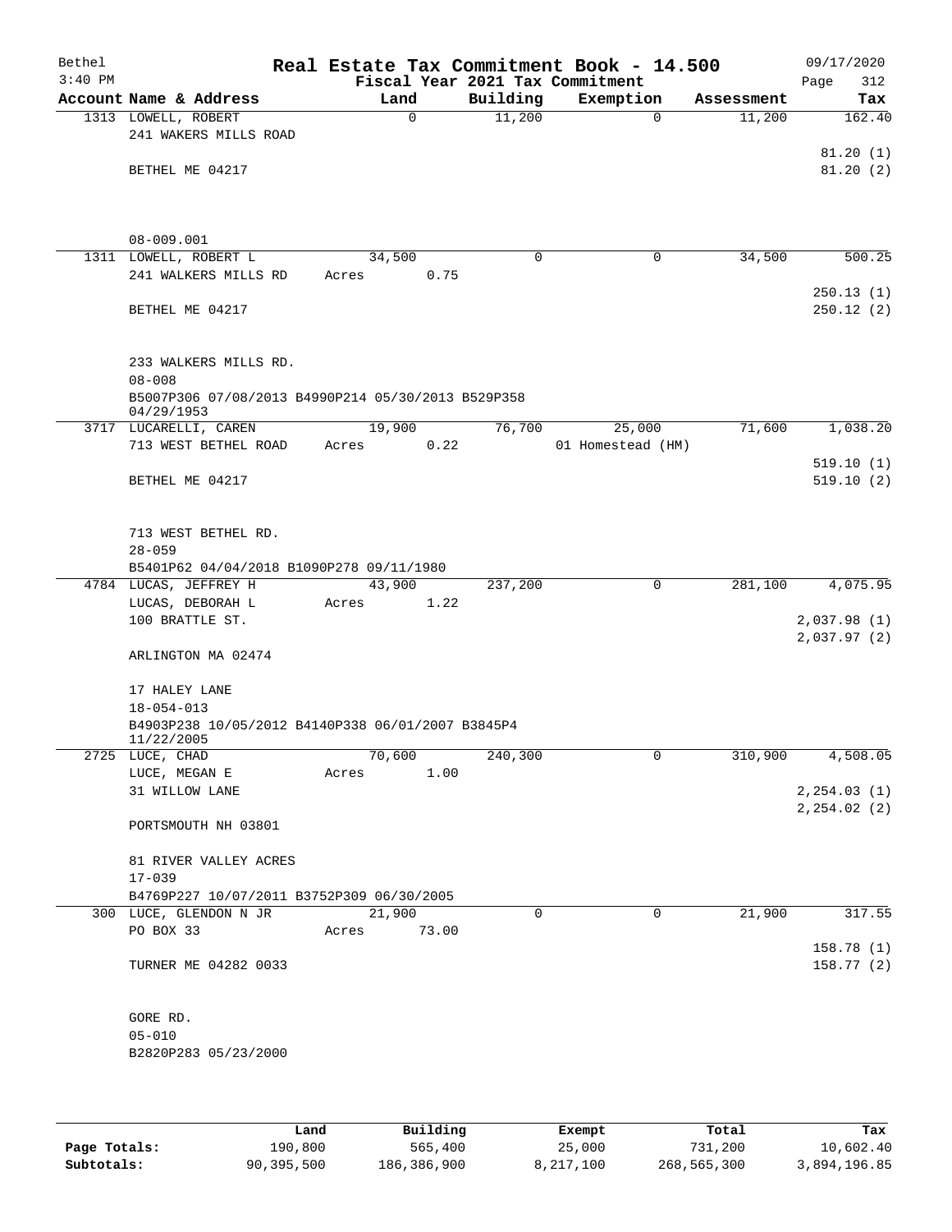# Real Estate Tax Commitment Book - 14.500

Bethel
3:40 PM

Fiscal Year 2021 Tax Commitment

09/17/2020
Page 312

| Account Name & Address | Land | Building | Exemption | Assessment | Tax |
|---|---|---|---|---|---|
| 1313 LOWELL, ROBERT<br>241 WAKERS MILLS ROAD<br><br>BETHEL ME 04217<br><br>08-009.001 | 0 | 11,200 | 0 | 11,200 | 162.40<br><br>81.20 (1)<br>81.20 (2) |
| 1311 LOWELL, ROBERT L<br>241 WALKERS MILLS RD<br><br>BETHEL ME 04217<br><br>233 WALKERS MILLS RD.<br>08-008<br>B5007P306 07/08/2013 B4990P214 05/30/2013 B529P358 04/29/1953 | 34,500<br>Acres 0.75 | 0 | 0 | 34,500 | 500.25<br><br>250.13 (1)<br>250.12 (2) |
| 3717 LUCARELLI, CAREN<br>713 WEST BETHEL ROAD<br><br>BETHEL ME 04217<br><br>713 WEST BETHEL RD.<br>28-059<br>B5401P62 04/04/2018 B1090P278 09/11/1980 | 19,900<br>Acres 0.22 | 76,700 | 25,000<br>01 Homestead (HM) | 71,600 | 1,038.20<br><br>519.10 (1)<br>519.10 (2) |
| 4784 LUCAS, JEFFREY H<br>LUCAS, DEBORAH L<br>100 BRATTLE ST.<br><br>ARLINGTON MA 02474<br><br>17 HALEY LANE<br>18-054-013<br>B4903P238 10/05/2012 B4140P338 06/01/2007 B3845P4 11/22/2005 | 43,900<br>Acres 1.22 | 237,200 | 0 | 281,100 | 4,075.95<br><br>2,037.98 (1)<br>2,037.97 (2) |
| 2725 LUCE, CHAD<br>LUCE, MEGAN E<br>31 WILLOW LANE<br><br>PORTSMOUTH NH 03801<br><br>81 RIVER VALLEY ACRES<br>17-039<br>B4769P227 10/07/2011 B3752P309 06/30/2005 | 70,600<br>Acres 1.00 | 240,300 | 0 | 310,900 | 4,508.05<br><br>2,254.03 (1)<br>2,254.02 (2) |
| 300 LUCE, GLENDON N JR<br>PO BOX 33<br><br>TURNER ME 04282 0033<br><br>GORE RD.<br>05-010<br>B2820P283 05/23/2000 | 21,900<br>Acres 73.00 | 0 | 0 | 21,900 | 317.55<br><br>158.78 (1)<br>158.77 (2) |

| | Land | Building | Exempt | Total | Tax |
|---|---|---|---|---|---|
| Page Totals: | 190,800 | 565,400 | 25,000 | 731,200 | 10,602.40 |
| Subtotals: | 90,395,500 | 186,386,900 | 8,217,100 | 268,565,300 | 3,894,196.85 |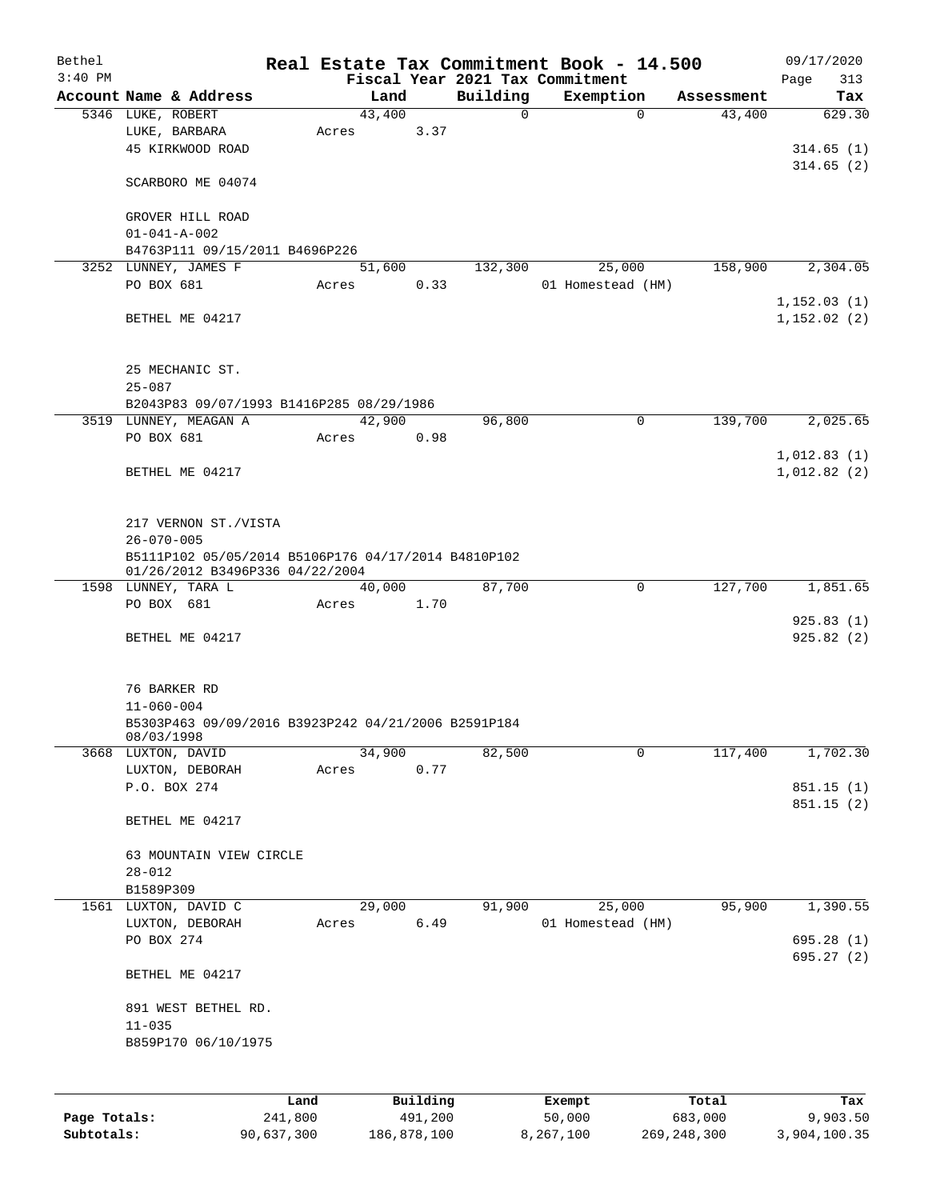# Real Estate Tax Commitment Book - 14.500

Bethel 3:40 PM — Fiscal Year 2021 Tax Commitment — 09/17/2020

| Account Name & Address | Land | Building | Exemption | Assessment | Tax |
|---|---|---|---|---|---|
| 5346 LUKE, ROBERT<br>LUKE, BARBARA<br>45 KIRKWOOD ROAD<br><br>SCARBORO ME 04074<br><br>GROVER HILL ROAD<br>01-041-A-002<br>B4763P111 09/15/2011 B4696P226 | 43,400<br>Acres 3.37 | 0 | 0 | 43,400 | 629.30<br><br>314.65 (1)<br>314.65 (2) |
| 3252 LUNNEY, JAMES F<br>PO BOX 681<br><br>BETHEL ME 04217<br><br>25 MECHANIC ST.<br>25-087<br>B2043P83 09/07/1993 B1416P285 08/29/1986 | 51,600<br>Acres 0.33 | 132,300 | 25,000<br>01 Homestead (HM) | 158,900 | 2,304.05<br><br>1,152.03 (1)<br>1,152.02 (2) |
| 3519 LUNNEY, MEAGAN A<br>PO BOX 681<br><br>BETHEL ME 04217<br><br>217 VERNON ST./VISTA<br>26-070-005<br>B5111P102 05/05/2014 B5106P176 04/17/2014 B4810P102 01/26/2012 B3496P336 04/22/2004 | 42,900<br>Acres 0.98 | 96,800 | 0 | 139,700 | 2,025.65<br><br>1,012.83 (1)<br>1,012.82 (2) |
| 1598 LUNNEY, TARA L<br>PO BOX 681<br><br>BETHEL ME 04217<br><br>76 BARKER RD<br>11-060-004<br>B5303P463 09/09/2016 B3923P242 04/21/2006 B2591P184 08/03/1998 | 40,000<br>Acres 1.70 | 87,700 | 0 | 127,700 | 1,851.65<br><br>925.83 (1)<br>925.82 (2) |
| 3668 LUXTON, DAVID<br>LUXTON, DEBORAH<br>P.O. BOX 274<br><br>BETHEL ME 04217<br><br>63 MOUNTAIN VIEW CIRCLE<br>28-012<br>B1589P309 | 34,900<br>Acres 0.77 | 82,500 | 0 | 117,400 | 1,702.30<br><br>851.15 (1)<br>851.15 (2) |
| 1561 LUXTON, DAVID C<br>LUXTON, DEBORAH<br>PO BOX 274<br><br>BETHEL ME 04217<br><br>891 WEST BETHEL RD.<br>11-035<br>B859P170 06/10/1975 | 29,000<br>Acres 6.49 | 91,900 | 25,000<br>01 Homestead (HM) | 95,900 | 1,390.55<br><br>695.28 (1)<br>695.27 (2) |

| | Land | Building | Exempt | Total | Tax |
|---|---|---|---|---|---|
| Page Totals: | 241,800 | 491,200 | 50,000 | 683,000 | 9,903.50 |
| Subtotals: | 90,637,300 | 186,878,100 | 8,267,100 | 269,248,300 | 3,904,100.35 |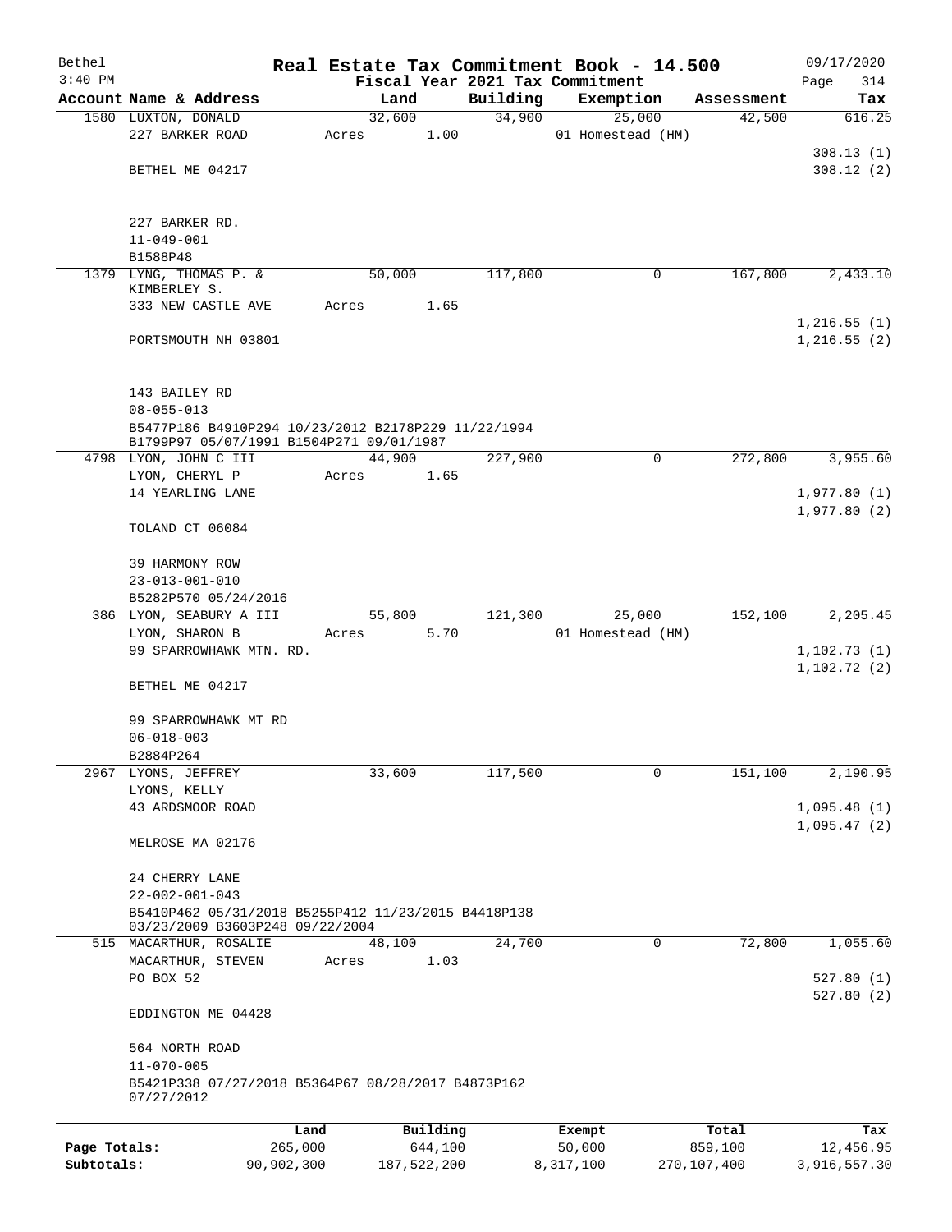# Real Estate Tax Commitment Book - 14.500

Bethel
3:40 PM

Fiscal Year 2021 Tax Commitment

09/17/2020
Page 314

| Account Name & Address | Land | Building | Exemption | Assessment | Tax |
|---|---|---|---|---|---|
| 1580 LUXTON, DONALD | 32,600 | 34,900 | 25,000 | 42,500 | 616.25 |
| 227 BARKER ROAD | Acres 1.00 | | 01 Homestead (HM) | | |
| | | | | | 308.13 (1) |
| BETHEL ME 04217 | | | | | 308.12 (2) |
| 227 BARKER RD. | | | | | |
| 11-049-001 | | | | | |
| B1588P48 | | | | | |
| 1379 LYNG, THOMAS P. & KIMBERLEY S. | 50,000 | 117,800 | 0 | 167,800 | 2,433.10 |
| 333 NEW CASTLE AVE | Acres 1.65 | | | | |
| | | | | | 1,216.55 (1) |
| PORTSMOUTH NH 03801 | | | | | 1,216.55 (2) |
| 143 BAILEY RD | | | | | |
| 08-055-013 | | | | | |
| B5477P186 B4910P294 10/23/2012 B2178P229 11/22/1994 B1799P97 05/07/1991 B1504P271 09/01/1987 | | | | | |
| 4798 LYON, JOHN C III | 44,900 | 227,900 | 0 | 272,800 | 3,955.60 |
| LYON, CHERYL P | Acres 1.65 | | | | |
| 14 YEARLING LANE | | | | | 1,977.80 (1) |
| | | | | | 1,977.80 (2) |
| TOLAND CT 06084 | | | | | |
| 39 HARMONY ROW | | | | | |
| 23-013-001-010 | | | | | |
| B5282P570 05/24/2016 | | | | | |
| 386 LYON, SEABURY A III | 55,800 | 121,300 | 25,000 | 152,100 | 2,205.45 |
| LYON, SHARON B | Acres 5.70 | | 01 Homestead (HM) | | |
| 99 SPARROWHAWK MTN. RD. | | | | | 1,102.73 (1) |
| | | | | | 1,102.72 (2) |
| BETHEL ME 04217 | | | | | |
| 99 SPARROWHAWK MT RD | | | | | |
| 06-018-003 | | | | | |
| B2884P264 | | | | | |
| 2967 LYONS, JEFFREY | 33,600 | 117,500 | 0 | 151,100 | 2,190.95 |
| LYONS, KELLY | | | | | |
| 43 ARDSMOOR ROAD | | | | | 1,095.48 (1) |
| | | | | | 1,095.47 (2) |
| MELROSE MA 02176 | | | | | |
| 24 CHERRY LANE | | | | | |
| 22-002-001-043 | | | | | |
| B5410P462 05/31/2018 B5255P412 11/23/2015 B4418P138 03/23/2009 B3603P248 09/22/2004 | | | | | |
| 515 MACARTHUR, ROSALIE | 48,100 | 24,700 | 0 | 72,800 | 1,055.60 |
| MACARTHUR, STEVEN | Acres 1.03 | | | | |
| PO BOX 52 | | | | | 527.80 (1) |
| | | | | | 527.80 (2) |
| EDDINGTON ME 04428 | | | | | |
| 564 NORTH ROAD | | | | | |
| 11-070-005 | | | | | |
| B5421P338 07/27/2018 B5364P67 08/28/2017 B4873P162 07/27/2012 | | | | | |

| | Land | Building | Exempt | Total | Tax |
|---|---|---|---|---|---|
| Page Totals: | 265,000 | 644,100 | 50,000 | 859,100 | 12,456.95 |
| Subtotals: | 90,902,300 | 187,522,200 | 8,317,100 | 270,107,400 | 3,916,557.30 |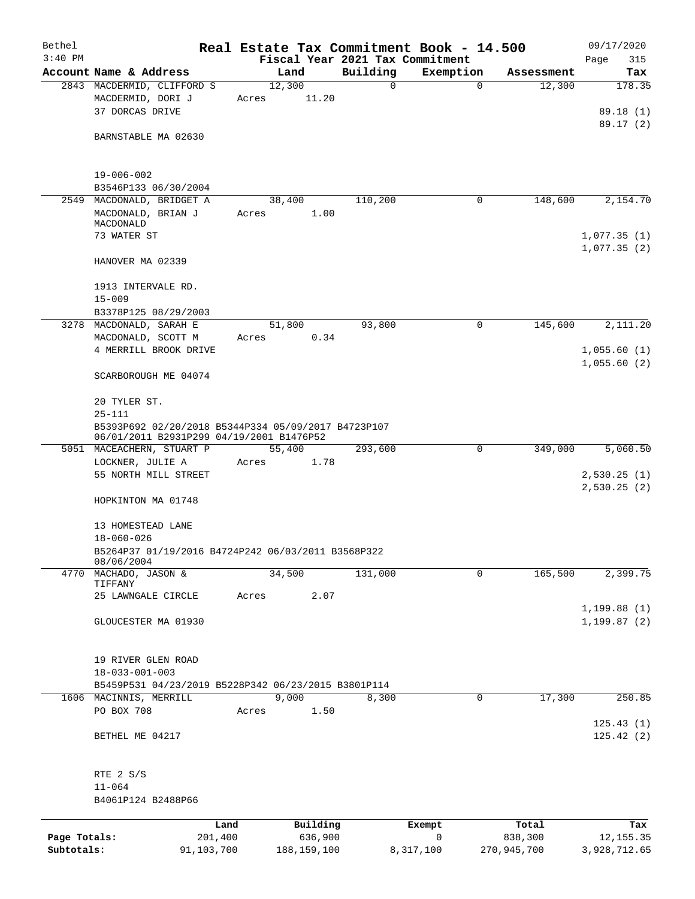Bethel 3:40 PM

# Real Estate Tax Commitment Book - 14.500

Fiscal Year 2021 Tax Commitment

09/17/2020

| Account | Name & Address | Land | Building | Exemption | Assessment | Tax |
|---|---|---|---|---|---|---|
| 2843 | MACDERMID, CLIFFORD S<br>MACDERMID, DORI J<br>37 DORCAS DRIVE<br><br>BARNSTABLE MA 02630<br><br>19-006-002<br>B3546P133 06/30/2004 | 12,300<br>Acres 11.20 | 0 | 0 | 12,300 | 178.35<br><br>89.18 (1)<br>89.17 (2) |
| 2549 | MACDONALD, BRIDGET A<br>MACDONALD, BRIAN J MACDONALD<br>73 WATER ST<br><br>HANOVER MA 02339<br><br>1913 INTERVALE RD.<br>15-009<br>B3378P125 08/29/2003 | 38,400<br>Acres 1.00 | 110,200 | 0 | 148,600 | 2,154.70<br><br>1,077.35 (1)<br>1,077.35 (2) |
| 3278 | MACDONALD, SARAH E<br>MACDONALD, SCOTT M<br>4 MERRILL BROOK DRIVE<br><br>SCARBOROUGH ME 04074<br><br>20 TYLER ST.<br>25-111<br>B5393P692 02/20/2018 B5344P334 05/09/2017 B4723P107 06/01/2011 B2931P299 04/19/2001 B1476P52 | 51,800<br>Acres 0.34 | 93,800 | 0 | 145,600 | 2,111.20<br><br>1,055.60 (1)<br>1,055.60 (2) |
| 5051 | MACEACHERN, STUART P<br>LOCKNER, JULIE A<br>55 NORTH MILL STREET<br><br>HOPKINTON MA 01748<br><br>13 HOMESTEAD LANE<br>18-060-026<br>B5264P37 01/19/2016 B4724P242 06/03/2011 B3568P322 08/06/2004 | 55,400<br>Acres 1.78 | 293,600 | 0 | 349,000 | 5,060.50<br><br>2,530.25 (1)<br>2,530.25 (2) |
| 4770 | MACHADO, JASON & TIFFANY<br>25 LAWNGALE CIRCLE<br><br>GLOUCESTER MA 01930<br><br>19 RIVER GLEN ROAD<br>18-033-001-003<br>B5459P531 04/23/2019 B5228P342 06/23/2015 B3801P114 | 34,500<br>Acres 2.07 | 131,000 | 0 | 165,500 | 2,399.75<br><br>1,199.88 (1)<br>1,199.87 (2) |
| 1606 | MACINNIS, MERRILL<br>PO BOX 708<br><br>BETHEL ME 04217<br><br>RTE 2 S/S<br>11-064<br>B4061P124 B2488P66 | 9,000<br>Acres 1.50 | 8,300 | 0 | 17,300 | 250.85<br><br>125.43 (1)<br>125.42 (2) |

| | Land | Building | Exempt | Total | Tax |
|---|---|---|---|---|---|
| Page Totals: | 201,400 | 636,900 | 0 | 838,300 | 12,155.35 |
| Subtotals: | 91,103,700 | 188,159,100 | 8,317,100 | 270,945,700 | 3,928,712.65 |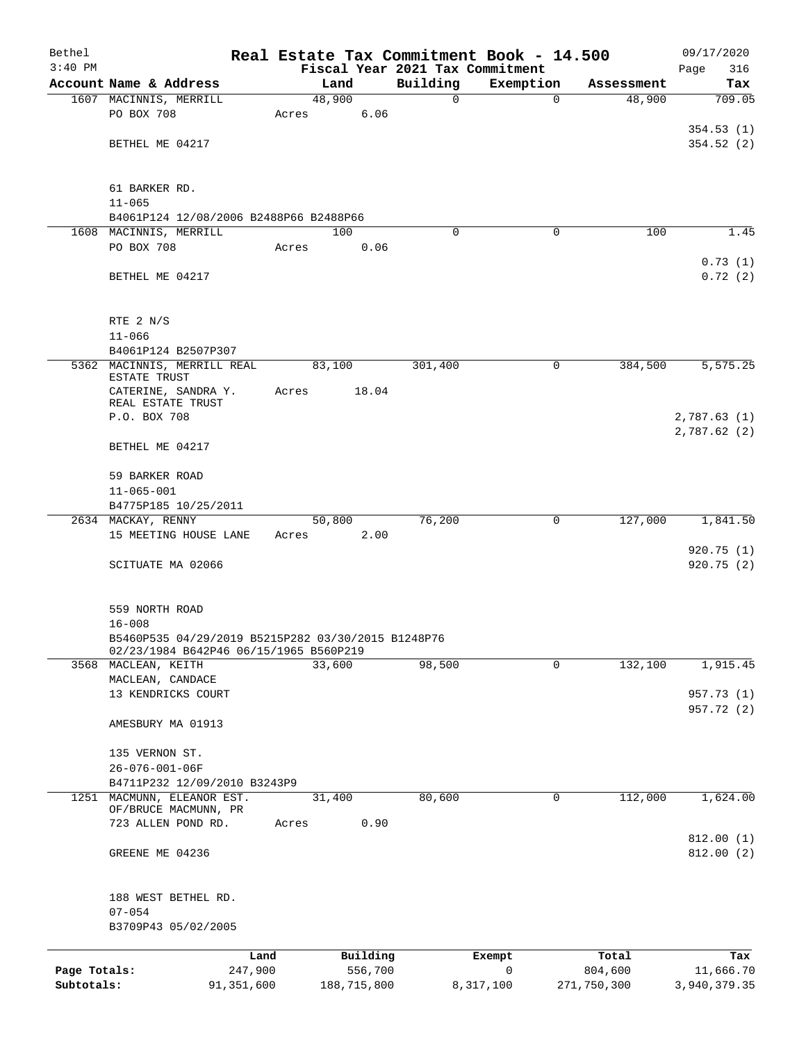# Real Estate Tax Commitment Book - 14.500

Bethel 3:40 PM — Fiscal Year 2021 Tax Commitment — 09/17/2020

| Account | Name & Address | Land | Building | Exemption | Assessment | Tax |
|---|---|---|---|---|---|---|
| 1607 | MACINNIS, MERRILL<br>PO BOX 708<br>BETHEL ME 04217<br>61 BARKER RD.<br>11-065<br>B4061P124 12/08/2006 B2488P66 B2488P66 | 48,900<br>Acres 6.06 | 0 | 0 | 48,900 | 709.05<br>354.53 (1)<br>354.52 (2) |
| 1608 | MACINNIS, MERRILL<br>PO BOX 708<br>BETHEL ME 04217<br>RTE 2 N/S<br>11-066<br>B4061P124 B2507P307 | 100<br>Acres 0.06 | 0 | 0 | 100 | 1.45<br>0.73 (1)<br>0.72 (2) |
| 5362 | MACINNIS, MERRILL REAL ESTATE TRUST<br>CATERINE, SANDRA Y. REAL ESTATE TRUST<br>P.O. BOX 708<br>BETHEL ME 04217<br>59 BARKER ROAD<br>11-065-001<br>B4775P185 10/25/2011 | 83,100<br>Acres 18.04 | 301,400 | 0 | 384,500 | 5,575.25<br>2,787.63 (1)<br>2,787.62 (2) |
| 2634 | MACKAY, RENNY<br>15 MEETING HOUSE LANE<br>SCITUATE MA 02066<br>559 NORTH ROAD<br>16-008<br>B5460P535 04/29/2019 B5215P282 03/30/2015 B1248P76 02/23/1984 B642P46 06/15/1965 B560P219 | 50,800<br>Acres 2.00 | 76,200 | 0 | 127,000 | 1,841.50<br>920.75 (1)<br>920.75 (2) |
| 3568 | MACLEAN, KEITH<br>MACLEAN, CANDACE<br>13 KENDRICKS COURT<br>AMESBURY MA 01913<br>135 VERNON ST.<br>26-076-001-06F<br>B4711P232 12/09/2010 B3243P9 | 33,600 | 98,500 | 0 | 132,100 | 1,915.45<br>957.73 (1)<br>957.72 (2) |
| 1251 | MACMUNN, ELEANOR EST. OF/BRUCE MACMUNN, PR<br>723 ALLEN POND RD.<br>GREENE ME 04236<br>188 WEST BETHEL RD.<br>07-054<br>B3709P43 05/02/2005 | 31,400<br>Acres 0.90 | 80,600 | 0 | 112,000 | 1,624.00<br>812.00 (1)<br>812.00 (2) |

| | Land | Building | Exempt | Total | Tax |
|---|---|---|---|---|---|
| Page Totals: | 247,900 | 556,700 | 0 | 804,600 | 11,666.70 |
| Subtotals: | 91,351,600 | 188,715,800 | 8,317,100 | 271,750,300 | 3,940,379.35 |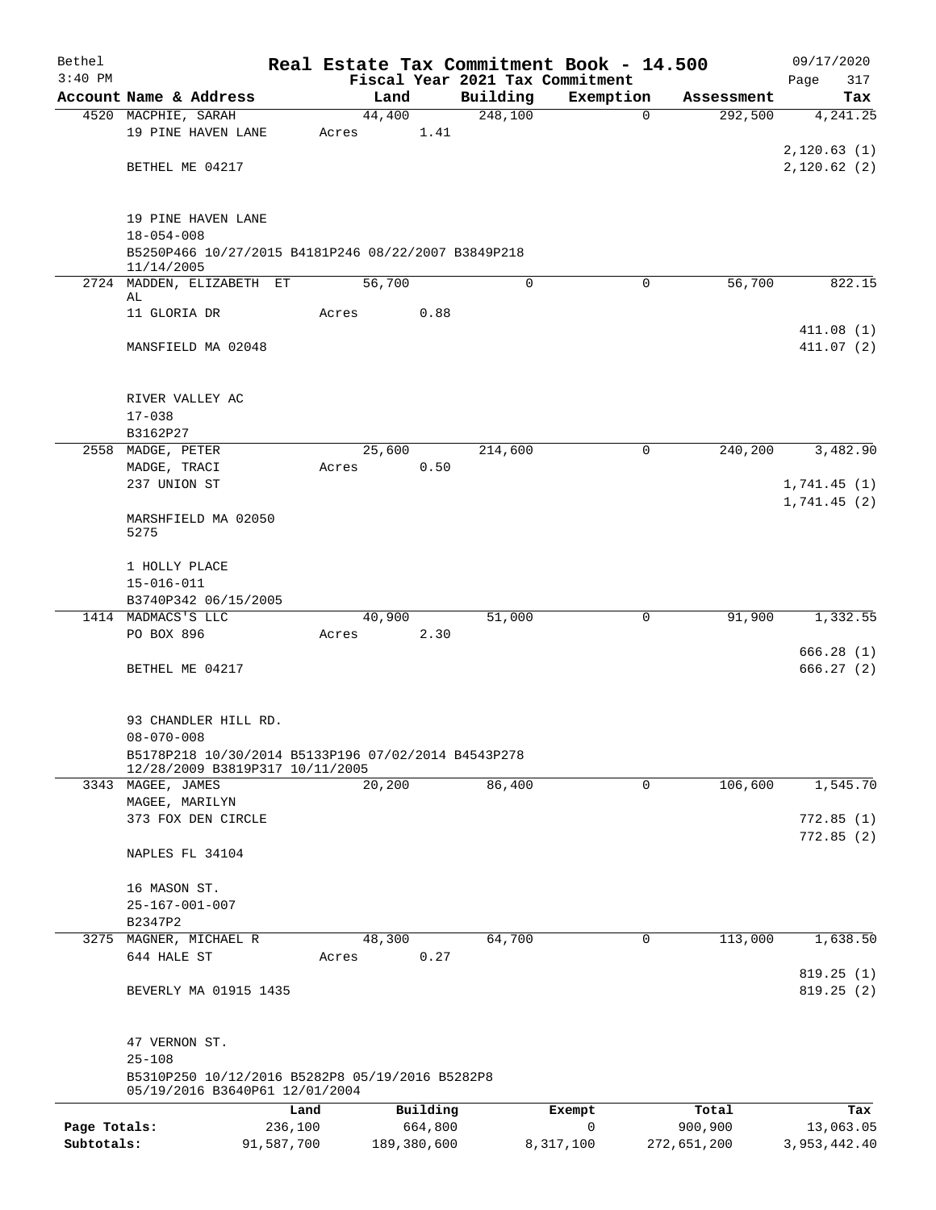Bethel 3:40 PM

# Real Estate Tax Commitment Book - 14.500

Fiscal Year 2021 Tax Commitment

09/17/2020

| Account | Name & Address | Land | Building | Exemption | Assessment | Tax |
|---|---|---|---|---|---|---|
| 4520 | MACPHIE, SARAH<br>19 PINE HAVEN LANE<br>BETHEL ME 04217<br><br>19 PINE HAVEN LANE<br>18-054-008<br>B5250P466 10/27/2015 B4181P246 08/22/2007 B3849P218 11/14/2005 | 44,400<br>Acres 1.41 | 248,100 | 0 | 292,500 | 4,241.25<br>2,120.63 (1)<br>2,120.62 (2) |
| 2724 | MADDEN, ELIZABETH ET AL<br>11 GLORIA DR<br>MANSFIELD MA 02048<br><br>RIVER VALLEY AC<br>17-038<br>B3162P27 | 56,700<br>Acres 0.88 | 0 | 0 | 56,700 | 822.15<br>411.08 (1)<br>411.07 (2) |
| 2558 | MADGE, PETER<br>MADGE, TRACI<br>237 UNION ST<br>MARSHFIELD MA 02050 5275<br><br>1 HOLLY PLACE<br>15-016-011<br>B3740P342 06/15/2005 | 25,600<br>Acres 0.50 | 214,600 | 0 | 240,200 | 3,482.90<br>1,741.45 (1)<br>1,741.45 (2) |
| 1414 | MADMACS'S LLC<br>PO BOX 896<br>BETHEL ME 04217<br><br>93 CHANDLER HILL RD.<br>08-070-008<br>B5178P218 10/30/2014 B5133P196 07/02/2014 B4543P278 12/28/2009 B3819P317 10/11/2005 | 40,900<br>Acres 2.30 | 51,000 | 0 | 91,900 | 1,332.55<br>666.28 (1)<br>666.27 (2) |
| 3343 | MAGEE, JAMES<br>MAGEE, MARILYN<br>373 FOX DEN CIRCLE<br>NAPLES FL 34104<br><br>16 MASON ST.<br>25-167-001-007<br>B2347P2 | 20,200 | 86,400 | 0 | 106,600 | 1,545.70<br>772.85 (1)<br>772.85 (2) |
| 3275 | MAGNER, MICHAEL R<br>644 HALE ST<br>BEVERLY MA 01915 1435<br><br>47 VERNON ST.<br>25-108<br>B5310P250 10/12/2016 B5282P8 05/19/2016 B5282P8 05/19/2016 B3640P61 12/01/2004 | 48,300<br>Acres 0.27 | 64,700 | 0 | 113,000 | 1,638.50<br>819.25 (1)<br>819.25 (2) |

| | Land | Building | Exempt | Total | Tax |
|---|---|---|---|---|---|
| Page Totals: | 236,100 | 664,800 | 0 | 900,900 | 13,063.05 |
| Subtotals: | 91,587,700 | 189,380,600 | 8,317,100 | 272,651,200 | 3,953,442.40 |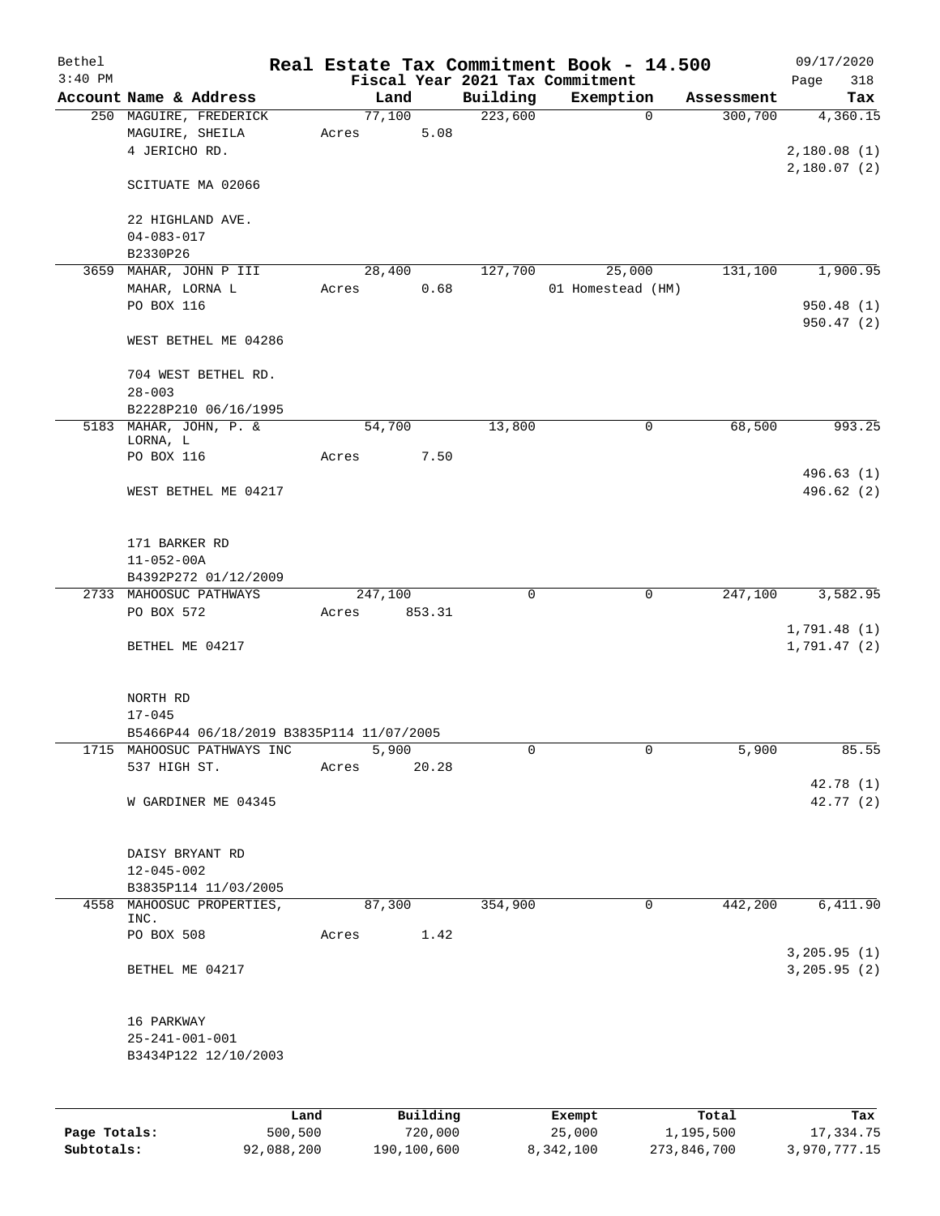# Real Estate Tax Commitment Book - 14.500

Bethel
3:40 PM

Fiscal Year 2021 Tax Commitment

09/17/2020
Page 318

| Account | Name & Address | Land | Building | Exemption | Assessment | Tax |
|---|---|---|---|---|---|---|
| 250 | MAGUIRE, FREDERICK<br>MAGUIRE, SHEILA<br>4 JERICHO RD.<br><br>SCITUATE MA 02066<br><br>22 HIGHLAND AVE.<br>04-083-017<br>B2330P26 | 77,100<br>Acres 5.08 | 223,600 | 0 | 300,700 | 4,360.15<br><br>2,180.08 (1)<br>2,180.07 (2) |
| 3659 | MAHAR, JOHN P III<br>MAHAR, LORNA L<br>PO BOX 116<br><br>WEST BETHEL ME 04286<br><br>704 WEST BETHEL RD.<br>28-003<br>B2228P210 06/16/1995 | 28,400<br>Acres 0.68 | 127,700 | 25,000<br>01 Homestead (HM) | 131,100 | 1,900.95<br><br>950.48 (1)<br>950.47 (2) |
| 5183 | MAHAR, JOHN, P. & LORNA, L<br>PO BOX 116<br><br>WEST BETHEL ME 04217<br><br>171 BARKER RD<br>11-052-00A<br>B4392P272 01/12/2009 | 54,700<br>Acres 7.50 | 13,800 | 0 | 68,500 | 993.25<br><br>496.63 (1)<br>496.62 (2) |
| 2733 | MAHOOSUC PATHWAYS<br>PO BOX 572<br><br>BETHEL ME 04217<br><br>NORTH RD<br>17-045<br>B5466P44 06/18/2019 B3835P114 11/07/2005 | 247,100<br>Acres 853.31 | 0 | 0 | 247,100 | 3,582.95<br><br>1,791.48 (1)<br>1,791.47 (2) |
| 1715 | MAHOOSUC PATHWAYS INC<br>537 HIGH ST.<br><br>W GARDINER ME 04345<br><br>DAISY BRYANT RD<br>12-045-002<br>B3835P114 11/03/2005 | 5,900<br>Acres 20.28 | 0 | 0 | 5,900 | 85.55<br><br>42.78 (1)<br>42.77 (2) |
| 4558 | MAHOOSUC PROPERTIES, INC.<br>PO BOX 508<br><br>BETHEL ME 04217<br><br>16 PARKWAY<br>25-241-001-001<br>B3434P122 12/10/2003 | 87,300<br>Acres 1.42 | 354,900 | 0 | 442,200 | 6,411.90<br><br>3,205.95 (1)<br>3,205.95 (2) |

| | Land | Building | Exempt | Total | Tax |
|---|---|---|---|---|---|
| Page Totals: | 500,500 | 720,000 | 25,000 | 1,195,500 | 17,334.75 |
| Subtotals: | 92,088,200 | 190,100,600 | 8,342,100 | 273,846,700 | 3,970,777.15 |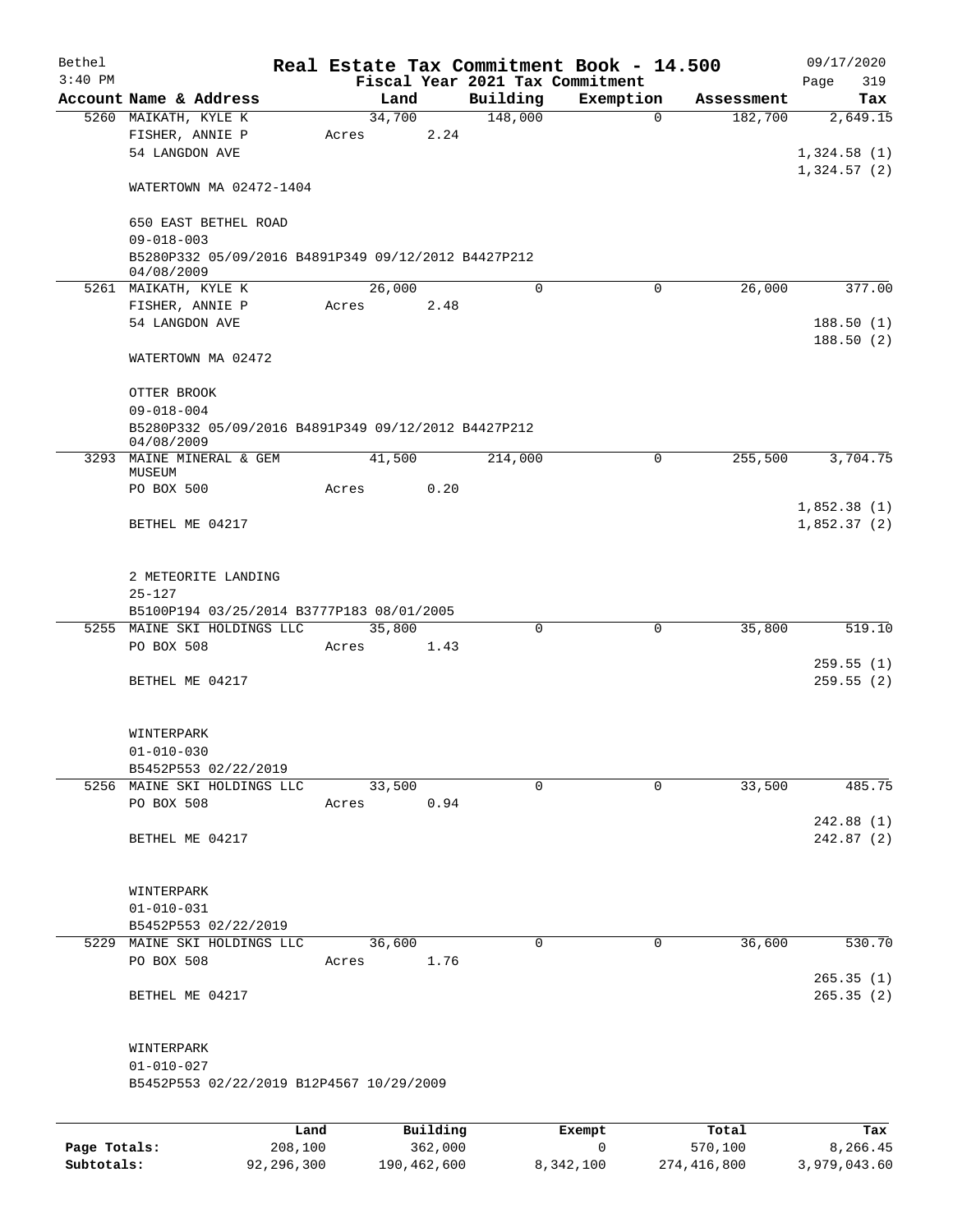# Real Estate Tax Commitment Book - 14.500

Bethel
3:40 PM

Fiscal Year 2021 Tax Commitment

09/17/2020
Page 319

| Account Name & Address | Land | Building | Exemption | Assessment | Tax |
|---|---|---|---|---|---|
| 5260 MAIKATH, KYLE K | 34,700 | 148,000 | 0 | 182,700 | 2,649.15 |
| FISHER, ANNIE P | Acres 2.24 | | | | |
| 54 LANGDON AVE | | | | | 1,324.58 (1) |
| | | | | | 1,324.57 (2) |
| WATERTOWN MA 02472-1404 | | | | | |
| 650 EAST BETHEL ROAD | | | | | |
| 09-018-003 | | | | | |
| B5280P332 05/09/2016 B4891P349 09/12/2012 B4427P212 04/08/2009 | | | | | |
| 5261 MAIKATH, KYLE K | 26,000 | 0 | 0 | 26,000 | 377.00 |
| FISHER, ANNIE P | Acres 2.48 | | | | |
| 54 LANGDON AVE | | | | | 188.50 (1) |
| | | | | | 188.50 (2) |
| WATERTOWN MA 02472 | | | | | |
| OTTER BROOK | | | | | |
| 09-018-004 | | | | | |
| B5280P332 05/09/2016 B4891P349 09/12/2012 B4427P212 04/08/2009 | | | | | |
| 3293 MAINE MINERAL & GEM MUSEUM | 41,500 | 214,000 | 0 | 255,500 | 3,704.75 |
| PO BOX 500 | Acres 0.20 | | | | |
| | | | | | 1,852.38 (1) |
| BETHEL ME 04217 | | | | | 1,852.37 (2) |
| 2 METEORITE LANDING | | | | | |
| 25-127 | | | | | |
| B5100P194 03/25/2014 B3777P183 08/01/2005 | | | | | |
| 5255 MAINE SKI HOLDINGS LLC | 35,800 | 0 | 0 | 35,800 | 519.10 |
| PO BOX 508 | Acres 1.43 | | | | |
| | | | | | 259.55 (1) |
| BETHEL ME 04217 | | | | | 259.55 (2) |
| WINTERPARK | | | | | |
| 01-010-030 | | | | | |
| B5452P553 02/22/2019 | | | | | |
| 5256 MAINE SKI HOLDINGS LLC | 33,500 | 0 | 0 | 33,500 | 485.75 |
| PO BOX 508 | Acres 0.94 | | | | |
| | | | | | 242.88 (1) |
| BETHEL ME 04217 | | | | | 242.87 (2) |
| WINTERPARK | | | | | |
| 01-010-031 | | | | | |
| B5452P553 02/22/2019 | | | | | |
| 5229 MAINE SKI HOLDINGS LLC | 36,600 | 0 | 0 | 36,600 | 530.70 |
| PO BOX 508 | Acres 1.76 | | | | |
| | | | | | 265.35 (1) |
| BETHEL ME 04217 | | | | | 265.35 (2) |
| WINTERPARK | | | | | |
| 01-010-027 | | | | | |
| B5452P553 02/22/2019 B12P4567 10/29/2009 | | | | | |

| | Land | Building | Exempt | Total | Tax |
|---|---|---|---|---|---|
| Page Totals: | 208,100 | 362,000 | 0 | 570,100 | 8,266.45 |
| Subtotals: | 92,296,300 | 190,462,600 | 8,342,100 | 274,416,800 | 3,979,043.60 |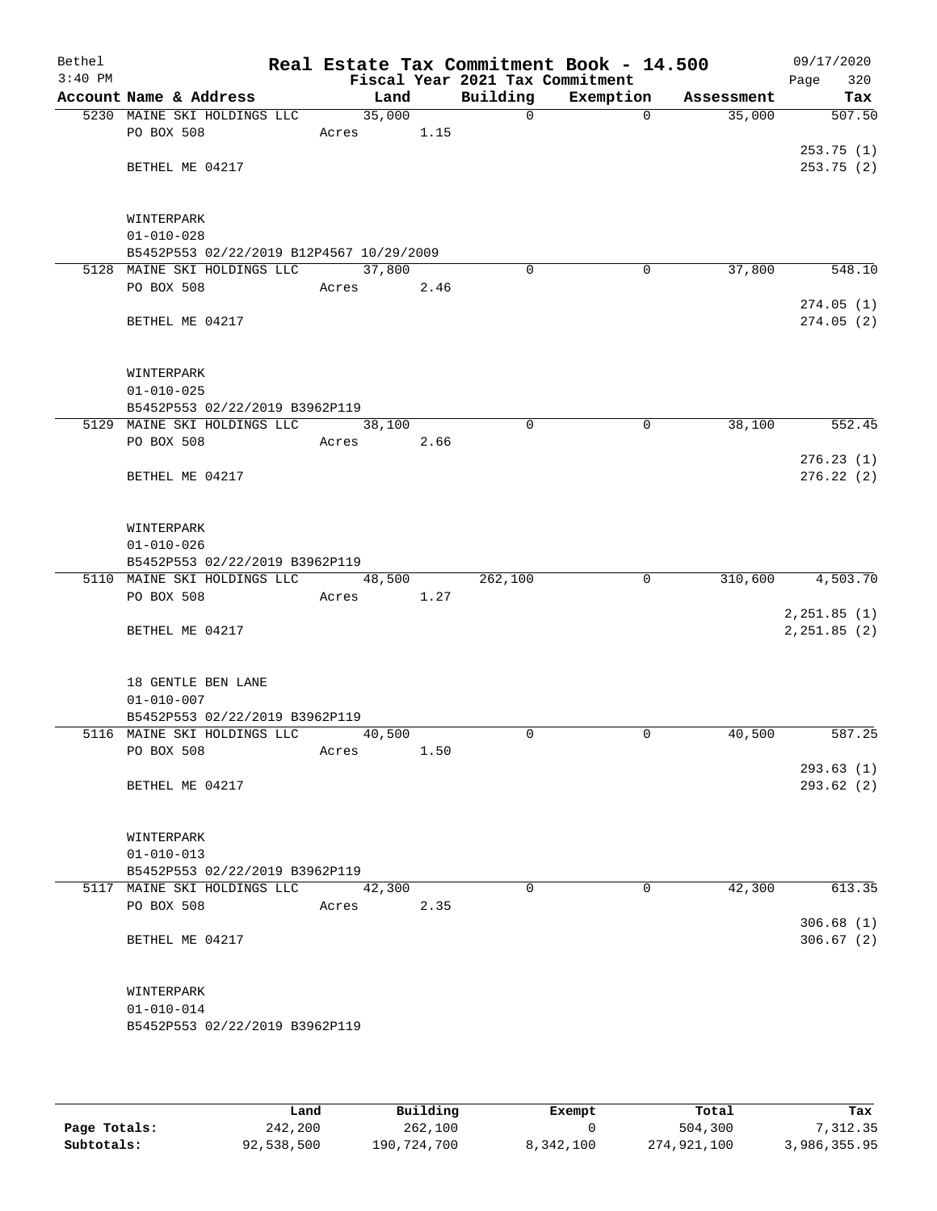Bethel 3:40 PM

# Real Estate Tax Commitment Book - 14.500

## Fiscal Year 2021 Tax Commitment

09/17/2020 Page 320

| Account Name & Address | Land | Building | Exemption | Assessment | Tax |
|---|---|---|---|---|---|
| 5230 MAINE SKI HOLDINGS LLC | 35,000 | 0 | 0 | 35,000 | 507.50 |
| PO BOX 508 | Acres 1.15 | | | | |
| | | | | | 253.75 (1) |
| BETHEL ME 04217 | | | | | 253.75 (2) |
| WINTERPARK | | | | | |
| 01-010-028 | | | | | |
| B5452P553 02/22/2019 B12P4567 10/29/2009 | | | | | |
| 5128 MAINE SKI HOLDINGS LLC | 37,800 | 0 | 0 | 37,800 | 548.10 |
| PO BOX 508 | Acres 2.46 | | | | |
| | | | | | 274.05 (1) |
| BETHEL ME 04217 | | | | | 274.05 (2) |
| WINTERPARK | | | | | |
| 01-010-025 | | | | | |
| B5452P553 02/22/2019 B3962P119 | | | | | |
| 5129 MAINE SKI HOLDINGS LLC | 38,100 | 0 | 0 | 38,100 | 552.45 |
| PO BOX 508 | Acres 2.66 | | | | |
| | | | | | 276.23 (1) |
| BETHEL ME 04217 | | | | | 276.22 (2) |
| WINTERPARK | | | | | |
| 01-010-026 | | | | | |
| B5452P553 02/22/2019 B3962P119 | | | | | |
| 5110 MAINE SKI HOLDINGS LLC | 48,500 | 262,100 | 0 | 310,600 | 4,503.70 |
| PO BOX 508 | Acres 1.27 | | | | |
| | | | | | 2,251.85 (1) |
| BETHEL ME 04217 | | | | | 2,251.85 (2) |
| 18 GENTLE BEN LANE | | | | | |
| 01-010-007 | | | | | |
| B5452P553 02/22/2019 B3962P119 | | | | | |
| 5116 MAINE SKI HOLDINGS LLC | 40,500 | 0 | 0 | 40,500 | 587.25 |
| PO BOX 508 | Acres 1.50 | | | | |
| | | | | | 293.63 (1) |
| BETHEL ME 04217 | | | | | 293.62 (2) |
| WINTERPARK | | | | | |
| 01-010-013 | | | | | |
| B5452P553 02/22/2019 B3962P119 | | | | | |
| 5117 MAINE SKI HOLDINGS LLC | 42,300 | 0 | 0 | 42,300 | 613.35 |
| PO BOX 508 | Acres 2.35 | | | | |
| | | | | | 306.68 (1) |
| BETHEL ME 04217 | | | | | 306.67 (2) |
| WINTERPARK | | | | | |
| 01-010-014 | | | | | |
| B5452P553 02/22/2019 B3962P119 | | | | | |

| | Land | Building | Exempt | Total | Tax |
|---|---|---|---|---|---|
| Page Totals: | 242,200 | 262,100 | 0 | 504,300 | 7,312.35 |
| Subtotals: | 92,538,500 | 190,724,700 | 8,342,100 | 274,921,100 | 3,986,355.95 |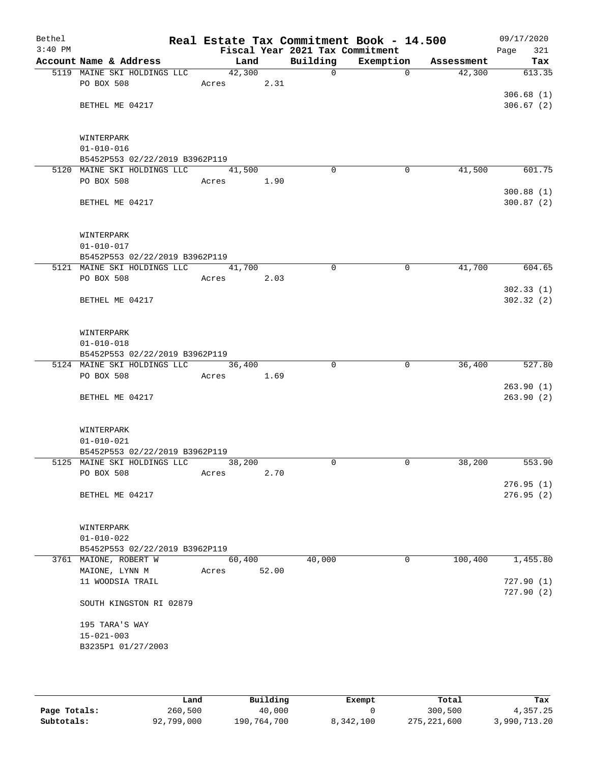# Real Estate Tax Commitment Book - 14.500

Bethel 3:40 PM — Fiscal Year 2021 Tax Commitment — 09/17/2020

| Account Name & Address | Land | Building | Exemption | Assessment | Tax |
|---|---|---|---|---|---|
| 5119 MAINE SKI HOLDINGS LLC | 42,300 | 0 | 0 | 42,300 | 613.35 |
| PO BOX 508 | Acres 2.31 | | | | |
| | | | | | 306.68 (1) |
| BETHEL ME 04217 | | | | | 306.67 (2) |
| WINTERPARK | | | | | |
| 01-010-016 | | | | | |
| B5452P553 02/22/2019 B3962P119 | | | | | |
| 5120 MAINE SKI HOLDINGS LLC | 41,500 | 0 | 0 | 41,500 | 601.75 |
| PO BOX 508 | Acres 1.90 | | | | |
| | | | | | 300.88 (1) |
| BETHEL ME 04217 | | | | | 300.87 (2) |
| WINTERPARK | | | | | |
| 01-010-017 | | | | | |
| B5452P553 02/22/2019 B3962P119 | | | | | |
| 5121 MAINE SKI HOLDINGS LLC | 41,700 | 0 | 0 | 41,700 | 604.65 |
| PO BOX 508 | Acres 2.03 | | | | |
| | | | | | 302.33 (1) |
| BETHEL ME 04217 | | | | | 302.32 (2) |
| WINTERPARK | | | | | |
| 01-010-018 | | | | | |
| B5452P553 02/22/2019 B3962P119 | | | | | |
| 5124 MAINE SKI HOLDINGS LLC | 36,400 | 0 | 0 | 36,400 | 527.80 |
| PO BOX 508 | Acres 1.69 | | | | |
| | | | | | 263.90 (1) |
| BETHEL ME 04217 | | | | | 263.90 (2) |
| WINTERPARK | | | | | |
| 01-010-021 | | | | | |
| B5452P553 02/22/2019 B3962P119 | | | | | |
| 5125 MAINE SKI HOLDINGS LLC | 38,200 | 0 | 0 | 38,200 | 553.90 |
| PO BOX 508 | Acres 2.70 | | | | |
| | | | | | 276.95 (1) |
| BETHEL ME 04217 | | | | | 276.95 (2) |
| WINTERPARK | | | | | |
| 01-010-022 | | | | | |
| B5452P553 02/22/2019 B3962P119 | | | | | |
| 3761 MAIONE, ROBERT W | 60,400 | 40,000 | 0 | 100,400 | 1,455.80 |
| MAIONE, LYNN M | Acres 52.00 | | | | |
| 11 WOODSIA TRAIL | | | | | 727.90 (1) |
| | | | | | 727.90 (2) |
| SOUTH KINGSTON RI 02879 | | | | | |
| 195 TARA'S WAY | | | | | |
| 15-021-003 | | | | | |
| B3235P1 01/27/2003 | | | | | |

| | Land | Building | Exempt | Total | Tax |
|---|---|---|---|---|---|
| Page Totals: | 260,500 | 40,000 | 0 | 300,500 | 4,357.25 |
| Subtotals: | 92,799,000 | 190,764,700 | 8,342,100 | 275,221,600 | 3,990,713.20 |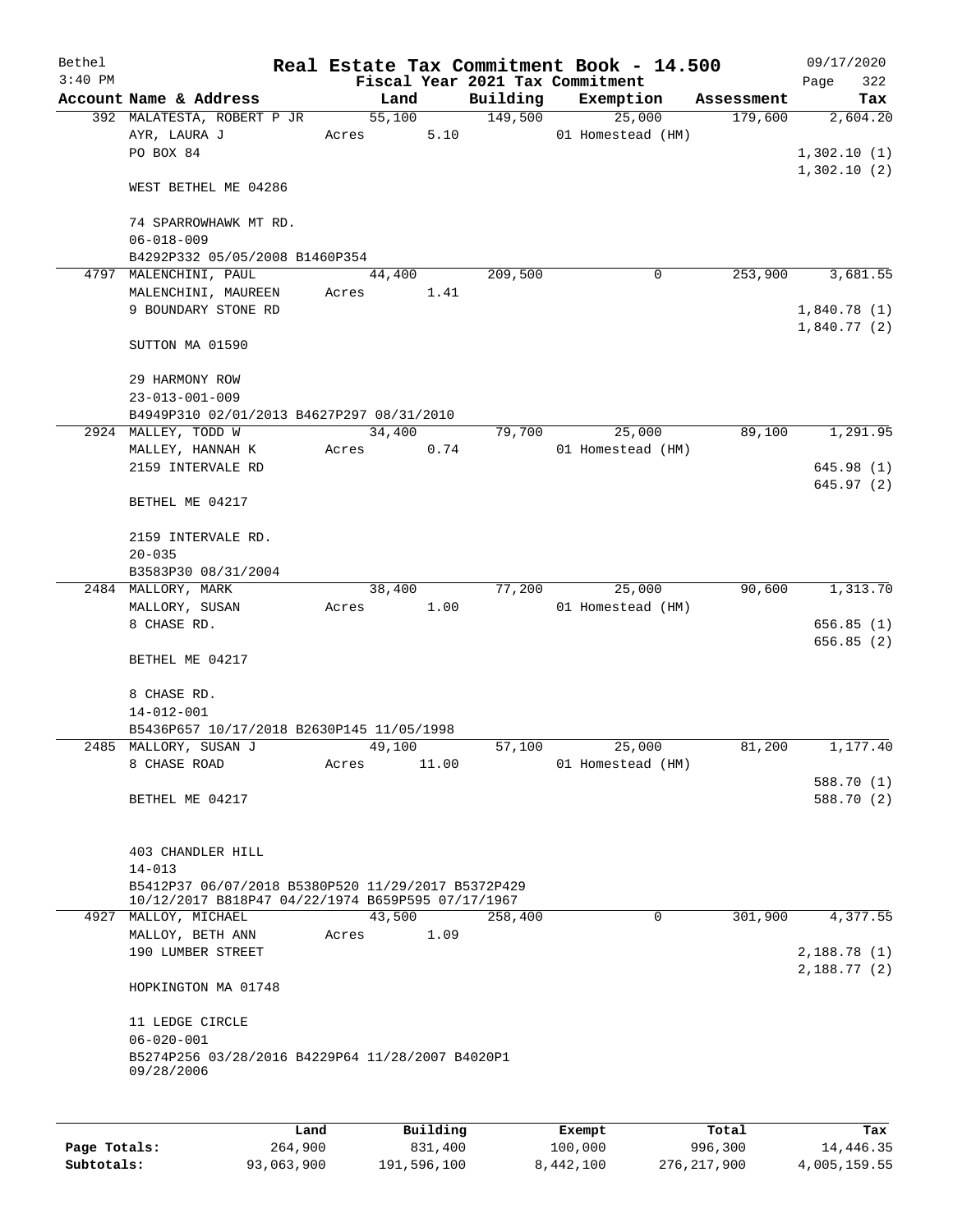Bethel 3:40 PM

# Real Estate Tax Commitment Book - 14.500

Fiscal Year 2021 Tax Commitment

09/17/2020 Page 322

| Account Name & Address | Land | Building | Exemption | Assessment | Tax |
|---|---|---|---|---|---|
| 392 MALATESTA, ROBERT P JR | 55,100 | 149,500 | 25,000 | 179,600 | 2,604.20 |
| AYR, LAURA J | Acres 5.10 | | 01 Homestead (HM) | | |
| PO BOX 84 | | | | | 1,302.10 (1) |
| | | | | | 1,302.10 (2) |
| WEST BETHEL ME 04286 | | | | | |
| 74 SPARROWHAWK MT RD. | | | | | |
| 06-018-009 | | | | | |
| B4292P332 05/05/2008 B1460P354 | | | | | |
| 4797 MALENCHINI, PAUL | 44,400 | 209,500 | 0 | 253,900 | 3,681.55 |
| MALENCHINI, MAUREEN | Acres 1.41 | | | | |
| 9 BOUNDARY STONE RD | | | | | 1,840.78 (1) |
| | | | | | 1,840.77 (2) |
| SUTTON MA 01590 | | | | | |
| 29 HARMONY ROW | | | | | |
| 23-013-001-009 | | | | | |
| B4949P310 02/01/2013 B4627P297 08/31/2010 | | | | | |
| 2924 MALLEY, TODD W | 34,400 | 79,700 | 25,000 | 89,100 | 1,291.95 |
| MALLEY, HANNAH K | Acres 0.74 | | 01 Homestead (HM) | | |
| 2159 INTERVALE RD | | | | | 645.98 (1) |
| | | | | | 645.97 (2) |
| BETHEL ME 04217 | | | | | |
| 2159 INTERVALE RD. | | | | | |
| 20-035 | | | | | |
| B3583P30 08/31/2004 | | | | | |
| 2484 MALLORY, MARK | 38,400 | 77,200 | 25,000 | 90,600 | 1,313.70 |
| MALLORY, SUSAN | Acres 1.00 | | 01 Homestead (HM) | | |
| 8 CHASE RD. | | | | | 656.85 (1) |
| | | | | | 656.85 (2) |
| BETHEL ME 04217 | | | | | |
| 8 CHASE RD. | | | | | |
| 14-012-001 | | | | | |
| B5436P657 10/17/2018 B2630P145 11/05/1998 | | | | | |
| 2485 MALLORY, SUSAN J | 49,100 | 57,100 | 25,000 | 81,200 | 1,177.40 |
| 8 CHASE ROAD | Acres 11.00 | | 01 Homestead (HM) | | |
| | | | | | 588.70 (1) |
| BETHEL ME 04217 | | | | | 588.70 (2) |
| 403 CHANDLER HILL | | | | | |
| 14-013 | | | | | |
| B5412P37 06/07/2018 B5380P520 11/29/2017 B5372P429 10/12/2017 B818P47 04/22/1974 B659P595 07/17/1967 | | | | | |
| 4927 MALLOY, MICHAEL | 43,500 | 258,400 | 0 | 301,900 | 4,377.55 |
| MALLOY, BETH ANN | Acres 1.09 | | | | |
| 190 LUMBER STREET | | | | | 2,188.78 (1) |
| | | | | | 2,188.77 (2) |
| HOPKINGTON MA 01748 | | | | | |
| 11 LEDGE CIRCLE | | | | | |
| 06-020-001 | | | | | |
| B5274P256 03/28/2016 B4229P64 11/28/2007 B4020P1 09/28/2006 | | | | | |

| | Land | Building | Exempt | Total | Tax |
|---|---|---|---|---|---|
| Page Totals: | 264,900 | 831,400 | 100,000 | 996,300 | 14,446.35 |
| Subtotals: | 93,063,900 | 191,596,100 | 8,442,100 | 276,217,900 | 4,005,159.55 |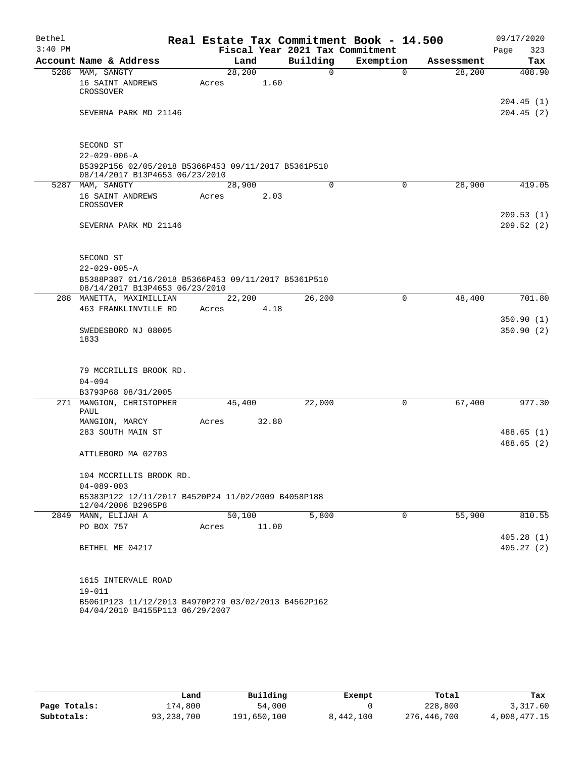Bethel 3:40 PM

# Real Estate Tax Commitment Book - 14.500

Fiscal Year 2021 Tax Commitment

09/17/2020

| Account Name & Address | Land | Building | Exemption | Assessment | Tax |
|---|---|---|---|---|---|
| 5288 MAM, SANGTY<br>16 SAINT ANDREWS CROSSOVER<br><br>SEVERNA PARK MD 21146<br><br>SECOND ST<br>22-029-006-A<br>B5392P156 02/05/2018 B5366P453 09/11/2017 B5361P510 08/14/2017 B13P4653 06/23/2010 | 28,200<br>Acres 1.60 | 0 | 0 | 28,200 | 408.90<br><br>204.45 (1)<br>204.45 (2) |
| 5287 MAM, SANGTY<br>16 SAINT ANDREWS CROSSOVER<br><br>SEVERNA PARK MD 21146<br><br>SECOND ST<br>22-029-005-A<br>B5388P387 01/16/2018 B5366P453 09/11/2017 B5361P510 08/14/2017 B13P4653 06/23/2010 | 28,900<br>Acres 2.03 | 0 | 0 | 28,900 | 419.05<br><br>209.53 (1)<br>209.52 (2) |
| 288 MANETTA, MAXIMILLIAN<br>463 FRANKLINVILLE RD<br><br>SWEDESBORO NJ 08005 1833<br><br>79 MCCRILLIS BROOK RD.<br>04-094<br>B3793P68 08/31/2005 | 22,200<br>Acres 4.18 | 26,200 | 0 | 48,400 | 701.80<br><br>350.90 (1)<br>350.90 (2) |
| 271 MANGION, CHRISTOPHER PAUL<br>MANGION, MARCY<br>283 SOUTH MAIN ST<br><br>ATTLEBORO MA 02703<br><br>104 MCCRILLIS BROOK RD.<br>04-089-003<br>B5383P122 12/11/2017 B4520P24 11/02/2009 B4058P188 12/04/2006 B2965P8 | 45,400<br>Acres 32.80 | 22,000 | 0 | 67,400 | 977.30<br><br>488.65 (1)<br>488.65 (2) |
| 2849 MANN, ELIJAH A<br>PO BOX 757<br><br>BETHEL ME 04217<br><br>1615 INTERVALE ROAD<br>19-011<br>B5061P123 11/12/2013 B4970P279 03/02/2013 B4562P162 04/04/2010 B4155P113 06/29/2007 | 50,100<br>Acres 11.00 | 5,800 | 0 | 55,900 | 810.55<br><br>405.28 (1)<br>405.27 (2) |

| | Land | Building | Exempt | Total | Tax |
|---|---|---|---|---|---|
| Page Totals: | 174,800 | 54,000 | 0 | 228,800 | 3,317.60 |
| Subtotals: | 93,238,700 | 191,650,100 | 8,442,100 | 276,446,700 | 4,008,477.15 |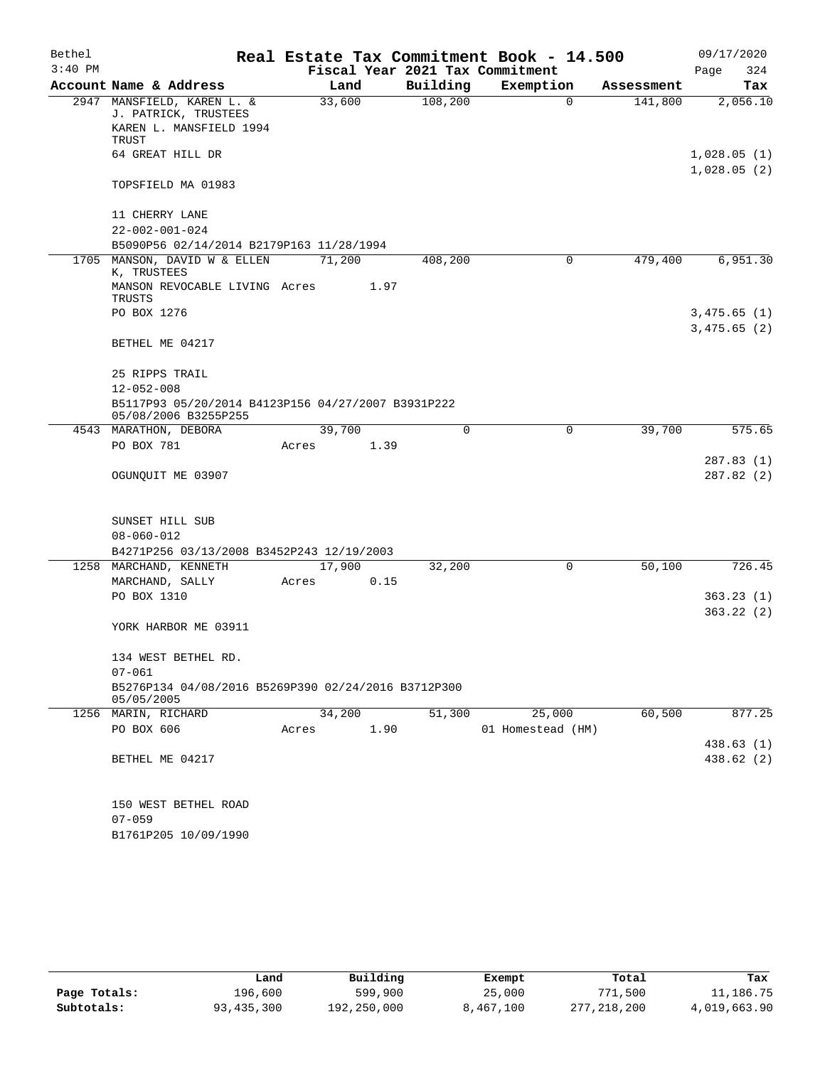# Real Estate Tax Commitment Book - 14.500

Bethel 3:40 PM — 09/17/2020

Fiscal Year 2021 Tax Commitment

| Account Name & Address | Land | Building | Exemption | Assessment | Tax |
|---|---|---|---|---|---|
| 2947 MANSFIELD, KAREN L. & J. PATRICK, TRUSTEES<br>KAREN L. MANSFIELD 1994 TRUST<br>64 GREAT HILL DR<br>TOPSFIELD MA 01983<br><br>11 CHERRY LANE<br>22-002-001-024<br>B5090P56 02/14/2014 B2179P163 11/28/1994 | 33,600 | 108,200 | 0 | 141,800 | 2,056.10<br><br>1,028.05 (1)<br>1,028.05 (2) |
| 1705 MANSON, DAVID W & ELLEN K, TRUSTEES<br>MANSON REVOCABLE LIVING TRUSTS<br>PO BOX 1276<br>BETHEL ME 04217<br><br>25 RIPPS TRAIL<br>12-052-008<br>B5117P93 05/20/2014 B4123P156 04/27/2007 B3931P222 05/08/2006 B3255P255 | 71,200<br>Acres 1.97 | 408,200 | 0 | 479,400 | 6,951.30<br><br>3,475.65 (1)<br>3,475.65 (2) |
| 4543 MARATHON, DEBORA<br>PO BOX 781<br>OGUNQUIT ME 03907<br><br>SUNSET HILL SUB<br>08-060-012<br>B4271P256 03/13/2008 B3452P243 12/19/2003 | 39,700<br>Acres 1.39 | 0 | 0 | 39,700 | 575.65<br><br>287.83 (1)<br>287.82 (2) |
| 1258 MARCHAND, KENNETH<br>MARCHAND, SALLY<br>PO BOX 1310<br>YORK HARBOR ME 03911<br><br>134 WEST BETHEL RD.<br>07-061<br>B5276P134 04/08/2016 B5269P390 02/24/2016 B3712P300 05/05/2005 | 17,900<br>Acres 0.15 | 32,200 | 0 | 50,100 | 726.45<br><br>363.23 (1)<br>363.22 (2) |
| 1256 MARIN, RICHARD<br>PO BOX 606<br>BETHEL ME 04217<br><br>150 WEST BETHEL ROAD<br>07-059<br>B1761P205 10/09/1990 | 34,200<br>Acres 1.90 | 51,300 | 25,000<br>01 Homestead (HM) | 60,500 | 877.25<br><br>438.63 (1)<br>438.62 (2) |

|  | Land | Building | Exempt | Total | Tax |
|---|---|---|---|---|---|
| Page Totals: | 196,600 | 599,900 | 25,000 | 771,500 | 11,186.75 |
| Subtotals: | 93,435,300 | 192,250,000 | 8,467,100 | 277,218,200 | 4,019,663.90 |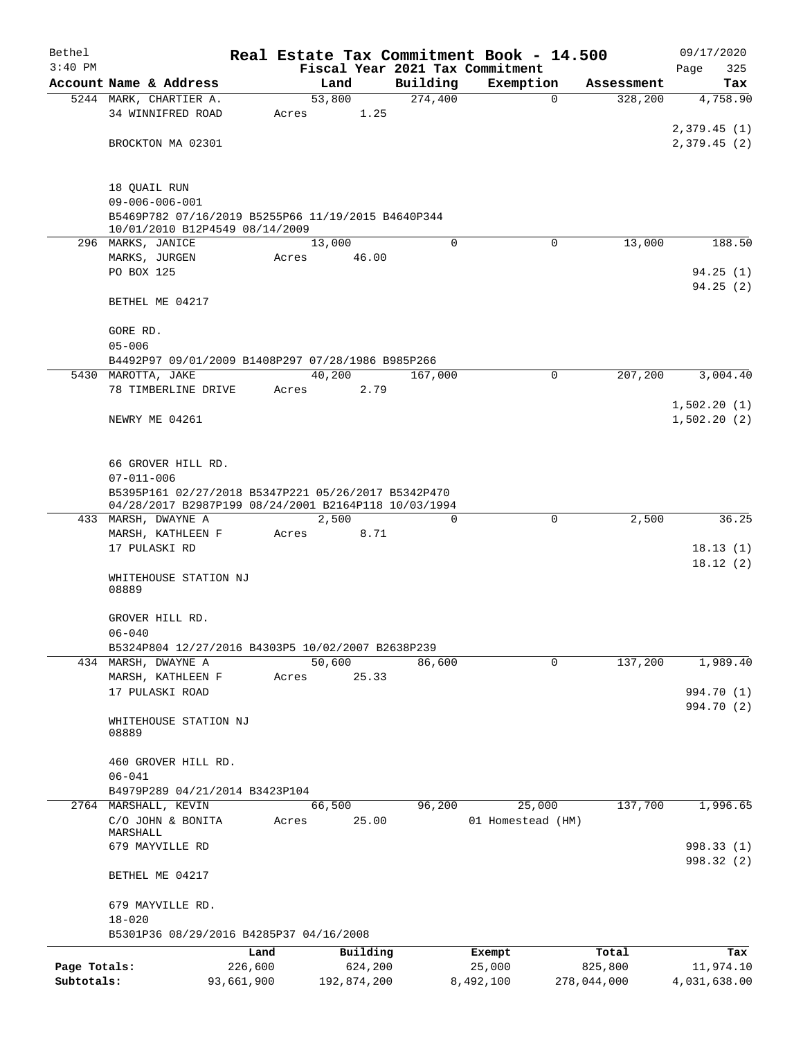Bethel 3:40 PM

# Real Estate Tax Commitment Book - 14.500

Fiscal Year 2021 Tax Commitment

09/17/2020 Page 325

| Account | Name & Address | Land | Building | Exemption | Assessment | Tax |
|---|---|---|---|---|---|---|
| 5244 | MARK, CHARTIER A.<br>34 WINNIFRED ROAD<br><br>BROCKTON MA 02301<br><br>18 QUAIL RUN<br>09-006-006-001<br>B5469P782 07/16/2019 B5255P66 11/19/2015 B4640P344 10/01/2010 B12P4549 08/14/2009 | 53,800<br>Acres 1.25 | 274,400 | 0 | 328,200 | 4,758.90<br><br>2,379.45 (1)<br>2,379.45 (2) |
| 296 | MARKS, JANICE<br>MARKS, JURGEN<br>PO BOX 125<br><br>BETHEL ME 04217<br><br>GORE RD.<br>05-006<br>B4492P97 09/01/2009 B1408P297 07/28/1986 B985P266 | 13,000<br>Acres 46.00 | 0 | 0 | 13,000 | 188.50<br><br>94.25 (1)<br>94.25 (2) |
| 5430 | MAROTTA, JAKE<br>78 TIMBERLINE DRIVE<br><br>NEWRY ME 04261<br><br>66 GROVER HILL RD.<br>07-011-006<br>B5395P161 02/27/2018 B5347P221 05/26/2017 B5342P470 04/28/2017 B2987P199 08/24/2001 B2164P118 10/03/1994 | 40,200<br>Acres 2.79 | 167,000 | 0 | 207,200 | 3,004.40<br><br>1,502.20 (1)<br>1,502.20 (2) |
| 433 | MARSH, DWAYNE A<br>MARSH, KATHLEEN F<br>17 PULASKI RD<br><br>WHITEHOUSE STATION NJ 08889<br><br>GROVER HILL RD.<br>06-040<br>B5324P804 12/27/2016 B4303P5 10/02/2007 B2638P239 | 2,500<br>Acres 8.71 | 0 | 0 | 2,500 | 36.25<br><br>18.13 (1)<br>18.12 (2) |
| 434 | MARSH, DWAYNE A<br>MARSH, KATHLEEN F<br>17 PULASKI ROAD<br><br>WHITEHOUSE STATION NJ 08889<br><br>460 GROVER HILL RD.<br>06-041<br>B4979P289 04/21/2014 B3423P104 | 50,600<br>Acres 25.33 | 86,600 | 0 | 137,200 | 1,989.40<br><br>994.70 (1)<br>994.70 (2) |
| 2764 | MARSHALL, KEVIN<br>C/O JOHN & BONITA MARSHALL<br>679 MAYVILLE RD<br><br>BETHEL ME 04217<br><br>679 MAYVILLE RD.<br>18-020<br>B5301P36 08/29/2016 B4285P37 04/16/2008 | 66,500<br>Acres 25.00 | 96,200 | 25,000<br>01 Homestead (HM) | 137,700 | 1,996.65<br><br>998.33 (1)<br>998.32 (2) |

| | Land | Building | Exempt | Total | Tax |
|---|---|---|---|---|---|
| Page Totals: | 226,600 | 624,200 | 25,000 | 825,800 | 11,974.10 |
| Subtotals: | 93,661,900 | 192,874,200 | 8,492,100 | 278,044,000 | 4,031,638.00 |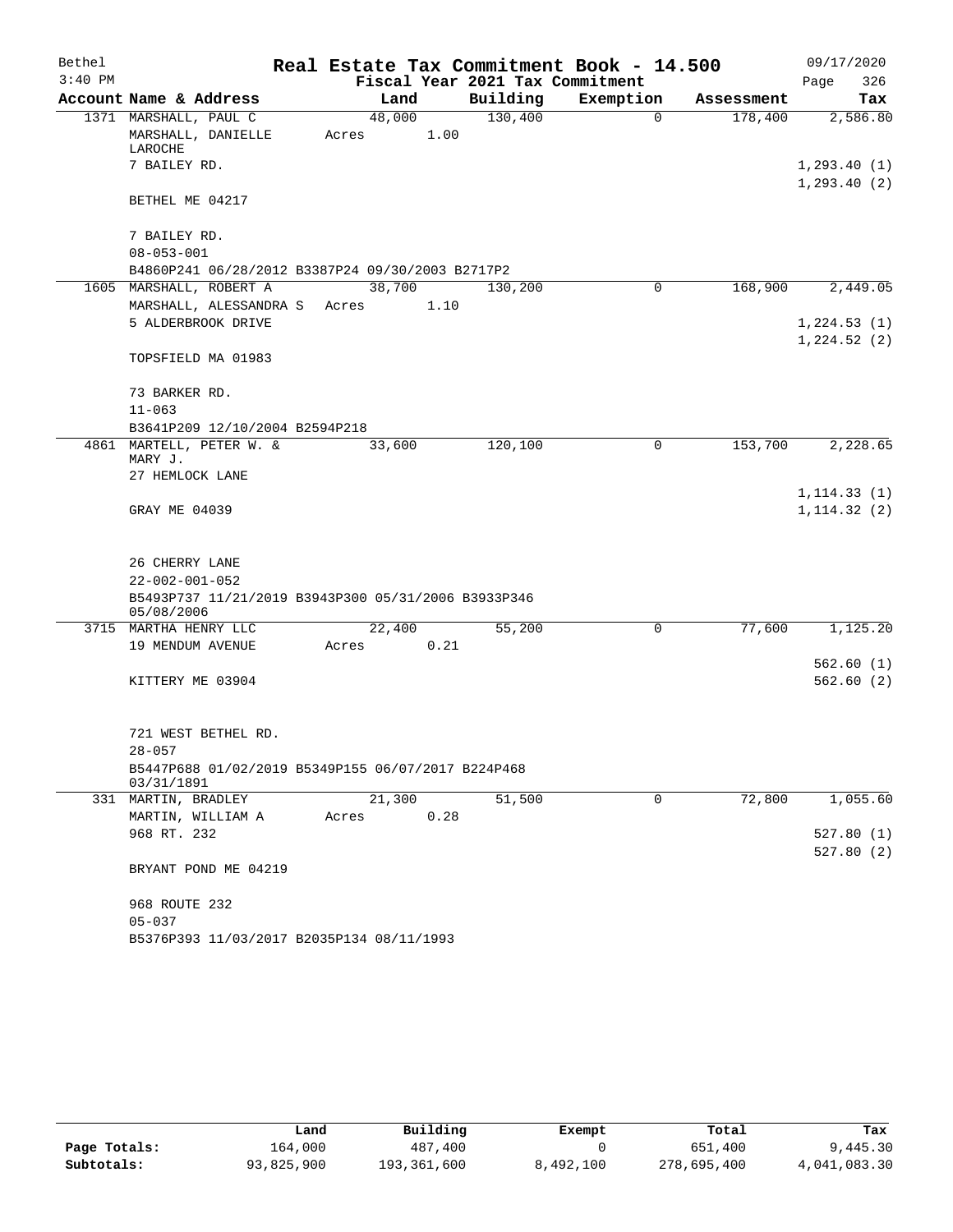Bethel 3:40 PM

# Real Estate Tax Commitment Book - 14.500

Fiscal Year 2021 Tax Commitment

09/17/2020 Page 326

| Account | Name & Address | Land | Building | Exemption | Assessment | Tax |
|---|---|---|---|---|---|---|
| 1371 | MARSHALL, PAUL C<br>MARSHALL, DANIELLE LAROCHE<br>7 BAILEY RD.<br><br>BETHEL ME 04217<br><br>7 BAILEY RD.<br>08-053-001<br>B4860P241 06/28/2012 B3387P24 09/30/2003 B2717P2 | 48,000<br>Acres 1.00 | 130,400 | 0 | 178,400 | 2,586.80<br><br>1,293.40 (1)<br>1,293.40 (2) |
| 1605 | MARSHALL, ROBERT A<br>MARSHALL, ALESSANDRA S<br>5 ALDERBROOK DRIVE<br><br>TOPSFIELD MA 01983<br><br>73 BARKER RD.<br>11-063<br>B3641P209 12/10/2004 B2594P218 | 38,700<br>Acres 1.10 | 130,200 | 0 | 168,900 | 2,449.05<br><br>1,224.53 (1)<br>1,224.52 (2) |
| 4861 | MARTELL, PETER W. & MARY J.<br>27 HEMLOCK LANE<br><br>GRAY ME 04039<br><br>26 CHERRY LANE<br>22-002-001-052<br>B5493P737 11/21/2019 B3943P300 05/31/2006 B3933P346 05/08/2006 | 33,600 | 120,100 | 0 | 153,700 | 2,228.65<br><br>1,114.33 (1)<br>1,114.32 (2) |
| 3715 | MARTHA HENRY LLC<br>19 MENDUM AVENUE<br><br>KITTERY ME 03904<br><br>721 WEST BETHEL RD.<br>28-057<br>B5447P688 01/02/2019 B5349P155 06/07/2017 B224P468 03/31/1891 | 22,400<br>Acres 0.21 | 55,200 | 0 | 77,600 | 1,125.20<br><br>562.60 (1)<br>562.60 (2) |
| 331 | MARTIN, BRADLEY<br>MARTIN, WILLIAM A<br>968 RT. 232<br><br>BRYANT POND ME 04219<br><br>968 ROUTE 232<br>05-037<br>B5376P393 11/03/2017 B2035P134 08/11/1993 | 21,300<br>Acres 0.28 | 51,500 | 0 | 72,800 | 1,055.60<br><br>527.80 (1)<br>527.80 (2) |

| | Land | Building | Exempt | Total | Tax |
|---|---|---|---|---|---|
| Page Totals: | 164,000 | 487,400 | 0 | 651,400 | 9,445.30 |
| Subtotals: | 93,825,900 | 193,361,600 | 8,492,100 | 278,695,400 | 4,041,083.30 |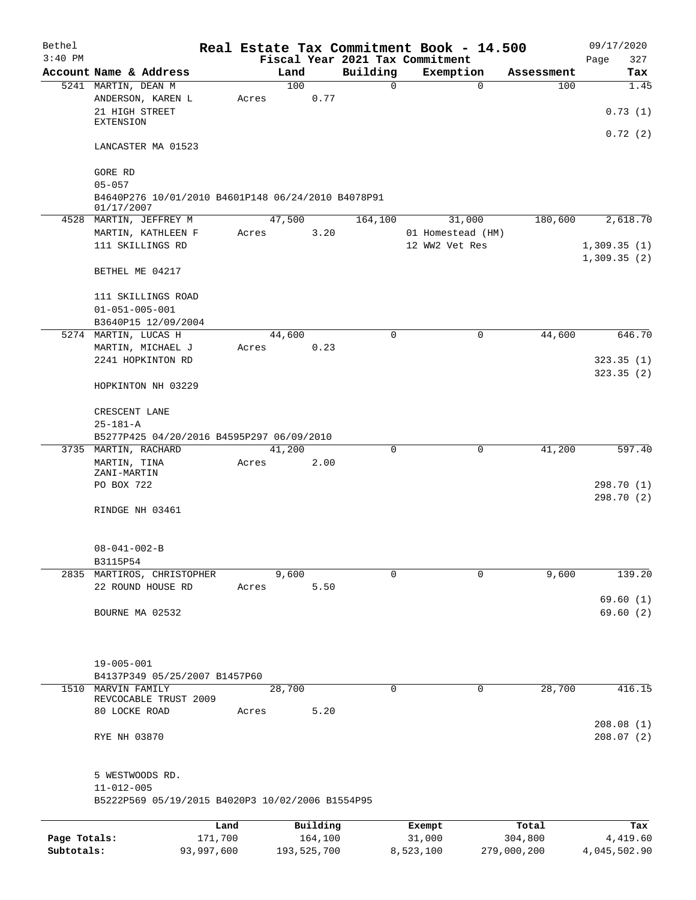# Real Estate Tax Commitment Book - 14.500

Bethel 3:40 PM — Fiscal Year 2021 Tax Commitment — 09/17/2020

| Account Name & Address | Land | Building | Exemption | Assessment | Tax |
|---|---|---|---|---|---|
| 5241 MARTIN, DEAN M<br>ANDERSON, KAREN L<br>21 HIGH STREET EXTENSION<br>LANCASTER MA 01523<br><br>GORE RD<br>05-057<br>B4640P276 10/01/2010 B4601P148 06/24/2010 B4078P91 01/17/2007 | 100<br>Acres 0.77 | 0 | 0 | 100 | 1.45<br>0.73 (1)<br>0.72 (2) |
| 4528 MARTIN, JEFFREY M<br>MARTIN, KATHLEEN F<br>111 SKILLINGS RD<br>BETHEL ME 04217<br><br>111 SKILLINGS ROAD<br>01-051-005-001<br>B3640P15 12/09/2004 | 47,500<br>Acres 3.20 | 164,100 | 31,000<br>01 Homestead (HM)<br>12 WW2 Vet Res | 180,600 | 2,618.70<br>1,309.35 (1)<br>1,309.35 (2) |
| 5274 MARTIN, LUCAS H<br>MARTIN, MICHAEL J<br>2241 HOPKINTON RD<br>HOPKINTON NH 03229<br><br>CRESCENT LANE<br>25-181-A<br>B5277P425 04/20/2016 B4595P297 06/09/2010 | 44,600<br>Acres 0.23 | 0 | 0 | 44,600 | 646.70<br>323.35 (1)<br>323.35 (2) |
| 3735 MARTIN, RACHARD<br>MARTIN, TINA ZANI-MARTIN<br>PO BOX 722<br>RINDGE NH 03461<br><br>08-041-002-B<br>B3115P54 | 41,200<br>Acres 2.00 | 0 | 0 | 41,200 | 597.40<br>298.70 (1)<br>298.70 (2) |
| 2835 MARTIROS, CHRISTOPHER<br>22 ROUND HOUSE RD<br>BOURNE MA 02532<br><br>19-005-001<br>B4137P349 05/25/2007 B1457P60 | 9,600<br>Acres 5.50 | 0 | 0 | 9,600 | 139.20<br>69.60 (1)<br>69.60 (2) |
| 1510 MARVIN FAMILY REVCOCABLE TRUST 2009<br>80 LOCKE ROAD<br>RYE NH 03870<br><br>5 WESTWOODS RD.<br>11-012-005<br>B5222P569 05/19/2015 B4020P3 10/02/2006 B1554P95 | 28,700<br>Acres 5.20 | 0 | 0 | 28,700 | 416.15<br>208.08 (1)<br>208.07 (2) |

| | Land | Building | Exempt | Total | Tax |
|---|---|---|---|---|---|
| Page Totals: | 171,700 | 164,100 | 31,000 | 304,800 | 4,419.60 |
| Subtotals: | 93,997,600 | 193,525,700 | 8,523,100 | 279,000,200 | 4,045,502.90 |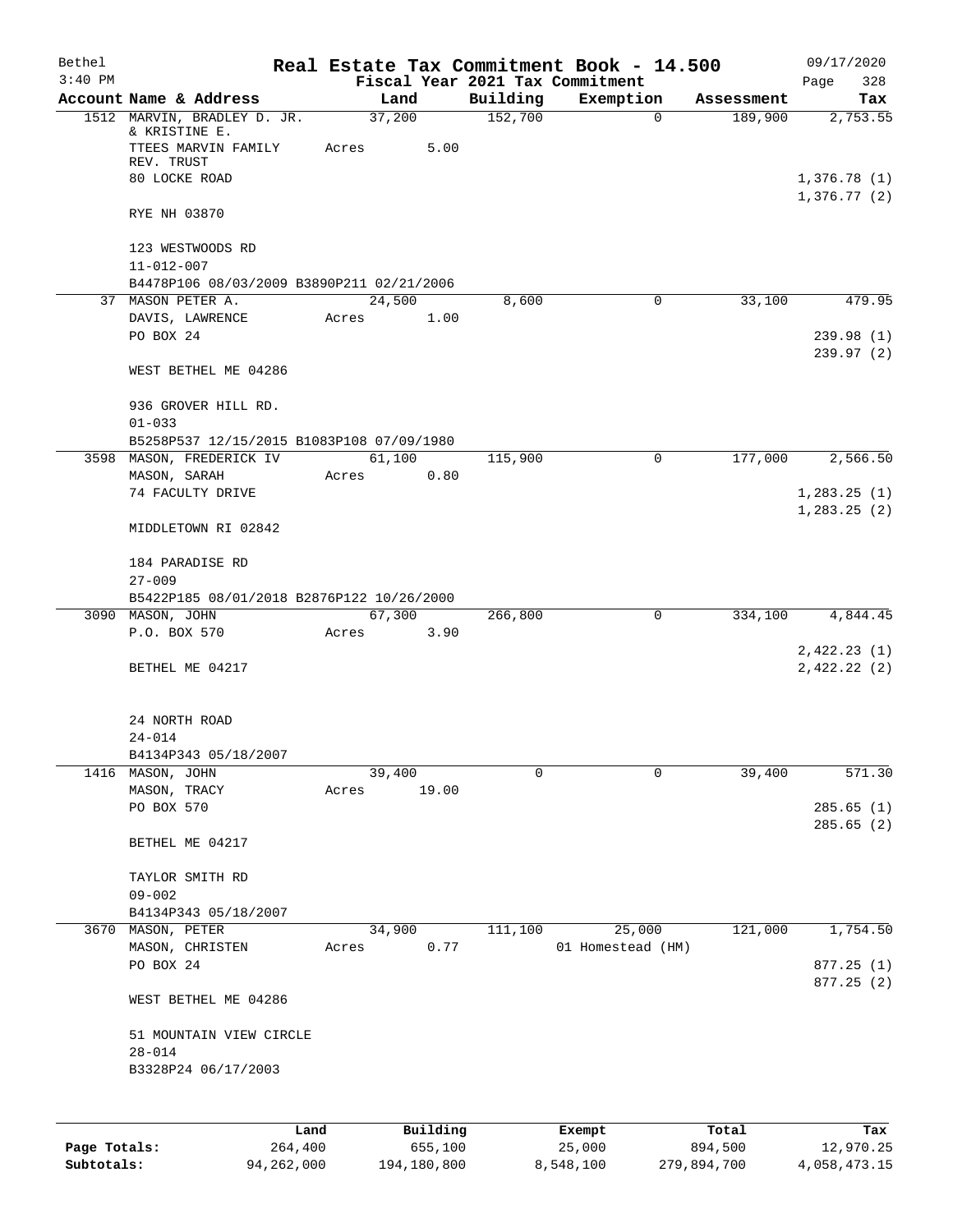Bethel 3:40 PM

# Real Estate Tax Commitment Book - 14.500

Fiscal Year 2021 Tax Commitment

09/17/2020

| Account | Name & Address | Land | Building | Exemption | Assessment | Tax |
|---|---|---|---|---|---|---|
| 1512 | MARVIN, BRADLEY D. JR. & KRISTINE E. | 37,200 | 152,700 | 0 | 189,900 | 2,753.55 |
| | TTEES MARVIN FAMILY REV. TRUST | Acres 5.00 | | | | |
| | 80 LOCKE ROAD | | | | | 1,376.78 (1) |
| | | | | | | 1,376.77 (2) |
| | RYE NH 03870 | | | | | |
| | 123 WESTWOODS RD | | | | | |
| | 11-012-007 | | | | | |
| | B4478P106 08/03/2009 B3890P211 02/21/2006 | | | | | |
| 37 | MASON PETER A. | 24,500 | 8,600 | 0 | 33,100 | 479.95 |
| | DAVIS, LAWRENCE | Acres 1.00 | | | | |
| | PO BOX 24 | | | | | 239.98 (1) |
| | | | | | | 239.97 (2) |
| | WEST BETHEL ME 04286 | | | | | |
| | 936 GROVER HILL RD. | | | | | |
| | 01-033 | | | | | |
| | B5258P537 12/15/2015 B1083P108 07/09/1980 | | | | | |
| 3598 | MASON, FREDERICK IV | 61,100 | 115,900 | 0 | 177,000 | 2,566.50 |
| | MASON, SARAH | Acres 0.80 | | | | |
| | 74 FACULTY DRIVE | | | | | 1,283.25 (1) |
| | | | | | | 1,283.25 (2) |
| | MIDDLETOWN RI 02842 | | | | | |
| | 184 PARADISE RD | | | | | |
| | 27-009 | | | | | |
| | B5422P185 08/01/2018 B2876P122 10/26/2000 | | | | | |
| 3090 | MASON, JOHN | 67,300 | 266,800 | 0 | 334,100 | 4,844.45 |
| | P.O. BOX 570 | Acres 3.90 | | | | |
| | | | | | | 2,422.23 (1) |
| | BETHEL ME 04217 | | | | | 2,422.22 (2) |
| | 24 NORTH ROAD | | | | | |
| | 24-014 | | | | | |
| | B4134P343 05/18/2007 | | | | | |
| 1416 | MASON, JOHN | 39,400 | 0 | 0 | 39,400 | 571.30 |
| | MASON, TRACY | Acres 19.00 | | | | |
| | PO BOX 570 | | | | | 285.65 (1) |
| | | | | | | 285.65 (2) |
| | BETHEL ME 04217 | | | | | |
| | TAYLOR SMITH RD | | | | | |
| | 09-002 | | | | | |
| | B4134P343 05/18/2007 | | | | | |
| 3670 | MASON, PETER | 34,900 | 111,100 | 25,000 | 121,000 | 1,754.50 |
| | MASON, CHRISTEN | Acres 0.77 | | 01 Homestead (HM) | | |
| | PO BOX 24 | | | | | 877.25 (1) |
| | | | | | | 877.25 (2) |
| | WEST BETHEL ME 04286 | | | | | |
| | 51 MOUNTAIN VIEW CIRCLE | | | | | |
| | 28-014 | | | | | |
| | B3328P24 06/17/2003 | | | | | |

| | Land | Building | Exempt | Total | Tax |
|---|---|---|---|---|---|
| Page Totals: | 264,400 | 655,100 | 25,000 | 894,500 | 12,970.25 |
| Subtotals: | 94,262,000 | 194,180,800 | 8,548,100 | 279,894,700 | 4,058,473.15 |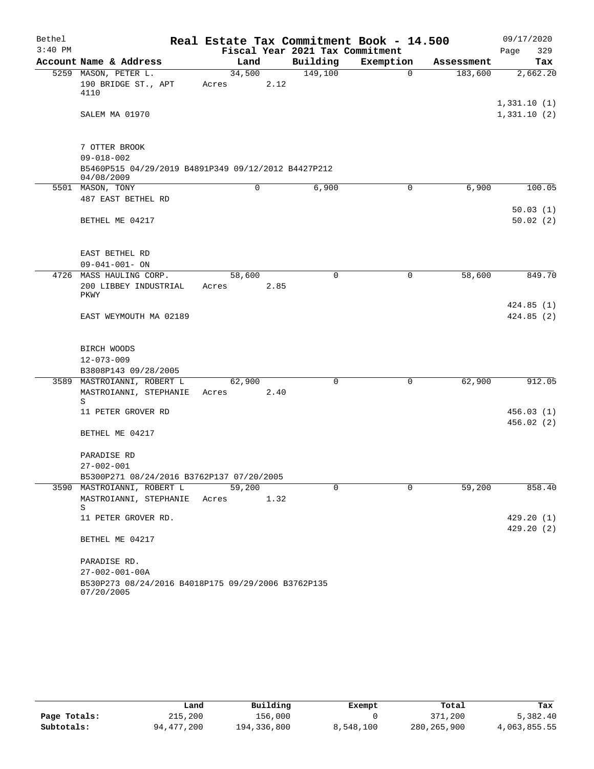# Real Estate Tax Commitment Book - 14.500

Bethel 3:40 PM — 09/17/2020

Fiscal Year 2021 Tax Commitment

| Account Name & Address | Land | Building | Exemption | Assessment | Tax |
|---|---|---|---|---|---|
| 5259 MASON, PETER L. | 34,500 | 149,100 | 0 | 183,600 | 2,662.20 |
| 190 BRIDGE ST., APT 4110 | Acres 2.12 | | | | |
| | | | | | 1,331.10 (1) |
| SALEM MA 01970 | | | | | 1,331.10 (2) |
| 7 OTTER BROOK | | | | | |
| 09-018-002 | | | | | |
| B5460P515 04/29/2019 B4891P349 09/12/2012 B4427P212 04/08/2009 | | | | | |
| 5501 MASON, TONY | 0 | 6,900 | 0 | 6,900 | 100.05 |
| 487 EAST BETHEL RD | | | | | |
| | | | | | 50.03 (1) |
| BETHEL ME 04217 | | | | | 50.02 (2) |
| EAST BETHEL RD | | | | | |
| 09-041-001- ON | | | | | |
| 4726 MASS HAULING CORP. | 58,600 | 0 | 0 | 58,600 | 849.70 |
| 200 LIBBEY INDUSTRIAL PKWY | Acres 2.85 | | | | |
| | | | | | 424.85 (1) |
| EAST WEYMOUTH MA 02189 | | | | | 424.85 (2) |
| BIRCH WOODS | | | | | |
| 12-073-009 | | | | | |
| B3808P143 09/28/2005 | | | | | |
| 3589 MASTROIANNI, ROBERT L | 62,900 | 0 | 0 | 62,900 | 912.05 |
| MASTROIANNI, STEPHANIE S | Acres 2.40 | | | | |
| 11 PETER GROVER RD | | | | | 456.03 (1) |
| | | | | | 456.02 (2) |
| BETHEL ME 04217 | | | | | |
| PARADISE RD | | | | | |
| 27-002-001 | | | | | |
| B5300P271 08/24/2016 B3762P137 07/20/2005 | | | | | |
| 3590 MASTROIANNI, ROBERT L | 59,200 | 0 | 0 | 59,200 | 858.40 |
| MASTROIANNI, STEPHANIE S | Acres 1.32 | | | | |
| 11 PETER GROVER RD. | | | | | 429.20 (1) |
| | | | | | 429.20 (2) |
| BETHEL ME 04217 | | | | | |
| PARADISE RD. | | | | | |
| 27-002-001-00A | | | | | |
| B530P273 08/24/2016 B4018P175 09/29/2006 B3762P135 07/20/2005 | | | | | |

| | Land | Building | Exempt | Total | Tax |
|---|---|---|---|---|---|
| Page Totals: | 215,200 | 156,000 | 0 | 371,200 | 5,382.40 |
| Subtotals: | 94,477,200 | 194,336,800 | 8,548,100 | 280,265,900 | 4,063,855.55 |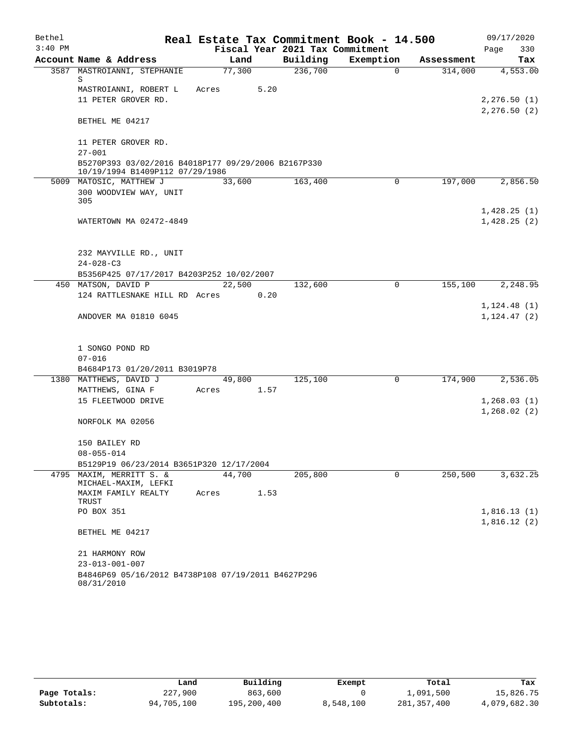Bethel 3:40 PM

# Real Estate Tax Commitment Book - 14.500

Fiscal Year 2021 Tax Commitment

09/17/2020 Page 330

| Account Name & Address | Land | Building | Exemption | Assessment | Tax |
|---|---|---|---|---|---|
| 3587 MASTROIANNI, STEPHANIE S | 77,300 | 236,700 | 0 | 314,000 | 4,553.00 |
| MASTROIANNI, ROBERT L | Acres 5.20 | | | | |
| 11 PETER GROVER RD. | | | | | 2,276.50 (1) |
| | | | | | 2,276.50 (2) |
| BETHEL ME 04217 | | | | | |
| 11 PETER GROVER RD. | | | | | |
| 27-001 | | | | | |
| B5270P393 03/02/2016 B4018P177 09/29/2006 B2167P330 10/19/1994 B1409P112 07/29/1986 | | | | | |
| 5009 MATOSIC, MATTHEW J | 33,600 | 163,400 | 0 | 197,000 | 2,856.50 |
| 300 WOODVIEW WAY, UNIT 305 | | | | | |
| | | | | | 1,428.25 (1) |
| WATERTOWN MA 02472-4849 | | | | | 1,428.25 (2) |
| 232 MAYVILLE RD., UNIT | | | | | |
| 24-028-C3 | | | | | |
| B5356P425 07/17/2017 B4203P252 10/02/2007 | | | | | |
| 450 MATSON, DAVID P | 22,500 | 132,600 | 0 | 155,100 | 2,248.95 |
| 124 RATTLESNAKE HILL RD | Acres 0.20 | | | | |
| | | | | | 1,124.48 (1) |
| ANDOVER MA 01810 6045 | | | | | 1,124.47 (2) |
| 1 SONGO POND RD | | | | | |
| 07-016 | | | | | |
| B4684P173 01/20/2011 B3019P78 | | | | | |
| 1380 MATTHEWS, DAVID J | 49,800 | 125,100 | 0 | 174,900 | 2,536.05 |
| MATTHEWS, GINA F | Acres 1.57 | | | | |
| 15 FLEETWOOD DRIVE | | | | | 1,268.03 (1) |
| | | | | | 1,268.02 (2) |
| NORFOLK MA 02056 | | | | | |
| 150 BAILEY RD | | | | | |
| 08-055-014 | | | | | |
| B5129P19 06/23/2014 B3651P320 12/17/2004 | | | | | |
| 4795 MAXIM, MERRITT S. & MICHAEL-MAXIM, LEFKI | 44,700 | 205,800 | 0 | 250,500 | 3,632.25 |
| MAXIM FAMILY REALTY TRUST | Acres 1.53 | | | | |
| PO BOX 351 | | | | | 1,816.13 (1) |
| | | | | | 1,816.12 (2) |
| BETHEL ME 04217 | | | | | |
| 21 HARMONY ROW | | | | | |
| 23-013-001-007 | | | | | |
| B4846P69 05/16/2012 B4738P108 07/19/2011 B4627P296 08/31/2010 | | | | | |

| | Land | Building | Exempt | Total | Tax |
|---|---|---|---|---|---|
| Page Totals: | 227,900 | 863,600 | 0 | 1,091,500 | 15,826.75 |
| Subtotals: | 94,705,100 | 195,200,400 | 8,548,100 | 281,357,400 | 4,079,682.30 |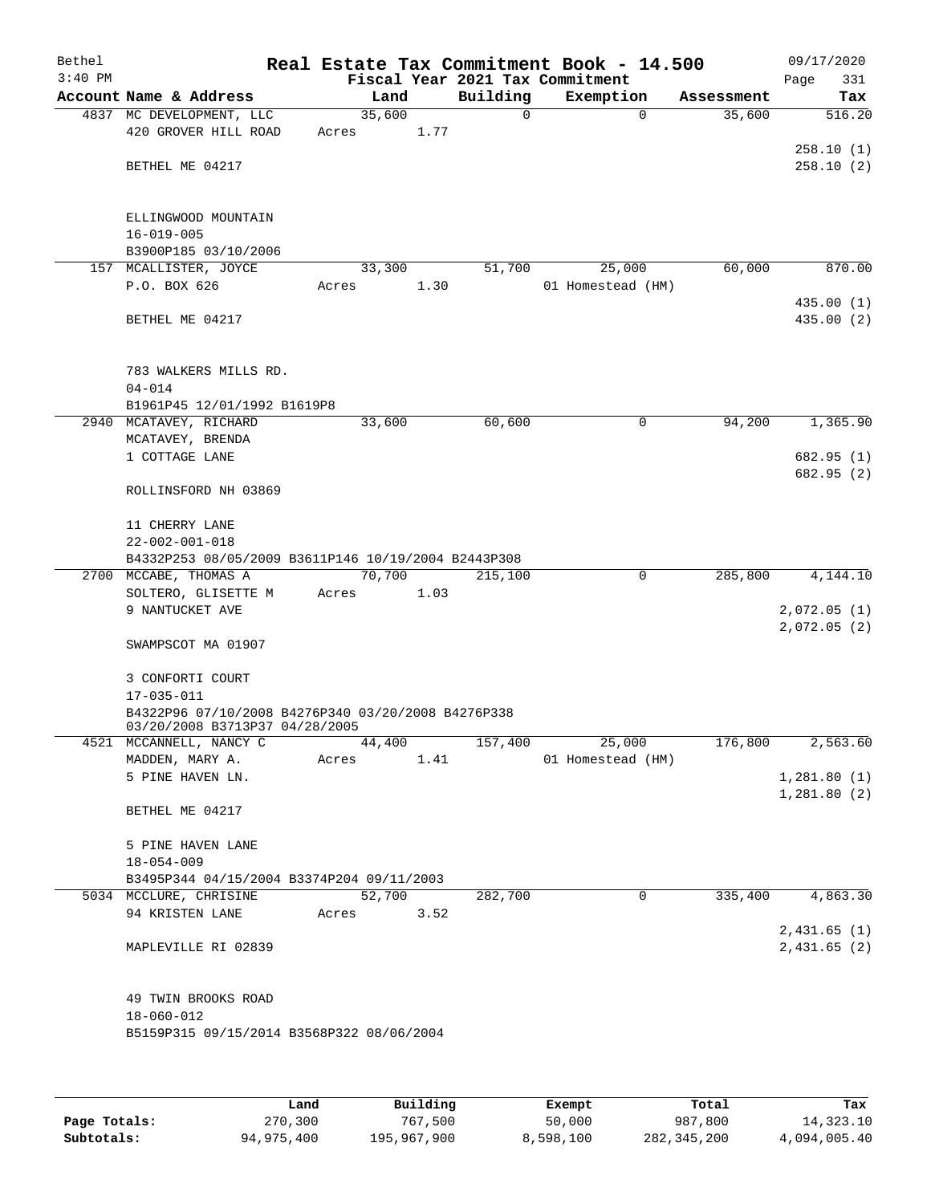# Real Estate Tax Commitment Book - 14.500

Bethel
3:40 PM

Fiscal Year 2021 Tax Commitment

09/17/2020
Page 331

| Account Name & Address | Land | Building | Exemption | Assessment | Tax |
|---|---|---|---|---|---|
| 4837 MC DEVELOPMENT, LLC | 35,600 | 0 | 0 | 35,600 | 516.20 |
| 420 GROVER HILL ROAD | Acres 1.77 | | | | |
| | | | | | 258.10 (1) |
| BETHEL ME 04217 | | | | | 258.10 (2) |
| ELLINGWOOD MOUNTAIN | | | | | |
| 16-019-005 | | | | | |
| B3900P185 03/10/2006 | | | | | |
| 157 MCALLISTER, JOYCE | 33,300 | 51,700 | 25,000 | 60,000 | 870.00 |
| P.O. BOX 626 | Acres 1.30 | | 01 Homestead (HM) | | |
| | | | | | 435.00 (1) |
| BETHEL ME 04217 | | | | | 435.00 (2) |
| 783 WALKERS MILLS RD. | | | | | |
| 04-014 | | | | | |
| B1961P45 12/01/1992 B1619P8 | | | | | |
| 2940 MCATAVEY, RICHARD | 33,600 | 60,600 | 0 | 94,200 | 1,365.90 |
| MCATAVEY, BRENDA | | | | | |
| 1 COTTAGE LANE | | | | | 682.95 (1) |
| | | | | | 682.95 (2) |
| ROLLINSFORD NH 03869 | | | | | |
| 11 CHERRY LANE | | | | | |
| 22-002-001-018 | | | | | |
| B4332P253 08/05/2009 B3611P146 10/19/2004 B2443P308 | | | | | |
| 2700 MCCABE, THOMAS A | 70,700 | 215,100 | 0 | 285,800 | 4,144.10 |
| SOLTERO, GLISETTE M | Acres 1.03 | | | | |
| 9 NANTUCKET AVE | | | | | 2,072.05 (1) |
| | | | | | 2,072.05 (2) |
| SWAMPSCOT MA 01907 | | | | | |
| 3 CONFORTI COURT | | | | | |
| 17-035-011 | | | | | |
| B4322P96 07/10/2008 B4276P340 03/20/2008 B4276P338 03/20/2008 B3713P37 04/28/2005 | | | | | |
| 4521 MCCANNELL, NANCY C | 44,400 | 157,400 | 25,000 | 176,800 | 2,563.60 |
| MADDEN, MARY A. | Acres 1.41 | | 01 Homestead (HM) | | |
| 5 PINE HAVEN LN. | | | | | 1,281.80 (1) |
| | | | | | 1,281.80 (2) |
| BETHEL ME 04217 | | | | | |
| 5 PINE HAVEN LANE | | | | | |
| 18-054-009 | | | | | |
| B3495P344 04/15/2004 B3374P204 09/11/2003 | | | | | |
| 5034 MCCLURE, CHRISINE | 52,700 | 282,700 | 0 | 335,400 | 4,863.30 |
| 94 KRISTEN LANE | Acres 3.52 | | | | |
| | | | | | 2,431.65 (1) |
| MAPLEVILLE RI 02839 | | | | | 2,431.65 (2) |
| 49 TWIN BROOKS ROAD | | | | | |
| 18-060-012 | | | | | |
| B5159P315 09/15/2014 B3568P322 08/06/2004 | | | | | |

| | Land | Building | Exempt | Total | Tax |
|---|---|---|---|---|---|
| Page Totals: | 270,300 | 767,500 | 50,000 | 987,800 | 14,323.10 |
| Subtotals: | 94,975,400 | 195,967,900 | 8,598,100 | 282,345,200 | 4,094,005.40 |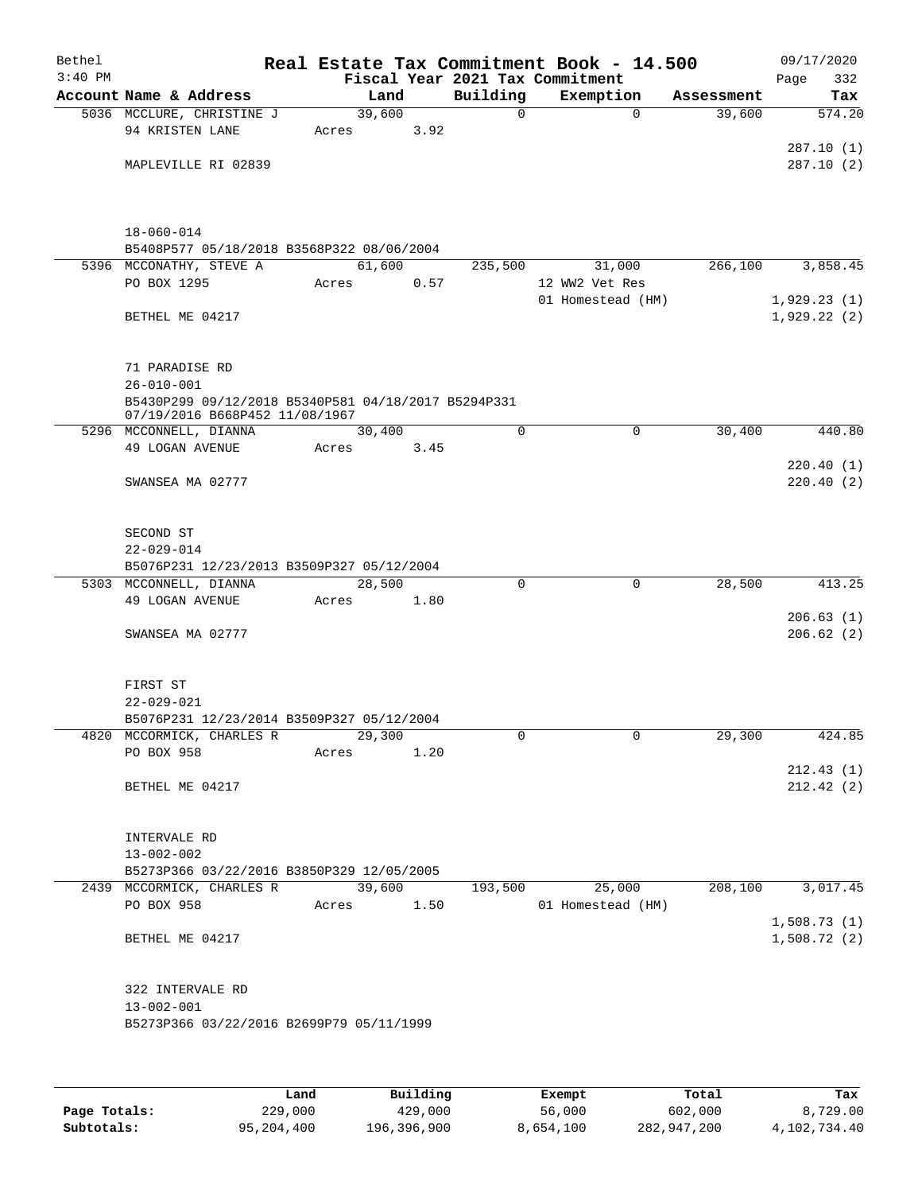# Real Estate Tax Commitment Book - 14.500

Bethel
3:40 PM

09/17/2020

Fiscal Year 2021 Tax Commitment

| Account Name & Address | Land | Building | Exemption | Assessment | Tax |
|---|---|---|---|---|---|
| 5036 MCCLURE, CHRISTINE J | 39,600 | 0 | 0 | 39,600 | 574.20 |
| 94 KRISTEN LANE | Acres 3.92 | | | | |
| | | | | | 287.10 (1) |
| MAPLEVILLE RI 02839 | | | | | 287.10 (2) |
| 18-060-014 | | | | | |
| B5408P577 05/18/2018 B3568P322 08/06/2004 | | | | | |
| 5396 MCCONATHY, STEVE A | 61,600 | 235,500 | 31,000 | 266,100 | 3,858.45 |
| PO BOX 1295 | Acres 0.57 | | 12 WW2 Vet Res | | |
| | | | 01 Homestead (HM) | | 1,929.23 (1) |
| BETHEL ME 04217 | | | | | 1,929.22 (2) |
| 71 PARADISE RD | | | | | |
| 26-010-001 | | | | | |
| B5430P299 09/12/2018 B5340P581 04/18/2017 B5294P331 07/19/2016 B668P452 11/08/1967 | | | | | |
| 5296 MCCONNELL, DIANNA | 30,400 | 0 | 0 | 30,400 | 440.80 |
| 49 LOGAN AVENUE | Acres 3.45 | | | | |
| | | | | | 220.40 (1) |
| SWANSEA MA 02777 | | | | | 220.40 (2) |
| SECOND ST | | | | | |
| 22-029-014 | | | | | |
| B5076P231 12/23/2013 B3509P327 05/12/2004 | | | | | |
| 5303 MCCONNELL, DIANNA | 28,500 | 0 | 0 | 28,500 | 413.25 |
| 49 LOGAN AVENUE | Acres 1.80 | | | | |
| | | | | | 206.63 (1) |
| SWANSEA MA 02777 | | | | | 206.62 (2) |
| FIRST ST | | | | | |
| 22-029-021 | | | | | |
| B5076P231 12/23/2014 B3509P327 05/12/2004 | | | | | |
| 4820 MCCORMICK, CHARLES R | 29,300 | 0 | 0 | 29,300 | 424.85 |
| PO BOX 958 | Acres 1.20 | | | | |
| | | | | | 212.43 (1) |
| BETHEL ME 04217 | | | | | 212.42 (2) |
| INTERVALE RD | | | | | |
| 13-002-002 | | | | | |
| B5273P366 03/22/2016 B3850P329 12/05/2005 | | | | | |
| 2439 MCCORMICK, CHARLES R | 39,600 | 193,500 | 25,000 | 208,100 | 3,017.45 |
| PO BOX 958 | Acres 1.50 | | 01 Homestead (HM) | | |
| | | | | | 1,508.73 (1) |
| BETHEL ME 04217 | | | | | 1,508.72 (2) |
| 322 INTERVALE RD | | | | | |
| 13-002-001 | | | | | |
| B5273P366 03/22/2016 B2699P79 05/11/1999 | | | | | |

| | Land | Building | Exempt | Total | Tax |
|---|---|---|---|---|---|
| Page Totals: | 229,000 | 429,000 | 56,000 | 602,000 | 8,729.00 |
| Subtotals: | 95,204,400 | 196,396,900 | 8,654,100 | 282,947,200 | 4,102,734.40 |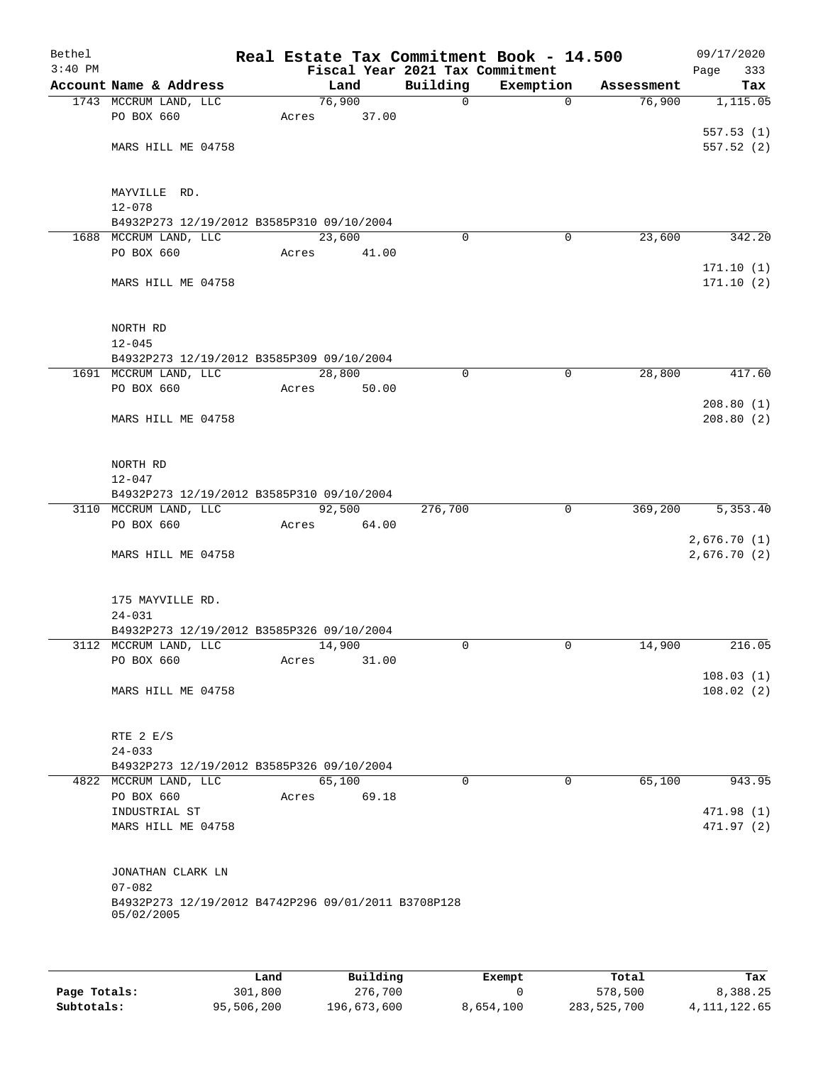Bethel  
3:40 PM

# Real Estate Tax Commitment Book - 14.500

## Fiscal Year 2021 Tax Commitment

09/17/2020  
Page 333

| Account Name & Address | Land | Building | Exemption | Assessment | Tax |
|---|---|---|---|---|---|
| 1743 MCCRUM LAND, LLC | 76,900 | 0 | 0 | 76,900 | 1,115.05 |
| PO BOX 660 | Acres 37.00 | | | | |
| | | | | | 557.53 (1) |
| MARS HILL ME 04758 | | | | | 557.52 (2) |
| MAYVILLE RD. | | | | | |
| 12-078 | | | | | |
| B4932P273 12/19/2012 B3585P310 09/10/2004 | | | | | |
| 1688 MCCRUM LAND, LLC | 23,600 | 0 | 0 | 23,600 | 342.20 |
| PO BOX 660 | Acres 41.00 | | | | |
| | | | | | 171.10 (1) |
| MARS HILL ME 04758 | | | | | 171.10 (2) |
| NORTH RD | | | | | |
| 12-045 | | | | | |
| B4932P273 12/19/2012 B3585P309 09/10/2004 | | | | | |
| 1691 MCCRUM LAND, LLC | 28,800 | 0 | 0 | 28,800 | 417.60 |
| PO BOX 660 | Acres 50.00 | | | | |
| | | | | | 208.80 (1) |
| MARS HILL ME 04758 | | | | | 208.80 (2) |
| NORTH RD | | | | | |
| 12-047 | | | | | |
| B4932P273 12/19/2012 B3585P310 09/10/2004 | | | | | |
| 3110 MCCRUM LAND, LLC | 92,500 | 276,700 | 0 | 369,200 | 5,353.40 |
| PO BOX 660 | Acres 64.00 | | | | |
| | | | | | 2,676.70 (1) |
| MARS HILL ME 04758 | | | | | 2,676.70 (2) |
| 175 MAYVILLE RD. | | | | | |
| 24-031 | | | | | |
| B4932P273 12/19/2012 B3585P326 09/10/2004 | | | | | |
| 3112 MCCRUM LAND, LLC | 14,900 | 0 | 0 | 14,900 | 216.05 |
| PO BOX 660 | Acres 31.00 | | | | |
| | | | | | 108.03 (1) |
| MARS HILL ME 04758 | | | | | 108.02 (2) |
| RTE 2 E/S | | | | | |
| 24-033 | | | | | |
| B4932P273 12/19/2012 B3585P326 09/10/2004 | | | | | |
| 4822 MCCRUM LAND, LLC | 65,100 | 0 | 0 | 65,100 | 943.95 |
| PO BOX 660 | Acres 69.18 | | | | |
| INDUSTRIAL ST | | | | | 471.98 (1) |
| MARS HILL ME 04758 | | | | | 471.97 (2) |
| JONATHAN CLARK LN | | | | | |
| 07-082 | | | | | |
| B4932P273 12/19/2012 B4742P296 09/01/2011 B3708P128 05/02/2005 | | | | | |

| | Land | Building | Exempt | Total | Tax |
|---|---|---|---|---|---|
| Page Totals: | 301,800 | 276,700 | 0 | 578,500 | 8,388.25 |
| Subtotals: | 95,506,200 | 196,673,600 | 8,654,100 | 283,525,700 | 4,111,122.65 |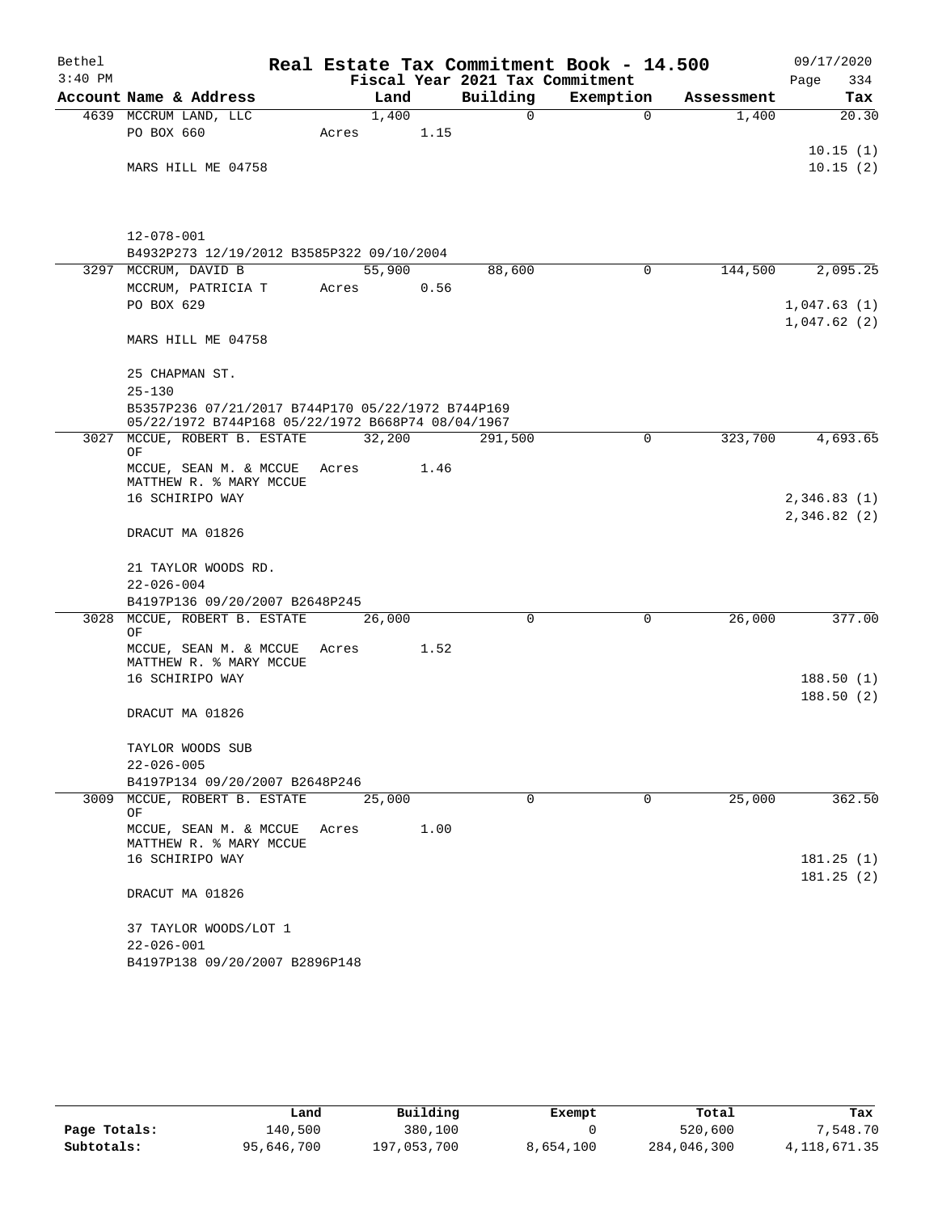Bethel
3:40 PM

# Real Estate Tax Commitment Book - 14.500

Fiscal Year 2021 Tax Commitment

09/17/2020

| Account Name & Address | Land | Building | Exemption | Assessment | Tax |
|---|---|---|---|---|---|
| 4639 MCCRUM LAND, LLC | 1,400 | 0 | 0 | 1,400 | 20.30 |
| PO BOX 660 | Acres 1.15 | | | | |
| | | | | | 10.15 (1) |
| MARS HILL ME 04758 | | | | | 10.15 (2) |
| 12-078-001 | | | | | |
| B4932P273 12/19/2012 B3585P322 09/10/2004 | | | | | |
| 3297 MCCRUM, DAVID B | 55,900 | 88,600 | 0 | 144,500 | 2,095.25 |
| MCCRUM, PATRICIA T | Acres 0.56 | | | | |
| PO BOX 629 | | | | | 1,047.63 (1) |
| | | | | | 1,047.62 (2) |
| MARS HILL ME 04758 | | | | | |
| 25 CHAPMAN ST. | | | | | |
| 25-130 | | | | | |
| B5357P236 07/21/2017 B744P170 05/22/1972 B744P169 05/22/1972 B744P168 05/22/1972 B668P74 08/04/1967 | | | | | |
| 3027 MCCUE, ROBERT B. ESTATE OF | 32,200 | 291,500 | 0 | 323,700 | 4,693.65 |
| MCCUE, SEAN M. & MCCUE MATTHEW R. % MARY MCCUE | Acres 1.46 | | | | |
| 16 SCHIRIPO WAY | | | | | 2,346.83 (1) |
| | | | | | 2,346.82 (2) |
| DRACUT MA 01826 | | | | | |
| 21 TAYLOR WOODS RD. | | | | | |
| 22-026-004 | | | | | |
| B4197P136 09/20/2007 B2648P245 | | | | | |
| 3028 MCCUE, ROBERT B. ESTATE OF | 26,000 | 0 | 0 | 26,000 | 377.00 |
| MCCUE, SEAN M. & MCCUE MATTHEW R. % MARY MCCUE | Acres 1.52 | | | | |
| 16 SCHIRIPO WAY | | | | | 188.50 (1) |
| | | | | | 188.50 (2) |
| DRACUT MA 01826 | | | | | |
| TAYLOR WOODS SUB | | | | | |
| 22-026-005 | | | | | |
| B4197P134 09/20/2007 B2648P246 | | | | | |
| 3009 MCCUE, ROBERT B. ESTATE OF | 25,000 | 0 | 0 | 25,000 | 362.50 |
| MCCUE, SEAN M. & MCCUE MATTHEW R. % MARY MCCUE | Acres 1.00 | | | | |
| 16 SCHIRIPO WAY | | | | | 181.25 (1) |
| | | | | | 181.25 (2) |
| DRACUT MA 01826 | | | | | |
| 37 TAYLOR WOODS/LOT 1 | | | | | |
| 22-026-001 | | | | | |
| B4197P138 09/20/2007 B2896P148 | | | | | |

| | Land | Building | Exempt | Total | Tax |
|---|---|---|---|---|---|
| Page Totals: | 140,500 | 380,100 | 0 | 520,600 | 7,548.70 |
| Subtotals: | 95,646,700 | 197,053,700 | 8,654,100 | 284,046,300 | 4,118,671.35 |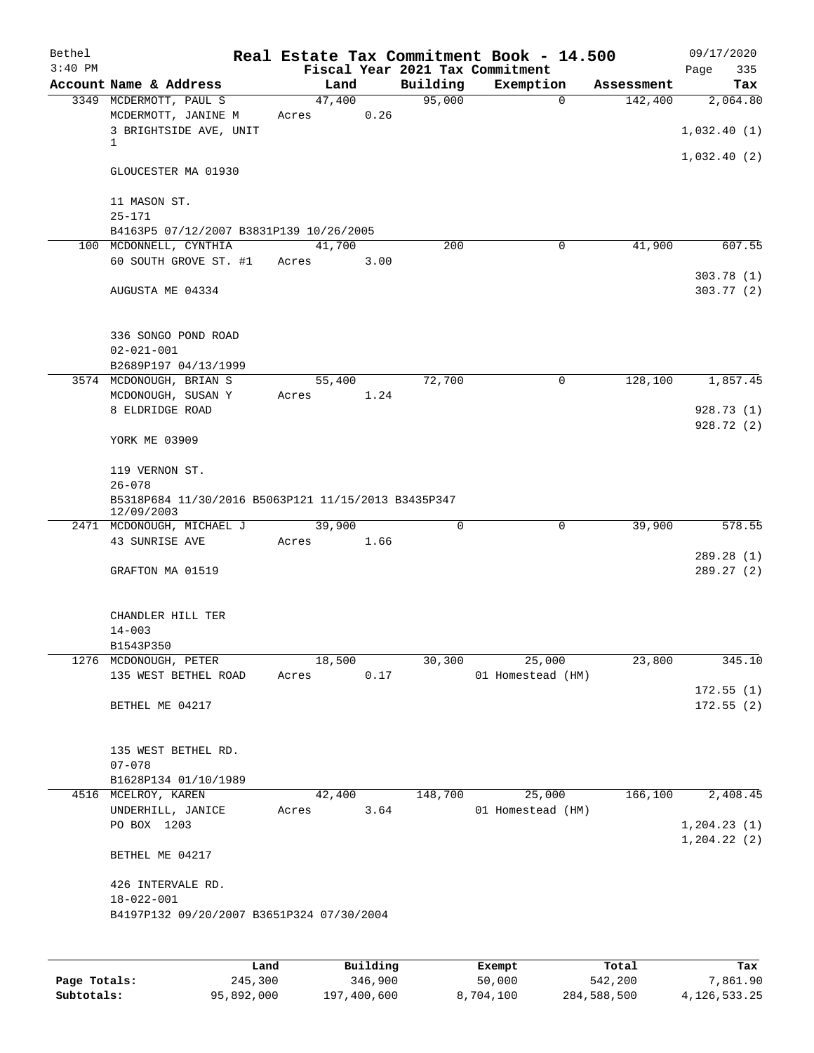# Real Estate Tax Commitment Book - 14.500

Bethel 3:40 PM — Fiscal Year 2021 Tax Commitment — 09/17/2020

| Account | Name & Address | Land | Building | Exemption | Assessment | Tax |
|---|---|---|---|---|---|---|
| 3349 | MCDERMOTT, PAUL S<br>MCDERMOTT, JANINE M<br>3 BRIGHTSIDE AVE, UNIT 1<br>GLOUCESTER MA 01930<br><br>11 MASON ST.<br>25-171<br>B4163P5 07/12/2007 B3831P139 10/26/2005 | 47,400<br>Acres 0.26 | 95,000 | 0 | 142,400 | 2,064.80<br>1,032.40 (1)<br>1,032.40 (2) |
| 100 | MCDONNELL, CYNTHIA<br>60 SOUTH GROVE ST. #1<br>AUGUSTA ME 04334<br><br>336 SONGO POND ROAD<br>02-021-001<br>B2689P197 04/13/1999 | 41,700<br>Acres 3.00 | 200 | 0 | 41,900 | 607.55<br>303.78 (1)<br>303.77 (2) |
| 3574 | MCDONOUGH, BRIAN S<br>MCDONOUGH, SUSAN Y<br>8 ELDRIDGE ROAD<br>YORK ME 03909<br><br>119 VERNON ST.<br>26-078<br>B5318P684 11/30/2016 B5063P121 11/15/2013 B3435P347 12/09/2003 | 55,400<br>Acres 1.24 | 72,700 | 0 | 128,100 | 1,857.45<br>928.73 (1)<br>928.72 (2) |
| 2471 | MCDONOUGH, MICHAEL J<br>43 SUNRISE AVE<br>GRAFTON MA 01519<br><br>CHANDLER HILL TER<br>14-003<br>B1543P350 | 39,900<br>Acres 1.66 | 0 | 0 | 39,900 | 578.55<br>289.28 (1)<br>289.27 (2) |
| 1276 | MCDONOUGH, PETER<br>135 WEST BETHEL ROAD<br>BETHEL ME 04217<br><br>135 WEST BETHEL RD.<br>07-078<br>B1628P134 01/10/1989 | 18,500<br>Acres 0.17 | 30,300 | 25,000<br>01 Homestead (HM) | 23,800 | 345.10<br>172.55 (1)<br>172.55 (2) |
| 4516 | MCELROY, KAREN<br>UNDERHILL, JANICE<br>PO BOX 1203<br>BETHEL ME 04217<br><br>426 INTERVALE RD.<br>18-022-001<br>B4197P132 09/20/2007 B3651P324 07/30/2004 | 42,400<br>Acres 3.64 | 148,700 | 25,000<br>01 Homestead (HM) | 166,100 | 2,408.45<br>1,204.23 (1)<br>1,204.22 (2) |

| | Land | Building | Exempt | Total | Tax |
|---|---|---|---|---|---|
| Page Totals: | 245,300 | 346,900 | 50,000 | 542,200 | 7,861.90 |
| Subtotals: | 95,892,000 | 197,400,600 | 8,704,100 | 284,588,500 | 4,126,533.25 |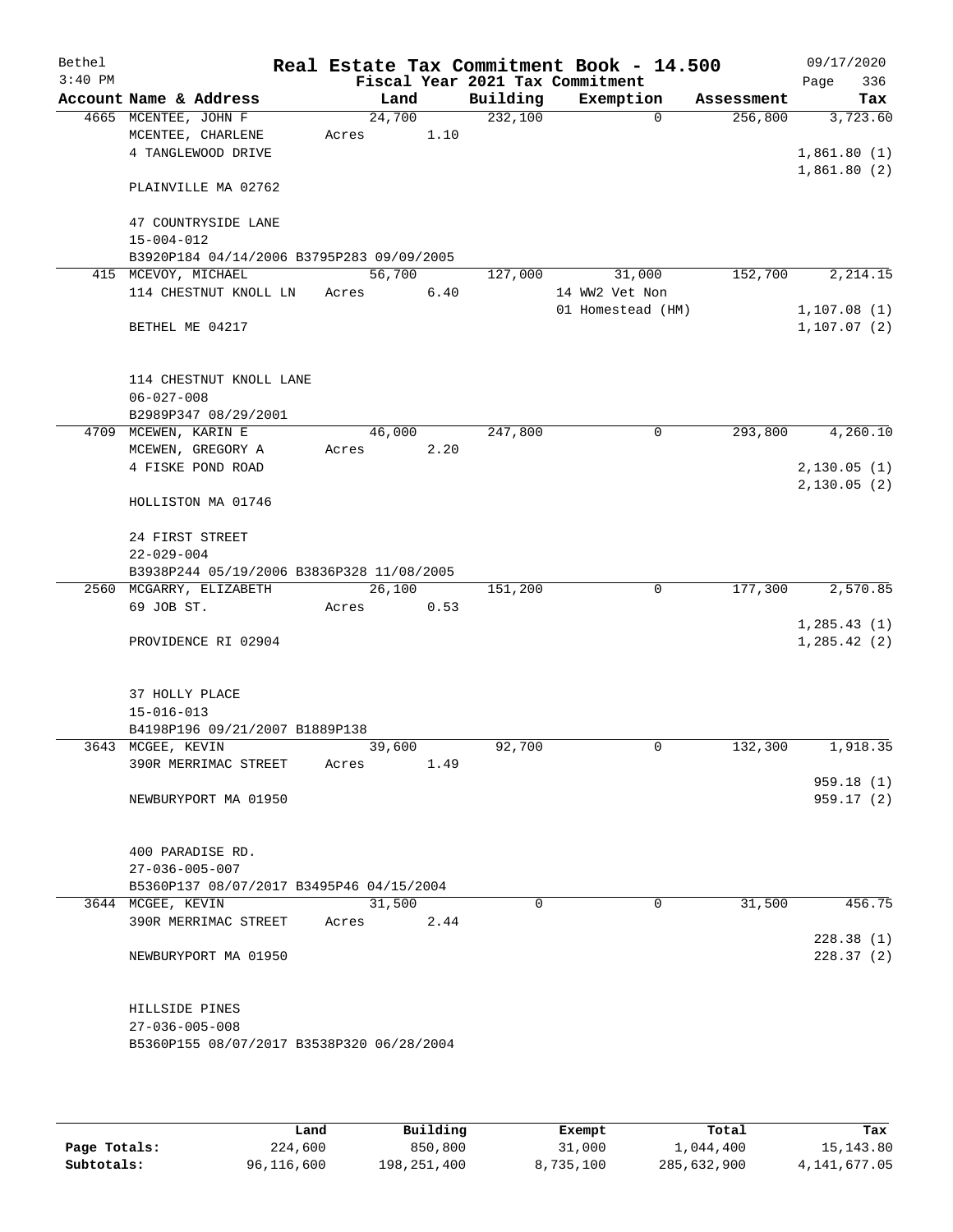Bethel 3:40 PM

# Real Estate Tax Commitment Book - 14.500

Fiscal Year 2021 Tax Commitment

09/17/2020

| Account | Name & Address | Land | Building | Exemption | Assessment | Tax |
|---|---|---|---|---|---|---|
| 4665 | MCENTEE, JOHN F<br>MCENTEE, CHARLENE<br>4 TANGLEWOOD DRIVE<br><br>PLAINVILLE MA 02762<br><br>47 COUNTRYSIDE LANE<br>15-004-012<br>B3920P184 04/14/2006 B3795P283 09/09/2005 | 24,700<br>Acres 1.10 | 232,100 | 0 | 256,800 | 3,723.60<br><br>1,861.80 (1)<br>1,861.80 (2) |
| 415 | MCEVOY, MICHAEL<br>114 CHESTNUT KNOLL LN<br><br>BETHEL ME 04217<br><br>114 CHESTNUT KNOLL LANE<br>06-027-008<br>B2989P347 08/29/2001 | 56,700<br>Acres 6.40 | 127,000 | 31,000<br>14 WW2 Vet Non<br>01 Homestead (HM) | 152,700 | 2,214.15<br><br>1,107.08 (1)<br>1,107.07 (2) |
| 4709 | MCEWEN, KARIN E<br>MCEWEN, GREGORY A<br>4 FISKE POND ROAD<br><br>HOLLISTON MA 01746<br><br>24 FIRST STREET<br>22-029-004<br>B3938P244 05/19/2006 B3836P328 11/08/2005 | 46,000<br>Acres 2.20 | 247,800 | 0 | 293,800 | 4,260.10<br><br>2,130.05 (1)<br>2,130.05 (2) |
| 2560 | MCGARRY, ELIZABETH<br>69 JOB ST.<br><br>PROVIDENCE RI 02904<br><br>37 HOLLY PLACE<br>15-016-013<br>B4198P196 09/21/2007 B1889P138 | 26,100<br>Acres 0.53 | 151,200 | 0 | 177,300 | 2,570.85<br><br>1,285.43 (1)<br>1,285.42 (2) |
| 3643 | MCGEE, KEVIN<br>390R MERRIMAC STREET<br><br>NEWBURYPORT MA 01950<br><br>400 PARADISE RD.<br>27-036-005-007<br>B5360P137 08/07/2017 B3495P46 04/15/2004 | 39,600<br>Acres 1.49 | 92,700 | 0 | 132,300 | 1,918.35<br><br>959.18 (1)<br>959.17 (2) |
| 3644 | MCGEE, KEVIN<br>390R MERRIMAC STREET<br><br>NEWBURYPORT MA 01950<br><br>HILLSIDE PINES<br>27-036-005-008<br>B5360P155 08/07/2017 B3538P320 06/28/2004 | 31,500<br>Acres 2.44 | 0 | 0 | 31,500 | 456.75<br><br>228.38 (1)<br>228.37 (2) |

| | Land | Building | Exempt | Total | Tax |
|---|---|---|---|---|---|
| Page Totals: | 224,600 | 850,800 | 31,000 | 1,044,400 | 15,143.80 |
| Subtotals: | 96,116,600 | 198,251,400 | 8,735,100 | 285,632,900 | 4,141,677.05 |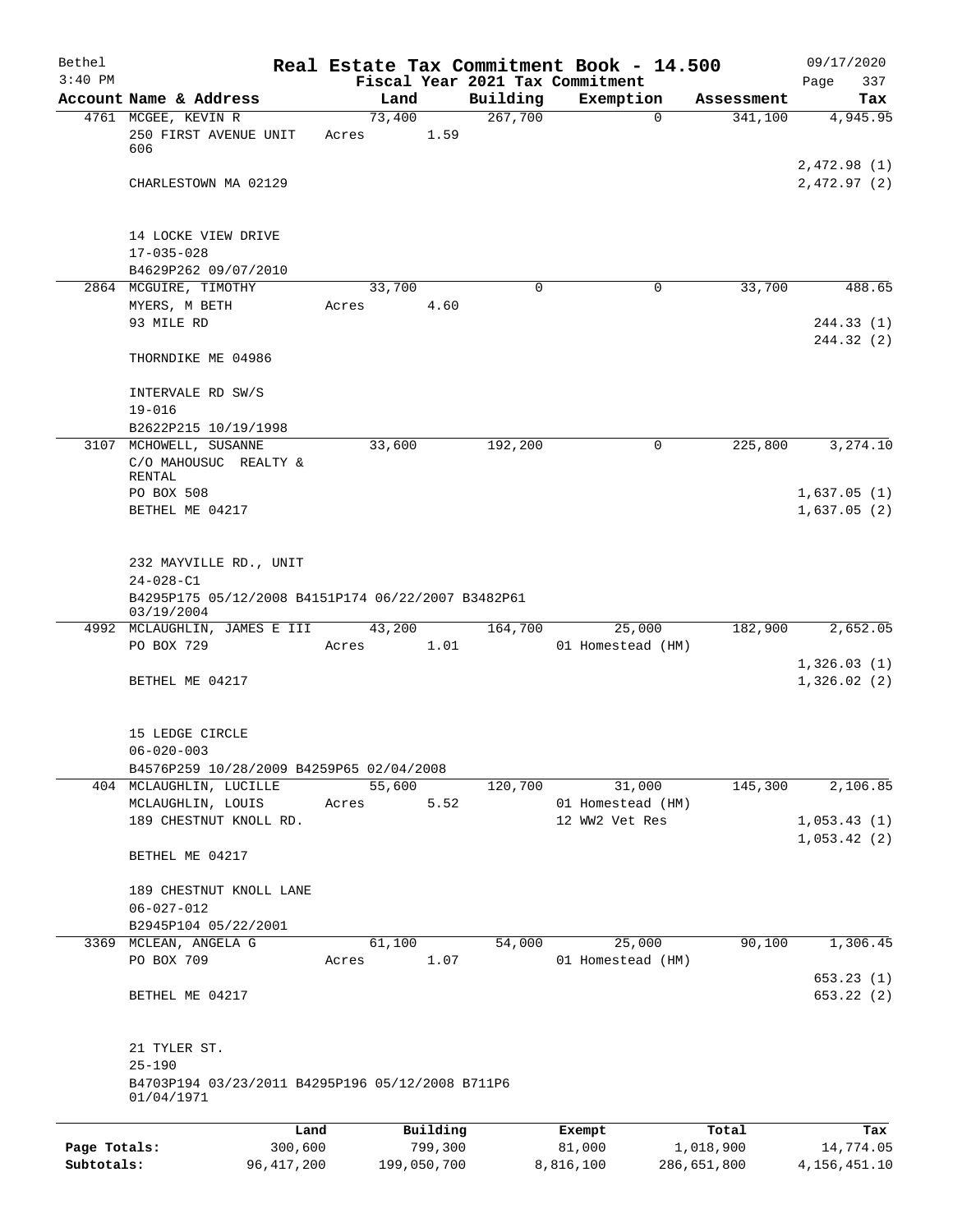Bethel 3:40 PM

# Real Estate Tax Commitment Book - 14.500

Fiscal Year 2021 Tax Commitment

09/17/2020

| Account | Name & Address | Land | Building | Exemption | Assessment | Tax |
|---|---|---|---|---|---|---|
| 4761 | MCGEE, KEVIN R<br>250 FIRST AVENUE UNIT 606<br>CHARLESTOWN MA 02129<br><br>14 LOCKE VIEW DRIVE<br>17-035-028<br>B4629P262 09/07/2010 | 73,400<br>Acres 1.59 | 267,700 | 0 | 341,100 | 4,945.95<br>2,472.98 (1)<br>2,472.97 (2) |
| 2864 | MCGUIRE, TIMOTHY<br>MYERS, M BETH<br>93 MILE RD<br>THORNDIKE ME 04986<br><br>INTERVALE RD SW/S<br>19-016<br>B2622P215 10/19/1998 | 33,700<br>Acres 4.60 | 0 | 0 | 33,700 | 488.65<br>244.33 (1)<br>244.32 (2) |
| 3107 | MCHOWELL, SUSANNE<br>C/O MAHOUSUC REALTY & RENTAL<br>PO BOX 508<br>BETHEL ME 04217<br><br>232 MAYVILLE RD., UNIT<br>24-028-C1<br>B4295P175 05/12/2008 B4151P174 06/22/2007 B3482P61 03/19/2004 | 33,600 | 192,200 | 0 | 225,800 | 3,274.10<br>1,637.05 (1)<br>1,637.05 (2) |
| 4992 | MCLAUGHLIN, JAMES E III<br>PO BOX 729<br>BETHEL ME 04217<br><br>15 LEDGE CIRCLE<br>06-020-003<br>B4576P259 10/28/2009 B4259P65 02/04/2008 | 43,200<br>Acres 1.01 | 164,700 | 25,000<br>01 Homestead (HM) | 182,900 | 2,652.05<br>1,326.03 (1)<br>1,326.02 (2) |
| 404 | MCLAUGHLIN, LUCILLE<br>MCLAUGHLIN, LOUIS<br>189 CHESTNUT KNOLL RD.<br>BETHEL ME 04217<br><br>189 CHESTNUT KNOLL LANE<br>06-027-012<br>B2945P104 05/22/2001 | 55,600<br>Acres 5.52 | 120,700 | 31,000<br>01 Homestead (HM)<br>12 WW2 Vet Res | 145,300 | 2,106.85<br>1,053.43 (1)<br>1,053.42 (2) |
| 3369 | MCLEAN, ANGELA G<br>PO BOX 709<br>BETHEL ME 04217<br><br>21 TYLER ST.<br>25-190<br>B4703P194 03/23/2011 B4295P196 05/12/2008 B711P6 01/04/1971 | 61,100<br>Acres 1.07 | 54,000 | 25,000<br>01 Homestead (HM) | 90,100 | 1,306.45<br>653.23 (1)<br>653.22 (2) |

| | Land | Building | Exempt | Total | Tax |
|---|---|---|---|---|---|
| Page Totals: | 300,600 | 799,300 | 81,000 | 1,018,900 | 14,774.05 |
| Subtotals: | 96,417,200 | 199,050,700 | 8,816,100 | 286,651,800 | 4,156,451.10 |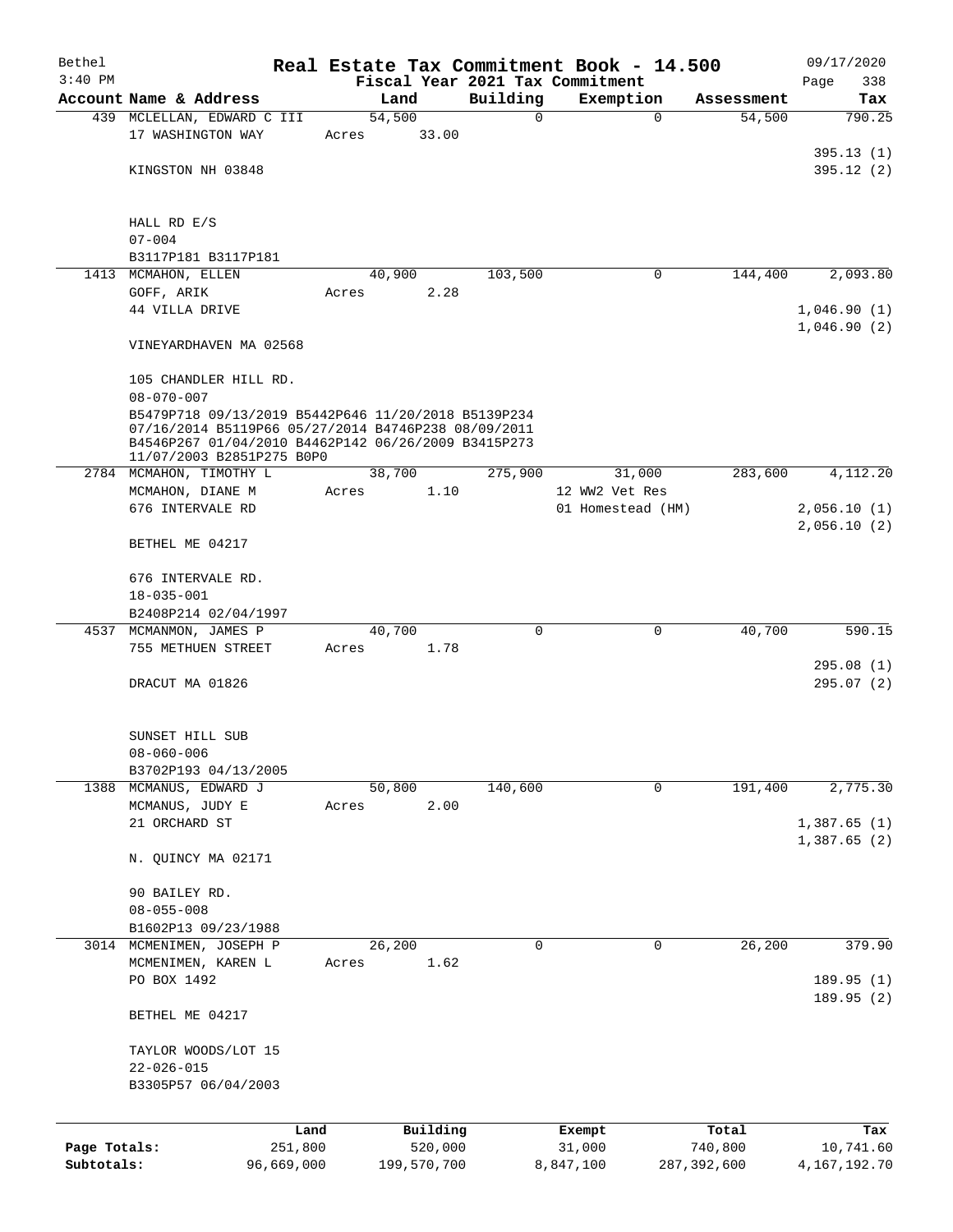Bethel 3:40 PM

# Real Estate Tax Commitment Book - 14.500

Fiscal Year 2021 Tax Commitment

09/17/2020

| Account | Name & Address | Land | Building | Exemption | Assessment | Tax |
|---|---|---|---|---|---|---|
| 439 | MCLELLAN, EDWARD C III<br>17 WASHINGTON WAY<br>KINGSTON NH 03848<br><br>HALL RD E/S<br>07-004<br>B3117P181 B3117P181 | 54,500<br>Acres 33.00 | 0 | 0 | 54,500 | 790.25<br>395.13 (1)<br>395.12 (2) |
| 1413 | MCMAHON, ELLEN<br>GOFF, ARIK<br>44 VILLA DRIVE<br>VINEYARDHAVEN MA 02568<br><br>105 CHANDLER HILL RD.<br>08-070-007<br>B5479P718 09/13/2019 B5442P646 11/20/2018 B5139P234 07/16/2014 B5119P66 05/27/2014 B4746P238 08/09/2011 B4546P267 01/04/2010 B4462P142 06/26/2009 B3415P273 11/07/2003 B2851P275 B0P0 | 40,900<br>Acres 2.28 | 103,500 | 0 | 144,400 | 2,093.80<br>1,046.90 (1)<br>1,046.90 (2) |
| 2784 | MCMAHON, TIMOTHY L<br>MCMAHON, DIANE M<br>676 INTERVALE RD<br>BETHEL ME 04217<br><br>676 INTERVALE RD.<br>18-035-001<br>B2408P214 02/04/1997 | 38,700<br>Acres 1.10 | 275,900 | 31,000<br>12 WW2 Vet Res<br>01 Homestead (HM) | 283,600 | 4,112.20<br>2,056.10 (1)<br>2,056.10 (2) |
| 4537 | MCMANMON, JAMES P<br>755 METHUEN STREET<br>DRACUT MA 01826<br><br>SUNSET HILL SUB<br>08-060-006<br>B3702P193 04/13/2005 | 40,700<br>Acres 1.78 | 0 | 0 | 40,700 | 590.15<br>295.08 (1)<br>295.07 (2) |
| 1388 | MCMANUS, EDWARD J<br>MCMANUS, JUDY E<br>21 ORCHARD ST<br>N. QUINCY MA 02171<br><br>90 BAILEY RD.<br>08-055-008<br>B1602P13 09/23/1988 | 50,800<br>Acres 2.00 | 140,600 | 0 | 191,400 | 2,775.30<br>1,387.65 (1)<br>1,387.65 (2) |
| 3014 | MCMENIMEN, JOSEPH P<br>MCMENIMEN, KAREN L<br>PO BOX 1492<br>BETHEL ME 04217<br><br>TAYLOR WOODS/LOT 15<br>22-026-015<br>B3305P57 06/04/2003 | 26,200<br>Acres 1.62 | 0 | 0 | 26,200 | 379.90<br>189.95 (1)<br>189.95 (2) |

| | Land | Building | Exempt | Total | Tax |
|---|---|---|---|---|---|
| Page Totals: | 251,800 | 520,000 | 31,000 | 740,800 | 10,741.60 |
| Subtotals: | 96,669,000 | 199,570,700 | 8,847,100 | 287,392,600 | 4,167,192.70 |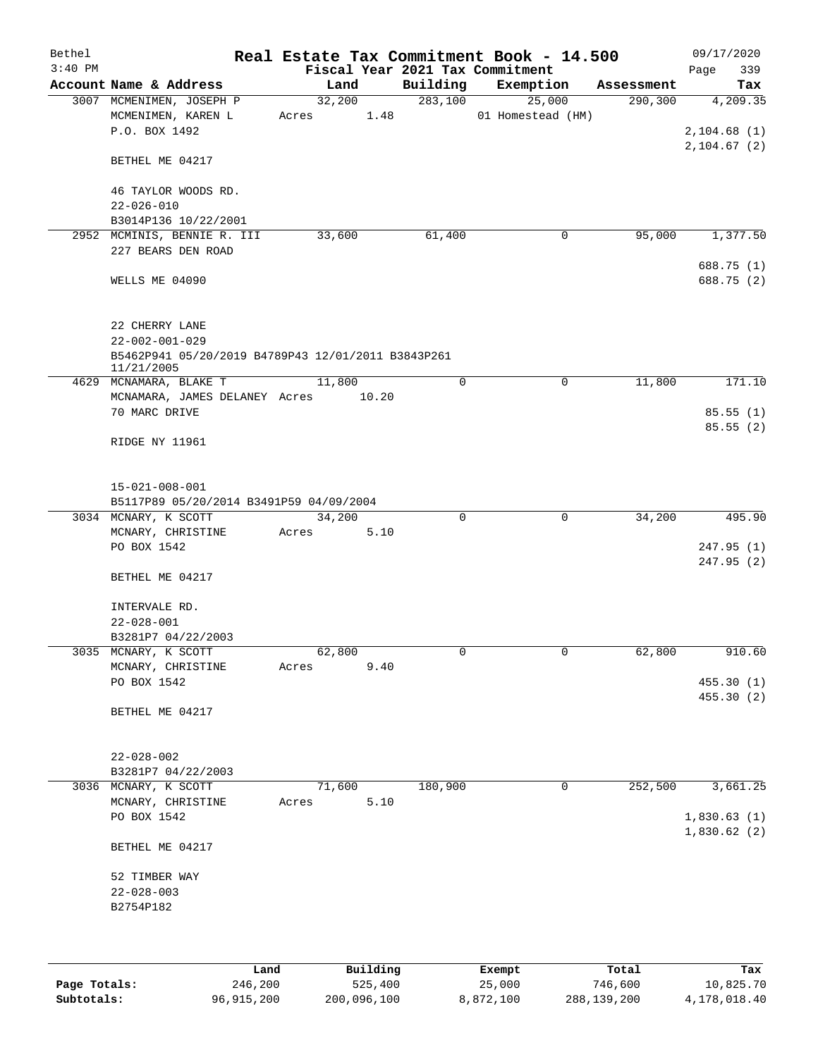# Real Estate Tax Commitment Book - 14.500

Bethel
3:40 PM
09/17/2020

Fiscal Year 2021 Tax Commitment

| Account Name & Address | Land | Building | Exemption | Assessment | Tax |
|---|---|---|---|---|---|
| 3007 MCMENIMEN, JOSEPH P | 32,200 | 283,100 | 25,000 | 290,300 | 4,209.35 |
| MCMENIMEN, KAREN L | Acres 1.48 | | 01 Homestead (HM) | | |
| P.O. BOX 1492 | | | | | 2,104.68 (1) |
| | | | | | 2,104.67 (2) |
| BETHEL ME 04217 | | | | | |
| 46 TAYLOR WOODS RD. | | | | | |
| 22-026-010 | | | | | |
| B3014P136 10/22/2001 | | | | | |
| 2952 MCMINIS, BENNIE R. III | 33,600 | 61,400 | 0 | 95,000 | 1,377.50 |
| 227 BEARS DEN ROAD | | | | | |
| | | | | | 688.75 (1) |
| WELLS ME 04090 | | | | | 688.75 (2) |
| 22 CHERRY LANE | | | | | |
| 22-002-001-029 | | | | | |
| B5462P941 05/20/2019 B4789P43 12/01/2011 B3843P261 11/21/2005 | | | | | |
| 4629 MCNAMARA, BLAKE T | 11,800 | 0 | 0 | 11,800 | 171.10 |
| MCNAMARA, JAMES DELANEY | Acres 10.20 | | | | |
| 70 MARC DRIVE | | | | | 85.55 (1) |
| | | | | | 85.55 (2) |
| RIDGE NY 11961 | | | | | |
| 15-021-008-001 | | | | | |
| B5117P89 05/20/2014 B3491P59 04/09/2004 | | | | | |
| 3034 MCNARY, K SCOTT | 34,200 | 0 | 0 | 34,200 | 495.90 |
| MCNARY, CHRISTINE | Acres 5.10 | | | | |
| PO BOX 1542 | | | | | 247.95 (1) |
| | | | | | 247.95 (2) |
| BETHEL ME 04217 | | | | | |
| INTERVALE RD. | | | | | |
| 22-028-001 | | | | | |
| B3281P7 04/22/2003 | | | | | |
| 3035 MCNARY, K SCOTT | 62,800 | 0 | 0 | 62,800 | 910.60 |
| MCNARY, CHRISTINE | Acres 9.40 | | | | |
| PO BOX 1542 | | | | | 455.30 (1) |
| | | | | | 455.30 (2) |
| BETHEL ME 04217 | | | | | |
| 22-028-002 | | | | | |
| B3281P7 04/22/2003 | | | | | |
| 3036 MCNARY, K SCOTT | 71,600 | 180,900 | 0 | 252,500 | 3,661.25 |
| MCNARY, CHRISTINE | Acres 5.10 | | | | |
| PO BOX 1542 | | | | | 1,830.63 (1) |
| | | | | | 1,830.62 (2) |
| BETHEL ME 04217 | | | | | |
| 52 TIMBER WAY | | | | | |
| 22-028-003 | | | | | |
| B2754P182 | | | | | |

| | Land | Building | Exempt | Total | Tax |
|---|---|---|---|---|---|
| Page Totals: | 246,200 | 525,400 | 25,000 | 746,600 | 10,825.70 |
| Subtotals: | 96,915,200 | 200,096,100 | 8,872,100 | 288,139,200 | 4,178,018.40 |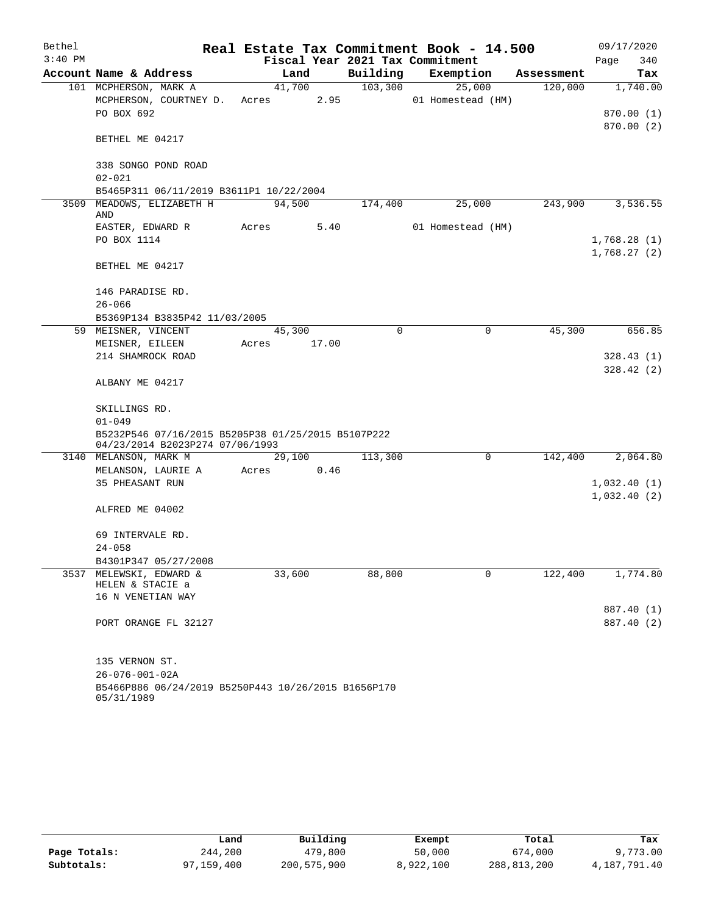Bethel 3:40 PM

# Real Estate Tax Commitment Book - 14.500

Fiscal Year 2021 Tax Commitment

09/17/2020

| Account | Name & Address | Land | Building | Exemption | Assessment | Tax |
|---|---|---|---|---|---|---|
| 101 | MCPHERSON, MARK A | 41,700 | 103,300 | 25,000 | 120,000 | 1,740.00 |
| | MCPHERSON, COURTNEY D. | Acres 2.95 | | 01 Homestead (HM) | | |
| | PO BOX 692 | | | | | 870.00 (1) |
| | | | | | | 870.00 (2) |
| | BETHEL ME 04217 | | | | | |
| | 338 SONGO POND ROAD | | | | | |
| | 02-021 | | | | | |
| | B5465P311 06/11/2019 B3611P1 10/22/2004 | | | | | |
| 3509 | MEADOWS, ELIZABETH H AND | 94,500 | 174,400 | 25,000 | 243,900 | 3,536.55 |
| | EASTER, EDWARD R | Acres 5.40 | | 01 Homestead (HM) | | |
| | PO BOX 1114 | | | | | 1,768.28 (1) |
| | | | | | | 1,768.27 (2) |
| | BETHEL ME 04217 | | | | | |
| | 146 PARADISE RD. | | | | | |
| | 26-066 | | | | | |
| | B5369P134 B3835P42 11/03/2005 | | | | | |
| 59 | MEISNER, VINCENT | 45,300 | 0 | 0 | 45,300 | 656.85 |
| | MEISNER, EILEEN | Acres 17.00 | | | | |
| | 214 SHAMROCK ROAD | | | | | 328.43 (1) |
| | | | | | | 328.42 (2) |
| | ALBANY ME 04217 | | | | | |
| | SKILLINGS RD. | | | | | |
| | 01-049 | | | | | |
| | B5232P546 07/16/2015 B5205P38 01/25/2015 B5107P222 04/23/2014 B2023P274 07/06/1993 | | | | | |
| 3140 | MELANSON, MARK M | 29,100 | 113,300 | 0 | 142,400 | 2,064.80 |
| | MELANSON, LAURIE A | Acres 0.46 | | | | |
| | 35 PHEASANT RUN | | | | | 1,032.40 (1) |
| | | | | | | 1,032.40 (2) |
| | ALFRED ME 04002 | | | | | |
| | 69 INTERVALE RD. | | | | | |
| | 24-058 | | | | | |
| | B4301P347 05/27/2008 | | | | | |
| 3537 | MELEWSKI, EDWARD & HELEN & STACIE a | 33,600 | 88,800 | 0 | 122,400 | 1,774.80 |
| | 16 N VENETIAN WAY | | | | | |
| | | | | | | 887.40 (1) |
| | PORT ORANGE FL 32127 | | | | | 887.40 (2) |
| | 135 VERNON ST. | | | | | |
| | 26-076-001-02A | | | | | |
| | B5466P886 06/24/2019 B5250P443 10/26/2015 B1656P170 05/31/1989 | | | | | |

| | Land | Building | Exempt | Total | Tax |
|---|---|---|---|---|---|
| Page Totals: | 244,200 | 479,800 | 50,000 | 674,000 | 9,773.00 |
| Subtotals: | 97,159,400 | 200,575,900 | 8,922,100 | 288,813,200 | 4,187,791.40 |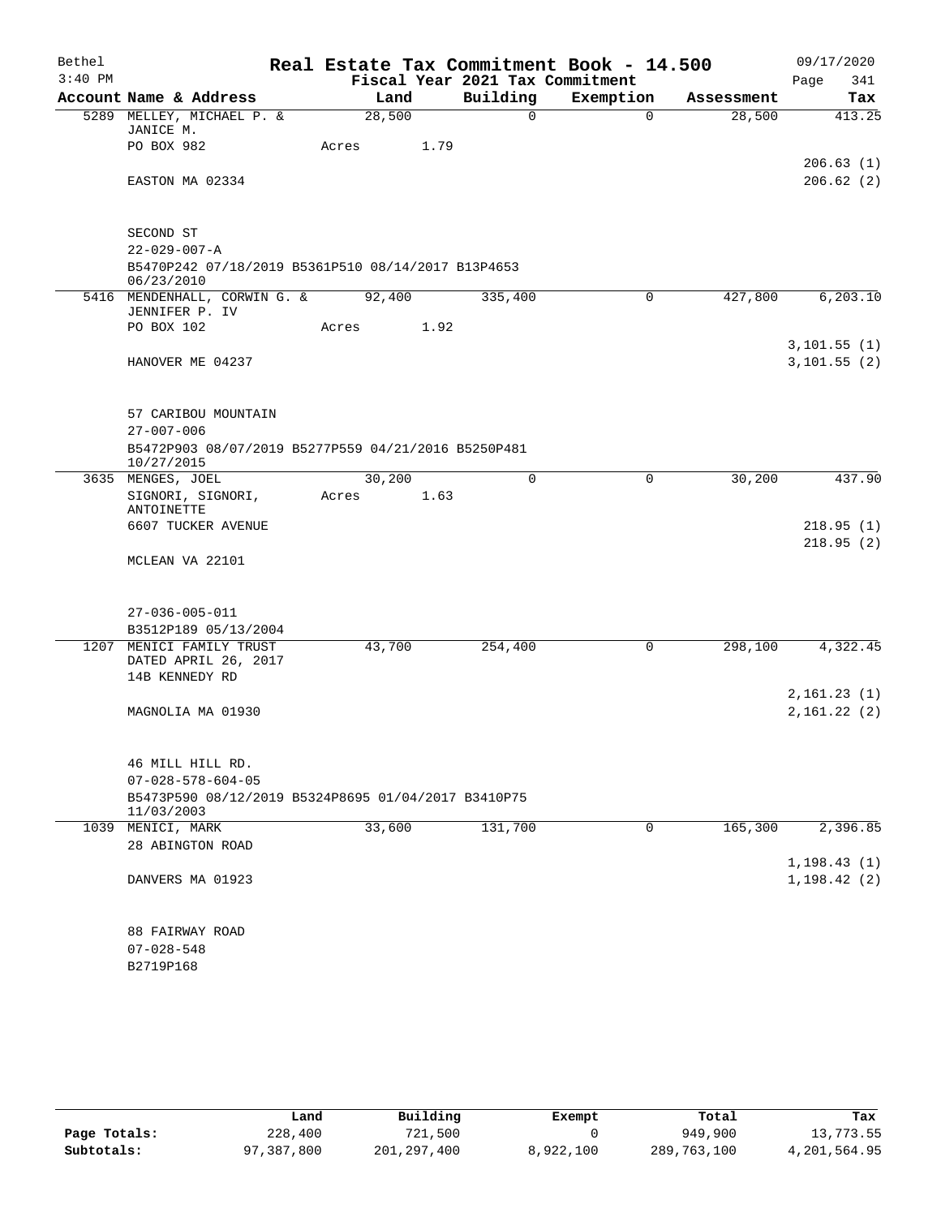Bethel 3:40 PM

# Real Estate Tax Commitment Book - 14.500

Fiscal Year 2021 Tax Commitment

09/17/2020 Page 341

| Account Name & Address | Land | Building | Exemption | Assessment | Tax |
|---|---|---|---|---|---|
| 5289 MELLEY, MICHAEL P. & JANICE M. | 28,500 | 0 | 0 | 28,500 | 413.25 |
| PO BOX 982 | Acres 1.79 | | | | |
| | | | | | 206.63 (1) |
| EASTON MA 02334 | | | | | 206.62 (2) |
| SECOND ST | | | | | |
| 22-029-007-A | | | | | |
| B5470P242 07/18/2019 B5361P510 08/14/2017 B13P4653 06/23/2010 | | | | | |
| 5416 MENDENHALL, CORWIN G. & JENNIFER P. IV | 92,400 | 335,400 | 0 | 427,800 | 6,203.10 |
| PO BOX 102 | Acres 1.92 | | | | |
| | | | | | 3,101.55 (1) |
| HANOVER ME 04237 | | | | | 3,101.55 (2) |
| 57 CARIBOU MOUNTAIN | | | | | |
| 27-007-006 | | | | | |
| B5472P903 08/07/2019 B5277P559 04/21/2016 B5250P481 10/27/2015 | | | | | |
| 3635 MENGES, JOEL | 30,200 | 0 | 0 | 30,200 | 437.90 |
| SIGNORI, SIGNORI, ANTOINETTE | Acres 1.63 | | | | |
| 6607 TUCKER AVENUE | | | | | 218.95 (1) |
| | | | | | 218.95 (2) |
| MCLEAN VA 22101 | | | | | |
| 27-036-005-011 | | | | | |
| B3512P189 05/13/2004 | | | | | |
| 1207 MENICI FAMILY TRUST DATED APRIL 26, 2017 | 43,700 | 254,400 | 0 | 298,100 | 4,322.45 |
| 14B KENNEDY RD | | | | | |
| | | | | | 2,161.23 (1) |
| MAGNOLIA MA 01930 | | | | | 2,161.22 (2) |
| 46 MILL HILL RD. | | | | | |
| 07-028-578-604-05 | | | | | |
| B5473P590 08/12/2019 B5324P8695 01/04/2017 B3410P75 11/03/2003 | | | | | |
| 1039 MENICI, MARK | 33,600 | 131,700 | 0 | 165,300 | 2,396.85 |
| 28 ABINGTON ROAD | | | | | |
| | | | | | 1,198.43 (1) |
| DANVERS MA 01923 | | | | | 1,198.42 (2) |
| 88 FAIRWAY ROAD | | | | | |
| 07-028-548 | | | | | |
| B2719P168 | | | | | |

| | Land | Building | Exempt | Total | Tax |
|---|---|---|---|---|---|
| Page Totals: | 228,400 | 721,500 | 0 | 949,900 | 13,773.55 |
| Subtotals: | 97,387,800 | 201,297,400 | 8,922,100 | 289,763,100 | 4,201,564.95 |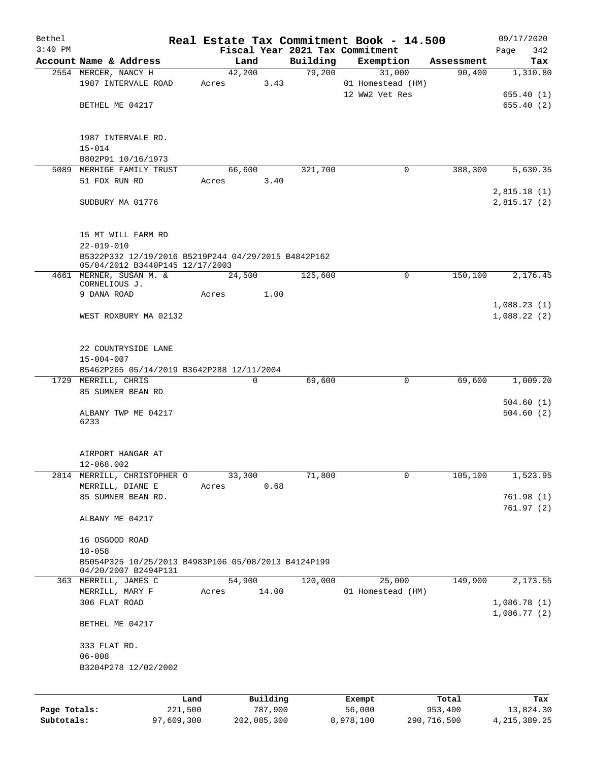# Real Estate Tax Commitment Book - 14.500

Bethel
3:40 PM

Fiscal Year 2021 Tax Commitment

09/17/2020
Page 342

| Account Name & Address | Land | Building | Exemption | Assessment | Tax |
|---|---|---|---|---|---|
| 2554 MERCER, NANCY H<br>1987 INTERVALE ROAD<br><br>BETHEL ME 04217<br><br>1987 INTERVALE RD.<br>15-014<br>B802P91 10/16/1973 | 42,200<br>Acres 3.43 | 79,200 | 31,000<br>01 Homestead (HM)<br>12 WW2 Vet Res | 90,400 | 1,310.80<br><br>655.40 (1)<br>655.40 (2) |
| 5089 MERHIGE FAMILY TRUST<br>51 FOX RUN RD<br><br>SUDBURY MA 01776<br><br>15 MT WILL FARM RD<br>22-019-010<br>B5322P332 12/19/2016 B5219P244 04/29/2015 B4842P162 05/04/2012 B3440P145 12/17/2003 | 66,600<br>Acres 3.40 | 321,700 | 0 | 388,300 | 5,630.35<br><br>2,815.18 (1)<br>2,815.17 (2) |
| 4661 MERNER, SUSAN M. & CORNELIOUS J.<br>9 DANA ROAD<br><br>WEST ROXBURY MA 02132<br><br>22 COUNTRYSIDE LANE<br>15-004-007<br>B5462P265 05/14/2019 B3642P288 12/11/2004 | 24,500<br>Acres 1.00 | 125,600 | 0 | 150,100 | 2,176.45<br><br>1,088.23 (1)<br>1,088.22 (2) |
| 1729 MERRILL, CHRIS<br>85 SUMNER BEAN RD<br><br>ALBANY TWP ME 04217<br>6233<br><br>AIRPORT HANGAR AT<br>12-068.002 | 0 | 69,600 | 0 | 69,600 | 1,009.20<br><br>504.60 (1)<br>504.60 (2) |
| 2814 MERRILL, CHRISTOPHER O<br>MERRILL, DIANE E<br>85 SUMNER BEAN RD.<br><br>ALBANY ME 04217<br><br>16 OSGOOD ROAD<br>18-058<br>B5054P325 10/25/2013 B4983P106 05/08/2013 B4124P199 04/20/2007 B2494P131 | 33,300<br>Acres 0.68 | 71,800 | 0 | 105,100 | 1,523.95<br><br>761.98 (1)<br>761.97 (2) |
| 363 MERRILL, JAMES C<br>MERRILL, MARY F<br>306 FLAT ROAD<br><br>BETHEL ME 04217<br><br>333 FLAT RD.<br>06-008<br>B3204P278 12/02/2002 | 54,900<br>Acres 14.00 | 120,000 | 25,000<br>01 Homestead (HM) | 149,900 | 2,173.55<br><br>1,086.78 (1)<br>1,086.77 (2) |

| | Land | Building | Exempt | Total | Tax |
|---|---|---|---|---|---|
| Page Totals: | 221,500 | 787,900 | 56,000 | 953,400 | 13,824.30 |
| Subtotals: | 97,609,300 | 202,085,300 | 8,978,100 | 290,716,500 | 4,215,389.25 |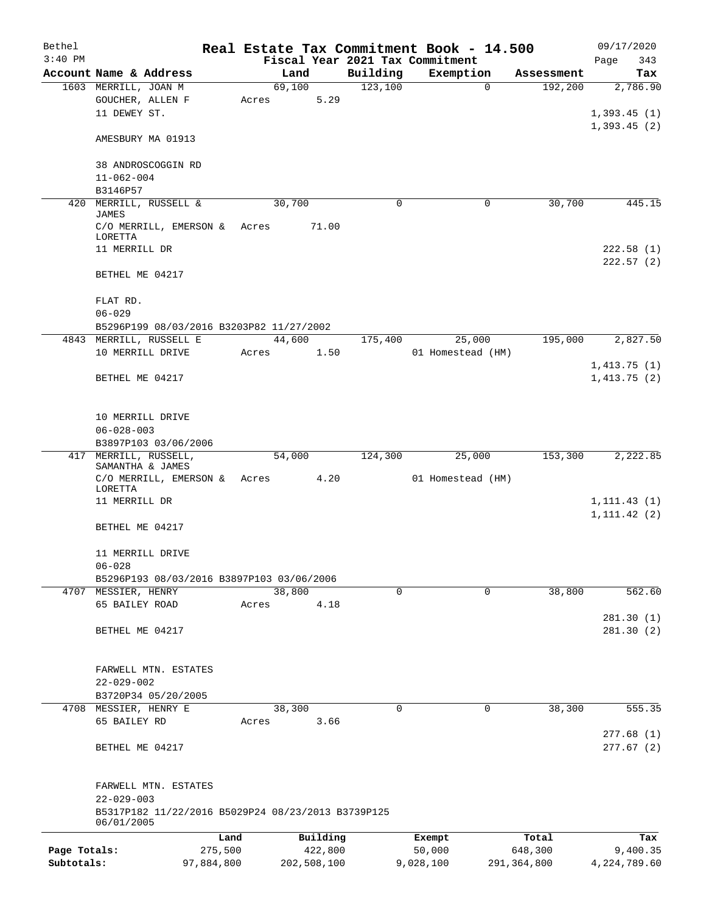Bethel 3:40 PM

# Real Estate Tax Commitment Book - 14.500

Fiscal Year 2021 Tax Commitment

09/17/2020

| Account | Name & Address | Land | Building | Exemption | Assessment | Tax |
|---|---|---|---|---|---|---|
| 1603 | MERRILL, JOAN M<br>GOUCHER, ALLEN F<br>11 DEWEY ST.<br><br>AMESBURY MA 01913<br><br>38 ANDROSCOGGIN RD<br>11-062-004<br>B3146P57 | 69,100<br>Acres 5.29 | 123,100 | 0 | 192,200 | 2,786.90<br><br>1,393.45 (1)<br>1,393.45 (2) |
| 420 | MERRILL, RUSSELL & JAMES<br>C/O MERRILL, EMERSON & LORETTA<br>11 MERRILL DR<br><br>BETHEL ME 04217<br><br>FLAT RD.<br>06-029<br>B5296P199 08/03/2016 B3203P82 11/27/2002 | 30,700<br>Acres 71.00 | 0 | 0 | 30,700 | 445.15<br><br>222.58 (1)<br>222.57 (2) |
| 4843 | MERRILL, RUSSELL E<br>10 MERRILL DRIVE<br><br>BETHEL ME 04217<br><br>10 MERRILL DRIVE<br>06-028-003<br>B3897P103 03/06/2006 | 44,600<br>Acres 1.50 | 175,400 | 25,000<br>01 Homestead (HM) | 195,000 | 2,827.50<br><br>1,413.75 (1)<br>1,413.75 (2) |
| 417 | MERRILL, RUSSELL, SAMANTHA & JAMES<br>C/O MERRILL, EMERSON & LORETTA<br>11 MERRILL DR<br><br>BETHEL ME 04217<br><br>11 MERRILL DRIVE<br>06-028<br>B5296P193 08/03/2016 B3897P103 03/06/2006 | 54,000<br>Acres 4.20 | 124,300 | 25,000<br>01 Homestead (HM) | 153,300 | 2,222.85<br><br>1,111.43 (1)<br>1,111.42 (2) |
| 4707 | MESSIER, HENRY<br>65 BAILEY ROAD<br><br>BETHEL ME 04217<br><br>FARWELL MTN. ESTATES<br>22-029-002<br>B3720P34 05/20/2005 | 38,800<br>Acres 4.18 | 0 | 0 | 38,800 | 562.60<br><br>281.30 (1)<br>281.30 (2) |
| 4708 | MESSIER, HENRY E<br>65 BAILEY RD<br><br>BETHEL ME 04217<br><br>FARWELL MTN. ESTATES<br>22-029-003<br>B5317P182 11/22/2016 B5029P24 08/23/2013 B3739P125 06/01/2005 | 38,300<br>Acres 3.66 | 0 | 0 | 38,300 | 555.35<br><br>277.68 (1)<br>277.67 (2) |

| | Land | Building | Exempt | Total | Tax |
|---|---|---|---|---|---|
| Page Totals: | 275,500 | 422,800 | 50,000 | 648,300 | 9,400.35 |
| Subtotals: | 97,884,800 | 202,508,100 | 9,028,100 | 291,364,800 | 4,224,789.60 |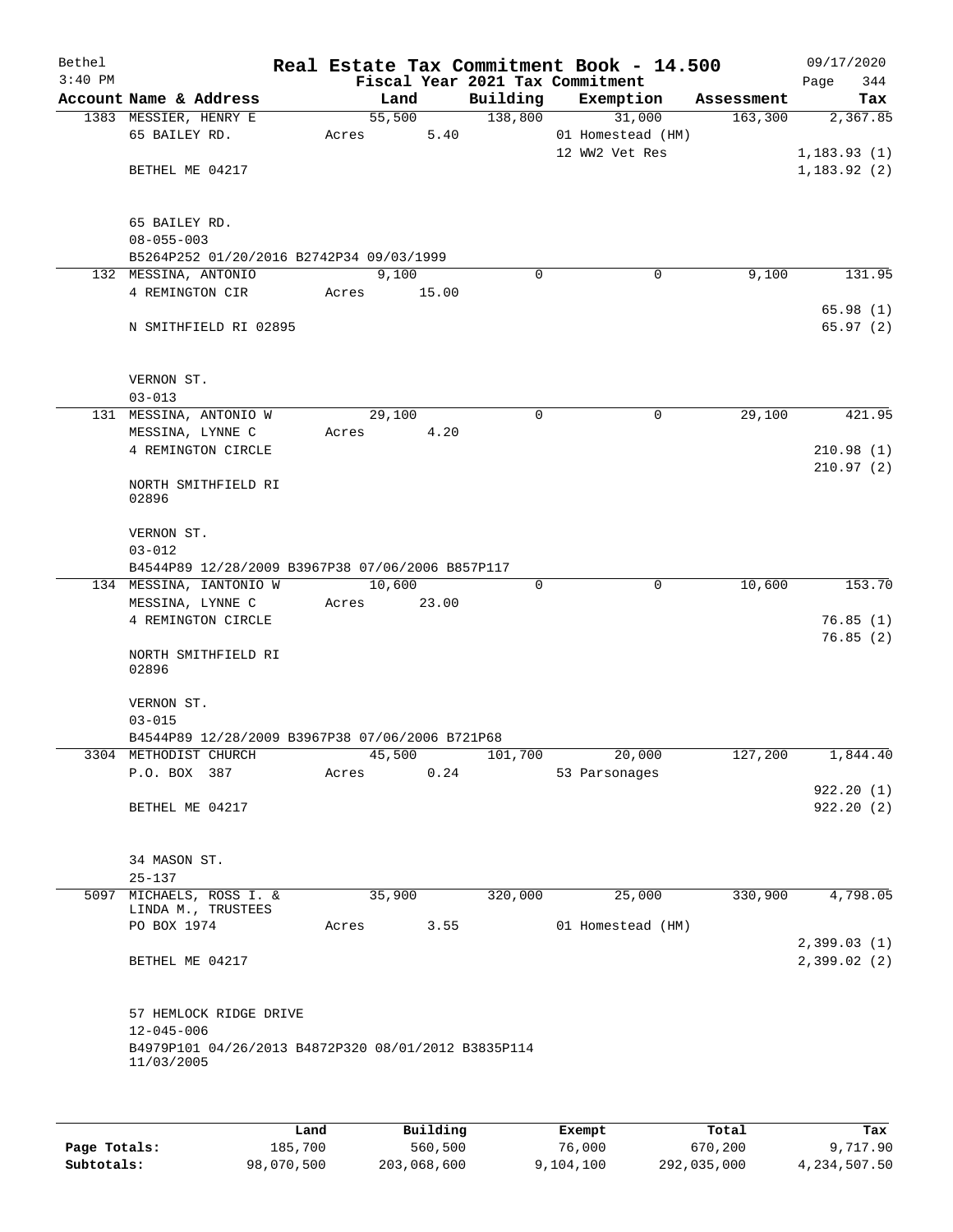Bethel 3:40 PM

# Real Estate Tax Commitment Book - 14.500

Fiscal Year 2021 Tax Commitment

09/17/2020

| Account Name & Address | Land | Building | Exemption | Assessment | Tax |
|---|---|---|---|---|---|
| 1383 MESSIER, HENRY E<br>65 BAILEY RD.<br><br>BETHEL ME 04217<br><br>65 BAILEY RD.<br>08-055-003<br>B5264P252 01/20/2016 B2742P34 09/03/1999 | 55,500<br>Acres 5.40 | 138,800 | 31,000<br>01 Homestead (HM)<br>12 WW2 Vet Res | 163,300 | 2,367.85<br><br>1,183.93 (1)<br>1,183.92 (2) |
| 132 MESSINA, ANTONIO<br>4 REMINGTON CIR<br><br>N SMITHFIELD RI 02895<br><br>VERNON ST.<br>03-013 | 9,100<br>Acres 15.00 | 0 | 0 | 9,100 | 131.95<br><br>65.98 (1)<br>65.97 (2) |
| 131 MESSINA, ANTONIO W<br>MESSINA, LYNNE C<br>4 REMINGTON CIRCLE<br><br>NORTH SMITHFIELD RI 02896<br><br>VERNON ST.<br>03-012<br>B4544P89 12/28/2009 B3967P38 07/06/2006 B857P117 | 29,100<br>Acres 4.20 | 0 | 0 | 29,100 | 421.95<br><br>210.98 (1)<br>210.97 (2) |
| 134 MESSINA, IANTONIO W<br>MESSINA, LYNNE C<br>4 REMINGTON CIRCLE<br><br>NORTH SMITHFIELD RI 02896<br><br>VERNON ST.<br>03-015<br>B4544P89 12/28/2009 B3967P38 07/06/2006 B721P68 | 10,600<br>Acres 23.00 | 0 | 0 | 10,600 | 153.70<br><br>76.85 (1)<br>76.85 (2) |
| 3304 METHODIST CHURCH<br>P.O. BOX 387<br><br>BETHEL ME 04217<br><br>34 MASON ST.<br>25-137 | 45,500<br>Acres 0.24 | 101,700 | 20,000<br>53 Parsonages | 127,200 | 1,844.40<br><br>922.20 (1)<br>922.20 (2) |
| 5097 MICHAELS, ROSS I. & LINDA M., TRUSTEES<br>PO BOX 1974<br><br>BETHEL ME 04217<br><br>57 HEMLOCK RIDGE DRIVE<br>12-045-006<br>B4979P101 04/26/2013 B4872P320 08/01/2012 B3835P114 11/03/2005 | 35,900<br>Acres 3.55 | 320,000 | 25,000<br>01 Homestead (HM) | 330,900 | 4,798.05<br><br>2,399.03 (1)<br>2,399.02 (2) |

|  | Land | Building | Exempt | Total | Tax |
|---|---|---|---|---|---|
| Page Totals: | 185,700 | 560,500 | 76,000 | 670,200 | 9,717.90 |
| Subtotals: | 98,070,500 | 203,068,600 | 9,104,100 | 292,035,000 | 4,234,507.50 |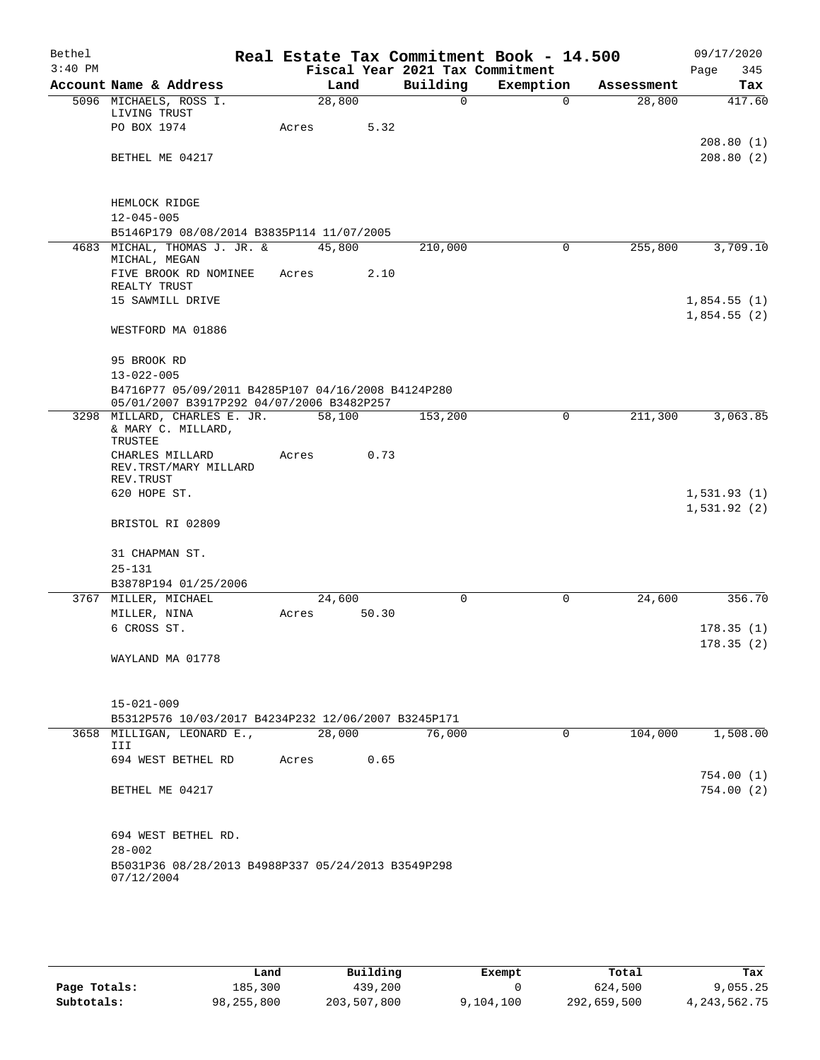Bethel 3:40 PM

**Real Estate Tax Commitment Book - 14.500**
**Fiscal Year 2021 Tax Commitment**

09/17/2020 Page 345

| Account Name & Address | Land | Building | Exemption | Assessment | Tax |
|---|---|---|---|---|---|
| 5096 MICHAELS, ROSS I. LIVING TRUST | 28,800 | 0 | 0 | 28,800 | 417.60 |
| PO BOX 1974 | Acres 5.32 | | | | |
| | | | | | 208.80 (1) |
| BETHEL ME 04217 | | | | | 208.80 (2) |
| HEMLOCK RIDGE | | | | | |
| 12-045-005 | | | | | |
| B5146P179 08/08/2014 B3835P114 11/07/2005 | | | | | |
| 4683 MICHAL, THOMAS J. JR. & MICHAL, MEGAN | 45,800 | 210,000 | 0 | 255,800 | 3,709.10 |
| FIVE BROOK RD NOMINEE REALTY TRUST | Acres 2.10 | | | | |
| 15 SAWMILL DRIVE | | | | | 1,854.55 (1) |
| | | | | | 1,854.55 (2) |
| WESTFORD MA 01886 | | | | | |
| 95 BROOK RD | | | | | |
| 13-022-005 | | | | | |
| B4716P77 05/09/2011 B4285P107 04/16/2008 B4124P280 05/01/2007 B3917P292 04/07/2006 B3482P257 | | | | | |
| 3298 MILLARD, CHARLES E. JR. & MARY C. MILLARD, TRUSTEE | 58,100 | 153,200 | 0 | 211,300 | 3,063.85 |
| CHARLES MILLARD REV.TRST/MARY MILLARD REV.TRUST | Acres 0.73 | | | | |
| 620 HOPE ST. | | | | | 1,531.93 (1) |
| | | | | | 1,531.92 (2) |
| BRISTOL RI 02809 | | | | | |
| 31 CHAPMAN ST. | | | | | |
| 25-131 | | | | | |
| B3878P194 01/25/2006 | | | | | |
| 3767 MILLER, MICHAEL | 24,600 | 0 | 0 | 24,600 | 356.70 |
| MILLER, NINA | Acres 50.30 | | | | |
| 6 CROSS ST. | | | | | 178.35 (1) |
| | | | | | 178.35 (2) |
| WAYLAND MA 01778 | | | | | |
| 15-021-009 | | | | | |
| B5312P576 10/03/2017 B4234P232 12/06/2007 B3245P171 | | | | | |
| 3658 MILLIGAN, LEONARD E., III | 28,000 | 76,000 | 0 | 104,000 | 1,508.00 |
| 694 WEST BETHEL RD | Acres 0.65 | | | | |
| | | | | | 754.00 (1) |
| BETHEL ME 04217 | | | | | 754.00 (2) |
| 694 WEST BETHEL RD. | | | | | |
| 28-002 | | | | | |
| B5031P36 08/28/2013 B4988P337 05/24/2013 B3549P298 07/12/2004 | | | | | |

| | Land | Building | Exempt | Total | Tax |
|---|---|---|---|---|---|
| Page Totals: | 185,300 | 439,200 | 0 | 624,500 | 9,055.25 |
| Subtotals: | 98,255,800 | 203,507,800 | 9,104,100 | 292,659,500 | 4,243,562.75 |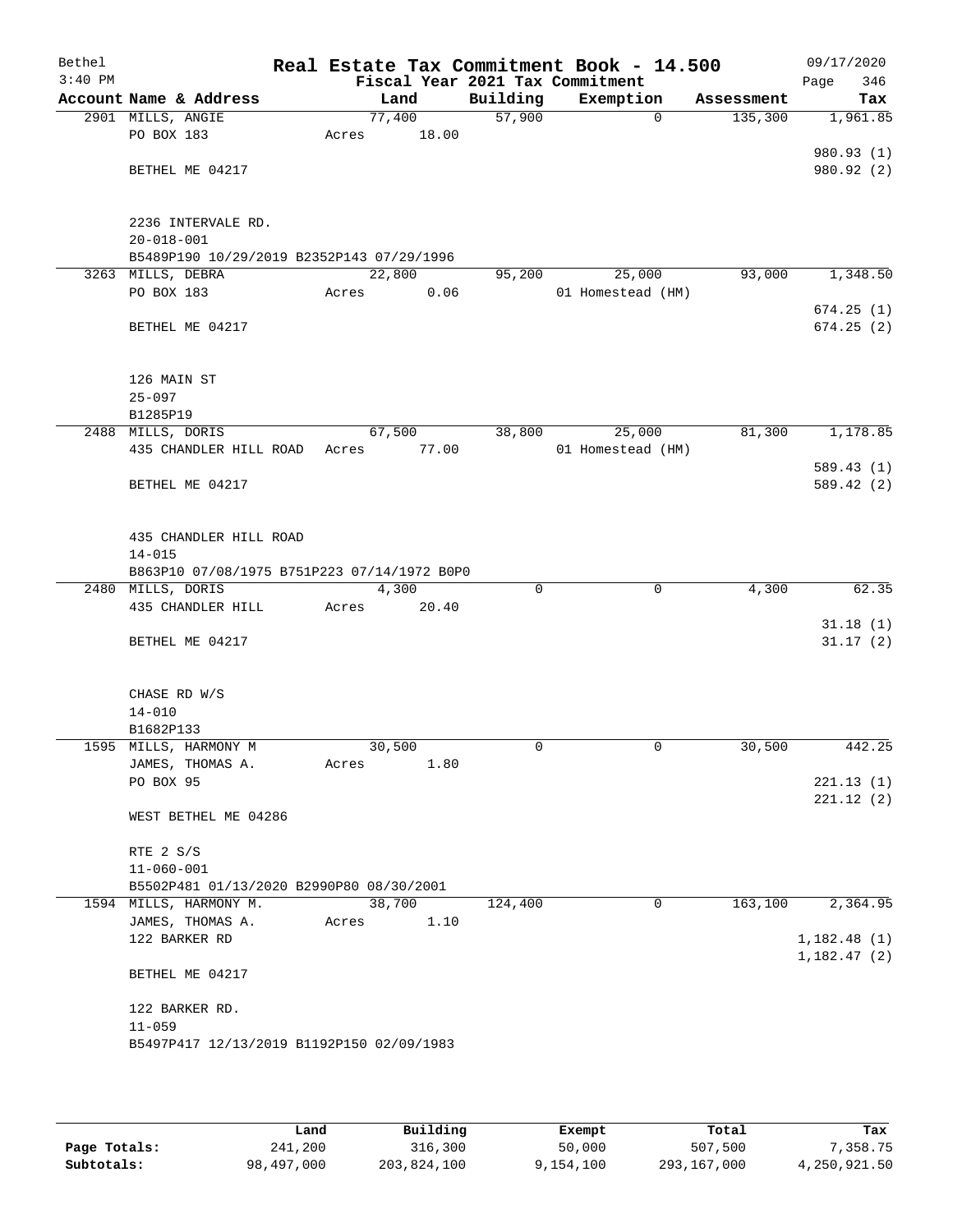Bethel 3:40 PM

# Real Estate Tax Commitment Book - 14.500

Fiscal Year 2021 Tax Commitment

09/17/2020

| Account Name & Address | Land | Building | Exemption | Assessment | Tax |
|---|---|---|---|---|---|
| 2901 MILLS, ANGIE<br>PO BOX 183<br><br>BETHEL ME 04217<br><br>2236 INTERVALE RD.<br>20-018-001<br>B5489P190 10/29/2019 B2352P143 07/29/1996 | 77,400<br>Acres 18.00 | 57,900 | 0 | 135,300 | 1,961.85<br><br>980.93 (1)<br>980.92 (2) |
| 3263 MILLS, DEBRA<br>PO BOX 183<br><br>BETHEL ME 04217<br><br>126 MAIN ST<br>25-097<br>B1285P19 | 22,800<br>Acres 0.06 | 95,200 | 25,000<br>01 Homestead (HM) | 93,000 | 1,348.50<br><br>674.25 (1)<br>674.25 (2) |
| 2488 MILLS, DORIS<br>435 CHANDLER HILL ROAD<br><br>BETHEL ME 04217<br><br>435 CHANDLER HILL ROAD<br>14-015<br>B863P10 07/08/1975 B751P223 07/14/1972 B0P0 | 67,500<br>Acres 77.00 | 38,800 | 25,000<br>01 Homestead (HM) | 81,300 | 1,178.85<br><br>589.43 (1)<br>589.42 (2) |
| 2480 MILLS, DORIS<br>435 CHANDLER HILL<br><br>BETHEL ME 04217<br><br>CHASE RD W/S<br>14-010<br>B1682P133 | 4,300<br>Acres 20.40 | 0 | 0 | 4,300 | 62.35<br><br>31.18 (1)<br>31.17 (2) |
| 1595 MILLS, HARMONY M<br>JAMES, THOMAS A.<br>PO BOX 95<br><br>WEST BETHEL ME 04286<br><br>RTE 2 S/S<br>11-060-001<br>B5502P481 01/13/2020 B2990P80 08/30/2001 | 30,500<br>Acres 1.80 | 0 | 0 | 30,500 | 442.25<br><br>221.13 (1)<br>221.12 (2) |
| 1594 MILLS, HARMONY M.<br>JAMES, THOMAS A.<br>122 BARKER RD<br><br>BETHEL ME 04217<br><br>122 BARKER RD.<br>11-059<br>B5497P417 12/13/2019 B1192P150 02/09/1983 | 38,700<br>Acres 1.10 | 124,400 | 0 | 163,100 | 2,364.95<br><br>1,182.48 (1)<br>1,182.47 (2) |

| | Land | Building | Exempt | Total | Tax |
|---|---|---|---|---|---|
| Page Totals: | 241,200 | 316,300 | 50,000 | 507,500 | 7,358.75 |
| Subtotals: | 98,497,000 | 203,824,100 | 9,154,100 | 293,167,000 | 4,250,921.50 |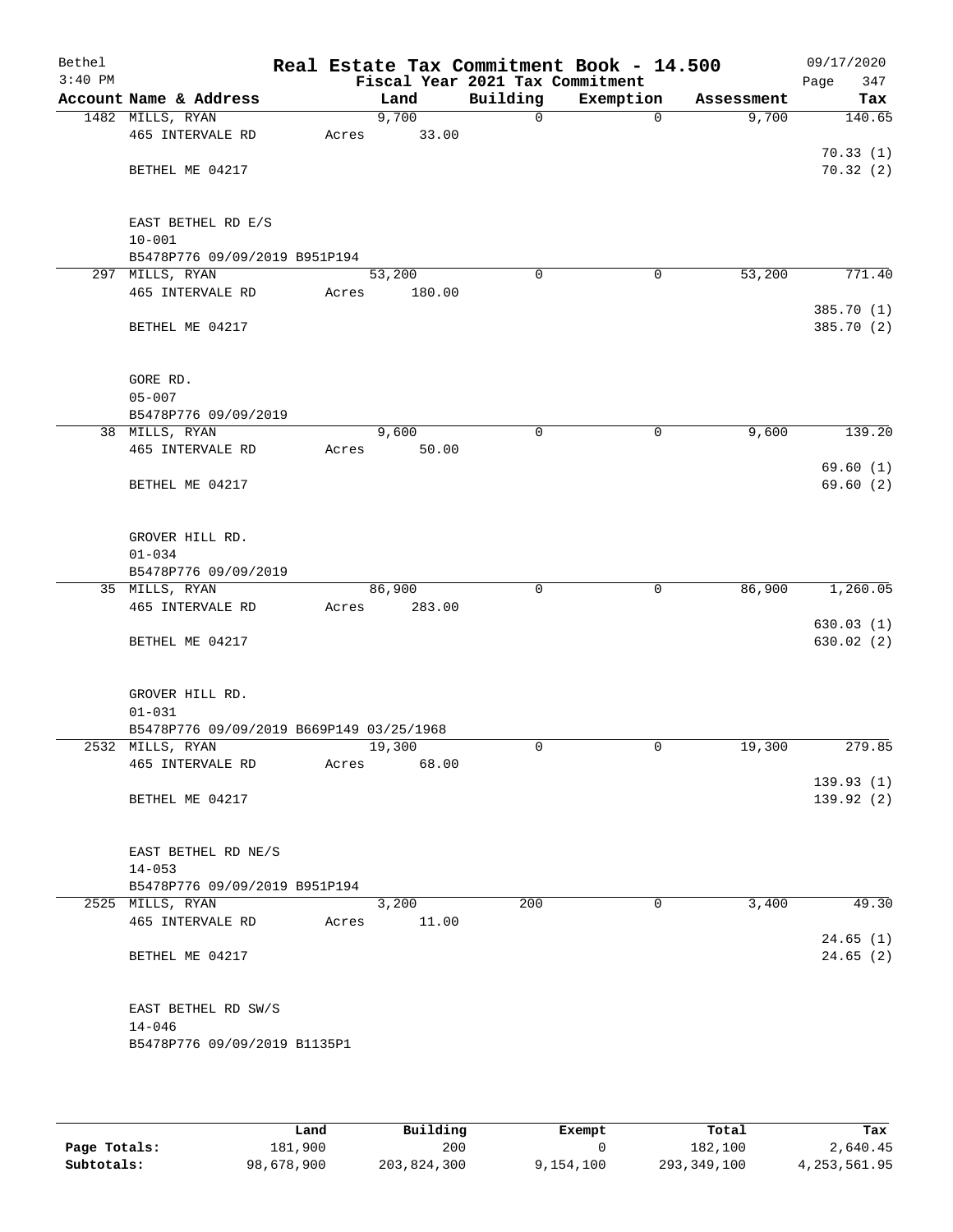Bethel 3:40 PM

# Real Estate Tax Commitment Book - 14.500

Fiscal Year 2021 Tax Commitment

09/17/2020

| Account Name & Address | Land | Building | Exemption | Assessment | Tax |
|---|---|---|---|---|---|
| 1482 MILLS, RYAN<br>465 INTERVALE RD<br><br>BETHEL ME 04217<br><br>EAST BETHEL RD E/S<br>10-001<br>B5478P776 09/09/2019 B951P194 | 9,700<br>Acres 33.00 | 0 | 0 | 9,700 | 140.65<br><br>70.33 (1)<br>70.32 (2) |
| 297 MILLS, RYAN<br>465 INTERVALE RD<br><br>BETHEL ME 04217<br><br>GORE RD.<br>05-007<br>B5478P776 09/09/2019 | 53,200<br>Acres 180.00 | 0 | 0 | 53,200 | 771.40<br><br>385.70 (1)<br>385.70 (2) |
| 38 MILLS, RYAN<br>465 INTERVALE RD<br><br>BETHEL ME 04217<br><br>GROVER HILL RD.<br>01-034<br>B5478P776 09/09/2019 | 9,600<br>Acres 50.00 | 0 | 0 | 9,600 | 139.20<br><br>69.60 (1)<br>69.60 (2) |
| 35 MILLS, RYAN<br>465 INTERVALE RD<br><br>BETHEL ME 04217<br><br>GROVER HILL RD.<br>01-031<br>B5478P776 09/09/2019 B669P149 03/25/1968 | 86,900<br>Acres 283.00 | 0 | 0 | 86,900 | 1,260.05<br><br>630.03 (1)<br>630.02 (2) |
| 2532 MILLS, RYAN<br>465 INTERVALE RD<br><br>BETHEL ME 04217<br><br>EAST BETHEL RD NE/S<br>14-053<br>B5478P776 09/09/2019 B951P194 | 19,300<br>Acres 68.00 | 0 | 0 | 19,300 | 279.85<br><br>139.93 (1)<br>139.92 (2) |
| 2525 MILLS, RYAN<br>465 INTERVALE RD<br><br>BETHEL ME 04217<br><br>EAST BETHEL RD SW/S<br>14-046<br>B5478P776 09/09/2019 B1135P1 | 3,200<br>Acres 11.00 | 200 | 0 | 3,400 | 49.30<br><br>24.65 (1)<br>24.65 (2) |

| | Land | Building | Exempt | Total | Tax |
|---|---|---|---|---|---|
| Page Totals: | 181,900 | 200 | 0 | 182,100 | 2,640.45 |
| Subtotals: | 98,678,900 | 203,824,300 | 9,154,100 | 293,349,100 | 4,253,561.95 |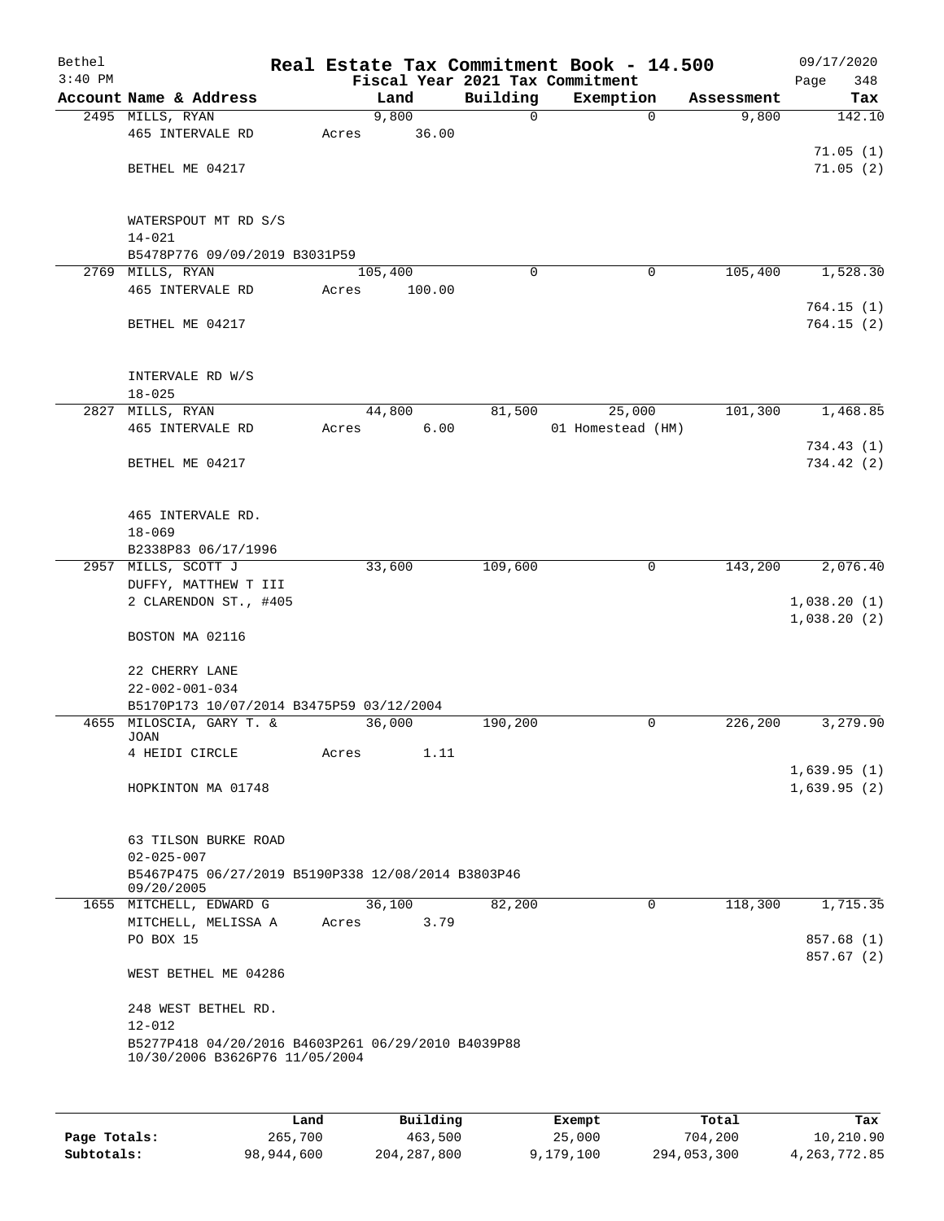Bethel 3:40 PM

# Real Estate Tax Commitment Book - 14.500

Fiscal Year 2021 Tax Commitment

09/17/2020

| Account Name & Address | Land | Building | Exemption | Assessment | Tax |
|---|---|---|---|---|---|
| 2495 MILLS, RYAN | 9,800 | 0 | 0 | 9,800 | 142.10 |
| 465 INTERVALE RD | Acres 36.00 | | | | |
| | | | | | 71.05 (1) |
| BETHEL ME 04217 | | | | | 71.05 (2) |
| WATERSPOUT MT RD S/S | | | | | |
| 14-021 | | | | | |
| B5478P776 09/09/2019 B3031P59 | | | | | |
| 2769 MILLS, RYAN | 105,400 | 0 | 0 | 105,400 | 1,528.30 |
| 465 INTERVALE RD | Acres 100.00 | | | | |
| | | | | | 764.15 (1) |
| BETHEL ME 04217 | | | | | 764.15 (2) |
| INTERVALE RD W/S | | | | | |
| 18-025 | | | | | |
| 2827 MILLS, RYAN | 44,800 | 81,500 | 25,000 | 101,300 | 1,468.85 |
| 465 INTERVALE RD | Acres 6.00 | | 01 Homestead (HM) | | |
| | | | | | 734.43 (1) |
| BETHEL ME 04217 | | | | | 734.42 (2) |
| 465 INTERVALE RD. | | | | | |
| 18-069 | | | | | |
| B2338P83 06/17/1996 | | | | | |
| 2957 MILLS, SCOTT J | 33,600 | 109,600 | 0 | 143,200 | 2,076.40 |
| DUFFY, MATTHEW T III | | | | | |
| 2 CLARENDON ST., #405 | | | | | 1,038.20 (1) |
| | | | | | 1,038.20 (2) |
| BOSTON MA 02116 | | | | | |
| 22 CHERRY LANE | | | | | |
| 22-002-001-034 | | | | | |
| B5170P173 10/07/2014 B3475P59 03/12/2004 | | | | | |
| 4655 MILOSCIA, GARY T. & JOAN | 36,000 | 190,200 | 0 | 226,200 | 3,279.90 |
| 4 HEIDI CIRCLE | Acres 1.11 | | | | |
| | | | | | 1,639.95 (1) |
| HOPKINTON MA 01748 | | | | | 1,639.95 (2) |
| 63 TILSON BURKE ROAD | | | | | |
| 02-025-007 | | | | | |
| B5467P475 06/27/2019 B5190P338 12/08/2014 B3803P46 09/20/2005 | | | | | |
| 1655 MITCHELL, EDWARD G | 36,100 | 82,200 | 0 | 118,300 | 1,715.35 |
| MITCHELL, MELISSA A | Acres 3.79 | | | | |
| PO BOX 15 | | | | | 857.68 (1) |
| | | | | | 857.67 (2) |
| WEST BETHEL ME 04286 | | | | | |
| 248 WEST BETHEL RD. | | | | | |
| 12-012 | | | | | |
| B5277P418 04/20/2016 B4603P261 06/29/2010 B4039P88 10/30/2006 B3626P76 11/05/2004 | | | | | |

| | Land | Building | Exempt | Total | Tax |
|---|---|---|---|---|---|
| Page Totals: | 265,700 | 463,500 | 25,000 | 704,200 | 10,210.90 |
| Subtotals: | 98,944,600 | 204,287,800 | 9,179,100 | 294,053,300 | 4,263,772.85 |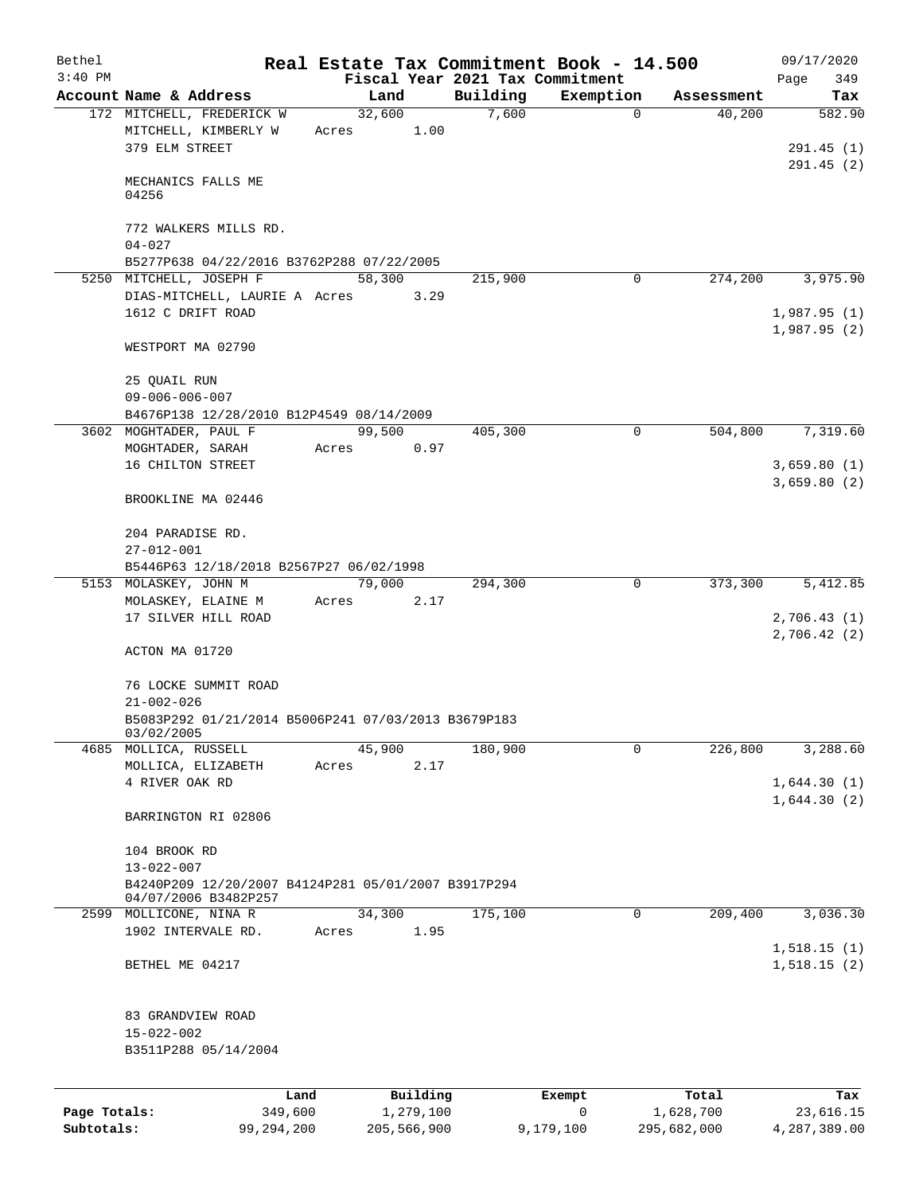# Real Estate Tax Commitment Book - 14.500

Bethel 3:40 PM — Fiscal Year 2021 Tax Commitment — 09/17/2020

| Account Name & Address | Land | Building | Exemption | Assessment | Tax |
|---|---|---|---|---|---|
| 172 MITCHELL, FREDERICK W | 32,600 | 7,600 | 0 | 40,200 | 582.90 |
| MITCHELL, KIMBERLY W | Acres 1.00 | | | | |
| 379 ELM STREET | | | | | 291.45 (1) |
| | | | | | 291.45 (2) |
| MECHANICS FALLS ME 04256 | | | | | |
| 772 WALKERS MILLS RD. | | | | | |
| 04-027 | | | | | |
| B5277P638 04/22/2016 B3762P288 07/22/2005 | | | | | |
| 5250 MITCHELL, JOSEPH F | 58,300 | 215,900 | 0 | 274,200 | 3,975.90 |
| DIAS-MITCHELL, LAURIE A | Acres 3.29 | | | | |
| 1612 C DRIFT ROAD | | | | | 1,987.95 (1) |
| | | | | | 1,987.95 (2) |
| WESTPORT MA 02790 | | | | | |
| 25 QUAIL RUN | | | | | |
| 09-006-006-007 | | | | | |
| B4676P138 12/28/2010 B12P4549 08/14/2009 | | | | | |
| 3602 MOGHTADER, PAUL F | 99,500 | 405,300 | 0 | 504,800 | 7,319.60 |
| MOGHTADER, SARAH | Acres 0.97 | | | | |
| 16 CHILTON STREET | | | | | 3,659.80 (1) |
| | | | | | 3,659.80 (2) |
| BROOKLINE MA 02446 | | | | | |
| 204 PARADISE RD. | | | | | |
| 27-012-001 | | | | | |
| B5446P63 12/18/2018 B2567P27 06/02/1998 | | | | | |
| 5153 MOLASKEY, JOHN M | 79,000 | 294,300 | 0 | 373,300 | 5,412.85 |
| MOLASKEY, ELAINE M | Acres 2.17 | | | | |
| 17 SILVER HILL ROAD | | | | | 2,706.43 (1) |
| | | | | | 2,706.42 (2) |
| ACTON MA 01720 | | | | | |
| 76 LOCKE SUMMIT ROAD | | | | | |
| 21-002-026 | | | | | |
| B5083P292 01/21/2014 B5006P241 07/03/2013 B3679P183 03/02/2005 | | | | | |
| 4685 MOLLICA, RUSSELL | 45,900 | 180,900 | 0 | 226,800 | 3,288.60 |
| MOLLICA, ELIZABETH | Acres 2.17 | | | | |
| 4 RIVER OAK RD | | | | | 1,644.30 (1) |
| | | | | | 1,644.30 (2) |
| BARRINGTON RI 02806 | | | | | |
| 104 BROOK RD | | | | | |
| 13-022-007 | | | | | |
| B4240P209 12/20/2007 B4124P281 05/01/2007 B3917P294 04/07/2006 B3482P257 | | | | | |
| 2599 MOLLICONE, NINA R | 34,300 | 175,100 | 0 | 209,400 | 3,036.30 |
| 1902 INTERVALE RD. | Acres 1.95 | | | | |
| | | | | | 1,518.15 (1) |
| BETHEL ME 04217 | | | | | 1,518.15 (2) |
| 83 GRANDVIEW ROAD | | | | | |
| 15-022-002 | | | | | |
| B3511P288 05/14/2004 | | | | | |

| | Land | Building | Exempt | Total | Tax |
|---|---|---|---|---|---|
| Page Totals: | 349,600 | 1,279,100 | 0 | 1,628,700 | 23,616.15 |
| Subtotals: | 99,294,200 | 205,566,900 | 9,179,100 | 295,682,000 | 4,287,389.00 |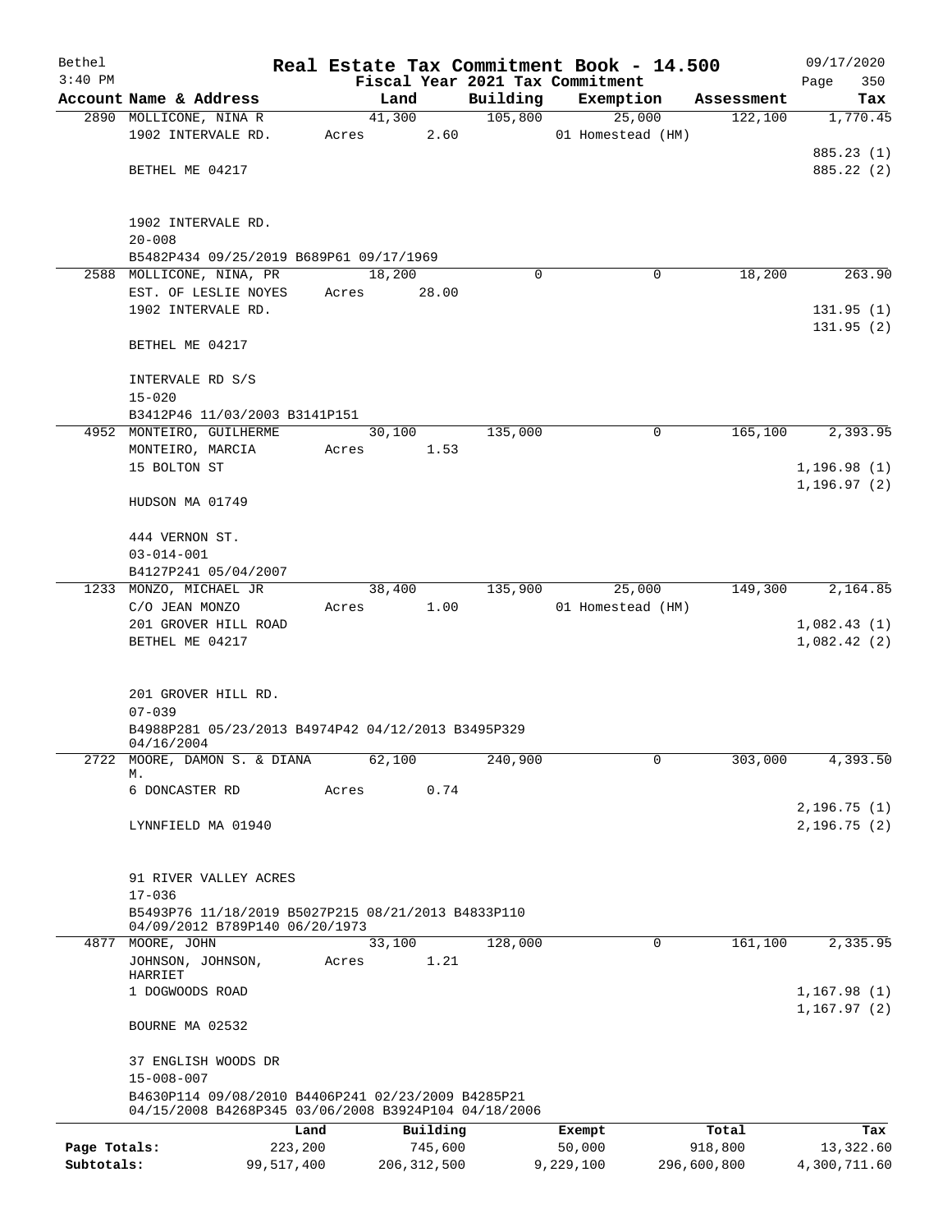Bethel 3:40 PM

# Real Estate Tax Commitment Book - 14.500

Fiscal Year 2021 Tax Commitment

09/17/2020 Page 350

| Account Name & Address | Land | Building | Exemption | Assessment | Tax |
|---|---|---|---|---|---|
| 2890 MOLLICONE, NINA R<br>1902 INTERVALE RD.<br><br>BETHEL ME 04217<br><br>1902 INTERVALE RD.<br>20-008<br>B5482P434 09/25/2019 B689P61 09/17/1969 | 41,300<br>Acres 2.60 | 105,800 | 25,000<br>01 Homestead (HM) | 122,100 | 1,770.45<br><br>885.23 (1)<br>885.22 (2) |
| 2588 MOLLICONE, NINA, PR<br>EST. OF LESLIE NOYES<br>1902 INTERVALE RD.<br><br>BETHEL ME 04217<br><br>INTERVALE RD S/S<br>15-020<br>B3412P46 11/03/2003 B3141P151 | 18,200<br>Acres 28.00 | 0 | 0 | 18,200 | 263.90<br><br>131.95 (1)<br>131.95 (2) |
| 4952 MONTEIRO, GUILHERME<br>MONTEIRO, MARCIA<br>15 BOLTON ST<br><br>HUDSON MA 01749<br><br>444 VERNON ST.<br>03-014-001<br>B4127P241 05/04/2007 | 30,100<br>Acres 1.53 | 135,000 | 0 | 165,100 | 2,393.95<br><br>1,196.98 (1)<br>1,196.97 (2) |
| 1233 MONZO, MICHAEL JR<br>C/O JEAN MONZO<br>201 GROVER HILL ROAD<br>BETHEL ME 04217<br><br>201 GROVER HILL RD.<br>07-039<br>B4988P281 05/23/2013 B4974P42 04/12/2013 B3495P329 04/16/2004 | 38,400<br>Acres 1.00 | 135,900 | 25,000<br>01 Homestead (HM) | 149,300 | 2,164.85<br><br>1,082.43 (1)<br>1,082.42 (2) |
| 2722 MOORE, DAMON S. & DIANA M.<br>6 DONCASTER RD<br><br>LYNNFIELD MA 01940<br><br>91 RIVER VALLEY ACRES<br>17-036<br>B5493P76 11/18/2019 B5027P215 08/21/2013 B4833P110 04/09/2012 B789P140 06/20/1973 | 62,100<br>Acres 0.74 | 240,900 | 0 | 303,000 | 4,393.50<br><br>2,196.75 (1)<br>2,196.75 (2) |
| 4877 MOORE, JOHN<br>JOHNSON, JOHNSON, HARRIET<br>1 DOGWOODS ROAD<br><br>BOURNE MA 02532<br><br>37 ENGLISH WOODS DR<br>15-008-007<br>B4630P114 09/08/2010 B4406P241 02/23/2009 B4285P21 04/15/2008 B4268P345 03/06/2008 B3924P104 04/18/2006 | 33,100<br>Acres 1.21 | 128,000 | 0 | 161,100 | 2,335.95<br><br>1,167.98 (1)<br>1,167.97 (2) |

| | Land | Building | Exempt | Total | Tax |
|---|---|---|---|---|---|
| Page Totals: | 223,200 | 745,600 | 50,000 | 918,800 | 13,322.60 |
| Subtotals: | 99,517,400 | 206,312,500 | 9,229,100 | 296,600,800 | 4,300,711.60 |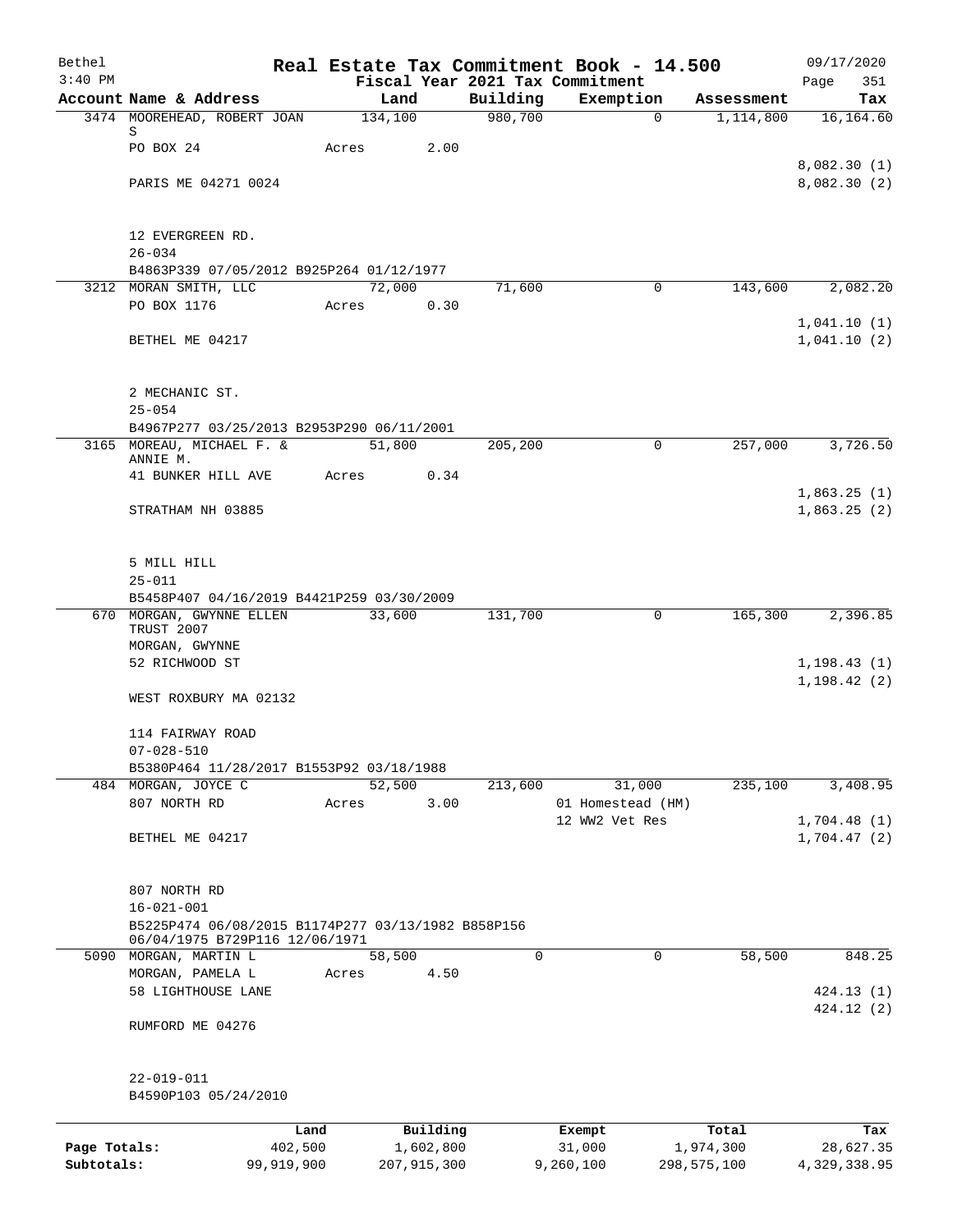Bethel
3:40 PM

# Real Estate Tax Commitment Book - 14.500

## Fiscal Year 2021 Tax Commitment

09/17/2020
Page 351

| Account Name & Address | Land | Building | Exemption | Assessment | Tax |
|---|---|---|---|---|---|
| 3474 MOOREHEAD, ROBERT JOAN S | 134,100 | 980,700 | 0 | 1,114,800 | 16,164.60 |
| PO BOX 24 | Acres 2.00 | | | | |
| | | | | | 8,082.30 (1) |
| PARIS ME 04271 0024 | | | | | 8,082.30 (2) |
| 12 EVERGREEN RD. | | | | | |
| 26-034 | | | | | |
| B4863P339 07/05/2012 B925P264 01/12/1977 | | | | | |
| 3212 MORAN SMITH, LLC | 72,000 | 71,600 | 0 | 143,600 | 2,082.20 |
| PO BOX 1176 | Acres 0.30 | | | | |
| | | | | | 1,041.10 (1) |
| BETHEL ME 04217 | | | | | 1,041.10 (2) |
| 2 MECHANIC ST. | | | | | |
| 25-054 | | | | | |
| B4967P277 03/25/2013 B2953P290 06/11/2001 | | | | | |
| 3165 MOREAU, MICHAEL F. & ANNIE M. | 51,800 | 205,200 | 0 | 257,000 | 3,726.50 |
| 41 BUNKER HILL AVE | Acres 0.34 | | | | |
| | | | | | 1,863.25 (1) |
| STRATHAM NH 03885 | | | | | 1,863.25 (2) |
| 5 MILL HILL | | | | | |
| 25-011 | | | | | |
| B5458P407 04/16/2019 B4421P259 03/30/2009 | | | | | |
| 670 MORGAN, GWYNNE ELLEN TRUST 2007 | 33,600 | 131,700 | 0 | 165,300 | 2,396.85 |
| MORGAN, GWYNNE | | | | | |
| 52 RICHWOOD ST | | | | | 1,198.43 (1) |
| | | | | | 1,198.42 (2) |
| WEST ROXBURY MA 02132 | | | | | |
| 114 FAIRWAY ROAD | | | | | |
| 07-028-510 | | | | | |
| B5380P464 11/28/2017 B1553P92 03/18/1988 | | | | | |
| 484 MORGAN, JOYCE C | 52,500 | 213,600 | 31,000 | 235,100 | 3,408.95 |
| 807 NORTH RD | Acres 3.00 | | 01 Homestead (HM) | | |
| | | | 12 WW2 Vet Res | | 1,704.48 (1) |
| BETHEL ME 04217 | | | | | 1,704.47 (2) |
| 807 NORTH RD | | | | | |
| 16-021-001 | | | | | |
| B5225P474 06/08/2015 B1174P277 03/13/1982 B858P156 06/04/1975 B729P116 12/06/1971 | | | | | |
| 5090 MORGAN, MARTIN L | 58,500 | 0 | 0 | 58,500 | 848.25 |
| MORGAN, PAMELA L | Acres 4.50 | | | | |
| 58 LIGHTHOUSE LANE | | | | | 424.13 (1) |
| | | | | | 424.12 (2) |
| RUMFORD ME 04276 | | | | | |
| 22-019-011 | | | | | |
| B4590P103 05/24/2010 | | | | | |

| | Land | Building | Exempt | Total | Tax |
|---|---|---|---|---|---|
| Page Totals: | 402,500 | 1,602,800 | 31,000 | 1,974,300 | 28,627.35 |
| Subtotals: | 99,919,900 | 207,915,300 | 9,260,100 | 298,575,100 | 4,329,338.95 |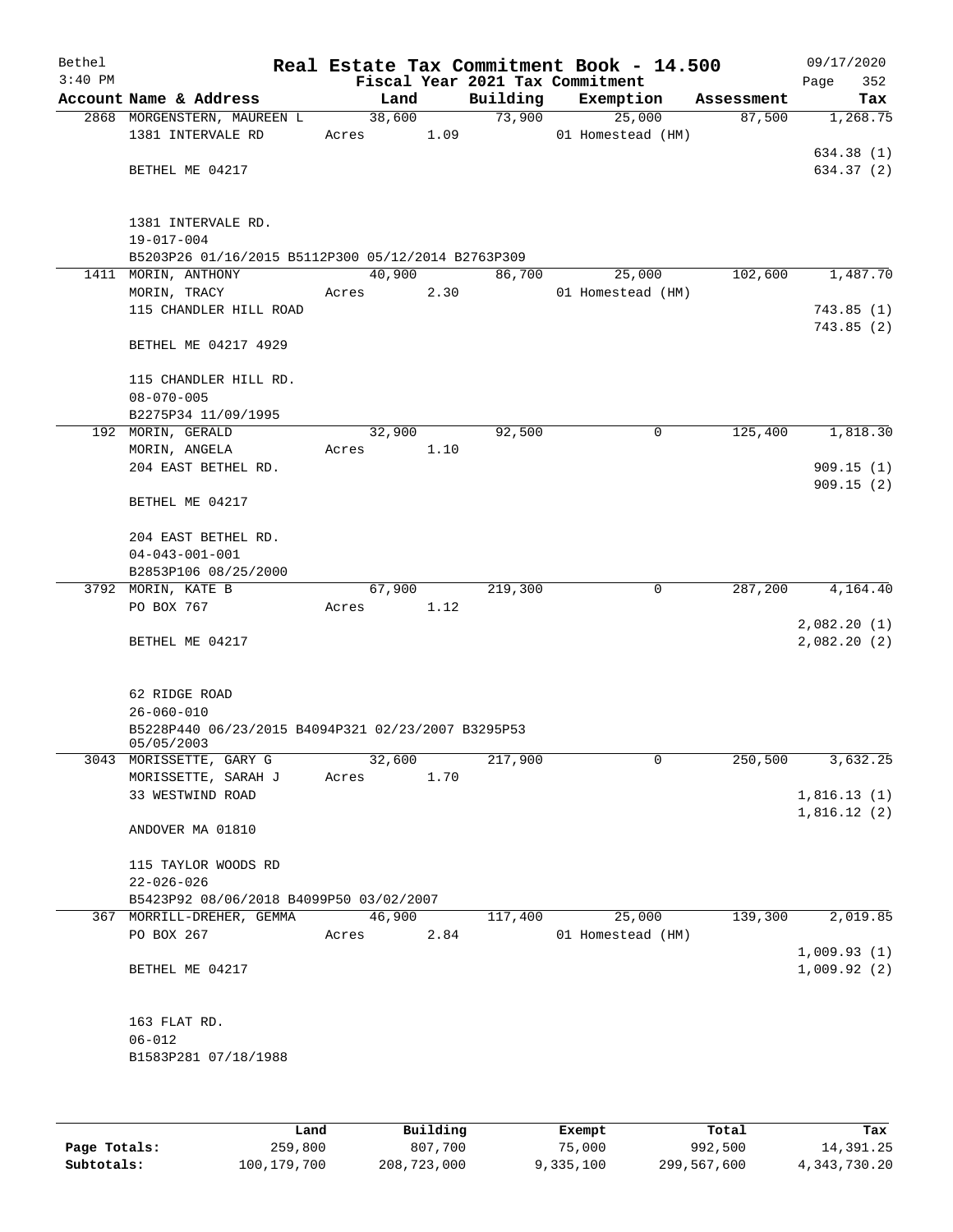Bethel 3:40 PM

# Real Estate Tax Commitment Book - 14.500

Fiscal Year 2021 Tax Commitment

09/17/2020 Page 352

| Account Name & Address | Land | Building | Exemption | Assessment | Tax |
|---|---|---|---|---|---|
| 2868 MORGENSTERN, MAUREEN L<br>1381 INTERVALE RD<br><br>BETHEL ME 04217<br><br>1381 INTERVALE RD.<br>19-017-004<br>B5203P26 01/16/2015 B5112P300 05/12/2014 B2763P309 | 38,600<br>Acres 1.09 | 73,900 | 25,000<br>01 Homestead (HM) | 87,500 | 1,268.75<br><br>634.38 (1)<br>634.37 (2) |
| 1411 MORIN, ANTHONY<br>MORIN, TRACY<br>115 CHANDLER HILL ROAD<br><br>BETHEL ME 04217 4929<br><br>115 CHANDLER HILL RD.<br>08-070-005<br>B2275P34 11/09/1995 | 40,900<br>Acres 2.30 | 86,700 | 25,000<br>01 Homestead (HM) | 102,600 | 1,487.70<br><br>743.85 (1)<br>743.85 (2) |
| 192 MORIN, GERALD<br>MORIN, ANGELA<br>204 EAST BETHEL RD.<br><br>BETHEL ME 04217<br><br>204 EAST BETHEL RD.<br>04-043-001-001<br>B2853P106 08/25/2000 | 32,900<br>Acres 1.10 | 92,500 | 0 | 125,400 | 1,818.30<br><br>909.15 (1)<br>909.15 (2) |
| 3792 MORIN, KATE B<br>PO BOX 767<br><br>BETHEL ME 04217<br><br>62 RIDGE ROAD<br>26-060-010<br>B5228P440 06/23/2015 B4094P321 02/23/2007 B3295P53 05/05/2003 | 67,900<br>Acres 1.12 | 219,300 | 0 | 287,200 | 4,164.40<br><br>2,082.20 (1)<br>2,082.20 (2) |
| 3043 MORISSETTE, GARY G<br>MORISSETTE, SARAH J<br>33 WESTWIND ROAD<br><br>ANDOVER MA 01810<br><br>115 TAYLOR WOODS RD<br>22-026-026<br>B5423P92 08/06/2018 B4099P50 03/02/2007 | 32,600<br>Acres 1.70 | 217,900 | 0 | 250,500 | 3,632.25<br><br>1,816.13 (1)<br>1,816.12 (2) |
| 367 MORRILL-DREHER, GEMMA<br>PO BOX 267<br><br>BETHEL ME 04217<br><br>163 FLAT RD.<br>06-012<br>B1583P281 07/18/1988 | 46,900<br>Acres 2.84 | 117,400 | 25,000<br>01 Homestead (HM) | 139,300 | 2,019.85<br><br>1,009.93 (1)<br>1,009.92 (2) |

| | Land | Building | Exempt | Total | Tax |
|---|---|---|---|---|---|
| Page Totals: | 259,800 | 807,700 | 75,000 | 992,500 | 14,391.25 |
| Subtotals: | 100,179,700 | 208,723,000 | 9,335,100 | 299,567,600 | 4,343,730.20 |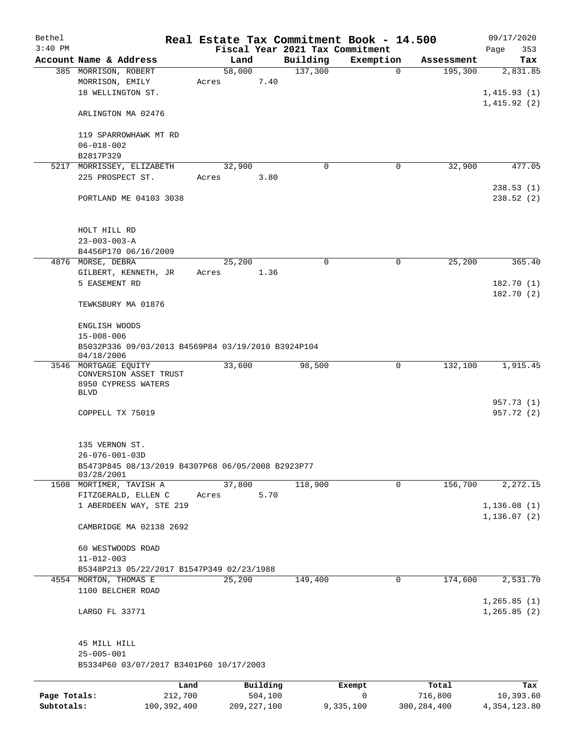Bethel
3:40 PM

# Real Estate Tax Commitment Book - 14.500

Fiscal Year 2021 Tax Commitment

09/17/2020

| Account | Name & Address | Land | Building | Exemption | Assessment | Tax |
|---|---|---|---|---|---|---|
| 385 | MORRISON, ROBERT<br>MORRISON, EMILY<br>18 WELLINGTON ST.<br><br>ARLINGTON MA 02476<br><br>119 SPARROWHAWK MT RD<br>06-018-002<br>B2817P329 | 58,000<br>Acres 7.40 | 137,300 | 0 | 195,300 | 2,831.85<br><br>1,415.93 (1)<br>1,415.92 (2) |
| 5217 | MORRISSEY, ELIZABETH<br>225 PROSPECT ST.<br><br>PORTLAND ME 04103 3038<br><br>HOLT HILL RD<br>23-003-003-A<br>B4456P170 06/16/2009 | 32,900<br>Acres 3.80 | 0 | 0 | 32,900 | 477.05<br><br>238.53 (1)<br>238.52 (2) |
| 4876 | MORSE, DEBRA<br>GILBERT, KENNETH, JR<br>5 EASEMENT RD<br><br>TEWKSBURY MA 01876<br><br>ENGLISH WOODS<br>15-008-006<br>B5032P336 09/03/2013 B4569P84 03/19/2010 B3924P104 04/18/2006 | 25,200<br>Acres 1.36 | 0 | 0 | 25,200 | 365.40<br><br>182.70 (1)<br>182.70 (2) |
| 3546 | MORTGAGE EQUITY<br>CONVERSION ASSET TRUST<br>8950 CYPRESS WATERS BLVD<br><br>COPPELL TX 75019<br><br>135 VERNON ST.<br>26-076-001-03D<br>B5473P845 08/13/2019 B4307P68 06/05/2008 B2923P77 03/28/2001 | 33,600 | 98,500 | 0 | 132,100 | 1,915.45<br><br>957.73 (1)<br>957.72 (2) |
| 1508 | MORTIMER, TAVISH A<br>FITZGERALD, ELLEN C<br>1 ABERDEEN WAY, STE 219<br><br>CAMBRIDGE MA 02138 2692<br><br>60 WESTWOODS ROAD<br>11-012-003<br>B5348P213 05/22/2017 B1547P349 02/23/1988 | 37,800<br>Acres 5.70 | 118,900 | 0 | 156,700 | 2,272.15<br><br>1,136.08 (1)<br>1,136.07 (2) |
| 4554 | MORTON, THOMAS E<br>1100 BELCHER ROAD<br><br>LARGO FL 33771<br><br>45 MILL HILL<br>25-005-001<br>B5334P60 03/07/2017 B3401P60 10/17/2003 | 25,200 | 149,400 | 0 | 174,600 | 2,531.70<br><br>1,265.85 (1)<br>1,265.85 (2) |

| | Land | Building | Exempt | Total | Tax |
|---|---|---|---|---|---|
| Page Totals: | 212,700 | 504,100 | 0 | 716,800 | 10,393.60 |
| Subtotals: | 100,392,400 | 209,227,100 | 9,335,100 | 300,284,400 | 4,354,123.80 |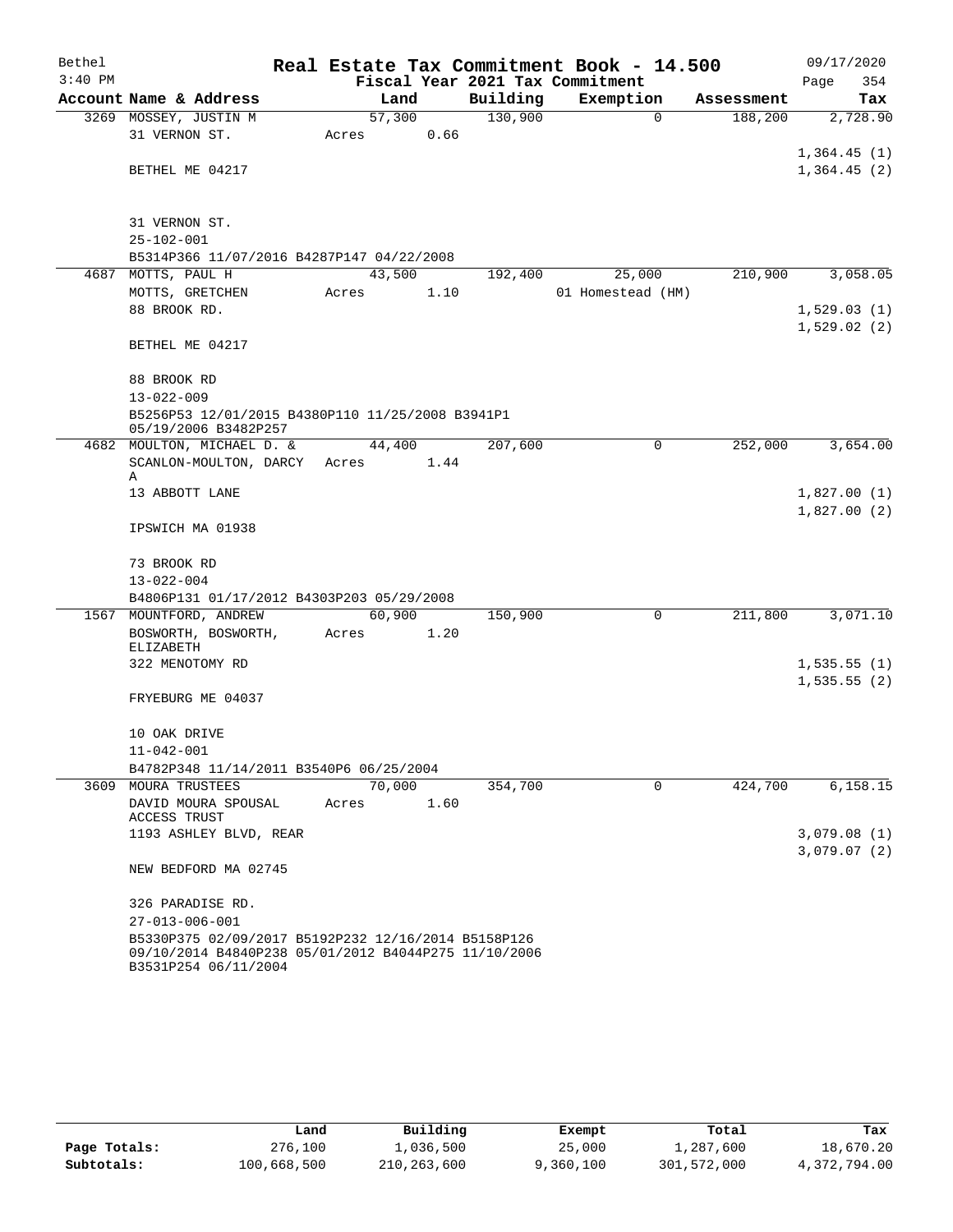Bethel 3:40 PM

# Real Estate Tax Commitment Book - 14.500

Fiscal Year 2021 Tax Commitment

09/17/2020 Page 354

| Account Name & Address | Land | Building | Exemption | Assessment | Tax |
|---|---|---|---|---|---|
| 3269 MOSSEY, JUSTIN M | 57,300 | 130,900 | 0 | 188,200 | 2,728.90 |
| 31 VERNON ST. | Acres 0.66 | | | | |
| | | | | | 1,364.45 (1) |
| BETHEL ME 04217 | | | | | 1,364.45 (2) |
| 31 VERNON ST. | | | | | |
| 25-102-001 | | | | | |
| B5314P366 11/07/2016 B4287P147 04/22/2008 | | | | | |
| 4687 MOTTS, PAUL H | 43,500 | 192,400 | 25,000 | 210,900 | 3,058.05 |
| MOTTS, GRETCHEN | Acres 1.10 | | 01 Homestead (HM) | | |
| 88 BROOK RD. | | | | | 1,529.03 (1) |
| | | | | | 1,529.02 (2) |
| BETHEL ME 04217 | | | | | |
| 88 BROOK RD | | | | | |
| 13-022-009 | | | | | |
| B5256P53 12/01/2015 B4380P110 11/25/2008 B3941P1 05/19/2006 B3482P257 | | | | | |
| 4682 MOULTON, MICHAEL D. & | 44,400 | 207,600 | 0 | 252,000 | 3,654.00 |
| SCANLON-MOULTON, DARCY A | Acres 1.44 | | | | |
| 13 ABBOTT LANE | | | | | 1,827.00 (1) |
| | | | | | 1,827.00 (2) |
| IPSWICH MA 01938 | | | | | |
| 73 BROOK RD | | | | | |
| 13-022-004 | | | | | |
| B4806P131 01/17/2012 B4303P203 05/29/2008 | | | | | |
| 1567 MOUNTFORD, ANDREW | 60,900 | 150,900 | 0 | 211,800 | 3,071.10 |
| BOSWORTH, BOSWORTH, ELIZABETH | Acres 1.20 | | | | |
| 322 MENOTOMY RD | | | | | 1,535.55 (1) |
| | | | | | 1,535.55 (2) |
| FRYEBURG ME 04037 | | | | | |
| 10 OAK DRIVE | | | | | |
| 11-042-001 | | | | | |
| B4782P348 11/14/2011 B3540P6 06/25/2004 | | | | | |
| 3609 MOURA TRUSTEES | 70,000 | 354,700 | 0 | 424,700 | 6,158.15 |
| DAVID MOURA SPOUSAL ACCESS TRUST | Acres 1.60 | | | | |
| 1193 ASHLEY BLVD, REAR | | | | | 3,079.08 (1) |
| | | | | | 3,079.07 (2) |
| NEW BEDFORD MA 02745 | | | | | |
| 326 PARADISE RD. | | | | | |
| 27-013-006-001 | | | | | |
| B5330P375 02/09/2017 B5192P232 12/16/2014 B5158P126 09/10/2014 B4840P238 05/01/2012 B4044P275 11/10/2006 B3531P254 06/11/2004 | | | | | |

| | Land | Building | Exempt | Total | Tax |
|---|---|---|---|---|---|
| Page Totals: | 276,100 | 1,036,500 | 25,000 | 1,287,600 | 18,670.20 |
| Subtotals: | 100,668,500 | 210,263,600 | 9,360,100 | 301,572,000 | 4,372,794.00 |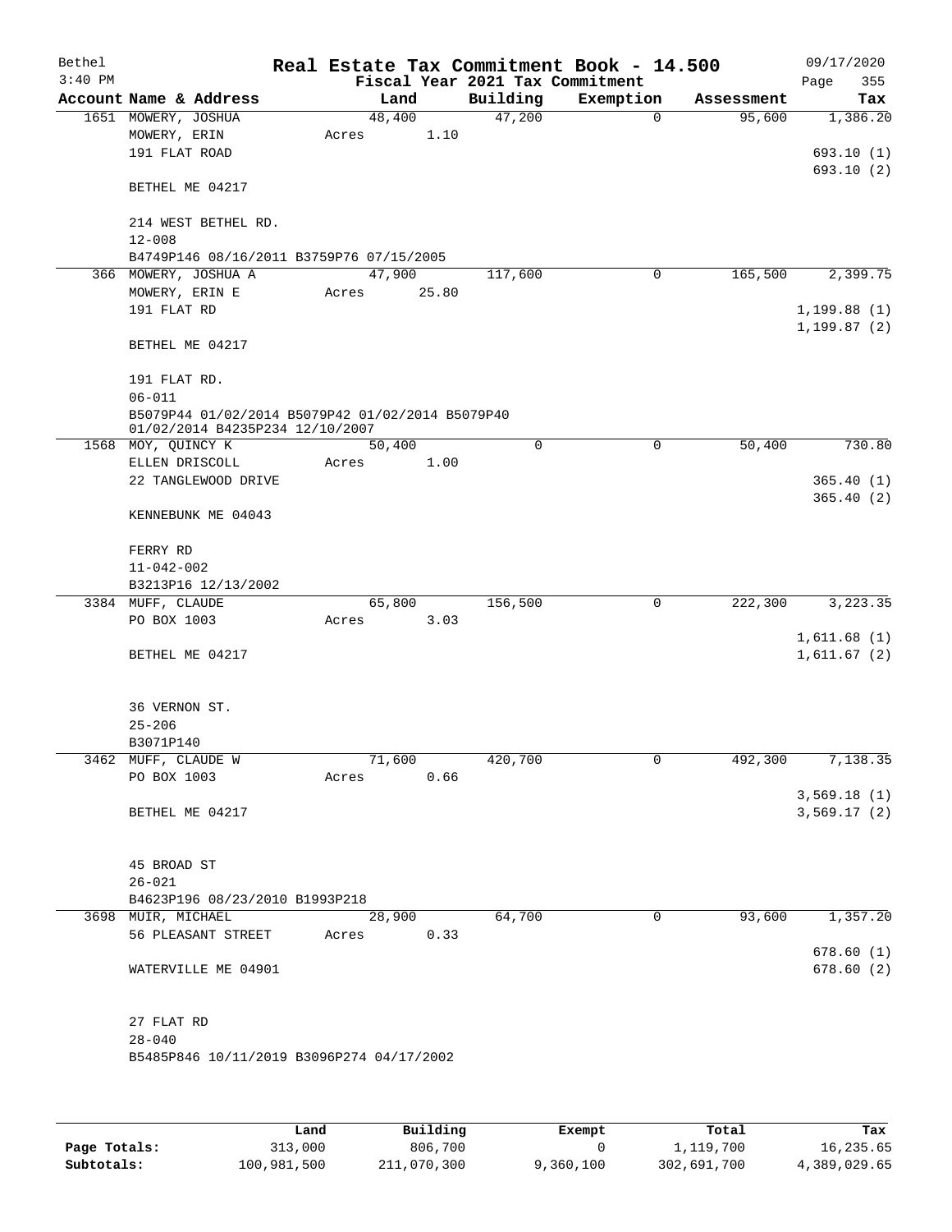Bethel 3:40 PM

# Real Estate Tax Commitment Book - 14.500

Fiscal Year 2021 Tax Commitment

09/17/2020 Page 355

| Account Name & Address | Land | Building | Exemption | Assessment | Tax |
|---|---|---|---|---|---|
| 1651 MOWERY, JOSHUA | 48,400 | 47,200 | 0 | 95,600 | 1,386.20 |
| MOWERY, ERIN | Acres 1.10 | | | | |
| 191 FLAT ROAD | | | | | 693.10 (1) |
| | | | | | 693.10 (2) |
| BETHEL ME 04217 | | | | | |
| 214 WEST BETHEL RD. | | | | | |
| 12-008 | | | | | |
| B4749P146 08/16/2011 B3759P76 07/15/2005 | | | | | |
| 366 MOWERY, JOSHUA A | 47,900 | 117,600 | 0 | 165,500 | 2,399.75 |
| MOWERY, ERIN E | Acres 25.80 | | | | |
| 191 FLAT RD | | | | | 1,199.88 (1) |
| | | | | | 1,199.87 (2) |
| BETHEL ME 04217 | | | | | |
| 191 FLAT RD. | | | | | |
| 06-011 | | | | | |
| B5079P44 01/02/2014 B5079P42 01/02/2014 B5079P40 01/02/2014 B4235P234 12/10/2007 | | | | | |
| 1568 MOY, QUINCY K | 50,400 | 0 | 0 | 50,400 | 730.80 |
| ELLEN DRISCOLL | Acres 1.00 | | | | |
| 22 TANGLEWOOD DRIVE | | | | | 365.40 (1) |
| | | | | | 365.40 (2) |
| KENNEBUNK ME 04043 | | | | | |
| FERRY RD | | | | | |
| 11-042-002 | | | | | |
| B3213P16 12/13/2002 | | | | | |
| 3384 MUFF, CLAUDE | 65,800 | 156,500 | 0 | 222,300 | 3,223.35 |
| PO BOX 1003 | Acres 3.03 | | | | |
| | | | | | 1,611.68 (1) |
| BETHEL ME 04217 | | | | | 1,611.67 (2) |
| 36 VERNON ST. | | | | | |
| 25-206 | | | | | |
| B3071P140 | | | | | |
| 3462 MUFF, CLAUDE W | 71,600 | 420,700 | 0 | 492,300 | 7,138.35 |
| PO BOX 1003 | Acres 0.66 | | | | |
| | | | | | 3,569.18 (1) |
| BETHEL ME 04217 | | | | | 3,569.17 (2) |
| 45 BROAD ST | | | | | |
| 26-021 | | | | | |
| B4623P196 08/23/2010 B1993P218 | | | | | |
| 3698 MUIR, MICHAEL | 28,900 | 64,700 | 0 | 93,600 | 1,357.20 |
| 56 PLEASANT STREET | Acres 0.33 | | | | |
| | | | | | 678.60 (1) |
| WATERVILLE ME 04901 | | | | | 678.60 (2) |
| 27 FLAT RD | | | | | |
| 28-040 | | | | | |
| B5485P846 10/11/2019 B3096P274 04/17/2002 | | | | | |

| | Land | Building | Exempt | Total | Tax |
|---|---|---|---|---|---|
| Page Totals: | 313,000 | 806,700 | 0 | 1,119,700 | 16,235.65 |
| Subtotals: | 100,981,500 | 211,070,300 | 9,360,100 | 302,691,700 | 4,389,029.65 |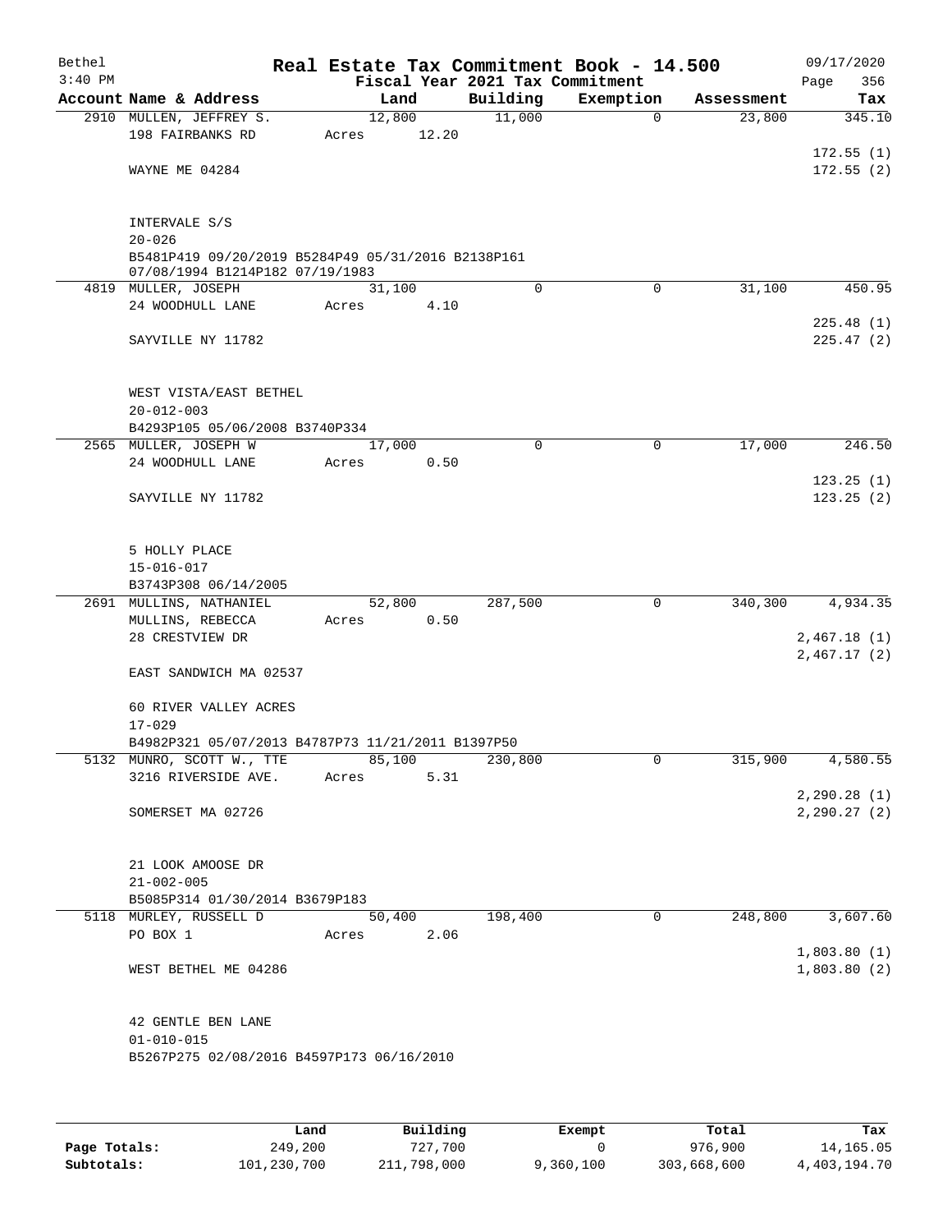# Real Estate Tax Commitment Book - 14.500

Bethel 3:40 PM — Fiscal Year 2021 Tax Commitment — 09/17/2020

| Account Name & Address | Land | Building | Exemption | Assessment | Tax |
|---|---|---|---|---|---|
| 2910 MULLEN, JEFFREY S.<br>198 FAIRBANKS RD<br>WAYNE ME 04284<br><br>INTERVALE S/S<br>20-026<br>B5481P419 09/20/2019 B5284P49 05/31/2016 B2138P161 07/08/1994 B1214P182 07/19/1983 | 12,800<br>Acres 12.20 | 11,000 | 0 | 23,800 | 345.10<br>172.55 (1)<br>172.55 (2) |
| 4819 MULLER, JOSEPH<br>24 WOODHULL LANE<br>SAYVILLE NY 11782<br><br>WEST VISTA/EAST BETHEL<br>20-012-003<br>B4293P105 05/06/2008 B3740P334 | 31,100<br>Acres 4.10 | 0 | 0 | 31,100 | 450.95<br>225.48 (1)<br>225.47 (2) |
| 2565 MULLER, JOSEPH W<br>24 WOODHULL LANE<br>SAYVILLE NY 11782<br><br>5 HOLLY PLACE<br>15-016-017<br>B3743P308 06/14/2005 | 17,000<br>Acres 0.50 | 0 | 0 | 17,000 | 246.50<br>123.25 (1)<br>123.25 (2) |
| 2691 MULLINS, NATHANIEL<br>MULLINS, REBECCA<br>28 CRESTVIEW DR<br>EAST SANDWICH MA 02537<br><br>60 RIVER VALLEY ACRES<br>17-029<br>B4982P321 05/07/2013 B4787P73 11/21/2011 B1397P50 | 52,800<br>Acres 0.50 | 287,500 | 0 | 340,300 | 4,934.35<br>2,467.18 (1)<br>2,467.17 (2) |
| 5132 MUNRO, SCOTT W., TTE<br>3216 RIVERSIDE AVE.<br>SOMERSET MA 02726<br><br>21 LOOK AMOOSE DR<br>21-002-005<br>B5085P314 01/30/2014 B3679P183 | 85,100<br>Acres 5.31 | 230,800 | 0 | 315,900 | 4,580.55<br>2,290.28 (1)<br>2,290.27 (2) |
| 5118 MURLEY, RUSSELL D<br>PO BOX 1<br>WEST BETHEL ME 04286<br><br>42 GENTLE BEN LANE<br>01-010-015<br>B5267P275 02/08/2016 B4597P173 06/16/2010 | 50,400<br>Acres 2.06 | 198,400 | 0 | 248,800 | 3,607.60<br>1,803.80 (1)<br>1,803.80 (2) |

| | Land | Building | Exempt | Total | Tax |
|---|---|---|---|---|---|
| Page Totals: | 249,200 | 727,700 | 0 | 976,900 | 14,165.05 |
| Subtotals: | 101,230,700 | 211,798,000 | 9,360,100 | 303,668,600 | 4,403,194.70 |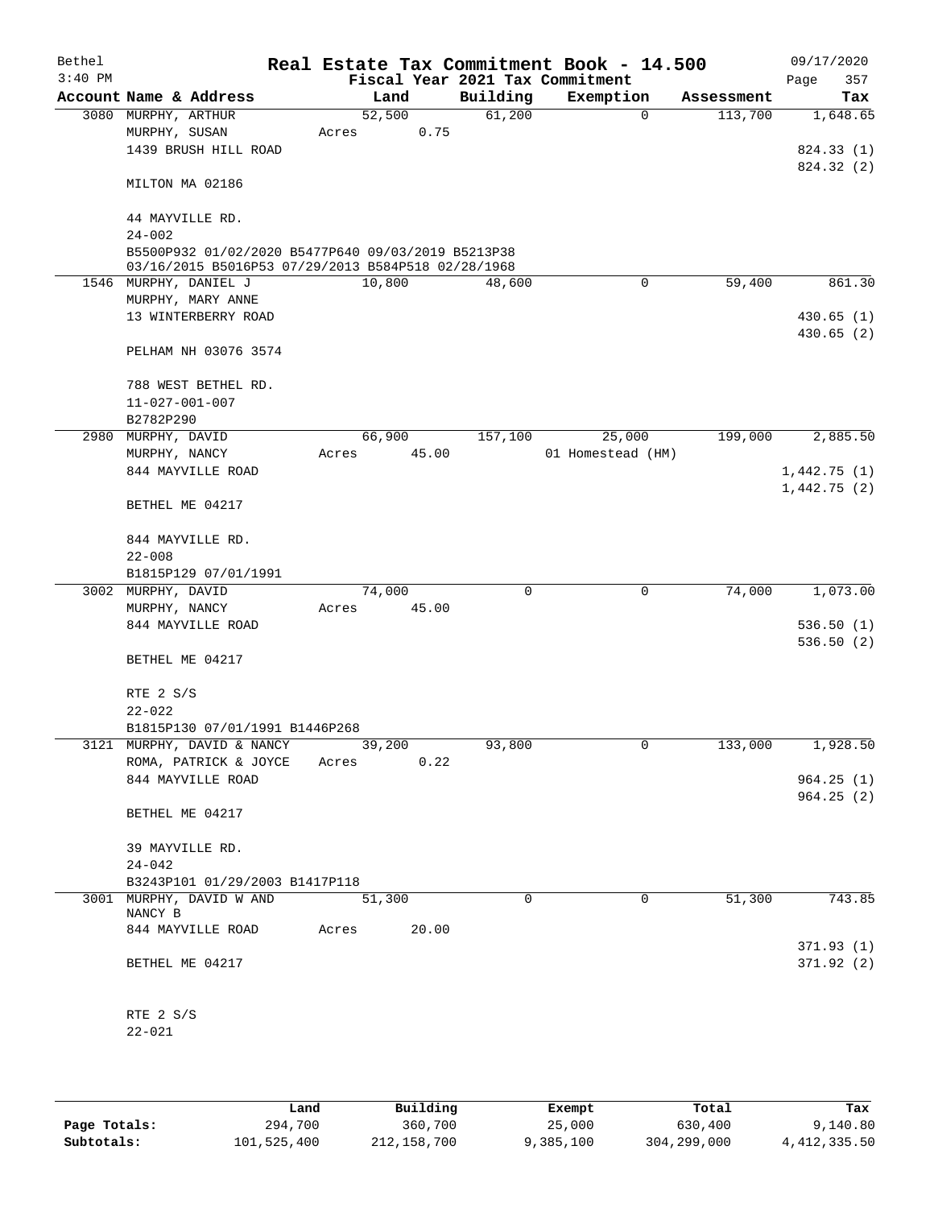Bethel 3:40 PM

# Real Estate Tax Commitment Book - 14.500

Fiscal Year 2021 Tax Commitment

09/17/2020 Page 357

| Account | Name & Address | Land | Building | Exemption | Assessment | Tax |
|---|---|---|---|---|---|---|
| 3080 | MURPHY, ARTHUR<br>MURPHY, SUSAN<br>1439 BRUSH HILL ROAD<br><br>MILTON MA 02186<br><br>44 MAYVILLE RD.<br>24-002<br>B5500P932 01/02/2020 B5477P640 09/03/2019 B5213P38 03/16/2015 B5016P53 07/29/2013 B584P518 02/28/1968 | 52,500<br>Acres 0.75 | 61,200 | 0 | 113,700 | 1,648.65<br><br>824.33 (1)<br>824.32 (2) |
| 1546 | MURPHY, DANIEL J<br>MURPHY, MARY ANNE<br>13 WINTERBERRY ROAD<br><br>PELHAM NH 03076 3574<br><br>788 WEST BETHEL RD.<br>11-027-001-007<br>B2782P290 | 10,800 | 48,600 | 0 | 59,400 | 861.30<br><br>430.65 (1)<br>430.65 (2) |
| 2980 | MURPHY, DAVID<br>MURPHY, NANCY<br>844 MAYVILLE ROAD<br><br>BETHEL ME 04217<br><br>844 MAYVILLE RD.<br>22-008<br>B1815P129 07/01/1991 | 66,900<br>Acres 45.00 | 157,100 | 25,000<br>01 Homestead (HM) | 199,000 | 2,885.50<br><br>1,442.75 (1)<br>1,442.75 (2) |
| 3002 | MURPHY, DAVID<br>MURPHY, NANCY<br>844 MAYVILLE ROAD<br><br>BETHEL ME 04217<br><br>RTE 2 S/S<br>22-022<br>B1815P130 07/01/1991 B1446P268 | 74,000<br>Acres 45.00 | 0 | 0 | 74,000 | 1,073.00<br><br>536.50 (1)<br>536.50 (2) |
| 3121 | MURPHY, DAVID & NANCY<br>ROMA, PATRICK & JOYCE<br>844 MAYVILLE ROAD<br><br>BETHEL ME 04217<br><br>39 MAYVILLE RD.<br>24-042<br>B3243P101 01/29/2003 B1417P118 | 39,200<br>Acres 0.22 | 93,800 | 0 | 133,000 | 1,928.50<br><br>964.25 (1)<br>964.25 (2) |
| 3001 | MURPHY, DAVID W AND NANCY B<br>844 MAYVILLE ROAD<br><br>BETHEL ME 04217<br><br>RTE 2 S/S<br>22-021 | 51,300<br>Acres 20.00 | 0 | 0 | 51,300 | 743.85<br><br>371.93 (1)<br>371.92 (2) |

| | Land | Building | Exempt | Total | Tax |
|---|---|---|---|---|---|
| Page Totals: | 294,700 | 360,700 | 25,000 | 630,400 | 9,140.80 |
| Subtotals: | 101,525,400 | 212,158,700 | 9,385,100 | 304,299,000 | 4,412,335.50 |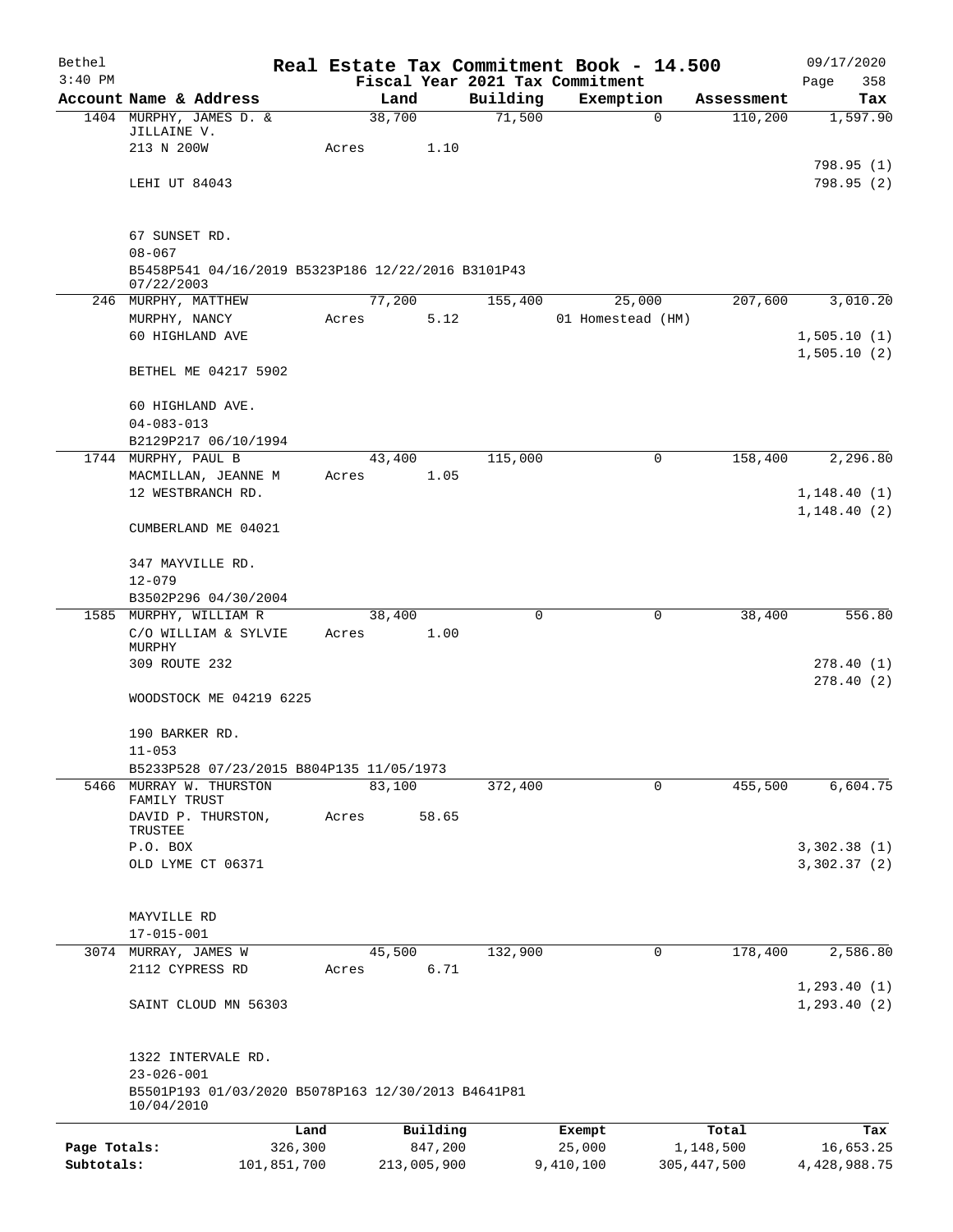Bethel 3:40 PM

# Real Estate Tax Commitment Book - 14.500

Fiscal Year 2021 Tax Commitment

09/17/2020 Page 358

| Account | Name & Address | Land | Building | Exemption | Assessment | Tax |
|---|---|---|---|---|---|---|
| 1404 | MURPHY, JAMES D. & JILLAINE V.<br>213 N 200W<br><br>LEHI UT 84043<br><br>67 SUNSET RD.<br>08-067<br>B5458P541 04/16/2019 B5323P186 12/22/2016 B3101P43 07/22/2003 | 38,700<br>Acres 1.10 | 71,500 | 0 | 110,200 | 1,597.90<br><br>798.95 (1)<br>798.95 (2) |
| 246 | MURPHY, MATTHEW<br>MURPHY, NANCY<br>60 HIGHLAND AVE<br><br>BETHEL ME 04217 5902<br><br>60 HIGHLAND AVE.<br>04-083-013<br>B2129P217 06/10/1994 | 77,200<br>Acres 5.12 | 155,400 | 25,000<br>01 Homestead (HM) | 207,600 | 3,010.20<br><br>1,505.10 (1)<br>1,505.10 (2) |
| 1744 | MURPHY, PAUL B<br>MACMILLAN, JEANNE M<br>12 WESTBRANCH RD.<br><br>CUMBERLAND ME 04021<br><br>347 MAYVILLE RD.<br>12-079<br>B3502P296 04/30/2004 | 43,400<br>Acres 1.05 | 115,000 | 0 | 158,400 | 2,296.80<br><br>1,148.40 (1)<br>1,148.40 (2) |
| 1585 | MURPHY, WILLIAM R<br>C/O WILLIAM & SYLVIE MURPHY<br>309 ROUTE 232<br><br>WOODSTOCK ME 04219 6225<br><br>190 BARKER RD.<br>11-053<br>B5233P528 07/23/2015 B804P135 11/05/1973 | 38,400<br>Acres 1.00 | 0 | 0 | 38,400 | 556.80<br><br>278.40 (1)<br>278.40 (2) |
| 5466 | MURRAY W. THURSTON FAMILY TRUST<br>DAVID P. THURSTON, TRUSTEE<br>P.O. BOX<br>OLD LYME CT 06371<br><br>MAYVILLE RD<br>17-015-001 | 83,100<br>Acres 58.65 | 372,400 | 0 | 455,500 | 6,604.75<br><br>3,302.38 (1)<br>3,302.37 (2) |
| 3074 | MURRAY, JAMES W<br>2112 CYPRESS RD<br><br>SAINT CLOUD MN 56303<br><br>1322 INTERVALE RD.<br>23-026-001<br>B5501P193 01/03/2020 B5078P163 12/30/2013 B4641P81 10/04/2010 | 45,500<br>Acres 6.71 | 132,900 | 0 | 178,400 | 2,586.80<br><br>1,293.40 (1)<br>1,293.40 (2) |

| | Land | Building | Exempt | Total | Tax |
|---|---|---|---|---|---|
| Page Totals: | 326,300 | 847,200 | 25,000 | 1,148,500 | 16,653.25 |
| Subtotals: | 101,851,700 | 213,005,900 | 9,410,100 | 305,447,500 | 4,428,988.75 |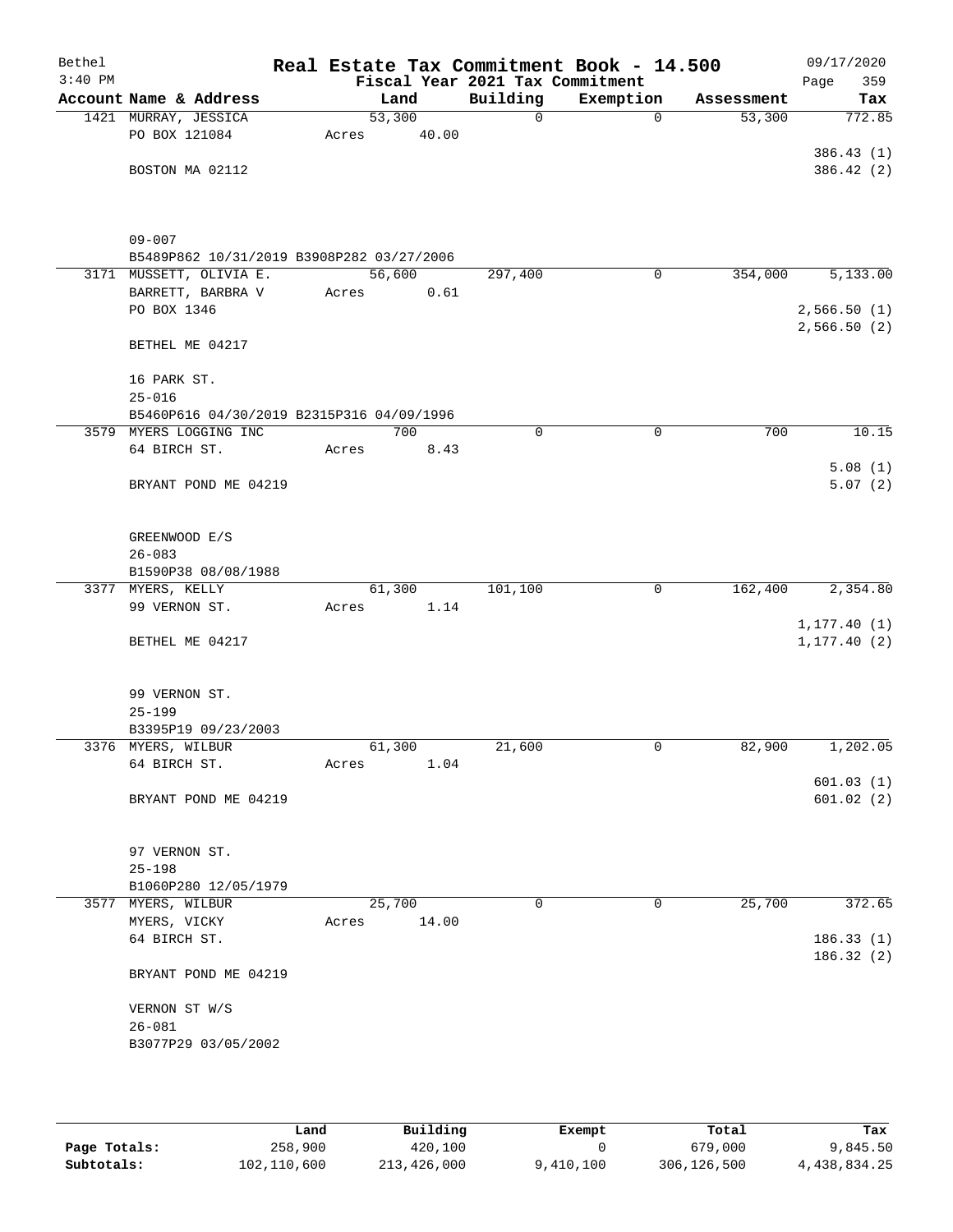Bethel 3:40 PM

# Real Estate Tax Commitment Book - 14.500

Fiscal Year 2021 Tax Commitment

09/17/2020 Page 359

| Account Name & Address | Land | Building | Exemption | Assessment | Tax |
|---|---|---|---|---|---|
| 1421 MURRAY, JESSICA<br>PO BOX 121084<br>BOSTON MA 02112<br><br>09-007<br>B5489P862 10/31/2019 B3908P282 03/27/2006 | 53,300<br>Acres 40.00 | 0 | 0 | 53,300 | 772.85<br>386.43 (1)<br>386.42 (2) |
| 3171 MUSSETT, OLIVIA E.<br>BARRETT, BARBRA V<br>PO BOX 1346<br>BETHEL ME 04217<br><br>16 PARK ST.<br>25-016<br>B5460P616 04/30/2019 B2315P316 04/09/1996 | 56,600<br>Acres 0.61 | 297,400 | 0 | 354,000 | 5,133.00<br>2,566.50 (1)<br>2,566.50 (2) |
| 3579 MYERS LOGGING INC<br>64 BIRCH ST.<br>BRYANT POND ME 04219<br><br>GREENWOOD E/S<br>26-083<br>B1590P38 08/08/1988 | 700<br>Acres 8.43 | 0 | 0 | 700 | 10.15<br>5.08 (1)<br>5.07 (2) |
| 3377 MYERS, KELLY<br>99 VERNON ST.<br>BETHEL ME 04217<br><br>99 VERNON ST.<br>25-199<br>B3395P19 09/23/2003 | 61,300<br>Acres 1.14 | 101,100 | 0 | 162,400 | 2,354.80<br>1,177.40 (1)<br>1,177.40 (2) |
| 3376 MYERS, WILBUR<br>64 BIRCH ST.<br>BRYANT POND ME 04219<br><br>97 VERNON ST.<br>25-198<br>B1060P280 12/05/1979 | 61,300<br>Acres 1.04 | 21,600 | 0 | 82,900 | 1,202.05<br>601.03 (1)<br>601.02 (2) |
| 3577 MYERS, WILBUR<br>MYERS, VICKY<br>64 BIRCH ST.<br>BRYANT POND ME 04219<br><br>VERNON ST W/S<br>26-081<br>B3077P29 03/05/2002 | 25,700<br>Acres 14.00 | 0 | 0 | 25,700 | 372.65<br>186.33 (1)<br>186.32 (2) |

| | Land | Building | Exempt | Total | Tax |
|---|---|---|---|---|---|
| Page Totals: | 258,900 | 420,100 | 0 | 679,000 | 9,845.50 |
| Subtotals: | 102,110,600 | 213,426,000 | 9,410,100 | 306,126,500 | 4,438,834.25 |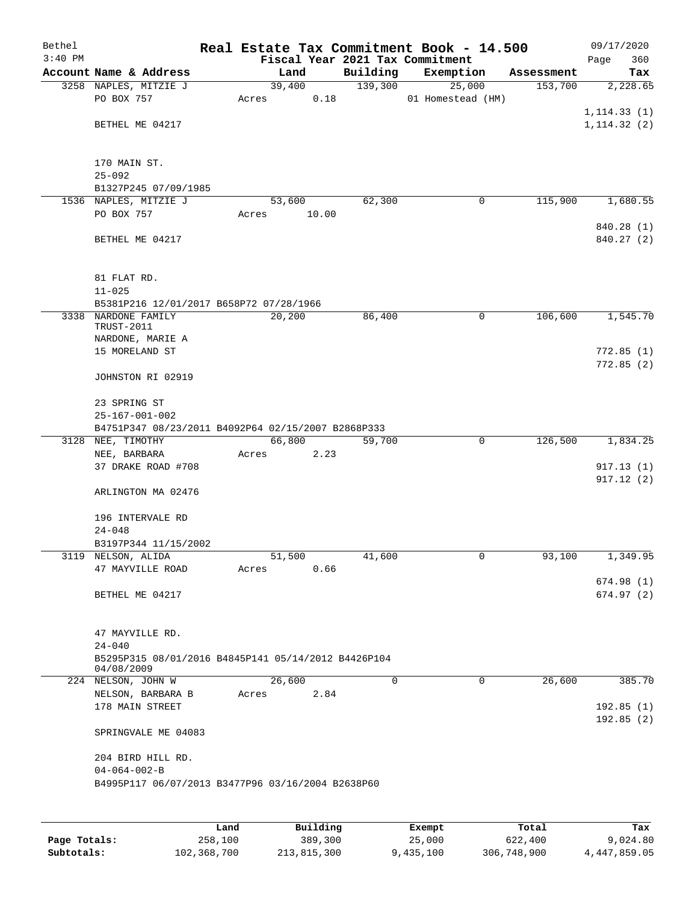# Real Estate Tax Commitment Book - 14.500

Bethel
3:40 PM

Fiscal Year 2021 Tax Commitment

09/17/2020

| Account Name & Address | Land | Building | Exemption | Assessment | Tax |
|---|---|---|---|---|---|
| 3258 NAPLES, MITZIE J<br>PO BOX 757<br><br>BETHEL ME 04217<br><br>170 MAIN ST.<br>25-092<br>B1327P245 07/09/1985 | 39,400<br>Acres 0.18 | 139,300 | 25,000<br>01 Homestead (HM) | 153,700 | 2,228.65<br><br>1,114.33 (1)<br>1,114.32 (2) |
| 1536 NAPLES, MITZIE J<br>PO BOX 757<br><br>BETHEL ME 04217<br><br>81 FLAT RD.<br>11-025<br>B5381P216 12/01/2017 B658P72 07/28/1966 | 53,600<br>Acres 10.00 | 62,300 | 0 | 115,900 | 1,680.55<br><br>840.28 (1)<br>840.27 (2) |
| 3338 NARDONE FAMILY TRUST-2011<br>NARDONE, MARIE A<br>15 MORELAND ST<br><br>JOHNSTON RI 02919<br><br>23 SPRING ST<br>25-167-001-002<br>B4751P347 08/23/2011 B4092P64 02/15/2007 B2868P333 | 20,200 | 86,400 | 0 | 106,600 | 1,545.70<br><br>772.85 (1)<br>772.85 (2) |
| 3128 NEE, TIMOTHY<br>NEE, BARBARA<br>37 DRAKE ROAD #708<br><br>ARLINGTON MA 02476<br><br>196 INTERVALE RD<br>24-048<br>B3197P344 11/15/2002 | 66,800<br>Acres 2.23 | 59,700 | 0 | 126,500 | 1,834.25<br><br>917.13 (1)<br>917.12 (2) |
| 3119 NELSON, ALIDA<br>47 MAYVILLE ROAD<br><br>BETHEL ME 04217<br><br>47 MAYVILLE RD.<br>24-040<br>B5295P315 08/01/2016 B4845P141 05/14/2012 B4426P104 04/08/2009 | 51,500<br>Acres 0.66 | 41,600 | 0 | 93,100 | 1,349.95<br><br>674.98 (1)<br>674.97 (2) |
| 224 NELSON, JOHN W<br>NELSON, BARBARA B<br>178 MAIN STREET<br><br>SPRINGVALE ME 04083<br><br>204 BIRD HILL RD.<br>04-064-002-B<br>B4995P117 06/07/2013 B3477P96 03/16/2004 B2638P60 | 26,600<br>Acres 2.84 | 0 | 0 | 26,600 | 385.70<br><br>192.85 (1)<br>192.85 (2) |

| | Land | Building | Exempt | Total | Tax |
|---|---|---|---|---|---|
| Page Totals: | 258,100 | 389,300 | 25,000 | 622,400 | 9,024.80 |
| Subtotals: | 102,368,700 | 213,815,300 | 9,435,100 | 306,748,900 | 4,447,859.05 |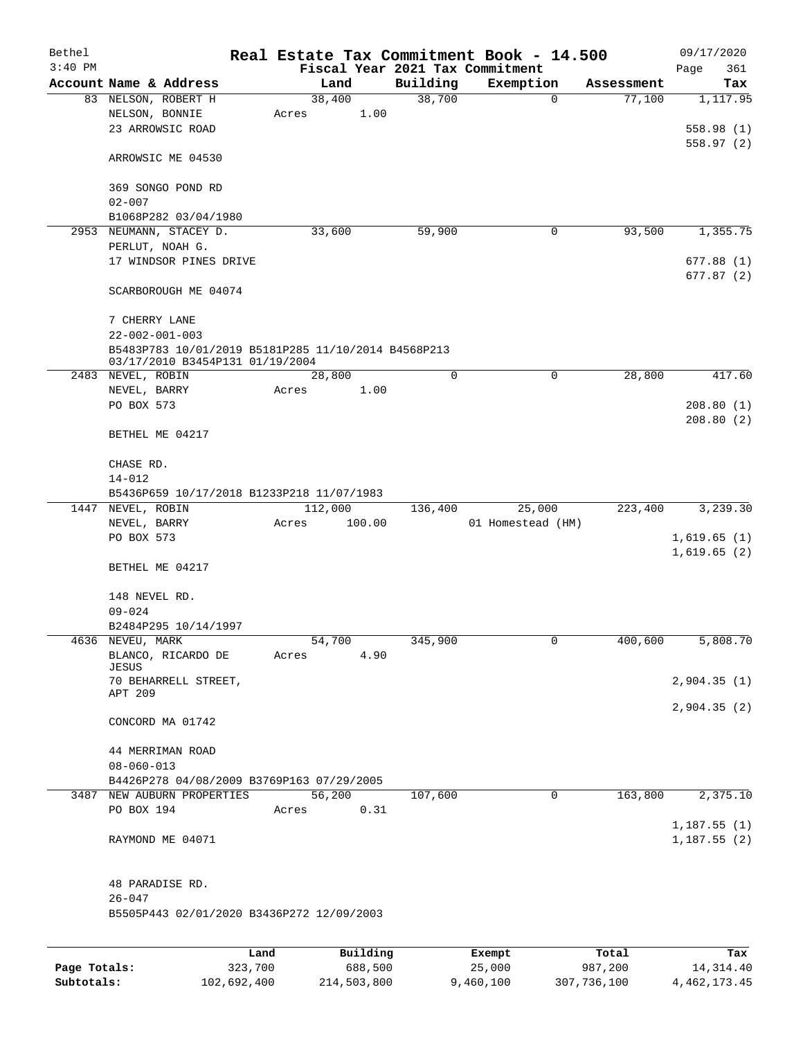Bethel 3:40 PM

**Real Estate Tax Commitment Book - 14.500**

**Fiscal Year 2021 Tax Commitment**

09/17/2020

| Account | Name & Address | Land | Building | Exemption | Assessment | Tax |
|---|---|---|---|---|---|---|
| 83 | NELSON, ROBERT H | 38,400 | 38,700 | 0 | 77,100 | 1,117.95 |
| | NELSON, BONNIE | Acres 1.00 | | | | |
| | 23 ARROWSIC ROAD | | | | | 558.98 (1) |
| | | | | | | 558.97 (2) |
| | ARROWSIC ME 04530 | | | | | |
| | 369 SONGO POND RD | | | | | |
| | 02-007 | | | | | |
| | B1068P282 03/04/1980 | | | | | |
| 2953 | NEUMANN, STACEY D. | 33,600 | 59,900 | 0 | 93,500 | 1,355.75 |
| | PERLUT, NOAH G. | | | | | |
| | 17 WINDSOR PINES DRIVE | | | | | 677.88 (1) |
| | | | | | | 677.87 (2) |
| | SCARBOROUGH ME 04074 | | | | | |
| | 7 CHERRY LANE | | | | | |
| | 22-002-001-003 | | | | | |
| | B5483P783 10/01/2019 B5181P285 11/10/2014 B4568P213 03/17/2010 B3454P131 01/19/2004 | | | | | |
| 2483 | NEVEL, ROBIN | 28,800 | 0 | 0 | 28,800 | 417.60 |
| | NEVEL, BARRY | Acres 1.00 | | | | |
| | PO BOX 573 | | | | | 208.80 (1) |
| | | | | | | 208.80 (2) |
| | BETHEL ME 04217 | | | | | |
| | CHASE RD. | | | | | |
| | 14-012 | | | | | |
| | B5436P659 10/17/2018 B1233P218 11/07/1983 | | | | | |
| 1447 | NEVEL, ROBIN | 112,000 | 136,400 | 25,000 | 223,400 | 3,239.30 |
| | NEVEL, BARRY | Acres 100.00 | | 01 Homestead (HM) | | |
| | PO BOX 573 | | | | | 1,619.65 (1) |
| | | | | | | 1,619.65 (2) |
| | BETHEL ME 04217 | | | | | |
| | 148 NEVEL RD. | | | | | |
| | 09-024 | | | | | |
| | B2484P295 10/14/1997 | | | | | |
| 4636 | NEVEU, MARK | 54,700 | 345,900 | 0 | 400,600 | 5,808.70 |
| | BLANCO, RICARDO DE JESUS | Acres 4.90 | | | | |
| | 70 BEHARRELL STREET, APT 209 | | | | | 2,904.35 (1) |
| | | | | | | 2,904.35 (2) |
| | CONCORD MA 01742 | | | | | |
| | 44 MERRIMAN ROAD | | | | | |
| | 08-060-013 | | | | | |
| | B4426P278 04/08/2009 B3769P163 07/29/2005 | | | | | |
| 3487 | NEW AUBURN PROPERTIES | 56,200 | 107,600 | 0 | 163,800 | 2,375.10 |
| | PO BOX 194 | Acres 0.31 | | | | |
| | | | | | | 1,187.55 (1) |
| | RAYMOND ME 04071 | | | | | 1,187.55 (2) |
| | 48 PARADISE RD. | | | | | |
| | 26-047 | | | | | |
| | B5505P443 02/01/2020 B3436P272 12/09/2003 | | | | | |

| | Land | Building | Exempt | Total | Tax |
|---|---|---|---|---|---|
| Page Totals: | 323,700 | 688,500 | 25,000 | 987,200 | 14,314.40 |
| Subtotals: | 102,692,400 | 214,503,800 | 9,460,100 | 307,736,100 | 4,462,173.45 |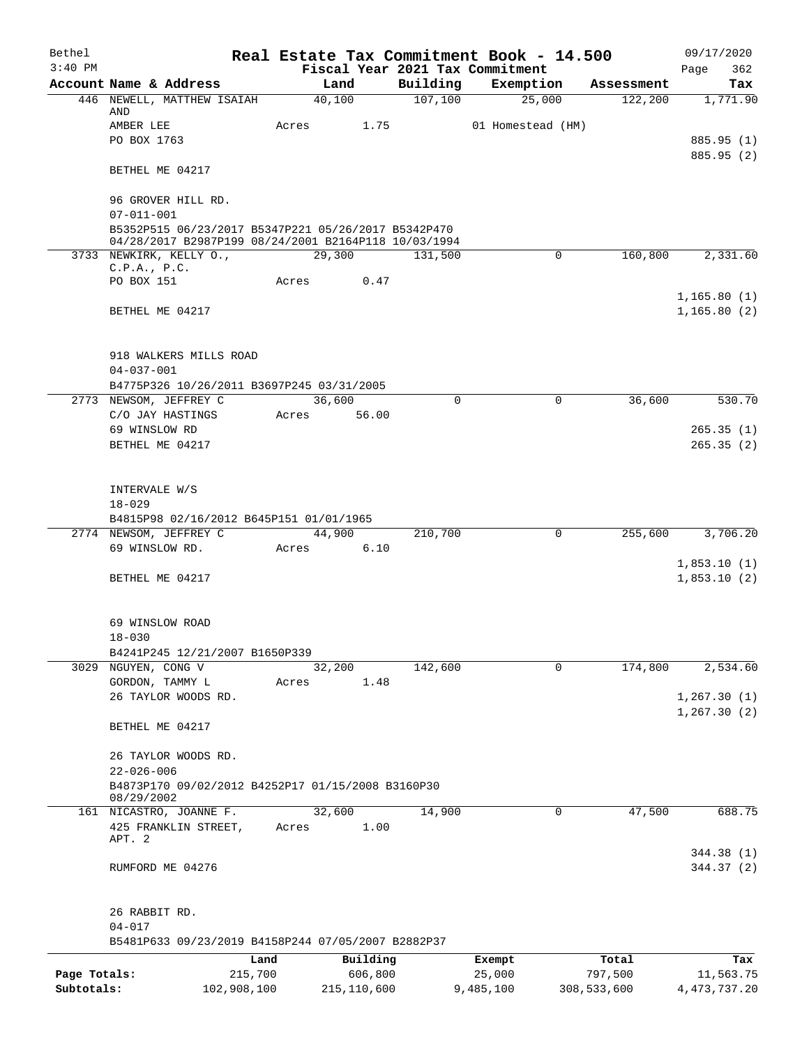# Real Estate Tax Commitment Book - 14.500

Bethel 3:40 PM — Fiscal Year 2021 Tax Commitment — 09/17/2020

| Account Name & Address | Land | Building | Exemption | Assessment | Tax |
|---|---|---|---|---|---|
| 446 NEWELL, MATTHEW ISAIAH AND AMBER LEE, PO BOX 1763, BETHEL ME 04217 | 40,100 | 107,100 | 25,000 | 122,200 | 1,771.90 |
| | Acres 1.75 | | 01 Homestead (HM) | | 885.95 (1) |
| | | | | | 885.95 (2) |
| 96 GROVER HILL RD. 07-011-001 B5352P515 06/23/2017 B5347P221 05/26/2017 B5342P470 04/28/2017 B2987P199 08/24/2001 B2164P118 10/03/1994 | | | | | |
| 3733 NEWKIRK, KELLY O., C.P.A., P.C., PO BOX 151, BETHEL ME 04217 | 29,300 | 131,500 | 0 | 160,800 | 2,331.60 |
| | Acres 0.47 | | | | 1,165.80 (1) |
| | | | | | 1,165.80 (2) |
| 918 WALKERS MILLS ROAD 04-037-001 B4775P326 10/26/2011 B3697P245 03/31/2005 | | | | | |
| 2773 NEWSOM, JEFFREY C, C/O JAY HASTINGS, 69 WINSLOW RD, BETHEL ME 04217 | 36,600 | 0 | 0 | 36,600 | 530.70 |
| | Acres 56.00 | | | | 265.35 (1) |
| | | | | | 265.35 (2) |
| INTERVALE W/S 18-029 B4815P98 02/16/2012 B645P151 01/01/1965 | | | | | |
| 2774 NEWSOM, JEFFREY C, 69 WINSLOW RD., BETHEL ME 04217 | 44,900 | 210,700 | 0 | 255,600 | 3,706.20 |
| | Acres 6.10 | | | | 1,853.10 (1) |
| | | | | | 1,853.10 (2) |
| 69 WINSLOW ROAD 18-030 B4241P245 12/21/2007 B1650P339 | | | | | |
| 3029 NGUYEN, CONG V, GORDON, TAMMY L, 26 TAYLOR WOODS RD., BETHEL ME 04217 | 32,200 | 142,600 | 0 | 174,800 | 2,534.60 |
| | Acres 1.48 | | | | 1,267.30 (1) |
| | | | | | 1,267.30 (2) |
| 26 TAYLOR WOODS RD. 22-026-006 B4873P170 09/02/2012 B4252P17 01/15/2008 B3160P30 08/29/2002 | | | | | |
| 161 NICASTRO, JOANNE F., 425 FRANKLIN STREET, APT. 2, RUMFORD ME 04276 | 32,600 | 14,900 | 0 | 47,500 | 688.75 |
| | Acres 1.00 | | | | 344.38 (1) |
| | | | | | 344.37 (2) |
| 26 RABBIT RD. 04-017 B5481P633 09/23/2019 B4158P244 07/05/2007 B2882P37 | | | | | |

| | Land | Building | Exempt | Total | Tax |
|---|---|---|---|---|---|
| Page Totals: | 215,700 | 606,800 | 25,000 | 797,500 | 11,563.75 |
| Subtotals: | 102,908,100 | 215,110,600 | 9,485,100 | 308,533,600 | 4,473,737.20 |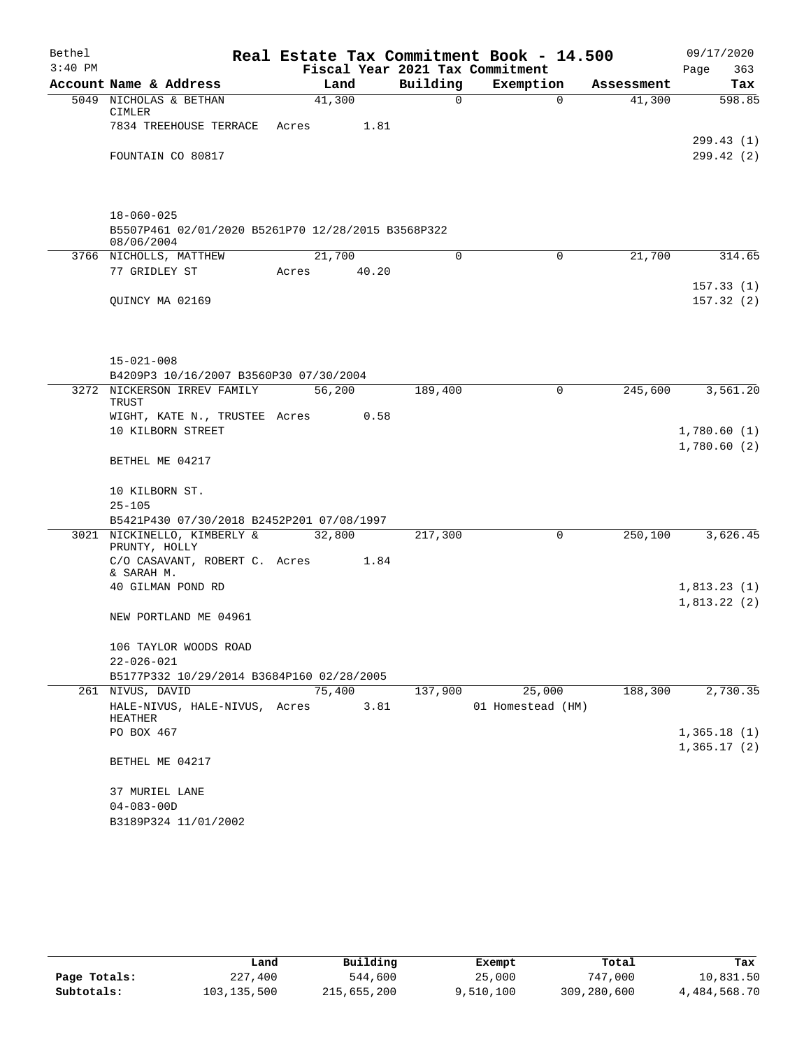Bethel 3:40 PM

# Real Estate Tax Commitment Book - 14.500

Fiscal Year 2021 Tax Commitment

09/17/2020 Page 363

| Account | Name & Address | Land | Building | Exemption | Assessment | Tax |
|---|---|---|---|---|---|---|
| 5049 | NICHOLAS & BETHAN CIMLER | 41,300 | 0 | 0 | 41,300 | 598.85 |
| | 7834 TREEHOUSE TERRACE | Acres 1.81 | | | | |
| | | | | | | 299.43 (1) |
| | FOUNTAIN CO 80817 | | | | | 299.42 (2) |
| | 18-060-025 | | | | | |
| | B5507P461 02/01/2020 B5261P70 12/28/2015 B3568P322 08/06/2004 | | | | | |
| 3766 | NICHOLLS, MATTHEW | 21,700 | 0 | 0 | 21,700 | 314.65 |
| | 77 GRIDLEY ST | Acres 40.20 | | | | |
| | | | | | | 157.33 (1) |
| | QUINCY MA 02169 | | | | | 157.32 (2) |
| | 15-021-008 | | | | | |
| | B4209P3 10/16/2007 B3560P30 07/30/2004 | | | | | |
| 3272 | NICKERSON IRREV FAMILY TRUST | 56,200 | 189,400 | 0 | 245,600 | 3,561.20 |
| | WIGHT, KATE N., TRUSTEE | Acres 0.58 | | | | |
| | 10 KILBORN STREET | | | | | 1,780.60 (1) |
| | | | | | | 1,780.60 (2) |
| | BETHEL ME 04217 | | | | | |
| | 10 KILBORN ST. | | | | | |
| | 25-105 | | | | | |
| | B5421P430 07/30/2018 B2452P201 07/08/1997 | | | | | |
| 3021 | NICKINELLO, KIMBERLY & PRUNTY, HOLLY | 32,800 | 217,300 | 0 | 250,100 | 3,626.45 |
| | C/O CASAVANT, ROBERT C. & SARAH M. | Acres 1.84 | | | | |
| | 40 GILMAN POND RD | | | | | 1,813.23 (1) |
| | | | | | | 1,813.22 (2) |
| | NEW PORTLAND ME 04961 | | | | | |
| | 106 TAYLOR WOODS ROAD | | | | | |
| | 22-026-021 | | | | | |
| | B5177P332 10/29/2014 B3684P160 02/28/2005 | | | | | |
| 261 | NIVUS, DAVID | 75,400 | 137,900 | 25,000 | 188,300 | 2,730.35 |
| | HALE-NIVUS, HALE-NIVUS, HEATHER | Acres 3.81 | | 01 Homestead (HM) | | |
| | PO BOX 467 | | | | | 1,365.18 (1) |
| | | | | | | 1,365.17 (2) |
| | BETHEL ME 04217 | | | | | |
| | 37 MURIEL LANE | | | | | |
| | 04-083-00D | | | | | |
| | B3189P324 11/01/2002 | | | | | |

| | Land | Building | Exempt | Total | Tax |
|---|---|---|---|---|---|
| Page Totals: | 227,400 | 544,600 | 25,000 | 747,000 | 10,831.50 |
| Subtotals: | 103,135,500 | 215,655,200 | 9,510,100 | 309,280,600 | 4,484,568.70 |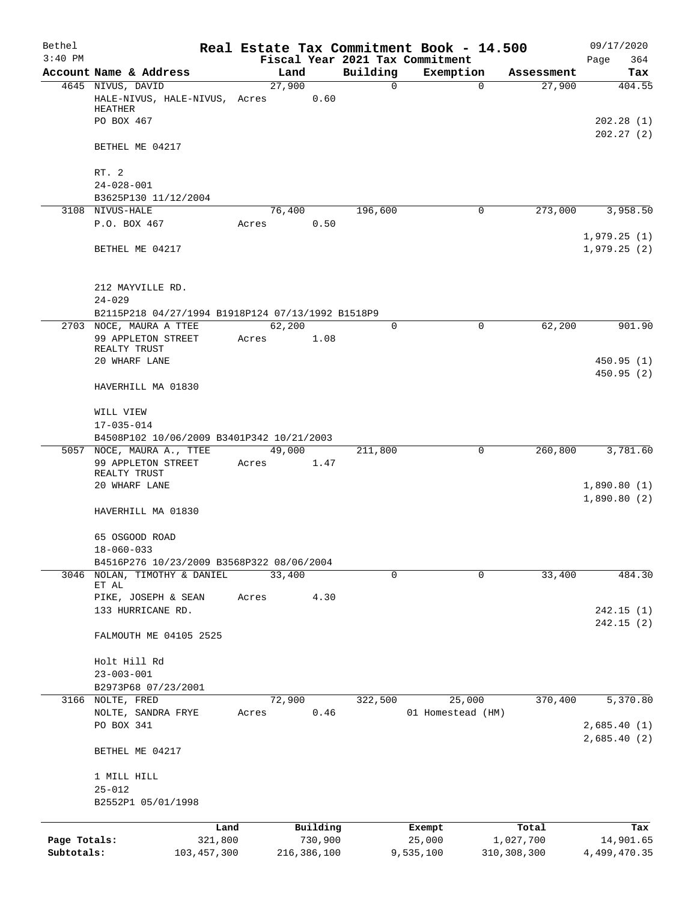Bethel 3:40 PM

# Real Estate Tax Commitment Book - 14.500

Fiscal Year 2021 Tax Commitment

09/17/2020 Page 364

| Account | Name & Address | Land | Building | Exemption | Assessment | Tax |
|---|---|---|---|---|---|---|
| 4645 | NIVUS, DAVID | 27,900 | 0 | 0 | 27,900 | 404.55 |
| | HALE-NIVUS, HALE-NIVUS, HEATHER | Acres 0.60 | | | | |
| | PO BOX 467 | | | | | 202.28 (1) |
| | | | | | | 202.27 (2) |
| | BETHEL ME 04217 | | | | | |
| | RT. 2 | | | | | |
| | 24-028-001 | | | | | |
| | B3625P130 11/12/2004 | | | | | |
| 3108 | NIVUS-HALE | 76,400 | 196,600 | 0 | 273,000 | 3,958.50 |
| | P.O. BOX 467 | Acres 0.50 | | | | |
| | | | | | | 1,979.25 (1) |
| | BETHEL ME 04217 | | | | | 1,979.25 (2) |
| | 212 MAYVILLE RD. | | | | | |
| | 24-029 | | | | | |
| | B2115P218 04/27/1994 B1918P124 07/13/1992 B1518P9 | | | | | |
| 2703 | NOCE, MAURA A TTEE | 62,200 | 0 | 0 | 62,200 | 901.90 |
| | 99 APPLETON STREET REALTY TRUST | Acres 1.08 | | | | |
| | 20 WHARF LANE | | | | | 450.95 (1) |
| | | | | | | 450.95 (2) |
| | HAVERHILL MA 01830 | | | | | |
| | WILL VIEW | | | | | |
| | 17-035-014 | | | | | |
| | B4508P102 10/06/2009 B3401P342 10/21/2003 | | | | | |
| 5057 | NOCE, MAURA A., TTEE | 49,000 | 211,800 | 0 | 260,800 | 3,781.60 |
| | 99 APPLETON STREET REALTY TRUST | Acres 1.47 | | | | |
| | 20 WHARF LANE | | | | | 1,890.80 (1) |
| | | | | | | 1,890.80 (2) |
| | HAVERHILL MA 01830 | | | | | |
| | 65 OSGOOD ROAD | | | | | |
| | 18-060-033 | | | | | |
| | B4516P276 10/23/2009 B3568P322 08/06/2004 | | | | | |
| 3046 | NOLAN, TIMOTHY & DANIEL ET AL | 33,400 | 0 | 0 | 33,400 | 484.30 |
| | PIKE, JOSEPH & SEAN | Acres 4.30 | | | | |
| | 133 HURRICANE RD. | | | | | 242.15 (1) |
| | | | | | | 242.15 (2) |
| | FALMOUTH ME 04105 2525 | | | | | |
| | Holt Hill Rd | | | | | |
| | 23-003-001 | | | | | |
| | B2973P68 07/23/2001 | | | | | |
| 3166 | NOLTE, FRED | 72,900 | 322,500 | 25,000 | 370,400 | 5,370.80 |
| | NOLTE, SANDRA FRYE | Acres 0.46 | | 01 Homestead (HM) | | |
| | PO BOX 341 | | | | | 2,685.40 (1) |
| | | | | | | 2,685.40 (2) |
| | BETHEL ME 04217 | | | | | |
| | 1 MILL HILL | | | | | |
| | 25-012 | | | | | |
| | B2552P1 05/01/1998 | | | | | |

| | Land | Building | Exempt | Total | Tax |
|---|---|---|---|---|---|
| Page Totals: | 321,800 | 730,900 | 25,000 | 1,027,700 | 14,901.65 |
| Subtotals: | 103,457,300 | 216,386,100 | 9,535,100 | 310,308,300 | 4,499,470.35 |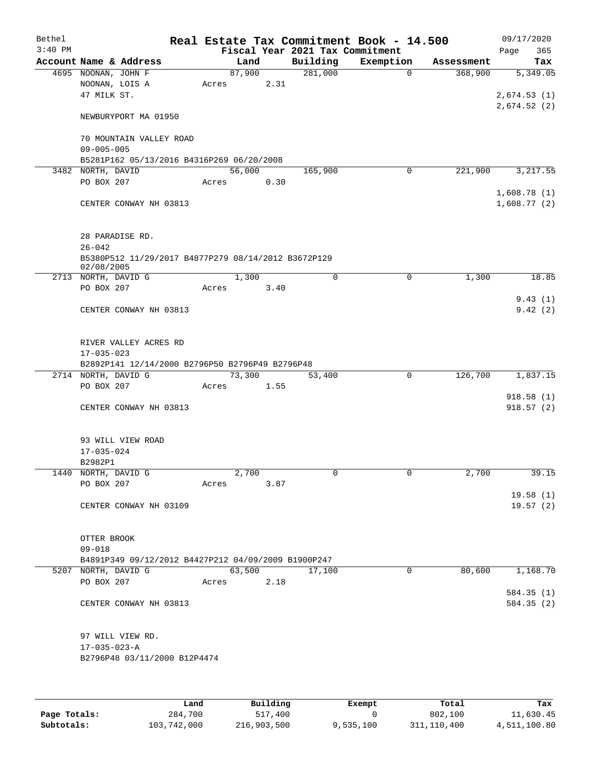# Real Estate Tax Commitment Book - 14.500

Bethel 3:40 PM — Fiscal Year 2021 Tax Commitment — 09/17/2020

| Account | Name & Address | Land | Building | Exemption | Assessment | Tax |
|---|---|---|---|---|---|---|
| 4695 | NOONAN, JOHN F<br>NOONAN, LOIS A<br>47 MILK ST.<br><br>NEWBURYPORT MA 01950<br><br>70 MOUNTAIN VALLEY ROAD<br>09-005-005<br>B5281P162 05/13/2016 B4316P269 06/20/2008 | 87,900<br>Acres 2.31 | 281,000 | 0 | 368,900 | 5,349.05<br><br>2,674.53 (1)<br>2,674.52 (2) |
| 3482 | NORTH, DAVID<br>PO BOX 207<br><br>CENTER CONWAY NH 03813<br><br>28 PARADISE RD.<br>26-042<br>B5380P512 11/29/2017 B4877P279 08/14/2012 B3672P129 02/08/2005 | 56,000<br>Acres 0.30 | 165,900 | 0 | 221,900 | 3,217.55<br><br>1,608.78 (1)<br>1,608.77 (2) |
| 2713 | NORTH, DAVID G<br>PO BOX 207<br><br>CENTER CONWAY NH 03813<br><br>RIVER VALLEY ACRES RD<br>17-035-023<br>B2892P141 12/14/2000 B2796P50 B2796P49 B2796P48 | 1,300<br>Acres 3.40 | 0 | 0 | 1,300 | 18.85<br><br>9.43 (1)<br>9.42 (2) |
| 2714 | NORTH, DAVID G<br>PO BOX 207<br><br>CENTER CONWAY NH 03813<br><br>93 WILL VIEW ROAD<br>17-035-024<br>B2982P1 | 73,300<br>Acres 1.55 | 53,400 | 0 | 126,700 | 1,837.15<br><br>918.58 (1)<br>918.57 (2) |
| 1440 | NORTH, DAVID G<br>PO BOX 207<br><br>CENTER CONWAY NH 03109<br><br>OTTER BROOK<br>09-018<br>B4891P349 09/12/2012 B4427P212 04/09/2009 B1900P247 | 2,700<br>Acres 3.87 | 0 | 0 | 2,700 | 39.15<br><br>19.58 (1)<br>19.57 (2) |
| 5207 | NORTH, DAVID G<br>PO BOX 207<br><br>CENTER CONWAY NH 03813<br><br>97 WILL VIEW RD.<br>17-035-023-A<br>B2796P48 03/11/2000 B12P4474 | 63,500<br>Acres 2.18 | 17,100 | 0 | 80,600 | 1,168.70<br><br>584.35 (1)<br>584.35 (2) |

| | Land | Building | Exempt | Total | Tax |
|---|---|---|---|---|---|
| Page Totals: | 284,700 | 517,400 | 0 | 802,100 | 11,630.45 |
| Subtotals: | 103,742,000 | 216,903,500 | 9,535,100 | 311,110,400 | 4,511,100.80 |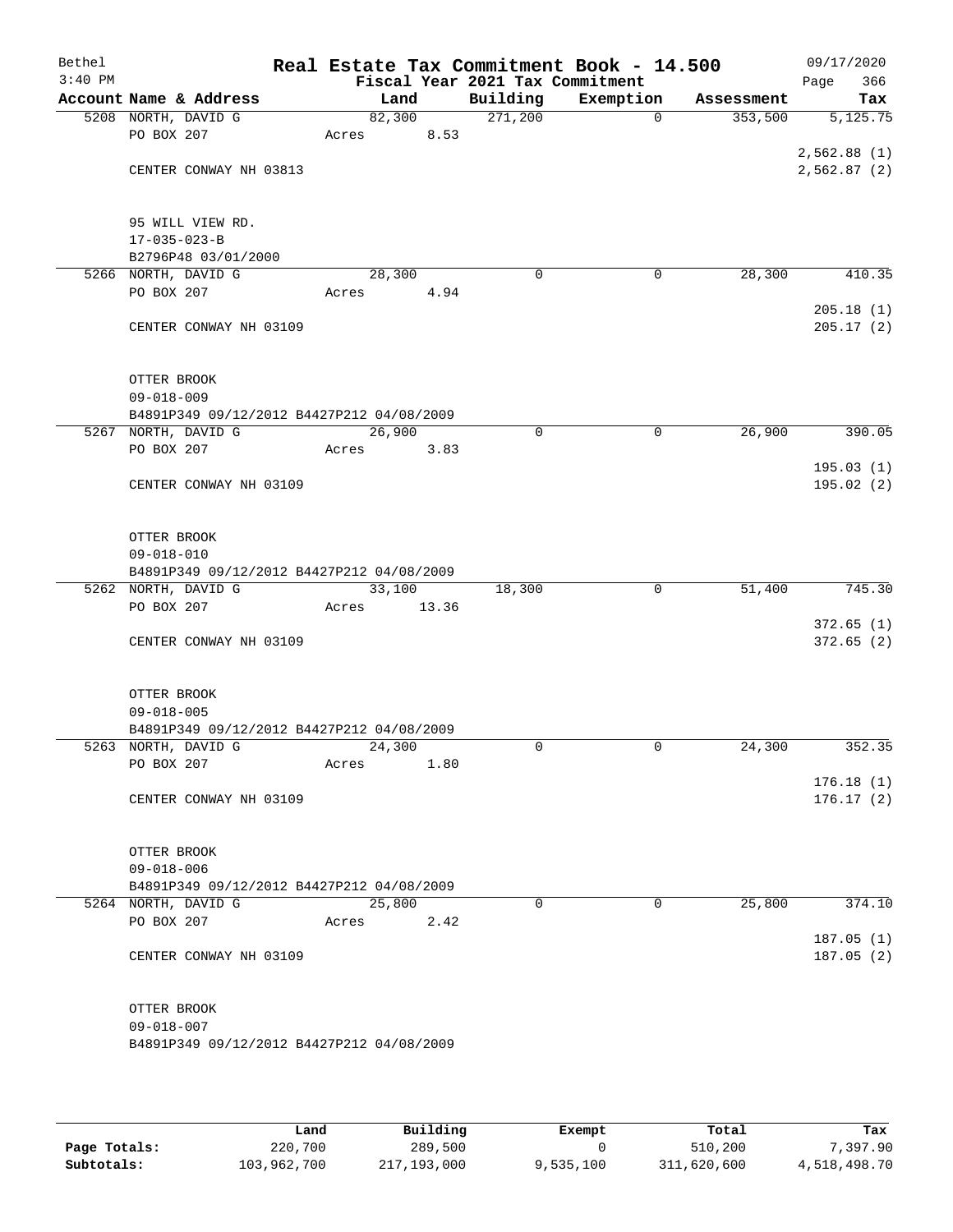# Real Estate Tax Commitment Book - 14.500

Bethel 3:40 PM — Fiscal Year 2021 Tax Commitment — 09/17/2020

| Account Name & Address | Land | Building | Exemption | Assessment | Tax |
|---|---|---|---|---|---|
| 5208 NORTH, DAVID G | 82,300 | 271,200 | 0 | 353,500 | 5,125.75 |
| PO BOX 207 | Acres 8.53 | | | | |
| | | | | | 2,562.88 (1) |
| CENTER CONWAY NH 03813 | | | | | 2,562.87 (2) |
| 95 WILL VIEW RD. | | | | | |
| 17-035-023-B | | | | | |
| B2796P48 03/01/2000 | | | | | |
| 5266 NORTH, DAVID G | 28,300 | 0 | 0 | 28,300 | 410.35 |
| PO BOX 207 | Acres 4.94 | | | | |
| | | | | | 205.18 (1) |
| CENTER CONWAY NH 03109 | | | | | 205.17 (2) |
| OTTER BROOK | | | | | |
| 09-018-009 | | | | | |
| B4891P349 09/12/2012 B4427P212 04/08/2009 | | | | | |
| 5267 NORTH, DAVID G | 26,900 | 0 | 0 | 26,900 | 390.05 |
| PO BOX 207 | Acres 3.83 | | | | |
| | | | | | 195.03 (1) |
| CENTER CONWAY NH 03109 | | | | | 195.02 (2) |
| OTTER BROOK | | | | | |
| 09-018-010 | | | | | |
| B4891P349 09/12/2012 B4427P212 04/08/2009 | | | | | |
| 5262 NORTH, DAVID G | 33,100 | 18,300 | 0 | 51,400 | 745.30 |
| PO BOX 207 | Acres 13.36 | | | | |
| | | | | | 372.65 (1) |
| CENTER CONWAY NH 03109 | | | | | 372.65 (2) |
| OTTER BROOK | | | | | |
| 09-018-005 | | | | | |
| B4891P349 09/12/2012 B4427P212 04/08/2009 | | | | | |
| 5263 NORTH, DAVID G | 24,300 | 0 | 0 | 24,300 | 352.35 |
| PO BOX 207 | Acres 1.80 | | | | |
| | | | | | 176.18 (1) |
| CENTER CONWAY NH 03109 | | | | | 176.17 (2) |
| OTTER BROOK | | | | | |
| 09-018-006 | | | | | |
| B4891P349 09/12/2012 B4427P212 04/08/2009 | | | | | |
| 5264 NORTH, DAVID G | 25,800 | 0 | 0 | 25,800 | 374.10 |
| PO BOX 207 | Acres 2.42 | | | | |
| | | | | | 187.05 (1) |
| CENTER CONWAY NH 03109 | | | | | 187.05 (2) |
| OTTER BROOK | | | | | |
| 09-018-007 | | | | | |
| B4891P349 09/12/2012 B4427P212 04/08/2009 | | | | | |

| | Land | Building | Exempt | Total | Tax |
|---|---|---|---|---|---|
| Page Totals: | 220,700 | 289,500 | 0 | 510,200 | 7,397.90 |
| Subtotals: | 103,962,700 | 217,193,000 | 9,535,100 | 311,620,600 | 4,518,498.70 |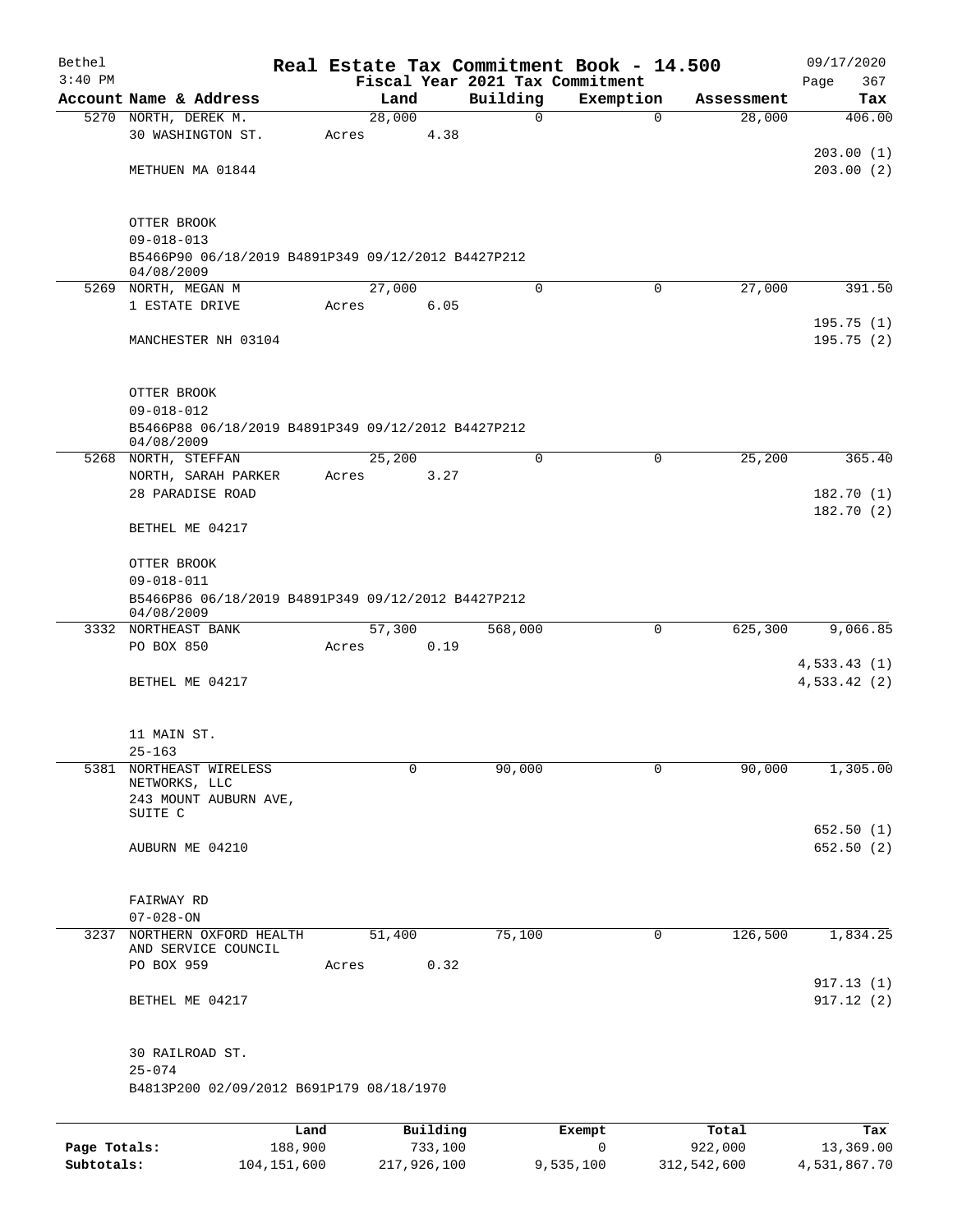# Real Estate Tax Commitment Book - 14.500

Bethel
3:40 PM

Fiscal Year 2021 Tax Commitment

09/17/2020

| Account Name & Address | Land | Building | Exemption | Assessment | Tax |
|---|---|---|---|---|---|
| 5270 NORTH, DEREK M. | 28,000 | 0 | 0 | 28,000 | 406.00 |
| 30 WASHINGTON ST. | Acres 4.38 | | | | |
| | | | | | 203.00 (1) |
| METHUEN MA 01844 | | | | | 203.00 (2) |
| OTTER BROOK | | | | | |
| 09-018-013 | | | | | |
| B5466P90 06/18/2019 B4891P349 09/12/2012 B4427P212 04/08/2009 | | | | | |
| 5269 NORTH, MEGAN M | 27,000 | 0 | 0 | 27,000 | 391.50 |
| 1 ESTATE DRIVE | Acres 6.05 | | | | |
| | | | | | 195.75 (1) |
| MANCHESTER NH 03104 | | | | | 195.75 (2) |
| OTTER BROOK | | | | | |
| 09-018-012 | | | | | |
| B5466P88 06/18/2019 B4891P349 09/12/2012 B4427P212 04/08/2009 | | | | | |
| 5268 NORTH, STEFFAN | 25,200 | 0 | 0 | 25,200 | 365.40 |
| NORTH, SARAH PARKER | Acres 3.27 | | | | |
| 28 PARADISE ROAD | | | | | 182.70 (1) |
| | | | | | 182.70 (2) |
| BETHEL ME 04217 | | | | | |
| OTTER BROOK | | | | | |
| 09-018-011 | | | | | |
| B5466P86 06/18/2019 B4891P349 09/12/2012 B4427P212 04/08/2009 | | | | | |
| 3332 NORTHEAST BANK | 57,300 | 568,000 | 0 | 625,300 | 9,066.85 |
| PO BOX 850 | Acres 0.19 | | | | |
| | | | | | 4,533.43 (1) |
| BETHEL ME 04217 | | | | | 4,533.42 (2) |
| 11 MAIN ST. | | | | | |
| 25-163 | | | | | |
| 5381 NORTHEAST WIRELESS NETWORKS, LLC | 0 | 90,000 | 0 | 90,000 | 1,305.00 |
| 243 MOUNT AUBURN AVE, SUITE C | | | | | |
| | | | | | 652.50 (1) |
| AUBURN ME 04210 | | | | | 652.50 (2) |
| FAIRWAY RD | | | | | |
| 07-028-ON | | | | | |
| 3237 NORTHERN OXFORD HEALTH AND SERVICE COUNCIL | 51,400 | 75,100 | 0 | 126,500 | 1,834.25 |
| PO BOX 959 | Acres 0.32 | | | | |
| | | | | | 917.13 (1) |
| BETHEL ME 04217 | | | | | 917.12 (2) |
| 30 RAILROAD ST. | | | | | |
| 25-074 | | | | | |
| B4813P200 02/09/2012 B691P179 08/18/1970 | | | | | |

| | Land | Building | Exempt | Total | Tax |
|---|---|---|---|---|---|
| Page Totals: | 188,900 | 733,100 | 0 | 922,000 | 13,369.00 |
| Subtotals: | 104,151,600 | 217,926,100 | 9,535,100 | 312,542,600 | 4,531,867.70 |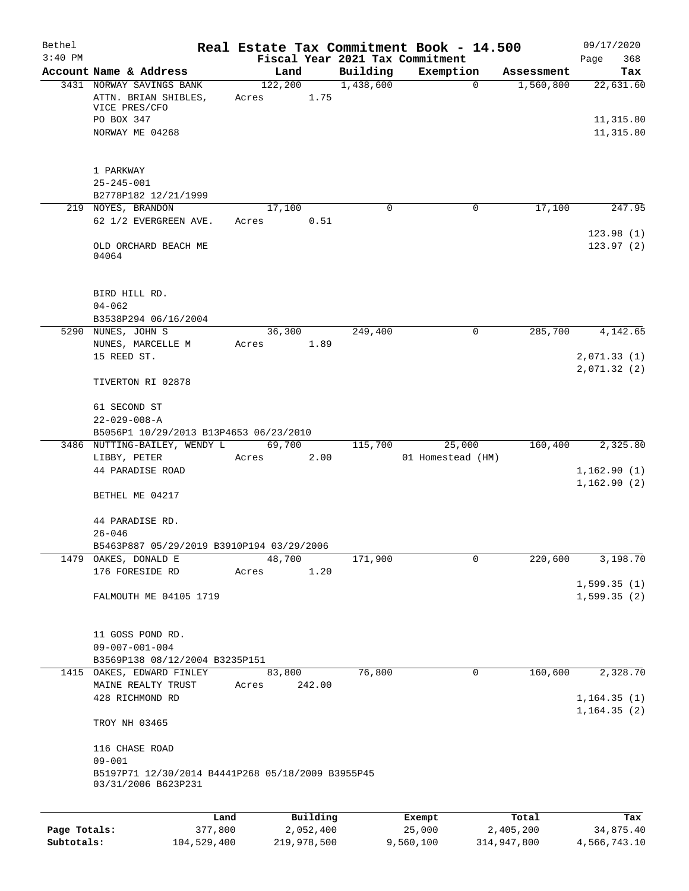# Real Estate Tax Commitment Book - 14.500

Bethel 3:40 PM — 09/17/2020

Fiscal Year 2021 Tax Commitment

| Account Name & Address | Land | Building | Exemption | Assessment | Tax |
|---|---|---|---|---|---|
| 3431 NORWAY SAVINGS BANK<br>ATTN. BRIAN SHIBLES, VICE PRES/CFO<br>PO BOX 347<br>NORWAY ME 04268<br><br>1 PARKWAY<br>25-245-001<br>B2778P182 12/21/1999 | 122,200<br>Acres 1.75 | 1,438,600 | 0 | 1,560,800 | 22,631.60<br><br>11,315.80<br>11,315.80 |
| 219 NOYES, BRANDON<br>62 1/2 EVERGREEN AVE.<br><br>OLD ORCHARD BEACH ME 04064<br><br>BIRD HILL RD.<br>04-062<br>B3538P294 06/16/2004 | 17,100<br>Acres 0.51 | 0 | 0 | 17,100 | 247.95<br><br>123.98 (1)<br>123.97 (2) |
| 5290 NUNES, JOHN S<br>NUNES, MARCELLE M<br>15 REED ST.<br><br>TIVERTON RI 02878<br><br>61 SECOND ST<br>22-029-008-A<br>B5056P1 10/29/2013 B13P4653 06/23/2010 | 36,300<br>Acres 1.89 | 249,400 | 0 | 285,700 | 4,142.65<br><br>2,071.33 (1)<br>2,071.32 (2) |
| 3486 NUTTING-BAILEY, WENDY L<br>LIBBY, PETER<br>44 PARADISE ROAD<br><br>BETHEL ME 04217<br><br>44 PARADISE RD.<br>26-046<br>B5463P887 05/29/2019 B3910P194 03/29/2006 | 69,700<br>Acres 2.00 | 115,700 | 25,000<br>01 Homestead (HM) | 160,400 | 2,325.80<br><br>1,162.90 (1)<br>1,162.90 (2) |
| 1479 OAKES, DONALD E<br>176 FORESIDE RD<br><br>FALMOUTH ME 04105 1719<br><br>11 GOSS POND RD.<br>09-007-001-004<br>B3569P138 08/12/2004 B3235P151 | 48,700<br>Acres 1.20 | 171,900 | 0 | 220,600 | 3,198.70<br><br>1,599.35 (1)<br>1,599.35 (2) |
| 1415 OAKES, EDWARD FINLEY<br>MAINE REALTY TRUST<br>428 RICHMOND RD<br><br>TROY NH 03465<br><br>116 CHASE ROAD<br>09-001<br>B5197P71 12/30/2014 B4441P268 05/18/2009 B3955P45 03/31/2006 B623P231 | 83,800<br>Acres 242.00 | 76,800 | 0 | 160,600 | 2,328.70<br><br>1,164.35 (1)<br>1,164.35 (2) |

| | Land | Building | Exempt | Total | Tax |
|---|---|---|---|---|---|
| Page Totals: | 377,800 | 2,052,400 | 25,000 | 2,405,200 | 34,875.40 |
| Subtotals: | 104,529,400 | 219,978,500 | 9,560,100 | 314,947,800 | 4,566,743.10 |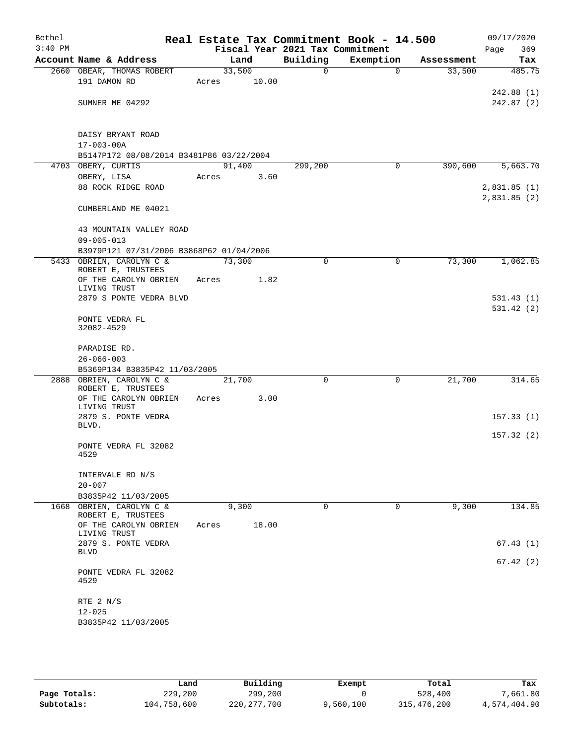Bethel
3:40 PM

# Real Estate Tax Commitment Book - 14.500

Fiscal Year 2021 Tax Commitment

09/17/2020

| Account | Name & Address | Land | Building | Exemption | Assessment | Tax |
|---|---|---|---|---|---|---|
| 2660 | OBEAR, THOMAS ROBERT<br>191 DAMON RD<br><br>SUMNER ME 04292<br><br>DAISY BRYANT ROAD<br>17-003-00A<br>B5147P172 08/08/2014 B3481P86 03/22/2004 | 33,500<br>Acres 10.00 | 0 | 0 | 33,500 | 485.75<br><br>242.88 (1)<br>242.87 (2) |
| 4703 | OBERY, CURTIS<br>OBERY, LISA<br>88 ROCK RIDGE ROAD<br><br>CUMBERLAND ME 04021<br><br>43 MOUNTAIN VALLEY ROAD<br>09-005-013<br>B3979P121 07/31/2006 B3868P62 01/04/2006 | 91,400<br>Acres 3.60 | 299,200 | 0 | 390,600 | 5,663.70<br><br>2,831.85 (1)<br>2,831.85 (2) |
| 5433 | OBRIEN, CAROLYN C &<br>ROBERT E, TRUSTEES<br>OF THE CAROLYN OBRIEN LIVING TRUST<br>2879 S PONTE VEDRA BLVD<br><br>PONTE VEDRA FL 32082-4529<br><br>PARADISE RD.<br>26-066-003<br>B5369P134 B3835P42 11/03/2005 | 73,300<br>Acres 1.82 | 0 | 0 | 73,300 | 1,062.85<br><br>531.43 (1)<br>531.42 (2) |
| 2888 | OBRIEN, CAROLYN C &<br>ROBERT E, TRUSTEES<br>OF THE CAROLYN OBRIEN LIVING TRUST<br>2879 S. PONTE VEDRA BLVD.<br><br>PONTE VEDRA FL 32082 4529<br><br>INTERVALE RD N/S<br>20-007<br>B3835P42 11/03/2005 | 21,700<br>Acres 3.00 | 0 | 0 | 21,700 | 314.65<br><br>157.33 (1)<br>157.32 (2) |
| 1668 | OBRIEN, CAROLYN C &<br>ROBERT E, TRUSTEES<br>OF THE CAROLYN OBRIEN LIVING TRUST<br>2879 S. PONTE VEDRA BLVD<br><br>PONTE VEDRA FL 32082 4529<br><br>RTE 2 N/S<br>12-025<br>B3835P42 11/03/2005 | 9,300<br>Acres 18.00 | 0 | 0 | 9,300 | 134.85<br><br>67.43 (1)<br>67.42 (2) |

| | Land | Building | Exempt | Total | Tax |
|---|---|---|---|---|---|
| Page Totals: | 229,200 | 299,200 | 0 | 528,400 | 7,661.80 |
| Subtotals: | 104,758,600 | 220,277,700 | 9,560,100 | 315,476,200 | 4,574,404.90 |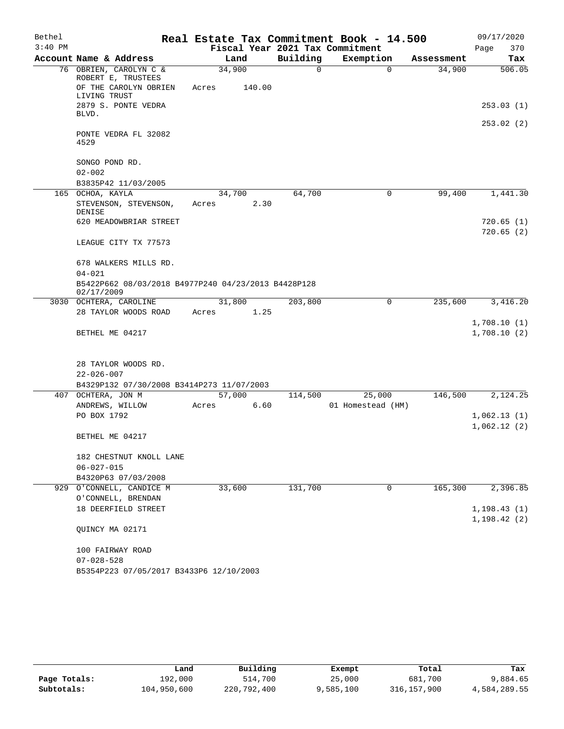# Real Estate Tax Commitment Book - 14.500

Bethel
3:40 PM

Fiscal Year 2021 Tax Commitment

09/17/2020
Page 370

| Account Name & Address | Land | Building | Exemption | Assessment | Tax |
|---|---|---|---|---|---|
| 76 OBRIEN, CAROLYN C & ROBERT E, TRUSTEES | 34,900 | 0 | 0 | 34,900 | 506.05 |
| OF THE CAROLYN OBRIEN LIVING TRUST | Acres 140.00 | | | | |
| 2879 S. PONTE VEDRA BLVD. | | | | | 253.03 (1) |
| | | | | | 253.02 (2) |
| PONTE VEDRA FL 32082 4529 | | | | | |
| SONGO POND RD. | | | | | |
| 02-002 | | | | | |
| B3835P42 11/03/2005 | | | | | |
| 165 OCHOA, KAYLA | 34,700 | 64,700 | 0 | 99,400 | 1,441.30 |
| STEVENSON, STEVENSON, DENISE | Acres 2.30 | | | | |
| 620 MEADOWBRIAR STREET | | | | | 720.65 (1) |
| | | | | | 720.65 (2) |
| LEAGUE CITY TX 77573 | | | | | |
| 678 WALKERS MILLS RD. | | | | | |
| 04-021 | | | | | |
| B5422P662 08/03/2018 B4977P240 04/23/2013 B4428P128 02/17/2009 | | | | | |
| 3030 OCHTERA, CAROLINE | 31,800 | 203,800 | 0 | 235,600 | 3,416.20 |
| 28 TAYLOR WOODS ROAD | Acres 1.25 | | | | |
| | | | | | 1,708.10 (1) |
| BETHEL ME 04217 | | | | | 1,708.10 (2) |
| 28 TAYLOR WOODS RD. | | | | | |
| 22-026-007 | | | | | |
| B4329P132 07/30/2008 B3414P273 11/07/2003 | | | | | |
| 407 OCHTERA, JON M | 57,000 | 114,500 | 25,000 | 146,500 | 2,124.25 |
| ANDREWS, WILLOW | Acres 6.60 | | 01 Homestead (HM) | | |
| PO BOX 1792 | | | | | 1,062.13 (1) |
| | | | | | 1,062.12 (2) |
| BETHEL ME 04217 | | | | | |
| 182 CHESTNUT KNOLL LANE | | | | | |
| 06-027-015 | | | | | |
| B4320P63 07/03/2008 | | | | | |
| 929 O'CONNELL, CANDICE M | 33,600 | 131,700 | 0 | 165,300 | 2,396.85 |
| O'CONNELL, BRENDAN | | | | | |
| 18 DEERFIELD STREET | | | | | 1,198.43 (1) |
| | | | | | 1,198.42 (2) |
| QUINCY MA 02171 | | | | | |
| 100 FAIRWAY ROAD | | | | | |
| 07-028-528 | | | | | |
| B5354P223 07/05/2017 B3433P6 12/10/2003 | | | | | |

| | Land | Building | Exempt | Total | Tax |
|---|---|---|---|---|---|
| Page Totals: | 192,000 | 514,700 | 25,000 | 681,700 | 9,884.65 |
| Subtotals: | 104,950,600 | 220,792,400 | 9,585,100 | 316,157,900 | 4,584,289.55 |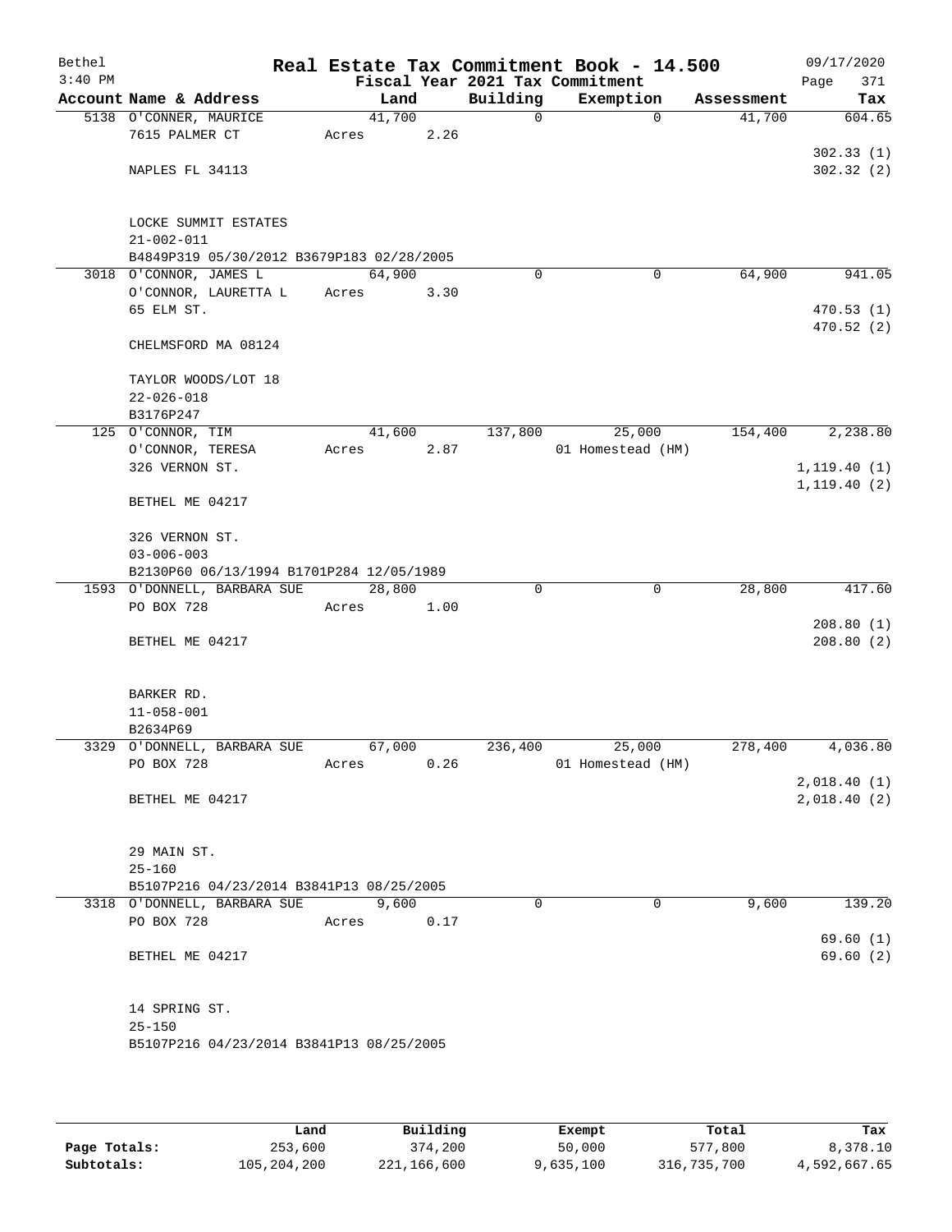Bethel 3:40 PM

# Real Estate Tax Commitment Book - 14.500

## Fiscal Year 2021 Tax Commitment

09/17/2020 Page 371

| Account Name & Address | Land | Building | Exemption | Assessment | Tax |
|---|---|---|---|---|---|
| 5138 O'CONNER, MAURICE<br>7615 PALMER CT<br><br>NAPLES FL 34113<br><br>LOCKE SUMMIT ESTATES<br>21-002-011<br>B4849P319 05/30/2012 B3679P183 02/28/2005 | 41,700<br>Acres 2.26 | 0 | 0 | 41,700 | 604.65<br><br>302.33 (1)<br>302.32 (2) |
| 3018 O'CONNOR, JAMES L<br>O'CONNOR, LAURETTA L<br>65 ELM ST.<br><br>CHELMSFORD MA 08124<br><br>TAYLOR WOODS/LOT 18<br>22-026-018<br>B3176P247 | 64,900<br>Acres 3.30 | 0 | 0 | 64,900 | 941.05<br><br>470.53 (1)<br>470.52 (2) |
| 125 O'CONNOR, TIM<br>O'CONNOR, TERESA<br>326 VERNON ST.<br><br>BETHEL ME 04217<br><br>326 VERNON ST.<br>03-006-003<br>B2130P60 06/13/1994 B1701P284 12/05/1989 | 41,600<br>Acres 2.87 | 137,800 | 25,000<br>01 Homestead (HM) | 154,400 | 2,238.80<br><br>1,119.40 (1)<br>1,119.40 (2) |
| 1593 O'DONNELL, BARBARA SUE<br>PO BOX 728<br><br>BETHEL ME 04217<br><br>BARKER RD.<br>11-058-001<br>B2634P69 | 28,800<br>Acres 1.00 | 0 | 0 | 28,800 | 417.60<br><br>208.80 (1)<br>208.80 (2) |
| 3329 O'DONNELL, BARBARA SUE<br>PO BOX 728<br><br>BETHEL ME 04217<br><br>29 MAIN ST.<br>25-160<br>B5107P216 04/23/2014 B3841P13 08/25/2005 | 67,000<br>Acres 0.26 | 236,400 | 25,000<br>01 Homestead (HM) | 278,400 | 4,036.80<br><br>2,018.40 (1)<br>2,018.40 (2) |
| 3318 O'DONNELL, BARBARA SUE<br>PO BOX 728<br><br>BETHEL ME 04217<br><br>14 SPRING ST.<br>25-150<br>B5107P216 04/23/2014 B3841P13 08/25/2005 | 9,600<br>Acres 0.17 | 0 | 0 | 9,600 | 139.20<br><br>69.60 (1)<br>69.60 (2) |

| | Land | Building | Exempt | Total | Tax |
|---|---|---|---|---|---|
| Page Totals: | 253,600 | 374,200 | 50,000 | 577,800 | 8,378.10 |
| Subtotals: | 105,204,200 | 221,166,600 | 9,635,100 | 316,735,700 | 4,592,667.65 |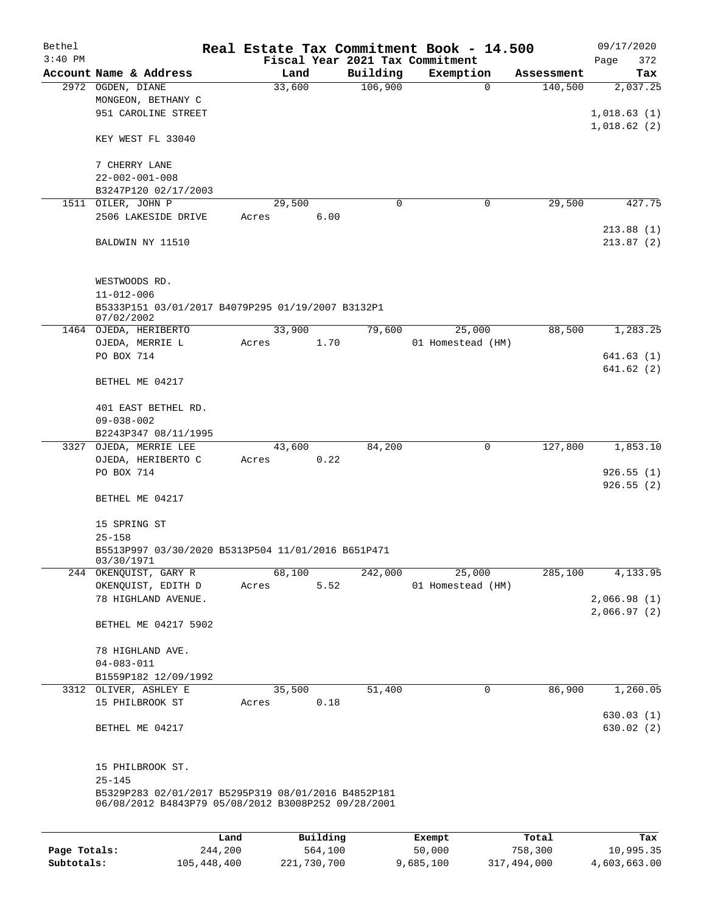# Real Estate Tax Commitment Book - 14.500

Bethel
3:40 PM

Fiscal Year 2021 Tax Commitment

09/17/2020
Page 372

| Account | Name & Address | Land | Building | Exemption | Assessment | Tax |
|---|---|---|---|---|---|---|
| 2972 | OGDEN, DIANE | 33,600 | 106,900 | 0 | 140,500 | 2,037.25 |
| | MONGEON, BETHANY C | | | | | |
| | 951 CAROLINE STREET | | | | | 1,018.63 (1) |
| | | | | | | 1,018.62 (2) |
| | KEY WEST FL 33040 | | | | | |
| | 7 CHERRY LANE | | | | | |
| | 22-002-001-008 | | | | | |
| | B3247P120 02/17/2003 | | | | | |
| 1511 | OILER, JOHN P | 29,500 | 0 | 0 | 29,500 | 427.75 |
| | 2506 LAKESIDE DRIVE | Acres 6.00 | | | | |
| | | | | | | 213.88 (1) |
| | BALDWIN NY 11510 | | | | | 213.87 (2) |
| | WESTWOODS RD. | | | | | |
| | 11-012-006 | | | | | |
| | B5333P151 03/01/2017 B4079P295 01/19/2007 B3132P1 07/02/2002 | | | | | |
| 1464 | OJEDA, HERIBERTO | 33,900 | 79,600 | 25,000 | 88,500 | 1,283.25 |
| | OJEDA, MERRIE L | Acres 1.70 | | 01 Homestead (HM) | | |
| | PO BOX 714 | | | | | 641.63 (1) |
| | | | | | | 641.62 (2) |
| | BETHEL ME 04217 | | | | | |
| | 401 EAST BETHEL RD. | | | | | |
| | 09-038-002 | | | | | |
| | B2243P347 08/11/1995 | | | | | |
| 3327 | OJEDA, MERRIE LEE | 43,600 | 84,200 | 0 | 127,800 | 1,853.10 |
| | OJEDA, HERIBERTO C | Acres 0.22 | | | | |
| | PO BOX 714 | | | | | 926.55 (1) |
| | | | | | | 926.55 (2) |
| | BETHEL ME 04217 | | | | | |
| | 15 SPRING ST | | | | | |
| | 25-158 | | | | | |
| | B5513P997 03/30/2020 B5313P504 11/01/2016 B651P471 03/30/1971 | | | | | |
| 244 | OKENQUIST, GARY R | 68,100 | 242,000 | 25,000 | 285,100 | 4,133.95 |
| | OKENQUIST, EDITH D | Acres 5.52 | | 01 Homestead (HM) | | |
| | 78 HIGHLAND AVENUE. | | | | | 2,066.98 (1) |
| | | | | | | 2,066.97 (2) |
| | BETHEL ME 04217 5902 | | | | | |
| | 78 HIGHLAND AVE. | | | | | |
| | 04-083-011 | | | | | |
| | B1559P182 12/09/1992 | | | | | |
| 3312 | OLIVER, ASHLEY E | 35,500 | 51,400 | 0 | 86,900 | 1,260.05 |
| | 15 PHILBROOK ST | Acres 0.18 | | | | |
| | | | | | | 630.03 (1) |
| | BETHEL ME 04217 | | | | | 630.02 (2) |
| | 15 PHILBROOK ST. | | | | | |
| | 25-145 | | | | | |
| | B5329P283 02/01/2017 B5295P319 08/01/2016 B4852P181 06/08/2012 B4843P79 05/08/2012 B3008P252 09/28/2001 | | | | | |

| | Land | Building | Exempt | Total | Tax |
|---|---|---|---|---|---|
| Page Totals: | 244,200 | 564,100 | 50,000 | 758,300 | 10,995.35 |
| Subtotals: | 105,448,400 | 221,730,700 | 9,685,100 | 317,494,000 | 4,603,663.00 |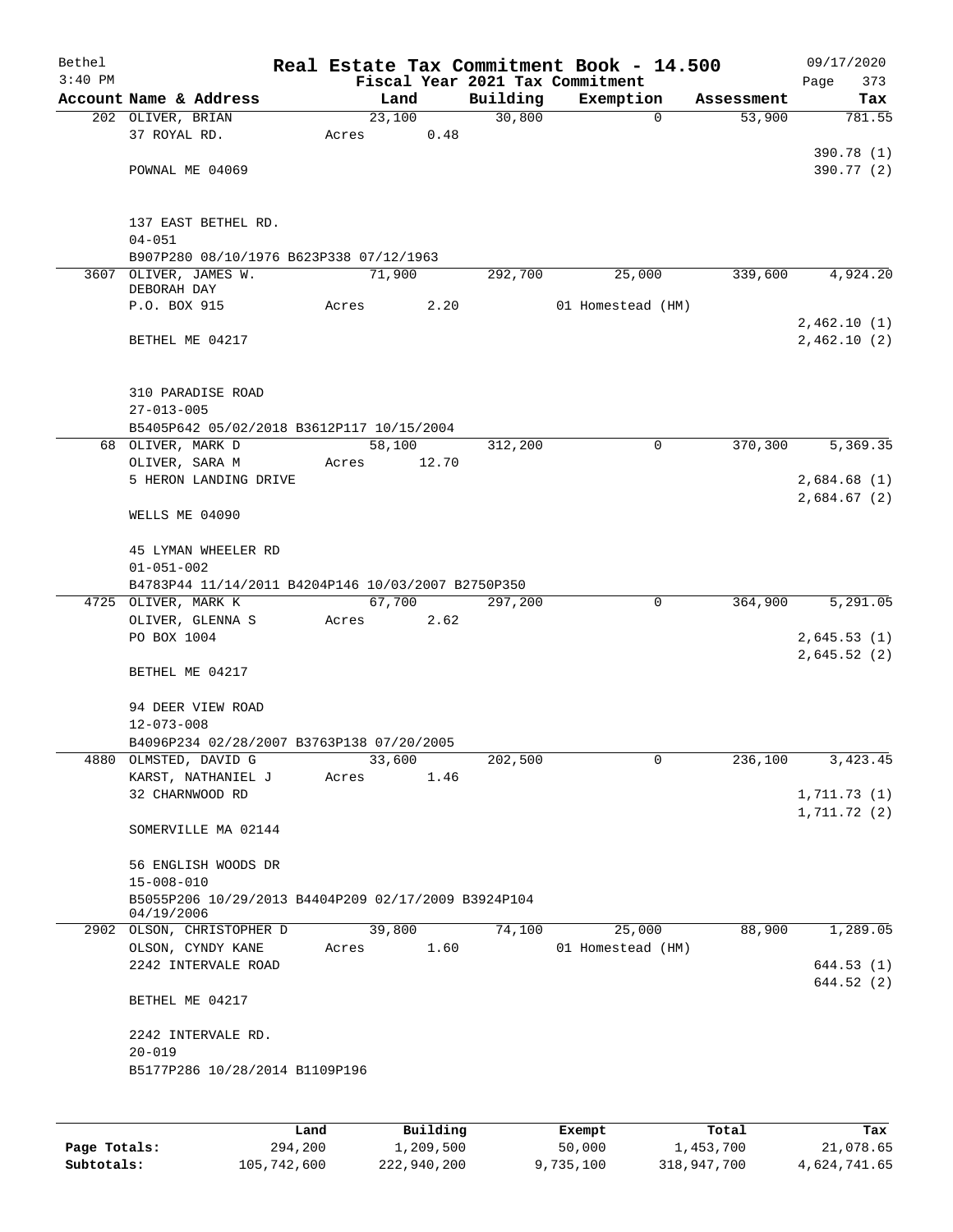Bethel
3:40 PM

# Real Estate Tax Commitment Book - 14.500

Fiscal Year 2021 Tax Commitment

09/17/2020
Page 373

| Account Name & Address | Land | Building | Exemption | Assessment | Tax |
|---|---|---|---|---|---|
| 202 OLIVER, BRIAN<br>37 ROYAL RD.<br><br>POWNAL ME 04069<br><br>137 EAST BETHEL RD.<br>04-051<br>B907P280 08/10/1976 B623P338 07/12/1963 | 23,100<br>Acres 0.48 | 30,800 | 0 | 53,900 | 781.55<br><br>390.78 (1)<br>390.77 (2) |
| 3607 OLIVER, JAMES W.<br>DEBORAH DAY<br>P.O. BOX 915<br><br>BETHEL ME 04217<br><br>310 PARADISE ROAD<br>27-013-005<br>B5405P642 05/02/2018 B3612P117 10/15/2004 | 71,900<br>Acres 2.20 | 292,700 | 25,000<br>01 Homestead (HM) | 339,600 | 4,924.20<br><br>2,462.10 (1)<br>2,462.10 (2) |
| 68 OLIVER, MARK D<br>OLIVER, SARA M<br>5 HERON LANDING DRIVE<br><br>WELLS ME 04090<br><br>45 LYMAN WHEELER RD<br>01-051-002<br>B4783P44 11/14/2011 B4204P146 10/03/2007 B2750P350 | 58,100<br>Acres 12.70 | 312,200 | 0 | 370,300 | 5,369.35<br><br>2,684.68 (1)<br>2,684.67 (2) |
| 4725 OLIVER, MARK K<br>OLIVER, GLENNA S<br>PO BOX 1004<br><br>BETHEL ME 04217<br><br>94 DEER VIEW ROAD<br>12-073-008<br>B4096P234 02/28/2007 B3763P138 07/20/2005 | 67,700<br>Acres 2.62 | 297,200 | 0 | 364,900 | 5,291.05<br><br>2,645.53 (1)<br>2,645.52 (2) |
| 4880 OLMSTED, DAVID G<br>KARST, NATHANIEL J<br>32 CHARNWOOD RD<br><br>SOMERVILLE MA 02144<br><br>56 ENGLISH WOODS DR<br>15-008-010<br>B5055P206 10/29/2013 B4404P209 02/17/2009 B3924P104 04/19/2006 | 33,600<br>Acres 1.46 | 202,500 | 0 | 236,100 | 3,423.45<br><br>1,711.73 (1)<br>1,711.72 (2) |
| 2902 OLSON, CHRISTOPHER D<br>OLSON, CYNDY KANE<br>2242 INTERVALE ROAD<br><br>BETHEL ME 04217<br><br>2242 INTERVALE RD.<br>20-019<br>B5177P286 10/28/2014 B1109P196 | 39,800<br>Acres 1.60 | 74,100 | 25,000<br>01 Homestead (HM) | 88,900 | 1,289.05<br><br>644.53 (1)<br>644.52 (2) |

| | Land | Building | Exempt | Total | Tax |
|---|---|---|---|---|---|
| Page Totals: | 294,200 | 1,209,500 | 50,000 | 1,453,700 | 21,078.65 |
| Subtotals: | 105,742,600 | 222,940,200 | 9,735,100 | 318,947,700 | 4,624,741.65 |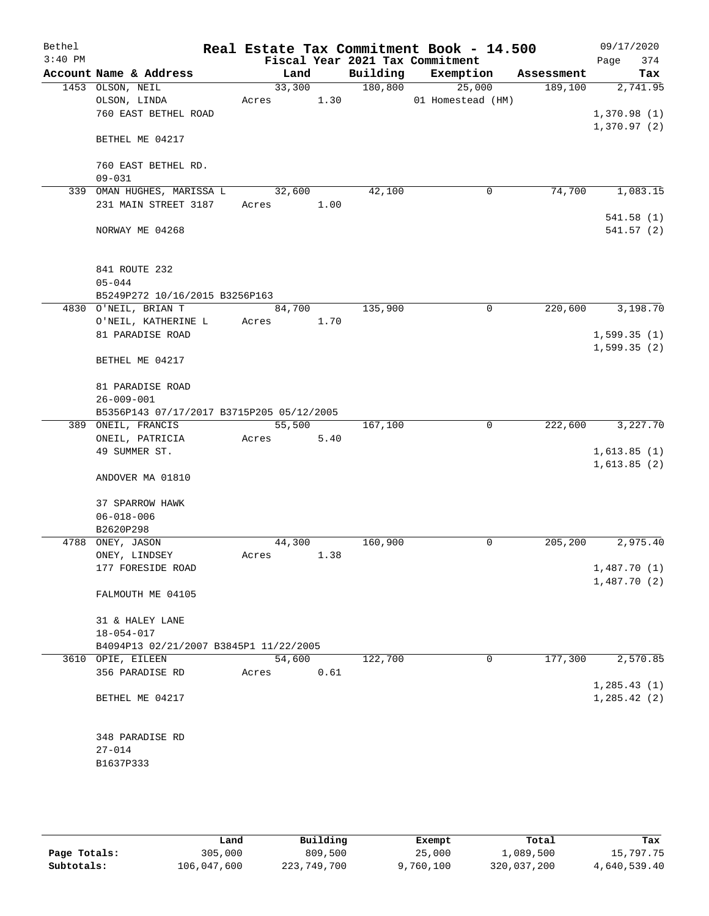Bethel  
3:40 PM

# Real Estate Tax Commitment Book - 14.500

09/17/2020  
Page 374

Fiscal Year 2021 Tax Commitment

| Account Name & Address | Land | Building | Exemption | Assessment | Tax |
|---|---|---|---|---|---|
| 1453 OLSON, NEIL<br>OLSON, LINDA<br>760 EAST BETHEL ROAD<br><br>BETHEL ME 04217<br><br>760 EAST BETHEL RD.<br>09-031 | 33,300<br>Acres 1.30 | 180,800 | 25,000<br>01 Homestead (HM) | 189,100 | 2,741.95<br><br>1,370.98 (1)<br>1,370.97 (2) |
| 339 OMAN HUGHES, MARISSA L<br>231 MAIN STREET 3187<br><br>NORWAY ME 04268<br><br>841 ROUTE 232<br>05-044<br>B5249P272 10/16/2015 B3256P163 | 32,600<br>Acres 1.00 | 42,100 | 0 | 74,700 | 1,083.15<br><br>541.58 (1)<br>541.57 (2) |
| 4830 O'NEIL, BRIAN T<br>O'NEIL, KATHERINE L<br>81 PARADISE ROAD<br><br>BETHEL ME 04217<br><br>81 PARADISE ROAD<br>26-009-001<br>B5356P143 07/17/2017 B3715P205 05/12/2005 | 84,700<br>Acres 1.70 | 135,900 | 0 | 220,600 | 3,198.70<br><br>1,599.35 (1)<br>1,599.35 (2) |
| 389 ONEIL, FRANCIS<br>ONEIL, PATRICIA<br>49 SUMMER ST.<br><br>ANDOVER MA 01810<br><br>37 SPARROW HAWK<br>06-018-006<br>B2620P298 | 55,500<br>Acres 5.40 | 167,100 | 0 | 222,600 | 3,227.70<br><br>1,613.85 (1)<br>1,613.85 (2) |
| 4788 ONEY, JASON<br>ONEY, LINDSEY<br>177 FORESIDE ROAD<br><br>FALMOUTH ME 04105<br><br>31 & HALEY LANE<br>18-054-017<br>B4094P13 02/21/2007 B3845P1 11/22/2005 | 44,300<br>Acres 1.38 | 160,900 | 0 | 205,200 | 2,975.40<br><br>1,487.70 (1)<br>1,487.70 (2) |
| 3610 OPIE, EILEEN<br>356 PARADISE RD<br><br>BETHEL ME 04217<br><br>348 PARADISE RD<br>27-014<br>B1637P333 | 54,600<br>Acres 0.61 | 122,700 | 0 | 177,300 | 2,570.85<br><br>1,285.43 (1)<br>1,285.42 (2) |

| | Land | Building | Exempt | Total | Tax |
|---|---|---|---|---|---|
| Page Totals: | 305,000 | 809,500 | 25,000 | 1,089,500 | 15,797.75 |
| Subtotals: | 106,047,600 | 223,749,700 | 9,760,100 | 320,037,200 | 4,640,539.40 |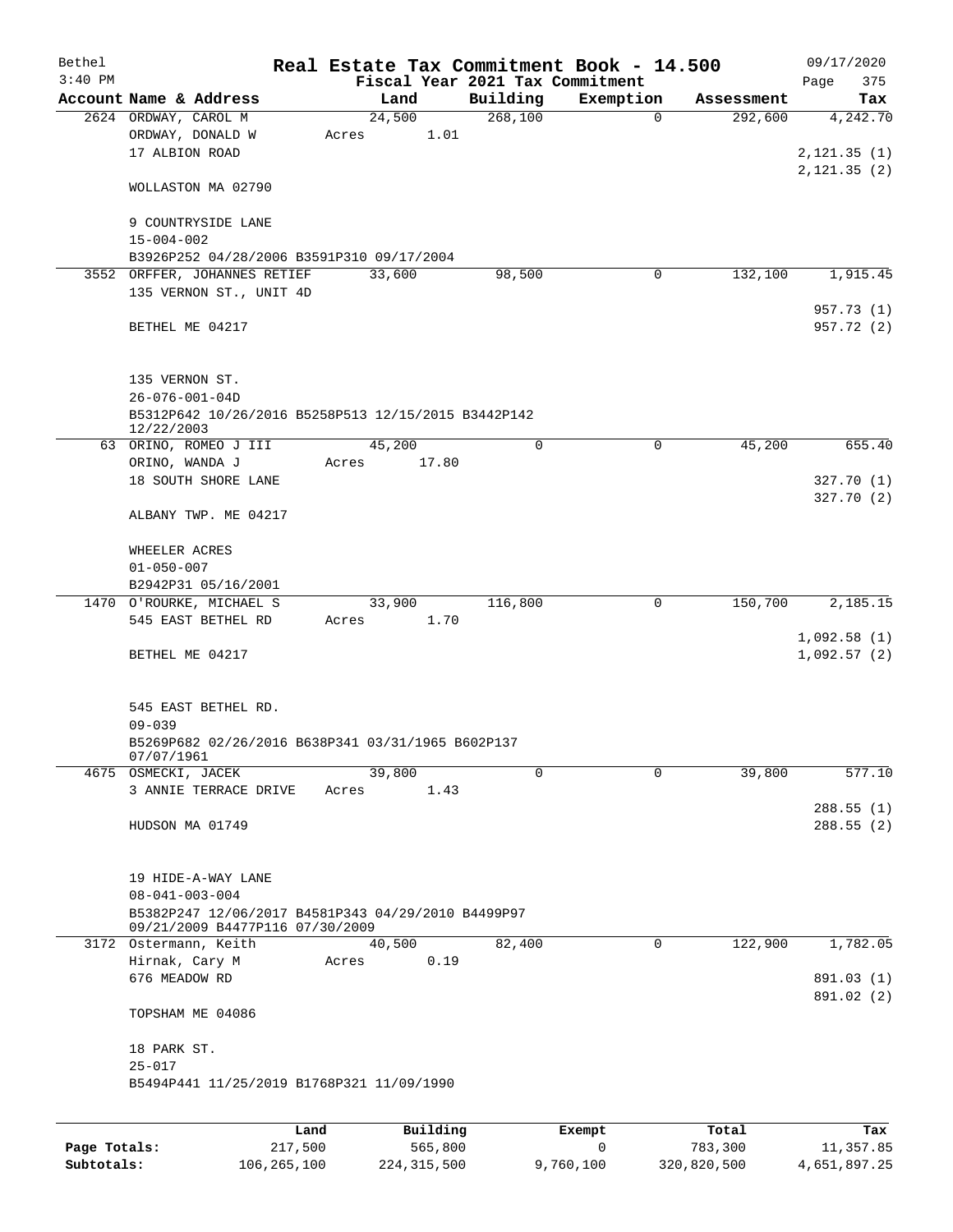# Real Estate Tax Commitment Book - 14.500

Bethel
3:40 PM

Fiscal Year 2021 Tax Commitment

09/17/2020
Page 375

| Account | Name & Address | Land | Building | Exemption | Assessment | Tax |
|---|---|---|---|---|---|---|
| 2624 | ORDWAY, CAROL M<br>ORDWAY, DONALD W<br>17 ALBION ROAD<br><br>WOLLASTON MA 02790<br><br>9 COUNTRYSIDE LANE<br>15-004-002<br>B3926P252 04/28/2006 B3591P310 09/17/2004 | 24,500<br>Acres 1.01 | 268,100 | 0 | 292,600 | 4,242.70<br><br>2,121.35 (1)<br>2,121.35 (2) |
| 3552 | ORFFER, JOHANNES RETIEF<br>135 VERNON ST., UNIT 4D<br><br>BETHEL ME 04217<br><br>135 VERNON ST.<br>26-076-001-04D<br>B5312P642 10/26/2016 B5258P513 12/15/2015 B3442P142 12/22/2003 | 33,600 | 98,500 | 0 | 132,100 | 1,915.45<br><br>957.73 (1)<br>957.72 (2) |
| 63 | ORINO, ROMEO J III<br>ORINO, WANDA J<br>18 SOUTH SHORE LANE<br><br>ALBANY TWP. ME 04217<br><br>WHEELER ACRES<br>01-050-007<br>B2942P31 05/16/2001 | 45,200<br>Acres 17.80 | 0 | 0 | 45,200 | 655.40<br><br>327.70 (1)<br>327.70 (2) |
| 1470 | O'ROURKE, MICHAEL S<br>545 EAST BETHEL RD<br><br>BETHEL ME 04217<br><br>545 EAST BETHEL RD.<br>09-039<br>B5269P682 02/26/2016 B638P341 03/31/1965 B602P137 07/07/1961 | 33,900<br>Acres 1.70 | 116,800 | 0 | 150,700 | 2,185.15<br><br>1,092.58 (1)<br>1,092.57 (2) |
| 4675 | OSMECKI, JACEK<br>3 ANNIE TERRACE DRIVE<br><br>HUDSON MA 01749<br><br>19 HIDE-A-WAY LANE<br>08-041-003-004<br>B5382P247 12/06/2017 B4581P343 04/29/2010 B4499P97 09/21/2009 B4477P116 07/30/2009 | 39,800<br>Acres 1.43 | 0 | 0 | 39,800 | 577.10<br><br>288.55 (1)<br>288.55 (2) |
| 3172 | Ostermann, Keith<br>Hirnak, Cary M<br>676 MEADOW RD<br><br>TOPSHAM ME 04086<br><br>18 PARK ST.<br>25-017<br>B5494P441 11/25/2019 B1768P321 11/09/1990 | 40,500<br>Acres 0.19 | 82,400 | 0 | 122,900 | 1,782.05<br><br>891.03 (1)<br>891.02 (2) |

| | Land | Building | Exempt | Total | Tax |
|---|---|---|---|---|---|
| Page Totals: | 217,500 | 565,800 | 0 | 783,300 | 11,357.85 |
| Subtotals: | 106,265,100 | 224,315,500 | 9,760,100 | 320,820,500 | 4,651,897.25 |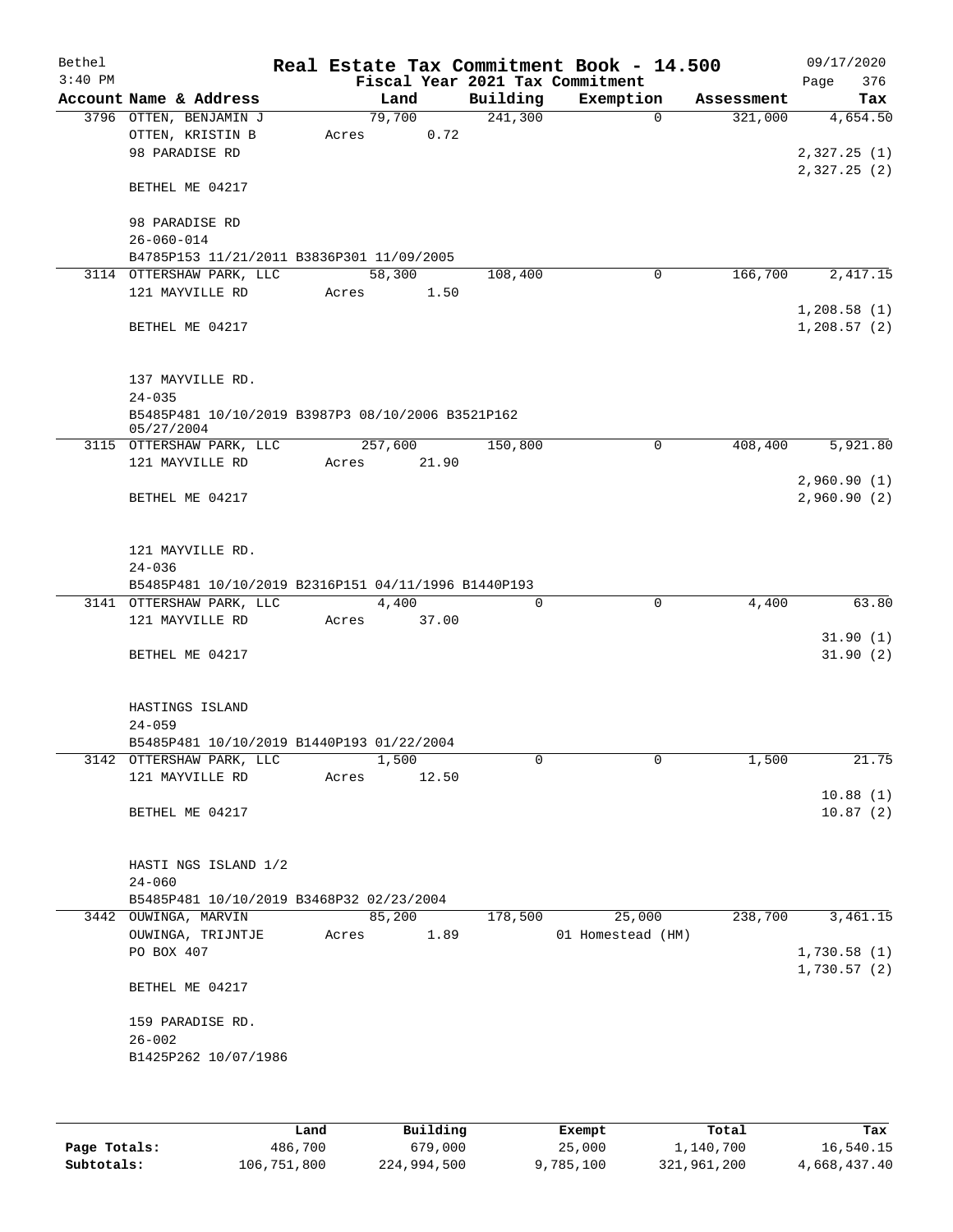Bethel 3:40 PM

**Real Estate Tax Commitment Book - 14.500**
**Fiscal Year 2021 Tax Commitment**

09/17/2020

| Account Name & Address | Land | Building | Exemption | Assessment | Tax |
|---|---|---|---|---|---|
| 3796 OTTEN, BENJAMIN J | 79,700 | 241,300 | 0 | 321,000 | 4,654.50 |
| OTTEN, KRISTIN B | Acres 0.72 | | | | |
| 98 PARADISE RD | | | | | 2,327.25 (1) |
| | | | | | 2,327.25 (2) |
| BETHEL ME 04217 | | | | | |
| 98 PARADISE RD | | | | | |
| 26-060-014 | | | | | |
| B4785P153 11/21/2011 B3836P301 11/09/2005 | | | | | |
| 3114 OTTERSHAW PARK, LLC | 58,300 | 108,400 | 0 | 166,700 | 2,417.15 |
| 121 MAYVILLE RD | Acres 1.50 | | | | |
| | | | | | 1,208.58 (1) |
| BETHEL ME 04217 | | | | | 1,208.57 (2) |
| 137 MAYVILLE RD. | | | | | |
| 24-035 | | | | | |
| B5485P481 10/10/2019 B3987P3 08/10/2006 B3521P162 05/27/2004 | | | | | |
| 3115 OTTERSHAW PARK, LLC | 257,600 | 150,800 | 0 | 408,400 | 5,921.80 |
| 121 MAYVILLE RD | Acres 21.90 | | | | |
| | | | | | 2,960.90 (1) |
| BETHEL ME 04217 | | | | | 2,960.90 (2) |
| 121 MAYVILLE RD. | | | | | |
| 24-036 | | | | | |
| B5485P481 10/10/2019 B2316P151 04/11/1996 B1440P193 | | | | | |
| 3141 OTTERSHAW PARK, LLC | 4,400 | 0 | 0 | 4,400 | 63.80 |
| 121 MAYVILLE RD | Acres 37.00 | | | | |
| | | | | | 31.90 (1) |
| BETHEL ME 04217 | | | | | 31.90 (2) |
| HASTINGS ISLAND | | | | | |
| 24-059 | | | | | |
| B5485P481 10/10/2019 B1440P193 01/22/2004 | | | | | |
| 3142 OTTERSHAW PARK, LLC | 1,500 | 0 | 0 | 1,500 | 21.75 |
| 121 MAYVILLE RD | Acres 12.50 | | | | |
| | | | | | 10.88 (1) |
| BETHEL ME 04217 | | | | | 10.87 (2) |
| HASTI NGS ISLAND 1/2 | | | | | |
| 24-060 | | | | | |
| B5485P481 10/10/2019 B3468P32 02/23/2004 | | | | | |
| 3442 OUWINGA, MARVIN | 85,200 | 178,500 | 25,000 | 238,700 | 3,461.15 |
| OUWINGA, TRIJNTJE | Acres 1.89 | | 01 Homestead (HM) | | |
| PO BOX 407 | | | | | 1,730.58 (1) |
| | | | | | 1,730.57 (2) |
| BETHEL ME 04217 | | | | | |
| 159 PARADISE RD. | | | | | |
| 26-002 | | | | | |
| B1425P262 10/07/1986 | | | | | |

| | Land | Building | Exempt | Total | Tax |
|---|---|---|---|---|---|
| **Page Totals:** | 486,700 | 679,000 | 25,000 | 1,140,700 | 16,540.15 |
| **Subtotals:** | 106,751,800 | 224,994,500 | 9,785,100 | 321,961,200 | 4,668,437.40 |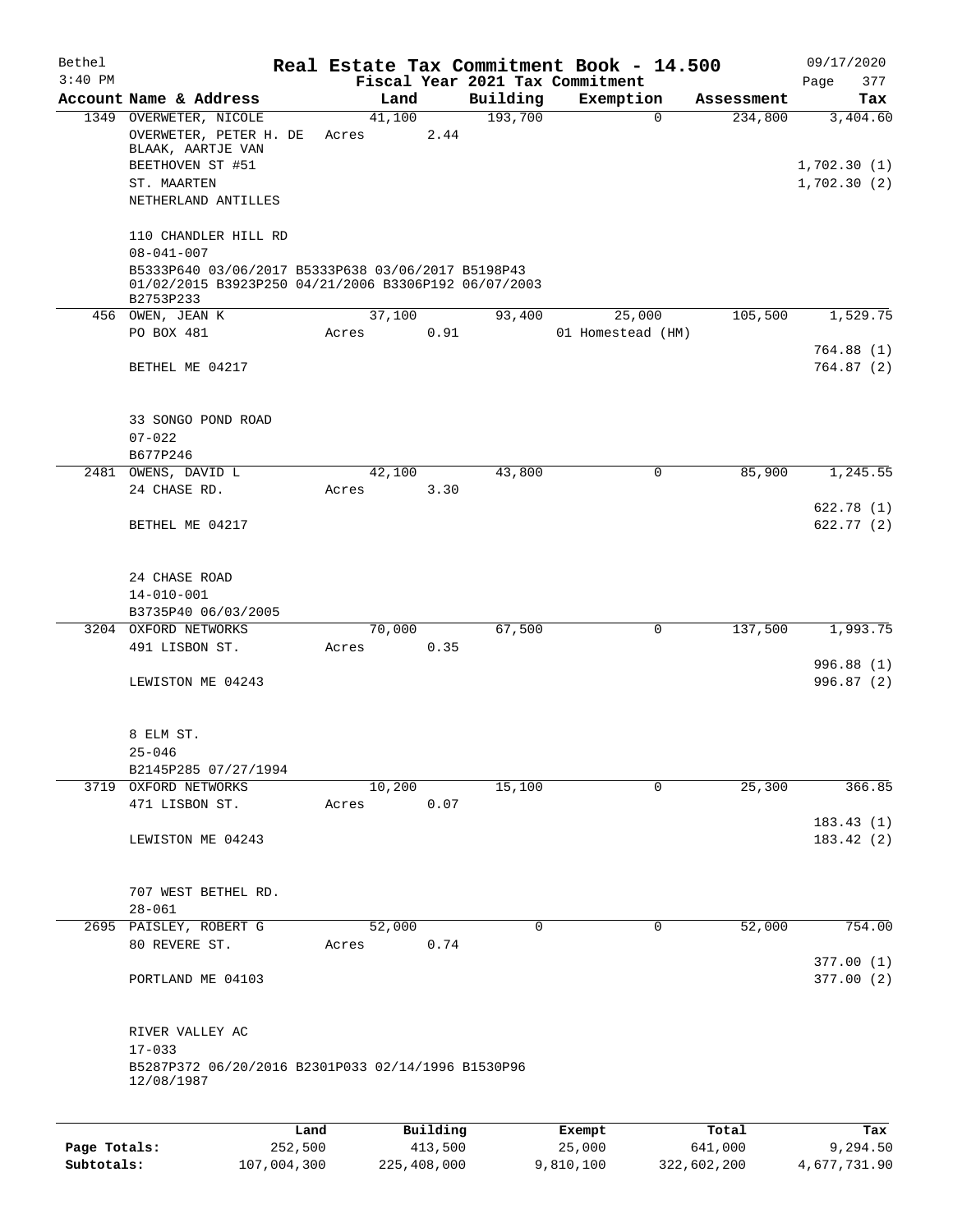# Real Estate Tax Commitment Book - 14.500

Bethel 3:40 PM — 09/17/2020

Fiscal Year 2021 Tax Commitment

| Account Name & Address | Land | Building | Exemption | Assessment | Tax |
|---|---|---|---|---|---|
| 1349 OVERWETER, NICOLE | 41,100 | 193,700 | 0 | 234,800 | 3,404.60 |
| OVERWETER, PETER H. DE | Acres 2.44 | | | | |
| BLAAK, AARTJE VAN | | | | | |
| BEETHOVEN ST #51 | | | | | 1,702.30 (1) |
| ST. MAARTEN | | | | | 1,702.30 (2) |
| NETHERLAND ANTILLES | | | | | |
| 110 CHANDLER HILL RD | | | | | |
| 08-041-007 | | | | | |
| B5333P640 03/06/2017 B5333P638 03/06/2017 B5198P43 01/02/2015 B3923P250 04/21/2006 B3306P192 06/07/2003 B2753P233 | | | | | |
| 456 OWEN, JEAN K | 37,100 | 93,400 | 25,000 | 105,500 | 1,529.75 |
| PO BOX 481 | Acres 0.91 | | 01 Homestead (HM) | | |
| | | | | | 764.88 (1) |
| BETHEL ME 04217 | | | | | 764.87 (2) |
| 33 SONGO POND ROAD | | | | | |
| 07-022 | | | | | |
| B677P246 | | | | | |
| 2481 OWENS, DAVID L | 42,100 | 43,800 | 0 | 85,900 | 1,245.55 |
| 24 CHASE RD. | Acres 3.30 | | | | |
| | | | | | 622.78 (1) |
| BETHEL ME 04217 | | | | | 622.77 (2) |
| 24 CHASE ROAD | | | | | |
| 14-010-001 | | | | | |
| B3735P40 06/03/2005 | | | | | |
| 3204 OXFORD NETWORKS | 70,000 | 67,500 | 0 | 137,500 | 1,993.75 |
| 491 LISBON ST. | Acres 0.35 | | | | |
| | | | | | 996.88 (1) |
| LEWISTON ME 04243 | | | | | 996.87 (2) |
| 8 ELM ST. | | | | | |
| 25-046 | | | | | |
| B2145P285 07/27/1994 | | | | | |
| 3719 OXFORD NETWORKS | 10,200 | 15,100 | 0 | 25,300 | 366.85 |
| 471 LISBON ST. | Acres 0.07 | | | | |
| | | | | | 183.43 (1) |
| LEWISTON ME 04243 | | | | | 183.42 (2) |
| 707 WEST BETHEL RD. | | | | | |
| 28-061 | | | | | |
| 2695 PAISLEY, ROBERT G | 52,000 | 0 | 0 | 52,000 | 754.00 |
| 80 REVERE ST. | Acres 0.74 | | | | |
| | | | | | 377.00 (1) |
| PORTLAND ME 04103 | | | | | 377.00 (2) |
| RIVER VALLEY AC | | | | | |
| 17-033 | | | | | |
| B5287P372 06/20/2016 B2301P033 02/14/1996 B1530P96 12/08/1987 | | | | | |

| | Land | Building | Exempt | Total | Tax |
|---|---|---|---|---|---|
| Page Totals: | 252,500 | 413,500 | 25,000 | 641,000 | 9,294.50 |
| Subtotals: | 107,004,300 | 225,408,000 | 9,810,100 | 322,602,200 | 4,677,731.90 |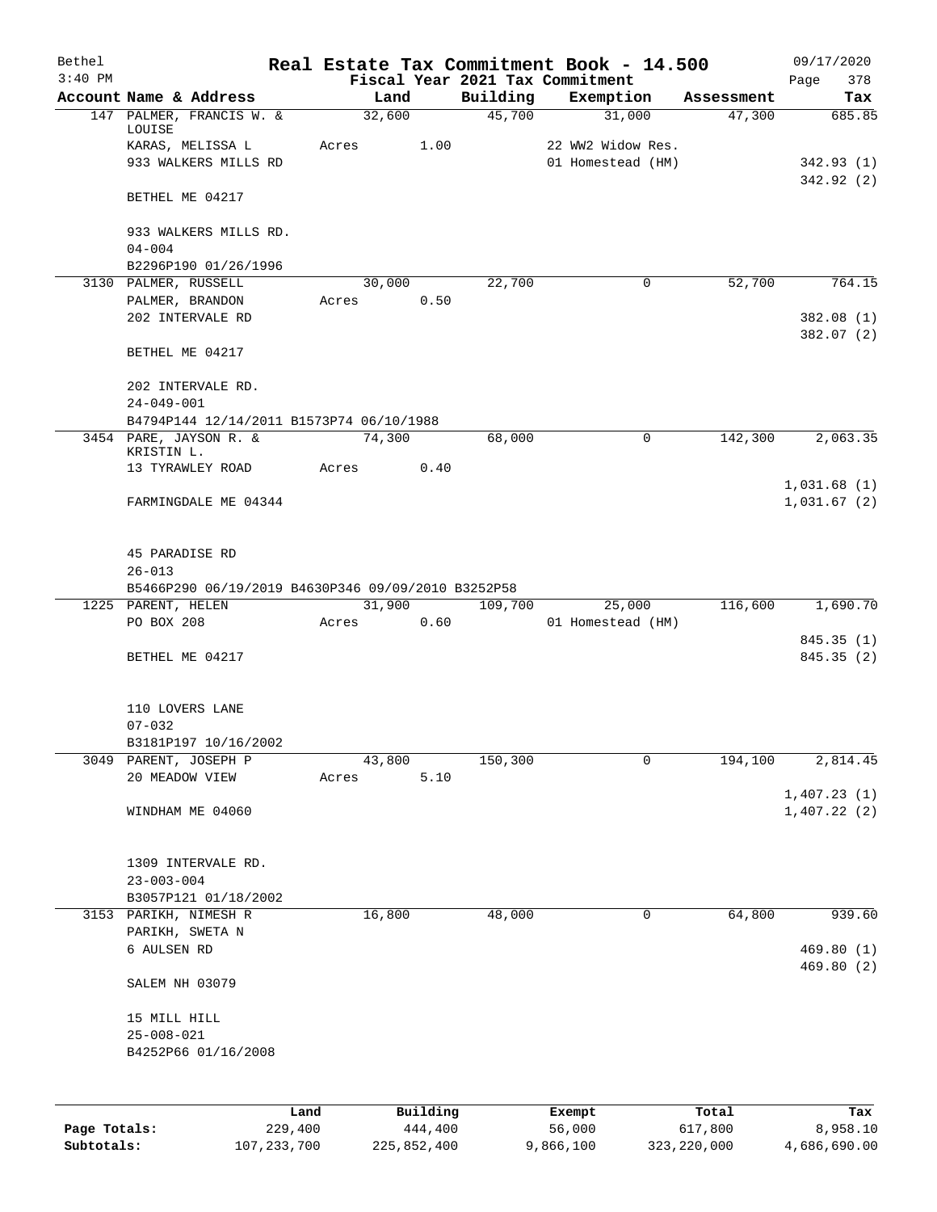# Real Estate Tax Commitment Book - 14.500

Bethel
3:40 PM

Fiscal Year 2021 Tax Commitment

09/17/2020
Page 378

| Account Name & Address | Land | Building | Exemption | Assessment | Tax |
|---|---|---|---|---|---|
| 147 PALMER, FRANCIS W. & LOUISE | 32,600 | 45,700 | 31,000 | 47,300 | 685.85 |
| KARAS, MELISSA L | Acres 1.00 | | 22 WW2 Widow Res. | | |
| 933 WALKERS MILLS RD | | | 01 Homestead (HM) | | 342.93 (1) |
| | | | | | 342.92 (2) |
| BETHEL ME 04217 | | | | | |
| 933 WALKERS MILLS RD. | | | | | |
| 04-004 | | | | | |
| B2296P190 01/26/1996 | | | | | |
| 3130 PALMER, RUSSELL | 30,000 | 22,700 | 0 | 52,700 | 764.15 |
| PALMER, BRANDON | Acres 0.50 | | | | |
| 202 INTERVALE RD | | | | | 382.08 (1) |
| | | | | | 382.07 (2) |
| BETHEL ME 04217 | | | | | |
| 202 INTERVALE RD. | | | | | |
| 24-049-001 | | | | | |
| B4794P144 12/14/2011 B1573P74 06/10/1988 | | | | | |
| 3454 PARE, JAYSON R. & KRISTIN L. | 74,300 | 68,000 | 0 | 142,300 | 2,063.35 |
| 13 TYRAWLEY ROAD | Acres 0.40 | | | | |
| | | | | | 1,031.68 (1) |
| FARMINGDALE ME 04344 | | | | | 1,031.67 (2) |
| 45 PARADISE RD | | | | | |
| 26-013 | | | | | |
| B5466P290 06/19/2019 B4630P346 09/09/2010 B3252P58 | | | | | |
| 1225 PARENT, HELEN | 31,900 | 109,700 | 25,000 | 116,600 | 1,690.70 |
| PO BOX 208 | Acres 0.60 | | 01 Homestead (HM) | | |
| | | | | | 845.35 (1) |
| BETHEL ME 04217 | | | | | 845.35 (2) |
| 110 LOVERS LANE | | | | | |
| 07-032 | | | | | |
| B3181P197 10/16/2002 | | | | | |
| 3049 PARENT, JOSEPH P | 43,800 | 150,300 | 0 | 194,100 | 2,814.45 |
| 20 MEADOW VIEW | Acres 5.10 | | | | |
| | | | | | 1,407.23 (1) |
| WINDHAM ME 04060 | | | | | 1,407.22 (2) |
| 1309 INTERVALE RD. | | | | | |
| 23-003-004 | | | | | |
| B3057P121 01/18/2002 | | | | | |
| 3153 PARIKH, NIMESH R | 16,800 | 48,000 | 0 | 64,800 | 939.60 |
| PARIKH, SWETA N | | | | | |
| 6 AULSEN RD | | | | | 469.80 (1) |
| | | | | | 469.80 (2) |
| SALEM NH 03079 | | | | | |
| 15 MILL HILL | | | | | |
| 25-008-021 | | | | | |
| B4252P66 01/16/2008 | | | | | |

| | Land | Building | Exempt | Total | Tax |
|---|---|---|---|---|---|
| Page Totals: | 229,400 | 444,400 | 56,000 | 617,800 | 8,958.10 |
| Subtotals: | 107,233,700 | 225,852,400 | 9,866,100 | 323,220,000 | 4,686,690.00 |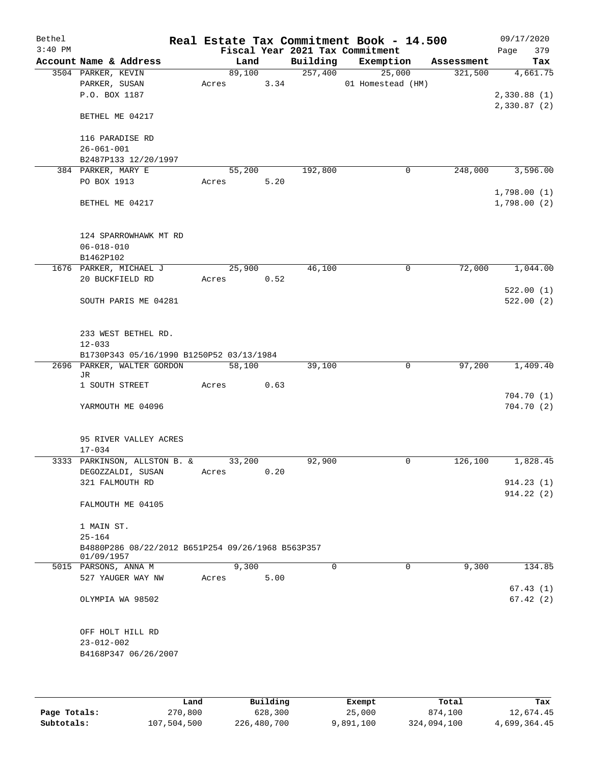Bethel 3:40 PM

# Real Estate Tax Commitment Book - 14.500

Fiscal Year 2021 Tax Commitment

09/17/2020

| Account | Name & Address | Land | Building | Exemption | Assessment | Tax |
|---|---|---|---|---|---|---|
| 3504 | PARKER, KEVIN<br>PARKER, SUSAN<br>P.O. BOX 1187<br>BETHEL ME 04217<br><br>116 PARADISE RD<br>26-061-001<br>B2487P133 12/20/1997 | 89,100<br>Acres 3.34 | 257,400 | 25,000<br>01 Homestead (HM) | 321,500 | 4,661.75<br>2,330.88 (1)<br>2,330.87 (2) |
| 384 | PARKER, MARY E<br>PO BOX 1913<br>BETHEL ME 04217<br><br>124 SPARROWHAWK MT RD<br>06-018-010<br>B1462P102 | 55,200<br>Acres 5.20 | 192,800 | 0 | 248,000 | 3,596.00<br>1,798.00 (1)<br>1,798.00 (2) |
| 1676 | PARKER, MICHAEL J<br>20 BUCKFIELD RD<br>SOUTH PARIS ME 04281<br><br>233 WEST BETHEL RD.<br>12-033<br>B1730P343 05/16/1990 B1250P52 03/13/1984 | 25,900<br>Acres 0.52 | 46,100 | 0 | 72,000 | 1,044.00<br>522.00 (1)<br>522.00 (2) |
| 2696 | PARKER, WALTER GORDON JR<br>1 SOUTH STREET<br>YARMOUTH ME 04096<br><br>95 RIVER VALLEY ACRES<br>17-034 | 58,100<br>Acres 0.63 | 39,100 | 0 | 97,200 | 1,409.40<br>704.70 (1)<br>704.70 (2) |
| 3333 | PARKINSON, ALLSTON B. &<br>DEGOZZALDI, SUSAN<br>321 FALMOUTH RD<br>FALMOUTH ME 04105<br><br>1 MAIN ST.<br>25-164<br>B4880P286 08/22/2012 B651P254 09/26/1968 B563P357 01/09/1957 | 33,200<br>Acres 0.20 | 92,900 | 0 | 126,100 | 1,828.45<br>914.23 (1)<br>914.22 (2) |
| 5015 | PARSONS, ANNA M<br>527 YAUGER WAY NW<br>OLYMPIA WA 98502<br><br>OFF HOLT HILL RD<br>23-012-002<br>B4168P347 06/26/2007 | 9,300<br>Acres 5.00 | 0 | 0 | 9,300 | 134.85<br>67.43 (1)<br>67.42 (2) |

| | Land | Building | Exempt | Total | Tax |
|---|---|---|---|---|---|
| Page Totals: | 270,800 | 628,300 | 25,000 | 874,100 | 12,674.45 |
| Subtotals: | 107,504,500 | 226,480,700 | 9,891,100 | 324,094,100 | 4,699,364.45 |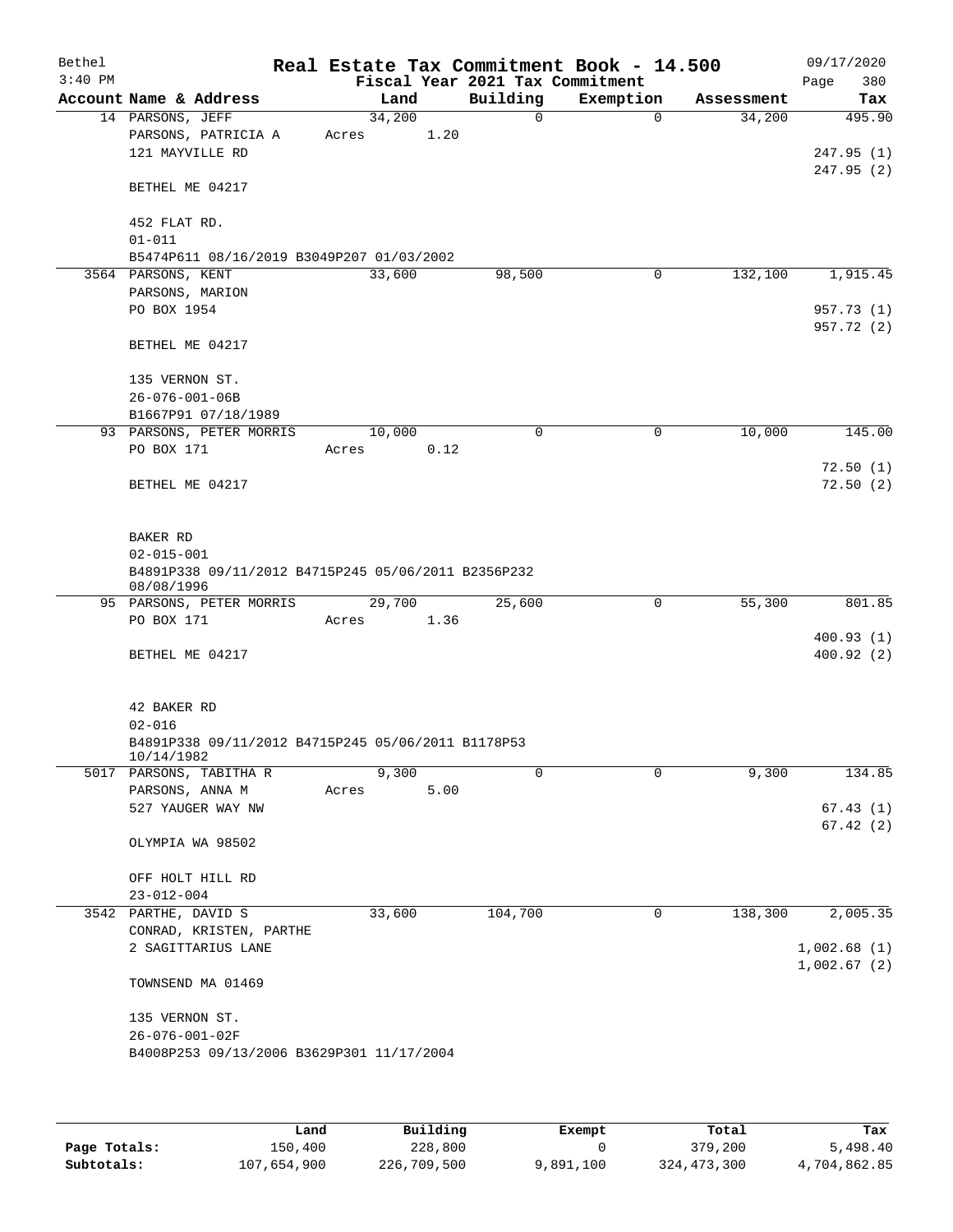# Real Estate Tax Commitment Book - 14.500

Bethel
3:40 PM

Fiscal Year 2021 Tax Commitment

09/17/2020

| Account Name & Address | Land | Building | Exemption | Assessment | Tax |
|---|---|---|---|---|---|
| 14 PARSONS, JEFF<br>PARSONS, PATRICIA A<br>121 MAYVILLE RD<br><br>BETHEL ME 04217<br><br>452 FLAT RD.<br>01-011<br>B5474P611 08/16/2019 B3049P207 01/03/2002 | 34,200<br>Acres 1.20 | 0 | 0 | 34,200 | 495.90<br><br>247.95 (1)<br>247.95 (2) |
| 3564 PARSONS, KENT<br>PARSONS, MARION<br>PO BOX 1954<br><br>BETHEL ME 04217<br><br>135 VERNON ST.<br>26-076-001-06B<br>B1667P91 07/18/1989 | 33,600 | 98,500 | 0 | 132,100 | 1,915.45<br><br>957.73 (1)<br>957.72 (2) |
| 93 PARSONS, PETER MORRIS<br>PO BOX 171<br><br>BETHEL ME 04217<br><br>BAKER RD<br>02-015-001<br>B4891P338 09/11/2012 B4715P245 05/06/2011 B2356P232 08/08/1996 | 10,000<br>Acres 0.12 | 0 | 0 | 10,000 | 145.00<br><br>72.50 (1)<br>72.50 (2) |
| 95 PARSONS, PETER MORRIS<br>PO BOX 171<br><br>BETHEL ME 04217<br><br>42 BAKER RD<br>02-016<br>B4891P338 09/11/2012 B4715P245 05/06/2011 B1178P53 10/14/1982 | 29,700<br>Acres 1.36 | 25,600 | 0 | 55,300 | 801.85<br><br>400.93 (1)<br>400.92 (2) |
| 5017 PARSONS, TABITHA R<br>PARSONS, ANNA M<br>527 YAUGER WAY NW<br><br>OLYMPIA WA 98502<br><br>OFF HOLT HILL RD<br>23-012-004 | 9,300<br>Acres 5.00 | 0 | 0 | 9,300 | 134.85<br><br>67.43 (1)<br>67.42 (2) |
| 3542 PARTHE, DAVID S<br>CONRAD, KRISTEN, PARTHE<br>2 SAGITTARIUS LANE<br><br>TOWNSEND MA 01469<br><br>135 VERNON ST.<br>26-076-001-02F<br>B4008P253 09/13/2006 B3629P301 11/17/2004 | 33,600 | 104,700 | 0 | 138,300 | 2,005.35<br><br>1,002.68 (1)<br>1,002.67 (2) |

| | Land | Building | Exempt | Total | Tax |
|---|---|---|---|---|---|
| **Page Totals:** | 150,400 | 228,800 | 0 | 379,200 | 5,498.40 |
| **Subtotals:** | 107,654,900 | 226,709,500 | 9,891,100 | 324,473,300 | 4,704,862.85 |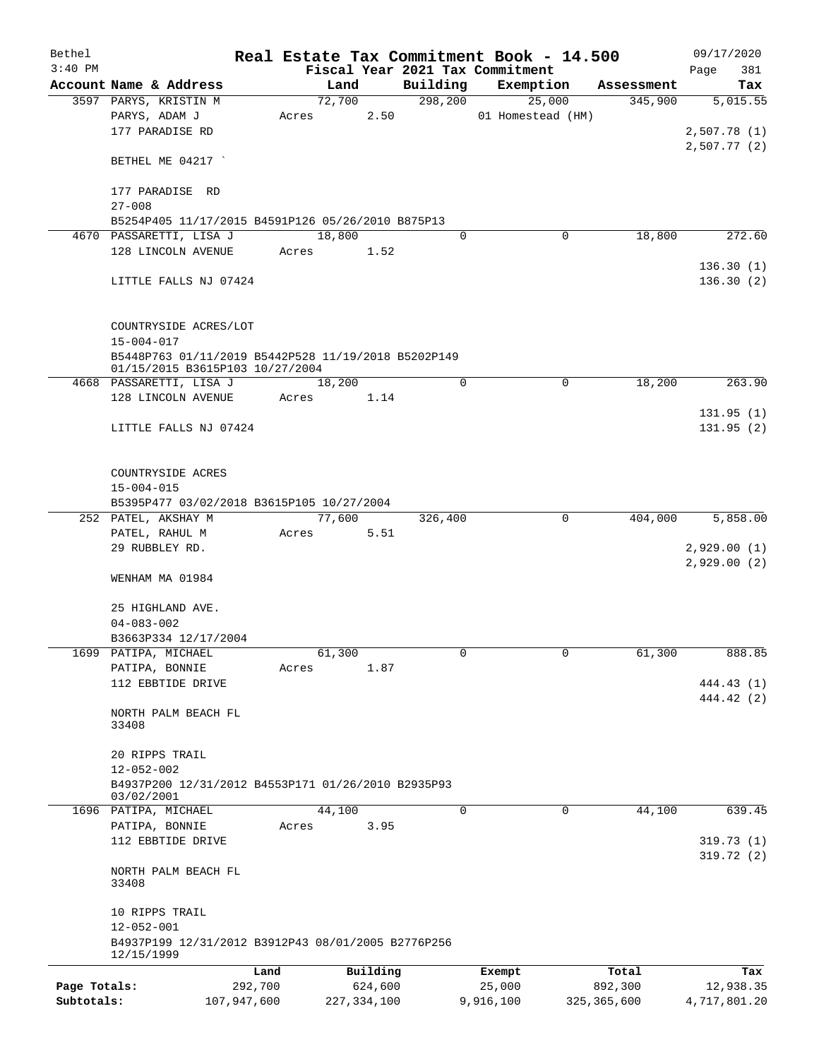Bethel 3:40 PM

# Real Estate Tax Commitment Book - 14.500

## Fiscal Year 2021 Tax Commitment

09/17/2020 Page 381

| Account Name & Address | Land | Building | Exemption | Assessment | Tax |
|---|---|---|---|---|---|
| 3597 PARYS, KRISTIN M | 72,700 | 298,200 | 25,000 | 345,900 | 5,015.55 |
| PARYS, ADAM J | Acres 2.50 | | 01 Homestead (HM) | | |
| 177 PARADISE RD | | | | | 2,507.78 (1) |
| | | | | | 2,507.77 (2) |
| BETHEL ME 04217 ` | | | | | |
| 177 PARADISE RD | | | | | |
| 27-008 | | | | | |
| B5254P405 11/17/2015 B4591P126 05/26/2010 B875P13 | | | | | |
| 4670 PASSARETTI, LISA J | 18,800 | 0 | 0 | 18,800 | 272.60 |
| 128 LINCOLN AVENUE | Acres 1.52 | | | | |
| | | | | | 136.30 (1) |
| LITTLE FALLS NJ 07424 | | | | | 136.30 (2) |
| COUNTRYSIDE ACRES/LOT | | | | | |
| 15-004-017 | | | | | |
| B5448P763 01/11/2019 B5442P528 11/19/2018 B5202P149 01/15/2015 B3615P103 10/27/2004 | | | | | |
| 4668 PASSARETTI, LISA J | 18,200 | 0 | 0 | 18,200 | 263.90 |
| 128 LINCOLN AVENUE | Acres 1.14 | | | | |
| | | | | | 131.95 (1) |
| LITTLE FALLS NJ 07424 | | | | | 131.95 (2) |
| COUNTRYSIDE ACRES | | | | | |
| 15-004-015 | | | | | |
| B5395P477 03/02/2018 B3615P105 10/27/2004 | | | | | |
| 252 PATEL, AKSHAY M | 77,600 | 326,400 | 0 | 404,000 | 5,858.00 |
| PATEL, RAHUL M | Acres 5.51 | | | | |
| 29 RUBBLEY RD. | | | | | 2,929.00 (1) |
| | | | | | 2,929.00 (2) |
| WENHAM MA 01984 | | | | | |
| 25 HIGHLAND AVE. | | | | | |
| 04-083-002 | | | | | |
| B3663P334 12/17/2004 | | | | | |
| 1699 PATIPA, MICHAEL | 61,300 | 0 | 0 | 61,300 | 888.85 |
| PATIPA, BONNIE | Acres 1.87 | | | | |
| 112 EBBTIDE DRIVE | | | | | 444.43 (1) |
| | | | | | 444.42 (2) |
| NORTH PALM BEACH FL 33408 | | | | | |
| 20 RIPPS TRAIL | | | | | |
| 12-052-002 | | | | | |
| B4937P200 12/31/2012 B4553P171 01/26/2010 B2935P93 03/02/2001 | | | | | |
| 1696 PATIPA, MICHAEL | 44,100 | 0 | 0 | 44,100 | 639.45 |
| PATIPA, BONNIE | Acres 3.95 | | | | |
| 112 EBBTIDE DRIVE | | | | | 319.73 (1) |
| | | | | | 319.72 (2) |
| NORTH PALM BEACH FL 33408 | | | | | |
| 10 RIPPS TRAIL | | | | | |
| 12-052-001 | | | | | |
| B4937P199 12/31/2012 B3912P43 08/01/2005 B2776P256 12/15/1999 | | | | | |

| | Land | Building | Exempt | Total | Tax |
|---|---|---|---|---|---|
| Page Totals: | 292,700 | 624,600 | 25,000 | 892,300 | 12,938.35 |
| Subtotals: | 107,947,600 | 227,334,100 | 9,916,100 | 325,365,600 | 4,717,801.20 |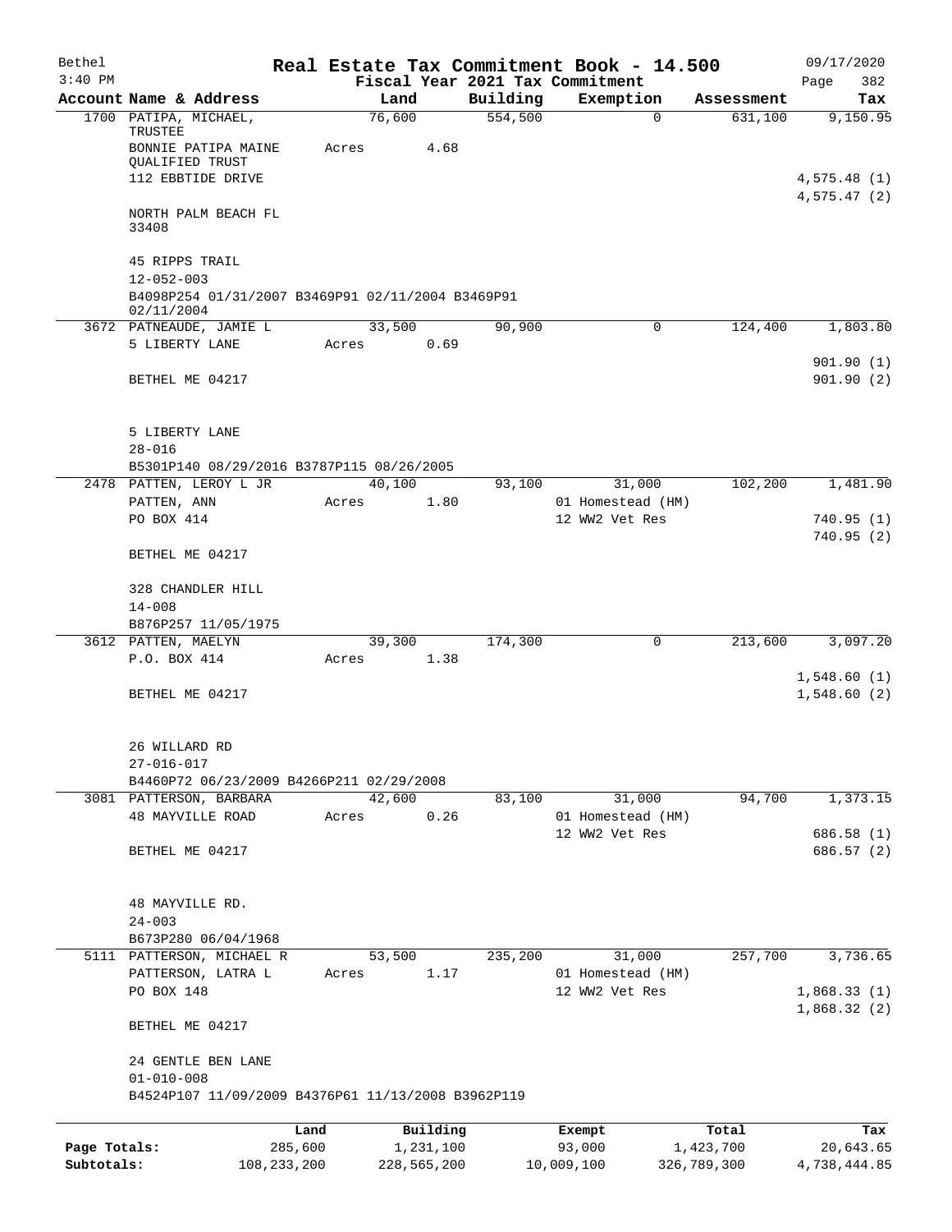Bethel 3:40 PM

# Real Estate Tax Commitment Book - 14.500

Fiscal Year 2021 Tax Commitment

09/17/2020

| Account | Name & Address | Land | Building | Exemption | Assessment | Tax |
|---|---|---|---|---|---|---|
| 1700 | PATIPA, MICHAEL, TRUSTEE<br>BONNIE PATIPA MAINE QUALIFIED TRUST<br>112 EBBTIDE DRIVE<br><br>NORTH PALM BEACH FL 33408<br><br>45 RIPPS TRAIL<br>12-052-003<br>B4098P254 01/31/2007 B3469P91 02/11/2004 B3469P91 02/11/2004 | 76,600<br>Acres 4.68 | 554,500 | 0 | 631,100 | 9,150.95<br><br>4,575.48 (1)<br>4,575.47 (2) |
| 3672 | PATNEAUDE, JAMIE L<br>5 LIBERTY LANE<br><br>BETHEL ME 04217<br><br>5 LIBERTY LANE<br>28-016<br>B5301P140 08/29/2016 B3787P115 08/26/2005 | 33,500<br>Acres 0.69 | 90,900 | 0 | 124,400 | 1,803.80<br><br>901.90 (1)<br>901.90 (2) |
| 2478 | PATTEN, LEROY L JR<br>PATTEN, ANN<br>PO BOX 414<br><br>BETHEL ME 04217<br><br>328 CHANDLER HILL<br>14-008<br>B876P257 11/05/1975 | 40,100<br>Acres 1.80 | 93,100 | 31,000<br>01 Homestead (HM)<br>12 WW2 Vet Res | 102,200 | 1,481.90<br><br>740.95 (1)<br>740.95 (2) |
| 3612 | PATTEN, MAELYN<br>P.O. BOX 414<br><br>BETHEL ME 04217<br><br>26 WILLARD RD<br>27-016-017<br>B4460P72 06/23/2009 B4266P211 02/29/2008 | 39,300<br>Acres 1.38 | 174,300 | 0 | 213,600 | 3,097.20<br><br>1,548.60 (1)<br>1,548.60 (2) |
| 3081 | PATTERSON, BARBARA<br>48 MAYVILLE ROAD<br><br>BETHEL ME 04217<br><br>48 MAYVILLE RD.<br>24-003<br>B673P280 06/04/1968 | 42,600<br>Acres 0.26 | 83,100 | 31,000<br>01 Homestead (HM)<br>12 WW2 Vet Res | 94,700 | 1,373.15<br><br>686.58 (1)<br>686.57 (2) |
| 5111 | PATTERSON, MICHAEL R<br>PATTERSON, LATRA L<br>PO BOX 148<br><br>BETHEL ME 04217<br><br>24 GENTLE BEN LANE<br>01-010-008<br>B4524P107 11/09/2009 B4376P61 11/13/2008 B3962P119 | 53,500<br>Acres 1.17 | 235,200 | 31,000<br>01 Homestead (HM)<br>12 WW2 Vet Res | 257,700 | 3,736.65<br><br>1,868.33 (1)<br>1,868.32 (2) |

| | Land | Building | Exempt | Total | Tax |
|---|---|---|---|---|---|
| Page Totals: | 285,600 | 1,231,100 | 93,000 | 1,423,700 | 20,643.65 |
| Subtotals: | 108,233,200 | 228,565,200 | 10,009,100 | 326,789,300 | 4,738,444.85 |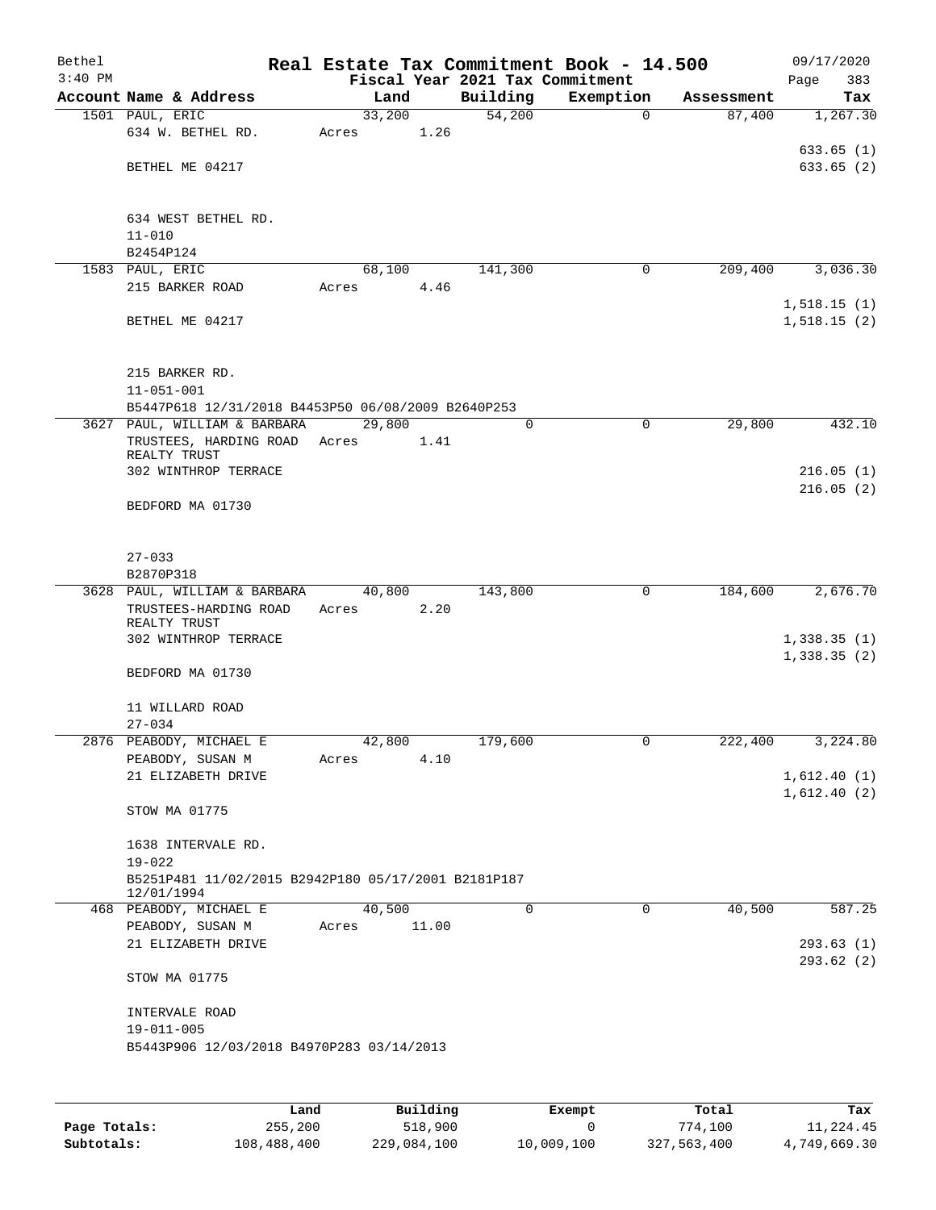Bethel 3:40 PM

# Real Estate Tax Commitment Book - 14.500

Fiscal Year 2021 Tax Commitment

09/17/2020 Page 383

| Account | Name & Address | Land | Building | Exemption | Assessment | Tax |
|---|---|---|---|---|---|---|
| 1501 | PAUL, ERIC<br>634 W. BETHEL RD.<br>BETHEL ME 04217<br><br>634 WEST BETHEL RD.<br>11-010<br>B2454P124 | 33,200<br>Acres 1.26 | 54,200 | 0 | 87,400 | 1,267.30<br>633.65 (1)<br>633.65 (2) |
| 1583 | PAUL, ERIC<br>215 BARKER ROAD<br>BETHEL ME 04217<br><br>215 BARKER RD.<br>11-051-001<br>B5447P618 12/31/2018 B4453P50 06/08/2009 B2640P253 | 68,100<br>Acres 4.46 | 141,300 | 0 | 209,400 | 3,036.30<br>1,518.15 (1)<br>1,518.15 (2) |
| 3627 | PAUL, WILLIAM & BARBARA<br>TRUSTEES, HARDING ROAD REALTY TRUST<br>302 WINTHROP TERRACE<br>BEDFORD MA 01730<br><br>27-033<br>B2870P318 | 29,800<br>Acres 1.41 | 0 | 0 | 29,800 | 432.10<br>216.05 (1)<br>216.05 (2) |
| 3628 | PAUL, WILLIAM & BARBARA<br>TRUSTEES-HARDING ROAD REALTY TRUST<br>302 WINTHROP TERRACE<br>BEDFORD MA 01730<br><br>11 WILLARD ROAD<br>27-034 | 40,800<br>Acres 2.20 | 143,800 | 0 | 184,600 | 2,676.70<br>1,338.35 (1)<br>1,338.35 (2) |
| 2876 | PEABODY, MICHAEL E<br>PEABODY, SUSAN M<br>21 ELIZABETH DRIVE<br>STOW MA 01775<br><br>1638 INTERVALE RD.<br>19-022<br>B5251P481 11/02/2015 B2942P180 05/17/2001 B2181P187 12/01/1994 | 42,800<br>Acres 4.10 | 179,600 | 0 | 222,400 | 3,224.80<br>1,612.40 (1)<br>1,612.40 (2) |
| 468 | PEABODY, MICHAEL E<br>PEABODY, SUSAN M<br>21 ELIZABETH DRIVE<br>STOW MA 01775<br><br>INTERVALE ROAD<br>19-011-005<br>B5443P906 12/03/2018 B4970P283 03/14/2013 | 40,500<br>Acres 11.00 | 0 | 0 | 40,500 | 587.25<br>293.63 (1)<br>293.62 (2) |

| | Land | Building | Exempt | Total | Tax |
|---|---|---|---|---|---|
| Page Totals: | 255,200 | 518,900 | 0 | 774,100 | 11,224.45 |
| Subtotals: | 108,488,400 | 229,084,100 | 10,009,100 | 327,563,400 | 4,749,669.30 |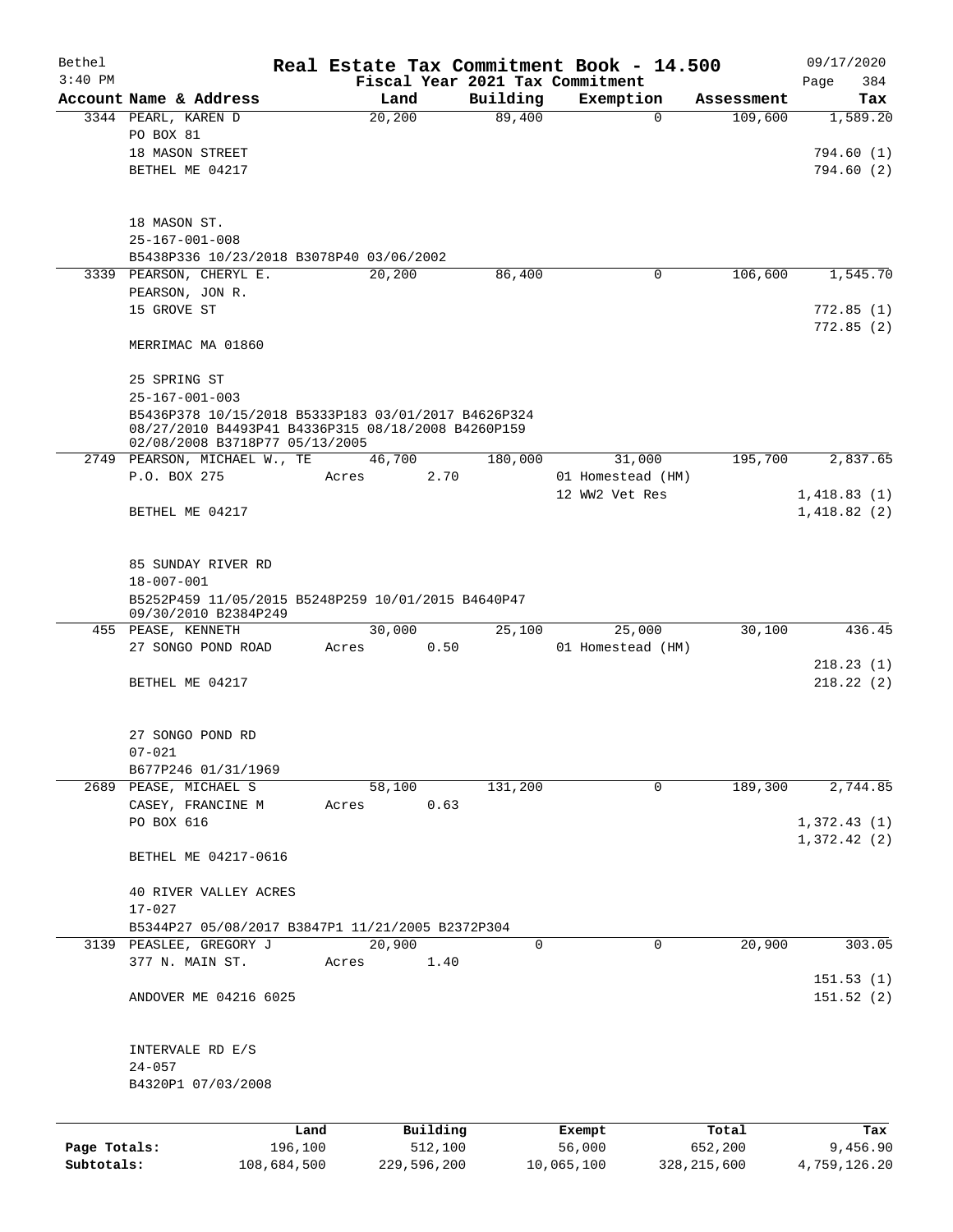Bethel 3:40 PM

# Real Estate Tax Commitment Book - 14.500

Fiscal Year 2021 Tax Commitment

09/17/2020

| Account Name & Address | Land | Building | Exemption | Assessment | Tax |
|---|---|---|---|---|---|
| 3344 PEARL, KAREN D | 20,200 | 89,400 | 0 | 109,600 | 1,589.20 |
| PO BOX 81 | | | | | |
| 18 MASON STREET | | | | | 794.60 (1) |
| BETHEL ME 04217 | | | | | 794.60 (2) |
| 18 MASON ST. | | | | | |
| 25-167-001-008 | | | | | |
| B5438P336 10/23/2018 B3078P40 03/06/2002 | | | | | |
| 3339 PEARSON, CHERYL E. | 20,200 | 86,400 | 0 | 106,600 | 1,545.70 |
| PEARSON, JON R. | | | | | |
| 15 GROVE ST | | | | | 772.85 (1) |
| | | | | | 772.85 (2) |
| MERRIMAC MA 01860 | | | | | |
| 25 SPRING ST | | | | | |
| 25-167-001-003 | | | | | |
| B5436P378 10/15/2018 B5333P183 03/01/2017 B4626P324 08/27/2010 B4493P41 B4336P315 08/18/2008 B4260P159 02/08/2008 B3718P77 05/13/2005 | | | | | |
| 2749 PEARSON, MICHAEL W., TE | 46,700 | 180,000 | 31,000 | 195,700 | 2,837.65 |
| P.O. BOX 275 | Acres 2.70 | | 01 Homestead (HM) | | |
| | | | 12 WW2 Vet Res | | 1,418.83 (1) |
| BETHEL ME 04217 | | | | | 1,418.82 (2) |
| 85 SUNDAY RIVER RD | | | | | |
| 18-007-001 | | | | | |
| B5252P459 11/05/2015 B5248P259 10/01/2015 B4640P47 09/30/2010 B2384P249 | | | | | |
| 455 PEASE, KENNETH | 30,000 | 25,100 | 25,000 | 30,100 | 436.45 |
| 27 SONGO POND ROAD | Acres 0.50 | | 01 Homestead (HM) | | |
| | | | | | 218.23 (1) |
| BETHEL ME 04217 | | | | | 218.22 (2) |
| 27 SONGO POND RD | | | | | |
| 07-021 | | | | | |
| B677P246 01/31/1969 | | | | | |
| 2689 PEASE, MICHAEL S | 58,100 | 131,200 | 0 | 189,300 | 2,744.85 |
| CASEY, FRANCINE M | Acres 0.63 | | | | |
| PO BOX 616 | | | | | 1,372.43 (1) |
| | | | | | 1,372.42 (2) |
| BETHEL ME 04217-0616 | | | | | |
| 40 RIVER VALLEY ACRES | | | | | |
| 17-027 | | | | | |
| B5344P27 05/08/2017 B3847P1 11/21/2005 B2372P304 | | | | | |
| 3139 PEASLEE, GREGORY J | 20,900 | 0 | 0 | 20,900 | 303.05 |
| 377 N. MAIN ST. | Acres 1.40 | | | | |
| | | | | | 151.53 (1) |
| ANDOVER ME 04216 6025 | | | | | 151.52 (2) |
| INTERVALE RD E/S | | | | | |
| 24-057 | | | | | |
| B4320P1 07/03/2008 | | | | | |

| | Land | Building | Exempt | Total | Tax |
|---|---|---|---|---|---|
| Page Totals: | 196,100 | 512,100 | 56,000 | 652,200 | 9,456.90 |
| Subtotals: | 108,684,500 | 229,596,200 | 10,065,100 | 328,215,600 | 4,759,126.20 |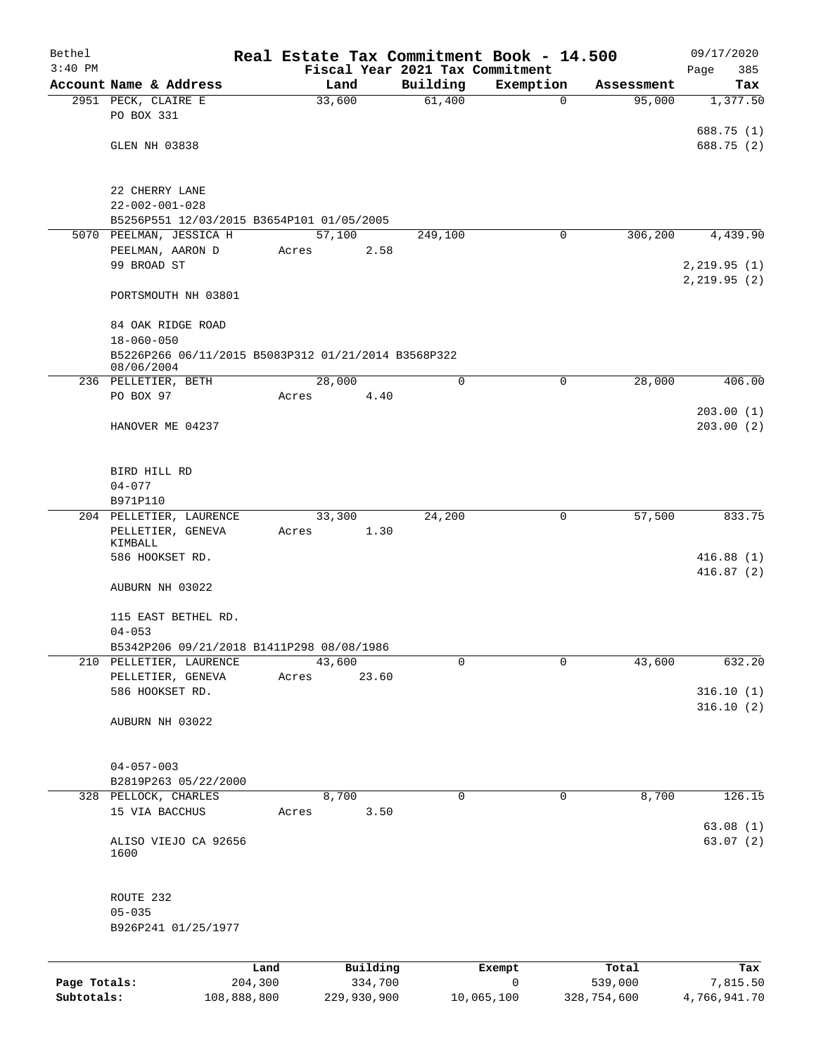# Real Estate Tax Commitment Book - 14.500

Bethel
3:40 PM

Fiscal Year 2021 Tax Commitment

09/17/2020

| Account Name & Address | Land | Building | Exemption | Assessment | Tax |
|---|---|---|---|---|---|
| 2951 PECK, CLAIRE E<br>PO BOX 331<br><br>GLEN NH 03838<br><br>22 CHERRY LANE<br>22-002-001-028<br>B5256P551 12/03/2015 B3654P101 01/05/2005 | 33,600 | 61,400 | 0 | 95,000 | 1,377.50<br><br>688.75 (1)<br>688.75 (2) |
| 5070 PEELMAN, JESSICA H<br>PEELMAN, AARON D<br>99 BROAD ST<br><br>PORTSMOUTH NH 03801<br><br>84 OAK RIDGE ROAD<br>18-060-050<br>B5226P266 06/11/2015 B5083P312 01/21/2014 B3568P322 08/06/2004 | 57,100<br>Acres 2.58 | 249,100 | 0 | 306,200 | 4,439.90<br><br>2,219.95 (1)<br>2,219.95 (2) |
| 236 PELLETIER, BETH<br>PO BOX 97<br><br>HANOVER ME 04237<br><br>BIRD HILL RD<br>04-077<br>B971P110 | 28,000<br>Acres 4.40 | 0 | 0 | 28,000 | 406.00<br><br>203.00 (1)<br>203.00 (2) |
| 204 PELLETIER, LAURENCE<br>PELLETIER, GENEVA KIMBALL<br>586 HOOKSET RD.<br><br>AUBURN NH 03022<br><br>115 EAST BETHEL RD.<br>04-053<br>B5342P206 09/21/2018 B1411P298 08/08/1986 | 33,300<br>Acres 1.30 | 24,200 | 0 | 57,500 | 833.75<br><br>416.88 (1)<br>416.87 (2) |
| 210 PELLETIER, LAURENCE<br>PELLETIER, GENEVA<br>586 HOOKSET RD.<br><br>AUBURN NH 03022<br><br>04-057-003<br>B2819P263 05/22/2000 | 43,600<br>Acres 23.60 | 0 | 0 | 43,600 | 632.20<br><br>316.10 (1)<br>316.10 (2) |
| 328 PELLOCK, CHARLES<br>15 VIA BACCHUS<br><br>ALISO VIEJO CA 92656 1600<br><br>ROUTE 232<br>05-035<br>B926P241 01/25/1977 | 8,700<br>Acres 3.50 | 0 | 0 | 8,700 | 126.15<br><br>63.08 (1)<br>63.07 (2) |

| | Land | Building | Exempt | Total | Tax |
|---|---|---|---|---|---|
| Page Totals: | 204,300 | 334,700 | 0 | 539,000 | 7,815.50 |
| Subtotals: | 108,888,800 | 229,930,900 | 10,065,100 | 328,754,600 | 4,766,941.70 |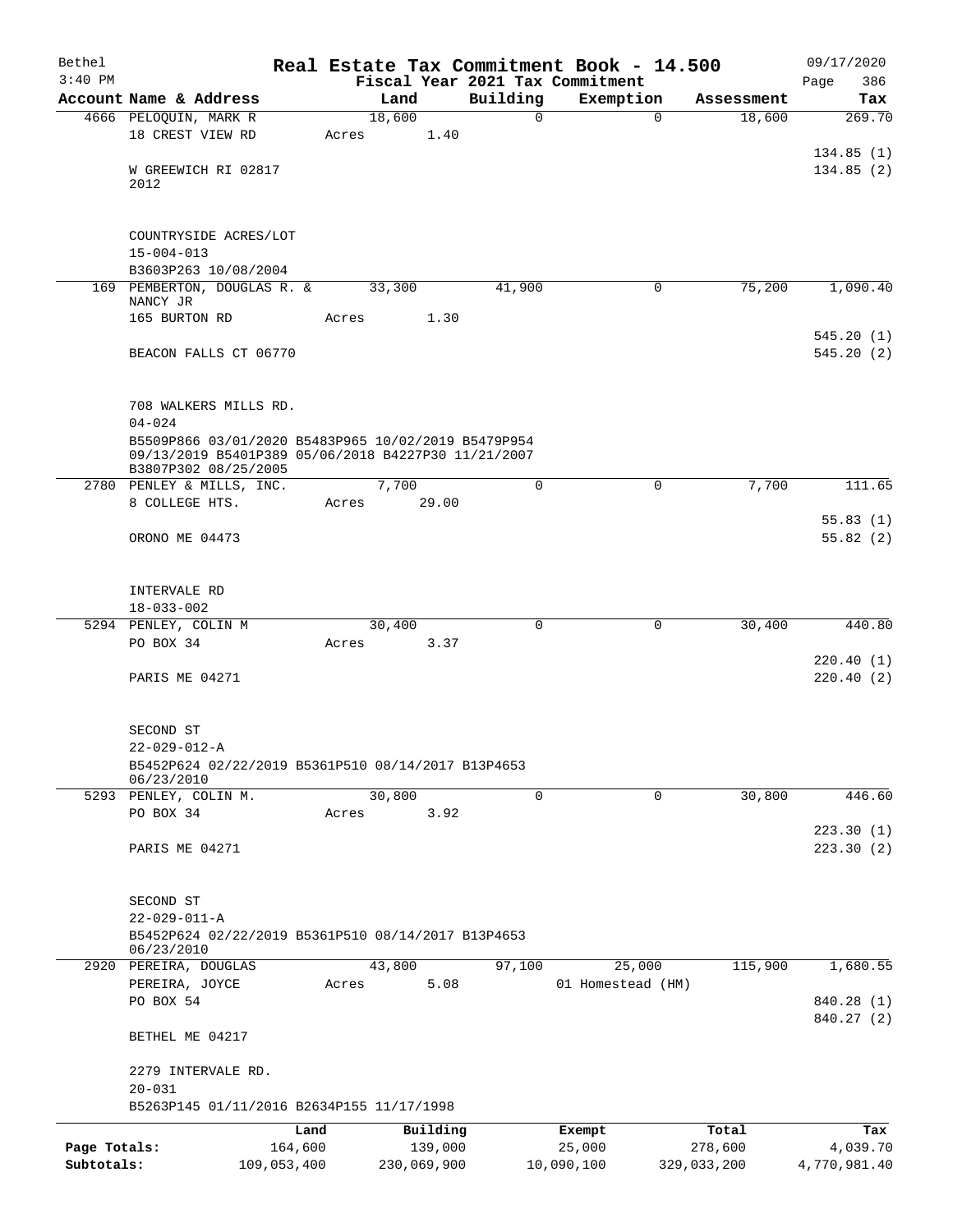# Real Estate Tax Commitment Book - 14.500

Bethel 3:40 PM — Fiscal Year 2021 Tax Commitment — 09/17/2020

| Account Name & Address | Land | Building | Exemption | Assessment | Tax |
|---|---|---|---|---|---|
| 4666 PELOQUIN, MARK R<br>18 CREST VIEW RD<br>W GREEWICH RI 02817<br>2012<br>COUNTRYSIDE ACRES/LOT<br>15-004-013<br>B3603P263 10/08/2004 | 18,600<br>Acres 1.40 | 0 | 0 | 18,600 | 269.70<br>134.85 (1)<br>134.85 (2) |
| 169 PEMBERTON, DOUGLAS R. & NANCY JR<br>165 BURTON RD<br>BEACON FALLS CT 06770<br>708 WALKERS MILLS RD.<br>04-024<br>B5509P866 03/01/2020 B5483P965 10/02/2019 B5479P954 09/13/2019 B5401P389 05/06/2018 B4227P30 11/21/2007 B3807P302 08/25/2005 | 33,300<br>Acres 1.30 | 41,900 | 0 | 75,200 | 1,090.40<br>545.20 (1)<br>545.20 (2) |
| 2780 PENLEY & MILLS, INC.<br>8 COLLEGE HTS.<br>ORONO ME 04473<br>INTERVALE RD<br>18-033-002 | 7,700<br>Acres 29.00 | 0 | 0 | 7,700 | 111.65<br>55.83 (1)<br>55.82 (2) |
| 5294 PENLEY, COLIN M<br>PO BOX 34<br>PARIS ME 04271<br>SECOND ST<br>22-029-012-A<br>B5452P624 02/22/2019 B5361P510 08/14/2017 B13P4653 06/23/2010 | 30,400<br>Acres 3.37 | 0 | 0 | 30,400 | 440.80<br>220.40 (1)<br>220.40 (2) |
| 5293 PENLEY, COLIN M.<br>PO BOX 34<br>PARIS ME 04271<br>SECOND ST<br>22-029-011-A<br>B5452P624 02/22/2019 B5361P510 08/14/2017 B13P4653 06/23/2010 | 30,800<br>Acres 3.92 | 0 | 0 | 30,800 | 446.60<br>223.30 (1)<br>223.30 (2) |
| 2920 PEREIRA, DOUGLAS<br>PEREIRA, JOYCE<br>PO BOX 54<br>BETHEL ME 04217<br>2279 INTERVALE RD.<br>20-031<br>B5263P145 01/11/2016 B2634P155 11/17/1998 | 43,800<br>Acres 5.08 | 97,100 | 25,000<br>01 Homestead (HM) | 115,900 | 1,680.55<br>840.28 (1)<br>840.27 (2) |

| | Land | Building | Exempt | Total | Tax |
|---|---|---|---|---|---|
| Page Totals: | 164,600 | 139,000 | 25,000 | 278,600 | 4,039.70 |
| Subtotals: | 109,053,400 | 230,069,900 | 10,090,100 | 329,033,200 | 4,770,981.40 |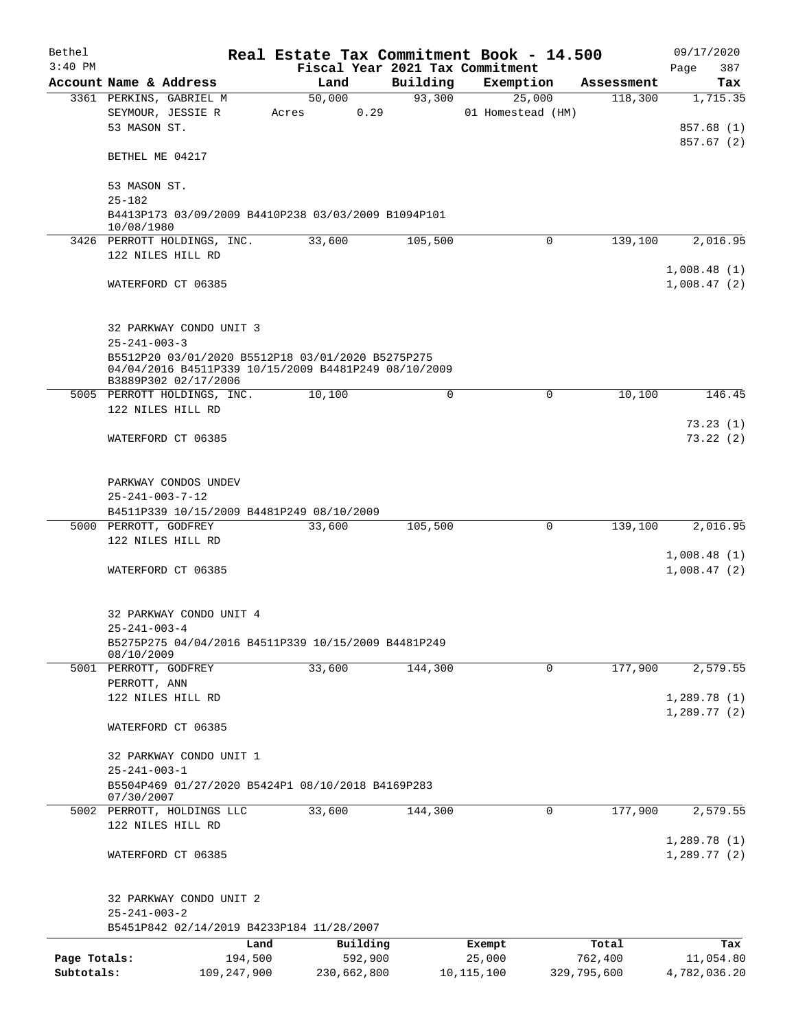Bethel 3:40 PM

**Real Estate Tax Commitment Book - 14.500**

Fiscal Year 2021 Tax Commitment

09/17/2020

| Account Name & Address | Land | Building | Exemption | Assessment | Tax |
|---|---|---|---|---|---|
| 3361 PERKINS, GABRIEL M<br>SEYMOUR, JESSIE R<br>53 MASON ST.<br><br>BETHEL ME 04217<br><br>53 MASON ST.<br>25-182<br>B4413P173 03/09/2009 B4410P238 03/03/2009 B1094P101 10/08/1980 | 50,000<br>Acres 0.29 | 93,300 | 25,000<br>01 Homestead (HM) | 118,300 | 1,715.35<br><br>857.68 (1)<br>857.67 (2) |
| 3426 PERROTT HOLDINGS, INC.<br>122 NILES HILL RD<br><br>WATERFORD CT 06385<br><br>32 PARKWAY CONDO UNIT 3<br>25-241-003-3<br>B5512P20 03/01/2020 B5512P18 03/01/2020 B5275P275 04/04/2016 B4511P339 10/15/2009 B4481P249 08/10/2009 B3889P302 02/17/2006 | 33,600 | 105,500 | 0 | 139,100 | 2,016.95<br><br>1,008.48 (1)<br>1,008.47 (2) |
| 5005 PERROTT HOLDINGS, INC.<br>122 NILES HILL RD<br><br>WATERFORD CT 06385<br><br>PARKWAY CONDOS UNDEV<br>25-241-003-7-12<br>B4511P339 10/15/2009 B4481P249 08/10/2009 | 10,100 | 0 | 0 | 10,100 | 146.45<br><br>73.23 (1)<br>73.22 (2) |
| 5000 PERROTT, GODFREY<br>122 NILES HILL RD<br><br>WATERFORD CT 06385<br><br>32 PARKWAY CONDO UNIT 4<br>25-241-003-4<br>B5275P275 04/04/2016 B4511P339 10/15/2009 B4481P249 08/10/2009 | 33,600 | 105,500 | 0 | 139,100 | 2,016.95<br><br>1,008.48 (1)<br>1,008.47 (2) |
| 5001 PERROTT, GODFREY<br>PERROTT, ANN<br>122 NILES HILL RD<br><br>WATERFORD CT 06385<br><br>32 PARKWAY CONDO UNIT 1<br>25-241-003-1<br>B5504P469 01/27/2020 B5424P1 08/10/2018 B4169P283 07/30/2007 | 33,600 | 144,300 | 0 | 177,900 | 2,579.55<br><br>1,289.78 (1)<br>1,289.77 (2) |
| 5002 PERROTT, HOLDINGS LLC<br>122 NILES HILL RD<br><br>WATERFORD CT 06385<br><br>32 PARKWAY CONDO UNIT 2<br>25-241-003-2<br>B5451P842 02/14/2019 B4233P184 11/28/2007 | 33,600 | 144,300 | 0 | 177,900 | 2,579.55<br><br>1,289.78 (1)<br>1,289.77 (2) |

| | Land | Building | Exempt | Total | Tax |
|---|---|---|---|---|---|
| **Page Totals:** | 194,500 | 592,900 | 25,000 | 762,400 | 11,054.80 |
| **Subtotals:** | 109,247,900 | 230,662,800 | 10,115,100 | 329,795,600 | 4,782,036.20 |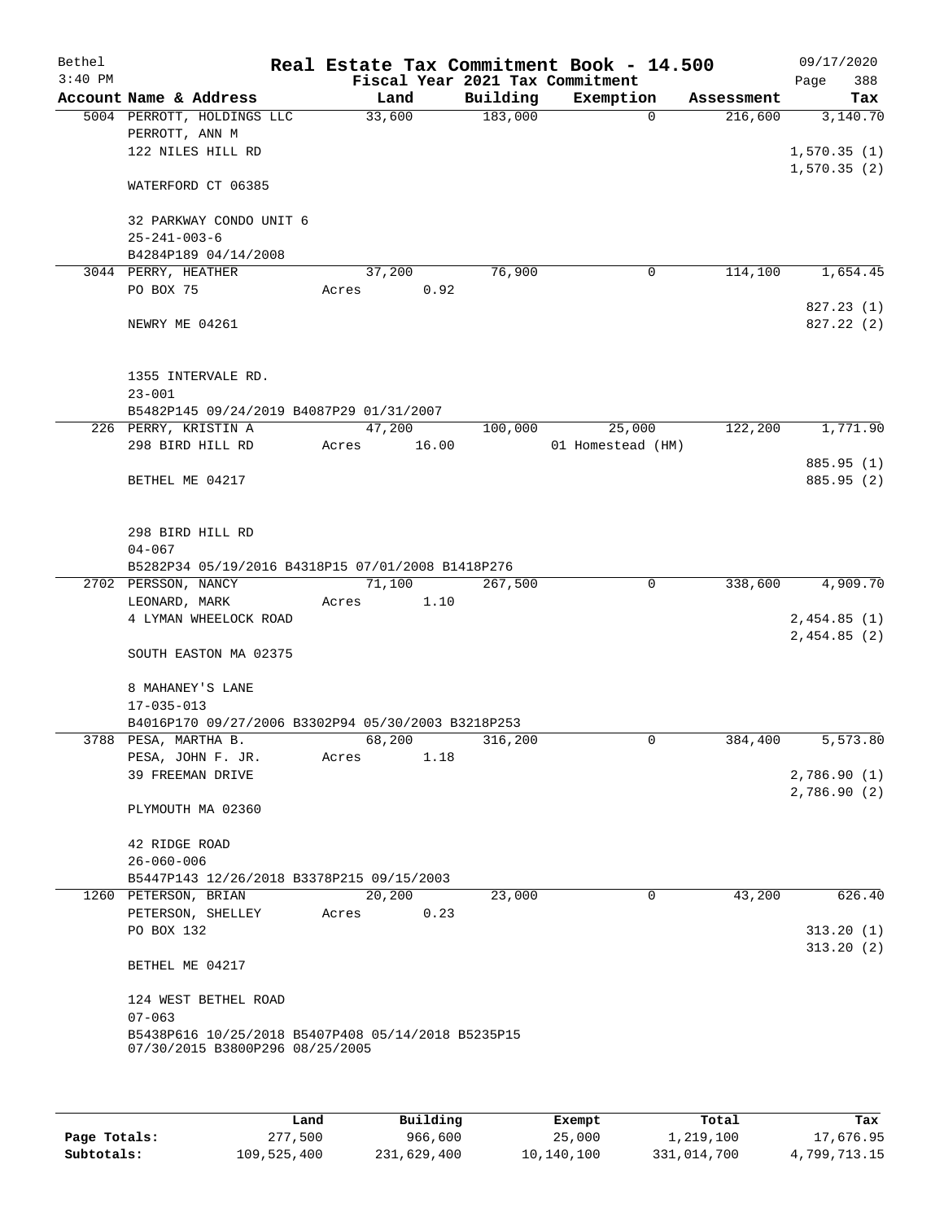# Bethel — Real Estate Tax Commitment Book - 14.500

Fiscal Year 2021 Tax Commitment

09/17/2020 3:40 PM

| Account Name & Address | Land | Building | Exemption | Assessment | Tax |
|---|---|---|---|---|---|
| 5004 PERROTT, HOLDINGS LLC | 33,600 | 183,000 | 0 | 216,600 | 3,140.70 |
| PERROTT, ANN M | | | | | |
| 122 NILES HILL RD | | | | | 1,570.35 (1) |
| | | | | | 1,570.35 (2) |
| WATERFORD CT 06385 | | | | | |
| 32 PARKWAY CONDO UNIT 6 | | | | | |
| 25-241-003-6 | | | | | |
| B4284P189 04/14/2008 | | | | | |
| 3044 PERRY, HEATHER | 37,200 | 76,900 | 0 | 114,100 | 1,654.45 |
| PO BOX 75 | Acres 0.92 | | | | |
| | | | | | 827.23 (1) |
| NEWRY ME 04261 | | | | | 827.22 (2) |
| 1355 INTERVALE RD. | | | | | |
| 23-001 | | | | | |
| B5482P145 09/24/2019 B4087P29 01/31/2007 | | | | | |
| 226 PERRY, KRISTIN A | 47,200 | 100,000 | 25,000 | 122,200 | 1,771.90 |
| 298 BIRD HILL RD | Acres 16.00 | | 01 Homestead (HM) | | |
| | | | | | 885.95 (1) |
| BETHEL ME 04217 | | | | | 885.95 (2) |
| 298 BIRD HILL RD | | | | | |
| 04-067 | | | | | |
| B5282P34 05/19/2016 B4318P15 07/01/2008 B1418P276 | | | | | |
| 2702 PERSSON, NANCY | 71,100 | 267,500 | 0 | 338,600 | 4,909.70 |
| LEONARD, MARK | Acres 1.10 | | | | |
| 4 LYMAN WHEELOCK ROAD | | | | | 2,454.85 (1) |
| | | | | | 2,454.85 (2) |
| SOUTH EASTON MA 02375 | | | | | |
| 8 MAHANEY'S LANE | | | | | |
| 17-035-013 | | | | | |
| B4016P170 09/27/2006 B3302P94 05/30/2003 B3218P253 | | | | | |
| 3788 PESA, MARTHA B. | 68,200 | 316,200 | 0 | 384,400 | 5,573.80 |
| PESA, JOHN F. JR. | Acres 1.18 | | | | |
| 39 FREEMAN DRIVE | | | | | 2,786.90 (1) |
| | | | | | 2,786.90 (2) |
| PLYMOUTH MA 02360 | | | | | |
| 42 RIDGE ROAD | | | | | |
| 26-060-006 | | | | | |
| B5447P143 12/26/2018 B3378P215 09/15/2003 | | | | | |
| 1260 PETERSON, BRIAN | 20,200 | 23,000 | 0 | 43,200 | 626.40 |
| PETERSON, SHELLEY | Acres 0.23 | | | | |
| PO BOX 132 | | | | | 313.20 (1) |
| | | | | | 313.20 (2) |
| BETHEL ME 04217 | | | | | |
| 124 WEST BETHEL ROAD | | | | | |
| 07-063 | | | | | |
| B5438P616 10/25/2018 B5407P408 05/14/2018 B5235P15 07/30/2015 B3800P296 08/25/2005 | | | | | |

| | Land | Building | Exempt | Total | Tax |
|---|---|---|---|---|---|
| Page Totals: | 277,500 | 966,600 | 25,000 | 1,219,100 | 17,676.95 |
| Subtotals: | 109,525,400 | 231,629,400 | 10,140,100 | 331,014,700 | 4,799,713.15 |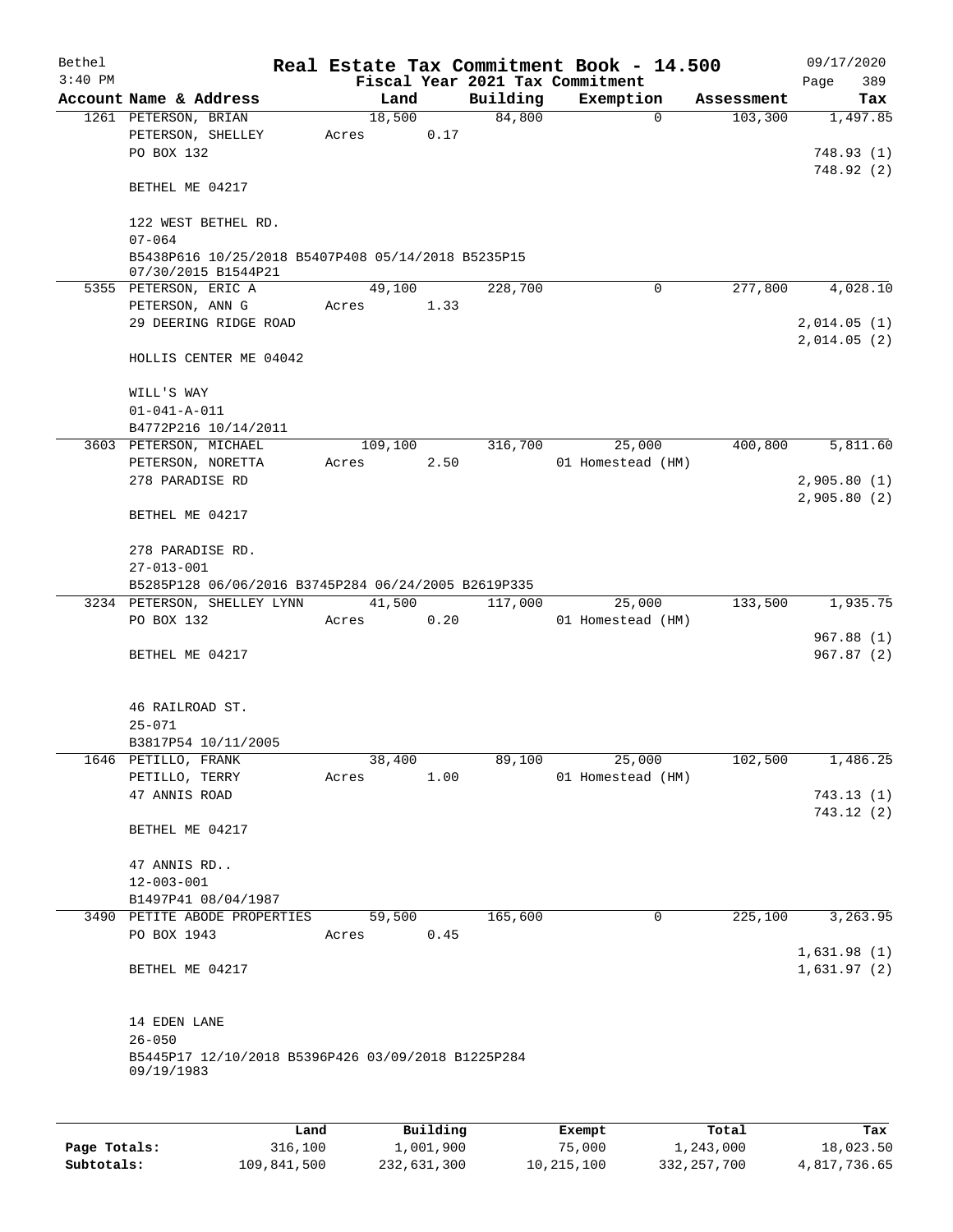Bethel 3:40 PM

# Real Estate Tax Commitment Book - 14.500

Fiscal Year 2021 Tax Commitment

09/17/2020

| Account | Name & Address | Land | Building | Exemption | Assessment | Tax |
|---|---|---|---|---|---|---|
| 1261 | PETERSON, BRIAN<br>PETERSON, SHELLEY<br>PO BOX 132<br><br>BETHEL ME 04217<br><br>122 WEST BETHEL RD.<br>07-064<br>B5438P616 10/25/2018 B5407P408 05/14/2018 B5235P15 07/30/2015 B1544P21 | 18,500<br>Acres 0.17 | 84,800 | 0 | 103,300 | 1,497.85<br><br>748.93 (1)<br>748.92 (2) |
| 5355 | PETERSON, ERIC A<br>PETERSON, ANN G<br>29 DEERING RIDGE ROAD<br><br>HOLLIS CENTER ME 04042<br><br>WILL'S WAY<br>01-041-A-011<br>B4772P216 10/14/2011 | 49,100<br>Acres 1.33 | 228,700 | 0 | 277,800 | 4,028.10<br><br>2,014.05 (1)<br>2,014.05 (2) |
| 3603 | PETERSON, MICHAEL<br>PETERSON, NORETTA<br>278 PARADISE RD<br><br>BETHEL ME 04217<br><br>278 PARADISE RD.<br>27-013-001<br>B5285P128 06/06/2016 B3745P284 06/24/2005 B2619P335 | 109,100<br>Acres 2.50 | 316,700 | 25,000<br>01 Homestead (HM) | 400,800 | 5,811.60<br><br>2,905.80 (1)<br>2,905.80 (2) |
| 3234 | PETERSON, SHELLEY LYNN<br>PO BOX 132<br><br>BETHEL ME 04217<br><br>46 RAILROAD ST.<br>25-071<br>B3817P54 10/11/2005 | 41,500<br>Acres 0.20 | 117,000 | 25,000<br>01 Homestead (HM) | 133,500 | 1,935.75<br><br>967.88 (1)<br>967.87 (2) |
| 1646 | PETILLO, FRANK<br>PETILLO, TERRY<br>47 ANNIS ROAD<br><br>BETHEL ME 04217<br><br>47 ANNIS RD..<br>12-003-001<br>B1497P41 08/04/1987 | 38,400<br>Acres 1.00 | 89,100 | 25,000<br>01 Homestead (HM) | 102,500 | 1,486.25<br><br>743.13 (1)<br>743.12 (2) |
| 3490 | PETITE ABODE PROPERTIES<br>PO BOX 1943<br><br>BETHEL ME 04217<br><br>14 EDEN LANE<br>26-050<br>B5445P17 12/10/2018 B5396P426 03/09/2018 B1225P284 09/19/1983 | 59,500<br>Acres 0.45 | 165,600 | 0 | 225,100 | 3,263.95<br><br>1,631.98 (1)<br>1,631.97 (2) |

| | Land | Building | Exempt | Total | Tax |
|---|---|---|---|---|---|
| Page Totals: | 316,100 | 1,001,900 | 75,000 | 1,243,000 | 18,023.50 |
| Subtotals: | 109,841,500 | 232,631,300 | 10,215,100 | 332,257,700 | 4,817,736.65 |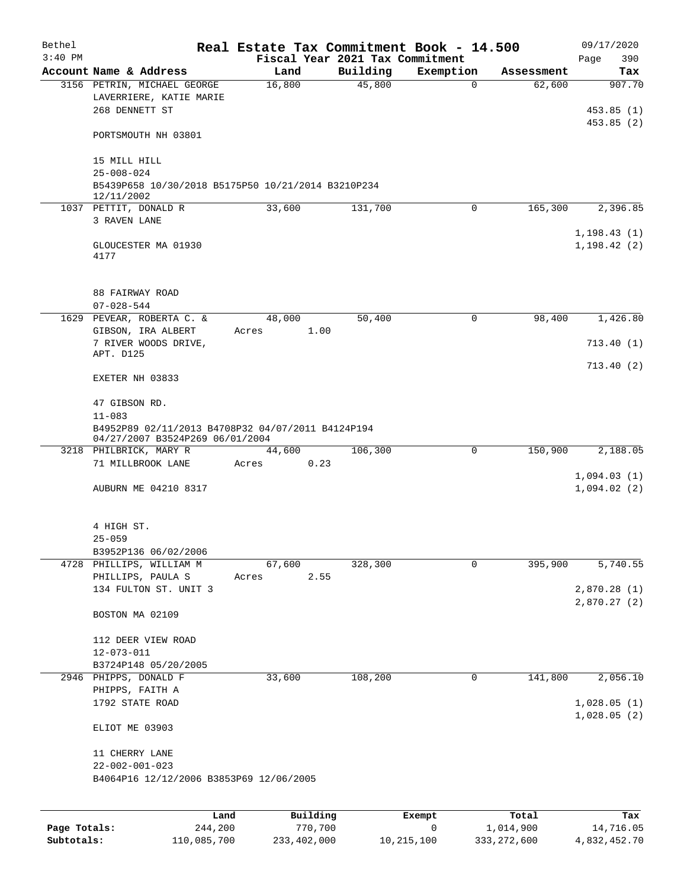Bethel 3:40 PM

# Real Estate Tax Commitment Book - 14.500

Fiscal Year 2021 Tax Commitment

09/17/2020 Page 390

| Account | Name & Address | Land | Building | Exemption | Assessment | Tax |
|---|---|---|---|---|---|---|
| 3156 | PETRIN, MICHAEL GEORGE<br>LAVERRIERE, KATIE MARIE<br>268 DENNETT ST<br><br>PORTSMOUTH NH 03801<br><br>15 MILL HILL<br>25-008-024<br>B5439P658 10/30/2018 B5175P50 10/21/2014 B3210P234 12/11/2002 | 16,800 | 45,800 | 0 | 62,600 | 907.70<br><br>453.85 (1)<br>453.85 (2) |
| 1037 | PETTIT, DONALD R<br>3 RAVEN LANE<br><br>GLOUCESTER MA 01930 4177<br><br>88 FAIRWAY ROAD<br>07-028-544 | 33,600 | 131,700 | 0 | 165,300 | 2,396.85<br><br>1,198.43 (1)<br>1,198.42 (2) |
| 1629 | PEVEAR, ROBERTA C. &<br>GIBSON, IRA ALBERT<br>7 RIVER WOODS DRIVE, APT. D125<br><br>EXETER NH 03833<br><br>47 GIBSON RD.<br>11-083<br>B4952P89 02/11/2013 B4708P32 04/07/2011 B4124P194 04/27/2007 B3524P269 06/01/2004 | 48,000<br>Acres 1.00 | 50,400 | 0 | 98,400 | 1,426.80<br><br>713.40 (1)<br>713.40 (2) |
| 3218 | PHILBRICK, MARY R<br>71 MILLBROOK LANE<br><br>AUBURN ME 04210 8317<br><br>4 HIGH ST.<br>25-059<br>B3952P136 06/02/2006 | 44,600<br>Acres 0.23 | 106,300 | 0 | 150,900 | 2,188.05<br><br>1,094.03 (1)<br>1,094.02 (2) |
| 4728 | PHILLIPS, WILLIAM M<br>PHILLIPS, PAULA S<br>134 FULTON ST. UNIT 3<br><br>BOSTON MA 02109<br><br>112 DEER VIEW ROAD<br>12-073-011<br>B3724P148 05/20/2005 | 67,600<br>Acres 2.55 | 328,300 | 0 | 395,900 | 5,740.55<br><br>2,870.28 (1)<br>2,870.27 (2) |
| 2946 | PHIPPS, DONALD F<br>PHIPPS, FAITH A<br>1792 STATE ROAD<br><br>ELIOT ME 03903<br><br>11 CHERRY LANE<br>22-002-001-023<br>B4064P16 12/12/2006 B3853P69 12/06/2005 | 33,600 | 108,200 | 0 | 141,800 | 2,056.10<br><br>1,028.05 (1)<br>1,028.05 (2) |

| | Land | Building | Exempt | Total | Tax |
|---|---|---|---|---|---|
| Page Totals: | 244,200 | 770,700 | 0 | 1,014,900 | 14,716.05 |
| Subtotals: | 110,085,700 | 233,402,000 | 10,215,100 | 333,272,600 | 4,832,452.70 |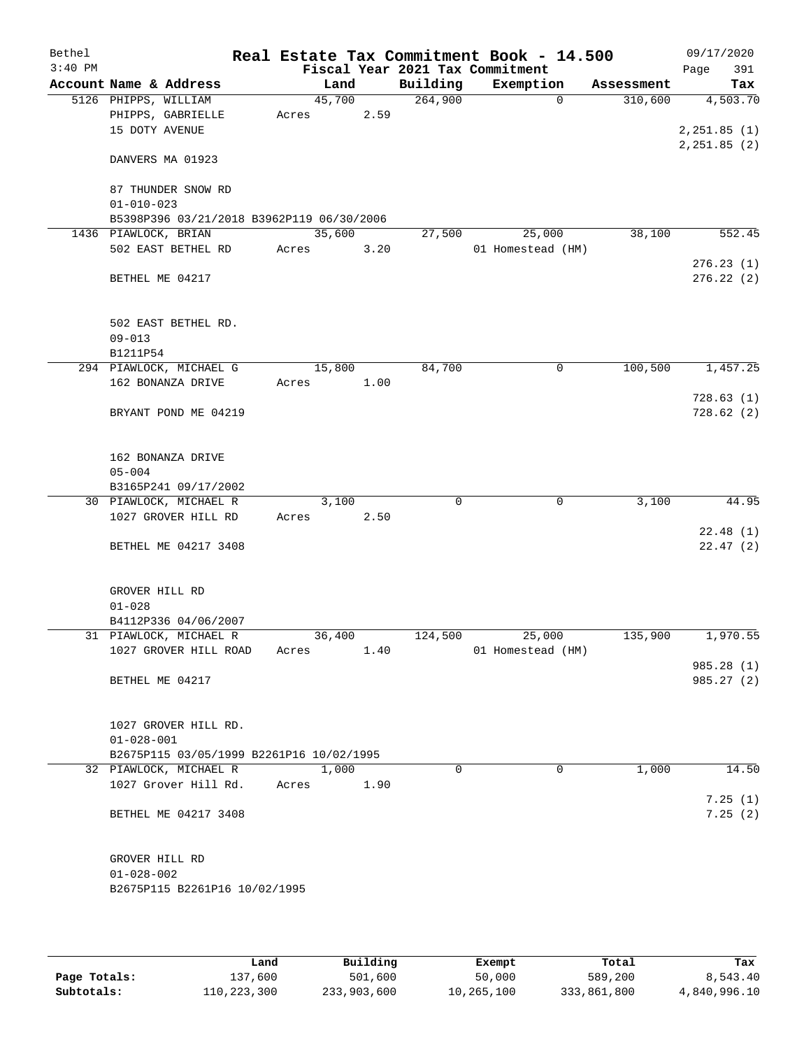# Bethel — Real Estate Tax Commitment Book - 14.500

Fiscal Year 2021 Tax Commitment

09/17/2020 3:40 PM

| Account Name & Address | Land | Building | Exemption | Assessment | Tax |
|---|---|---|---|---|---|
| 5126 PHIPPS, WILLIAM<br>PHIPPS, GABRIELLE<br>15 DOTY AVENUE<br><br>DANVERS MA 01923<br><br>87 THUNDER SNOW RD<br>01-010-023<br>B5398P396 03/21/2018 B3962P119 06/30/2006 | 45,700<br>Acres 2.59 | 264,900 | 0 | 310,600 | 4,503.70<br><br>2,251.85 (1)<br>2,251.85 (2) |
| 1436 PIAWLOCK, BRIAN<br>502 EAST BETHEL RD<br><br>BETHEL ME 04217<br><br>502 EAST BETHEL RD.<br>09-013<br>B1211P54 | 35,600<br>Acres 3.20 | 27,500 | 25,000<br>01 Homestead (HM) | 38,100 | 552.45<br><br>276.23 (1)<br>276.22 (2) |
| 294 PIAWLOCK, MICHAEL G<br>162 BONANZA DRIVE<br><br>BRYANT POND ME 04219<br><br>162 BONANZA DRIVE<br>05-004<br>B3165P241 09/17/2002 | 15,800<br>Acres 1.00 | 84,700 | 0 | 100,500 | 1,457.25<br><br>728.63 (1)<br>728.62 (2) |
| 30 PIAWLOCK, MICHAEL R<br>1027 GROVER HILL RD<br><br>BETHEL ME 04217 3408<br><br>GROVER HILL RD<br>01-028<br>B4112P336 04/06/2007 | 3,100<br>Acres 2.50 | 0 | 0 | 3,100 | 44.95<br><br>22.48 (1)<br>22.47 (2) |
| 31 PIAWLOCK, MICHAEL R<br>1027 GROVER HILL ROAD<br><br>BETHEL ME 04217<br><br>1027 GROVER HILL RD.<br>01-028-001<br>B2675P115 03/05/1999 B2261P16 10/02/1995 | 36,400<br>Acres 1.40 | 124,500 | 25,000<br>01 Homestead (HM) | 135,900 | 1,970.55<br><br>985.28 (1)<br>985.27 (2) |
| 32 PIAWLOCK, MICHAEL R<br>1027 Grover Hill Rd.<br><br>BETHEL ME 04217 3408<br><br>GROVER HILL RD<br>01-028-002<br>B2675P115 B2261P16 10/02/1995 | 1,000<br>Acres 1.90 | 0 | 0 | 1,000 | 14.50<br><br>7.25 (1)<br>7.25 (2) |

| | Land | Building | Exempt | Total | Tax |
|---|---|---|---|---|---|
| Page Totals: | 137,600 | 501,600 | 50,000 | 589,200 | 8,543.40 |
| Subtotals: | 110,223,300 | 233,903,600 | 10,265,100 | 333,861,800 | 4,840,996.10 |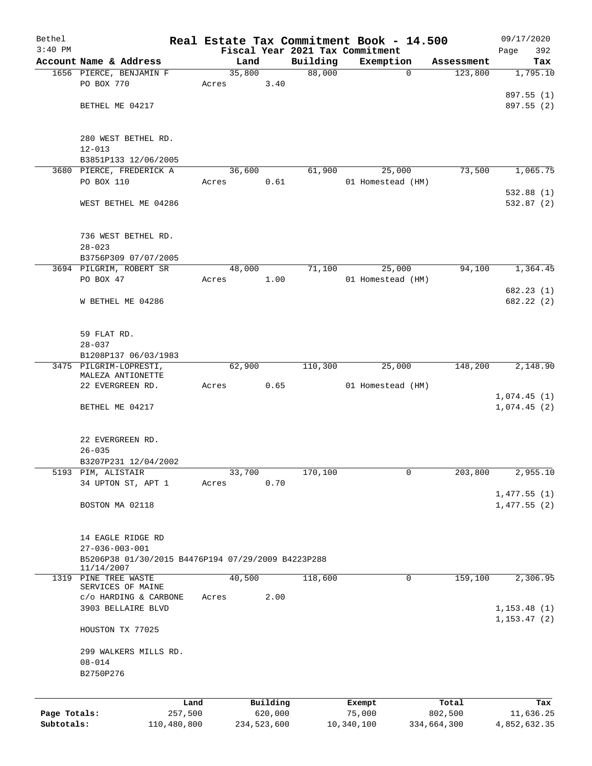Bethel 3:40 PM

# Real Estate Tax Commitment Book - 14.500

Fiscal Year 2021 Tax Commitment

09/17/2020 Page 392

| Account Name & Address | Land | Building | Exemption | Assessment | Tax |
|---|---|---|---|---|---|
| 1656 PIERCE, BENJAMIN F | 35,800 | 88,000 | 0 | 123,800 | 1,795.10 |
| PO BOX 770 | Acres 3.40 | | | | |
| | | | | | 897.55 (1) |
| BETHEL ME 04217 | | | | | 897.55 (2) |
| 280 WEST BETHEL RD. | | | | | |
| 12-013 | | | | | |
| B3851P133 12/06/2005 | | | | | |
| 3680 PIERCE, FREDERICK A | 36,600 | 61,900 | 25,000 | 73,500 | 1,065.75 |
| PO BOX 110 | Acres 0.61 | | 01 Homestead (HM) | | |
| | | | | | 532.88 (1) |
| WEST BETHEL ME 04286 | | | | | 532.87 (2) |
| 736 WEST BETHEL RD. | | | | | |
| 28-023 | | | | | |
| B3756P309 07/07/2005 | | | | | |
| 3694 PILGRIM, ROBERT SR | 48,000 | 71,100 | 25,000 | 94,100 | 1,364.45 |
| PO BOX 47 | Acres 1.00 | | 01 Homestead (HM) | | |
| | | | | | 682.23 (1) |
| W BETHEL ME 04286 | | | | | 682.22 (2) |
| 59 FLAT RD. | | | | | |
| 28-037 | | | | | |
| B1208P137 06/03/1983 | | | | | |
| 3475 PILGRIM-LOPRESTI, MALEZA ANTIONETTE | 62,900 | 110,300 | 25,000 | 148,200 | 2,148.90 |
| 22 EVERGREEN RD. | Acres 0.65 | | 01 Homestead (HM) | | |
| | | | | | 1,074.45 (1) |
| BETHEL ME 04217 | | | | | 1,074.45 (2) |
| 22 EVERGREEN RD. | | | | | |
| 26-035 | | | | | |
| B3207P231 12/04/2002 | | | | | |
| 5193 PIM, ALISTAIR | 33,700 | 170,100 | 0 | 203,800 | 2,955.10 |
| 34 UPTON ST, APT 1 | Acres 0.70 | | | | |
| | | | | | 1,477.55 (1) |
| BOSTON MA 02118 | | | | | 1,477.55 (2) |
| 14 EAGLE RIDGE RD | | | | | |
| 27-036-003-001 | | | | | |
| B5206P38 01/30/2015 B4476P194 07/29/2009 B4223P288 11/14/2007 | | | | | |
| 1319 PINE TREE WASTE SERVICES OF MAINE | 40,500 | 118,600 | 0 | 159,100 | 2,306.95 |
| c/o HARDING & CARBONE | Acres 2.00 | | | | |
| 3903 BELLAIRE BLVD | | | | | 1,153.48 (1) |
| | | | | | 1,153.47 (2) |
| HOUSTON TX 77025 | | | | | |
| 299 WALKERS MILLS RD. | | | | | |
| 08-014 | | | | | |
| B2750P276 | | | | | |

| | Land | Building | Exempt | Total | Tax |
|---|---|---|---|---|---|
| Page Totals: | 257,500 | 620,000 | 75,000 | 802,500 | 11,636.25 |
| Subtotals: | 110,480,800 | 234,523,600 | 10,340,100 | 334,664,300 | 4,852,632.35 |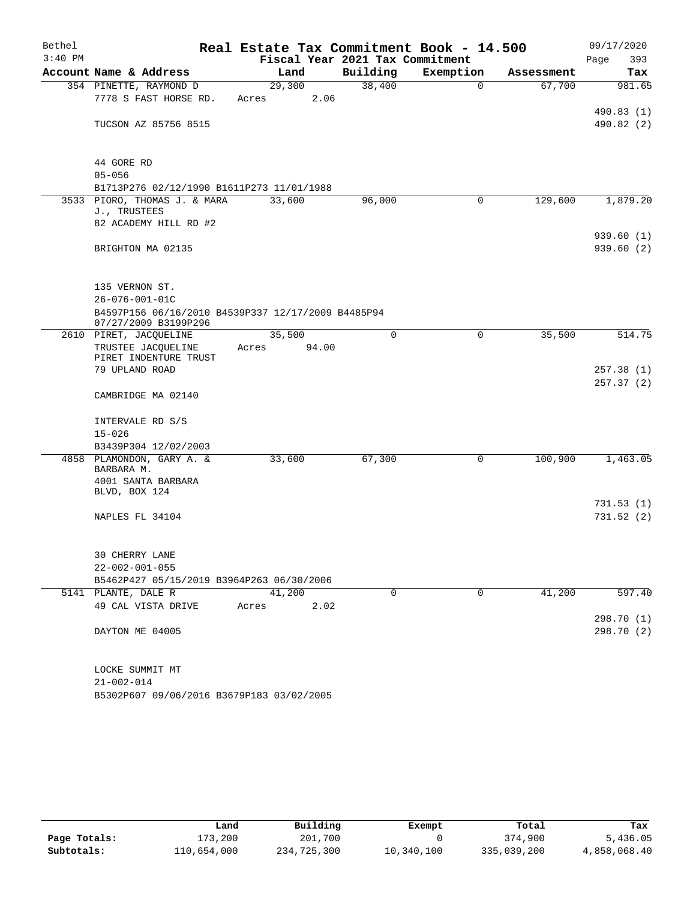Bethel 3:40 PM

# Real Estate Tax Commitment Book - 14.500

Fiscal Year 2021 Tax Commitment

09/17/2020 Page 393

| Account Name & Address | Land | Building | Exemption | Assessment | Tax |
|---|---|---|---|---|---|
| 354 PINETTE, RAYMOND D | 29,300 | 38,400 | 0 | 67,700 | 981.65 |
| 7778 S FAST HORSE RD. | Acres 2.06 | | | | |
| | | | | | 490.83 (1) |
| TUCSON AZ 85756 8515 | | | | | 490.82 (2) |
| 44 GORE RD | | | | | |
| 05-056 | | | | | |
| B1713P276 02/12/1990 B1611P273 11/01/1988 | | | | | |
| 3533 PIORO, THOMAS J. & MARA J., TRUSTEES | 33,600 | 96,000 | 0 | 129,600 | 1,879.20 |
| 82 ACADEMY HILL RD #2 | | | | | |
| | | | | | 939.60 (1) |
| BRIGHTON MA 02135 | | | | | 939.60 (2) |
| 135 VERNON ST. | | | | | |
| 26-076-001-01C | | | | | |
| B4597P156 06/16/2010 B4539P337 12/17/2009 B4485P94 07/27/2009 B3199P296 | | | | | |
| 2610 PIRET, JACQUELINE | 35,500 | 0 | 0 | 35,500 | 514.75 |
| TRUSTEE JACQUELINE PIRET INDENTURE TRUST | Acres 94.00 | | | | |
| 79 UPLAND ROAD | | | | | 257.38 (1) |
| | | | | | 257.37 (2) |
| CAMBRIDGE MA 02140 | | | | | |
| INTERVALE RD S/S | | | | | |
| 15-026 | | | | | |
| B3439P304 12/02/2003 | | | | | |
| 4858 PLAMONDON, GARY A. & BARBARA M. | 33,600 | 67,300 | 0 | 100,900 | 1,463.05 |
| 4001 SANTA BARBARA BLVD, BOX 124 | | | | | |
| | | | | | 731.53 (1) |
| NAPLES FL 34104 | | | | | 731.52 (2) |
| 30 CHERRY LANE | | | | | |
| 22-002-001-055 | | | | | |
| B5462P427 05/15/2019 B3964P263 06/30/2006 | | | | | |
| 5141 PLANTE, DALE R | 41,200 | 0 | 0 | 41,200 | 597.40 |
| 49 CAL VISTA DRIVE | Acres 2.02 | | | | |
| | | | | | 298.70 (1) |
| DAYTON ME 04005 | | | | | 298.70 (2) |
| LOCKE SUMMIT MT | | | | | |
| 21-002-014 | | | | | |
| B5302P607 09/06/2016 B3679P183 03/02/2005 | | | | | |

| | Land | Building | Exempt | Total | Tax |
|---|---|---|---|---|---|
| Page Totals: | 173,200 | 201,700 | 0 | 374,900 | 5,436.05 |
| Subtotals: | 110,654,000 | 234,725,300 | 10,340,100 | 335,039,200 | 4,858,068.40 |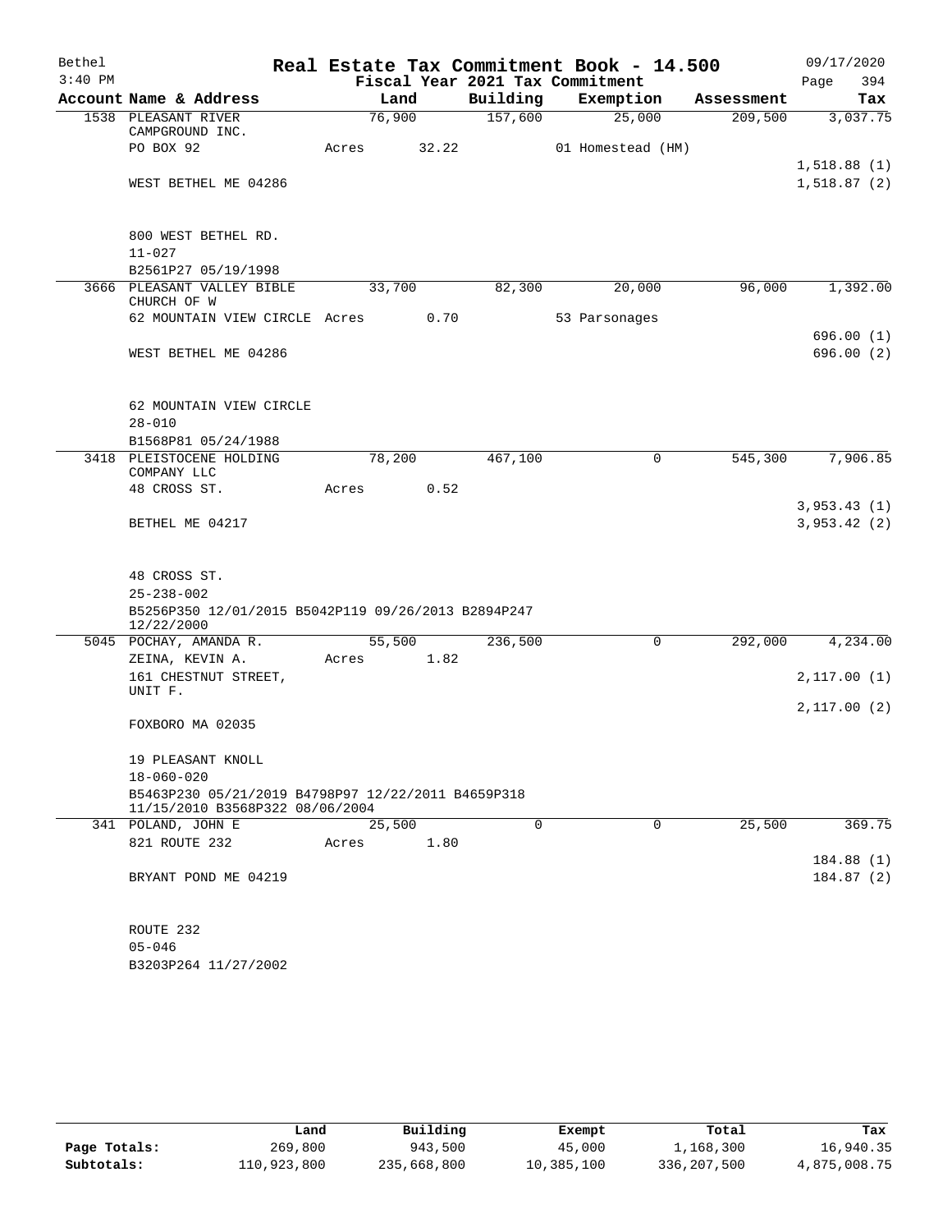Bethel 3:40 PM

# Real Estate Tax Commitment Book - 14.500

Fiscal Year 2021 Tax Commitment

09/17/2020 Page 394

| Account Name & Address | Land | Building | Exemption | Assessment | Tax |
|---|---|---|---|---|---|
| 1538 PLEASANT RIVER CAMPGROUND INC. | 76,900 | 157,600 | 25,000 | 209,500 | 3,037.75 |
| PO BOX 92 | Acres 32.22 | | 01 Homestead (HM) | | |
| | | | | | 1,518.88 (1) |
| WEST BETHEL ME 04286 | | | | | 1,518.87 (2) |
| 800 WEST BETHEL RD. | | | | | |
| 11-027 | | | | | |
| B2561P27 05/19/1998 | | | | | |
| 3666 PLEASANT VALLEY BIBLE CHURCH OF W | 33,700 | 82,300 | 20,000 | 96,000 | 1,392.00 |
| 62 MOUNTAIN VIEW CIRCLE | Acres 0.70 | | 53 Parsonages | | |
| | | | | | 696.00 (1) |
| WEST BETHEL ME 04286 | | | | | 696.00 (2) |
| 62 MOUNTAIN VIEW CIRCLE | | | | | |
| 28-010 | | | | | |
| B1568P81 05/24/1988 | | | | | |
| 3418 PLEISTOCENE HOLDING COMPANY LLC | 78,200 | 467,100 | 0 | 545,300 | 7,906.85 |
| 48 CROSS ST. | Acres 0.52 | | | | |
| | | | | | 3,953.43 (1) |
| BETHEL ME 04217 | | | | | 3,953.42 (2) |
| 48 CROSS ST. | | | | | |
| 25-238-002 | | | | | |
| B5256P350 12/01/2015 B5042P119 09/26/2013 B2894P247 12/22/2000 | | | | | |
| 5045 POCHAY, AMANDA R. | 55,500 | 236,500 | 0 | 292,000 | 4,234.00 |
| ZEINA, KEVIN A. | Acres 1.82 | | | | |
| 161 CHESTNUT STREET, UNIT F. | | | | | 2,117.00 (1) |
| | | | | | 2,117.00 (2) |
| FOXBORO MA 02035 | | | | | |
| 19 PLEASANT KNOLL | | | | | |
| 18-060-020 | | | | | |
| B5463P230 05/21/2019 B4798P97 12/22/2011 B4659P318 11/15/2010 B3568P322 08/06/2004 | | | | | |
| 341 POLAND, JOHN E | 25,500 | 0 | 0 | 25,500 | 369.75 |
| 821 ROUTE 232 | Acres 1.80 | | | | |
| | | | | | 184.88 (1) |
| BRYANT POND ME 04219 | | | | | 184.87 (2) |
| ROUTE 232 | | | | | |
| 05-046 | | | | | |
| B3203P264 11/27/2002 | | | | | |

| | Land | Building | Exempt | Total | Tax |
|---|---|---|---|---|---|
| Page Totals: | 269,800 | 943,500 | 45,000 | 1,168,300 | 16,940.35 |
| Subtotals: | 110,923,800 | 235,668,800 | 10,385,100 | 336,207,500 | 4,875,008.75 |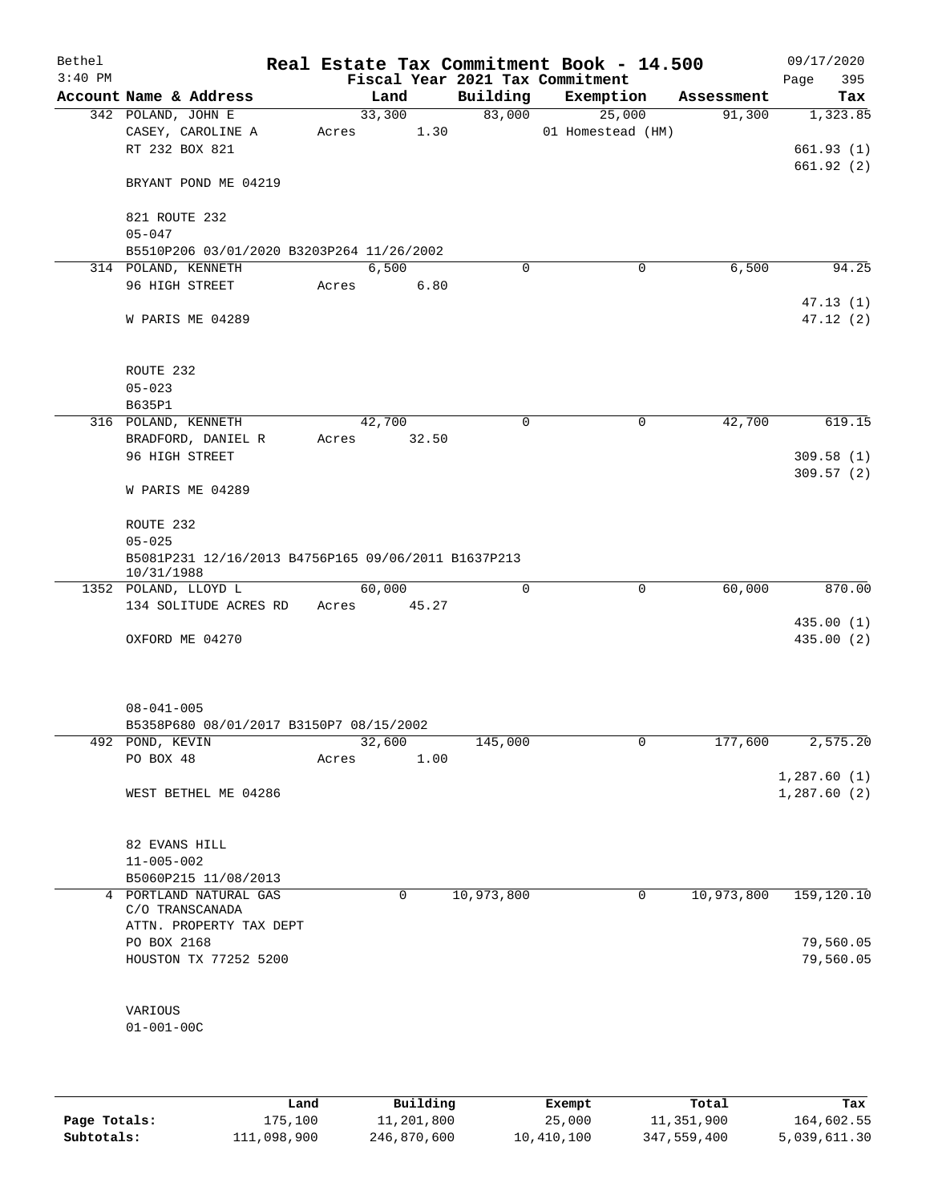Bethel 3:40 PM

# Real Estate Tax Commitment Book - 14.500

Fiscal Year 2021 Tax Commitment

09/17/2020 Page 395

| Account Name & Address | Land | Building | Exemption | Assessment | Tax |
|---|---|---|---|---|---|
| 342 POLAND, JOHN E | 33,300 | 83,000 | 25,000 | 91,300 | 1,323.85 |
| CASEY, CAROLINE A | Acres 1.30 | | 01 Homestead (HM) | | |
| RT 232 BOX 821 | | | | | 661.93 (1) |
| | | | | | 661.92 (2) |
| BRYANT POND ME 04219 | | | | | |
| 821 ROUTE 232 | | | | | |
| 05-047 | | | | | |
| B5510P206 03/01/2020 B3203P264 11/26/2002 | | | | | |
| 314 POLAND, KENNETH | 6,500 | 0 | 0 | 6,500 | 94.25 |
| 96 HIGH STREET | Acres 6.80 | | | | |
| | | | | | 47.13 (1) |
| W PARIS ME 04289 | | | | | 47.12 (2) |
| ROUTE 232 | | | | | |
| 05-023 | | | | | |
| B635P1 | | | | | |
| 316 POLAND, KENNETH | 42,700 | 0 | 0 | 42,700 | 619.15 |
| BRADFORD, DANIEL R | Acres 32.50 | | | | |
| 96 HIGH STREET | | | | | 309.58 (1) |
| | | | | | 309.57 (2) |
| W PARIS ME 04289 | | | | | |
| ROUTE 232 | | | | | |
| 05-025 | | | | | |
| B5081P231 12/16/2013 B4756P165 09/06/2011 B1637P213 10/31/1988 | | | | | |
| 1352 POLAND, LLOYD L | 60,000 | 0 | 0 | 60,000 | 870.00 |
| 134 SOLITUDE ACRES RD | Acres 45.27 | | | | |
| | | | | | 435.00 (1) |
| OXFORD ME 04270 | | | | | 435.00 (2) |
| 08-041-005 | | | | | |
| B5358P680 08/01/2017 B3150P7 08/15/2002 | | | | | |
| 492 POND, KEVIN | 32,600 | 145,000 | 0 | 177,600 | 2,575.20 |
| PO BOX 48 | Acres 1.00 | | | | |
| | | | | | 1,287.60 (1) |
| WEST BETHEL ME 04286 | | | | | 1,287.60 (2) |
| 82 EVANS HILL | | | | | |
| 11-005-002 | | | | | |
| B5060P215 11/08/2013 | | | | | |
| 4 PORTLAND NATURAL GAS | 0 | 10,973,800 | 0 | 10,973,800 | 159,120.10 |
| C/O TRANSCANADA | | | | | |
| ATTN. PROPERTY TAX DEPT | | | | | |
| PO BOX 2168 | | | | | 79,560.05 |
| HOUSTON TX 77252 5200 | | | | | 79,560.05 |
| VARIOUS | | | | | |
| 01-001-00C | | | | | |

| | Land | Building | Exempt | Total | Tax |
|---|---|---|---|---|---|
| Page Totals: | 175,100 | 11,201,800 | 25,000 | 11,351,900 | 164,602.55 |
| Subtotals: | 111,098,900 | 246,870,600 | 10,410,100 | 347,559,400 | 5,039,611.30 |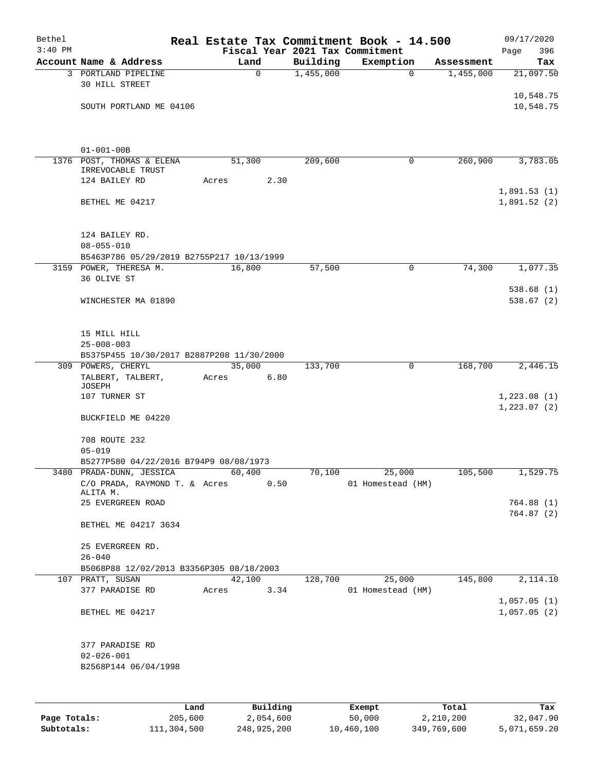Bethel
3:40 PM

# Real Estate Tax Commitment Book - 14.500

Fiscal Year 2021 Tax Commitment

09/17/2020
Page 396

| Account | Name & Address | Land | Building | Exemption | Assessment | Tax |
|---|---|---|---|---|---|---|
| 3 | PORTLAND PIPELINE<br>30 HILL STREET<br><br>SOUTH PORTLAND ME 04106<br><br>01-001-00B | 0 | 1,455,000 | 0 | 1,455,000 | 21,097.50<br><br>10,548.75<br>10,548.75 |
| 1376 | POST, THOMAS & ELENA<br>IRREVOCABLE TRUST<br>124 BAILEY RD<br><br>BETHEL ME 04217<br><br>124 BAILEY RD.<br>08-055-010<br>B5463P786 05/29/2019 B2755P217 10/13/1999 | 51,300<br>Acres 2.30 | 209,600 | 0 | 260,900 | 3,783.05<br><br>1,891.53 (1)<br>1,891.52 (2) |
| 3159 | POWER, THERESA M.<br>36 OLIVE ST<br><br>WINCHESTER MA 01890<br><br>15 MILL HILL<br>25-008-003<br>B5375P455 10/30/2017 B2887P208 11/30/2000 | 16,800 | 57,500 | 0 | 74,300 | 1,077.35<br><br>538.68 (1)<br>538.67 (2) |
| 309 | POWERS, CHERYL<br>TALBERT, TALBERT, JOSEPH<br>107 TURNER ST<br><br>BUCKFIELD ME 04220<br><br>708 ROUTE 232<br>05-019<br>B5277P580 04/22/2016 B794P9 08/08/1973 | 35,000<br>Acres 6.80 | 133,700 | 0 | 168,700 | 2,446.15<br><br>1,223.08 (1)<br>1,223.07 (2) |
| 3480 | PRADA-DUNN, JESSICA<br>C/O PRADA, RAYMOND T. & ALITA M.<br>25 EVERGREEN ROAD<br><br>BETHEL ME 04217 3634<br><br>25 EVERGREEN RD.<br>26-040<br>B5068P88 12/02/2013 B3356P305 08/18/2003 | 60,400<br>Acres 0.50 | 70,100 | 25,000<br>01 Homestead (HM) | 105,500 | 1,529.75<br><br>764.88 (1)<br>764.87 (2) |
| 107 | PRATT, SUSAN<br>377 PARADISE RD<br><br>BETHEL ME 04217<br><br>377 PARADISE RD<br>02-026-001<br>B2568P144 06/04/1998 | 42,100<br>Acres 3.34 | 128,700 | 25,000<br>01 Homestead (HM) | 145,800 | 2,114.10<br><br>1,057.05 (1)<br>1,057.05 (2) |

| | Land | Building | Exempt | Total | Tax |
|---|---|---|---|---|---|
| Page Totals: | 205,600 | 2,054,600 | 50,000 | 2,210,200 | 32,047.90 |
| Subtotals: | 111,304,500 | 248,925,200 | 10,460,100 | 349,769,600 | 5,071,659.20 |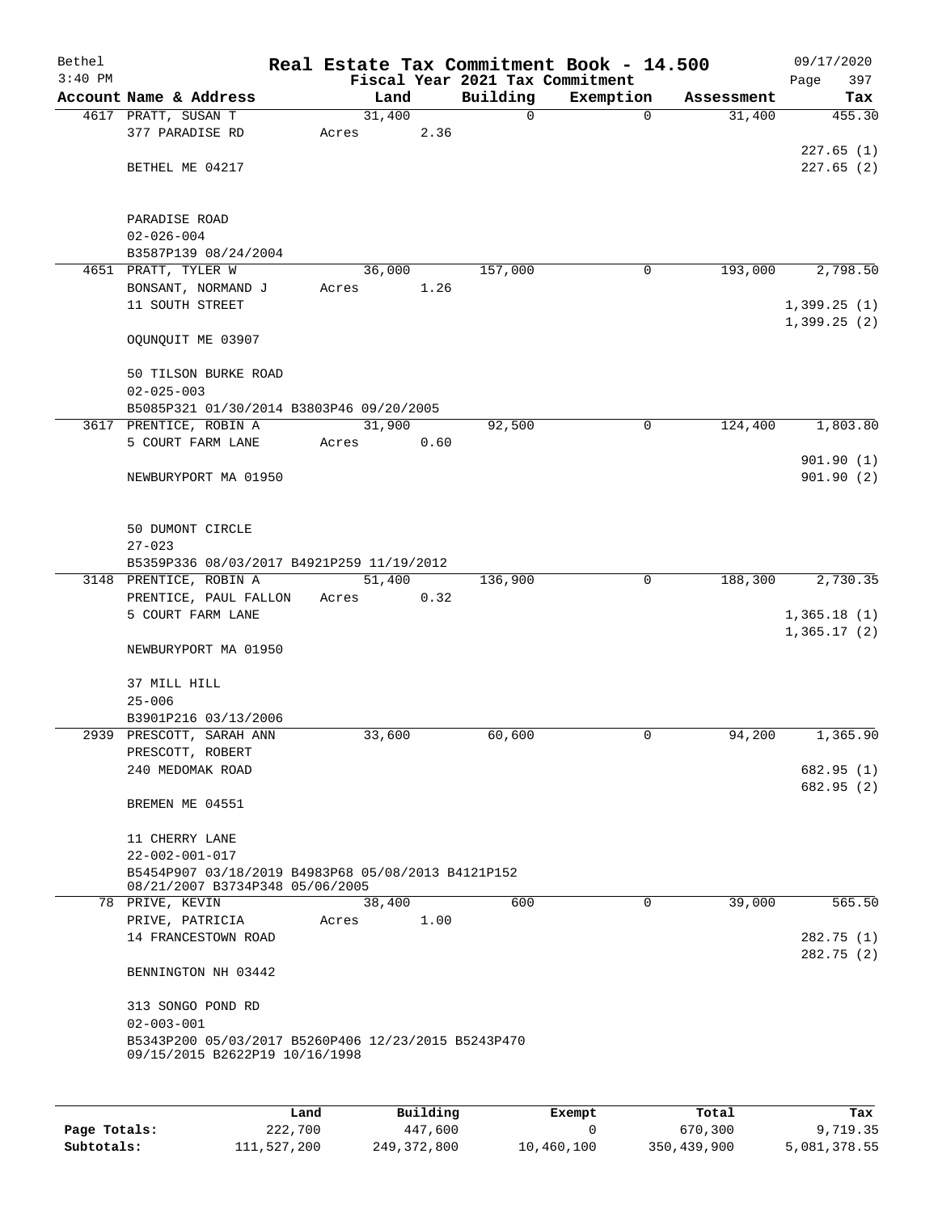Bethel
3:40 PM

# Real Estate Tax Commitment Book - 14.500

Fiscal Year 2021 Tax Commitment

09/17/2020

| Account Name & Address | Land | Building | Exemption | Assessment | Tax |
|---|---|---|---|---|---|
| 4617 PRATT, SUSAN T<br>377 PARADISE RD<br><br>BETHEL ME 04217<br><br>PARADISE ROAD<br>02-026-004<br>B3587P139 08/24/2004 | 31,400<br>Acres 2.36 | 0 | 0 | 31,400 | 455.30<br><br>227.65 (1)<br>227.65 (2) |
| 4651 PRATT, TYLER W<br>BONSANT, NORMAND J<br>11 SOUTH STREET<br><br>OQUNQUIT ME 03907<br><br>50 TILSON BURKE ROAD<br>02-025-003<br>B5085P321 01/30/2014 B3803P46 09/20/2005 | 36,000<br>Acres 1.26 | 157,000 | 0 | 193,000 | 2,798.50<br><br>1,399.25 (1)<br>1,399.25 (2) |
| 3617 PRENTICE, ROBIN A<br>5 COURT FARM LANE<br><br>NEWBURYPORT MA 01950<br><br>50 DUMONT CIRCLE<br>27-023<br>B5359P336 08/03/2017 B4921P259 11/19/2012 | 31,900<br>Acres 0.60 | 92,500 | 0 | 124,400 | 1,803.80<br><br>901.90 (1)<br>901.90 (2) |
| 3148 PRENTICE, ROBIN A<br>PRENTICE, PAUL FALLON<br>5 COURT FARM LANE<br><br>NEWBURYPORT MA 01950<br><br>37 MILL HILL<br>25-006<br>B3901P216 03/13/2006 | 51,400<br>Acres 0.32 | 136,900 | 0 | 188,300 | 2,730.35<br><br>1,365.18 (1)<br>1,365.17 (2) |
| 2939 PRESCOTT, SARAH ANN<br>PRESCOTT, ROBERT<br>240 MEDOMAK ROAD<br><br>BREMEN ME 04551<br><br>11 CHERRY LANE<br>22-002-001-017<br>B5454P907 03/18/2019 B4983P68 05/08/2013 B4121P152 08/21/2007 B3734P348 05/06/2005 | 33,600 | 60,600 | 0 | 94,200 | 1,365.90<br><br>682.95 (1)<br>682.95 (2) |
| 78 PRIVE, KEVIN<br>PRIVE, PATRICIA<br>14 FRANCESTOWN ROAD<br><br>BENNINGTON NH 03442<br><br>313 SONGO POND RD<br>02-003-001<br>B5343P200 05/03/2017 B5260P406 12/23/2015 B5243P470 09/15/2015 B2622P19 10/16/1998 | 38,400<br>Acres 1.00 | 600 | 0 | 39,000 | 565.50<br><br>282.75 (1)<br>282.75 (2) |

| | Land | Building | Exempt | Total | Tax |
|---|---|---|---|---|---|
| Page Totals: | 222,700 | 447,600 | 0 | 670,300 | 9,719.35 |
| Subtotals: | 111,527,200 | 249,372,800 | 10,460,100 | 350,439,900 | 5,081,378.55 |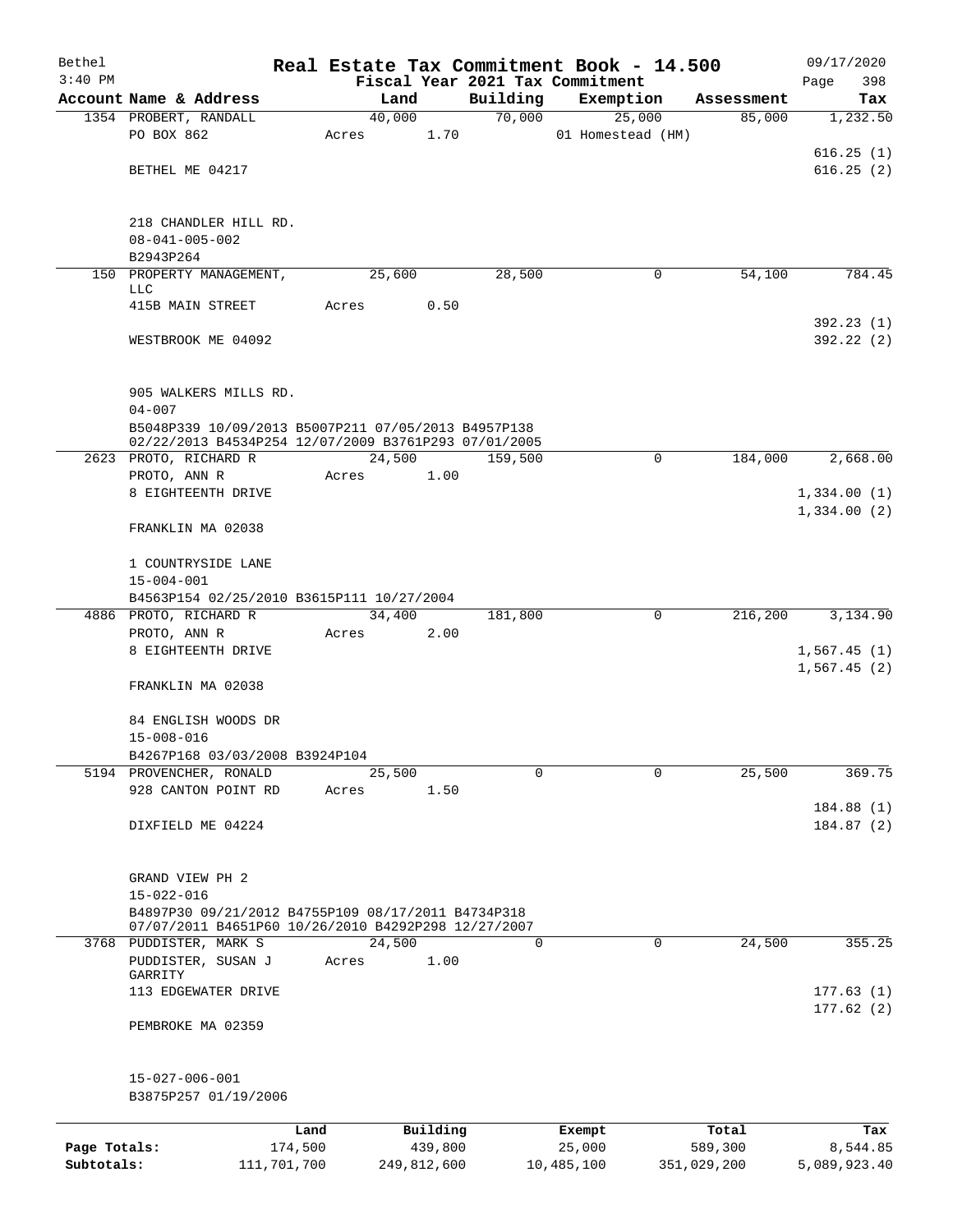Bethel 3:40 PM

# Real Estate Tax Commitment Book - 14.500

Fiscal Year 2021 Tax Commitment

09/17/2020 Page 398

| Account Name & Address | Land | Building | Exemption | Assessment | Tax |
|---|---|---|---|---|---|
| 1354 PROBERT, RANDALL<br>PO BOX 862<br><br>BETHEL ME 04217<br><br>218 CHANDLER HILL RD.<br>08-041-005-002<br>B2943P264 | 40,000<br>Acres 1.70 | 70,000 | 25,000<br>01 Homestead (HM) | 85,000 | 1,232.50<br><br>616.25 (1)<br>616.25 (2) |
| 150 PROPERTY MANAGEMENT, LLC<br>415B MAIN STREET<br><br>WESTBROOK ME 04092<br><br>905 WALKERS MILLS RD.<br>04-007<br>B5048P339 10/09/2013 B5007P211 07/05/2013 B4957P138 02/22/2013 B4534P254 12/07/2009 B3761P293 07/01/2005 | 25,600<br>Acres 0.50 | 28,500 | 0 | 54,100 | 784.45<br><br>392.23 (1)<br>392.22 (2) |
| 2623 PROTO, RICHARD R<br>PROTO, ANN R<br>8 EIGHTEENTH DRIVE<br><br>FRANKLIN MA 02038<br><br>1 COUNTRYSIDE LANE<br>15-004-001<br>B4563P154 02/25/2010 B3615P111 10/27/2004 | 24,500<br>Acres 1.00 | 159,500 | 0 | 184,000 | 2,668.00<br><br>1,334.00 (1)<br>1,334.00 (2) |
| 4886 PROTO, RICHARD R<br>PROTO, ANN R<br>8 EIGHTEENTH DRIVE<br><br>FRANKLIN MA 02038<br><br>84 ENGLISH WOODS DR<br>15-008-016<br>B4267P168 03/03/2008 B3924P104 | 34,400<br>Acres 2.00 | 181,800 | 0 | 216,200 | 3,134.90<br><br>1,567.45 (1)<br>1,567.45 (2) |
| 5194 PROVENCHER, RONALD<br>928 CANTON POINT RD<br><br>DIXFIELD ME 04224<br><br>GRAND VIEW PH 2<br>15-022-016<br>B4897P30 09/21/2012 B4755P109 08/17/2011 B4734P318 07/07/2011 B4651P60 10/26/2010 B4292P298 12/27/2007 | 25,500<br>Acres 1.50 | 0 | 0 | 25,500 | 369.75<br><br>184.88 (1)<br>184.87 (2) |
| 3768 PUDDISTER, MARK S<br>PUDDISTER, SUSAN J GARRITY<br>113 EDGEWATER DRIVE<br><br>PEMBROKE MA 02359<br><br>15-027-006-001<br>B3875P257 01/19/2006 | 24,500<br>Acres 1.00 | 0 | 0 | 24,500 | 355.25<br><br>177.63 (1)<br>177.62 (2) |

| | Land | Building | Exempt | Total | Tax |
|---|---|---|---|---|---|
| Page Totals: | 174,500 | 439,800 | 25,000 | 589,300 | 8,544.85 |
| Subtotals: | 111,701,700 | 249,812,600 | 10,485,100 | 351,029,200 | 5,089,923.40 |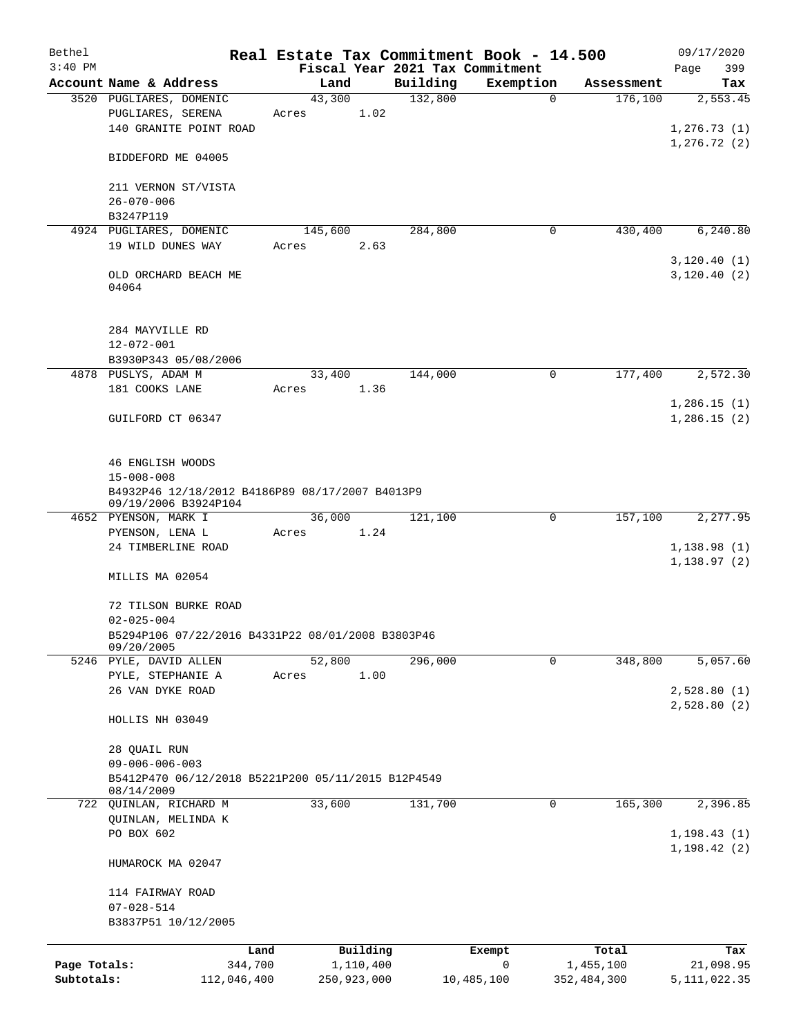Bethel 3:40 PM

# Real Estate Tax Commitment Book - 14.500

Fiscal Year 2021 Tax Commitment

09/17/2020 Page 399

| Account | Name & Address | Land | Building | Exemption | Assessment | Tax |
|---|---|---|---|---|---|---|
| 3520 | PUGLIARES, DOMENIC<br>PUGLIARES, SERENA<br>140 GRANITE POINT ROAD<br><br>BIDDEFORD ME 04005<br><br>211 VERNON ST/VISTA<br>26-070-006<br>B3247P119 | 43,300<br>Acres 1.02 | 132,800 | 0 | 176,100 | 2,553.45<br><br>1,276.73 (1)<br>1,276.72 (2) |
| 4924 | PUGLIARES, DOMENIC<br>19 WILD DUNES WAY<br><br>OLD ORCHARD BEACH ME 04064<br><br>284 MAYVILLE RD<br>12-072-001<br>B3930P343 05/08/2006 | 145,600<br>Acres 2.63 | 284,800 | 0 | 430,400 | 6,240.80<br><br>3,120.40 (1)<br>3,120.40 (2) |
| 4878 | PUSLYS, ADAM M<br>181 COOKS LANE<br><br>GUILFORD CT 06347<br><br>46 ENGLISH WOODS<br>15-008-008<br>B4932P46 12/18/2012 B4186P89 08/17/2007 B4013P9 09/19/2006 B3924P104 | 33,400<br>Acres 1.36 | 144,000 | 0 | 177,400 | 2,572.30<br><br>1,286.15 (1)<br>1,286.15 (2) |
| 4652 | PYENSON, MARK I<br>PYENSON, LENA L<br>24 TIMBERLINE ROAD<br><br>MILLIS MA 02054<br><br>72 TILSON BURKE ROAD<br>02-025-004<br>B5294P106 07/22/2016 B4331P22 08/01/2008 B3803P46 09/20/2005 | 36,000<br>Acres 1.24 | 121,100 | 0 | 157,100 | 2,277.95<br><br>1,138.98 (1)<br>1,138.97 (2) |
| 5246 | PYLE, DAVID ALLEN<br>PYLE, STEPHANIE A<br>26 VAN DYKE ROAD<br><br>HOLLIS NH 03049<br><br>28 QUAIL RUN<br>09-006-006-003<br>B5412P470 06/12/2018 B5221P200 05/11/2015 B12P4549 08/14/2009 | 52,800<br>Acres 1.00 | 296,000 | 0 | 348,800 | 5,057.60<br><br>2,528.80 (1)<br>2,528.80 (2) |
| 722 | QUINLAN, RICHARD M<br>QUINLAN, MELINDA K<br>PO BOX 602<br><br>HUMAROCK MA 02047<br><br>114 FAIRWAY ROAD<br>07-028-514<br>B3837P51 10/12/2005 | 33,600 | 131,700 | 0 | 165,300 | 2,396.85<br><br>1,198.43 (1)<br>1,198.42 (2) |

| | Land | Building | Exempt | Total | Tax |
|---|---|---|---|---|---|
| Page Totals: | 344,700 | 1,110,400 | 0 | 1,455,100 | 21,098.95 |
| Subtotals: | 112,046,400 | 250,923,000 | 10,485,100 | 352,484,300 | 5,111,022.35 |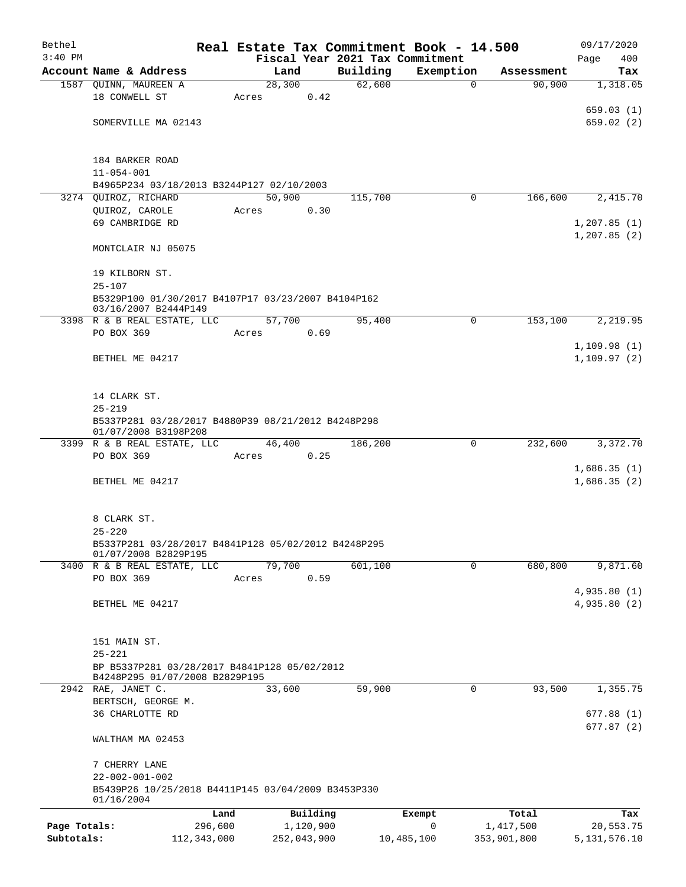Bethel 3:40 PM

# Real Estate Tax Commitment Book - 14.500

## Fiscal Year 2021 Tax Commitment

09/17/2020

| Account | Name & Address | Land | Building | Exemption | Assessment | Tax |
|---|---|---|---|---|---|---|
| 1587 | QUINN, MAUREEN A<br>18 CONWELL ST<br>SOMERVILLE MA 02143<br>184 BARKER ROAD<br>11-054-001<br>B4965P234 03/18/2013 B3244P127 02/10/2003 | 28,300<br>Acres 0.42 | 62,600 | 0 | 90,900 | 1,318.05<br>659.03 (1)<br>659.02 (2) |
| 3274 | QUIROZ, RICHARD<br>QUIROZ, CAROLE<br>69 CAMBRIDGE RD<br>MONTCLAIR NJ 05075<br>19 KILBORN ST.<br>25-107<br>B5329P100 01/30/2017 B4107P17 03/23/2007 B4104P162 03/16/2007 B2444P149 | 50,900<br>Acres 0.30 | 115,700 | 0 | 166,600 | 2,415.70<br>1,207.85 (1)<br>1,207.85 (2) |
| 3398 | R & B REAL ESTATE, LLC<br>PO BOX 369<br>BETHEL ME 04217<br>14 CLARK ST.<br>25-219<br>B5337P281 03/28/2017 B4880P39 08/21/2012 B4248P298 01/07/2008 B3198P208 | 57,700<br>Acres 0.69 | 95,400 | 0 | 153,100 | 2,219.95<br>1,109.98 (1)<br>1,109.97 (2) |
| 3399 | R & B REAL ESTATE, LLC<br>PO BOX 369<br>BETHEL ME 04217<br>8 CLARK ST.<br>25-220<br>B5337P281 03/28/2017 B4841P128 05/02/2012 B4248P295 01/07/2008 B2829P195 | 46,400<br>Acres 0.25 | 186,200 | 0 | 232,600 | 3,372.70<br>1,686.35 (1)<br>1,686.35 (2) |
| 3400 | R & B REAL ESTATE, LLC<br>PO BOX 369<br>BETHEL ME 04217<br>151 MAIN ST.<br>25-221<br>BP B5337P281 03/28/2017 B4841P128 05/02/2012 B4248P295 01/07/2008 B2829P195 | 79,700<br>Acres 0.59 | 601,100 | 0 | 680,800 | 9,871.60<br>4,935.80 (1)<br>4,935.80 (2) |
| 2942 | RAE, JANET C.<br>BERTSCH, GEORGE M.<br>36 CHARLOTTE RD<br>WALTHAM MA 02453<br>7 CHERRY LANE<br>22-002-001-002<br>B5439P26 10/25/2018 B4411P145 03/04/2009 B3453P330 01/16/2004 | 33,600 | 59,900 | 0 | 93,500 | 1,355.75<br>677.88 (1)<br>677.87 (2) |

| | Land | Building | Exempt | Total | Tax |
|---|---|---|---|---|---|
| Page Totals: | 296,600 | 1,120,900 | 0 | 1,417,500 | 20,553.75 |
| Subtotals: | 112,343,000 | 252,043,900 | 10,485,100 | 353,901,800 | 5,131,576.10 |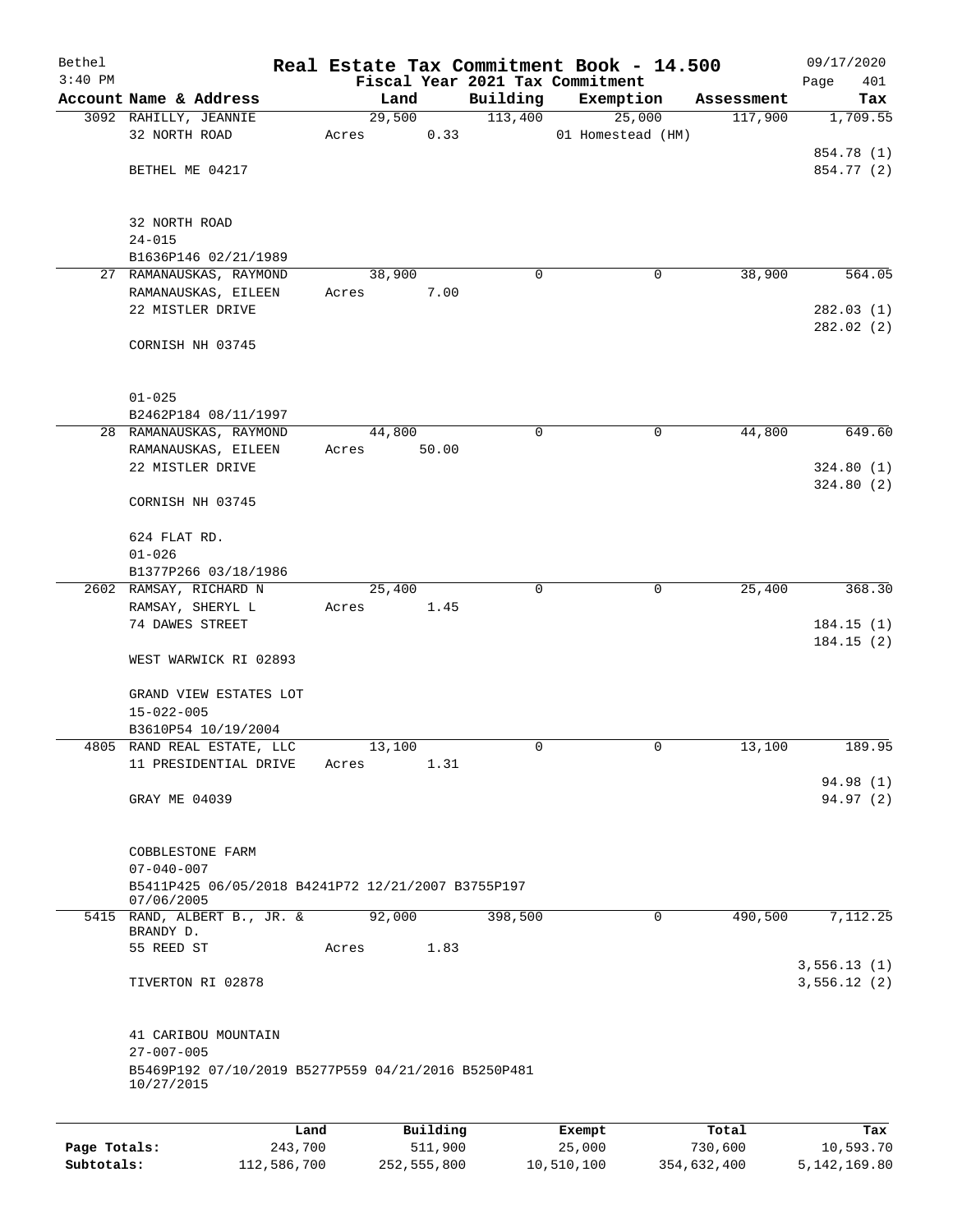Bethel 3:40 PM

# Real Estate Tax Commitment Book - 14.500

## Fiscal Year 2021 Tax Commitment

09/17/2020 Page 401

| Account Name & Address | Land | Building | Exemption | Assessment | Tax |
|---|---|---|---|---|---|
| 3092 RAHILLY, JEANNIE<br>32 NORTH ROAD<br><br>BETHEL ME 04217<br><br>32 NORTH ROAD<br>24-015<br>B1636P146 02/21/1989 | 29,500<br>Acres 0.33 | 113,400 | 25,000<br>01 Homestead (HM) | 117,900 | 1,709.55<br><br>854.78 (1)<br>854.77 (2) |
| 27 RAMANAUSKAS, RAYMOND<br>RAMANAUSKAS, EILEEN<br>22 MISTLER DRIVE<br><br>CORNISH NH 03745<br><br>01-025<br>B2462P184 08/11/1997 | 38,900<br>Acres 7.00 | 0 | 0 | 38,900 | 564.05<br><br>282.03 (1)<br>282.02 (2) |
| 28 RAMANAUSKAS, RAYMOND<br>RAMANAUSKAS, EILEEN<br>22 MISTLER DRIVE<br><br>CORNISH NH 03745<br><br>624 FLAT RD.<br>01-026<br>B1377P266 03/18/1986 | 44,800<br>Acres 50.00 | 0 | 0 | 44,800 | 649.60<br><br>324.80 (1)<br>324.80 (2) |
| 2602 RAMSAY, RICHARD N<br>RAMSAY, SHERYL L<br>74 DAWES STREET<br><br>WEST WARWICK RI 02893<br><br>GRAND VIEW ESTATES LOT<br>15-022-005<br>B3610P54 10/19/2004 | 25,400<br>Acres 1.45 | 0 | 0 | 25,400 | 368.30<br><br>184.15 (1)<br>184.15 (2) |
| 4805 RAND REAL ESTATE, LLC<br>11 PRESIDENTIAL DRIVE<br><br>GRAY ME 04039<br><br>COBBLESTONE FARM<br>07-040-007<br>B5411P425 06/05/2018 B4241P72 12/21/2007 B3755P197 07/06/2005 | 13,100<br>Acres 1.31 | 0 | 0 | 13,100 | 189.95<br><br>94.98 (1)<br>94.97 (2) |
| 5415 RAND, ALBERT B., JR. & BRANDY D.<br>55 REED ST<br><br>TIVERTON RI 02878<br><br>41 CARIBOU MOUNTAIN<br>27-007-005<br>B5469P192 07/10/2019 B5277P559 04/21/2016 B5250P481 10/27/2015 | 92,000<br>Acres 1.83 | 398,500 | 0 | 490,500 | 7,112.25<br><br>3,556.13 (1)<br>3,556.12 (2) |

| | Land | Building | Exempt | Total | Tax |
|---|---|---|---|---|---|
| Page Totals: | 243,700 | 511,900 | 25,000 | 730,600 | 10,593.70 |
| Subtotals: | 112,586,700 | 252,555,800 | 10,510,100 | 354,632,400 | 5,142,169.80 |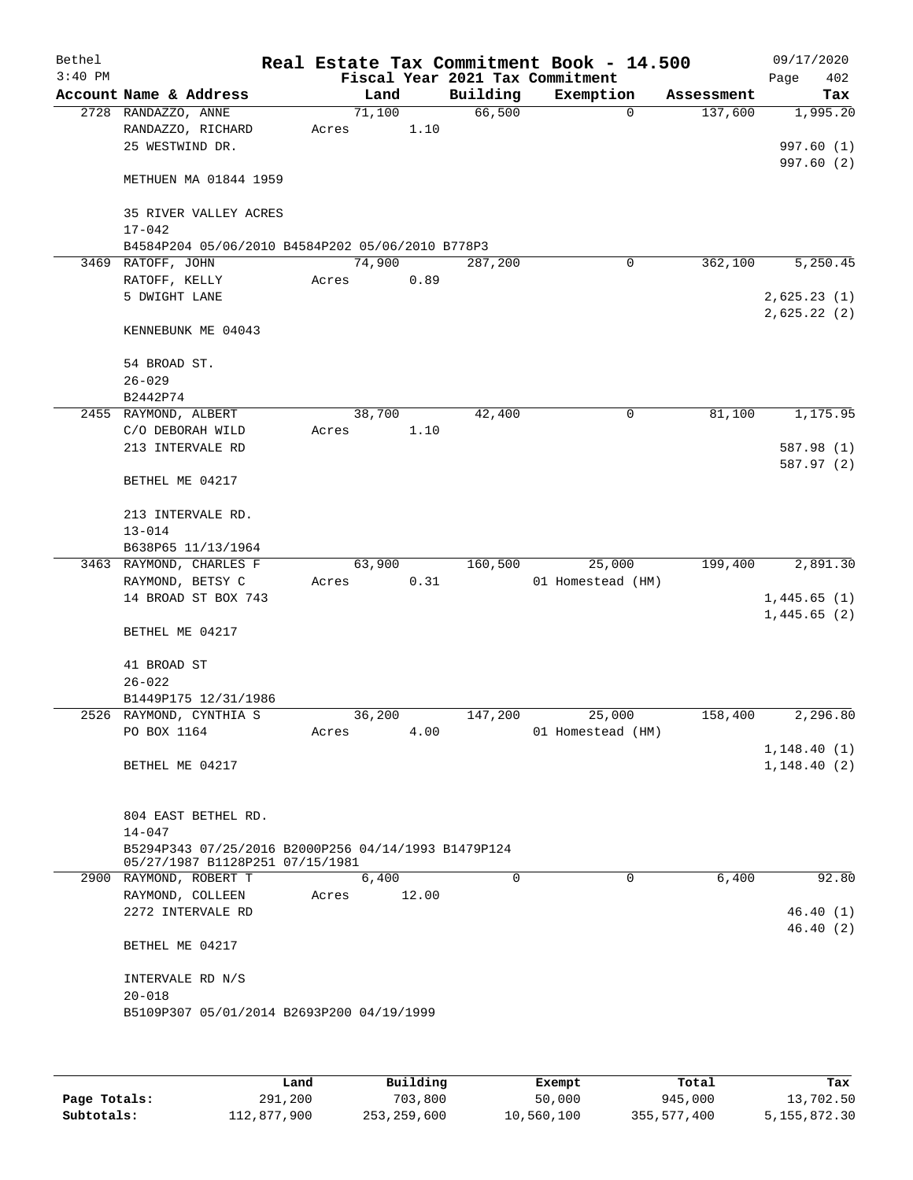Bethel 3:40 PM

# Real Estate Tax Commitment Book - 14.500

Fiscal Year 2021 Tax Commitment

09/17/2020 Page 402

| Account | Name & Address | Land | Building | Exemption | Assessment | Tax |
|---|---|---|---|---|---|---|
| 2728 | RANDAZZO, ANNE<br>RANDAZZO, RICHARD<br>25 WESTWIND DR.<br><br>METHUEN MA 01844 1959<br><br>35 RIVER VALLEY ACRES<br>17-042<br>B4584P204 05/06/2010 B4584P202 05/06/2010 B778P3 | 71,100<br>Acres 1.10 | 66,500 | 0 | 137,600 | 1,995.20<br><br>997.60 (1)<br>997.60 (2) |
| 3469 | RATOFF, JOHN<br>RATOFF, KELLY<br>5 DWIGHT LANE<br><br>KENNEBUNK ME 04043<br><br>54 BROAD ST.<br>26-029<br>B2442P74 | 74,900<br>Acres 0.89 | 287,200 | 0 | 362,100 | 5,250.45<br><br>2,625.23 (1)<br>2,625.22 (2) |
| 2455 | RAYMOND, ALBERT<br>C/O DEBORAH WILD<br>213 INTERVALE RD<br><br>BETHEL ME 04217<br><br>213 INTERVALE RD.<br>13-014<br>B638P65 11/13/1964 | 38,700<br>Acres 1.10 | 42,400 | 0 | 81,100 | 1,175.95<br><br>587.98 (1)<br>587.97 (2) |
| 3463 | RAYMOND, CHARLES F<br>RAYMOND, BETSY C<br>14 BROAD ST BOX 743<br><br>BETHEL ME 04217<br><br>41 BROAD ST<br>26-022<br>B1449P175 12/31/1986 | 63,900<br>Acres 0.31 | 160,500 | 25,000<br>01 Homestead (HM) | 199,400 | 2,891.30<br><br>1,445.65 (1)<br>1,445.65 (2) |
| 2526 | RAYMOND, CYNTHIA S<br>PO BOX 1164<br><br>BETHEL ME 04217<br><br>804 EAST BETHEL RD.<br>14-047<br>B5294P343 07/25/2016 B2000P256 04/14/1993 B1479P124 05/27/1987 B1128P251 07/15/1981 | 36,200<br>Acres 4.00 | 147,200 | 25,000<br>01 Homestead (HM) | 158,400 | 2,296.80<br><br>1,148.40 (1)<br>1,148.40 (2) |
| 2900 | RAYMOND, ROBERT T<br>RAYMOND, COLLEEN<br>2272 INTERVALE RD<br><br>BETHEL ME 04217<br><br>INTERVALE RD N/S<br>20-018<br>B5109P307 05/01/2014 B2693P200 04/19/1999 | 6,400<br>Acres 12.00 | 0 | 0 | 6,400 | 92.80<br><br>46.40 (1)<br>46.40 (2) |

| | Land | Building | Exempt | Total | Tax |
|---|---|---|---|---|---|
| Page Totals: | 291,200 | 703,800 | 50,000 | 945,000 | 13,702.50 |
| Subtotals: | 112,877,900 | 253,259,600 | 10,560,100 | 355,577,400 | 5,155,872.30 |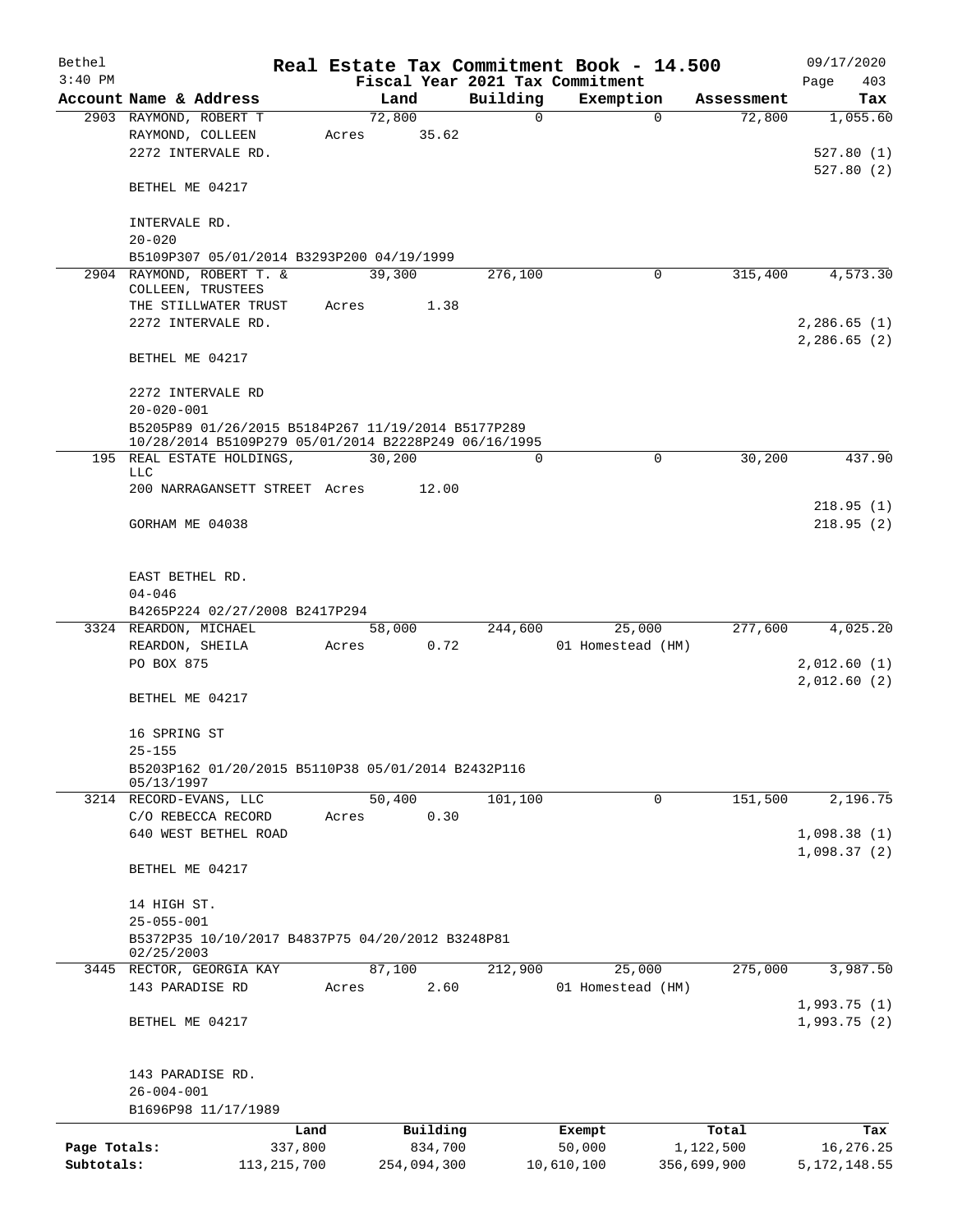Bethel 3:40 PM

# Real Estate Tax Commitment Book - 14.500

Fiscal Year 2021 Tax Commitment

09/17/2020 Page 403

| Account | Name & Address | Land | Building | Exemption | Assessment | Tax |
|---|---|---|---|---|---|---|
| 2903 | RAYMOND, ROBERT T<br>RAYMOND, COLLEEN<br>2272 INTERVALE RD.<br><br>BETHEL ME 04217<br><br>INTERVALE RD.<br>20-020<br>B5109P307 05/01/2014 B3293P200 04/19/1999 | 72,800<br>Acres 35.62 | 0 | 0 | 72,800 | 1,055.60<br><br>527.80 (1)<br>527.80 (2) |
| 2904 | RAYMOND, ROBERT T. &<br>COLLEEN, TRUSTEES<br>THE STILLWATER TRUST<br>2272 INTERVALE RD.<br><br>BETHEL ME 04217<br><br>2272 INTERVALE RD<br>20-020-001<br>B5205P89 01/26/2015 B5184P267 11/19/2014 B5177P289 10/28/2014 B5109P279 05/01/2014 B2228P249 06/16/1995 | 39,300<br>Acres 1.38 | 276,100 | 0 | 315,400 | 4,573.30<br><br>2,286.65 (1)<br>2,286.65 (2) |
| 195 | REAL ESTATE HOLDINGS,<br>LLC<br>200 NARRAGANSETT STREET<br><br>GORHAM ME 04038<br><br>EAST BETHEL RD.<br>04-046<br>B4265P224 02/27/2008 B2417P294 | 30,200<br>Acres 12.00 | 0 | 0 | 30,200 | 437.90<br><br>218.95 (1)<br>218.95 (2) |
| 3324 | REARDON, MICHAEL<br>REARDON, SHEILA<br>PO BOX 875<br><br>BETHEL ME 04217<br><br>16 SPRING ST<br>25-155<br>B5203P162 01/20/2015 B5110P38 05/01/2014 B2432P116 05/13/1997 | 58,000<br>Acres 0.72 | 244,600 | 25,000<br>01 Homestead (HM) | 277,600 | 4,025.20<br><br>2,012.60 (1)<br>2,012.60 (2) |
| 3214 | RECORD-EVANS, LLC<br>C/O REBECCA RECORD<br>640 WEST BETHEL ROAD<br><br>BETHEL ME 04217<br><br>14 HIGH ST.<br>25-055-001<br>B5372P35 10/10/2017 B4837P75 04/20/2012 B3248P81 02/25/2003 | 50,400<br>Acres 0.30 | 101,100 | 0 | 151,500 | 2,196.75<br><br>1,098.38 (1)<br>1,098.37 (2) |
| 3445 | RECTOR, GEORGIA KAY<br>143 PARADISE RD<br><br>BETHEL ME 04217<br><br>143 PARADISE RD.<br>26-004-001<br>B1696P98 11/17/1989 | 87,100<br>Acres 2.60 | 212,900 | 25,000<br>01 Homestead (HM) | 275,000 | 3,987.50<br><br>1,993.75 (1)<br>1,993.75 (2) |

| | Land | Building | Exempt | Total | Tax |
|---|---|---|---|---|---|
| Page Totals: | 337,800 | 834,700 | 50,000 | 1,122,500 | 16,276.25 |
| Subtotals: | 113,215,700 | 254,094,300 | 10,610,100 | 356,699,900 | 5,172,148.55 |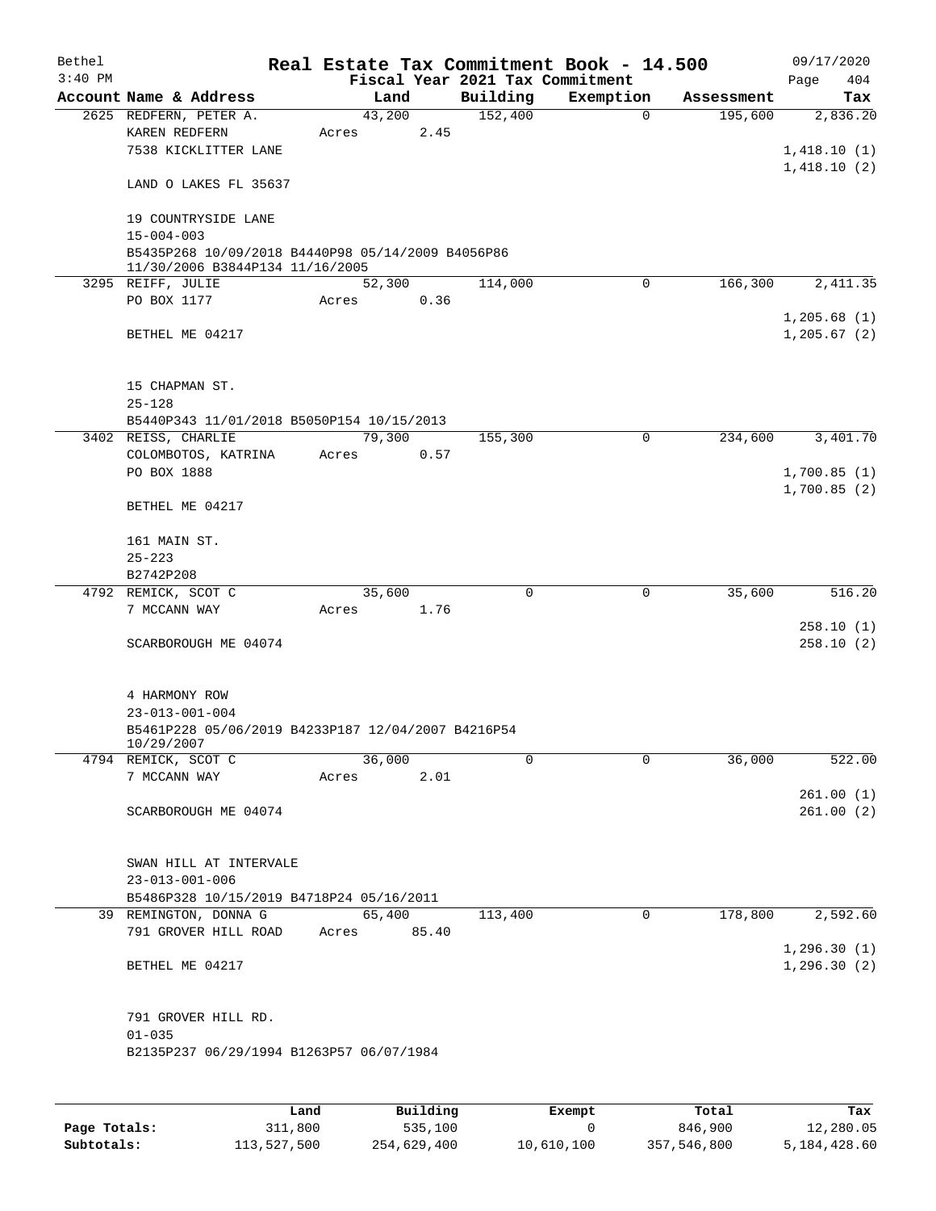Bethel 3:40 PM

# Real Estate Tax Commitment Book - 14.500

Fiscal Year 2021 Tax Commitment

09/17/2020 Page 404

| Account Name & Address | Land | Building | Exemption | Assessment | Tax |
|---|---|---|---|---|---|
| 2625 REDFERN, PETER A. | 43,200 | 152,400 | 0 | 195,600 | 2,836.20 |
| KAREN REDFERN | Acres 2.45 | | | | |
| 7538 KICKLITTER LANE | | | | | 1,418.10 (1) |
| | | | | | 1,418.10 (2) |
| LAND O LAKES FL 35637 | | | | | |
| 19 COUNTRYSIDE LANE | | | | | |
| 15-004-003 | | | | | |
| B5435P268 10/09/2018 B4440P98 05/14/2009 B4056P86 11/30/2006 B3844P134 11/16/2005 | | | | | |
| 3295 REIFF, JULIE | 52,300 | 114,000 | 0 | 166,300 | 2,411.35 |
| PO BOX 1177 | Acres 0.36 | | | | |
| | | | | | 1,205.68 (1) |
| BETHEL ME 04217 | | | | | 1,205.67 (2) |
| 15 CHAPMAN ST. | | | | | |
| 25-128 | | | | | |
| B5440P343 11/01/2018 B5050P154 10/15/2013 | | | | | |
| 3402 REISS, CHARLIE | 79,300 | 155,300 | 0 | 234,600 | 3,401.70 |
| COLOMBOTOS, KATRINA | Acres 0.57 | | | | |
| PO BOX 1888 | | | | | 1,700.85 (1) |
| | | | | | 1,700.85 (2) |
| BETHEL ME 04217 | | | | | |
| 161 MAIN ST. | | | | | |
| 25-223 | | | | | |
| B2742P208 | | | | | |
| 4792 REMICK, SCOT C | 35,600 | 0 | 0 | 35,600 | 516.20 |
| 7 MCCANN WAY | Acres 1.76 | | | | |
| | | | | | 258.10 (1) |
| SCARBOROUGH ME 04074 | | | | | 258.10 (2) |
| 4 HARMONY ROW | | | | | |
| 23-013-001-004 | | | | | |
| B5461P228 05/06/2019 B4233P187 12/04/2007 B4216P54 10/29/2007 | | | | | |
| 4794 REMICK, SCOT C | 36,000 | 0 | 0 | 36,000 | 522.00 |
| 7 MCCANN WAY | Acres 2.01 | | | | |
| | | | | | 261.00 (1) |
| SCARBOROUGH ME 04074 | | | | | 261.00 (2) |
| SWAN HILL AT INTERVALE | | | | | |
| 23-013-001-006 | | | | | |
| B5486P328 10/15/2019 B4718P24 05/16/2011 | | | | | |
| 39 REMINGTON, DONNA G | 65,400 | 113,400 | 0 | 178,800 | 2,592.60 |
| 791 GROVER HILL ROAD | Acres 85.40 | | | | |
| | | | | | 1,296.30 (1) |
| BETHEL ME 04217 | | | | | 1,296.30 (2) |
| 791 GROVER HILL RD. | | | | | |
| 01-035 | | | | | |
| B2135P237 06/29/1994 B1263P57 06/07/1984 | | | | | |

| | Land | Building | Exempt | Total | Tax |
|---|---|---|---|---|---|
| Page Totals: | 311,800 | 535,100 | 0 | 846,900 | 12,280.05 |
| Subtotals: | 113,527,500 | 254,629,400 | 10,610,100 | 357,546,800 | 5,184,428.60 |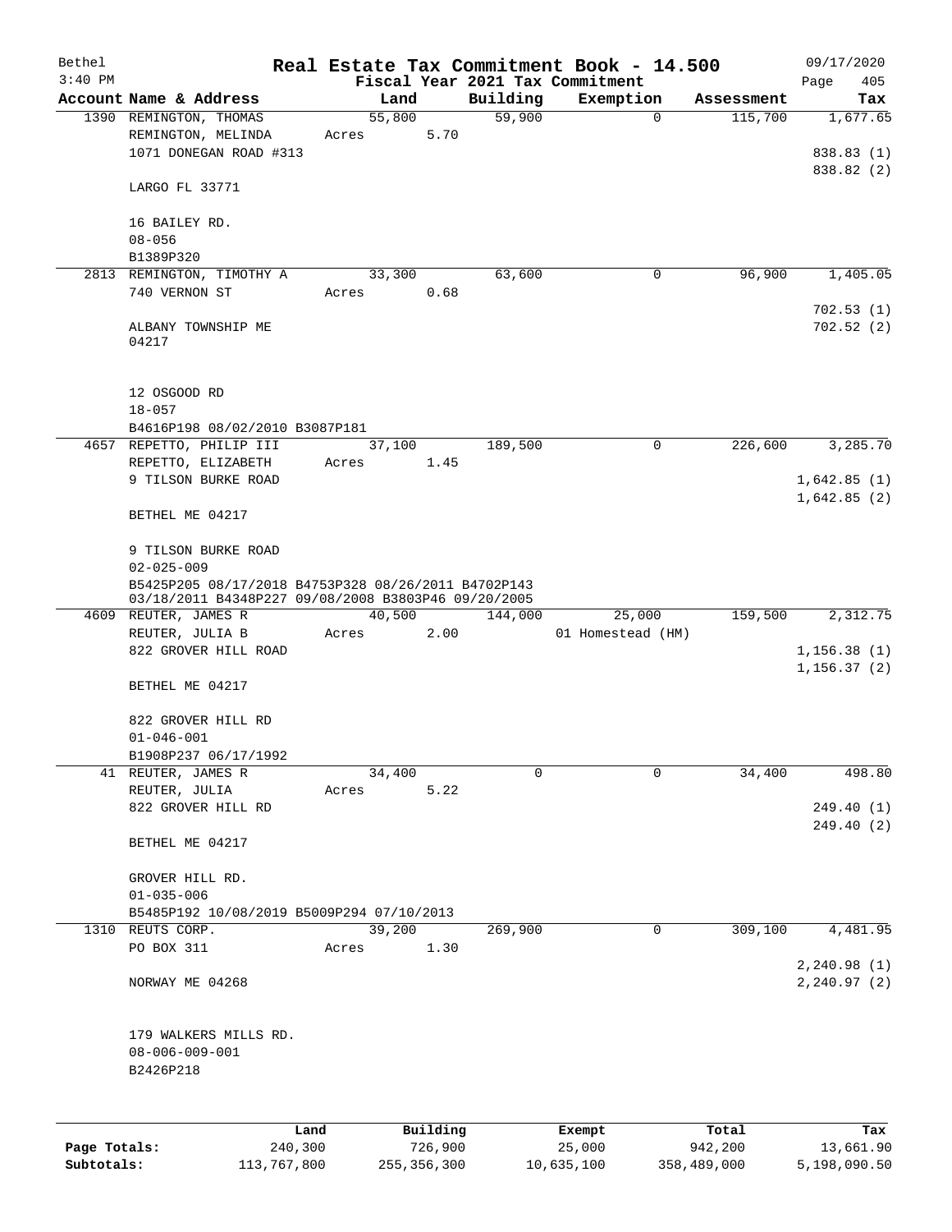Bethel 3:40 PM

**Real Estate Tax Commitment Book - 14.500**

Fiscal Year 2021 Tax Commitment

09/17/2020 Page 405

| Account Name & Address | Land | Building | Exemption | Assessment | Tax |
|---|---|---|---|---|---|
| 1390 REMINGTON, THOMAS<br>REMINGTON, MELINDA<br>1071 DONEGAN ROAD #313<br><br>LARGO FL 33771<br><br>16 BAILEY RD.<br>08-056<br>B1389P320 | 55,800<br>Acres 5.70 | 59,900 | 0 | 115,700 | 1,677.65<br><br>838.83 (1)<br>838.82 (2) |
| 2813 REMINGTON, TIMOTHY A<br>740 VERNON ST<br><br>ALBANY TOWNSHIP ME 04217<br><br>12 OSGOOD RD<br>18-057<br>B4616P198 08/02/2010 B3087P181 | 33,300<br>Acres 0.68 | 63,600 | 0 | 96,900 | 1,405.05<br><br>702.53 (1)<br>702.52 (2) |
| 4657 REPETTO, PHILIP III<br>REPETTO, ELIZABETH<br>9 TILSON BURKE ROAD<br><br>BETHEL ME 04217<br><br>9 TILSON BURKE ROAD<br>02-025-009<br>B5425P205 08/17/2018 B4753P328 08/26/2011 B4702P143 03/18/2011 B4348P227 09/08/2008 B3803P46 09/20/2005 | 37,100<br>Acres 1.45 | 189,500 | 0 | 226,600 | 3,285.70<br><br>1,642.85 (1)<br>1,642.85 (2) |
| 4609 REUTER, JAMES R<br>REUTER, JULIA B<br>822 GROVER HILL ROAD<br><br>BETHEL ME 04217<br><br>822 GROVER HILL RD<br>01-046-001<br>B1908P237 06/17/1992 | 40,500<br>Acres 2.00 | 144,000 | 25,000<br>01 Homestead (HM) | 159,500 | 2,312.75<br><br>1,156.38 (1)<br>1,156.37 (2) |
| 41 REUTER, JAMES R<br>REUTER, JULIA<br>822 GROVER HILL RD<br><br>BETHEL ME 04217<br><br>GROVER HILL RD.<br>01-035-006<br>B5485P192 10/08/2019 B5009P294 07/10/2013 | 34,400<br>Acres 5.22 | 0 | 0 | 34,400 | 498.80<br><br>249.40 (1)<br>249.40 (2) |
| 1310 REUTS CORP.<br>PO BOX 311<br><br>NORWAY ME 04268<br><br>179 WALKERS MILLS RD.<br>08-006-009-001<br>B2426P218 | 39,200<br>Acres 1.30 | 269,900 | 0 | 309,100 | 4,481.95<br><br>2,240.98 (1)<br>2,240.97 (2) |

| | Land | Building | Exempt | Total | Tax |
|---|---|---|---|---|---|
| Page Totals: | 240,300 | 726,900 | 25,000 | 942,200 | 13,661.90 |
| Subtotals: | 113,767,800 | 255,356,300 | 10,635,100 | 358,489,000 | 5,198,090.50 |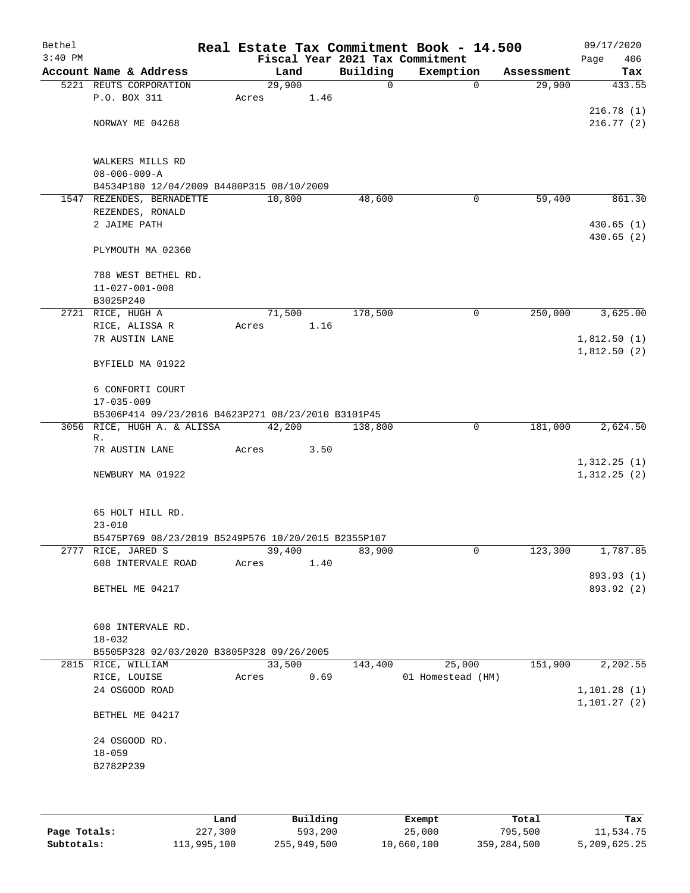# Real Estate Tax Commitment Book - 14.500

Bethel 3:40 PM — Fiscal Year 2021 Tax Commitment — 09/17/2020

| Account | Name & Address | Land | Building | Exemption | Assessment | Tax |
|---|---|---|---|---|---|---|
| 5221 | REUTS CORPORATION<br>P.O. BOX 311<br><br>NORWAY ME 04268<br><br>WALKERS MILLS RD<br>08-006-009-A<br>B4534P180 12/04/2009 B4480P315 08/10/2009 | 29,900<br>Acres 1.46 | 0 | 0 | 29,900 | 433.55<br><br>216.78 (1)<br>216.77 (2) |
| 1547 | REZENDES, BERNADETTE<br>REZENDES, RONALD<br>2 JAIME PATH<br><br>PLYMOUTH MA 02360<br><br>788 WEST BETHEL RD.<br>11-027-001-008<br>B3025P240 | 10,800 | 48,600 | 0 | 59,400 | 861.30<br><br>430.65 (1)<br>430.65 (2) |
| 2721 | RICE, HUGH A<br>RICE, ALISSA R<br>7R AUSTIN LANE<br><br>BYFIELD MA 01922<br><br>6 CONFORTI COURT<br>17-035-009<br>B5306P414 09/23/2016 B4623P271 08/23/2010 B3101P45 | 71,500<br>Acres 1.16 | 178,500 | 0 | 250,000 | 3,625.00<br><br>1,812.50 (1)<br>1,812.50 (2) |
| 3056 | RICE, HUGH A. & ALISSA R.<br>7R AUSTIN LANE<br><br>NEWBURY MA 01922<br><br>65 HOLT HILL RD.<br>23-010<br>B5475P769 08/23/2019 B5249P576 10/20/2015 B2355P107 | 42,200<br>Acres 3.50 | 138,800 | 0 | 181,000 | 2,624.50<br><br>1,312.25 (1)<br>1,312.25 (2) |
| 2777 | RICE, JARED S<br>608 INTERVALE ROAD<br><br>BETHEL ME 04217<br><br>608 INTERVALE RD.<br>18-032<br>B5505P328 02/03/2020 B3805P328 09/26/2005 | 39,400<br>Acres 1.40 | 83,900 | 0 | 123,300 | 1,787.85<br><br>893.93 (1)<br>893.92 (2) |
| 2815 | RICE, WILLIAM<br>RICE, LOUISE<br>24 OSGOOD ROAD<br><br>BETHEL ME 04217<br><br>24 OSGOOD RD.<br>18-059<br>B2782P239 | 33,500<br>Acres 0.69 | 143,400 | 25,000<br>01 Homestead (HM) | 151,900 | 2,202.55<br><br>1,101.28 (1)<br>1,101.27 (2) |

| | Land | Building | Exempt | Total | Tax |
|---|---|---|---|---|---|
| Page Totals: | 227,300 | 593,200 | 25,000 | 795,500 | 11,534.75 |
| Subtotals: | 113,995,100 | 255,949,500 | 10,660,100 | 359,284,500 | 5,209,625.25 |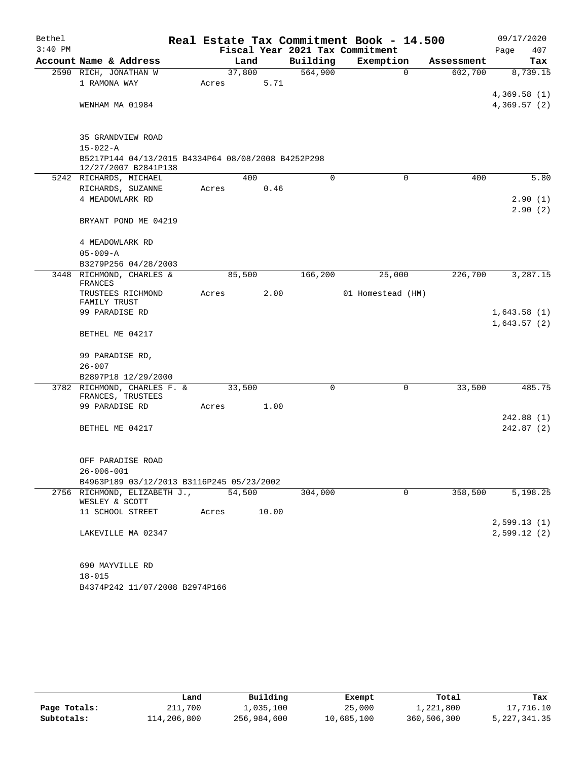Bethel 3:40 PM

# Real Estate Tax Commitment Book - 14.500

Fiscal Year 2021 Tax Commitment

09/17/2020 Page 407

| Account | Name & Address | Land | Building | Exemption | Assessment | Tax |
|---|---|---|---|---|---|---|
| 2590 | RICH, JONATHAN W<br>1 RAMONA WAY<br><br>WENHAM MA 01984<br><br>35 GRANDVIEW ROAD<br>15-022-A<br>B5217P144 04/13/2015 B4334P64 08/08/2008 B4252P298 12/27/2007 B2841P138 | 37,800<br>Acres 5.71 | 564,900 | 0 | 602,700 | 8,739.15<br><br>4,369.58 (1)<br>4,369.57 (2) |
| 5242 | RICHARDS, MICHAEL<br>RICHARDS, SUZANNE<br>4 MEADOWLARK RD<br><br>BRYANT POND ME 04219<br><br>4 MEADOWLARK RD<br>05-009-A<br>B3279P256 04/28/2003 | 400<br>Acres 0.46 | 0 | 0 | 400 | 5.80<br><br>2.90 (1)<br>2.90 (2) |
| 3448 | RICHMOND, CHARLES & FRANCES<br>TRUSTEES RICHMOND FAMILY TRUST<br>99 PARADISE RD<br><br>BETHEL ME 04217<br><br>99 PARADISE RD,<br>26-007<br>B2897P18 12/29/2000 | 85,500<br>Acres 2.00 | 166,200 | 25,000<br>01 Homestead (HM) | 226,700 | 3,287.15<br><br>1,643.58 (1)<br>1,643.57 (2) |
| 3782 | RICHMOND, CHARLES F. & FRANCES, TRUSTEES<br>99 PARADISE RD<br><br>BETHEL ME 04217<br><br>OFF PARADISE ROAD<br>26-006-001<br>B4963P189 03/12/2013 B3116P245 05/23/2002 | 33,500<br>Acres 1.00 | 0 | 0 | 33,500 | 485.75<br><br>242.88 (1)<br>242.87 (2) |
| 2756 | RICHMOND, ELIZABETH J., WESLEY & SCOTT<br>11 SCHOOL STREET<br><br>LAKEVILLE MA 02347<br><br>690 MAYVILLE RD<br>18-015<br>B4374P242 11/07/2008 B2974P166 | 54,500<br>Acres 10.00 | 304,000 | 0 | 358,500 | 5,198.25<br><br>2,599.13 (1)<br>2,599.12 (2) |

| | Land | Building | Exempt | Total | Tax |
|---|---|---|---|---|---|
| Page Totals: | 211,700 | 1,035,100 | 25,000 | 1,221,800 | 17,716.10 |
| Subtotals: | 114,206,800 | 256,984,600 | 10,685,100 | 360,506,300 | 5,227,341.35 |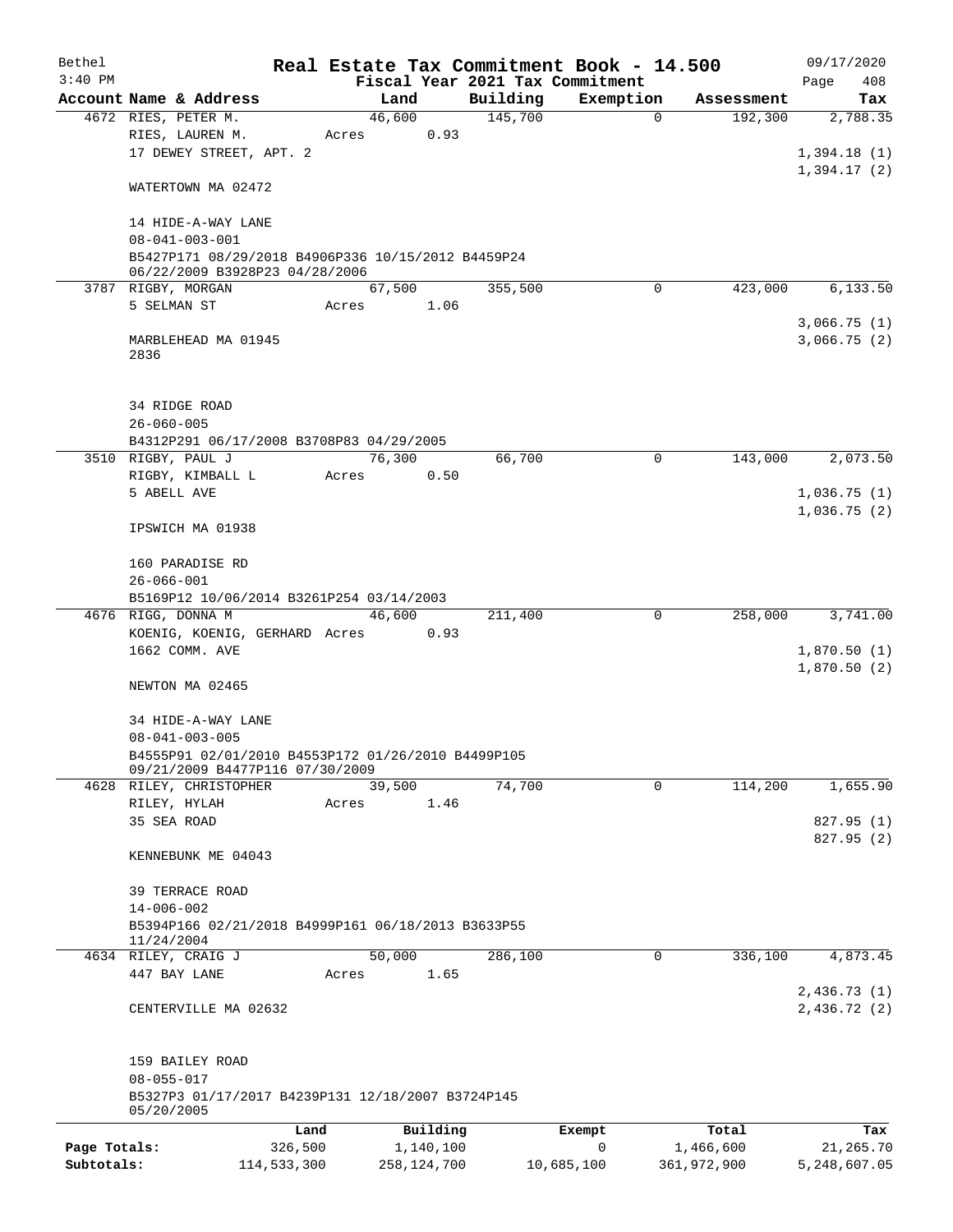# Real Estate Tax Commitment Book - 14.500

Bethel
3:40 PM

Fiscal Year 2021 Tax Commitment

09/17/2020
Page 408

| Account | Name & Address | Land | Building | Exemption | Assessment | Tax |
|---|---|---|---|---|---|---|
| 4672 | RIES, PETER M.<br>RIES, LAUREN M.<br>17 DEWEY STREET, APT. 2<br><br>WATERTOWN MA 02472<br><br>14 HIDE-A-WAY LANE<br>08-041-003-001<br>B5427P171 08/29/2018 B4906P336 10/15/2012 B4459P24 06/22/2009 B3928P23 04/28/2006 | 46,600<br>Acres 0.93 | 145,700 | 0 | 192,300 | 2,788.35<br><br>1,394.18 (1)<br>1,394.17 (2) |
| 3787 | RIGBY, MORGAN<br>5 SELMAN ST<br><br>MARBLEHEAD MA 01945<br>2836<br><br>34 RIDGE ROAD<br>26-060-005<br>B4312P291 06/17/2008 B3708P83 04/29/2005 | 67,500<br>Acres 1.06 | 355,500 | 0 | 423,000 | 6,133.50<br><br>3,066.75 (1)<br>3,066.75 (2) |
| 3510 | RIGBY, PAUL J<br>RIGBY, KIMBALL L<br>5 ABELL AVE<br><br>IPSWICH MA 01938<br><br>160 PARADISE RD<br>26-066-001<br>B5169P12 10/06/2014 B3261P254 03/14/2003 | 76,300<br>Acres 0.50 | 66,700 | 0 | 143,000 | 2,073.50<br><br>1,036.75 (1)<br>1,036.75 (2) |
| 4676 | RIGG, DONNA M<br>KOENIG, KOENIG, GERHARD<br>1662 COMM. AVE<br><br>NEWTON MA 02465<br><br>34 HIDE-A-WAY LANE<br>08-041-003-005<br>B4555P91 02/01/2010 B4553P172 01/26/2010 B4499P105 09/21/2009 B4477P116 07/30/2009 | 46,600<br>Acres 0.93 | 211,400 | 0 | 258,000 | 3,741.00<br><br>1,870.50 (1)<br>1,870.50 (2) |
| 4628 | RILEY, CHRISTOPHER<br>RILEY, HYLAH<br>35 SEA ROAD<br><br>KENNEBUNK ME 04043<br><br>39 TERRACE ROAD<br>14-006-002<br>B5394P166 02/21/2018 B4999P161 06/18/2013 B3633P55 11/24/2004 | 39,500<br>Acres 1.46 | 74,700 | 0 | 114,200 | 1,655.90<br><br>827.95 (1)<br>827.95 (2) |
| 4634 | RILEY, CRAIG J<br>447 BAY LANE<br><br>CENTERVILLE MA 02632<br><br>159 BAILEY ROAD<br>08-055-017<br>B5327P3 01/17/2017 B4239P131 12/18/2007 B3724P145 05/20/2005 | 50,000<br>Acres 1.65 | 286,100 | 0 | 336,100 | 4,873.45<br><br>2,436.73 (1)<br>2,436.72 (2) |

| | Land | Building | Exempt | Total | Tax |
|---|---|---|---|---|---|
| Page Totals: | 326,500 | 1,140,100 | 0 | 1,466,600 | 21,265.70 |
| Subtotals: | 114,533,300 | 258,124,700 | 10,685,100 | 361,972,900 | 5,248,607.05 |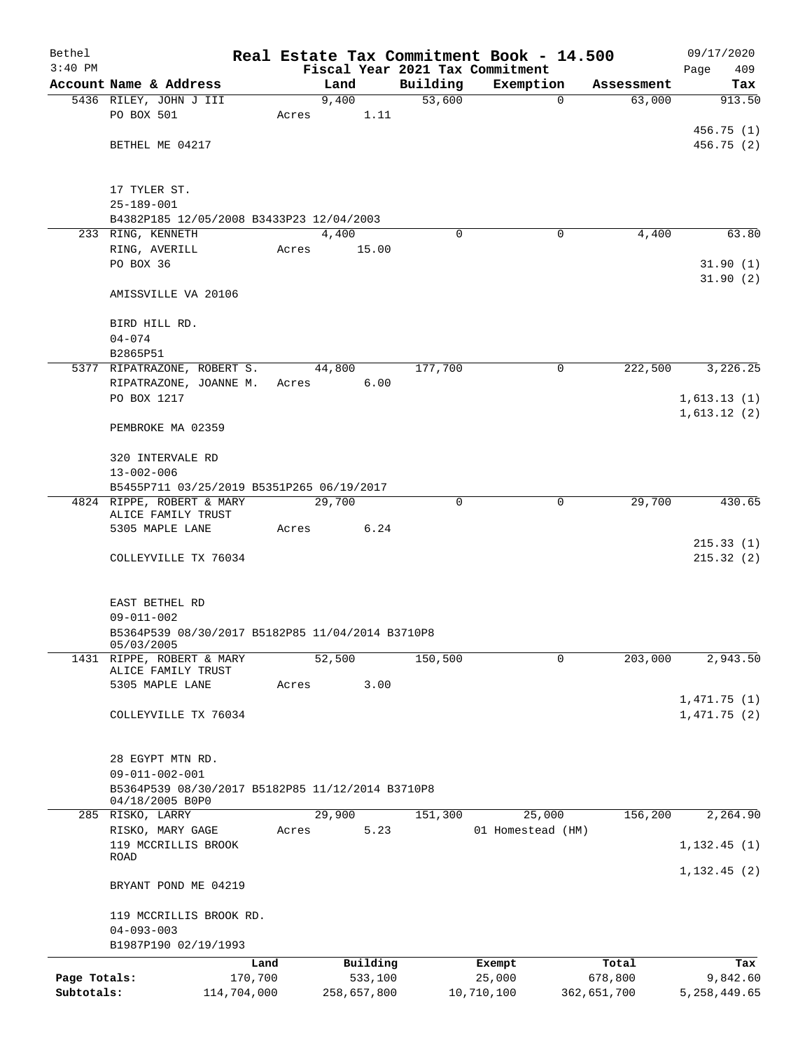# Real Estate Tax Commitment Book - 14.500

Bethel
3:40 PM

Fiscal Year 2021 Tax Commitment

09/17/2020
Page 409

| Account | Name & Address | Land | Building | Exemption | Assessment | Tax |
|---|---|---|---|---|---|---|
| 5436 | RILEY, JOHN J III<br>PO BOX 501<br><br>BETHEL ME 04217<br><br>17 TYLER ST.<br>25-189-001<br>B4382P185 12/05/2008 B3433P23 12/04/2003 | 9,400<br>Acres 1.11 | 53,600 | 0 | 63,000 | 913.50<br><br>456.75 (1)<br>456.75 (2) |
| 233 | RING, KENNETH<br>RING, AVERILL<br>PO BOX 36<br><br>AMISSVILLE VA 20106<br><br>BIRD HILL RD.<br>04-074<br>B2865P51 | 4,400<br>Acres 15.00 | 0 | 0 | 4,400 | 63.80<br><br>31.90 (1)<br>31.90 (2) |
| 5377 | RIPATRAZONE, ROBERT S.<br>RIPATRAZONE, JOANNE M.<br>PO BOX 1217<br><br>PEMBROKE MA 02359<br><br>320 INTERVALE RD<br>13-002-006<br>B5455P711 03/25/2019 B5351P265 06/19/2017 | 44,800<br>Acres 6.00 | 177,700 | 0 | 222,500 | 3,226.25<br><br>1,613.13 (1)<br>1,613.12 (2) |
| 4824 | RIPPE, ROBERT & MARY<br>ALICE FAMILY TRUST<br>5305 MAPLE LANE<br><br>COLLEYVILLE TX 76034<br><br>EAST BETHEL RD<br>09-011-002<br>B5364P539 08/30/2017 B5182P85 11/04/2014 B3710P8 05/03/2005 | 29,700<br>Acres 6.24 | 0 | 0 | 29,700 | 430.65<br><br>215.33 (1)<br>215.32 (2) |
| 1431 | RIPPE, ROBERT & MARY<br>ALICE FAMILY TRUST<br>5305 MAPLE LANE<br><br>COLLEYVILLE TX 76034<br><br>28 EGYPT MTN RD.<br>09-011-002-001<br>B5364P539 08/30/2017 B5182P85 11/12/2014 B3710P8 04/18/2005 B0P0 | 52,500<br>Acres 3.00 | 150,500 | 0 | 203,000 | 2,943.50<br><br>1,471.75 (1)<br>1,471.75 (2) |
| 285 | RISKO, LARRY<br>RISKO, MARY GAGE<br>119 MCCRILLIS BROOK ROAD<br><br>BRYANT POND ME 04219<br><br>119 MCCRILLIS BROOK RD.<br>04-093-003<br>B1987P190 02/19/1993 | 29,900<br>Acres 5.23 | 151,300 | 25,000<br>01 Homestead (HM) | 156,200 | 2,264.90<br><br>1,132.45 (1)<br>1,132.45 (2) |

| | Land | Building | Exempt | Total | Tax |
|---|---|---|---|---|---|
| Page Totals: | 170,700 | 533,100 | 25,000 | 678,800 | 9,842.60 |
| Subtotals: | 114,704,000 | 258,657,800 | 10,710,100 | 362,651,700 | 5,258,449.65 |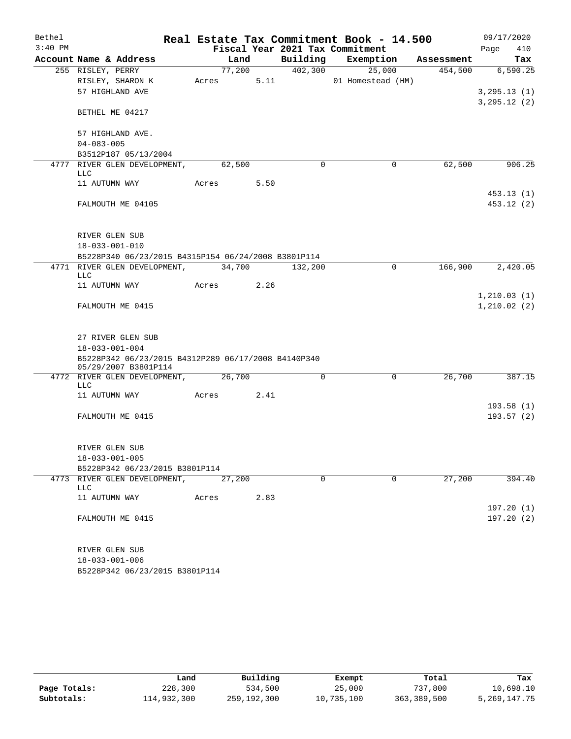# Real Estate Tax Commitment Book - 14.500

Bethel 3:40 PM — 09/17/2020

Fiscal Year 2021 Tax Commitment — Page 410

| Account Name & Address | Land | Building | Exemption | Assessment | Tax |
|---|---|---|---|---|---|
| 255 RISLEY, PERRY | 77,200 | 402,300 | 25,000 | 454,500 | 6,590.25 |
| RISLEY, SHARON K | Acres 5.11 | | 01 Homestead (HM) | | |
| 57 HIGHLAND AVE | | | | | 3,295.13 (1) |
| | | | | | 3,295.12 (2) |
| BETHEL ME 04217 | | | | | |
| 57 HIGHLAND AVE. | | | | | |
| 04-083-005 | | | | | |
| B3512P187 05/13/2004 | | | | | |
| 4777 RIVER GLEN DEVELOPMENT, LLC | 62,500 | 0 | 0 | 62,500 | 906.25 |
| 11 AUTUMN WAY | Acres 5.50 | | | | |
| | | | | | 453.13 (1) |
| FALMOUTH ME 04105 | | | | | 453.12 (2) |
| RIVER GLEN SUB | | | | | |
| 18-033-001-010 | | | | | |
| B5228P340 06/23/2015 B4315P154 06/24/2008 B3801P114 | | | | | |
| 4771 RIVER GLEN DEVELOPMENT, LLC | 34,700 | 132,200 | 0 | 166,900 | 2,420.05 |
| 11 AUTUMN WAY | Acres 2.26 | | | | |
| | | | | | 1,210.03 (1) |
| FALMOUTH ME 0415 | | | | | 1,210.02 (2) |
| 27 RIVER GLEN SUB | | | | | |
| 18-033-001-004 | | | | | |
| B5228P342 06/23/2015 B4312P289 06/17/2008 B4140P340 05/29/2007 B3801P114 | | | | | |
| 4772 RIVER GLEN DEVELOPMENT, LLC | 26,700 | 0 | 0 | 26,700 | 387.15 |
| 11 AUTUMN WAY | Acres 2.41 | | | | |
| | | | | | 193.58 (1) |
| FALMOUTH ME 0415 | | | | | 193.57 (2) |
| RIVER GLEN SUB | | | | | |
| 18-033-001-005 | | | | | |
| B5228P342 06/23/2015 B3801P114 | | | | | |
| 4773 RIVER GLEN DEVELOPMENT, LLC | 27,200 | 0 | 0 | 27,200 | 394.40 |
| 11 AUTUMN WAY | Acres 2.83 | | | | |
| | | | | | 197.20 (1) |
| FALMOUTH ME 0415 | | | | | 197.20 (2) |
| RIVER GLEN SUB | | | | | |
| 18-033-001-006 | | | | | |
| B5228P342 06/23/2015 B3801P114 | | | | | |

| | Land | Building | Exempt | Total | Tax |
|---|---|---|---|---|---|
| Page Totals: | 228,300 | 534,500 | 25,000 | 737,800 | 10,698.10 |
| Subtotals: | 114,932,300 | 259,192,300 | 10,735,100 | 363,389,500 | 5,269,147.75 |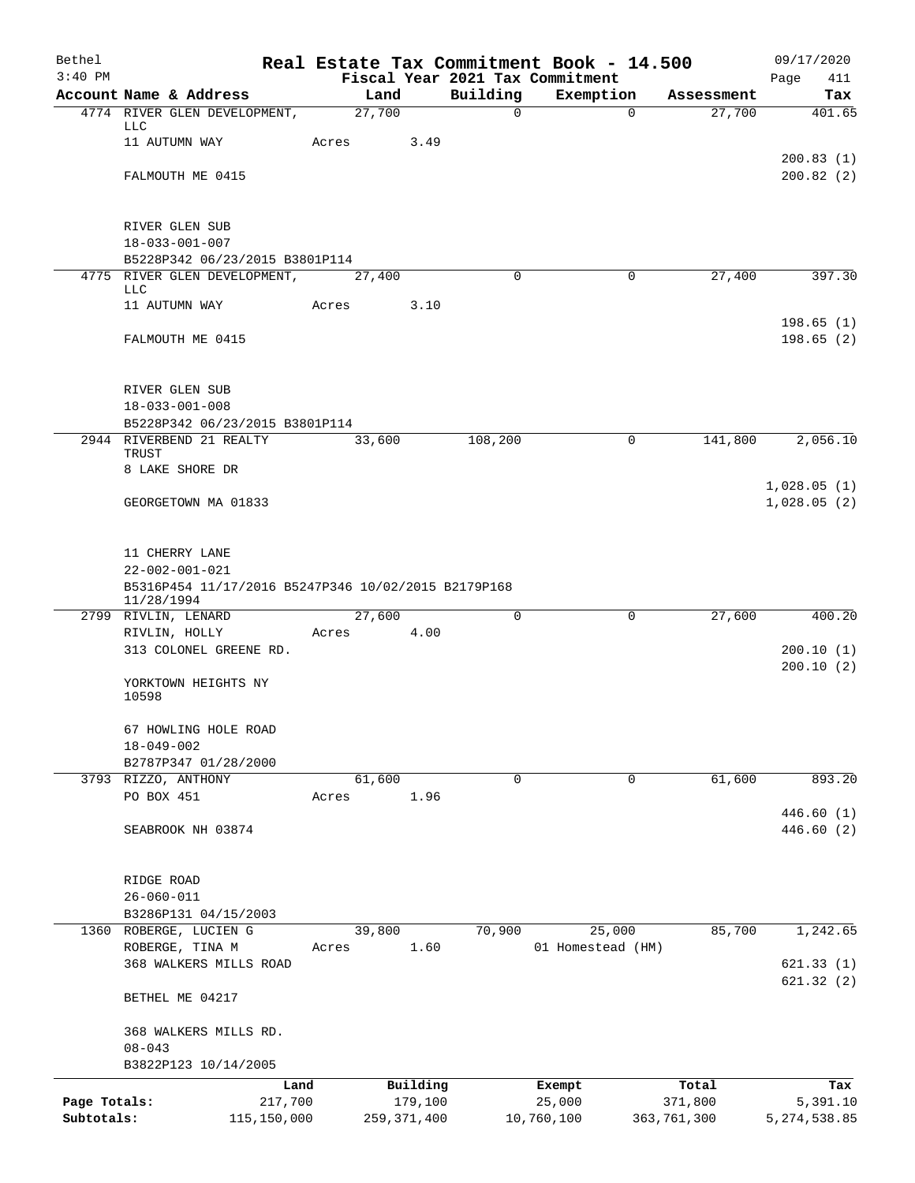Bethel 3:40 PM

# Real Estate Tax Commitment Book - 14.500

Fiscal Year 2021 Tax Commitment

09/17/2020 Page 411

| Account | Name & Address | Land | Building | Exemption | Assessment | Tax |
|---|---|---|---|---|---|---|
| 4774 | RIVER GLEN DEVELOPMENT, LLC | 27,700 | 0 | 0 | 27,700 | 401.65 |
| | 11 AUTUMN WAY | Acres 3.49 | | | | |
| | | | | | | 200.83 (1) |
| | FALMOUTH ME 0415 | | | | | 200.82 (2) |
| | RIVER GLEN SUB | | | | | |
| | 18-033-001-007 | | | | | |
| | B5228P342 06/23/2015 B3801P114 | | | | | |
| 4775 | RIVER GLEN DEVELOPMENT, LLC | 27,400 | 0 | 0 | 27,400 | 397.30 |
| | 11 AUTUMN WAY | Acres 3.10 | | | | |
| | | | | | | 198.65 (1) |
| | FALMOUTH ME 0415 | | | | | 198.65 (2) |
| | RIVER GLEN SUB | | | | | |
| | 18-033-001-008 | | | | | |
| | B5228P342 06/23/2015 B3801P114 | | | | | |
| 2944 | RIVERBEND 21 REALTY TRUST | 33,600 | 108,200 | 0 | 141,800 | 2,056.10 |
| | 8 LAKE SHORE DR | | | | | |
| | | | | | | 1,028.05 (1) |
| | GEORGETOWN MA 01833 | | | | | 1,028.05 (2) |
| | 11 CHERRY LANE | | | | | |
| | 22-002-001-021 | | | | | |
| | B5316P454 11/17/2016 B5247P346 10/02/2015 B2179P168 11/28/1994 | | | | | |
| 2799 | RIVLIN, LENARD | 27,600 | 0 | 0 | 27,600 | 400.20 |
| | RIVLIN, HOLLY | Acres 4.00 | | | | |
| | 313 COLONEL GREENE RD. | | | | | 200.10 (1) |
| | | | | | | 200.10 (2) |
| | YORKTOWN HEIGHTS NY 10598 | | | | | |
| | 67 HOWLING HOLE ROAD | | | | | |
| | 18-049-002 | | | | | |
| | B2787P347 01/28/2000 | | | | | |
| 3793 | RIZZO, ANTHONY | 61,600 | 0 | 0 | 61,600 | 893.20 |
| | PO BOX 451 | Acres 1.96 | | | | |
| | | | | | | 446.60 (1) |
| | SEABROOK NH 03874 | | | | | 446.60 (2) |
| | RIDGE ROAD | | | | | |
| | 26-060-011 | | | | | |
| | B3286P131 04/15/2003 | | | | | |
| 1360 | ROBERGE, LUCIEN G | 39,800 | 70,900 | 25,000 | 85,700 | 1,242.65 |
| | ROBERGE, TINA M | Acres 1.60 | | 01 Homestead (HM) | | |
| | 368 WALKERS MILLS ROAD | | | | | 621.33 (1) |
| | | | | | | 621.32 (2) |
| | BETHEL ME 04217 | | | | | |
| | 368 WALKERS MILLS RD. | | | | | |
| | 08-043 | | | | | |
| | B3822P123 10/14/2005 | | | | | |

| | Land | Building | Exempt | Total | Tax |
|---|---|---|---|---|---|
| Page Totals: | 217,700 | 179,100 | 25,000 | 371,800 | 5,391.10 |
| Subtotals: | 115,150,000 | 259,371,400 | 10,760,100 | 363,761,300 | 5,274,538.85 |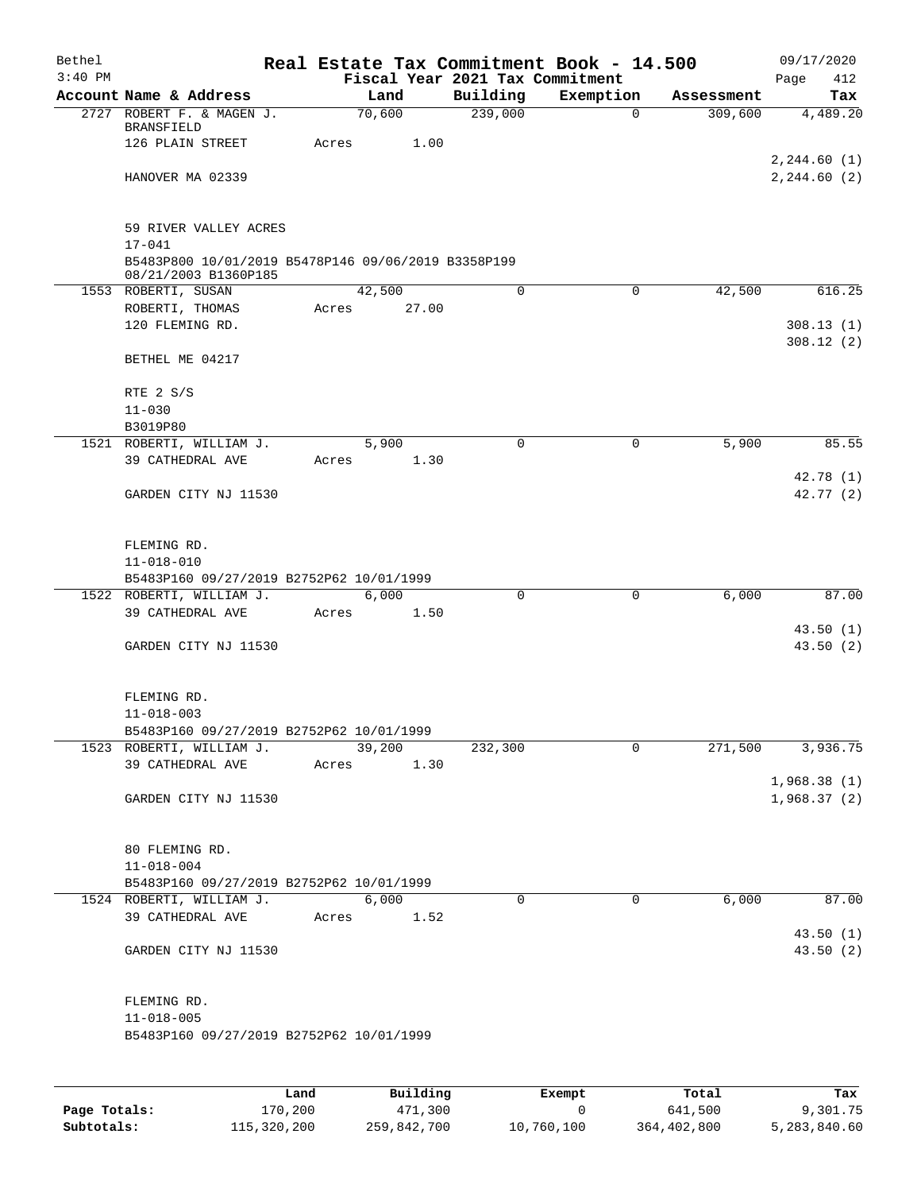Bethel 3:40 PM

# Real Estate Tax Commitment Book - 14.500

Fiscal Year 2021 Tax Commitment

09/17/2020

| Account | Name & Address | Land | Building | Exemption | Assessment | Tax |
|---|---|---|---|---|---|---|
| 2727 | ROBERT F. & MAGEN J. BRANSFIELD | 70,600 | 239,000 | 0 | 309,600 | 4,489.20 |
| | 126 PLAIN STREET | Acres 1.00 | | | | |
| | | | | | | 2,244.60 (1) |
| | HANOVER MA 02339 | | | | | 2,244.60 (2) |
| | 59 RIVER VALLEY ACRES | | | | | |
| | 17-041 | | | | | |
| | B5483P800 10/01/2019 B5478P146 09/06/2019 B3358P199 08/21/2003 B1360P185 | | | | | |
| 1553 | ROBERTI, SUSAN | 42,500 | 0 | 0 | 42,500 | 616.25 |
| | ROBERTI, THOMAS | Acres 27.00 | | | | |
| | 120 FLEMING RD. | | | | | 308.13 (1) |
| | | | | | | 308.12 (2) |
| | BETHEL ME 04217 | | | | | |
| | RTE 2 S/S | | | | | |
| | 11-030 | | | | | |
| | B3019P80 | | | | | |
| 1521 | ROBERTI, WILLIAM J. | 5,900 | 0 | 0 | 5,900 | 85.55 |
| | 39 CATHEDRAL AVE | Acres 1.30 | | | | |
| | | | | | | 42.78 (1) |
| | GARDEN CITY NJ 11530 | | | | | 42.77 (2) |
| | FLEMING RD. | | | | | |
| | 11-018-010 | | | | | |
| | B5483P160 09/27/2019 B2752P62 10/01/1999 | | | | | |
| 1522 | ROBERTI, WILLIAM J. | 6,000 | 0 | 0 | 6,000 | 87.00 |
| | 39 CATHEDRAL AVE | Acres 1.50 | | | | |
| | | | | | | 43.50 (1) |
| | GARDEN CITY NJ 11530 | | | | | 43.50 (2) |
| | FLEMING RD. | | | | | |
| | 11-018-003 | | | | | |
| | B5483P160 09/27/2019 B2752P62 10/01/1999 | | | | | |
| 1523 | ROBERTI, WILLIAM J. | 39,200 | 232,300 | 0 | 271,500 | 3,936.75 |
| | 39 CATHEDRAL AVE | Acres 1.30 | | | | |
| | | | | | | 1,968.38 (1) |
| | GARDEN CITY NJ 11530 | | | | | 1,968.37 (2) |
| | 80 FLEMING RD. | | | | | |
| | 11-018-004 | | | | | |
| | B5483P160 09/27/2019 B2752P62 10/01/1999 | | | | | |
| 1524 | ROBERTI, WILLIAM J. | 6,000 | 0 | 0 | 6,000 | 87.00 |
| | 39 CATHEDRAL AVE | Acres 1.52 | | | | |
| | | | | | | 43.50 (1) |
| | GARDEN CITY NJ 11530 | | | | | 43.50 (2) |
| | FLEMING RD. | | | | | |
| | 11-018-005 | | | | | |
| | B5483P160 09/27/2019 B2752P62 10/01/1999 | | | | | |

| | Land | Building | Exempt | Total | Tax |
|---|---|---|---|---|---|
| Page Totals: | 170,200 | 471,300 | 0 | 641,500 | 9,301.75 |
| Subtotals: | 115,320,200 | 259,842,700 | 10,760,100 | 364,402,800 | 5,283,840.60 |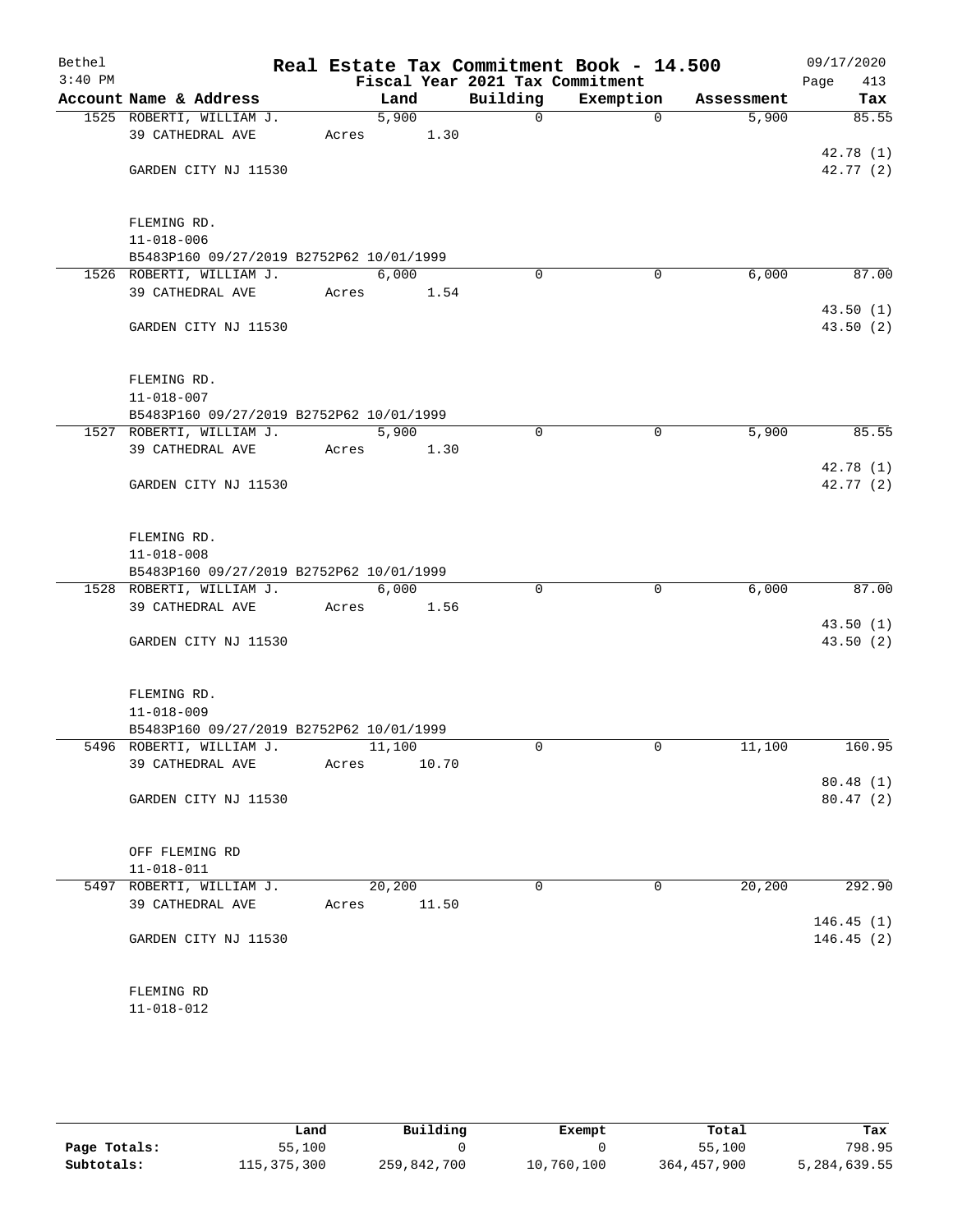# Real Estate Tax Commitment Book - 14.500

Bethel
3:40 PM

Fiscal Year 2021 Tax Commitment

09/17/2020

| Account | Name & Address | Land | Building | Exemption | Assessment | Tax |
|---|---|---|---|---|---|---|
| 1525 | ROBERTI, WILLIAM J.<br>39 CATHEDRAL AVE<br>GARDEN CITY NJ 11530<br>FLEMING RD.<br>11-018-006<br>B5483P160 09/27/2019 B2752P62 10/01/1999 | 5,900<br>Acres 1.30 | 0 | 0 | 5,900 | 85.55<br>42.78 (1)<br>42.77 (2) |
| 1526 | ROBERTI, WILLIAM J.<br>39 CATHEDRAL AVE<br>GARDEN CITY NJ 11530<br>FLEMING RD.<br>11-018-007<br>B5483P160 09/27/2019 B2752P62 10/01/1999 | 6,000<br>Acres 1.54 | 0 | 0 | 6,000 | 87.00<br>43.50 (1)<br>43.50 (2) |
| 1527 | ROBERTI, WILLIAM J.<br>39 CATHEDRAL AVE<br>GARDEN CITY NJ 11530<br>FLEMING RD.<br>11-018-008<br>B5483P160 09/27/2019 B2752P62 10/01/1999 | 5,900<br>Acres 1.30 | 0 | 0 | 5,900 | 85.55<br>42.78 (1)<br>42.77 (2) |
| 1528 | ROBERTI, WILLIAM J.<br>39 CATHEDRAL AVE<br>GARDEN CITY NJ 11530<br>FLEMING RD.<br>11-018-009<br>B5483P160 09/27/2019 B2752P62 10/01/1999 | 6,000<br>Acres 1.56 | 0 | 0 | 6,000 | 87.00<br>43.50 (1)<br>43.50 (2) |
| 5496 | ROBERTI, WILLIAM J.<br>39 CATHEDRAL AVE<br>GARDEN CITY NJ 11530<br>OFF FLEMING RD<br>11-018-011 | 11,100<br>Acres 10.70 | 0 | 0 | 11,100 | 160.95<br>80.48 (1)<br>80.47 (2) |
| 5497 | ROBERTI, WILLIAM J.<br>39 CATHEDRAL AVE<br>GARDEN CITY NJ 11530<br>FLEMING RD<br>11-018-012 | 20,200<br>Acres 11.50 | 0 | 0 | 20,200 | 292.90<br>146.45 (1)<br>146.45 (2) |

| | Land | Building | Exempt | Total | Tax |
|---|---|---|---|---|---|
| Page Totals: | 55,100 | 0 | 0 | 55,100 | 798.95 |
| Subtotals: | 115,375,300 | 259,842,700 | 10,760,100 | 364,457,900 | 5,284,639.55 |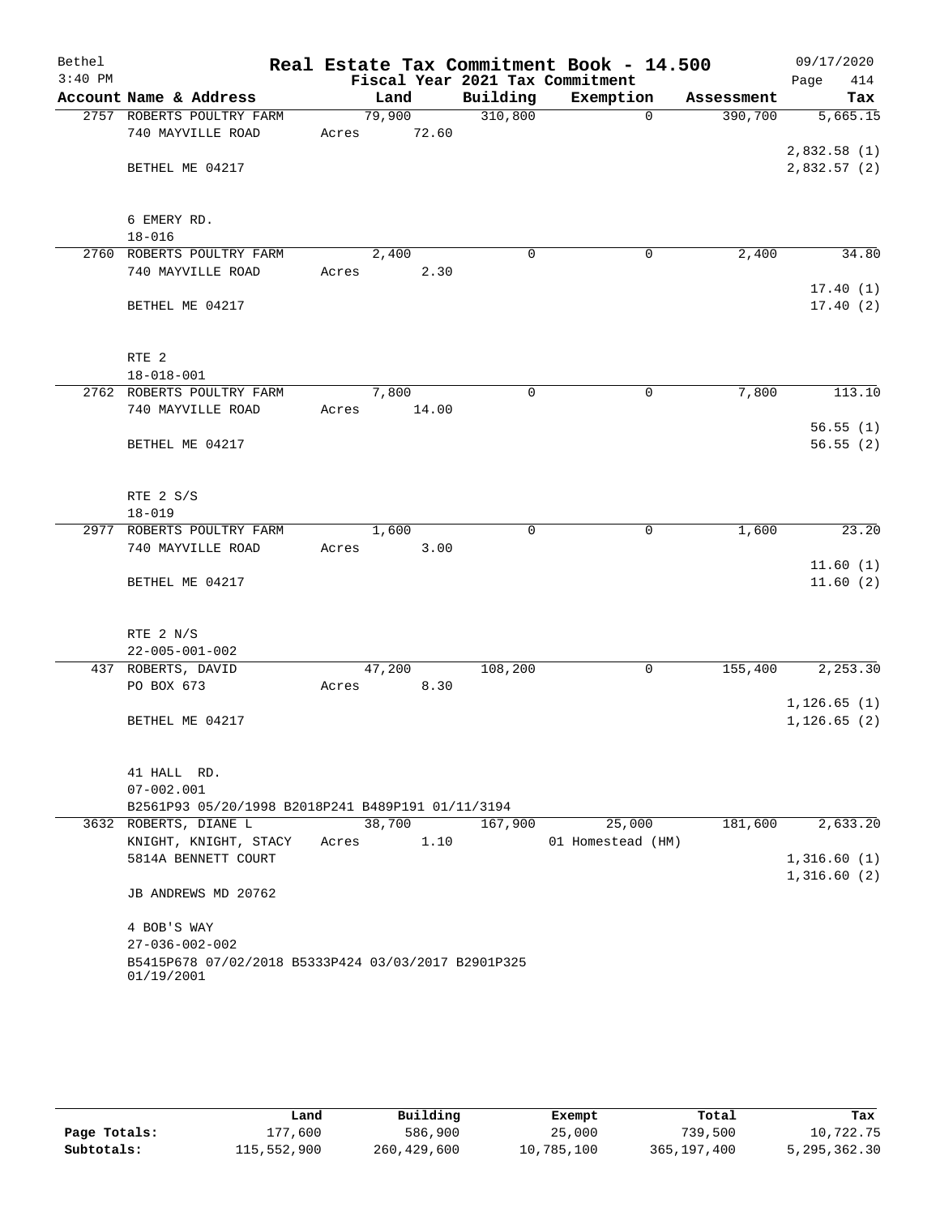Bethel 3:40 PM

# Real Estate Tax Commitment Book - 14.500

Fiscal Year 2021 Tax Commitment

09/17/2020

| Account | Name & Address | Land | Building | Exemption | Assessment | Tax |
|---|---|---|---|---|---|---|
| 2757 | ROBERTS POULTRY FARM<br>740 MAYVILLE ROAD<br><br>BETHEL ME 04217<br><br>6 EMERY RD.<br>18-016 | 79,900<br>Acres 72.60 | 310,800 | 0 | 390,700 | 5,665.15<br><br>2,832.58 (1)<br>2,832.57 (2) |
| 2760 | ROBERTS POULTRY FARM<br>740 MAYVILLE ROAD<br><br>BETHEL ME 04217<br><br>RTE 2<br>18-018-001 | 2,400<br>Acres 2.30 | 0 | 0 | 2,400 | 34.80<br><br>17.40 (1)<br>17.40 (2) |
| 2762 | ROBERTS POULTRY FARM<br>740 MAYVILLE ROAD<br><br>BETHEL ME 04217<br><br>RTE 2 S/S<br>18-019 | 7,800<br>Acres 14.00 | 0 | 0 | 7,800 | 113.10<br><br>56.55 (1)<br>56.55 (2) |
| 2977 | ROBERTS POULTRY FARM<br>740 MAYVILLE ROAD<br><br>BETHEL ME 04217<br><br>RTE 2 N/S<br>22-005-001-002 | 1,600<br>Acres 3.00 | 0 | 0 | 1,600 | 23.20<br><br>11.60 (1)<br>11.60 (2) |
| 437 | ROBERTS, DAVID<br>PO BOX 673<br><br>BETHEL ME 04217<br><br>41 HALL RD.<br>07-002.001<br>B2561P93 05/20/1998 B2018P241 B489P191 01/11/3194 | 47,200<br>Acres 8.30 | 108,200 | 0 | 155,400 | 2,253.30<br><br>1,126.65 (1)<br>1,126.65 (2) |
| 3632 | ROBERTS, DIANE L<br>KNIGHT, KNIGHT, STACY<br>5814A BENNETT COURT<br><br>JB ANDREWS MD 20762<br><br>4 BOB'S WAY<br>27-036-002-002<br>B5415P678 07/02/2018 B5333P424 03/03/2017 B2901P325 01/19/2001 | 38,700<br>Acres 1.10 | 167,900 | 25,000<br>01 Homestead (HM) | 181,600 | 2,633.20<br><br>1,316.60 (1)<br>1,316.60 (2) |

| | Land | Building | Exempt | Total | Tax |
|---|---|---|---|---|---|
| Page Totals: | 177,600 | 586,900 | 25,000 | 739,500 | 10,722.75 |
| Subtotals: | 115,552,900 | 260,429,600 | 10,785,100 | 365,197,400 | 5,295,362.30 |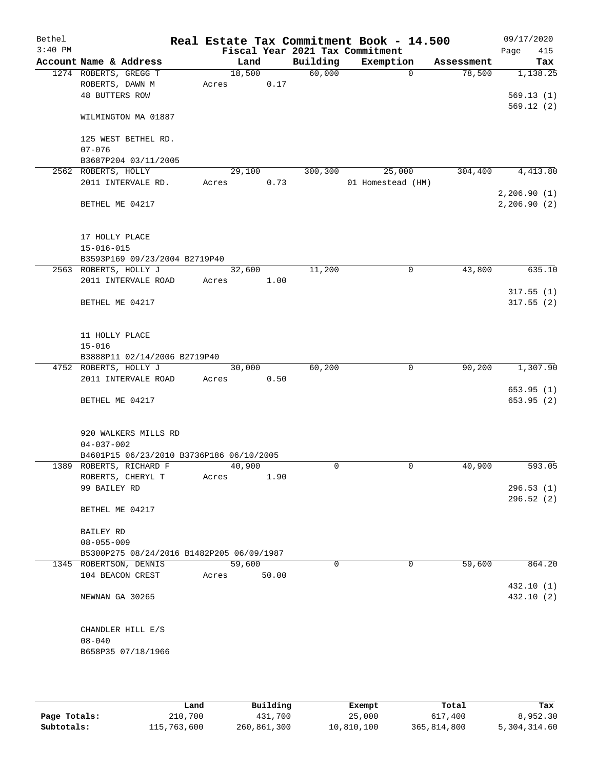Bethel
3:40 PM

# Real Estate Tax Commitment Book - 14.500

Fiscal Year 2021 Tax Commitment

09/17/2020
Page 415

| Account Name & Address | Land | Building | Exemption | Assessment | Tax |
|---|---|---|---|---|---|
| 1274 ROBERTS, GREGG T<br>ROBERTS, DAWN M<br>48 BUTTERS ROW<br><br>WILMINGTON MA 01887<br><br>125 WEST BETHEL RD.<br>07-076<br>B3687P204 03/11/2005 | 18,500<br>Acres 0.17 | 60,000 | 0 | 78,500 | 1,138.25<br><br>569.13 (1)<br>569.12 (2) |
| 2562 ROBERTS, HOLLY<br>2011 INTERVALE RD.<br><br>BETHEL ME 04217<br><br>17 HOLLY PLACE<br>15-016-015<br>B3593P169 09/23/2004 B2719P40 | 29,100<br>Acres 0.73 | 300,300 | 25,000<br>01 Homestead (HM) | 304,400 | 4,413.80<br><br>2,206.90 (1)<br>2,206.90 (2) |
| 2563 ROBERTS, HOLLY J<br>2011 INTERVALE ROAD<br><br>BETHEL ME 04217<br><br>11 HOLLY PLACE<br>15-016<br>B3888P11 02/14/2006 B2719P40 | 32,600<br>Acres 1.00 | 11,200 | 0 | 43,800 | 635.10<br><br>317.55 (1)<br>317.55 (2) |
| 4752 ROBERTS, HOLLY J<br>2011 INTERVALE ROAD<br><br>BETHEL ME 04217<br><br>920 WALKERS MILLS RD<br>04-037-002<br>B4601P15 06/23/2010 B3736P186 06/10/2005 | 30,000<br>Acres 0.50 | 60,200 | 0 | 90,200 | 1,307.90<br><br>653.95 (1)<br>653.95 (2) |
| 1389 ROBERTS, RICHARD F<br>ROBERTS, CHERYL T<br>99 BAILEY RD<br><br>BETHEL ME 04217<br><br>BAILEY RD<br>08-055-009<br>B5300P275 08/24/2016 B1482P205 06/09/1987 | 40,900<br>Acres 1.90 | 0 | 0 | 40,900 | 593.05<br><br>296.53 (1)<br>296.52 (2) |
| 1345 ROBERTSON, DENNIS<br>104 BEACON CREST<br><br>NEWNAN GA 30265<br><br>CHANDLER HILL E/S<br>08-040<br>B658P35 07/18/1966 | 59,600<br>Acres 50.00 | 0 | 0 | 59,600 | 864.20<br><br>432.10 (1)<br>432.10 (2) |

| | Land | Building | Exempt | Total | Tax |
|---|---|---|---|---|---|
| Page Totals: | 210,700 | 431,700 | 25,000 | 617,400 | 8,952.30 |
| Subtotals: | 115,763,600 | 260,861,300 | 10,810,100 | 365,814,800 | 5,304,314.60 |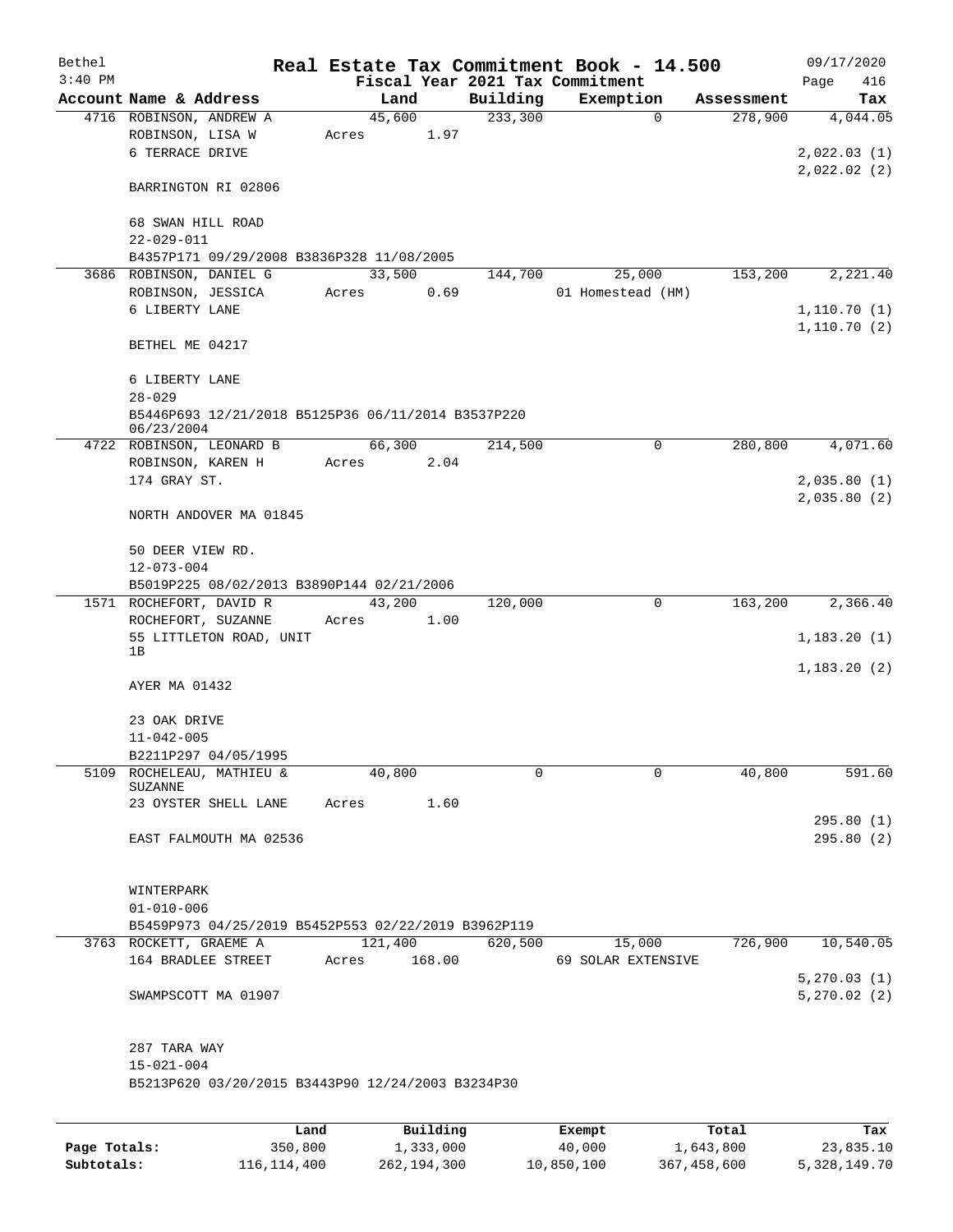# Real Estate Tax Commitment Book - 14.500

Bethel, 3:40 PM — Fiscal Year 2021 Tax Commitment — 09/17/2020

| Account Name & Address | Land | Building | Exemption | Assessment | Tax |
|---|---|---|---|---|---|
| 4716 ROBINSON, ANDREW A<br>ROBINSON, LISA W<br>6 TERRACE DRIVE<br><br>BARRINGTON RI 02806<br><br>68 SWAN HILL ROAD<br>22-029-011<br>B4357P171 09/29/2008 B3836P328 11/08/2005 | 45,600<br>Acres 1.97 | 233,300 | 0 | 278,900 | 4,044.05<br><br>2,022.03 (1)<br>2,022.02 (2) |
| 3686 ROBINSON, DANIEL G<br>ROBINSON, JESSICA<br>6 LIBERTY LANE<br><br>BETHEL ME 04217<br><br>6 LIBERTY LANE<br>28-029<br>B5446P693 12/21/2018 B5125P36 06/11/2014 B3537P220 06/23/2004 | 33,500<br>Acres 0.69 | 144,700 | 25,000<br>01 Homestead (HM) | 153,200 | 2,221.40<br><br>1,110.70 (1)<br>1,110.70 (2) |
| 4722 ROBINSON, LEONARD B<br>ROBINSON, KAREN H<br>174 GRAY ST.<br><br>NORTH ANDOVER MA 01845<br><br>50 DEER VIEW RD.<br>12-073-004<br>B5019P225 08/02/2013 B3890P144 02/21/2006 | 66,300<br>Acres 2.04 | 214,500 | 0 | 280,800 | 4,071.60<br><br>2,035.80 (1)<br>2,035.80 (2) |
| 1571 ROCHEFORT, DAVID R<br>ROCHEFORT, SUZANNE<br>55 LITTLETON ROAD, UNIT 1B<br><br>AYER MA 01432<br><br>23 OAK DRIVE<br>11-042-005<br>B2211P297 04/05/1995 | 43,200<br>Acres 1.00 | 120,000 | 0 | 163,200 | 2,366.40<br><br>1,183.20 (1)<br>1,183.20 (2) |
| 5109 ROCHELEAU, MATHIEU & SUZANNE<br>23 OYSTER SHELL LANE<br><br>EAST FALMOUTH MA 02536<br><br>WINTERPARK<br>01-010-006<br>B5459P973 04/25/2019 B5452P553 02/22/2019 B3962P119 | 40,800<br>Acres 1.60 | 0 | 0 | 40,800 | 591.60<br><br>295.80 (1)<br>295.80 (2) |
| 3763 ROCKETT, GRAEME A<br>164 BRADLEE STREET<br><br>SWAMPSCOTT MA 01907<br><br>287 TARA WAY<br>15-021-004<br>B5213P620 03/20/2015 B3443P90 12/24/2003 B3234P30 | 121,400<br>Acres 168.00 | 620,500 | 15,000<br>69 SOLAR EXTENSIVE | 726,900 | 10,540.05<br><br>5,270.03 (1)<br>5,270.02 (2) |

| | Land | Building | Exempt | Total | Tax |
|---|---|---|---|---|---|
| **Page Totals:** | 350,800 | 1,333,000 | 40,000 | 1,643,800 | 23,835.10 |
| **Subtotals:** | 116,114,400 | 262,194,300 | 10,850,100 | 367,458,600 | 5,328,149.70 |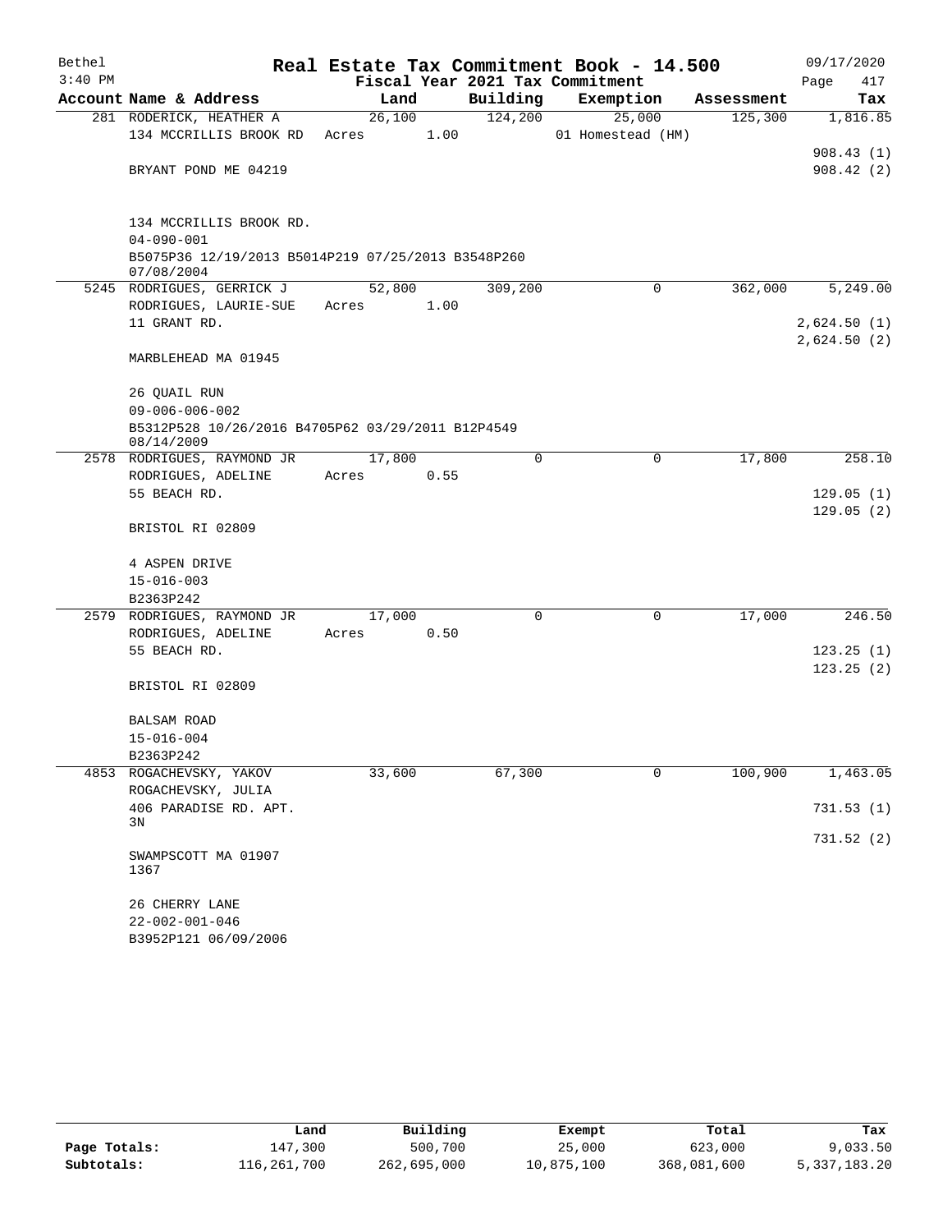# Real Estate Tax Commitment Book - 14.500

Bethel 3:40 PM — 09/17/2020

Fiscal Year 2021 Tax Commitment

| Account Name & Address | Land | Building | Exemption | Assessment | Tax |
|---|---|---|---|---|---|
| 281 RODERICK, HEATHER A<br>134 MCCRILLIS BROOK RD<br><br>BRYANT POND ME 04219<br><br>134 MCCRILLIS BROOK RD.<br>04-090-001<br>B5075P36 12/19/2013 B5014P219 07/25/2013 B3548P260 07/08/2004 | 26,100<br>Acres 1.00 | 124,200 | 25,000<br>01 Homestead (HM) | 125,300 | 1,816.85<br><br>908.43 (1)<br>908.42 (2) |
| 5245 RODRIGUES, GERRICK J<br>RODRIGUES, LAURIE-SUE<br>11 GRANT RD.<br><br>MARBLEHEAD MA 01945<br><br>26 QUAIL RUN<br>09-006-006-002<br>B5312P528 10/26/2016 B4705P62 03/29/2011 B12P4549 08/14/2009 | 52,800<br>Acres 1.00 | 309,200 | 0 | 362,000 | 5,249.00<br><br>2,624.50 (1)<br>2,624.50 (2) |
| 2578 RODRIGUES, RAYMOND JR<br>RODRIGUES, ADELINE<br>55 BEACH RD.<br><br>BRISTOL RI 02809<br><br>4 ASPEN DRIVE<br>15-016-003<br>B2363P242 | 17,800<br>Acres 0.55 | 0 | 0 | 17,800 | 258.10<br><br>129.05 (1)<br>129.05 (2) |
| 2579 RODRIGUES, RAYMOND JR<br>RODRIGUES, ADELINE<br>55 BEACH RD.<br><br>BRISTOL RI 02809<br><br>BALSAM ROAD<br>15-016-004<br>B2363P242 | 17,000<br>Acres 0.50 | 0 | 0 | 17,000 | 246.50<br><br>123.25 (1)<br>123.25 (2) |
| 4853 ROGACHEVSKY, YAKOV<br>ROGACHEVSKY, JULIA<br>406 PARADISE RD. APT. 3N<br><br>SWAMPSCOTT MA 01907 1367<br><br>26 CHERRY LANE<br>22-002-001-046<br>B3952P121 06/09/2006 | 33,600 | 67,300 | 0 | 100,900 | 1,463.05<br><br>731.53 (1)<br>731.52 (2) |

| | Land | Building | Exempt | Total | Tax |
|---|---|---|---|---|---|
| **Page Totals:** | 147,300 | 500,700 | 25,000 | 623,000 | 9,033.50 |
| **Subtotals:** | 116,261,700 | 262,695,000 | 10,875,100 | 368,081,600 | 5,337,183.20 |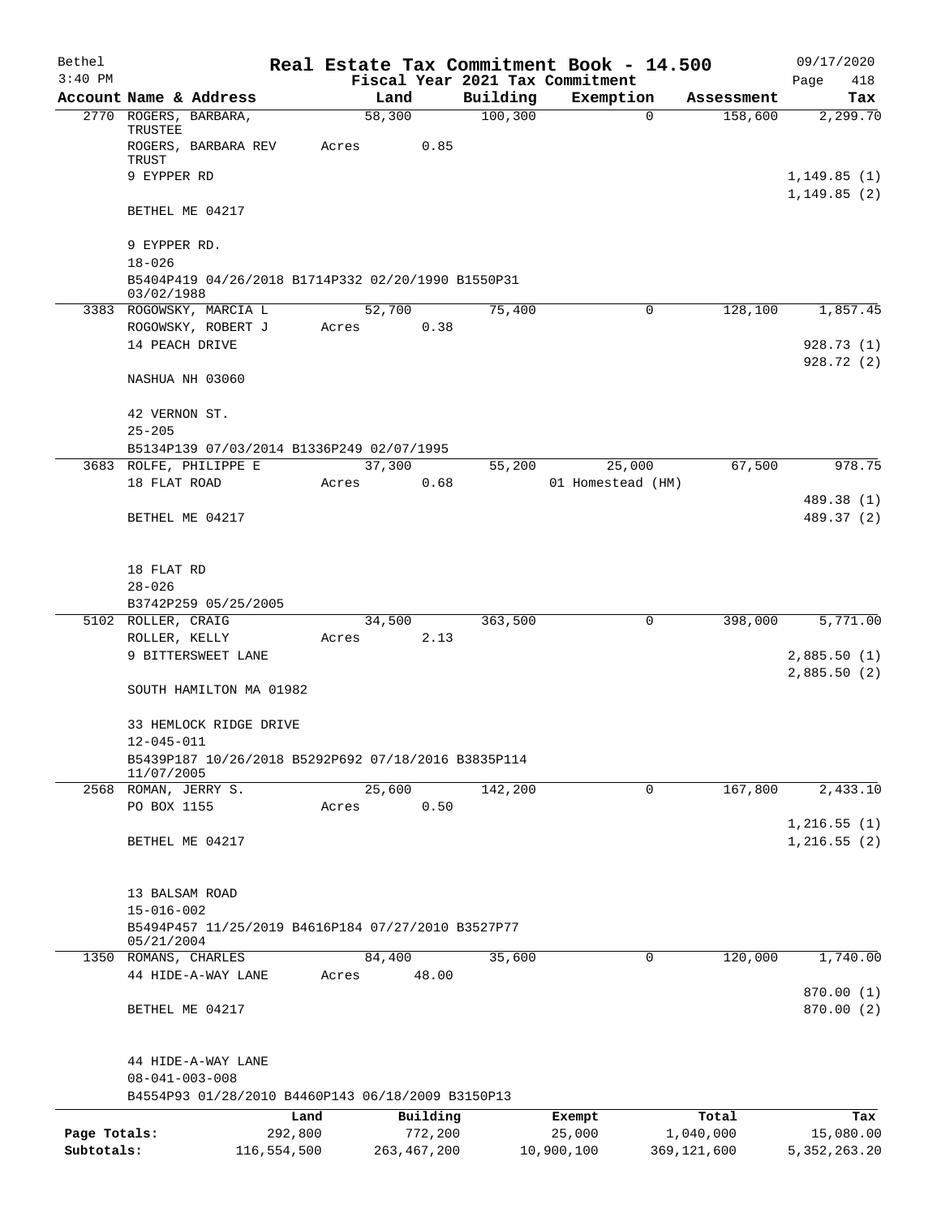# Real Estate Tax Commitment Book - 14.500

Bethel
3:40 PM

Fiscal Year 2021 Tax Commitment

09/17/2020
Page 418

| Account Name & Address | Land | Building | Exemption | Assessment | Tax |
|---|---|---|---|---|---|
| 2770 ROGERS, BARBARA, TRUSTEE | 58,300 | 100,300 | 0 | 158,600 | 2,299.70 |
| ROGERS, BARBARA REV TRUST | Acres 0.85 | | | | |
| 9 EYPPER RD | | | | | 1,149.85 (1) |
| BETHEL ME 04217 | | | | | 1,149.85 (2) |
| 9 EYPPER RD. | | | | | |
| 18-026 | | | | | |
| B5404P419 04/26/2018 B1714P332 02/20/1990 B1550P31 03/02/1988 | | | | | |
| 3383 ROGOWSKY, MARCIA L | 52,700 | 75,400 | 0 | 128,100 | 1,857.45 |
| ROGOWSKY, ROBERT J | Acres 0.38 | | | | |
| 14 PEACH DRIVE | | | | | 928.73 (1) |
| NASHUA NH 03060 | | | | | 928.72 (2) |
| 42 VERNON ST. | | | | | |
| 25-205 | | | | | |
| B5134P139 07/03/2014 B1336P249 02/07/1995 | | | | | |
| 3683 ROLFE, PHILIPPE E | 37,300 | 55,200 | 25,000 | 67,500 | 978.75 |
| 18 FLAT ROAD | Acres 0.68 | | 01 Homestead (HM) | | |
| | | | | | 489.38 (1) |
| BETHEL ME 04217 | | | | | 489.37 (2) |
| 18 FLAT RD | | | | | |
| 28-026 | | | | | |
| B3742P259 05/25/2005 | | | | | |
| 5102 ROLLER, CRAIG | 34,500 | 363,500 | 0 | 398,000 | 5,771.00 |
| ROLLER, KELLY | Acres 2.13 | | | | |
| 9 BITTERSWEET LANE | | | | | 2,885.50 (1) |
| SOUTH HAMILTON MA 01982 | | | | | 2,885.50 (2) |
| 33 HEMLOCK RIDGE DRIVE | | | | | |
| 12-045-011 | | | | | |
| B5439P187 10/26/2018 B5292P692 07/18/2016 B3835P114 11/07/2005 | | | | | |
| 2568 ROMAN, JERRY S. | 25,600 | 142,200 | 0 | 167,800 | 2,433.10 |
| PO BOX 1155 | Acres 0.50 | | | | |
| | | | | | 1,216.55 (1) |
| BETHEL ME 04217 | | | | | 1,216.55 (2) |
| 13 BALSAM ROAD | | | | | |
| 15-016-002 | | | | | |
| B5494P457 11/25/2019 B4616P184 07/27/2010 B3527P77 05/21/2004 | | | | | |
| 1350 ROMANS, CHARLES | 84,400 | 35,600 | 0 | 120,000 | 1,740.00 |
| 44 HIDE-A-WAY LANE | Acres 48.00 | | | | |
| | | | | | 870.00 (1) |
| BETHEL ME 04217 | | | | | 870.00 (2) |
| 44 HIDE-A-WAY LANE | | | | | |
| 08-041-003-008 | | | | | |
| B4554P93 01/28/2010 B4460P143 06/18/2009 B3150P13 | | | | | |

| | Land | Building | Exempt | Total | Tax |
|---|---|---|---|---|---|
| Page Totals: | 292,800 | 772,200 | 25,000 | 1,040,000 | 15,080.00 |
| Subtotals: | 116,554,500 | 263,467,200 | 10,900,100 | 369,121,600 | 5,352,263.20 |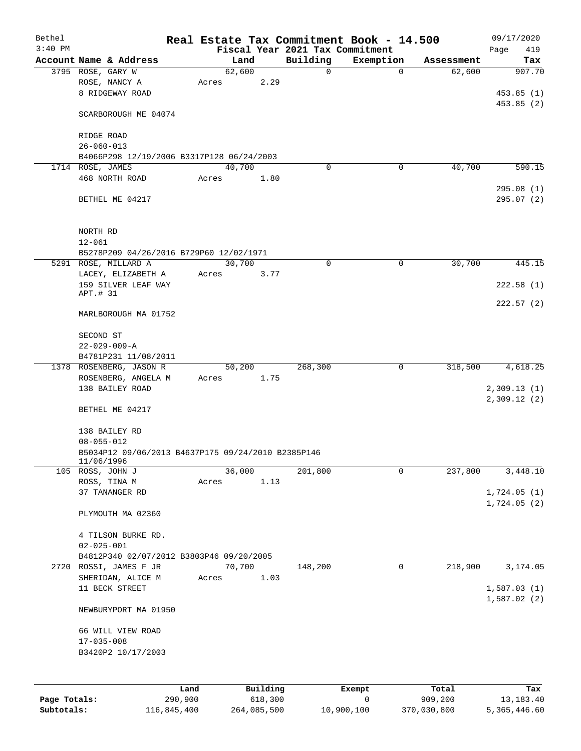Bethel 3:40 PM

# Real Estate Tax Commitment Book - 14.500

Fiscal Year 2021 Tax Commitment

09/17/2020 Page 419

| Account | Name & Address | Land | Building | Exemption | Assessment | Tax |
|---|---|---|---|---|---|---|
| 3795 | ROSE, GARY W<br>ROSE, NANCY A<br>8 RIDGEWAY ROAD<br><br>SCARBOROUGH ME 04074<br><br>RIDGE ROAD<br>26-060-013<br>B4066P298 12/19/2006 B3317P128 06/24/2003 | 62,600<br>Acres 2.29 | 0 | 0 | 62,600 | 907.70<br><br>453.85 (1)<br>453.85 (2) |
| 1714 | ROSE, JAMES<br>468 NORTH ROAD<br><br>BETHEL ME 04217<br><br>NORTH RD<br>12-061<br>B5278P209 04/26/2016 B729P60 12/02/1971 | 40,700<br>Acres 1.80 | 0 | 0 | 40,700 | 590.15<br><br>295.08 (1)<br>295.07 (2) |
| 5291 | ROSE, MILLARD A<br>LACEY, ELIZABETH A<br>159 SILVER LEAF WAY<br>APT.# 31<br>MARLBOROUGH MA 01752<br><br>SECOND ST<br>22-029-009-A<br>B4781P231 11/08/2011 | 30,700<br>Acres 3.77 | 0 | 0 | 30,700 | 445.15<br><br>222.58 (1)<br>222.57 (2) |
| 1378 | ROSENBERG, JASON R<br>ROSENBERG, ANGELA M<br>138 BAILEY ROAD<br><br>BETHEL ME 04217<br><br>138 BAILEY RD<br>08-055-012<br>B5034P12 09/06/2013 B4637P175 09/24/2010 B2385P146 11/06/1996 | 50,200<br>Acres 1.75 | 268,300 | 0 | 318,500 | 4,618.25<br><br>2,309.13 (1)<br>2,309.12 (2) |
| 105 | ROSS, JOHN J<br>ROSS, TINA M<br>37 TANANGER RD<br><br>PLYMOUTH MA 02360<br><br>4 TILSON BURKE RD.<br>02-025-001<br>B4812P340 02/07/2012 B3803P46 09/20/2005 | 36,000<br>Acres 1.13 | 201,800 | 0 | 237,800 | 3,448.10<br><br>1,724.05 (1)<br>1,724.05 (2) |
| 2720 | ROSSI, JAMES F JR<br>SHERIDAN, ALICE M<br>11 BECK STREET<br><br>NEWBURYPORT MA 01950<br><br>66 WILL VIEW ROAD<br>17-035-008<br>B3420P2 10/17/2003 | 70,700<br>Acres 1.03 | 148,200 | 0 | 218,900 | 3,174.05<br><br>1,587.03 (1)<br>1,587.02 (2) |

| | Land | Building | Exempt | Total | Tax |
|---|---|---|---|---|---|
| Page Totals: | 290,900 | 618,300 | 0 | 909,200 | 13,183.40 |
| Subtotals: | 116,845,400 | 264,085,500 | 10,900,100 | 370,030,800 | 5,365,446.60 |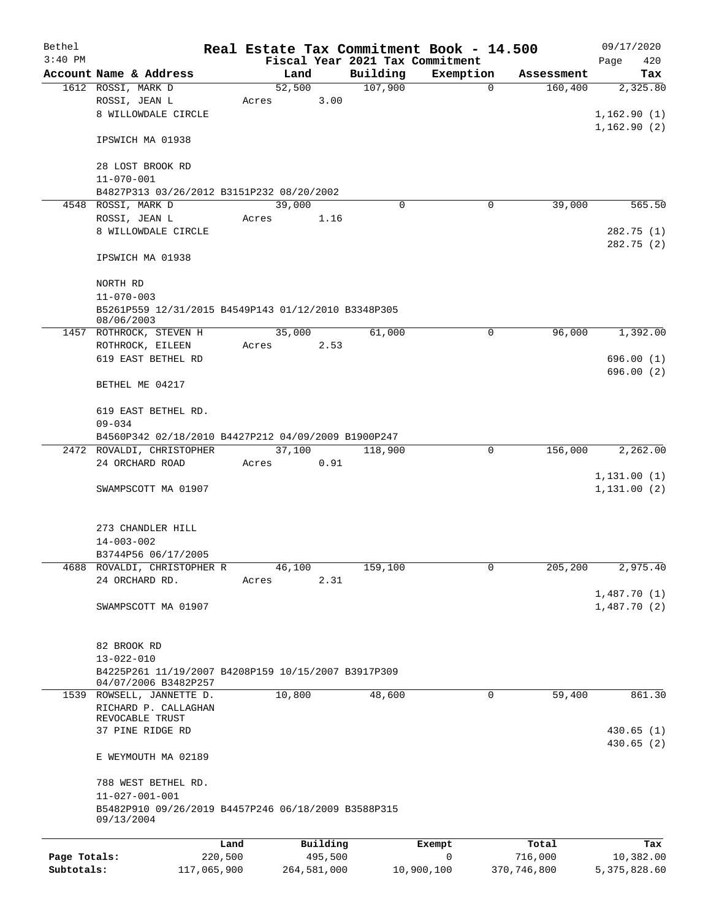Bethel 3:40 PM

**Real Estate Tax Commitment Book - 14.500**
**Fiscal Year 2021 Tax Commitment**

09/17/2020 Page 420

| Account Name & Address | Land | Building | Exemption | Assessment | Tax |
|---|---|---|---|---|---|
| 1612 ROSSI, MARK D<br>ROSSI, JEAN L<br>8 WILLOWDALE CIRCLE<br><br>IPSWICH MA 01938<br><br>28 LOST BROOK RD<br>11-070-001<br>B4827P313 03/26/2012 B3151P232 08/20/2002 | 52,500<br>Acres 3.00 | 107,900 | 0 | 160,400 | 2,325.80<br><br>1,162.90 (1)<br>1,162.90 (2) |
| 4548 ROSSI, MARK D<br>ROSSI, JEAN L<br>8 WILLOWDALE CIRCLE<br><br>IPSWICH MA 01938<br><br>NORTH RD<br>11-070-003<br>B5261P559 12/31/2015 B4549P143 01/12/2010 B3348P305 08/06/2003 | 39,000<br>Acres 1.16 | 0 | 0 | 39,000 | 565.50<br><br>282.75 (1)<br>282.75 (2) |
| 1457 ROTHROCK, STEVEN H<br>ROTHROCK, EILEEN<br>619 EAST BETHEL RD<br><br>BETHEL ME 04217<br><br>619 EAST BETHEL RD.<br>09-034<br>B4560P342 02/18/2010 B4427P212 04/09/2009 B1900P247 | 35,000<br>Acres 2.53 | 61,000 | 0 | 96,000 | 1,392.00<br><br>696.00 (1)<br>696.00 (2) |
| 2472 ROVALDI, CHRISTOPHER<br>24 ORCHARD ROAD<br><br>SWAMPSCOTT MA 01907<br><br>273 CHANDLER HILL<br>14-003-002<br>B3744P56 06/17/2005 | 37,100<br>Acres 0.91 | 118,900 | 0 | 156,000 | 2,262.00<br><br>1,131.00 (1)<br>1,131.00 (2) |
| 4688 ROVALDI, CHRISTOPHER R<br>24 ORCHARD RD.<br><br>SWAMPSCOTT MA 01907<br><br>82 BROOK RD<br>13-022-010<br>B4225P261 11/19/2007 B4208P159 10/15/2007 B3917P309 04/07/2006 B3482P257 | 46,100<br>Acres 2.31 | 159,100 | 0 | 205,200 | 2,975.40<br><br>1,487.70 (1)<br>1,487.70 (2) |
| 1539 ROWSELL, JANNETTE D.<br>RICHARD P. CALLAGHAN REVOCABLE TRUST<br>37 PINE RIDGE RD<br><br>E WEYMOUTH MA 02189<br><br>788 WEST BETHEL RD.<br>11-027-001-001<br>B5482P910 09/26/2019 B4457P246 06/18/2009 B3588P315 09/13/2004 | 10,800 | 48,600 | 0 | 59,400 | 861.30<br><br>430.65 (1)<br>430.65 (2) |

| | Land | Building | Exempt | Total | Tax |
|---|---|---|---|---|---|
| **Page Totals:** | 220,500 | 495,500 | 0 | 716,000 | 10,382.00 |
| **Subtotals:** | 117,065,900 | 264,581,000 | 10,900,100 | 370,746,800 | 5,375,828.60 |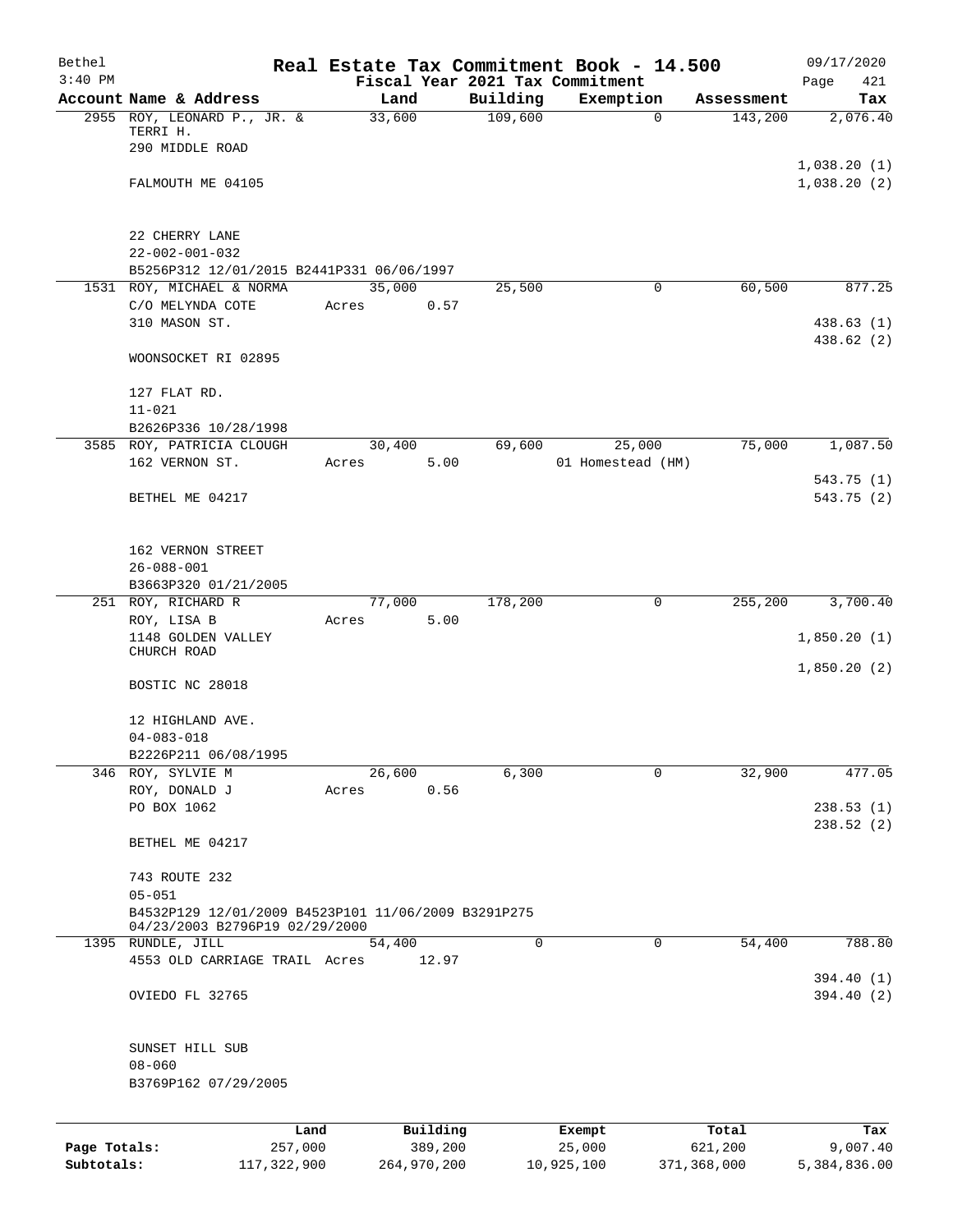# Real Estate Tax Commitment Book - 14.500

Bethel 3:40 PM — Fiscal Year 2021 Tax Commitment — 09/17/2020

| Account Name & Address | Land | Building | Exemption | Assessment | Tax |
|---|---|---|---|---|---|
| 2955 ROY, LEONARD P., JR. & TERRI H.<br>290 MIDDLE ROAD<br>FALMOUTH ME 04105<br><br>22 CHERRY LANE<br>22-002-001-032<br>B5256P312 12/01/2015 B2441P331 06/06/1997 | 33,600 | 109,600 | 0 | 143,200 | 2,076.40<br>1,038.20 (1)<br>1,038.20 (2) |
| 1531 ROY, MICHAEL & NORMA<br>C/O MELYNDA COTE<br>310 MASON ST.<br>WOONSOCKET RI 02895<br><br>127 FLAT RD.<br>11-021<br>B2626P336 10/28/1998 | 35,000<br>Acres 0.57 | 25,500 | 0 | 60,500 | 877.25<br>438.63 (1)<br>438.62 (2) |
| 3585 ROY, PATRICIA CLOUGH<br>162 VERNON ST.<br>BETHEL ME 04217<br><br>162 VERNON STREET<br>26-088-001<br>B3663P320 01/21/2005 | 30,400<br>Acres 5.00 | 69,600 | 25,000<br>01 Homestead (HM) | 75,000 | 1,087.50<br>543.75 (1)<br>543.75 (2) |
| 251 ROY, RICHARD R<br>ROY, LISA B<br>1148 GOLDEN VALLEY CHURCH ROAD<br>BOSTIC NC 28018<br><br>12 HIGHLAND AVE.<br>04-083-018<br>B2226P211 06/08/1995 | 77,000<br>Acres 5.00 | 178,200 | 0 | 255,200 | 3,700.40<br>1,850.20 (1)<br>1,850.20 (2) |
| 346 ROY, SYLVIE M<br>ROY, DONALD J<br>PO BOX 1062<br>BETHEL ME 04217<br><br>743 ROUTE 232<br>05-051<br>B4532P129 12/01/2009 B4523P101 11/06/2009 B3291P275 04/23/2003 B2796P19 02/29/2000 | 26,600<br>Acres 0.56 | 6,300 | 0 | 32,900 | 477.05<br>238.53 (1)<br>238.52 (2) |
| 1395 RUNDLE, JILL<br>4553 OLD CARRIAGE TRAIL<br>OVIEDO FL 32765<br><br>SUNSET HILL SUB<br>08-060<br>B3769P162 07/29/2005 | 54,400<br>Acres 12.97 | 0 | 0 | 54,400 | 788.80<br>394.40 (1)<br>394.40 (2) |

| | Land | Building | Exempt | Total | Tax |
|---|---|---|---|---|---|
| Page Totals: | 257,000 | 389,200 | 25,000 | 621,200 | 9,007.40 |
| Subtotals: | 117,322,900 | 264,970,200 | 10,925,100 | 371,368,000 | 5,384,836.00 |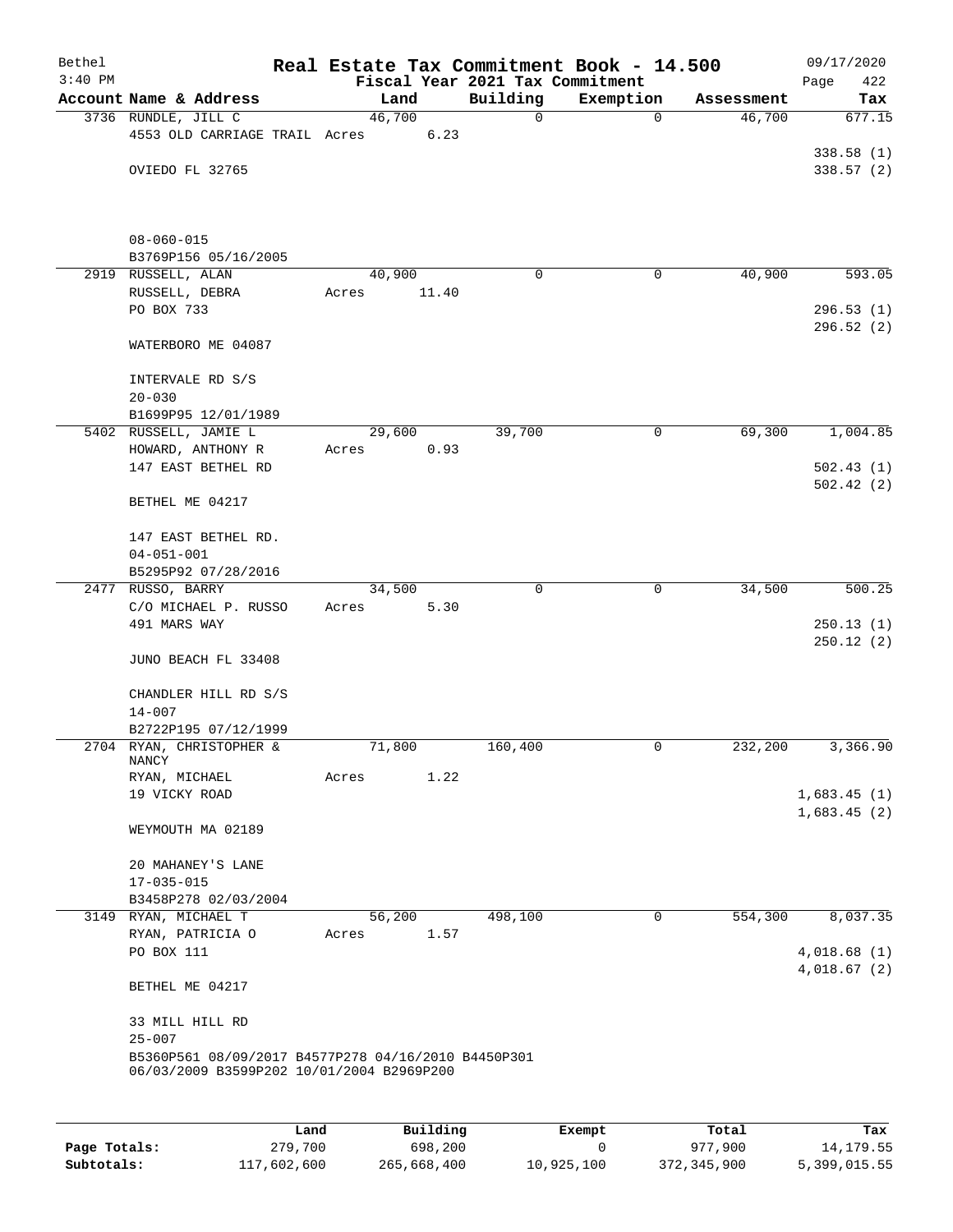Bethel 3:40 PM

# Real Estate Tax Commitment Book - 14.500

Fiscal Year 2021 Tax Commitment

09/17/2020 Page 422

| Account Name & Address | Land | Building | Exemption | Assessment | Tax |
|---|---|---|---|---|---|
| 3736 RUNDLE, JILL C | 46,700 | 0 | 0 | 46,700 | 677.15 |
| 4553 OLD CARRIAGE TRAIL | Acres 6.23 | | | | |
| | | | | | 338.58 (1) |
| OVIEDO FL 32765 | | | | | 338.57 (2) |
| 08-060-015 | | | | | |
| B3769P156 05/16/2005 | | | | | |
| 2919 RUSSELL, ALAN | 40,900 | 0 | 0 | 40,900 | 593.05 |
| RUSSELL, DEBRA | Acres 11.40 | | | | |
| PO BOX 733 | | | | | 296.53 (1) |
| | | | | | 296.52 (2) |
| WATERBORO ME 04087 | | | | | |
| INTERVALE RD S/S | | | | | |
| 20-030 | | | | | |
| B1699P95 12/01/1989 | | | | | |
| 5402 RUSSELL, JAMIE L | 29,600 | 39,700 | 0 | 69,300 | 1,004.85 |
| HOWARD, ANTHONY R | Acres 0.93 | | | | |
| 147 EAST BETHEL RD | | | | | 502.43 (1) |
| | | | | | 502.42 (2) |
| BETHEL ME 04217 | | | | | |
| 147 EAST BETHEL RD. | | | | | |
| 04-051-001 | | | | | |
| B5295P92 07/28/2016 | | | | | |
| 2477 RUSSO, BARRY | 34,500 | 0 | 0 | 34,500 | 500.25 |
| C/O MICHAEL P. RUSSO | Acres 5.30 | | | | |
| 491 MARS WAY | | | | | 250.13 (1) |
| | | | | | 250.12 (2) |
| JUNO BEACH FL 33408 | | | | | |
| CHANDLER HILL RD S/S | | | | | |
| 14-007 | | | | | |
| B2722P195 07/12/1999 | | | | | |
| 2704 RYAN, CHRISTOPHER & NANCY | 71,800 | 160,400 | 0 | 232,200 | 3,366.90 |
| RYAN, MICHAEL | Acres 1.22 | | | | |
| 19 VICKY ROAD | | | | | 1,683.45 (1) |
| | | | | | 1,683.45 (2) |
| WEYMOUTH MA 02189 | | | | | |
| 20 MAHANEY'S LANE | | | | | |
| 17-035-015 | | | | | |
| B3458P278 02/03/2004 | | | | | |
| 3149 RYAN, MICHAEL T | 56,200 | 498,100 | 0 | 554,300 | 8,037.35 |
| RYAN, PATRICIA O | Acres 1.57 | | | | |
| PO BOX 111 | | | | | 4,018.68 (1) |
| | | | | | 4,018.67 (2) |
| BETHEL ME 04217 | | | | | |
| 33 MILL HILL RD | | | | | |
| 25-007 | | | | | |
| B5360P561 08/09/2017 B4577P278 04/16/2010 B4450P301 06/03/2009 B3599P202 10/01/2004 B2969P200 | | | | | |

| | Land | Building | Exempt | Total | Tax |
|---|---|---|---|---|---|
| Page Totals: | 279,700 | 698,200 | 0 | 977,900 | 14,179.55 |
| Subtotals: | 117,602,600 | 265,668,400 | 10,925,100 | 372,345,900 | 5,399,015.55 |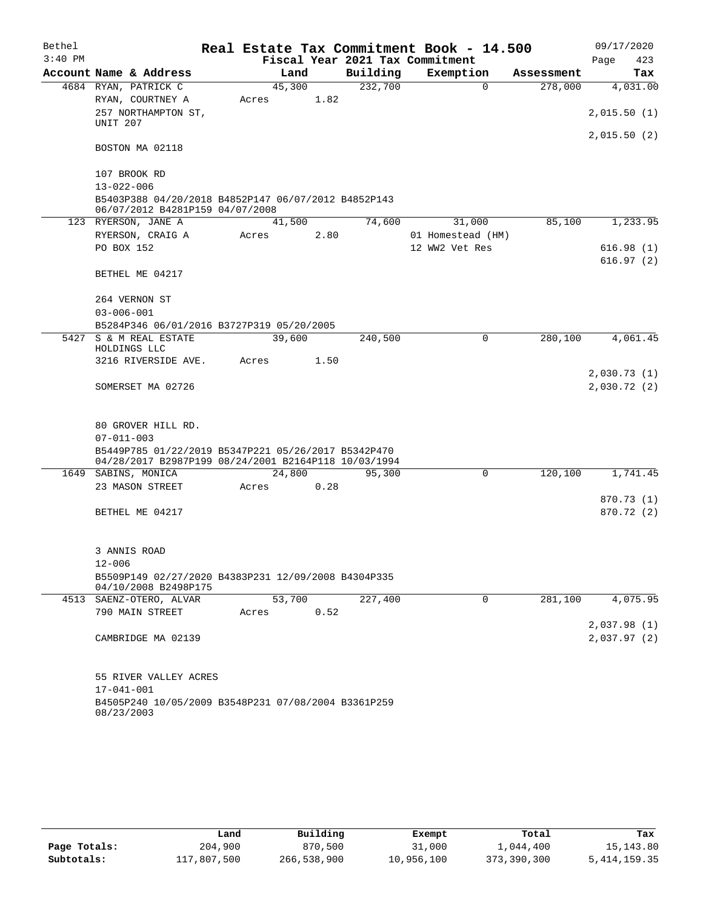Bethel 3:40 PM

# Real Estate Tax Commitment Book - 14.500

Fiscal Year 2021 Tax Commitment

09/17/2020 Page 423

| Account Name & Address | Land | Building | Exemption | Assessment | Tax |
|---|---|---|---|---|---|
| 4684 RYAN, PATRICK C | 45,300 | 232,700 | 0 | 278,000 | 4,031.00 |
| RYAN, COURTNEY A | Acres 1.82 | | | | |
| 257 NORTHAMPTON ST, UNIT 207 | | | | | 2,015.50 (1) |
| | | | | | 2,015.50 (2) |
| BOSTON MA 02118 | | | | | |
| 107 BROOK RD | | | | | |
| 13-022-006 | | | | | |
| B5403P388 04/20/2018 B4852P147 06/07/2012 B4852P143 06/07/2012 B4281P159 04/07/2008 | | | | | |
| 123 RYERSON, JANE A | 41,500 | 74,600 | 31,000 | 85,100 | 1,233.95 |
| RYERSON, CRAIG A | Acres 2.80 | | 01 Homestead (HM) | | |
| PO BOX 152 | | | 12 WW2 Vet Res | | 616.98 (1) |
| | | | | | 616.97 (2) |
| BETHEL ME 04217 | | | | | |
| 264 VERNON ST | | | | | |
| 03-006-001 | | | | | |
| B5284P346 06/01/2016 B3727P319 05/20/2005 | | | | | |
| 5427 S & M REAL ESTATE HOLDINGS LLC | 39,600 | 240,500 | 0 | 280,100 | 4,061.45 |
| 3216 RIVERSIDE AVE. | Acres 1.50 | | | | |
| | | | | | 2,030.73 (1) |
| SOMERSET MA 02726 | | | | | 2,030.72 (2) |
| 80 GROVER HILL RD. | | | | | |
| 07-011-003 | | | | | |
| B5449P785 01/22/2019 B5347P221 05/26/2017 B5342P470 04/28/2017 B2987P199 08/24/2001 B2164P118 10/03/1994 | | | | | |
| 1649 SABINS, MONICA | 24,800 | 95,300 | 0 | 120,100 | 1,741.45 |
| 23 MASON STREET | Acres 0.28 | | | | |
| | | | | | 870.73 (1) |
| BETHEL ME 04217 | | | | | 870.72 (2) |
| 3 ANNIS ROAD | | | | | |
| 12-006 | | | | | |
| B5509P149 02/27/2020 B4383P231 12/09/2008 B4304P335 04/10/2008 B2498P175 | | | | | |
| 4513 SAENZ-OTERO, ALVAR | 53,700 | 227,400 | 0 | 281,100 | 4,075.95 |
| 790 MAIN STREET | Acres 0.52 | | | | |
| | | | | | 2,037.98 (1) |
| CAMBRIDGE MA 02139 | | | | | 2,037.97 (2) |
| 55 RIVER VALLEY ACRES | | | | | |
| 17-041-001 | | | | | |
| B4505P240 10/05/2009 B3548P231 07/08/2004 B3361P259 08/23/2003 | | | | | |

| | Land | Building | Exempt | Total | Tax |
|---|---|---|---|---|---|
| Page Totals: | 204,900 | 870,500 | 31,000 | 1,044,400 | 15,143.80 |
| Subtotals: | 117,807,500 | 266,538,900 | 10,956,100 | 373,390,300 | 5,414,159.35 |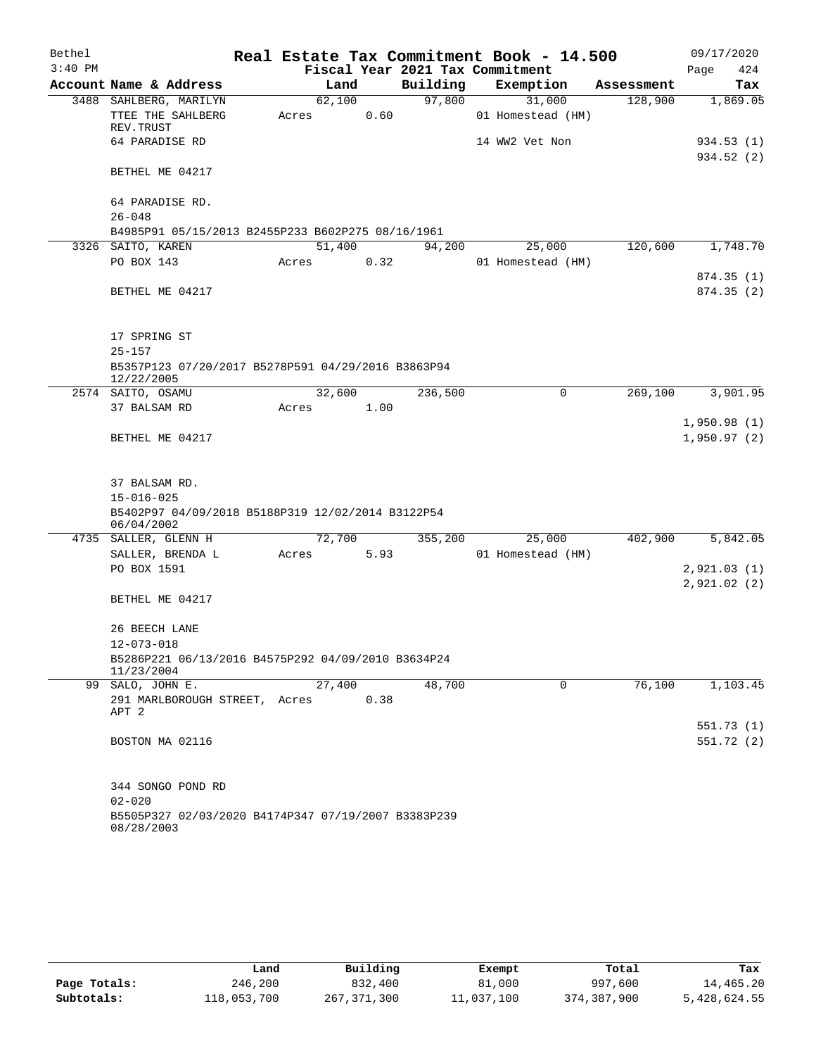# Real Estate Tax Commitment Book - 14.500

Bethel 3:40 PM — Fiscal Year 2021 Tax Commitment — 09/17/2020

| Account Name & Address | Land | Building | Exemption | Assessment | Tax |
|---|---|---|---|---|---|
| 3488 SAHLBERG, MARILYN | 62,100 | 97,800 | 31,000 | 128,900 | 1,869.05 |
| TTEE THE SAHLBERG REV.TRUST | Acres 0.60 | | 01 Homestead (HM) | | |
| 64 PARADISE RD | | | 14 WW2 Vet Non | | 934.53 (1) |
| | | | | | 934.52 (2) |
| BETHEL ME 04217 | | | | | |
| 64 PARADISE RD. | | | | | |
| 26-048 | | | | | |
| B4985P91 05/15/2013 B2455P233 B602P275 08/16/1961 | | | | | |
| 3326 SAITO, KAREN | 51,400 | 94,200 | 25,000 | 120,600 | 1,748.70 |
| PO BOX 143 | Acres 0.32 | | 01 Homestead (HM) | | |
| | | | | | 874.35 (1) |
| BETHEL ME 04217 | | | | | 874.35 (2) |
| 17 SPRING ST | | | | | |
| 25-157 | | | | | |
| B5357P123 07/20/2017 B5278P591 04/29/2016 B3863P94 12/22/2005 | | | | | |
| 2574 SAITO, OSAMU | 32,600 | 236,500 | 0 | 269,100 | 3,901.95 |
| 37 BALSAM RD | Acres 1.00 | | | | |
| | | | | | 1,950.98 (1) |
| BETHEL ME 04217 | | | | | 1,950.97 (2) |
| 37 BALSAM RD. | | | | | |
| 15-016-025 | | | | | |
| B5402P97 04/09/2018 B5188P319 12/02/2014 B3122P54 06/04/2002 | | | | | |
| 4735 SALLER, GLENN H | 72,700 | 355,200 | 25,000 | 402,900 | 5,842.05 |
| SALLER, BRENDA L | Acres 5.93 | | 01 Homestead (HM) | | |
| PO BOX 1591 | | | | | 2,921.03 (1) |
| | | | | | 2,921.02 (2) |
| BETHEL ME 04217 | | | | | |
| 26 BEECH LANE | | | | | |
| 12-073-018 | | | | | |
| B5286P221 06/13/2016 B4575P292 04/09/2010 B3634P24 11/23/2004 | | | | | |
| 99 SALO, JOHN E. | 27,400 | 48,700 | 0 | 76,100 | 1,103.45 |
| 291 MARLBOROUGH STREET, APT 2 | Acres 0.38 | | | | |
| | | | | | 551.73 (1) |
| BOSTON MA 02116 | | | | | 551.72 (2) |
| 344 SONGO POND RD | | | | | |
| 02-020 | | | | | |
| B5505P327 02/03/2020 B4174P347 07/19/2007 B3383P239 08/28/2003 | | | | | |

| | Land | Building | Exempt | Total | Tax |
|---|---|---|---|---|---|
| Page Totals: | 246,200 | 832,400 | 81,000 | 997,600 | 14,465.20 |
| Subtotals: | 118,053,700 | 267,371,300 | 11,037,100 | 374,387,900 | 5,428,624.55 |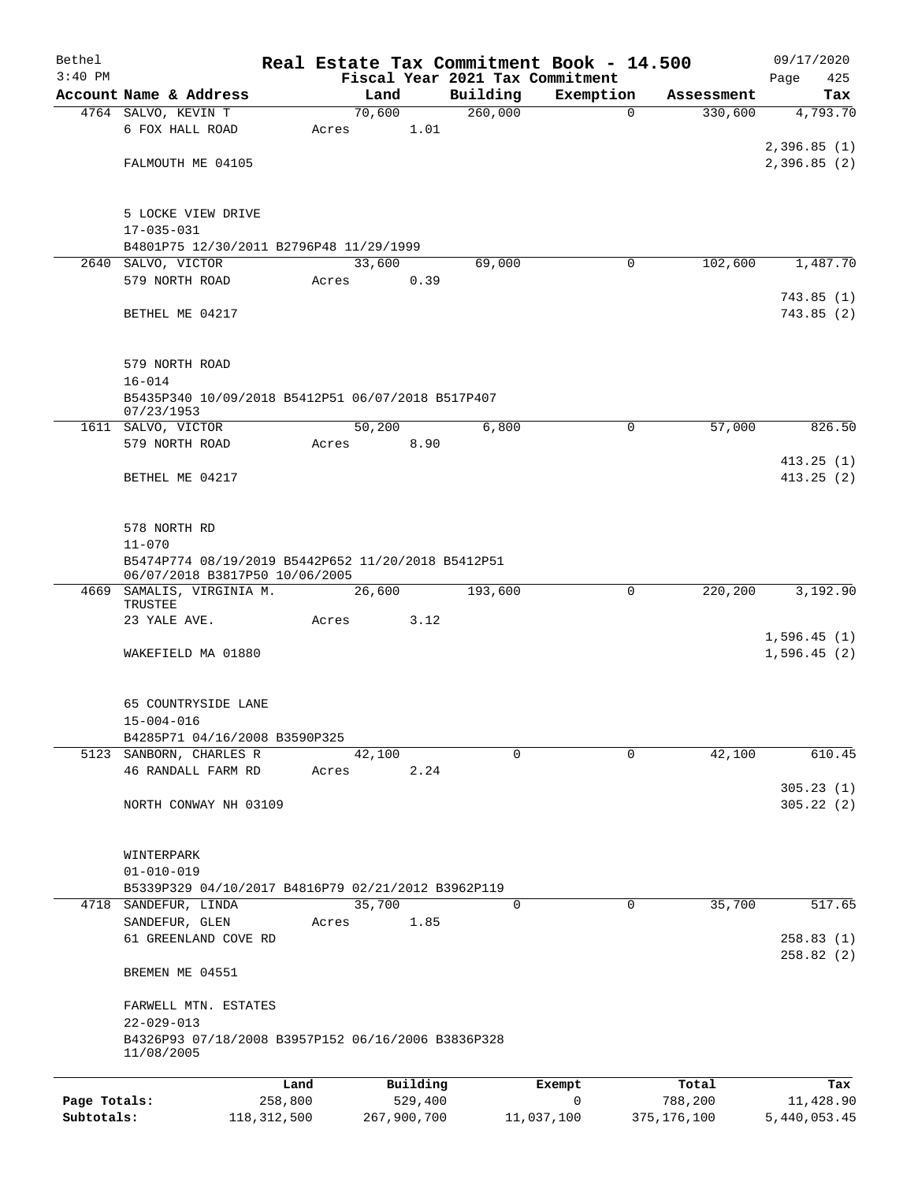Bethel
3:40 PM

# Real Estate Tax Commitment Book - 14.500

Fiscal Year 2021 Tax Commitment

09/17/2020
Page 425

| Account | Name & Address | Land | Building | Exemption | Assessment | Tax |
|---|---|---|---|---|---|---|
| 4764 | SALVO, KEVIN T<br>6 FOX HALL ROAD<br><br>FALMOUTH ME 04105<br><br>5 LOCKE VIEW DRIVE<br>17-035-031<br>B4801P75 12/30/2011 B2796P48 11/29/1999 | 70,600<br>Acres 1.01 | 260,000 | 0 | 330,600 | 4,793.70<br><br>2,396.85 (1)<br>2,396.85 (2) |
| 2640 | SALVO, VICTOR<br>579 NORTH ROAD<br><br>BETHEL ME 04217<br><br>579 NORTH ROAD<br>16-014<br>B5435P340 10/09/2018 B5412P51 06/07/2018 B517P407 07/23/1953 | 33,600<br>Acres 0.39 | 69,000 | 0 | 102,600 | 1,487.70<br><br>743.85 (1)<br>743.85 (2) |
| 1611 | SALVO, VICTOR<br>579 NORTH ROAD<br><br>BETHEL ME 04217<br><br>578 NORTH RD<br>11-070<br>B5474P774 08/19/2019 B5442P652 11/20/2018 B5412P51 06/07/2018 B3817P50 10/06/2005 | 50,200<br>Acres 8.90 | 6,800 | 0 | 57,000 | 826.50<br><br>413.25 (1)<br>413.25 (2) |
| 4669 | SAMALIS, VIRGINIA M. TRUSTEE<br>23 YALE AVE.<br><br>WAKEFIELD MA 01880<br><br>65 COUNTRYSIDE LANE<br>15-004-016<br>B4285P71 04/16/2008 B3590P325 | 26,600<br>Acres 3.12 | 193,600 | 0 | 220,200 | 3,192.90<br><br>1,596.45 (1)<br>1,596.45 (2) |
| 5123 | SANBORN, CHARLES R<br>46 RANDALL FARM RD<br><br>NORTH CONWAY NH 03109<br><br>WINTERPARK<br>01-010-019<br>B5339P329 04/10/2017 B4816P79 02/21/2012 B3962P119 | 42,100<br>Acres 2.24 | 0 | 0 | 42,100 | 610.45<br><br>305.23 (1)<br>305.22 (2) |
| 4718 | SANDEFUR, LINDA<br>SANDEFUR, GLEN<br>61 GREENLAND COVE RD<br><br>BREMEN ME 04551<br><br>FARWELL MTN. ESTATES<br>22-029-013<br>B4326P93 07/18/2008 B3957P152 06/16/2006 B3836P328 11/08/2005 | 35,700<br>Acres 1.85 | 0 | 0 | 35,700 | 517.65<br><br>258.83 (1)<br>258.82 (2) |

| | Land | Building | Exempt | Total | Tax |
|---|---|---|---|---|---|
| Page Totals: | 258,800 | 529,400 | 0 | 788,200 | 11,428.90 |
| Subtotals: | 118,312,500 | 267,900,700 | 11,037,100 | 375,176,100 | 5,440,053.45 |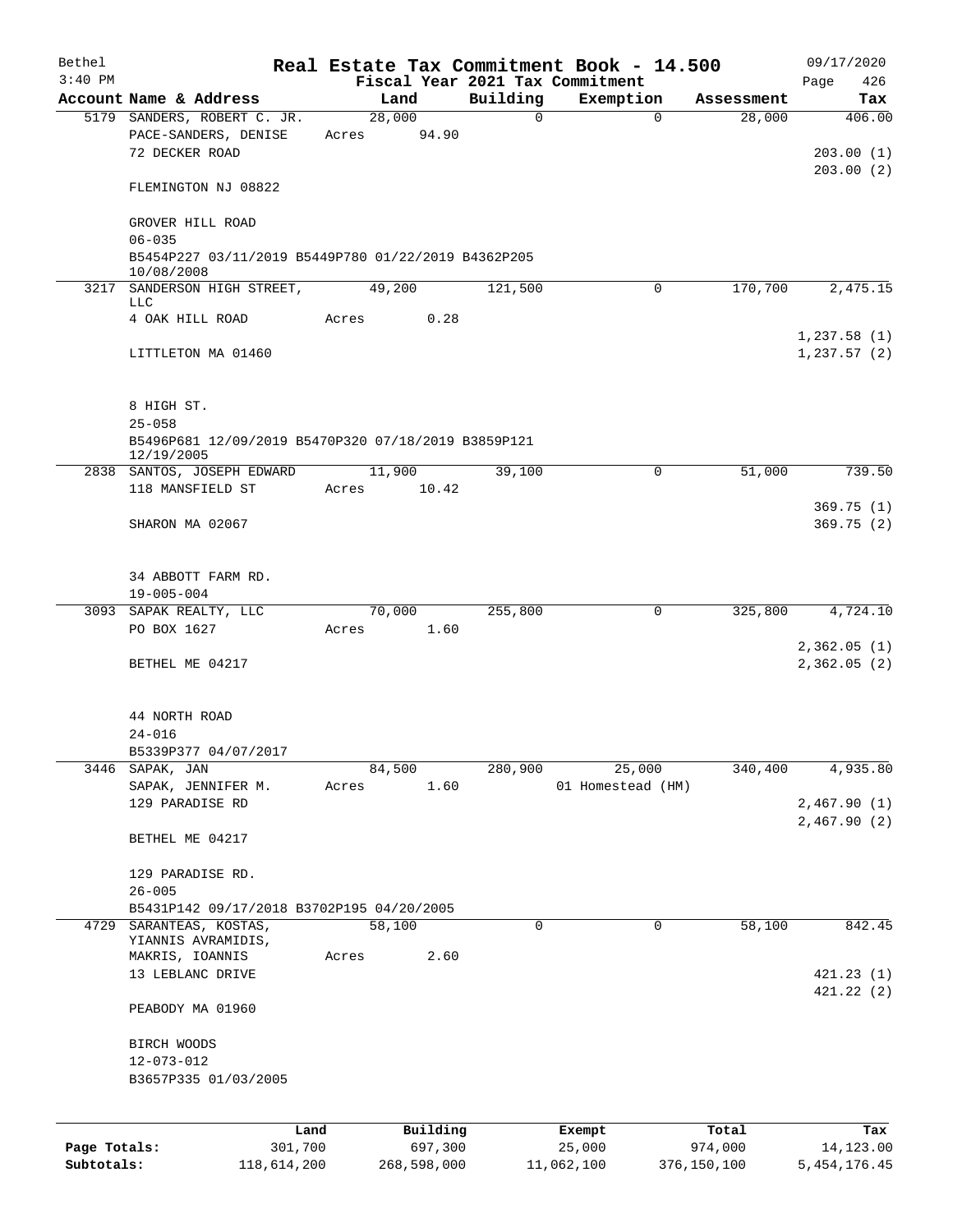Bethel 3:40 PM

# Real Estate Tax Commitment Book - 14.500

Fiscal Year 2021 Tax Commitment

09/17/2020 Page 426

| Account | Name & Address | Land | Building | Exemption | Assessment | Tax |
|---|---|---|---|---|---|---|
| 5179 | SANDERS, ROBERT C. JR.<br>PACE-SANDERS, DENISE<br>72 DECKER ROAD<br><br>FLEMINGTON NJ 08822<br><br>GROVER HILL ROAD<br>06-035<br>B5454P227 03/11/2019 B5449P780 01/22/2019 B4362P205 10/08/2008 | 28,000<br>Acres 94.90 | 0 | 0 | 28,000 | 406.00<br><br>203.00 (1)<br>203.00 (2) |
| 3217 | SANDERSON HIGH STREET, LLC<br>4 OAK HILL ROAD<br><br>LITTLETON MA 01460<br><br>8 HIGH ST.<br>25-058<br>B5496P681 12/09/2019 B5470P320 07/18/2019 B3859P121 12/19/2005 | 49,200<br>Acres 0.28 | 121,500 | 0 | 170,700 | 2,475.15<br><br>1,237.58 (1)<br>1,237.57 (2) |
| 2838 | SANTOS, JOSEPH EDWARD<br>118 MANSFIELD ST<br><br>SHARON MA 02067<br><br>34 ABBOTT FARM RD.<br>19-005-004 | 11,900<br>Acres 10.42 | 39,100 | 0 | 51,000 | 739.50<br><br>369.75 (1)<br>369.75 (2) |
| 3093 | SAPAK REALTY, LLC<br>PO BOX 1627<br><br>BETHEL ME 04217<br><br>44 NORTH ROAD<br>24-016<br>B5339P377 04/07/2017 | 70,000<br>Acres 1.60 | 255,800 | 0 | 325,800 | 4,724.10<br><br>2,362.05 (1)<br>2,362.05 (2) |
| 3446 | SAPAK, JAN<br>SAPAK, JENNIFER M.<br>129 PARADISE RD<br><br>BETHEL ME 04217<br><br>129 PARADISE RD.<br>26-005<br>B5431P142 09/17/2018 B3702P195 04/20/2005 | 84,500<br>Acres 1.60 | 280,900 | 25,000<br>01 Homestead (HM) | 340,400 | 4,935.80<br><br>2,467.90 (1)<br>2,467.90 (2) |
| 4729 | SARANTEAS, KOSTAS, YIANNIS AVRAMIDIS,<br>MAKRIS, IOANNIS<br>13 LEBLANC DRIVE<br><br>PEABODY MA 01960<br><br>BIRCH WOODS<br>12-073-012<br>B3657P335 01/03/2005 | 58,100<br>Acres 2.60 | 0 | 0 | 58,100 | 842.45<br><br>421.23 (1)<br>421.22 (2) |

| | Land | Building | Exempt | Total | Tax |
|---|---|---|---|---|---|
| Page Totals: | 301,700 | 697,300 | 25,000 | 974,000 | 14,123.00 |
| Subtotals: | 118,614,200 | 268,598,000 | 11,062,100 | 376,150,100 | 5,454,176.45 |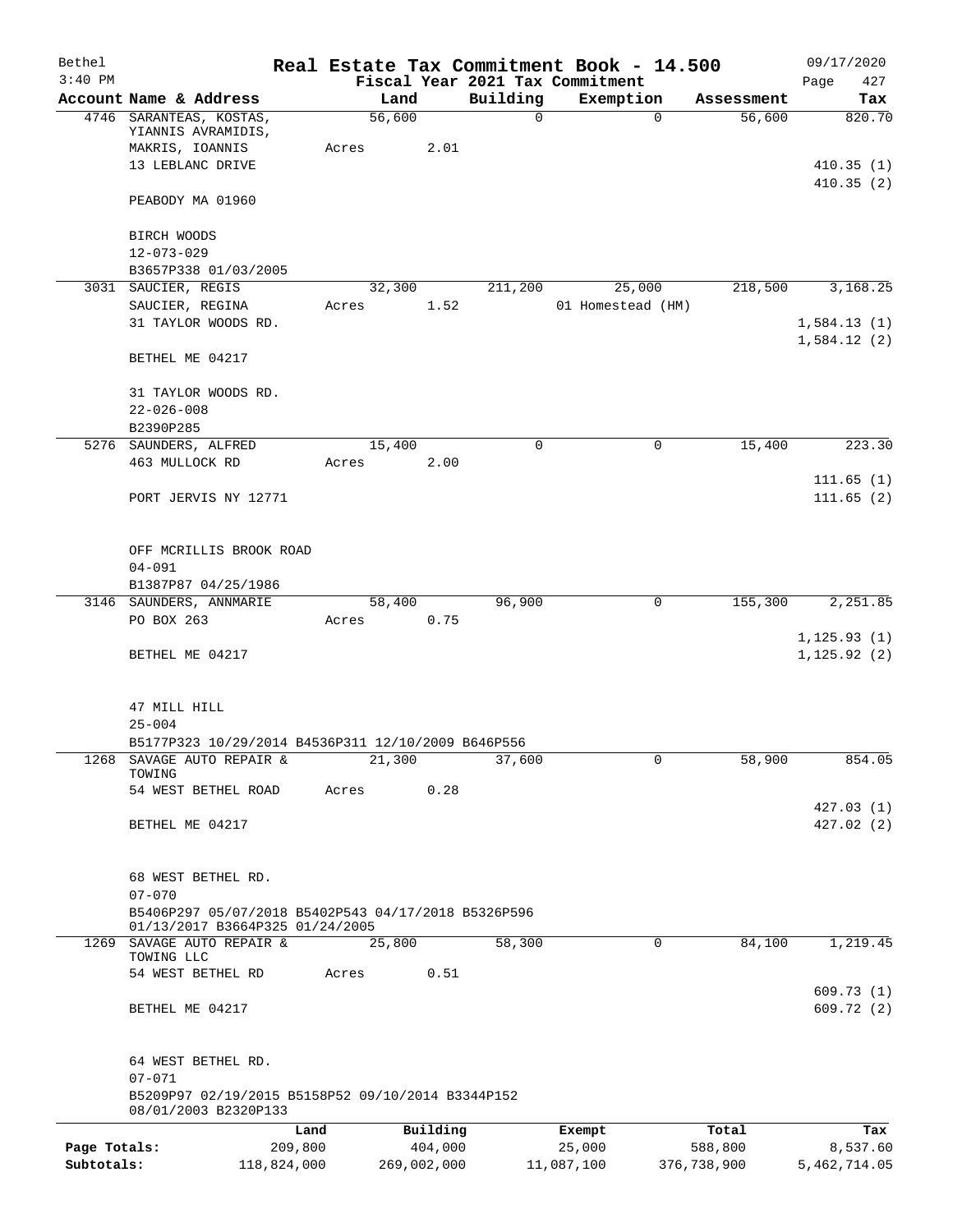Bethel 3:40 PM

# Real Estate Tax Commitment Book - 14.500

Fiscal Year 2021 Tax Commitment

09/17/2020 Page 427

| Account Name & Address | Land | Building | Exemption | Assessment | Tax |
|---|---|---|---|---|---|
| 4746 SARANTEAS, KOSTAS, YIANNIS AVRAMIDIS, MAKRIS, IOANNIS<br>13 LEBLANC DRIVE<br>PEABODY MA 01960<br><br>BIRCH WOODS<br>12-073-029<br>B3657P338 01/03/2005 | 56,600<br>Acres 2.01 | 0 | 0 | 56,600 | 820.70<br><br>410.35 (1)<br>410.35 (2) |
| 3031 SAUCIER, REGIS<br>SAUCIER, REGINA<br>31 TAYLOR WOODS RD.<br>BETHEL ME 04217<br><br>31 TAYLOR WOODS RD.<br>22-026-008<br>B2390P285 | 32,300<br>Acres 1.52 | 211,200 | 25,000<br>01 Homestead (HM) | 218,500 | 3,168.25<br><br>1,584.13 (1)<br>1,584.12 (2) |
| 5276 SAUNDERS, ALFRED<br>463 MULLOCK RD<br>PORT JERVIS NY 12771<br><br>OFF MCRILLIS BROOK ROAD<br>04-091<br>B1387P87 04/25/1986 | 15,400<br>Acres 2.00 | 0 | 0 | 15,400 | 223.30<br><br>111.65 (1)<br>111.65 (2) |
| 3146 SAUNDERS, ANNMARIE<br>PO BOX 263<br>BETHEL ME 04217<br><br>47 MILL HILL<br>25-004<br>B5177P323 10/29/2014 B4536P311 12/10/2009 B646P556 | 58,400<br>Acres 0.75 | 96,900 | 0 | 155,300 | 2,251.85<br><br>1,125.93 (1)<br>1,125.92 (2) |
| 1268 SAVAGE AUTO REPAIR & TOWING<br>54 WEST BETHEL ROAD<br>BETHEL ME 04217<br><br>68 WEST BETHEL RD.<br>07-070<br>B5406P297 05/07/2018 B5402P543 04/17/2018 B5326P596 01/13/2017 B3664P325 01/24/2005 | 21,300<br>Acres 0.28 | 37,600 | 0 | 58,900 | 854.05<br><br>427.03 (1)<br>427.02 (2) |
| 1269 SAVAGE AUTO REPAIR & TOWING LLC<br>54 WEST BETHEL RD<br>BETHEL ME 04217<br><br>64 WEST BETHEL RD.<br>07-071<br>B5209P97 02/19/2015 B5158P52 09/10/2014 B3344P152 08/01/2003 B2320P133 | 25,800<br>Acres 0.51 | 58,300 | 0 | 84,100 | 1,219.45<br><br>609.73 (1)<br>609.72 (2) |

| | Land | Building | Exempt | Total | Tax |
|---|---|---|---|---|---|
| Page Totals: | 209,800 | 404,000 | 25,000 | 588,800 | 8,537.60 |
| Subtotals: | 118,824,000 | 269,002,000 | 11,087,100 | 376,738,900 | 5,462,714.05 |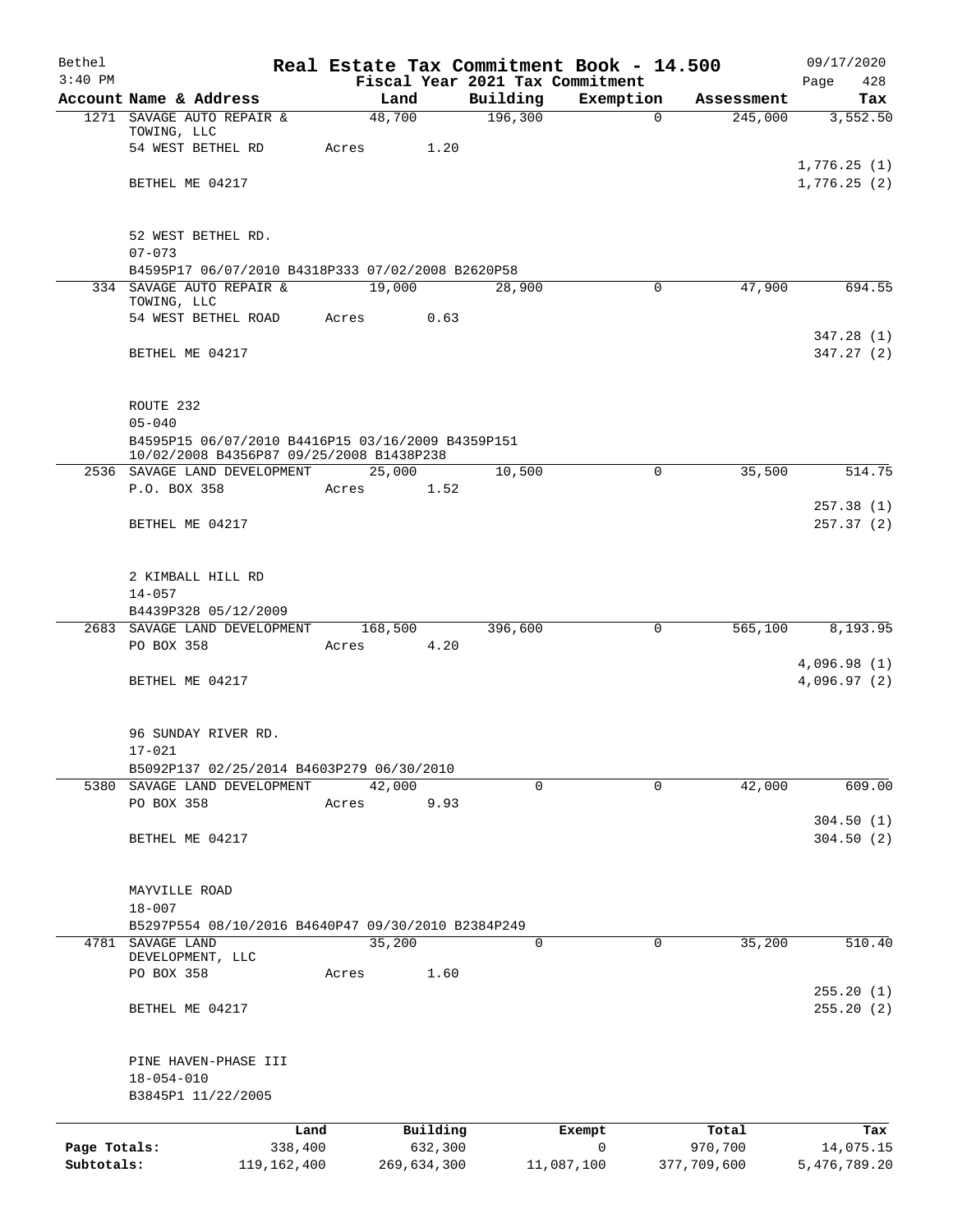# Real Estate Tax Commitment Book - 14.500

Bethel
3:40 PM

Fiscal Year 2021 Tax Commitment

09/17/2020
Page 428

| Account | Name & Address | Land | Building | Exemption | Assessment | Tax |
|---|---|---|---|---|---|---|
| 1271 | SAVAGE AUTO REPAIR & TOWING, LLC | 48,700 | 196,300 | 0 | 245,000 | 3,552.50 |
| | 54 WEST BETHEL RD | Acres 1.20 | | | | |
| | | | | | | 1,776.25 (1) |
| | BETHEL ME 04217 | | | | | 1,776.25 (2) |
| | 52 WEST BETHEL RD. | | | | | |
| | 07-073 | | | | | |
| | B4595P17 06/07/2010 B4318P333 07/02/2008 B2620P58 | | | | | |
| 334 | SAVAGE AUTO REPAIR & TOWING, LLC | 19,000 | 28,900 | 0 | 47,900 | 694.55 |
| | 54 WEST BETHEL ROAD | Acres 0.63 | | | | |
| | | | | | | 347.28 (1) |
| | BETHEL ME 04217 | | | | | 347.27 (2) |
| | ROUTE 232 | | | | | |
| | 05-040 | | | | | |
| | B4595P15 06/07/2010 B4416P15 03/16/2009 B4359P151 10/02/2008 B4356P87 09/25/2008 B1438P238 | | | | | |
| 2536 | SAVAGE LAND DEVELOPMENT | 25,000 | 10,500 | 0 | 35,500 | 514.75 |
| | P.O. BOX 358 | Acres 1.52 | | | | |
| | | | | | | 257.38 (1) |
| | BETHEL ME 04217 | | | | | 257.37 (2) |
| | 2 KIMBALL HILL RD | | | | | |
| | 14-057 | | | | | |
| | B4439P328 05/12/2009 | | | | | |
| 2683 | SAVAGE LAND DEVELOPMENT | 168,500 | 396,600 | 0 | 565,100 | 8,193.95 |
| | PO BOX 358 | Acres 4.20 | | | | |
| | | | | | | 4,096.98 (1) |
| | BETHEL ME 04217 | | | | | 4,096.97 (2) |
| | 96 SUNDAY RIVER RD. | | | | | |
| | 17-021 | | | | | |
| | B5092P137 02/25/2014 B4603P279 06/30/2010 | | | | | |
| 5380 | SAVAGE LAND DEVELOPMENT | 42,000 | 0 | 0 | 42,000 | 609.00 |
| | PO BOX 358 | Acres 9.93 | | | | |
| | | | | | | 304.50 (1) |
| | BETHEL ME 04217 | | | | | 304.50 (2) |
| | MAYVILLE ROAD | | | | | |
| | 18-007 | | | | | |
| | B5297P554 08/10/2016 B4640P47 09/30/2010 B2384P249 | | | | | |
| 4781 | SAVAGE LAND DEVELOPMENT, LLC | 35,200 | 0 | 0 | 35,200 | 510.40 |
| | PO BOX 358 | Acres 1.60 | | | | |
| | | | | | | 255.20 (1) |
| | BETHEL ME 04217 | | | | | 255.20 (2) |
| | PINE HAVEN-PHASE III | | | | | |
| | 18-054-010 | | | | | |
| | B3845P1 11/22/2005 | | | | | |

| | Land | Building | Exempt | Total | Tax |
|---|---|---|---|---|---|
| Page Totals: | 338,400 | 632,300 | 0 | 970,700 | 14,075.15 |
| Subtotals: | 119,162,400 | 269,634,300 | 11,087,100 | 377,709,600 | 5,476,789.20 |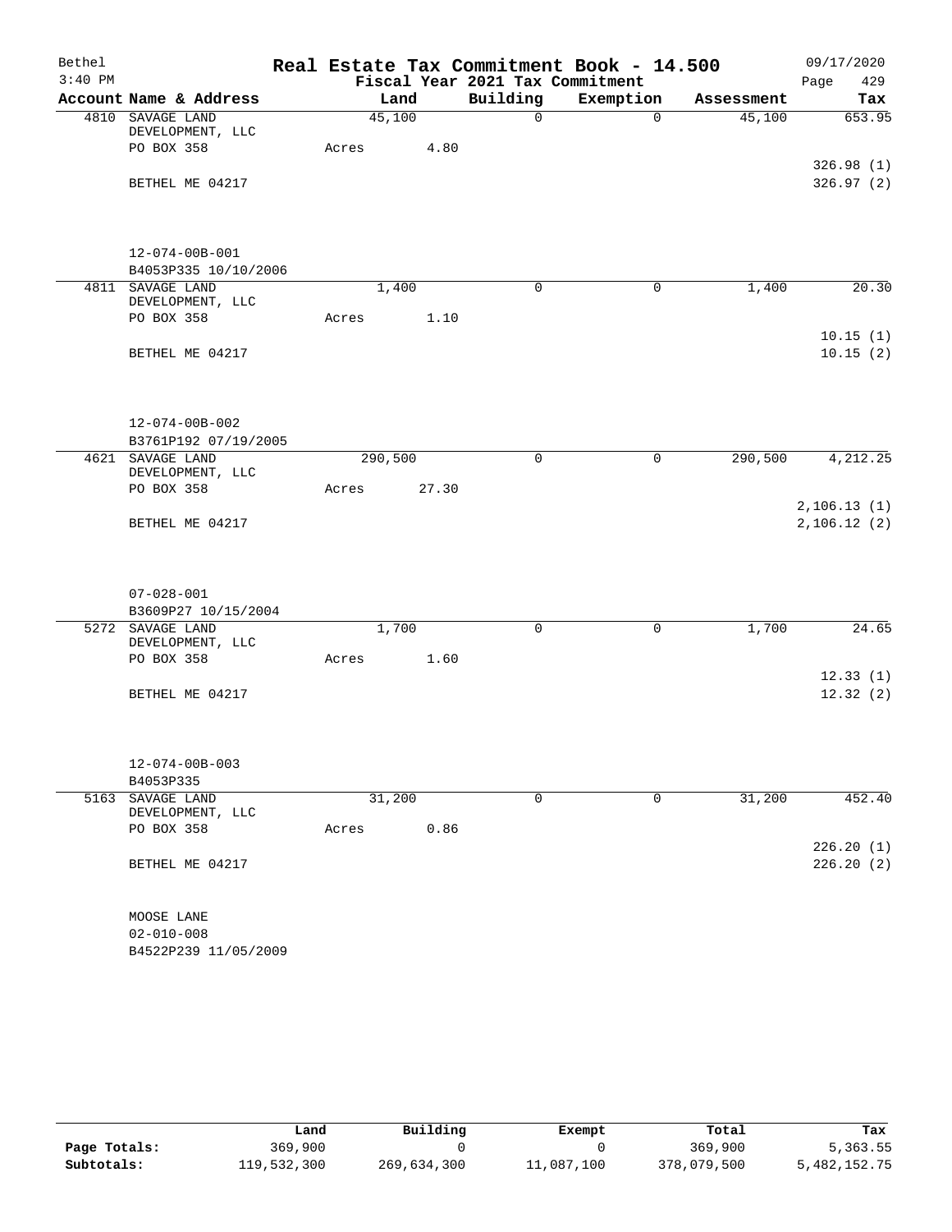# Real Estate Tax Commitment Book - 14.500

Bethel — 3:40 PM — 09/17/2020

Fiscal Year 2021 Tax Commitment

| Account | Name & Address | Land | Building | Exemption | Assessment | Tax |
|---|---|---|---|---|---|---|
| 4810 | SAVAGE LAND DEVELOPMENT, LLC<br>PO BOX 358<br>BETHEL ME 04217<br>12-074-00B-001<br>B4053P335 10/10/2006 | 45,100<br>Acres 4.80 | 0 | 0 | 45,100 | 653.95<br>326.98 (1)<br>326.97 (2) |
| 4811 | SAVAGE LAND DEVELOPMENT, LLC<br>PO BOX 358<br>BETHEL ME 04217<br>12-074-00B-002<br>B3761P192 07/19/2005 | 1,400<br>Acres 1.10 | 0 | 0 | 1,400 | 20.30<br>10.15 (1)<br>10.15 (2) |
| 4621 | SAVAGE LAND DEVELOPMENT, LLC<br>PO BOX 358<br>BETHEL ME 04217<br>07-028-001<br>B3609P27 10/15/2004 | 290,500<br>Acres 27.30 | 0 | 0 | 290,500 | 4,212.25<br>2,106.13 (1)<br>2,106.12 (2) |
| 5272 | SAVAGE LAND DEVELOPMENT, LLC<br>PO BOX 358<br>BETHEL ME 04217<br>12-074-00B-003<br>B4053P335 | 1,700<br>Acres 1.60 | 0 | 0 | 1,700 | 24.65<br>12.33 (1)<br>12.32 (2) |
| 5163 | SAVAGE LAND DEVELOPMENT, LLC<br>PO BOX 358<br>BETHEL ME 04217<br>MOOSE LANE<br>02-010-008<br>B4522P239 11/05/2009 | 31,200<br>Acres 0.86 | 0 | 0 | 31,200 | 452.40<br>226.20 (1)<br>226.20 (2) |

| | Land | Building | Exempt | Total | Tax |
|---|---|---|---|---|---|
| Page Totals: | 369,900 | 0 | 0 | 369,900 | 5,363.55 |
| Subtotals: | 119,532,300 | 269,634,300 | 11,087,100 | 378,079,500 | 5,482,152.75 |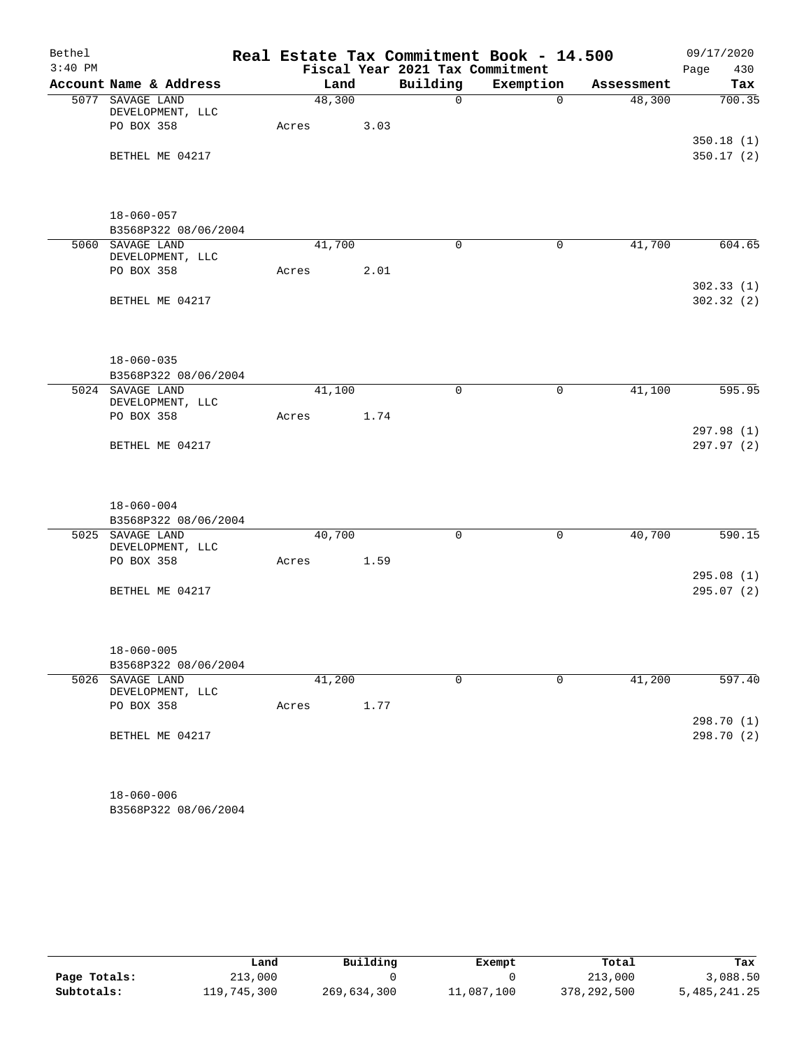# Real Estate Tax Commitment Book - 14.500

Bethel
3:40 PM

Fiscal Year 2021 Tax Commitment

09/17/2020
Page 430

| Account | Name & Address | Land | Building | Exemption | Assessment | Tax |
|---|---|---|---|---|---|---|
| 5077 | SAVAGE LAND DEVELOPMENT, LLC<br>PO BOX 358<br>BETHEL ME 04217<br>18-060-057<br>B3568P322 08/06/2004 | 48,300<br>Acres 3.03 | 0 | 0 | 48,300 | 700.35<br>350.18 (1)<br>350.17 (2) |
| 5060 | SAVAGE LAND DEVELOPMENT, LLC<br>PO BOX 358<br>BETHEL ME 04217<br>18-060-035<br>B3568P322 08/06/2004 | 41,700<br>Acres 2.01 | 0 | 0 | 41,700 | 604.65<br>302.33 (1)<br>302.32 (2) |
| 5024 | SAVAGE LAND DEVELOPMENT, LLC<br>PO BOX 358<br>BETHEL ME 04217<br>18-060-004<br>B3568P322 08/06/2004 | 41,100<br>Acres 1.74 | 0 | 0 | 41,100 | 595.95<br>297.98 (1)<br>297.97 (2) |
| 5025 | SAVAGE LAND DEVELOPMENT, LLC<br>PO BOX 358<br>BETHEL ME 04217<br>18-060-005<br>B3568P322 08/06/2004 | 40,700<br>Acres 1.59 | 0 | 0 | 40,700 | 590.15<br>295.08 (1)<br>295.07 (2) |
| 5026 | SAVAGE LAND DEVELOPMENT, LLC<br>PO BOX 358<br>BETHEL ME 04217<br>18-060-006<br>B3568P322 08/06/2004 | 41,200<br>Acres 1.77 | 0 | 0 | 41,200 | 597.40<br>298.70 (1)<br>298.70 (2) |

| | Land | Building | Exempt | Total | Tax |
|---|---|---|---|---|---|
| Page Totals: | 213,000 | 0 | 0 | 213,000 | 3,088.50 |
| Subtotals: | 119,745,300 | 269,634,300 | 11,087,100 | 378,292,500 | 5,485,241.25 |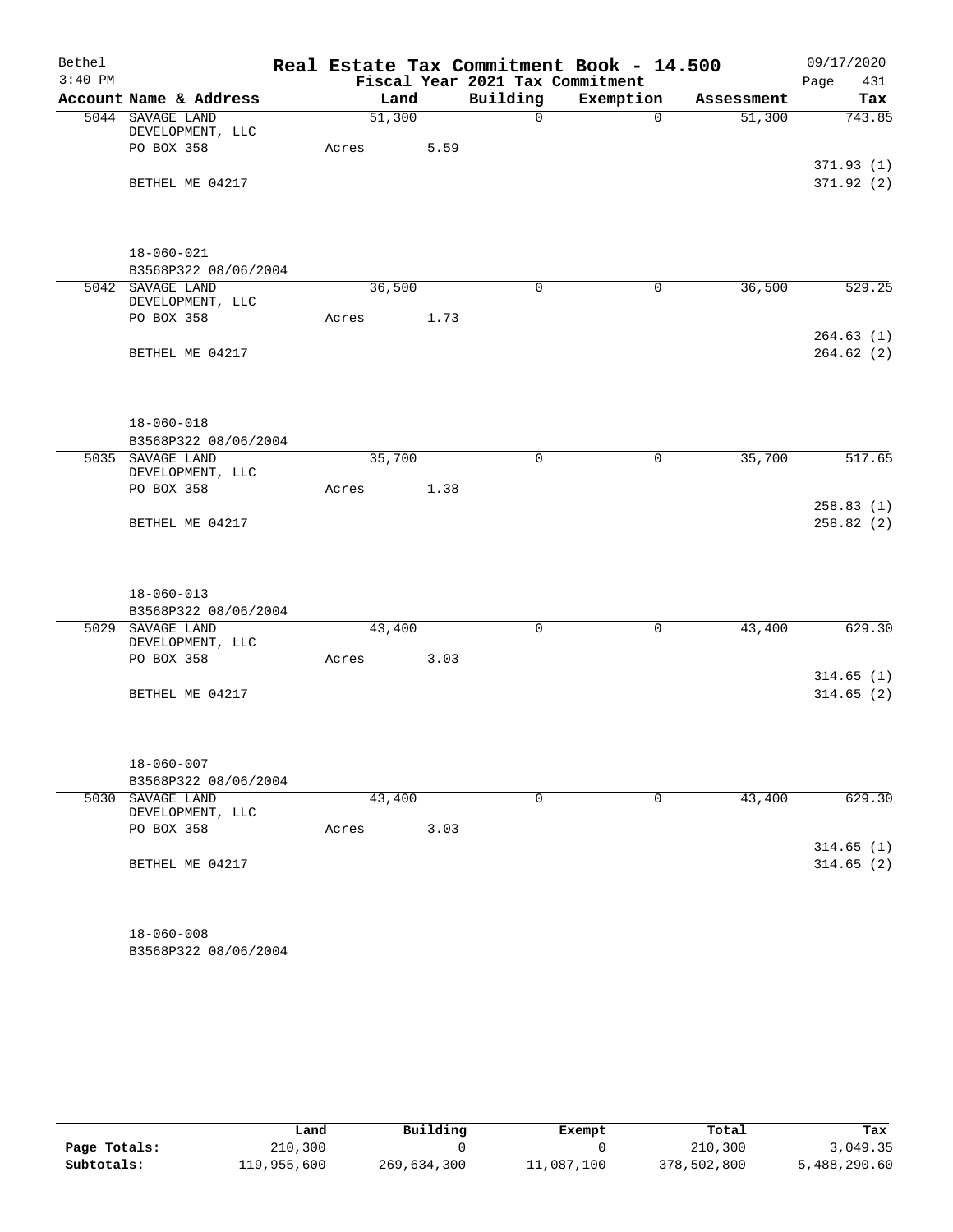# Real Estate Tax Commitment Book - 14.500

Bethel
3:40 PM

Fiscal Year 2021 Tax Commitment

09/17/2020
Page 431

| Account | Name & Address | Land | Building | Exemption | Assessment | Tax |
|---|---|---|---|---|---|---|
| 5044 | SAVAGE LAND DEVELOPMENT, LLC<br>PO BOX 358<br><br>BETHEL ME 04217<br><br>18-060-021<br>B3568P322 08/06/2004 | 51,300<br>Acres 5.59 | 0 | 0 | 51,300 | 743.85<br><br>371.93 (1)<br>371.92 (2) |
| 5042 | SAVAGE LAND DEVELOPMENT, LLC<br>PO BOX 358<br><br>BETHEL ME 04217<br><br>18-060-018<br>B3568P322 08/06/2004 | 36,500<br>Acres 1.73 | 0 | 0 | 36,500 | 529.25<br><br>264.63 (1)<br>264.62 (2) |
| 5035 | SAVAGE LAND DEVELOPMENT, LLC<br>PO BOX 358<br><br>BETHEL ME 04217<br><br>18-060-013<br>B3568P322 08/06/2004 | 35,700<br>Acres 1.38 | 0 | 0 | 35,700 | 517.65<br><br>258.83 (1)<br>258.82 (2) |
| 5029 | SAVAGE LAND DEVELOPMENT, LLC<br>PO BOX 358<br><br>BETHEL ME 04217<br><br>18-060-007<br>B3568P322 08/06/2004 | 43,400<br>Acres 3.03 | 0 | 0 | 43,400 | 629.30<br><br>314.65 (1)<br>314.65 (2) |
| 5030 | SAVAGE LAND DEVELOPMENT, LLC<br>PO BOX 358<br><br>BETHEL ME 04217<br><br>18-060-008<br>B3568P322 08/06/2004 | 43,400<br>Acres 3.03 | 0 | 0 | 43,400 | 629.30<br><br>314.65 (1)<br>314.65 (2) |

| | Land | Building | Exempt | Total | Tax |
|---|---|---|---|---|---|
| Page Totals: | 210,300 | 0 | 0 | 210,300 | 3,049.35 |
| Subtotals: | 119,955,600 | 269,634,300 | 11,087,100 | 378,502,800 | 5,488,290.60 |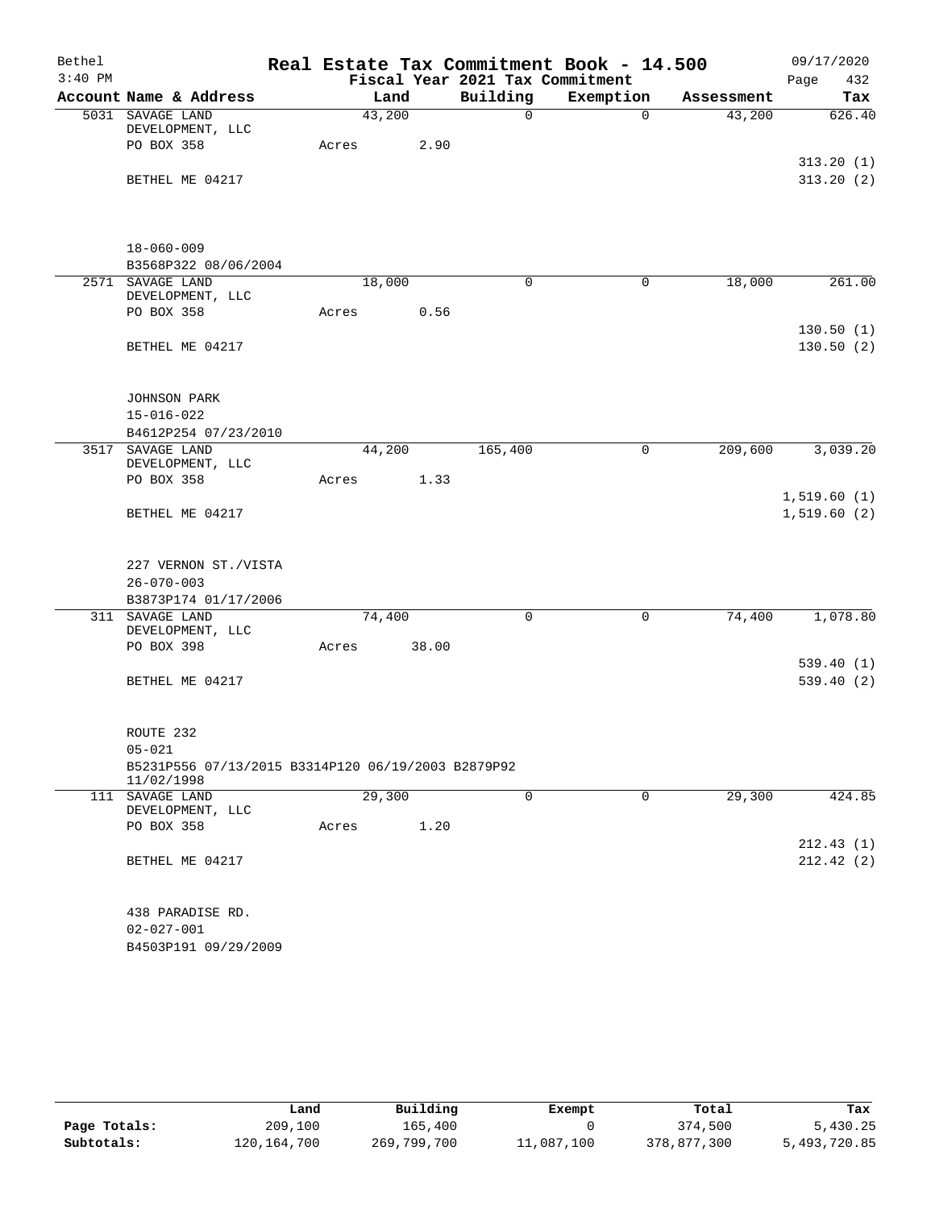# Real Estate Tax Commitment Book - 14.500

Bethel
3:40 PM

Fiscal Year 2021 Tax Commitment

09/17/2020

| Account Name & Address | Land | Building | Exemption | Assessment | Tax |
|---|---|---|---|---|---|
| 5031 SAVAGE LAND DEVELOPMENT, LLC | 43,200 | 0 | 0 | 43,200 | 626.40 |
| PO BOX 358 | Acres 2.90 | | | | |
| | | | | | 313.20 (1) |
| BETHEL ME 04217 | | | | | 313.20 (2) |
| 18-060-009 | | | | | |
| B3568P322 08/06/2004 | | | | | |
| 2571 SAVAGE LAND DEVELOPMENT, LLC | 18,000 | 0 | 0 | 18,000 | 261.00 |
| PO BOX 358 | Acres 0.56 | | | | |
| | | | | | 130.50 (1) |
| BETHEL ME 04217 | | | | | 130.50 (2) |
| JOHNSON PARK | | | | | |
| 15-016-022 | | | | | |
| B4612P254 07/23/2010 | | | | | |
| 3517 SAVAGE LAND DEVELOPMENT, LLC | 44,200 | 165,400 | 0 | 209,600 | 3,039.20 |
| PO BOX 358 | Acres 1.33 | | | | |
| | | | | | 1,519.60 (1) |
| BETHEL ME 04217 | | | | | 1,519.60 (2) |
| 227 VERNON ST./VISTA | | | | | |
| 26-070-003 | | | | | |
| B3873P174 01/17/2006 | | | | | |
| 311 SAVAGE LAND DEVELOPMENT, LLC | 74,400 | 0 | 0 | 74,400 | 1,078.80 |
| PO BOX 398 | Acres 38.00 | | | | |
| | | | | | 539.40 (1) |
| BETHEL ME 04217 | | | | | 539.40 (2) |
| ROUTE 232 | | | | | |
| 05-021 | | | | | |
| B5231P556 07/13/2015 B3314P120 06/19/2003 B2879P92 11/02/1998 | | | | | |
| 111 SAVAGE LAND DEVELOPMENT, LLC | 29,300 | 0 | 0 | 29,300 | 424.85 |
| PO BOX 358 | Acres 1.20 | | | | |
| | | | | | 212.43 (1) |
| BETHEL ME 04217 | | | | | 212.42 (2) |
| 438 PARADISE RD. | | | | | |
| 02-027-001 | | | | | |
| B4503P191 09/29/2009 | | | | | |

| | Land | Building | Exempt | Total | Tax |
|---|---|---|---|---|---|
| Page Totals: | 209,100 | 165,400 | 0 | 374,500 | 5,430.25 |
| Subtotals: | 120,164,700 | 269,799,700 | 11,087,100 | 378,877,300 | 5,493,720.85 |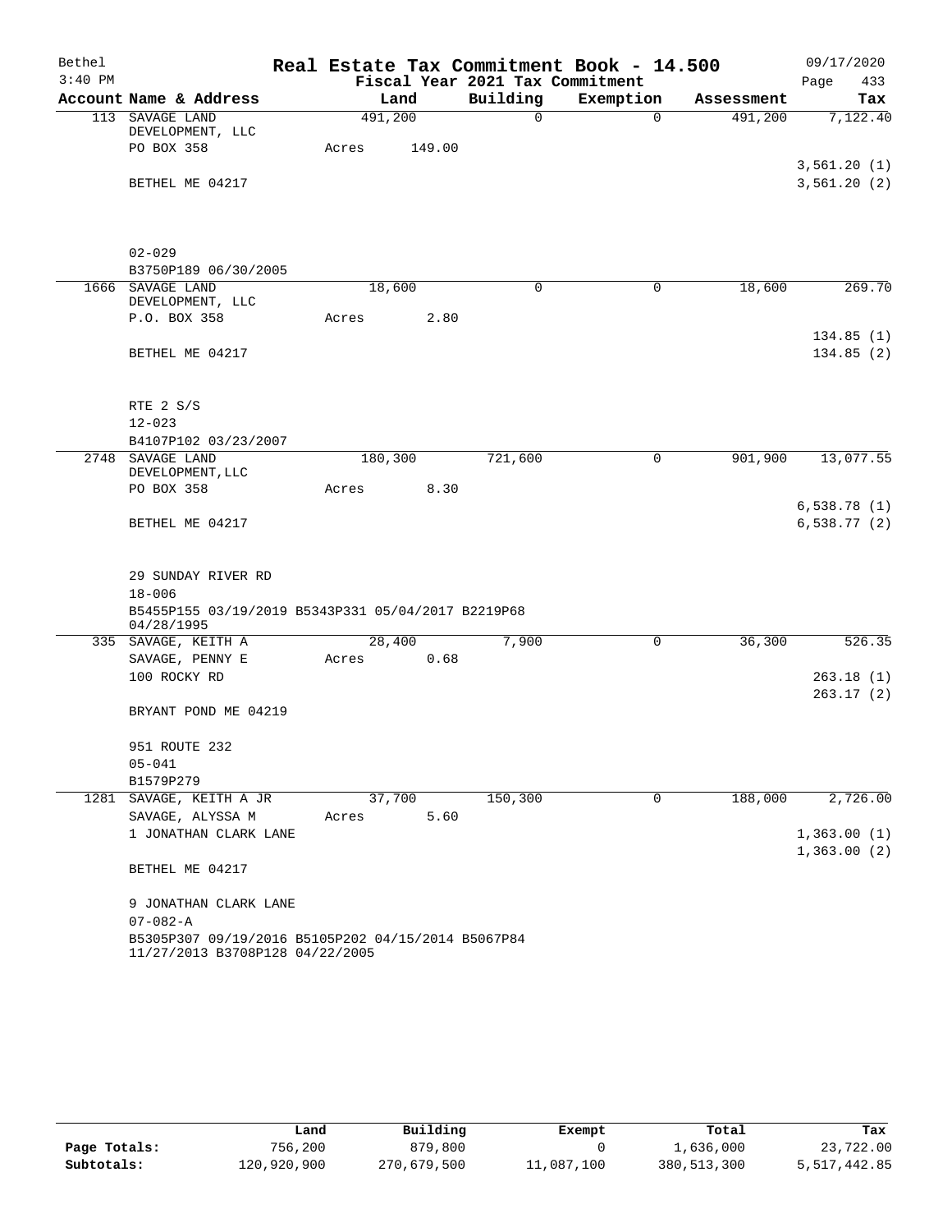Bethel 3:40 PM

# Real Estate Tax Commitment Book - 14.500

Fiscal Year 2021 Tax Commitment

09/17/2020 Page 433

| Account | Name & Address | Land | Building | Exemption | Assessment | Tax |
|---|---|---|---|---|---|---|
| 113 | SAVAGE LAND DEVELOPMENT, LLC<br>PO BOX 358<br><br>BETHEL ME 04217<br><br>02-029<br>B3750P189 06/30/2005 | 491,200<br>Acres 149.00 | 0 | 0 | 491,200 | 7,122.40<br><br>3,561.20 (1)<br>3,561.20 (2) |
| 1666 | SAVAGE LAND DEVELOPMENT, LLC<br>P.O. BOX 358<br><br>BETHEL ME 04217<br><br>RTE 2 S/S<br>12-023<br>B4107P102 03/23/2007 | 18,600<br>Acres 2.80 | 0 | 0 | 18,600 | 269.70<br><br>134.85 (1)<br>134.85 (2) |
| 2748 | SAVAGE LAND DEVELOPMENT,LLC<br>PO BOX 358<br><br>BETHEL ME 04217<br><br>29 SUNDAY RIVER RD<br>18-006<br>B5455P155 03/19/2019 B5343P331 05/04/2017 B2219P68 04/28/1995 | 180,300<br>Acres 8.30 | 721,600 | 0 | 901,900 | 13,077.55<br><br>6,538.78 (1)<br>6,538.77 (2) |
| 335 | SAVAGE, KEITH A<br>SAVAGE, PENNY E<br>100 ROCKY RD<br><br>BRYANT POND ME 04219<br><br>951 ROUTE 232<br>05-041<br>B1579P279 | 28,400<br>Acres 0.68 | 7,900 | 0 | 36,300 | 526.35<br><br>263.18 (1)<br>263.17 (2) |
| 1281 | SAVAGE, KEITH A JR<br>SAVAGE, ALYSSA M<br>1 JONATHAN CLARK LANE<br><br>BETHEL ME 04217<br><br>9 JONATHAN CLARK LANE<br>07-082-A<br>B5305P307 09/19/2016 B5105P202 04/15/2014 B5067P84 11/27/2013 B3708P128 04/22/2005 | 37,700<br>Acres 5.60 | 150,300 | 0 | 188,000 | 2,726.00<br><br>1,363.00 (1)<br>1,363.00 (2) |

| | Land | Building | Exempt | Total | Tax |
|---|---|---|---|---|---|
| Page Totals: | 756,200 | 879,800 | 0 | 1,636,000 | 23,722.00 |
| Subtotals: | 120,920,900 | 270,679,500 | 11,087,100 | 380,513,300 | 5,517,442.85 |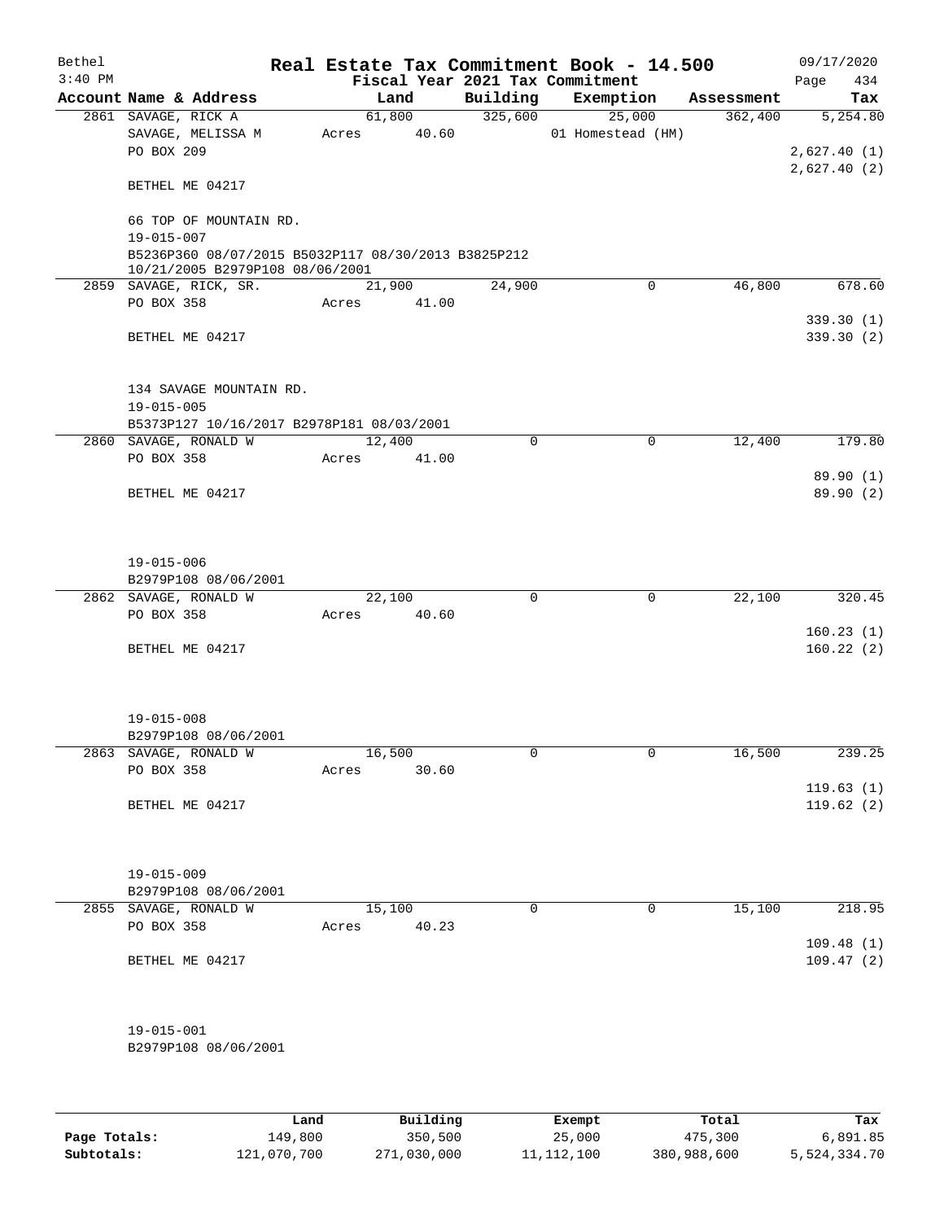Bethel 3:40 PM

# Real Estate Tax Commitment Book - 14.500

Fiscal Year 2021 Tax Commitment

09/17/2020

| Account | Name & Address | Land | Building | Exemption | Assessment | Tax |
|---|---|---|---|---|---|---|
| 2861 | SAVAGE, RICK A<br>SAVAGE, MELISSA M<br>PO BOX 209<br><br>BETHEL ME 04217<br><br>66 TOP OF MOUNTAIN RD.<br>19-015-007<br>B5236P360 08/07/2015 B5032P117 08/30/2013 B3825P212 10/21/2005 B2979P108 08/06/2001 | 61,800<br>Acres 40.60 | 325,600 | 25,000<br>01 Homestead (HM) | 362,400 | 5,254.80<br><br>2,627.40 (1)<br>2,627.40 (2) |
| 2859 | SAVAGE, RICK, SR.<br>PO BOX 358<br><br>BETHEL ME 04217<br><br>134 SAVAGE MOUNTAIN RD.<br>19-015-005<br>B5373P127 10/16/2017 B2978P181 08/03/2001 | 21,900<br>Acres 41.00 | 24,900 | 0 | 46,800 | 678.60<br><br>339.30 (1)<br>339.30 (2) |
| 2860 | SAVAGE, RONALD W<br>PO BOX 358<br><br>BETHEL ME 04217<br><br>19-015-006<br>B2979P108 08/06/2001 | 12,400<br>Acres 41.00 | 0 | 0 | 12,400 | 179.80<br><br>89.90 (1)<br>89.90 (2) |
| 2862 | SAVAGE, RONALD W<br>PO BOX 358<br><br>BETHEL ME 04217<br><br>19-015-008<br>B2979P108 08/06/2001 | 22,100<br>Acres 40.60 | 0 | 0 | 22,100 | 320.45<br><br>160.23 (1)<br>160.22 (2) |
| 2863 | SAVAGE, RONALD W<br>PO BOX 358<br><br>BETHEL ME 04217<br><br>19-015-009<br>B2979P108 08/06/2001 | 16,500<br>Acres 30.60 | 0 | 0 | 16,500 | 239.25<br><br>119.63 (1)<br>119.62 (2) |
| 2855 | SAVAGE, RONALD W<br>PO BOX 358<br><br>BETHEL ME 04217<br><br>19-015-001<br>B2979P108 08/06/2001 | 15,100<br>Acres 40.23 | 0 | 0 | 15,100 | 218.95<br><br>109.48 (1)<br>109.47 (2) |

| | Land | Building | Exempt | Total | Tax |
|---|---|---|---|---|---|
| Page Totals: | 149,800 | 350,500 | 25,000 | 475,300 | 6,891.85 |
| Subtotals: | 121,070,700 | 271,030,000 | 11,112,100 | 380,988,600 | 5,524,334.70 |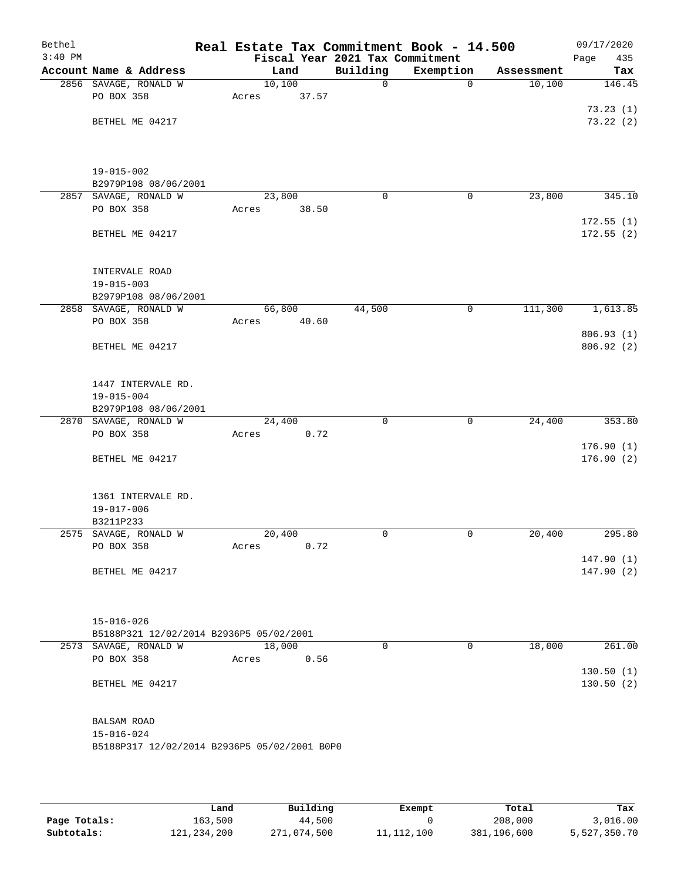# Real Estate Tax Commitment Book - 14.500

Bethel
3:40 PM

Fiscal Year 2021 Tax Commitment

09/17/2020

| Account | Name & Address | Land | Building | Exemption | Assessment | Tax |
|---|---|---|---|---|---|---|
| 2856 | SAVAGE, RONALD W<br>PO BOX 358<br>BETHEL ME 04217<br><br>19-015-002<br>B2979P108 08/06/2001 | 10,100<br>Acres 37.57 | 0 | 0 | 10,100 | 146.45<br>73.23 (1)<br>73.22 (2) |
| 2857 | SAVAGE, RONALD W<br>PO BOX 358<br>BETHEL ME 04217<br><br>INTERVALE ROAD<br>19-015-003<br>B2979P108 08/06/2001 | 23,800<br>Acres 38.50 | 0 | 0 | 23,800 | 345.10<br>172.55 (1)<br>172.55 (2) |
| 2858 | SAVAGE, RONALD W<br>PO BOX 358<br>BETHEL ME 04217<br><br>1447 INTERVALE RD.<br>19-015-004<br>B2979P108 08/06/2001 | 66,800<br>Acres 40.60 | 44,500 | 0 | 111,300 | 1,613.85<br>806.93 (1)<br>806.92 (2) |
| 2870 | SAVAGE, RONALD W<br>PO BOX 358<br>BETHEL ME 04217<br><br>1361 INTERVALE RD.<br>19-017-006<br>B3211P233 | 24,400<br>Acres 0.72 | 0 | 0 | 24,400 | 353.80<br>176.90 (1)<br>176.90 (2) |
| 2575 | SAVAGE, RONALD W<br>PO BOX 358<br>BETHEL ME 04217<br><br>15-016-026<br>B5188P321 12/02/2014 B2936P5 05/02/2001 | 20,400<br>Acres 0.72 | 0 | 0 | 20,400 | 295.80<br>147.90 (1)<br>147.90 (2) |
| 2573 | SAVAGE, RONALD W<br>PO BOX 358<br>BETHEL ME 04217<br><br>BALSAM ROAD<br>15-016-024<br>B5188P317 12/02/2014 B2936P5 05/02/2001 B0P0 | 18,000<br>Acres 0.56 | 0 | 0 | 18,000 | 261.00<br>130.50 (1)<br>130.50 (2) |

| | Land | Building | Exempt | Total | Tax |
|---|---|---|---|---|---|
| Page Totals: | 163,500 | 44,500 | 0 | 208,000 | 3,016.00 |
| Subtotals: | 121,234,200 | 271,074,500 | 11,112,100 | 381,196,600 | 5,527,350.70 |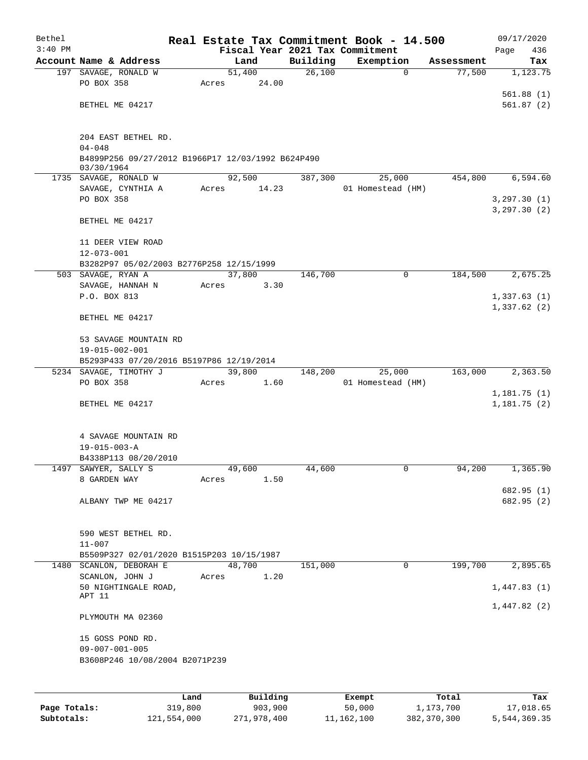Bethel 3:40 PM

# Real Estate Tax Commitment Book - 14.500

## Fiscal Year 2021 Tax Commitment

09/17/2020 Page 436

| Account Name & Address | Land | Building | Exemption | Assessment | Tax |
|---|---|---|---|---|---|
| 197 SAVAGE, RONALD W<br>PO BOX 358<br><br>BETHEL ME 04217<br><br>204 EAST BETHEL RD.<br>04-048<br>B4899P256 09/27/2012 B1966P17 12/03/1992 B624P490 03/30/1964 | 51,400<br>Acres 24.00 | 26,100 | 0 | 77,500 | 1,123.75<br><br>561.88 (1)<br>561.87 (2) |
| 1735 SAVAGE, RONALD W<br>SAVAGE, CYNTHIA A<br>PO BOX 358<br><br>BETHEL ME 04217<br><br>11 DEER VIEW ROAD<br>12-073-001<br>B3282P97 05/02/2003 B2776P258 12/15/1999 | 92,500<br>Acres 14.23 | 387,300 | 25,000<br>01 Homestead (HM) | 454,800 | 6,594.60<br><br>3,297.30 (1)<br>3,297.30 (2) |
| 503 SAVAGE, RYAN A<br>SAVAGE, HANNAH N<br>P.O. BOX 813<br><br>BETHEL ME 04217<br><br>53 SAVAGE MOUNTAIN RD<br>19-015-002-001<br>B5293P433 07/20/2016 B5197P86 12/19/2014 | 37,800<br>Acres 3.30 | 146,700 | 0 | 184,500 | 2,675.25<br><br>1,337.63 (1)<br>1,337.62 (2) |
| 5234 SAVAGE, TIMOTHY J<br>PO BOX 358<br><br>BETHEL ME 04217<br><br>4 SAVAGE MOUNTAIN RD<br>19-015-003-A<br>B4338P113 08/20/2010 | 39,800<br>Acres 1.60 | 148,200 | 25,000<br>01 Homestead (HM) | 163,000 | 2,363.50<br><br>1,181.75 (1)<br>1,181.75 (2) |
| 1497 SAWYER, SALLY S<br>8 GARDEN WAY<br><br>ALBANY TWP ME 04217<br><br>590 WEST BETHEL RD.<br>11-007<br>B5509P327 02/01/2020 B1515P203 10/15/1987 | 49,600<br>Acres 1.50 | 44,600 | 0 | 94,200 | 1,365.90<br><br>682.95 (1)<br>682.95 (2) |
| 1480 SCANLON, DEBORAH E<br>SCANLON, JOHN J<br>50 NIGHTINGALE ROAD, APT 11<br><br>PLYMOUTH MA 02360<br><br>15 GOSS POND RD.<br>09-007-001-005<br>B3608P246 10/08/2004 B2071P239 | 48,700<br>Acres 1.20 | 151,000 | 0 | 199,700 | 2,895.65<br><br>1,447.83 (1)<br>1,447.82 (2) |

| | Land | Building | Exempt | Total | Tax |
|---|---|---|---|---|---|
| **Page Totals:** | 319,800 | 903,900 | 50,000 | 1,173,700 | 17,018.65 |
| **Subtotals:** | 121,554,000 | 271,978,400 | 11,162,100 | 382,370,300 | 5,544,369.35 |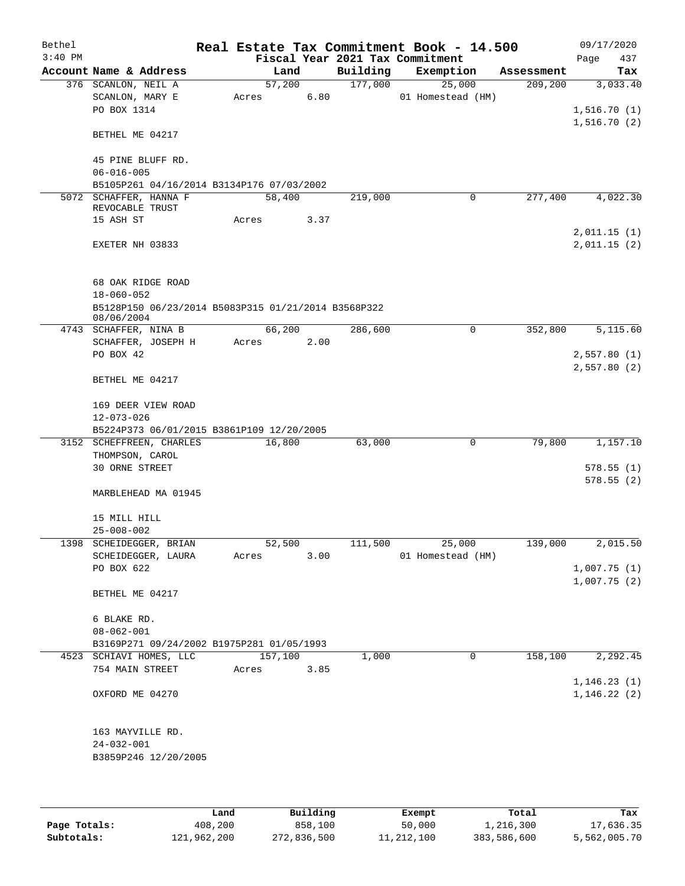# Real Estate Tax Commitment Book - 14.500

Bethel
3:40 PM

Fiscal Year 2021 Tax Commitment

09/17/2020
Page 437

| Account Name & Address | Land | Building | Exemption | Assessment | Tax |
|---|---|---|---|---|---|
| 376 SCANLON, NEIL A<br>SCANLON, MARY E<br>PO BOX 1314<br><br>BETHEL ME 04217<br><br>45 PINE BLUFF RD.<br>06-016-005<br>B5105P261 04/16/2014 B3134P176 07/03/2002 | 57,200<br>Acres 6.80 | 177,000 | 25,000<br>01 Homestead (HM) | 209,200 | 3,033.40<br><br>1,516.70 (1)<br>1,516.70 (2) |
| 5072 SCHAFFER, HANNA F<br>REVOCABLE TRUST<br>15 ASH ST<br><br>EXETER NH 03833<br><br>68 OAK RIDGE ROAD<br>18-060-052<br>B5128P150 06/23/2014 B5083P315 01/21/2014 B3568P322 08/06/2004 | 58,400<br>Acres 3.37 | 219,000 | 0 | 277,400 | 4,022.30<br><br>2,011.15 (1)<br>2,011.15 (2) |
| 4743 SCHAFFER, NINA B<br>SCHAFFER, JOSEPH H<br>PO BOX 42<br><br>BETHEL ME 04217<br><br>169 DEER VIEW ROAD<br>12-073-026<br>B5224P373 06/01/2015 B3861P109 12/20/2005 | 66,200<br>Acres 2.00 | 286,600 | 0 | 352,800 | 5,115.60<br><br>2,557.80 (1)<br>2,557.80 (2) |
| 3152 SCHEFFREEN, CHARLES<br>THOMPSON, CAROL<br>30 ORNE STREET<br><br>MARBLEHEAD MA 01945<br><br>15 MILL HILL<br>25-008-002 | 16,800 | 63,000 | 0 | 79,800 | 1,157.10<br><br>578.55 (1)<br>578.55 (2) |
| 1398 SCHEIDEGGER, BRIAN<br>SCHEIDEGGER, LAURA<br>PO BOX 622<br><br>BETHEL ME 04217<br><br>6 BLAKE RD.<br>08-062-001<br>B3169P271 09/24/2002 B1975P281 01/05/1993 | 52,500<br>Acres 3.00 | 111,500 | 25,000<br>01 Homestead (HM) | 139,000 | 2,015.50<br><br>1,007.75 (1)<br>1,007.75 (2) |
| 4523 SCHIAVI HOMES, LLC<br>754 MAIN STREET<br><br>OXFORD ME 04270<br><br>163 MAYVILLE RD.<br>24-032-001<br>B3859P246 12/20/2005 | 157,100<br>Acres 3.85 | 1,000 | 0 | 158,100 | 2,292.45<br><br>1,146.23 (1)<br>1,146.22 (2) |

| | Land | Building | Exempt | Total | Tax |
|---|---|---|---|---|---|
| Page Totals: | 408,200 | 858,100 | 50,000 | 1,216,300 | 17,636.35 |
| Subtotals: | 121,962,200 | 272,836,500 | 11,212,100 | 383,586,600 | 5,562,005.70 |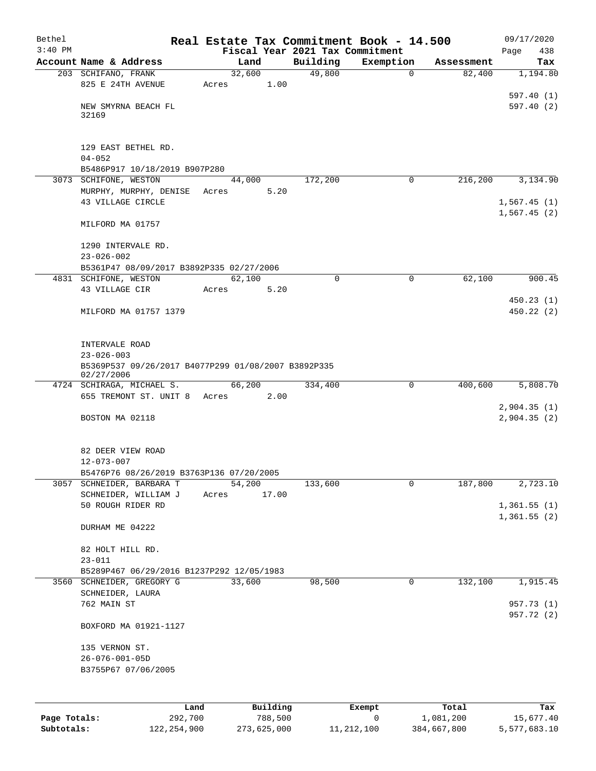# Real Estate Tax Commitment Book - 14.500

Bethel 3:40 PM — 09/17/2020

Fiscal Year 2021 Tax Commitment

| Account Name & Address | Land | Building | Exemption | Assessment | Tax |
|---|---|---|---|---|---|
| 203 SCHIFANO, FRANK<br>825 E 24TH AVENUE<br><br>NEW SMYRNA BEACH FL<br>32169<br><br>129 EAST BETHEL RD.<br>04-052<br>B5486P917 10/18/2019 B907P280 | 32,600<br>Acres 1.00 | 49,800 | 0 | 82,400 | 1,194.80<br><br>597.40 (1)<br>597.40 (2) |
| 3073 SCHIFONE, WESTON<br>MURPHY, MURPHY, DENISE<br>43 VILLAGE CIRCLE<br><br>MILFORD MA 01757<br><br>1290 INTERVALE RD.<br>23-026-002<br>B5361P47 08/09/2017 B3892P335 02/27/2006 | 44,000<br>Acres 5.20 | 172,200 | 0 | 216,200 | 3,134.90<br><br>1,567.45 (1)<br>1,567.45 (2) |
| 4831 SCHIFONE, WESTON<br>43 VILLAGE CIR<br><br>MILFORD MA 01757 1379<br><br>INTERVALE ROAD<br>23-026-003<br>B5369P537 09/26/2017 B4077P299 01/08/2007 B3892P335 02/27/2006 | 62,100<br>Acres 5.20 | 0 | 0 | 62,100 | 900.45<br><br>450.23 (1)<br>450.22 (2) |
| 4724 SCHIRAGA, MICHAEL S.<br>655 TREMONT ST. UNIT 8<br><br>BOSTON MA 02118<br><br>82 DEER VIEW ROAD<br>12-073-007<br>B5476P76 08/26/2019 B3763P136 07/20/2005 | 66,200<br>Acres 2.00 | 334,400 | 0 | 400,600 | 5,808.70<br><br>2,904.35 (1)<br>2,904.35 (2) |
| 3057 SCHNEIDER, BARBARA T<br>SCHNEIDER, WILLIAM J<br>50 ROUGH RIDER RD<br><br>DURHAM ME 04222<br><br>82 HOLT HILL RD.<br>23-011<br>B5289P467 06/29/2016 B1237P292 12/05/1983 | 54,200<br>Acres 17.00 | 133,600 | 0 | 187,800 | 2,723.10<br><br>1,361.55 (1)<br>1,361.55 (2) |
| 3560 SCHNEIDER, GREGORY G<br>SCHNEIDER, LAURA<br>762 MAIN ST<br><br>BOXFORD MA 01921-1127<br><br>135 VERNON ST.<br>26-076-001-05D<br>B3755P67 07/06/2005 | 33,600 | 98,500 | 0 | 132,100 | 1,915.45<br><br>957.73 (1)<br>957.72 (2) |

| | Land | Building | Exempt | Total | Tax |
|---|---|---|---|---|---|
| Page Totals: | 292,700 | 788,500 | 0 | 1,081,200 | 15,677.40 |
| Subtotals: | 122,254,900 | 273,625,000 | 11,212,100 | 384,667,800 | 5,577,683.10 |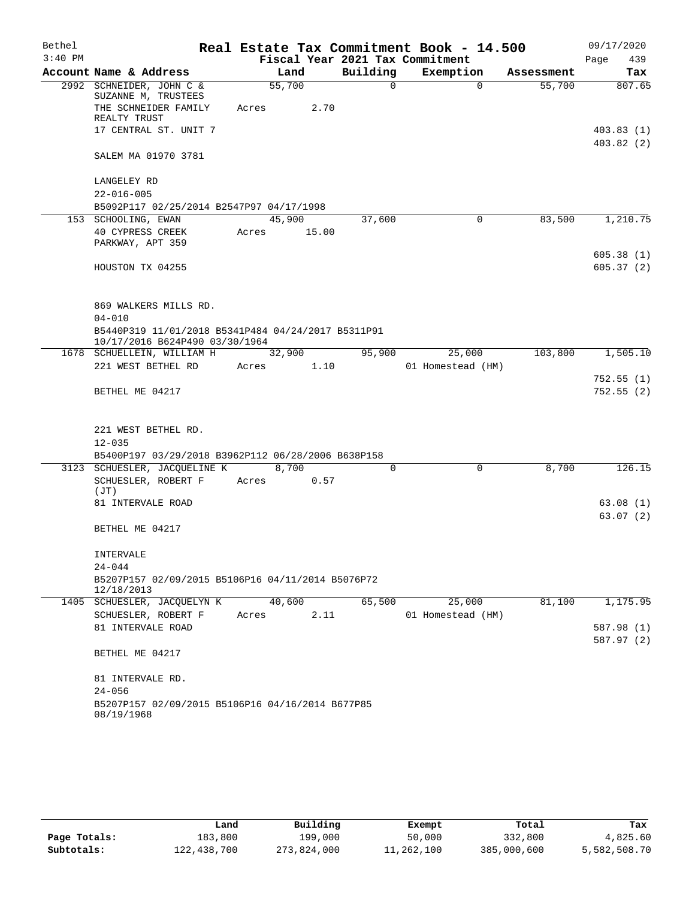# Real Estate Tax Commitment Book - 14.500

Bethel 3:40 PM — Fiscal Year 2021 Tax Commitment — 09/17/2020

| Account Name & Address | Land | Building | Exemption | Assessment | Tax |
|---|---|---|---|---|---|
| 2992 SCHNEIDER, JOHN C & SUZANNE M, TRUSTEES | 55,700 | 0 | 0 | 55,700 | 807.65 |
| THE SCHNEIDER FAMILY REALTY TRUST | Acres 2.70 | | | | |
| 17 CENTRAL ST. UNIT 7 | | | | | 403.83 (1) |
| | | | | | 403.82 (2) |
| SALEM MA 01970 3781 | | | | | |
| LANGELEY RD | | | | | |
| 22-016-005 | | | | | |
| B5092P117 02/25/2014 B2547P97 04/17/1998 | | | | | |
| 153 SCHOOLING, EWAN | 45,900 | 37,600 | 0 | 83,500 | 1,210.75 |
| 40 CYPRESS CREEK PARKWAY, APT 359 | Acres 15.00 | | | | |
| | | | | | 605.38 (1) |
| HOUSTON TX 04255 | | | | | 605.37 (2) |
| 869 WALKERS MILLS RD. | | | | | |
| 04-010 | | | | | |
| B5440P319 11/01/2018 B5341P484 04/24/2017 B5311P91 10/17/2016 B624P490 03/30/1964 | | | | | |
| 1678 SCHUELLEIN, WILLIAM H | 32,900 | 95,900 | 25,000 | 103,800 | 1,505.10 |
| 221 WEST BETHEL RD | Acres 1.10 | | 01 Homestead (HM) | | |
| | | | | | 752.55 (1) |
| BETHEL ME 04217 | | | | | 752.55 (2) |
| 221 WEST BETHEL RD. | | | | | |
| 12-035 | | | | | |
| B5400P197 03/29/2018 B3962P112 06/28/2006 B638P158 | | | | | |
| 3123 SCHUESLER, JACQUELINE K | 8,700 | 0 | 0 | 8,700 | 126.15 |
| SCHUESLER, ROBERT F (JT) | Acres 0.57 | | | | |
| 81 INTERVALE ROAD | | | | | 63.08 (1) |
| | | | | | 63.07 (2) |
| BETHEL ME 04217 | | | | | |
| INTERVALE | | | | | |
| 24-044 | | | | | |
| B5207P157 02/09/2015 B5106P16 04/11/2014 B5076P72 12/18/2013 | | | | | |
| 1405 SCHUESLER, JACQUELYN K | 40,600 | 65,500 | 25,000 | 81,100 | 1,175.95 |
| SCHUESLER, ROBERT F | Acres 2.11 | | 01 Homestead (HM) | | |
| 81 INTERVALE ROAD | | | | | 587.98 (1) |
| | | | | | 587.97 (2) |
| BETHEL ME 04217 | | | | | |
| 81 INTERVALE RD. | | | | | |
| 24-056 | | | | | |
| B5207P157 02/09/2015 B5106P16 04/16/2014 B677P85 08/19/1968 | | | | | |

| | Land | Building | Exempt | Total | Tax |
|---|---|---|---|---|---|
| Page Totals: | 183,800 | 199,000 | 50,000 | 332,800 | 4,825.60 |
| Subtotals: | 122,438,700 | 273,824,000 | 11,262,100 | 385,000,600 | 5,582,508.70 |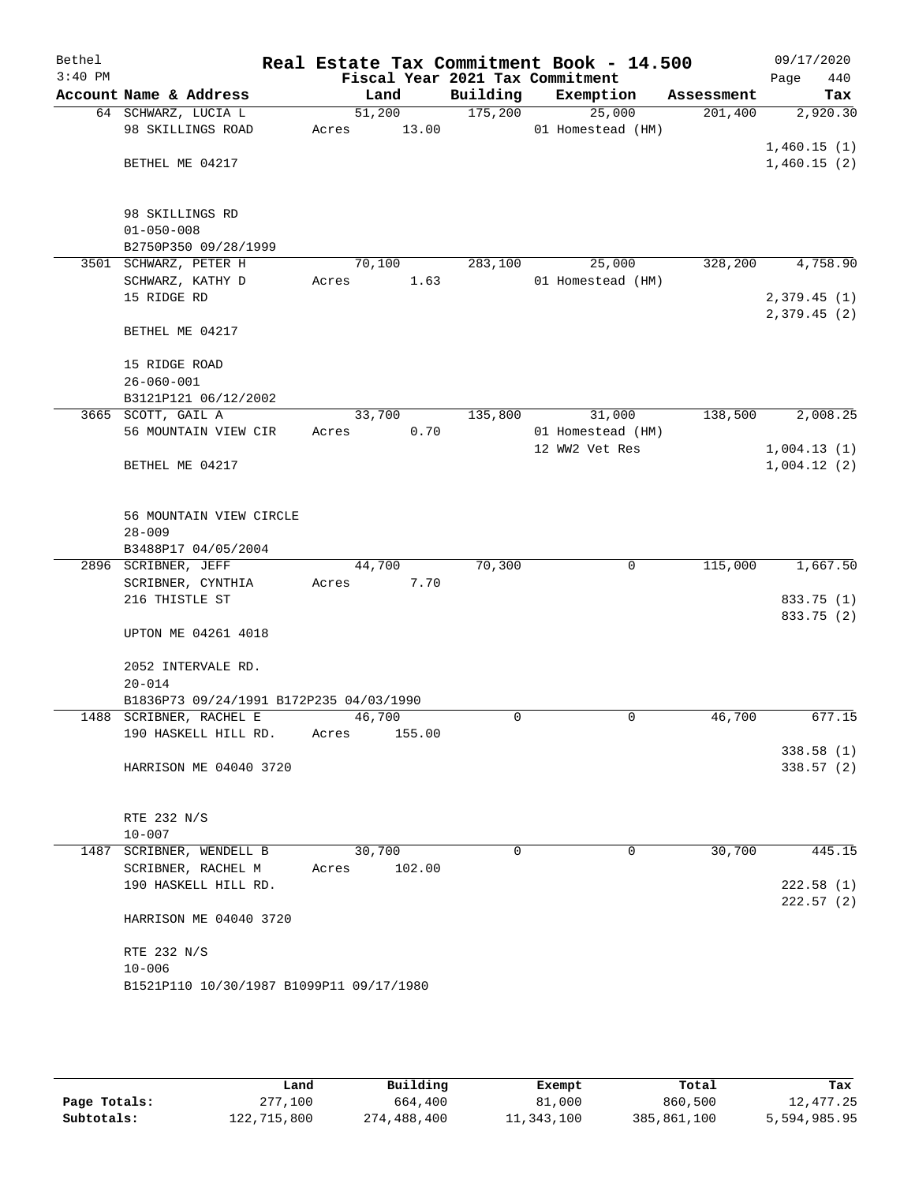Bethel 3:40 PM

# Real Estate Tax Commitment Book - 14.500

Fiscal Year 2021 Tax Commitment

09/17/2020 Page 440

| Account Name & Address | Land | Building | Exemption | Assessment | Tax |
|---|---|---|---|---|---|
| 64 SCHWARZ, LUCIA L | 51,200 | 175,200 | 25,000 | 201,400 | 2,920.30 |
| 98 SKILLINGS ROAD | Acres 13.00 | | 01 Homestead (HM) | | |
| | | | | | 1,460.15 (1) |
| BETHEL ME 04217 | | | | | 1,460.15 (2) |
| 98 SKILLINGS RD | | | | | |
| 01-050-008 | | | | | |
| B2750P350 09/28/1999 | | | | | |
| 3501 SCHWARZ, PETER H | 70,100 | 283,100 | 25,000 | 328,200 | 4,758.90 |
| SCHWARZ, KATHY D | Acres 1.63 | | 01 Homestead (HM) | | |
| 15 RIDGE RD | | | | | 2,379.45 (1) |
| | | | | | 2,379.45 (2) |
| BETHEL ME 04217 | | | | | |
| 15 RIDGE ROAD | | | | | |
| 26-060-001 | | | | | |
| B3121P121 06/12/2002 | | | | | |
| 3665 SCOTT, GAIL A | 33,700 | 135,800 | 31,000 | 138,500 | 2,008.25 |
| 56 MOUNTAIN VIEW CIR | Acres 0.70 | | 01 Homestead (HM) | | |
| | | | 12 WW2 Vet Res | | 1,004.13 (1) |
| BETHEL ME 04217 | | | | | 1,004.12 (2) |
| 56 MOUNTAIN VIEW CIRCLE | | | | | |
| 28-009 | | | | | |
| B3488P17 04/05/2004 | | | | | |
| 2896 SCRIBNER, JEFF | 44,700 | 70,300 | 0 | 115,000 | 1,667.50 |
| SCRIBNER, CYNTHIA | Acres 7.70 | | | | |
| 216 THISTLE ST | | | | | 833.75 (1) |
| | | | | | 833.75 (2) |
| UPTON ME 04261 4018 | | | | | |
| 2052 INTERVALE RD. | | | | | |
| 20-014 | | | | | |
| B1836P73 09/24/1991 B172P235 04/03/1990 | | | | | |
| 1488 SCRIBNER, RACHEL E | 46,700 | 0 | 0 | 46,700 | 677.15 |
| 190 HASKELL HILL RD. | Acres 155.00 | | | | |
| | | | | | 338.58 (1) |
| HARRISON ME 04040 3720 | | | | | 338.57 (2) |
| RTE 232 N/S | | | | | |
| 10-007 | | | | | |
| 1487 SCRIBNER, WENDELL B | 30,700 | 0 | 0 | 30,700 | 445.15 |
| SCRIBNER, RACHEL M | Acres 102.00 | | | | |
| 190 HASKELL HILL RD. | | | | | 222.58 (1) |
| | | | | | 222.57 (2) |
| HARRISON ME 04040 3720 | | | | | |
| RTE 232 N/S | | | | | |
| 10-006 | | | | | |
| B1521P110 10/30/1987 B1099P11 09/17/1980 | | | | | |

| | Land | Building | Exempt | Total | Tax |
|---|---|---|---|---|---|
| Page Totals: | 277,100 | 664,400 | 81,000 | 860,500 | 12,477.25 |
| Subtotals: | 122,715,800 | 274,488,400 | 11,343,100 | 385,861,100 | 5,594,985.95 |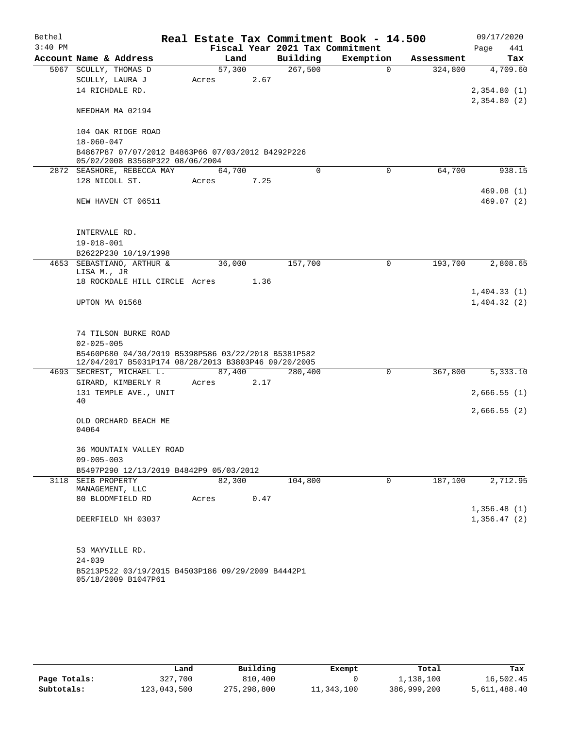Bethel 3:40 PM

# Real Estate Tax Commitment Book - 14.500

Fiscal Year 2021 Tax Commitment

09/17/2020 Page 441

| Account Name & Address | Land | Building | Exemption | Assessment | Tax |
|---|---|---|---|---|---|
| 5067 SCULLY, THOMAS D | 57,300 | 267,500 | 0 | 324,800 | 4,709.60 |
| SCULLY, LAURA J | Acres 2.67 | | | | |
| 14 RICHDALE RD. | | | | | 2,354.80 (1) |
| | | | | | 2,354.80 (2) |
| NEEDHAM MA 02194 | | | | | |
| 104 OAK RIDGE ROAD | | | | | |
| 18-060-047 | | | | | |
| B4867P87 07/07/2012 B4863P66 07/03/2012 B4292P226 05/02/2008 B3568P322 08/06/2004 | | | | | |
| 2872 SEASHORE, REBECCA MAY | 64,700 | 0 | 0 | 64,700 | 938.15 |
| 128 NICOLL ST. | Acres 7.25 | | | | |
| | | | | | 469.08 (1) |
| NEW HAVEN CT 06511 | | | | | 469.07 (2) |
| INTERVALE RD. | | | | | |
| 19-018-001 | | | | | |
| B2622P230 10/19/1998 | | | | | |
| 4653 SEBASTIANO, ARTHUR & LISA M., JR | 36,000 | 157,700 | 0 | 193,700 | 2,808.65 |
| 18 ROCKDALE HILL CIRCLE | Acres 1.36 | | | | |
| | | | | | 1,404.33 (1) |
| UPTON MA 01568 | | | | | 1,404.32 (2) |
| 74 TILSON BURKE ROAD | | | | | |
| 02-025-005 | | | | | |
| B5460P680 04/30/2019 B5398P586 03/22/2018 B5381P582 12/04/2017 B5031P174 08/28/2013 B3803P46 09/20/2005 | | | | | |
| 4693 SECREST, MICHAEL L. | 87,400 | 280,400 | 0 | 367,800 | 5,333.10 |
| GIRARD, KIMBERLY R | Acres 2.17 | | | | |
| 131 TEMPLE AVE., UNIT 40 | | | | | 2,666.55 (1) |
| | | | | | 2,666.55 (2) |
| OLD ORCHARD BEACH ME 04064 | | | | | |
| 36 MOUNTAIN VALLEY ROAD | | | | | |
| 09-005-003 | | | | | |
| B5497P290 12/13/2019 B4842P9 05/03/2012 | | | | | |
| 3118 SEIB PROPERTY MANAGEMENT, LLC | 82,300 | 104,800 | 0 | 187,100 | 2,712.95 |
| 80 BLOOMFIELD RD | Acres 0.47 | | | | |
| | | | | | 1,356.48 (1) |
| DEERFIELD NH 03037 | | | | | 1,356.47 (2) |
| 53 MAYVILLE RD. | | | | | |
| 24-039 | | | | | |
| B5213P522 03/19/2015 B4503P186 09/29/2009 B4442P1 05/18/2009 B1047P61 | | | | | |

| | Land | Building | Exempt | Total | Tax |
|---|---|---|---|---|---|
| Page Totals: | 327,700 | 810,400 | 0 | 1,138,100 | 16,502.45 |
| Subtotals: | 123,043,500 | 275,298,800 | 11,343,100 | 386,999,200 | 5,611,488.40 |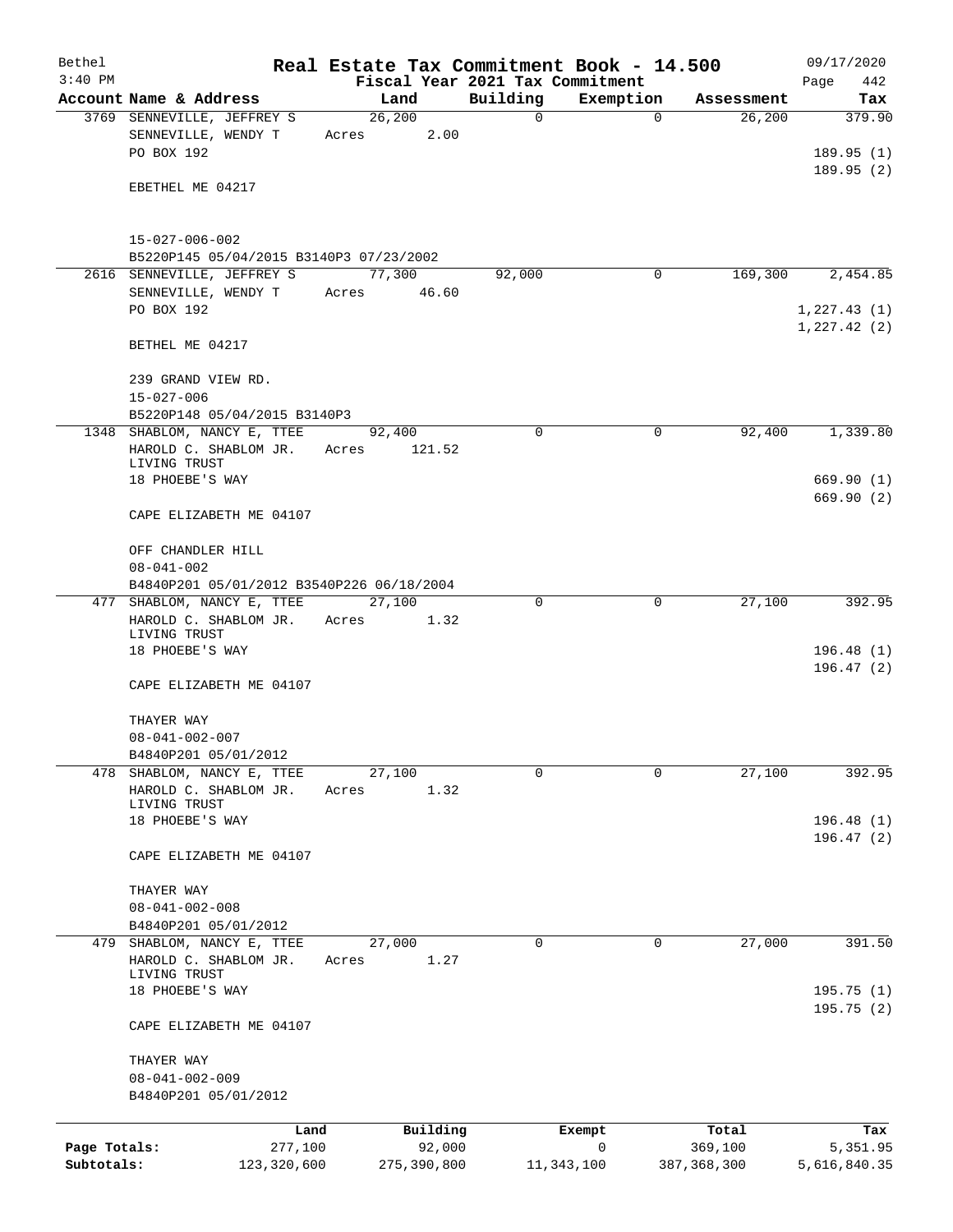Bethel 3:40 PM

# Real Estate Tax Commitment Book - 14.500

Fiscal Year 2021 Tax Commitment

09/17/2020 Page 442

| Account Name & Address | Land | Building | Exemption | Assessment | Tax |
|---|---|---|---|---|---|
| 3769 SENNEVILLE, JEFFREY S<br>SENNEVILLE, WENDY T<br>PO BOX 192<br><br>EBETHEL ME 04217<br><br>15-027-006-002<br>B5220P145 05/04/2015 B3140P3 07/23/2002 | 26,200<br>Acres 2.00 | 0 | 0 | 26,200 | 379.90<br><br>189.95 (1)<br>189.95 (2) |
| 2616 SENNEVILLE, JEFFREY S<br>SENNEVILLE, WENDY T<br>PO BOX 192<br><br>BETHEL ME 04217<br><br>239 GRAND VIEW RD.<br>15-027-006<br>B5220P148 05/04/2015 B3140P3 | 77,300<br>Acres 46.60 | 92,000 | 0 | 169,300 | 2,454.85<br><br>1,227.43 (1)<br>1,227.42 (2) |
| 1348 SHABLOM, NANCY E, TTEE<br>HAROLD C. SHABLOM JR. LIVING TRUST<br>18 PHOEBE'S WAY<br><br>CAPE ELIZABETH ME 04107<br><br>OFF CHANDLER HILL<br>08-041-002<br>B4840P201 05/01/2012 B3540P226 06/18/2004 | 92,400<br>Acres 121.52 | 0 | 0 | 92,400 | 1,339.80<br><br>669.90 (1)<br>669.90 (2) |
| 477 SHABLOM, NANCY E, TTEE<br>HAROLD C. SHABLOM JR. LIVING TRUST<br>18 PHOEBE'S WAY<br><br>CAPE ELIZABETH ME 04107<br><br>THAYER WAY<br>08-041-002-007<br>B4840P201 05/01/2012 | 27,100<br>Acres 1.32 | 0 | 0 | 27,100 | 392.95<br><br>196.48 (1)<br>196.47 (2) |
| 478 SHABLOM, NANCY E, TTEE<br>HAROLD C. SHABLOM JR. LIVING TRUST<br>18 PHOEBE'S WAY<br><br>CAPE ELIZABETH ME 04107<br><br>THAYER WAY<br>08-041-002-008<br>B4840P201 05/01/2012 | 27,100<br>Acres 1.32 | 0 | 0 | 27,100 | 392.95<br><br>196.48 (1)<br>196.47 (2) |
| 479 SHABLOM, NANCY E, TTEE<br>HAROLD C. SHABLOM JR. LIVING TRUST<br>18 PHOEBE'S WAY<br><br>CAPE ELIZABETH ME 04107<br><br>THAYER WAY<br>08-041-002-009<br>B4840P201 05/01/2012 | 27,000<br>Acres 1.27 | 0 | 0 | 27,000 | 391.50<br><br>195.75 (1)<br>195.75 (2) |

| | Land | Building | Exempt | Total | Tax |
|---|---|---|---|---|---|
| Page Totals: | 277,100 | 92,000 | 0 | 369,100 | 5,351.95 |
| Subtotals: | 123,320,600 | 275,390,800 | 11,343,100 | 387,368,300 | 5,616,840.35 |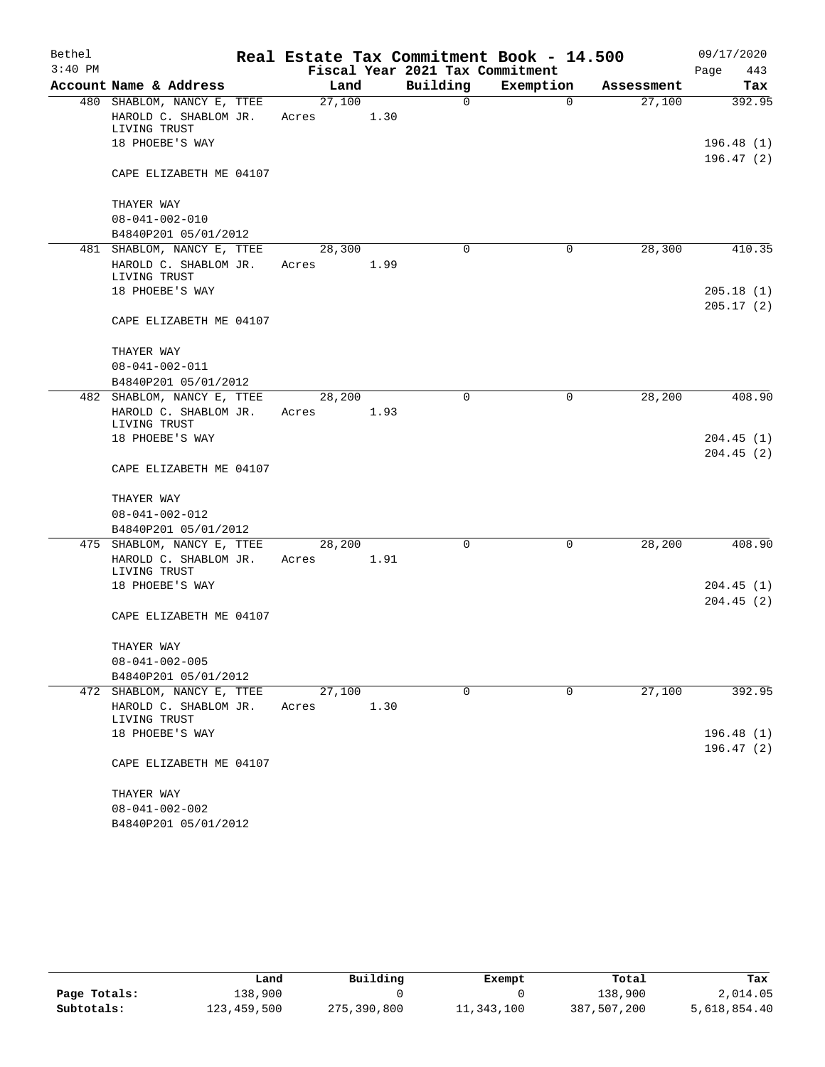# Real Estate Tax Commitment Book - 14.500

Bethel 3:40 PM — Fiscal Year 2021 Tax Commitment — 09/17/2020

| Account Name & Address | Land | Building | Exemption | Assessment | Tax |
|---|---|---|---|---|---|
| 480 SHABLOM, NANCY E, TTEE<br>HAROLD C. SHABLOM JR. LIVING TRUST<br>18 PHOEBE'S WAY<br>CAPE ELIZABETH ME 04107<br>THAYER WAY<br>08-041-002-010<br>B4840P201 05/01/2012 | 27,100<br>Acres 1.30 | 0 | 0 | 27,100 | 392.95<br>196.48 (1)<br>196.47 (2) |
| 481 SHABLOM, NANCY E, TTEE<br>HAROLD C. SHABLOM JR. LIVING TRUST<br>18 PHOEBE'S WAY<br>CAPE ELIZABETH ME 04107<br>THAYER WAY<br>08-041-002-011<br>B4840P201 05/01/2012 | 28,300<br>Acres 1.99 | 0 | 0 | 28,300 | 410.35<br>205.18 (1)<br>205.17 (2) |
| 482 SHABLOM, NANCY E, TTEE<br>HAROLD C. SHABLOM JR. LIVING TRUST<br>18 PHOEBE'S WAY<br>CAPE ELIZABETH ME 04107<br>THAYER WAY<br>08-041-002-012<br>B4840P201 05/01/2012 | 28,200<br>Acres 1.93 | 0 | 0 | 28,200 | 408.90<br>204.45 (1)<br>204.45 (2) |
| 475 SHABLOM, NANCY E, TTEE<br>HAROLD C. SHABLOM JR. LIVING TRUST<br>18 PHOEBE'S WAY<br>CAPE ELIZABETH ME 04107<br>THAYER WAY<br>08-041-002-005<br>B4840P201 05/01/2012 | 28,200<br>Acres 1.91 | 0 | 0 | 28,200 | 408.90<br>204.45 (1)<br>204.45 (2) |
| 472 SHABLOM, NANCY E, TTEE<br>HAROLD C. SHABLOM JR. LIVING TRUST<br>18 PHOEBE'S WAY<br>CAPE ELIZABETH ME 04107<br>THAYER WAY<br>08-041-002-002<br>B4840P201 05/01/2012 | 27,100<br>Acres 1.30 | 0 | 0 | 27,100 | 392.95<br>196.48 (1)<br>196.47 (2) |

| | Land | Building | Exempt | Total | Tax |
|---|---|---|---|---|---|
| Page Totals: | 138,900 | 0 | 0 | 138,900 | 2,014.05 |
| Subtotals: | 123,459,500 | 275,390,800 | 11,343,100 | 387,507,200 | 5,618,854.40 |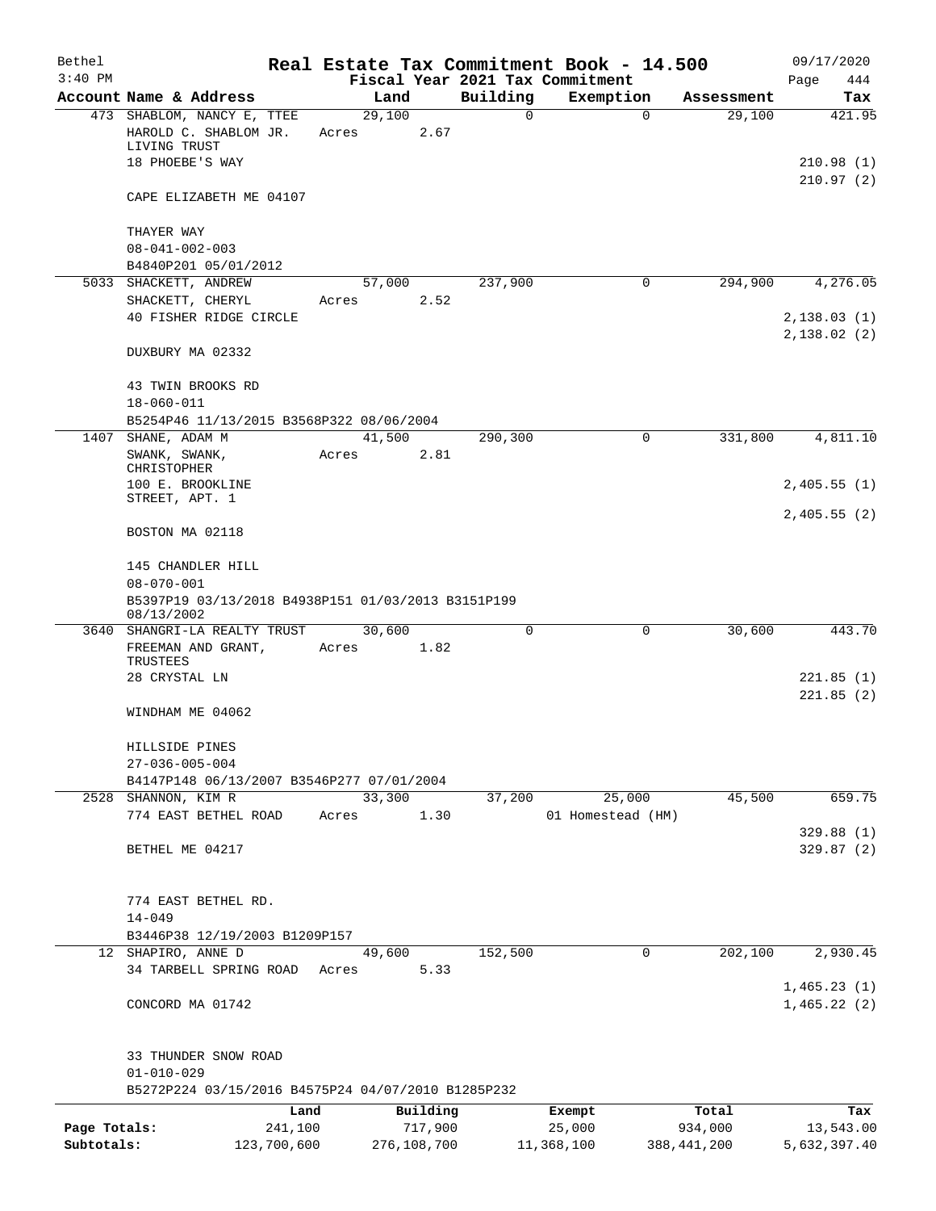# Real Estate Tax Commitment Book - 14.500

Bethel
3:40 PM

09/17/2020

Fiscal Year 2021 Tax Commitment

| Account Name & Address | Land | Building | Exemption | Assessment | Tax |
|---|---|---|---|---|---|
| 473 SHABLOM, NANCY E, TTEE | 29,100 | 0 | 0 | 29,100 | 421.95 |
| HAROLD C. SHABLOM JR. LIVING TRUST | Acres 2.67 | | | | |
| 18 PHOEBE'S WAY | | | | | 210.98 (1) |
| | | | | | 210.97 (2) |
| CAPE ELIZABETH ME 04107 | | | | | |
| THAYER WAY | | | | | |
| 08-041-002-003 | | | | | |
| B4840P201 05/01/2012 | | | | | |
| 5033 SHACKETT, ANDREW | 57,000 | 237,900 | 0 | 294,900 | 4,276.05 |
| SHACKETT, CHERYL | Acres 2.52 | | | | |
| 40 FISHER RIDGE CIRCLE | | | | | 2,138.03 (1) |
| | | | | | 2,138.02 (2) |
| DUXBURY MA 02332 | | | | | |
| 43 TWIN BROOKS RD | | | | | |
| 18-060-011 | | | | | |
| B5254P46 11/13/2015 B3568P322 08/06/2004 | | | | | |
| 1407 SHANE, ADAM M | 41,500 | 290,300 | 0 | 331,800 | 4,811.10 |
| SWANK, SWANK, CHRISTOPHER | Acres 2.81 | | | | |
| 100 E. BROOKLINE STREET, APT. 1 | | | | | 2,405.55 (1) |
| | | | | | 2,405.55 (2) |
| BOSTON MA 02118 | | | | | |
| 145 CHANDLER HILL | | | | | |
| 08-070-001 | | | | | |
| B5397P19 03/13/2018 B4938P151 01/03/2013 B3151P199 08/13/2002 | | | | | |
| 3640 SHANGRI-LA REALTY TRUST | 30,600 | 0 | 0 | 30,600 | 443.70 |
| FREEMAN AND GRANT, TRUSTEES | Acres 1.82 | | | | |
| 28 CRYSTAL LN | | | | | 221.85 (1) |
| | | | | | 221.85 (2) |
| WINDHAM ME 04062 | | | | | |
| HILLSIDE PINES | | | | | |
| 27-036-005-004 | | | | | |
| B4147P148 06/13/2007 B3546P277 07/01/2004 | | | | | |
| 2528 SHANNON, KIM R | 33,300 | 37,200 | 25,000 | 45,500 | 659.75 |
| 774 EAST BETHEL ROAD | Acres 1.30 | | 01 Homestead (HM) | | |
| | | | | | 329.88 (1) |
| BETHEL ME 04217 | | | | | 329.87 (2) |
| 774 EAST BETHEL RD. | | | | | |
| 14-049 | | | | | |
| B3446P38 12/19/2003 B1209P157 | | | | | |
| 12 SHAPIRO, ANNE D | 49,600 | 152,500 | 0 | 202,100 | 2,930.45 |
| 34 TARBELL SPRING ROAD | Acres 5.33 | | | | |
| | | | | | 1,465.23 (1) |
| CONCORD MA 01742 | | | | | 1,465.22 (2) |
| 33 THUNDER SNOW ROAD | | | | | |
| 01-010-029 | | | | | |
| B5272P224 03/15/2016 B4575P24 04/07/2010 B1285P232 | | | | | |

| | Land | Building | Exempt | Total | Tax |
|---|---|---|---|---|---|
| Page Totals: | 241,100 | 717,900 | 25,000 | 934,000 | 13,543.00 |
| Subtotals: | 123,700,600 | 276,108,700 | 11,368,100 | 388,441,200 | 5,632,397.40 |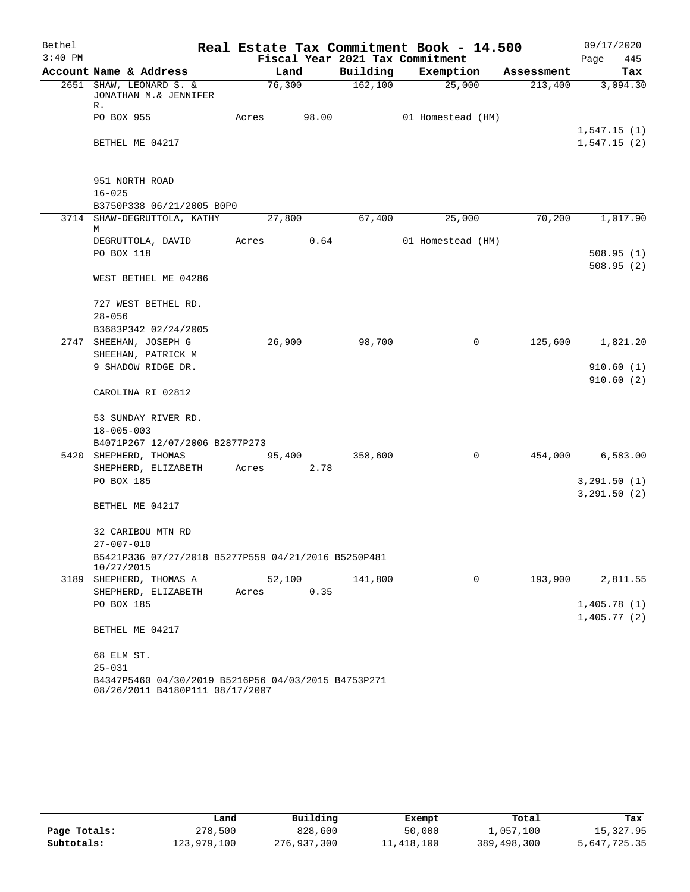# Real Estate Tax Commitment Book - 14.500

Bethel
3:40 PM

Fiscal Year 2021 Tax Commitment

09/17/2020
Page 445

| Account Name & Address | Land | Building | Exemption | Assessment | Tax |
|---|---|---|---|---|---|
| 2651 SHAW, LEONARD S. & JONATHAN M.& JENNIFER R. | 76,300 | 162,100 | 25,000 | 213,400 | 3,094.30 |
| PO BOX 955 | Acres 98.00 | | 01 Homestead (HM) | | |
| | | | | | 1,547.15 (1) |
| BETHEL ME 04217 | | | | | 1,547.15 (2) |
| 951 NORTH ROAD | | | | | |
| 16-025 | | | | | |
| B3750P338 06/21/2005 B0P0 | | | | | |
| 3714 SHAW-DEGRUTTOLA, KATHY M | 27,800 | 67,400 | 25,000 | 70,200 | 1,017.90 |
| DEGRUTTOLA, DAVID | Acres 0.64 | | 01 Homestead (HM) | | |
| PO BOX 118 | | | | | 508.95 (1) |
| | | | | | 508.95 (2) |
| WEST BETHEL ME 04286 | | | | | |
| 727 WEST BETHEL RD. | | | | | |
| 28-056 | | | | | |
| B3683P342 02/24/2005 | | | | | |
| 2747 SHEEHAN, JOSEPH G | 26,900 | 98,700 | 0 | 125,600 | 1,821.20 |
| SHEEHAN, PATRICK M | | | | | |
| 9 SHADOW RIDGE DR. | | | | | 910.60 (1) |
| | | | | | 910.60 (2) |
| CAROLINA RI 02812 | | | | | |
| 53 SUNDAY RIVER RD. | | | | | |
| 18-005-003 | | | | | |
| B4071P267 12/07/2006 B2877P273 | | | | | |
| 5420 SHEPHERD, THOMAS | 95,400 | 358,600 | 0 | 454,000 | 6,583.00 |
| SHEPHERD, ELIZABETH | Acres 2.78 | | | | |
| PO BOX 185 | | | | | 3,291.50 (1) |
| | | | | | 3,291.50 (2) |
| BETHEL ME 04217 | | | | | |
| 32 CARIBOU MTN RD | | | | | |
| 27-007-010 | | | | | |
| B5421P336 07/27/2018 B5277P559 04/21/2016 B5250P481 10/27/2015 | | | | | |
| 3189 SHEPHERD, THOMAS A | 52,100 | 141,800 | 0 | 193,900 | 2,811.55 |
| SHEPHERD, ELIZABETH | Acres 0.35 | | | | |
| PO BOX 185 | | | | | 1,405.78 (1) |
| | | | | | 1,405.77 (2) |
| BETHEL ME 04217 | | | | | |
| 68 ELM ST. | | | | | |
| 25-031 | | | | | |
| B4347P5460 04/30/2019 B5216P56 04/03/2015 B4753P271 08/26/2011 B4180P111 08/17/2007 | | | | | |

| | Land | Building | Exempt | Total | Tax |
|---|---|---|---|---|---|
| Page Totals: | 278,500 | 828,600 | 50,000 | 1,057,100 | 15,327.95 |
| Subtotals: | 123,979,100 | 276,937,300 | 11,418,100 | 389,498,300 | 5,647,725.35 |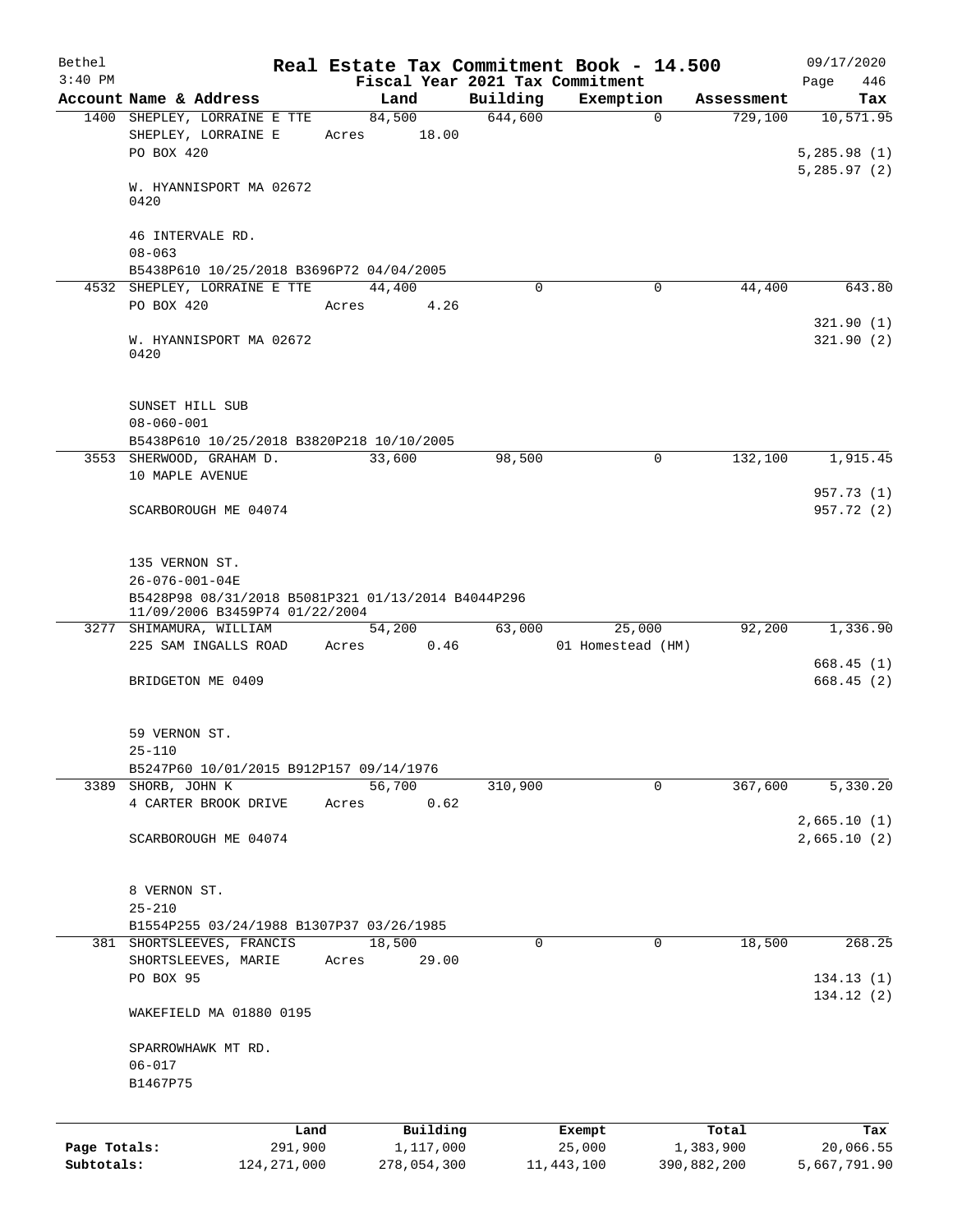Bethel 3:40 PM

# Real Estate Tax Commitment Book - 14.500

Fiscal Year 2021 Tax Commitment

09/17/2020 Page 446

| Account Name & Address | Land | Building | Exemption | Assessment | Tax |
|---|---|---|---|---|---|
| 1400 SHEPLEY, LORRAINE E TTE | 84,500 | 644,600 | 0 | 729,100 | 10,571.95 |
| SHEPLEY, LORRAINE E | Acres 18.00 | | | | |
| PO BOX 420 | | | | | 5,285.98 (1) |
| | | | | | 5,285.97 (2) |
| W. HYANNISPORT MA 02672 0420 | | | | | |
| 46 INTERVALE RD. | | | | | |
| 08-063 | | | | | |
| B5438P610 10/25/2018 B3696P72 04/04/2005 | | | | | |
| 4532 SHEPLEY, LORRAINE E TTE | 44,400 | 0 | 0 | 44,400 | 643.80 |
| PO BOX 420 | Acres 4.26 | | | | |
| | | | | | 321.90 (1) |
| W. HYANNISPORT MA 02672 0420 | | | | | 321.90 (2) |
| SUNSET HILL SUB | | | | | |
| 08-060-001 | | | | | |
| B5438P610 10/25/2018 B3820P218 10/10/2005 | | | | | |
| 3553 SHERWOOD, GRAHAM D. | 33,600 | 98,500 | 0 | 132,100 | 1,915.45 |
| 10 MAPLE AVENUE | | | | | |
| | | | | | 957.73 (1) |
| SCARBOROUGH ME 04074 | | | | | 957.72 (2) |
| 135 VERNON ST. | | | | | |
| 26-076-001-04E | | | | | |
| B5428P98 08/31/2018 B5081P321 01/13/2014 B4044P296 11/09/2006 B3459P74 01/22/2004 | | | | | |
| 3277 SHIMAMURA, WILLIAM | 54,200 | 63,000 | 25,000 | 92,200 | 1,336.90 |
| 225 SAM INGALLS ROAD | Acres 0.46 | | 01 Homestead (HM) | | |
| | | | | | 668.45 (1) |
| BRIDGETON ME 0409 | | | | | 668.45 (2) |
| 59 VERNON ST. | | | | | |
| 25-110 | | | | | |
| B5247P60 10/01/2015 B912P157 09/14/1976 | | | | | |
| 3389 SHORB, JOHN K | 56,700 | 310,900 | 0 | 367,600 | 5,330.20 |
| 4 CARTER BROOK DRIVE | Acres 0.62 | | | | |
| | | | | | 2,665.10 (1) |
| SCARBOROUGH ME 04074 | | | | | 2,665.10 (2) |
| 8 VERNON ST. | | | | | |
| 25-210 | | | | | |
| B1554P255 03/24/1988 B1307P37 03/26/1985 | | | | | |
| 381 SHORTSLEEVES, FRANCIS | 18,500 | 0 | 0 | 18,500 | 268.25 |
| SHORTSLEEVES, MARIE | Acres 29.00 | | | | |
| PO BOX 95 | | | | | 134.13 (1) |
| | | | | | 134.12 (2) |
| WAKEFIELD MA 01880 0195 | | | | | |
| SPARROWHAWK MT RD. | | | | | |
| 06-017 | | | | | |
| B1467P75 | | | | | |

| | Land | Building | Exempt | Total | Tax |
|---|---|---|---|---|---|
| Page Totals: | 291,900 | 1,117,000 | 25,000 | 1,383,900 | 20,066.55 |
| Subtotals: | 124,271,000 | 278,054,300 | 11,443,100 | 390,882,200 | 5,667,791.90 |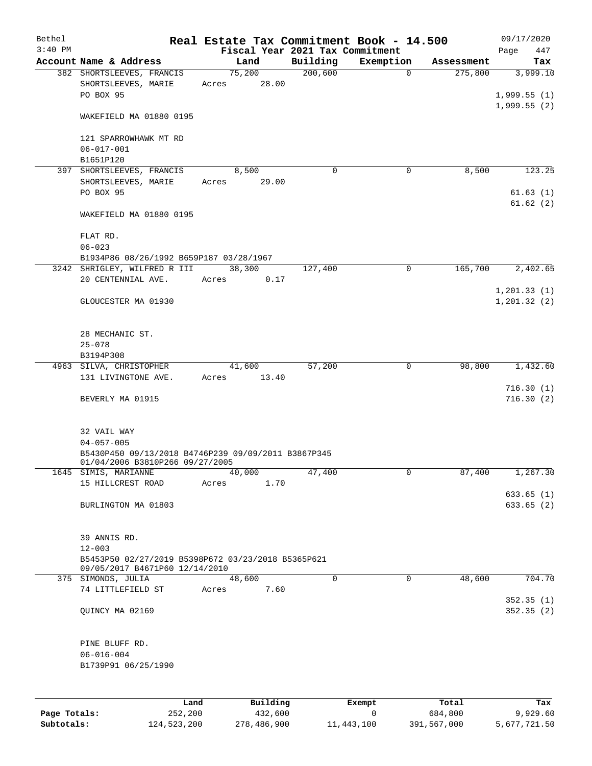Bethel 3:40 PM

# Real Estate Tax Commitment Book - 14.500

Fiscal Year 2021 Tax Commitment

09/17/2020 Page 447

| Account Name & Address | Land | Building | Exemption | Assessment | Tax |
|---|---|---|---|---|---|
| 382 SHORTSLEEVES, FRANCIS | 75,200 | 200,600 | 0 | 275,800 | 3,999.10 |
| SHORTSLEEVES, MARIE | Acres 28.00 | | | | |
| PO BOX 95 | | | | | 1,999.55 (1) |
| | | | | | 1,999.55 (2) |
| WAKEFIELD MA 01880 0195 | | | | | |
| 121 SPARROWHAWK MT RD | | | | | |
| 06-017-001 | | | | | |
| B1651P120 | | | | | |
| 397 SHORTSLEEVES, FRANCIS | 8,500 | 0 | 0 | 8,500 | 123.25 |
| SHORTSLEEVES, MARIE | Acres 29.00 | | | | |
| PO BOX 95 | | | | | 61.63 (1) |
| | | | | | 61.62 (2) |
| WAKEFIELD MA 01880 0195 | | | | | |
| FLAT RD. | | | | | |
| 06-023 | | | | | |
| B1934P86 08/26/1992 B659P187 03/28/1967 | | | | | |
| 3242 SHRIGLEY, WILFRED R III | 38,300 | 127,400 | 0 | 165,700 | 2,402.65 |
| 20 CENTENNIAL AVE. | Acres 0.17 | | | | |
| | | | | | 1,201.33 (1) |
| GLOUCESTER MA 01930 | | | | | 1,201.32 (2) |
| 28 MECHANIC ST. | | | | | |
| 25-078 | | | | | |
| B3194P308 | | | | | |
| 4963 SILVA, CHRISTOPHER | 41,600 | 57,200 | 0 | 98,800 | 1,432.60 |
| 131 LIVINGTONE AVE. | Acres 13.40 | | | | |
| | | | | | 716.30 (1) |
| BEVERLY MA 01915 | | | | | 716.30 (2) |
| 32 VAIL WAY | | | | | |
| 04-057-005 | | | | | |
| B5430P450 09/13/2018 B4746P239 09/09/2011 B3867P345 01/04/2006 B3810P266 09/27/2005 | | | | | |
| 1645 SIMIS, MARIANNE | 40,000 | 47,400 | 0 | 87,400 | 1,267.30 |
| 15 HILLCREST ROAD | Acres 1.70 | | | | |
| | | | | | 633.65 (1) |
| BURLINGTON MA 01803 | | | | | 633.65 (2) |
| 39 ANNIS RD. | | | | | |
| 12-003 | | | | | |
| B5453P50 02/27/2019 B5398P672 03/23/2018 B5365P621 09/05/2017 B4671P60 12/14/2010 | | | | | |
| 375 SIMONDS, JULIA | 48,600 | 0 | 0 | 48,600 | 704.70 |
| 74 LITTLEFIELD ST | Acres 7.60 | | | | |
| | | | | | 352.35 (1) |
| QUINCY MA 02169 | | | | | 352.35 (2) |
| PINE BLUFF RD. | | | | | |
| 06-016-004 | | | | | |
| B1739P91 06/25/1990 | | | | | |

| | Land | Building | Exempt | Total | Tax |
|---|---|---|---|---|---|
| Page Totals: | 252,200 | 432,600 | 0 | 684,800 | 9,929.60 |
| Subtotals: | 124,523,200 | 278,486,900 | 11,443,100 | 391,567,000 | 5,677,721.50 |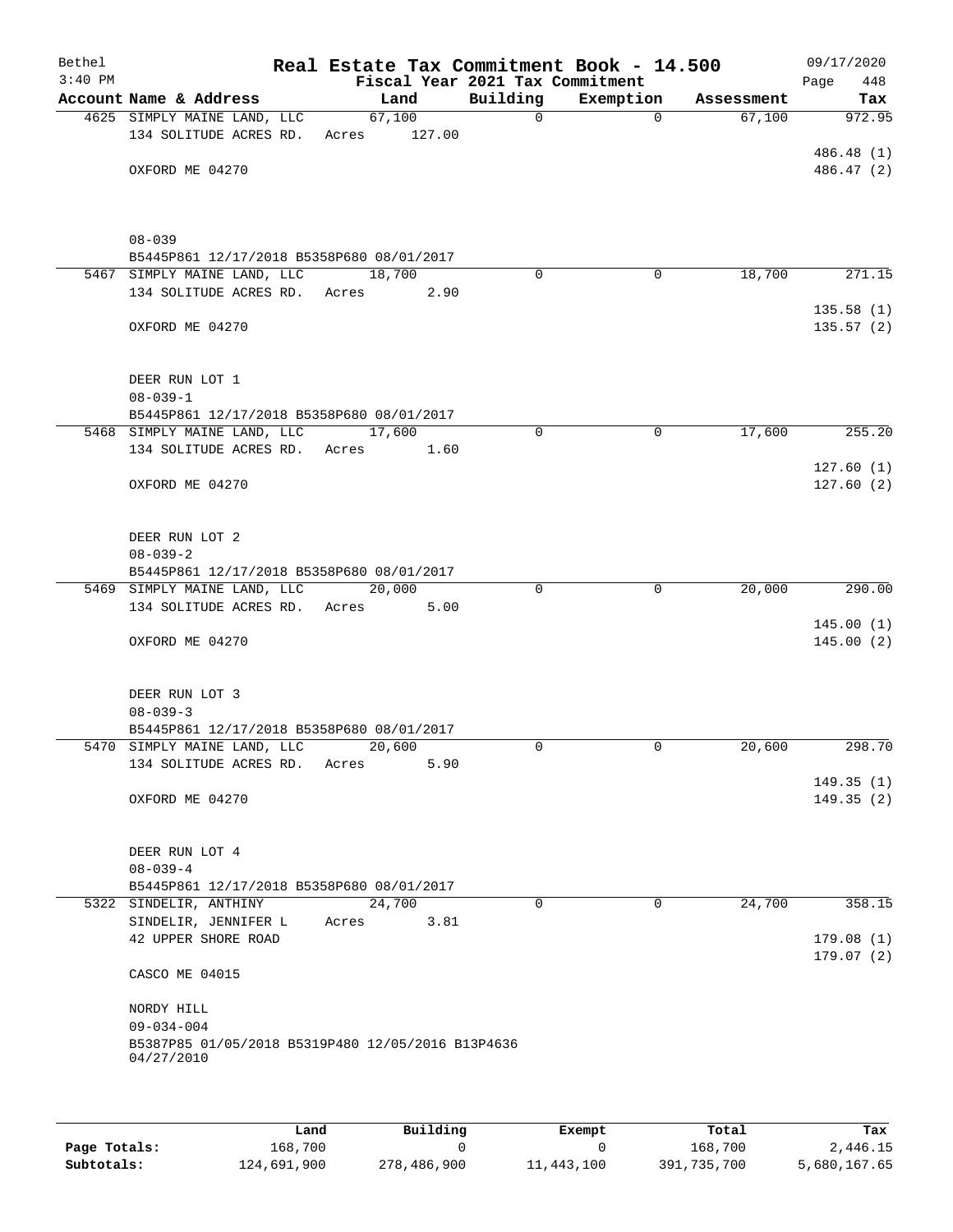Bethel 3:40 PM

# Real Estate Tax Commitment Book - 14.500

Fiscal Year 2021 Tax Commitment

09/17/2020 Page 448

| Account Name & Address | Land | Building | Exemption | Assessment | Tax |
|---|---|---|---|---|---|
| 4625 SIMPLY MAINE LAND, LLC | 67,100 | 0 | 0 | 67,100 | 972.95 |
| 134 SOLITUDE ACRES RD. | Acres 127.00 | | | | |
| | | | | | 486.48 (1) |
| OXFORD ME 04270 | | | | | 486.47 (2) |
| 08-039 | | | | | |
| B5445P861 12/17/2018 B5358P680 08/01/2017 | | | | | |
| 5467 SIMPLY MAINE LAND, LLC | 18,700 | 0 | 0 | 18,700 | 271.15 |
| 134 SOLITUDE ACRES RD. | Acres 2.90 | | | | |
| | | | | | 135.58 (1) |
| OXFORD ME 04270 | | | | | 135.57 (2) |
| DEER RUN LOT 1 | | | | | |
| 08-039-1 | | | | | |
| B5445P861 12/17/2018 B5358P680 08/01/2017 | | | | | |
| 5468 SIMPLY MAINE LAND, LLC | 17,600 | 0 | 0 | 17,600 | 255.20 |
| 134 SOLITUDE ACRES RD. | Acres 1.60 | | | | |
| | | | | | 127.60 (1) |
| OXFORD ME 04270 | | | | | 127.60 (2) |
| DEER RUN LOT 2 | | | | | |
| 08-039-2 | | | | | |
| B5445P861 12/17/2018 B5358P680 08/01/2017 | | | | | |
| 5469 SIMPLY MAINE LAND, LLC | 20,000 | 0 | 0 | 20,000 | 290.00 |
| 134 SOLITUDE ACRES RD. | Acres 5.00 | | | | |
| | | | | | 145.00 (1) |
| OXFORD ME 04270 | | | | | 145.00 (2) |
| DEER RUN LOT 3 | | | | | |
| 08-039-3 | | | | | |
| B5445P861 12/17/2018 B5358P680 08/01/2017 | | | | | |
| 5470 SIMPLY MAINE LAND, LLC | 20,600 | 0 | 0 | 20,600 | 298.70 |
| 134 SOLITUDE ACRES RD. | Acres 5.90 | | | | |
| | | | | | 149.35 (1) |
| OXFORD ME 04270 | | | | | 149.35 (2) |
| DEER RUN LOT 4 | | | | | |
| 08-039-4 | | | | | |
| B5445P861 12/17/2018 B5358P680 08/01/2017 | | | | | |
| 5322 SINDELIR, ANTHINY | 24,700 | 0 | 0 | 24,700 | 358.15 |
| SINDELIR, JENNIFER L | Acres 3.81 | | | | |
| 42 UPPER SHORE ROAD | | | | | 179.08 (1) |
| | | | | | 179.07 (2) |
| CASCO ME 04015 | | | | | |
| NORDY HILL | | | | | |
| 09-034-004 | | | | | |
| B5387P85 01/05/2018 B5319P480 12/05/2016 B13P4636 04/27/2010 | | | | | |

| | Land | Building | Exempt | Total | Tax |
|---|---|---|---|---|---|
| Page Totals: | 168,700 | 0 | 0 | 168,700 | 2,446.15 |
| Subtotals: | 124,691,900 | 278,486,900 | 11,443,100 | 391,735,700 | 5,680,167.65 |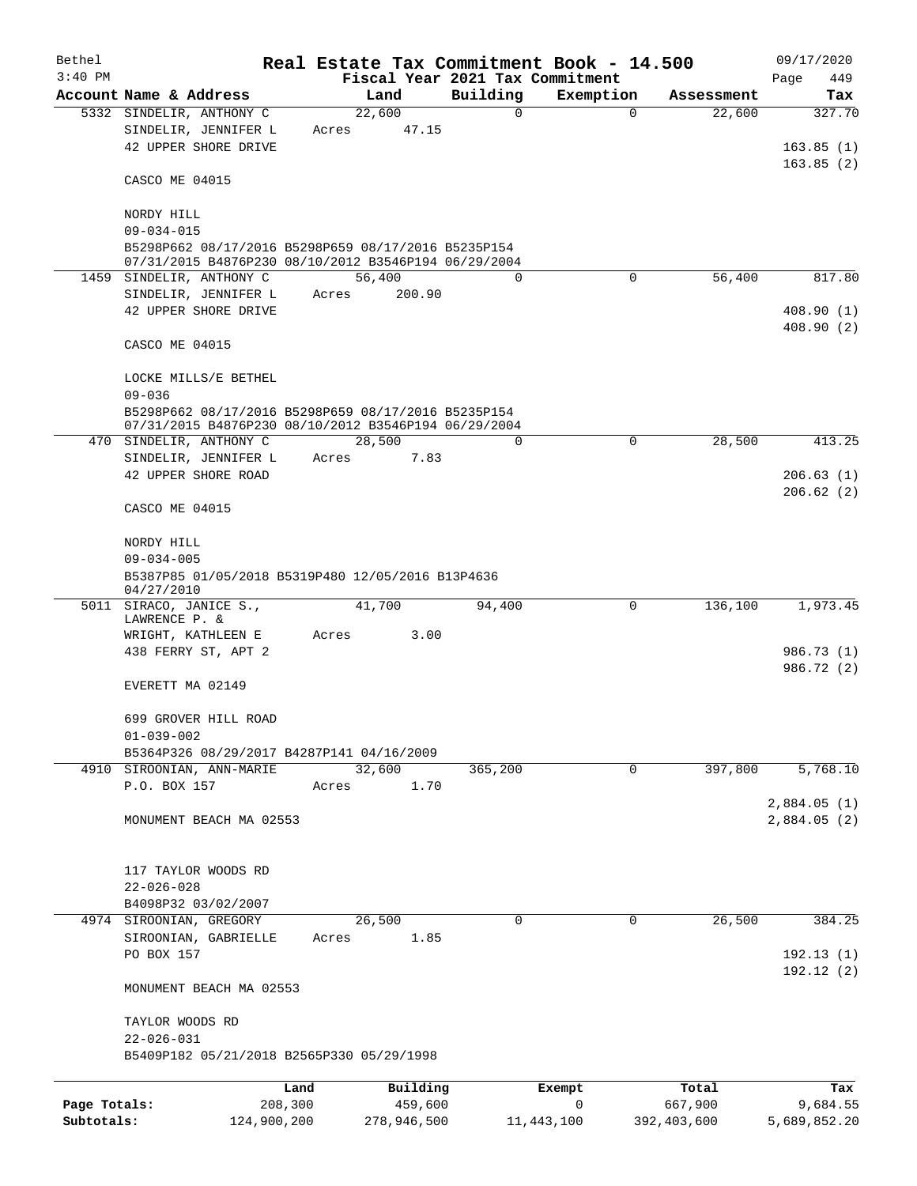Bethel 3:40 PM

# Real Estate Tax Commitment Book - 14.500

Fiscal Year 2021 Tax Commitment

09/17/2020 Page 449

| Account | Name & Address | Land | Building | Exemption | Assessment | Tax |
|---|---|---|---|---|---|---|
| 5332 | SINDELIR, ANTHONY C<br>SINDELIR, JENNIFER L<br>42 UPPER SHORE DRIVE<br><br>CASCO ME 04015<br><br>NORDY HILL<br>09-034-015<br>B5298P662 08/17/2016 B5298P659 08/17/2016 B5235P154 07/31/2015 B4876P230 08/10/2012 B3546P194 06/29/2004 | 22,600<br>Acres 47.15 | 0 | 0 | 22,600 | 327.70<br><br>163.85 (1)<br>163.85 (2) |
| 1459 | SINDELIR, ANTHONY C<br>SINDELIR, JENNIFER L<br>42 UPPER SHORE DRIVE<br><br>CASCO ME 04015<br><br>LOCKE MILLS/E BETHEL<br>09-036<br>B5298P662 08/17/2016 B5298P659 08/17/2016 B5235P154 07/31/2015 B4876P230 08/10/2012 B3546P194 06/29/2004 | 56,400<br>Acres 200.90 | 0 | 0 | 56,400 | 817.80<br><br>408.90 (1)<br>408.90 (2) |
| 470 | SINDELIR, ANTHONY C<br>SINDELIR, JENNIFER L<br>42 UPPER SHORE ROAD<br><br>CASCO ME 04015<br><br>NORDY HILL<br>09-034-005<br>B5387P85 01/05/2018 B5319P480 12/05/2016 B13P4636 04/27/2010 | 28,500<br>Acres 7.83 | 0 | 0 | 28,500 | 413.25<br><br>206.63 (1)<br>206.62 (2) |
| 5011 | SIRACO, JANICE S., LAWRENCE P. &<br>WRIGHT, KATHLEEN E<br>438 FERRY ST, APT 2<br><br>EVERETT MA 02149<br><br>699 GROVER HILL ROAD<br>01-039-002<br>B5364P326 08/29/2017 B4287P141 04/16/2009 | 41,700<br>Acres 3.00 | 94,400 | 0 | 136,100 | 1,973.45<br><br>986.73 (1)<br>986.72 (2) |
| 4910 | SIROONIAN, ANN-MARIE<br>P.O. BOX 157<br><br>MONUMENT BEACH MA 02553<br><br>117 TAYLOR WOODS RD<br>22-026-028<br>B4098P32 03/02/2007 | 32,600<br>Acres 1.70 | 365,200 | 0 | 397,800 | 5,768.10<br><br>2,884.05 (1)<br>2,884.05 (2) |
| 4974 | SIROONIAN, GREGORY<br>SIROONIAN, GABRIELLE<br>PO BOX 157<br><br>MONUMENT BEACH MA 02553<br><br>TAYLOR WOODS RD<br>22-026-031<br>B5409P182 05/21/2018 B2565P330 05/29/1998 | 26,500<br>Acres 1.85 | 0 | 0 | 26,500 | 384.25<br><br>192.13 (1)<br>192.12 (2) |

| | Land | Building | Exempt | Total | Tax |
|---|---|---|---|---|---|
| Page Totals: | 208,300 | 459,600 | 0 | 667,900 | 9,684.55 |
| Subtotals: | 124,900,200 | 278,946,500 | 11,443,100 | 392,403,600 | 5,689,852.20 |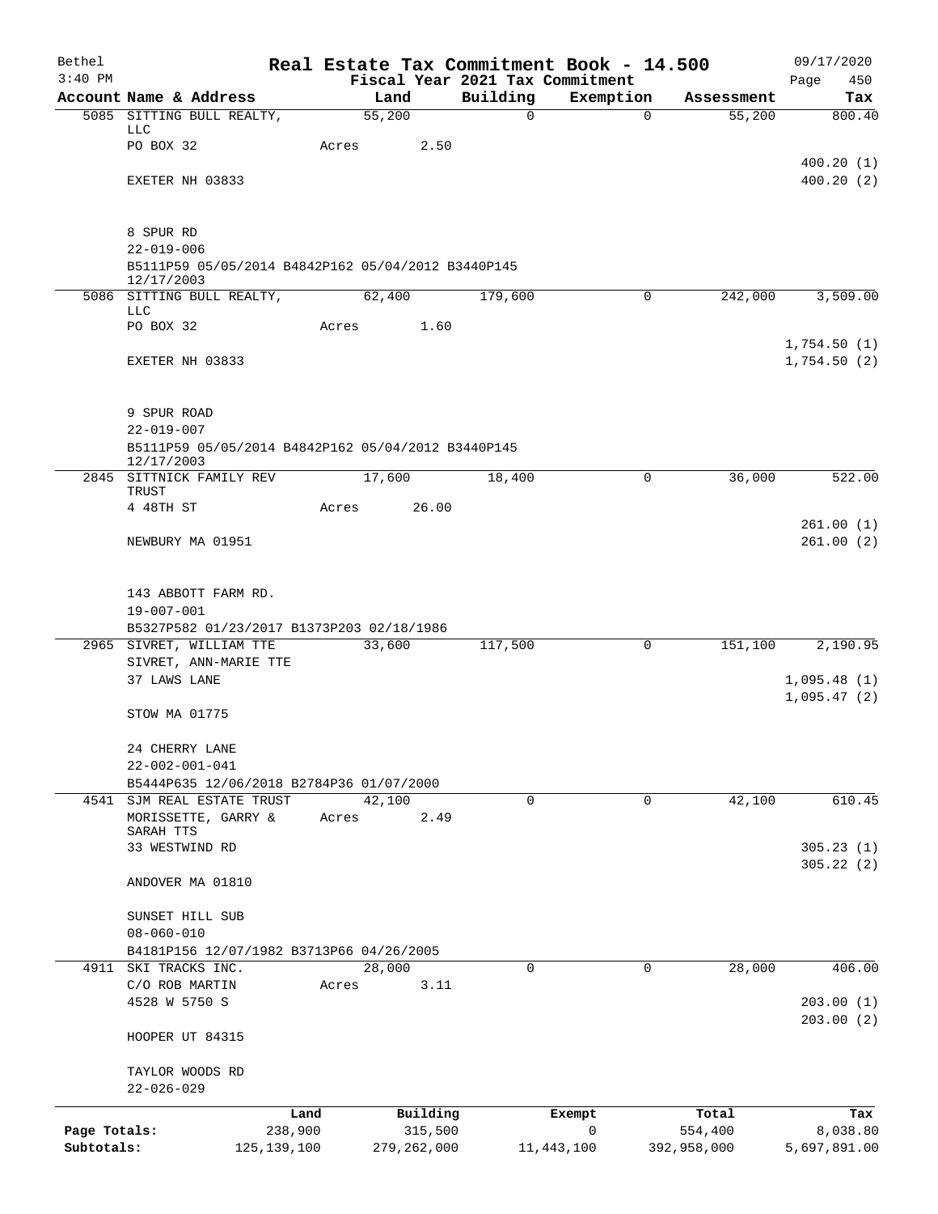# Real Estate Tax Commitment Book - 14.500

Bethel
3:40 PM

Fiscal Year 2021 Tax Commitment

09/17/2020
Page 450

| Account Name & Address | Land | Building | Exemption | Assessment | Tax |
|---|---|---|---|---|---|
| 5085 SITTING BULL REALTY, LLC | 55,200 | 0 | 0 | 55,200 | 800.40 |
| PO BOX 32 | Acres 2.50 | | | | |
| | | | | | 400.20 (1) |
| EXETER NH 03833 | | | | | 400.20 (2) |
| 8 SPUR RD | | | | | |
| 22-019-006 | | | | | |
| B5111P59 05/05/2014 B4842P162 05/04/2012 B3440P145 12/17/2003 | | | | | |
| 5086 SITTING BULL REALTY, LLC | 62,400 | 179,600 | 0 | 242,000 | 3,509.00 |
| PO BOX 32 | Acres 1.60 | | | | |
| | | | | | 1,754.50 (1) |
| EXETER NH 03833 | | | | | 1,754.50 (2) |
| 9 SPUR ROAD | | | | | |
| 22-019-007 | | | | | |
| B5111P59 05/05/2014 B4842P162 05/04/2012 B3440P145 12/17/2003 | | | | | |
| 2845 SITTNICK FAMILY REV TRUST | 17,600 | 18,400 | 0 | 36,000 | 522.00 |
| 4 48TH ST | Acres 26.00 | | | | |
| | | | | | 261.00 (1) |
| NEWBURY MA 01951 | | | | | 261.00 (2) |
| 143 ABBOTT FARM RD. | | | | | |
| 19-007-001 | | | | | |
| B5327P582 01/23/2017 B1373P203 02/18/1986 | | | | | |
| 2965 SIVRET, WILLIAM TTE | 33,600 | 117,500 | 0 | 151,100 | 2,190.95 |
| SIVRET, ANN-MARIE TTE | | | | | |
| 37 LAWS LANE | | | | | 1,095.48 (1) |
| | | | | | 1,095.47 (2) |
| STOW MA 01775 | | | | | |
| 24 CHERRY LANE | | | | | |
| 22-002-001-041 | | | | | |
| B5444P635 12/06/2018 B2784P36 01/07/2000 | | | | | |
| 4541 SJM REAL ESTATE TRUST | 42,100 | 0 | 0 | 42,100 | 610.45 |
| MORISSETTE, GARRY & SARAH TTS | Acres 2.49 | | | | |
| 33 WESTWIND RD | | | | | 305.23 (1) |
| | | | | | 305.22 (2) |
| ANDOVER MA 01810 | | | | | |
| SUNSET HILL SUB | | | | | |
| 08-060-010 | | | | | |
| B4181P156 12/07/1982 B3713P66 04/26/2005 | | | | | |
| 4911 SKI TRACKS INC. | 28,000 | 0 | 0 | 28,000 | 406.00 |
| C/O ROB MARTIN | Acres 3.11 | | | | |
| 4528 W 5750 S | | | | | 203.00 (1) |
| | | | | | 203.00 (2) |
| HOOPER UT 84315 | | | | | |
| TAYLOR WOODS RD | | | | | |
| 22-026-029 | | | | | |

| | Land | Building | Exempt | Total | Tax |
|---|---|---|---|---|---|
| Page Totals: | 238,900 | 315,500 | 0 | 554,400 | 8,038.80 |
| Subtotals: | 125,139,100 | 279,262,000 | 11,443,100 | 392,958,000 | 5,697,891.00 |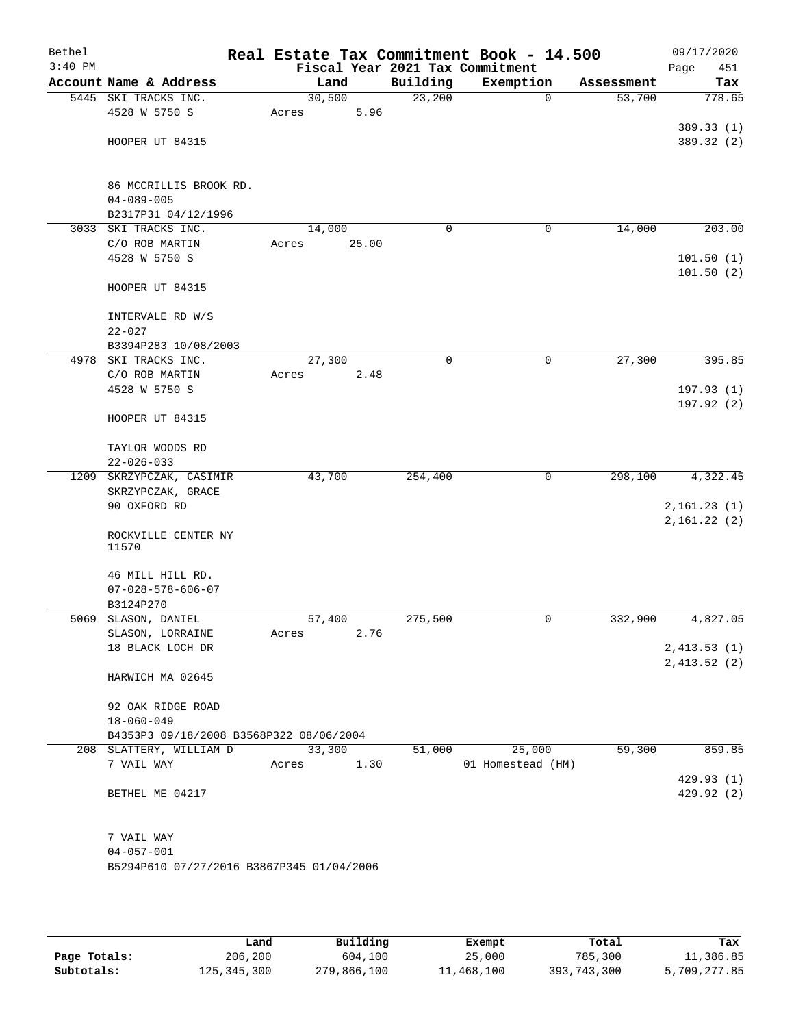Bethel 3:40 PM

# Real Estate Tax Commitment Book - 14.500

Fiscal Year 2021 Tax Commitment

09/17/2020 Page 451

| Account | Name & Address | Land | Building | Exemption | Assessment | Tax |
|---|---|---|---|---|---|---|
| 5445 | SKI TRACKS INC.<br>4528 W 5750 S<br><br>HOOPER UT 84315<br><br>86 MCCRILLIS BROOK RD.<br>04-089-005<br>B2317P31 04/12/1996 | 30,500<br>Acres 5.96 | 23,200 | 0 | 53,700 | 778.65<br><br>389.33 (1)<br>389.32 (2) |
| 3033 | SKI TRACKS INC.<br>C/O ROB MARTIN<br>4528 W 5750 S<br><br>HOOPER UT 84315<br><br>INTERVALE RD W/S<br>22-027<br>B3394P283 10/08/2003 | 14,000<br>Acres 25.00 | 0 | 0 | 14,000 | 203.00<br><br>101.50 (1)<br>101.50 (2) |
| 4978 | SKI TRACKS INC.<br>C/O ROB MARTIN<br>4528 W 5750 S<br><br>HOOPER UT 84315<br><br>TAYLOR WOODS RD<br>22-026-033 | 27,300<br>Acres 2.48 | 0 | 0 | 27,300 | 395.85<br><br>197.93 (1)<br>197.92 (2) |
| 1209 | SKRZYPCZAK, CASIMIR<br>SKRZYPCZAK, GRACE<br>90 OXFORD RD<br><br>ROCKVILLE CENTER NY 11570<br><br>46 MILL HILL RD.<br>07-028-578-606-07<br>B3124P270 | 43,700 | 254,400 | 0 | 298,100 | 4,322.45<br><br>2,161.23 (1)<br>2,161.22 (2) |
| 5069 | SLASON, DANIEL<br>SLASON, LORRAINE<br>18 BLACK LOCH DR<br><br>HARWICH MA 02645<br><br>92 OAK RIDGE ROAD<br>18-060-049<br>B4353P3 09/18/2008 B3568P322 08/06/2004 | 57,400<br>Acres 2.76 | 275,500 | 0 | 332,900 | 4,827.05<br><br>2,413.53 (1)<br>2,413.52 (2) |
| 208 | SLATTERY, WILLIAM D<br>7 VAIL WAY<br><br>BETHEL ME 04217<br><br>7 VAIL WAY<br>04-057-001<br>B5294P610 07/27/2016 B3867P345 01/04/2006 | 33,300<br>Acres 1.30 | 51,000 | 25,000<br>01 Homestead (HM) | 59,300 | 859.85<br><br>429.93 (1)<br>429.92 (2) |

| | Land | Building | Exempt | Total | Tax |
|---|---|---|---|---|---|
| Page Totals: | 206,200 | 604,100 | 25,000 | 785,300 | 11,386.85 |
| Subtotals: | 125,345,300 | 279,866,100 | 11,468,100 | 393,743,300 | 5,709,277.85 |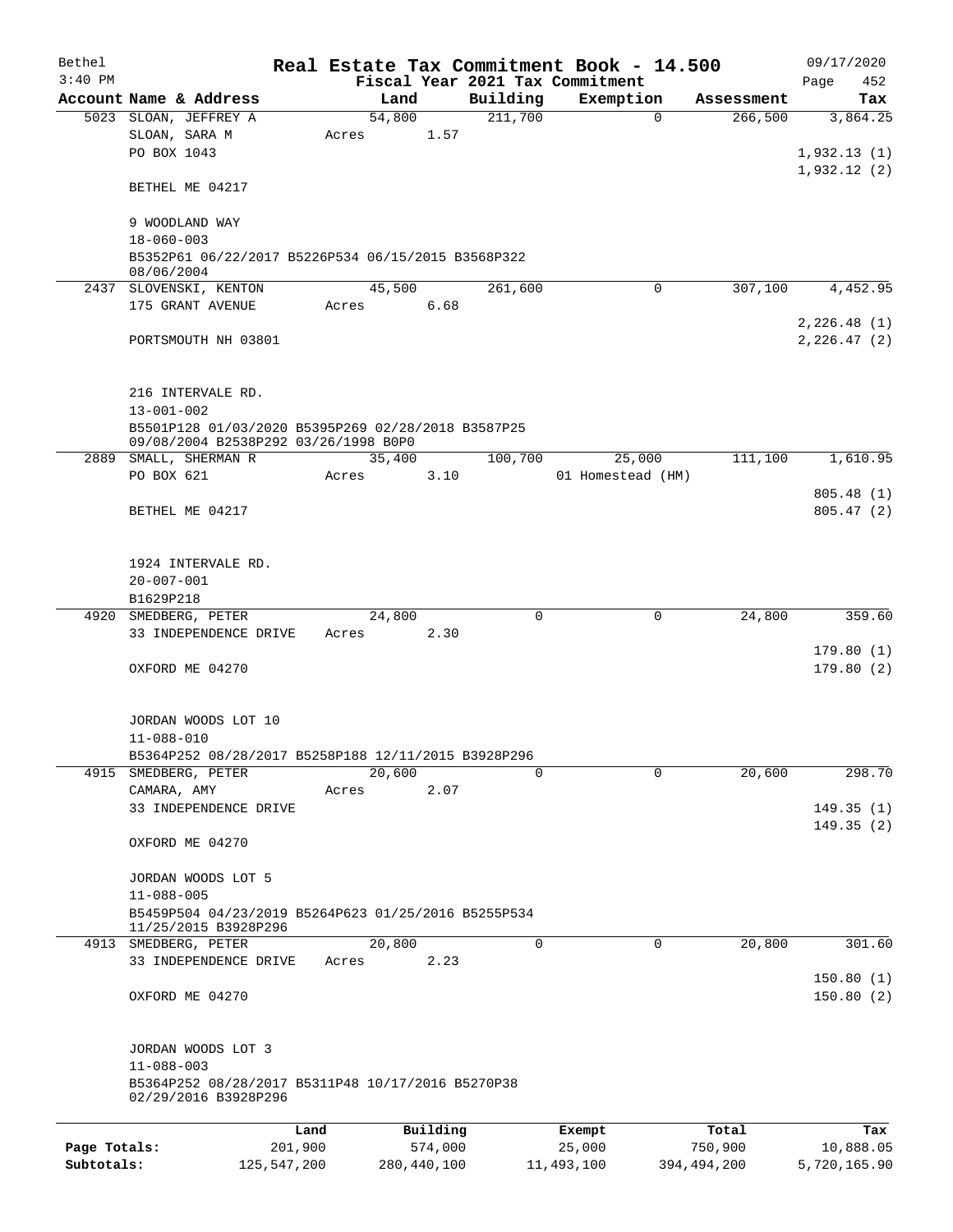# Real Estate Tax Commitment Book - 14.500

Bethel
3:40 PM

Fiscal Year 2021 Tax Commitment

09/17/2020
Page 452

| Account | Name & Address | Land | Building | Exemption | Assessment | Tax |
|---|---|---|---|---|---|---|
| 5023 | SLOAN, JEFFREY A<br>SLOAN, SARA M<br>PO BOX 1043<br><br>BETHEL ME 04217<br><br>9 WOODLAND WAY<br>18-060-003<br>B5352P61 06/22/2017 B5226P534 06/15/2015 B3568P322 08/06/2004 | 54,800<br>Acres 1.57 | 211,700 | 0 | 266,500 | 3,864.25<br><br>1,932.13 (1)<br>1,932.12 (2) |
| 2437 | SLOVENSKI, KENTON<br>175 GRANT AVENUE<br><br>PORTSMOUTH NH 03801<br><br>216 INTERVALE RD.<br>13-001-002<br>B5501P128 01/03/2020 B5395P269 02/28/2018 B3587P25 09/08/2004 B2538P292 03/26/1998 B0P0 | 45,500<br>Acres 6.68 | 261,600 | 0 | 307,100 | 4,452.95<br><br>2,226.48 (1)<br>2,226.47 (2) |
| 2889 | SMALL, SHERMAN R<br>PO BOX 621<br><br>BETHEL ME 04217<br><br>1924 INTERVALE RD.<br>20-007-001<br>B1629P218 | 35,400<br>Acres 3.10 | 100,700 | 25,000<br>01 Homestead (HM) | 111,100 | 1,610.95<br><br>805.48 (1)<br>805.47 (2) |
| 4920 | SMEDBERG, PETER<br>33 INDEPENDENCE DRIVE<br><br>OXFORD ME 04270<br><br>JORDAN WOODS LOT 10<br>11-088-010<br>B5364P252 08/28/2017 B5258P188 12/11/2015 B3928P296 | 24,800<br>Acres 2.30 | 0 | 0 | 24,800 | 359.60<br><br>179.80 (1)<br>179.80 (2) |
| 4915 | SMEDBERG, PETER<br>CAMARA, AMY<br>33 INDEPENDENCE DRIVE<br><br>OXFORD ME 04270<br><br>JORDAN WOODS LOT 5<br>11-088-005<br>B5459P504 04/23/2019 B5264P623 01/25/2016 B5255P534 11/25/2015 B3928P296 | 20,600<br>Acres 2.07 | 0 | 0 | 20,600 | 298.70<br><br>149.35 (1)<br>149.35 (2) |
| 4913 | SMEDBERG, PETER<br>33 INDEPENDENCE DRIVE<br><br>OXFORD ME 04270<br><br>JORDAN WOODS LOT 3<br>11-088-003<br>B5364P252 08/28/2017 B5311P48 10/17/2016 B5270P38 02/29/2016 B3928P296 | 20,800<br>Acres 2.23 | 0 | 0 | 20,800 | 301.60<br><br>150.80 (1)<br>150.80 (2) |

| | Land | Building | Exempt | Total | Tax |
|---|---|---|---|---|---|
| Page Totals: | 201,900 | 574,000 | 25,000 | 750,900 | 10,888.05 |
| Subtotals: | 125,547,200 | 280,440,100 | 11,493,100 | 394,494,200 | 5,720,165.90 |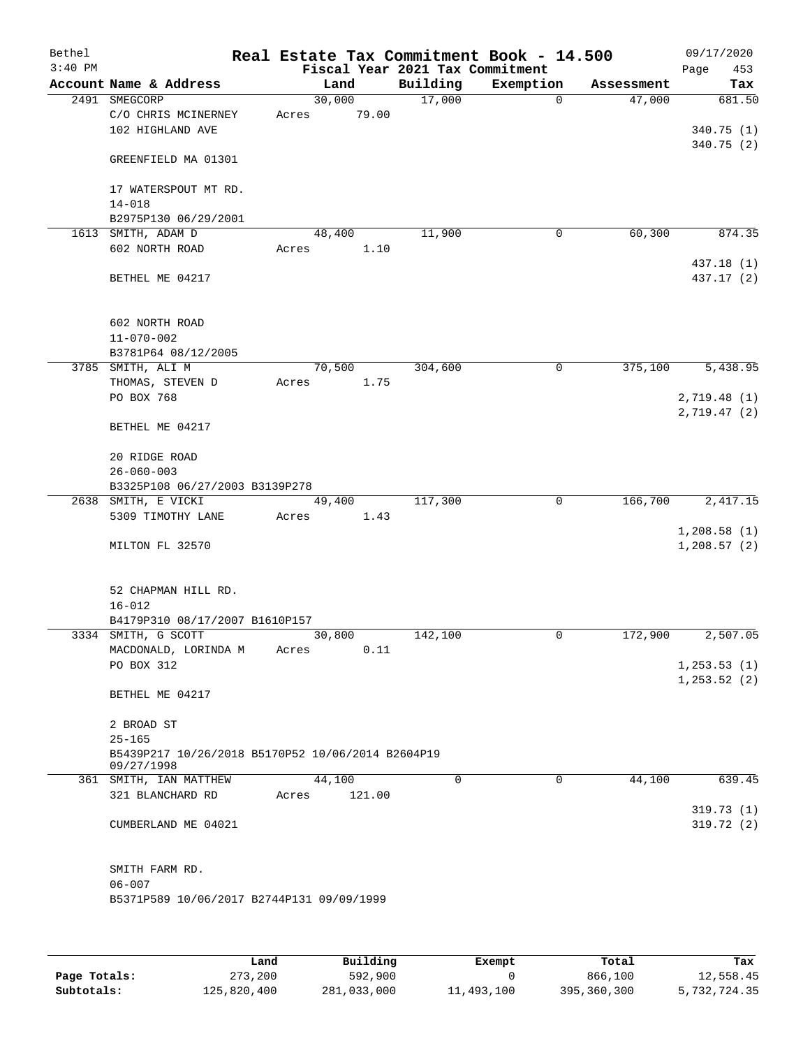# Real Estate Tax Commitment Book - 14.500

Bethel 3:40 PM — Fiscal Year 2021 Tax Commitment — 09/17/2020

| Account Name & Address | Land | Building | Exemption | Assessment | Tax |
|---|---|---|---|---|---|
| 2491 SMEGCORP<br>C/O CHRIS MCINERNEY<br>102 HIGHLAND AVE<br><br>GREENFIELD MA 01301<br><br>17 WATERSPOUT MT RD.<br>14-018<br>B2975P130 06/29/2001 | 30,000<br>Acres 79.00 | 17,000 | 0 | 47,000 | 681.50<br><br>340.75 (1)<br>340.75 (2) |
| 1613 SMITH, ADAM D<br>602 NORTH ROAD<br><br>BETHEL ME 04217<br><br>602 NORTH ROAD<br>11-070-002<br>B3781P64 08/12/2005 | 48,400<br>Acres 1.10 | 11,900 | 0 | 60,300 | 874.35<br><br>437.18 (1)<br>437.17 (2) |
| 3785 SMITH, ALI M<br>THOMAS, STEVEN D<br>PO BOX 768<br><br>BETHEL ME 04217<br><br>20 RIDGE ROAD<br>26-060-003<br>B3325P108 06/27/2003 B3139P278 | 70,500<br>Acres 1.75 | 304,600 | 0 | 375,100 | 5,438.95<br><br>2,719.48 (1)<br>2,719.47 (2) |
| 2638 SMITH, E VICKI<br>5309 TIMOTHY LANE<br><br>MILTON FL 32570<br><br>52 CHAPMAN HILL RD.<br>16-012<br>B4179P310 08/17/2007 B1610P157 | 49,400<br>Acres 1.43 | 117,300 | 0 | 166,700 | 2,417.15<br><br>1,208.58 (1)<br>1,208.57 (2) |
| 3334 SMITH, G SCOTT<br>MACDONALD, LORINDA M<br>PO BOX 312<br><br>BETHEL ME 04217<br><br>2 BROAD ST<br>25-165<br>B5439P217 10/26/2018 B5170P52 10/06/2014 B2604P19 09/27/1998 | 30,800<br>Acres 0.11 | 142,100 | 0 | 172,900 | 2,507.05<br><br>1,253.53 (1)<br>1,253.52 (2) |
| 361 SMITH, IAN MATTHEW<br>321 BLANCHARD RD<br><br>CUMBERLAND ME 04021<br><br>SMITH FARM RD.<br>06-007<br>B5371P589 10/06/2017 B2744P131 09/09/1999 | 44,100<br>Acres 121.00 | 0 | 0 | 44,100 | 639.45<br><br>319.73 (1)<br>319.72 (2) |

| | Land | Building | Exempt | Total | Tax |
|---|---|---|---|---|---|
| **Page Totals:** | 273,200 | 592,900 | 0 | 866,100 | 12,558.45 |
| **Subtotals:** | 125,820,400 | 281,033,000 | 11,493,100 | 395,360,300 | 5,732,724.35 |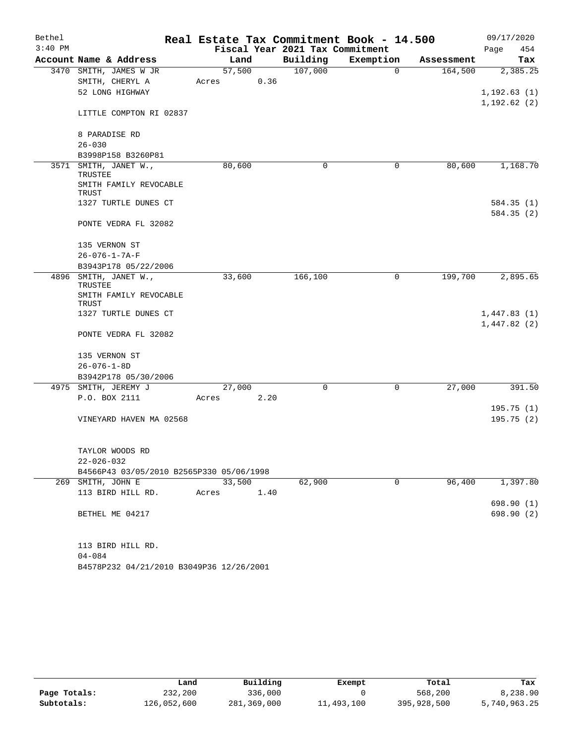# Real Estate Tax Commitment Book - 14.500

Bethel 3:40 PM — 09/17/2020

Fiscal Year 2021 Tax Commitment

| Account | Name & Address | Land | Building | Exemption | Assessment | Tax |
|---|---|---|---|---|---|---|
| 3470 | SMITH, JAMES W JR<br>SMITH, CHERYL A<br>52 LONG HIGHWAY<br><br>LITTLE COMPTON RI 02837<br><br>8 PARADISE RD<br>26-030<br>B3998P158 B3260P81 | 57,500<br>Acres 0.36 | 107,000 | 0 | 164,500 | 2,385.25<br><br>1,192.63 (1)<br>1,192.62 (2) |
| 3571 | SMITH, JANET W., TRUSTEE<br>SMITH FAMILY REVOCABLE TRUST<br>1327 TURTLE DUNES CT<br><br>PONTE VEDRA FL 32082<br><br>135 VERNON ST<br>26-076-1-7A-F<br>B3943P178 05/22/2006 | 80,600 | 0 | 0 | 80,600 | 1,168.70<br><br>584.35 (1)<br>584.35 (2) |
| 4896 | SMITH, JANET W., TRUSTEE<br>SMITH FAMILY REVOCABLE TRUST<br>1327 TURTLE DUNES CT<br><br>PONTE VEDRA FL 32082<br><br>135 VERNON ST<br>26-076-1-8D<br>B3942P178 05/30/2006 | 33,600 | 166,100 | 0 | 199,700 | 2,895.65<br><br>1,447.83 (1)<br>1,447.82 (2) |
| 4975 | SMITH, JEREMY J<br>P.O. BOX 2111<br><br>VINEYARD HAVEN MA 02568<br><br>TAYLOR WOODS RD<br>22-026-032<br>B4566P43 03/05/2010 B2565P330 05/06/1998 | 27,000<br>Acres 2.20 | 0 | 0 | 27,000 | 391.50<br><br>195.75 (1)<br>195.75 (2) |
| 269 | SMITH, JOHN E<br>113 BIRD HILL RD.<br><br>BETHEL ME 04217<br><br>113 BIRD HILL RD.<br>04-084<br>B4578P232 04/21/2010 B3049P36 12/26/2001 | 33,500<br>Acres 1.40 | 62,900 | 0 | 96,400 | 1,397.80<br><br>698.90 (1)<br>698.90 (2) |

| | Land | Building | Exempt | Total | Tax |
|---|---|---|---|---|---|
| Page Totals: | 232,200 | 336,000 | 0 | 568,200 | 8,238.90 |
| Subtotals: | 126,052,600 | 281,369,000 | 11,493,100 | 395,928,500 | 5,740,963.25 |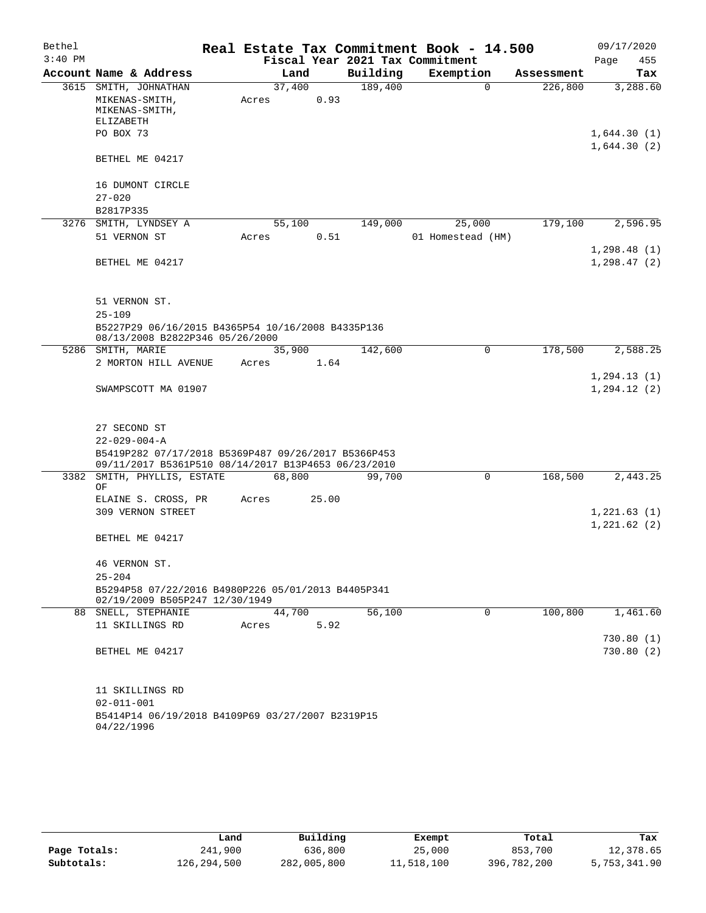Bethel 3:40 PM

# Real Estate Tax Commitment Book - 14.500

Fiscal Year 2021 Tax Commitment

09/17/2020 Page 455

| Account | Name & Address | Land | Building | Exemption | Assessment | Tax |
|---|---|---|---|---|---|---|
| 3615 | SMITH, JOHNATHAN | 37,400 | 189,400 | 0 | 226,800 | 3,288.60 |
| | MIKENAS-SMITH, MIKENAS-SMITH, ELIZABETH | Acres 0.93 | | | | |
| | PO BOX 73 | | | | | 1,644.30 (1) |
| | | | | | | 1,644.30 (2) |
| | BETHEL ME 04217 | | | | | |
| | 16 DUMONT CIRCLE | | | | | |
| | 27-020 | | | | | |
| | B2817P335 | | | | | |
| 3276 | SMITH, LYNDSEY A | 55,100 | 149,000 | 25,000 | 179,100 | 2,596.95 |
| | 51 VERNON ST | Acres 0.51 | | 01 Homestead (HM) | | |
| | | | | | | 1,298.48 (1) |
| | BETHEL ME 04217 | | | | | 1,298.47 (2) |
| | 51 VERNON ST. | | | | | |
| | 25-109 | | | | | |
| | B5227P29 06/16/2015 B4365P54 10/16/2008 B4335P136 08/13/2008 B2822P346 05/26/2000 | | | | | |
| 5286 | SMITH, MARIE | 35,900 | 142,600 | 0 | 178,500 | 2,588.25 |
| | 2 MORTON HILL AVENUE | Acres 1.64 | | | | |
| | | | | | | 1,294.13 (1) |
| | SWAMPSCOTT MA 01907 | | | | | 1,294.12 (2) |
| | 27 SECOND ST | | | | | |
| | 22-029-004-A | | | | | |
| | B5419P282 07/17/2018 B5369P487 09/26/2017 B5366P453 09/11/2017 B5361P510 08/14/2017 B13P4653 06/23/2010 | | | | | |
| 3382 | SMITH, PHYLLIS, ESTATE OF | 68,800 | 99,700 | 0 | 168,500 | 2,443.25 |
| | ELAINE S. CROSS, PR | Acres 25.00 | | | | |
| | 309 VERNON STREET | | | | | 1,221.63 (1) |
| | | | | | | 1,221.62 (2) |
| | BETHEL ME 04217 | | | | | |
| | 46 VERNON ST. | | | | | |
| | 25-204 | | | | | |
| | B5294P58 07/22/2016 B4980P226 05/01/2013 B4405P341 02/19/2009 B505P247 12/30/1949 | | | | | |
| 88 | SNELL, STEPHANIE | 44,700 | 56,100 | 0 | 100,800 | 1,461.60 |
| | 11 SKILLINGS RD | Acres 5.92 | | | | |
| | | | | | | 730.80 (1) |
| | BETHEL ME 04217 | | | | | 730.80 (2) |
| | 11 SKILLINGS RD | | | | | |
| | 02-011-001 | | | | | |
| | B5414P14 06/19/2018 B4109P69 03/27/2007 B2319P15 04/22/1996 | | | | | |

| | Land | Building | Exempt | Total | Tax |
|---|---|---|---|---|---|
| Page Totals: | 241,900 | 636,800 | 25,000 | 853,700 | 12,378.65 |
| Subtotals: | 126,294,500 | 282,005,800 | 11,518,100 | 396,782,200 | 5,753,341.90 |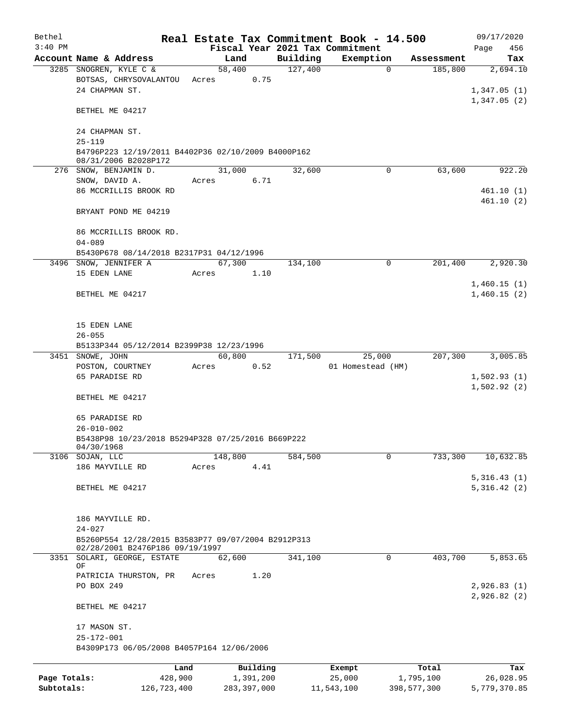Bethel 3:40 PM

# Real Estate Tax Commitment Book - 14.500

## Fiscal Year 2021 Tax Commitment

09/17/2020

| Account | Name & Address | Land | Building | Exemption | Assessment | Tax |
|---|---|---|---|---|---|---|
| 3285 | SNOGREN, KYLE C & <br> BOTSAS, CHRYSOVALANTOU <br> 24 CHAPMAN ST. <br> BETHEL ME 04217 <br><br> 24 CHAPMAN ST. <br> 25-119 <br> B4796P223 12/19/2011 B4402P36 02/10/2009 B4000P162 08/31/2006 B2028P172 | 58,400 <br> Acres 0.75 | 127,400 | 0 | 185,800 | 2,694.10 <br> 1,347.05 (1) <br> 1,347.05 (2) |
| 276 | SNOW, BENJAMIN D. <br> SNOW, DAVID A. <br> 86 MCCRILLIS BROOK RD <br> BRYANT POND ME 04219 <br><br> 86 MCCRILLIS BROOK RD. <br> 04-089 <br> B5430P678 08/14/2018 B2317P31 04/12/1996 | 31,000 <br> Acres 6.71 | 32,600 | 0 | 63,600 | 922.20 <br> 461.10 (1) <br> 461.10 (2) |
| 3496 | SNOW, JENNIFER A <br> 15 EDEN LANE <br> BETHEL ME 04217 <br><br> 15 EDEN LANE <br> 26-055 <br> B5133P344 05/12/2014 B2399P38 12/23/1996 | 67,300 <br> Acres 1.10 | 134,100 | 0 | 201,400 | 2,920.30 <br> 1,460.15 (1) <br> 1,460.15 (2) |
| 3451 | SNOWE, JOHN <br> POSTON, COURTNEY <br> 65 PARADISE RD <br> BETHEL ME 04217 <br><br> 65 PARADISE RD <br> 26-010-002 <br> B5438P98 10/23/2018 B5294P328 07/25/2016 B669P222 04/30/1968 | 60,800 <br> Acres 0.52 | 171,500 | 25,000 <br> 01 Homestead (HM) | 207,300 | 3,005.85 <br> 1,502.93 (1) <br> 1,502.92 (2) |
| 3106 | SOJAN, LLC <br> 186 MAYVILLE RD <br> BETHEL ME 04217 <br><br> 186 MAYVILLE RD. <br> 24-027 <br> B5260P554 12/28/2015 B3583P77 09/07/2004 B2912P313 02/28/2001 B2476P186 09/19/1997 | 148,800 <br> Acres 4.41 | 584,500 | 0 | 733,300 | 10,632.85 <br> 5,316.43 (1) <br> 5,316.42 (2) |
| 3351 | SOLARI, GEORGE, ESTATE OF <br> PATRICIA THURSTON, PR <br> PO BOX 249 <br> BETHEL ME 04217 <br><br> 17 MASON ST. <br> 25-172-001 <br> B4309P173 06/05/2008 B4057P164 12/06/2006 | 62,600 <br> Acres 1.20 | 341,100 | 0 | 403,700 | 5,853.65 <br> 2,926.83 (1) <br> 2,926.82 (2) |

| | Land | Building | Exempt | Total | Tax |
|---|---|---|---|---|---|
| Page Totals: | 428,900 | 1,391,200 | 25,000 | 1,795,100 | 26,028.95 |
| Subtotals: | 126,723,400 | 283,397,000 | 11,543,100 | 398,577,300 | 5,779,370.85 |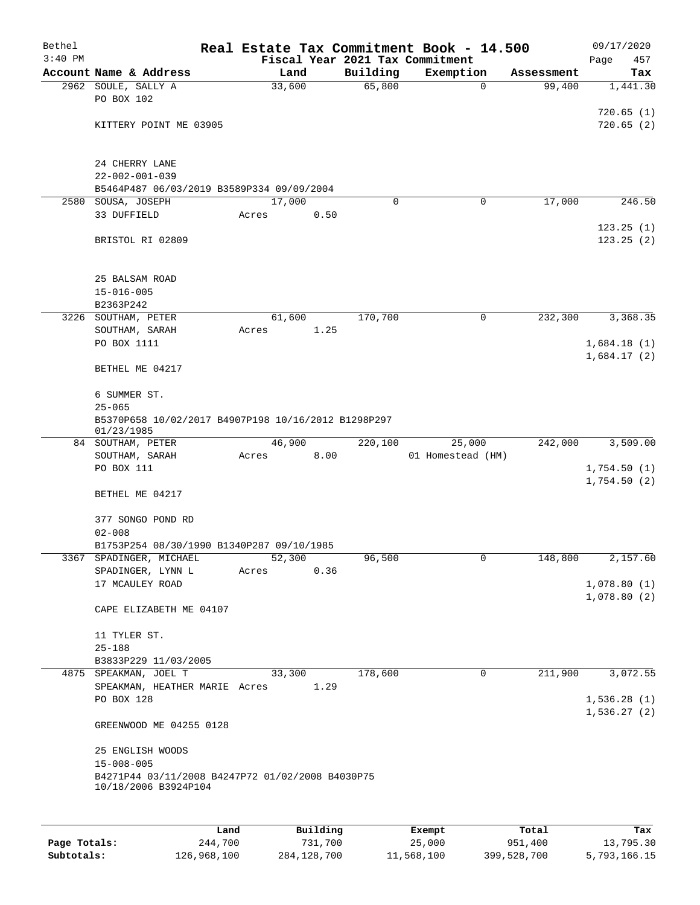Bethel 3:40 PM

# Real Estate Tax Commitment Book - 14.500

Fiscal Year 2021 Tax Commitment

09/17/2020

| Account | Name & Address | Land | Building | Exemption | Assessment | Tax |
|---|---|---|---|---|---|---|
| 2962 | SOULE, SALLY A<br>PO BOX 102<br><br>KITTERY POINT ME 03905<br><br>24 CHERRY LANE<br>22-002-001-039<br>B5464P487 06/03/2019 B3589P334 09/09/2004 | 33,600 | 65,800 | 0 | 99,400 | 1,441.30<br><br>720.65 (1)<br>720.65 (2) |
| 2580 | SOUSA, JOSEPH<br>33 DUFFIELD<br><br>BRISTOL RI 02809<br><br>25 BALSAM ROAD<br>15-016-005<br>B2363P242 | 17,000<br>Acres 0.50 | 0 | 0 | 17,000 | 246.50<br><br>123.25 (1)<br>123.25 (2) |
| 3226 | SOUTHAM, PETER<br>SOUTHAM, SARAH<br>PO BOX 1111<br><br>BETHEL ME 04217<br><br>6 SUMMER ST.<br>25-065<br>B5370P658 10/02/2017 B4907P198 10/16/2012 B1298P297 01/23/1985 | 61,600<br>Acres 1.25 | 170,700 | 0 | 232,300 | 3,368.35<br><br>1,684.18 (1)<br>1,684.17 (2) |
| 84 | SOUTHAM, PETER<br>SOUTHAM, SARAH<br>PO BOX 111<br><br>BETHEL ME 04217<br><br>377 SONGO POND RD<br>02-008<br>B1753P254 08/30/1990 B1340P287 09/10/1985 | 46,900<br>Acres 8.00 | 220,100 | 25,000<br>01 Homestead (HM) | 242,000 | 3,509.00<br><br>1,754.50 (1)<br>1,754.50 (2) |
| 3367 | SPADINGER, MICHAEL<br>SPADINGER, LYNN L<br>17 MCAULEY ROAD<br><br>CAPE ELIZABETH ME 04107<br><br>11 TYLER ST.<br>25-188<br>B3833P229 11/03/2005 | 52,300<br>Acres 0.36 | 96,500 | 0 | 148,800 | 2,157.60<br><br>1,078.80 (1)<br>1,078.80 (2) |
| 4875 | SPEAKMAN, JOEL T<br>SPEAKMAN, HEATHER MARIE<br>PO BOX 128<br><br>GREENWOOD ME 04255 0128<br><br>25 ENGLISH WOODS<br>15-008-005<br>B4271P44 03/11/2008 B4247P72 01/02/2008 B4030P75 10/18/2006 B3924P104 | 33,300<br>Acres 1.29 | 178,600 | 0 | 211,900 | 3,072.55<br><br>1,536.28 (1)<br>1,536.27 (2) |

| | Land | Building | Exempt | Total | Tax |
|---|---|---|---|---|---|
| Page Totals: | 244,700 | 731,700 | 25,000 | 951,400 | 13,795.30 |
| Subtotals: | 126,968,100 | 284,128,700 | 11,568,100 | 399,528,700 | 5,793,166.15 |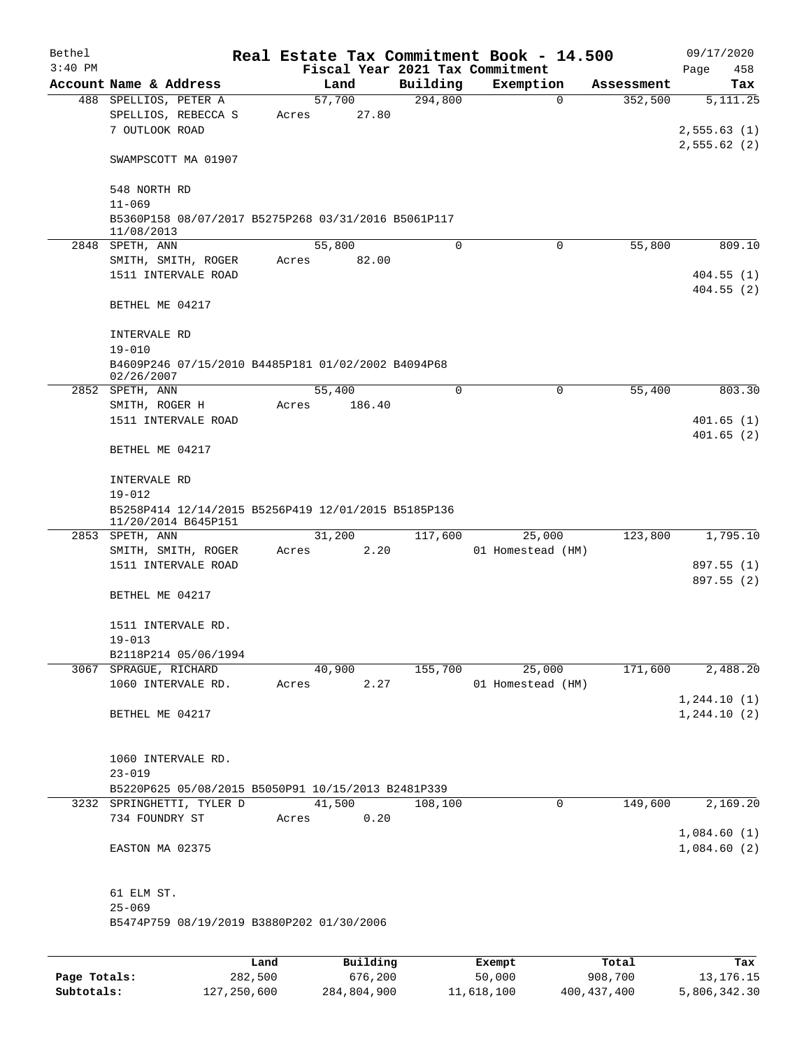# Real Estate Tax Commitment Book - 14.500

Bethel
3:40 PM

Fiscal Year 2021 Tax Commitment

09/17/2020
Page 458

| Account | Name & Address | Land | Building | Exemption | Assessment | Tax |
|---|---|---|---|---|---|---|
| 488 | SPELLIOS, PETER A<br>SPELLIOS, REBECCA S<br>7 OUTLOOK ROAD<br><br>SWAMPSCOTT MA 01907<br><br>548 NORTH RD<br>11-069<br>B5360P158 08/07/2017 B5275P268 03/31/2016 B5061P117 11/08/2013 | 57,700<br>Acres 27.80 | 294,800 | 0 | 352,500 | 5,111.25<br><br>2,555.63 (1)<br>2,555.62 (2) |
| 2848 | SPETH, ANN<br>SMITH, SMITH, ROGER<br>1511 INTERVALE ROAD<br><br>BETHEL ME 04217<br><br>INTERVALE RD<br>19-010<br>B4609P246 07/15/2010 B4485P181 01/02/2002 B4094P68 02/26/2007 | 55,800<br>Acres 82.00 | 0 | 0 | 55,800 | 809.10<br><br>404.55 (1)<br>404.55 (2) |
| 2852 | SPETH, ANN<br>SMITH, ROGER H<br>1511 INTERVALE ROAD<br><br>BETHEL ME 04217<br><br>INTERVALE RD<br>19-012<br>B5258P414 12/14/2015 B5256P419 12/01/2015 B5185P136 11/20/2014 B645P151 | 55,400<br>Acres 186.40 | 0 | 0 | 55,400 | 803.30<br><br>401.65 (1)<br>401.65 (2) |
| 2853 | SPETH, ANN<br>SMITH, SMITH, ROGER<br>1511 INTERVALE ROAD<br><br>BETHEL ME 04217<br><br>1511 INTERVALE RD.<br>19-013<br>B2118P214 05/06/1994 | 31,200<br>Acres 2.20 | 117,600 | 25,000<br>01 Homestead (HM) | 123,800 | 1,795.10<br><br>897.55 (1)<br>897.55 (2) |
| 3067 | SPRAGUE, RICHARD<br>1060 INTERVALE RD.<br><br>BETHEL ME 04217<br><br>1060 INTERVALE RD.<br>23-019<br>B5220P625 05/08/2015 B5050P91 10/15/2013 B2481P339 | 40,900<br>Acres 2.27 | 155,700 | 25,000<br>01 Homestead (HM) | 171,600 | 2,488.20<br><br>1,244.10 (1)<br>1,244.10 (2) |
| 3232 | SPRINGHETTI, TYLER D<br>734 FOUNDRY ST<br><br>EASTON MA 02375<br><br>61 ELM ST.<br>25-069<br>B5474P759 08/19/2019 B3880P202 01/30/2006 | 41,500<br>Acres 0.20 | 108,100 | 0 | 149,600 | 2,169.20<br><br>1,084.60 (1)<br>1,084.60 (2) |

| | Land | Building | Exempt | Total | Tax |
|---|---|---|---|---|---|
| Page Totals: | 282,500 | 676,200 | 50,000 | 908,700 | 13,176.15 |
| Subtotals: | 127,250,600 | 284,804,900 | 11,618,100 | 400,437,400 | 5,806,342.30 |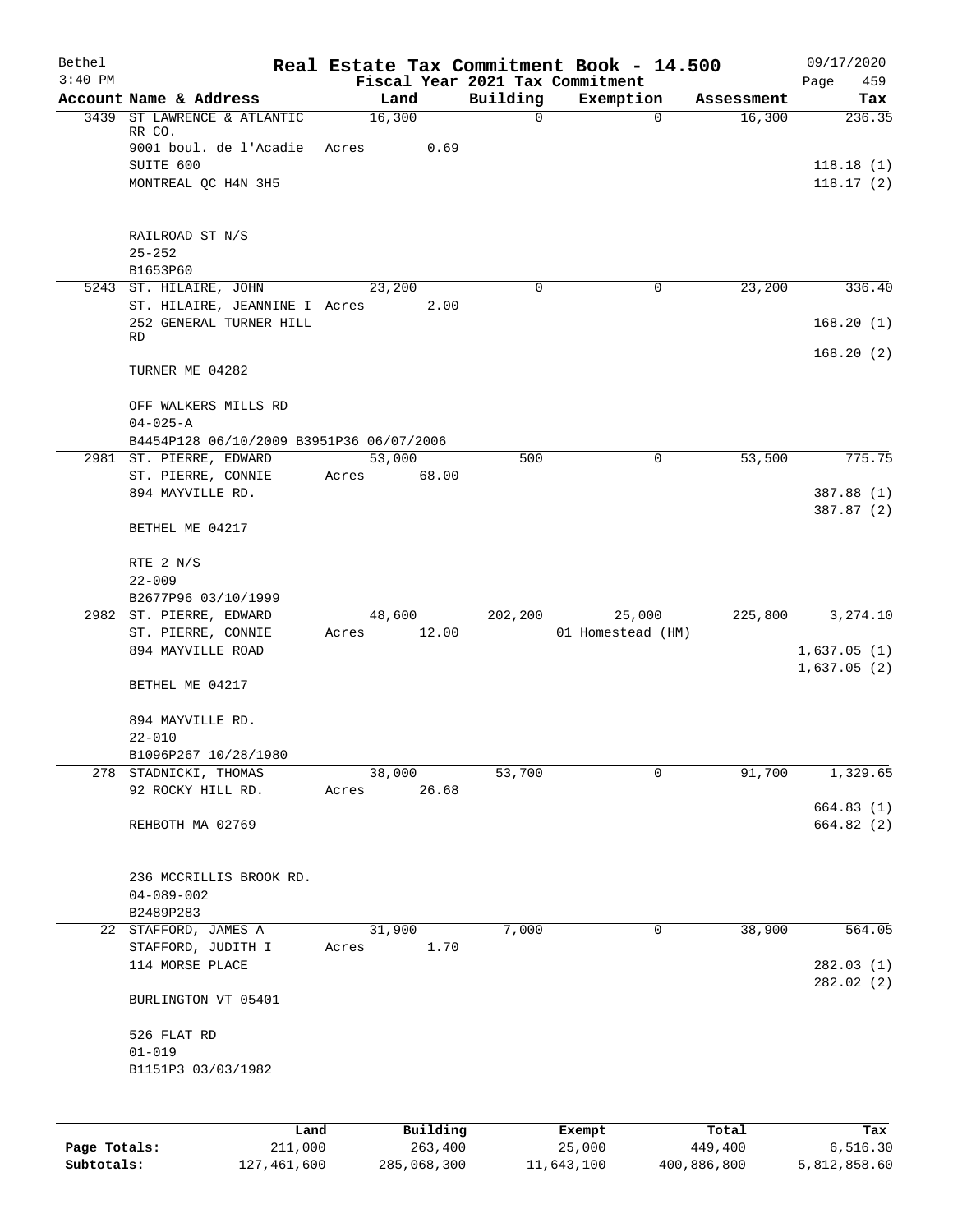# Real Estate Tax Commitment Book - 14.500

Bethel 3:40 PM — Fiscal Year 2021 Tax Commitment — 09/17/2020

| Account | Name & Address | Land | Building | Exemption | Assessment | Tax |
|---|---|---|---|---|---|---|
| 3439 | ST LAWRENCE & ATLANTIC RR CO.<br>9001 boul. de l'Acadie<br>SUITE 600<br>MONTREAL QC H4N 3H5<br><br>RAILROAD ST N/S<br>25-252<br>B1653P60 | 16,300<br>Acres 0.69 | 0 | 0 | 16,300 | 236.35<br><br>118.18 (1)<br>118.17 (2) |
| 5243 | ST. HILAIRE, JOHN<br>ST. HILAIRE, JEANNINE I<br>252 GENERAL TURNER HILL RD<br>TURNER ME 04282<br><br>OFF WALKERS MILLS RD<br>04-025-A<br>B4454P128 06/10/2009 B3951P36 06/07/2006 | 23,200<br>Acres 2.00 | 0 | 0 | 23,200 | 336.40<br><br>168.20 (1)<br>168.20 (2) |
| 2981 | ST. PIERRE, EDWARD<br>ST. PIERRE, CONNIE<br>894 MAYVILLE RD.<br>BETHEL ME 04217<br><br>RTE 2 N/S<br>22-009<br>B2677P96 03/10/1999 | 53,000<br>Acres 68.00 | 500 | 0 | 53,500 | 775.75<br><br>387.88 (1)<br>387.87 (2) |
| 2982 | ST. PIERRE, EDWARD<br>ST. PIERRE, CONNIE<br>894 MAYVILLE ROAD<br>BETHEL ME 04217<br><br>894 MAYVILLE RD.<br>22-010<br>B1096P267 10/28/1980 | 48,600<br>Acres 12.00 | 202,200 | 25,000<br>01 Homestead (HM) | 225,800 | 3,274.10<br><br>1,637.05 (1)<br>1,637.05 (2) |
| 278 | STADNICKI, THOMAS<br>92 ROCKY HILL RD.<br>REHBOTH MA 02769<br><br>236 MCCRILLIS BROOK RD.<br>04-089-002<br>B2489P283 | 38,000<br>Acres 26.68 | 53,700 | 0 | 91,700 | 1,329.65<br><br>664.83 (1)<br>664.82 (2) |
| 22 | STAFFORD, JAMES A<br>STAFFORD, JUDITH I<br>114 MORSE PLACE<br>BURLINGTON VT 05401<br><br>526 FLAT RD<br>01-019<br>B1151P3 03/03/1982 | 31,900<br>Acres 1.70 | 7,000 | 0 | 38,900 | 564.05<br><br>282.03 (1)<br>282.02 (2) |

| | Land | Building | Exempt | Total | Tax |
|---|---|---|---|---|---|
| Page Totals: | 211,000 | 263,400 | 25,000 | 449,400 | 6,516.30 |
| Subtotals: | 127,461,600 | 285,068,300 | 11,643,100 | 400,886,800 | 5,812,858.60 |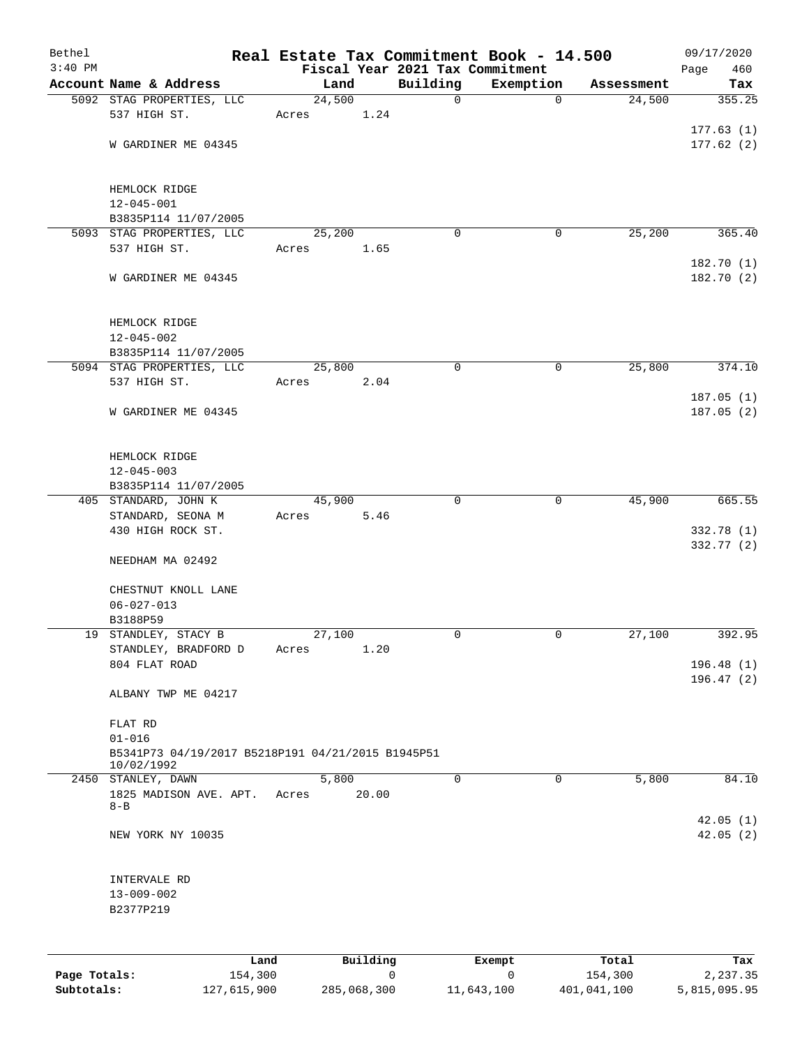Bethel 3:40 PM

# Real Estate Tax Commitment Book - 14.500

Fiscal Year 2021 Tax Commitment

09/17/2020 Page 460

| Account | Name & Address | Land | Building | Exemption | Assessment | Tax |
|---|---|---|---|---|---|---|
| 5092 | STAG PROPERTIES, LLC<br>537 HIGH ST.<br><br>W GARDINER ME 04345<br><br>HEMLOCK RIDGE<br>12-045-001<br>B3835P114 11/07/2005 | 24,500<br>Acres 1.24 | 0 | 0 | 24,500 | 355.25<br><br>177.63 (1)<br>177.62 (2) |
| 5093 | STAG PROPERTIES, LLC<br>537 HIGH ST.<br><br>W GARDINER ME 04345<br><br>HEMLOCK RIDGE<br>12-045-002<br>B3835P114 11/07/2005 | 25,200<br>Acres 1.65 | 0 | 0 | 25,200 | 365.40<br><br>182.70 (1)<br>182.70 (2) |
| 5094 | STAG PROPERTIES, LLC<br>537 HIGH ST.<br><br>W GARDINER ME 04345<br><br>HEMLOCK RIDGE<br>12-045-003<br>B3835P114 11/07/2005 | 25,800<br>Acres 2.04 | 0 | 0 | 25,800 | 374.10<br><br>187.05 (1)<br>187.05 (2) |
| 405 | STANDARD, JOHN K<br>STANDARD, SEONA M<br>430 HIGH ROCK ST.<br><br>NEEDHAM MA 02492<br><br>CHESTNUT KNOLL LANE<br>06-027-013<br>B3188P59 | 45,900<br>Acres 5.46 | 0 | 0 | 45,900 | 665.55<br><br>332.78 (1)<br>332.77 (2) |
| 19 | STANDLEY, STACY B<br>STANDLEY, BRADFORD D<br>804 FLAT ROAD<br><br>ALBANY TWP ME 04217<br><br>FLAT RD<br>01-016<br>B5341P73 04/19/2017 B5218P191 04/21/2015 B1945P51 10/02/1992 | 27,100<br>Acres 1.20 | 0 | 0 | 27,100 | 392.95<br><br>196.48 (1)<br>196.47 (2) |
| 2450 | STANLEY, DAWN<br>1825 MADISON AVE. APT. 8-B<br><br>NEW YORK NY 10035<br><br>INTERVALE RD<br>13-009-002<br>B2377P219 | 5,800<br>Acres 20.00 | 0 | 0 | 5,800 | 84.10<br><br>42.05 (1)<br>42.05 (2) |

| | Land | Building | Exempt | Total | Tax |
|---|---|---|---|---|---|
| Page Totals: | 154,300 | 0 | 0 | 154,300 | 2,237.35 |
| Subtotals: | 127,615,900 | 285,068,300 | 11,643,100 | 401,041,100 | 5,815,095.95 |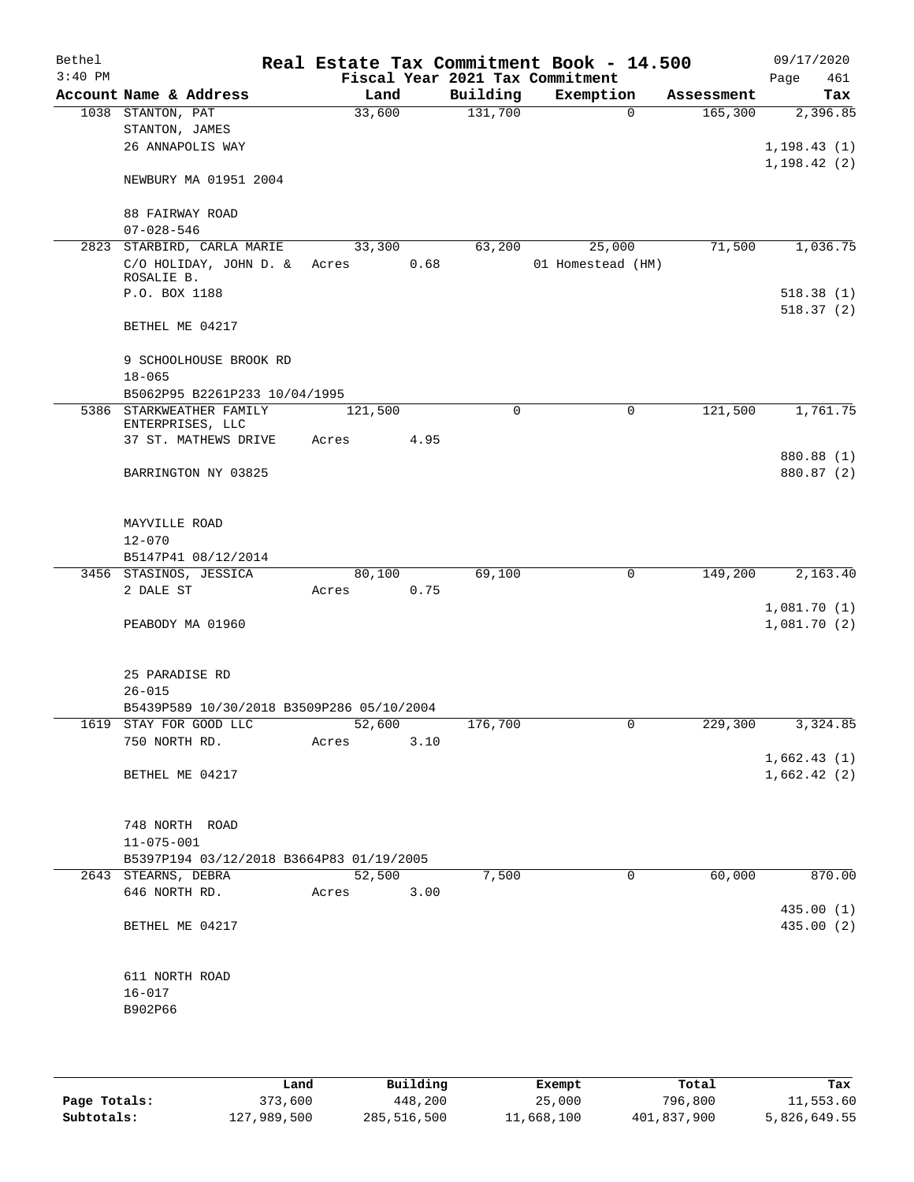Bethel 3:40 PM

# Real Estate Tax Commitment Book - 14.500

Fiscal Year 2021 Tax Commitment

09/17/2020 Page 461

| Account | Name & Address | Land | Building | Exemption | Assessment | Tax |
|---|---|---|---|---|---|---|
| 1038 | STANTON, PAT<br>STANTON, JAMES<br>26 ANNAPOLIS WAY<br><br>NEWBURY MA 01951 2004<br><br>88 FAIRWAY ROAD<br>07-028-546 | 33,600 | 131,700 | 0 | 165,300 | 2,396.85<br><br>1,198.43 (1)<br>1,198.42 (2) |
| 2823 | STARBIRD, CARLA MARIE<br>C/O HOLIDAY, JOHN D. & ROSALIE B.<br>P.O. BOX 1188<br><br>BETHEL ME 04217<br><br>9 SCHOOLHOUSE BROOK RD<br>18-065<br>B5062P95 B2261P233 10/04/1995 | 33,300<br>Acres 0.68 | 63,200 | 25,000<br>01 Homestead (HM) | 71,500 | 1,036.75<br><br>518.38 (1)<br>518.37 (2) |
| 5386 | STARKWEATHER FAMILY ENTERPRISES, LLC<br>37 ST. MATHEWS DRIVE<br><br>BARRINGTON NY 03825<br><br>MAYVILLE ROAD<br>12-070<br>B5147P41 08/12/2014 | 121,500<br>Acres 4.95 | 0 | 0 | 121,500 | 1,761.75<br><br>880.88 (1)<br>880.87 (2) |
| 3456 | STASINOS, JESSICA<br>2 DALE ST<br><br>PEABODY MA 01960<br><br>25 PARADISE RD<br>26-015<br>B5439P589 10/30/2018 B3509P286 05/10/2004 | 80,100<br>Acres 0.75 | 69,100 | 0 | 149,200 | 2,163.40<br><br>1,081.70 (1)<br>1,081.70 (2) |
| 1619 | STAY FOR GOOD LLC<br>750 NORTH RD.<br><br>BETHEL ME 04217<br><br>748 NORTH ROAD<br>11-075-001<br>B5397P194 03/12/2018 B3664P83 01/19/2005 | 52,600<br>Acres 3.10 | 176,700 | 0 | 229,300 | 3,324.85<br><br>1,662.43 (1)<br>1,662.42 (2) |
| 2643 | STEARNS, DEBRA<br>646 NORTH RD.<br><br>BETHEL ME 04217<br><br>611 NORTH ROAD<br>16-017<br>B902P66 | 52,500<br>Acres 3.00 | 7,500 | 0 | 60,000 | 870.00<br><br>435.00 (1)<br>435.00 (2) |

| | Land | Building | Exempt | Total | Tax |
|---|---|---|---|---|---|
| Page Totals: | 373,600 | 448,200 | 25,000 | 796,800 | 11,553.60 |
| Subtotals: | 127,989,500 | 285,516,500 | 11,668,100 | 401,837,900 | 5,826,649.55 |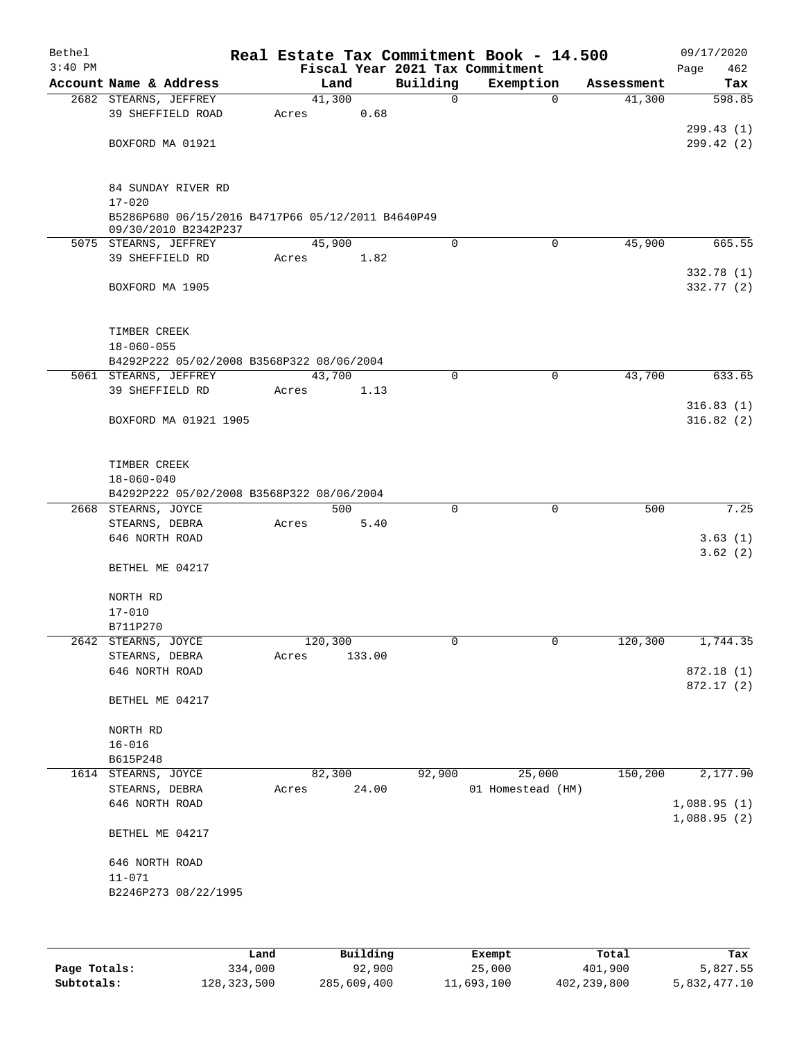# Real Estate Tax Commitment Book - 14.500

Bethel
3:40 PM

Fiscal Year 2021 Tax Commitment

09/17/2020
Page 462

| Account | Name & Address | Land | Building | Exemption | Assessment | Tax |
|---|---|---|---|---|---|---|
| 2682 | STEARNS, JEFFREY<br>39 SHEFFIELD ROAD<br><br>BOXFORD MA 01921<br><br>84 SUNDAY RIVER RD<br>17-020<br>B5286P680 06/15/2016 B4717P66 05/12/2011 B4640P49 09/30/2010 B2342P237 | 41,300<br>Acres 0.68 | 0 | 0 | 41,300 | 598.85<br><br>299.43 (1)<br>299.42 (2) |
| 5075 | STEARNS, JEFFREY<br>39 SHEFFIELD RD<br><br>BOXFORD MA 1905<br><br>TIMBER CREEK<br>18-060-055<br>B4292P222 05/02/2008 B3568P322 08/06/2004 | 45,900<br>Acres 1.82 | 0 | 0 | 45,900 | 665.55<br><br>332.78 (1)<br>332.77 (2) |
| 5061 | STEARNS, JEFFREY<br>39 SHEFFIELD RD<br><br>BOXFORD MA 01921 1905<br><br>TIMBER CREEK<br>18-060-040<br>B4292P222 05/02/2008 B3568P322 08/06/2004 | 43,700<br>Acres 1.13 | 0 | 0 | 43,700 | 633.65<br><br>316.83 (1)<br>316.82 (2) |
| 2668 | STEARNS, JOYCE<br>STEARNS, DEBRA<br>646 NORTH ROAD<br><br>BETHEL ME 04217<br><br>NORTH RD<br>17-010<br>B711P270 | 500<br>Acres 5.40 | 0 | 0 | 500 | 7.25<br><br>3.63 (1)<br>3.62 (2) |
| 2642 | STEARNS, JOYCE<br>STEARNS, DEBRA<br>646 NORTH ROAD<br><br>BETHEL ME 04217<br><br>NORTH RD<br>16-016<br>B615P248 | 120,300<br>Acres 133.00 | 0 | 0 | 120,300 | 1,744.35<br><br>872.18 (1)<br>872.17 (2) |
| 1614 | STEARNS, JOYCE<br>STEARNS, DEBRA<br>646 NORTH ROAD<br><br>BETHEL ME 04217<br><br>646 NORTH ROAD<br>11-071<br>B2246P273 08/22/1995 | 82,300<br>Acres 24.00 | 92,900 | 25,000<br>01 Homestead (HM) | 150,200 | 2,177.90<br><br>1,088.95 (1)<br>1,088.95 (2) |

| | Land | Building | Exempt | Total | Tax |
|---|---|---|---|---|---|
| **Page Totals:** | 334,000 | 92,900 | 25,000 | 401,900 | 5,827.55 |
| **Subtotals:** | 128,323,500 | 285,609,400 | 11,693,100 | 402,239,800 | 5,832,477.10 |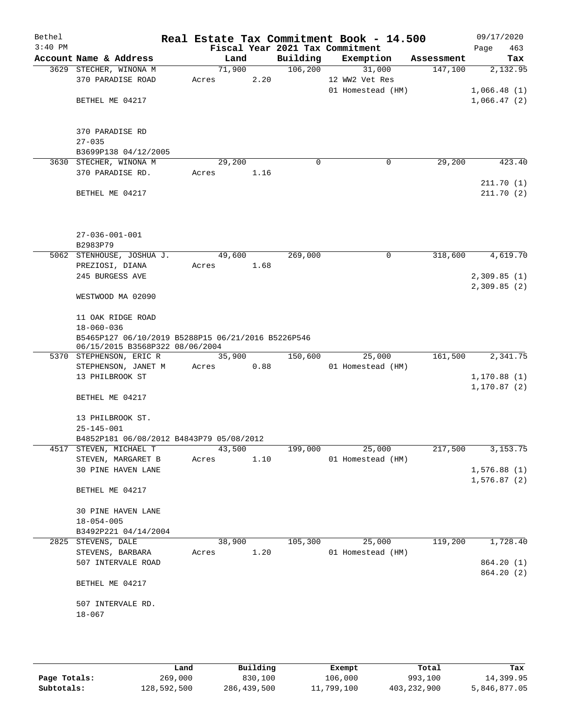# Real Estate Tax Commitment Book - 14.500

Bethel
3:40 PM

Fiscal Year 2021 Tax Commitment

09/17/2020
Page 463

| Account Name & Address | Land | Building | Exemption | Assessment | Tax |
|---|---|---|---|---|---|
| 3629 STECHER, WINONA M | 71,900 | 106,200 | 31,000 | 147,100 | 2,132.95 |
| 370 PARADISE ROAD | Acres 2.20 | | 12 WW2 Vet Res | | |
| | | | 01 Homestead (HM) | | 1,066.48 (1) |
| BETHEL ME 04217 | | | | | 1,066.47 (2) |
| 370 PARADISE RD | | | | | |
| 27-035 | | | | | |
| B3699P138 04/12/2005 | | | | | |
| 3630 STECHER, WINONA M | 29,200 | 0 | 0 | 29,200 | 423.40 |
| 370 PARADISE RD. | Acres 1.16 | | | | |
| | | | | | 211.70 (1) |
| BETHEL ME 04217 | | | | | 211.70 (2) |
| 27-036-001-001 | | | | | |
| B2983P79 | | | | | |
| 5062 STENHOUSE, JOSHUA J. | 49,600 | 269,000 | 0 | 318,600 | 4,619.70 |
| PREZIOSI, DIANA | Acres 1.68 | | | | |
| 245 BURGESS AVE | | | | | 2,309.85 (1) |
| | | | | | 2,309.85 (2) |
| WESTWOOD MA 02090 | | | | | |
| 11 OAK RIDGE ROAD | | | | | |
| 18-060-036 | | | | | |
| B5465P127 06/10/2019 B5288P15 06/21/2016 B5226P546 06/15/2015 B3568P322 08/06/2004 | | | | | |
| 5370 STEPHENSON, ERIC R | 35,900 | 150,600 | 25,000 | 161,500 | 2,341.75 |
| STEPHENSON, JANET M | Acres 0.88 | | 01 Homestead (HM) | | |
| 13 PHILBROOK ST | | | | | 1,170.88 (1) |
| | | | | | 1,170.87 (2) |
| BETHEL ME 04217 | | | | | |
| 13 PHILBROOK ST. | | | | | |
| 25-145-001 | | | | | |
| B4852P181 06/08/2012 B4843P79 05/08/2012 | | | | | |
| 4517 STEVEN, MICHAEL T | 43,500 | 199,000 | 25,000 | 217,500 | 3,153.75 |
| STEVEN, MARGARET B | Acres 1.10 | | 01 Homestead (HM) | | |
| 30 PINE HAVEN LANE | | | | | 1,576.88 (1) |
| | | | | | 1,576.87 (2) |
| BETHEL ME 04217 | | | | | |
| 30 PINE HAVEN LANE | | | | | |
| 18-054-005 | | | | | |
| B3492P221 04/14/2004 | | | | | |
| 2825 STEVENS, DALE | 38,900 | 105,300 | 25,000 | 119,200 | 1,728.40 |
| STEVENS, BARBARA | Acres 1.20 | | 01 Homestead (HM) | | |
| 507 INTERVALE ROAD | | | | | 864.20 (1) |
| | | | | | 864.20 (2) |
| BETHEL ME 04217 | | | | | |
| 507 INTERVALE RD. | | | | | |
| 18-067 | | | | | |

| | Land | Building | Exempt | Total | Tax |
|---|---|---|---|---|---|
| Page Totals: | 269,000 | 830,100 | 106,000 | 993,100 | 14,399.95 |
| Subtotals: | 128,592,500 | 286,439,500 | 11,799,100 | 403,232,900 | 5,846,877.05 |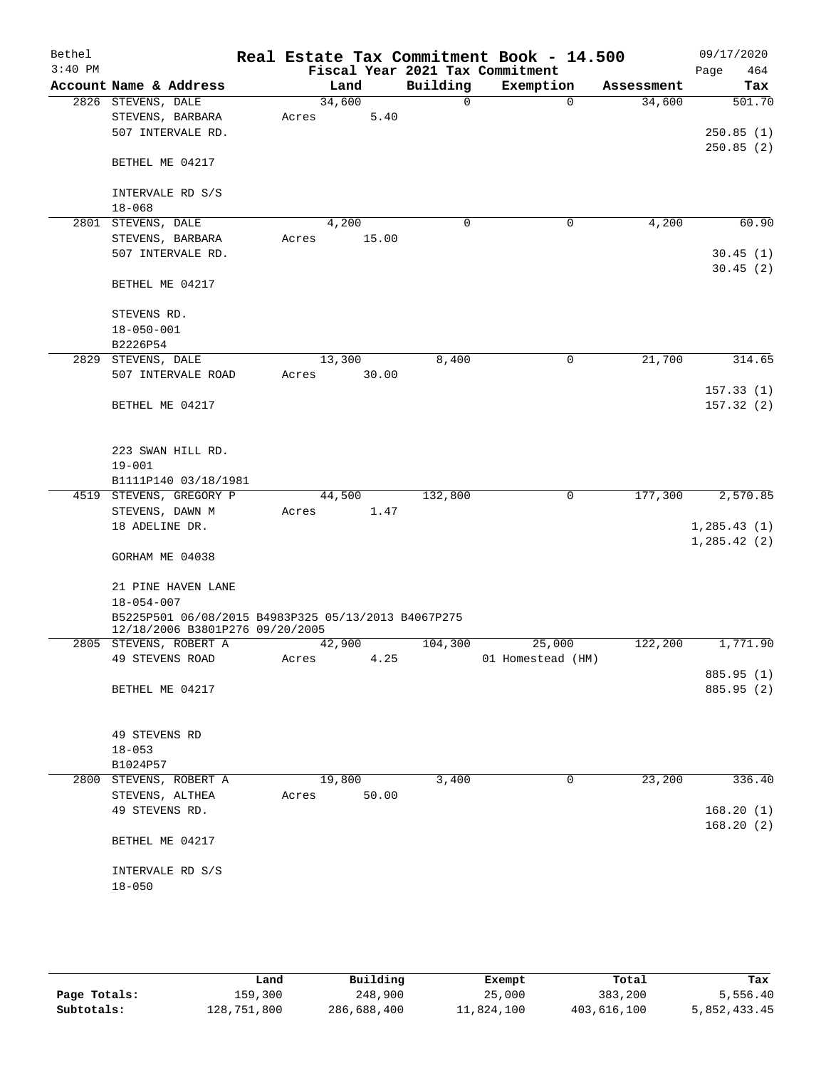# Real Estate Tax Commitment Book - 14.500

Bethel 3:40 PM — Fiscal Year 2021 Tax Commitment — 09/17/2020

| Account Name & Address | Land | Building | Exemption | Assessment | Tax |
|---|---|---|---|---|---|
| 2826 STEVENS, DALE | 34,600 | 0 | 0 | 34,600 | 501.70 |
| STEVENS, BARBARA | Acres 5.40 | | | | |
| 507 INTERVALE RD. | | | | | 250.85 (1) |
| | | | | | 250.85 (2) |
| BETHEL ME 04217 | | | | | |
| INTERVALE RD S/S | | | | | |
| 18-068 | | | | | |
| 2801 STEVENS, DALE | 4,200 | 0 | 0 | 4,200 | 60.90 |
| STEVENS, BARBARA | Acres 15.00 | | | | |
| 507 INTERVALE RD. | | | | | 30.45 (1) |
| | | | | | 30.45 (2) |
| BETHEL ME 04217 | | | | | |
| STEVENS RD. | | | | | |
| 18-050-001 | | | | | |
| B2226P54 | | | | | |
| 2829 STEVENS, DALE | 13,300 | 8,400 | 0 | 21,700 | 314.65 |
| 507 INTERVALE ROAD | Acres 30.00 | | | | |
| | | | | | 157.33 (1) |
| BETHEL ME 04217 | | | | | 157.32 (2) |
| 223 SWAN HILL RD. | | | | | |
| 19-001 | | | | | |
| B1111P140 03/18/1981 | | | | | |
| 4519 STEVENS, GREGORY P | 44,500 | 132,800 | 0 | 177,300 | 2,570.85 |
| STEVENS, DAWN M | Acres 1.47 | | | | |
| 18 ADELINE DR. | | | | | 1,285.43 (1) |
| | | | | | 1,285.42 (2) |
| GORHAM ME 04038 | | | | | |
| 21 PINE HAVEN LANE | | | | | |
| 18-054-007 | | | | | |
| B5225P501 06/08/2015 B4983P325 05/13/2013 B4067P275 12/18/2006 B3801P276 09/20/2005 | | | | | |
| 2805 STEVENS, ROBERT A | 42,900 | 104,300 | 25,000 | 122,200 | 1,771.90 |
| 49 STEVENS ROAD | Acres 4.25 | | 01 Homestead (HM) | | |
| | | | | | 885.95 (1) |
| BETHEL ME 04217 | | | | | 885.95 (2) |
| 49 STEVENS RD | | | | | |
| 18-053 | | | | | |
| B1024P57 | | | | | |
| 2800 STEVENS, ROBERT A | 19,800 | 3,400 | 0 | 23,200 | 336.40 |
| STEVENS, ALTHEA | Acres 50.00 | | | | |
| 49 STEVENS RD. | | | | | 168.20 (1) |
| | | | | | 168.20 (2) |
| BETHEL ME 04217 | | | | | |
| INTERVALE RD S/S | | | | | |
| 18-050 | | | | | |

| | Land | Building | Exempt | Total | Tax |
|---|---|---|---|---|---|
| **Page Totals:** | 159,300 | 248,900 | 25,000 | 383,200 | 5,556.40 |
| **Subtotals:** | 128,751,800 | 286,688,400 | 11,824,100 | 403,616,100 | 5,852,433.45 |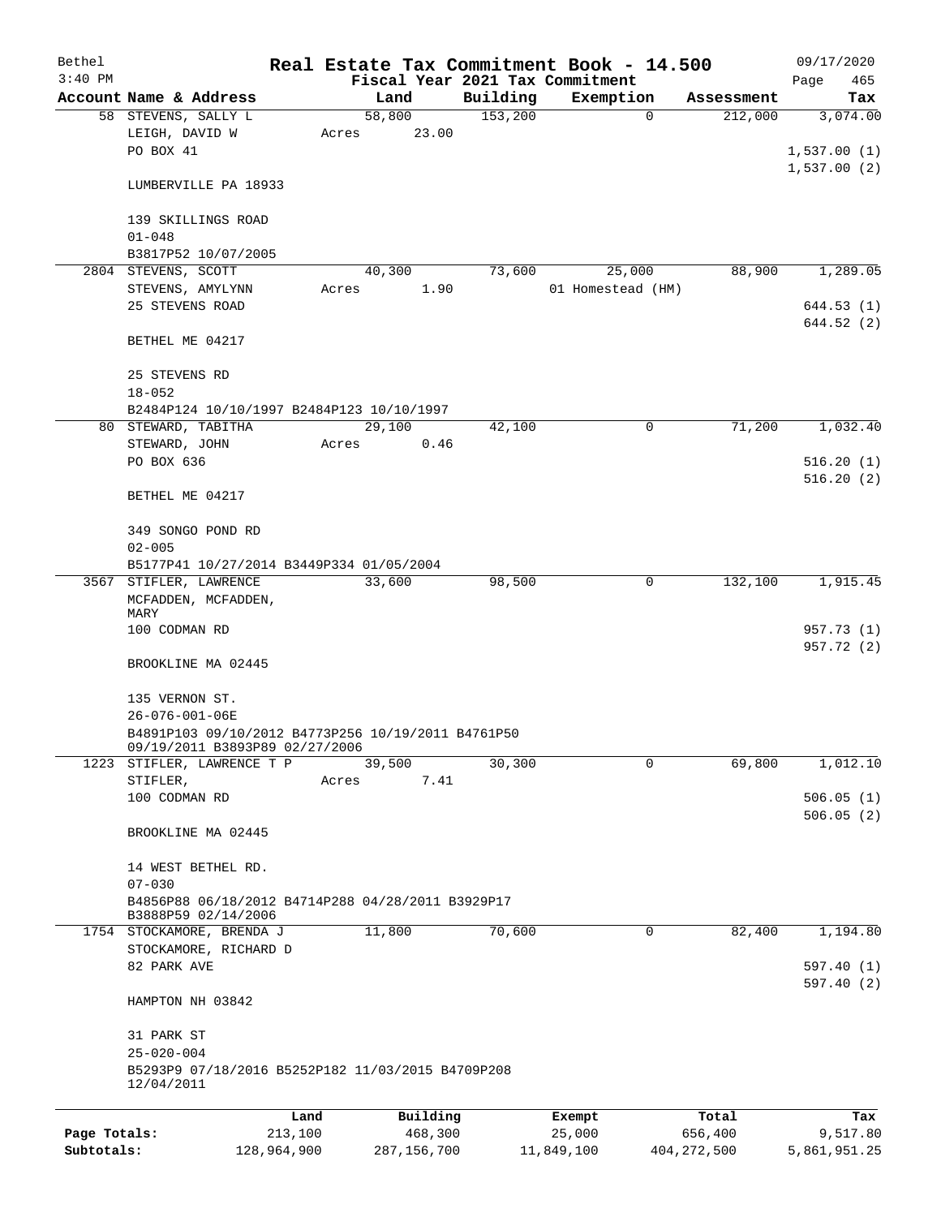Bethel 3:40 PM

# Real Estate Tax Commitment Book - 14.500

## Fiscal Year 2021 Tax Commitment

09/17/2020 Page 465

| Account Name & Address | Land | Building | Exemption | Assessment | Tax |
|---|---|---|---|---|---|
| 58 STEVENS, SALLY L<br>LEIGH, DAVID W<br>PO BOX 41<br><br>LUMBERVILLE PA 18933<br><br>139 SKILLINGS ROAD<br>01-048<br>B3817P52 10/07/2005 | 58,800<br>Acres 23.00 | 153,200 | 0 | 212,000 | 3,074.00<br><br>1,537.00 (1)<br>1,537.00 (2) |
| 2804 STEVENS, SCOTT<br>STEVENS, AMYLYNN<br>25 STEVENS ROAD<br><br>BETHEL ME 04217<br><br>25 STEVENS RD<br>18-052<br>B2484P124 10/10/1997 B2484P123 10/10/1997 | 40,300<br>Acres 1.90 | 73,600 | 25,000<br>01 Homestead (HM) | 88,900 | 1,289.05<br><br>644.53 (1)<br>644.52 (2) |
| 80 STEWARD, TABITHA<br>STEWARD, JOHN<br>PO BOX 636<br><br>BETHEL ME 04217<br><br>349 SONGO POND RD<br>02-005<br>B5177P41 10/27/2014 B3449P334 01/05/2004 | 29,100<br>Acres 0.46 | 42,100 | 0 | 71,200 | 1,032.40<br><br>516.20 (1)<br>516.20 (2) |
| 3567 STIFLER, LAWRENCE<br>MCFADDEN, MCFADDEN, MARY<br>100 CODMAN RD<br><br>BROOKLINE MA 02445<br><br>135 VERNON ST.<br>26-076-001-06E<br>B4891P103 09/10/2012 B4773P256 10/19/2011 B4761P50 09/19/2011 B3893P89 02/27/2006 | 33,600 | 98,500 | 0 | 132,100 | 1,915.45<br><br>957.73 (1)<br>957.72 (2) |
| 1223 STIFLER, LAWRENCE T P<br>STIFLER,<br>100 CODMAN RD<br><br>BROOKLINE MA 02445<br><br>14 WEST BETHEL RD.<br>07-030<br>B4856P88 06/18/2012 B4714P288 04/28/2011 B3929P17 B3888P59 02/14/2006 | 39,500<br>Acres 7.41 | 30,300 | 0 | 69,800 | 1,012.10<br><br>506.05 (1)<br>506.05 (2) |
| 1754 STOCKAMORE, BRENDA J<br>STOCKAMORE, RICHARD D<br>82 PARK AVE<br><br>HAMPTON NH 03842<br><br>31 PARK ST<br>25-020-004<br>B5293P9 07/18/2016 B5252P182 11/03/2015 B4709P208 12/04/2011 | 11,800 | 70,600 | 0 | 82,400 | 1,194.80<br><br>597.40 (1)<br>597.40 (2) |

| | Land | Building | Exempt | Total | Tax |
|---|---|---|---|---|---|
| Page Totals: | 213,100 | 468,300 | 25,000 | 656,400 | 9,517.80 |
| Subtotals: | 128,964,900 | 287,156,700 | 11,849,100 | 404,272,500 | 5,861,951.25 |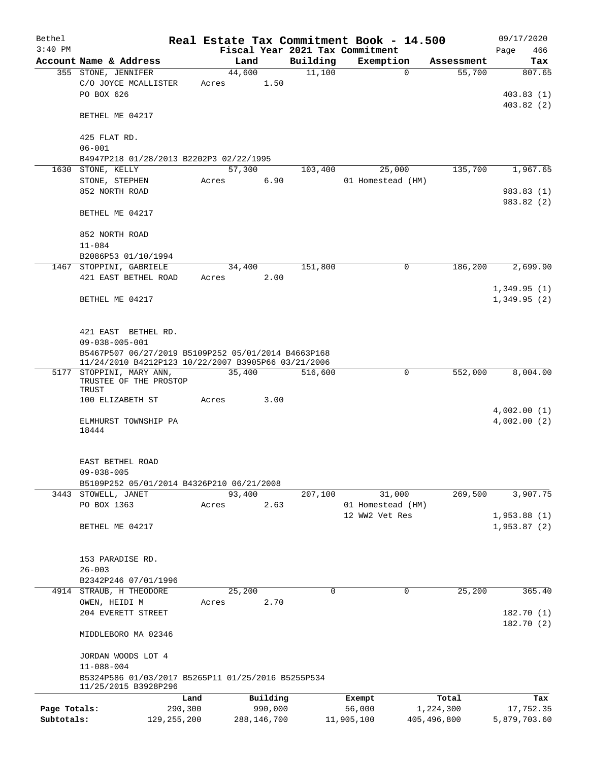Bethel — Real Estate Tax Commitment Book - 14.500 — 09/17/2020
3:40 PM — Fiscal Year 2021 Tax Commitment

| Account Name & Address | Land | Building | Exemption | Assessment | Tax |
|---|---|---|---|---|---|
| 355 STONE, JENNIFER | 44,600 | 11,100 | 0 | 55,700 | 807.65 |
| C/O JOYCE MCALLISTER | Acres 1.50 | | | | |
| PO BOX 626 | | | | | 403.83 (1) |
| | | | | | 403.82 (2) |
| BETHEL ME 04217 | | | | | |
| 425 FLAT RD. | | | | | |
| 06-001 | | | | | |
| B4947P218 01/28/2013 B2202P3 02/22/1995 | | | | | |
| 1630 STONE, KELLY | 57,300 | 103,400 | 25,000 | 135,700 | 1,967.65 |
| STONE, STEPHEN | Acres 6.90 | | 01 Homestead (HM) | | |
| 852 NORTH ROAD | | | | | 983.83 (1) |
| | | | | | 983.82 (2) |
| BETHEL ME 04217 | | | | | |
| 852 NORTH ROAD | | | | | |
| 11-084 | | | | | |
| B2086P53 01/10/1994 | | | | | |
| 1467 STOPPINI, GABRIELE | 34,400 | 151,800 | 0 | 186,200 | 2,699.90 |
| 421 EAST BETHEL ROAD | Acres 2.00 | | | | |
| | | | | | 1,349.95 (1) |
| BETHEL ME 04217 | | | | | 1,349.95 (2) |
| 421 EAST BETHEL RD. | | | | | |
| 09-038-005-001 | | | | | |
| B5467P507 06/27/2019 B5109P252 05/01/2014 B4663P168 11/24/2010 B4212P123 10/22/2007 B3905P66 03/21/2006 | | | | | |
| 5177 STOPPINI, MARY ANN, TRUSTEE OF THE PROSTOP TRUST | 35,400 | 516,600 | 0 | 552,000 | 8,004.00 |
| 100 ELIZABETH ST | Acres 3.00 | | | | |
| | | | | | 4,002.00 (1) |
| ELMHURST TOWNSHIP PA 18444 | | | | | 4,002.00 (2) |
| EAST BETHEL ROAD | | | | | |
| 09-038-005 | | | | | |
| B5109P252 05/01/2014 B4326P210 06/21/2008 | | | | | |
| 3443 STOWELL, JANET | 93,400 | 207,100 | 31,000 | 269,500 | 3,907.75 |
| PO BOX 1363 | Acres 2.63 | | 01 Homestead (HM) | | |
| | | | 12 WW2 Vet Res | | 1,953.88 (1) |
| BETHEL ME 04217 | | | | | 1,953.87 (2) |
| 153 PARADISE RD. | | | | | |
| 26-003 | | | | | |
| B2342P246 07/01/1996 | | | | | |
| 4914 STRAUB, H THEODORE | 25,200 | 0 | 0 | 25,200 | 365.40 |
| OWEN, HEIDI M | Acres 2.70 | | | | |
| 204 EVERETT STREET | | | | | 182.70 (1) |
| | | | | | 182.70 (2) |
| MIDDLEBORO MA 02346 | | | | | |
| JORDAN WOODS LOT 4 | | | | | |
| 11-088-004 | | | | | |
| B5324P586 01/03/2017 B5265P11 01/25/2016 B5255P534 11/25/2015 B3928P296 | | | | | |

| | Land | Building | Exempt | Total | Tax |
|---|---|---|---|---|---|
| Page Totals: | 290,300 | 990,000 | 56,000 | 1,224,300 | 17,752.35 |
| Subtotals: | 129,255,200 | 288,146,700 | 11,905,100 | 405,496,800 | 5,879,703.60 |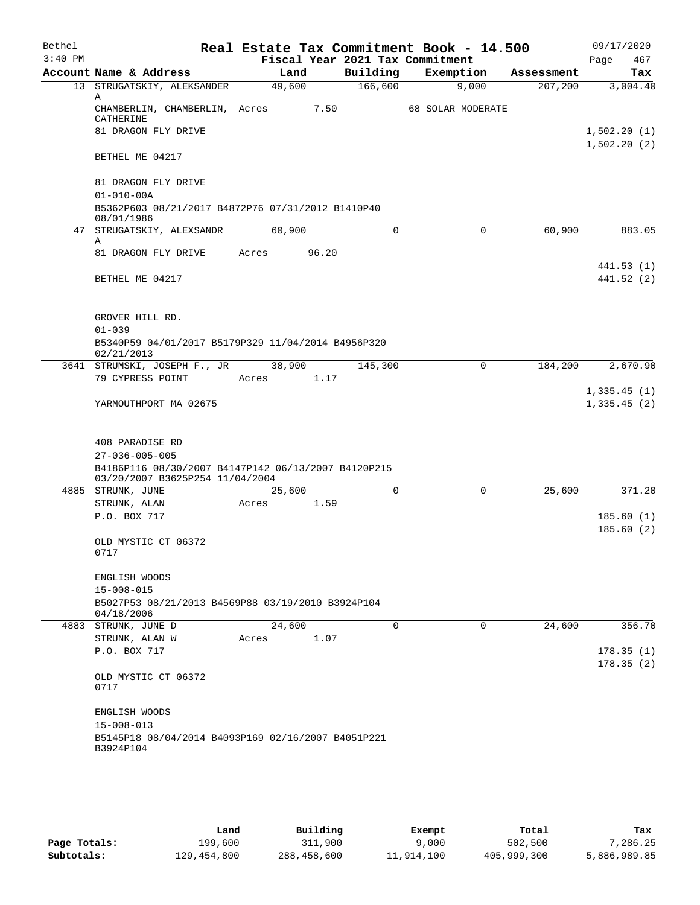# Real Estate Tax Commitment Book - 14.500

Bethel 3:40 PM — Fiscal Year 2021 Tax Commitment — 09/17/2020

| Account | Name & Address | Land | Building | Exemption | Assessment | Tax |
|---|---|---|---|---|---|---|
| 13 | STRUGATSKIY, ALEKSANDER A | 49,600 | 166,600 | 9,000 | 207,200 | 3,004.40 |
| | CHAMBERLIN, CHAMBERLIN, CATHERINE | Acres 7.50 | | 68 SOLAR MODERATE | | |
| | 81 DRAGON FLY DRIVE | | | | | 1,502.20 (1) |
| | | | | | | 1,502.20 (2) |
| | BETHEL ME 04217 | | | | | |
| | 81 DRAGON FLY DRIVE | | | | | |
| | 01-010-00A | | | | | |
| | B5362P603 08/21/2017 B4872P76 07/31/2012 B1410P40 08/01/1986 | | | | | |
| 47 | STRUGATSKIY, ALEXSANDR A | 60,900 | 0 | 0 | 60,900 | 883.05 |
| | 81 DRAGON FLY DRIVE | Acres 96.20 | | | | |
| | | | | | | 441.53 (1) |
| | BETHEL ME 04217 | | | | | 441.52 (2) |
| | GROVER HILL RD. | | | | | |
| | 01-039 | | | | | |
| | B5340P59 04/01/2017 B5179P329 11/04/2014 B4956P320 02/21/2013 | | | | | |
| 3641 | STRUMSKI, JOSEPH F., JR | 38,900 | 145,300 | 0 | 184,200 | 2,670.90 |
| | 79 CYPRESS POINT | Acres 1.17 | | | | |
| | | | | | | 1,335.45 (1) |
| | YARMOUTHPORT MA 02675 | | | | | 1,335.45 (2) |
| | 408 PARADISE RD | | | | | |
| | 27-036-005-005 | | | | | |
| | B4186P116 08/30/2007 B4147P142 06/13/2007 B4120P215 03/20/2007 B3625P254 11/04/2004 | | | | | |
| 4885 | STRUNK, JUNE | 25,600 | 0 | 0 | 25,600 | 371.20 |
| | STRUNK, ALAN | Acres 1.59 | | | | |
| | P.O. BOX 717 | | | | | 185.60 (1) |
| | | | | | | 185.60 (2) |
| | OLD MYSTIC CT 06372 0717 | | | | | |
| | ENGLISH WOODS | | | | | |
| | 15-008-015 | | | | | |
| | B5027P53 08/21/2013 B4569P88 03/19/2010 B3924P104 04/18/2006 | | | | | |
| 4883 | STRUNK, JUNE D | 24,600 | 0 | 0 | 24,600 | 356.70 |
| | STRUNK, ALAN W | Acres 1.07 | | | | |
| | P.O. BOX 717 | | | | | 178.35 (1) |
| | | | | | | 178.35 (2) |
| | OLD MYSTIC CT 06372 0717 | | | | | |
| | ENGLISH WOODS | | | | | |
| | 15-008-013 | | | | | |
| | B5145P18 08/04/2014 B4093P169 02/16/2007 B4051P221 B3924P104 | | | | | |

| | Land | Building | Exempt | Total | Tax |
|---|---|---|---|---|---|
| Page Totals: | 199,600 | 311,900 | 9,000 | 502,500 | 7,286.25 |
| Subtotals: | 129,454,800 | 288,458,600 | 11,914,100 | 405,999,300 | 5,886,989.85 |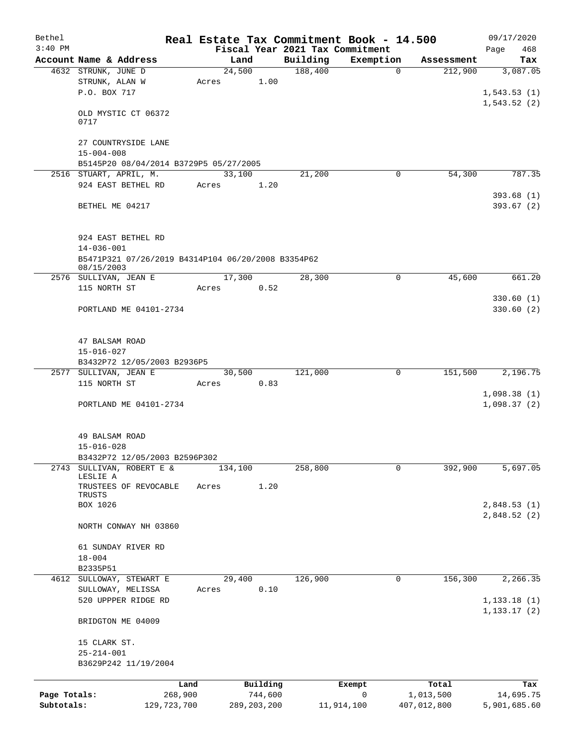Bethel 3:40 PM

# Real Estate Tax Commitment Book - 14.500

## Fiscal Year 2021 Tax Commitment

09/17/2020 Page 468

| Account Name & Address | Land | Building | Exemption | Assessment | Tax |
|---|---|---|---|---|---|
| 4632 STRUNK, JUNE D<br>STRUNK, ALAN W<br>P.O. BOX 717<br><br>OLD MYSTIC CT 06372<br>0717<br><br>27 COUNTRYSIDE LANE<br>15-004-008<br>B5145P20 08/04/2014 B3729P5 05/27/2005 | 24,500<br>Acres 1.00 | 188,400 | 0 | 212,900 | 3,087.05<br><br>1,543.53 (1)<br>1,543.52 (2) |
| 2516 STUART, APRIL, M.<br>924 EAST BETHEL RD<br><br>BETHEL ME 04217<br><br>924 EAST BETHEL RD<br>14-036-001<br>B5471P321 07/26/2019 B4314P104 06/20/2008 B3354P62 08/15/2003 | 33,100<br>Acres 1.20 | 21,200 | 0 | 54,300 | 787.35<br><br>393.68 (1)<br>393.67 (2) |
| 2576 SULLIVAN, JEAN E<br>115 NORTH ST<br><br>PORTLAND ME 04101-2734<br><br>47 BALSAM ROAD<br>15-016-027<br>B3432P72 12/05/2003 B2936P5 | 17,300<br>Acres 0.52 | 28,300 | 0 | 45,600 | 661.20<br><br>330.60 (1)<br>330.60 (2) |
| 2577 SULLIVAN, JEAN E<br>115 NORTH ST<br><br>PORTLAND ME 04101-2734<br><br>49 BALSAM ROAD<br>15-016-028<br>B3432P72 12/05/2003 B2596P302 | 30,500<br>Acres 0.83 | 121,000 | 0 | 151,500 | 2,196.75<br><br>1,098.38 (1)<br>1,098.37 (2) |
| 2743 SULLIVAN, ROBERT E & LESLIE A<br>TRUSTEES OF REVOCABLE TRUSTS<br>BOX 1026<br><br>NORTH CONWAY NH 03860<br><br>61 SUNDAY RIVER RD<br>18-004<br>B2335P51 | 134,100<br>Acres 1.20 | 258,800 | 0 | 392,900 | 5,697.05<br><br>2,848.53 (1)<br>2,848.52 (2) |
| 4612 SULLOWAY, STEWART E<br>SULLOWAY, MELISSA<br>520 UPPPER RIDGE RD<br><br>BRIDGTON ME 04009<br><br>15 CLARK ST.<br>25-214-001<br>B3629P242 11/19/2004 | 29,400<br>Acres 0.10 | 126,900 | 0 | 156,300 | 2,266.35<br><br>1,133.18 (1)<br>1,133.17 (2) |

| | Land | Building | Exempt | Total | Tax |
|---|---|---|---|---|---|
| Page Totals: | 268,900 | 744,600 | 0 | 1,013,500 | 14,695.75 |
| Subtotals: | 129,723,700 | 289,203,200 | 11,914,100 | 407,012,800 | 5,901,685.60 |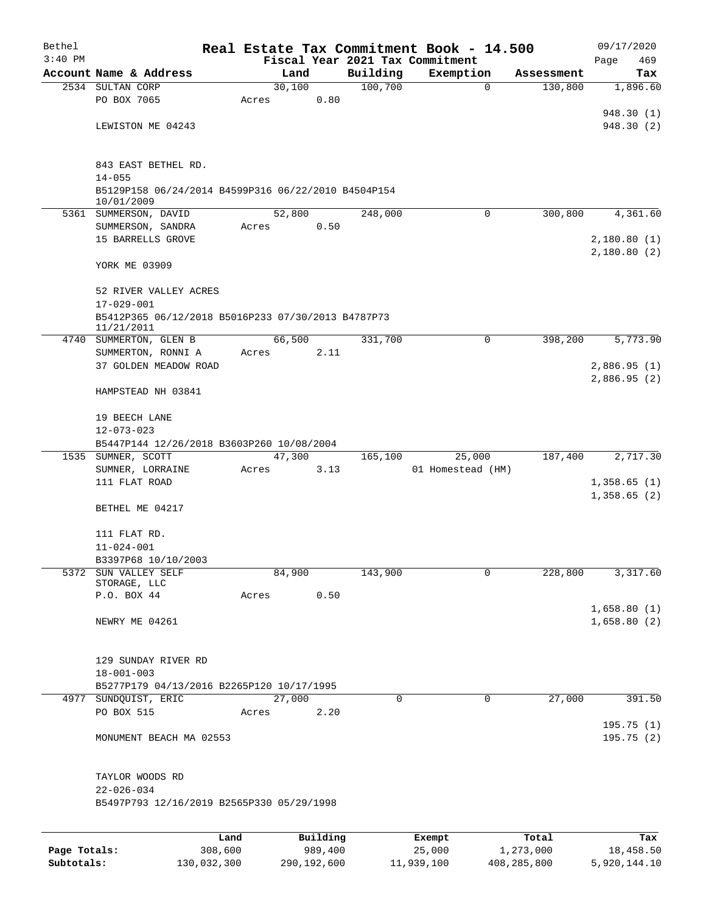Bethel 3:40 PM

# Real Estate Tax Commitment Book - 14.500

Fiscal Year 2021 Tax Commitment

09/17/2020 Page 469

| Account Name & Address | Land | Building | Exemption | Assessment | Tax |
|---|---|---|---|---|---|
| 2534 SULTAN CORP<br>PO BOX 7065<br><br>LEWISTON ME 04243<br><br>843 EAST BETHEL RD.<br>14-055<br>B5129P158 06/24/2014 B4599P316 06/22/2010 B4504P154 10/01/2009 | 30,100<br>Acres 0.80 | 100,700 | 0 | 130,800 | 1,896.60<br><br>948.30 (1)<br>948.30 (2) |
| 5361 SUMMERSON, DAVID<br>SUMMERSON, SANDRA<br>15 BARRELLS GROVE<br><br>YORK ME 03909<br><br>52 RIVER VALLEY ACRES<br>17-029-001<br>B5412P365 06/12/2018 B5016P233 07/30/2013 B4787P73 11/21/2011 | 52,800<br>Acres 0.50 | 248,000 | 0 | 300,800 | 4,361.60<br><br>2,180.80 (1)<br>2,180.80 (2) |
| 4740 SUMMERTON, GLEN B<br>SUMMERTON, RONNI A<br>37 GOLDEN MEADOW ROAD<br><br>HAMPSTEAD NH 03841<br><br>19 BEECH LANE<br>12-073-023<br>B5447P144 12/26/2018 B3603P260 10/08/2004 | 66,500<br>Acres 2.11 | 331,700 | 0 | 398,200 | 5,773.90<br><br>2,886.95 (1)<br>2,886.95 (2) |
| 1535 SUMNER, SCOTT<br>SUMNER, LORRAINE<br>111 FLAT ROAD<br><br>BETHEL ME 04217<br><br>111 FLAT RD.<br>11-024-001<br>B3397P68 10/10/2003 | 47,300<br>Acres 3.13 | 165,100 | 25,000<br>01 Homestead (HM) | 187,400 | 2,717.30<br><br>1,358.65 (1)<br>1,358.65 (2) |
| 5372 SUN VALLEY SELF STORAGE, LLC<br>P.O. BOX 44<br><br>NEWRY ME 04261<br><br>129 SUNDAY RIVER RD<br>18-001-003<br>B5277P179 04/13/2016 B2265P120 10/17/1995 | 84,900<br>Acres 0.50 | 143,900 | 0 | 228,800 | 3,317.60<br><br>1,658.80 (1)<br>1,658.80 (2) |
| 4977 SUNDQUIST, ERIC<br>PO BOX 515<br><br>MONUMENT BEACH MA 02553<br><br>TAYLOR WOODS RD<br>22-026-034<br>B5497P793 12/16/2019 B2565P330 05/29/1998 | 27,000<br>Acres 2.20 | 0 | 0 | 27,000 | 391.50<br><br>195.75 (1)<br>195.75 (2) |

| | Land | Building | Exempt | Total | Tax |
|---|---|---|---|---|---|
| Page Totals: | 308,600 | 989,400 | 25,000 | 1,273,000 | 18,458.50 |
| Subtotals: | 130,032,300 | 290,192,600 | 11,939,100 | 408,285,800 | 5,920,144.10 |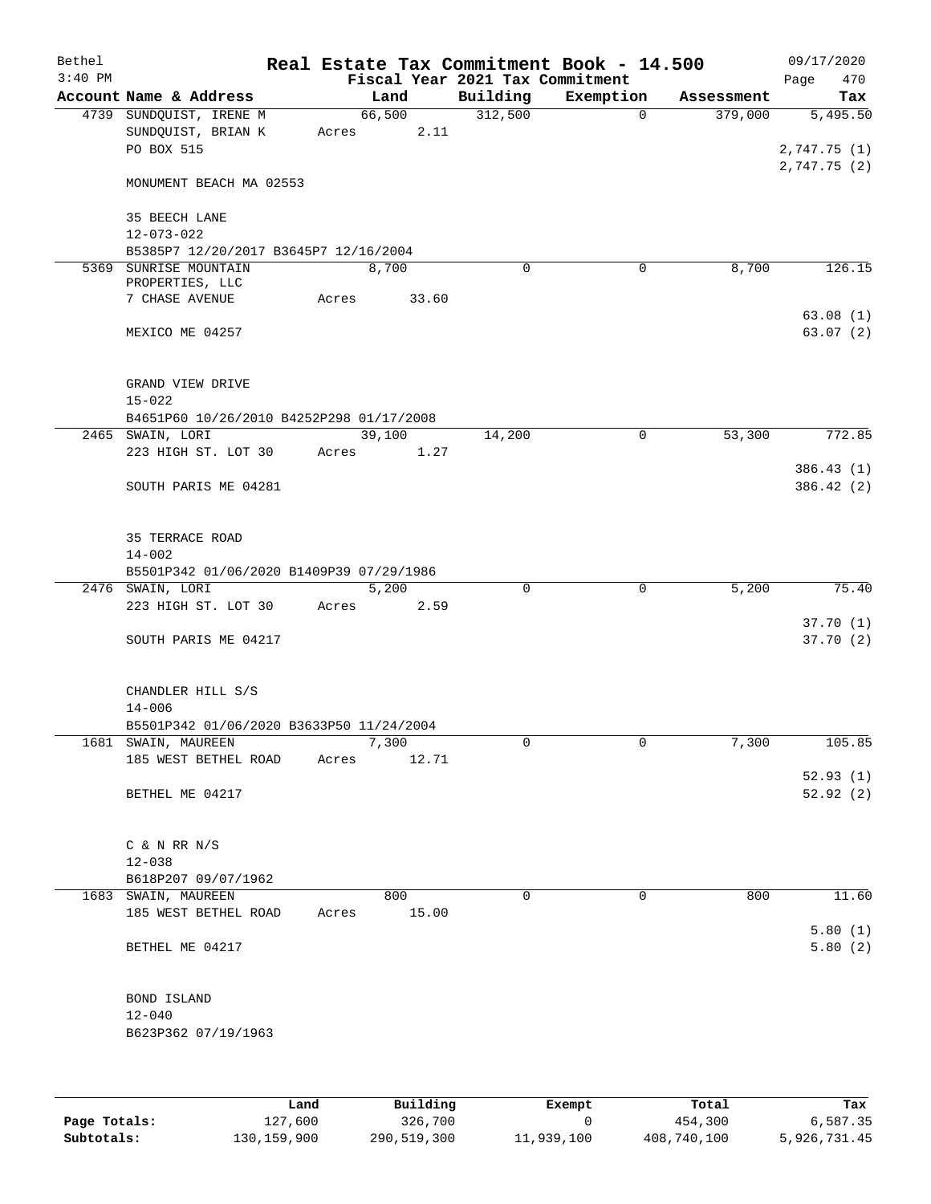Bethel  
3:40 PM

# Real Estate Tax Commitment Book - 14.500

## Fiscal Year 2021 Tax Commitment

09/17/2020

| Account | Name & Address | Land | Building | Exemption | Assessment | Tax |
|---|---|---|---|---|---|---|
| 4739 | SUNDQUIST, IRENE M<br>SUNDQUIST, BRIAN K<br>PO BOX 515<br><br>MONUMENT BEACH MA 02553<br><br>35 BEECH LANE<br>12-073-022<br>B5385P7 12/20/2017 B3645P7 12/16/2004 | 66,500<br>Acres 2.11 | 312,500 | 0 | 379,000 | 5,495.50<br><br>2,747.75 (1)<br>2,747.75 (2) |
| 5369 | SUNRISE MOUNTAIN PROPERTIES, LLC<br>7 CHASE AVENUE<br><br>MEXICO ME 04257<br><br>GRAND VIEW DRIVE<br>15-022<br>B4651P60 10/26/2010 B4252P298 01/17/2008 | 8,700<br>Acres 33.60 | 0 | 0 | 8,700 | 126.15<br><br>63.08 (1)<br>63.07 (2) |
| 2465 | SWAIN, LORI<br>223 HIGH ST. LOT 30<br><br>SOUTH PARIS ME 04281<br><br>35 TERRACE ROAD<br>14-002<br>B5501P342 01/06/2020 B1409P39 07/29/1986 | 39,100<br>Acres 1.27 | 14,200 | 0 | 53,300 | 772.85<br><br>386.43 (1)<br>386.42 (2) |
| 2476 | SWAIN, LORI<br>223 HIGH ST. LOT 30<br><br>SOUTH PARIS ME 04217<br><br>CHANDLER HILL S/S<br>14-006<br>B5501P342 01/06/2020 B3633P50 11/24/2004 | 5,200<br>Acres 2.59 | 0 | 0 | 5,200 | 75.40<br><br>37.70 (1)<br>37.70 (2) |
| 1681 | SWAIN, MAUREEN<br>185 WEST BETHEL ROAD<br><br>BETHEL ME 04217<br><br>C & N RR N/S<br>12-038<br>B618P207 09/07/1962 | 7,300<br>Acres 12.71 | 0 | 0 | 7,300 | 105.85<br><br>52.93 (1)<br>52.92 (2) |
| 1683 | SWAIN, MAUREEN<br>185 WEST BETHEL ROAD<br><br>BETHEL ME 04217<br><br>BOND ISLAND<br>12-040<br>B623P362 07/19/1963 | 800<br>Acres 15.00 | 0 | 0 | 800 | 11.60<br><br>5.80 (1)<br>5.80 (2) |

| | Land | Building | Exempt | Total | Tax |
|---|---|---|---|---|---|
| **Page Totals:** | 127,600 | 326,700 | 0 | 454,300 | 6,587.35 |
| **Subtotals:** | 130,159,900 | 290,519,300 | 11,939,100 | 408,740,100 | 5,926,731.45 |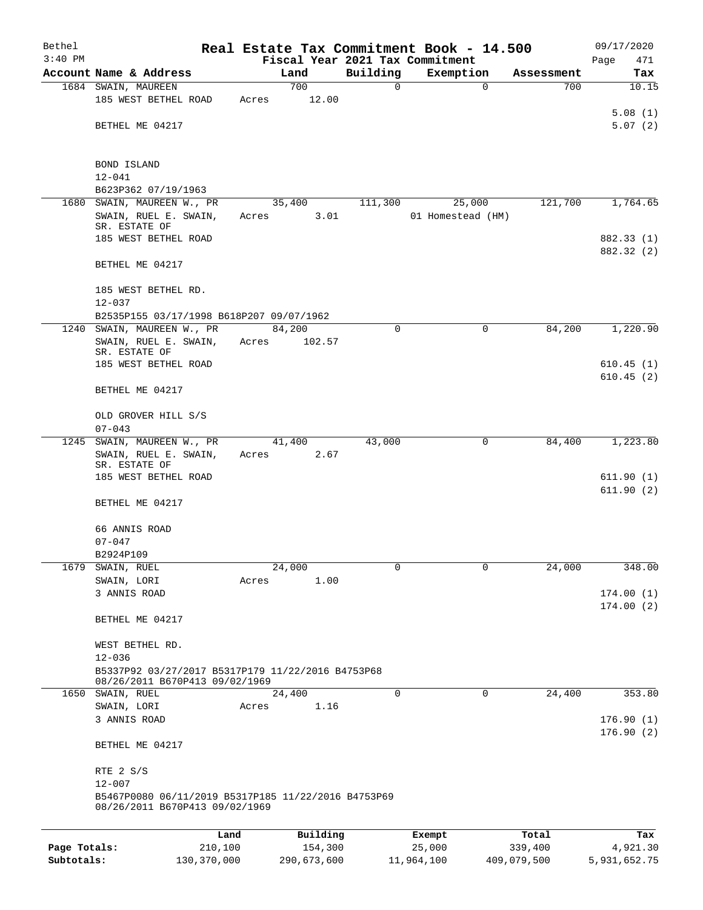Bethel 3:40 PM

# Real Estate Tax Commitment Book - 14.500

Fiscal Year 2021 Tax Commitment

09/17/2020 Page 471

| Account Name & Address | Land | Building | Exemption | Assessment | Tax |
|---|---|---|---|---|---|
| 1684 SWAIN, MAUREEN | 700 | 0 | 0 | 700 | 10.15 |
| 185 WEST BETHEL ROAD | Acres 12.00 | | | | |
| | | | | | 5.08 (1) |
| BETHEL ME 04217 | | | | | 5.07 (2) |
| BOND ISLAND | | | | | |
| 12-041 | | | | | |
| B623P362 07/19/1963 | | | | | |
| 1680 SWAIN, MAUREEN W., PR | 35,400 | 111,300 | 25,000 | 121,700 | 1,764.65 |
| SWAIN, RUEL E. SWAIN, SR. ESTATE OF | Acres 3.01 | | 01 Homestead (HM) | | |
| 185 WEST BETHEL ROAD | | | | | 882.33 (1) |
| | | | | | 882.32 (2) |
| BETHEL ME 04217 | | | | | |
| 185 WEST BETHEL RD. | | | | | |
| 12-037 | | | | | |
| B2535P155 03/17/1998 B618P207 09/07/1962 | | | | | |
| 1240 SWAIN, MAUREEN W., PR | 84,200 | 0 | 0 | 84,200 | 1,220.90 |
| SWAIN, RUEL E. SWAIN, SR. ESTATE OF | Acres 102.57 | | | | |
| 185 WEST BETHEL ROAD | | | | | 610.45 (1) |
| | | | | | 610.45 (2) |
| BETHEL ME 04217 | | | | | |
| OLD GROVER HILL S/S | | | | | |
| 07-043 | | | | | |
| 1245 SWAIN, MAUREEN W., PR | 41,400 | 43,000 | 0 | 84,400 | 1,223.80 |
| SWAIN, RUEL E. SWAIN, SR. ESTATE OF | Acres 2.67 | | | | |
| 185 WEST BETHEL ROAD | | | | | 611.90 (1) |
| | | | | | 611.90 (2) |
| BETHEL ME 04217 | | | | | |
| 66 ANNIS ROAD | | | | | |
| 07-047 | | | | | |
| B2924P109 | | | | | |
| 1679 SWAIN, RUEL | 24,000 | 0 | 0 | 24,000 | 348.00 |
| SWAIN, LORI | Acres 1.00 | | | | |
| 3 ANNIS ROAD | | | | | 174.00 (1) |
| | | | | | 174.00 (2) |
| BETHEL ME 04217 | | | | | |
| WEST BETHEL RD. | | | | | |
| 12-036 | | | | | |
| B5337P92 03/27/2017 B5317P179 11/22/2016 B4753P68 08/26/2011 B670P413 09/02/1969 | | | | | |
| 1650 SWAIN, RUEL | 24,400 | 0 | 0 | 24,400 | 353.80 |
| SWAIN, LORI | Acres 1.16 | | | | |
| 3 ANNIS ROAD | | | | | 176.90 (1) |
| | | | | | 176.90 (2) |
| BETHEL ME 04217 | | | | | |
| RTE 2 S/S | | | | | |
| 12-007 | | | | | |
| B5467P0080 06/11/2019 B5317P185 11/22/2016 B4753P69 08/26/2011 B670P413 09/02/1969 | | | | | |

| | Land | Building | Exempt | Total | Tax |
|---|---|---|---|---|---|
| Page Totals: | 210,100 | 154,300 | 25,000 | 339,400 | 4,921.30 |
| Subtotals: | 130,370,000 | 290,673,600 | 11,964,100 | 409,079,500 | 5,931,652.75 |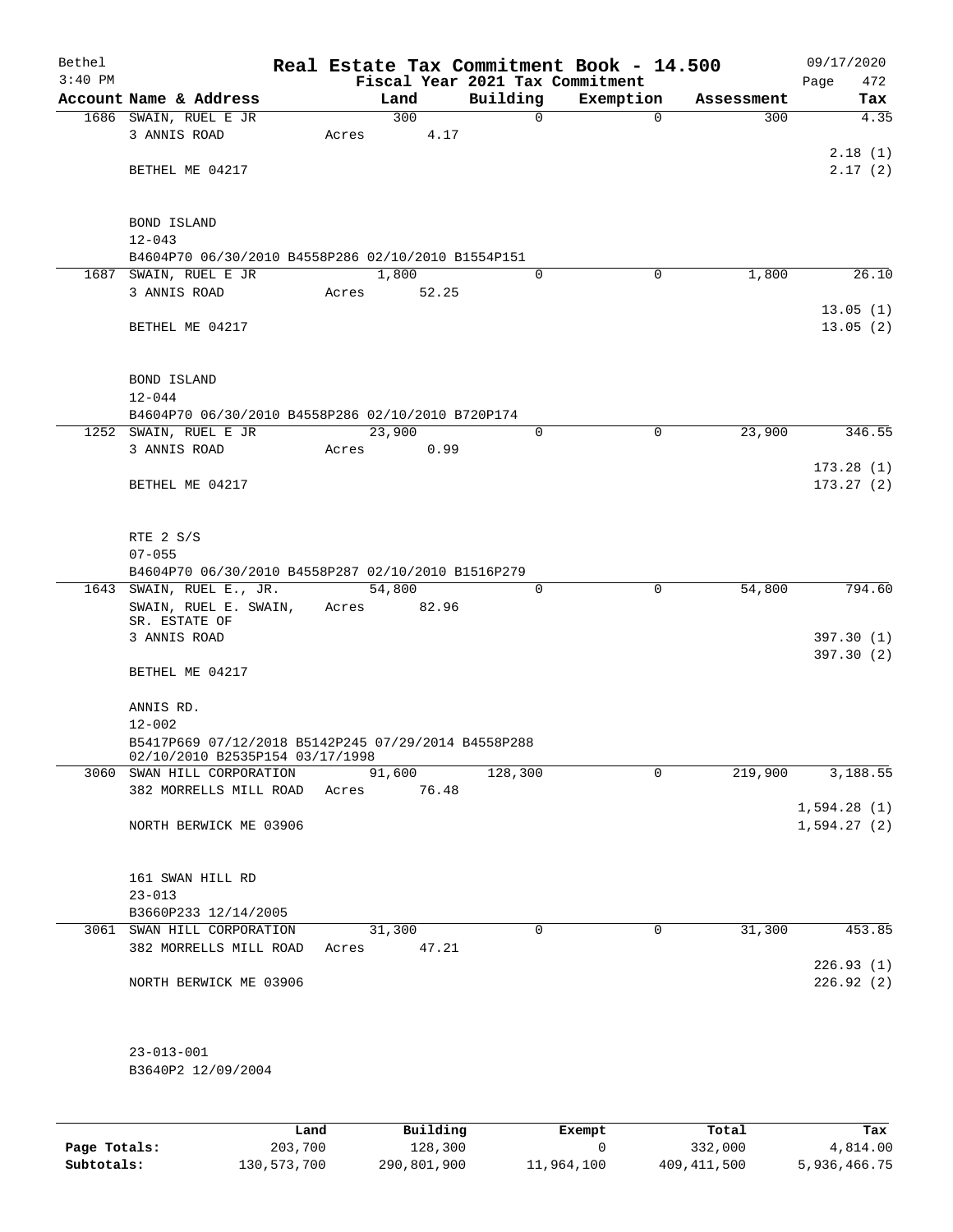# Real Estate Tax Commitment Book - 14.500

Bethel
3:40 PM

Fiscal Year 2021 Tax Commitment

09/17/2020

| Account Name & Address | Land | Building | Exemption | Assessment | Tax |
|---|---|---|---|---|---|
| 1686 SWAIN, RUEL E JR | 300 | 0 | 0 | 300 | 4.35 |
| 3 ANNIS ROAD | Acres 4.17 | | | | |
| | | | | | 2.18 (1) |
| BETHEL ME 04217 | | | | | 2.17 (2) |
| BOND ISLAND | | | | | |
| 12-043 | | | | | |
| B4604P70 06/30/2010 B4558P286 02/10/2010 B1554P151 | | | | | |
| 1687 SWAIN, RUEL E JR | 1,800 | 0 | 0 | 1,800 | 26.10 |
| 3 ANNIS ROAD | Acres 52.25 | | | | |
| | | | | | 13.05 (1) |
| BETHEL ME 04217 | | | | | 13.05 (2) |
| BOND ISLAND | | | | | |
| 12-044 | | | | | |
| B4604P70 06/30/2010 B4558P286 02/10/2010 B720P174 | | | | | |
| 1252 SWAIN, RUEL E JR | 23,900 | 0 | 0 | 23,900 | 346.55 |
| 3 ANNIS ROAD | Acres 0.99 | | | | |
| | | | | | 173.28 (1) |
| BETHEL ME 04217 | | | | | 173.27 (2) |
| RTE 2 S/S | | | | | |
| 07-055 | | | | | |
| B4604P70 06/30/2010 B4558P287 02/10/2010 B1516P279 | | | | | |
| 1643 SWAIN, RUEL E., JR. | 54,800 | 0 | 0 | 54,800 | 794.60 |
| SWAIN, RUEL E. SWAIN, SR. ESTATE OF | Acres 82.96 | | | | |
| 3 ANNIS ROAD | | | | | 397.30 (1) |
| | | | | | 397.30 (2) |
| BETHEL ME 04217 | | | | | |
| ANNIS RD. | | | | | |
| 12-002 | | | | | |
| B5417P669 07/12/2018 B5142P245 07/29/2014 B4558P288 02/10/2010 B2535P154 03/17/1998 | | | | | |
| 3060 SWAN HILL CORPORATION | 91,600 | 128,300 | 0 | 219,900 | 3,188.55 |
| 382 MORRELLS MILL ROAD | Acres 76.48 | | | | |
| | | | | | 1,594.28 (1) |
| NORTH BERWICK ME 03906 | | | | | 1,594.27 (2) |
| 161 SWAN HILL RD | | | | | |
| 23-013 | | | | | |
| B3660P233 12/14/2005 | | | | | |
| 3061 SWAN HILL CORPORATION | 31,300 | 0 | 0 | 31,300 | 453.85 |
| 382 MORRELLS MILL ROAD | Acres 47.21 | | | | |
| | | | | | 226.93 (1) |
| NORTH BERWICK ME 03906 | | | | | 226.92 (2) |
| 23-013-001 | | | | | |
| B3640P2 12/09/2004 | | | | | |

| | Land | Building | Exempt | Total | Tax |
|---|---|---|---|---|---|
| Page Totals: | 203,700 | 128,300 | 0 | 332,000 | 4,814.00 |
| Subtotals: | 130,573,700 | 290,801,900 | 11,964,100 | 409,411,500 | 5,936,466.75 |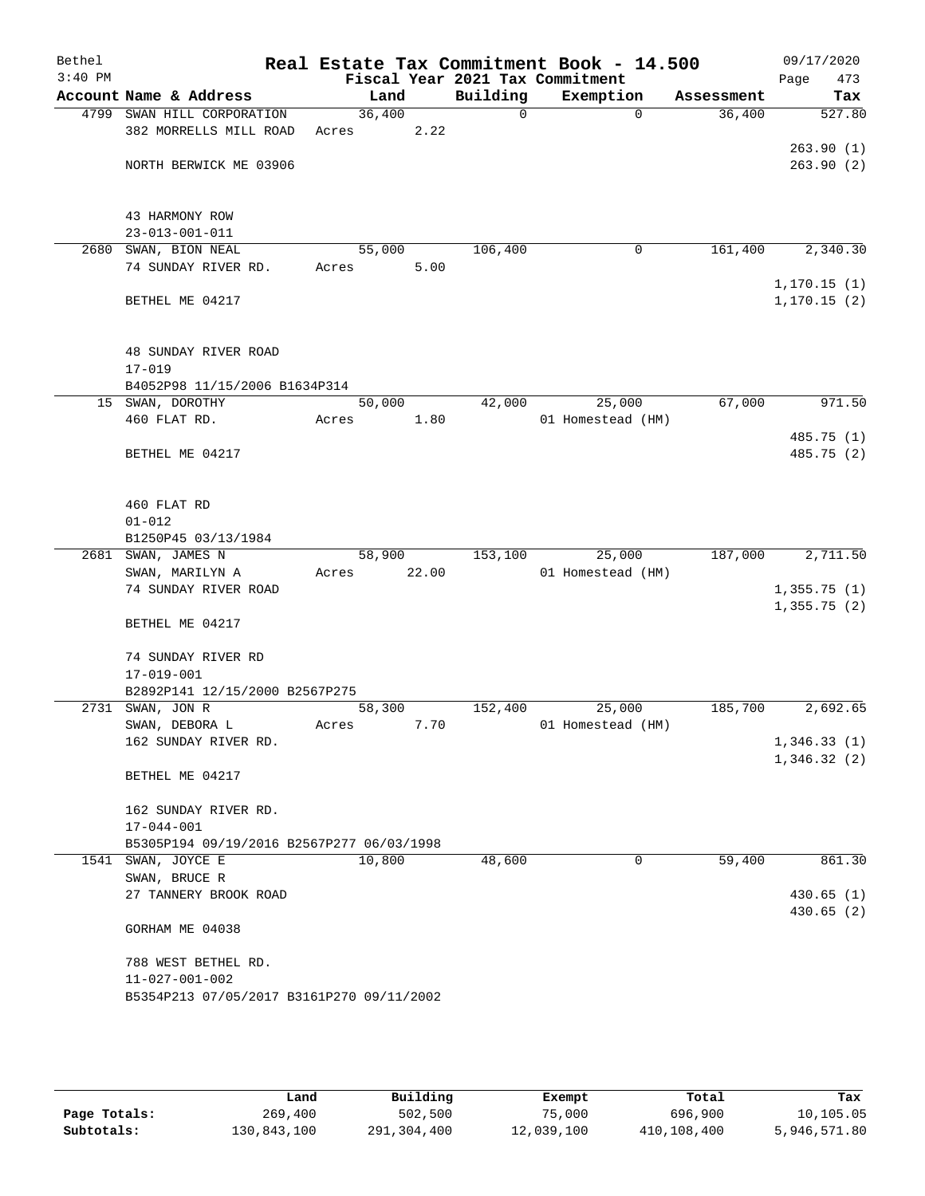# Real Estate Tax Commitment Book - 14.500

Bethel
3:40 PM

Fiscal Year 2021 Tax Commitment

09/17/2020
Page 473

| Account | Name & Address | Land | Building | Exemption | Assessment | Tax |
|---|---|---|---|---|---|---|
| 4799 | SWAN HILL CORPORATION<br>382 MORRELLS MILL ROAD<br><br>NORTH BERWICK ME 03906<br><br>43 HARMONY ROW<br>23-013-001-011 | 36,400<br>Acres 2.22 | 0 | 0 | 36,400 | 527.80<br><br>263.90 (1)<br>263.90 (2) |
| 2680 | SWAN, BION NEAL<br>74 SUNDAY RIVER RD.<br><br>BETHEL ME 04217<br><br>48 SUNDAY RIVER ROAD<br>17-019<br>B4052P98 11/15/2006 B1634P314 | 55,000<br>Acres 5.00 | 106,400 | 0 | 161,400 | 2,340.30<br><br>1,170.15 (1)<br>1,170.15 (2) |
| 15 | SWAN, DOROTHY<br>460 FLAT RD.<br><br>BETHEL ME 04217<br><br>460 FLAT RD<br>01-012<br>B1250P45 03/13/1984 | 50,000<br>Acres 1.80 | 42,000 | 25,000<br>01 Homestead (HM) | 67,000 | 971.50<br><br>485.75 (1)<br>485.75 (2) |
| 2681 | SWAN, JAMES N<br>SWAN, MARILYN A<br>74 SUNDAY RIVER ROAD<br><br>BETHEL ME 04217<br><br>74 SUNDAY RIVER RD<br>17-019-001<br>B2892P141 12/15/2000 B2567P275 | 58,900<br>Acres 22.00 | 153,100 | 25,000<br>01 Homestead (HM) | 187,000 | 2,711.50<br><br>1,355.75 (1)<br>1,355.75 (2) |
| 2731 | SWAN, JON R<br>SWAN, DEBORA L<br>162 SUNDAY RIVER RD.<br><br>BETHEL ME 04217<br><br>162 SUNDAY RIVER RD.<br>17-044-001<br>B5305P194 09/19/2016 B2567P277 06/03/1998 | 58,300<br>Acres 7.70 | 152,400 | 25,000<br>01 Homestead (HM) | 185,700 | 2,692.65<br><br>1,346.33 (1)<br>1,346.32 (2) |
| 1541 | SWAN, JOYCE E<br>SWAN, BRUCE R<br>27 TANNERY BROOK ROAD<br><br>GORHAM ME 04038<br><br>788 WEST BETHEL RD.<br>11-027-001-002<br>B5354P213 07/05/2017 B3161P270 09/11/2002 | 10,800 | 48,600 | 0 | 59,400 | 861.30<br><br>430.65 (1)<br>430.65 (2) |

| | Land | Building | Exempt | Total | Tax |
|---|---|---|---|---|---|
| Page Totals: | 269,400 | 502,500 | 75,000 | 696,900 | 10,105.05 |
| Subtotals: | 130,843,100 | 291,304,400 | 12,039,100 | 410,108,400 | 5,946,571.80 |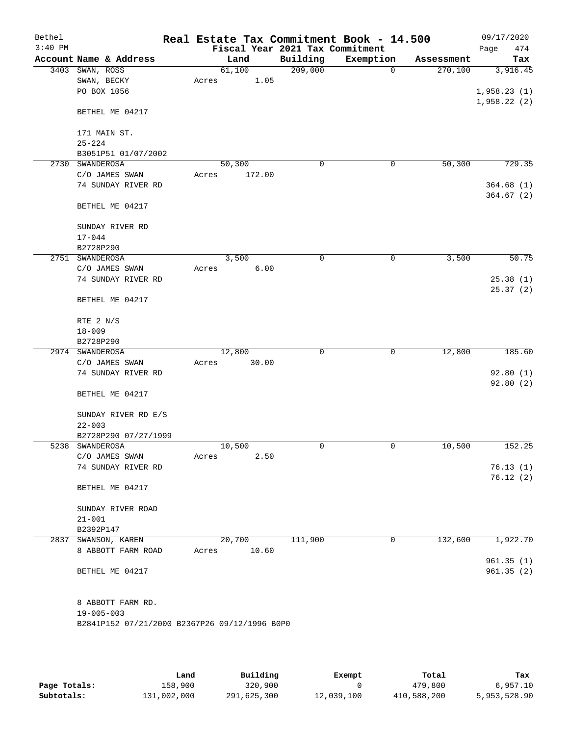Bethel 3:40 PM

# Real Estate Tax Commitment Book - 14.500

Fiscal Year 2021 Tax Commitment

09/17/2020 Page 474

| Account | Name & Address | Land | Building | Exemption | Assessment | Tax |
|---|---|---|---|---|---|---|
| 3403 | SWAN, ROSS<br>SWAN, BECKY<br>PO BOX 1056<br><br>BETHEL ME 04217<br><br>171 MAIN ST.<br>25-224<br>B3051P51 01/07/2002 | 61,100<br>Acres 1.05 | 209,000 | 0 | 270,100 | 3,916.45<br><br>1,958.23 (1)<br>1,958.22 (2) |
| 2730 | SWANDEROSA<br>C/O JAMES SWAN<br>74 SUNDAY RIVER RD<br><br>BETHEL ME 04217<br><br>SUNDAY RIVER RD<br>17-044<br>B2728P290 | 50,300<br>Acres 172.00 | 0 | 0 | 50,300 | 729.35<br><br>364.68 (1)<br>364.67 (2) |
| 2751 | SWANDEROSA<br>C/O JAMES SWAN<br>74 SUNDAY RIVER RD<br><br>BETHEL ME 04217<br><br>RTE 2 N/S<br>18-009<br>B2728P290 | 3,500<br>Acres 6.00 | 0 | 0 | 3,500 | 50.75<br><br>25.38 (1)<br>25.37 (2) |
| 2974 | SWANDEROSA<br>C/O JAMES SWAN<br>74 SUNDAY RIVER RD<br><br>BETHEL ME 04217<br><br>SUNDAY RIVER RD E/S<br>22-003<br>B2728P290 07/27/1999 | 12,800<br>Acres 30.00 | 0 | 0 | 12,800 | 185.60<br><br>92.80 (1)<br>92.80 (2) |
| 5238 | SWANDEROSA<br>C/O JAMES SWAN<br>74 SUNDAY RIVER RD<br><br>BETHEL ME 04217<br><br>SUNDAY RIVER ROAD<br>21-001<br>B2392P147 | 10,500<br>Acres 2.50 | 0 | 0 | 10,500 | 152.25<br><br>76.13 (1)<br>76.12 (2) |
| 2837 | SWANSON, KAREN<br>8 ABBOTT FARM ROAD<br><br>BETHEL ME 04217<br><br>8 ABBOTT FARM RD.<br>19-005-003<br>B2841P152 07/21/2000 B2367P26 09/12/1996 B0P0 | 20,700<br>Acres 10.60 | 111,900 | 0 | 132,600 | 1,922.70<br><br>961.35 (1)<br>961.35 (2) |

| | Land | Building | Exempt | Total | Tax |
|---|---|---|---|---|---|
| Page Totals: | 158,900 | 320,900 | 0 | 479,800 | 6,957.10 |
| Subtotals: | 131,002,000 | 291,625,300 | 12,039,100 | 410,588,200 | 5,953,528.90 |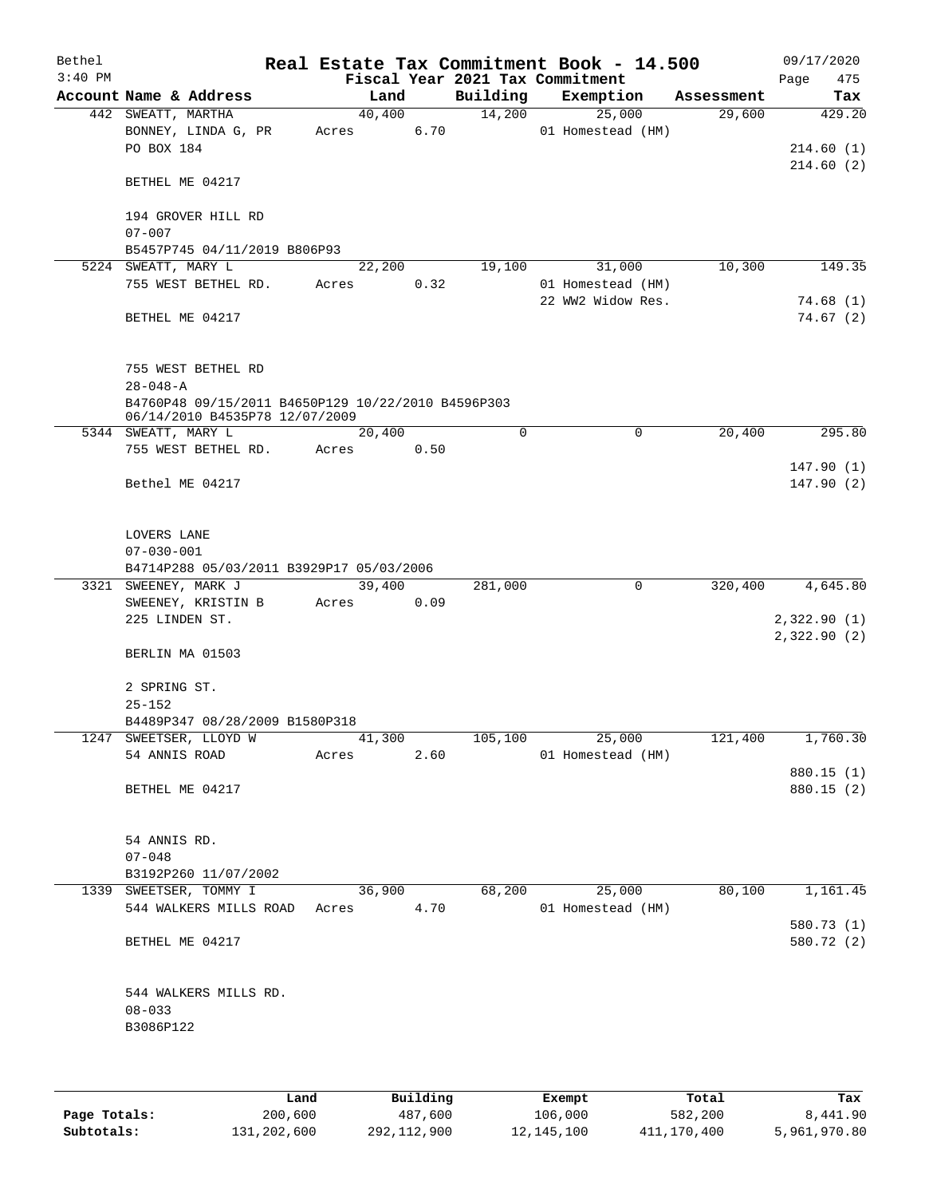# Real Estate Tax Commitment Book - 14.500

Bethel
3:40 PM

Fiscal Year 2021 Tax Commitment

09/17/2020

| Account | Name & Address | Land | Building | Exemption | Assessment | Tax |
|---|---|---|---|---|---|---|
| 442 | SWEATT, MARTHA<br>BONNEY, LINDA G, PR<br>PO BOX 184<br><br>BETHEL ME 04217<br><br>194 GROVER HILL RD<br>07-007<br>B5457P745 04/11/2019 B806P93 | 40,400<br>Acres 6.70 | 14,200 | 25,000<br>01 Homestead (HM) | 29,600 | 429.20<br><br>214.60 (1)<br>214.60 (2) |
| 5224 | SWEATT, MARY L<br>755 WEST BETHEL RD.<br><br>BETHEL ME 04217<br><br>755 WEST BETHEL RD<br>28-048-A<br>B4760P48 09/15/2011 B4650P129 10/22/2010 B4596P303 06/14/2010 B4535P78 12/07/2009 | 22,200<br>Acres 0.32 | 19,100 | 31,000<br>01 Homestead (HM)<br>22 WW2 Widow Res. | 10,300 | 149.35<br><br>74.68 (1)<br>74.67 (2) |
| 5344 | SWEATT, MARY L<br>755 WEST BETHEL RD.<br><br>Bethel ME 04217<br><br>LOVERS LANE<br>07-030-001<br>B4714P288 05/03/2011 B3929P17 05/03/2006 | 20,400<br>Acres 0.50 | 0 | 0 | 20,400 | 295.80<br><br>147.90 (1)<br>147.90 (2) |
| 3321 | SWEENEY, MARK J<br>SWEENEY, KRISTIN B<br>225 LINDEN ST.<br><br>BERLIN MA 01503<br><br>2 SPRING ST.<br>25-152<br>B4489P347 08/28/2009 B1580P318 | 39,400<br>Acres 0.09 | 281,000 | 0 | 320,400 | 4,645.80<br><br>2,322.90 (1)<br>2,322.90 (2) |
| 1247 | SWEETSER, LLOYD W<br>54 ANNIS ROAD<br><br>BETHEL ME 04217<br><br>54 ANNIS RD.<br>07-048<br>B3192P260 11/07/2002 | 41,300<br>Acres 2.60 | 105,100 | 25,000<br>01 Homestead (HM) | 121,400 | 1,760.30<br><br>880.15 (1)<br>880.15 (2) |
| 1339 | SWEETSER, TOMMY I<br>544 WALKERS MILLS ROAD<br><br>BETHEL ME 04217<br><br>544 WALKERS MILLS RD.<br>08-033<br>B3086P122 | 36,900<br>Acres 4.70 | 68,200 | 25,000<br>01 Homestead (HM) | 80,100 | 1,161.45<br><br>580.73 (1)<br>580.72 (2) |

| | Land | Building | Exempt | Total | Tax |
|---|---|---|---|---|---|
| Page Totals: | 200,600 | 487,600 | 106,000 | 582,200 | 8,441.90 |
| Subtotals: | 131,202,600 | 292,112,900 | 12,145,100 | 411,170,400 | 5,961,970.80 |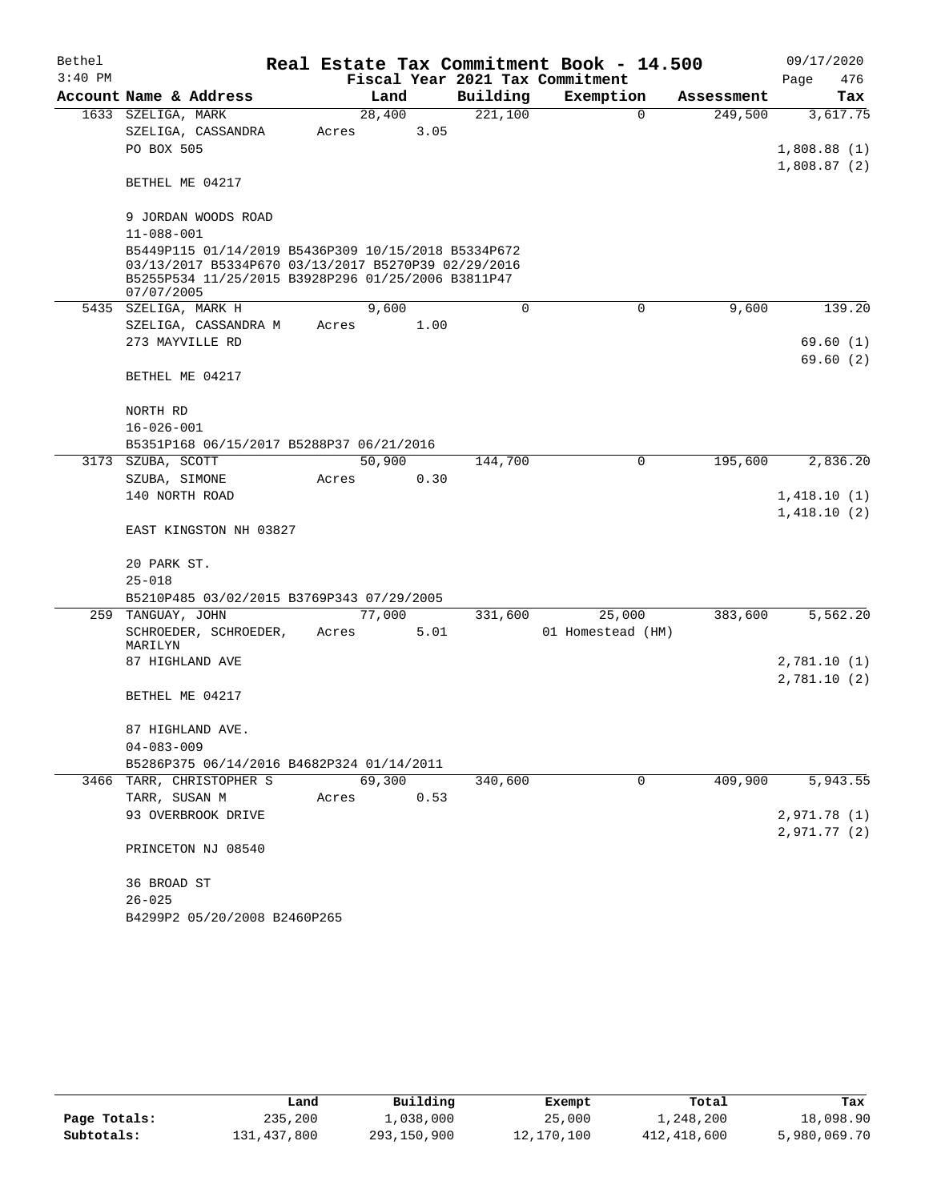# Real Estate Tax Commitment Book - 14.500

Bethel 3:40 PM — Fiscal Year 2021 Tax Commitment — 09/17/2020

| Account Name & Address | Land | Building | Exemption | Assessment | Tax |
|---|---|---|---|---|---|
| 1633 SZELIGA, MARK | 28,400 | 221,100 | 0 | 249,500 | 3,617.75 |
| SZELIGA, CASSANDRA | Acres 3.05 | | | | |
| PO BOX 505 | | | | | 1,808.88 (1) |
| | | | | | 1,808.87 (2) |
| BETHEL ME 04217 | | | | | |
| 9 JORDAN WOODS ROAD | | | | | |
| 11-088-001 | | | | | |
| B5449P115 01/14/2019 B5436P309 10/15/2018 B5334P672 03/13/2017 B5334P670 03/13/2017 B5270P39 02/29/2016 B5255P534 11/25/2015 B3928P296 01/25/2006 B3811P47 07/07/2005 | | | | | |
| 5435 SZELIGA, MARK H | 9,600 | 0 | 0 | 9,600 | 139.20 |
| SZELIGA, CASSANDRA M | Acres 1.00 | | | | |
| 273 MAYVILLE RD | | | | | 69.60 (1) |
| | | | | | 69.60 (2) |
| BETHEL ME 04217 | | | | | |
| NORTH RD | | | | | |
| 16-026-001 | | | | | |
| B5351P168 06/15/2017 B5288P37 06/21/2016 | | | | | |
| 3173 SZUBA, SCOTT | 50,900 | 144,700 | 0 | 195,600 | 2,836.20 |
| SZUBA, SIMONE | Acres 0.30 | | | | |
| 140 NORTH ROAD | | | | | 1,418.10 (1) |
| | | | | | 1,418.10 (2) |
| EAST KINGSTON NH 03827 | | | | | |
| 20 PARK ST. | | | | | |
| 25-018 | | | | | |
| B5210P485 03/02/2015 B3769P343 07/29/2005 | | | | | |
| 259 TANGUAY, JOHN | 77,000 | 331,600 | 25,000 | 383,600 | 5,562.20 |
| SCHROEDER, SCHROEDER, MARILYN | Acres 5.01 | | 01 Homestead (HM) | | |
| 87 HIGHLAND AVE | | | | | 2,781.10 (1) |
| | | | | | 2,781.10 (2) |
| BETHEL ME 04217 | | | | | |
| 87 HIGHLAND AVE. | | | | | |
| 04-083-009 | | | | | |
| B5286P375 06/14/2016 B4682P324 01/14/2011 | | | | | |
| 3466 TARR, CHRISTOPHER S | 69,300 | 340,600 | 0 | 409,900 | 5,943.55 |
| TARR, SUSAN M | Acres 0.53 | | | | |
| 93 OVERBROOK DRIVE | | | | | 2,971.78 (1) |
| | | | | | 2,971.77 (2) |
| PRINCETON NJ 08540 | | | | | |
| 36 BROAD ST | | | | | |
| 26-025 | | | | | |
| B4299P2 05/20/2008 B2460P265 | | | | | |

| | Land | Building | Exempt | Total | Tax |
|---|---|---|---|---|---|
| Page Totals: | 235,200 | 1,038,000 | 25,000 | 1,248,200 | 18,098.90 |
| Subtotals: | 131,437,800 | 293,150,900 | 12,170,100 | 412,418,600 | 5,980,069.70 |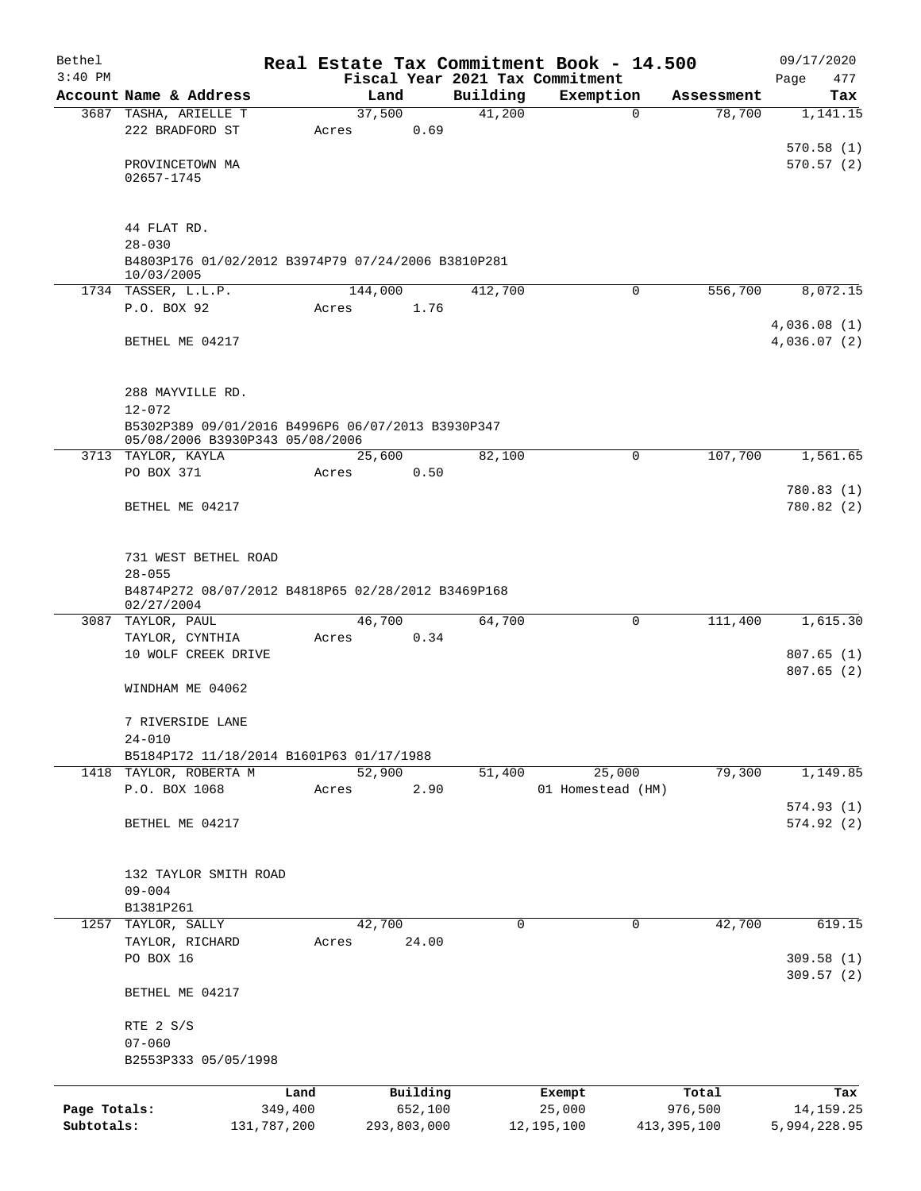Bethel 3:40 PM

# Real Estate Tax Commitment Book - 14.500

Fiscal Year 2021 Tax Commitment

09/17/2020 Page 477

| Account Name & Address | Land | Building | Exemption | Assessment | Tax |
|---|---|---|---|---|---|
| 3687 TASHA, ARIELLE T<br>222 BRADFORD ST<br><br>PROVINCETOWN MA<br>02657-1745<br><br>44 FLAT RD.<br>28-030<br>B4803P176 01/02/2012 B3974P79 07/24/2006 B3810P281 10/03/2005 | 37,500<br>Acres 0.69 | 41,200 | 0 | 78,700 | 1,141.15<br><br>570.58 (1)<br>570.57 (2) |
| 1734 TASSER, L.L.P.<br>P.O. BOX 92<br><br>BETHEL ME 04217<br><br>288 MAYVILLE RD.<br>12-072<br>B5302P389 09/01/2016 B4996P6 06/07/2013 B3930P347 05/08/2006 B3930P343 05/08/2006 | 144,000<br>Acres 1.76 | 412,700 | 0 | 556,700 | 8,072.15<br><br>4,036.08 (1)<br>4,036.07 (2) |
| 3713 TAYLOR, KAYLA<br>PO BOX 371<br><br>BETHEL ME 04217<br><br>731 WEST BETHEL ROAD<br>28-055<br>B4874P272 08/07/2012 B4818P65 02/28/2012 B3469P168 02/27/2004 | 25,600<br>Acres 0.50 | 82,100 | 0 | 107,700 | 1,561.65<br><br>780.83 (1)<br>780.82 (2) |
| 3087 TAYLOR, PAUL<br>TAYLOR, CYNTHIA<br>10 WOLF CREEK DRIVE<br><br>WINDHAM ME 04062<br><br>7 RIVERSIDE LANE<br>24-010<br>B5184P172 11/18/2014 B1601P63 01/17/1988 | 46,700<br>Acres 0.34 | 64,700 | 0 | 111,400 | 1,615.30<br><br>807.65 (1)<br>807.65 (2) |
| 1418 TAYLOR, ROBERTA M<br>P.O. BOX 1068<br><br>BETHEL ME 04217<br><br>132 TAYLOR SMITH ROAD<br>09-004<br>B1381P261 | 52,900<br>Acres 2.90 | 51,400 | 25,000<br>01 Homestead (HM) | 79,300 | 1,149.85<br><br>574.93 (1)<br>574.92 (2) |
| 1257 TAYLOR, SALLY<br>TAYLOR, RICHARD<br>PO BOX 16<br><br>BETHEL ME 04217<br><br>RTE 2 S/S<br>07-060<br>B2553P333 05/05/1998 | 42,700<br>Acres 24.00 | 0 | 0 | 42,700 | 619.15<br><br>309.58 (1)<br>309.57 (2) |

| | Land | Building | Exempt | Total | Tax |
|---|---|---|---|---|---|
| Page Totals: | 349,400 | 652,100 | 25,000 | 976,500 | 14,159.25 |
| Subtotals: | 131,787,200 | 293,803,000 | 12,195,100 | 413,395,100 | 5,994,228.95 |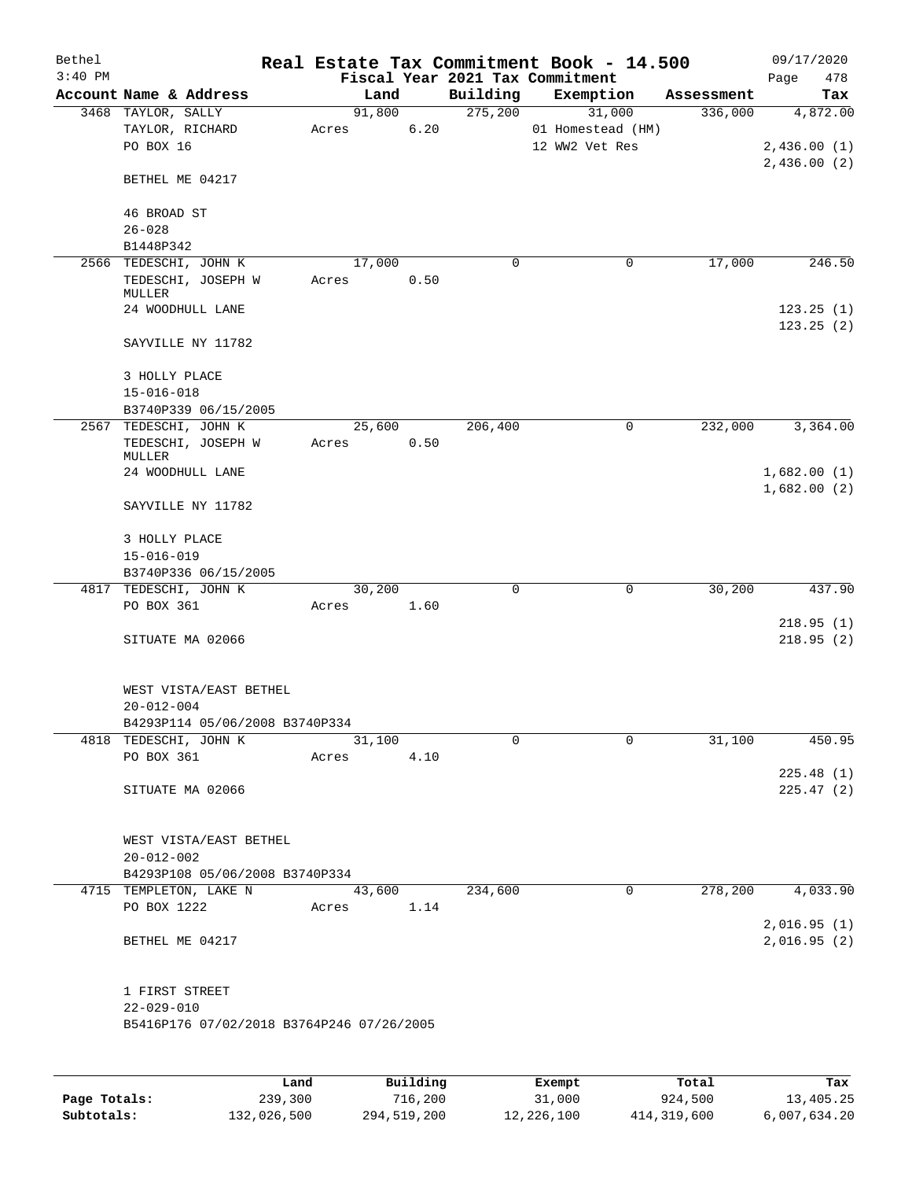Bethel 3:40 PM

# Real Estate Tax Commitment Book - 14.500

Fiscal Year 2021 Tax Commitment

09/17/2020 Page 478

| Account Name & Address | Land | Building | Exemption | Assessment | Tax |
|---|---|---|---|---|---|
| 3468 TAYLOR, SALLY<br>TAYLOR, RICHARD<br>PO BOX 16<br><br>BETHEL ME 04217<br><br>46 BROAD ST<br>26-028<br>B1448P342 | 91,800<br>Acres 6.20 | 275,200 | 31,000<br>01 Homestead (HM)<br>12 WW2 Vet Res | 336,000 | 4,872.00<br><br>2,436.00 (1)<br>2,436.00 (2) |
| 2566 TEDESCHI, JOHN K<br>TEDESCHI, JOSEPH W MULLER<br>24 WOODHULL LANE<br><br>SAYVILLE NY 11782<br><br>3 HOLLY PLACE<br>15-016-018<br>B3740P339 06/15/2005 | 17,000<br>Acres 0.50 | 0 | 0 | 17,000 | 246.50<br><br>123.25 (1)<br>123.25 (2) |
| 2567 TEDESCHI, JOHN K<br>TEDESCHI, JOSEPH W MULLER<br>24 WOODHULL LANE<br><br>SAYVILLE NY 11782<br><br>3 HOLLY PLACE<br>15-016-019<br>B3740P336 06/15/2005 | 25,600<br>Acres 0.50 | 206,400 | 0 | 232,000 | 3,364.00<br><br>1,682.00 (1)<br>1,682.00 (2) |
| 4817 TEDESCHI, JOHN K<br>PO BOX 361<br><br>SITUATE MA 02066<br><br>WEST VISTA/EAST BETHEL<br>20-012-004<br>B4293P114 05/06/2008 B3740P334 | 30,200<br>Acres 1.60 | 0 | 0 | 30,200 | 437.90<br><br>218.95 (1)<br>218.95 (2) |
| 4818 TEDESCHI, JOHN K<br>PO BOX 361<br><br>SITUATE MA 02066<br><br>WEST VISTA/EAST BETHEL<br>20-012-002<br>B4293P108 05/06/2008 B3740P334 | 31,100<br>Acres 4.10 | 0 | 0 | 31,100 | 450.95<br><br>225.48 (1)<br>225.47 (2) |
| 4715 TEMPLETON, LAKE N<br>PO BOX 1222<br><br>BETHEL ME 04217<br><br>1 FIRST STREET<br>22-029-010<br>B5416P176 07/02/2018 B3764P246 07/26/2005 | 43,600<br>Acres 1.14 | 234,600 | 0 | 278,200 | 4,033.90<br><br>2,016.95 (1)<br>2,016.95 (2) |

| | Land | Building | Exempt | Total | Tax |
|---|---|---|---|---|---|
| Page Totals: | 239,300 | 716,200 | 31,000 | 924,500 | 13,405.25 |
| Subtotals: | 132,026,500 | 294,519,200 | 12,226,100 | 414,319,600 | 6,007,634.20 |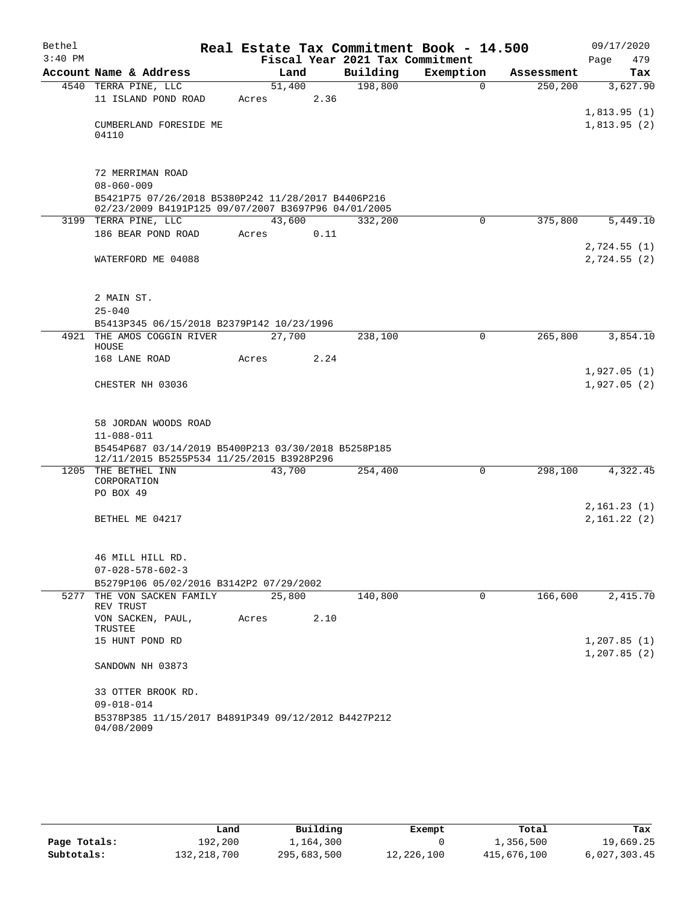Bethel 3:40 PM

**Real Estate Tax Commitment Book - 14.500**
**Fiscal Year 2021 Tax Commitment**

09/17/2020 Page 479

| Account | Name & Address | Land | Building | Exemption | Assessment | Tax |
|---|---|---|---|---|---|---|
| 4540 | TERRA PINE, LLC | 51,400 | 198,800 | 0 | 250,200 | 3,627.90 |
| | 11 ISLAND POND ROAD | Acres 2.36 | | | | |
| | | | | | | 1,813.95 (1) |
| | CUMBERLAND FORESIDE ME 04110 | | | | | 1,813.95 (2) |
| | 72 MERRIMAN ROAD | | | | | |
| | 08-060-009 | | | | | |
| | B5421P75 07/26/2018 B5380P242 11/28/2017 B4406P216 02/23/2009 B4191P125 09/07/2007 B3697P96 04/01/2005 | | | | | |
| 3199 | TERRA PINE, LLC | 43,600 | 332,200 | 0 | 375,800 | 5,449.10 |
| | 186 BEAR POND ROAD | Acres 0.11 | | | | |
| | | | | | | 2,724.55 (1) |
| | WATERFORD ME 04088 | | | | | 2,724.55 (2) |
| | 2 MAIN ST. | | | | | |
| | 25-040 | | | | | |
| | B5413P345 06/15/2018 B2379P142 10/23/1996 | | | | | |
| 4921 | THE AMOS COGGIN RIVER HOUSE | 27,700 | 238,100 | 0 | 265,800 | 3,854.10 |
| | 168 LANE ROAD | Acres 2.24 | | | | |
| | | | | | | 1,927.05 (1) |
| | CHESTER NH 03036 | | | | | 1,927.05 (2) |
| | 58 JORDAN WOODS ROAD | | | | | |
| | 11-088-011 | | | | | |
| | B5454P687 03/14/2019 B5400P213 03/30/2018 B5258P185 12/11/2015 B5255P534 11/25/2015 B3928P296 | | | | | |
| 1205 | THE BETHEL INN CORPORATION | 43,700 | 254,400 | 0 | 298,100 | 4,322.45 |
| | PO BOX 49 | | | | | |
| | | | | | | 2,161.23 (1) |
| | BETHEL ME 04217 | | | | | 2,161.22 (2) |
| | 46 MILL HILL RD. | | | | | |
| | 07-028-578-602-3 | | | | | |
| | B5279P106 05/02/2016 B3142P2 07/29/2002 | | | | | |
| 5277 | THE VON SACKEN FAMILY REV TRUST | 25,800 | 140,800 | 0 | 166,600 | 2,415.70 |
| | VON SACKEN, PAUL, TRUSTEE | Acres 2.10 | | | | |
| | 15 HUNT POND RD | | | | | 1,207.85 (1) |
| | | | | | | 1,207.85 (2) |
| | SANDOWN NH 03873 | | | | | |
| | 33 OTTER BROOK RD. | | | | | |
| | 09-018-014 | | | | | |
| | B5378P385 11/15/2017 B4891P349 09/12/2012 B4427P212 04/08/2009 | | | | | |

| | Land | Building | Exempt | Total | Tax |
|---|---|---|---|---|---|
| Page Totals: | 192,200 | 1,164,300 | 0 | 1,356,500 | 19,669.25 |
| Subtotals: | 132,218,700 | 295,683,500 | 12,226,100 | 415,676,100 | 6,027,303.45 |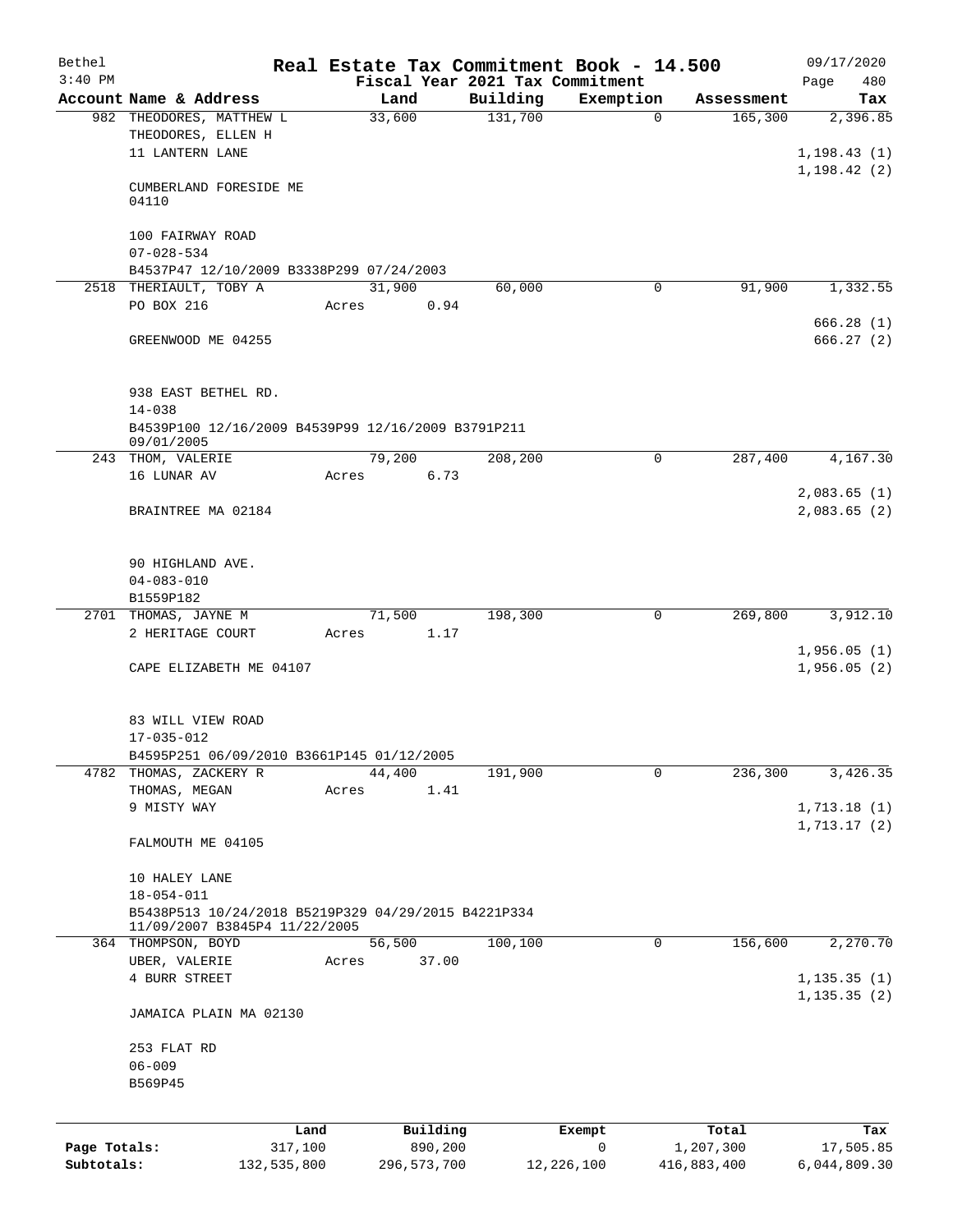Bethel 3:40 PM

# Real Estate Tax Commitment Book - 14.500

## Fiscal Year 2021 Tax Commitment

09/17/2020 Page 480

| Account Name & Address | Land | Building | Exemption | Assessment | Tax |
|---|---|---|---|---|---|
| 982 THEODORES, MATTHEW L<br>THEODORES, ELLEN H<br>11 LANTERN LANE<br><br>CUMBERLAND FORESIDE ME 04110<br><br>100 FAIRWAY ROAD<br>07-028-534<br>B4537P47 12/10/2009 B3338P299 07/24/2003 | 33,600 | 131,700 | 0 | 165,300 | 2,396.85<br><br>1,198.43 (1)<br>1,198.42 (2) |
| 2518 THERIAULT, TOBY A<br>PO BOX 216<br><br>GREENWOOD ME 04255<br><br>938 EAST BETHEL RD.<br>14-038<br>B4539P100 12/16/2009 B4539P99 12/16/2009 B3791P211 09/01/2005 | 31,900<br>Acres 0.94 | 60,000 | 0 | 91,900 | 1,332.55<br><br>666.28 (1)<br>666.27 (2) |
| 243 THOM, VALERIE<br>16 LUNAR AV<br><br>BRAINTREE MA 02184<br><br>90 HIGHLAND AVE.<br>04-083-010<br>B1559P182 | 79,200<br>Acres 6.73 | 208,200 | 0 | 287,400 | 4,167.30<br><br>2,083.65 (1)<br>2,083.65 (2) |
| 2701 THOMAS, JAYNE M<br>2 HERITAGE COURT<br><br>CAPE ELIZABETH ME 04107<br><br>83 WILL VIEW ROAD<br>17-035-012<br>B4595P251 06/09/2010 B3661P145 01/12/2005 | 71,500<br>Acres 1.17 | 198,300 | 0 | 269,800 | 3,912.10<br><br>1,956.05 (1)<br>1,956.05 (2) |
| 4782 THOMAS, ZACKERY R<br>THOMAS, MEGAN<br>9 MISTY WAY<br><br>FALMOUTH ME 04105<br><br>10 HALEY LANE<br>18-054-011<br>B5438P513 10/24/2018 B5219P329 04/29/2015 B4221P334 11/09/2007 B3845P4 11/22/2005 | 44,400<br>Acres 1.41 | 191,900 | 0 | 236,300 | 3,426.35<br><br>1,713.18 (1)<br>1,713.17 (2) |
| 364 THOMPSON, BOYD<br>UBER, VALERIE<br>4 BURR STREET<br><br>JAMAICA PLAIN MA 02130<br><br>253 FLAT RD<br>06-009<br>B569P45 | 56,500<br>Acres 37.00 | 100,100 | 0 | 156,600 | 2,270.70<br><br>1,135.35 (1)<br>1,135.35 (2) |

| | Land | Building | Exempt | Total | Tax |
|---|---|---|---|---|---|
| Page Totals: | 317,100 | 890,200 | 0 | 1,207,300 | 17,505.85 |
| Subtotals: | 132,535,800 | 296,573,700 | 12,226,100 | 416,883,400 | 6,044,809.30 |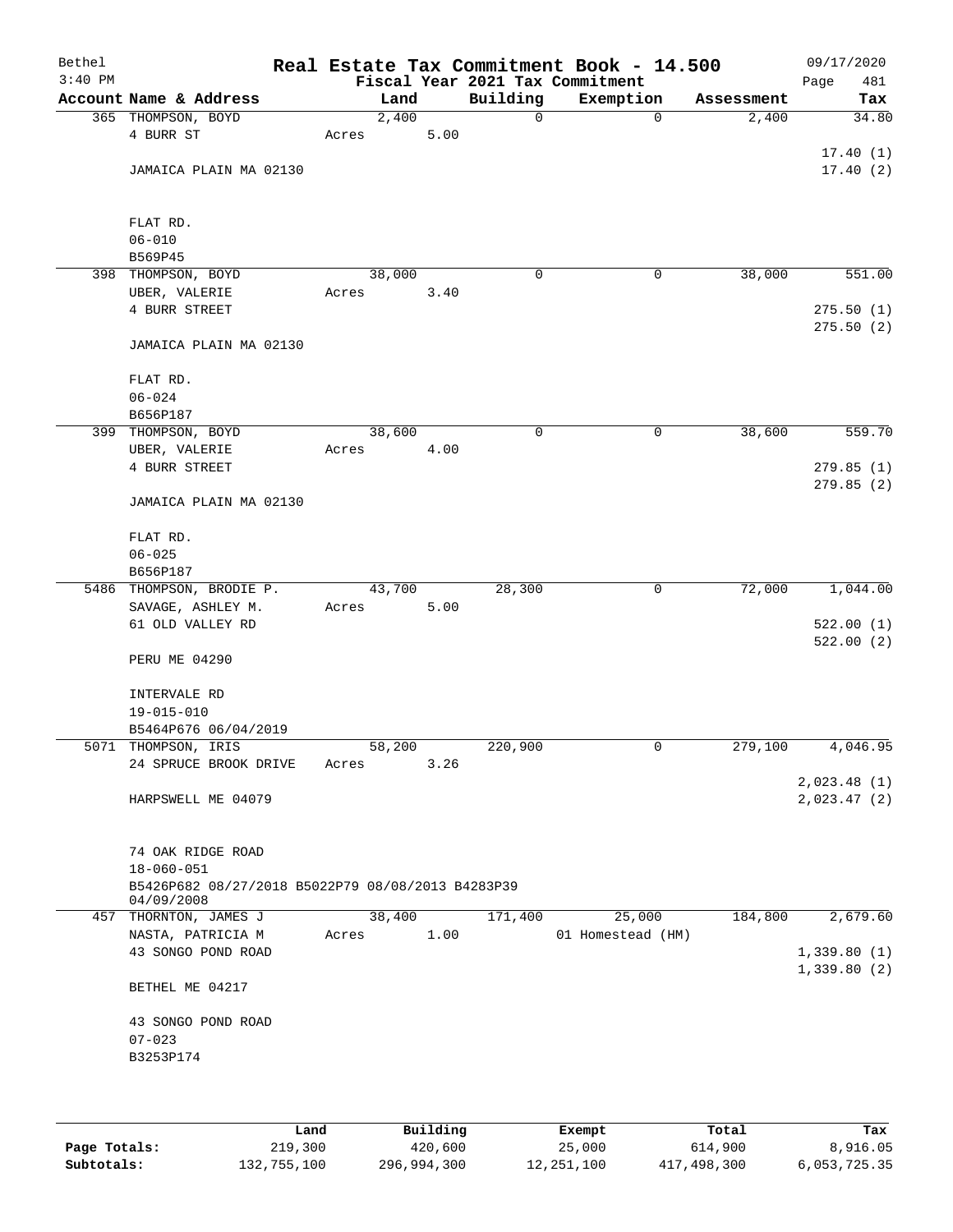# Real Estate Tax Commitment Book - 14.500

Bethel
3:40 PM

Fiscal Year 2021 Tax Commitment

09/17/2020

| Account Name & Address | Land | Building | Exemption | Assessment | Tax |
|---|---|---|---|---|---|
| 365 THOMPSON, BOYD<br>4 BURR ST<br><br>JAMAICA PLAIN MA 02130<br><br>FLAT RD.<br>06-010<br>B569P45 | 2,400<br>Acres 5.00 | 0 | 0 | 2,400 | 34.80<br><br>17.40 (1)<br>17.40 (2) |
| 398 THOMPSON, BOYD<br>UBER, VALERIE<br>4 BURR STREET<br><br>JAMAICA PLAIN MA 02130<br><br>FLAT RD.<br>06-024<br>B656P187 | 38,000<br>Acres 3.40 | 0 | 0 | 38,000 | 551.00<br><br>275.50 (1)<br>275.50 (2) |
| 399 THOMPSON, BOYD<br>UBER, VALERIE<br>4 BURR STREET<br><br>JAMAICA PLAIN MA 02130<br><br>FLAT RD.<br>06-025<br>B656P187 | 38,600<br>Acres 4.00 | 0 | 0 | 38,600 | 559.70<br><br>279.85 (1)<br>279.85 (2) |
| 5486 THOMPSON, BRODIE P.<br>SAVAGE, ASHLEY M.<br>61 OLD VALLEY RD<br><br>PERU ME 04290<br><br>INTERVALE RD<br>19-015-010<br>B5464P676 06/04/2019 | 43,700<br>Acres 5.00 | 28,300 | 0 | 72,000 | 1,044.00<br><br>522.00 (1)<br>522.00 (2) |
| 5071 THOMPSON, IRIS<br>24 SPRUCE BROOK DRIVE<br><br>HARPSWELL ME 04079<br><br>74 OAK RIDGE ROAD<br>18-060-051<br>B5426P682 08/27/2018 B5022P79 08/08/2013 B4283P39 04/09/2008 | 58,200<br>Acres 3.26 | 220,900 | 0 | 279,100 | 4,046.95<br><br>2,023.48 (1)<br>2,023.47 (2) |
| 457 THORNTON, JAMES J<br>NASTA, PATRICIA M<br>43 SONGO POND ROAD<br><br>BETHEL ME 04217<br><br>43 SONGO POND ROAD<br>07-023<br>B3253P174 | 38,400<br>Acres 1.00 | 171,400 | 25,000<br>01 Homestead (HM) | 184,800 | 2,679.60<br><br>1,339.80 (1)<br>1,339.80 (2) |

| | Land | Building | Exempt | Total | Tax |
|---|---|---|---|---|---|
| **Page Totals:** | 219,300 | 420,600 | 25,000 | 614,900 | 8,916.05 |
| **Subtotals:** | 132,755,100 | 296,994,300 | 12,251,100 | 417,498,300 | 6,053,725.35 |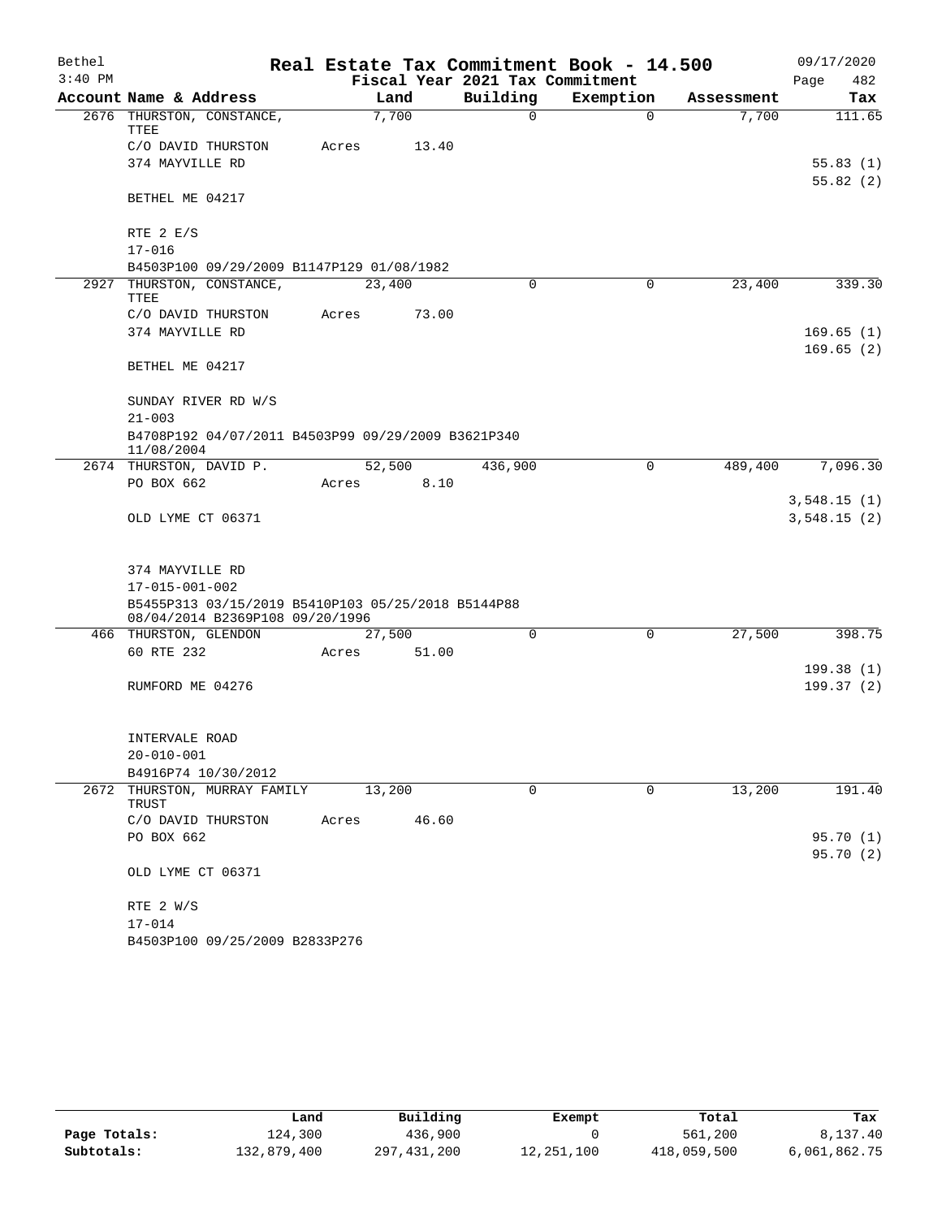Bethel 3:40 PM

# Real Estate Tax Commitment Book - 14.500

Fiscal Year 2021 Tax Commitment

09/17/2020 Page 482

| Account Name & Address | Land | Building | Exemption | Assessment | Tax |
|---|---|---|---|---|---|
| 2676 THURSTON, CONSTANCE, TTEE | 7,700 | 0 | 0 | 7,700 | 111.65 |
| C/O DAVID THURSTON | Acres 13.40 | | | | |
| 374 MAYVILLE RD | | | | | 55.83 (1) |
| | | | | | 55.82 (2) |
| BETHEL ME 04217 | | | | | |
| RTE 2 E/S | | | | | |
| 17-016 | | | | | |
| B4503P100 09/29/2009 B1147P129 01/08/1982 | | | | | |
| 2927 THURSTON, CONSTANCE, TTEE | 23,400 | 0 | 0 | 23,400 | 339.30 |
| C/O DAVID THURSTON | Acres 73.00 | | | | |
| 374 MAYVILLE RD | | | | | 169.65 (1) |
| | | | | | 169.65 (2) |
| BETHEL ME 04217 | | | | | |
| SUNDAY RIVER RD W/S | | | | | |
| 21-003 | | | | | |
| B4708P192 04/07/2011 B4503P99 09/29/2009 B3621P340 11/08/2004 | | | | | |
| 2674 THURSTON, DAVID P. | 52,500 | 436,900 | 0 | 489,400 | 7,096.30 |
| PO BOX 662 | Acres 8.10 | | | | |
| | | | | | 3,548.15 (1) |
| OLD LYME CT 06371 | | | | | 3,548.15 (2) |
| 374 MAYVILLE RD | | | | | |
| 17-015-001-002 | | | | | |
| B5455P313 03/15/2019 B5410P103 05/25/2018 B5144P88 08/04/2014 B2369P108 09/20/1996 | | | | | |
| 466 THURSTON, GLENDON | 27,500 | 0 | 0 | 27,500 | 398.75 |
| 60 RTE 232 | Acres 51.00 | | | | |
| | | | | | 199.38 (1) |
| RUMFORD ME 04276 | | | | | 199.37 (2) |
| INTERVALE ROAD | | | | | |
| 20-010-001 | | | | | |
| B4916P74 10/30/2012 | | | | | |
| 2672 THURSTON, MURRAY FAMILY TRUST | 13,200 | 0 | 0 | 13,200 | 191.40 |
| C/O DAVID THURSTON | Acres 46.60 | | | | |
| PO BOX 662 | | | | | 95.70 (1) |
| | | | | | 95.70 (2) |
| OLD LYME CT 06371 | | | | | |
| RTE 2 W/S | | | | | |
| 17-014 | | | | | |
| B4503P100 09/25/2009 B2833P276 | | | | | |

| | Land | Building | Exempt | Total | Tax |
|---|---|---|---|---|---|
| Page Totals: | 124,300 | 436,900 | 0 | 561,200 | 8,137.40 |
| Subtotals: | 132,879,400 | 297,431,200 | 12,251,100 | 418,059,500 | 6,061,862.75 |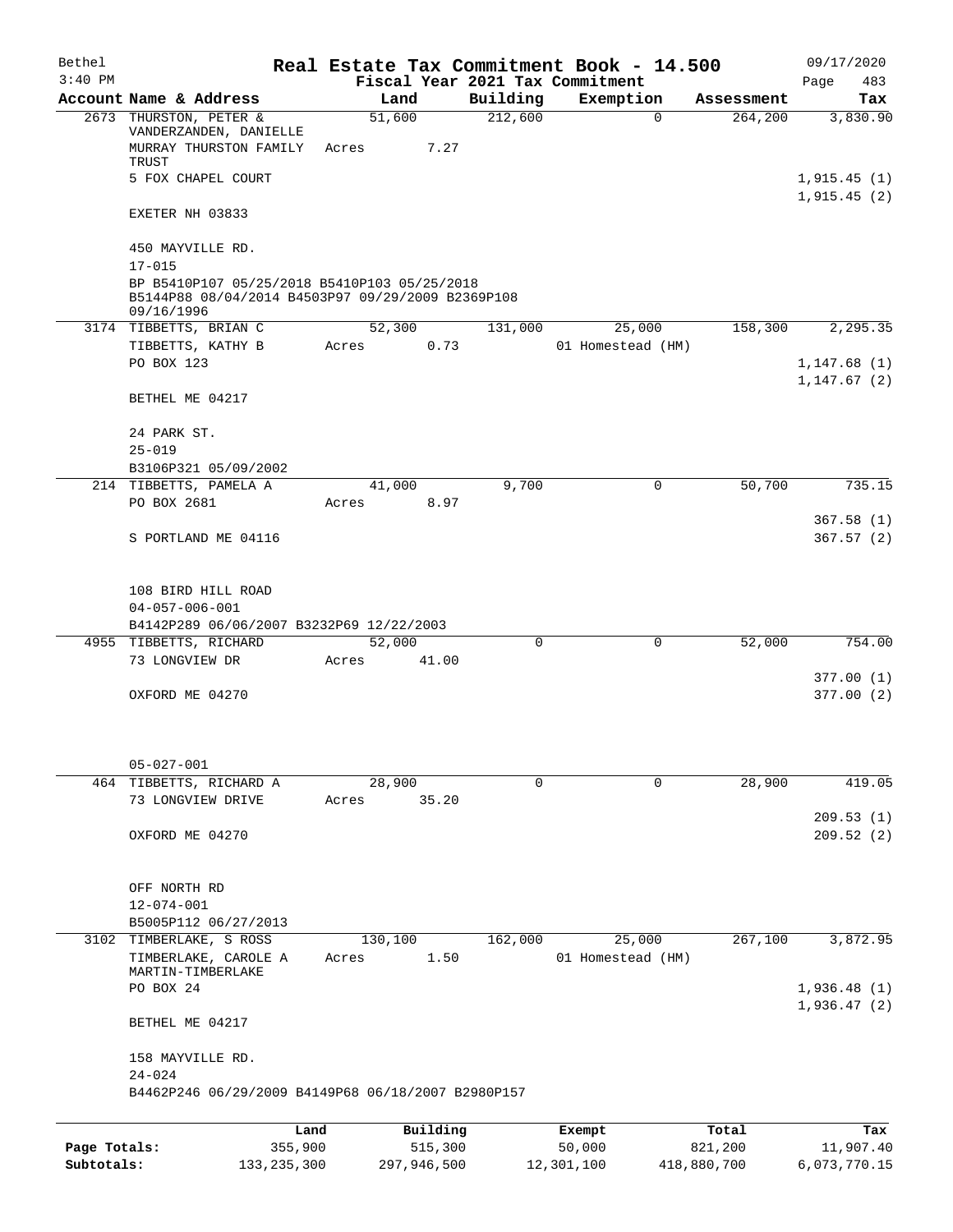Bethel 3:40 PM

# Real Estate Tax Commitment Book - 14.500

Fiscal Year 2021 Tax Commitment

09/17/2020 Page 483

| Account | Name & Address | Land | Building | Exemption | Assessment | Tax |
|---|---|---|---|---|---|---|
| 2673 | THURSTON, PETER & VANDERZANDEN, DANIELLE MURRAY THURSTON FAMILY TRUST 5 FOX CHAPEL COURT EXETER NH 03833 | 51,600 Acres 7.27 | 212,600 | 0 | 264,200 | 3,830.90 1,915.45 (1) 1,915.45 (2) |
| | 450 MAYVILLE RD. 17-015 BP B5410P107 05/25/2018 B5410P103 05/25/2018 B5144P88 08/04/2014 B4503P97 09/29/2009 B2369P108 09/16/1996 | | | | | |
| 3174 | TIBBETTS, BRIAN C TIBBETTS, KATHY B PO BOX 123 BETHEL ME 04217 | 52,300 Acres 0.73 | 131,000 | 25,000 01 Homestead (HM) | 158,300 | 2,295.35 1,147.68 (1) 1,147.67 (2) |
| | 24 PARK ST. 25-019 B3106P321 05/09/2002 | | | | | |
| 214 | TIBBETTS, PAMELA A PO BOX 2681 S PORTLAND ME 04116 | 41,000 Acres 8.97 | 9,700 | 0 | 50,700 | 735.15 367.58 (1) 367.57 (2) |
| | 108 BIRD HILL ROAD 04-057-006-001 B4142P289 06/06/2007 B3232P69 12/22/2003 | | | | | |
| 4955 | TIBBETTS, RICHARD 73 LONGVIEW DR OXFORD ME 04270 | 52,000 Acres 41.00 | 0 | 0 | 52,000 | 754.00 377.00 (1) 377.00 (2) |
| | 05-027-001 | | | | | |
| 464 | TIBBETTS, RICHARD A 73 LONGVIEW DRIVE OXFORD ME 04270 | 28,900 Acres 35.20 | 0 | 0 | 28,900 | 419.05 209.53 (1) 209.52 (2) |
| | OFF NORTH RD 12-074-001 B5005P112 06/27/2013 | | | | | |
| 3102 | TIMBERLAKE, S ROSS TIMBERLAKE, CAROLE A MARTIN-TIMBERLAKE PO BOX 24 BETHEL ME 04217 | 130,100 Acres 1.50 | 162,000 | 25,000 01 Homestead (HM) | 267,100 | 3,872.95 1,936.48 (1) 1,936.47 (2) |
| | 158 MAYVILLE RD. 24-024 B4462P246 06/29/2009 B4149P68 06/18/2007 B2980P157 | | | | | |

| | Land | Building | Exempt | Total | Tax |
|---|---|---|---|---|---|
| Page Totals: | 355,900 | 515,300 | 50,000 | 821,200 | 11,907.40 |
| Subtotals: | 133,235,300 | 297,946,500 | 12,301,100 | 418,880,700 | 6,073,770.15 |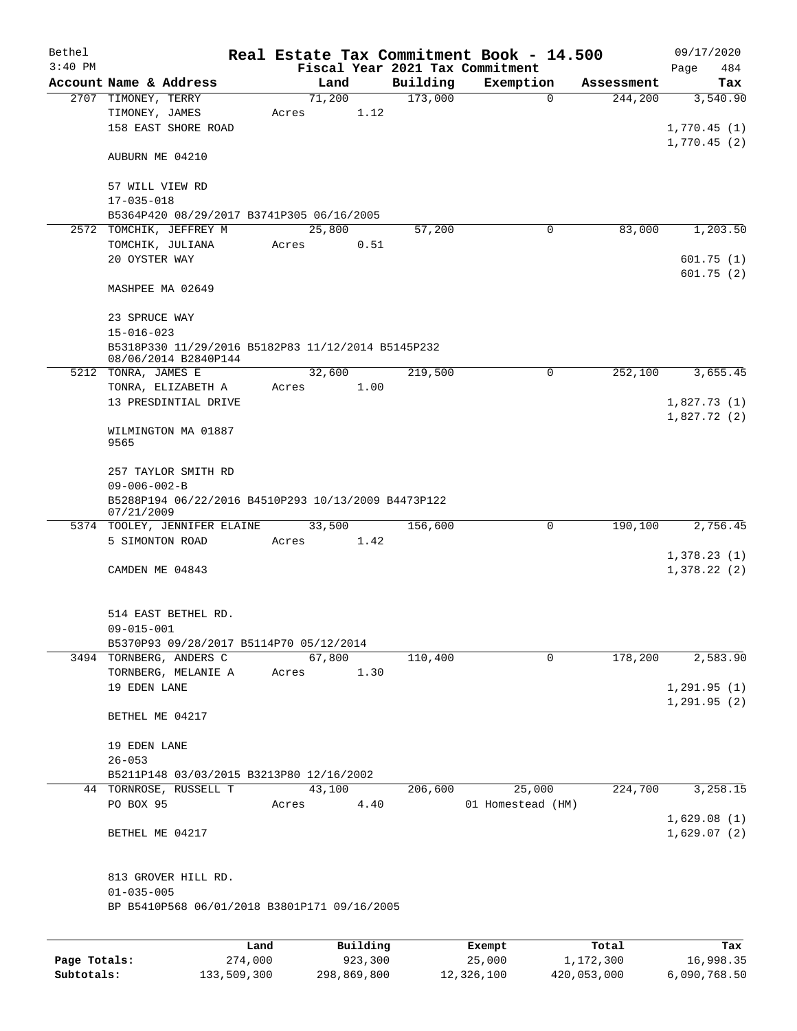Bethel 3:40 PM

# Real Estate Tax Commitment Book - 14.500

## Fiscal Year 2021 Tax Commitment

09/17/2020

| Account | Name & Address | Land | Building | Exemption | Assessment | Tax |
|---|---|---|---|---|---|---|
| 2707 | TIMONEY, TERRY<br>TIMONEY, JAMES<br>158 EAST SHORE ROAD<br><br>AUBURN ME 04210<br><br>57 WILL VIEW RD<br>17-035-018<br>B5364P420 08/29/2017 B3741P305 06/16/2005 | 71,200<br>Acres 1.12 | 173,000 | 0 | 244,200 | 3,540.90<br><br>1,770.45 (1)<br>1,770.45 (2) |
| 2572 | TOMCHIK, JEFFREY M<br>TOMCHIK, JULIANA<br>20 OYSTER WAY<br><br>MASHPEE MA 02649<br><br>23 SPRUCE WAY<br>15-016-023<br>B5318P330 11/29/2016 B5182P83 11/12/2014 B5145P232 08/06/2014 B2840P144 | 25,800<br>Acres 0.51 | 57,200 | 0 | 83,000 | 1,203.50<br><br>601.75 (1)<br>601.75 (2) |
| 5212 | TONRA, JAMES E<br>TONRA, ELIZABETH A<br>13 PRESDINTIAL DRIVE<br><br>WILMINGTON MA 01887<br>9565<br><br>257 TAYLOR SMITH RD<br>09-006-002-B<br>B5288P194 06/22/2016 B4510P293 10/13/2009 B4473P122 07/21/2009 | 32,600<br>Acres 1.00 | 219,500 | 0 | 252,100 | 3,655.45<br><br>1,827.73 (1)<br>1,827.72 (2) |
| 5374 | TOOLEY, JENNIFER ELAINE<br>5 SIMONTON ROAD<br><br>CAMDEN ME 04843<br><br>514 EAST BETHEL RD.<br>09-015-001<br>B5370P93 09/28/2017 B5114P70 05/12/2014 | 33,500<br>Acres 1.42 | 156,600 | 0 | 190,100 | 2,756.45<br><br>1,378.23 (1)<br>1,378.22 (2) |
| 3494 | TORNBERG, ANDERS C<br>TORNBERG, MELANIE A<br>19 EDEN LANE<br><br>BETHEL ME 04217<br><br>19 EDEN LANE<br>26-053<br>B5211P148 03/03/2015 B3213P80 12/16/2002 | 67,800<br>Acres 1.30 | 110,400 | 0 | 178,200 | 2,583.90<br><br>1,291.95 (1)<br>1,291.95 (2) |
| 44 | TORNROSE, RUSSELL T<br>PO BOX 95<br><br>BETHEL ME 04217<br><br>813 GROVER HILL RD.<br>01-035-005<br>BP B5410P568 06/01/2018 B3801P171 09/16/2005 | 43,100<br>Acres 4.40 | 206,600 | 25,000<br>01 Homestead (HM) | 224,700 | 3,258.15<br><br>1,629.08 (1)<br>1,629.07 (2) |

| | Land | Building | Exempt | Total | Tax |
|---|---|---|---|---|---|
| Page Totals: | 274,000 | 923,300 | 25,000 | 1,172,300 | 16,998.35 |
| Subtotals: | 133,509,300 | 298,869,800 | 12,326,100 | 420,053,000 | 6,090,768.50 |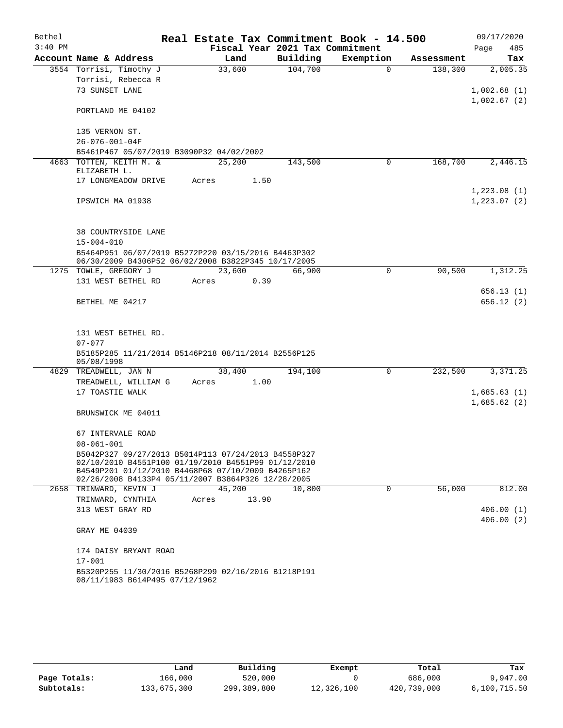Bethel 3:40 PM

# Real Estate Tax Commitment Book - 14.500

Fiscal Year 2021 Tax Commitment

09/17/2020 Page 485

| Account Name & Address | Land | Building | Exemption | Assessment | Tax |
|---|---|---|---|---|---|
| 3554 Torrisi, Timothy J | 33,600 | 104,700 | 0 | 138,300 | 2,005.35 |
| Torrisi, Rebecca R | | | | | |
| 73 SUNSET LANE | | | | | 1,002.68 (1) |
| | | | | | 1,002.67 (2) |
| PORTLAND ME 04102 | | | | | |
| 135 VERNON ST. | | | | | |
| 26-076-001-04F | | | | | |
| B5461P467 05/07/2019 B3090P32 04/02/2002 | | | | | |
| 4663 TOTTEN, KEITH M. & ELIZABETH L. | 25,200 | 143,500 | 0 | 168,700 | 2,446.15 |
| 17 LONGMEADOW DRIVE | Acres 1.50 | | | | |
| | | | | | 1,223.08 (1) |
| IPSWICH MA 01938 | | | | | 1,223.07 (2) |
| 38 COUNTRYSIDE LANE | | | | | |
| 15-004-010 | | | | | |
| B5464P951 06/07/2019 B5272P220 03/15/2016 B4463P302 06/30/2009 B4306P52 06/02/2008 B3822P345 10/17/2005 | | | | | |
| 1275 TOWLE, GREGORY J | 23,600 | 66,900 | 0 | 90,500 | 1,312.25 |
| 131 WEST BETHEL RD | Acres 0.39 | | | | |
| | | | | | 656.13 (1) |
| BETHEL ME 04217 | | | | | 656.12 (2) |
| 131 WEST BETHEL RD. | | | | | |
| 07-077 | | | | | |
| B5185P285 11/21/2014 B5146P218 08/11/2014 B2556P125 05/08/1998 | | | | | |
| 4829 TREADWELL, JAN N | 38,400 | 194,100 | 0 | 232,500 | 3,371.25 |
| TREADWELL, WILLIAM G | Acres 1.00 | | | | |
| 17 TOASTIE WALK | | | | | 1,685.63 (1) |
| | | | | | 1,685.62 (2) |
| BRUNSWICK ME 04011 | | | | | |
| 67 INTERVALE ROAD | | | | | |
| 08-061-001 | | | | | |
| B5042P327 09/27/2013 B5014P113 07/24/2013 B4558P327 02/10/2010 B4551P100 01/19/2010 B4551P99 01/12/2010 B4549P201 01/12/2010 B4468P68 07/10/2009 B4265P162 02/26/2008 B4133P4 05/11/2007 B3864P326 12/28/2005 | | | | | |
| 2658 TRINWARD, KEVIN J | 45,200 | 10,800 | 0 | 56,000 | 812.00 |
| TRINWARD, CYNTHIA | Acres 13.90 | | | | |
| 313 WEST GRAY RD | | | | | 406.00 (1) |
| | | | | | 406.00 (2) |
| GRAY ME 04039 | | | | | |
| 174 DAISY BRYANT ROAD | | | | | |
| 17-001 | | | | | |
| B5320P255 11/30/2016 B5268P299 02/16/2016 B1218P191 08/11/1983 B614P495 07/12/1962 | | | | | |

| | Land | Building | Exempt | Total | Tax |
|---|---|---|---|---|---|
| Page Totals: | 166,000 | 520,000 | 0 | 686,000 | 9,947.00 |
| Subtotals: | 133,675,300 | 299,389,800 | 12,326,100 | 420,739,000 | 6,100,715.50 |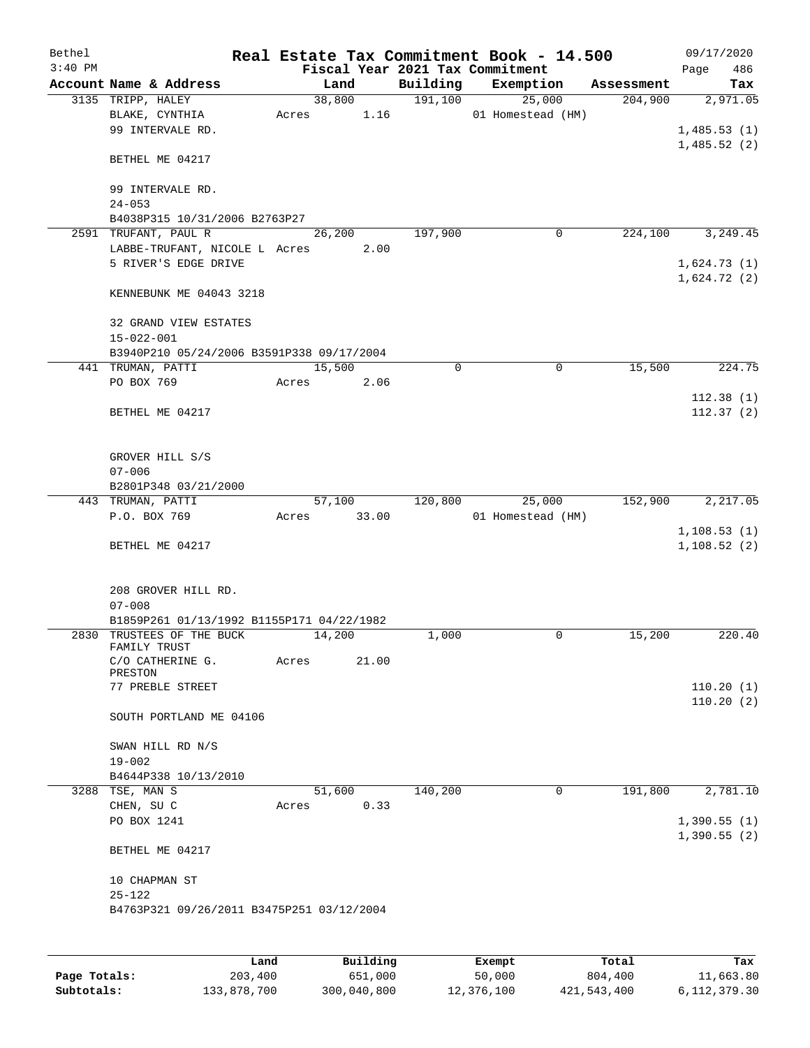Bethel 3:40 PM

# Real Estate Tax Commitment Book - 14.500

## Fiscal Year 2021 Tax Commitment

09/17/2020 Page 486

| Account Name & Address | Land | Building | Exemption | Assessment | Tax |
|---|---|---|---|---|---|
| 3135 TRIPP, HALEY | 38,800 | 191,100 | 25,000 | 204,900 | 2,971.05 |
| BLAKE, CYNTHIA | Acres 1.16 | | 01 Homestead (HM) | | |
| 99 INTERVALE RD. | | | | | 1,485.53 (1) |
| | | | | | 1,485.52 (2) |
| BETHEL ME 04217 | | | | | |
| 99 INTERVALE RD. | | | | | |
| 24-053 | | | | | |
| B4038P315 10/31/2006 B2763P27 | | | | | |
| 2591 TRUFANT, PAUL R | 26,200 | 197,900 | 0 | 224,100 | 3,249.45 |
| LABBE-TRUFANT, NICOLE L | Acres 2.00 | | | | |
| 5 RIVER'S EDGE DRIVE | | | | | 1,624.73 (1) |
| | | | | | 1,624.72 (2) |
| KENNEBUNK ME 04043 3218 | | | | | |
| 32 GRAND VIEW ESTATES | | | | | |
| 15-022-001 | | | | | |
| B3940P210 05/24/2006 B3591P338 09/17/2004 | | | | | |
| 441 TRUMAN, PATTI | 15,500 | 0 | 0 | 15,500 | 224.75 |
| PO BOX 769 | Acres 2.06 | | | | |
| | | | | | 112.38 (1) |
| BETHEL ME 04217 | | | | | 112.37 (2) |
| GROVER HILL S/S | | | | | |
| 07-006 | | | | | |
| B2801P348 03/21/2000 | | | | | |
| 443 TRUMAN, PATTI | 57,100 | 120,800 | 25,000 | 152,900 | 2,217.05 |
| P.O. BOX 769 | Acres 33.00 | | 01 Homestead (HM) | | |
| | | | | | 1,108.53 (1) |
| BETHEL ME 04217 | | | | | 1,108.52 (2) |
| 208 GROVER HILL RD. | | | | | |
| 07-008 | | | | | |
| B1859P261 01/13/1992 B1155P171 04/22/1982 | | | | | |
| 2830 TRUSTEES OF THE BUCK FAMILY TRUST | 14,200 | 1,000 | 0 | 15,200 | 220.40 |
| C/O CATHERINE G. PRESTON | Acres 21.00 | | | | |
| 77 PREBLE STREET | | | | | 110.20 (1) |
| | | | | | 110.20 (2) |
| SOUTH PORTLAND ME 04106 | | | | | |
| SWAN HILL RD N/S | | | | | |
| 19-002 | | | | | |
| B4644P338 10/13/2010 | | | | | |
| 3288 TSE, MAN S | 51,600 | 140,200 | 0 | 191,800 | 2,781.10 |
| CHEN, SU C | Acres 0.33 | | | | |
| PO BOX 1241 | | | | | 1,390.55 (1) |
| | | | | | 1,390.55 (2) |
| BETHEL ME 04217 | | | | | |
| 10 CHAPMAN ST | | | | | |
| 25-122 | | | | | |
| B4763P321 09/26/2011 B3475P251 03/12/2004 | | | | | |

| | Land | Building | Exempt | Total | Tax |
|---|---|---|---|---|---|
| Page Totals: | 203,400 | 651,000 | 50,000 | 804,400 | 11,663.80 |
| Subtotals: | 133,878,700 | 300,040,800 | 12,376,100 | 421,543,400 | 6,112,379.30 |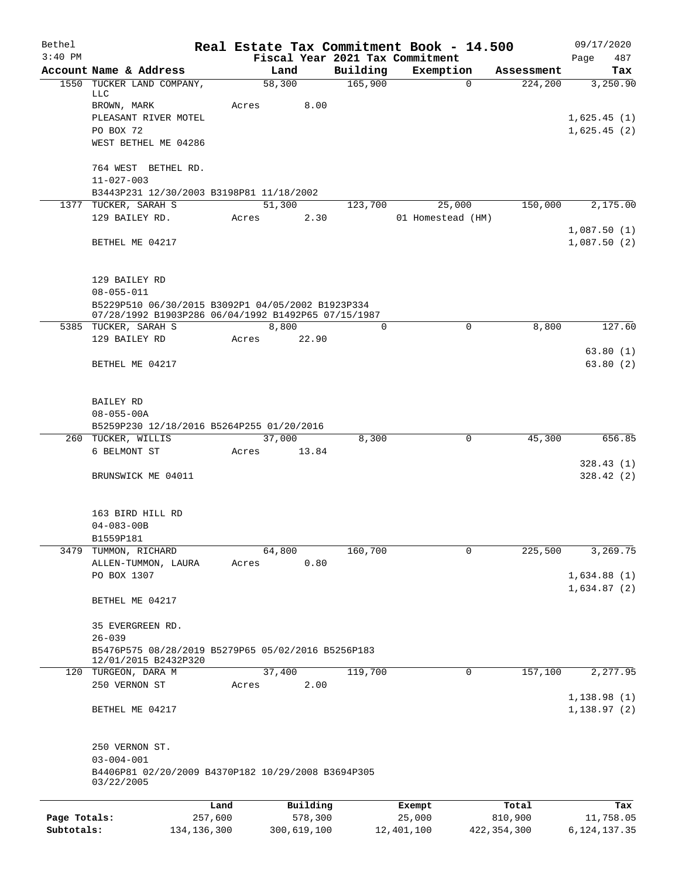Bethel 3:40 PM

# Real Estate Tax Commitment Book - 14.500

Fiscal Year 2021 Tax Commitment

09/17/2020 Page 487

| Account Name & Address | Land | Building | Exemption | Assessment | Tax |
|---|---|---|---|---|---|
| 1550 TUCKER LAND COMPANY, LLC | 58,300 | 165,900 | 0 | 224,200 | 3,250.90 |
| BROWN, MARK | Acres 8.00 | | | | |
| PLEASANT RIVER MOTEL | | | | | 1,625.45 (1) |
| PO BOX 72 | | | | | 1,625.45 (2) |
| WEST BETHEL ME 04286 | | | | | |
| 764 WEST BETHEL RD. | | | | | |
| 11-027-003 | | | | | |
| B3443P231 12/30/2003 B3198P81 11/18/2002 | | | | | |
| 1377 TUCKER, SARAH S | 51,300 | 123,700 | 25,000 | 150,000 | 2,175.00 |
| 129 BAILEY RD. | Acres 2.30 | | 01 Homestead (HM) | | |
| | | | | | 1,087.50 (1) |
| BETHEL ME 04217 | | | | | 1,087.50 (2) |
| 129 BAILEY RD | | | | | |
| 08-055-011 | | | | | |
| B5229P510 06/30/2015 B3092P1 04/05/2002 B1923P334 07/28/1992 B1903P286 06/04/1992 B1492P65 07/15/1987 | | | | | |
| 5385 TUCKER, SARAH S | 8,800 | 0 | 0 | 8,800 | 127.60 |
| 129 BAILEY RD | Acres 22.90 | | | | |
| | | | | | 63.80 (1) |
| BETHEL ME 04217 | | | | | 63.80 (2) |
| BAILEY RD | | | | | |
| 08-055-00A | | | | | |
| B5259P230 12/18/2016 B5264P255 01/20/2016 | | | | | |
| 260 TUCKER, WILLIS | 37,000 | 8,300 | 0 | 45,300 | 656.85 |
| 6 BELMONT ST | Acres 13.84 | | | | |
| | | | | | 328.43 (1) |
| BRUNSWICK ME 04011 | | | | | 328.42 (2) |
| 163 BIRD HILL RD | | | | | |
| 04-083-00B | | | | | |
| B1559P181 | | | | | |
| 3479 TUMMON, RICHARD | 64,800 | 160,700 | 0 | 225,500 | 3,269.75 |
| ALLEN-TUMMON, LAURA | Acres 0.80 | | | | |
| PO BOX 1307 | | | | | 1,634.88 (1) |
| | | | | | 1,634.87 (2) |
| BETHEL ME 04217 | | | | | |
| 35 EVERGREEN RD. | | | | | |
| 26-039 | | | | | |
| B5476P575 08/28/2019 B5279P65 05/02/2016 B5256P183 12/01/2015 B2432P320 | | | | | |
| 120 TURGEON, DARA M | 37,400 | 119,700 | 0 | 157,100 | 2,277.95 |
| 250 VERNON ST | Acres 2.00 | | | | |
| | | | | | 1,138.98 (1) |
| BETHEL ME 04217 | | | | | 1,138.97 (2) |
| 250 VERNON ST. | | | | | |
| 03-004-001 | | | | | |
| B4406P81 02/20/2009 B4370P182 10/29/2008 B3694P305 03/22/2005 | | | | | |

| | Land | Building | Exempt | Total | Tax |
|---|---|---|---|---|---|
| Page Totals: | 257,600 | 578,300 | 25,000 | 810,900 | 11,758.05 |
| Subtotals: | 134,136,300 | 300,619,100 | 12,401,100 | 422,354,300 | 6,124,137.35 |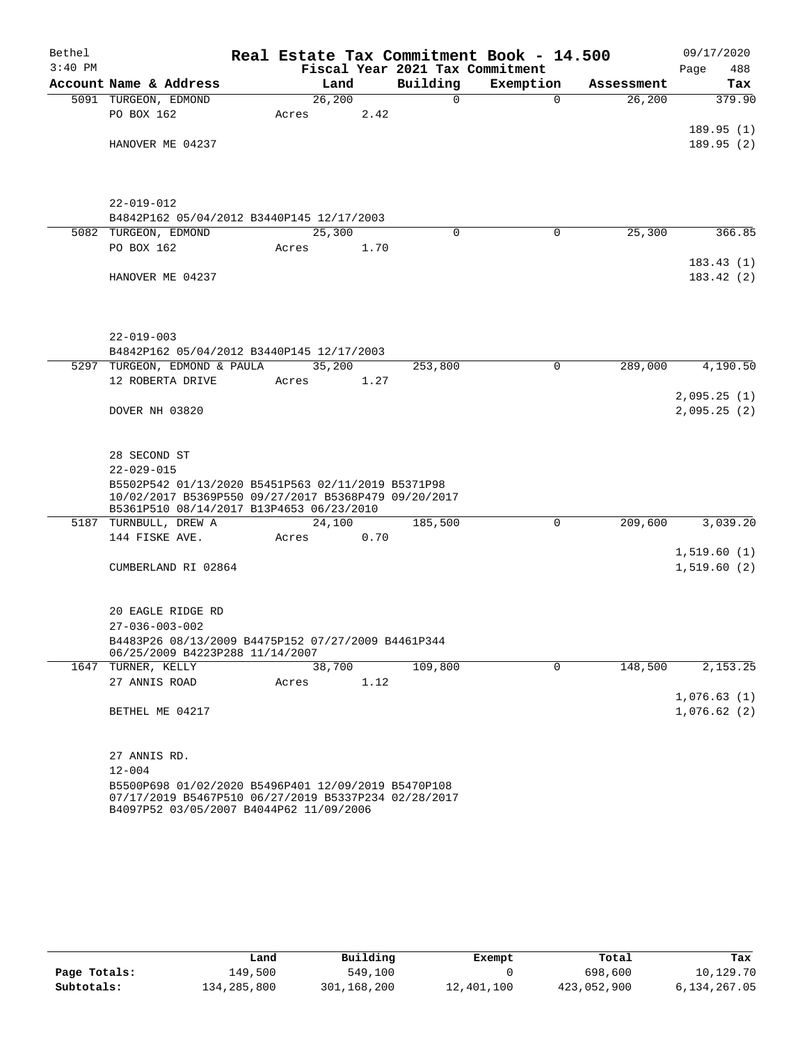# Real Estate Tax Commitment Book - 14.500

Bethel 3:40 PM — Fiscal Year 2021 Tax Commitment — 09/17/2020

| Account Name & Address | Land | Building | Exemption | Assessment | Tax |
|---|---|---|---|---|---|
| 5091 TURGEON, EDMOND | 26,200 | 0 | 0 | 26,200 | 379.90 |
| PO BOX 162 | Acres 2.42 | | | | |
| | | | | | 189.95 (1) |
| HANOVER ME 04237 | | | | | 189.95 (2) |
| 22-019-012 | | | | | |
| B4842P162 05/04/2012 B3440P145 12/17/2003 | | | | | |
| 5082 TURGEON, EDMOND | 25,300 | 0 | 0 | 25,300 | 366.85 |
| PO BOX 162 | Acres 1.70 | | | | |
| | | | | | 183.43 (1) |
| HANOVER ME 04237 | | | | | 183.42 (2) |
| 22-019-003 | | | | | |
| B4842P162 05/04/2012 B3440P145 12/17/2003 | | | | | |
| 5297 TURGEON, EDMOND & PAULA | 35,200 | 253,800 | 0 | 289,000 | 4,190.50 |
| 12 ROBERTA DRIVE | Acres 1.27 | | | | |
| | | | | | 2,095.25 (1) |
| DOVER NH 03820 | | | | | 2,095.25 (2) |
| 28 SECOND ST | | | | | |
| 22-029-015 | | | | | |
| B5502P542 01/13/2020 B5451P563 02/11/2019 B5371P98 10/02/2017 B5369P550 09/27/2017 B5368P479 09/20/2017 B5361P510 08/14/2017 B13P4653 06/23/2010 | | | | | |
| 5187 TURNBULL, DREW A | 24,100 | 185,500 | 0 | 209,600 | 3,039.20 |
| 144 FISKE AVE. | Acres 0.70 | | | | |
| | | | | | 1,519.60 (1) |
| CUMBERLAND RI 02864 | | | | | 1,519.60 (2) |
| 20 EAGLE RIDGE RD | | | | | |
| 27-036-003-002 | | | | | |
| B4483P26 08/13/2009 B4475P152 07/27/2009 B4461P344 06/25/2009 B4223P288 11/14/2007 | | | | | |
| 1647 TURNER, KELLY | 38,700 | 109,800 | 0 | 148,500 | 2,153.25 |
| 27 ANNIS ROAD | Acres 1.12 | | | | |
| | | | | | 1,076.63 (1) |
| BETHEL ME 04217 | | | | | 1,076.62 (2) |
| 27 ANNIS RD. | | | | | |
| 12-004 | | | | | |
| B5500P698 01/02/2020 B5496P401 12/09/2019 B5470P108 07/17/2019 B5467P510 06/27/2019 B5337P234 02/28/2017 B4097P52 03/05/2007 B4044P62 11/09/2006 | | | | | |

| | Land | Building | Exempt | Total | Tax |
|---|---|---|---|---|---|
| Page Totals: | 149,500 | 549,100 | 0 | 698,600 | 10,129.70 |
| Subtotals: | 134,285,800 | 301,168,200 | 12,401,100 | 423,052,900 | 6,134,267.05 |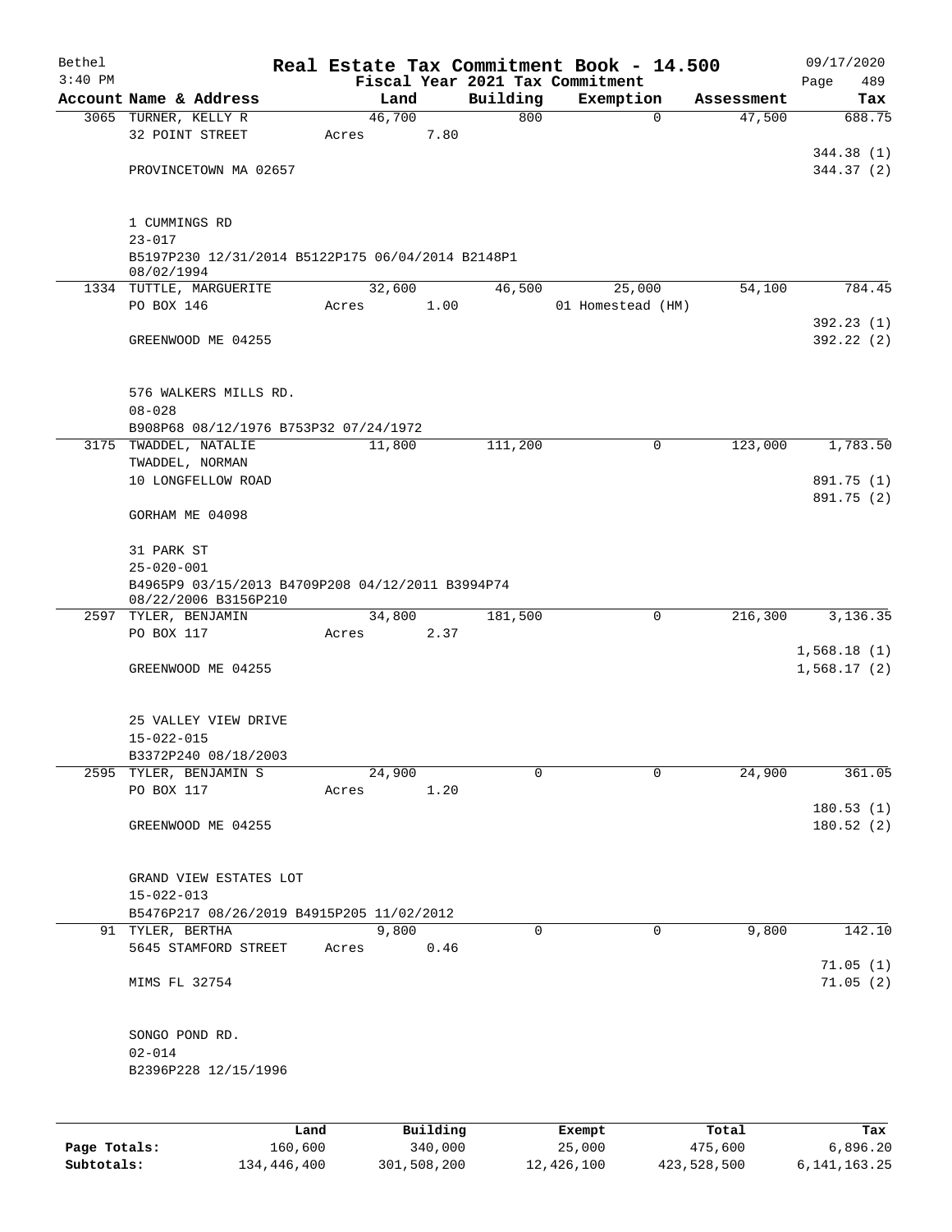# Real Estate Tax Commitment Book - 14.500

Bethel
3:40 PM

Fiscal Year 2021 Tax Commitment

09/17/2020
Page 489

| Account | Name & Address | Land | Building | Exemption | Assessment | Tax |
|---|---|---|---|---|---|---|
| 3065 | TURNER, KELLY R<br>32 POINT STREET<br><br>PROVINCETOWN MA 02657<br><br>1 CUMMINGS RD<br>23-017<br>B5197P230 12/31/2014 B5122P175 06/04/2014 B2148P1 08/02/1994 | 46,700<br>Acres 7.80 | 800 | 0 | 47,500 | 688.75<br><br>344.38 (1)<br>344.37 (2) |
| 1334 | TUTTLE, MARGUERITE<br>PO BOX 146<br><br>GREENWOOD ME 04255<br><br>576 WALKERS MILLS RD.<br>08-028<br>B908P68 08/12/1976 B753P32 07/24/1972 | 32,600<br>Acres 1.00 | 46,500 | 25,000<br>01 Homestead (HM) | 54,100 | 784.45<br><br>392.23 (1)<br>392.22 (2) |
| 3175 | TWADDEL, NATALIE<br>TWADDEL, NORMAN<br>10 LONGFELLOW ROAD<br><br>GORHAM ME 04098<br><br>31 PARK ST<br>25-020-001<br>B4965P9 03/15/2013 B4709P208 04/12/2011 B3994P74 08/22/2006 B3156P210 | 11,800 | 111,200 | 0 | 123,000 | 1,783.50<br><br>891.75 (1)<br>891.75 (2) |
| 2597 | TYLER, BENJAMIN<br>PO BOX 117<br><br>GREENWOOD ME 04255<br><br>25 VALLEY VIEW DRIVE<br>15-022-015<br>B3372P240 08/18/2003 | 34,800<br>Acres 2.37 | 181,500 | 0 | 216,300 | 3,136.35<br><br>1,568.18 (1)<br>1,568.17 (2) |
| 2595 | TYLER, BENJAMIN S<br>PO BOX 117<br><br>GREENWOOD ME 04255<br><br>GRAND VIEW ESTATES LOT<br>15-022-013<br>B5476P217 08/26/2019 B4915P205 11/02/2012 | 24,900<br>Acres 1.20 | 0 | 0 | 24,900 | 361.05<br><br>180.53 (1)<br>180.52 (2) |
| 91 | TYLER, BERTHA<br>5645 STAMFORD STREET<br><br>MIMS FL 32754<br><br>SONGO POND RD.<br>02-014<br>B2396P228 12/15/1996 | 9,800<br>Acres 0.46 | 0 | 0 | 9,800 | 142.10<br><br>71.05 (1)<br>71.05 (2) |

| | Land | Building | Exempt | Total | Tax |
|---|---|---|---|---|---|
| Page Totals: | 160,600 | 340,000 | 25,000 | 475,600 | 6,896.20 |
| Subtotals: | 134,446,400 | 301,508,200 | 12,426,100 | 423,528,500 | 6,141,163.25 |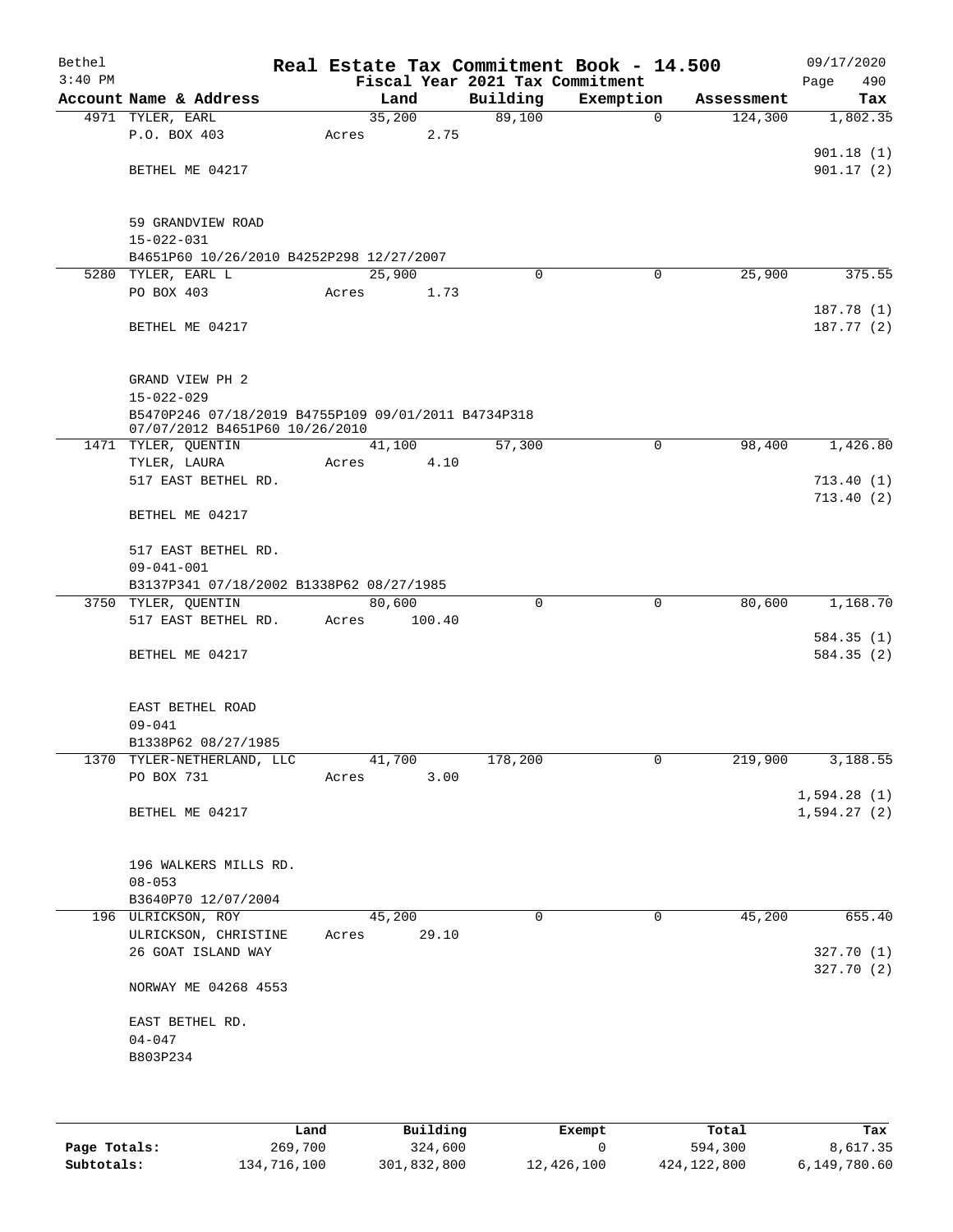# Real Estate Tax Commitment Book - 14.500

Bethel
3:40 PM

Fiscal Year 2021 Tax Commitment

09/17/2020
Page 490

| Account Name & Address | Land | Building | Exemption | Assessment | Tax |
|---|---|---|---|---|---|
| 4971 TYLER, EARL | 35,200 | 89,100 | 0 | 124,300 | 1,802.35 |
| P.O. BOX 403 | Acres 2.75 | | | | |
| | | | | | 901.18 (1) |
| BETHEL ME 04217 | | | | | 901.17 (2) |
| 59 GRANDVIEW ROAD | | | | | |
| 15-022-031 | | | | | |
| B4651P60 10/26/2010 B4252P298 12/27/2007 | | | | | |
| 5280 TYLER, EARL L | 25,900 | 0 | 0 | 25,900 | 375.55 |
| PO BOX 403 | Acres 1.73 | | | | |
| | | | | | 187.78 (1) |
| BETHEL ME 04217 | | | | | 187.77 (2) |
| GRAND VIEW PH 2 | | | | | |
| 15-022-029 | | | | | |
| B5470P246 07/18/2019 B4755P109 09/01/2011 B4734P318 07/07/2012 B4651P60 10/26/2010 | | | | | |
| 1471 TYLER, QUENTIN | 41,100 | 57,300 | 0 | 98,400 | 1,426.80 |
| TYLER, LAURA | Acres 4.10 | | | | |
| 517 EAST BETHEL RD. | | | | | 713.40 (1) |
| | | | | | 713.40 (2) |
| BETHEL ME 04217 | | | | | |
| 517 EAST BETHEL RD. | | | | | |
| 09-041-001 | | | | | |
| B3137P341 07/18/2002 B1338P62 08/27/1985 | | | | | |
| 3750 TYLER, QUENTIN | 80,600 | 0 | 0 | 80,600 | 1,168.70 |
| 517 EAST BETHEL RD. | Acres 100.40 | | | | |
| | | | | | 584.35 (1) |
| BETHEL ME 04217 | | | | | 584.35 (2) |
| EAST BETHEL ROAD | | | | | |
| 09-041 | | | | | |
| B1338P62 08/27/1985 | | | | | |
| 1370 TYLER-NETHERLAND, LLC | 41,700 | 178,200 | 0 | 219,900 | 3,188.55 |
| PO BOX 731 | Acres 3.00 | | | | |
| | | | | | 1,594.28 (1) |
| BETHEL ME 04217 | | | | | 1,594.27 (2) |
| 196 WALKERS MILLS RD. | | | | | |
| 08-053 | | | | | |
| B3640P70 12/07/2004 | | | | | |
| 196 ULRICKSON, ROY | 45,200 | 0 | 0 | 45,200 | 655.40 |
| ULRICKSON, CHRISTINE | Acres 29.10 | | | | |
| 26 GOAT ISLAND WAY | | | | | 327.70 (1) |
| | | | | | 327.70 (2) |
| NORWAY ME 04268 4553 | | | | | |
| EAST BETHEL RD. | | | | | |
| 04-047 | | | | | |
| B803P234 | | | | | |

| | Land | Building | Exempt | Total | Tax |
|---|---|---|---|---|---|
| Page Totals: | 269,700 | 324,600 | 0 | 594,300 | 8,617.35 |
| Subtotals: | 134,716,100 | 301,832,800 | 12,426,100 | 424,122,800 | 6,149,780.60 |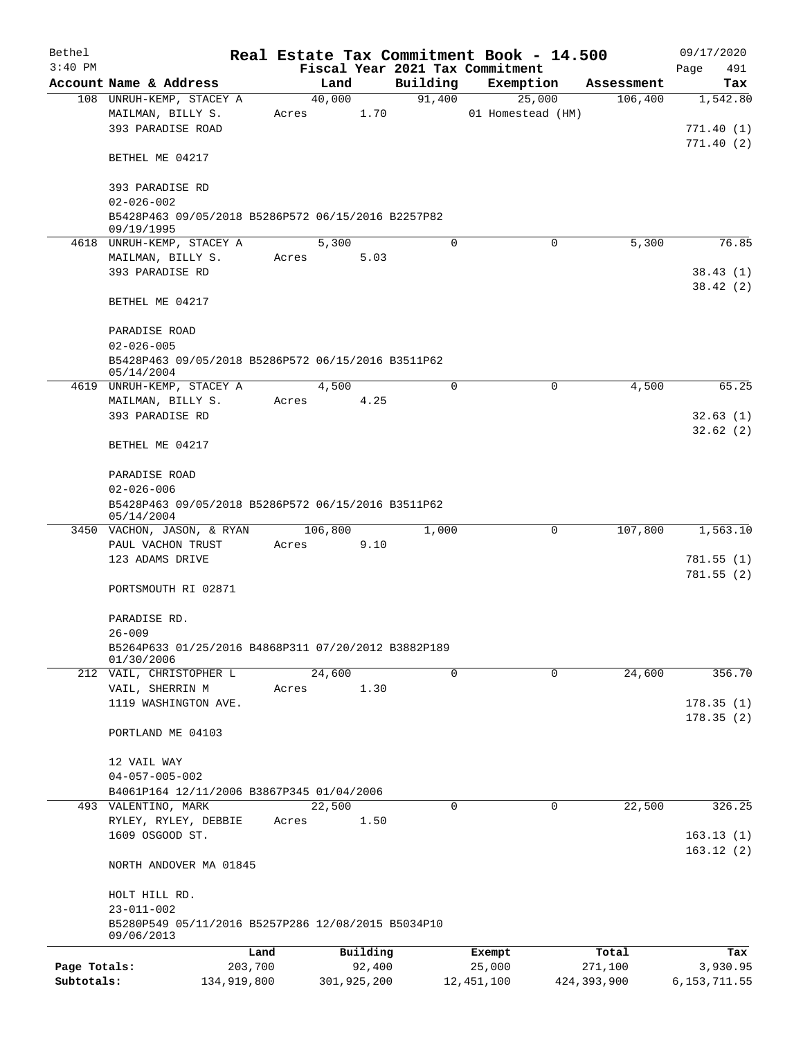# Real Estate Tax Commitment Book - 14.500

Bethel
3:40 PM

Fiscal Year 2021 Tax Commitment

09/17/2020
Page 491

| Account | Name & Address | Land | Building | Exemption | Assessment | Tax |
|---|---|---|---|---|---|---|
| 108 | UNRUH-KEMP, STACEY A<br>MAILMAN, BILLY S.<br>393 PARADISE ROAD<br><br>BETHEL ME 04217<br><br>393 PARADISE RD<br>02-026-002<br>B5428P463 09/05/2018 B5286P572 06/15/2016 B2257P82 09/19/1995 | 40,000<br>Acres 1.70 | 91,400 | 25,000<br>01 Homestead (HM) | 106,400 | 1,542.80<br><br>771.40 (1)<br>771.40 (2) |
| 4618 | UNRUH-KEMP, STACEY A<br>MAILMAN, BILLY S.<br>393 PARADISE RD<br><br>BETHEL ME 04217<br><br>PARADISE ROAD<br>02-026-005<br>B5428P463 09/05/2018 B5286P572 06/15/2016 B3511P62 05/14/2004 | 5,300<br>Acres 5.03 | 0 | 0 | 5,300 | 76.85<br><br>38.43 (1)<br>38.42 (2) |
| 4619 | UNRUH-KEMP, STACEY A<br>MAILMAN, BILLY S.<br>393 PARADISE RD<br><br>BETHEL ME 04217<br><br>PARADISE ROAD<br>02-026-006<br>B5428P463 09/05/2018 B5286P572 06/15/2016 B3511P62 05/14/2004 | 4,500<br>Acres 4.25 | 0 | 0 | 4,500 | 65.25<br><br>32.63 (1)<br>32.62 (2) |
| 3450 | VACHON, JASON, & RYAN<br>PAUL VACHON TRUST<br>123 ADAMS DRIVE<br><br>PORTSMOUTH RI 02871<br><br>PARADISE RD.<br>26-009<br>B5264P633 01/25/2016 B4868P311 07/20/2012 B3882P189 01/30/2006 | 106,800<br>Acres 9.10 | 1,000 | 0 | 107,800 | 1,563.10<br><br>781.55 (1)<br>781.55 (2) |
| 212 | VAIL, CHRISTOPHER L<br>VAIL, SHERRIN M<br>1119 WASHINGTON AVE.<br><br>PORTLAND ME 04103<br><br>12 VAIL WAY<br>04-057-005-002<br>B4061P164 12/11/2006 B3867P345 01/04/2006 | 24,600<br>Acres 1.30 | 0 | 0 | 24,600 | 356.70<br><br>178.35 (1)<br>178.35 (2) |
| 493 | VALENTINO, MARK<br>RYLEY, RYLEY, DEBBIE<br>1609 OSGOOD ST.<br><br>NORTH ANDOVER MA 01845<br><br>HOLT HILL RD.<br>23-011-002<br>B5280P549 05/11/2016 B5257P286 12/08/2015 B5034P10 09/06/2013 | 22,500<br>Acres 1.50 | 0 | 0 | 22,500 | 326.25<br><br>163.13 (1)<br>163.12 (2) |

| | Land | Building | Exempt | Total | Tax |
|---|---|---|---|---|---|
| Page Totals: | 203,700 | 92,400 | 25,000 | 271,100 | 3,930.95 |
| Subtotals: | 134,919,800 | 301,925,200 | 12,451,100 | 424,393,900 | 6,153,711.55 |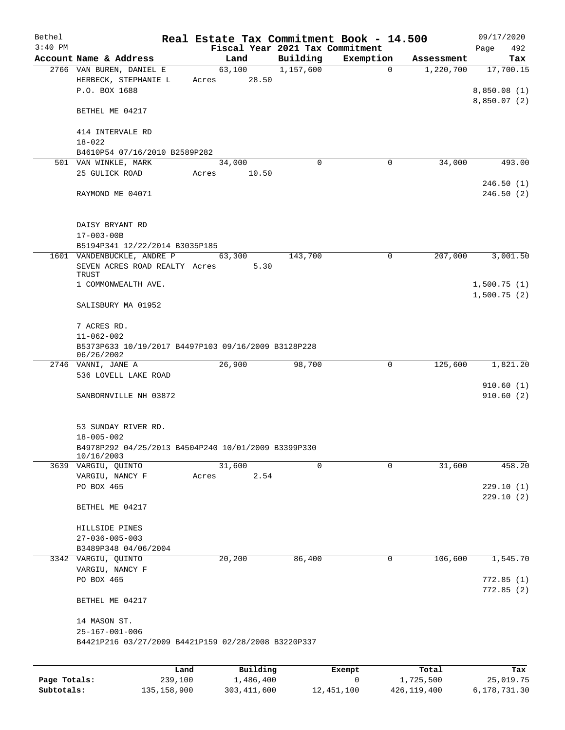# Real Estate Tax Commitment Book - 14.500

Bethel
3:40 PM

Fiscal Year 2021 Tax Commitment

09/17/2020
Page 492

| Account Name & Address | Land | Building | Exemption | Assessment | Tax |
|---|---|---|---|---|---|
| 2766 VAN BUREN, DANIEL E<br>HERBECK, STEPHANIE L<br>P.O. BOX 1688<br><br>BETHEL ME 04217<br><br>414 INTERVALE RD<br>18-022<br>B4610P54 07/16/2010 B2589P282 | 63,100<br>Acres 28.50 | 1,157,600 | 0 | 1,220,700 | 17,700.15<br><br>8,850.08 (1)<br>8,850.07 (2) |
| 501 VAN WINKLE, MARK<br>25 GULICK ROAD<br><br>RAYMOND ME 04071<br><br>DAISY BRYANT RD<br>17-003-00B<br>B5194P341 12/22/2014 B3035P185 | 34,000<br>Acres 10.50 | 0 | 0 | 34,000 | 493.00<br><br>246.50 (1)<br>246.50 (2) |
| 1601 VANDENBUCKLE, ANDRE P<br>SEVEN ACRES ROAD REALTY TRUST<br>1 COMMONWEALTH AVE.<br><br>SALISBURY MA 01952<br><br>7 ACRES RD.<br>11-062-002<br>B5373P633 10/19/2017 B4497P103 09/16/2009 B3128P228 06/26/2002 | 63,300<br>Acres 5.30 | 143,700 | 0 | 207,000 | 3,001.50<br><br>1,500.75 (1)<br>1,500.75 (2) |
| 2746 VANNI, JANE A<br>536 LOVELL LAKE ROAD<br><br>SANBORNVILLE NH 03872<br><br>53 SUNDAY RIVER RD.<br>18-005-002<br>B4978P292 04/25/2013 B4504P240 10/01/2009 B3399P330 10/16/2003 | 26,900 | 98,700 | 0 | 125,600 | 1,821.20<br><br>910.60 (1)<br>910.60 (2) |
| 3639 VARGIU, QUINTO<br>VARGIU, NANCY F<br>PO BOX 465<br><br>BETHEL ME 04217<br><br>HILLSIDE PINES<br>27-036-005-003<br>B3489P348 04/06/2004 | 31,600<br>Acres 2.54 | 0 | 0 | 31,600 | 458.20<br><br>229.10 (1)<br>229.10 (2) |
| 3342 VARGIU, QUINTO<br>VARGIU, NANCY F<br>PO BOX 465<br><br>BETHEL ME 04217<br><br>14 MASON ST.<br>25-167-001-006<br>B4421P216 03/27/2009 B4421P159 02/28/2008 B3220P337 | 20,200 | 86,400 | 0 | 106,600 | 1,545.70<br><br>772.85 (1)<br>772.85 (2) |

| | Land | Building | Exempt | Total | Tax |
|---|---|---|---|---|---|
| **Page Totals:** | 239,100 | 1,486,400 | 0 | 1,725,500 | 25,019.75 |
| **Subtotals:** | 135,158,900 | 303,411,600 | 12,451,100 | 426,119,400 | 6,178,731.30 |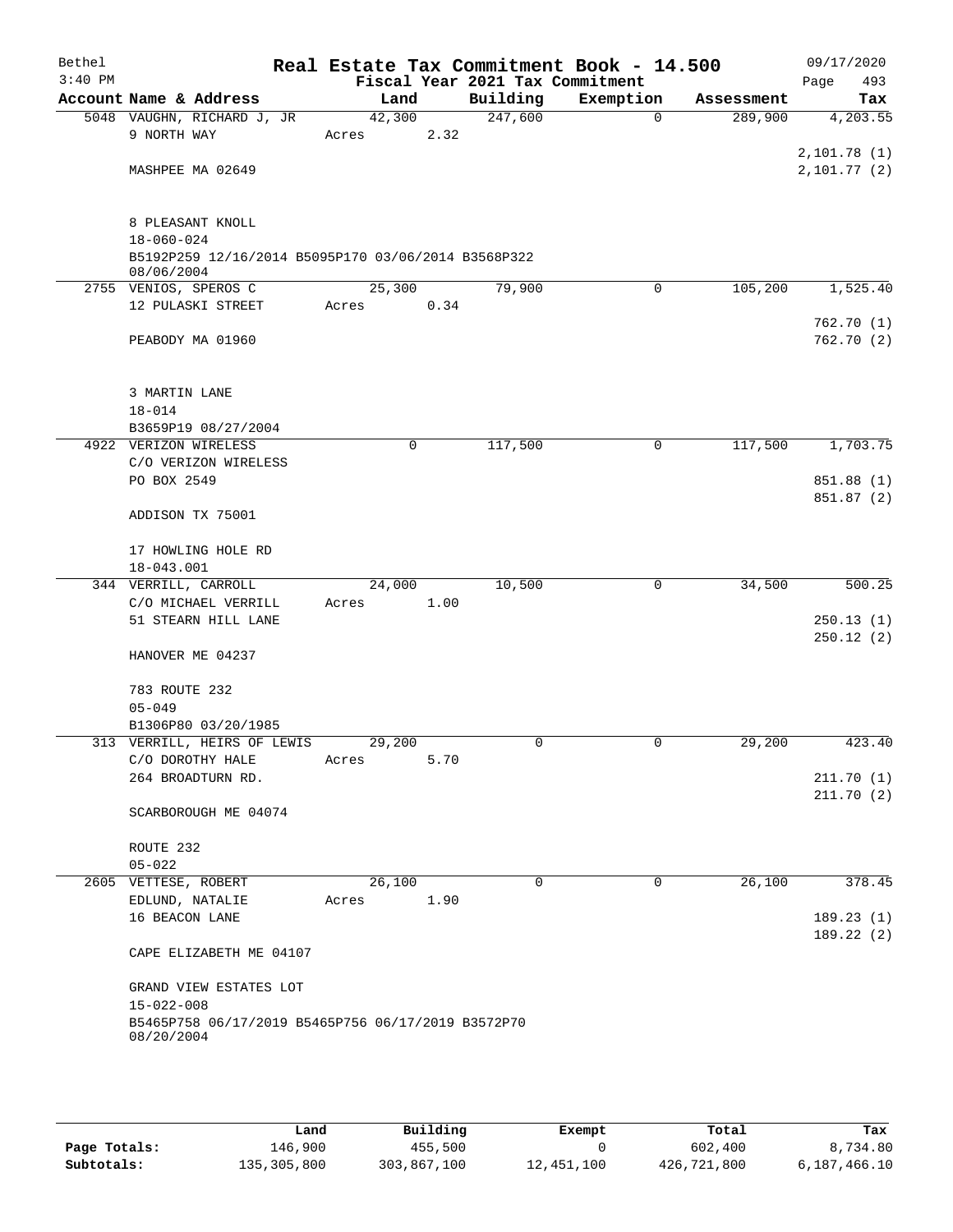# Real Estate Tax Commitment Book - 14.500

Bethel 3:40 PM — 09/17/2020

Fiscal Year 2021 Tax Commitment

| Account Name & Address | Land | Building | Exemption | Assessment | Tax |
|---|---|---|---|---|---|
| 5048 VAUGHN, RICHARD J, JR | 42,300 | 247,600 | 0 | 289,900 | 4,203.55 |
| 9 NORTH WAY | Acres 2.32 | | | | |
| | | | | | 2,101.78 (1) |
| MASHPEE MA 02649 | | | | | 2,101.77 (2) |
| 8 PLEASANT KNOLL | | | | | |
| 18-060-024 | | | | | |
| B5192P259 12/16/2014 B5095P170 03/06/2014 B3568P322 08/06/2004 | | | | | |
| 2755 VENIOS, SPEROS C | 25,300 | 79,900 | 0 | 105,200 | 1,525.40 |
| 12 PULASKI STREET | Acres 0.34 | | | | |
| | | | | | 762.70 (1) |
| PEABODY MA 01960 | | | | | 762.70 (2) |
| 3 MARTIN LANE | | | | | |
| 18-014 | | | | | |
| B3659P19 08/27/2004 | | | | | |
| 4922 VERIZON WIRELESS | 0 | 117,500 | 0 | 117,500 | 1,703.75 |
| C/O VERIZON WIRELESS | | | | | |
| PO BOX 2549 | | | | | 851.88 (1) |
| | | | | | 851.87 (2) |
| ADDISON TX 75001 | | | | | |
| 17 HOWLING HOLE RD | | | | | |
| 18-043.001 | | | | | |
| 344 VERRILL, CARROLL | 24,000 | 10,500 | 0 | 34,500 | 500.25 |
| C/O MICHAEL VERRILL | Acres 1.00 | | | | |
| 51 STEARN HILL LANE | | | | | 250.13 (1) |
| | | | | | 250.12 (2) |
| HANOVER ME 04237 | | | | | |
| 783 ROUTE 232 | | | | | |
| 05-049 | | | | | |
| B1306P80 03/20/1985 | | | | | |
| 313 VERRILL, HEIRS OF LEWIS | 29,200 | 0 | 0 | 29,200 | 423.40 |
| C/O DOROTHY HALE | Acres 5.70 | | | | |
| 264 BROADTURN RD. | | | | | 211.70 (1) |
| | | | | | 211.70 (2) |
| SCARBOROUGH ME 04074 | | | | | |
| ROUTE 232 | | | | | |
| 05-022 | | | | | |
| 2605 VETTESE, ROBERT | 26,100 | 0 | 0 | 26,100 | 378.45 |
| EDLUND, NATALIE | Acres 1.90 | | | | |
| 16 BEACON LANE | | | | | 189.23 (1) |
| | | | | | 189.22 (2) |
| CAPE ELIZABETH ME 04107 | | | | | |
| GRAND VIEW ESTATES LOT | | | | | |
| 15-022-008 | | | | | |
| B5465P758 06/17/2019 B5465P756 06/17/2019 B3572P70 08/20/2004 | | | | | |

| | Land | Building | Exempt | Total | Tax |
|---|---|---|---|---|---|
| Page Totals: | 146,900 | 455,500 | 0 | 602,400 | 8,734.80 |
| Subtotals: | 135,305,800 | 303,867,100 | 12,451,100 | 426,721,800 | 6,187,466.10 |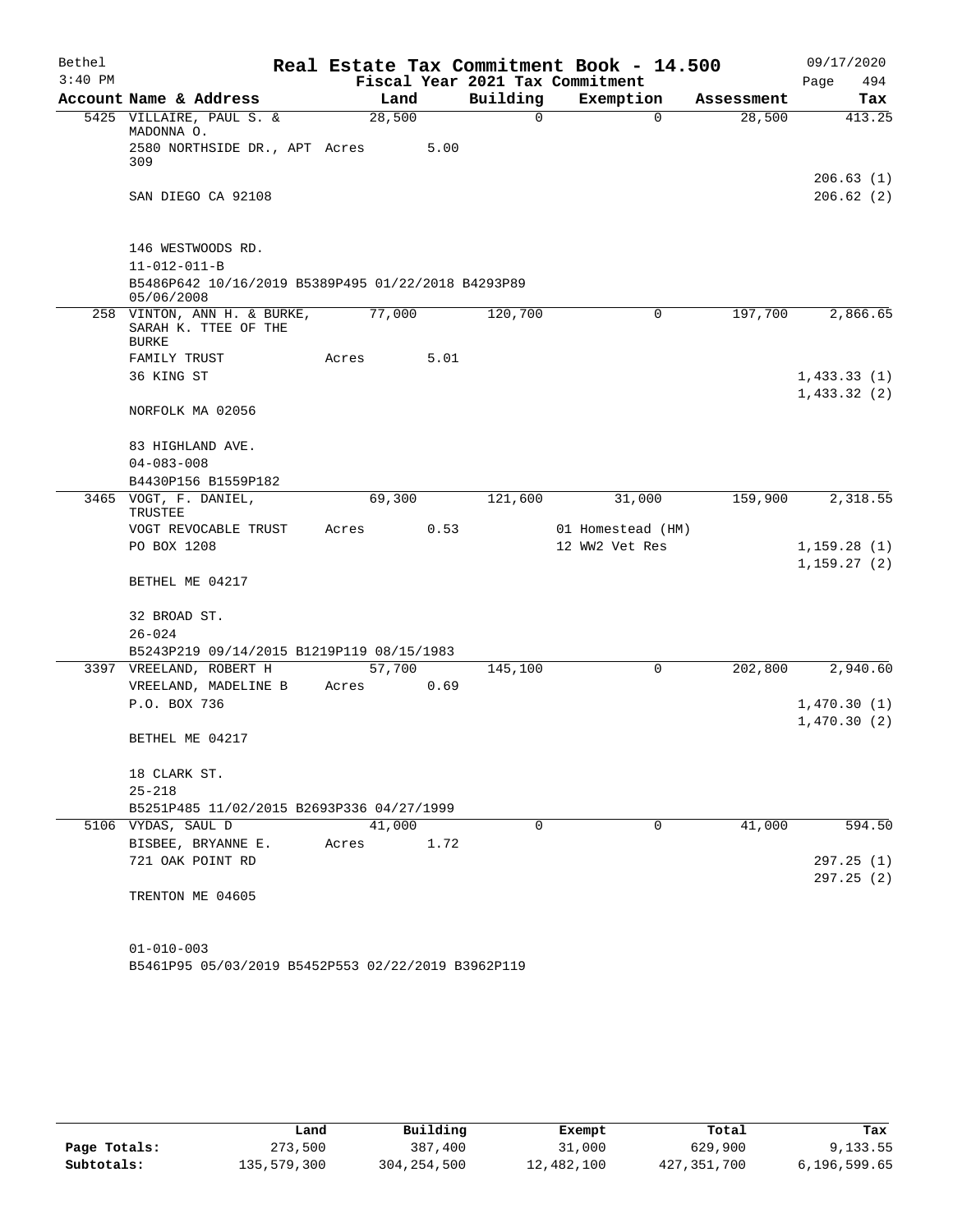# Real Estate Tax Commitment Book - 14.500

Bethel
3:40 PM

Fiscal Year 2021 Tax Commitment

09/17/2020
Page 494

| Account Name & Address | Land | Building | Exemption | Assessment | Tax |
|---|---|---|---|---|---|
| 5425 VILLAIRE, PAUL S. & MADONNA O. | 28,500 | 0 | 0 | 28,500 | 413.25 |
| 2580 NORTHSIDE DR., APT 309 | Acres 5.00 | | | | |
| | | | | | 206.63 (1) |
| SAN DIEGO CA 92108 | | | | | 206.62 (2) |
| 146 WESTWOODS RD. | | | | | |
| 11-012-011-B | | | | | |
| B5486P642 10/16/2019 B5389P495 01/22/2018 B4293P89 05/06/2008 | | | | | |
| 258 VINTON, ANN H. & BURKE, SARAH K. TTEE OF THE BURKE | 77,000 | 120,700 | 0 | 197,700 | 2,866.65 |
| FAMILY TRUST | Acres 5.01 | | | | |
| 36 KING ST | | | | | 1,433.33 (1) |
| | | | | | 1,433.32 (2) |
| NORFOLK MA 02056 | | | | | |
| 83 HIGHLAND AVE. | | | | | |
| 04-083-008 | | | | | |
| B4430P156 B1559P182 | | | | | |
| 3465 VOGT, F. DANIEL, TRUSTEE | 69,300 | 121,600 | 31,000 | 159,900 | 2,318.55 |
| VOGT REVOCABLE TRUST | Acres 0.53 | | 01 Homestead (HM) | | |
| PO BOX 1208 | | | 12 WW2 Vet Res | | 1,159.28 (1) |
| | | | | | 1,159.27 (2) |
| BETHEL ME 04217 | | | | | |
| 32 BROAD ST. | | | | | |
| 26-024 | | | | | |
| B5243P219 09/14/2015 B1219P119 08/15/1983 | | | | | |
| 3397 VREELAND, ROBERT H | 57,700 | 145,100 | 0 | 202,800 | 2,940.60 |
| VREELAND, MADELINE B | Acres 0.69 | | | | |
| P.O. BOX 736 | | | | | 1,470.30 (1) |
| | | | | | 1,470.30 (2) |
| BETHEL ME 04217 | | | | | |
| 18 CLARK ST. | | | | | |
| 25-218 | | | | | |
| B5251P485 11/02/2015 B2693P336 04/27/1999 | | | | | |
| 5106 VYDAS, SAUL D | 41,000 | 0 | 0 | 41,000 | 594.50 |
| BISBEE, BRYANNE E. | Acres 1.72 | | | | |
| 721 OAK POINT RD | | | | | 297.25 (1) |
| | | | | | 297.25 (2) |
| TRENTON ME 04605 | | | | | |
| 01-010-003 | | | | | |
| B5461P95 05/03/2019 B5452P553 02/22/2019 B3962P119 | | | | | |

| | Land | Building | Exempt | Total | Tax |
|---|---|---|---|---|---|
| Page Totals: | 273,500 | 387,400 | 31,000 | 629,900 | 9,133.55 |
| Subtotals: | 135,579,300 | 304,254,500 | 12,482,100 | 427,351,700 | 6,196,599.65 |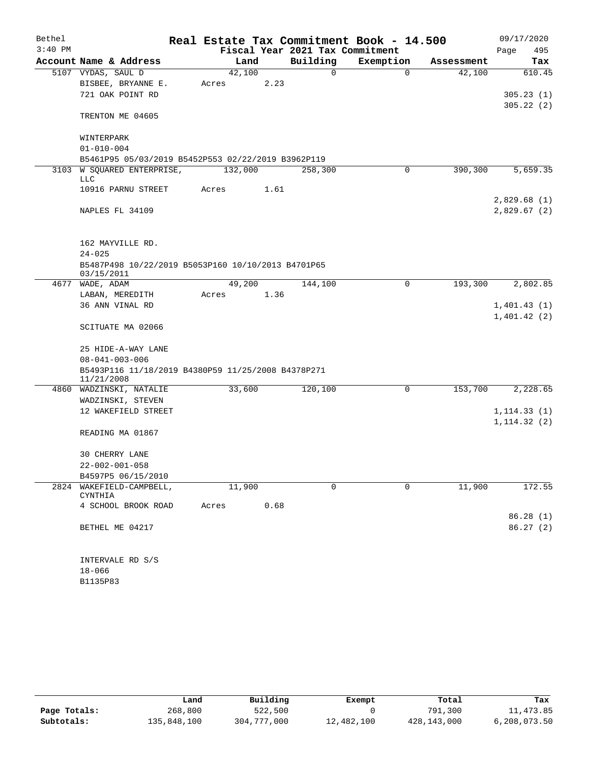Bethel 3:40 PM

# Real Estate Tax Commitment Book - 14.500

Fiscal Year 2021 Tax Commitment

09/17/2020

| Account Name & Address | Land | Building | Exemption | Assessment | Tax |
|---|---|---|---|---|---|
| 5107 VYDAS, SAUL D | 42,100 | 0 | 0 | 42,100 | 610.45 |
| BISBEE, BRYANNE E. | Acres 2.23 | | | | |
| 721 OAK POINT RD | | | | | 305.23 (1) |
| | | | | | 305.22 (2) |
| TRENTON ME 04605 | | | | | |
| WINTERPARK | | | | | |
| 01-010-004 | | | | | |
| B5461P95 05/03/2019 B5452P553 02/22/2019 B3962P119 | | | | | |
| 3103 W SQUARED ENTERPRISE, LLC | 132,000 | 258,300 | 0 | 390,300 | 5,659.35 |
| 10916 PARNU STREET | Acres 1.61 | | | | |
| | | | | | 2,829.68 (1) |
| NAPLES FL 34109 | | | | | 2,829.67 (2) |
| 162 MAYVILLE RD. | | | | | |
| 24-025 | | | | | |
| B5487P498 10/22/2019 B5053P160 10/10/2013 B4701P65 03/15/2011 | | | | | |
| 4677 WADE, ADAM | 49,200 | 144,100 | 0 | 193,300 | 2,802.85 |
| LABAN, MEREDITH | Acres 1.36 | | | | |
| 36 ANN VINAL RD | | | | | 1,401.43 (1) |
| | | | | | 1,401.42 (2) |
| SCITUATE MA 02066 | | | | | |
| 25 HIDE-A-WAY LANE | | | | | |
| 08-041-003-006 | | | | | |
| B5493P116 11/18/2019 B4380P59 11/25/2008 B4378P271 11/21/2008 | | | | | |
| 4860 WADZINSKI, NATALIE | 33,600 | 120,100 | 0 | 153,700 | 2,228.65 |
| WADZINSKI, STEVEN | | | | | |
| 12 WAKEFIELD STREET | | | | | 1,114.33 (1) |
| | | | | | 1,114.32 (2) |
| READING MA 01867 | | | | | |
| 30 CHERRY LANE | | | | | |
| 22-002-001-058 | | | | | |
| B4597P5 06/15/2010 | | | | | |
| 2824 WAKEFIELD-CAMPBELL, CYNTHIA | 11,900 | 0 | 0 | 11,900 | 172.55 |
| 4 SCHOOL BROOK ROAD | Acres 0.68 | | | | |
| | | | | | 86.28 (1) |
| BETHEL ME 04217 | | | | | 86.27 (2) |
| INTERVALE RD S/S | | | | | |
| 18-066 | | | | | |
| B1135P83 | | | | | |

| | Land | Building | Exempt | Total | Tax |
|---|---|---|---|---|---|
| Page Totals: | 268,800 | 522,500 | 0 | 791,300 | 11,473.85 |
| Subtotals: | 135,848,100 | 304,777,000 | 12,482,100 | 428,143,000 | 6,208,073.50 |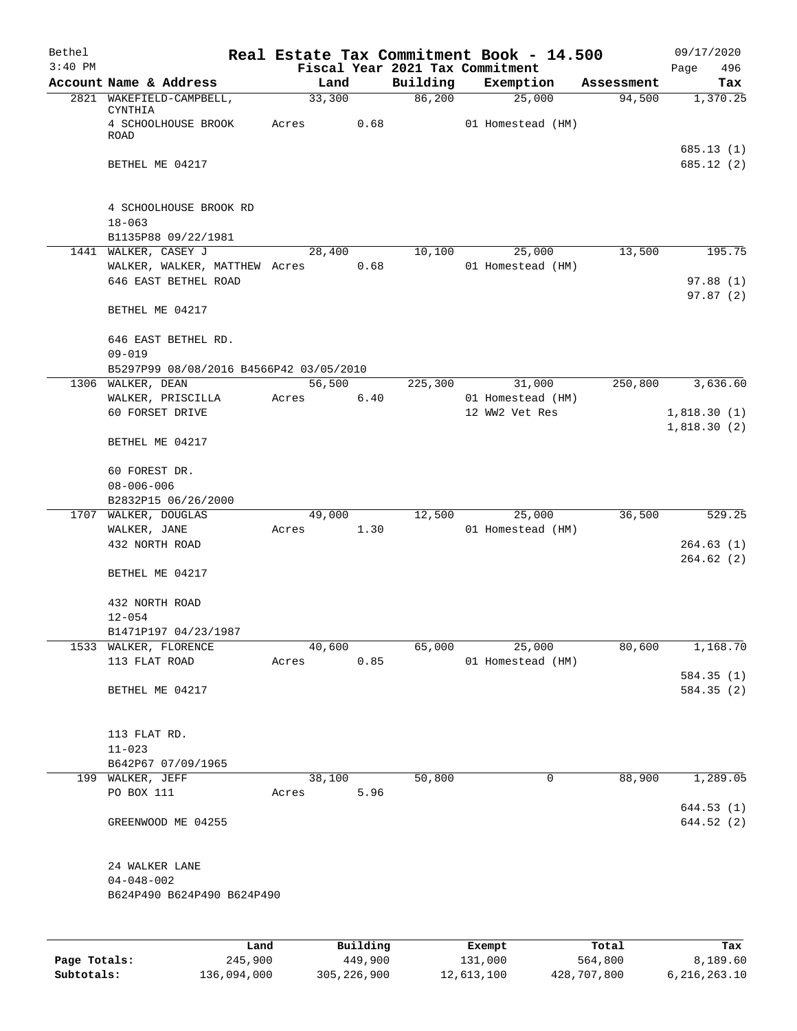Bethel 3:40 PM

# Real Estate Tax Commitment Book - 14.500

Fiscal Year 2021 Tax Commitment

09/17/2020 Page 496

| Account | Name & Address | Land | Building | Exemption | Assessment | Tax |
|---|---|---|---|---|---|---|
| 2821 | WAKEFIELD-CAMPBELL, CYNTHIA | 33,300 | 86,200 | 25,000 | 94,500 | 1,370.25 |
| | 4 SCHOOLHOUSE BROOK ROAD | Acres 0.68 | | 01 Homestead (HM) | | |
| | | | | | | 685.13 (1) |
| | BETHEL ME 04217 | | | | | 685.12 (2) |
| | 4 SCHOOLHOUSE BROOK RD | | | | | |
| | 18-063 | | | | | |
| | B1135P88 09/22/1981 | | | | | |
| 1441 | WALKER, CASEY J | 28,400 | 10,100 | 25,000 | 13,500 | 195.75 |
| | WALKER, WALKER, MATTHEW | Acres 0.68 | | 01 Homestead (HM) | | |
| | 646 EAST BETHEL ROAD | | | | | 97.88 (1) |
| | | | | | | 97.87 (2) |
| | BETHEL ME 04217 | | | | | |
| | 646 EAST BETHEL RD. | | | | | |
| | 09-019 | | | | | |
| | B5297P99 08/08/2016 B4566P42 03/05/2010 | | | | | |
| 1306 | WALKER, DEAN | 56,500 | 225,300 | 31,000 | 250,800 | 3,636.60 |
| | WALKER, PRISCILLA | Acres 6.40 | | 01 Homestead (HM) | | |
| | 60 FORSET DRIVE | | | 12 WW2 Vet Res | | 1,818.30 (1) |
| | | | | | | 1,818.30 (2) |
| | BETHEL ME 04217 | | | | | |
| | 60 FOREST DR. | | | | | |
| | 08-006-006 | | | | | |
| | B2832P15 06/26/2000 | | | | | |
| 1707 | WALKER, DOUGLAS | 49,000 | 12,500 | 25,000 | 36,500 | 529.25 |
| | WALKER, JANE | Acres 1.30 | | 01 Homestead (HM) | | |
| | 432 NORTH ROAD | | | | | 264.63 (1) |
| | | | | | | 264.62 (2) |
| | BETHEL ME 04217 | | | | | |
| | 432 NORTH ROAD | | | | | |
| | 12-054 | | | | | |
| | B1471P197 04/23/1987 | | | | | |
| 1533 | WALKER, FLORENCE | 40,600 | 65,000 | 25,000 | 80,600 | 1,168.70 |
| | 113 FLAT ROAD | Acres 0.85 | | 01 Homestead (HM) | | |
| | | | | | | 584.35 (1) |
| | BETHEL ME 04217 | | | | | 584.35 (2) |
| | 113 FLAT RD. | | | | | |
| | 11-023 | | | | | |
| | B642P67 07/09/1965 | | | | | |
| 199 | WALKER, JEFF | 38,100 | 50,800 | 0 | 88,900 | 1,289.05 |
| | PO BOX 111 | Acres 5.96 | | | | |
| | | | | | | 644.53 (1) |
| | GREENWOOD ME 04255 | | | | | 644.52 (2) |
| | 24 WALKER LANE | | | | | |
| | 04-048-002 | | | | | |
| | B624P490 B624P490 B624P490 | | | | | |

| | Land | Building | Exempt | Total | Tax |
|---|---|---|---|---|---|
| Page Totals: | 245,900 | 449,900 | 131,000 | 564,800 | 8,189.60 |
| Subtotals: | 136,094,000 | 305,226,900 | 12,613,100 | 428,707,800 | 6,216,263.10 |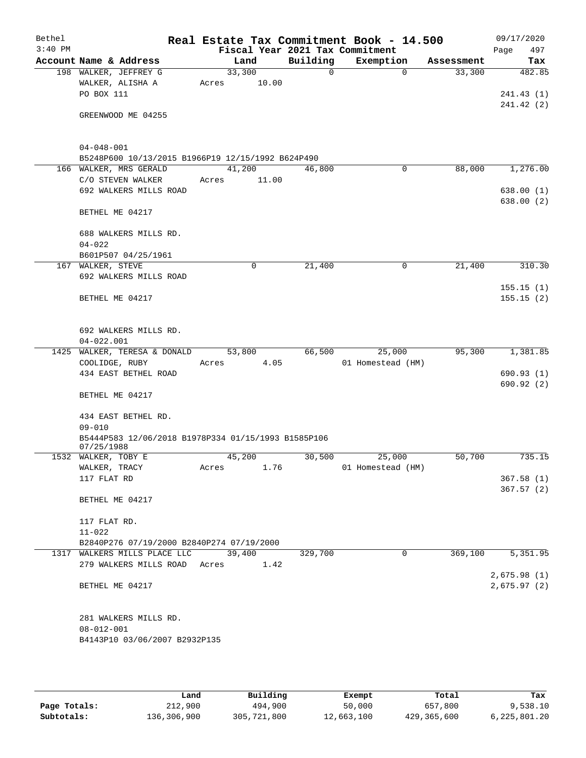Bethel 3:40 PM

# Real Estate Tax Commitment Book - 14.500

Fiscal Year 2021 Tax Commitment

09/17/2020 Page 497

| Account | Name & Address | Land | Building | Exemption | Assessment | Tax |
|---|---|---|---|---|---|---|
| 198 | WALKER, JEFFREY G<br>WALKER, ALISHA A<br>PO BOX 111<br><br>GREENWOOD ME 04255<br><br>04-048-001<br>B5248P600 10/13/2015 B1966P19 12/15/1992 B624P490 | 33,300<br>Acres 10.00 | 0 | 0 | 33,300 | 482.85<br><br>241.43 (1)<br>241.42 (2) |
| 166 | WALKER, MRS GERALD<br>C/O STEVEN WALKER<br>692 WALKERS MILLS ROAD<br><br>BETHEL ME 04217<br><br>688 WALKERS MILLS RD.<br>04-022<br>B601P507 04/25/1961 | 41,200<br>Acres 11.00 | 46,800 | 0 | 88,000 | 1,276.00<br><br>638.00 (1)<br>638.00 (2) |
| 167 | WALKER, STEVE<br>692 WALKERS MILLS ROAD<br><br>BETHEL ME 04217<br><br>692 WALKERS MILLS RD.<br>04-022.001 | 0 | 21,400 | 0 | 21,400 | 310.30<br><br>155.15 (1)<br>155.15 (2) |
| 1425 | WALKER, TERESA & DONALD<br>COOLIDGE, RUBY<br>434 EAST BETHEL ROAD<br><br>BETHEL ME 04217<br><br>434 EAST BETHEL RD.<br>09-010<br>B5444P583 12/06/2018 B1978P334 01/15/1993 B1585P106 07/25/1988 | 53,800<br>Acres 4.05 | 66,500 | 25,000<br>01 Homestead (HM) | 95,300 | 1,381.85<br><br>690.93 (1)<br>690.92 (2) |
| 1532 | WALKER, TOBY E<br>WALKER, TRACY<br>117 FLAT RD<br><br>BETHEL ME 04217<br><br>117 FLAT RD.<br>11-022<br>B2840P276 07/19/2000 B2840P274 07/19/2000 | 45,200<br>Acres 1.76 | 30,500 | 25,000<br>01 Homestead (HM) | 50,700 | 735.15<br><br>367.58 (1)<br>367.57 (2) |
| 1317 | WALKERS MILLS PLACE LLC<br>279 WALKERS MILLS ROAD<br><br>BETHEL ME 04217<br><br>281 WALKERS MILLS RD.<br>08-012-001<br>B4143P10 03/06/2007 B2932P135 | 39,400<br>Acres 1.42 | 329,700 | 0 | 369,100 | 5,351.95<br><br>2,675.98 (1)<br>2,675.97 (2) |

| | Land | Building | Exempt | Total | Tax |
|---|---|---|---|---|---|
| Page Totals: | 212,900 | 494,900 | 50,000 | 657,800 | 9,538.10 |
| Subtotals: | 136,306,900 | 305,721,800 | 12,663,100 | 429,365,600 | 6,225,801.20 |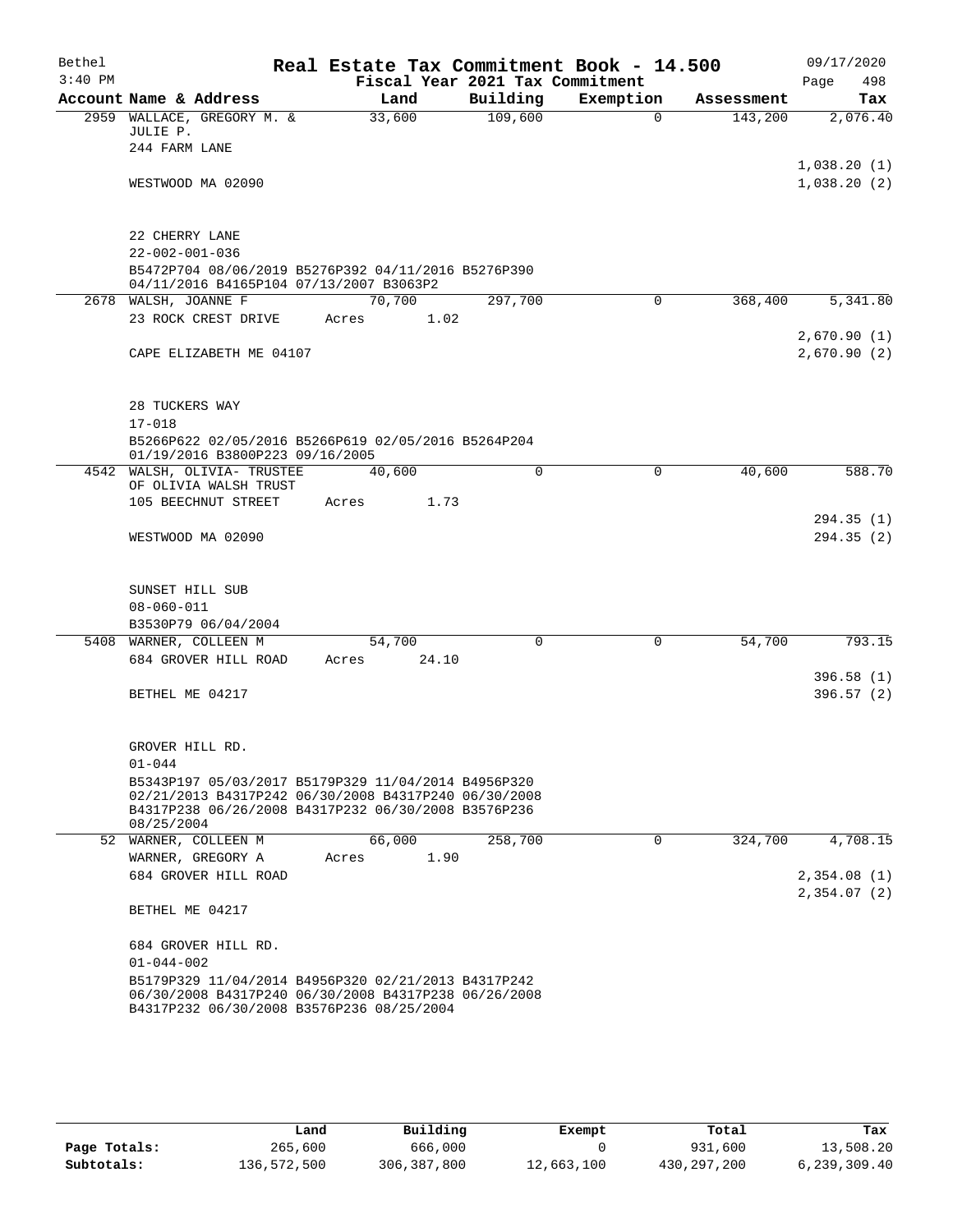Bethel 3:40 PM

# Real Estate Tax Commitment Book - 14.500

Fiscal Year 2021 Tax Commitment

09/17/2020 Page 498

| Account Name & Address | Land | Building | Exemption | Assessment | Tax |
|---|---|---|---|---|---|
| 2959 WALLACE, GREGORY M. & JULIE P. | 33,600 | 109,600 | 0 | 143,200 | 2,076.40 |
| 244 FARM LANE | | | | | 1,038.20 (1) |
| WESTWOOD MA 02090 | | | | | 1,038.20 (2) |
| 22 CHERRY LANE | | | | | |
| 22-002-001-036 | | | | | |
| B5472P704 08/06/2019 B5276P392 04/11/2016 B5276P390 04/11/2016 B4165P104 07/13/2007 B3063P2 | | | | | |
| 2678 WALSH, JOANNE F | 70,700 | 297,700 | 0 | 368,400 | 5,341.80 |
| 23 ROCK CREST DRIVE | Acres 1.02 | | | | 2,670.90 (1) |
| CAPE ELIZABETH ME 04107 | | | | | 2,670.90 (2) |
| 28 TUCKERS WAY | | | | | |
| 17-018 | | | | | |
| B5266P622 02/05/2016 B5266P619 02/05/2016 B5264P204 01/19/2016 B3800P223 09/16/2005 | | | | | |
| 4542 WALSH, OLIVIA- TRUSTEE OF OLIVIA WALSH TRUST | 40,600 | 0 | 0 | 40,600 | 588.70 |
| 105 BEECHNUT STREET | Acres 1.73 | | | | 294.35 (1) |
| WESTWOOD MA 02090 | | | | | 294.35 (2) |
| SUNSET HILL SUB | | | | | |
| 08-060-011 | | | | | |
| B3530P79 06/04/2004 | | | | | |
| 5408 WARNER, COLLEEN M | 54,700 | 0 | 0 | 54,700 | 793.15 |
| 684 GROVER HILL ROAD | Acres 24.10 | | | | 396.58 (1) |
| BETHEL ME 04217 | | | | | 396.57 (2) |
| GROVER HILL RD. | | | | | |
| 01-044 | | | | | |
| B5343P197 05/03/2017 B5179P329 11/04/2014 B4956P320 02/21/2013 B4317P242 06/30/2008 B4317P240 06/30/2008 B4317P238 06/26/2008 B4317P232 06/30/2008 B3576P236 08/25/2004 | | | | | |
| 52 WARNER, COLLEEN M | 66,000 | 258,700 | 0 | 324,700 | 4,708.15 |
| WARNER, GREGORY A | Acres 1.90 | | | | |
| 684 GROVER HILL ROAD | | | | | 2,354.08 (1) |
| BETHEL ME 04217 | | | | | 2,354.07 (2) |
| 684 GROVER HILL RD. | | | | | |
| 01-044-002 | | | | | |
| B5179P329 11/04/2014 B4956P320 02/21/2013 B4317P242 06/30/2008 B4317P240 06/30/2008 B4317P238 06/26/2008 B4317P232 06/30/2008 B3576P236 08/25/2004 | | | | | |

| | Land | Building | Exempt | Total | Tax |
|---|---|---|---|---|---|
| Page Totals: | 265,600 | 666,000 | 0 | 931,600 | 13,508.20 |
| Subtotals: | 136,572,500 | 306,387,800 | 12,663,100 | 430,297,200 | 6,239,309.40 |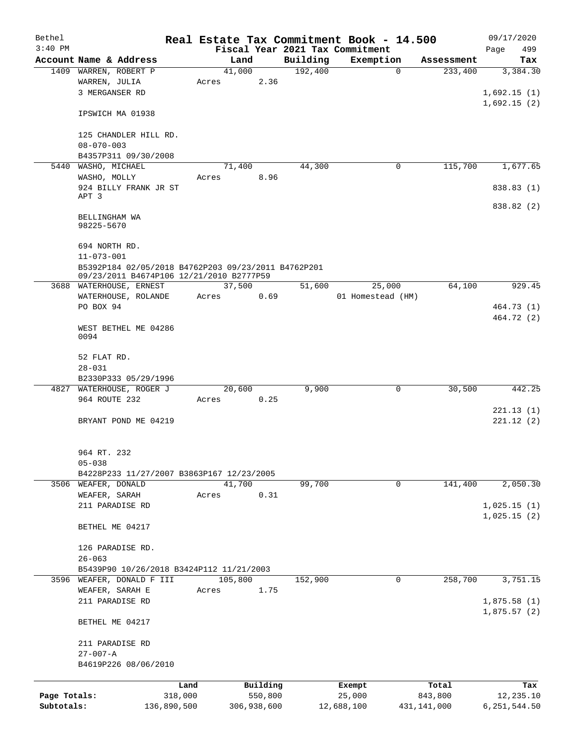# Real Estate Tax Commitment Book - 14.500

Bethel
3:40 PM

Fiscal Year 2021 Tax Commitment

09/17/2020
Page 499

| Account Name & Address | Land | Building | Exemption | Assessment | Tax |
|---|---|---|---|---|---|
| 1409 WARREN, ROBERT P | 41,000 | 192,400 | 0 | 233,400 | 3,384.30 |
| WARREN, JULIA | Acres 2.36 | | | | |
| 3 MERGANSER RD | | | | | 1,692.15 (1) |
| | | | | | 1,692.15 (2) |
| IPSWICH MA 01938 | | | | | |
| 125 CHANDLER HILL RD. | | | | | |
| 08-070-003 | | | | | |
| B4357P311 09/30/2008 | | | | | |
| 5440 WASHO, MICHAEL | 71,400 | 44,300 | 0 | 115,700 | 1,677.65 |
| WASHO, MOLLY | Acres 8.96 | | | | |
| 924 BILLY FRANK JR ST APT 3 | | | | | 838.83 (1) |
| | | | | | 838.82 (2) |
| BELLINGHAM WA 98225-5670 | | | | | |
| 694 NORTH RD. | | | | | |
| 11-073-001 | | | | | |
| B5392P184 02/05/2018 B4762P203 09/23/2011 B4762P201 09/23/2011 B4674P106 12/21/2010 B2777P59 | | | | | |
| 3688 WATERHOUSE, ERNEST | 37,500 | 51,600 | 25,000 | 64,100 | 929.45 |
| WATERHOUSE, ROLANDE | Acres 0.69 | | 01 Homestead (HM) | | |
| PO BOX 94 | | | | | 464.73 (1) |
| | | | | | 464.72 (2) |
| WEST BETHEL ME 04286 0094 | | | | | |
| 52 FLAT RD. | | | | | |
| 28-031 | | | | | |
| B2330P333 05/29/1996 | | | | | |
| 4827 WATERHOUSE, ROGER J | 20,600 | 9,900 | 0 | 30,500 | 442.25 |
| 964 ROUTE 232 | Acres 0.25 | | | | |
| | | | | | 221.13 (1) |
| BRYANT POND ME 04219 | | | | | 221.12 (2) |
| 964 RT. 232 | | | | | |
| 05-038 | | | | | |
| B4228P233 11/27/2007 B3863P167 12/23/2005 | | | | | |
| 3506 WEAFER, DONALD | 41,700 | 99,700 | 0 | 141,400 | 2,050.30 |
| WEAFER, SARAH | Acres 0.31 | | | | |
| 211 PARADISE RD | | | | | 1,025.15 (1) |
| | | | | | 1,025.15 (2) |
| BETHEL ME 04217 | | | | | |
| 126 PARADISE RD. | | | | | |
| 26-063 | | | | | |
| B5439P90 10/26/2018 B3424P112 11/21/2003 | | | | | |
| 3596 WEAFER, DONALD F III | 105,800 | 152,900 | 0 | 258,700 | 3,751.15 |
| WEAFER, SARAH E | Acres 1.75 | | | | |
| 211 PARADISE RD | | | | | 1,875.58 (1) |
| | | | | | 1,875.57 (2) |
| BETHEL ME 04217 | | | | | |
| 211 PARADISE RD | | | | | |
| 27-007-A | | | | | |
| B4619P226 08/06/2010 | | | | | |

| | Land | Building | Exempt | Total | Tax |
|---|---|---|---|---|---|
| Page Totals: | 318,000 | 550,800 | 25,000 | 843,800 | 12,235.10 |
| Subtotals: | 136,890,500 | 306,938,600 | 12,688,100 | 431,141,000 | 6,251,544.50 |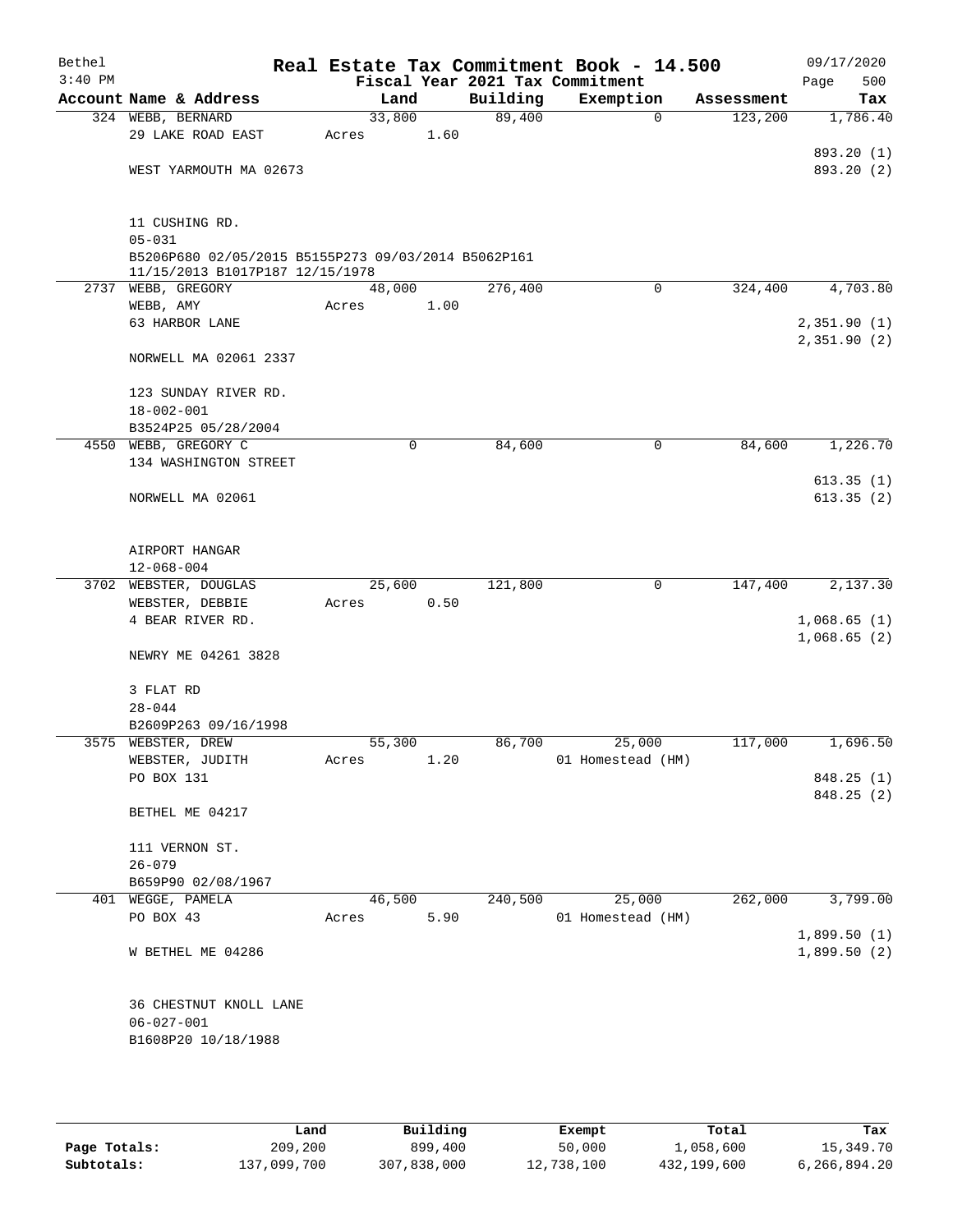Bethel 3:40 PM

# Real Estate Tax Commitment Book - 14.500

Fiscal Year 2021 Tax Commitment

09/17/2020 Page 500

| Account Name & Address | Land | Building | Exemption | Assessment | Tax |
|---|---|---|---|---|---|
| 324 WEBB, BERNARD | 33,800 | 89,400 | 0 | 123,200 | 1,786.40 |
| 29 LAKE ROAD EAST | Acres 1.60 | | | | |
| | | | | | 893.20 (1) |
| WEST YARMOUTH MA 02673 | | | | | 893.20 (2) |
| 11 CUSHING RD. | | | | | |
| 05-031 | | | | | |
| B5206P680 02/05/2015 B5155P273 09/03/2014 B5062P161 11/15/2013 B1017P187 12/15/1978 | | | | | |
| 2737 WEBB, GREGORY | 48,000 | 276,400 | 0 | 324,400 | 4,703.80 |
| WEBB, AMY | Acres 1.00 | | | | |
| 63 HARBOR LANE | | | | | 2,351.90 (1) |
| | | | | | 2,351.90 (2) |
| NORWELL MA 02061 2337 | | | | | |
| 123 SUNDAY RIVER RD. | | | | | |
| 18-002-001 | | | | | |
| B3524P25 05/28/2004 | | | | | |
| 4550 WEBB, GREGORY C | 0 | 84,600 | 0 | 84,600 | 1,226.70 |
| 134 WASHINGTON STREET | | | | | |
| | | | | | 613.35 (1) |
| NORWELL MA 02061 | | | | | 613.35 (2) |
| AIRPORT HANGAR | | | | | |
| 12-068-004 | | | | | |
| 3702 WEBSTER, DOUGLAS | 25,600 | 121,800 | 0 | 147,400 | 2,137.30 |
| WEBSTER, DEBBIE | Acres 0.50 | | | | |
| 4 BEAR RIVER RD. | | | | | 1,068.65 (1) |
| | | | | | 1,068.65 (2) |
| NEWRY ME 04261 3828 | | | | | |
| 3 FLAT RD | | | | | |
| 28-044 | | | | | |
| B2609P263 09/16/1998 | | | | | |
| 3575 WEBSTER, DREW | 55,300 | 86,700 | 25,000 | 117,000 | 1,696.50 |
| WEBSTER, JUDITH | Acres 1.20 | | 01 Homestead (HM) | | |
| PO BOX 131 | | | | | 848.25 (1) |
| | | | | | 848.25 (2) |
| BETHEL ME 04217 | | | | | |
| 111 VERNON ST. | | | | | |
| 26-079 | | | | | |
| B659P90 02/08/1967 | | | | | |
| 401 WEGGE, PAMELA | 46,500 | 240,500 | 25,000 | 262,000 | 3,799.00 |
| PO BOX 43 | Acres 5.90 | | 01 Homestead (HM) | | |
| | | | | | 1,899.50 (1) |
| W BETHEL ME 04286 | | | | | 1,899.50 (2) |
| 36 CHESTNUT KNOLL LANE | | | | | |
| 06-027-001 | | | | | |
| B1608P20 10/18/1988 | | | | | |

| | Land | Building | Exempt | Total | Tax |
|---|---|---|---|---|---|
| Page Totals: | 209,200 | 899,400 | 50,000 | 1,058,600 | 15,349.70 |
| Subtotals: | 137,099,700 | 307,838,000 | 12,738,100 | 432,199,600 | 6,266,894.20 |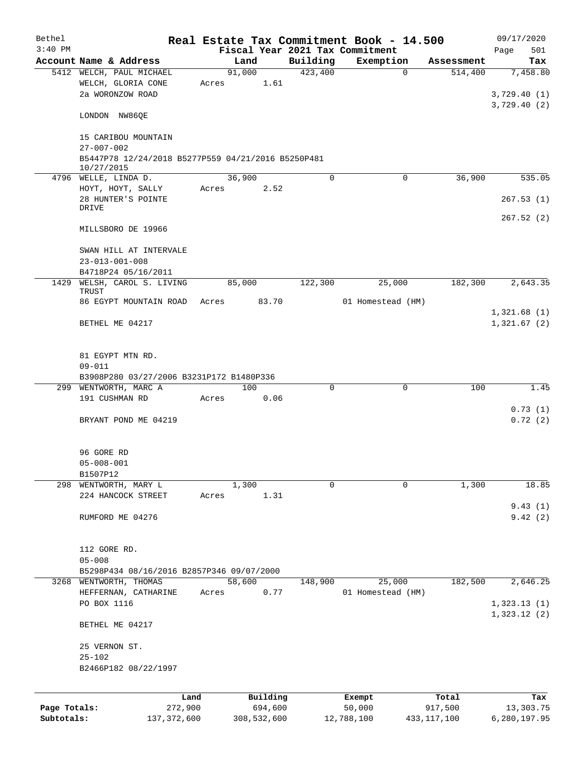# Real Estate Tax Commitment Book - 14.500

Bethel 3:40 PM — Fiscal Year 2021 Tax Commitment — 09/17/2020

| Account | Name & Address | Land | Building | Exemption | Assessment | Tax |
|---|---|---|---|---|---|---|
| 5412 | WELCH, PAUL MICHAEL<br>WELCH, GLORIA CONE<br>2a WORONZOW ROAD<br><br>LONDON NW86QE<br><br>15 CARIBOU MOUNTAIN<br>27-007-002<br>B5447P78 12/24/2018 B5277P559 04/21/2016 B5250P481 10/27/2015 | 91,000<br>Acres 1.61 | 423,400 | 0 | 514,400 | 7,458.80<br><br>3,729.40 (1)<br>3,729.40 (2) |
| 4796 | WELLE, LINDA D.<br>HOYT, HOYT, SALLY<br>28 HUNTER'S POINTE DRIVE<br><br>MILLSBORO DE 19966<br><br>SWAN HILL AT INTERVALE<br>23-013-001-008<br>B4718P24 05/16/2011 | 36,900<br>Acres 2.52 | 0 | 0 | 36,900 | 535.05<br><br>267.53 (1)<br><br>267.52 (2) |
| 1429 | WELSH, CAROL S. LIVING TRUST<br>86 EGYPT MOUNTAIN ROAD<br><br>BETHEL ME 04217<br><br>81 EGYPT MTN RD.<br>09-011<br>B3908P280 03/27/2006 B3231P172 B1480P336 | 85,000<br>Acres 83.70 | 122,300 | 25,000<br>01 Homestead (HM) | 182,300 | 2,643.35<br><br>1,321.68 (1)<br>1,321.67 (2) |
| 299 | WENTWORTH, MARC A<br>191 CUSHMAN RD<br><br>BRYANT POND ME 04219<br><br>96 GORE RD<br>05-008-001<br>B1507P12 | 100<br>Acres 0.06 | 0 | 0 | 100 | 1.45<br><br>0.73 (1)<br>0.72 (2) |
| 298 | WENTWORTH, MARY L<br>224 HANCOCK STREET<br><br>RUMFORD ME 04276<br><br>112 GORE RD.<br>05-008<br>B5298P434 08/16/2016 B2857P346 09/07/2000 | 1,300<br>Acres 1.31 | 0 | 0 | 1,300 | 18.85<br><br>9.43 (1)<br>9.42 (2) |
| 3268 | WENTWORTH, THOMAS<br>HEFFERNAN, CATHARINE<br>PO BOX 1116<br><br>BETHEL ME 04217<br><br>25 VERNON ST.<br>25-102<br>B2466P182 08/22/1997 | 58,600<br>Acres 0.77 | 148,900 | 25,000<br>01 Homestead (HM) | 182,500 | 2,646.25<br><br>1,323.13 (1)<br>1,323.12 (2) |

| | Land | Building | Exempt | Total | Tax |
|---|---|---|---|---|---|
| Page Totals: | 272,900 | 694,600 | 50,000 | 917,500 | 13,303.75 |
| Subtotals: | 137,372,600 | 308,532,600 | 12,788,100 | 433,117,100 | 6,280,197.95 |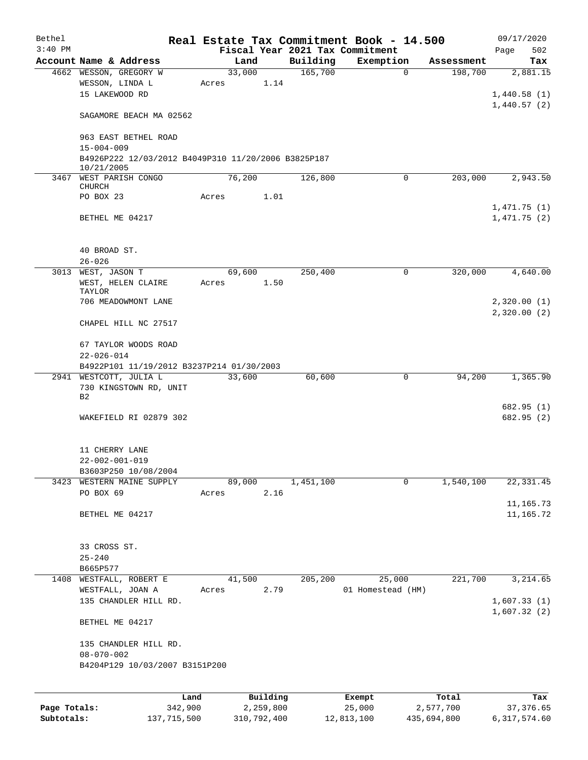Bethel 3:40 PM

# Real Estate Tax Commitment Book - 14.500

Fiscal Year 2021 Tax Commitment

09/17/2020

| Account | Name & Address | Land | Building | Exemption | Assessment | Tax |
|---|---|---|---|---|---|---|
| 4662 | WESSON, GREGORY W<br>WESSON, LINDA L<br>15 LAKEWOOD RD<br><br>SAGAMORE BEACH MA 02562<br><br>963 EAST BETHEL ROAD<br>15-004-009<br>B4926P222 12/03/2012 B4049P310 11/20/2006 B3825P187 10/21/2005 | 33,000<br>Acres 1.14 | 165,700 | 0 | 198,700 | 2,881.15<br><br>1,440.58 (1)<br>1,440.57 (2) |
| 3467 | WEST PARISH CONGO CHURCH<br>PO BOX 23<br><br>BETHEL ME 04217<br><br>40 BROAD ST.<br>26-026 | 76,200<br>Acres 1.01 | 126,800 | 0 | 203,000 | 2,943.50<br><br>1,471.75 (1)<br>1,471.75 (2) |
| 3013 | WEST, JASON T<br>WEST, HELEN CLAIRE TAYLOR<br>706 MEADOWMONT LANE<br><br>CHAPEL HILL NC 27517<br><br>67 TAYLOR WOODS ROAD<br>22-026-014<br>B4922P101 11/19/2012 B3237P214 01/30/2003 | 69,600<br>Acres 1.50 | 250,400 | 0 | 320,000 | 4,640.00<br><br>2,320.00 (1)<br>2,320.00 (2) |
| 2941 | WESTCOTT, JULIA L<br>730 KINGSTOWN RD, UNIT B2<br><br>WAKEFIELD RI 02879 302<br><br>11 CHERRY LANE<br>22-002-001-019<br>B3603P250 10/08/2004 | 33,600 | 60,600 | 0 | 94,200 | 1,365.90<br><br>682.95 (1)<br>682.95 (2) |
| 3423 | WESTERN MAINE SUPPLY<br>PO BOX 69<br><br>BETHEL ME 04217<br><br>33 CROSS ST.<br>25-240<br>B665P577 | 89,000<br>Acres 2.16 | 1,451,100 | 0 | 1,540,100 | 22,331.45<br><br>11,165.73<br>11,165.72 |
| 1408 | WESTFALL, ROBERT E<br>WESTFALL, JOAN A<br>135 CHANDLER HILL RD.<br><br>BETHEL ME 04217<br><br>135 CHANDLER HILL RD.<br>08-070-002<br>B4204P129 10/03/2007 B3151P200 | 41,500<br>Acres 2.79 | 205,200 | 25,000<br>01 Homestead (HM) | 221,700 | 3,214.65<br><br>1,607.33 (1)<br>1,607.32 (2) |

| | Land | Building | Exempt | Total | Tax |
|---|---|---|---|---|---|
| Page Totals: | 342,900 | 2,259,800 | 25,000 | 2,577,700 | 37,376.65 |
| Subtotals: | 137,715,500 | 310,792,400 | 12,813,100 | 435,694,800 | 6,317,574.60 |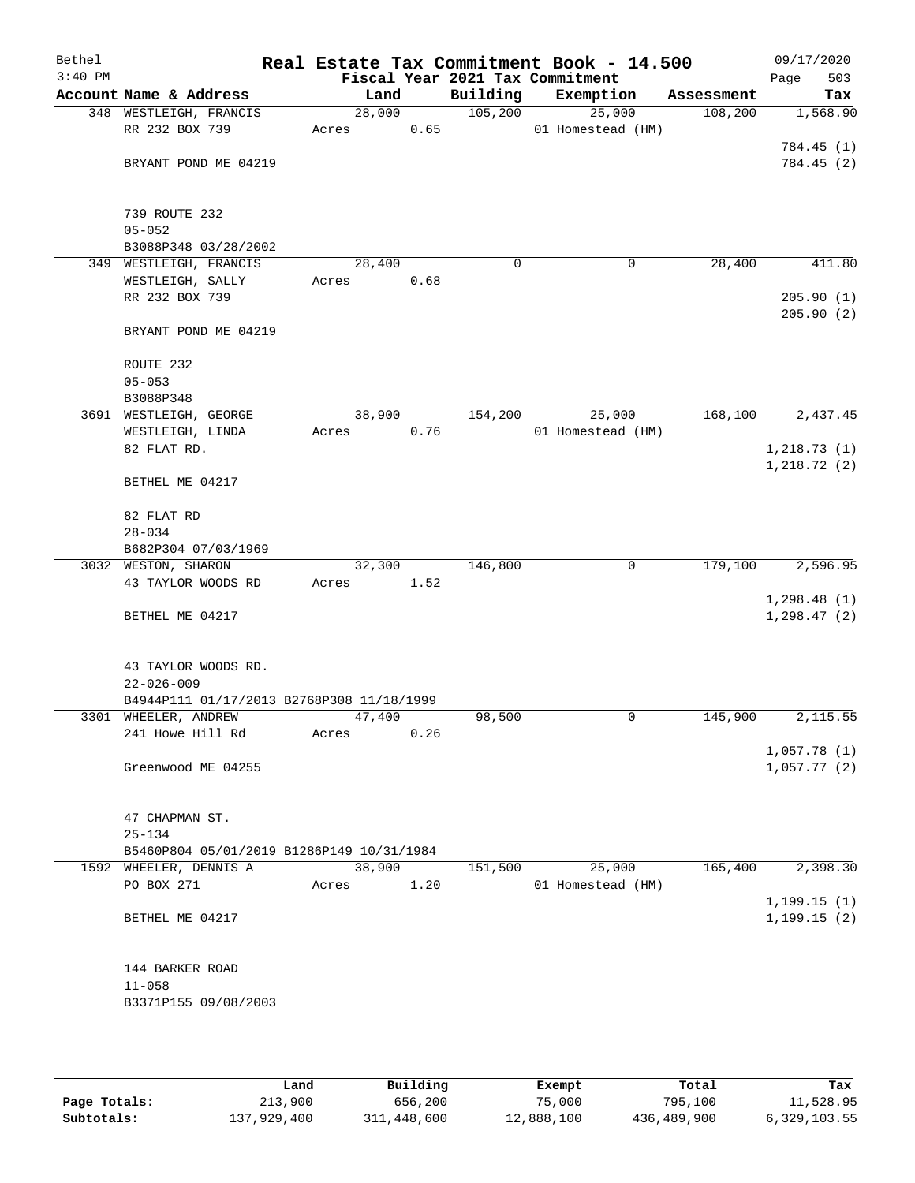# Real Estate Tax Commitment Book - 14.500

Bethel, 3:40 PM — Fiscal Year 2021 Tax Commitment — 09/17/2020

| Account Name & Address | Land | Building | Exemption | Assessment | Tax |
|---|---|---|---|---|---|
| 348 WESTLEIGH, FRANCIS<br>RR 232 BOX 739<br><br>BRYANT POND ME 04219<br><br>739 ROUTE 232<br>05-052<br>B3088P348 03/28/2002 | 28,000<br>Acres 0.65 | 105,200 | 25,000<br>01 Homestead (HM) | 108,200 | 1,568.90<br><br>784.45 (1)<br>784.45 (2) |
| 349 WESTLEIGH, FRANCIS<br>WESTLEIGH, SALLY<br>RR 232 BOX 739<br><br>BRYANT POND ME 04219<br><br>ROUTE 232<br>05-053<br>B3088P348 | 28,400<br>Acres 0.68 | 0 | 0 | 28,400 | 411.80<br><br>205.90 (1)<br>205.90 (2) |
| 3691 WESTLEIGH, GEORGE<br>WESTLEIGH, LINDA<br>82 FLAT RD.<br><br>BETHEL ME 04217<br><br>82 FLAT RD<br>28-034<br>B682P304 07/03/1969 | 38,900<br>Acres 0.76 | 154,200 | 25,000<br>01 Homestead (HM) | 168,100 | 2,437.45<br><br>1,218.73 (1)<br>1,218.72 (2) |
| 3032 WESTON, SHARON<br>43 TAYLOR WOODS RD<br><br>BETHEL ME 04217<br><br>43 TAYLOR WOODS RD.<br>22-026-009<br>B4944P111 01/17/2013 B2768P308 11/18/1999 | 32,300<br>Acres 1.52 | 146,800 | 0 | 179,100 | 2,596.95<br><br>1,298.48 (1)<br>1,298.47 (2) |
| 3301 WHEELER, ANDREW<br>241 Howe Hill Rd<br><br>Greenwood ME 04255<br><br>47 CHAPMAN ST.<br>25-134<br>B5460P804 05/01/2019 B1286P149 10/31/1984 | 47,400<br>Acres 0.26 | 98,500 | 0 | 145,900 | 2,115.55<br><br>1,057.78 (1)<br>1,057.77 (2) |
| 1592 WHEELER, DENNIS A<br>PO BOX 271<br><br>BETHEL ME 04217<br><br>144 BARKER ROAD<br>11-058<br>B3371P155 09/08/2003 | 38,900<br>Acres 1.20 | 151,500 | 25,000<br>01 Homestead (HM) | 165,400 | 2,398.30<br><br>1,199.15 (1)<br>1,199.15 (2) |

| | Land | Building | Exempt | Total | Tax |
|---|---|---|---|---|---|
| Page Totals: | 213,900 | 656,200 | 75,000 | 795,100 | 11,528.95 |
| Subtotals: | 137,929,400 | 311,448,600 | 12,888,100 | 436,489,900 | 6,329,103.55 |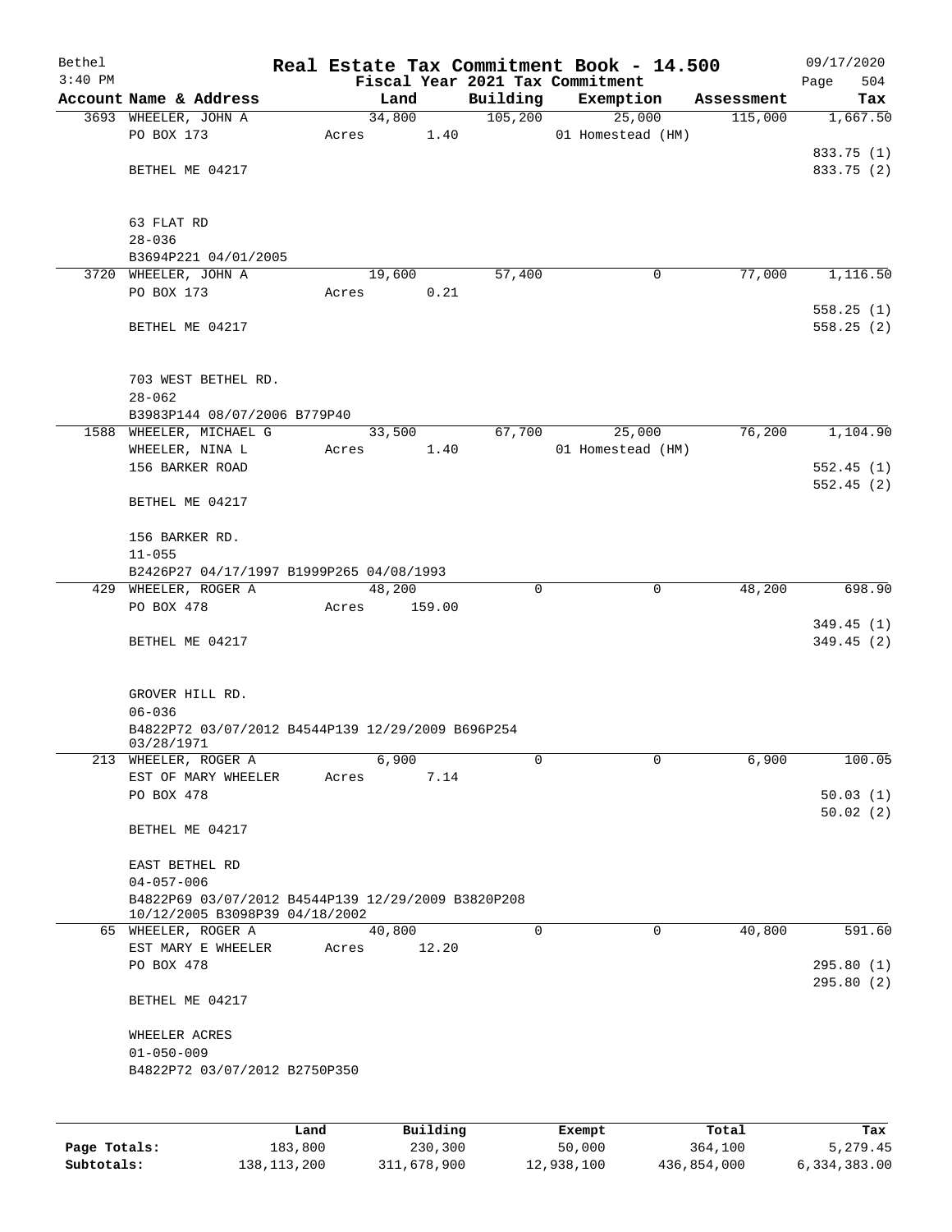Bethel 3:40 PM

# Real Estate Tax Commitment Book - 14.500

Fiscal Year 2021 Tax Commitment

09/17/2020 Page 504

| Account | Name & Address | Land | Building | Exemption | Assessment | Tax |
|---|---|---|---|---|---|---|
| 3693 | WHEELER, JOHN A<br>PO BOX 173<br><br>BETHEL ME 04217<br><br>63 FLAT RD<br>28-036<br>B3694P221 04/01/2005 | 34,800<br>Acres 1.40 | 105,200 | 25,000<br>01 Homestead (HM) | 115,000 | 1,667.50<br>833.75 (1)<br>833.75 (2) |
| 3720 | WHEELER, JOHN A<br>PO BOX 173<br><br>BETHEL ME 04217<br><br>703 WEST BETHEL RD.<br>28-062<br>B3983P144 08/07/2006 B779P40 | 19,600<br>Acres 0.21 | 57,400 | 0 | 77,000 | 1,116.50<br>558.25 (1)<br>558.25 (2) |
| 1588 | WHEELER, MICHAEL G<br>WHEELER, NINA L<br>156 BARKER ROAD<br><br>BETHEL ME 04217<br><br>156 BARKER RD.<br>11-055<br>B2426P27 04/17/1997 B1999P265 04/08/1993 | 33,500<br>Acres 1.40 | 67,700 | 25,000<br>01 Homestead (HM) | 76,200 | 1,104.90<br>552.45 (1)<br>552.45 (2) |
| 429 | WHEELER, ROGER A<br>PO BOX 478<br><br>BETHEL ME 04217<br><br>GROVER HILL RD.<br>06-036<br>B4822P72 03/07/2012 B4544P139 12/29/2009 B696P254 03/28/1971 | 48,200<br>Acres 159.00 | 0 | 0 | 48,200 | 698.90<br>349.45 (1)<br>349.45 (2) |
| 213 | WHEELER, ROGER A<br>EST OF MARY WHEELER<br>PO BOX 478<br><br>BETHEL ME 04217<br><br>EAST BETHEL RD<br>04-057-006<br>B4822P69 03/07/2012 B4544P139 12/29/2009 B3820P208 10/12/2005 B3098P39 04/18/2002 | 6,900<br>Acres 7.14 | 0 | 0 | 6,900 | 100.05<br>50.03 (1)<br>50.02 (2) |
| 65 | WHEELER, ROGER A<br>EST MARY E WHEELER<br>PO BOX 478<br><br>BETHEL ME 04217<br><br>WHEELER ACRES<br>01-050-009<br>B4822P72 03/07/2012 B2750P350 | 40,800<br>Acres 12.20 | 0 | 0 | 40,800 | 591.60<br>295.80 (1)<br>295.80 (2) |

| | Land | Building | Exempt | Total | Tax |
|---|---|---|---|---|---|
| Page Totals: | 183,800 | 230,300 | 50,000 | 364,100 | 5,279.45 |
| Subtotals: | 138,113,200 | 311,678,900 | 12,938,100 | 436,854,000 | 6,334,383.00 |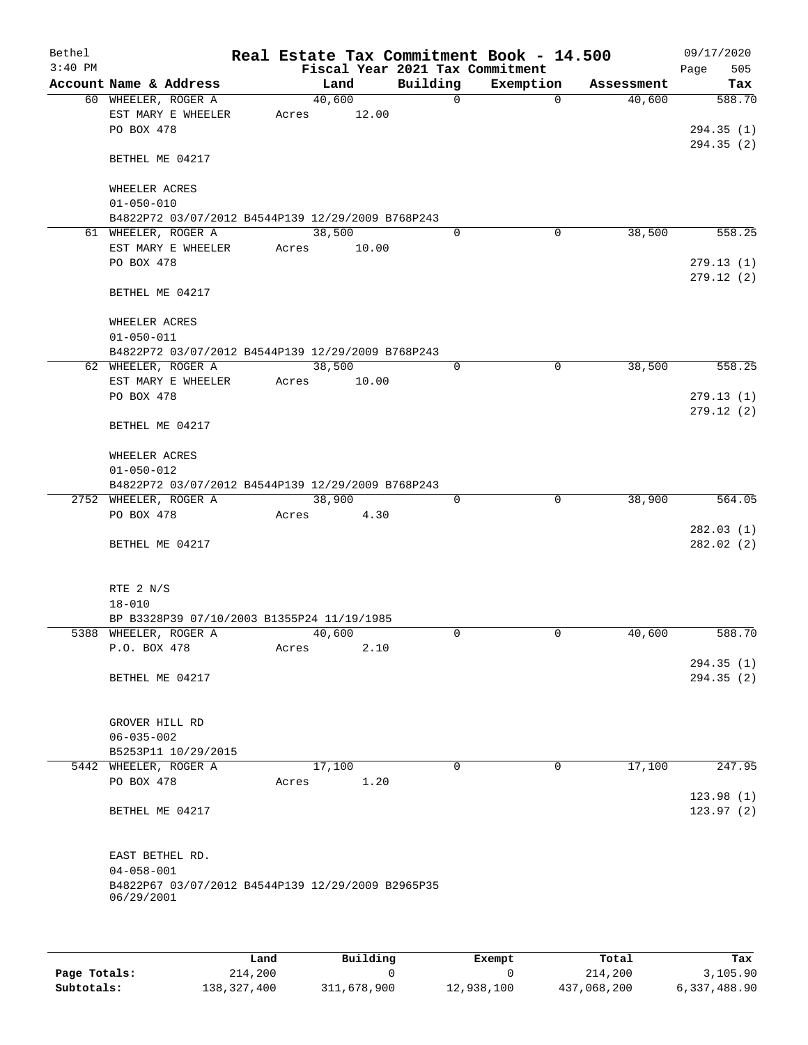Bethel 3:40 PM

# Real Estate Tax Commitment Book - 14.500

Fiscal Year 2021 Tax Commitment

09/17/2020 Page 505

| Account | Name & Address | Land | Building | Exemption | Assessment | Tax |
|---|---|---|---|---|---|---|
| 60 | WHEELER, ROGER A<br>EST MARY E WHEELER<br>PO BOX 478<br><br>BETHEL ME 04217<br><br>WHEELER ACRES<br>01-050-010<br>B4822P72 03/07/2012 B4544P139 12/29/2009 B768P243 | 40,600<br>Acres 12.00 | 0 | 0 | 40,600 | 588.70<br><br>294.35 (1)<br>294.35 (2) |
| 61 | WHEELER, ROGER A<br>EST MARY E WHEELER<br>PO BOX 478<br><br>BETHEL ME 04217<br><br>WHEELER ACRES<br>01-050-011<br>B4822P72 03/07/2012 B4544P139 12/29/2009 B768P243 | 38,500<br>Acres 10.00 | 0 | 0 | 38,500 | 558.25<br><br>279.13 (1)<br>279.12 (2) |
| 62 | WHEELER, ROGER A<br>EST MARY E WHEELER<br>PO BOX 478<br><br>BETHEL ME 04217<br><br>WHEELER ACRES<br>01-050-012<br>B4822P72 03/07/2012 B4544P139 12/29/2009 B768P243 | 38,500<br>Acres 10.00 | 0 | 0 | 38,500 | 558.25<br><br>279.13 (1)<br>279.12 (2) |
| 2752 | WHEELER, ROGER A<br>PO BOX 478<br><br>BETHEL ME 04217<br><br>RTE 2 N/S<br>18-010<br>BP B3328P39 07/10/2003 B1355P24 11/19/1985 | 38,900<br>Acres 4.30 | 0 | 0 | 38,900 | 564.05<br><br>282.03 (1)<br>282.02 (2) |
| 5388 | WHEELER, ROGER A<br>P.O. BOX 478<br><br>BETHEL ME 04217<br><br>GROVER HILL RD<br>06-035-002<br>B5253P11 10/29/2015 | 40,600<br>Acres 2.10 | 0 | 0 | 40,600 | 588.70<br><br>294.35 (1)<br>294.35 (2) |
| 5442 | WHEELER, ROGER A<br>PO BOX 478<br><br>BETHEL ME 04217<br><br>EAST BETHEL RD.<br>04-058-001<br>B4822P67 03/07/2012 B4544P139 12/29/2009 B2965P35 06/29/2001 | 17,100<br>Acres 1.20 | 0 | 0 | 17,100 | 247.95<br><br>123.98 (1)<br>123.97 (2) |

| | Land | Building | Exempt | Total | Tax |
|---|---|---|---|---|---|
| Page Totals: | 214,200 | 0 | 0 | 214,200 | 3,105.90 |
| Subtotals: | 138,327,400 | 311,678,900 | 12,938,100 | 437,068,200 | 6,337,488.90 |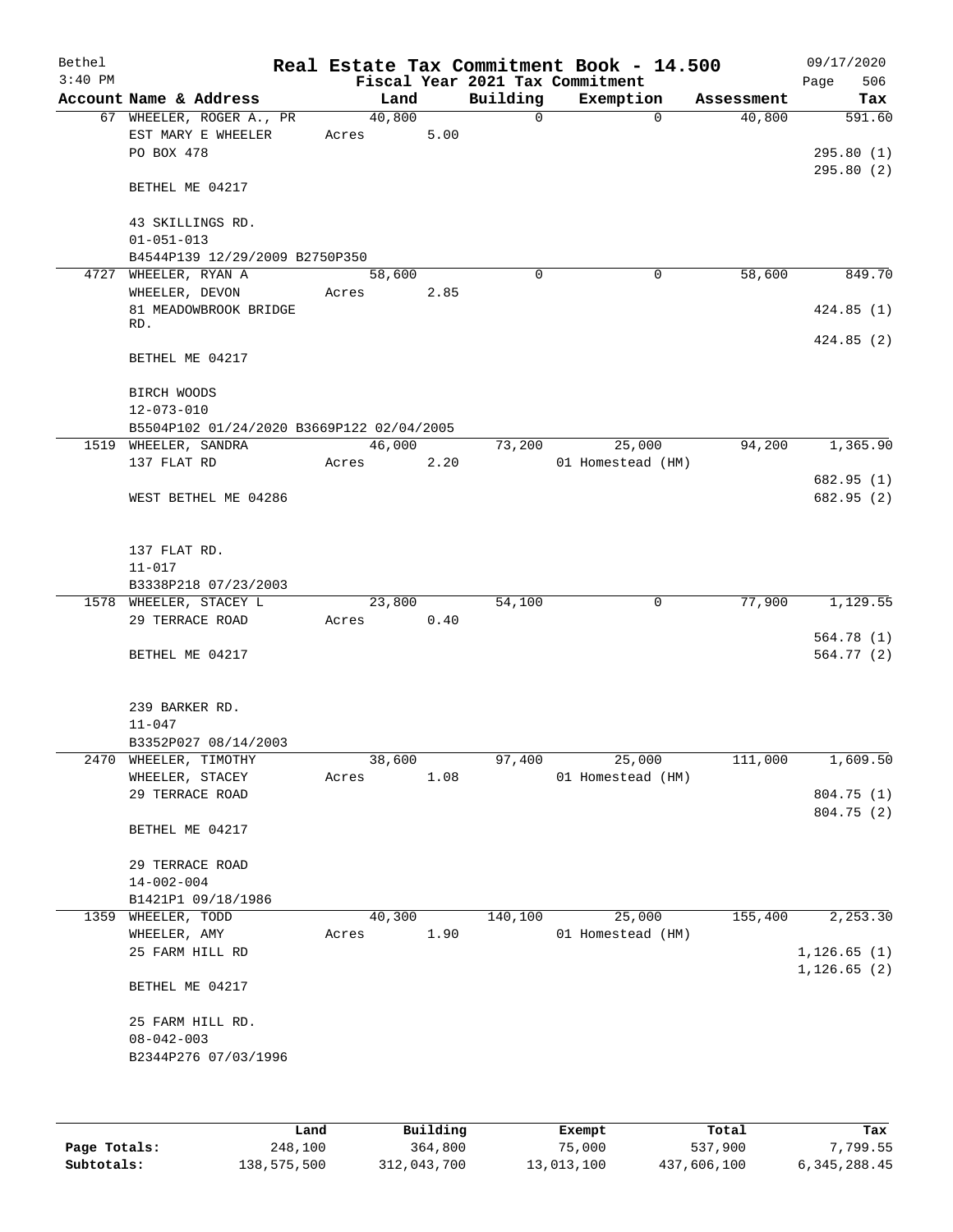Bethel 3:40 PM

# Real Estate Tax Commitment Book - 14.500

Fiscal Year 2021 Tax Commitment

09/17/2020 Page 506

| Account Name & Address | Land | Building | Exemption | Assessment | Tax |
|---|---|---|---|---|---|
| 67 WHEELER, ROGER A., PR<br>EST MARY E WHEELER<br>PO BOX 478<br><br>BETHEL ME 04217<br><br>43 SKILLINGS RD.<br>01-051-013<br>B4544P139 12/29/2009 B2750P350 | 40,800<br>Acres 5.00 | 0 | 0 | 40,800 | 591.60<br><br>295.80 (1)<br>295.80 (2) |
| 4727 WHEELER, RYAN A<br>WHEELER, DEVON<br>81 MEADOWBROOK BRIDGE RD.<br><br>BETHEL ME 04217<br><br>BIRCH WOODS<br>12-073-010<br>B5504P102 01/24/2020 B3669P122 02/04/2005 | 58,600<br>Acres 2.85 | 0 | 0 | 58,600 | 849.70<br><br>424.85 (1)<br>424.85 (2) |
| 1519 WHEELER, SANDRA<br>137 FLAT RD<br><br>WEST BETHEL ME 04286<br><br>137 FLAT RD.<br>11-017<br>B3338P218 07/23/2003 | 46,000<br>Acres 2.20 | 73,200 | 25,000<br>01 Homestead (HM) | 94,200 | 1,365.90<br><br>682.95 (1)<br>682.95 (2) |
| 1578 WHEELER, STACEY L<br>29 TERRACE ROAD<br><br>BETHEL ME 04217<br><br>239 BARKER RD.<br>11-047<br>B3352P027 08/14/2003 | 23,800<br>Acres 0.40 | 54,100 | 0 | 77,900 | 1,129.55<br><br>564.78 (1)<br>564.77 (2) |
| 2470 WHEELER, TIMOTHY<br>WHEELER, STACEY<br>29 TERRACE ROAD<br><br>BETHEL ME 04217<br><br>29 TERRACE ROAD<br>14-002-004<br>B1421P1 09/18/1986 | 38,600<br>Acres 1.08 | 97,400 | 25,000<br>01 Homestead (HM) | 111,000 | 1,609.50<br><br>804.75 (1)<br>804.75 (2) |
| 1359 WHEELER, TODD<br>WHEELER, AMY<br>25 FARM HILL RD<br><br>BETHEL ME 04217<br><br>25 FARM HILL RD.<br>08-042-003<br>B2344P276 07/03/1996 | 40,300<br>Acres 1.90 | 140,100 | 25,000<br>01 Homestead (HM) | 155,400 | 2,253.30<br><br>1,126.65 (1)<br>1,126.65 (2) |

| | Land | Building | Exempt | Total | Tax |
|---|---|---|---|---|---|
| Page Totals: | 248,100 | 364,800 | 75,000 | 537,900 | 7,799.55 |
| Subtotals: | 138,575,500 | 312,043,700 | 13,013,100 | 437,606,100 | 6,345,288.45 |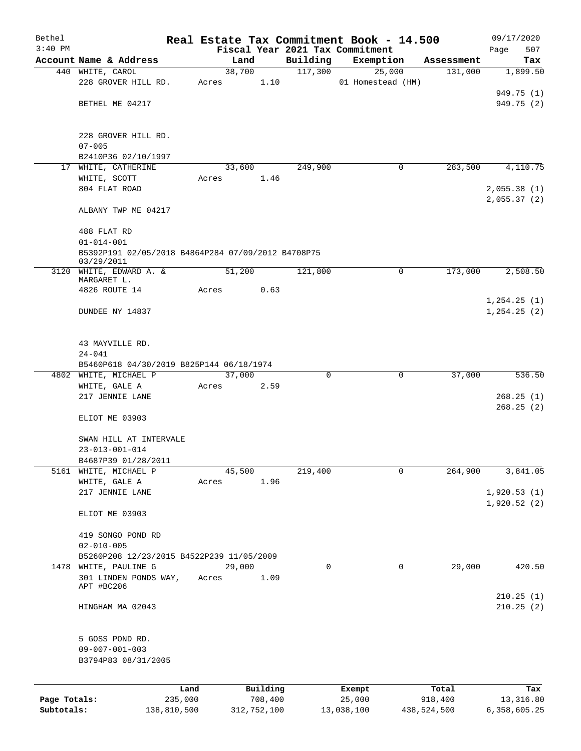# Real Estate Tax Commitment Book - 14.500

Bethel
3:40 PM

Fiscal Year 2021 Tax Commitment

09/17/2020

| Account | Name & Address | Land | Building | Exemption | Assessment | Tax |
|---|---|---|---|---|---|---|
| 440 | WHITE, CAROL<br>228 GROVER HILL RD.<br>BETHEL ME 04217<br><br>228 GROVER HILL RD.<br>07-005<br>B2410P36 02/10/1997 | 38,700<br>Acres 1.10 | 117,300 | 25,000<br>01 Homestead (HM) | 131,000 | 1,899.50<br>949.75 (1)<br>949.75 (2) |
| 17 | WHITE, CATHERINE<br>WHITE, SCOTT<br>804 FLAT ROAD<br>ALBANY TWP ME 04217<br><br>488 FLAT RD<br>01-014-001<br>B5392P191 02/05/2018 B4864P284 07/09/2012 B4708P75 03/29/2011 | 33,600<br>Acres 1.46 | 249,900 | 0 | 283,500 | 4,110.75<br>2,055.38 (1)<br>2,055.37 (2) |
| 3120 | WHITE, EDWARD A. & MARGARET L.<br>4826 ROUTE 14<br>DUNDEE NY 14837<br><br>43 MAYVILLE RD.<br>24-041<br>B5460P618 04/30/2019 B825P144 06/18/1974 | 51,200<br>Acres 0.63 | 121,800 | 0 | 173,000 | 2,508.50<br>1,254.25 (1)<br>1,254.25 (2) |
| 4802 | WHITE, MICHAEL P<br>WHITE, GALE A<br>217 JENNIE LANE<br>ELIOT ME 03903<br><br>SWAN HILL AT INTERVALE<br>23-013-001-014<br>B4687P39 01/28/2011 | 37,000<br>Acres 2.59 | 0 | 0 | 37,000 | 536.50<br>268.25 (1)<br>268.25 (2) |
| 5161 | WHITE, MICHAEL P<br>WHITE, GALE A<br>217 JENNIE LANE<br>ELIOT ME 03903<br><br>419 SONGO POND RD<br>02-010-005<br>B5260P208 12/23/2015 B4522P239 11/05/2009 | 45,500<br>Acres 1.96 | 219,400 | 0 | 264,900 | 3,841.05<br>1,920.53 (1)<br>1,920.52 (2) |
| 1478 | WHITE, PAULINE G<br>301 LINDEN PONDS WAY, APT #BC206<br>HINGHAM MA 02043<br><br>5 GOSS POND RD.<br>09-007-001-003<br>B3794P83 08/31/2005 | 29,000<br>Acres 1.09 | 0 | 0 | 29,000 | 420.50<br>210.25 (1)<br>210.25 (2) |

| | Land | Building | Exempt | Total | Tax |
|---|---|---|---|---|---|
| Page Totals: | 235,000 | 708,400 | 25,000 | 918,400 | 13,316.80 |
| Subtotals: | 138,810,500 | 312,752,100 | 13,038,100 | 438,524,500 | 6,358,605.25 |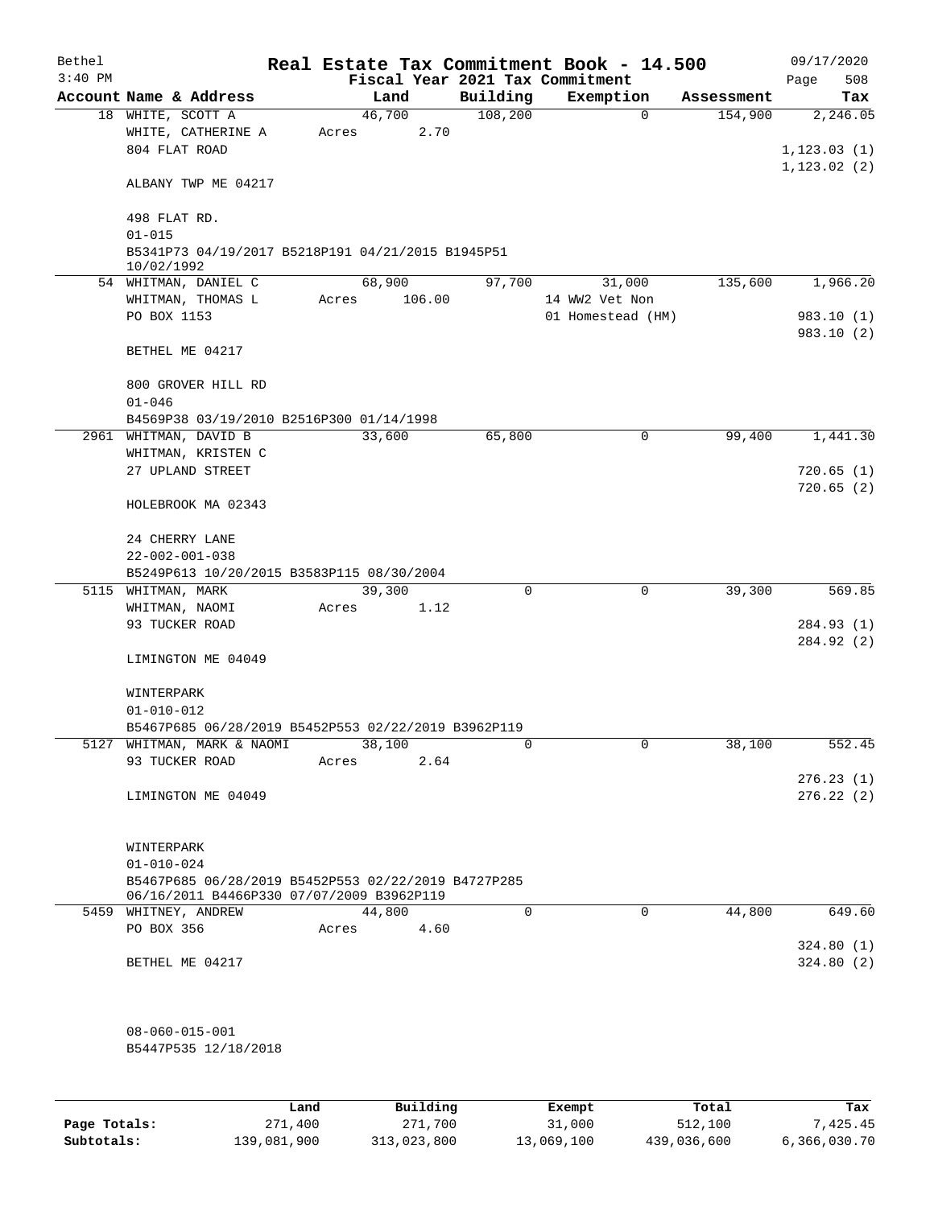# Real Estate Tax Commitment Book - 14.500

Bethel 3:40 PM — Fiscal Year 2021 Tax Commitment — 09/17/2020

| Account Name & Address | Land | Building | Exemption | Assessment | Tax |
|---|---|---|---|---|---|
| 18 WHITE, SCOTT A<br>WHITE, CATHERINE A<br>804 FLAT ROAD<br><br>ALBANY TWP ME 04217<br><br>498 FLAT RD.<br>01-015<br>B5341P73 04/19/2017 B5218P191 04/21/2015 B1945P51 10/02/1992 | 46,700<br>Acres 2.70 | 108,200 | 0 | 154,900 | 2,246.05<br><br>1,123.03 (1)<br>1,123.02 (2) |
| 54 WHITMAN, DANIEL C<br>WHITMAN, THOMAS L<br>PO BOX 1153<br><br>BETHEL ME 04217<br><br>800 GROVER HILL RD<br>01-046<br>B4569P38 03/19/2010 B2516P300 01/14/1998 | 68,900<br>Acres 106.00 | 97,700 | 31,000<br>14 WW2 Vet Non<br>01 Homestead (HM) | 135,600 | 1,966.20<br><br>983.10 (1)<br>983.10 (2) |
| 2961 WHITMAN, DAVID B<br>WHITMAN, KRISTEN C<br>27 UPLAND STREET<br><br>HOLEBROOK MA 02343<br><br>24 CHERRY LANE<br>22-002-001-038<br>B5249P613 10/20/2015 B3583P115 08/30/2004 | 33,600 | 65,800 | 0 | 99,400 | 1,441.30<br><br>720.65 (1)<br>720.65 (2) |
| 5115 WHITMAN, MARK<br>WHITMAN, NAOMI<br>93 TUCKER ROAD<br><br>LIMINGTON ME 04049<br><br>WINTERPARK<br>01-010-012<br>B5467P685 06/28/2019 B5452P553 02/22/2019 B3962P119 | 39,300<br>Acres 1.12 | 0 | 0 | 39,300 | 569.85<br><br>284.93 (1)<br>284.92 (2) |
| 5127 WHITMAN, MARK & NAOMI<br>93 TUCKER ROAD<br><br>LIMINGTON ME 04049<br><br>WINTERPARK<br>01-010-024<br>B5467P685 06/28/2019 B5452P553 02/22/2019 B4727P285 06/16/2011 B4466P330 07/07/2009 B3962P119 | 38,100<br>Acres 2.64 | 0 | 0 | 38,100 | 552.45<br><br>276.23 (1)<br>276.22 (2) |
| 5459 WHITNEY, ANDREW<br>PO BOX 356<br><br>BETHEL ME 04217<br><br>08-060-015-001<br>B5447P535 12/18/2018 | 44,800<br>Acres 4.60 | 0 | 0 | 44,800 | 649.60<br><br>324.80 (1)<br>324.80 (2) |

| | Land | Building | Exempt | Total | Tax |
|---|---|---|---|---|---|
| **Page Totals:** | 271,400 | 271,700 | 31,000 | 512,100 | 7,425.45 |
| **Subtotals:** | 139,081,900 | 313,023,800 | 13,069,100 | 439,036,600 | 6,366,030.70 |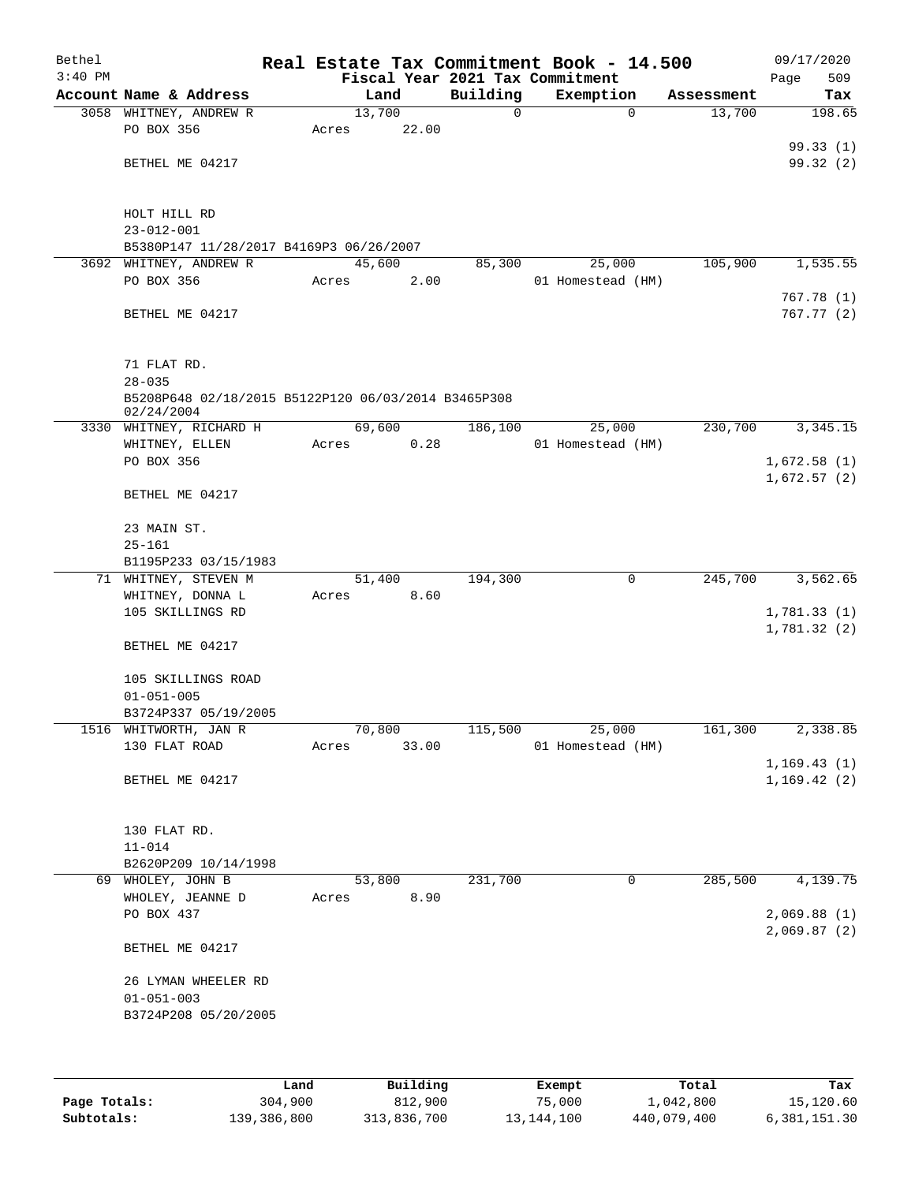Bethel
3:40 PM

# Real Estate Tax Commitment Book - 14.500

Fiscal Year 2021 Tax Commitment

09/17/2020
Page 509

| Account Name & Address | Land | Building | Exemption | Assessment | Tax |
|---|---|---|---|---|---|
| 3058 WHITNEY, ANDREW R | 13,700 | 0 | 0 | 13,700 | 198.65 |
| PO BOX 356 | Acres 22.00 | | | | |
| | | | | | 99.33 (1) |
| BETHEL ME 04217 | | | | | 99.32 (2) |
| HOLT HILL RD | | | | | |
| 23-012-001 | | | | | |
| B5380P147 11/28/2017 B4169P3 06/26/2007 | | | | | |
| 3692 WHITNEY, ANDREW R | 45,600 | 85,300 | 25,000 | 105,900 | 1,535.55 |
| PO BOX 356 | Acres 2.00 | | 01 Homestead (HM) | | |
| | | | | | 767.78 (1) |
| BETHEL ME 04217 | | | | | 767.77 (2) |
| 71 FLAT RD. | | | | | |
| 28-035 | | | | | |
| B5208P648 02/18/2015 B5122P120 06/03/2014 B3465P308 02/24/2004 | | | | | |
| 3330 WHITNEY, RICHARD H | 69,600 | 186,100 | 25,000 | 230,700 | 3,345.15 |
| WHITNEY, ELLEN | Acres 0.28 | | 01 Homestead (HM) | | |
| PO BOX 356 | | | | | 1,672.58 (1) |
| | | | | | 1,672.57 (2) |
| BETHEL ME 04217 | | | | | |
| 23 MAIN ST. | | | | | |
| 25-161 | | | | | |
| B1195P233 03/15/1983 | | | | | |
| 71 WHITNEY, STEVEN M | 51,400 | 194,300 | 0 | 245,700 | 3,562.65 |
| WHITNEY, DONNA L | Acres 8.60 | | | | |
| 105 SKILLINGS RD | | | | | 1,781.33 (1) |
| | | | | | 1,781.32 (2) |
| BETHEL ME 04217 | | | | | |
| 105 SKILLINGS ROAD | | | | | |
| 01-051-005 | | | | | |
| B3724P337 05/19/2005 | | | | | |
| 1516 WHITWORTH, JAN R | 70,800 | 115,500 | 25,000 | 161,300 | 2,338.85 |
| 130 FLAT ROAD | Acres 33.00 | | 01 Homestead (HM) | | |
| | | | | | 1,169.43 (1) |
| BETHEL ME 04217 | | | | | 1,169.42 (2) |
| 130 FLAT RD. | | | | | |
| 11-014 | | | | | |
| B2620P209 10/14/1998 | | | | | |
| 69 WHOLEY, JOHN B | 53,800 | 231,700 | 0 | 285,500 | 4,139.75 |
| WHOLEY, JEANNE D | Acres 8.90 | | | | |
| PO BOX 437 | | | | | 2,069.88 (1) |
| | | | | | 2,069.87 (2) |
| BETHEL ME 04217 | | | | | |
| 26 LYMAN WHEELER RD | | | | | |
| 01-051-003 | | | | | |
| B3724P208 05/20/2005 | | | | | |

| | Land | Building | Exempt | Total | Tax |
|---|---|---|---|---|---|
| Page Totals: | 304,900 | 812,900 | 75,000 | 1,042,800 | 15,120.60 |
| Subtotals: | 139,386,800 | 313,836,700 | 13,144,100 | 440,079,400 | 6,381,151.30 |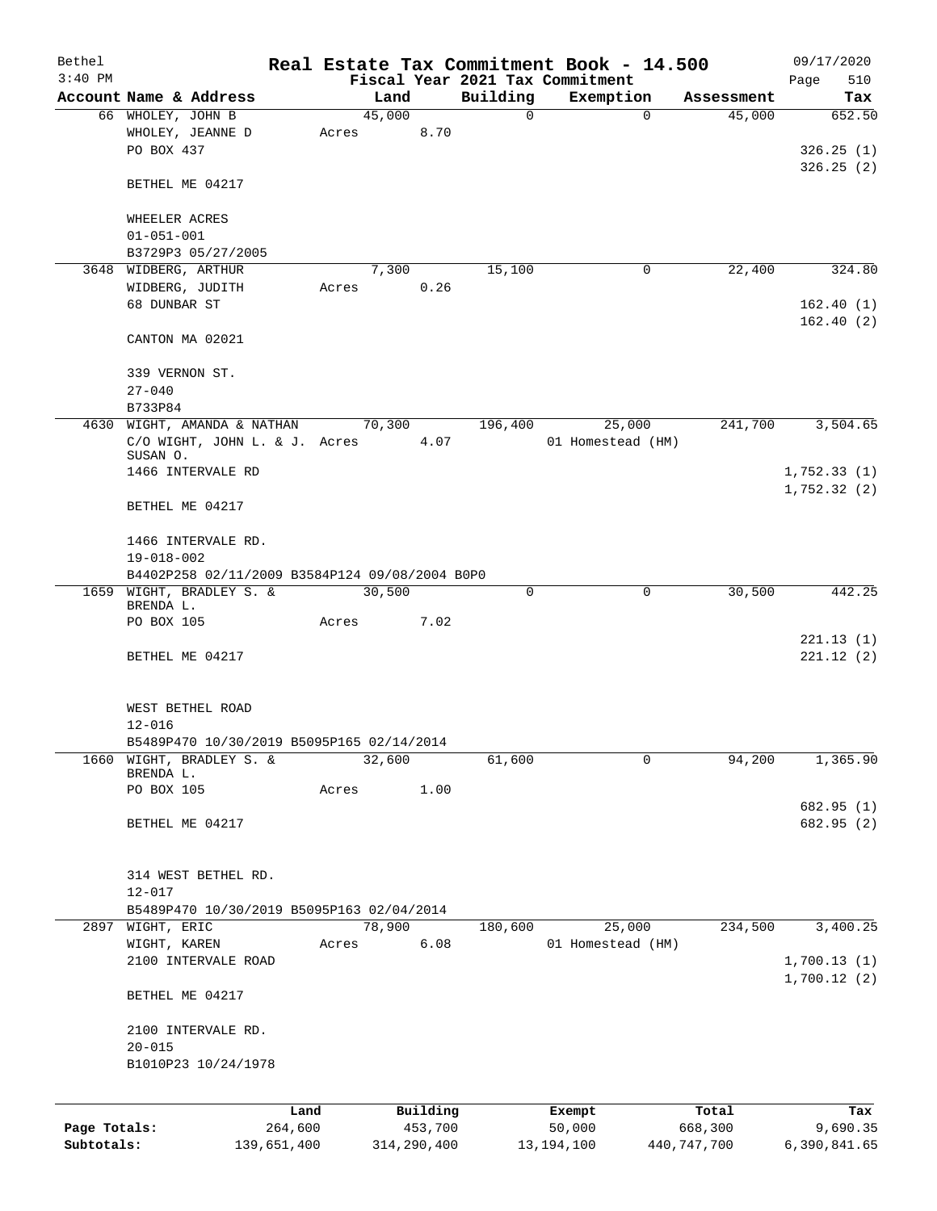# Real Estate Tax Commitment Book - 14.500

Bethel
3:40 PM

Fiscal Year 2021 Tax Commitment

09/17/2020

| Account Name & Address | Land | Building | Exemption | Assessment | Tax |
|---|---|---|---|---|---|
| 66 WHOLEY, JOHN B | 45,000 | 0 | 0 | 45,000 | 652.50 |
| WHOLEY, JEANNE D | Acres 8.70 | | | | |
| PO BOX 437 | | | | | 326.25 (1) |
| | | | | | 326.25 (2) |
| BETHEL ME 04217 | | | | | |
| WHEELER ACRES | | | | | |
| 01-051-001 | | | | | |
| B3729P3 05/27/2005 | | | | | |
| 3648 WIDBERG, ARTHUR | 7,300 | 15,100 | 0 | 22,400 | 324.80 |
| WIDBERG, JUDITH | Acres 0.26 | | | | |
| 68 DUNBAR ST | | | | | 162.40 (1) |
| | | | | | 162.40 (2) |
| CANTON MA 02021 | | | | | |
| 339 VERNON ST. | | | | | |
| 27-040 | | | | | |
| B733P84 | | | | | |
| 4630 WIGHT, AMANDA & NATHAN | 70,300 | 196,400 | 25,000 | 241,700 | 3,504.65 |
| C/O WIGHT, JOHN L. & J. SUSAN O. | Acres 4.07 | | 01 Homestead (HM) | | |
| 1466 INTERVALE RD | | | | | 1,752.33 (1) |
| | | | | | 1,752.32 (2) |
| BETHEL ME 04217 | | | | | |
| 1466 INTERVALE RD. | | | | | |
| 19-018-002 | | | | | |
| B4402P258 02/11/2009 B3584P124 09/08/2004 B0P0 | | | | | |
| 1659 WIGHT, BRADLEY S. & BRENDA L. | 30,500 | 0 | 0 | 30,500 | 442.25 |
| PO BOX 105 | Acres 7.02 | | | | |
| | | | | | 221.13 (1) |
| BETHEL ME 04217 | | | | | 221.12 (2) |
| WEST BETHEL ROAD | | | | | |
| 12-016 | | | | | |
| B5489P470 10/30/2019 B5095P165 02/14/2014 | | | | | |
| 1660 WIGHT, BRADLEY S. & BRENDA L. | 32,600 | 61,600 | 0 | 94,200 | 1,365.90 |
| PO BOX 105 | Acres 1.00 | | | | |
| | | | | | 682.95 (1) |
| BETHEL ME 04217 | | | | | 682.95 (2) |
| 314 WEST BETHEL RD. | | | | | |
| 12-017 | | | | | |
| B5489P470 10/30/2019 B5095P163 02/04/2014 | | | | | |
| 2897 WIGHT, ERIC | 78,900 | 180,600 | 25,000 | 234,500 | 3,400.25 |
| WIGHT, KAREN | Acres 6.08 | | 01 Homestead (HM) | | |
| 2100 INTERVALE ROAD | | | | | 1,700.13 (1) |
| | | | | | 1,700.12 (2) |
| BETHEL ME 04217 | | | | | |
| 2100 INTERVALE RD. | | | | | |
| 20-015 | | | | | |
| B1010P23 10/24/1978 | | | | | |

| | Land | Building | Exempt | Total | Tax |
|---|---|---|---|---|---|
| Page Totals: | 264,600 | 453,700 | 50,000 | 668,300 | 9,690.35 |
| Subtotals: | 139,651,400 | 314,290,400 | 13,194,100 | 440,747,700 | 6,390,841.65 |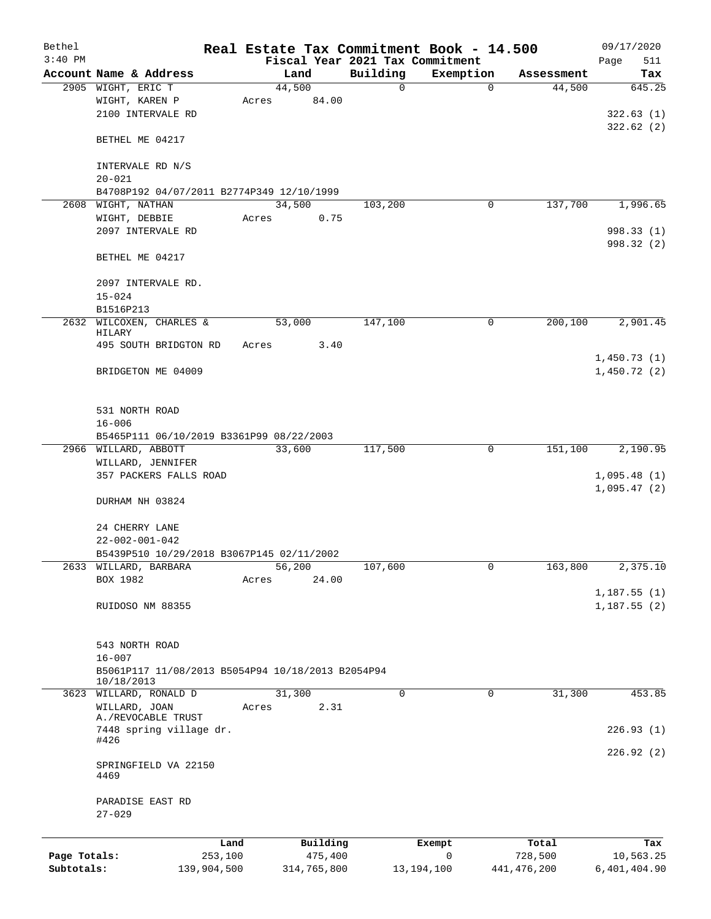Bethel 3:40 PM

# Real Estate Tax Commitment Book - 14.500

Fiscal Year 2021 Tax Commitment

09/17/2020

| Account Name & Address | Land | Building | Exemption | Assessment | Tax |
|---|---|---|---|---|---|
| 2905 WIGHT, ERIC T<br>WIGHT, KAREN P<br>2100 INTERVALE RD<br><br>BETHEL ME 04217<br><br>INTERVALE RD N/S<br>20-021<br>B4708P192 04/07/2011 B2774P349 12/10/1999 | 44,500<br>Acres 84.00 | 0 | 0 | 44,500 | 645.25<br><br>322.63 (1)<br>322.62 (2) |
| 2608 WIGHT, NATHAN<br>WIGHT, DEBBIE<br>2097 INTERVALE RD<br><br>BETHEL ME 04217<br><br>2097 INTERVALE RD.<br>15-024<br>B1516P213 | 34,500<br>Acres 0.75 | 103,200 | 0 | 137,700 | 1,996.65<br><br>998.33 (1)<br>998.32 (2) |
| 2632 WILCOXEN, CHARLES & HILARY<br>495 SOUTH BRIDGTON RD<br><br>BRIDGETON ME 04009<br><br>531 NORTH ROAD<br>16-006<br>B5465P111 06/10/2019 B3361P99 08/22/2003 | 53,000<br>Acres 3.40 | 147,100 | 0 | 200,100 | 2,901.45<br><br>1,450.73 (1)<br>1,450.72 (2) |
| 2966 WILLARD, ABBOTT<br>WILLARD, JENNIFER<br>357 PACKERS FALLS ROAD<br><br>DURHAM NH 03824<br><br>24 CHERRY LANE<br>22-002-001-042<br>B5439P510 10/29/2018 B3067P145 02/11/2002 | 33,600 | 117,500 | 0 | 151,100 | 2,190.95<br><br>1,095.48 (1)<br>1,095.47 (2) |
| 2633 WILLARD, BARBARA<br>BOX 1982<br><br>RUIDOSO NM 88355<br><br>543 NORTH ROAD<br>16-007<br>B5061P117 11/08/2013 B5054P94 10/18/2013 B2054P94 10/18/2013 | 56,200<br>Acres 24.00 | 107,600 | 0 | 163,800 | 2,375.10<br><br>1,187.55 (1)<br>1,187.55 (2) |
| 3623 WILLARD, RONALD D<br>WILLARD, JOAN A./REVOCABLE TRUST<br>7448 spring village dr. #426<br><br>SPRINGFIELD VA 22150 4469<br><br>PARADISE EAST RD<br>27-029 | 31,300<br>Acres 2.31 | 0 | 0 | 31,300 | 453.85<br><br>226.93 (1)<br>226.92 (2) |

| | Land | Building | Exempt | Total | Tax |
|---|---|---|---|---|---|
| Page Totals: | 253,100 | 475,400 | 0 | 728,500 | 10,563.25 |
| Subtotals: | 139,904,500 | 314,765,800 | 13,194,100 | 441,476,200 | 6,401,404.90 |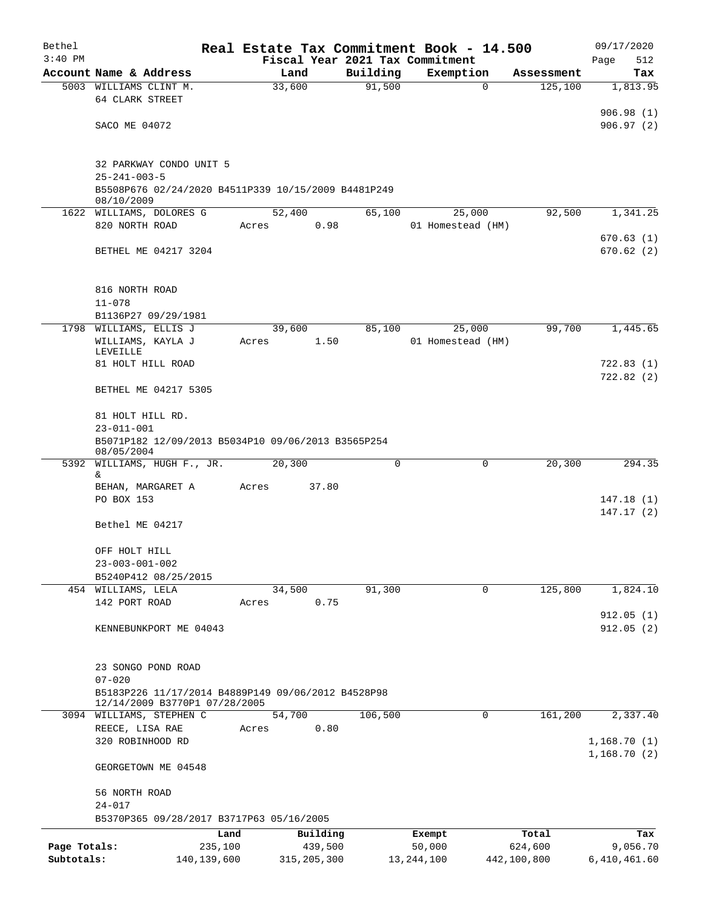Bethel 3:40 PM

# Real Estate Tax Commitment Book - 14.500

09/17/2020

Fiscal Year 2021 Tax Commitment

| Account Name & Address | Land | Building | Exemption | Assessment | Tax |
|---|---|---|---|---|---|
| 5003 WILLIAMS CLINT M. | 33,600 | 91,500 | 0 | 125,100 | 1,813.95 |
| 64 CLARK STREET | | | | | |
| | | | | | 906.98 (1) |
| SACO ME 04072 | | | | | 906.97 (2) |
| 32 PARKWAY CONDO UNIT 5 | | | | | |
| 25-241-003-5 | | | | | |
| B5508P676 02/24/2020 B4511P339 10/15/2009 B4481P249 08/10/2009 | | | | | |
| 1622 WILLIAMS, DOLORES G | 52,400 | 65,100 | 25,000 | 92,500 | 1,341.25 |
| 820 NORTH ROAD | Acres 0.98 | | 01 Homestead (HM) | | |
| | | | | | 670.63 (1) |
| BETHEL ME 04217 3204 | | | | | 670.62 (2) |
| 816 NORTH ROAD | | | | | |
| 11-078 | | | | | |
| B1136P27 09/29/1981 | | | | | |
| 1798 WILLIAMS, ELLIS J | 39,600 | 85,100 | 25,000 | 99,700 | 1,445.65 |
| WILLIAMS, KAYLA J LEVEILLE | Acres 1.50 | | 01 Homestead (HM) | | |
| 81 HOLT HILL ROAD | | | | | 722.83 (1) |
| | | | | | 722.82 (2) |
| BETHEL ME 04217 5305 | | | | | |
| 81 HOLT HILL RD. | | | | | |
| 23-011-001 | | | | | |
| B5071P182 12/09/2013 B5034P10 09/06/2013 B3565P254 08/05/2004 | | | | | |
| 5392 WILLIAMS, HUGH F., JR. & | 20,300 | 0 | 0 | 20,300 | 294.35 |
| BEHAN, MARGARET A | Acres 37.80 | | | | |
| PO BOX 153 | | | | | 147.18 (1) |
| | | | | | 147.17 (2) |
| Bethel ME 04217 | | | | | |
| OFF HOLT HILL | | | | | |
| 23-003-001-002 | | | | | |
| B5240P412 08/25/2015 | | | | | |
| 454 WILLIAMS, LELA | 34,500 | 91,300 | 0 | 125,800 | 1,824.10 |
| 142 PORT ROAD | Acres 0.75 | | | | |
| | | | | | 912.05 (1) |
| KENNEBUNKPORT ME 04043 | | | | | 912.05 (2) |
| 23 SONGO POND ROAD | | | | | |
| 07-020 | | | | | |
| B5183P226 11/17/2014 B4889P149 09/06/2012 B4528P98 12/14/2009 B3770P1 07/28/2005 | | | | | |
| 3094 WILLIAMS, STEPHEN C | 54,700 | 106,500 | 0 | 161,200 | 2,337.40 |
| REECE, LISA RAE | Acres 0.80 | | | | |
| 320 ROBINHOOD RD | | | | | 1,168.70 (1) |
| | | | | | 1,168.70 (2) |
| GEORGETOWN ME 04548 | | | | | |
| 56 NORTH ROAD | | | | | |
| 24-017 | | | | | |
| B5370P365 09/28/2017 B3717P63 05/16/2005 | | | | | |

| | Land | Building | Exempt | Total | Tax |
|---|---|---|---|---|---|
| Page Totals: | 235,100 | 439,500 | 50,000 | 624,600 | 9,056.70 |
| Subtotals: | 140,139,600 | 315,205,300 | 13,244,100 | 442,100,800 | 6,410,461.60 |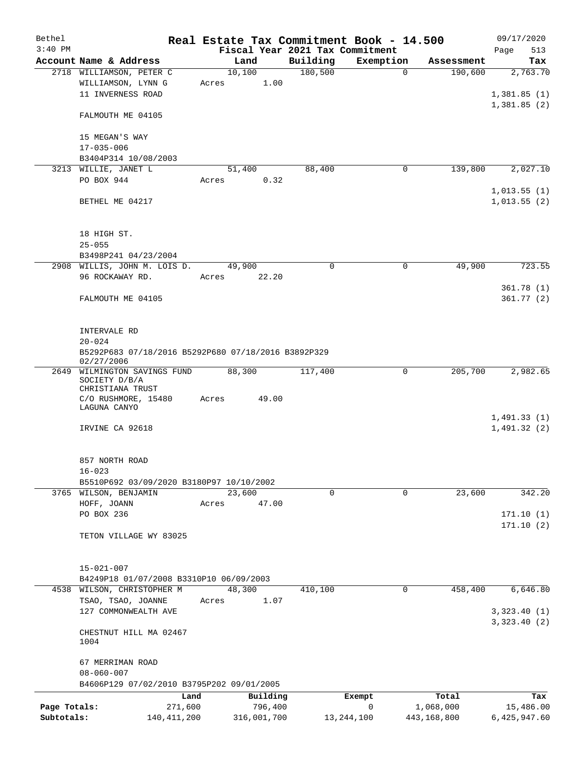Bethel 3:40 PM

# Real Estate Tax Commitment Book - 14.500

Fiscal Year 2021 Tax Commitment

09/17/2020 Page 513

| Account Name & Address | Land | Building | Exemption | Assessment | Tax |
|---|---|---|---|---|---|
| 2718 WILLIAMSON, PETER C<br>WILLIAMSON, LYNN G<br>11 INVERNESS ROAD<br><br>FALMOUTH ME 04105<br><br>15 MEGAN'S WAY<br>17-035-006<br>B3404P314 10/08/2003 | 10,100<br>Acres 1.00 | 180,500 | 0 | 190,600 | 2,763.70<br><br>1,381.85 (1)<br>1,381.85 (2) |
| 3213 WILLIE, JANET L<br>PO BOX 944<br><br>BETHEL ME 04217<br><br>18 HIGH ST.<br>25-055<br>B3498P241 04/23/2004 | 51,400<br>Acres 0.32 | 88,400 | 0 | 139,800 | 2,027.10<br><br>1,013.55 (1)<br>1,013.55 (2) |
| 2908 WILLIS, JOHN M. LOIS D.<br>96 ROCKAWAY RD.<br><br>FALMOUTH ME 04105<br><br>INTERVALE RD<br>20-024<br>B5292P683 07/18/2016 B5292P680 07/18/2016 B3892P329 02/27/2006 | 49,900<br>Acres 22.20 | 0 | 0 | 49,900 | 723.55<br><br>361.78 (1)<br>361.77 (2) |
| 2649 WILMINGTON SAVINGS FUND SOCIETY D/B/A CHRISTIANA TRUST<br>C/O RUSHMORE, 15480 LAGUNA CANYO<br><br>IRVINE CA 92618<br><br>857 NORTH ROAD<br>16-023<br>B5510P692 03/09/2020 B3180P97 10/10/2002 | 88,300<br>Acres 49.00 | 117,400 | 0 | 205,700 | 2,982.65<br><br>1,491.33 (1)<br>1,491.32 (2) |
| 3765 WILSON, BENJAMIN<br>HOFF, JOANN<br>PO BOX 236<br><br>TETON VILLAGE WY 83025<br><br>15-021-007<br>B4249P18 01/07/2008 B3310P10 06/09/2003 | 23,600<br>Acres 47.00 | 0 | 0 | 23,600 | 342.20<br><br>171.10 (1)<br>171.10 (2) |
| 4538 WILSON, CHRISTOPHER M<br>TSAO, TSAO, JOANNE<br>127 COMMONWEALTH AVE<br><br>CHESTNUT HILL MA 02467 1004<br><br>67 MERRIMAN ROAD<br>08-060-007<br>B4606P129 07/02/2010 B3795P202 09/01/2005 | 48,300<br>Acres 1.07 | 410,100 | 0 | 458,400 | 6,646.80<br><br>3,323.40 (1)<br>3,323.40 (2) |

| | Land | Building | Exempt | Total | Tax |
|---|---|---|---|---|---|
| Page Totals: | 271,600 | 796,400 | 0 | 1,068,000 | 15,486.00 |
| Subtotals: | 140,411,200 | 316,001,700 | 13,244,100 | 443,168,800 | 6,425,947.60 |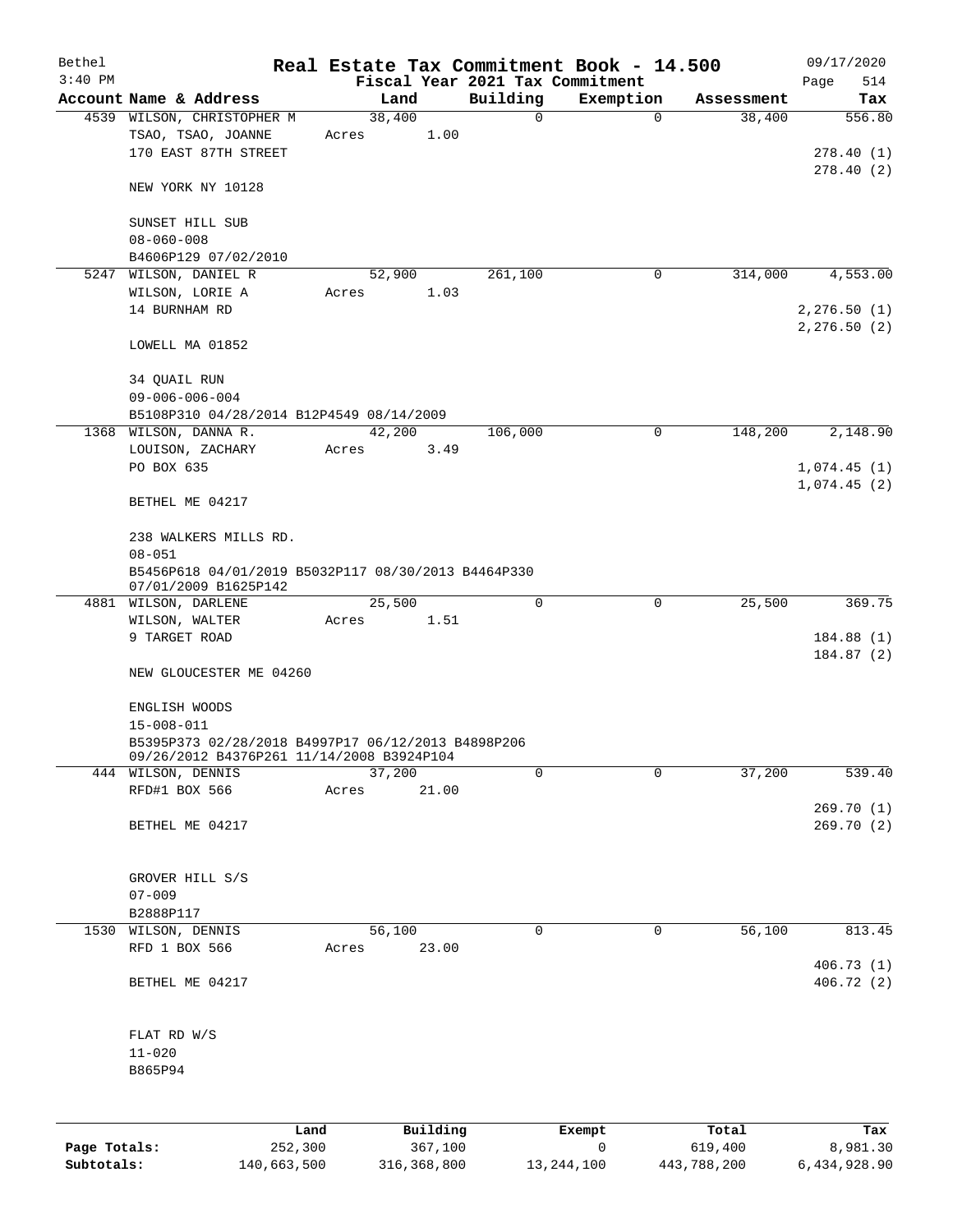# Real Estate Tax Commitment Book - 14.500

Bethel
3:40 PM

Fiscal Year 2021 Tax Commitment

09/17/2020
Page 514

| Account Name & Address | Land | Building | Exemption | Assessment | Tax |
|---|---|---|---|---|---|
| 4539 WILSON, CHRISTOPHER M | 38,400 | 0 | 0 | 38,400 | 556.80 |
| TSAO, TSAO, JOANNE | Acres 1.00 | | | | |
| 170 EAST 87TH STREET | | | | | 278.40 (1) |
| | | | | | 278.40 (2) |
| NEW YORK NY 10128 | | | | | |
| SUNSET HILL SUB | | | | | |
| 08-060-008 | | | | | |
| B4606P129 07/02/2010 | | | | | |
| 5247 WILSON, DANIEL R | 52,900 | 261,100 | 0 | 314,000 | 4,553.00 |
| WILSON, LORIE A | Acres 1.03 | | | | |
| 14 BURNHAM RD | | | | | 2,276.50 (1) |
| | | | | | 2,276.50 (2) |
| LOWELL MA 01852 | | | | | |
| 34 QUAIL RUN | | | | | |
| 09-006-006-004 | | | | | |
| B5108P310 04/28/2014 B12P4549 08/14/2009 | | | | | |
| 1368 WILSON, DANNA R. | 42,200 | 106,000 | 0 | 148,200 | 2,148.90 |
| LOUISON, ZACHARY | Acres 3.49 | | | | |
| PO BOX 635 | | | | | 1,074.45 (1) |
| | | | | | 1,074.45 (2) |
| BETHEL ME 04217 | | | | | |
| 238 WALKERS MILLS RD. | | | | | |
| 08-051 | | | | | |
| B5456P618 04/01/2019 B5032P117 08/30/2013 B4464P330 07/01/2009 B1625P142 | | | | | |
| 4881 WILSON, DARLENE | 25,500 | 0 | 0 | 25,500 | 369.75 |
| WILSON, WALTER | Acres 1.51 | | | | |
| 9 TARGET ROAD | | | | | 184.88 (1) |
| | | | | | 184.87 (2) |
| NEW GLOUCESTER ME 04260 | | | | | |
| ENGLISH WOODS | | | | | |
| 15-008-011 | | | | | |
| B5395P373 02/28/2018 B4997P17 06/12/2013 B4898P206 09/26/2012 B4376P261 11/14/2008 B3924P104 | | | | | |
| 444 WILSON, DENNIS | 37,200 | 0 | 0 | 37,200 | 539.40 |
| RFD#1 BOX 566 | Acres 21.00 | | | | |
| | | | | | 269.70 (1) |
| BETHEL ME 04217 | | | | | 269.70 (2) |
| GROVER HILL S/S | | | | | |
| 07-009 | | | | | |
| B2888P117 | | | | | |
| 1530 WILSON, DENNIS | 56,100 | 0 | 0 | 56,100 | 813.45 |
| RFD 1 BOX 566 | Acres 23.00 | | | | |
| | | | | | 406.73 (1) |
| BETHEL ME 04217 | | | | | 406.72 (2) |
| FLAT RD W/S | | | | | |
| 11-020 | | | | | |
| B865P94 | | | | | |

| | Land | Building | Exempt | Total | Tax |
|---|---|---|---|---|---|
| Page Totals: | 252,300 | 367,100 | 0 | 619,400 | 8,981.30 |
| Subtotals: | 140,663,500 | 316,368,800 | 13,244,100 | 443,788,200 | 6,434,928.90 |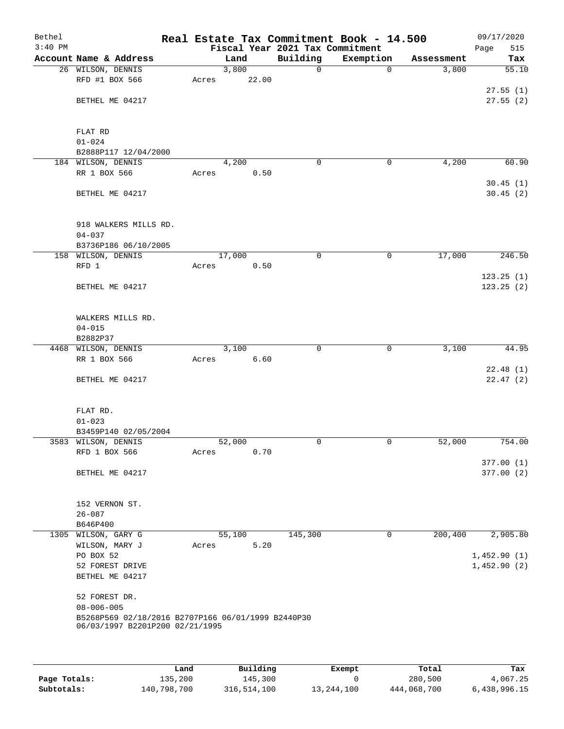# Real Estate Tax Commitment Book - 14.500

Bethel
3:40 PM

Fiscal Year 2021 Tax Commitment

09/17/2020

| Account Name & Address | Land | Building | Exemption | Assessment | Tax |
|---|---|---|---|---|---|
| 26 WILSON, DENNIS | 3,800 | 0 | 0 | 3,800 | 55.10 |
| RFD #1 BOX 566 | Acres 22.00 | | | | |
| | | | | | 27.55 (1) |
| BETHEL ME 04217 | | | | | 27.55 (2) |
| FLAT RD | | | | | |
| 01-024 | | | | | |
| B2888P117 12/04/2000 | | | | | |
| 184 WILSON, DENNIS | 4,200 | 0 | 0 | 4,200 | 60.90 |
| RR 1 BOX 566 | Acres 0.50 | | | | |
| | | | | | 30.45 (1) |
| BETHEL ME 04217 | | | | | 30.45 (2) |
| 918 WALKERS MILLS RD. | | | | | |
| 04-037 | | | | | |
| B3736P186 06/10/2005 | | | | | |
| 158 WILSON, DENNIS | 17,000 | 0 | 0 | 17,000 | 246.50 |
| RFD 1 | Acres 0.50 | | | | |
| | | | | | 123.25 (1) |
| BETHEL ME 04217 | | | | | 123.25 (2) |
| WALKERS MILLS RD. | | | | | |
| 04-015 | | | | | |
| B2882P37 | | | | | |
| 4468 WILSON, DENNIS | 3,100 | 0 | 0 | 3,100 | 44.95 |
| RR 1 BOX 566 | Acres 6.60 | | | | |
| | | | | | 22.48 (1) |
| BETHEL ME 04217 | | | | | 22.47 (2) |
| FLAT RD. | | | | | |
| 01-023 | | | | | |
| B3459P140 02/05/2004 | | | | | |
| 3583 WILSON, DENNIS | 52,000 | 0 | 0 | 52,000 | 754.00 |
| RFD 1 BOX 566 | Acres 0.70 | | | | |
| | | | | | 377.00 (1) |
| BETHEL ME 04217 | | | | | 377.00 (2) |
| 152 VERNON ST. | | | | | |
| 26-087 | | | | | |
| B646P400 | | | | | |
| 1305 WILSON, GARY G | 55,100 | 145,300 | 0 | 200,400 | 2,905.80 |
| WILSON, MARY J | Acres 5.20 | | | | |
| PO BOX 52 | | | | | 1,452.90 (1) |
| 52 FOREST DRIVE | | | | | 1,452.90 (2) |
| BETHEL ME 04217 | | | | | |
| 52 FOREST DR. | | | | | |
| 08-006-005 | | | | | |
| B5268P569 02/18/2016 B2707P166 06/01/1999 B2440P30 06/03/1997 B2201P200 02/21/1995 | | | | | |

| | Land | Building | Exempt | Total | Tax |
|---|---|---|---|---|---|
| Page Totals: | 135,200 | 145,300 | 0 | 280,500 | 4,067.25 |
| Subtotals: | 140,798,700 | 316,514,100 | 13,244,100 | 444,068,700 | 6,438,996.15 |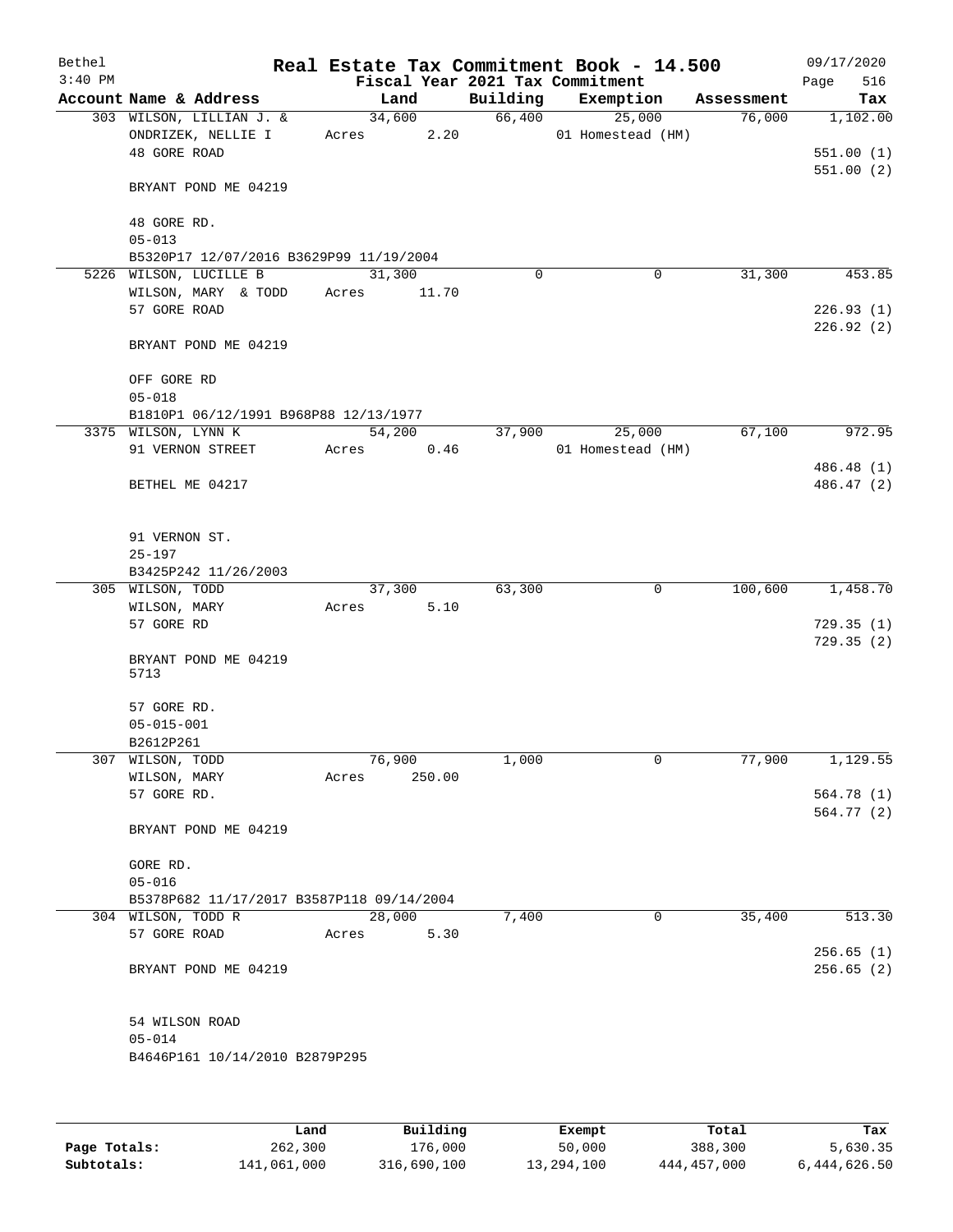Bethel 3:40 PM

# Real Estate Tax Commitment Book - 14.500

Fiscal Year 2021 Tax Commitment

09/17/2020 Page 516

| Account Name & Address | Land | Building | Exemption | Assessment | Tax |
|---|---|---|---|---|---|
| 303 WILSON, LILLIAN J. & | 34,600 | 66,400 | 25,000 | 76,000 | 1,102.00 |
| ONDRIZEK, NELLIE I | Acres 2.20 | | 01 Homestead (HM) | | |
| 48 GORE ROAD | | | | | 551.00 (1) |
| | | | | | 551.00 (2) |
| BRYANT POND ME 04219 | | | | | |
| 48 GORE RD. | | | | | |
| 05-013 | | | | | |
| B5320P17 12/07/2016 B3629P99 11/19/2004 | | | | | |
| 5226 WILSON, LUCILLE B | 31,300 | 0 | 0 | 31,300 | 453.85 |
| WILSON, MARY & TODD | Acres 11.70 | | | | |
| 57 GORE ROAD | | | | | 226.93 (1) |
| | | | | | 226.92 (2) |
| BRYANT POND ME 04219 | | | | | |
| OFF GORE RD | | | | | |
| 05-018 | | | | | |
| B1810P1 06/12/1991 B968P88 12/13/1977 | | | | | |
| 3375 WILSON, LYNN K | 54,200 | 37,900 | 25,000 | 67,100 | 972.95 |
| 91 VERNON STREET | Acres 0.46 | | 01 Homestead (HM) | | |
| | | | | | 486.48 (1) |
| BETHEL ME 04217 | | | | | 486.47 (2) |
| 91 VERNON ST. | | | | | |
| 25-197 | | | | | |
| B3425P242 11/26/2003 | | | | | |
| 305 WILSON, TODD | 37,300 | 63,300 | 0 | 100,600 | 1,458.70 |
| WILSON, MARY | Acres 5.10 | | | | |
| 57 GORE RD | | | | | 729.35 (1) |
| | | | | | 729.35 (2) |
| BRYANT POND ME 04219 5713 | | | | | |
| 57 GORE RD. | | | | | |
| 05-015-001 | | | | | |
| B2612P261 | | | | | |
| 307 WILSON, TODD | 76,900 | 1,000 | 0 | 77,900 | 1,129.55 |
| WILSON, MARY | Acres 250.00 | | | | |
| 57 GORE RD. | | | | | 564.78 (1) |
| | | | | | 564.77 (2) |
| BRYANT POND ME 04219 | | | | | |
| GORE RD. | | | | | |
| 05-016 | | | | | |
| B5378P682 11/17/2017 B3587P118 09/14/2004 | | | | | |
| 304 WILSON, TODD R | 28,000 | 7,400 | 0 | 35,400 | 513.30 |
| 57 GORE ROAD | Acres 5.30 | | | | |
| | | | | | 256.65 (1) |
| BRYANT POND ME 04219 | | | | | 256.65 (2) |
| 54 WILSON ROAD | | | | | |
| 05-014 | | | | | |
| B4646P161 10/14/2010 B2879P295 | | | | | |

| | Land | Building | Exempt | Total | Tax |
|---|---|---|---|---|---|
| Page Totals: | 262,300 | 176,000 | 50,000 | 388,300 | 5,630.35 |
| Subtotals: | 141,061,000 | 316,690,100 | 13,294,100 | 444,457,000 | 6,444,626.50 |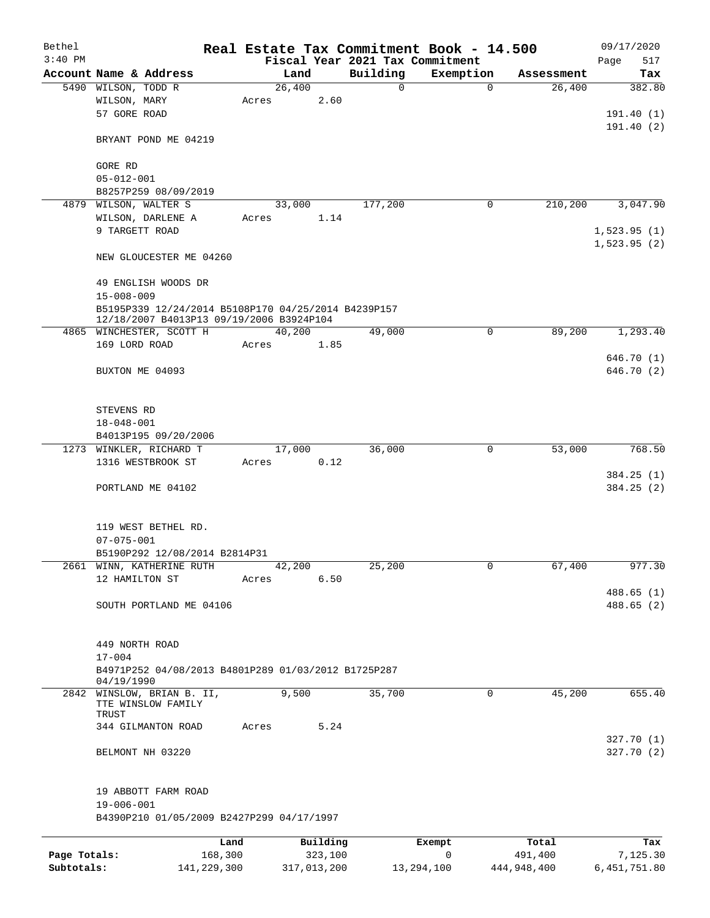# Real Estate Tax Commitment Book - 14.500

Bethel
3:40 PM

Fiscal Year 2021 Tax Commitment

09/17/2020
Page 517

| Account | Name & Address | Land | Building | Exemption | Assessment | Tax |
|---|---|---|---|---|---|---|
| 5490 | WILSON, TODD R<br>WILSON, MARY<br>57 GORE ROAD<br><br>BRYANT POND ME 04219<br><br>GORE RD<br>05-012-001<br>B8257P259 08/09/2019 | 26,400<br>Acres 2.60 | 0 | 0 | 26,400 | 382.80<br><br>191.40 (1)<br>191.40 (2) |
| 4879 | WILSON, WALTER S<br>WILSON, DARLENE A<br>9 TARGETT ROAD<br><br>NEW GLOUCESTER ME 04260<br><br>49 ENGLISH WOODS DR<br>15-008-009<br>B5195P339 12/24/2014 B5108P170 04/25/2014 B4239P157 12/18/2007 B4013P13 09/19/2006 B3924P104 | 33,000<br>Acres 1.14 | 177,200 | 0 | 210,200 | 3,047.90<br><br>1,523.95 (1)<br>1,523.95 (2) |
| 4865 | WINCHESTER, SCOTT H<br>169 LORD ROAD<br><br>BUXTON ME 04093<br><br>STEVENS RD<br>18-048-001<br>B4013P195 09/20/2006 | 40,200<br>Acres 1.85 | 49,000 | 0 | 89,200 | 1,293.40<br><br>646.70 (1)<br>646.70 (2) |
| 1273 | WINKLER, RICHARD T<br>1316 WESTBROOK ST<br><br>PORTLAND ME 04102<br><br>119 WEST BETHEL RD.<br>07-075-001<br>B5190P292 12/08/2014 B2814P31 | 17,000<br>Acres 0.12 | 36,000 | 0 | 53,000 | 768.50<br><br>384.25 (1)<br>384.25 (2) |
| 2661 | WINN, KATHERINE RUTH<br>12 HAMILTON ST<br><br>SOUTH PORTLAND ME 04106<br><br>449 NORTH ROAD<br>17-004<br>B4971P252 04/08/2013 B4801P289 01/03/2012 B1725P287 04/19/1990 | 42,200<br>Acres 6.50 | 25,200 | 0 | 67,400 | 977.30<br><br>488.65 (1)<br>488.65 (2) |
| 2842 | WINSLOW, BRIAN B. II, TTE WINSLOW FAMILY TRUST<br>344 GILMANTON ROAD<br><br>BELMONT NH 03220<br><br>19 ABBOTT FARM ROAD<br>19-006-001<br>B4390P210 01/05/2009 B2427P299 04/17/1997 | 9,500<br>Acres 5.24 | 35,700 | 0 | 45,200 | 655.40<br><br>327.70 (1)<br>327.70 (2) |

| | Land | Building | Exempt | Total | Tax |
|---|---|---|---|---|---|
| Page Totals: | 168,300 | 323,100 | 0 | 491,400 | 7,125.30 |
| Subtotals: | 141,229,300 | 317,013,200 | 13,294,100 | 444,948,400 | 6,451,751.80 |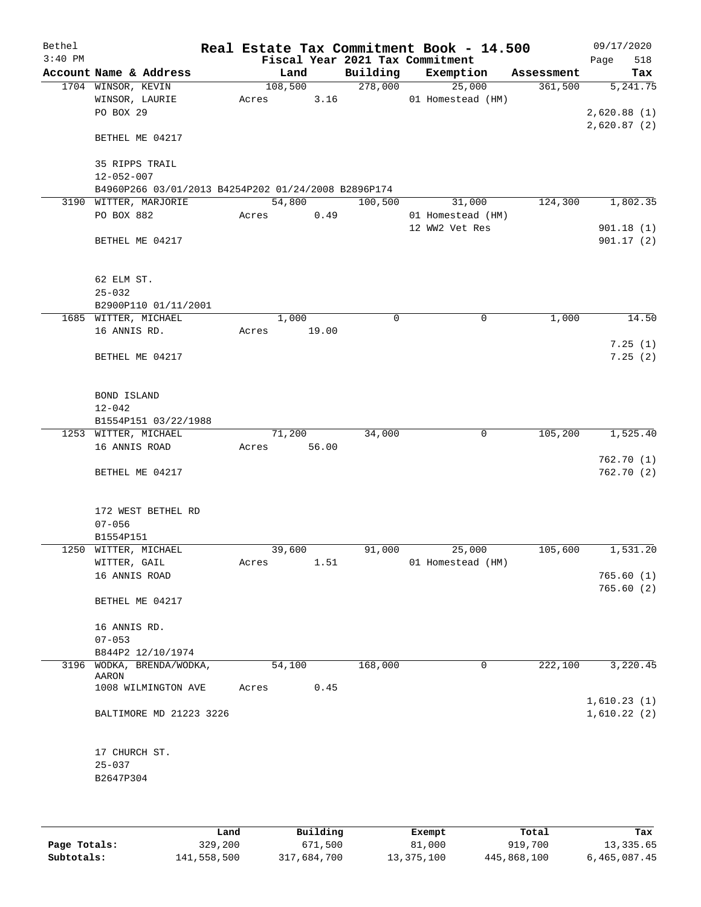Bethel 3:40 PM

# Real Estate Tax Commitment Book - 14.500

Fiscal Year 2021 Tax Commitment

09/17/2020 Page 518

| Account Name & Address | Land | Building | Exemption | Assessment | Tax |
|---|---|---|---|---|---|
| 1704 WINSOR, KEVIN | 108,500 | 278,000 | 25,000 | 361,500 | 5,241.75 |
| WINSOR, LAURIE | Acres 3.16 | | 01 Homestead (HM) | | |
| PO BOX 29 | | | | | 2,620.88 (1) |
| | | | | | 2,620.87 (2) |
| BETHEL ME 04217 | | | | | |
| 35 RIPPS TRAIL | | | | | |
| 12-052-007 | | | | | |
| B4960P266 03/01/2013 B4254P202 01/24/2008 B2896P174 | | | | | |
| 3190 WITTER, MARJORIE | 54,800 | 100,500 | 31,000 | 124,300 | 1,802.35 |
| PO BOX 882 | Acres 0.49 | | 01 Homestead (HM) | | |
| | | | 12 WW2 Vet Res | | 901.18 (1) |
| BETHEL ME 04217 | | | | | 901.17 (2) |
| 62 ELM ST. | | | | | |
| 25-032 | | | | | |
| B2900P110 01/11/2001 | | | | | |
| 1685 WITTER, MICHAEL | 1,000 | 0 | 0 | 1,000 | 14.50 |
| 16 ANNIS RD. | Acres 19.00 | | | | |
| | | | | | 7.25 (1) |
| BETHEL ME 04217 | | | | | 7.25 (2) |
| BOND ISLAND | | | | | |
| 12-042 | | | | | |
| B1554P151 03/22/1988 | | | | | |
| 1253 WITTER, MICHAEL | 71,200 | 34,000 | 0 | 105,200 | 1,525.40 |
| 16 ANNIS ROAD | Acres 56.00 | | | | |
| | | | | | 762.70 (1) |
| BETHEL ME 04217 | | | | | 762.70 (2) |
| 172 WEST BETHEL RD | | | | | |
| 07-056 | | | | | |
| B1554P151 | | | | | |
| 1250 WITTER, MICHAEL | 39,600 | 91,000 | 25,000 | 105,600 | 1,531.20 |
| WITTER, GAIL | Acres 1.51 | | 01 Homestead (HM) | | |
| 16 ANNIS ROAD | | | | | 765.60 (1) |
| | | | | | 765.60 (2) |
| BETHEL ME 04217 | | | | | |
| 16 ANNIS RD. | | | | | |
| 07-053 | | | | | |
| B844P2 12/10/1974 | | | | | |
| 3196 WODKA, BRENDA/WODKA, AARON | 54,100 | 168,000 | 0 | 222,100 | 3,220.45 |
| 1008 WILMINGTON AVE | Acres 0.45 | | | | |
| | | | | | 1,610.23 (1) |
| BALTIMORE MD 21223 3226 | | | | | 1,610.22 (2) |
| 17 CHURCH ST. | | | | | |
| 25-037 | | | | | |
| B2647P304 | | | | | |

| | Land | Building | Exempt | Total | Tax |
|---|---|---|---|---|---|
| Page Totals: | 329,200 | 671,500 | 81,000 | 919,700 | 13,335.65 |
| Subtotals: | 141,558,500 | 317,684,700 | 13,375,100 | 445,868,100 | 6,465,087.45 |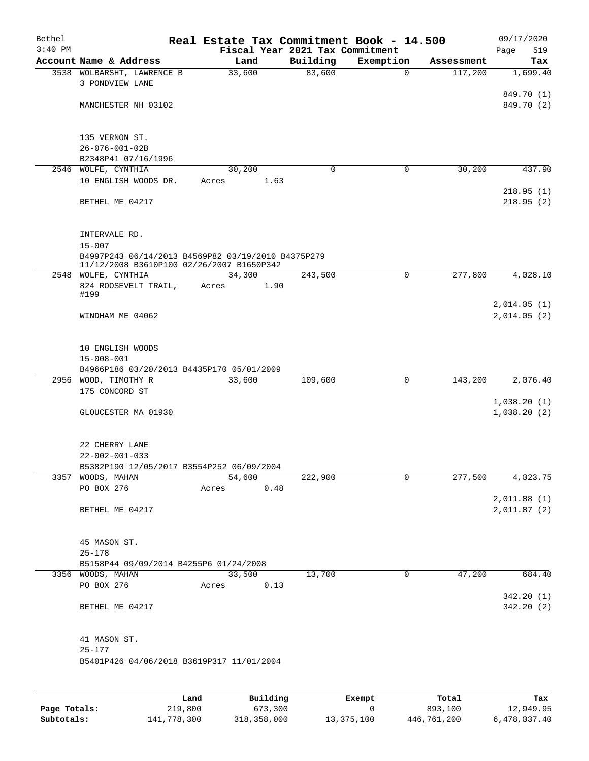Bethel 3:40 PM

# Real Estate Tax Commitment Book - 14.500

Fiscal Year 2021 Tax Commitment

09/17/2020 Page 519

| Account | Name & Address | Land | Building | Exemption | Assessment | Tax |
|---|---|---|---|---|---|---|
| 3538 | WOLBARSHT, LAWRENCE B<br>3 PONDVIEW LANE<br><br>MANCHESTER NH 03102<br><br>135 VERNON ST.<br>26-076-001-02B<br>B2348P41 07/16/1996 | 33,600 | 83,600 | 0 | 117,200 | 1,699.40<br><br>849.70 (1)<br>849.70 (2) |
| 2546 | WOLFE, CYNTHIA<br>10 ENGLISH WOODS DR.<br><br>BETHEL ME 04217<br><br>INTERVALE RD.<br>15-007<br>B4997P243 06/14/2013 B4569P82 03/19/2010 B4375P279 11/12/2008 B3610P100 02/26/2007 B1650P342 | 30,200<br>Acres 1.63 | 0 | 0 | 30,200 | 437.90<br><br>218.95 (1)<br>218.95 (2) |
| 2548 | WOLFE, CYNTHIA<br>824 ROOSEVELT TRAIL, #199<br><br>WINDHAM ME 04062<br><br>10 ENGLISH WOODS<br>15-008-001<br>B4966P186 03/20/2013 B4435P170 05/01/2009 | 34,300<br>Acres 1.90 | 243,500 | 0 | 277,800 | 4,028.10<br><br>2,014.05 (1)<br>2,014.05 (2) |
| 2956 | WOOD, TIMOTHY R<br>175 CONCORD ST<br><br>GLOUCESTER MA 01930<br><br>22 CHERRY LANE<br>22-002-001-033<br>B5382P190 12/05/2017 B3554P252 06/09/2004 | 33,600 | 109,600 | 0 | 143,200 | 2,076.40<br><br>1,038.20 (1)<br>1,038.20 (2) |
| 3357 | WOODS, MAHAN<br>PO BOX 276<br><br>BETHEL ME 04217<br><br>45 MASON ST.<br>25-178<br>B5158P44 09/09/2014 B4255P6 01/24/2008 | 54,600<br>Acres 0.48 | 222,900 | 0 | 277,500 | 4,023.75<br><br>2,011.88 (1)<br>2,011.87 (2) |
| 3356 | WOODS, MAHAN<br>PO BOX 276<br><br>BETHEL ME 04217<br><br>41 MASON ST.<br>25-177<br>B5401P426 04/06/2018 B3619P317 11/01/2004 | 33,500<br>Acres 0.13 | 13,700 | 0 | 47,200 | 684.40<br><br>342.20 (1)<br>342.20 (2) |

| | Land | Building | Exempt | Total | Tax |
|---|---|---|---|---|---|
| Page Totals: | 219,800 | 673,300 | 0 | 893,100 | 12,949.95 |
| Subtotals: | 141,778,300 | 318,358,000 | 13,375,100 | 446,761,200 | 6,478,037.40 |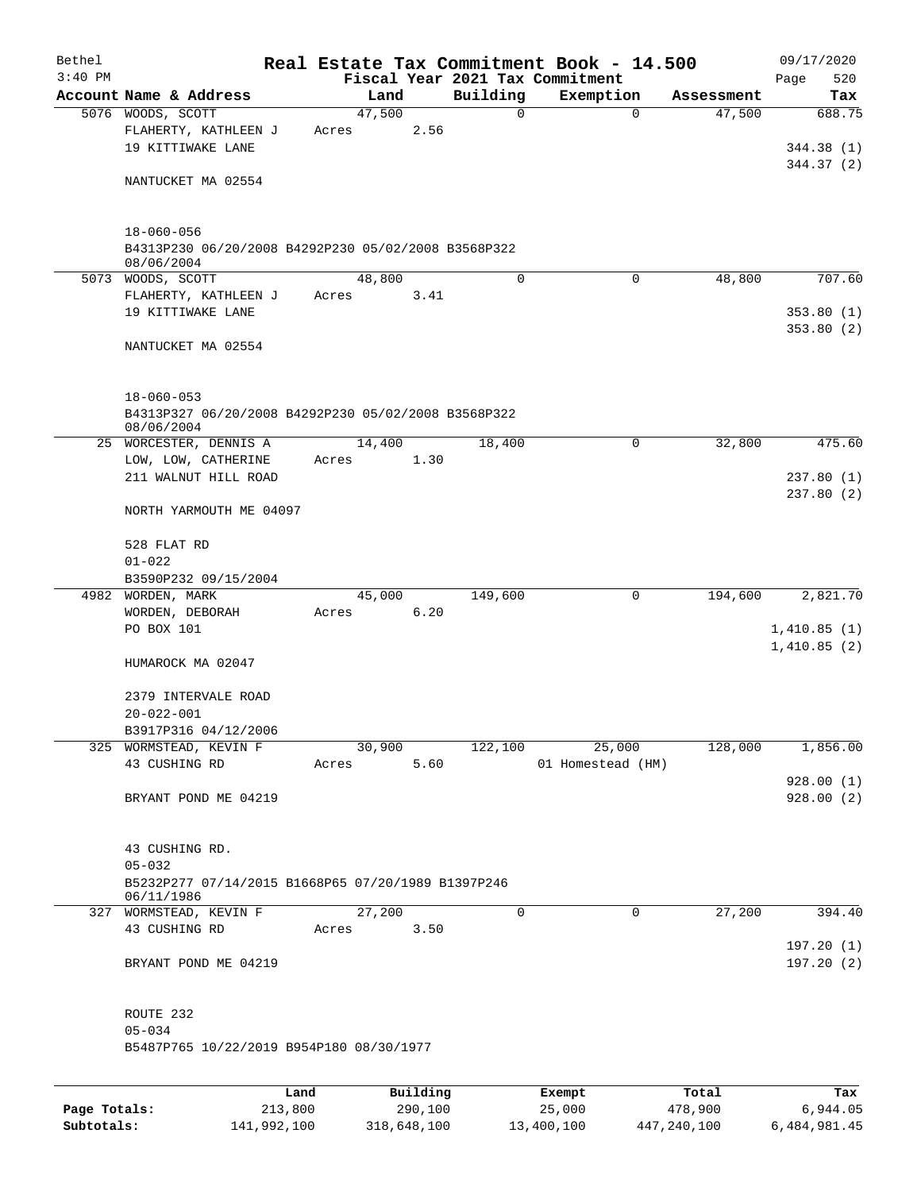Bethel — Real Estate Tax Commitment Book - 14.500 — 09/17/2020

3:40 PM — Fiscal Year 2021 Tax Commitment — Page 520

| Account Name & Address | Land | Building | Exemption | Assessment | Tax |
|---|---|---|---|---|---|
| 5076 WOODS, SCOTT | 47,500 | 0 | 0 | 47,500 | 688.75 |
| FLAHERTY, KATHLEEN J | Acres 2.56 | | | | |
| 19 KITTIWAKE LANE | | | | | 344.38 (1) |
| | | | | | 344.37 (2) |
| NANTUCKET MA 02554 | | | | | |
| 18-060-056 | | | | | |
| B4313P230 06/20/2008 B4292P230 05/02/2008 B3568P322 08/06/2004 | | | | | |
| 5073 WOODS, SCOTT | 48,800 | 0 | 0 | 48,800 | 707.60 |
| FLAHERTY, KATHLEEN J | Acres 3.41 | | | | |
| 19 KITTIWAKE LANE | | | | | 353.80 (1) |
| | | | | | 353.80 (2) |
| NANTUCKET MA 02554 | | | | | |
| 18-060-053 | | | | | |
| B4313P327 06/20/2008 B4292P230 05/02/2008 B3568P322 08/06/2004 | | | | | |
| 25 WORCESTER, DENNIS A | 14,400 | 18,400 | 0 | 32,800 | 475.60 |
| LOW, LOW, CATHERINE | Acres 1.30 | | | | |
| 211 WALNUT HILL ROAD | | | | | 237.80 (1) |
| | | | | | 237.80 (2) |
| NORTH YARMOUTH ME 04097 | | | | | |
| 528 FLAT RD | | | | | |
| 01-022 | | | | | |
| B3590P232 09/15/2004 | | | | | |
| 4982 WORDEN, MARK | 45,000 | 149,600 | 0 | 194,600 | 2,821.70 |
| WORDEN, DEBORAH | Acres 6.20 | | | | |
| PO BOX 101 | | | | | 1,410.85 (1) |
| | | | | | 1,410.85 (2) |
| HUMAROCK MA 02047 | | | | | |
| 2379 INTERVALE ROAD | | | | | |
| 20-022-001 | | | | | |
| B3917P316 04/12/2006 | | | | | |
| 325 WORMSTEAD, KEVIN F | 30,900 | 122,100 | 25,000 | 128,000 | 1,856.00 |
| 43 CUSHING RD | Acres 5.60 | | 01 Homestead (HM) | | |
| | | | | | 928.00 (1) |
| BRYANT POND ME 04219 | | | | | 928.00 (2) |
| 43 CUSHING RD. | | | | | |
| 05-032 | | | | | |
| B5232P277 07/14/2015 B1668P65 07/20/1989 B1397P246 06/11/1986 | | | | | |
| 327 WORMSTEAD, KEVIN F | 27,200 | 0 | 0 | 27,200 | 394.40 |
| 43 CUSHING RD | Acres 3.50 | | | | |
| | | | | | 197.20 (1) |
| BRYANT POND ME 04219 | | | | | 197.20 (2) |
| ROUTE 232 | | | | | |
| 05-034 | | | | | |
| B5487P765 10/22/2019 B954P180 08/30/1977 | | | | | |

| | Land | Building | Exempt | Total | Tax |
|---|---|---|---|---|---|
| Page Totals: | 213,800 | 290,100 | 25,000 | 478,900 | 6,944.05 |
| Subtotals: | 141,992,100 | 318,648,100 | 13,400,100 | 447,240,100 | 6,484,981.45 |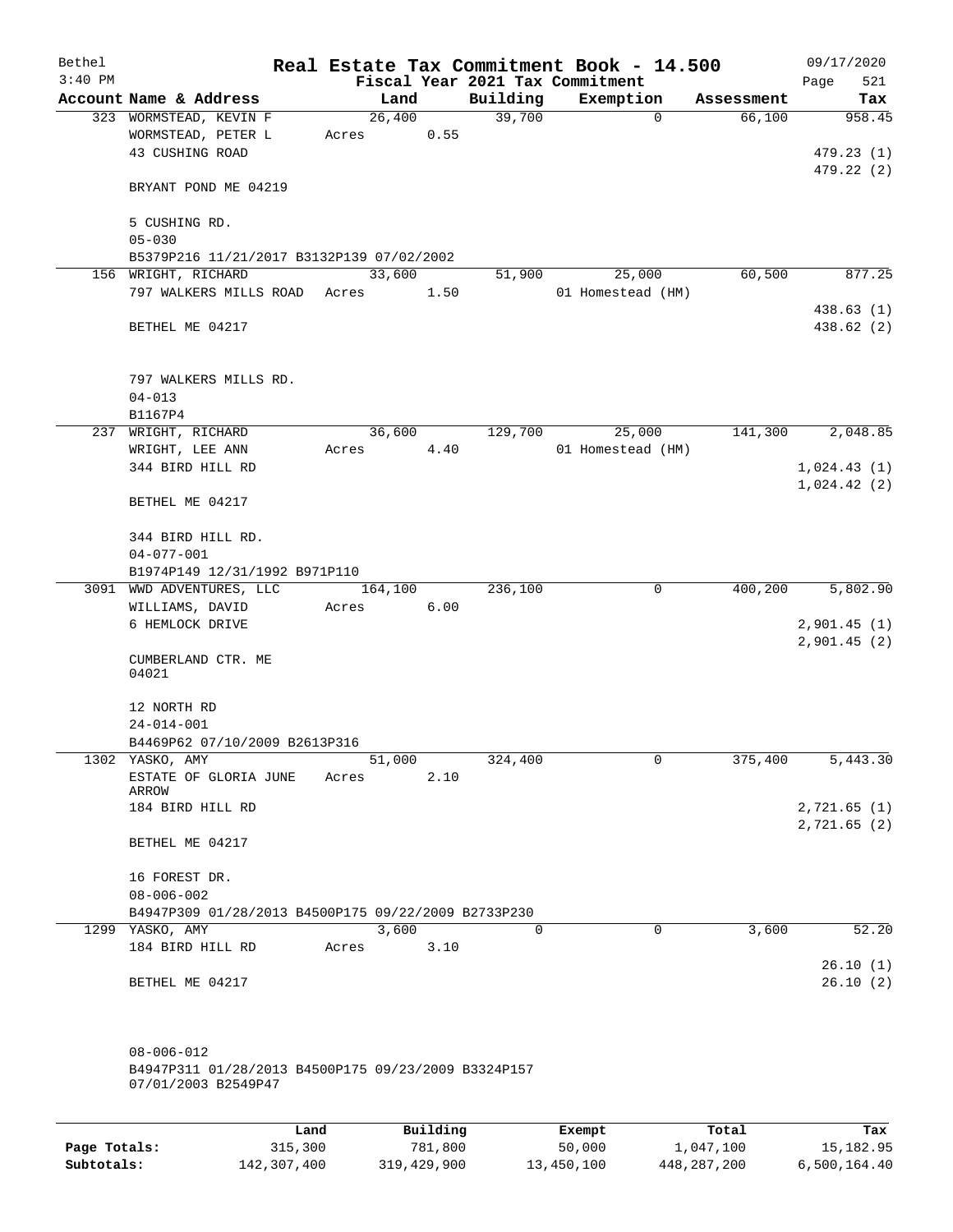Bethel 3:40 PM

# Real Estate Tax Commitment Book - 14.500

Fiscal Year 2021 Tax Commitment

09/17/2020 Page 521

| Account | Name & Address | Land | Building | Exemption | Assessment | Tax |
|---|---|---|---|---|---|---|
| 323 | WORMSTEAD, KEVIN F<br>WORMSTEAD, PETER L<br>43 CUSHING ROAD<br><br>BRYANT POND ME 04219<br><br>5 CUSHING RD.<br>05-030<br>B5379P216 11/21/2017 B3132P139 07/02/2002 | 26,400<br>Acres 0.55 | 39,700 | 0 | 66,100 | 958.45<br><br>479.23 (1)<br>479.22 (2) |
| 156 | WRIGHT, RICHARD<br>797 WALKERS MILLS ROAD<br><br>BETHEL ME 04217<br><br>797 WALKERS MILLS RD.<br>04-013<br>B1167P4 | 33,600<br>Acres 1.50 | 51,900 | 25,000<br>01 Homestead (HM) | 60,500 | 877.25<br><br>438.63 (1)<br>438.62 (2) |
| 237 | WRIGHT, RICHARD<br>WRIGHT, LEE ANN<br>344 BIRD HILL RD<br><br>BETHEL ME 04217<br><br>344 BIRD HILL RD.<br>04-077-001<br>B1974P149 12/31/1992 B971P110 | 36,600<br>Acres 4.40 | 129,700 | 25,000<br>01 Homestead (HM) | 141,300 | 2,048.85<br><br>1,024.43 (1)<br>1,024.42 (2) |
| 3091 | WWD ADVENTURES, LLC<br>WILLIAMS, DAVID<br>6 HEMLOCK DRIVE<br><br>CUMBERLAND CTR. ME 04021<br><br>12 NORTH RD<br>24-014-001<br>B4469P62 07/10/2009 B2613P316 | 164,100<br>Acres 6.00 | 236,100 | 0 | 400,200 | 5,802.90<br><br>2,901.45 (1)<br>2,901.45 (2) |
| 1302 | YASKO, AMY<br>ESTATE OF GLORIA JUNE ARROW<br>184 BIRD HILL RD<br><br>BETHEL ME 04217<br><br>16 FOREST DR.<br>08-006-002<br>B4947P309 01/28/2013 B4500P175 09/22/2009 B2733P230 | 51,000<br>Acres 2.10 | 324,400 | 0 | 375,400 | 5,443.30<br><br>2,721.65 (1)<br>2,721.65 (2) |
| 1299 | YASKO, AMY<br>184 BIRD HILL RD<br><br>BETHEL ME 04217<br><br>08-006-012<br>B4947P311 01/28/2013 B4500P175 09/23/2009 B3324P157 07/01/2003 B2549P47 | 3,600<br>Acres 3.10 | 0 | 0 | 3,600 | 52.20<br><br>26.10 (1)<br>26.10 (2) |

| | Land | Building | Exempt | Total | Tax |
|---|---|---|---|---|---|
| Page Totals: | 315,300 | 781,800 | 50,000 | 1,047,100 | 15,182.95 |
| Subtotals: | 142,307,400 | 319,429,900 | 13,450,100 | 448,287,200 | 6,500,164.40 |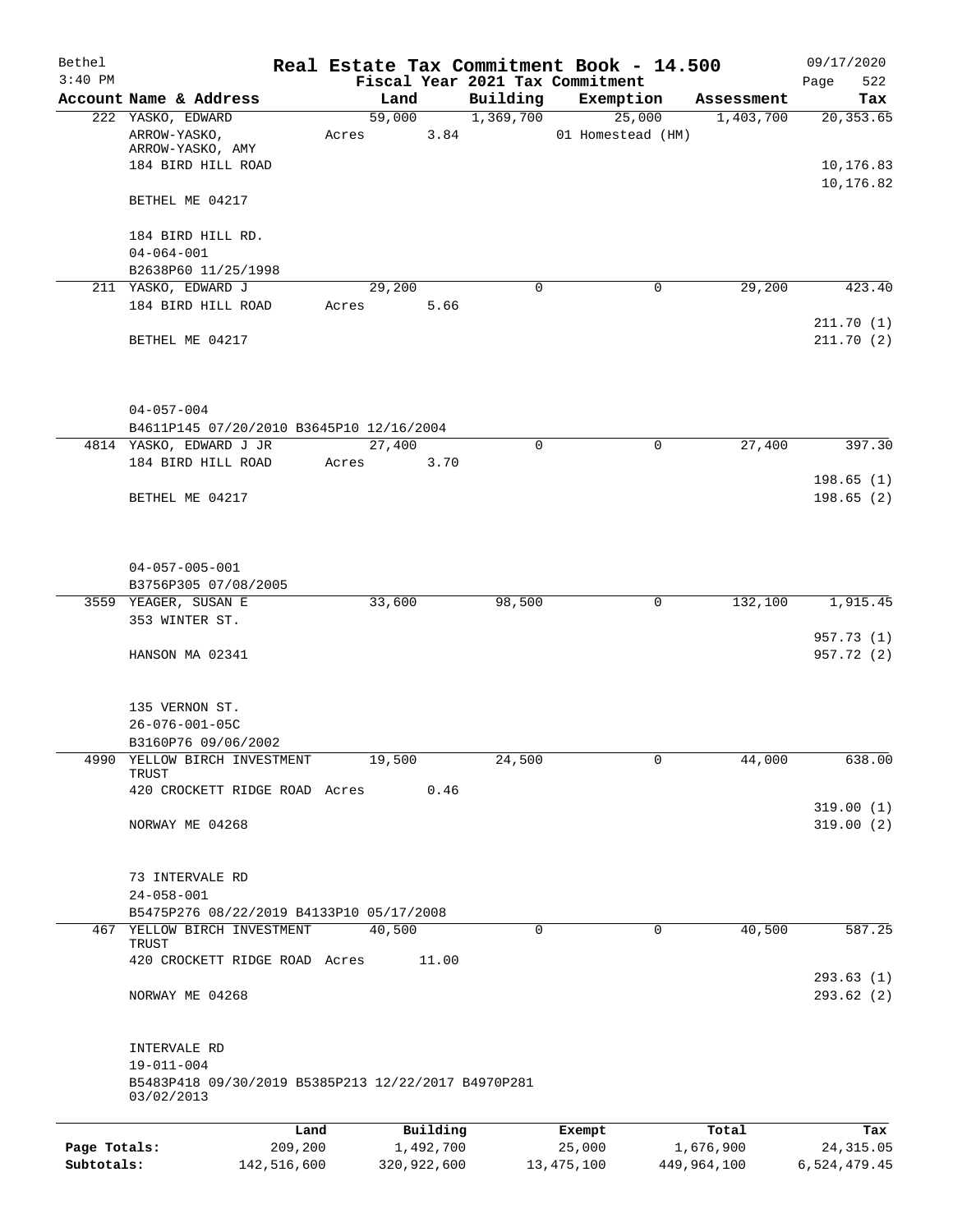# Real Estate Tax Commitment Book - 14.500

Bethel
3:40 PM

Fiscal Year 2021 Tax Commitment

09/17/2020
Page 522

| Account Name & Address | Land | Building | Exemption | Assessment | Tax |
|---|---|---|---|---|---|
| 222 YASKO, EDWARD<br>ARROW-YASKO,<br>ARROW-YASKO, AMY<br>184 BIRD HILL ROAD<br><br>BETHEL ME 04217<br><br>184 BIRD HILL RD.<br>04-064-001<br>B2638P60 11/25/1998 | 59,000<br>Acres 3.84 | 1,369,700 | 25,000<br>01 Homestead (HM) | 1,403,700 | 20,353.65<br><br>10,176.83<br>10,176.82 |
| 211 YASKO, EDWARD J<br>184 BIRD HILL ROAD<br><br>BETHEL ME 04217<br><br>04-057-004<br>B4611P145 07/20/2010 B3645P10 12/16/2004 | 29,200<br>Acres 5.66 | 0 | 0 | 29,200 | 423.40<br><br>211.70 (1)<br>211.70 (2) |
| 4814 YASKO, EDWARD J JR<br>184 BIRD HILL ROAD<br><br>BETHEL ME 04217<br><br>04-057-005-001<br>B3756P305 07/08/2005 | 27,400<br>Acres 3.70 | 0 | 0 | 27,400 | 397.30<br><br>198.65 (1)<br>198.65 (2) |
| 3559 YEAGER, SUSAN E<br>353 WINTER ST.<br><br>HANSON MA 02341<br><br>135 VERNON ST.<br>26-076-001-05C<br>B3160P76 09/06/2002 | 33,600 | 98,500 | 0 | 132,100 | 1,915.45<br><br>957.73 (1)<br>957.72 (2) |
| 4990 YELLOW BIRCH INVESTMENT TRUST<br>420 CROCKETT RIDGE ROAD<br><br>NORWAY ME 04268<br><br>73 INTERVALE RD<br>24-058-001<br>B5475P276 08/22/2019 B4133P10 05/17/2008 | 19,500<br>Acres 0.46 | 24,500 | 0 | 44,000 | 638.00<br><br>319.00 (1)<br>319.00 (2) |
| 467 YELLOW BIRCH INVESTMENT TRUST<br>420 CROCKETT RIDGE ROAD<br><br>NORWAY ME 04268<br><br>INTERVALE RD<br>19-011-004<br>B5483P418 09/30/2019 B5385P213 12/22/2017 B4970P281 03/02/2013 | 40,500<br>Acres 11.00 | 0 | 0 | 40,500 | 587.25<br><br>293.63 (1)<br>293.62 (2) |

| | Land | Building | Exempt | Total | Tax |
|---|---|---|---|---|---|
| Page Totals: | 209,200 | 1,492,700 | 25,000 | 1,676,900 | 24,315.05 |
| Subtotals: | 142,516,600 | 320,922,600 | 13,475,100 | 449,964,100 | 6,524,479.45 |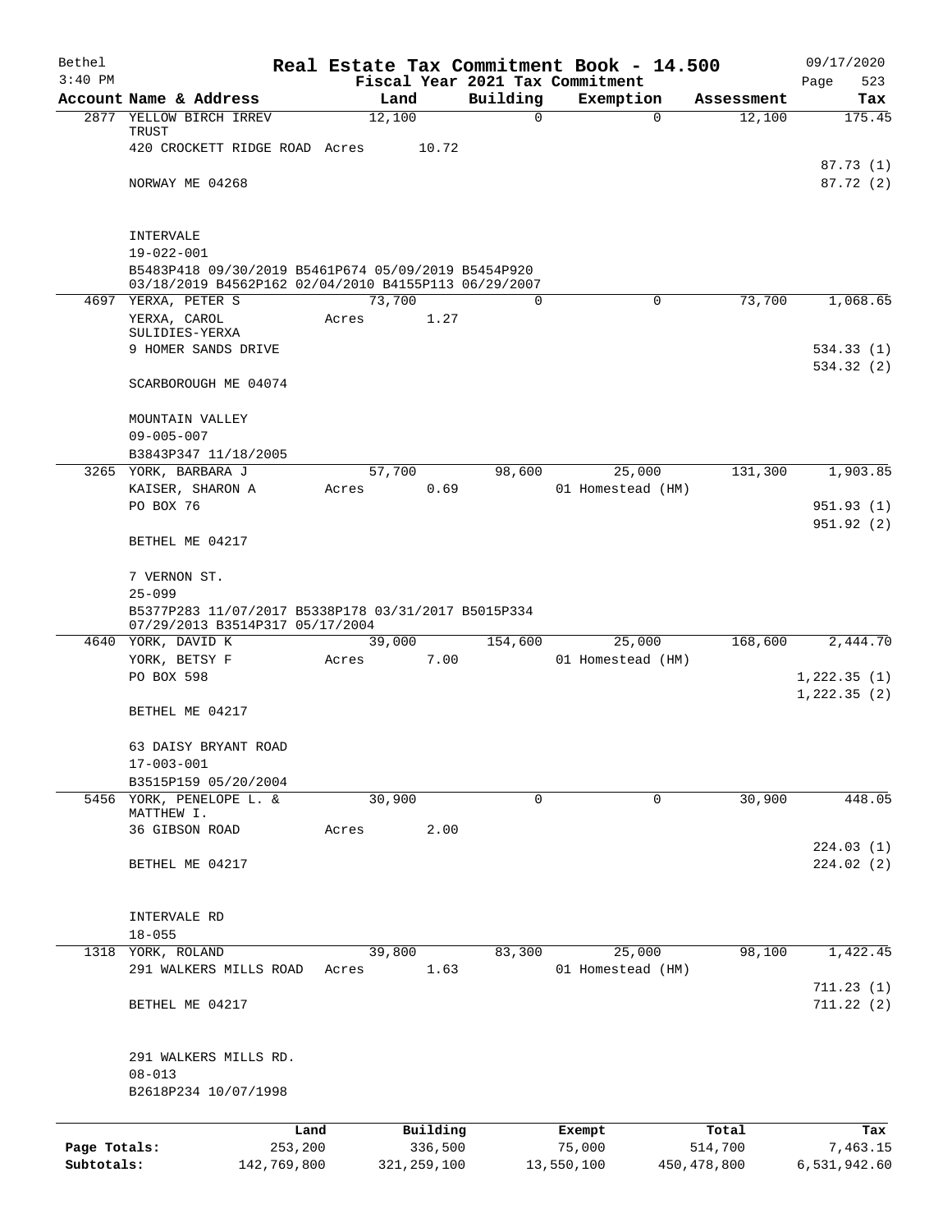# Real Estate Tax Commitment Book - 14.500

Bethel
3:40 PM

Fiscal Year 2021 Tax Commitment

09/17/2020
Page 523

| Account Name & Address | Land | Building | Exemption | Assessment | Tax |
|---|---|---|---|---|---|
| 2877 YELLOW BIRCH IRREV TRUST | 12,100 | 0 | 0 | 12,100 | 175.45 |
| 420 CROCKETT RIDGE ROAD | Acres 10.72 | | | | |
| | | | | | 87.73 (1) |
| NORWAY ME 04268 | | | | | 87.72 (2) |
| INTERVALE | | | | | |
| 19-022-001 | | | | | |
| B5483P418 09/30/2019 B5461P674 05/09/2019 B5454P920 03/18/2019 B4562P162 02/04/2010 B4155P113 06/29/2007 | | | | | |
| 4697 YERXA, PETER S | 73,700 | 0 | 0 | 73,700 | 1,068.65 |
| YERXA, CAROL SULIDIES-YERXA | Acres 1.27 | | | | |
| 9 HOMER SANDS DRIVE | | | | | 534.33 (1) |
| | | | | | 534.32 (2) |
| SCARBOROUGH ME 04074 | | | | | |
| MOUNTAIN VALLEY | | | | | |
| 09-005-007 | | | | | |
| B3843P347 11/18/2005 | | | | | |
| 3265 YORK, BARBARA J | 57,700 | 98,600 | 25,000 | 131,300 | 1,903.85 |
| KAISER, SHARON A | Acres 0.69 | | 01 Homestead (HM) | | |
| PO BOX 76 | | | | | 951.93 (1) |
| | | | | | 951.92 (2) |
| BETHEL ME 04217 | | | | | |
| 7 VERNON ST. | | | | | |
| 25-099 | | | | | |
| B5377P283 11/07/2017 B5338P178 03/31/2017 B5015P334 07/29/2013 B3514P317 05/17/2004 | | | | | |
| 4640 YORK, DAVID K | 39,000 | 154,600 | 25,000 | 168,600 | 2,444.70 |
| YORK, BETSY F | Acres 7.00 | | 01 Homestead (HM) | | |
| PO BOX 598 | | | | | 1,222.35 (1) |
| | | | | | 1,222.35 (2) |
| BETHEL ME 04217 | | | | | |
| 63 DAISY BRYANT ROAD | | | | | |
| 17-003-001 | | | | | |
| B3515P159 05/20/2004 | | | | | |
| 5456 YORK, PENELOPE L. & MATTHEW I. | 30,900 | 0 | 0 | 30,900 | 448.05 |
| 36 GIBSON ROAD | Acres 2.00 | | | | |
| | | | | | 224.03 (1) |
| BETHEL ME 04217 | | | | | 224.02 (2) |
| INTERVALE RD | | | | | |
| 18-055 | | | | | |
| 1318 YORK, ROLAND | 39,800 | 83,300 | 25,000 | 98,100 | 1,422.45 |
| 291 WALKERS MILLS ROAD | Acres 1.63 | | 01 Homestead (HM) | | |
| | | | | | 711.23 (1) |
| BETHEL ME 04217 | | | | | 711.22 (2) |
| 291 WALKERS MILLS RD. | | | | | |
| 08-013 | | | | | |
| B2618P234 10/07/1998 | | | | | |

| | Land | Building | Exempt | Total | Tax |
|---|---|---|---|---|---|
| Page Totals: | 253,200 | 336,500 | 75,000 | 514,700 | 7,463.15 |
| Subtotals: | 142,769,800 | 321,259,100 | 13,550,100 | 450,478,800 | 6,531,942.60 |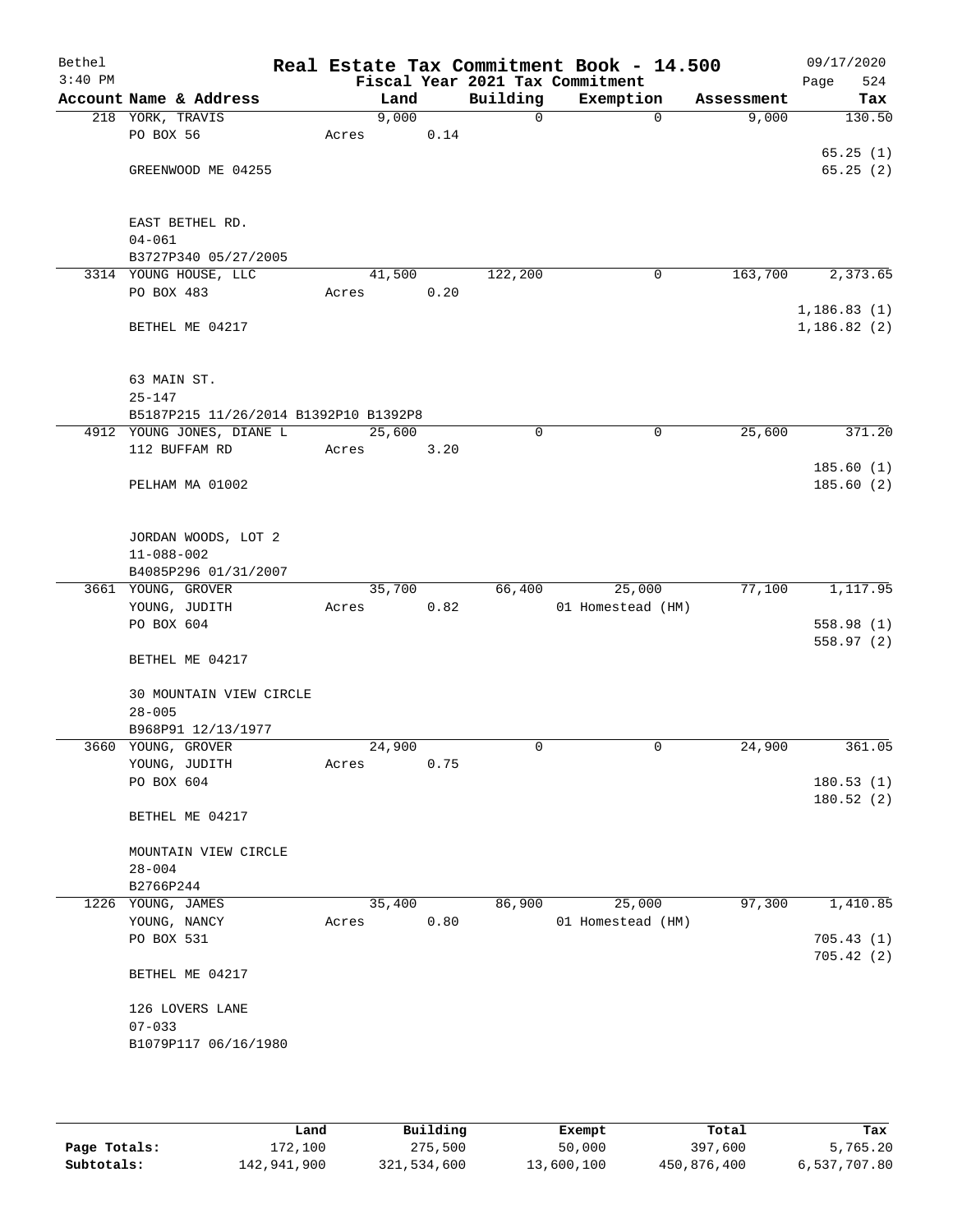# Real Estate Tax Commitment Book - 14.500

Bethel
3:40 PM

Fiscal Year 2021 Tax Commitment

09/17/2020

| Account Name & Address | Land | Building | Exemption | Assessment | Tax |
|---|---|---|---|---|---|
| 218 YORK, TRAVIS | 9,000 | 0 | 0 | 9,000 | 130.50 |
| PO BOX 56 | Acres 0.14 | | | | |
| | | | | | 65.25 (1) |
| GREENWOOD ME 04255 | | | | | 65.25 (2) |
| EAST BETHEL RD. | | | | | |
| 04-061 | | | | | |
| B3727P340 05/27/2005 | | | | | |
| 3314 YOUNG HOUSE, LLC | 41,500 | 122,200 | 0 | 163,700 | 2,373.65 |
| PO BOX 483 | Acres 0.20 | | | | |
| | | | | | 1,186.83 (1) |
| BETHEL ME 04217 | | | | | 1,186.82 (2) |
| 63 MAIN ST. | | | | | |
| 25-147 | | | | | |
| B5187P215 11/26/2014 B1392P10 B1392P8 | | | | | |
| 4912 YOUNG JONES, DIANE L | 25,600 | 0 | 0 | 25,600 | 371.20 |
| 112 BUFFAM RD | Acres 3.20 | | | | |
| | | | | | 185.60 (1) |
| PELHAM MA 01002 | | | | | 185.60 (2) |
| JORDAN WOODS, LOT 2 | | | | | |
| 11-088-002 | | | | | |
| B4085P296 01/31/2007 | | | | | |
| 3661 YOUNG, GROVER | 35,700 | 66,400 | 25,000 | 77,100 | 1,117.95 |
| YOUNG, JUDITH | Acres 0.82 | | 01 Homestead (HM) | | |
| PO BOX 604 | | | | | 558.98 (1) |
| | | | | | 558.97 (2) |
| BETHEL ME 04217 | | | | | |
| 30 MOUNTAIN VIEW CIRCLE | | | | | |
| 28-005 | | | | | |
| B968P91 12/13/1977 | | | | | |
| 3660 YOUNG, GROVER | 24,900 | 0 | 0 | 24,900 | 361.05 |
| YOUNG, JUDITH | Acres 0.75 | | | | |
| PO BOX 604 | | | | | 180.53 (1) |
| | | | | | 180.52 (2) |
| BETHEL ME 04217 | | | | | |
| MOUNTAIN VIEW CIRCLE | | | | | |
| 28-004 | | | | | |
| B2766P244 | | | | | |
| 1226 YOUNG, JAMES | 35,400 | 86,900 | 25,000 | 97,300 | 1,410.85 |
| YOUNG, NANCY | Acres 0.80 | | 01 Homestead (HM) | | |
| PO BOX 531 | | | | | 705.43 (1) |
| | | | | | 705.42 (2) |
| BETHEL ME 04217 | | | | | |
| 126 LOVERS LANE | | | | | |
| 07-033 | | | | | |
| B1079P117 06/16/1980 | | | | | |

| | Land | Building | Exempt | Total | Tax |
|---|---|---|---|---|---|
| Page Totals: | 172,100 | 275,500 | 50,000 | 397,600 | 5,765.20 |
| Subtotals: | 142,941,900 | 321,534,600 | 13,600,100 | 450,876,400 | 6,537,707.80 |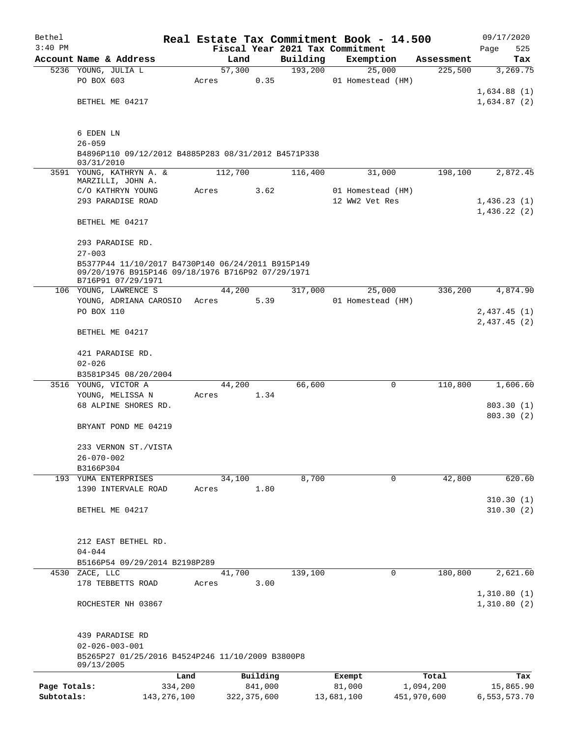# Real Estate Tax Commitment Book - 14.500

Bethel
3:40 PM

Fiscal Year 2021 Tax Commitment

09/17/2020
Page 525

| Account Name & Address | Land | Building | Exemption | Assessment | Tax |
|---|---|---|---|---|---|
| 5236 YOUNG, JULIA L | 57,300 | 193,200 | 25,000 | 225,500 | 3,269.75 |
| PO BOX 603 | Acres 0.35 | | 01 Homestead (HM) | | |
| | | | | | 1,634.88 (1) |
| BETHEL ME 04217 | | | | | 1,634.87 (2) |
| 6 EDEN LN | | | | | |
| 26-059 | | | | | |
| B4896P110 09/12/2012 B4885P283 08/31/2012 B4571P338 03/31/2010 | | | | | |
| 3591 YOUNG, KATHRYN A. & MARZILLI, JOHN A. | 112,700 | 116,400 | 31,000 | 198,100 | 2,872.45 |
| C/O KATHRYN YOUNG | Acres 3.62 | | 01 Homestead (HM) | | |
| 293 PARADISE ROAD | | | 12 WW2 Vet Res | | 1,436.23 (1) |
| | | | | | 1,436.22 (2) |
| BETHEL ME 04217 | | | | | |
| 293 PARADISE RD. | | | | | |
| 27-003 | | | | | |
| B5377P44 11/10/2017 B4730P140 06/24/2011 B915P149 09/20/1976 B915P146 09/18/1976 B716P92 07/29/1971 B716P91 07/29/1971 | | | | | |
| 106 YOUNG, LAWRENCE S | 44,200 | 317,000 | 25,000 | 336,200 | 4,874.90 |
| YOUNG, ADRIANA CAROSIO | Acres 5.39 | | 01 Homestead (HM) | | |
| PO BOX 110 | | | | | 2,437.45 (1) |
| | | | | | 2,437.45 (2) |
| BETHEL ME 04217 | | | | | |
| 421 PARADISE RD. | | | | | |
| 02-026 | | | | | |
| B3581P345 08/20/2004 | | | | | |
| 3516 YOUNG, VICTOR A | 44,200 | 66,600 | 0 | 110,800 | 1,606.60 |
| YOUNG, MELISSA N | Acres 1.34 | | | | |
| 68 ALPINE SHORES RD. | | | | | 803.30 (1) |
| | | | | | 803.30 (2) |
| BRYANT POND ME 04219 | | | | | |
| 233 VERNON ST./VISTA | | | | | |
| 26-070-002 | | | | | |
| B3166P304 | | | | | |
| 193 YUMA ENTERPRISES | 34,100 | 8,700 | 0 | 42,800 | 620.60 |
| 1390 INTERVALE ROAD | Acres 1.80 | | | | |
| | | | | | 310.30 (1) |
| BETHEL ME 04217 | | | | | 310.30 (2) |
| 212 EAST BETHEL RD. | | | | | |
| 04-044 | | | | | |
| B5166P54 09/29/2014 B2198P289 | | | | | |
| 4530 ZACE, LLC | 41,700 | 139,100 | 0 | 180,800 | 2,621.60 |
| 178 TEBBETTS ROAD | Acres 3.00 | | | | |
| | | | | | 1,310.80 (1) |
| ROCHESTER NH 03867 | | | | | 1,310.80 (2) |
| 439 PARADISE RD | | | | | |
| 02-026-003-001 | | | | | |
| B5265P27 01/25/2016 B4524P246 11/10/2009 B3800P8 09/13/2005 | | | | | |

| | Land | Building | Exempt | Total | Tax |
|---|---|---|---|---|---|
| Page Totals: | 334,200 | 841,000 | 81,000 | 1,094,200 | 15,865.90 |
| Subtotals: | 143,276,100 | 322,375,600 | 13,681,100 | 451,970,600 | 6,553,573.70 |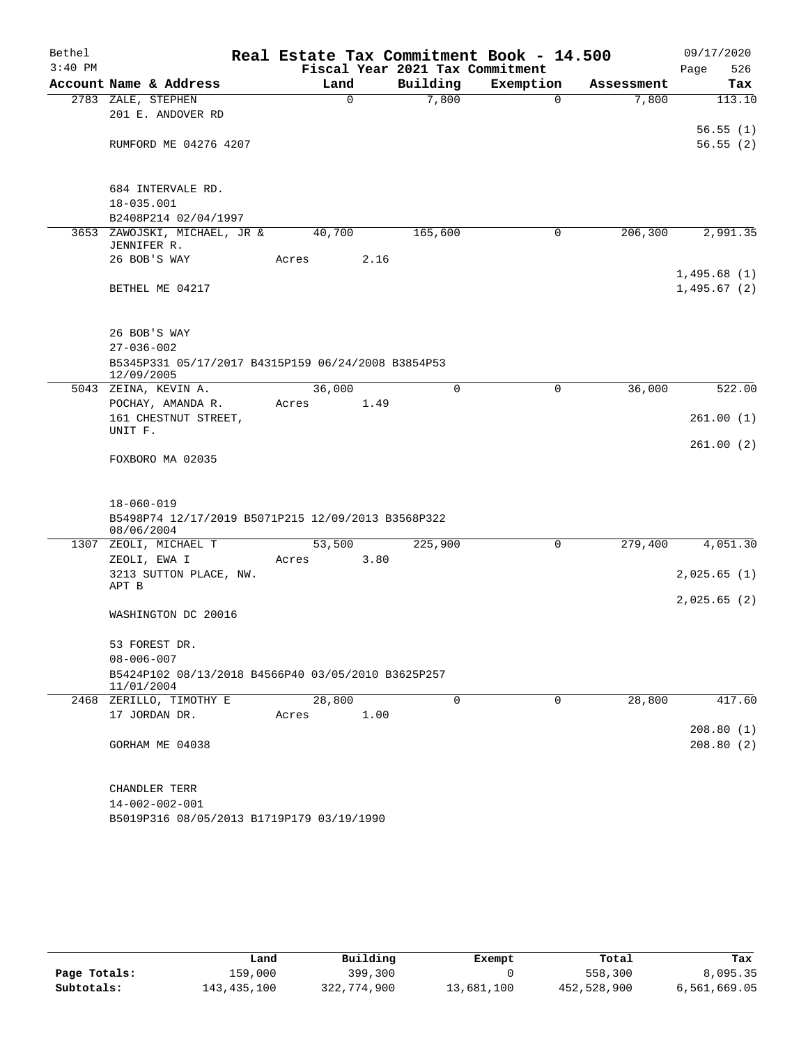Bethel 3:40 PM

# Real Estate Tax Commitment Book - 14.500

Fiscal Year 2021 Tax Commitment

09/17/2020

| Account Name & Address | Land | Building | Exemption | Assessment | Tax |
|---|---|---|---|---|---|
| 2783 ZALE, STEPHEN | 0 | 7,800 | 0 | 7,800 | 113.10 |
| 201 E. ANDOVER RD | | | | | |
| | | | | | 56.55 (1) |
| RUMFORD ME 04276 4207 | | | | | 56.55 (2) |
| 684 INTERVALE RD. | | | | | |
| 18-035.001 | | | | | |
| B2408P214 02/04/1997 | | | | | |
| 3653 ZAWOJSKI, MICHAEL, JR & JENNIFER R. | 40,700 | 165,600 | 0 | 206,300 | 2,991.35 |
| 26 BOB'S WAY | Acres 2.16 | | | | |
| | | | | | 1,495.68 (1) |
| BETHEL ME 04217 | | | | | 1,495.67 (2) |
| 26 BOB'S WAY | | | | | |
| 27-036-002 | | | | | |
| B5345P331 05/17/2017 B4315P159 06/24/2008 B3854P53 12/09/2005 | | | | | |
| 5043 ZEINA, KEVIN A. | 36,000 | 0 | 0 | 36,000 | 522.00 |
| POCHAY, AMANDA R. | Acres 1.49 | | | | |
| 161 CHESTNUT STREET, UNIT F. | | | | | 261.00 (1) |
| | | | | | 261.00 (2) |
| FOXBORO MA 02035 | | | | | |
| 18-060-019 | | | | | |
| B5498P74 12/17/2019 B5071P215 12/09/2013 B3568P322 08/06/2004 | | | | | |
| 1307 ZEOLI, MICHAEL T | 53,500 | 225,900 | 0 | 279,400 | 4,051.30 |
| ZEOLI, EWA I | Acres 3.80 | | | | |
| 3213 SUTTON PLACE, NW. APT B | | | | | 2,025.65 (1) |
| | | | | | 2,025.65 (2) |
| WASHINGTON DC 20016 | | | | | |
| 53 FOREST DR. | | | | | |
| 08-006-007 | | | | | |
| B5424P102 08/13/2018 B4566P40 03/05/2010 B3625P257 11/01/2004 | | | | | |
| 2468 ZERILLO, TIMOTHY E | 28,800 | 0 | 0 | 28,800 | 417.60 |
| 17 JORDAN DR. | Acres 1.00 | | | | |
| | | | | | 208.80 (1) |
| GORHAM ME 04038 | | | | | 208.80 (2) |
| CHANDLER TERR | | | | | |
| 14-002-002-001 | | | | | |
| B5019P316 08/05/2013 B1719P179 03/19/1990 | | | | | |

| | Land | Building | Exempt | Total | Tax |
|---|---|---|---|---|---|
| Page Totals: | 159,000 | 399,300 | 0 | 558,300 | 8,095.35 |
| Subtotals: | 143,435,100 | 322,774,900 | 13,681,100 | 452,528,900 | 6,561,669.05 |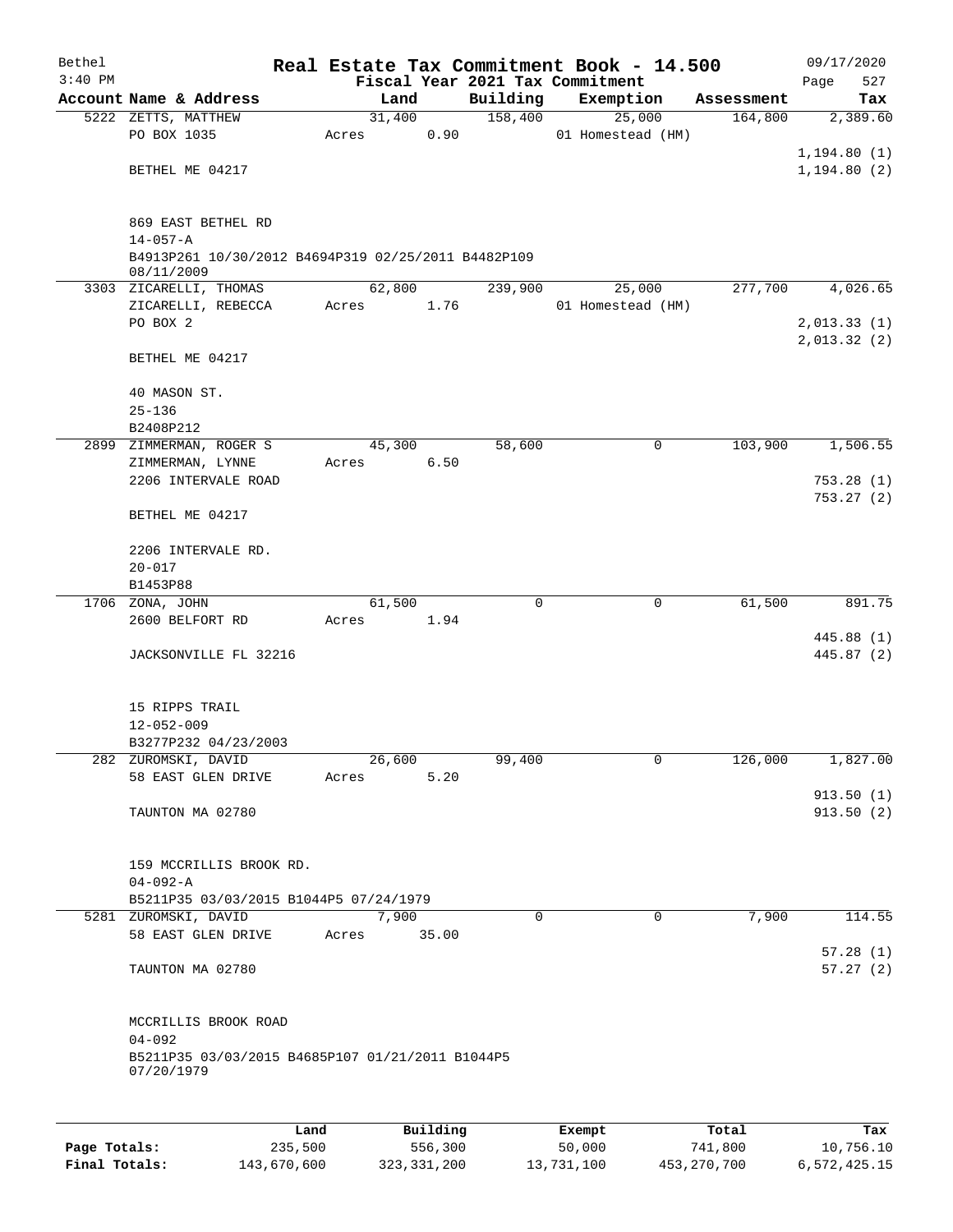# Real Estate Tax Commitment Book - 14.500

Bethel
3:40 PM

Fiscal Year 2021 Tax Commitment

09/17/2020
Page 527

| Account Name & Address | Land | Building | Exemption | Assessment | Tax |
|---|---|---|---|---|---|
| 5222 ZETTS, MATTHEW | 31,400 | 158,400 | 25,000 | 164,800 | 2,389.60 |
| PO BOX 1035 | Acres 0.90 | | 01 Homestead (HM) | | |
| | | | | | 1,194.80 (1) |
| BETHEL ME 04217 | | | | | 1,194.80 (2) |
| 869 EAST BETHEL RD | | | | | |
| 14-057-A | | | | | |
| B4913P261 10/30/2012 B4694P319 02/25/2011 B4482P109 08/11/2009 | | | | | |
| 3303 ZICARELLI, THOMAS | 62,800 | 239,900 | 25,000 | 277,700 | 4,026.65 |
| ZICARELLI, REBECCA | Acres 1.76 | | 01 Homestead (HM) | | |
| PO BOX 2 | | | | | 2,013.33 (1) |
| | | | | | 2,013.32 (2) |
| BETHEL ME 04217 | | | | | |
| 40 MASON ST. | | | | | |
| 25-136 | | | | | |
| B2408P212 | | | | | |
| 2899 ZIMMERMAN, ROGER S | 45,300 | 58,600 | 0 | 103,900 | 1,506.55 |
| ZIMMERMAN, LYNNE | Acres 6.50 | | | | |
| 2206 INTERVALE ROAD | | | | | 753.28 (1) |
| | | | | | 753.27 (2) |
| BETHEL ME 04217 | | | | | |
| 2206 INTERVALE RD. | | | | | |
| 20-017 | | | | | |
| B1453P88 | | | | | |
| 1706 ZONA, JOHN | 61,500 | 0 | 0 | 61,500 | 891.75 |
| 2600 BELFORT RD | Acres 1.94 | | | | |
| | | | | | 445.88 (1) |
| JACKSONVILLE FL 32216 | | | | | 445.87 (2) |
| 15 RIPPS TRAIL | | | | | |
| 12-052-009 | | | | | |
| B3277P232 04/23/2003 | | | | | |
| 282 ZUROMSKI, DAVID | 26,600 | 99,400 | 0 | 126,000 | 1,827.00 |
| 58 EAST GLEN DRIVE | Acres 5.20 | | | | |
| | | | | | 913.50 (1) |
| TAUNTON MA 02780 | | | | | 913.50 (2) |
| 159 MCCRILLIS BROOK RD. | | | | | |
| 04-092-A | | | | | |
| B5211P35 03/03/2015 B1044P5 07/24/1979 | | | | | |
| 5281 ZUROMSKI, DAVID | 7,900 | 0 | 0 | 7,900 | 114.55 |
| 58 EAST GLEN DRIVE | Acres 35.00 | | | | |
| | | | | | 57.28 (1) |
| TAUNTON MA 02780 | | | | | 57.27 (2) |
| MCCRILLIS BROOK ROAD | | | | | |
| 04-092 | | | | | |
| B5211P35 03/03/2015 B4685P107 01/21/2011 B1044P5 07/20/1979 | | | | | |

| | Land | Building | Exempt | Total | Tax |
|---|---|---|---|---|---|
| Page Totals: | 235,500 | 556,300 | 50,000 | 741,800 | 10,756.10 |
| Final Totals: | 143,670,600 | 323,331,200 | 13,731,100 | 453,270,700 | 6,572,425.15 |